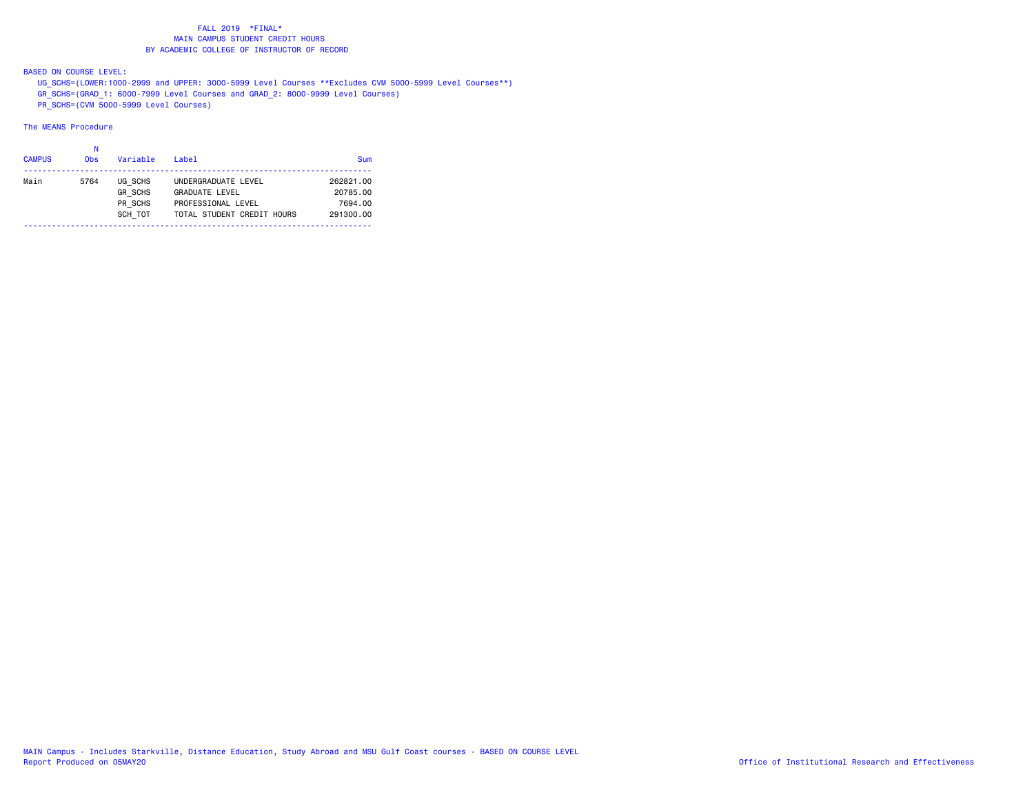# FALL 2019 *FINAL*
## MAIN CAMPUS STUDENT CREDIT HOURS
## BY ACADEMIC COLLEGE OF INSTRUCTOR OF RECORD

BASED ON COURSE LEVEL:

- UG_SCHS=(LOWER:1000-2999 and UPPER: 3000-5999 Level Courses **Excludes CVM 5000-5999 Level Courses**)
- GR_SCHS=(GRAD_1: 6000-7999 Level Courses and GRAD_2: 8000-9999 Level Courses)
- PR_SCHS=(CVM 5000-5999 Level Courses)

The MEANS Procedure

| CAMPUS | N Obs | Variable | Label | Sum |
|---|---|---|---|---|
| Main | 5764 | UG_SCHS | UNDERGRADUATE LEVEL | 262821.00 |
| | | GR_SCHS | GRADUATE LEVEL | 20785.00 |
| | | PR_SCHS | PROFESSIONAL LEVEL | 7694.00 |
| | | SCH_TOT | TOTAL STUDENT CREDIT HOURS | 291300.00 |

MAIN Campus - Includes Starkville, Distance Education, Study Abroad and MSU Gulf Coast courses - BASED ON COURSE LEVEL

Report Produced on 05MAY20

Office of Institutional Research and Effectiveness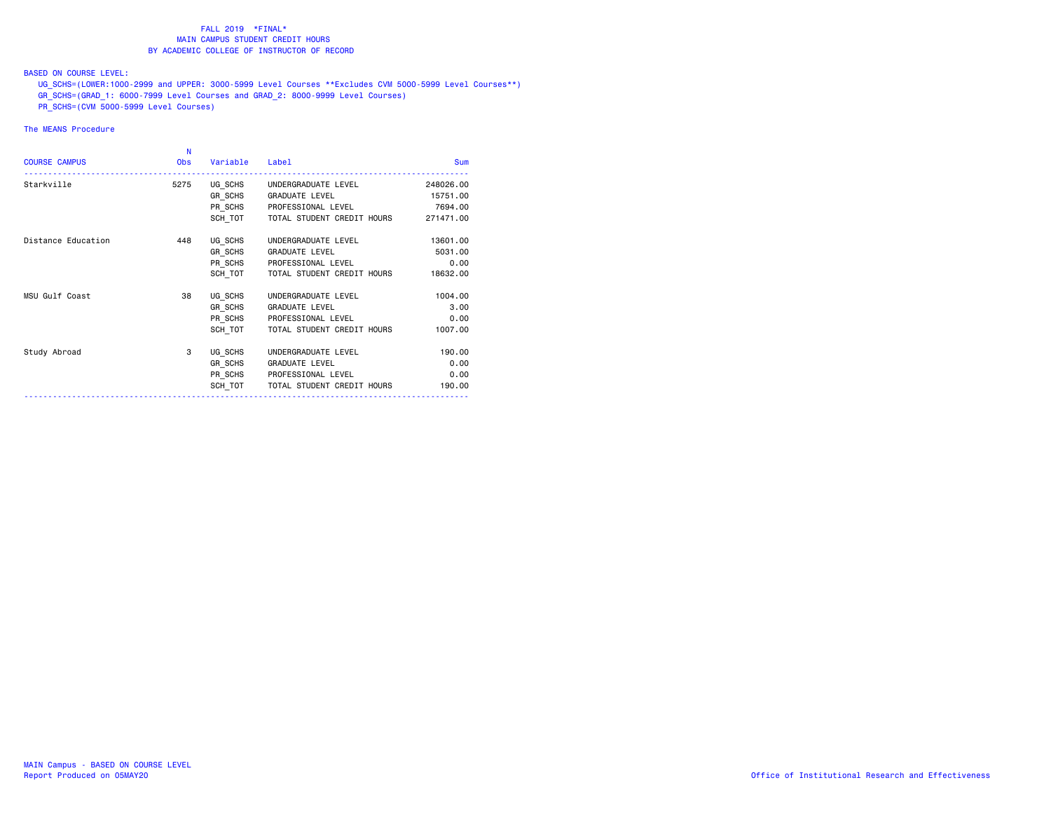FALL 2019 *FINAL*
MAIN CAMPUS STUDENT CREDIT HOURS
BY ACADEMIC COLLEGE OF INSTRUCTOR OF RECORD

BASED ON COURSE LEVEL:
UG_SCHS=(LOWER:1000-2999 and UPPER: 3000-5999 Level Courses **Excludes CVM 5000-5999 Level Courses**)
GR_SCHS=(GRAD_1: 6000-7999 Level Courses and GRAD_2: 8000-9999 Level Courses)
PR_SCHS=(CVM 5000-5999 Level Courses)

The MEANS Procedure

| COURSE CAMPUS | N Obs | Variable | Label | Sum |
|---|---|---|---|---|
| Starkville | 5275 | UG_SCHS | UNDERGRADUATE LEVEL | 248026.00 |
| | | GR_SCHS | GRADUATE LEVEL | 15751.00 |
| | | PR_SCHS | PROFESSIONAL LEVEL | 7694.00 |
| | | SCH_TOT | TOTAL STUDENT CREDIT HOURS | 271471.00 |
| Distance Education | 448 | UG_SCHS | UNDERGRADUATE LEVEL | 13601.00 |
| | | GR_SCHS | GRADUATE LEVEL | 5031.00 |
| | | PR_SCHS | PROFESSIONAL LEVEL | 0.00 |
| | | SCH_TOT | TOTAL STUDENT CREDIT HOURS | 18632.00 |
| MSU Gulf Coast | 38 | UG_SCHS | UNDERGRADUATE LEVEL | 1004.00 |
| | | GR_SCHS | GRADUATE LEVEL | 3.00 |
| | | PR_SCHS | PROFESSIONAL LEVEL | 0.00 |
| | | SCH_TOT | TOTAL STUDENT CREDIT HOURS | 1007.00 |
| Study Abroad | 3 | UG_SCHS | UNDERGRADUATE LEVEL | 190.00 |
| | | GR_SCHS | GRADUATE LEVEL | 0.00 |
| | | PR_SCHS | PROFESSIONAL LEVEL | 0.00 |
| | | SCH_TOT | TOTAL STUDENT CREDIT HOURS | 190.00 |

MAIN Campus - BASED ON COURSE LEVEL
Report Produced on 05MAY20

Office of Institutional Research and Effectiveness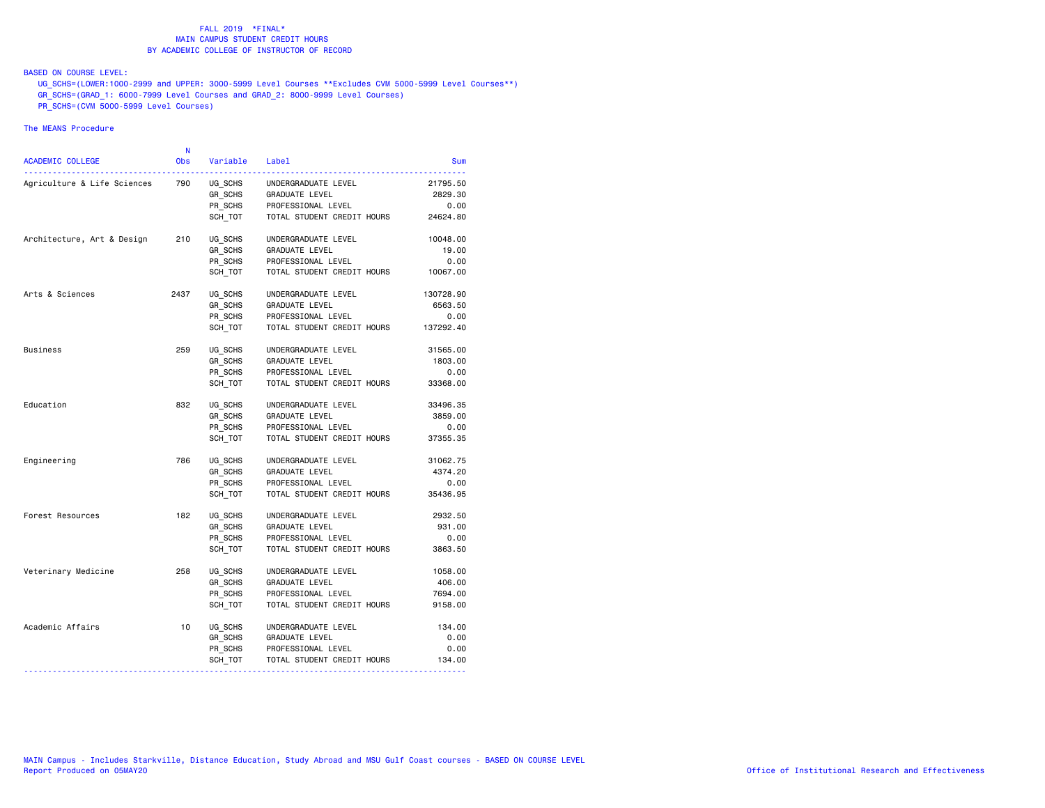FALL 2019 *FINAL*
MAIN CAMPUS STUDENT CREDIT HOURS
BY ACADEMIC COLLEGE OF INSTRUCTOR OF RECORD

BASED ON COURSE LEVEL:
UG_SCHS=(LOWER:1000-2999 and UPPER: 3000-5999 Level Courses **Excludes CVM 5000-5999 Level Courses**)
GR_SCHS=(GRAD_1: 6000-7999 Level Courses and GRAD_2: 8000-9999 Level Courses)
PR_SCHS=(CVM 5000-5999 Level Courses)

The MEANS Procedure

| ACADEMIC COLLEGE | N Obs | Variable | Label | Sum |
|---|---|---|---|---|
| Agriculture & Life Sciences | 790 | UG_SCHS | UNDERGRADUATE LEVEL | 21795.50 |
| | | GR_SCHS | GRADUATE LEVEL | 2829.30 |
| | | PR_SCHS | PROFESSIONAL LEVEL | 0.00 |
| | | SCH_TOT | TOTAL STUDENT CREDIT HOURS | 24624.80 |
| Architecture, Art & Design | 210 | UG_SCHS | UNDERGRADUATE LEVEL | 10048.00 |
| | | GR_SCHS | GRADUATE LEVEL | 19.00 |
| | | PR_SCHS | PROFESSIONAL LEVEL | 0.00 |
| | | SCH_TOT | TOTAL STUDENT CREDIT HOURS | 10067.00 |
| Arts & Sciences | 2437 | UG_SCHS | UNDERGRADUATE LEVEL | 130728.90 |
| | | GR_SCHS | GRADUATE LEVEL | 6563.50 |
| | | PR_SCHS | PROFESSIONAL LEVEL | 0.00 |
| | | SCH_TOT | TOTAL STUDENT CREDIT HOURS | 137292.40 |
| Business | 259 | UG_SCHS | UNDERGRADUATE LEVEL | 31565.00 |
| | | GR_SCHS | GRADUATE LEVEL | 1803.00 |
| | | PR_SCHS | PROFESSIONAL LEVEL | 0.00 |
| | | SCH_TOT | TOTAL STUDENT CREDIT HOURS | 33368.00 |
| Education | 832 | UG_SCHS | UNDERGRADUATE LEVEL | 33496.35 |
| | | GR_SCHS | GRADUATE LEVEL | 3859.00 |
| | | PR_SCHS | PROFESSIONAL LEVEL | 0.00 |
| | | SCH_TOT | TOTAL STUDENT CREDIT HOURS | 37355.35 |
| Engineering | 786 | UG_SCHS | UNDERGRADUATE LEVEL | 31062.75 |
| | | GR_SCHS | GRADUATE LEVEL | 4374.20 |
| | | PR_SCHS | PROFESSIONAL LEVEL | 0.00 |
| | | SCH_TOT | TOTAL STUDENT CREDIT HOURS | 35436.95 |
| Forest Resources | 182 | UG_SCHS | UNDERGRADUATE LEVEL | 2932.50 |
| | | GR_SCHS | GRADUATE LEVEL | 931.00 |
| | | PR_SCHS | PROFESSIONAL LEVEL | 0.00 |
| | | SCH_TOT | TOTAL STUDENT CREDIT HOURS | 3863.50 |
| Veterinary Medicine | 258 | UG_SCHS | UNDERGRADUATE LEVEL | 1058.00 |
| | | GR_SCHS | GRADUATE LEVEL | 406.00 |
| | | PR_SCHS | PROFESSIONAL LEVEL | 7694.00 |
| | | SCH_TOT | TOTAL STUDENT CREDIT HOURS | 9158.00 |
| Academic Affairs | 10 | UG_SCHS | UNDERGRADUATE LEVEL | 134.00 |
| | | GR_SCHS | GRADUATE LEVEL | 0.00 |
| | | PR_SCHS | PROFESSIONAL LEVEL | 0.00 |
| | | SCH_TOT | TOTAL STUDENT CREDIT HOURS | 134.00 |

MAIN Campus - Includes Starkville, Distance Education, Study Abroad and MSU Gulf Coast courses - BASED ON COURSE LEVEL
Report Produced on 05MAY20

Office of Institutional Research and Effectiveness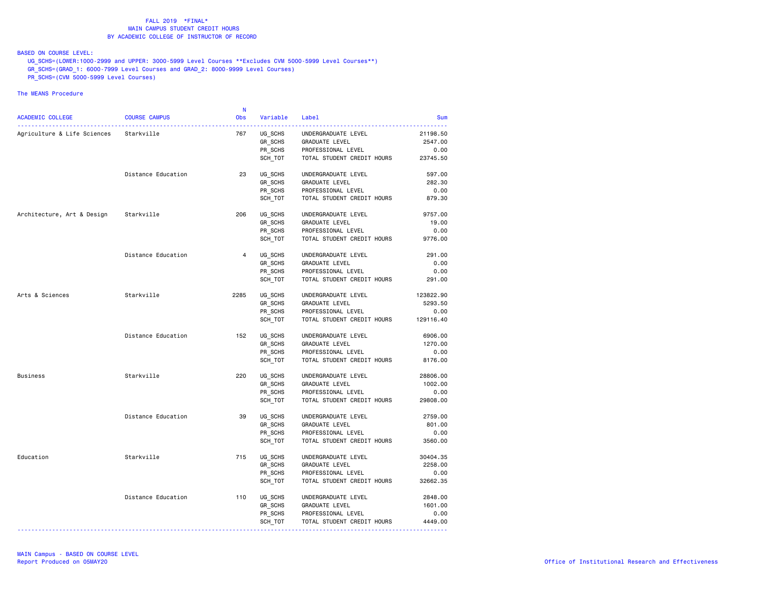FALL 2019 *FINAL*
MAIN CAMPUS STUDENT CREDIT HOURS
BY ACADEMIC COLLEGE OF INSTRUCTOR OF RECORD

BASED ON COURSE LEVEL:
UG_SCHS=(LOWER:1000-2999 and UPPER: 3000-5999 Level Courses **Excludes CVM 5000-5999 Level Courses**)
GR_SCHS=(GRAD_1: 6000-7999 Level Courses and GRAD_2: 8000-9999 Level Courses)
PR_SCHS=(CVM 5000-5999 Level Courses)

The MEANS Procedure

| ACADEMIC COLLEGE | COURSE CAMPUS | N Obs | Variable | Label | Sum |
|---|---|---|---|---|---|
| Agriculture & Life Sciences | Starkville | 767 | UG_SCHS | UNDERGRADUATE LEVEL | 21198.50 |
| | | | GR_SCHS | GRADUATE LEVEL | 2547.00 |
| | | | PR_SCHS | PROFESSIONAL LEVEL | 0.00 |
| | | | SCH_TOT | TOTAL STUDENT CREDIT HOURS | 23745.50 |
| | Distance Education | 23 | UG_SCHS | UNDERGRADUATE LEVEL | 597.00 |
| | | | GR_SCHS | GRADUATE LEVEL | 282.30 |
| | | | PR_SCHS | PROFESSIONAL LEVEL | 0.00 |
| | | | SCH_TOT | TOTAL STUDENT CREDIT HOURS | 879.30 |
| Architecture, Art & Design | Starkville | 206 | UG_SCHS | UNDERGRADUATE LEVEL | 9757.00 |
| | | | GR_SCHS | GRADUATE LEVEL | 19.00 |
| | | | PR_SCHS | PROFESSIONAL LEVEL | 0.00 |
| | | | SCH_TOT | TOTAL STUDENT CREDIT HOURS | 9776.00 |
| | Distance Education | 4 | UG_SCHS | UNDERGRADUATE LEVEL | 291.00 |
| | | | GR_SCHS | GRADUATE LEVEL | 0.00 |
| | | | PR_SCHS | PROFESSIONAL LEVEL | 0.00 |
| | | | SCH_TOT | TOTAL STUDENT CREDIT HOURS | 291.00 |
| Arts & Sciences | Starkville | 2285 | UG_SCHS | UNDERGRADUATE LEVEL | 123822.90 |
| | | | GR_SCHS | GRADUATE LEVEL | 5293.50 |
| | | | PR_SCHS | PROFESSIONAL LEVEL | 0.00 |
| | | | SCH_TOT | TOTAL STUDENT CREDIT HOURS | 129116.40 |
| | Distance Education | 152 | UG_SCHS | UNDERGRADUATE LEVEL | 6906.00 |
| | | | GR_SCHS | GRADUATE LEVEL | 1270.00 |
| | | | PR_SCHS | PROFESSIONAL LEVEL | 0.00 |
| | | | SCH_TOT | TOTAL STUDENT CREDIT HOURS | 8176.00 |
| Business | Starkville | 220 | UG_SCHS | UNDERGRADUATE LEVEL | 28806.00 |
| | | | GR_SCHS | GRADUATE LEVEL | 1002.00 |
| | | | PR_SCHS | PROFESSIONAL LEVEL | 0.00 |
| | | | SCH_TOT | TOTAL STUDENT CREDIT HOURS | 29808.00 |
| | Distance Education | 39 | UG_SCHS | UNDERGRADUATE LEVEL | 2759.00 |
| | | | GR_SCHS | GRADUATE LEVEL | 801.00 |
| | | | PR_SCHS | PROFESSIONAL LEVEL | 0.00 |
| | | | SCH_TOT | TOTAL STUDENT CREDIT HOURS | 3560.00 |
| Education | Starkville | 715 | UG_SCHS | UNDERGRADUATE LEVEL | 30404.35 |
| | | | GR_SCHS | GRADUATE LEVEL | 2258.00 |
| | | | PR_SCHS | PROFESSIONAL LEVEL | 0.00 |
| | | | SCH_TOT | TOTAL STUDENT CREDIT HOURS | 32662.35 |
| | Distance Education | 110 | UG_SCHS | UNDERGRADUATE LEVEL | 2848.00 |
| | | | GR_SCHS | GRADUATE LEVEL | 1601.00 |
| | | | PR_SCHS | PROFESSIONAL LEVEL | 0.00 |
| | | | SCH_TOT | TOTAL STUDENT CREDIT HOURS | 4449.00 |

MAIN Campus - BASED ON COURSE LEVEL
Report Produced on 05MAY20

Office of Institutional Research and Effectiveness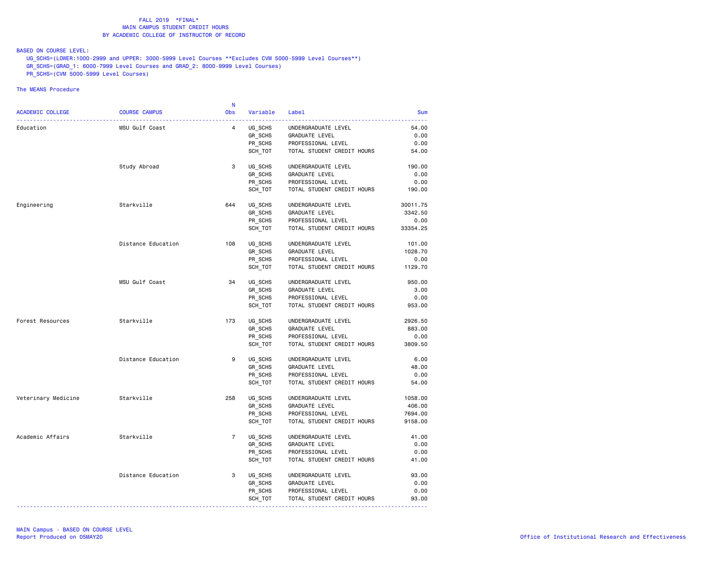FALL 2019 *FINAL*
MAIN CAMPUS STUDENT CREDIT HOURS
BY ACADEMIC COLLEGE OF INSTRUCTOR OF RECORD

BASED ON COURSE LEVEL:

UG_SCHS=(LOWER:1000-2999 and UPPER: 3000-5999 Level Courses **Excludes CVM 5000-5999 Level Courses**)
GR_SCHS=(GRAD_1: 6000-7999 Level Courses and GRAD_2: 8000-9999 Level Courses)
PR_SCHS=(CVM 5000-5999 Level Courses)

The MEANS Procedure

| ACADEMIC COLLEGE | COURSE CAMPUS | N Obs | Variable | Label | Sum |
|---|---|---|---|---|---|
| Education | MSU Gulf Coast | 4 | UG_SCHS | UNDERGRADUATE LEVEL | 54.00 |
| | | | GR_SCHS | GRADUATE LEVEL | 0.00 |
| | | | PR_SCHS | PROFESSIONAL LEVEL | 0.00 |
| | | | SCH_TOT | TOTAL STUDENT CREDIT HOURS | 54.00 |
| | Study Abroad | 3 | UG_SCHS | UNDERGRADUATE LEVEL | 190.00 |
| | | | GR_SCHS | GRADUATE LEVEL | 0.00 |
| | | | PR_SCHS | PROFESSIONAL LEVEL | 0.00 |
| | | | SCH_TOT | TOTAL STUDENT CREDIT HOURS | 190.00 |
| Engineering | Starkville | 644 | UG_SCHS | UNDERGRADUATE LEVEL | 30011.75 |
| | | | GR_SCHS | GRADUATE LEVEL | 3342.50 |
| | | | PR_SCHS | PROFESSIONAL LEVEL | 0.00 |
| | | | SCH_TOT | TOTAL STUDENT CREDIT HOURS | 33354.25 |
| | Distance Education | 108 | UG_SCHS | UNDERGRADUATE LEVEL | 101.00 |
| | | | GR_SCHS | GRADUATE LEVEL | 1028.70 |
| | | | PR_SCHS | PROFESSIONAL LEVEL | 0.00 |
| | | | SCH_TOT | TOTAL STUDENT CREDIT HOURS | 1129.70 |
| | MSU Gulf Coast | 34 | UG_SCHS | UNDERGRADUATE LEVEL | 950.00 |
| | | | GR_SCHS | GRADUATE LEVEL | 3.00 |
| | | | PR_SCHS | PROFESSIONAL LEVEL | 0.00 |
| | | | SCH_TOT | TOTAL STUDENT CREDIT HOURS | 953.00 |
| Forest Resources | Starkville | 173 | UG_SCHS | UNDERGRADUATE LEVEL | 2926.50 |
| | | | GR_SCHS | GRADUATE LEVEL | 883.00 |
| | | | PR_SCHS | PROFESSIONAL LEVEL | 0.00 |
| | | | SCH_TOT | TOTAL STUDENT CREDIT HOURS | 3809.50 |
| | Distance Education | 9 | UG_SCHS | UNDERGRADUATE LEVEL | 6.00 |
| | | | GR_SCHS | GRADUATE LEVEL | 48.00 |
| | | | PR_SCHS | PROFESSIONAL LEVEL | 0.00 |
| | | | SCH_TOT | TOTAL STUDENT CREDIT HOURS | 54.00 |
| Veterinary Medicine | Starkville | 258 | UG_SCHS | UNDERGRADUATE LEVEL | 1058.00 |
| | | | GR_SCHS | GRADUATE LEVEL | 406.00 |
| | | | PR_SCHS | PROFESSIONAL LEVEL | 7694.00 |
| | | | SCH_TOT | TOTAL STUDENT CREDIT HOURS | 9158.00 |
| Academic Affairs | Starkville | 7 | UG_SCHS | UNDERGRADUATE LEVEL | 41.00 |
| | | | GR_SCHS | GRADUATE LEVEL | 0.00 |
| | | | PR_SCHS | PROFESSIONAL LEVEL | 0.00 |
| | | | SCH_TOT | TOTAL STUDENT CREDIT HOURS | 41.00 |
| | Distance Education | 3 | UG_SCHS | UNDERGRADUATE LEVEL | 93.00 |
| | | | GR_SCHS | GRADUATE LEVEL | 0.00 |
| | | | PR_SCHS | PROFESSIONAL LEVEL | 0.00 |
| | | | SCH_TOT | TOTAL STUDENT CREDIT HOURS | 93.00 |

MAIN Campus - BASED ON COURSE LEVEL
Report Produced on 05MAY20

Office of Institutional Research and Effectiveness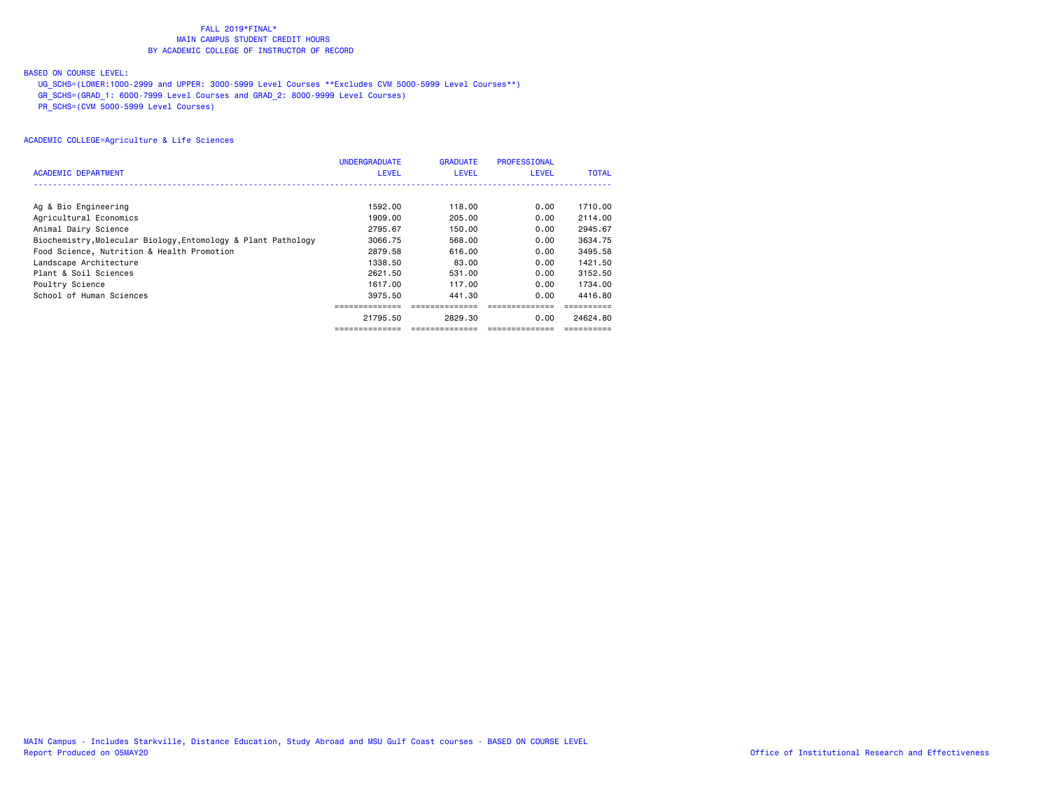FALL 2019*FINAL*
MAIN CAMPUS STUDENT CREDIT HOURS
BY ACADEMIC COLLEGE OF INSTRUCTOR OF RECORD

BASED ON COURSE LEVEL:
UG_SCHS=(LOWER:1000-2999 and UPPER: 3000-5999 Level Courses **Excludes CVM 5000-5999 Level Courses**)
GR_SCHS=(GRAD_1: 6000-7999 Level Courses and GRAD_2: 8000-9999 Level Courses)
PR_SCHS=(CVM 5000-5999 Level Courses)

ACADEMIC COLLEGE=Agriculture & Life Sciences

| ACADEMIC DEPARTMENT | UNDERGRADUATE LEVEL | GRADUATE LEVEL | PROFESSIONAL LEVEL | TOTAL |
|---|---|---|---|---|
| Ag & Bio Engineering | 1592.00 | 118.00 | 0.00 | 1710.00 |
| Agricultural Economics | 1909.00 | 205.00 | 0.00 | 2114.00 |
| Animal Dairy Science | 2795.67 | 150.00 | 0.00 | 2945.67 |
| Biochemistry,Molecular Biology,Entomology & Plant Pathology | 3066.75 | 568.00 | 0.00 | 3634.75 |
| Food Science, Nutrition & Health Promotion | 2879.58 | 616.00 | 0.00 | 3495.58 |
| Landscape Architecture | 1338.50 | 83.00 | 0.00 | 1421.50 |
| Plant & Soil Sciences | 2621.50 | 531.00 | 0.00 | 3152.50 |
| Poultry Science | 1617.00 | 117.00 | 0.00 | 1734.00 |
| School of Human Sciences | 3975.50 | 441.30 | 0.00 | 4416.80 |
| | 21795.50 | 2829.30 | 0.00 | 24624.80 |

MAIN Campus - Includes Starkville, Distance Education, Study Abroad and MSU Gulf Coast courses - BASED ON COURSE LEVEL
Report Produced on 05MAY20

Office of Institutional Research and Effectiveness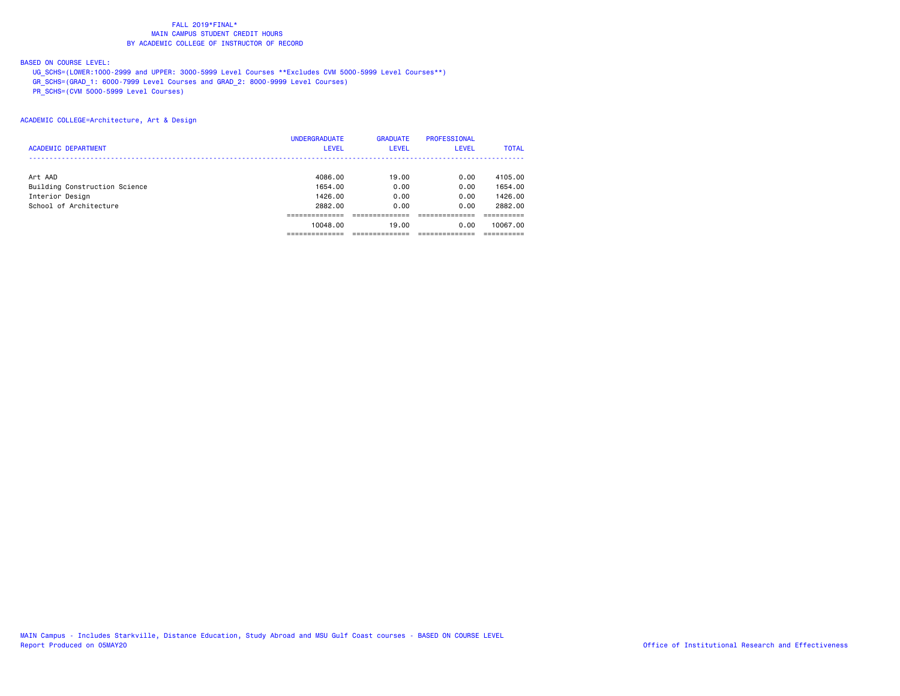FALL 2019*FINAL*
MAIN CAMPUS STUDENT CREDIT HOURS
BY ACADEMIC COLLEGE OF INSTRUCTOR OF RECORD

BASED ON COURSE LEVEL:
UG_SCHS=(LOWER:1000-2999 and UPPER: 3000-5999 Level Courses **Excludes CVM 5000-5999 Level Courses**)
GR_SCHS=(GRAD_1: 6000-7999 Level Courses and GRAD_2: 8000-9999 Level Courses)
PR_SCHS=(CVM 5000-5999 Level Courses)

ACADEMIC COLLEGE=Architecture, Art & Design

| ACADEMIC DEPARTMENT | UNDERGRADUATE LEVEL | GRADUATE LEVEL | PROFESSIONAL LEVEL | TOTAL |
|---|---|---|---|---|
| Art AAD | 4086.00 | 19.00 | 0.00 | 4105.00 |
| Building Construction Science | 1654.00 | 0.00 | 0.00 | 1654.00 |
| Interior Design | 1426.00 | 0.00 | 0.00 | 1426.00 |
| School of Architecture | 2882.00 | 0.00 | 0.00 | 2882.00 |
| | 10048.00 | 19.00 | 0.00 | 10067.00 |

MAIN Campus - Includes Starkville, Distance Education, Study Abroad and MSU Gulf Coast courses - BASED ON COURSE LEVEL
Report Produced on 05MAY20

Office of Institutional Research and Effectiveness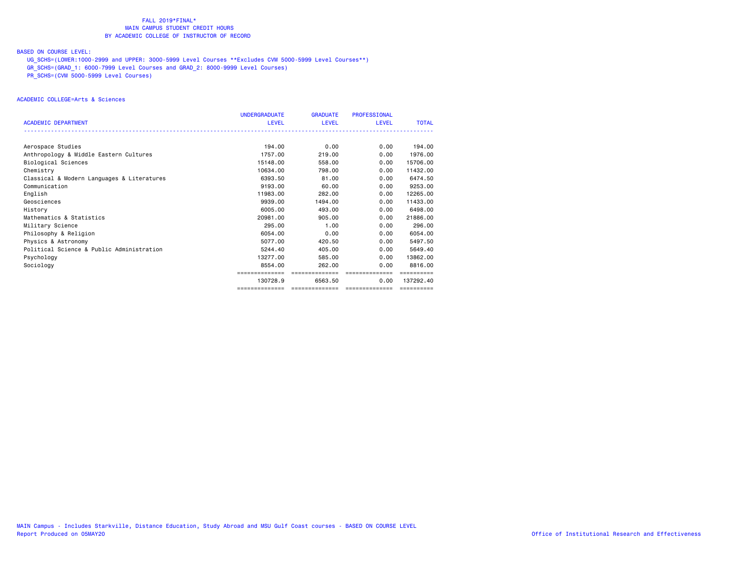FALL 2019*FINAL*
MAIN CAMPUS STUDENT CREDIT HOURS
BY ACADEMIC COLLEGE OF INSTRUCTOR OF RECORD

BASED ON COURSE LEVEL:
UG_SCHS=(LOWER:1000-2999 and UPPER: 3000-5999 Level Courses **Excludes CVM 5000-5999 Level Courses**)
GR_SCHS=(GRAD_1: 6000-7999 Level Courses and GRAD_2: 8000-9999 Level Courses)
PR_SCHS=(CVM 5000-5999 Level Courses)

ACADEMIC COLLEGE=Arts & Sciences

| ACADEMIC DEPARTMENT | UNDERGRADUATE LEVEL | GRADUATE LEVEL | PROFESSIONAL LEVEL | TOTAL |
|---|---|---|---|---|
| Aerospace Studies | 194.00 | 0.00 | 0.00 | 194.00 |
| Anthropology & Middle Eastern Cultures | 1757.00 | 219.00 | 0.00 | 1976.00 |
| Biological Sciences | 15148.00 | 558.00 | 0.00 | 15706.00 |
| Chemistry | 10634.00 | 798.00 | 0.00 | 11432.00 |
| Classical & Modern Languages & Literatures | 6393.50 | 81.00 | 0.00 | 6474.50 |
| Communication | 9193.00 | 60.00 | 0.00 | 9253.00 |
| English | 11983.00 | 282.00 | 0.00 | 12265.00 |
| Geosciences | 9939.00 | 1494.00 | 0.00 | 11433.00 |
| History | 6005.00 | 493.00 | 0.00 | 6498.00 |
| Mathematics & Statistics | 20981.00 | 905.00 | 0.00 | 21886.00 |
| Military Science | 295.00 | 1.00 | 0.00 | 296.00 |
| Philosophy & Religion | 6054.00 | 0.00 | 0.00 | 6054.00 |
| Physics & Astronomy | 5077.00 | 420.50 | 0.00 | 5497.50 |
| Political Science & Public Administration | 5244.40 | 405.00 | 0.00 | 5649.40 |
| Psychology | 13277.00 | 585.00 | 0.00 | 13862.00 |
| Sociology | 8554.00 | 262.00 | 0.00 | 8816.00 |
| | 130728.9 | 6563.50 | 0.00 | 137292.40 |

MAIN Campus - Includes Starkville, Distance Education, Study Abroad and MSU Gulf Coast courses - BASED ON COURSE LEVEL
Report Produced on 05MAY20

Office of Institutional Research and Effectiveness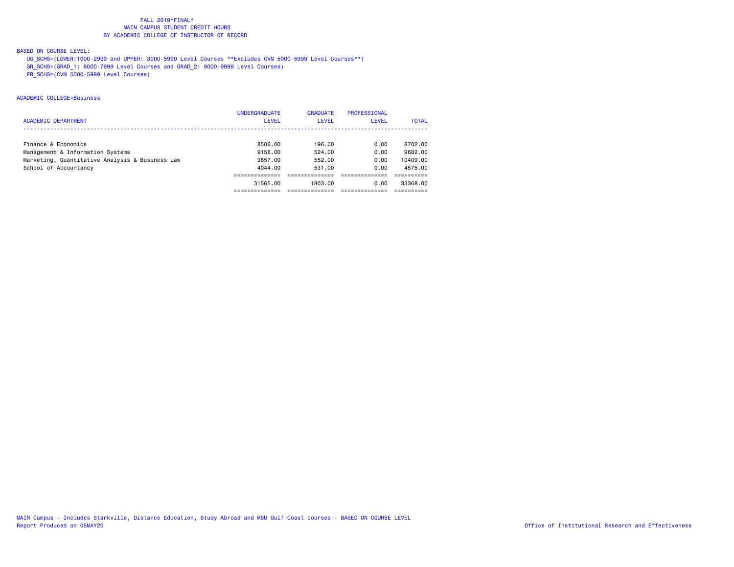FALL 2019*FINAL*
MAIN CAMPUS STUDENT CREDIT HOURS
BY ACADEMIC COLLEGE OF INSTRUCTOR OF RECORD

BASED ON COURSE LEVEL:
UG_SCHS=(LOWER:1000-2999 and UPPER: 3000-5999 Level Courses **Excludes CVM 5000-5999 Level Courses**)
GR_SCHS=(GRAD_1: 6000-7999 Level Courses and GRAD_2: 8000-9999 Level Courses)
PR_SCHS=(CVM 5000-5999 Level Courses)

ACADEMIC COLLEGE=Business

| ACADEMIC DEPARTMENT | UNDERGRADUATE LEVEL | GRADUATE LEVEL | PROFESSIONAL LEVEL | TOTAL |
|---|---|---|---|---|
| Finance & Economics | 8506.00 | 196.00 | 0.00 | 8702.00 |
| Management & Information Systems | 9158.00 | 524.00 | 0.00 | 9682.00 |
| Marketing, Quantitative Analysis & Business Law | 9857.00 | 552.00 | 0.00 | 10409.00 |
| School of Accountancy | 4044.00 | 531.00 | 0.00 | 4575.00 |
| | 31565.00 | 1803.00 | 0.00 | 33368.00 |

MAIN Campus - Includes Starkville, Distance Education, Study Abroad and MSU Gulf Coast courses - BASED ON COURSE LEVEL
Report Produced on 05MAY20

Office of Institutional Research and Effectiveness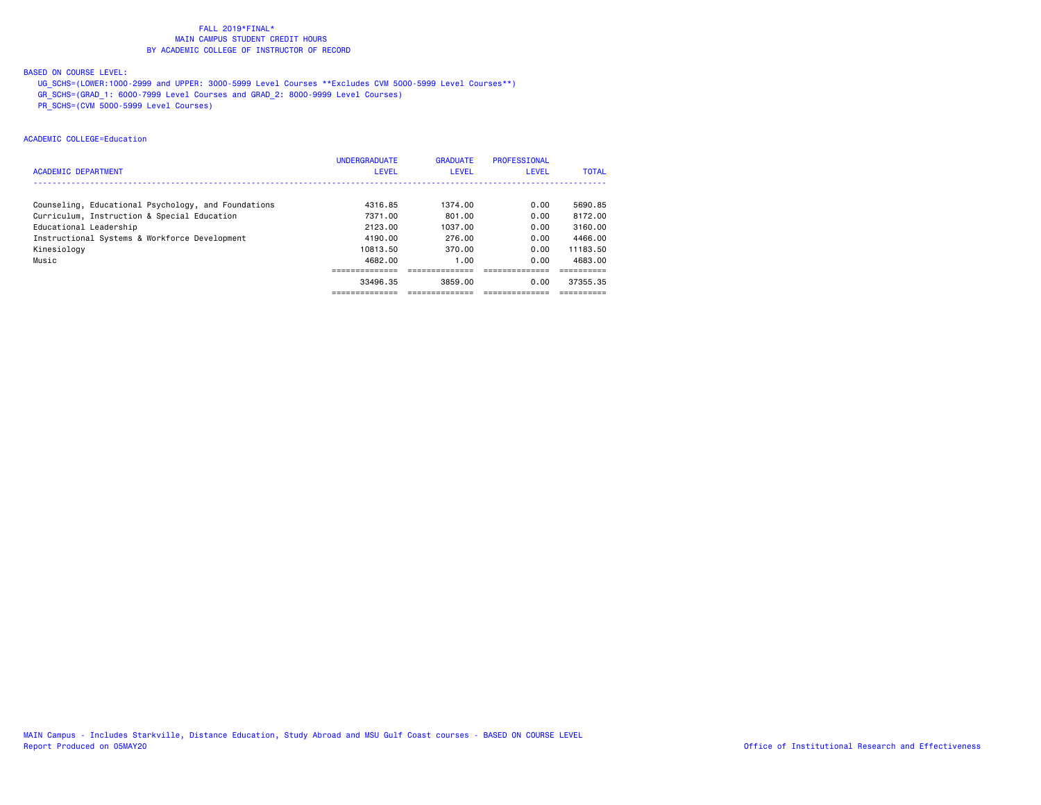FALL 2019*FINAL*
MAIN CAMPUS STUDENT CREDIT HOURS
BY ACADEMIC COLLEGE OF INSTRUCTOR OF RECORD

BASED ON COURSE LEVEL:
UG_SCHS=(LOWER:1000-2999 and UPPER: 3000-5999 Level Courses **Excludes CVM 5000-5999 Level Courses**)
GR_SCHS=(GRAD_1: 6000-7999 Level Courses and GRAD_2: 8000-9999 Level Courses)
PR_SCHS=(CVM 5000-5999 Level Courses)

ACADEMIC COLLEGE=Education

| ACADEMIC DEPARTMENT | UNDERGRADUATE LEVEL | GRADUATE LEVEL | PROFESSIONAL LEVEL | TOTAL |
|---|---|---|---|---|
| Counseling, Educational Psychology, and Foundations | 4316.85 | 1374.00 | 0.00 | 5690.85 |
| Curriculum, Instruction & Special Education | 7371.00 | 801.00 | 0.00 | 8172.00 |
| Educational Leadership | 2123.00 | 1037.00 | 0.00 | 3160.00 |
| Instructional Systems & Workforce Development | 4190.00 | 276.00 | 0.00 | 4466.00 |
| Kinesiology | 10813.50 | 370.00 | 0.00 | 11183.50 |
| Music | 4682.00 | 1.00 | 0.00 | 4683.00 |
| | 33496.35 | 3859.00 | 0.00 | 37355.35 |

MAIN Campus - Includes Starkville, Distance Education, Study Abroad and MSU Gulf Coast courses - BASED ON COURSE LEVEL
Report Produced on 05MAY20

Office of Institutional Research and Effectiveness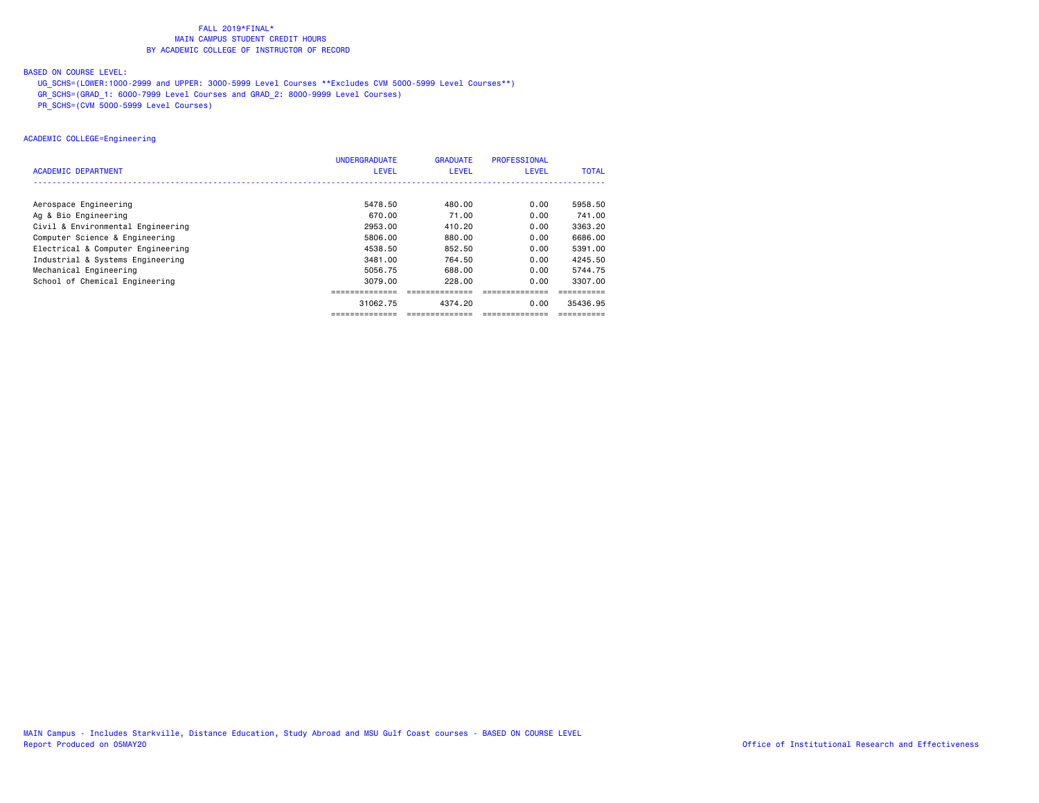FALL 2019*FINAL*
MAIN CAMPUS STUDENT CREDIT HOURS
BY ACADEMIC COLLEGE OF INSTRUCTOR OF RECORD

BASED ON COURSE LEVEL:
UG_SCHS=(LOWER:1000-2999 and UPPER: 3000-5999 Level Courses **Excludes CVM 5000-5999 Level Courses**)
GR_SCHS=(GRAD_1: 6000-7999 Level Courses and GRAD_2: 8000-9999 Level Courses)
PR_SCHS=(CVM 5000-5999 Level Courses)

ACADEMIC COLLEGE=Engineering

| ACADEMIC DEPARTMENT | UNDERGRADUATE LEVEL | GRADUATE LEVEL | PROFESSIONAL LEVEL | TOTAL |
|---|---|---|---|---|
| Aerospace Engineering | 5478.50 | 480.00 | 0.00 | 5958.50 |
| Ag & Bio Engineering | 670.00 | 71.00 | 0.00 | 741.00 |
| Civil & Environmental Engineering | 2953.00 | 410.20 | 0.00 | 3363.20 |
| Computer Science & Engineering | 5806.00 | 880.00 | 0.00 | 6686.00 |
| Electrical & Computer Engineering | 4538.50 | 852.50 | 0.00 | 5391.00 |
| Industrial & Systems Engineering | 3481.00 | 764.50 | 0.00 | 4245.50 |
| Mechanical Engineering | 5056.75 | 688.00 | 0.00 | 5744.75 |
| School of Chemical Engineering | 3079.00 | 228.00 | 0.00 | 3307.00 |
| | 31062.75 | 4374.20 | 0.00 | 35436.95 |

MAIN Campus - Includes Starkville, Distance Education, Study Abroad and MSU Gulf Coast courses - BASED ON COURSE LEVEL
Report Produced on 05MAY20

Office of Institutional Research and Effectiveness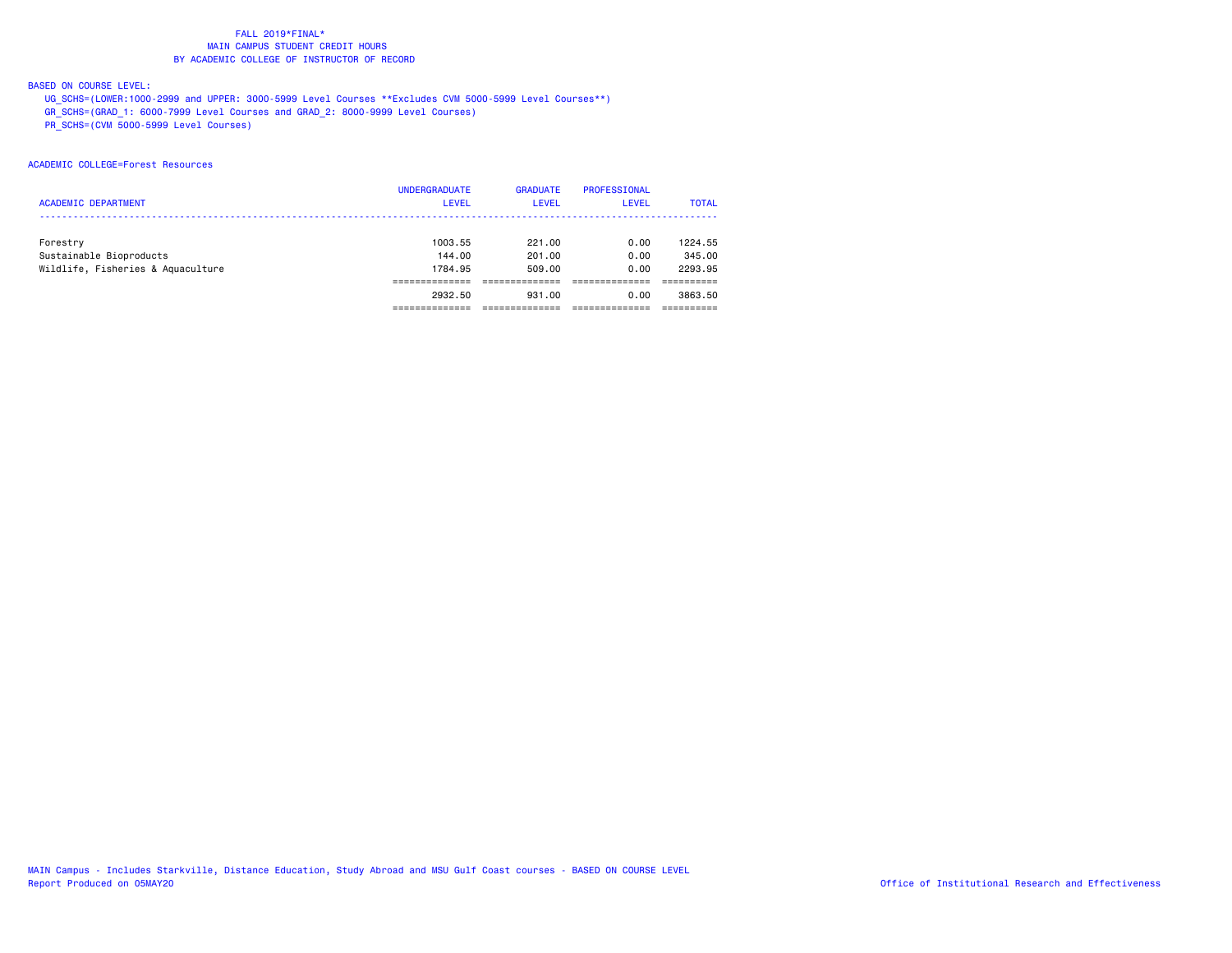FALL 2019*FINAL*
MAIN CAMPUS STUDENT CREDIT HOURS
BY ACADEMIC COLLEGE OF INSTRUCTOR OF RECORD

BASED ON COURSE LEVEL:

UG_SCHS=(LOWER:1000-2999 and UPPER: 3000-5999 Level Courses **Excludes CVM 5000-5999 Level Courses**)
GR_SCHS=(GRAD_1: 6000-7999 Level Courses and GRAD_2: 8000-9999 Level Courses)
PR_SCHS=(CVM 5000-5999 Level Courses)

ACADEMIC COLLEGE=Forest Resources

| ACADEMIC DEPARTMENT | UNDERGRADUATE LEVEL | GRADUATE LEVEL | PROFESSIONAL LEVEL | TOTAL |
|---|---|---|---|---|
| Forestry | 1003.55 | 221.00 | 0.00 | 1224.55 |
| Sustainable Bioproducts | 144.00 | 201.00 | 0.00 | 345.00 |
| Wildlife, Fisheries & Aquaculture | 1784.95 | 509.00 | 0.00 | 2293.95 |
| | 2932.50 | 931.00 | 0.00 | 3863.50 |

MAIN Campus - Includes Starkville, Distance Education, Study Abroad and MSU Gulf Coast courses - BASED ON COURSE LEVEL
Report Produced on 05MAY20

Office of Institutional Research and Effectiveness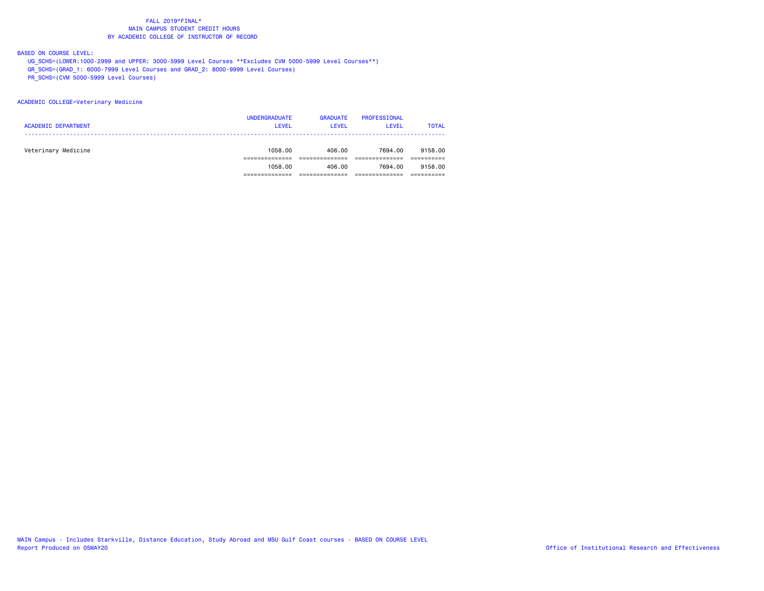# FALL 2019*FINAL*
## MAIN CAMPUS STUDENT CREDIT HOURS
## BY ACADEMIC COLLEGE OF INSTRUCTOR OF RECORD

BASED ON COURSE LEVEL:

UG_SCHS=(LOWER:1000-2999 and UPPER: 3000-5999 Level Courses **Excludes CVM 5000-5999 Level Courses**)

GR_SCHS=(GRAD_1: 6000-7999 Level Courses and GRAD_2: 8000-9999 Level Courses)

PR_SCHS=(CVM 5000-5999 Level Courses)

ACADEMIC COLLEGE=Veterinary Medicine

| ACADEMIC DEPARTMENT | UNDERGRADUATE LEVEL | GRADUATE LEVEL | PROFESSIONAL LEVEL | TOTAL |
|---|---|---|---|---|
| Veterinary Medicine | 1058.00 | 406.00 | 7694.00 | 9158.00 |
| | 1058.00 | 406.00 | 7694.00 | 9158.00 |

MAIN Campus - Includes Starkville, Distance Education, Study Abroad and MSU Gulf Coast courses - BASED ON COURSE LEVEL

Report Produced on 05MAY20

Office of Institutional Research and Effectiveness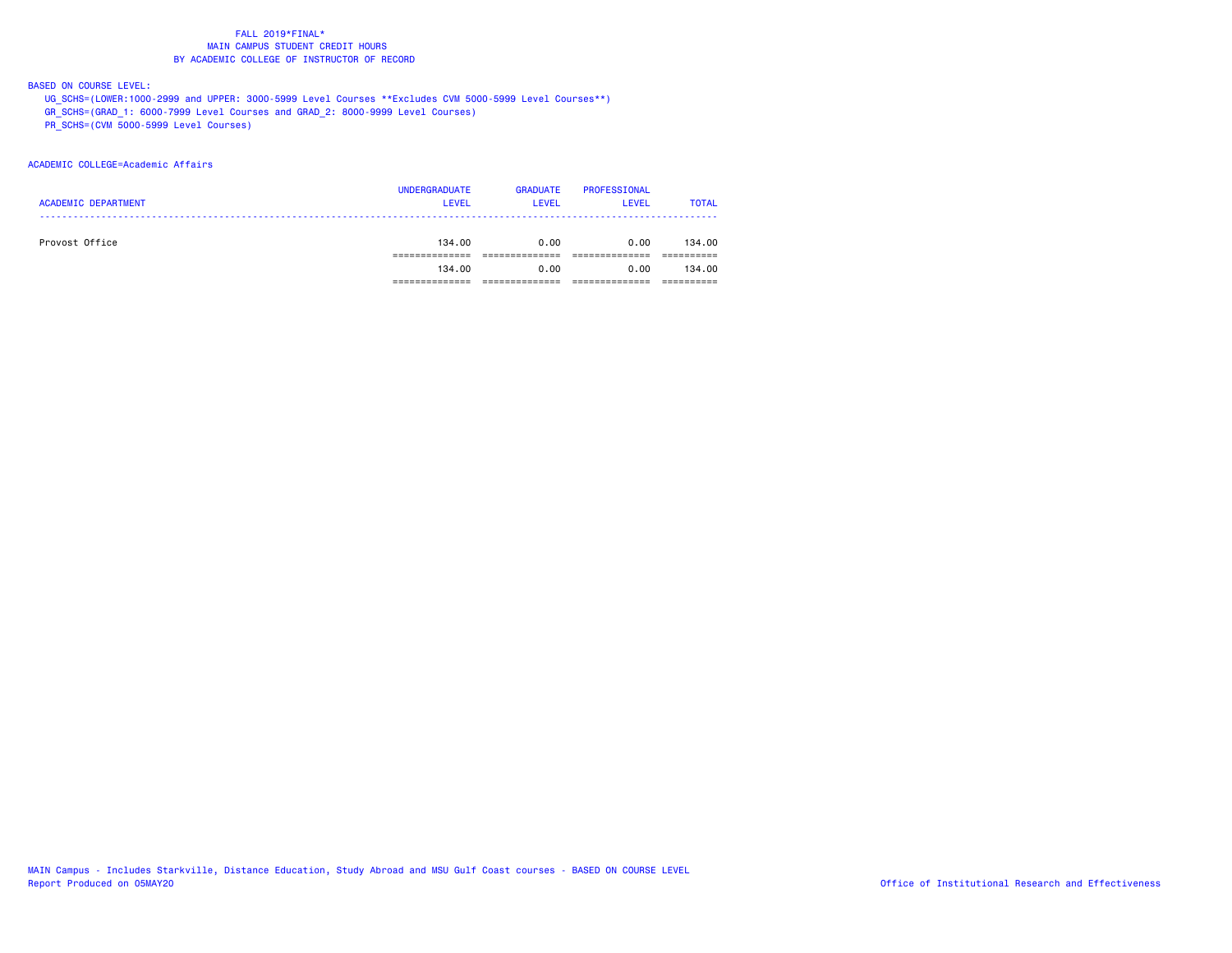FALL 2019*FINAL*
MAIN CAMPUS STUDENT CREDIT HOURS
BY ACADEMIC COLLEGE OF INSTRUCTOR OF RECORD

BASED ON COURSE LEVEL:

UG_SCHS=(LOWER:1000-2999 and UPPER: 3000-5999 Level Courses **Excludes CVM 5000-5999 Level Courses**)
GR_SCHS=(GRAD_1: 6000-7999 Level Courses and GRAD_2: 8000-9999 Level Courses)
PR_SCHS=(CVM 5000-5999 Level Courses)

ACADEMIC COLLEGE=Academic Affairs

| ACADEMIC DEPARTMENT | UNDERGRADUATE LEVEL | GRADUATE LEVEL | PROFESSIONAL LEVEL | TOTAL |
|---|---|---|---|---|
| Provost Office | 134.00 | 0.00 | 0.00 | 134.00 |
| | 134.00 | 0.00 | 0.00 | 134.00 |

MAIN Campus - Includes Starkville, Distance Education, Study Abroad and MSU Gulf Coast courses - BASED ON COURSE LEVEL
Report Produced on 05MAY20
Office of Institutional Research and Effectiveness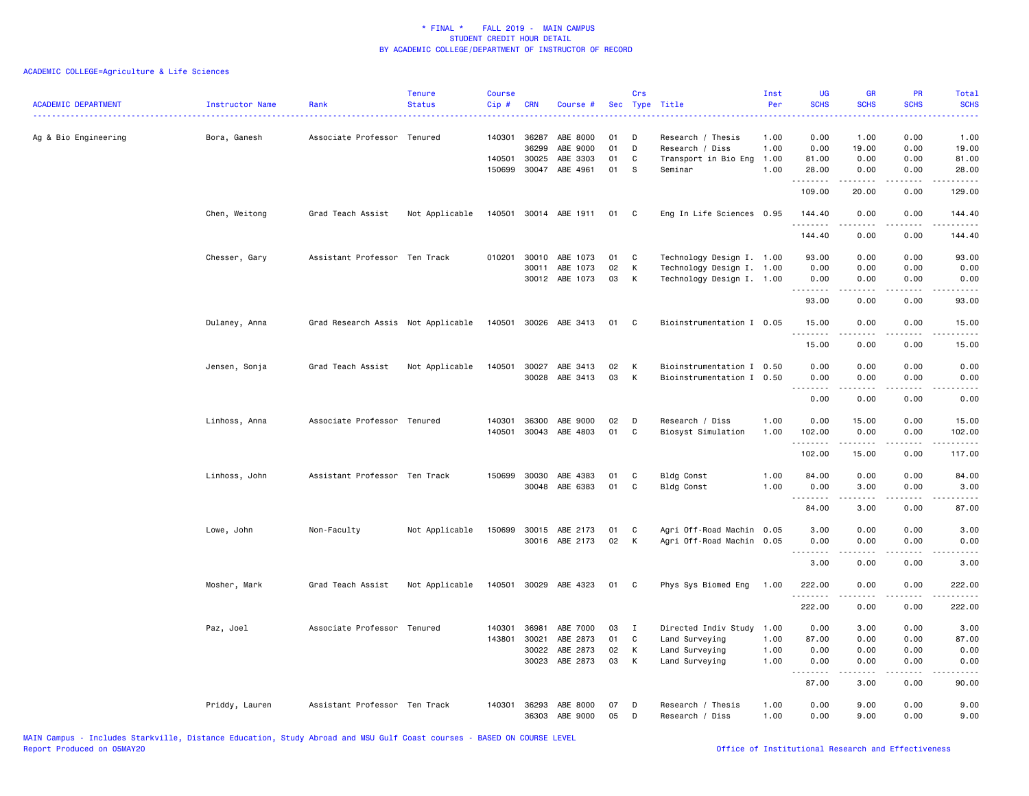# * FINAL * FALL 2019 - MAIN CAMPUS
## STUDENT CREDIT HOUR DETAIL
## BY ACADEMIC COLLEGE/DEPARTMENT OF INSTRUCTOR OF RECORD

ACADEMIC COLLEGE=Agriculture & Life Sciences

| ACADEMIC DEPARTMENT | Instructor Name | Rank | Tenure Status | Course Cip # | CRN | Course # | Sec | Crs Type | Title | Inst Per | UG SCHS | GR SCHS | PR SCHS | Total SCHS |
|---|---|---|---|---|---|---|---|---|---|---|---|---|---|---|
| Ag & Bio Engineering | Bora, Ganesh | Associate Professor | Tenured | 140301 | 36287 | ABE 8000 | 01 | D | Research / Thesis | 1.00 | 0.00 | 1.00 | 0.00 | 1.00 |
| | | | | | 36299 | ABE 9000 | 01 | D | Research / Diss | 1.00 | 0.00 | 19.00 | 0.00 | 19.00 |
| | | | | 140501 | 30025 | ABE 3303 | 01 | C | Transport in Bio Eng | 1.00 | 81.00 | 0.00 | 0.00 | 81.00 |
| | | | | 150699 | 30047 | ABE 4961 | 01 | S | Seminar | 1.00 | 28.00 | 0.00 | 0.00 | 28.00 |
| | | | | | | | | | | | 109.00 | 20.00 | 0.00 | 129.00 |
| | Chen, Weitong | Grad Teach Assist | Not Applicable | 140501 | 30014 | ABE 1911 | 01 | C | Eng In Life Sciences | 0.95 | 144.40 | 0.00 | 0.00 | 144.40 |
| | | | | | | | | | | | 144.40 | 0.00 | 0.00 | 144.40 |
| | Chesser, Gary | Assistant Professor | Ten Track | 010201 | 30010 | ABE 1073 | 01 | C | Technology Design I. | 1.00 | 93.00 | 0.00 | 0.00 | 93.00 |
| | | | | | 30011 | ABE 1073 | 02 | K | Technology Design I. | 1.00 | 0.00 | 0.00 | 0.00 | 0.00 |
| | | | | | 30012 | ABE 1073 | 03 | K | Technology Design I. | 1.00 | 0.00 | 0.00 | 0.00 | 0.00 |
| | | | | | | | | | | | 93.00 | 0.00 | 0.00 | 93.00 |
| | Dulaney, Anna | Grad Research Assis | Not Applicable | 140501 | 30026 | ABE 3413 | 01 | C | Bioinstrumentation I | 0.05 | 15.00 | 0.00 | 0.00 | 15.00 |
| | | | | | | | | | | | 15.00 | 0.00 | 0.00 | 15.00 |
| | Jensen, Sonja | Grad Teach Assist | Not Applicable | 140501 | 30027 | ABE 3413 | 02 | K | Bioinstrumentation I | 0.50 | 0.00 | 0.00 | 0.00 | 0.00 |
| | | | | | 30028 | ABE 3413 | 03 | K | Bioinstrumentation I | 0.50 | 0.00 | 0.00 | 0.00 | 0.00 |
| | | | | | | | | | | | 0.00 | 0.00 | 0.00 | 0.00 |
| | Linhoss, Anna | Associate Professor | Tenured | 140301 | 36300 | ABE 9000 | 02 | D | Research / Diss | 1.00 | 0.00 | 15.00 | 0.00 | 15.00 |
| | | | | 140501 | 30043 | ABE 4803 | 01 | C | Biosyst Simulation | 1.00 | 102.00 | 0.00 | 0.00 | 102.00 |
| | | | | | | | | | | | 102.00 | 15.00 | 0.00 | 117.00 |
| | Linhoss, John | Assistant Professor | Ten Track | 150699 | 30030 | ABE 4383 | 01 | C | Bldg Const | 1.00 | 84.00 | 0.00 | 0.00 | 84.00 |
| | | | | | 30048 | ABE 6383 | 01 | C | Bldg Const | 1.00 | 0.00 | 3.00 | 0.00 | 3.00 |
| | | | | | | | | | | | 84.00 | 3.00 | 0.00 | 87.00 |
| | Lowe, John | Non-Faculty | Not Applicable | 150699 | 30015 | ABE 2173 | 01 | C | Agri Off-Road Machin | 0.05 | 3.00 | 0.00 | 0.00 | 3.00 |
| | | | | | 30016 | ABE 2173 | 02 | K | Agri Off-Road Machin | 0.05 | 0.00 | 0.00 | 0.00 | 0.00 |
| | | | | | | | | | | | 3.00 | 0.00 | 0.00 | 3.00 |
| | Mosher, Mark | Grad Teach Assist | Not Applicable | 140501 | 30029 | ABE 4323 | 01 | C | Phys Sys Biomed Eng | 1.00 | 222.00 | 0.00 | 0.00 | 222.00 |
| | | | | | | | | | | | 222.00 | 0.00 | 0.00 | 222.00 |
| | Paz, Joel | Associate Professor | Tenured | 140301 | 36981 | ABE 7000 | 03 | I | Directed Indiv Study | 1.00 | 0.00 | 3.00 | 0.00 | 3.00 |
| | | | | 143801 | 30021 | ABE 2873 | 01 | C | Land Surveying | 1.00 | 87.00 | 0.00 | 0.00 | 87.00 |
| | | | | | 30022 | ABE 2873 | 02 | K | Land Surveying | 1.00 | 0.00 | 0.00 | 0.00 | 0.00 |
| | | | | | 30023 | ABE 2873 | 03 | K | Land Surveying | 1.00 | 0.00 | 0.00 | 0.00 | 0.00 |
| | | | | | | | | | | | 87.00 | 3.00 | 0.00 | 90.00 |
| | Priddy, Lauren | Assistant Professor | Ten Track | 140301 | 36293 | ABE 8000 | 07 | D | Research / Thesis | 1.00 | 0.00 | 9.00 | 0.00 | 9.00 |
| | | | | | 36303 | ABE 9000 | 05 | D | Research / Diss | 1.00 | 0.00 | 9.00 | 0.00 | 9.00 |

MAIN Campus - Includes Starkville, Distance Education, Study Abroad and MSU Gulf Coast courses - BASED ON COURSE LEVEL
Report Produced on 05MAY20 — Office of Institutional Research and Effectiveness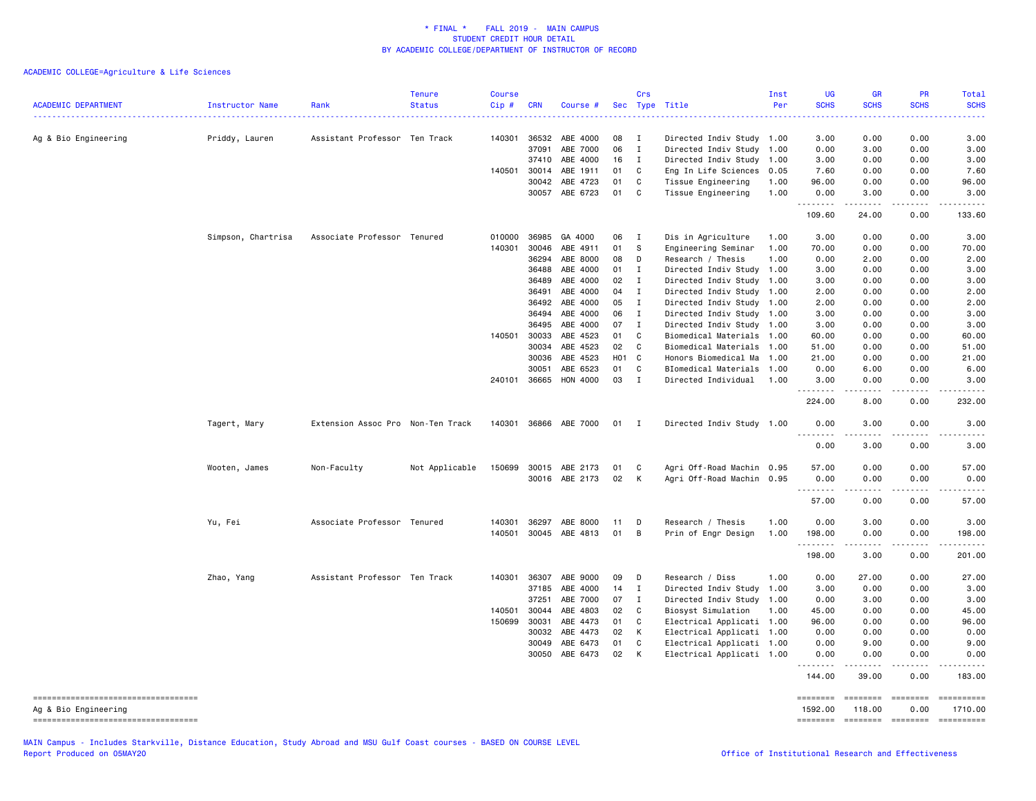\* FINAL \* FALL 2019 - MAIN CAMPUS
STUDENT CREDIT HOUR DETAIL
BY ACADEMIC COLLEGE/DEPARTMENT OF INSTRUCTOR OF RECORD

ACADEMIC COLLEGE=Agriculture & Life Sciences

| ACADEMIC DEPARTMENT | Instructor Name | Rank | Tenure Status | Course Cip # | CRN | Course # | Sec | Crs Type | Title | Inst Per | UG SCHS | GR SCHS | PR SCHS | Total SCHS |
|---|---|---|---|---|---|---|---|---|---|---|---|---|---|---|
| Ag & Bio Engineering | Priddy, Lauren | Assistant Professor | Ten Track | 140301 | 36532 | ABE 4000 | 08 | I | Directed Indiv Study | 1.00 | 3.00 | 0.00 | 0.00 | 3.00 |
| | | | | | 37091 | ABE 7000 | 06 | I | Directed Indiv Study | 1.00 | 0.00 | 3.00 | 0.00 | 3.00 |
| | | | | | 37410 | ABE 4000 | 16 | I | Directed Indiv Study | 1.00 | 3.00 | 0.00 | 0.00 | 3.00 |
| | | | | 140501 | 30014 | ABE 1911 | 01 | C | Eng In Life Sciences | 0.05 | 7.60 | 0.00 | 0.00 | 7.60 |
| | | | | | 30042 | ABE 4723 | 01 | C | Tissue Engineering | 1.00 | 96.00 | 0.00 | 0.00 | 96.00 |
| | | | | | 30057 | ABE 6723 | 01 | C | Tissue Engineering | 1.00 | 0.00 | 3.00 | 0.00 | 3.00 |
| | | | | | | | | | | | 109.60 | 24.00 | 0.00 | 133.60 |
| | Simpson, Chartrisa | Associate Professor | Tenured | 010000 | 36985 | GA 4000 | 06 | I | Dis in Agriculture | 1.00 | 3.00 | 0.00 | 0.00 | 3.00 |
| | | | | 140301 | 30046 | ABE 4911 | 01 | S | Engineering Seminar | 1.00 | 70.00 | 0.00 | 0.00 | 70.00 |
| | | | | | 36294 | ABE 8000 | 08 | D | Research / Thesis | 1.00 | 0.00 | 2.00 | 0.00 | 2.00 |
| | | | | | 36488 | ABE 4000 | 01 | I | Directed Indiv Study | 1.00 | 3.00 | 0.00 | 0.00 | 3.00 |
| | | | | | 36489 | ABE 4000 | 02 | I | Directed Indiv Study | 1.00 | 3.00 | 0.00 | 0.00 | 3.00 |
| | | | | | 36491 | ABE 4000 | 04 | I | Directed Indiv Study | 1.00 | 2.00 | 0.00 | 0.00 | 2.00 |
| | | | | | 36492 | ABE 4000 | 05 | I | Directed Indiv Study | 1.00 | 2.00 | 0.00 | 0.00 | 2.00 |
| | | | | | 36494 | ABE 4000 | 06 | I | Directed Indiv Study | 1.00 | 3.00 | 0.00 | 0.00 | 3.00 |
| | | | | | 36495 | ABE 4000 | 07 | I | Directed Indiv Study | 1.00 | 3.00 | 0.00 | 0.00 | 3.00 |
| | | | | 140501 | 30033 | ABE 4523 | 01 | C | Biomedical Materials | 1.00 | 60.00 | 0.00 | 0.00 | 60.00 |
| | | | | | 30034 | ABE 4523 | 02 | C | Biomedical Materials | 1.00 | 51.00 | 0.00 | 0.00 | 51.00 |
| | | | | | 30036 | ABE 4523 | H01 | C | Honors Biomedical Ma | 1.00 | 21.00 | 0.00 | 0.00 | 21.00 |
| | | | | | 30051 | ABE 6523 | 01 | C | BIomedical Materials | 1.00 | 0.00 | 6.00 | 0.00 | 6.00 |
| | | | | 240101 | 36665 | HON 4000 | 03 | I | Directed Individual | 1.00 | 3.00 | 0.00 | 0.00 | 3.00 |
| | | | | | | | | | | | 224.00 | 8.00 | 0.00 | 232.00 |
| | Tagert, Mary | Extension Assoc Pro | Non-Ten Track | 140301 | 36866 | ABE 7000 | 01 | I | Directed Indiv Study | 1.00 | 0.00 | 3.00 | 0.00 | 3.00 |
| | | | | | | | | | | | 0.00 | 3.00 | 0.00 | 3.00 |
| | Wooten, James | Non-Faculty | Not Applicable | 150699 | 30015 | ABE 2173 | 01 | C | Agri Off-Road Machin | 0.95 | 57.00 | 0.00 | 0.00 | 57.00 |
| | | | | | 30016 | ABE 2173 | 02 | K | Agri Off-Road Machin | 0.95 | 0.00 | 0.00 | 0.00 | 0.00 |
| | | | | | | | | | | | 57.00 | 0.00 | 0.00 | 57.00 |
| | Yu, Fei | Associate Professor | Tenured | 140301 | 36297 | ABE 8000 | 11 | D | Research / Thesis | 1.00 | 0.00 | 3.00 | 0.00 | 3.00 |
| | | | | 140501 | 30045 | ABE 4813 | 01 | B | Prin of Engr Design | 1.00 | 198.00 | 0.00 | 0.00 | 198.00 |
| | | | | | | | | | | | 198.00 | 3.00 | 0.00 | 201.00 |
| | Zhao, Yang | Assistant Professor | Ten Track | 140301 | 36307 | ABE 9000 | 09 | D | Research / Diss | 1.00 | 0.00 | 27.00 | 0.00 | 27.00 |
| | | | | | 37185 | ABE 4000 | 14 | I | Directed Indiv Study | 1.00 | 3.00 | 0.00 | 0.00 | 3.00 |
| | | | | | 37251 | ABE 7000 | 07 | I | Directed Indiv Study | 1.00 | 0.00 | 3.00 | 0.00 | 3.00 |
| | | | | 140501 | 30044 | ABE 4803 | 02 | C | Biosyst Simulation | 1.00 | 45.00 | 0.00 | 0.00 | 45.00 |
| | | | | 150699 | 30031 | ABE 4473 | 01 | C | Electrical Applicati | 1.00 | 96.00 | 0.00 | 0.00 | 96.00 |
| | | | | | 30032 | ABE 4473 | 02 | K | Electrical Applicati | 1.00 | 0.00 | 0.00 | 0.00 | 0.00 |
| | | | | | 30049 | ABE 6473 | 01 | C | Electrical Applicati | 1.00 | 0.00 | 9.00 | 0.00 | 9.00 |
| | | | | | 30050 | ABE 6473 | 02 | K | Electrical Applicati | 1.00 | 0.00 | 0.00 | 0.00 | 0.00 |
| | | | | | | | | | | | 144.00 | 39.00 | 0.00 | 183.00 |
| Ag & Bio Engineering | | | | | | | | | | | 1592.00 | 118.00 | 0.00 | 1710.00 |

MAIN Campus - Includes Starkville, Distance Education, Study Abroad and MSU Gulf Coast courses - BASED ON COURSE LEVEL
Report Produced on 05MAY20

Office of Institutional Research and Effectiveness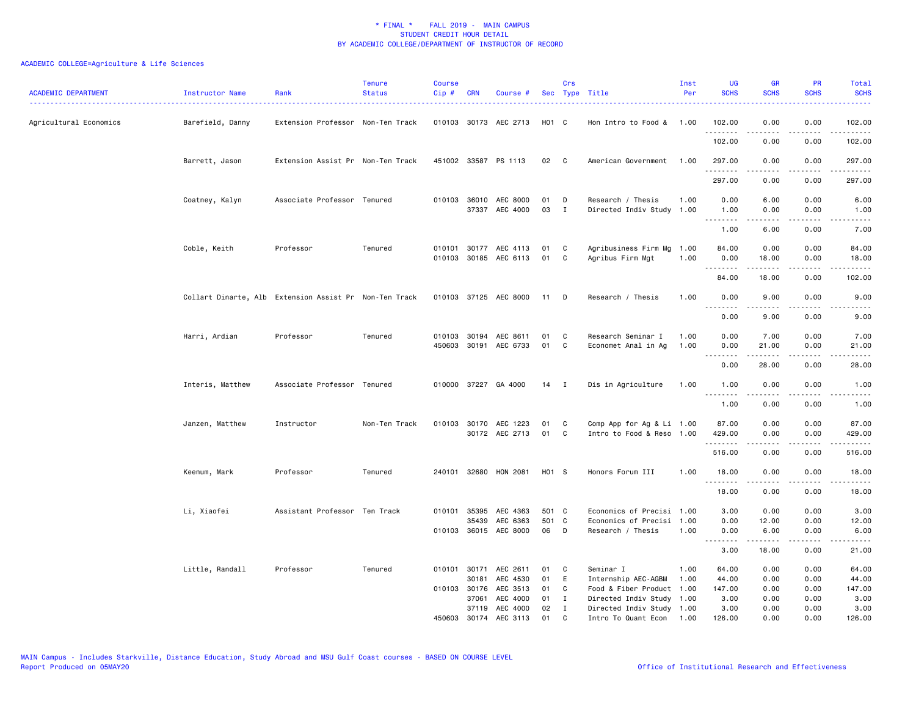\* FINAL \* FALL 2019 - MAIN CAMPUS
STUDENT CREDIT HOUR DETAIL
BY ACADEMIC COLLEGE/DEPARTMENT OF INSTRUCTOR OF RECORD

ACADEMIC COLLEGE=Agriculture & Life Sciences

| ACADEMIC DEPARTMENT | Instructor Name | Rank | Tenure Status | Course Cip # | CRN | Course # | Sec | Crs Type | Title | Inst Per | UG SCHS | GR SCHS | PR SCHS | Total SCHS |
|---|---|---|---|---|---|---|---|---|---|---|---|---|---|---|
| Agricultural Economics | Barefield, Danny | Extension Professor | Non-Ten Track | 010103 | 30173 | AEC 2713 | H01 | C | Hon Intro to Food & | 1.00 | 102.00 | 0.00 | 0.00 | 102.00 |
| | | | | | | | | | | | 102.00 | 0.00 | 0.00 | 102.00 |
| | Barrett, Jason | Extension Assist Pr | Non-Ten Track | 451002 | 33587 | PS 1113 | 02 | C | American Government | 1.00 | 297.00 | 0.00 | 0.00 | 297.00 |
| | | | | | | | | | | | 297.00 | 0.00 | 0.00 | 297.00 |
| | Coatney, Kalyn | Associate Professor | Tenured | 010103 | 36010 | AEC 8000 | 01 | D | Research / Thesis | 1.00 | 0.00 | 6.00 | 0.00 | 6.00 |
| | | | | | 37337 | AEC 4000 | 03 | I | Directed Indiv Study | 1.00 | 1.00 | 0.00 | 0.00 | 1.00 |
| | | | | | | | | | | | 1.00 | 6.00 | 0.00 | 7.00 |
| | Coble, Keith | Professor | Tenured | 010101 | 30177 | AEC 4113 | 01 | C | Agribusiness Firm Mg | 1.00 | 84.00 | 0.00 | 0.00 | 84.00 |
| | | | | 010103 | 30185 | AEC 6113 | 01 | C | Agribus Firm Mgt | 1.00 | 0.00 | 18.00 | 0.00 | 18.00 |
| | | | | | | | | | | | 84.00 | 18.00 | 0.00 | 102.00 |
| | Collart Dinarte, Alb | Extension Assist Pr | Non-Ten Track | 010103 | 37125 | AEC 8000 | 11 | D | Research / Thesis | 1.00 | 0.00 | 9.00 | 0.00 | 9.00 |
| | | | | | | | | | | | 0.00 | 9.00 | 0.00 | 9.00 |
| | Harri, Ardian | Professor | Tenured | 010103 | 30194 | AEC 8611 | 01 | C | Research Seminar I | 1.00 | 0.00 | 7.00 | 0.00 | 7.00 |
| | | | | 450603 | 30191 | AEC 6733 | 01 | C | Economet Anal in Ag | 1.00 | 0.00 | 21.00 | 0.00 | 21.00 |
| | | | | | | | | | | | 0.00 | 28.00 | 0.00 | 28.00 |
| | Interis, Matthew | Associate Professor | Tenured | 010000 | 37227 | GA 4000 | 14 | I | Dis in Agriculture | 1.00 | 1.00 | 0.00 | 0.00 | 1.00 |
| | | | | | | | | | | | 1.00 | 0.00 | 0.00 | 1.00 |
| | Janzen, Matthew | Instructor | Non-Ten Track | 010103 | 30170 | AEC 1223 | 01 | C | Comp App for Ag & Li | 1.00 | 87.00 | 0.00 | 0.00 | 87.00 |
| | | | | | 30172 | AEC 2713 | 01 | C | Intro to Food & Reso | 1.00 | 429.00 | 0.00 | 0.00 | 429.00 |
| | | | | | | | | | | | 516.00 | 0.00 | 0.00 | 516.00 |
| | Keenum, Mark | Professor | Tenured | 240101 | 32680 | HON 2081 | H01 | S | Honors Forum III | 1.00 | 18.00 | 0.00 | 0.00 | 18.00 |
| | | | | | | | | | | | 18.00 | 0.00 | 0.00 | 18.00 |
| | Li, Xiaofei | Assistant Professor | Ten Track | 010101 | 35395 | AEC 4363 | 501 | C | Economics of Precisi | 1.00 | 3.00 | 0.00 | 0.00 | 3.00 |
| | | | | | 35439 | AEC 6363 | 501 | C | Economics of Precisi | 1.00 | 0.00 | 12.00 | 0.00 | 12.00 |
| | | | | 010103 | 36015 | AEC 8000 | 06 | D | Research / Thesis | 1.00 | 0.00 | 6.00 | 0.00 | 6.00 |
| | | | | | | | | | | | 3.00 | 18.00 | 0.00 | 21.00 |
| | Little, Randall | Professor | Tenured | 010101 | 30171 | AEC 2611 | 01 | C | Seminar I | 1.00 | 64.00 | 0.00 | 0.00 | 64.00 |
| | | | | | 30181 | AEC 4530 | 01 | E | Internship AEC-AGBM | 1.00 | 44.00 | 0.00 | 0.00 | 44.00 |
| | | | | 010103 | 30176 | AEC 3513 | 01 | C | Food & Fiber Product | 1.00 | 147.00 | 0.00 | 0.00 | 147.00 |
| | | | | | 37061 | AEC 4000 | 01 | I | Directed Indiv Study | 1.00 | 3.00 | 0.00 | 0.00 | 3.00 |
| | | | | | 37119 | AEC 4000 | 02 | I | Directed Indiv Study | 1.00 | 3.00 | 0.00 | 0.00 | 3.00 |
| | | | | 450603 | 30174 | AEC 3113 | 01 | C | Intro To Quant Econ | 1.00 | 126.00 | 0.00 | 0.00 | 126.00 |

MAIN Campus - Includes Starkville, Distance Education, Study Abroad and MSU Gulf Coast courses - BASED ON COURSE LEVEL
Report Produced on 05MAY20

Office of Institutional Research and Effectiveness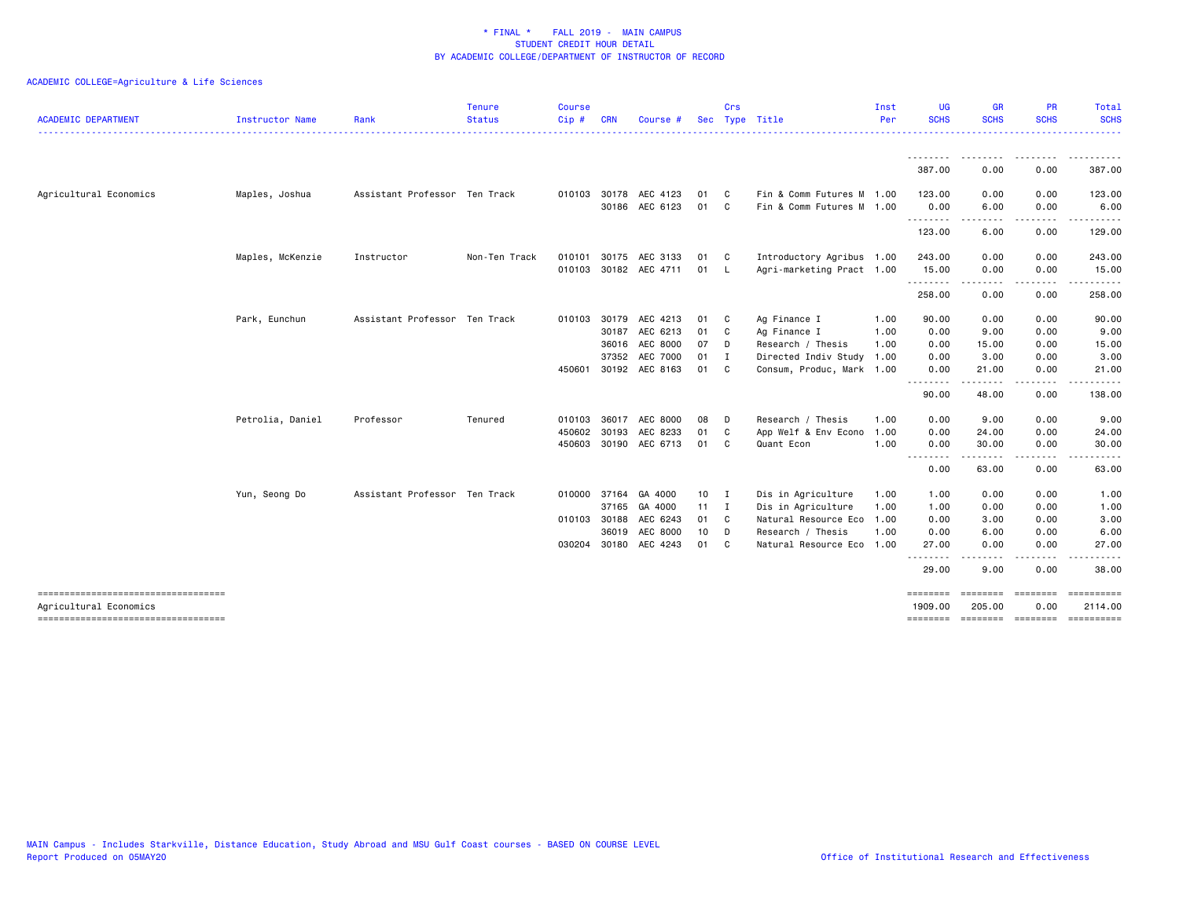* FINAL * FALL 2019 - MAIN CAMPUS
STUDENT CREDIT HOUR DETAIL
BY ACADEMIC COLLEGE/DEPARTMENT OF INSTRUCTOR OF RECORD

ACADEMIC COLLEGE=Agriculture & Life Sciences

| ACADEMIC DEPARTMENT | Instructor Name | Rank | Tenure Status | Course Cip # | CRN | Course # | Sec | Crs Type | Title | Inst Per | UG SCHS | GR SCHS | PR SCHS | Total SCHS |
|---|---|---|---|---|---|---|---|---|---|---|---|---|---|---|
| | | | | | | | | | | | 387.00 | 0.00 | 0.00 | 387.00 |
| Agricultural Economics | Maples, Joshua | Assistant Professor | Ten Track | 010103 | 30178 | AEC 4123 | 01 | C | Fin & Comm Futures M | 1.00 | 123.00 | 0.00 | 0.00 | 123.00 |
| | | | | | 30186 | AEC 6123 | 01 | C | Fin & Comm Futures M | 1.00 | 0.00 | 6.00 | 0.00 | 6.00 |
| | | | | | | | | | | | 123.00 | 6.00 | 0.00 | 129.00 |
| | Maples, McKenzie | Instructor | Non-Ten Track | 010101 | 30175 | AEC 3133 | 01 | C | Introductory Agribus | 1.00 | 243.00 | 0.00 | 0.00 | 243.00 |
| | | | | 010103 | 30182 | AEC 4711 | 01 | L | Agri-marketing Pract | 1.00 | 15.00 | 0.00 | 0.00 | 15.00 |
| | | | | | | | | | | | 258.00 | 0.00 | 0.00 | 258.00 |
| | Park, Eunchun | Assistant Professor | Ten Track | 010103 | 30179 | AEC 4213 | 01 | C | Ag Finance I | 1.00 | 90.00 | 0.00 | 0.00 | 90.00 |
| | | | | | 30187 | AEC 6213 | 01 | C | Ag Finance I | 1.00 | 0.00 | 9.00 | 0.00 | 9.00 |
| | | | | | 36016 | AEC 8000 | 07 | D | Research / Thesis | 1.00 | 0.00 | 15.00 | 0.00 | 15.00 |
| | | | | | 37352 | AEC 7000 | 01 | I | Directed Indiv Study | 1.00 | 0.00 | 3.00 | 0.00 | 3.00 |
| | | | | 450601 | 30192 | AEC 8163 | 01 | C | Consum, Produc, Mark | 1.00 | 0.00 | 21.00 | 0.00 | 21.00 |
| | | | | | | | | | | | 90.00 | 48.00 | 0.00 | 138.00 |
| | Petrolia, Daniel | Professor | Tenured | 010103 | 36017 | AEC 8000 | 08 | D | Research / Thesis | 1.00 | 0.00 | 9.00 | 0.00 | 9.00 |
| | | | | 450602 | 30193 | AEC 8233 | 01 | C | App Welf & Env Econo | 1.00 | 0.00 | 24.00 | 0.00 | 24.00 |
| | | | | 450603 | 30190 | AEC 6713 | 01 | C | Quant Econ | 1.00 | 0.00 | 30.00 | 0.00 | 30.00 |
| | | | | | | | | | | | 0.00 | 63.00 | 0.00 | 63.00 |
| | Yun, Seong Do | Assistant Professor | Ten Track | 010000 | 37164 | GA 4000 | 10 | I | Dis in Agriculture | 1.00 | 1.00 | 0.00 | 0.00 | 1.00 |
| | | | | | 37165 | GA 4000 | 11 | I | Dis in Agriculture | 1.00 | 1.00 | 0.00 | 0.00 | 1.00 |
| | | | | 010103 | 30188 | AEC 6243 | 01 | C | Natural Resource Eco | 1.00 | 0.00 | 3.00 | 0.00 | 3.00 |
| | | | | | 36019 | AEC 8000 | 10 | D | Research / Thesis | 1.00 | 0.00 | 6.00 | 0.00 | 6.00 |
| | | | | 030204 | 30180 | AEC 4243 | 01 | C | Natural Resource Eco | 1.00 | 27.00 | 0.00 | 0.00 | 27.00 |
| | | | | | | | | | | | 29.00 | 9.00 | 0.00 | 38.00 |
| Agricultural Economics | | | | | | | | | | | 1909.00 | 205.00 | 0.00 | 2114.00 |

MAIN Campus - Includes Starkville, Distance Education, Study Abroad and MSU Gulf Coast courses - BASED ON COURSE LEVEL
Report Produced on 05MAY20

Office of Institutional Research and Effectiveness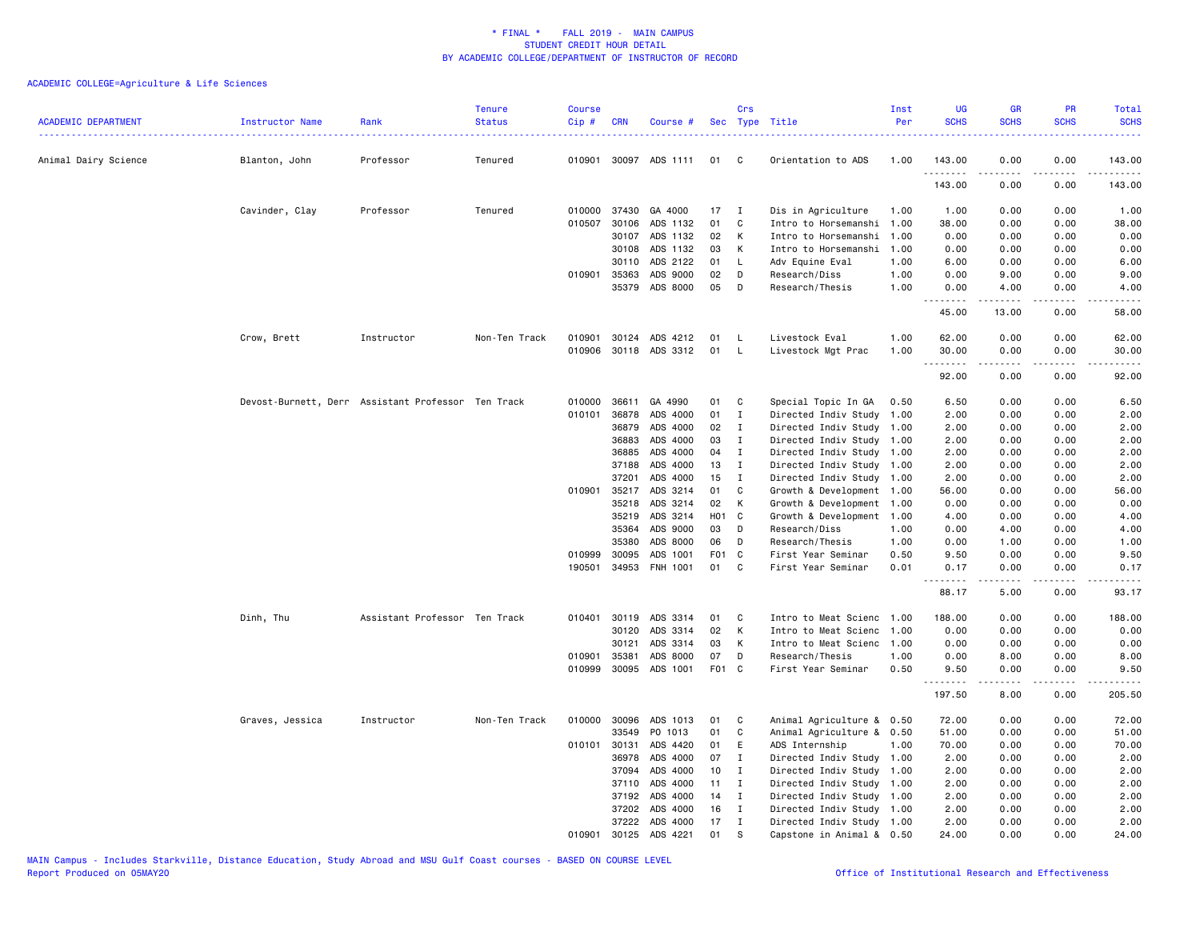# * FINAL * FALL 2019 - MAIN CAMPUS
## STUDENT CREDIT HOUR DETAIL
## BY ACADEMIC COLLEGE/DEPARTMENT OF INSTRUCTOR OF RECORD

ACADEMIC COLLEGE=Agriculture & Life Sciences

| ACADEMIC DEPARTMENT | Instructor Name | Rank | Tenure Status | Course Cip # | CRN | Course # | Sec | Crs Type | Title | Inst Per | UG SCHS | GR SCHS | PR SCHS | Total SCHS |
|---|---|---|---|---|---|---|---|---|---|---|---|---|---|---|
| Animal Dairy Science | Blanton, John | Professor | Tenured | 010901 | 30097 | ADS 1111 | 01 | C | Orientation to ADS | 1.00 | 143.00 | 0.00 | 0.00 | 143.00 |
| | | | | | | | | | | | 143.00 | 0.00 | 0.00 | 143.00 |
| | Cavinder, Clay | Professor | Tenured | 010000 | 37430 | GA 4000 | 17 | I | Dis in Agriculture | 1.00 | 1.00 | 0.00 | 0.00 | 1.00 |
| | | | | 010507 | 30106 | ADS 1132 | 01 | C | Intro to Horsemanshi | 1.00 | 38.00 | 0.00 | 0.00 | 38.00 |
| | | | | | 30107 | ADS 1132 | 02 | K | Intro to Horsemanshi | 1.00 | 0.00 | 0.00 | 0.00 | 0.00 |
| | | | | | 30108 | ADS 1132 | 03 | K | Intro to Horsemanshi | 1.00 | 0.00 | 0.00 | 0.00 | 0.00 |
| | | | | | 30110 | ADS 2122 | 01 | L | Adv Equine Eval | 1.00 | 6.00 | 0.00 | 0.00 | 6.00 |
| | | | | 010901 | 35363 | ADS 9000 | 02 | D | Research/Diss | 1.00 | 0.00 | 9.00 | 0.00 | 9.00 |
| | | | | | 35379 | ADS 8000 | 05 | D | Research/Thesis | 1.00 | 0.00 | 4.00 | 0.00 | 4.00 |
| | | | | | | | | | | | 45.00 | 13.00 | 0.00 | 58.00 |
| | Crow, Brett | Instructor | Non-Ten Track | 010901 | 30124 | ADS 4212 | 01 | L | Livestock Eval | 1.00 | 62.00 | 0.00 | 0.00 | 62.00 |
| | | | | 010906 | 30118 | ADS 3312 | 01 | L | Livestock Mgt Prac | 1.00 | 30.00 | 0.00 | 0.00 | 30.00 |
| | | | | | | | | | | | 92.00 | 0.00 | 0.00 | 92.00 |
| | Devost-Burnett, Derr | Assistant Professor | Ten Track | 010000 | 36611 | GA 4990 | 01 | C | Special Topic In GA | 0.50 | 6.50 | 0.00 | 0.00 | 6.50 |
| | | | | 010101 | 36878 | ADS 4000 | 01 | I | Directed Indiv Study | 1.00 | 2.00 | 0.00 | 0.00 | 2.00 |
| | | | | | 36879 | ADS 4000 | 02 | I | Directed Indiv Study | 1.00 | 2.00 | 0.00 | 0.00 | 2.00 |
| | | | | | 36883 | ADS 4000 | 03 | I | Directed Indiv Study | 1.00 | 2.00 | 0.00 | 0.00 | 2.00 |
| | | | | | 36885 | ADS 4000 | 04 | I | Directed Indiv Study | 1.00 | 2.00 | 0.00 | 0.00 | 2.00 |
| | | | | | 37188 | ADS 4000 | 13 | I | Directed Indiv Study | 1.00 | 2.00 | 0.00 | 0.00 | 2.00 |
| | | | | | 37201 | ADS 4000 | 15 | I | Directed Indiv Study | 1.00 | 2.00 | 0.00 | 0.00 | 2.00 |
| | | | | 010901 | 35217 | ADS 3214 | 01 | C | Growth & Development | 1.00 | 56.00 | 0.00 | 0.00 | 56.00 |
| | | | | | 35218 | ADS 3214 | 02 | K | Growth & Development | 1.00 | 0.00 | 0.00 | 0.00 | 0.00 |
| | | | | | 35219 | ADS 3214 | H01 | C | Growth & Development | 1.00 | 4.00 | 0.00 | 0.00 | 4.00 |
| | | | | | 35364 | ADS 9000 | 03 | D | Research/Diss | 1.00 | 0.00 | 4.00 | 0.00 | 4.00 |
| | | | | | 35380 | ADS 8000 | 06 | D | Research/Thesis | 1.00 | 0.00 | 1.00 | 0.00 | 1.00 |
| | | | | 010999 | 30095 | ADS 1001 | F01 | C | First Year Seminar | 0.50 | 9.50 | 0.00 | 0.00 | 9.50 |
| | | | | 190501 | 34953 | FNH 1001 | 01 | C | First Year Seminar | 0.01 | 0.17 | 0.00 | 0.00 | 0.17 |
| | | | | | | | | | | | 88.17 | 5.00 | 0.00 | 93.17 |
| | Dinh, Thu | Assistant Professor | Ten Track | 010401 | 30119 | ADS 3314 | 01 | C | Intro to Meat Scienc | 1.00 | 188.00 | 0.00 | 0.00 | 188.00 |
| | | | | | 30120 | ADS 3314 | 02 | K | Intro to Meat Scienc | 1.00 | 0.00 | 0.00 | 0.00 | 0.00 |
| | | | | | 30121 | ADS 3314 | 03 | K | Intro to Meat Scienc | 1.00 | 0.00 | 0.00 | 0.00 | 0.00 |
| | | | | 010901 | 35381 | ADS 8000 | 07 | D | Research/Thesis | 1.00 | 0.00 | 8.00 | 0.00 | 8.00 |
| | | | | 010999 | 30095 | ADS 1001 | F01 | C | First Year Seminar | 0.50 | 9.50 | 0.00 | 0.00 | 9.50 |
| | | | | | | | | | | | 197.50 | 8.00 | 0.00 | 205.50 |
| | Graves, Jessica | Instructor | Non-Ten Track | 010000 | 30096 | ADS 1013 | 01 | C | Animal Agriculture & | 0.50 | 72.00 | 0.00 | 0.00 | 72.00 |
| | | | | | 33549 | PO 1013 | 01 | C | Animal Agriculture & | 0.50 | 51.00 | 0.00 | 0.00 | 51.00 |
| | | | | 010101 | 30131 | ADS 4420 | 01 | E | ADS Internship | 1.00 | 70.00 | 0.00 | 0.00 | 70.00 |
| | | | | | 36978 | ADS 4000 | 07 | I | Directed Indiv Study | 1.00 | 2.00 | 0.00 | 0.00 | 2.00 |
| | | | | | 37094 | ADS 4000 | 10 | I | Directed Indiv Study | 1.00 | 2.00 | 0.00 | 0.00 | 2.00 |
| | | | | | 37110 | ADS 4000 | 11 | I | Directed Indiv Study | 1.00 | 2.00 | 0.00 | 0.00 | 2.00 |
| | | | | | 37192 | ADS 4000 | 14 | I | Directed Indiv Study | 1.00 | 2.00 | 0.00 | 0.00 | 2.00 |
| | | | | | 37202 | ADS 4000 | 16 | I | Directed Indiv Study | 1.00 | 2.00 | 0.00 | 0.00 | 2.00 |
| | | | | | 37222 | ADS 4000 | 17 | I | Directed Indiv Study | 1.00 | 2.00 | 0.00 | 0.00 | 2.00 |
| | | | | 010901 | 30125 | ADS 4221 | 01 | S | Capstone in Animal & | 0.50 | 24.00 | 0.00 | 0.00 | 24.00 |

MAIN Campus - Includes Starkville, Distance Education, Study Abroad and MSU Gulf Coast courses - BASED ON COURSE LEVEL
Report Produced on 05MAY20

Office of Institutional Research and Effectiveness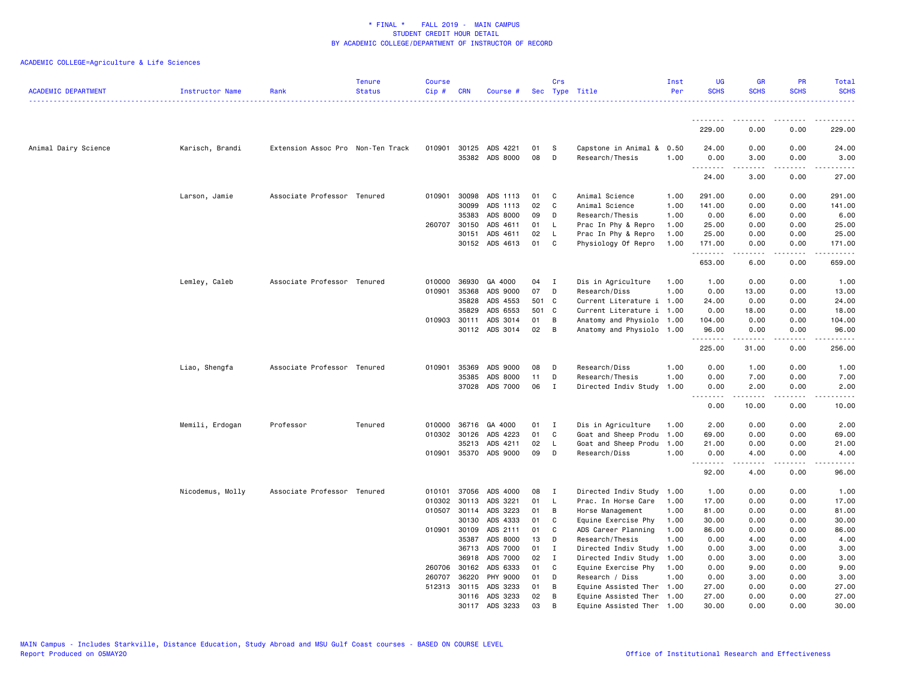# \* FINAL \* FALL 2019 - MAIN CAMPUS
## STUDENT CREDIT HOUR DETAIL
## BY ACADEMIC COLLEGE/DEPARTMENT OF INSTRUCTOR OF RECORD

ACADEMIC COLLEGE=Agriculture & Life Sciences

| ACADEMIC DEPARTMENT | Instructor Name | Rank | Tenure Status | Course Cip # | CRN | Course # | Sec | Crs Type | Title | Inst Per | UG SCHS | GR SCHS | PR SCHS | Total SCHS |
|---|---|---|---|---|---|---|---|---|---|---|---|---|---|---|
| | | | | | | | | | | | 229.00 | 0.00 | 0.00 | 229.00 |
| Animal Dairy Science | Karisch, Brandi | Extension Assoc Pro | Non-Ten Track | 010901 | 30125 | ADS 4221 | 01 | S | Capstone in Animal & | 0.50 | 24.00 | 0.00 | 0.00 | 24.00 |
| | | | | | 35382 | ADS 8000 | 08 | D | Research/Thesis | 1.00 | 0.00 | 3.00 | 0.00 | 3.00 |
| | | | | | | | | | | | 24.00 | 3.00 | 0.00 | 27.00 |
| | Larson, Jamie | Associate Professor | Tenured | 010901 | 30098 | ADS 1113 | 01 | C | Animal Science | 1.00 | 291.00 | 0.00 | 0.00 | 291.00 |
| | | | | | 30099 | ADS 1113 | 02 | C | Animal Science | 1.00 | 141.00 | 0.00 | 0.00 | 141.00 |
| | | | | | 35383 | ADS 8000 | 09 | D | Research/Thesis | 1.00 | 0.00 | 6.00 | 0.00 | 6.00 |
| | | | | 260707 | 30150 | ADS 4611 | 01 | L | Prac In Phy & Repro | 1.00 | 25.00 | 0.00 | 0.00 | 25.00 |
| | | | | | 30151 | ADS 4611 | 02 | L | Prac In Phy & Repro | 1.00 | 25.00 | 0.00 | 0.00 | 25.00 |
| | | | | | 30152 | ADS 4613 | 01 | C | Physiology Of Repro | 1.00 | 171.00 | 0.00 | 0.00 | 171.00 |
| | | | | | | | | | | | 653.00 | 6.00 | 0.00 | 659.00 |
| | Lemley, Caleb | Associate Professor | Tenured | 010000 | 36930 | GA 4000 | 04 | I | Dis in Agriculture | 1.00 | 1.00 | 0.00 | 0.00 | 1.00 |
| | | | | 010901 | 35368 | ADS 9000 | 07 | D | Research/Diss | 1.00 | 0.00 | 13.00 | 0.00 | 13.00 |
| | | | | | 35828 | ADS 4553 | 501 | C | Current Literature i | 1.00 | 24.00 | 0.00 | 0.00 | 24.00 |
| | | | | | 35829 | ADS 6553 | 501 | C | Current Literature i | 1.00 | 0.00 | 18.00 | 0.00 | 18.00 |
| | | | | 010903 | 30111 | ADS 3014 | 01 | B | Anatomy and Physiolo | 1.00 | 104.00 | 0.00 | 0.00 | 104.00 |
| | | | | | 30112 | ADS 3014 | 02 | B | Anatomy and Physiolo | 1.00 | 96.00 | 0.00 | 0.00 | 96.00 |
| | | | | | | | | | | | 225.00 | 31.00 | 0.00 | 256.00 |
| | Liao, Shengfa | Associate Professor | Tenured | 010901 | 35369 | ADS 9000 | 08 | D | Research/Diss | 1.00 | 0.00 | 1.00 | 0.00 | 1.00 |
| | | | | | 35385 | ADS 8000 | 11 | D | Research/Thesis | 1.00 | 0.00 | 7.00 | 0.00 | 7.00 |
| | | | | | 37028 | ADS 7000 | 06 | I | Directed Indiv Study | 1.00 | 0.00 | 2.00 | 0.00 | 2.00 |
| | | | | | | | | | | | 0.00 | 10.00 | 0.00 | 10.00 |
| | Memili, Erdogan | Professor | Tenured | 010000 | 36716 | GA 4000 | 01 | I | Dis in Agriculture | 1.00 | 2.00 | 0.00 | 0.00 | 2.00 |
| | | | | 010302 | 30126 | ADS 4223 | 01 | C | Goat and Sheep Produ | 1.00 | 69.00 | 0.00 | 0.00 | 69.00 |
| | | | | | 35213 | ADS 4211 | 02 | L | Goat and Sheep Produ | 1.00 | 21.00 | 0.00 | 0.00 | 21.00 |
| | | | | 010901 | 35370 | ADS 9000 | 09 | D | Research/Diss | 1.00 | 0.00 | 4.00 | 0.00 | 4.00 |
| | | | | | | | | | | | 92.00 | 4.00 | 0.00 | 96.00 |
| | Nicodemus, Molly | Associate Professor | Tenured | 010101 | 37056 | ADS 4000 | 08 | I | Directed Indiv Study | 1.00 | 1.00 | 0.00 | 0.00 | 1.00 |
| | | | | 010302 | 30113 | ADS 3221 | 01 | L | Prac. In Horse Care | 1.00 | 17.00 | 0.00 | 0.00 | 17.00 |
| | | | | 010507 | 30114 | ADS 3223 | 01 | B | Horse Management | 1.00 | 81.00 | 0.00 | 0.00 | 81.00 |
| | | | | | 30130 | ADS 4333 | 01 | C | Equine Exercise Phy | 1.00 | 30.00 | 0.00 | 0.00 | 30.00 |
| | | | | 010901 | 30109 | ADS 2111 | 01 | C | ADS Career Planning | 1.00 | 86.00 | 0.00 | 0.00 | 86.00 |
| | | | | | 35387 | ADS 8000 | 13 | D | Research/Thesis | 1.00 | 0.00 | 4.00 | 0.00 | 4.00 |
| | | | | | 36713 | ADS 7000 | 01 | I | Directed Indiv Study | 1.00 | 0.00 | 3.00 | 0.00 | 3.00 |
| | | | | | 36918 | ADS 7000 | 02 | I | Directed Indiv Study | 1.00 | 0.00 | 3.00 | 0.00 | 3.00 |
| | | | | 260706 | 30162 | ADS 6333 | 01 | C | Equine Exercise Phy | 1.00 | 0.00 | 9.00 | 0.00 | 9.00 |
| | | | | 260707 | 36220 | PHY 9000 | 01 | D | Research / Diss | 1.00 | 0.00 | 3.00 | 0.00 | 3.00 |
| | | | | 512313 | 30115 | ADS 3233 | 01 | B | Equine Assisted Ther | 1.00 | 27.00 | 0.00 | 0.00 | 27.00 |
| | | | | | 30116 | ADS 3233 | 02 | B | Equine Assisted Ther | 1.00 | 27.00 | 0.00 | 0.00 | 27.00 |
| | | | | | 30117 | ADS 3233 | 03 | B | Equine Assisted Ther | 1.00 | 30.00 | 0.00 | 0.00 | 30.00 |

MAIN Campus - Includes Starkville, Distance Education, Study Abroad and MSU Gulf Coast courses - BASED ON COURSE LEVEL
Report Produced on 05MAY20 — Office of Institutional Research and Effectiveness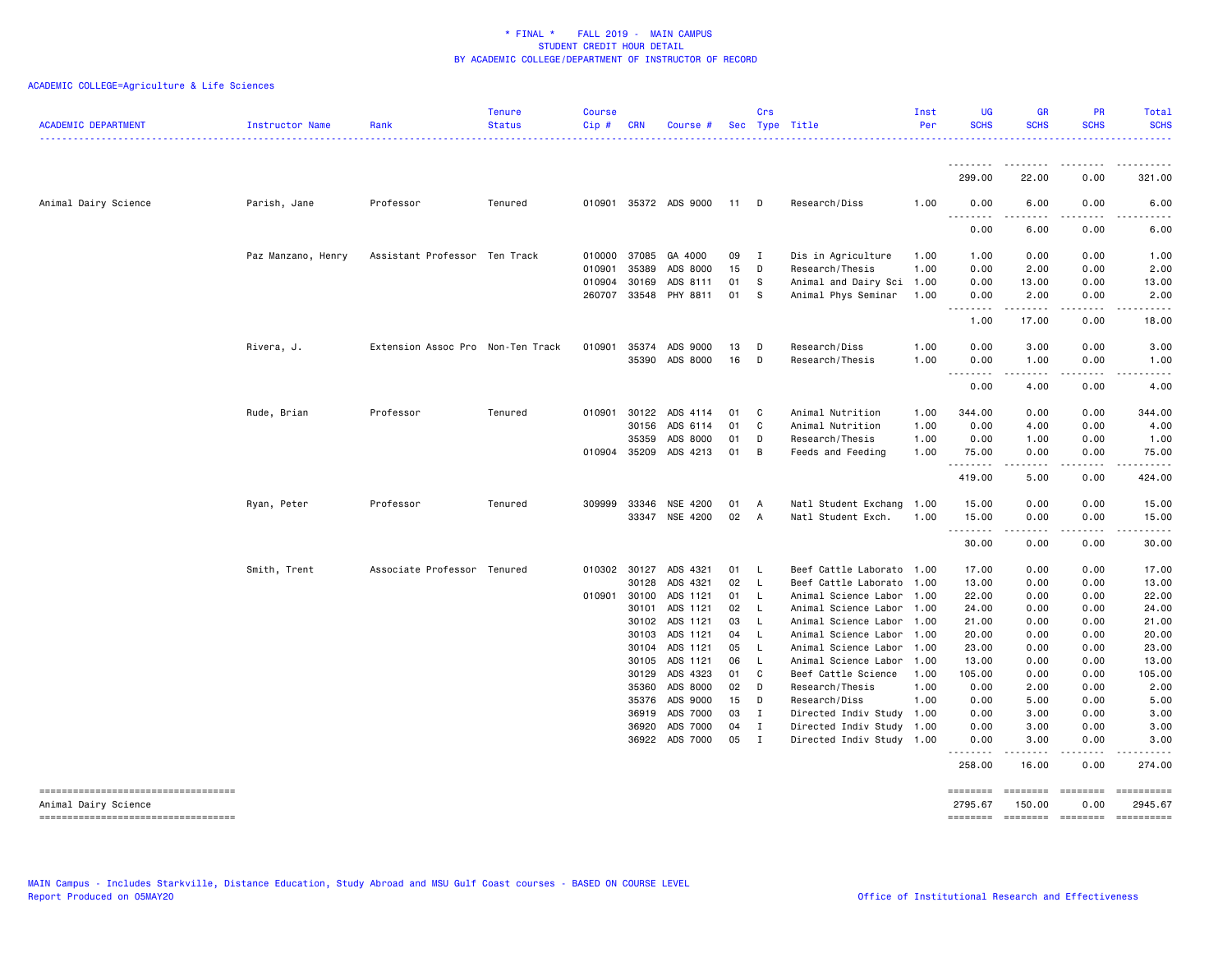\* FINAL \* FALL 2019 - MAIN CAMPUS
STUDENT CREDIT HOUR DETAIL
BY ACADEMIC COLLEGE/DEPARTMENT OF INSTRUCTOR OF RECORD

ACADEMIC COLLEGE=Agriculture & Life Sciences

| ACADEMIC DEPARTMENT | Instructor Name | Rank | Tenure Status | Course Cip # | CRN | Course # | Sec | Crs Type | Title | Inst Per | UG SCHS | GR SCHS | PR SCHS | Total SCHS |
|---|---|---|---|---|---|---|---|---|---|---|---|---|---|---|
| | | | | | | | | | | | 299.00 | 22.00 | 0.00 | 321.00 |
| Animal Dairy Science | Parish, Jane | Professor | Tenured | 010901 | 35372 | ADS 9000 | 11 | D | Research/Diss | 1.00 | 0.00 | 6.00 | 0.00 | 6.00 |
| | | | | | | | | | | | 0.00 | 6.00 | 0.00 | 6.00 |
| | Paz Manzano, Henry | Assistant Professor | Ten Track | 010000 | 37085 | GA 4000 | 09 | I | Dis in Agriculture | 1.00 | 1.00 | 0.00 | 0.00 | 1.00 |
| | | | | 010901 | 35389 | ADS 8000 | 15 | D | Research/Thesis | 1.00 | 0.00 | 2.00 | 0.00 | 2.00 |
| | | | | 010904 | 30169 | ADS 8111 | 01 | S | Animal and Dairy Sci | 1.00 | 0.00 | 13.00 | 0.00 | 13.00 |
| | | | | 260707 | 33548 | PHY 8811 | 01 | S | Animal Phys Seminar | 1.00 | 0.00 | 2.00 | 0.00 | 2.00 |
| | | | | | | | | | | | 1.00 | 17.00 | 0.00 | 18.00 |
| | Rivera, J. | Extension Assoc Pro | Non-Ten Track | 010901 | 35374 | ADS 9000 | 13 | D | Research/Diss | 1.00 | 0.00 | 3.00 | 0.00 | 3.00 |
| | | | | | 35390 | ADS 8000 | 16 | D | Research/Thesis | 1.00 | 0.00 | 1.00 | 0.00 | 1.00 |
| | | | | | | | | | | | 0.00 | 4.00 | 0.00 | 4.00 |
| | Rude, Brian | Professor | Tenured | 010901 | 30122 | ADS 4114 | 01 | C | Animal Nutrition | 1.00 | 344.00 | 0.00 | 0.00 | 344.00 |
| | | | | | 30156 | ADS 6114 | 01 | C | Animal Nutrition | 1.00 | 0.00 | 4.00 | 0.00 | 4.00 |
| | | | | | 35359 | ADS 8000 | 01 | D | Research/Thesis | 1.00 | 0.00 | 1.00 | 0.00 | 1.00 |
| | | | | 010904 | 35209 | ADS 4213 | 01 | B | Feeds and Feeding | 1.00 | 75.00 | 0.00 | 0.00 | 75.00 |
| | | | | | | | | | | | 419.00 | 5.00 | 0.00 | 424.00 |
| | Ryan, Peter | Professor | Tenured | 309999 | 33346 | NSE 4200 | 01 | A | Natl Student Exchang | 1.00 | 15.00 | 0.00 | 0.00 | 15.00 |
| | | | | | 33347 | NSE 4200 | 02 | A | Natl Student Exch. | 1.00 | 15.00 | 0.00 | 0.00 | 15.00 |
| | | | | | | | | | | | 30.00 | 0.00 | 0.00 | 30.00 |
| | Smith, Trent | Associate Professor | Tenured | 010302 | 30127 | ADS 4321 | 01 | L | Beef Cattle Laborato | 1.00 | 17.00 | 0.00 | 0.00 | 17.00 |
| | | | | | 30128 | ADS 4321 | 02 | L | Beef Cattle Laborato | 1.00 | 13.00 | 0.00 | 0.00 | 13.00 |
| | | | | 010901 | 30100 | ADS 1121 | 01 | L | Animal Science Labor | 1.00 | 22.00 | 0.00 | 0.00 | 22.00 |
| | | | | | 30101 | ADS 1121 | 02 | L | Animal Science Labor | 1.00 | 24.00 | 0.00 | 0.00 | 24.00 |
| | | | | | 30102 | ADS 1121 | 03 | L | Animal Science Labor | 1.00 | 21.00 | 0.00 | 0.00 | 21.00 |
| | | | | | 30103 | ADS 1121 | 04 | L | Animal Science Labor | 1.00 | 20.00 | 0.00 | 0.00 | 20.00 |
| | | | | | 30104 | ADS 1121 | 05 | L | Animal Science Labor | 1.00 | 23.00 | 0.00 | 0.00 | 23.00 |
| | | | | | 30105 | ADS 1121 | 06 | L | Animal Science Labor | 1.00 | 13.00 | 0.00 | 0.00 | 13.00 |
| | | | | | 30129 | ADS 4323 | 01 | C | Beef Cattle Science | 1.00 | 105.00 | 0.00 | 0.00 | 105.00 |
| | | | | | 35360 | ADS 8000 | 02 | D | Research/Thesis | 1.00 | 0.00 | 2.00 | 0.00 | 2.00 |
| | | | | | 35376 | ADS 9000 | 15 | D | Research/Diss | 1.00 | 0.00 | 5.00 | 0.00 | 5.00 |
| | | | | | 36919 | ADS 7000 | 03 | I | Directed Indiv Study | 1.00 | 0.00 | 3.00 | 0.00 | 3.00 |
| | | | | | 36920 | ADS 7000 | 04 | I | Directed Indiv Study | 1.00 | 0.00 | 3.00 | 0.00 | 3.00 |
| | | | | | 36922 | ADS 7000 | 05 | I | Directed Indiv Study | 1.00 | 0.00 | 3.00 | 0.00 | 3.00 |
| | | | | | | | | | | | 258.00 | 16.00 | 0.00 | 274.00 |
| Animal Dairy Science | | | | | | | | | | | 2795.67 | 150.00 | 0.00 | 2945.67 |

MAIN Campus - Includes Starkville, Distance Education, Study Abroad and MSU Gulf Coast courses - BASED ON COURSE LEVEL
Report Produced on 05MAY20 Office of Institutional Research and Effectiveness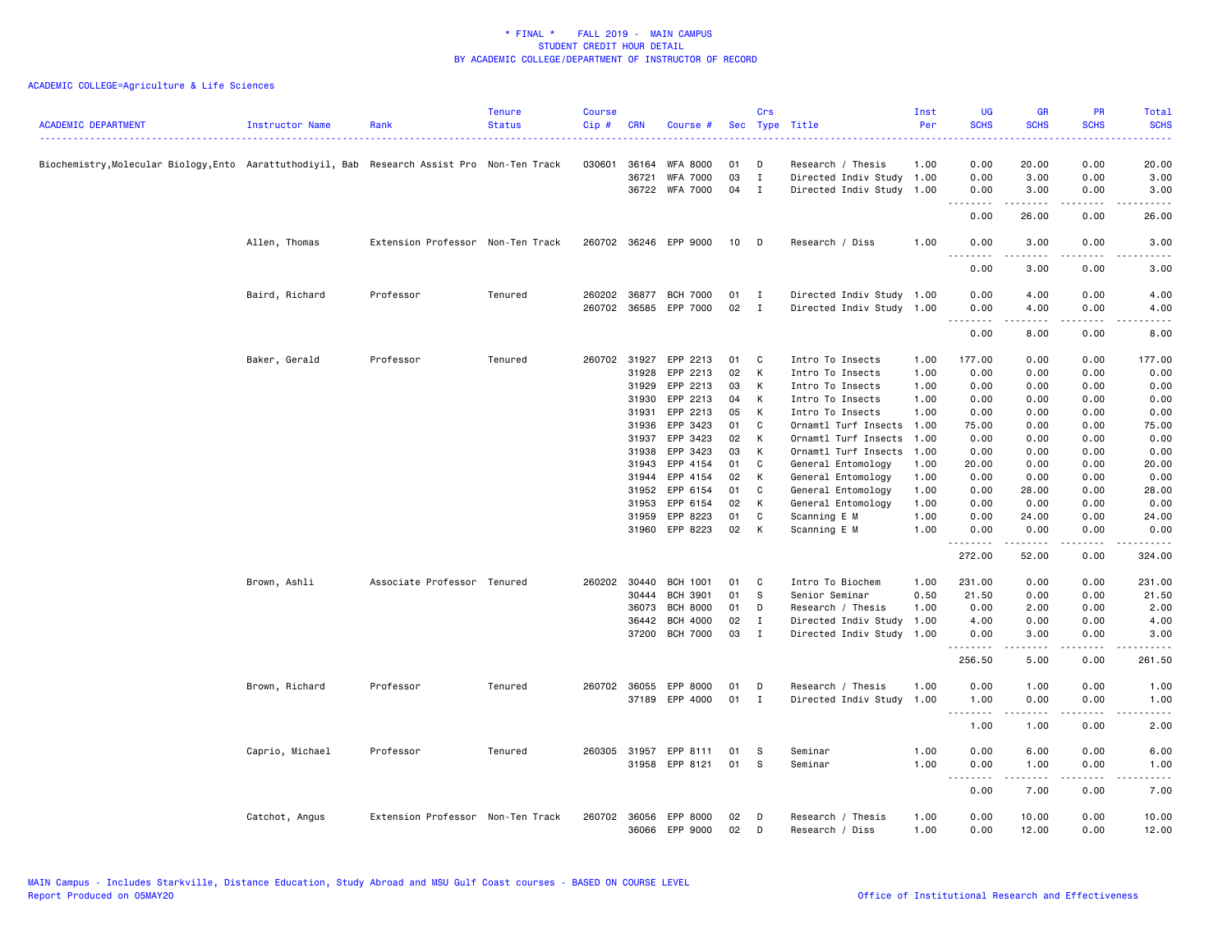# * FINAL * FALL 2019 - MAIN CAMPUS
## STUDENT CREDIT HOUR DETAIL
## BY ACADEMIC COLLEGE/DEPARTMENT OF INSTRUCTOR OF RECORD

ACADEMIC COLLEGE=Agriculture & Life Sciences

| ACADEMIC DEPARTMENT | Instructor Name | Rank | Tenure Status | Course Cip # | CRN | Course # | Sec | Crs Type | Title | Inst Per | UG SCHS | GR SCHS | PR SCHS | Total SCHS |
|---|---|---|---|---|---|---|---|---|---|---|---|---|---|---|
| Biochemistry,Molecular Biology,Ento | Aarattuthodiyil, Bab | Research Assist Pro | Non-Ten Track | 030601 | 36164 | WFA 8000 | 01 | D | Research / Thesis | 1.00 | 0.00 | 20.00 | 0.00 | 20.00 |
| | | | | | 36721 | WFA 7000 | 03 | I | Directed Indiv Study | 1.00 | 0.00 | 3.00 | 0.00 | 3.00 |
| | | | | | 36722 | WFA 7000 | 04 | I | Directed Indiv Study | 1.00 | 0.00 | 3.00 | 0.00 | 3.00 |
| | | | | | | | | | | | 0.00 | 26.00 | 0.00 | 26.00 |
| | Allen, Thomas | Extension Professor | Non-Ten Track | 260702 | 36246 | EPP 9000 | 10 | D | Research / Diss | 1.00 | 0.00 | 3.00 | 0.00 | 3.00 |
| | | | | | | | | | | | 0.00 | 3.00 | 0.00 | 3.00 |
| | Baird, Richard | Professor | Tenured | 260202 | 36877 | BCH 7000 | 01 | I | Directed Indiv Study | 1.00 | 0.00 | 4.00 | 0.00 | 4.00 |
| | | | | 260702 | 36585 | EPP 7000 | 02 | I | Directed Indiv Study | 1.00 | 0.00 | 4.00 | 0.00 | 4.00 |
| | | | | | | | | | | | 0.00 | 8.00 | 0.00 | 8.00 |
| | Baker, Gerald | Professor | Tenured | 260702 | 31927 | EPP 2213 | 01 | C | Intro To Insects | 1.00 | 177.00 | 0.00 | 0.00 | 177.00 |
| | | | | | 31928 | EPP 2213 | 02 | K | Intro To Insects | 1.00 | 0.00 | 0.00 | 0.00 | 0.00 |
| | | | | | 31929 | EPP 2213 | 03 | K | Intro To Insects | 1.00 | 0.00 | 0.00 | 0.00 | 0.00 |
| | | | | | 31930 | EPP 2213 | 04 | K | Intro To Insects | 1.00 | 0.00 | 0.00 | 0.00 | 0.00 |
| | | | | | 31931 | EPP 2213 | 05 | K | Intro To Insects | 1.00 | 0.00 | 0.00 | 0.00 | 0.00 |
| | | | | | 31936 | EPP 3423 | 01 | C | Ornamtl Turf Insects | 1.00 | 75.00 | 0.00 | 0.00 | 75.00 |
| | | | | | 31937 | EPP 3423 | 02 | K | Ornamtl Turf Insects | 1.00 | 0.00 | 0.00 | 0.00 | 0.00 |
| | | | | | 31938 | EPP 3423 | 03 | K | Ornamtl Turf Insects | 1.00 | 0.00 | 0.00 | 0.00 | 0.00 |
| | | | | | 31943 | EPP 4154 | 01 | C | General Entomology | 1.00 | 20.00 | 0.00 | 0.00 | 20.00 |
| | | | | | 31944 | EPP 4154 | 02 | K | General Entomology | 1.00 | 0.00 | 0.00 | 0.00 | 0.00 |
| | | | | | 31952 | EPP 6154 | 01 | C | General Entomology | 1.00 | 0.00 | 28.00 | 0.00 | 28.00 |
| | | | | | 31953 | EPP 6154 | 02 | K | General Entomology | 1.00 | 0.00 | 0.00 | 0.00 | 0.00 |
| | | | | | 31959 | EPP 8223 | 01 | C | Scanning E M | 1.00 | 0.00 | 24.00 | 0.00 | 24.00 |
| | | | | | 31960 | EPP 8223 | 02 | K | Scanning E M | 1.00 | 0.00 | 0.00 | 0.00 | 0.00 |
| | | | | | | | | | | | 272.00 | 52.00 | 0.00 | 324.00 |
| | Brown, Ashli | Associate Professor | Tenured | 260202 | 30440 | BCH 1001 | 01 | C | Intro To Biochem | 1.00 | 231.00 | 0.00 | 0.00 | 231.00 |
| | | | | | 30444 | BCH 3901 | 01 | S | Senior Seminar | 0.50 | 21.50 | 0.00 | 0.00 | 21.50 |
| | | | | | 36073 | BCH 8000 | 01 | D | Research / Thesis | 1.00 | 0.00 | 2.00 | 0.00 | 2.00 |
| | | | | | 36442 | BCH 4000 | 02 | I | Directed Indiv Study | 1.00 | 4.00 | 0.00 | 0.00 | 4.00 |
| | | | | | 37200 | BCH 7000 | 03 | I | Directed Indiv Study | 1.00 | 0.00 | 3.00 | 0.00 | 3.00 |
| | | | | | | | | | | | 256.50 | 5.00 | 0.00 | 261.50 |
| | Brown, Richard | Professor | Tenured | 260702 | 36055 | EPP 8000 | 01 | D | Research / Thesis | 1.00 | 0.00 | 1.00 | 0.00 | 1.00 |
| | | | | | 37189 | EPP 4000 | 01 | I | Directed Indiv Study | 1.00 | 1.00 | 0.00 | 0.00 | 1.00 |
| | | | | | | | | | | | 1.00 | 1.00 | 0.00 | 2.00 |
| | Caprio, Michael | Professor | Tenured | 260305 | 31957 | EPP 8111 | 01 | S | Seminar | 1.00 | 0.00 | 6.00 | 0.00 | 6.00 |
| | | | | | 31958 | EPP 8121 | 01 | S | Seminar | 1.00 | 0.00 | 1.00 | 0.00 | 1.00 |
| | | | | | | | | | | | 0.00 | 7.00 | 0.00 | 7.00 |
| | Catchot, Angus | Extension Professor | Non-Ten Track | 260702 | 36056 | EPP 8000 | 02 | D | Research / Thesis | 1.00 | 0.00 | 10.00 | 0.00 | 10.00 |
| | | | | | 36066 | EPP 9000 | 02 | D | Research / Diss | 1.00 | 0.00 | 12.00 | 0.00 | 12.00 |

MAIN Campus - Includes Starkville, Distance Education, Study Abroad and MSU Gulf Coast courses - BASED ON COURSE LEVEL
Report Produced on 05MAY20

Office of Institutional Research and Effectiveness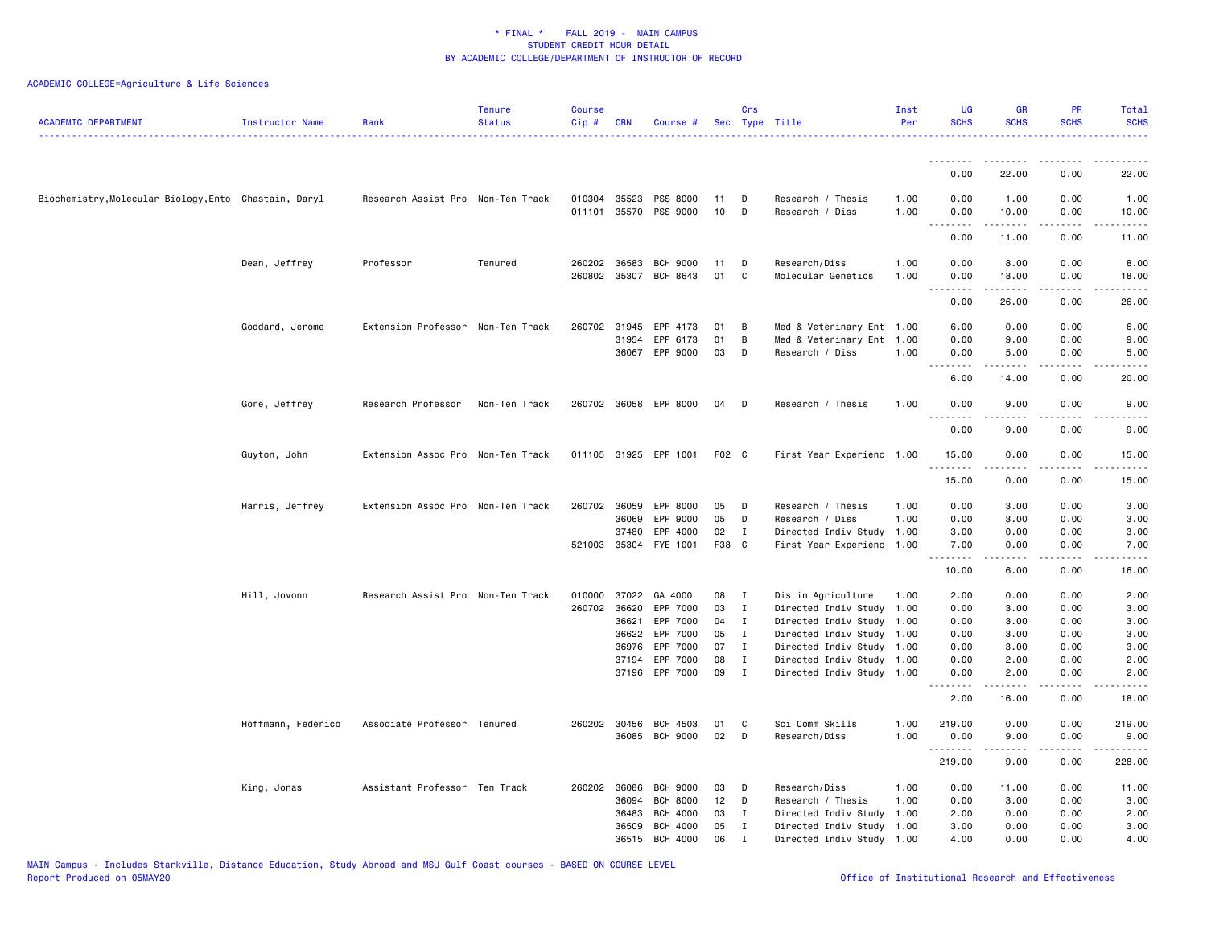* FINAL * FALL 2019 - MAIN CAMPUS
STUDENT CREDIT HOUR DETAIL
BY ACADEMIC COLLEGE/DEPARTMENT OF INSTRUCTOR OF RECORD

ACADEMIC COLLEGE=Agriculture & Life Sciences

| ACADEMIC DEPARTMENT | Instructor Name | Rank | Tenure Status | Course Cip # | CRN | Course # | Sec | Crs Type | Title | Inst Per | UG SCHS | GR SCHS | PR SCHS | Total SCHS |
|---|---|---|---|---|---|---|---|---|---|---|---|---|---|---|
| | | | | | | | | | | | 0.00 | 22.00 | 0.00 | 22.00 |
| Biochemistry,Molecular Biology,Ento | Chastain, Daryl | Research Assist Pro | Non-Ten Track | 010304 | 35523 | PSS 8000 | 11 | D | Research / Thesis | 1.00 | 0.00 | 1.00 | 0.00 | 1.00 |
| | | | | 011101 | 35570 | PSS 9000 | 10 | D | Research / Diss | 1.00 | 0.00 | 10.00 | 0.00 | 10.00 |
| | | | | | | | | | | | 0.00 | 11.00 | 0.00 | 11.00 |
| | Dean, Jeffrey | Professor | Tenured | 260202 | 36583 | BCH 9000 | 11 | D | Research/Diss | 1.00 | 0.00 | 8.00 | 0.00 | 8.00 |
| | | | | 260802 | 35307 | BCH 8643 | 01 | C | Molecular Genetics | 1.00 | 0.00 | 18.00 | 0.00 | 18.00 |
| | | | | | | | | | | | 0.00 | 26.00 | 0.00 | 26.00 |
| | Goddard, Jerome | Extension Professor | Non-Ten Track | 260702 | 31945 | EPP 4173 | 01 | B | Med & Veterinary Ent | 1.00 | 6.00 | 0.00 | 0.00 | 6.00 |
| | | | | | 31954 | EPP 6173 | 01 | B | Med & Veterinary Ent | 1.00 | 0.00 | 9.00 | 0.00 | 9.00 |
| | | | | | 36067 | EPP 9000 | 03 | D | Research / Diss | 1.00 | 0.00 | 5.00 | 0.00 | 5.00 |
| | | | | | | | | | | | 6.00 | 14.00 | 0.00 | 20.00 |
| | Gore, Jeffrey | Research Professor | Non-Ten Track | 260702 | 36058 | EPP 8000 | 04 | D | Research / Thesis | 1.00 | 0.00 | 9.00 | 0.00 | 9.00 |
| | | | | | | | | | | | 0.00 | 9.00 | 0.00 | 9.00 |
| | Guyton, John | Extension Assoc Pro | Non-Ten Track | 011105 | 31925 | EPP 1001 | F02 | C | First Year Experienc | 1.00 | 15.00 | 0.00 | 0.00 | 15.00 |
| | | | | | | | | | | | 15.00 | 0.00 | 0.00 | 15.00 |
| | Harris, Jeffrey | Extension Assoc Pro | Non-Ten Track | 260702 | 36059 | EPP 8000 | 05 | D | Research / Thesis | 1.00 | 0.00 | 3.00 | 0.00 | 3.00 |
| | | | | | 36069 | EPP 9000 | 05 | D | Research / Diss | 1.00 | 0.00 | 3.00 | 0.00 | 3.00 |
| | | | | | 37480 | EPP 4000 | 02 | I | Directed Indiv Study | 1.00 | 3.00 | 0.00 | 0.00 | 3.00 |
| | | | | 521003 | 35304 | FYE 1001 | F38 | C | First Year Experienc | 1.00 | 7.00 | 0.00 | 0.00 | 7.00 |
| | | | | | | | | | | | 10.00 | 6.00 | 0.00 | 16.00 |
| | Hill, Jovonn | Research Assist Pro | Non-Ten Track | 010000 | 37022 | GA 4000 | 08 | I | Dis in Agriculture | 1.00 | 2.00 | 0.00 | 0.00 | 2.00 |
| | | | | 260702 | 36620 | EPP 7000 | 03 | I | Directed Indiv Study | 1.00 | 0.00 | 3.00 | 0.00 | 3.00 |
| | | | | | 36621 | EPP 7000 | 04 | I | Directed Indiv Study | 1.00 | 0.00 | 3.00 | 0.00 | 3.00 |
| | | | | | 36622 | EPP 7000 | 05 | I | Directed Indiv Study | 1.00 | 0.00 | 3.00 | 0.00 | 3.00 |
| | | | | | 36976 | EPP 7000 | 07 | I | Directed Indiv Study | 1.00 | 0.00 | 3.00 | 0.00 | 3.00 |
| | | | | | 37194 | EPP 7000 | 08 | I | Directed Indiv Study | 1.00 | 0.00 | 2.00 | 0.00 | 2.00 |
| | | | | | 37196 | EPP 7000 | 09 | I | Directed Indiv Study | 1.00 | 0.00 | 2.00 | 0.00 | 2.00 |
| | | | | | | | | | | | 2.00 | 16.00 | 0.00 | 18.00 |
| | Hoffmann, Federico | Associate Professor | Tenured | 260202 | 30456 | BCH 4503 | 01 | C | Sci Comm Skills | 1.00 | 219.00 | 0.00 | 0.00 | 219.00 |
| | | | | | 36085 | BCH 9000 | 02 | D | Research/Diss | 1.00 | 0.00 | 9.00 | 0.00 | 9.00 |
| | | | | | | | | | | | 219.00 | 9.00 | 0.00 | 228.00 |
| | King, Jonas | Assistant Professor | Ten Track | 260202 | 36086 | BCH 9000 | 03 | D | Research/Diss | 1.00 | 0.00 | 11.00 | 0.00 | 11.00 |
| | | | | | 36094 | BCH 8000 | 12 | D | Research / Thesis | 1.00 | 0.00 | 3.00 | 0.00 | 3.00 |
| | | | | | 36483 | BCH 4000 | 03 | I | Directed Indiv Study | 1.00 | 2.00 | 0.00 | 0.00 | 2.00 |
| | | | | | 36509 | BCH 4000 | 05 | I | Directed Indiv Study | 1.00 | 3.00 | 0.00 | 0.00 | 3.00 |
| | | | | | 36515 | BCH 4000 | 06 | I | Directed Indiv Study | 1.00 | 4.00 | 0.00 | 0.00 | 4.00 |

MAIN Campus - Includes Starkville, Distance Education, Study Abroad and MSU Gulf Coast courses - BASED ON COURSE LEVEL
Report Produced on 05MAY20
Office of Institutional Research and Effectiveness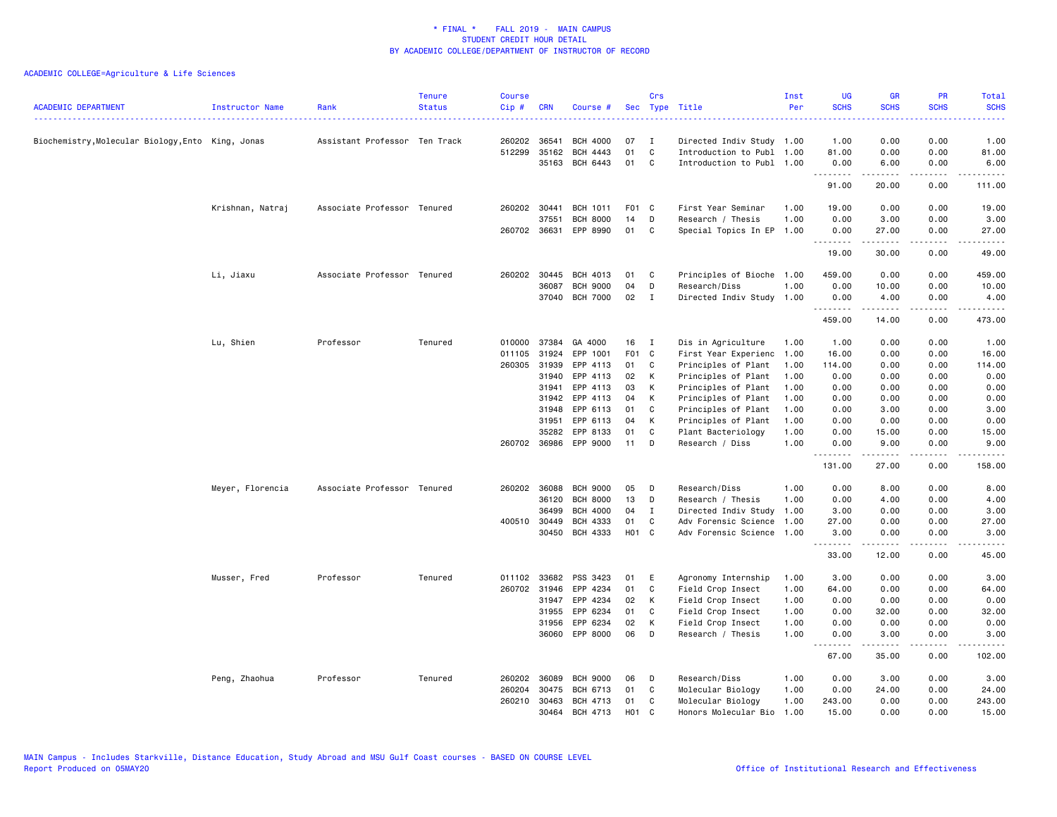\* FINAL \* FALL 2019 - MAIN CAMPUS
STUDENT CREDIT HOUR DETAIL
BY ACADEMIC COLLEGE/DEPARTMENT OF INSTRUCTOR OF RECORD

ACADEMIC COLLEGE=Agriculture & Life Sciences

| ACADEMIC DEPARTMENT | Instructor Name | Rank | Tenure Status | Course Cip # | CRN | Course # | Sec | Crs Type | Title | Inst Per | UG SCHS | GR SCHS | PR SCHS | Total SCHS |
|---|---|---|---|---|---|---|---|---|---|---|---|---|---|---|
| Biochemistry,Molecular Biology,Ento | King, Jonas | Assistant Professor | Ten Track | 260202 | 36541 | BCH 4000 | 07 | I | Directed Indiv Study | 1.00 | 1.00 | 0.00 | 0.00 | 1.00 |
| | | | | 512299 | 35162 | BCH 4443 | 01 | C | Introduction to Publ | 1.00 | 81.00 | 0.00 | 0.00 | 81.00 |
| | | | | | 35163 | BCH 6443 | 01 | C | Introduction to Publ | 1.00 | 0.00 | 6.00 | 0.00 | 6.00 |
| | | | | | | | | | | | 91.00 | 20.00 | 0.00 | 111.00 |
| | Krishnan, Natraj | Associate Professor | Tenured | 260202 | 30441 | BCH 1011 | F01 | C | First Year Seminar | 1.00 | 19.00 | 0.00 | 0.00 | 19.00 |
| | | | | | 37551 | BCH 8000 | 14 | D | Research / Thesis | 1.00 | 0.00 | 3.00 | 0.00 | 3.00 |
| | | | | 260702 | 36631 | EPP 8990 | 01 | C | Special Topics In EP | 1.00 | 0.00 | 27.00 | 0.00 | 27.00 |
| | | | | | | | | | | | 19.00 | 30.00 | 0.00 | 49.00 |
| | Li, Jiaxu | Associate Professor | Tenured | 260202 | 30445 | BCH 4013 | 01 | C | Principles of Bioche | 1.00 | 459.00 | 0.00 | 0.00 | 459.00 |
| | | | | | 36087 | BCH 9000 | 04 | D | Research/Diss | 1.00 | 0.00 | 10.00 | 0.00 | 10.00 |
| | | | | | 37040 | BCH 7000 | 02 | I | Directed Indiv Study | 1.00 | 0.00 | 4.00 | 0.00 | 4.00 |
| | | | | | | | | | | | 459.00 | 14.00 | 0.00 | 473.00 |
| | Lu, Shien | Professor | Tenured | 010000 | 37384 | GA 4000 | 16 | I | Dis in Agriculture | 1.00 | 1.00 | 0.00 | 0.00 | 1.00 |
| | | | | 011105 | 31924 | EPP 1001 | F01 | C | First Year Experienc | 1.00 | 16.00 | 0.00 | 0.00 | 16.00 |
| | | | | 260305 | 31939 | EPP 4113 | 01 | C | Principles of Plant | 1.00 | 114.00 | 0.00 | 0.00 | 114.00 |
| | | | | | 31940 | EPP 4113 | 02 | K | Principles of Plant | 1.00 | 0.00 | 0.00 | 0.00 | 0.00 |
| | | | | | 31941 | EPP 4113 | 03 | K | Principles of Plant | 1.00 | 0.00 | 0.00 | 0.00 | 0.00 |
| | | | | | 31942 | EPP 4113 | 04 | K | Principles of Plant | 1.00 | 0.00 | 0.00 | 0.00 | 0.00 |
| | | | | | 31948 | EPP 6113 | 01 | C | Principles of Plant | 1.00 | 0.00 | 3.00 | 0.00 | 3.00 |
| | | | | | 31951 | EPP 6113 | 04 | K | Principles of Plant | 1.00 | 0.00 | 0.00 | 0.00 | 0.00 |
| | | | | | 35282 | EPP 8133 | 01 | C | Plant Bacteriology | 1.00 | 0.00 | 15.00 | 0.00 | 15.00 |
| | | | | 260702 | 36986 | EPP 9000 | 11 | D | Research / Diss | 1.00 | 0.00 | 9.00 | 0.00 | 9.00 |
| | | | | | | | | | | | 131.00 | 27.00 | 0.00 | 158.00 |
| | Meyer, Florencia | Associate Professor | Tenured | 260202 | 36088 | BCH 9000 | 05 | D | Research/Diss | 1.00 | 0.00 | 8.00 | 0.00 | 8.00 |
| | | | | | 36120 | BCH 8000 | 13 | D | Research / Thesis | 1.00 | 0.00 | 4.00 | 0.00 | 4.00 |
| | | | | | 36499 | BCH 4000 | 04 | I | Directed Indiv Study | 1.00 | 3.00 | 0.00 | 0.00 | 3.00 |
| | | | | 400510 | 30449 | BCH 4333 | 01 | C | Adv Forensic Science | 1.00 | 27.00 | 0.00 | 0.00 | 27.00 |
| | | | | | 30450 | BCH 4333 | H01 | C | Adv Forensic Science | 1.00 | 3.00 | 0.00 | 0.00 | 3.00 |
| | | | | | | | | | | | 33.00 | 12.00 | 0.00 | 45.00 |
| | Musser, Fred | Professor | Tenured | 011102 | 33682 | PSS 3423 | 01 | E | Agronomy Internship | 1.00 | 3.00 | 0.00 | 0.00 | 3.00 |
| | | | | 260702 | 31946 | EPP 4234 | 01 | C | Field Crop Insect | 1.00 | 64.00 | 0.00 | 0.00 | 64.00 |
| | | | | | 31947 | EPP 4234 | 02 | K | Field Crop Insect | 1.00 | 0.00 | 0.00 | 0.00 | 0.00 |
| | | | | | 31955 | EPP 6234 | 01 | C | Field Crop Insect | 1.00 | 0.00 | 32.00 | 0.00 | 32.00 |
| | | | | | 31956 | EPP 6234 | 02 | K | Field Crop Insect | 1.00 | 0.00 | 0.00 | 0.00 | 0.00 |
| | | | | | 36060 | EPP 8000 | 06 | D | Research / Thesis | 1.00 | 0.00 | 3.00 | 0.00 | 3.00 |
| | | | | | | | | | | | 67.00 | 35.00 | 0.00 | 102.00 |
| | Peng, Zhaohua | Professor | Tenured | 260202 | 36089 | BCH 9000 | 06 | D | Research/Diss | 1.00 | 0.00 | 3.00 | 0.00 | 3.00 |
| | | | | 260204 | 30475 | BCH 6713 | 01 | C | Molecular Biology | 1.00 | 0.00 | 24.00 | 0.00 | 24.00 |
| | | | | 260210 | 30463 | BCH 4713 | 01 | C | Molecular Biology | 1.00 | 243.00 | 0.00 | 0.00 | 243.00 |
| | | | | | 30464 | BCH 4713 | H01 | C | Honors Molecular Bio | 1.00 | 15.00 | 0.00 | 0.00 | 15.00 |

MAIN Campus - Includes Starkville, Distance Education, Study Abroad and MSU Gulf Coast courses - BASED ON COURSE LEVEL
Report Produced on 05MAY20 Office of Institutional Research and Effectiveness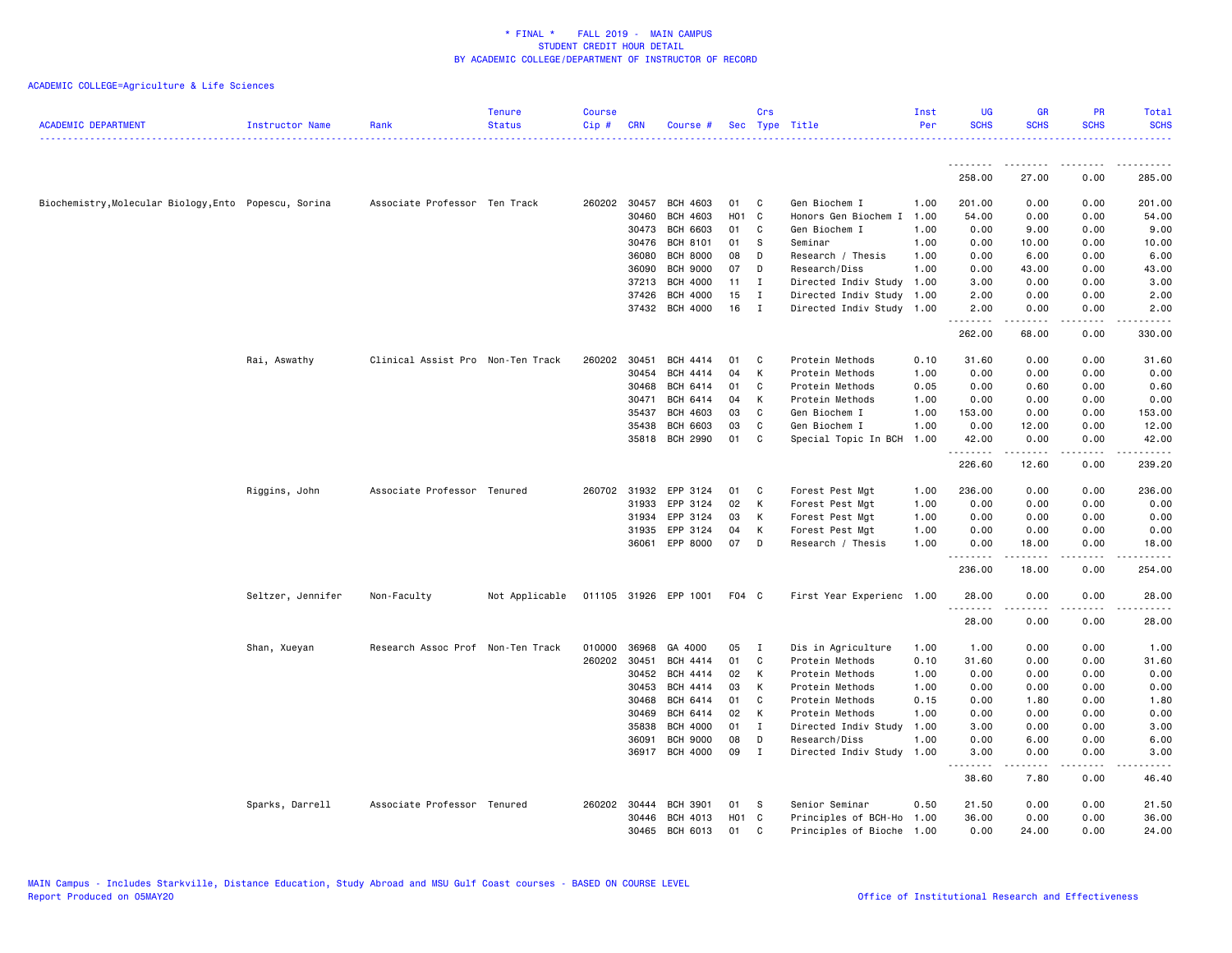\* FINAL \*   FALL 2019 -  MAIN CAMPUS
STUDENT CREDIT HOUR DETAIL
BY ACADEMIC COLLEGE/DEPARTMENT OF INSTRUCTOR OF RECORD

ACADEMIC COLLEGE=Agriculture & Life Sciences

| ACADEMIC DEPARTMENT | Instructor Name | Rank | Tenure Status | Course Cip # | CRN | Course # | Sec | Crs Type | Title | Inst Per | UG SCHS | GR SCHS | PR SCHS | Total SCHS |
|---|---|---|---|---|---|---|---|---|---|---|---|---|---|---|
| | | | | | | | | | | | 258.00 | 27.00 | 0.00 | 285.00 |
| Biochemistry,Molecular Biology,Ento | Popescu, Sorina | Associate Professor | Ten Track | 260202 | 30457 | BCH 4603 | 01 | C | Gen Biochem I | 1.00 | 201.00 | 0.00 | 0.00 | 201.00 |
| | | | | | 30460 | BCH 4603 | H01 | C | Honors Gen Biochem I | 1.00 | 54.00 | 0.00 | 0.00 | 54.00 |
| | | | | | 30473 | BCH 6603 | 01 | C | Gen Biochem I | 1.00 | 0.00 | 9.00 | 0.00 | 9.00 |
| | | | | | 30476 | BCH 8101 | 01 | S | Seminar | 1.00 | 0.00 | 10.00 | 0.00 | 10.00 |
| | | | | | 36080 | BCH 8000 | 08 | D | Research / Thesis | 1.00 | 0.00 | 6.00 | 0.00 | 6.00 |
| | | | | | 36090 | BCH 9000 | 07 | D | Research/Diss | 1.00 | 0.00 | 43.00 | 0.00 | 43.00 |
| | | | | | 37213 | BCH 4000 | 11 | I | Directed Indiv Study | 1.00 | 3.00 | 0.00 | 0.00 | 3.00 |
| | | | | | 37426 | BCH 4000 | 15 | I | Directed Indiv Study | 1.00 | 2.00 | 0.00 | 0.00 | 2.00 |
| | | | | | 37432 | BCH 4000 | 16 | I | Directed Indiv Study | 1.00 | 2.00 | 0.00 | 0.00 | 2.00 |
| | | | | | | | | | | | 262.00 | 68.00 | 0.00 | 330.00 |
| | Rai, Aswathy | Clinical Assist Pro | Non-Ten Track | 260202 | 30451 | BCH 4414 | 01 | C | Protein Methods | 0.10 | 31.60 | 0.00 | 0.00 | 31.60 |
| | | | | | 30454 | BCH 4414 | 04 | K | Protein Methods | 1.00 | 0.00 | 0.00 | 0.00 | 0.00 |
| | | | | | 30468 | BCH 6414 | 01 | C | Protein Methods | 0.05 | 0.00 | 0.60 | 0.00 | 0.60 |
| | | | | | 30471 | BCH 6414 | 04 | K | Protein Methods | 1.00 | 0.00 | 0.00 | 0.00 | 0.00 |
| | | | | | 35437 | BCH 4603 | 03 | C | Gen Biochem I | 1.00 | 153.00 | 0.00 | 0.00 | 153.00 |
| | | | | | 35438 | BCH 6603 | 03 | C | Gen Biochem I | 1.00 | 0.00 | 12.00 | 0.00 | 12.00 |
| | | | | | 35818 | BCH 2990 | 01 | C | Special Topic In BCH | 1.00 | 42.00 | 0.00 | 0.00 | 42.00 |
| | | | | | | | | | | | 226.60 | 12.60 | 0.00 | 239.20 |
| | Riggins, John | Associate Professor | Tenured | 260702 | 31932 | EPP 3124 | 01 | C | Forest Pest Mgt | 1.00 | 236.00 | 0.00 | 0.00 | 236.00 |
| | | | | | 31933 | EPP 3124 | 02 | K | Forest Pest Mgt | 1.00 | 0.00 | 0.00 | 0.00 | 0.00 |
| | | | | | 31934 | EPP 3124 | 03 | K | Forest Pest Mgt | 1.00 | 0.00 | 0.00 | 0.00 | 0.00 |
| | | | | | 31935 | EPP 3124 | 04 | K | Forest Pest Mgt | 1.00 | 0.00 | 0.00 | 0.00 | 0.00 |
| | | | | | 36061 | EPP 8000 | 07 | D | Research / Thesis | 1.00 | 0.00 | 18.00 | 0.00 | 18.00 |
| | | | | | | | | | | | 236.00 | 18.00 | 0.00 | 254.00 |
| | Seltzer, Jennifer | Non-Faculty | Not Applicable | 011105 | 31926 | EPP 1001 | F04 | C | First Year Experienc | 1.00 | 28.00 | 0.00 | 0.00 | 28.00 |
| | | | | | | | | | | | 28.00 | 0.00 | 0.00 | 28.00 |
| | Shan, Xueyan | Research Assoc Prof | Non-Ten Track | 010000 | 36968 | GA 4000 | 05 | I | Dis in Agriculture | 1.00 | 1.00 | 0.00 | 0.00 | 1.00 |
| | | | | 260202 | 30451 | BCH 4414 | 01 | C | Protein Methods | 0.10 | 31.60 | 0.00 | 0.00 | 31.60 |
| | | | | | 30452 | BCH 4414 | 02 | K | Protein Methods | 1.00 | 0.00 | 0.00 | 0.00 | 0.00 |
| | | | | | 30453 | BCH 4414 | 03 | K | Protein Methods | 1.00 | 0.00 | 0.00 | 0.00 | 0.00 |
| | | | | | 30468 | BCH 6414 | 01 | C | Protein Methods | 0.15 | 0.00 | 1.80 | 0.00 | 1.80 |
| | | | | | 30469 | BCH 6414 | 02 | K | Protein Methods | 1.00 | 0.00 | 0.00 | 0.00 | 0.00 |
| | | | | | 35838 | BCH 4000 | 01 | I | Directed Indiv Study | 1.00 | 3.00 | 0.00 | 0.00 | 3.00 |
| | | | | | 36091 | BCH 9000 | 08 | D | Research/Diss | 1.00 | 0.00 | 6.00 | 0.00 | 6.00 |
| | | | | | 36917 | BCH 4000 | 09 | I | Directed Indiv Study | 1.00 | 3.00 | 0.00 | 0.00 | 3.00 |
| | | | | | | | | | | | 38.60 | 7.80 | 0.00 | 46.40 |
| | Sparks, Darrell | Associate Professor | Tenured | 260202 | 30444 | BCH 3901 | 01 | S | Senior Seminar | 0.50 | 21.50 | 0.00 | 0.00 | 21.50 |
| | | | | | 30446 | BCH 4013 | H01 | C | Principles of BCH-Ho | 1.00 | 36.00 | 0.00 | 0.00 | 36.00 |
| | | | | | 30465 | BCH 6013 | 01 | C | Principles of Bioche | 1.00 | 0.00 | 24.00 | 0.00 | 24.00 |

MAIN Campus - Includes Starkville, Distance Education, Study Abroad and MSU Gulf Coast courses - BASED ON COURSE LEVEL
Report Produced on 05MAY20    Office of Institutional Research and Effectiveness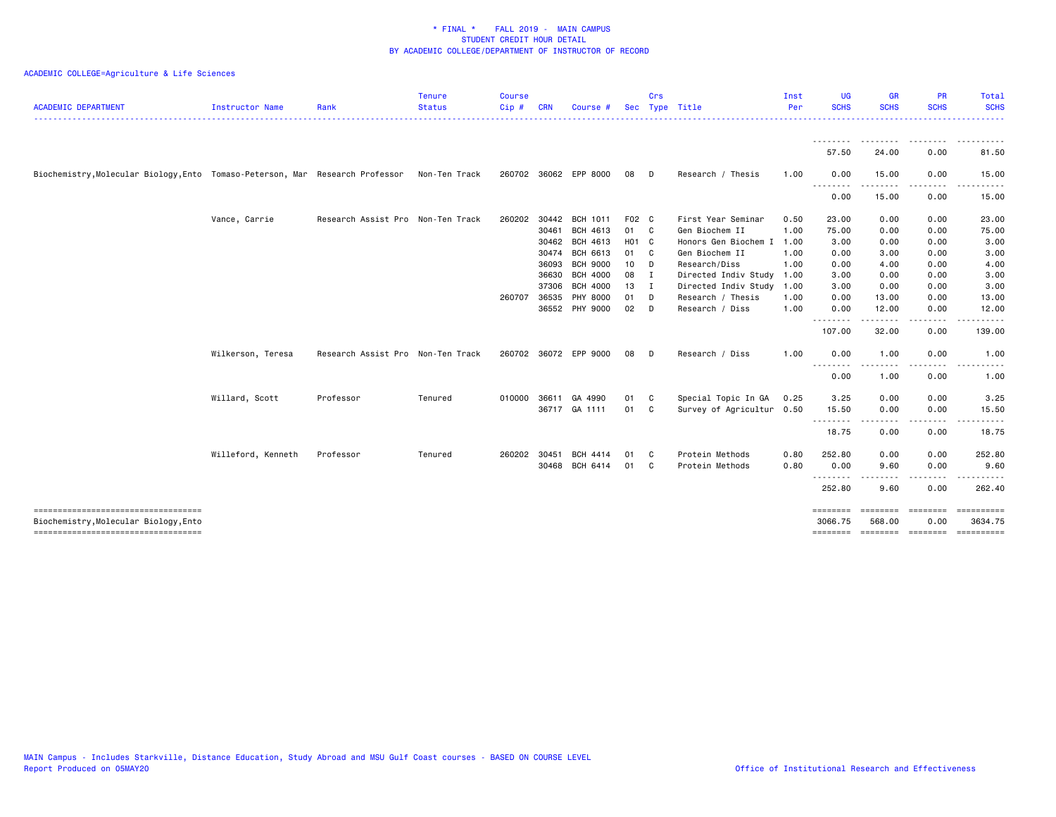* FINAL * FALL 2019 - MAIN CAMPUS
STUDENT CREDIT HOUR DETAIL
BY ACADEMIC COLLEGE/DEPARTMENT OF INSTRUCTOR OF RECORD

ACADEMIC COLLEGE=Agriculture & Life Sciences

| ACADEMIC DEPARTMENT | Instructor Name | Rank | Tenure Status | Course Cip # | CRN | Course # | Sec | Crs Type | Title | Inst Per | UG SCHS | GR SCHS | PR SCHS | Total SCHS |
|---|---|---|---|---|---|---|---|---|---|---|---|---|---|---|
| | | | | | | | | | | | 57.50 | 24.00 | 0.00 | 81.50 |
| Biochemistry,Molecular Biology,Ento | Tomaso-Peterson, Mar | Research Professor | Non-Ten Track | 260702 | 36062 | EPP 8000 | 08 | D | Research / Thesis | 1.00 | 0.00 | 15.00 | 0.00 | 15.00 |
| | | | | | | | | | | | 0.00 | 15.00 | 0.00 | 15.00 |
| | Vance, Carrie | Research Assist Pro | Non-Ten Track | 260202 | 30442 | BCH 1011 | F02 | C | First Year Seminar | 0.50 | 23.00 | 0.00 | 0.00 | 23.00 |
| | | | | | 30461 | BCH 4613 | 01 | C | Gen Biochem II | 1.00 | 75.00 | 0.00 | 0.00 | 75.00 |
| | | | | | 30462 | BCH 4613 | H01 | C | Honors Gen Biochem I | 1.00 | 3.00 | 0.00 | 0.00 | 3.00 |
| | | | | | 30474 | BCH 6613 | 01 | C | Gen Biochem II | 1.00 | 0.00 | 3.00 | 0.00 | 3.00 |
| | | | | | 36093 | BCH 9000 | 10 | D | Research/Diss | 1.00 | 0.00 | 4.00 | 0.00 | 4.00 |
| | | | | | 36630 | BCH 4000 | 08 | I | Directed Indiv Study | 1.00 | 3.00 | 0.00 | 0.00 | 3.00 |
| | | | | | 37306 | BCH 4000 | 13 | I | Directed Indiv Study | 1.00 | 3.00 | 0.00 | 0.00 | 3.00 |
| | | | | 260707 | 36535 | PHY 8000 | 01 | D | Research / Thesis | 1.00 | 0.00 | 13.00 | 0.00 | 13.00 |
| | | | | | 36552 | PHY 9000 | 02 | D | Research / Diss | 1.00 | 0.00 | 12.00 | 0.00 | 12.00 |
| | | | | | | | | | | | 107.00 | 32.00 | 0.00 | 139.00 |
| | Wilkerson, Teresa | Research Assist Pro | Non-Ten Track | 260702 | 36072 | EPP 9000 | 08 | D | Research / Diss | 1.00 | 0.00 | 1.00 | 0.00 | 1.00 |
| | | | | | | | | | | | 0.00 | 1.00 | 0.00 | 1.00 |
| | Willard, Scott | Professor | Tenured | 010000 | 36611 | GA 4990 | 01 | C | Special Topic In GA | 0.25 | 3.25 | 0.00 | 0.00 | 3.25 |
| | | | | | 36717 | GA 1111 | 01 | C | Survey of Agricultur | 0.50 | 15.50 | 0.00 | 0.00 | 15.50 |
| | | | | | | | | | | | 18.75 | 0.00 | 0.00 | 18.75 |
| | Willeford, Kenneth | Professor | Tenured | 260202 | 30451 | BCH 4414 | 01 | C | Protein Methods | 0.80 | 252.80 | 0.00 | 0.00 | 252.80 |
| | | | | | 30468 | BCH 6414 | 01 | C | Protein Methods | 0.80 | 0.00 | 9.60 | 0.00 | 9.60 |
| | | | | | | | | | | | 252.80 | 9.60 | 0.00 | 262.40 |
| Biochemistry,Molecular Biology,Ento | | | | | | | | | | | 3066.75 | 568.00 | 0.00 | 3634.75 |

MAIN Campus - Includes Starkville, Distance Education, Study Abroad and MSU Gulf Coast courses - BASED ON COURSE LEVEL
Report Produced on 05MAY20

Office of Institutional Research and Effectiveness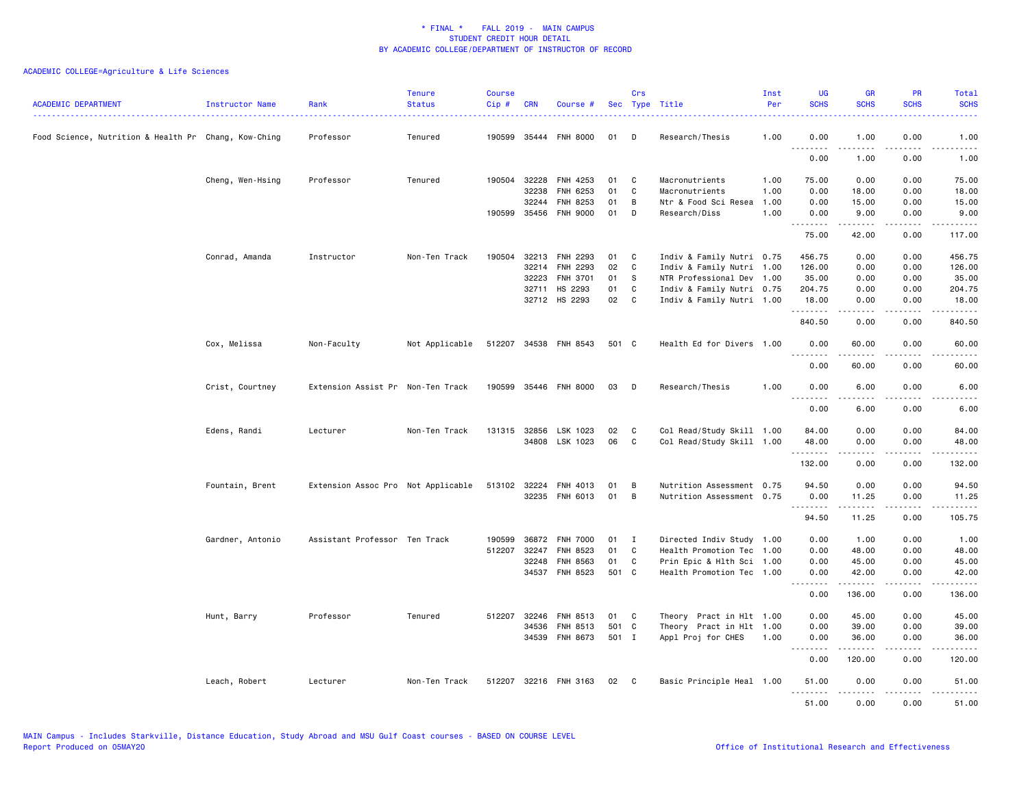\* FINAL \* FALL 2019 - MAIN CAMPUS
STUDENT CREDIT HOUR DETAIL
BY ACADEMIC COLLEGE/DEPARTMENT OF INSTRUCTOR OF RECORD

ACADEMIC COLLEGE=Agriculture & Life Sciences

| ACADEMIC DEPARTMENT | Instructor Name | Rank | Tenure Status | Course Cip # | CRN | Course # | Sec | Crs Type | Title | Inst Per | UG SCHS | GR SCHS | PR SCHS | Total SCHS |
|---|---|---|---|---|---|---|---|---|---|---|---|---|---|---|
| Food Science, Nutrition & Health Pr | Chang, Kow-Ching | Professor | Tenured | 190599 | 35444 | FNH 8000 | 01 | D | Research/Thesis | 1.00 | 0.00 | 1.00 | 0.00 | 1.00 |
| | | | | | | | | | | | 0.00 | 1.00 | 0.00 | 1.00 |
| | Cheng, Wen-Hsing | Professor | Tenured | 190504 | 32228 | FNH 4253 | 01 | C | Macronutrients | 1.00 | 75.00 | 0.00 | 0.00 | 75.00 |
| | | | | | 32238 | FNH 6253 | 01 | C | Macronutrients | 1.00 | 0.00 | 18.00 | 0.00 | 18.00 |
| | | | | | 32244 | FNH 8253 | 01 | B | Ntr & Food Sci Resea | 1.00 | 0.00 | 15.00 | 0.00 | 15.00 |
| | | | | 190599 | 35456 | FNH 9000 | 01 | D | Research/Diss | 1.00 | 0.00 | 9.00 | 0.00 | 9.00 |
| | | | | | | | | | | | 75.00 | 42.00 | 0.00 | 117.00 |
| | Conrad, Amanda | Instructor | Non-Ten Track | 190504 | 32213 | FNH 2293 | 01 | C | Indiv & Family Nutri | 0.75 | 456.75 | 0.00 | 0.00 | 456.75 |
| | | | | | 32214 | FNH 2293 | 02 | C | Indiv & Family Nutri | 1.00 | 126.00 | 0.00 | 0.00 | 126.00 |
| | | | | | 32223 | FNH 3701 | 01 | S | NTR Professional Dev | 1.00 | 35.00 | 0.00 | 0.00 | 35.00 |
| | | | | | 32711 | HS 2293 | 01 | C | Indiv & Family Nutri | 0.75 | 204.75 | 0.00 | 0.00 | 204.75 |
| | | | | | 32712 | HS 2293 | 02 | C | Indiv & Family Nutri | 1.00 | 18.00 | 0.00 | 0.00 | 18.00 |
| | | | | | | | | | | | 840.50 | 0.00 | 0.00 | 840.50 |
| | Cox, Melissa | Non-Faculty | Not Applicable | 512207 | 34538 | FNH 8543 | 501 | C | Health Ed for Divers | 1.00 | 0.00 | 60.00 | 0.00 | 60.00 |
| | | | | | | | | | | | 0.00 | 60.00 | 0.00 | 60.00 |
| | Crist, Courtney | Extension Assist Pr | Non-Ten Track | 190599 | 35446 | FNH 8000 | 03 | D | Research/Thesis | 1.00 | 0.00 | 6.00 | 0.00 | 6.00 |
| | | | | | | | | | | | 0.00 | 6.00 | 0.00 | 6.00 |
| | Edens, Randi | Lecturer | Non-Ten Track | 131315 | 32856 | LSK 1023 | 02 | C | Col Read/Study Skill | 1.00 | 84.00 | 0.00 | 0.00 | 84.00 |
| | | | | | 34808 | LSK 1023 | 06 | C | Col Read/Study Skill | 1.00 | 48.00 | 0.00 | 0.00 | 48.00 |
| | | | | | | | | | | | 132.00 | 0.00 | 0.00 | 132.00 |
| | Fountain, Brent | Extension Assoc Pro | Not Applicable | 513102 | 32224 | FNH 4013 | 01 | B | Nutrition Assessment | 0.75 | 94.50 | 0.00 | 0.00 | 94.50 |
| | | | | | 32235 | FNH 6013 | 01 | B | Nutrition Assessment | 0.75 | 0.00 | 11.25 | 0.00 | 11.25 |
| | | | | | | | | | | | 94.50 | 11.25 | 0.00 | 105.75 |
| | Gardner, Antonio | Assistant Professor | Ten Track | 190599 | 36872 | FNH 7000 | 01 | I | Directed Indiv Study | 1.00 | 0.00 | 1.00 | 0.00 | 1.00 |
| | | | | 512207 | 32247 | FNH 8523 | 01 | C | Health Promotion Tec | 1.00 | 0.00 | 48.00 | 0.00 | 48.00 |
| | | | | | 32248 | FNH 8563 | 01 | C | Prin Epic & Hlth Sci | 1.00 | 0.00 | 45.00 | 0.00 | 45.00 |
| | | | | | 34537 | FNH 8523 | 501 | C | Health Promotion Tec | 1.00 | 0.00 | 42.00 | 0.00 | 42.00 |
| | | | | | | | | | | | 0.00 | 136.00 | 0.00 | 136.00 |
| | Hunt, Barry | Professor | Tenured | 512207 | 32246 | FNH 8513 | 01 | C | Theory Pract in Hlt | 1.00 | 0.00 | 45.00 | 0.00 | 45.00 |
| | | | | | 34536 | FNH 8513 | 501 | C | Theory Pract in Hlt | 1.00 | 0.00 | 39.00 | 0.00 | 39.00 |
| | | | | | 34539 | FNH 8673 | 501 | I | Appl Proj for CHES | 1.00 | 0.00 | 36.00 | 0.00 | 36.00 |
| | | | | | | | | | | | 0.00 | 120.00 | 0.00 | 120.00 |
| | Leach, Robert | Lecturer | Non-Ten Track | 512207 | 32216 | FNH 3163 | 02 | C | Basic Principle Heal | 1.00 | 51.00 | 0.00 | 0.00 | 51.00 |
| | | | | | | | | | | | 51.00 | 0.00 | 0.00 | 51.00 |

MAIN Campus - Includes Starkville, Distance Education, Study Abroad and MSU Gulf Coast courses - BASED ON COURSE LEVEL
Report Produced on 05MAY20 Office of Institutional Research and Effectiveness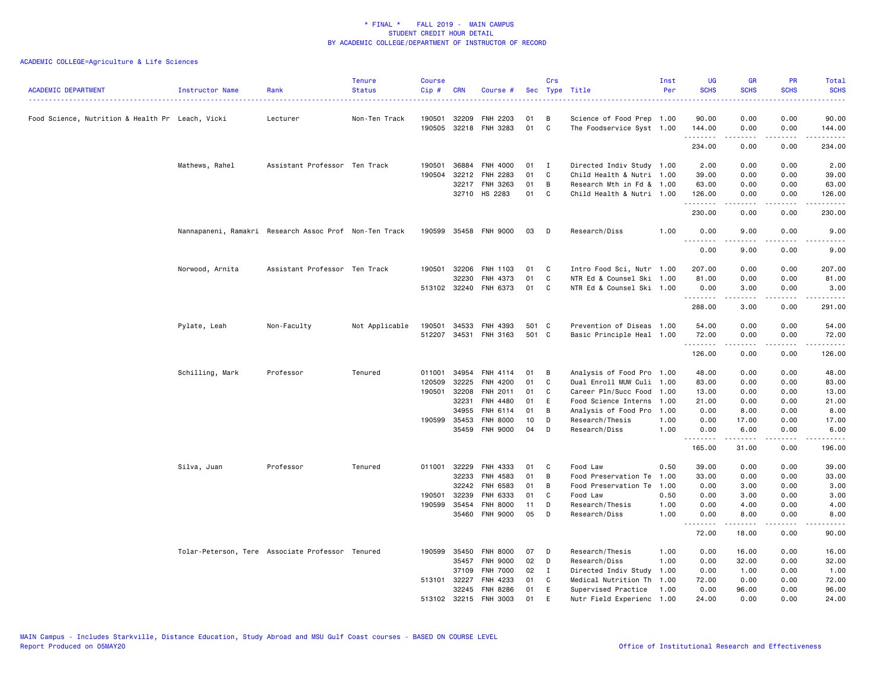\* FINAL \* FALL 2019 - MAIN CAMPUS
STUDENT CREDIT HOUR DETAIL
BY ACADEMIC COLLEGE/DEPARTMENT OF INSTRUCTOR OF RECORD

ACADEMIC COLLEGE=Agriculture & Life Sciences

| ACADEMIC DEPARTMENT | Instructor Name | Rank | Tenure Status | Course Cip # | CRN | Course # | Sec | Crs Type | Title | Inst Per | UG SCHS | GR SCHS | PR SCHS | Total SCHS |
|---|---|---|---|---|---|---|---|---|---|---|---|---|---|---|
| Food Science, Nutrition & Health Pr | Leach, Vicki | Lecturer | Non-Ten Track | 190501 | 32209 | FNH 2203 | 01 | B | Science of Food Prep | 1.00 | 90.00 | 0.00 | 0.00 | 90.00 |
| | | | | 190505 | 32218 | FNH 3283 | 01 | C | The Foodservice Syst | 1.00 | 144.00 | 0.00 | 0.00 | 144.00 |
| | | | | | | | | | | | 234.00 | 0.00 | 0.00 | 234.00 |
| | Mathews, Rahel | Assistant Professor | Ten Track | 190501 | 36884 | FNH 4000 | 01 | I | Directed Indiv Study | 1.00 | 2.00 | 0.00 | 0.00 | 2.00 |
| | | | | 190504 | 32212 | FNH 2283 | 01 | C | Child Health & Nutri | 1.00 | 39.00 | 0.00 | 0.00 | 39.00 |
| | | | | | 32217 | FNH 3263 | 01 | B | Research Mth in Fd & | 1.00 | 63.00 | 0.00 | 0.00 | 63.00 |
| | | | | | 32710 | HS 2283 | 01 | C | Child Health & Nutri | 1.00 | 126.00 | 0.00 | 0.00 | 126.00 |
| | | | | | | | | | | | 230.00 | 0.00 | 0.00 | 230.00 |
| | Nannapaneni, Ramakri | Research Assoc Prof | Non-Ten Track | 190599 | 35458 | FNH 9000 | 03 | D | Research/Diss | 1.00 | 0.00 | 9.00 | 0.00 | 9.00 |
| | | | | | | | | | | | 0.00 | 9.00 | 0.00 | 9.00 |
| | Norwood, Arnita | Assistant Professor | Ten Track | 190501 | 32206 | FNH 1103 | 01 | C | Intro Food Sci, Nutr | 1.00 | 207.00 | 0.00 | 0.00 | 207.00 |
| | | | | | 32230 | FNH 4373 | 01 | C | NTR Ed & Counsel Ski | 1.00 | 81.00 | 0.00 | 0.00 | 81.00 |
| | | | | 513102 | 32240 | FNH 6373 | 01 | C | NTR Ed & Counsel Ski | 1.00 | 0.00 | 3.00 | 0.00 | 3.00 |
| | | | | | | | | | | | 288.00 | 3.00 | 0.00 | 291.00 |
| | Pylate, Leah | Non-Faculty | Not Applicable | 190501 | 34533 | FNH 4393 | 501 | C | Prevention of Diseas | 1.00 | 54.00 | 0.00 | 0.00 | 54.00 |
| | | | | 512207 | 34531 | FNH 3163 | 501 | C | Basic Principle Heal | 1.00 | 72.00 | 0.00 | 0.00 | 72.00 |
| | | | | | | | | | | | 126.00 | 0.00 | 0.00 | 126.00 |
| | Schilling, Mark | Professor | Tenured | 011001 | 34954 | FNH 4114 | 01 | B | Analysis of Food Pro | 1.00 | 48.00 | 0.00 | 0.00 | 48.00 |
| | | | | 120509 | 32225 | FNH 4200 | 01 | C | Dual Enroll MUW Culi | 1.00 | 83.00 | 0.00 | 0.00 | 83.00 |
| | | | | 190501 | 32208 | FNH 2011 | 01 | C | Career Pln/Succ Food | 1.00 | 13.00 | 0.00 | 0.00 | 13.00 |
| | | | | | 32231 | FNH 4480 | 01 | E | Food Science Interns | 1.00 | 21.00 | 0.00 | 0.00 | 21.00 |
| | | | | | 34955 | FNH 6114 | 01 | B | Analysis of Food Pro | 1.00 | 0.00 | 8.00 | 0.00 | 8.00 |
| | | | | 190599 | 35453 | FNH 8000 | 10 | D | Research/Thesis | 1.00 | 0.00 | 17.00 | 0.00 | 17.00 |
| | | | | | 35459 | FNH 9000 | 04 | D | Research/Diss | 1.00 | 0.00 | 6.00 | 0.00 | 6.00 |
| | | | | | | | | | | | 165.00 | 31.00 | 0.00 | 196.00 |
| | Silva, Juan | Professor | Tenured | 011001 | 32229 | FNH 4333 | 01 | C | Food Law | 0.50 | 39.00 | 0.00 | 0.00 | 39.00 |
| | | | | | 32233 | FNH 4583 | 01 | B | Food Preservation Te | 1.00 | 33.00 | 0.00 | 0.00 | 33.00 |
| | | | | | 32242 | FNH 6583 | 01 | B | Food Preservation Te | 1.00 | 0.00 | 3.00 | 0.00 | 3.00 |
| | | | | 190501 | 32239 | FNH 6333 | 01 | C | Food Law | 0.50 | 0.00 | 3.00 | 0.00 | 3.00 |
| | | | | 190599 | 35454 | FNH 8000 | 11 | D | Research/Thesis | 1.00 | 0.00 | 4.00 | 0.00 | 4.00 |
| | | | | | 35460 | FNH 9000 | 05 | D | Research/Diss | 1.00 | 0.00 | 8.00 | 0.00 | 8.00 |
| | | | | | | | | | | | 72.00 | 18.00 | 0.00 | 90.00 |
| | Tolar-Peterson, Tere | Associate Professor | Tenured | 190599 | 35450 | FNH 8000 | 07 | D | Research/Thesis | 1.00 | 0.00 | 16.00 | 0.00 | 16.00 |
| | | | | | 35457 | FNH 9000 | 02 | D | Research/Diss | 1.00 | 0.00 | 32.00 | 0.00 | 32.00 |
| | | | | | 37109 | FNH 7000 | 02 | I | Directed Indiv Study | 1.00 | 0.00 | 1.00 | 0.00 | 1.00 |
| | | | | 513101 | 32227 | FNH 4233 | 01 | C | Medical Nutrition Th | 1.00 | 72.00 | 0.00 | 0.00 | 72.00 |
| | | | | | 32245 | FNH 8286 | 01 | E | Supervised Practice | 1.00 | 0.00 | 96.00 | 0.00 | 96.00 |
| | | | | 513102 | 32215 | FNH 3003 | 01 | E | Nutr Field Experienc | 1.00 | 24.00 | 0.00 | 0.00 | 24.00 |

MAIN Campus - Includes Starkville, Distance Education, Study Abroad and MSU Gulf Coast courses - BASED ON COURSE LEVEL
Report Produced on 05MAY20 | Office of Institutional Research and Effectiveness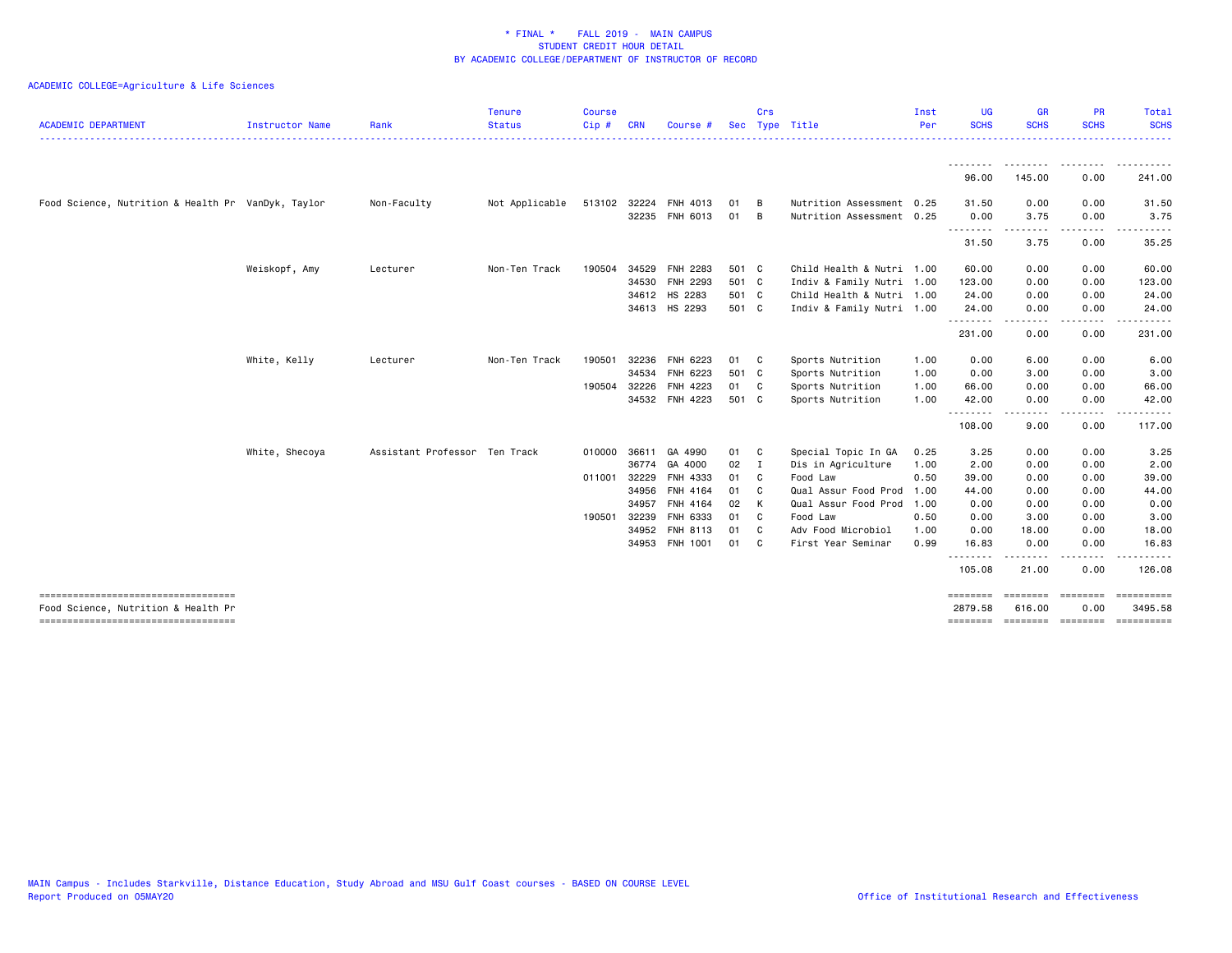\* FINAL \* FALL 2019 - MAIN CAMPUS
STUDENT CREDIT HOUR DETAIL
BY ACADEMIC COLLEGE/DEPARTMENT OF INSTRUCTOR OF RECORD

ACADEMIC COLLEGE=Agriculture & Life Sciences

| ACADEMIC DEPARTMENT | Instructor Name | Rank | Tenure Status | Course Cip # | CRN | Course # | Sec | Crs Type | Title | Inst Per | UG SCHS | GR SCHS | PR SCHS | Total SCHS |
|---|---|---|---|---|---|---|---|---|---|---|---|---|---|---|
| | | | | | | | | | | | 96.00 | 145.00 | 0.00 | 241.00 |
| Food Science, Nutrition & Health Pr | VanDyk, Taylor | Non-Faculty | Not Applicable | 513102 | 32224 | FNH 4013 | 01 | B | Nutrition Assessment | 0.25 | 31.50 | 0.00 | 0.00 | 31.50 |
| | | | | | 32235 | FNH 6013 | 01 | B | Nutrition Assessment | 0.25 | 0.00 | 3.75 | 0.00 | 3.75 |
| | | | | | | | | | | | 31.50 | 3.75 | 0.00 | 35.25 |
| | Weiskopf, Amy | Lecturer | Non-Ten Track | 190504 | 34529 | FNH 2283 | 501 | C | Child Health & Nutri | 1.00 | 60.00 | 0.00 | 0.00 | 60.00 |
| | | | | | 34530 | FNH 2293 | 501 | C | Indiv & Family Nutri | 1.00 | 123.00 | 0.00 | 0.00 | 123.00 |
| | | | | | 34612 | HS 2283 | 501 | C | Child Health & Nutri | 1.00 | 24.00 | 0.00 | 0.00 | 24.00 |
| | | | | | 34613 | HS 2293 | 501 | C | Indiv & Family Nutri | 1.00 | 24.00 | 0.00 | 0.00 | 24.00 |
| | | | | | | | | | | | 231.00 | 0.00 | 0.00 | 231.00 |
| | White, Kelly | Lecturer | Non-Ten Track | 190501 | 32236 | FNH 6223 | 01 | C | Sports Nutrition | 1.00 | 0.00 | 6.00 | 0.00 | 6.00 |
| | | | | | 34534 | FNH 6223 | 501 | C | Sports Nutrition | 1.00 | 0.00 | 3.00 | 0.00 | 3.00 |
| | | | | 190504 | 32226 | FNH 4223 | 01 | C | Sports Nutrition | 1.00 | 66.00 | 0.00 | 0.00 | 66.00 |
| | | | | | 34532 | FNH 4223 | 501 | C | Sports Nutrition | 1.00 | 42.00 | 0.00 | 0.00 | 42.00 |
| | | | | | | | | | | | 108.00 | 9.00 | 0.00 | 117.00 |
| | White, Shecoya | Assistant Professor | Ten Track | 010000 | 36611 | GA 4990 | 01 | C | Special Topic In GA | 0.25 | 3.25 | 0.00 | 0.00 | 3.25 |
| | | | | | 36774 | GA 4000 | 02 | I | Dis in Agriculture | 1.00 | 2.00 | 0.00 | 0.00 | 2.00 |
| | | | | 011001 | 32229 | FNH 4333 | 01 | C | Food Law | 0.50 | 39.00 | 0.00 | 0.00 | 39.00 |
| | | | | | 34956 | FNH 4164 | 01 | C | Qual Assur Food Prod | 1.00 | 44.00 | 0.00 | 0.00 | 44.00 |
| | | | | | 34957 | FNH 4164 | 02 | K | Qual Assur Food Prod | 1.00 | 0.00 | 0.00 | 0.00 | 0.00 |
| | | | | 190501 | 32239 | FNH 6333 | 01 | C | Food Law | 0.50 | 0.00 | 3.00 | 0.00 | 3.00 |
| | | | | | 34952 | FNH 8113 | 01 | C | Adv Food Microbiol | 1.00 | 0.00 | 18.00 | 0.00 | 18.00 |
| | | | | | 34953 | FNH 1001 | 01 | C | First Year Seminar | 0.99 | 16.83 | 0.00 | 0.00 | 16.83 |
| | | | | | | | | | | | 105.08 | 21.00 | 0.00 | 126.08 |
| Food Science, Nutrition & Health Pr | | | | | | | | | | | 2879.58 | 616.00 | 0.00 | 3495.58 |

MAIN Campus - Includes Starkville, Distance Education, Study Abroad and MSU Gulf Coast courses - BASED ON COURSE LEVEL
Report Produced on 05MAY20

Office of Institutional Research and Effectiveness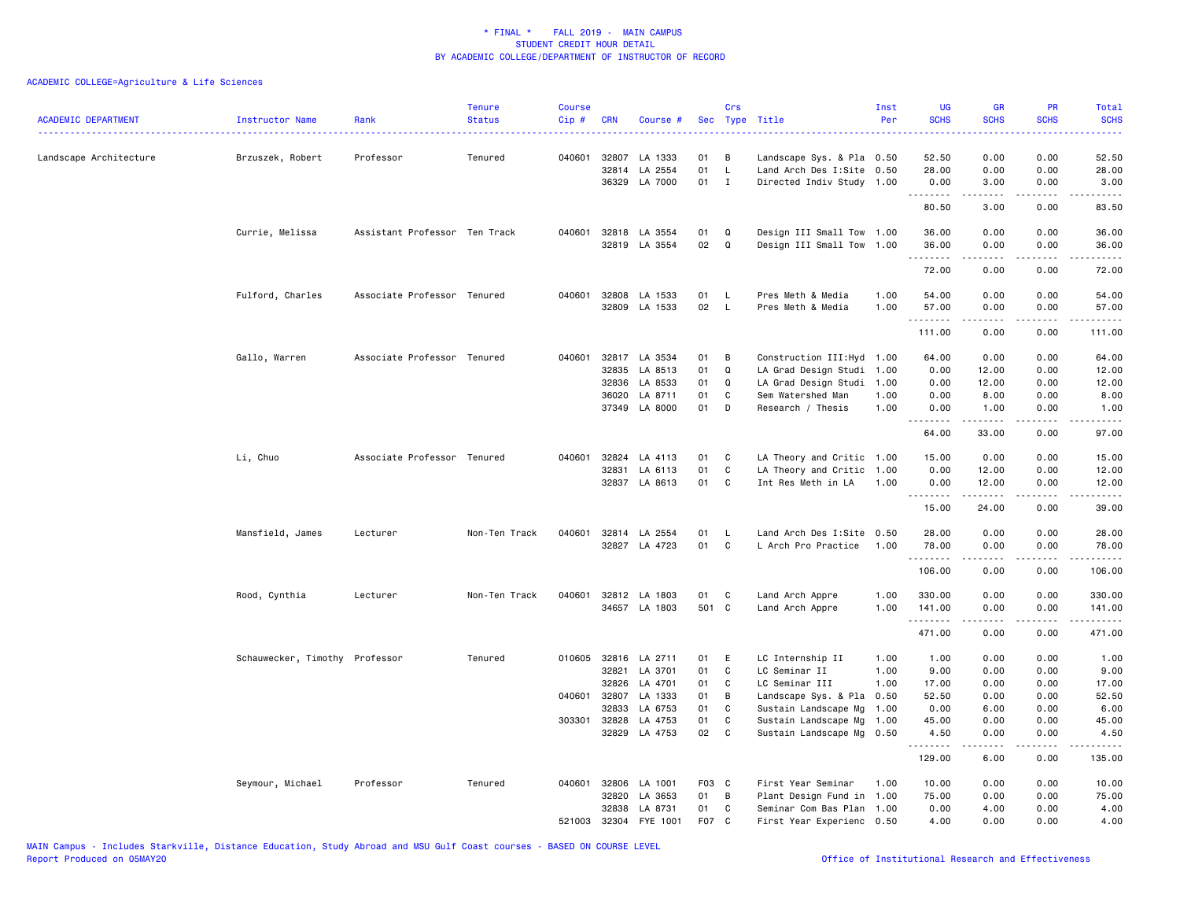# * FINAL * FALL 2019 - MAIN CAMPUS
## STUDENT CREDIT HOUR DETAIL
## BY ACADEMIC COLLEGE/DEPARTMENT OF INSTRUCTOR OF RECORD

ACADEMIC COLLEGE=Agriculture & Life Sciences

| ACADEMIC DEPARTMENT | Instructor Name | Rank | Tenure Status | Course Cip # | CRN | Course # | Sec | Crs Type | Title | Inst Per | UG SCHS | GR SCHS | PR SCHS | Total SCHS |
|---|---|---|---|---|---|---|---|---|---|---|---|---|---|---|
| Landscape Architecture | Brzuszek, Robert | Professor | Tenured | 040601 | 32807 | LA 1333 | 01 | B | Landscape Sys. & Pla | 0.50 | 52.50 | 0.00 | 0.00 | 52.50 |
| | | | | | 32814 | LA 2554 | 01 | L | Land Arch Des I:Site | 0.50 | 28.00 | 0.00 | 0.00 | 28.00 |
| | | | | | 36329 | LA 7000 | 01 | I | Directed Indiv Study | 1.00 | 0.00 | 3.00 | 0.00 | 3.00 |
| | | | | | | | | | | | 80.50 | 3.00 | 0.00 | 83.50 |
| | Currie, Melissa | Assistant Professor | Ten Track | 040601 | 32818 | LA 3554 | 01 | Q | Design III Small Tow | 1.00 | 36.00 | 0.00 | 0.00 | 36.00 |
| | | | | | 32819 | LA 3554 | 02 | Q | Design III Small Tow | 1.00 | 36.00 | 0.00 | 0.00 | 36.00 |
| | | | | | | | | | | | 72.00 | 0.00 | 0.00 | 72.00 |
| | Fulford, Charles | Associate Professor | Tenured | 040601 | 32808 | LA 1533 | 01 | L | Pres Meth & Media | 1.00 | 54.00 | 0.00 | 0.00 | 54.00 |
| | | | | | 32809 | LA 1533 | 02 | L | Pres Meth & Media | 1.00 | 57.00 | 0.00 | 0.00 | 57.00 |
| | | | | | | | | | | | 111.00 | 0.00 | 0.00 | 111.00 |
| | Gallo, Warren | Associate Professor | Tenured | 040601 | 32817 | LA 3534 | 01 | B | Construction III:Hyd | 1.00 | 64.00 | 0.00 | 0.00 | 64.00 |
| | | | | | 32835 | LA 8513 | 01 | Q | LA Grad Design Studi | 1.00 | 0.00 | 12.00 | 0.00 | 12.00 |
| | | | | | 32836 | LA 8533 | 01 | Q | LA Grad Design Studi | 1.00 | 0.00 | 12.00 | 0.00 | 12.00 |
| | | | | | 36020 | LA 8711 | 01 | C | Sem Watershed Man | 1.00 | 0.00 | 8.00 | 0.00 | 8.00 |
| | | | | | 37349 | LA 8000 | 01 | D | Research / Thesis | 1.00 | 0.00 | 1.00 | 0.00 | 1.00 |
| | | | | | | | | | | | 64.00 | 33.00 | 0.00 | 97.00 |
| | Li, Chuo | Associate Professor | Tenured | 040601 | 32824 | LA 4113 | 01 | C | LA Theory and Critic | 1.00 | 15.00 | 0.00 | 0.00 | 15.00 |
| | | | | | 32831 | LA 6113 | 01 | C | LA Theory and Critic | 1.00 | 0.00 | 12.00 | 0.00 | 12.00 |
| | | | | | 32837 | LA 8613 | 01 | C | Int Res Meth in LA | 1.00 | 0.00 | 12.00 | 0.00 | 12.00 |
| | | | | | | | | | | | 15.00 | 24.00 | 0.00 | 39.00 |
| | Mansfield, James | Lecturer | Non-Ten Track | 040601 | 32814 | LA 2554 | 01 | L | Land Arch Des I:Site | 0.50 | 28.00 | 0.00 | 0.00 | 28.00 |
| | | | | | 32827 | LA 4723 | 01 | C | L Arch Pro Practice | 1.00 | 78.00 | 0.00 | 0.00 | 78.00 |
| | | | | | | | | | | | 106.00 | 0.00 | 0.00 | 106.00 |
| | Rood, Cynthia | Lecturer | Non-Ten Track | 040601 | 32812 | LA 1803 | 01 | C | Land Arch Appre | 1.00 | 330.00 | 0.00 | 0.00 | 330.00 |
| | | | | | 34657 | LA 1803 | 501 | C | Land Arch Appre | 1.00 | 141.00 | 0.00 | 0.00 | 141.00 |
| | | | | | | | | | | | 471.00 | 0.00 | 0.00 | 471.00 |
| | Schauwecker, Timothy | Professor | Tenured | 010605 | 32816 | LA 2711 | 01 | E | LC Internship II | 1.00 | 1.00 | 0.00 | 0.00 | 1.00 |
| | | | | | 32821 | LA 3701 | 01 | C | LC Seminar II | 1.00 | 9.00 | 0.00 | 0.00 | 9.00 |
| | | | | | 32826 | LA 4701 | 01 | C | LC Seminar III | 1.00 | 17.00 | 0.00 | 0.00 | 17.00 |
| | | | | 040601 | 32807 | LA 1333 | 01 | B | Landscape Sys. & Pla | 0.50 | 52.50 | 0.00 | 0.00 | 52.50 |
| | | | | | 32833 | LA 6753 | 01 | C | Sustain Landscape Mg | 1.00 | 0.00 | 6.00 | 0.00 | 6.00 |
| | | | | 303301 | 32828 | LA 4753 | 01 | C | Sustain Landscape Mg | 1.00 | 45.00 | 0.00 | 0.00 | 45.00 |
| | | | | | 32829 | LA 4753 | 02 | C | Sustain Landscape Mg | 0.50 | 4.50 | 0.00 | 0.00 | 4.50 |
| | | | | | | | | | | | 129.00 | 6.00 | 0.00 | 135.00 |
| | Seymour, Michael | Professor | Tenured | 040601 | 32806 | LA 1001 | F03 | C | First Year Seminar | 1.00 | 10.00 | 0.00 | 0.00 | 10.00 |
| | | | | | 32820 | LA 3653 | 01 | B | Plant Design Fund in | 1.00 | 75.00 | 0.00 | 0.00 | 75.00 |
| | | | | | 32838 | LA 8731 | 01 | C | Seminar Com Bas Plan | 1.00 | 0.00 | 4.00 | 0.00 | 4.00 |
| | | | | 521003 | 32304 | FYE 1001 | F07 | C | First Year Experienc | 0.50 | 4.00 | 0.00 | 0.00 | 4.00 |

MAIN Campus - Includes Starkville, Distance Education, Study Abroad and MSU Gulf Coast courses - BASED ON COURSE LEVEL
Report Produced on 05MAY20 Office of Institutional Research and Effectiveness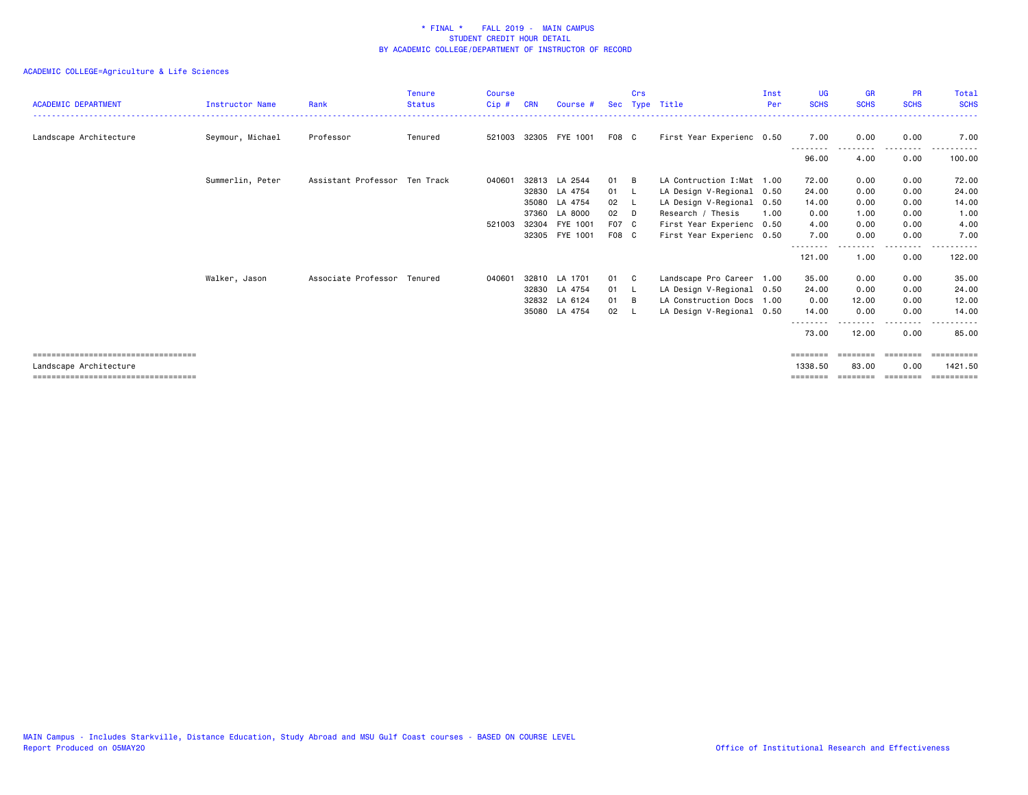# * FINAL * FALL 2019 - MAIN CAMPUS
## STUDENT CREDIT HOUR DETAIL
## BY ACADEMIC COLLEGE/DEPARTMENT OF INSTRUCTOR OF RECORD

ACADEMIC COLLEGE=Agriculture & Life Sciences

| ACADEMIC DEPARTMENT | Instructor Name | Rank | Tenure Status | Course Cip # | CRN | Course # | Sec | Crs Type | Title | Inst Per | UG SCHS | GR SCHS | PR SCHS | Total SCHS |
|---|---|---|---|---|---|---|---|---|---|---|---|---|---|---|
| Landscape Architecture | Seymour, Michael | Professor | Tenured | 521003 | 32305 | FYE 1001 | F08 | C | First Year Experienc | 0.50 | 7.00 | 0.00 | 0.00 | 7.00 |
| | | | | | | | | | | | 96.00 | 4.00 | 0.00 | 100.00 |
| | Summerlin, Peter | Assistant Professor | Ten Track | 040601 | 32813 | LA 2544 | 01 | B | LA Contruction I:Mat | 1.00 | 72.00 | 0.00 | 0.00 | 72.00 |
| | | | | | 32830 | LA 4754 | 01 | L | LA Design V-Regional | 0.50 | 24.00 | 0.00 | 0.00 | 24.00 |
| | | | | | 35080 | LA 4754 | 02 | L | LA Design V-Regional | 0.50 | 14.00 | 0.00 | 0.00 | 14.00 |
| | | | | | 37360 | LA 8000 | 02 | D | Research / Thesis | 1.00 | 0.00 | 1.00 | 0.00 | 1.00 |
| | | | | 521003 | 32304 | FYE 1001 | F07 | C | First Year Experienc | 0.50 | 4.00 | 0.00 | 0.00 | 4.00 |
| | | | | | 32305 | FYE 1001 | F08 | C | First Year Experienc | 0.50 | 7.00 | 0.00 | 0.00 | 7.00 |
| | | | | | | | | | | | 121.00 | 1.00 | 0.00 | 122.00 |
| | Walker, Jason | Associate Professor | Tenured | 040601 | 32810 | LA 1701 | 01 | C | Landscape Pro Career | 1.00 | 35.00 | 0.00 | 0.00 | 35.00 |
| | | | | | 32830 | LA 4754 | 01 | L | LA Design V-Regional | 0.50 | 24.00 | 0.00 | 0.00 | 24.00 |
| | | | | | 32832 | LA 6124 | 01 | B | LA Construction Docs | 1.00 | 0.00 | 12.00 | 0.00 | 12.00 |
| | | | | | 35080 | LA 4754 | 02 | L | LA Design V-Regional | 0.50 | 14.00 | 0.00 | 0.00 | 14.00 |
| | | | | | | | | | | | 73.00 | 12.00 | 0.00 | 85.00 |
| Landscape Architecture | | | | | | | | | | | 1338.50 | 83.00 | 0.00 | 1421.50 |

MAIN Campus - Includes Starkville, Distance Education, Study Abroad and MSU Gulf Coast courses - BASED ON COURSE LEVEL
Report Produced on 05MAY20

Office of Institutional Research and Effectiveness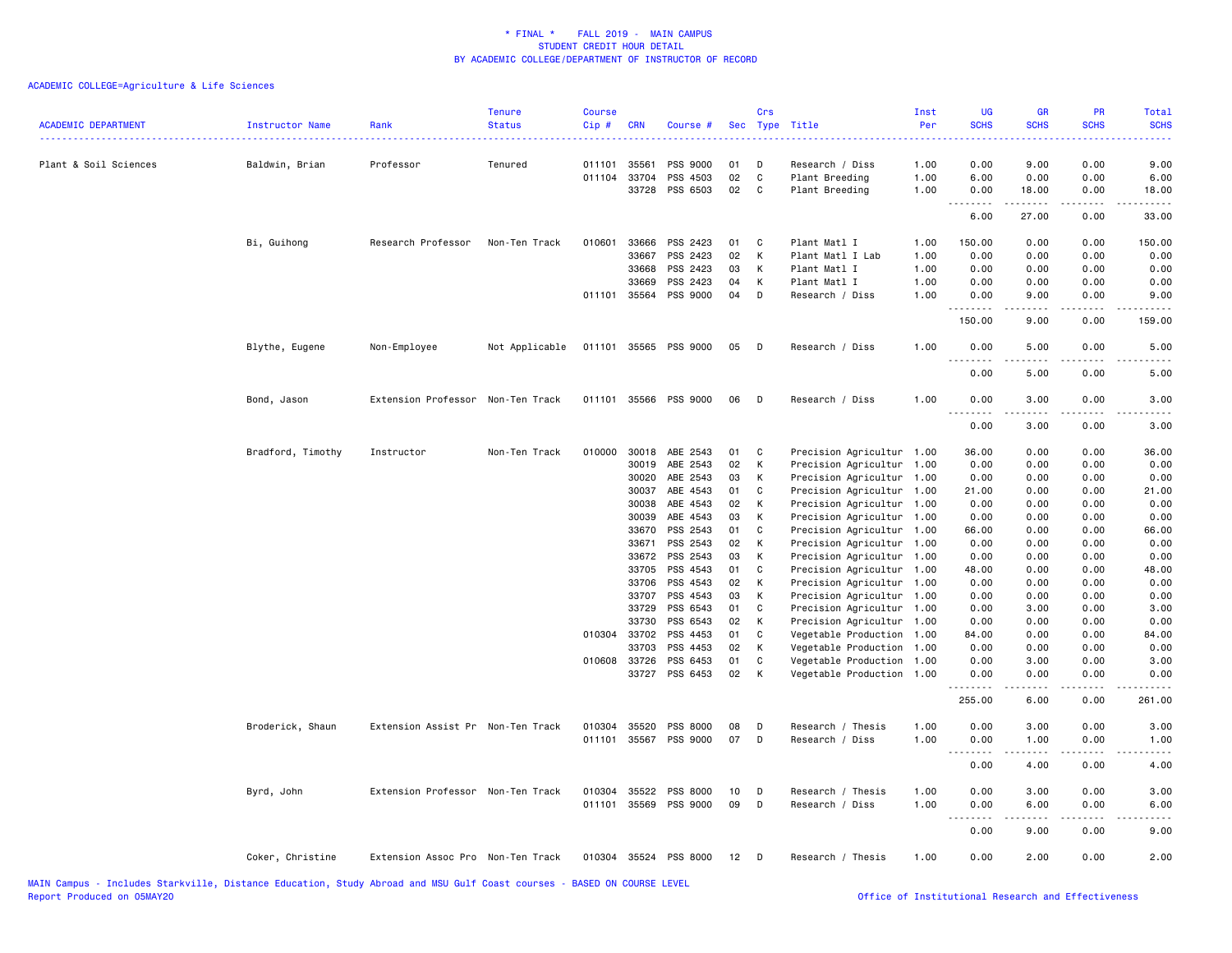\* FINAL \* FALL 2019 - MAIN CAMPUS
STUDENT CREDIT HOUR DETAIL
BY ACADEMIC COLLEGE/DEPARTMENT OF INSTRUCTOR OF RECORD

ACADEMIC COLLEGE=Agriculture & Life Sciences

| ACADEMIC DEPARTMENT | Instructor Name | Rank | Tenure Status | Course Cip # | CRN | Course # | Sec | Crs Type | Title | Inst Per | UG SCHS | GR SCHS | PR SCHS | Total SCHS |
|---|---|---|---|---|---|---|---|---|---|---|---|---|---|---|
| Plant & Soil Sciences | Baldwin, Brian | Professor | Tenured | 011101 | 35561 | PSS 9000 | 01 | D | Research / Diss | 1.00 | 0.00 | 9.00 | 0.00 | 9.00 |
| | | | | 011104 | 33704 | PSS 4503 | 02 | C | Plant Breeding | 1.00 | 6.00 | 0.00 | 0.00 | 6.00 |
| | | | | | 33728 | PSS 6503 | 02 | C | Plant Breeding | 1.00 | 0.00 | 18.00 | 0.00 | 18.00 |
| | | | | | | | | | | | 6.00 | 27.00 | 0.00 | 33.00 |
| | Bi, Guihong | Research Professor | Non-Ten Track | 010601 | 33666 | PSS 2423 | 01 | C | Plant Matl I | 1.00 | 150.00 | 0.00 | 0.00 | 150.00 |
| | | | | | 33667 | PSS 2423 | 02 | K | Plant Matl I Lab | 1.00 | 0.00 | 0.00 | 0.00 | 0.00 |
| | | | | | 33668 | PSS 2423 | 03 | K | Plant Matl I | 1.00 | 0.00 | 0.00 | 0.00 | 0.00 |
| | | | | | 33669 | PSS 2423 | 04 | K | Plant Matl I | 1.00 | 0.00 | 0.00 | 0.00 | 0.00 |
| | | | | 011101 | 35564 | PSS 9000 | 04 | D | Research / Diss | 1.00 | 0.00 | 9.00 | 0.00 | 9.00 |
| | | | | | | | | | | | 150.00 | 9.00 | 0.00 | 159.00 |
| | Blythe, Eugene | Non-Employee | Not Applicable | 011101 | 35565 | PSS 9000 | 05 | D | Research / Diss | 1.00 | 0.00 | 5.00 | 0.00 | 5.00 |
| | | | | | | | | | | | 0.00 | 5.00 | 0.00 | 5.00 |
| | Bond, Jason | Extension Professor | Non-Ten Track | 011101 | 35566 | PSS 9000 | 06 | D | Research / Diss | 1.00 | 0.00 | 3.00 | 0.00 | 3.00 |
| | | | | | | | | | | | 0.00 | 3.00 | 0.00 | 3.00 |
| | Bradford, Timothy | Instructor | Non-Ten Track | 010000 | 30018 | ABE 2543 | 01 | C | Precision Agricultur | 1.00 | 36.00 | 0.00 | 0.00 | 36.00 |
| | | | | | 30019 | ABE 2543 | 02 | K | Precision Agricultur | 1.00 | 0.00 | 0.00 | 0.00 | 0.00 |
| | | | | | 30020 | ABE 2543 | 03 | K | Precision Agricultur | 1.00 | 0.00 | 0.00 | 0.00 | 0.00 |
| | | | | | 30037 | ABE 4543 | 01 | C | Precision Agricultur | 1.00 | 21.00 | 0.00 | 0.00 | 21.00 |
| | | | | | 30038 | ABE 4543 | 02 | K | Precision Agricultur | 1.00 | 0.00 | 0.00 | 0.00 | 0.00 |
| | | | | | 30039 | ABE 4543 | 03 | K | Precision Agricultur | 1.00 | 0.00 | 0.00 | 0.00 | 0.00 |
| | | | | | 33670 | PSS 2543 | 01 | C | Precision Agricultur | 1.00 | 66.00 | 0.00 | 0.00 | 66.00 |
| | | | | | 33671 | PSS 2543 | 02 | K | Precision Agricultur | 1.00 | 0.00 | 0.00 | 0.00 | 0.00 |
| | | | | | 33672 | PSS 2543 | 03 | K | Precision Agricultur | 1.00 | 0.00 | 0.00 | 0.00 | 0.00 |
| | | | | | 33705 | PSS 4543 | 01 | C | Precision Agricultur | 1.00 | 48.00 | 0.00 | 0.00 | 48.00 |
| | | | | | 33706 | PSS 4543 | 02 | K | Precision Agricultur | 1.00 | 0.00 | 0.00 | 0.00 | 0.00 |
| | | | | | 33707 | PSS 4543 | 03 | K | Precision Agricultur | 1.00 | 0.00 | 0.00 | 0.00 | 0.00 |
| | | | | | 33729 | PSS 6543 | 01 | C | Precision Agricultur | 1.00 | 0.00 | 3.00 | 0.00 | 3.00 |
| | | | | | 33730 | PSS 6543 | 02 | K | Precision Agricultur | 1.00 | 0.00 | 0.00 | 0.00 | 0.00 |
| | | | | 010304 | 33702 | PSS 4453 | 01 | C | Vegetable Production | 1.00 | 84.00 | 0.00 | 0.00 | 84.00 |
| | | | | | 33703 | PSS 4453 | 02 | K | Vegetable Production | 1.00 | 0.00 | 0.00 | 0.00 | 0.00 |
| | | | | 010608 | 33726 | PSS 6453 | 01 | C | Vegetable Production | 1.00 | 0.00 | 3.00 | 0.00 | 3.00 |
| | | | | | 33727 | PSS 6453 | 02 | K | Vegetable Production | 1.00 | 0.00 | 0.00 | 0.00 | 0.00 |
| | | | | | | | | | | | 255.00 | 6.00 | 0.00 | 261.00 |
| | Broderick, Shaun | Extension Assist Pr | Non-Ten Track | 010304 | 35520 | PSS 8000 | 08 | D | Research / Thesis | 1.00 | 0.00 | 3.00 | 0.00 | 3.00 |
| | | | | 011101 | 35567 | PSS 9000 | 07 | D | Research / Diss | 1.00 | 0.00 | 1.00 | 0.00 | 1.00 |
| | | | | | | | | | | | 0.00 | 4.00 | 0.00 | 4.00 |
| | Byrd, John | Extension Professor | Non-Ten Track | 010304 | 35522 | PSS 8000 | 10 | D | Research / Thesis | 1.00 | 0.00 | 3.00 | 0.00 | 3.00 |
| | | | | 011101 | 35569 | PSS 9000 | 09 | D | Research / Diss | 1.00 | 0.00 | 6.00 | 0.00 | 6.00 |
| | | | | | | | | | | | 0.00 | 9.00 | 0.00 | 9.00 |
| | Coker, Christine | Extension Assoc Pro | Non-Ten Track | 010304 | 35524 | PSS 8000 | 12 | D | Research / Thesis | 1.00 | 0.00 | 2.00 | 0.00 | 2.00 |

MAIN Campus - Includes Starkville, Distance Education, Study Abroad and MSU Gulf Coast courses - BASED ON COURSE LEVEL
Report Produced on 05MAY20 Office of Institutional Research and Effectiveness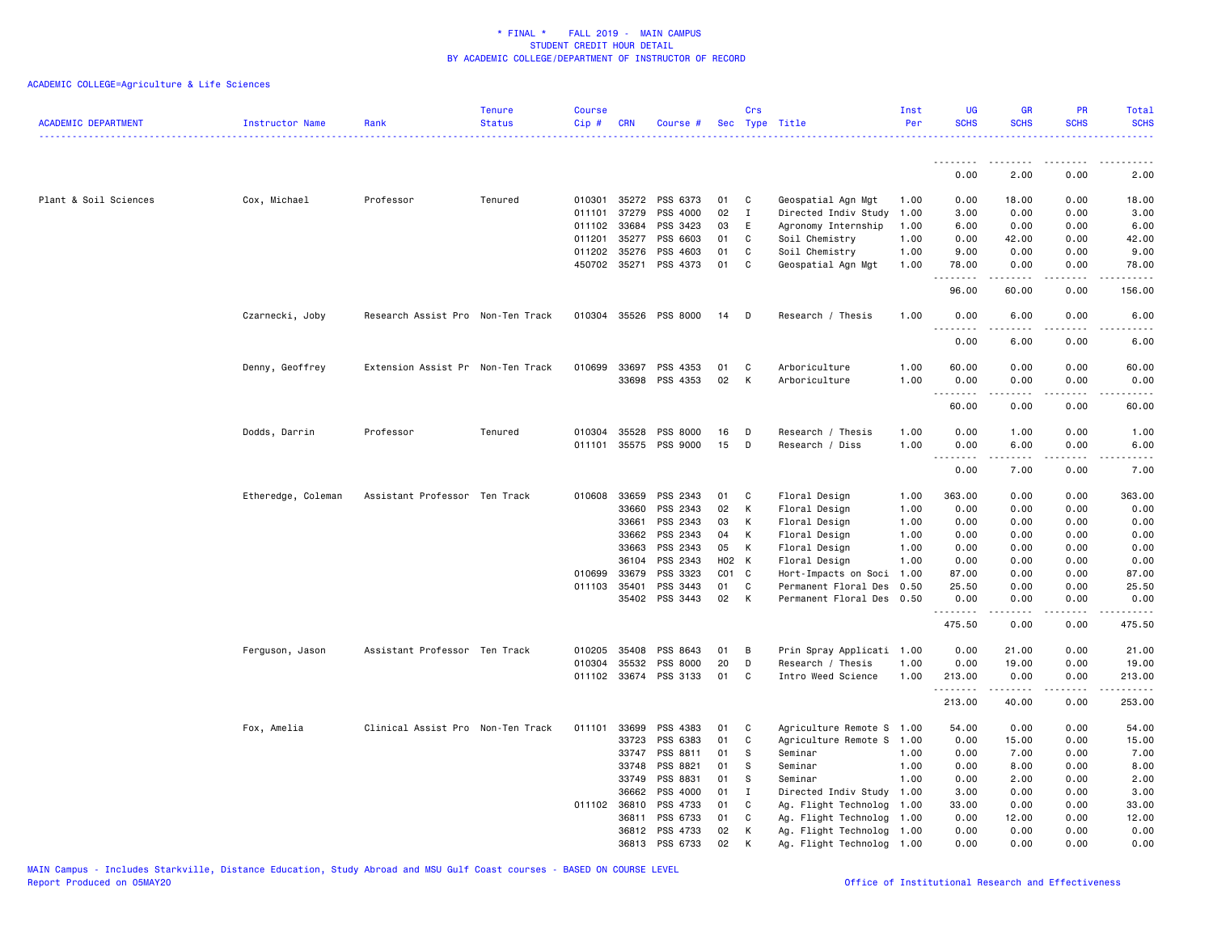\* FINAL \* FALL 2019 - MAIN CAMPUS
STUDENT CREDIT HOUR DETAIL
BY ACADEMIC COLLEGE/DEPARTMENT OF INSTRUCTOR OF RECORD

ACADEMIC COLLEGE=Agriculture & Life Sciences

| ACADEMIC DEPARTMENT | Instructor Name | Rank | Tenure Status | Course Cip # | CRN | Course # | Sec | Crs Type | Title | Inst Per | UG SCHS | GR SCHS | PR SCHS | Total SCHS |
|---|---|---|---|---|---|---|---|---|---|---|---|---|---|---|
| | | | | | | | | | | | 0.00 | 2.00 | 0.00 | 2.00 |
| Plant & Soil Sciences | Cox, Michael | Professor | Tenured | 010301 | 35272 | PSS 6373 | 01 | C | Geospatial Agn Mgt | 1.00 | 0.00 | 18.00 | 0.00 | 18.00 |
| | | | | 011101 | 37279 | PSS 4000 | 02 | I | Directed Indiv Study | 1.00 | 3.00 | 0.00 | 0.00 | 3.00 |
| | | | | 011102 | 33684 | PSS 3423 | 03 | E | Agronomy Internship | 1.00 | 6.00 | 0.00 | 0.00 | 6.00 |
| | | | | 011201 | 35277 | PSS 6603 | 01 | C | Soil Chemistry | 1.00 | 0.00 | 42.00 | 0.00 | 42.00 |
| | | | | 011202 | 35276 | PSS 4603 | 01 | C | Soil Chemistry | 1.00 | 9.00 | 0.00 | 0.00 | 9.00 |
| | | | | 450702 | 35271 | PSS 4373 | 01 | C | Geospatial Agn Mgt | 1.00 | 78.00 | 0.00 | 0.00 | 78.00 |
| | | | | | | | | | | | 96.00 | 60.00 | 0.00 | 156.00 |
| | Czarnecki, Joby | Research Assist Pro | Non-Ten Track | 010304 | 35526 | PSS 8000 | 14 | D | Research / Thesis | 1.00 | 0.00 | 6.00 | 0.00 | 6.00 |
| | | | | | | | | | | | 0.00 | 6.00 | 0.00 | 6.00 |
| | Denny, Geoffrey | Extension Assist Pr | Non-Ten Track | 010699 | 33697 | PSS 4353 | 01 | C | Arboriculture | 1.00 | 60.00 | 0.00 | 0.00 | 60.00 |
| | | | | | 33698 | PSS 4353 | 02 | K | Arboriculture | 1.00 | 0.00 | 0.00 | 0.00 | 0.00 |
| | | | | | | | | | | | 60.00 | 0.00 | 0.00 | 60.00 |
| | Dodds, Darrin | Professor | Tenured | 010304 | 35528 | PSS 8000 | 16 | D | Research / Thesis | 1.00 | 0.00 | 1.00 | 0.00 | 1.00 |
| | | | | 011101 | 35575 | PSS 9000 | 15 | D | Research / Diss | 1.00 | 0.00 | 6.00 | 0.00 | 6.00 |
| | | | | | | | | | | | 0.00 | 7.00 | 0.00 | 7.00 |
| | Etheredge, Coleman | Assistant Professor | Ten Track | 010608 | 33659 | PSS 2343 | 01 | C | Floral Design | 1.00 | 363.00 | 0.00 | 0.00 | 363.00 |
| | | | | | 33660 | PSS 2343 | 02 | K | Floral Design | 1.00 | 0.00 | 0.00 | 0.00 | 0.00 |
| | | | | | 33661 | PSS 2343 | 03 | K | Floral Design | 1.00 | 0.00 | 0.00 | 0.00 | 0.00 |
| | | | | | 33662 | PSS 2343 | 04 | K | Floral Design | 1.00 | 0.00 | 0.00 | 0.00 | 0.00 |
| | | | | | 33663 | PSS 2343 | 05 | K | Floral Design | 1.00 | 0.00 | 0.00 | 0.00 | 0.00 |
| | | | | | 36104 | PSS 2343 | H02 | K | Floral Design | 1.00 | 0.00 | 0.00 | 0.00 | 0.00 |
| | | | | 010699 | 33679 | PSS 3323 | C01 | C | Hort-Impacts on Soci | 1.00 | 87.00 | 0.00 | 0.00 | 87.00 |
| | | | | 011103 | 35401 | PSS 3443 | 01 | C | Permanent Floral Des | 0.50 | 25.50 | 0.00 | 0.00 | 25.50 |
| | | | | | 35402 | PSS 3443 | 02 | K | Permanent Floral Des | 0.50 | 0.00 | 0.00 | 0.00 | 0.00 |
| | | | | | | | | | | | 475.50 | 0.00 | 0.00 | 475.50 |
| | Ferguson, Jason | Assistant Professor | Ten Track | 010205 | 35408 | PSS 8643 | 01 | B | Prin Spray Applicati | 1.00 | 0.00 | 21.00 | 0.00 | 21.00 |
| | | | | 010304 | 35532 | PSS 8000 | 20 | D | Research / Thesis | 1.00 | 0.00 | 19.00 | 0.00 | 19.00 |
| | | | | 011102 | 33674 | PSS 3133 | 01 | C | Intro Weed Science | 1.00 | 213.00 | 0.00 | 0.00 | 213.00 |
| | | | | | | | | | | | 213.00 | 40.00 | 0.00 | 253.00 |
| | Fox, Amelia | Clinical Assist Pro | Non-Ten Track | 011101 | 33699 | PSS 4383 | 01 | C | Agriculture Remote S | 1.00 | 54.00 | 0.00 | 0.00 | 54.00 |
| | | | | | 33723 | PSS 6383 | 01 | C | Agriculture Remote S | 1.00 | 0.00 | 15.00 | 0.00 | 15.00 |
| | | | | | 33747 | PSS 8811 | 01 | S | Seminar | 1.00 | 0.00 | 7.00 | 0.00 | 7.00 |
| | | | | | 33748 | PSS 8821 | 01 | S | Seminar | 1.00 | 0.00 | 8.00 | 0.00 | 8.00 |
| | | | | | 33749 | PSS 8831 | 01 | S | Seminar | 1.00 | 0.00 | 2.00 | 0.00 | 2.00 |
| | | | | | 36662 | PSS 4000 | 01 | I | Directed Indiv Study | 1.00 | 3.00 | 0.00 | 0.00 | 3.00 |
| | | | | 011102 | 36810 | PSS 4733 | 01 | C | Ag. Flight Technolog | 1.00 | 33.00 | 0.00 | 0.00 | 33.00 |
| | | | | | 36811 | PSS 6733 | 01 | C | Ag. Flight Technolog | 1.00 | 0.00 | 12.00 | 0.00 | 12.00 |
| | | | | | 36812 | PSS 4733 | 02 | K | Ag. Flight Technolog | 1.00 | 0.00 | 0.00 | 0.00 | 0.00 |
| | | | | | 36813 | PSS 6733 | 02 | K | Ag. Flight Technolog | 1.00 | 0.00 | 0.00 | 0.00 | 0.00 |

MAIN Campus - Includes Starkville, Distance Education, Study Abroad and MSU Gulf Coast courses - BASED ON COURSE LEVEL
Report Produced on 05MAY20 Office of Institutional Research and Effectiveness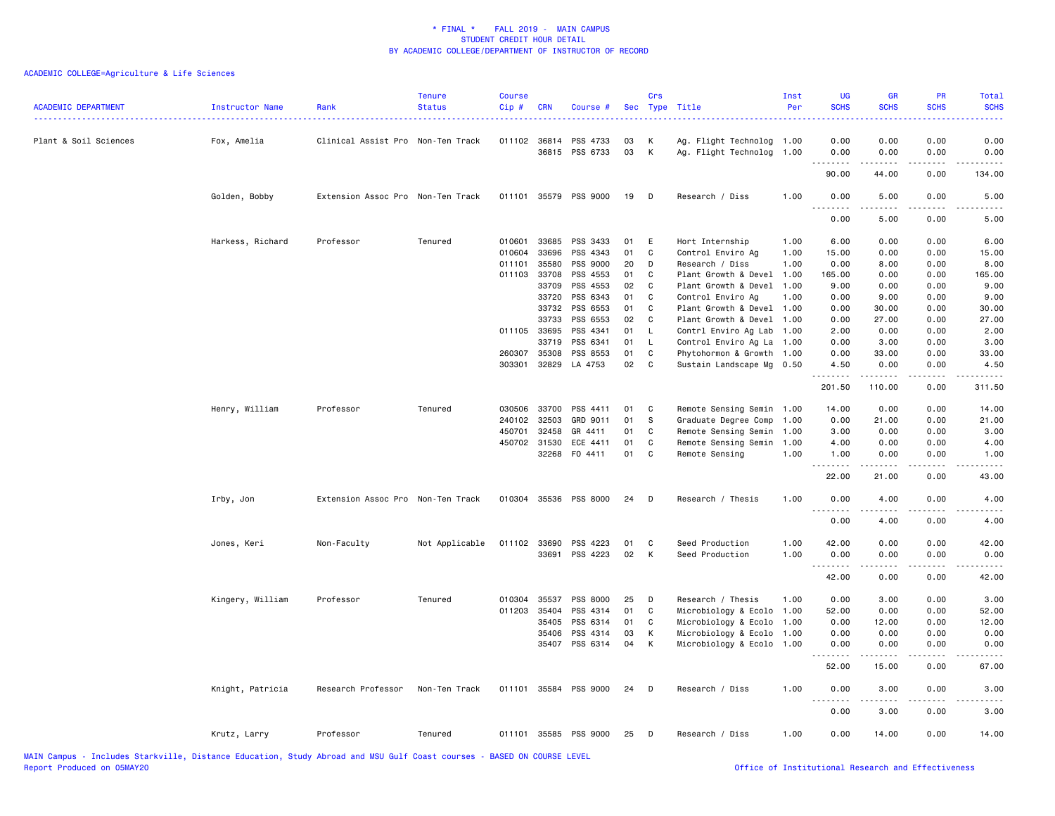\* FINAL \* FALL 2019 - MAIN CAMPUS
STUDENT CREDIT HOUR DETAIL
BY ACADEMIC COLLEGE/DEPARTMENT OF INSTRUCTOR OF RECORD

ACADEMIC COLLEGE=Agriculture & Life Sciences

| ACADEMIC DEPARTMENT | Instructor Name | Rank | Tenure Status | Course Cip # | CRN | Course # | Sec | Crs Type | Title | Inst Per | UG SCHS | GR SCHS | PR SCHS | Total SCHS |
|---|---|---|---|---|---|---|---|---|---|---|---|---|---|---|
| Plant & Soil Sciences | Fox, Amelia | Clinical Assist Pro | Non-Ten Track | 011102 | 36814 | PSS 4733 | 03 | K | Ag. Flight Technolog | 1.00 | 0.00 | 0.00 | 0.00 | 0.00 |
| | | | | | 36815 | PSS 6733 | 03 | K | Ag. Flight Technolog | 1.00 | 0.00 | 0.00 | 0.00 | 0.00 |
| | | | | | | | | | | | 90.00 | 44.00 | 0.00 | 134.00 |
| | Golden, Bobby | Extension Assoc Pro | Non-Ten Track | 011101 | 35579 | PSS 9000 | 19 | D | Research / Diss | 1.00 | 0.00 | 5.00 | 0.00 | 5.00 |
| | | | | | | | | | | | 0.00 | 5.00 | 0.00 | 5.00 |
| | Harkess, Richard | Professor | Tenured | 010601 | 33685 | PSS 3433 | 01 | E | Hort Internship | 1.00 | 6.00 | 0.00 | 0.00 | 6.00 |
| | | | | 010604 | 33696 | PSS 4343 | 01 | C | Control Enviro Ag | 1.00 | 15.00 | 0.00 | 0.00 | 15.00 |
| | | | | 011101 | 35580 | PSS 9000 | 20 | D | Research / Diss | 1.00 | 0.00 | 8.00 | 0.00 | 8.00 |
| | | | | 011103 | 33708 | PSS 4553 | 01 | C | Plant Growth & Devel | 1.00 | 165.00 | 0.00 | 0.00 | 165.00 |
| | | | | | 33709 | PSS 4553 | 02 | C | Plant Growth & Devel | 1.00 | 9.00 | 0.00 | 0.00 | 9.00 |
| | | | | | 33720 | PSS 6343 | 01 | C | Control Enviro Ag | 1.00 | 0.00 | 9.00 | 0.00 | 9.00 |
| | | | | | 33732 | PSS 6553 | 01 | C | Plant Growth & Devel | 1.00 | 0.00 | 30.00 | 0.00 | 30.00 |
| | | | | | 33733 | PSS 6553 | 02 | C | Plant Growth & Devel | 1.00 | 0.00 | 27.00 | 0.00 | 27.00 |
| | | | | 011105 | 33695 | PSS 4341 | 01 | L | Contrl Enviro Ag Lab | 1.00 | 2.00 | 0.00 | 0.00 | 2.00 |
| | | | | | 33719 | PSS 6341 | 01 | L | Control Enviro Ag La | 1.00 | 0.00 | 3.00 | 0.00 | 3.00 |
| | | | | 260307 | 35308 | PSS 8553 | 01 | C | Phytohormon & Growth | 1.00 | 0.00 | 33.00 | 0.00 | 33.00 |
| | | | | 303301 | 32829 | LA 4753 | 02 | C | Sustain Landscape Mg | 0.50 | 4.50 | 0.00 | 0.00 | 4.50 |
| | | | | | | | | | | | 201.50 | 110.00 | 0.00 | 311.50 |
| | Henry, William | Professor | Tenured | 030506 | 33700 | PSS 4411 | 01 | C | Remote Sensing Semin | 1.00 | 14.00 | 0.00 | 0.00 | 14.00 |
| | | | | 240102 | 32503 | GRD 9011 | 01 | S | Graduate Degree Comp | 1.00 | 0.00 | 21.00 | 0.00 | 21.00 |
| | | | | 450701 | 32458 | GR 4411 | 01 | C | Remote Sensing Semin | 1.00 | 3.00 | 0.00 | 0.00 | 3.00 |
| | | | | 450702 | 31530 | ECE 4411 | 01 | C | Remote Sensing Semin | 1.00 | 4.00 | 0.00 | 0.00 | 4.00 |
| | | | | | 32268 | FO 4411 | 01 | C | Remote Sensing | 1.00 | 1.00 | 0.00 | 0.00 | 1.00 |
| | | | | | | | | | | | 22.00 | 21.00 | 0.00 | 43.00 |
| | Irby, Jon | Extension Assoc Pro | Non-Ten Track | 010304 | 35536 | PSS 8000 | 24 | D | Research / Thesis | 1.00 | 0.00 | 4.00 | 0.00 | 4.00 |
| | | | | | | | | | | | 0.00 | 4.00 | 0.00 | 4.00 |
| | Jones, Keri | Non-Faculty | Not Applicable | 011102 | 33690 | PSS 4223 | 01 | C | Seed Production | 1.00 | 42.00 | 0.00 | 0.00 | 42.00 |
| | | | | | 33691 | PSS 4223 | 02 | K | Seed Production | 1.00 | 0.00 | 0.00 | 0.00 | 0.00 |
| | | | | | | | | | | | 42.00 | 0.00 | 0.00 | 42.00 |
| | Kingery, William | Professor | Tenured | 010304 | 35537 | PSS 8000 | 25 | D | Research / Thesis | 1.00 | 0.00 | 3.00 | 0.00 | 3.00 |
| | | | | 011203 | 35404 | PSS 4314 | 01 | C | Microbiology & Ecolo | 1.00 | 52.00 | 0.00 | 0.00 | 52.00 |
| | | | | | 35405 | PSS 6314 | 01 | C | Microbiology & Ecolo | 1.00 | 0.00 | 12.00 | 0.00 | 12.00 |
| | | | | | 35406 | PSS 4314 | 03 | K | Microbiology & Ecolo | 1.00 | 0.00 | 0.00 | 0.00 | 0.00 |
| | | | | | 35407 | PSS 6314 | 04 | K | Microbiology & Ecolo | 1.00 | 0.00 | 0.00 | 0.00 | 0.00 |
| | | | | | | | | | | | 52.00 | 15.00 | 0.00 | 67.00 |
| | Knight, Patricia | Research Professor | Non-Ten Track | 011101 | 35584 | PSS 9000 | 24 | D | Research / Diss | 1.00 | 0.00 | 3.00 | 0.00 | 3.00 |
| | | | | | | | | | | | 0.00 | 3.00 | 0.00 | 3.00 |
| | Krutz, Larry | Professor | Tenured | 011101 | 35585 | PSS 9000 | 25 | D | Research / Diss | 1.00 | 0.00 | 14.00 | 0.00 | 14.00 |

MAIN Campus - Includes Starkville, Distance Education, Study Abroad and MSU Gulf Coast courses - BASED ON COURSE LEVEL
Report Produced on 05MAY20 Office of Institutional Research and Effectiveness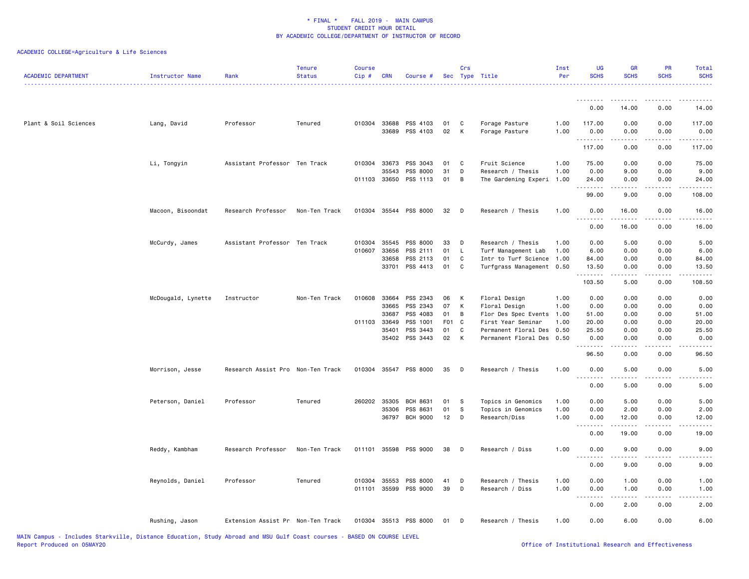\* FINAL \* FALL 2019 - MAIN CAMPUS
STUDENT CREDIT HOUR DETAIL
BY ACADEMIC COLLEGE/DEPARTMENT OF INSTRUCTOR OF RECORD

ACADEMIC COLLEGE=Agriculture & Life Sciences

| ACADEMIC DEPARTMENT | Instructor Name | Rank | Tenure Status | Course Cip # | CRN | Course # | Sec | Crs Type | Title | Inst Per | UG SCHS | GR SCHS | PR SCHS | Total SCHS |
|---|---|---|---|---|---|---|---|---|---|---|---|---|---|---|
| | | | | | | | | | | | 0.00 | 14.00 | 0.00 | 14.00 |
| Plant & Soil Sciences | Lang, David | Professor | Tenured | 010304 | 33688 | PSS 4103 | 01 | C | Forage Pasture | 1.00 | 117.00 | 0.00 | 0.00 | 117.00 |
| | | | | | 33689 | PSS 4103 | 02 | K | Forage Pasture | 1.00 | 0.00 | 0.00 | 0.00 | 0.00 |
| | | | | | | | | | | | 117.00 | 0.00 | 0.00 | 117.00 |
| | Li, Tongyin | Assistant Professor | Ten Track | 010304 | 33673 | PSS 3043 | 01 | C | Fruit Science | 1.00 | 75.00 | 0.00 | 0.00 | 75.00 |
| | | | | | 35543 | PSS 8000 | 31 | D | Research / Thesis | 1.00 | 0.00 | 9.00 | 0.00 | 9.00 |
| | | | | 011103 | 33650 | PSS 1113 | 01 | B | The Gardening Experi | 1.00 | 24.00 | 0.00 | 0.00 | 24.00 |
| | | | | | | | | | | | 99.00 | 9.00 | 0.00 | 108.00 |
| | Macoon, Bisoondat | Research Professor | Non-Ten Track | 010304 | 35544 | PSS 8000 | 32 | D | Research / Thesis | 1.00 | 0.00 | 16.00 | 0.00 | 16.00 |
| | | | | | | | | | | | 0.00 | 16.00 | 0.00 | 16.00 |
| | McCurdy, James | Assistant Professor | Ten Track | 010304 | 35545 | PSS 8000 | 33 | D | Research / Thesis | 1.00 | 0.00 | 5.00 | 0.00 | 5.00 |
| | | | | 010607 | 33656 | PSS 2111 | 01 | L | Turf Management Lab | 1.00 | 6.00 | 0.00 | 0.00 | 6.00 |
| | | | | | 33658 | PSS 2113 | 01 | C | Intr to Turf Science | 1.00 | 84.00 | 0.00 | 0.00 | 84.00 |
| | | | | | 33701 | PSS 4413 | 01 | C | Turfgrass Management | 0.50 | 13.50 | 0.00 | 0.00 | 13.50 |
| | | | | | | | | | | | 103.50 | 5.00 | 0.00 | 108.50 |
| | McDougald, Lynette | Instructor | Non-Ten Track | 010608 | 33664 | PSS 2343 | 06 | K | Floral Design | 1.00 | 0.00 | 0.00 | 0.00 | 0.00 |
| | | | | | 33665 | PSS 2343 | 07 | K | Floral Design | 1.00 | 0.00 | 0.00 | 0.00 | 0.00 |
| | | | | | 33687 | PSS 4083 | 01 | B | Flor Des Spec Events | 1.00 | 51.00 | 0.00 | 0.00 | 51.00 |
| | | | | 011103 | 33649 | PSS 1001 | F01 | C | First Year Seminar | 1.00 | 20.00 | 0.00 | 0.00 | 20.00 |
| | | | | | 35401 | PSS 3443 | 01 | C | Permanent Floral Des | 0.50 | 25.50 | 0.00 | 0.00 | 25.50 |
| | | | | | 35402 | PSS 3443 | 02 | K | Permanent Floral Des | 0.50 | 0.00 | 0.00 | 0.00 | 0.00 |
| | | | | | | | | | | | 96.50 | 0.00 | 0.00 | 96.50 |
| | Morrison, Jesse | Research Assist Pro | Non-Ten Track | 010304 | 35547 | PSS 8000 | 35 | D | Research / Thesis | 1.00 | 0.00 | 5.00 | 0.00 | 5.00 |
| | | | | | | | | | | | 0.00 | 5.00 | 0.00 | 5.00 |
| | Peterson, Daniel | Professor | Tenured | 260202 | 35305 | BCH 8631 | 01 | S | Topics in Genomics | 1.00 | 0.00 | 5.00 | 0.00 | 5.00 |
| | | | | | 35306 | PSS 8631 | 01 | S | Topics in Genomics | 1.00 | 0.00 | 2.00 | 0.00 | 2.00 |
| | | | | | 36797 | BCH 9000 | 12 | D | Research/Diss | 1.00 | 0.00 | 12.00 | 0.00 | 12.00 |
| | | | | | | | | | | | 0.00 | 19.00 | 0.00 | 19.00 |
| | Reddy, Kambham | Research Professor | Non-Ten Track | 011101 | 35598 | PSS 9000 | 38 | D | Research / Diss | 1.00 | 0.00 | 9.00 | 0.00 | 9.00 |
| | | | | | | | | | | | 0.00 | 9.00 | 0.00 | 9.00 |
| | Reynolds, Daniel | Professor | Tenured | 010304 | 35553 | PSS 8000 | 41 | D | Research / Thesis | 1.00 | 0.00 | 1.00 | 0.00 | 1.00 |
| | | | | 011101 | 35599 | PSS 9000 | 39 | D | Research / Diss | 1.00 | 0.00 | 1.00 | 0.00 | 1.00 |
| | | | | | | | | | | | 0.00 | 2.00 | 0.00 | 2.00 |
| | Rushing, Jason | Extension Assist Pr | Non-Ten Track | 010304 | 35513 | PSS 8000 | 01 | D | Research / Thesis | 1.00 | 0.00 | 6.00 | 0.00 | 6.00 |

MAIN Campus - Includes Starkville, Distance Education, Study Abroad and MSU Gulf Coast courses - BASED ON COURSE LEVEL
Report Produced on 05MAY20

Office of Institutional Research and Effectiveness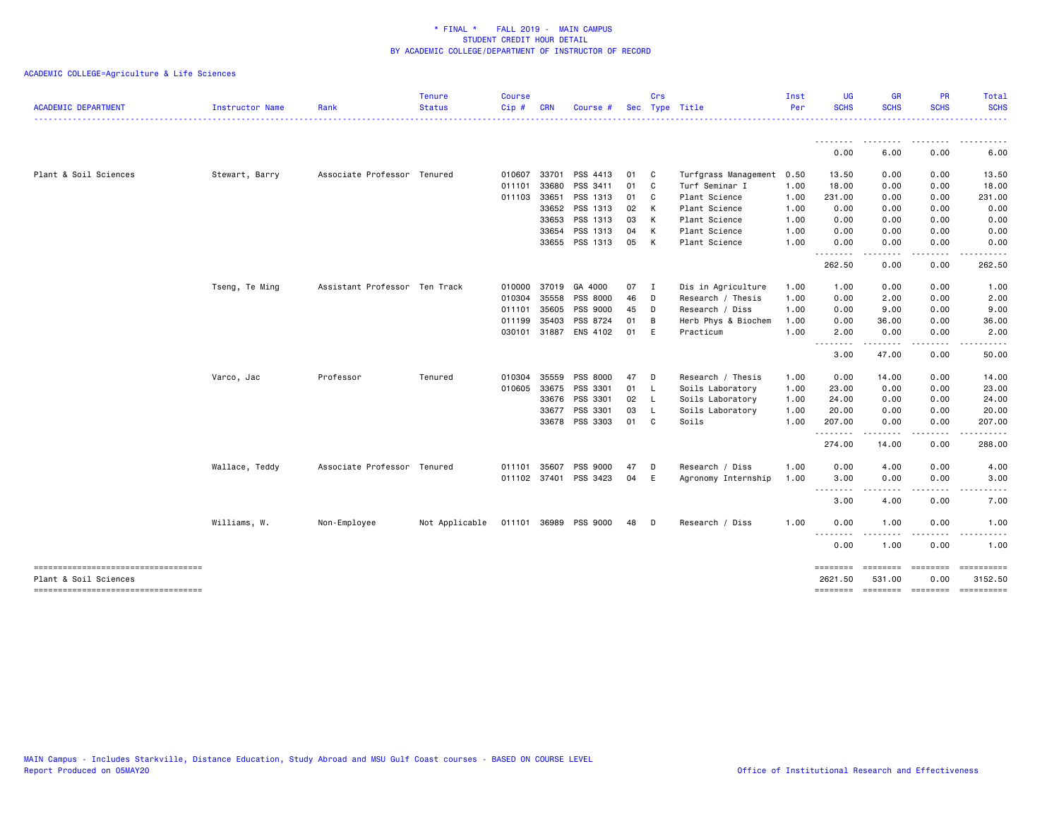\* FINAL \*    FALL 2019 -  MAIN CAMPUS
STUDENT CREDIT HOUR DETAIL
BY ACADEMIC COLLEGE/DEPARTMENT OF INSTRUCTOR OF RECORD

ACADEMIC COLLEGE=Agriculture & Life Sciences

| ACADEMIC DEPARTMENT | Instructor Name | Rank | Tenure Status | Course Cip # | CRN | Course # | Sec | Crs Type | Title | Inst Per | UG SCHS | GR SCHS | PR SCHS | Total SCHS |
|---|---|---|---|---|---|---|---|---|---|---|---|---|---|---|
| | | | | | | | | | | | 0.00 | 6.00 | 0.00 | 6.00 |
| Plant & Soil Sciences | Stewart, Barry | Associate Professor | Tenured | 010607 | 33701 | PSS 4413 | 01 | C | Turfgrass Management | 0.50 | 13.50 | 0.00 | 0.00 | 13.50 |
| | | | | 011101 | 33680 | PSS 3411 | 01 | C | Turf Seminar I | 1.00 | 18.00 | 0.00 | 0.00 | 18.00 |
| | | | | 011103 | 33651 | PSS 1313 | 01 | C | Plant Science | 1.00 | 231.00 | 0.00 | 0.00 | 231.00 |
| | | | | | 33652 | PSS 1313 | 02 | K | Plant Science | 1.00 | 0.00 | 0.00 | 0.00 | 0.00 |
| | | | | | 33653 | PSS 1313 | 03 | K | Plant Science | 1.00 | 0.00 | 0.00 | 0.00 | 0.00 |
| | | | | | 33654 | PSS 1313 | 04 | K | Plant Science | 1.00 | 0.00 | 0.00 | 0.00 | 0.00 |
| | | | | | 33655 | PSS 1313 | 05 | K | Plant Science | 1.00 | 0.00 | 0.00 | 0.00 | 0.00 |
| | | | | | | | | | | | 262.50 | 0.00 | 0.00 | 262.50 |
| | Tseng, Te Ming | Assistant Professor | Ten Track | 010000 | 37019 | GA 4000 | 07 | I | Dis in Agriculture | 1.00 | 1.00 | 0.00 | 0.00 | 1.00 |
| | | | | 010304 | 35558 | PSS 8000 | 46 | D | Research / Thesis | 1.00 | 0.00 | 2.00 | 0.00 | 2.00 |
| | | | | 011101 | 35605 | PSS 9000 | 45 | D | Research / Diss | 1.00 | 0.00 | 9.00 | 0.00 | 9.00 |
| | | | | 011199 | 35403 | PSS 8724 | 01 | B | Herb Phys & Biochem | 1.00 | 0.00 | 36.00 | 0.00 | 36.00 |
| | | | | 030101 | 31887 | ENS 4102 | 01 | E | Practicum | 1.00 | 2.00 | 0.00 | 0.00 | 2.00 |
| | | | | | | | | | | | 3.00 | 47.00 | 0.00 | 50.00 |
| | Varco, Jac | Professor | Tenured | 010304 | 35559 | PSS 8000 | 47 | D | Research / Thesis | 1.00 | 0.00 | 14.00 | 0.00 | 14.00 |
| | | | | 010605 | 33675 | PSS 3301 | 01 | L | Soils Laboratory | 1.00 | 23.00 | 0.00 | 0.00 | 23.00 |
| | | | | | 33676 | PSS 3301 | 02 | L | Soils Laboratory | 1.00 | 24.00 | 0.00 | 0.00 | 24.00 |
| | | | | | 33677 | PSS 3301 | 03 | L | Soils Laboratory | 1.00 | 20.00 | 0.00 | 0.00 | 20.00 |
| | | | | | 33678 | PSS 3303 | 01 | C | Soils | 1.00 | 207.00 | 0.00 | 0.00 | 207.00 |
| | | | | | | | | | | | 274.00 | 14.00 | 0.00 | 288.00 |
| | Wallace, Teddy | Associate Professor | Tenured | 011101 | 35607 | PSS 9000 | 47 | D | Research / Diss | 1.00 | 0.00 | 4.00 | 0.00 | 4.00 |
| | | | | 011102 | 37401 | PSS 3423 | 04 | E | Agronomy Internship | 1.00 | 3.00 | 0.00 | 0.00 | 3.00 |
| | | | | | | | | | | | 3.00 | 4.00 | 0.00 | 7.00 |
| | Williams, W. | Non-Employee | Not Applicable | 011101 | 36989 | PSS 9000 | 48 | D | Research / Diss | 1.00 | 0.00 | 1.00 | 0.00 | 1.00 |
| | | | | | | | | | | | 0.00 | 1.00 | 0.00 | 1.00 |
| Plant & Soil Sciences | | | | | | | | | | | 2621.50 | 531.00 | 0.00 | 3152.50 |

MAIN Campus - Includes Starkville, Distance Education, Study Abroad and MSU Gulf Coast courses - BASED ON COURSE LEVEL
Report Produced on 05MAY20    Office of Institutional Research and Effectiveness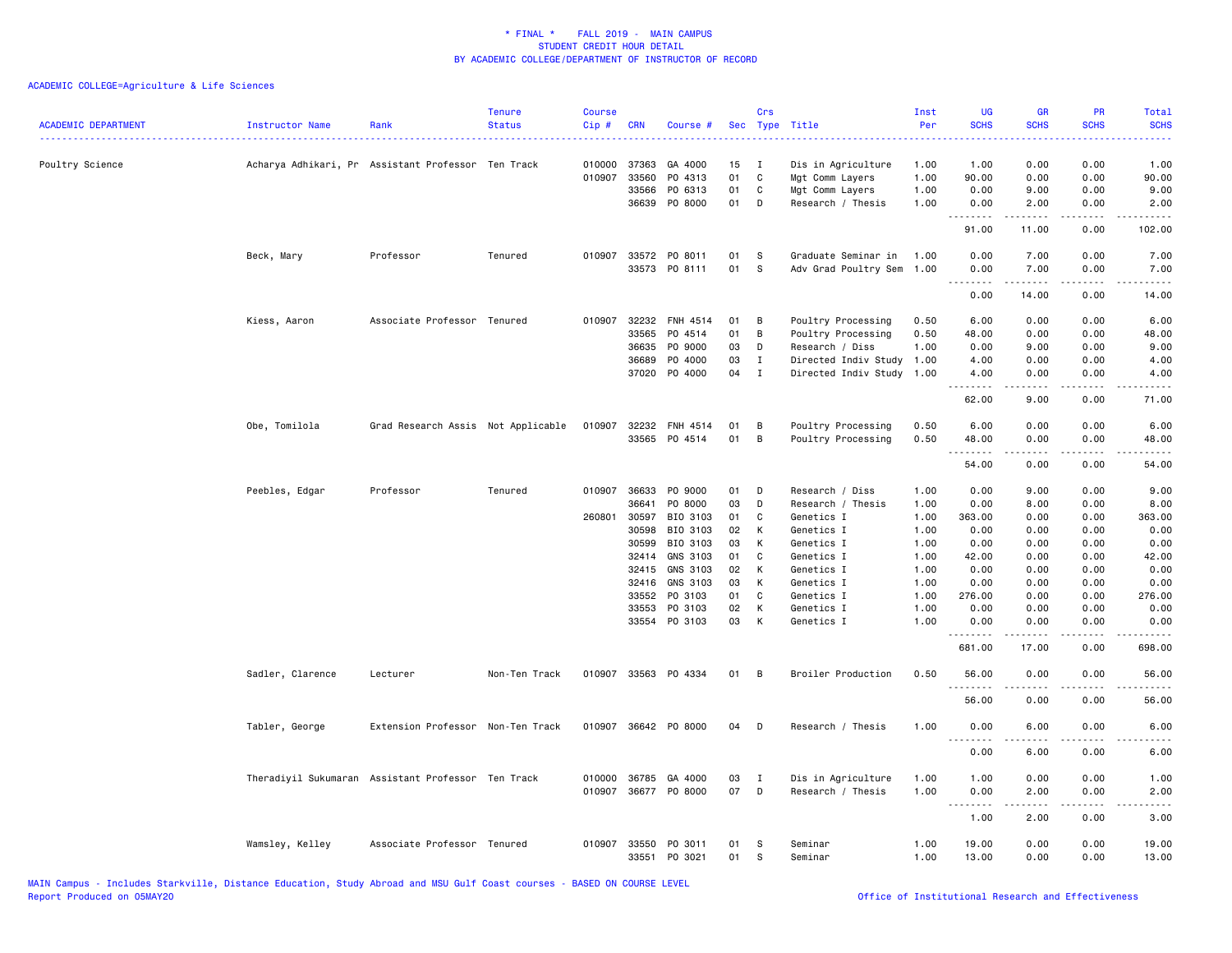\* FINAL \*   FALL 2019 -  MAIN CAMPUS
STUDENT CREDIT HOUR DETAIL
BY ACADEMIC COLLEGE/DEPARTMENT OF INSTRUCTOR OF RECORD

ACADEMIC COLLEGE=Agriculture & Life Sciences

| ACADEMIC DEPARTMENT | Instructor Name | Rank | Tenure Status | Course Cip # | CRN | Course # | Sec | Crs Type | Title | Inst Per | UG SCHS | GR SCHS | PR SCHS | Total SCHS |
|---|---|---|---|---|---|---|---|---|---|---|---|---|---|---|
| Poultry Science | Acharya Adhikari, Pr | Assistant Professor | Ten Track | 010000 | 37363 | GA 4000 | 15 | I | Dis in Agriculture | 1.00 | 1.00 | 0.00 | 0.00 | 1.00 |
| | | | | 010907 | 33560 | PO 4313 | 01 | C | Mgt Comm Layers | 1.00 | 90.00 | 0.00 | 0.00 | 90.00 |
| | | | | | 33566 | PO 6313 | 01 | C | Mgt Comm Layers | 1.00 | 0.00 | 9.00 | 0.00 | 9.00 |
| | | | | | 36639 | PO 8000 | 01 | D | Research / Thesis | 1.00 | 0.00 | 2.00 | 0.00 | 2.00 |
| | | | | | | | | | | | 91.00 | 11.00 | 0.00 | 102.00 |
| | Beck, Mary | Professor | Tenured | 010907 | 33572 | PO 8011 | 01 | S | Graduate Seminar in | 1.00 | 0.00 | 7.00 | 0.00 | 7.00 |
| | | | | | 33573 | PO 8111 | 01 | S | Adv Grad Poultry Sem | 1.00 | 0.00 | 7.00 | 0.00 | 7.00 |
| | | | | | | | | | | | 0.00 | 14.00 | 0.00 | 14.00 |
| | Kiess, Aaron | Associate Professor | Tenured | 010907 | 32232 | FNH 4514 | 01 | B | Poultry Processing | 0.50 | 6.00 | 0.00 | 0.00 | 6.00 |
| | | | | | 33565 | PO 4514 | 01 | B | Poultry Processing | 0.50 | 48.00 | 0.00 | 0.00 | 48.00 |
| | | | | | 36635 | PO 9000 | 03 | D | Research / Diss | 1.00 | 0.00 | 9.00 | 0.00 | 9.00 |
| | | | | | 36689 | PO 4000 | 03 | I | Directed Indiv Study | 1.00 | 4.00 | 0.00 | 0.00 | 4.00 |
| | | | | | 37020 | PO 4000 | 04 | I | Directed Indiv Study | 1.00 | 4.00 | 0.00 | 0.00 | 4.00 |
| | | | | | | | | | | | 62.00 | 9.00 | 0.00 | 71.00 |
| | Obe, Tomilola | Grad Research Assis | Not Applicable | 010907 | 32232 | FNH 4514 | 01 | B | Poultry Processing | 0.50 | 6.00 | 0.00 | 0.00 | 6.00 |
| | | | | | 33565 | PO 4514 | 01 | B | Poultry Processing | 0.50 | 48.00 | 0.00 | 0.00 | 48.00 |
| | | | | | | | | | | | 54.00 | 0.00 | 0.00 | 54.00 |
| | Peebles, Edgar | Professor | Tenured | 010907 | 36633 | PO 9000 | 01 | D | Research / Diss | 1.00 | 0.00 | 9.00 | 0.00 | 9.00 |
| | | | | | 36641 | PO 8000 | 03 | D | Research / Thesis | 1.00 | 0.00 | 8.00 | 0.00 | 8.00 |
| | | | | 260801 | 30597 | BIO 3103 | 01 | C | Genetics I | 1.00 | 363.00 | 0.00 | 0.00 | 363.00 |
| | | | | | 30598 | BIO 3103 | 02 | K | Genetics I | 1.00 | 0.00 | 0.00 | 0.00 | 0.00 |
| | | | | | 30599 | BIO 3103 | 03 | K | Genetics I | 1.00 | 0.00 | 0.00 | 0.00 | 0.00 |
| | | | | | 32414 | GNS 3103 | 01 | C | Genetics I | 1.00 | 42.00 | 0.00 | 0.00 | 42.00 |
| | | | | | 32415 | GNS 3103 | 02 | K | Genetics I | 1.00 | 0.00 | 0.00 | 0.00 | 0.00 |
| | | | | | 32416 | GNS 3103 | 03 | K | Genetics I | 1.00 | 0.00 | 0.00 | 0.00 | 0.00 |
| | | | | | 33552 | PO 3103 | 01 | C | Genetics I | 1.00 | 276.00 | 0.00 | 0.00 | 276.00 |
| | | | | | 33553 | PO 3103 | 02 | K | Genetics I | 1.00 | 0.00 | 0.00 | 0.00 | 0.00 |
| | | | | | 33554 | PO 3103 | 03 | K | Genetics I | 1.00 | 0.00 | 0.00 | 0.00 | 0.00 |
| | | | | | | | | | | | 681.00 | 17.00 | 0.00 | 698.00 |
| | Sadler, Clarence | Lecturer | Non-Ten Track | 010907 | 33563 | PO 4334 | 01 | B | Broiler Production | 0.50 | 56.00 | 0.00 | 0.00 | 56.00 |
| | | | | | | | | | | | 56.00 | 0.00 | 0.00 | 56.00 |
| | Tabler, George | Extension Professor | Non-Ten Track | 010907 | 36642 | PO 8000 | 04 | D | Research / Thesis | 1.00 | 0.00 | 6.00 | 0.00 | 6.00 |
| | | | | | | | | | | | 0.00 | 6.00 | 0.00 | 6.00 |
| | Theradiyil Sukumaran | Assistant Professor | Ten Track | 010000 | 36785 | GA 4000 | 03 | I | Dis in Agriculture | 1.00 | 1.00 | 0.00 | 0.00 | 1.00 |
| | | | | 010907 | 36677 | PO 8000 | 07 | D | Research / Thesis | 1.00 | 0.00 | 2.00 | 0.00 | 2.00 |
| | | | | | | | | | | | 1.00 | 2.00 | 0.00 | 3.00 |
| | Wamsley, Kelley | Associate Professor | Tenured | 010907 | 33550 | PO 3011 | 01 | S | Seminar | 1.00 | 19.00 | 0.00 | 0.00 | 19.00 |
| | | | | | 33551 | PO 3021 | 01 | S | Seminar | 1.00 | 13.00 | 0.00 | 0.00 | 13.00 |

MAIN Campus - Includes Starkville, Distance Education, Study Abroad and MSU Gulf Coast courses - BASED ON COURSE LEVEL
Report Produced on 05MAY20 | Office of Institutional Research and Effectiveness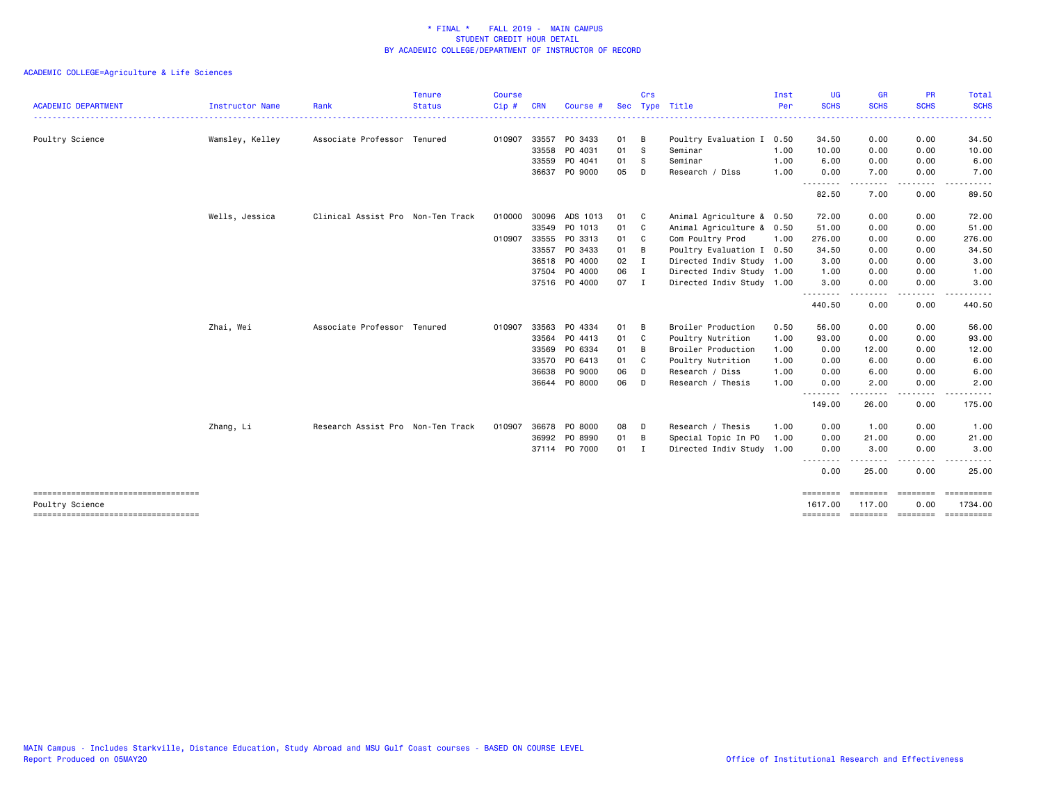\* FINAL \* FALL 2019 - MAIN CAMPUS
STUDENT CREDIT HOUR DETAIL
BY ACADEMIC COLLEGE/DEPARTMENT OF INSTRUCTOR OF RECORD

ACADEMIC COLLEGE=Agriculture & Life Sciences

| ACADEMIC DEPARTMENT | Instructor Name | Rank | Tenure Status | Course Cip # | CRN | Course # | Sec | Crs Type | Title | Inst Per | UG SCHS | GR SCHS | PR SCHS | Total SCHS |
|---|---|---|---|---|---|---|---|---|---|---|---|---|---|---|
| Poultry Science | Wamsley, Kelley | Associate Professor | Tenured | 010907 | 33557 | PO 3433 | 01 | B | Poultry Evaluation I | 0.50 | 34.50 | 0.00 | 0.00 | 34.50 |
| | | | | | 33558 | PO 4031 | 01 | S | Seminar | 1.00 | 10.00 | 0.00 | 0.00 | 10.00 |
| | | | | | 33559 | PO 4041 | 01 | S | Seminar | 1.00 | 6.00 | 0.00 | 0.00 | 6.00 |
| | | | | | 36637 | PO 9000 | 05 | D | Research / Diss | 1.00 | 0.00 | 7.00 | 0.00 | 7.00 |
| | | | | | | | | | | | 82.50 | 7.00 | 0.00 | 89.50 |
| | Wells, Jessica | Clinical Assist Pro | Non-Ten Track | 010000 | 30096 | ADS 1013 | 01 | C | Animal Agriculture & | 0.50 | 72.00 | 0.00 | 0.00 | 72.00 |
| | | | | | 33549 | PO 1013 | 01 | C | Animal Agriculture & | 0.50 | 51.00 | 0.00 | 0.00 | 51.00 |
| | | | | 010907 | 33555 | PO 3313 | 01 | C | Com Poultry Prod | 1.00 | 276.00 | 0.00 | 0.00 | 276.00 |
| | | | | | 33557 | PO 3433 | 01 | B | Poultry Evaluation I | 0.50 | 34.50 | 0.00 | 0.00 | 34.50 |
| | | | | | 36518 | PO 4000 | 02 | I | Directed Indiv Study | 1.00 | 3.00 | 0.00 | 0.00 | 3.00 |
| | | | | | 37504 | PO 4000 | 06 | I | Directed Indiv Study | 1.00 | 1.00 | 0.00 | 0.00 | 1.00 |
| | | | | | 37516 | PO 4000 | 07 | I | Directed Indiv Study | 1.00 | 3.00 | 0.00 | 0.00 | 3.00 |
| | | | | | | | | | | | 440.50 | 0.00 | 0.00 | 440.50 |
| | Zhai, Wei | Associate Professor | Tenured | 010907 | 33563 | PO 4334 | 01 | B | Broiler Production | 0.50 | 56.00 | 0.00 | 0.00 | 56.00 |
| | | | | | 33564 | PO 4413 | 01 | C | Poultry Nutrition | 1.00 | 93.00 | 0.00 | 0.00 | 93.00 |
| | | | | | 33569 | PO 6334 | 01 | B | Broiler Production | 1.00 | 0.00 | 12.00 | 0.00 | 12.00 |
| | | | | | 33570 | PO 6413 | 01 | C | Poultry Nutrition | 1.00 | 0.00 | 6.00 | 0.00 | 6.00 |
| | | | | | 36638 | PO 9000 | 06 | D | Research / Diss | 1.00 | 0.00 | 6.00 | 0.00 | 6.00 |
| | | | | | 36644 | PO 8000 | 06 | D | Research / Thesis | 1.00 | 0.00 | 2.00 | 0.00 | 2.00 |
| | | | | | | | | | | | 149.00 | 26.00 | 0.00 | 175.00 |
| | Zhang, Li | Research Assist Pro | Non-Ten Track | 010907 | 36678 | PO 8000 | 08 | D | Research / Thesis | 1.00 | 0.00 | 1.00 | 0.00 | 1.00 |
| | | | | | 36992 | PO 8990 | 01 | B | Special Topic In PO | 1.00 | 0.00 | 21.00 | 0.00 | 21.00 |
| | | | | | 37114 | PO 7000 | 01 | I | Directed Indiv Study | 1.00 | 0.00 | 3.00 | 0.00 | 3.00 |
| | | | | | | | | | | | 0.00 | 25.00 | 0.00 | 25.00 |
| Poultry Science | | | | | | | | | | | 1617.00 | 117.00 | 0.00 | 1734.00 |

MAIN Campus - Includes Starkville, Distance Education, Study Abroad and MSU Gulf Coast courses - BASED ON COURSE LEVEL
Report Produced on 05MAY20

Office of Institutional Research and Effectiveness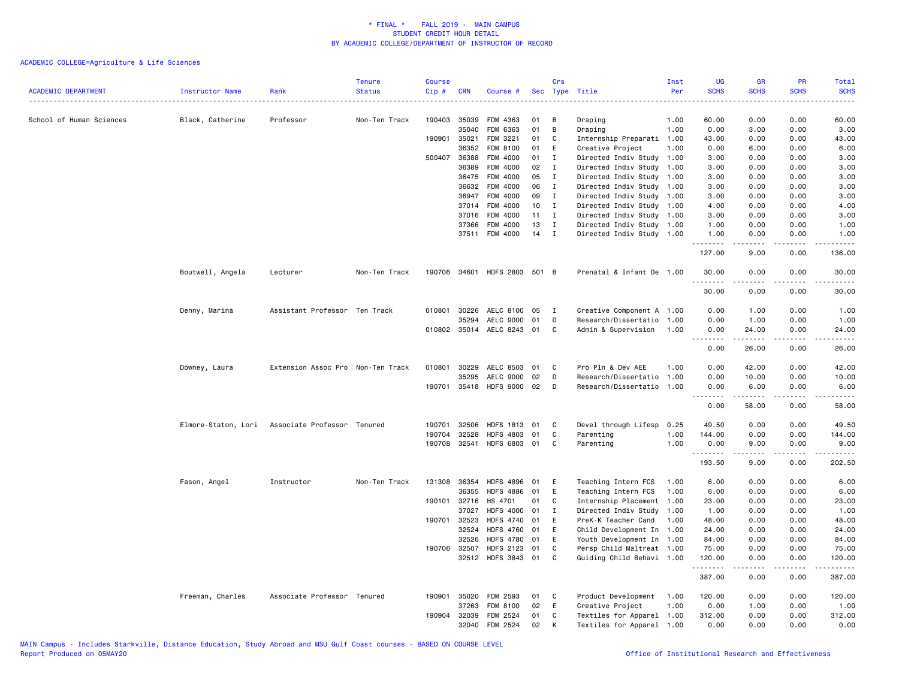# * FINAL * FALL 2019 - MAIN CAMPUS
## STUDENT CREDIT HOUR DETAIL
## BY ACADEMIC COLLEGE/DEPARTMENT OF INSTRUCTOR OF RECORD

ACADEMIC COLLEGE=Agriculture & Life Sciences

| ACADEMIC DEPARTMENT | Instructor Name | Rank | Tenure Status | Course Cip # | CRN | Course # | Sec | Crs Type | Title | Inst Per | UG SCHS | GR SCHS | PR SCHS | Total SCHS |
|---|---|---|---|---|---|---|---|---|---|---|---|---|---|---|
| School of Human Sciences | Black, Catherine | Professor | Non-Ten Track | 190403 | 35039 | FDM 4363 | 01 | B | Draping | 1.00 | 60.00 | 0.00 | 0.00 | 60.00 |
| | | | | | 35040 | FDM 6363 | 01 | B | Draping | 1.00 | 0.00 | 3.00 | 0.00 | 3.00 |
| | | | | 190901 | 35021 | FDM 3221 | 01 | C | Internship Preparati | 1.00 | 43.00 | 0.00 | 0.00 | 43.00 |
| | | | | | 36352 | FDM 8100 | 01 | E | Creative Project | 1.00 | 0.00 | 6.00 | 0.00 | 6.00 |
| | | | | 500407 | 36388 | FDM 4000 | 01 | I | Directed Indiv Study | 1.00 | 3.00 | 0.00 | 0.00 | 3.00 |
| | | | | | 36389 | FDM 4000 | 02 | I | Directed Indiv Study | 1.00 | 3.00 | 0.00 | 0.00 | 3.00 |
| | | | | | 36475 | FDM 4000 | 05 | I | Directed Indiv Study | 1.00 | 3.00 | 0.00 | 0.00 | 3.00 |
| | | | | | 36632 | FDM 4000 | 06 | I | Directed Indiv Study | 1.00 | 3.00 | 0.00 | 0.00 | 3.00 |
| | | | | | 36947 | FDM 4000 | 09 | I | Directed Indiv Study | 1.00 | 3.00 | 0.00 | 0.00 | 3.00 |
| | | | | | 37014 | FDM 4000 | 10 | I | Directed Indiv Study | 1.00 | 4.00 | 0.00 | 0.00 | 4.00 |
| | | | | | 37016 | FDM 4000 | 11 | I | Directed Indiv Study | 1.00 | 3.00 | 0.00 | 0.00 | 3.00 |
| | | | | | 37366 | FDM 4000 | 13 | I | Directed Indiv Study | 1.00 | 1.00 | 0.00 | 0.00 | 1.00 |
| | | | | | 37511 | FDM 4000 | 14 | I | Directed Indiv Study | 1.00 | 1.00 | 0.00 | 0.00 | 1.00 |
| | | | | | | | | | | | 127.00 | 9.00 | 0.00 | 136.00 |
| | Boutwell, Angela | Lecturer | Non-Ten Track | 190706 | 34601 | HDFS 2803 | 501 | B | Prenatal & Infant De | 1.00 | 30.00 | 0.00 | 0.00 | 30.00 |
| | | | | | | | | | | | 30.00 | 0.00 | 0.00 | 30.00 |
| | Denny, Marina | Assistant Professor | Ten Track | 010801 | 30226 | AELC 8100 | 05 | I | Creative Component A | 1.00 | 0.00 | 1.00 | 0.00 | 1.00 |
| | | | | | 35294 | AELC 9000 | 01 | D | Research/Dissertatio | 1.00 | 0.00 | 1.00 | 0.00 | 1.00 |
| | | | | 010802 | 35014 | AELC 8243 | 01 | C | Admin & Supervision | 1.00 | 0.00 | 24.00 | 0.00 | 24.00 |
| | | | | | | | | | | | 0.00 | 26.00 | 0.00 | 26.00 |
| | Downey, Laura | Extension Assoc Pro | Non-Ten Track | 010801 | 30229 | AELC 8503 | 01 | C | Pro Pln & Dev AEE | 1.00 | 0.00 | 42.00 | 0.00 | 42.00 |
| | | | | | 35295 | AELC 9000 | 02 | D | Research/Dissertatio | 1.00 | 0.00 | 10.00 | 0.00 | 10.00 |
| | | | | 190701 | 35418 | HDFS 9000 | 02 | D | Research/Dissertatio | 1.00 | 0.00 | 6.00 | 0.00 | 6.00 |
| | | | | | | | | | | | 0.00 | 58.00 | 0.00 | 58.00 |
| | Elmore-Staton, Lori | Associate Professor | Tenured | 190701 | 32506 | HDFS 1813 | 01 | C | Devel through Lifesp | 0.25 | 49.50 | 0.00 | 0.00 | 49.50 |
| | | | | 190704 | 32528 | HDFS 4803 | 01 | C | Parenting | 1.00 | 144.00 | 0.00 | 0.00 | 144.00 |
| | | | | 190708 | 32541 | HDFS 6803 | 01 | C | Parenting | 1.00 | 0.00 | 9.00 | 0.00 | 9.00 |
| | | | | | | | | | | | 193.50 | 9.00 | 0.00 | 202.50 |
| | Fason, Angel | Instructor | Non-Ten Track | 131308 | 36354 | HDFS 4896 | 01 | E | Teaching Intern FCS | 1.00 | 6.00 | 0.00 | 0.00 | 6.00 |
| | | | | | 36355 | HDFS 4886 | 01 | E | Teaching Intern FCS | 1.00 | 6.00 | 0.00 | 0.00 | 6.00 |
| | | | | 190101 | 32716 | HS 4701 | 01 | C | Internship Placement | 1.00 | 23.00 | 0.00 | 0.00 | 23.00 |
| | | | | | 37027 | HDFS 4000 | 01 | I | Directed Indiv Study | 1.00 | 1.00 | 0.00 | 0.00 | 1.00 |
| | | | | 190701 | 32523 | HDFS 4740 | 01 | E | PreK-K Teacher Cand | 1.00 | 48.00 | 0.00 | 0.00 | 48.00 |
| | | | | | 32524 | HDFS 4760 | 01 | E | Child Development In | 1.00 | 24.00 | 0.00 | 0.00 | 24.00 |
| | | | | | 32526 | HDFS 4780 | 01 | E | Youth Development In | 1.00 | 84.00 | 0.00 | 0.00 | 84.00 |
| | | | | 190706 | 32507 | HDFS 2123 | 01 | C | Persp Child Maltreat | 1.00 | 75.00 | 0.00 | 0.00 | 75.00 |
| | | | | | 32512 | HDFS 3843 | 01 | C | Guiding Child Behavi | 1.00 | 120.00 | 0.00 | 0.00 | 120.00 |
| | | | | | | | | | | | 387.00 | 0.00 | 0.00 | 387.00 |
| | Freeman, Charles | Associate Professor | Tenured | 190901 | 35020 | FDM 2593 | 01 | C | Product Development | 1.00 | 120.00 | 0.00 | 0.00 | 120.00 |
| | | | | | 37263 | FDM 8100 | 02 | E | Creative Project | 1.00 | 0.00 | 1.00 | 0.00 | 1.00 |
| | | | | 190904 | 32039 | FDM 2524 | 01 | C | Textiles for Apparel | 1.00 | 312.00 | 0.00 | 0.00 | 312.00 |
| | | | | | 32040 | FDM 2524 | 02 | K | Textiles for Apparel | 1.00 | 0.00 | 0.00 | 0.00 | 0.00 |

MAIN Campus - Includes Starkville, Distance Education, Study Abroad and MSU Gulf Coast courses - BASED ON COURSE LEVEL
Report Produced on 05MAY20 Office of Institutional Research and Effectiveness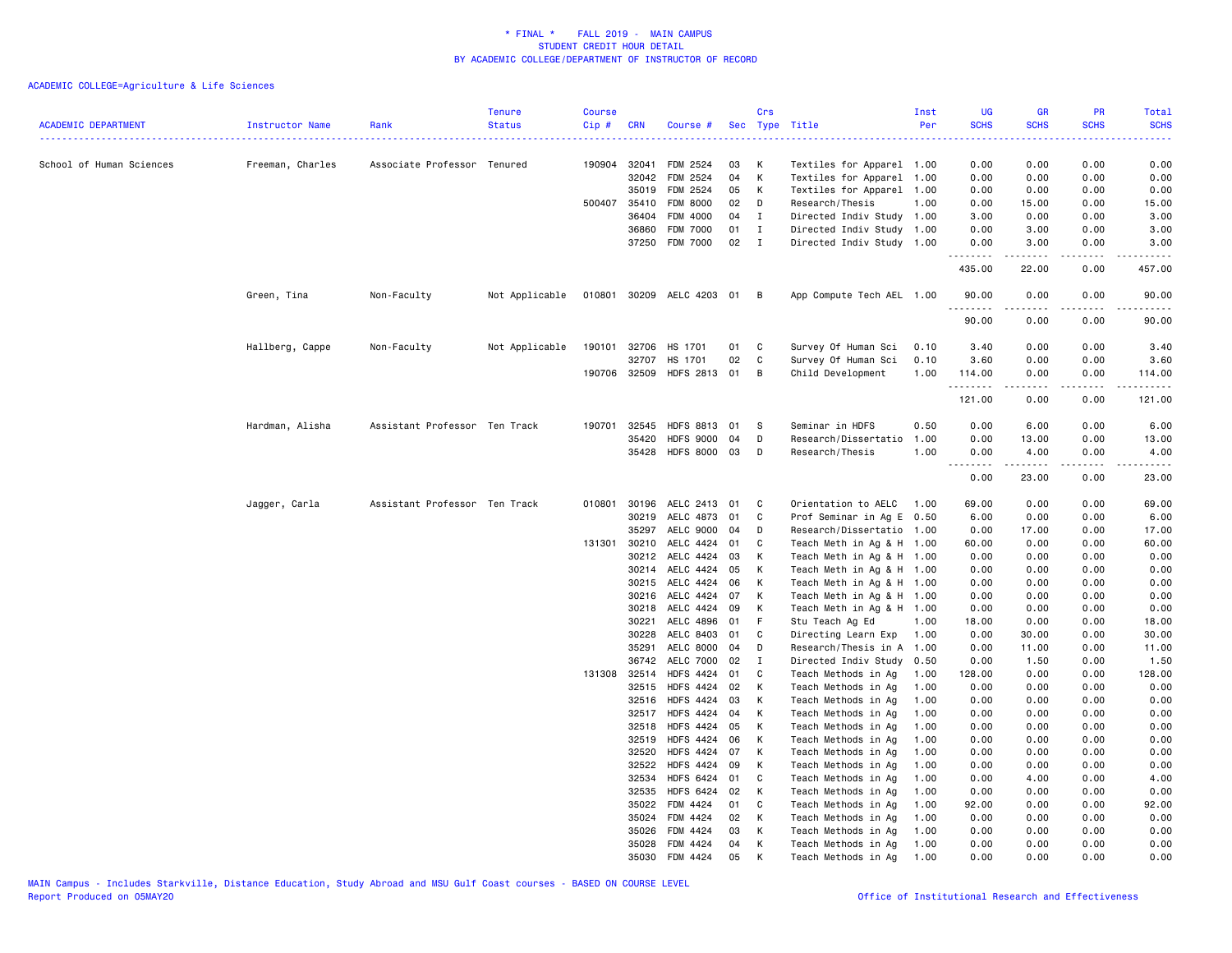# * FINAL * FALL 2019 - MAIN CAMPUS
## STUDENT CREDIT HOUR DETAIL
## BY ACADEMIC COLLEGE/DEPARTMENT OF INSTRUCTOR OF RECORD

ACADEMIC COLLEGE=Agriculture & Life Sciences

| ACADEMIC DEPARTMENT | Instructor Name | Rank | Tenure Status | Course Cip # | CRN | Course # | Sec | Crs Type | Title | Inst Per | UG SCHS | GR SCHS | PR SCHS | Total SCHS |
|---|---|---|---|---|---|---|---|---|---|---|---|---|---|---|
| School of Human Sciences | Freeman, Charles | Associate Professor | Tenured | 190904 | 32041 | FDM 2524 | 03 | K | Textiles for Apparel | 1.00 | 0.00 | 0.00 | 0.00 | 0.00 |
| | | | | | 32042 | FDM 2524 | 04 | K | Textiles for Apparel | 1.00 | 0.00 | 0.00 | 0.00 | 0.00 |
| | | | | | 35019 | FDM 2524 | 05 | K | Textiles for Apparel | 1.00 | 0.00 | 0.00 | 0.00 | 0.00 |
| | | | | 500407 | 35410 | FDM 8000 | 02 | D | Research/Thesis | 1.00 | 0.00 | 15.00 | 0.00 | 15.00 |
| | | | | | 36404 | FDM 4000 | 04 | I | Directed Indiv Study | 1.00 | 3.00 | 0.00 | 0.00 | 3.00 |
| | | | | | 36860 | FDM 7000 | 01 | I | Directed Indiv Study | 1.00 | 0.00 | 3.00 | 0.00 | 3.00 |
| | | | | | 37250 | FDM 7000 | 02 | I | Directed Indiv Study | 1.00 | 0.00 | 3.00 | 0.00 | 3.00 |
| | | | | | | | | | | | 435.00 | 22.00 | 0.00 | 457.00 |
| | Green, Tina | Non-Faculty | Not Applicable | 010801 | 30209 | AELC 4203 | 01 | B | App Compute Tech AEL | 1.00 | 90.00 | 0.00 | 0.00 | 90.00 |
| | | | | | | | | | | | 90.00 | 0.00 | 0.00 | 90.00 |
| | Hallberg, Cappe | Non-Faculty | Not Applicable | 190101 | 32706 | HS 1701 | 01 | C | Survey Of Human Sci | 0.10 | 3.40 | 0.00 | 0.00 | 3.40 |
| | | | | | 32707 | HS 1701 | 02 | C | Survey Of Human Sci | 0.10 | 3.60 | 0.00 | 0.00 | 3.60 |
| | | | | 190706 | 32509 | HDFS 2813 | 01 | B | Child Development | 1.00 | 114.00 | 0.00 | 0.00 | 114.00 |
| | | | | | | | | | | | 121.00 | 0.00 | 0.00 | 121.00 |
| | Hardman, Alisha | Assistant Professor | Ten Track | 190701 | 32545 | HDFS 8813 | 01 | S | Seminar in HDFS | 0.50 | 0.00 | 6.00 | 0.00 | 6.00 |
| | | | | | 35420 | HDFS 9000 | 04 | D | Research/Dissertatio | 1.00 | 0.00 | 13.00 | 0.00 | 13.00 |
| | | | | | 35428 | HDFS 8000 | 03 | D | Research/Thesis | 1.00 | 0.00 | 4.00 | 0.00 | 4.00 |
| | | | | | | | | | | | 0.00 | 23.00 | 0.00 | 23.00 |
| | Jagger, Carla | Assistant Professor | Ten Track | 010801 | 30196 | AELC 2413 | 01 | C | Orientation to AELC | 1.00 | 69.00 | 0.00 | 0.00 | 69.00 |
| | | | | | 30219 | AELC 4873 | 01 | C | Prof Seminar in Ag E | 0.50 | 6.00 | 0.00 | 0.00 | 6.00 |
| | | | | | 35297 | AELC 9000 | 04 | D | Research/Dissertatio | 1.00 | 0.00 | 17.00 | 0.00 | 17.00 |
| | | | | 131301 | 30210 | AELC 4424 | 01 | C | Teach Meth in Ag & H | 1.00 | 60.00 | 0.00 | 0.00 | 60.00 |
| | | | | | 30212 | AELC 4424 | 03 | K | Teach Meth in Ag & H | 1.00 | 0.00 | 0.00 | 0.00 | 0.00 |
| | | | | | 30214 | AELC 4424 | 05 | K | Teach Meth in Ag & H | 1.00 | 0.00 | 0.00 | 0.00 | 0.00 |
| | | | | | 30215 | AELC 4424 | 06 | K | Teach Meth in Ag & H | 1.00 | 0.00 | 0.00 | 0.00 | 0.00 |
| | | | | | 30216 | AELC 4424 | 07 | K | Teach Meth in Ag & H | 1.00 | 0.00 | 0.00 | 0.00 | 0.00 |
| | | | | | 30218 | AELC 4424 | 09 | K | Teach Meth in Ag & H | 1.00 | 0.00 | 0.00 | 0.00 | 0.00 |
| | | | | | 30221 | AELC 4896 | 01 | F | Stu Teach Ag Ed | 1.00 | 18.00 | 0.00 | 0.00 | 18.00 |
| | | | | | 30228 | AELC 8403 | 01 | C | Directing Learn Exp | 1.00 | 0.00 | 30.00 | 0.00 | 30.00 |
| | | | | | 35291 | AELC 8000 | 04 | D | Research/Thesis in A | 1.00 | 0.00 | 11.00 | 0.00 | 11.00 |
| | | | | | 36742 | AELC 7000 | 02 | I | Directed Indiv Study | 0.50 | 0.00 | 1.50 | 0.00 | 1.50 |
| | | | | 131308 | 32514 | HDFS 4424 | 01 | C | Teach Methods in Ag | 1.00 | 128.00 | 0.00 | 0.00 | 128.00 |
| | | | | | 32515 | HDFS 4424 | 02 | K | Teach Methods in Ag | 1.00 | 0.00 | 0.00 | 0.00 | 0.00 |
| | | | | | 32516 | HDFS 4424 | 03 | K | Teach Methods in Ag | 1.00 | 0.00 | 0.00 | 0.00 | 0.00 |
| | | | | | 32517 | HDFS 4424 | 04 | K | Teach Methods in Ag | 1.00 | 0.00 | 0.00 | 0.00 | 0.00 |
| | | | | | 32518 | HDFS 4424 | 05 | K | Teach Methods in Ag | 1.00 | 0.00 | 0.00 | 0.00 | 0.00 |
| | | | | | 32519 | HDFS 4424 | 06 | K | Teach Methods in Ag | 1.00 | 0.00 | 0.00 | 0.00 | 0.00 |
| | | | | | 32520 | HDFS 4424 | 07 | K | Teach Methods in Ag | 1.00 | 0.00 | 0.00 | 0.00 | 0.00 |
| | | | | | 32522 | HDFS 4424 | 09 | K | Teach Methods in Ag | 1.00 | 0.00 | 0.00 | 0.00 | 0.00 |
| | | | | | 32534 | HDFS 6424 | 01 | C | Teach Methods in Ag | 1.00 | 0.00 | 4.00 | 0.00 | 4.00 |
| | | | | | 32535 | HDFS 6424 | 02 | K | Teach Methods in Ag | 1.00 | 0.00 | 0.00 | 0.00 | 0.00 |
| | | | | | 35022 | FDM 4424 | 01 | C | Teach Methods in Ag | 1.00 | 92.00 | 0.00 | 0.00 | 92.00 |
| | | | | | 35024 | FDM 4424 | 02 | K | Teach Methods in Ag | 1.00 | 0.00 | 0.00 | 0.00 | 0.00 |
| | | | | | 35026 | FDM 4424 | 03 | K | Teach Methods in Ag | 1.00 | 0.00 | 0.00 | 0.00 | 0.00 |
| | | | | | 35028 | FDM 4424 | 04 | K | Teach Methods in Ag | 1.00 | 0.00 | 0.00 | 0.00 | 0.00 |
| | | | | | 35030 | FDM 4424 | 05 | K | Teach Methods in Ag | 1.00 | 0.00 | 0.00 | 0.00 | 0.00 |

MAIN Campus - Includes Starkville, Distance Education, Study Abroad and MSU Gulf Coast courses - BASED ON COURSE LEVEL
Report Produced on 05MAY20 Office of Institutional Research and Effectiveness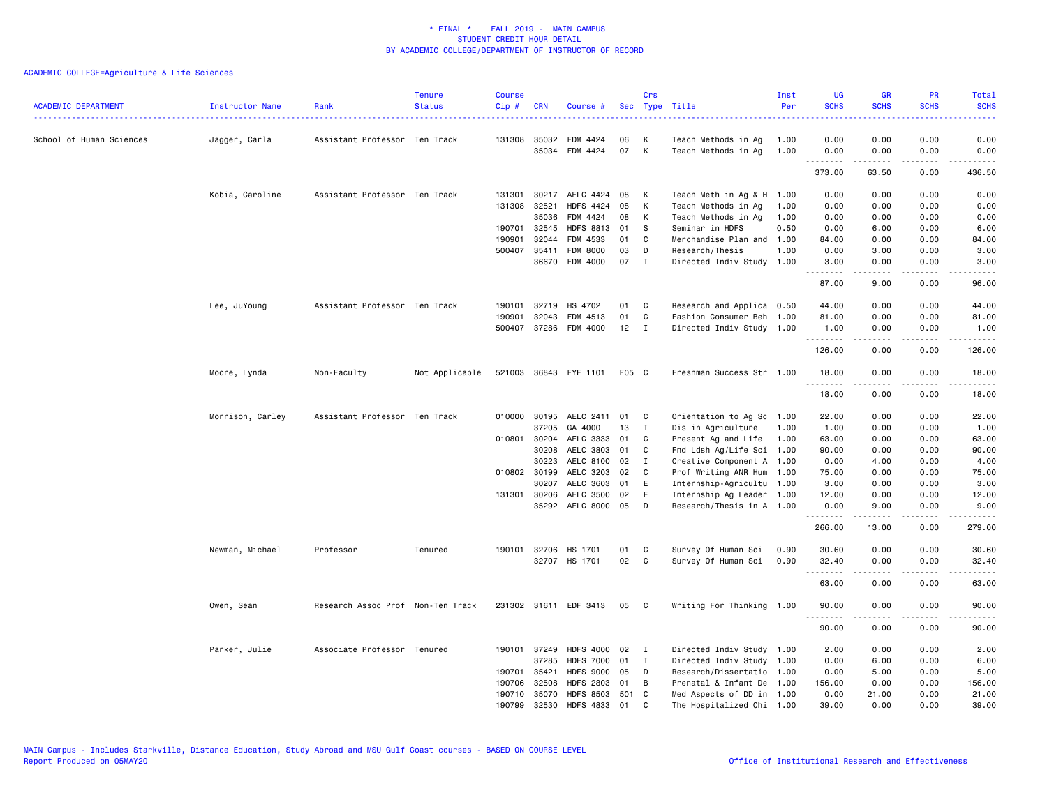# * FINAL * FALL 2019 - MAIN CAMPUS
## STUDENT CREDIT HOUR DETAIL
## BY ACADEMIC COLLEGE/DEPARTMENT OF INSTRUCTOR OF RECORD

ACADEMIC COLLEGE=Agriculture & Life Sciences

| ACADEMIC DEPARTMENT | Instructor Name | Rank | Tenure Status | Course Cip # | CRN | Course # | Sec | Crs Type | Title | Inst Per | UG SCHS | GR SCHS | PR SCHS | Total SCHS |
|---|---|---|---|---|---|---|---|---|---|---|---|---|---|---|
| School of Human Sciences | Jagger, Carla | Assistant Professor | Ten Track | 131308 | 35032 | FDM 4424 | 06 | K | Teach Methods in Ag | 1.00 | 0.00 | 0.00 | 0.00 | 0.00 |
| | | | | | 35034 | FDM 4424 | 07 | K | Teach Methods in Ag | 1.00 | 0.00 | 0.00 | 0.00 | 0.00 |
| | | | | | | | | | | | 373.00 | 63.50 | 0.00 | 436.50 |
| | Kobia, Caroline | Assistant Professor | Ten Track | 131301 | 30217 | AELC 4424 | 08 | K | Teach Meth in Ag & H | 1.00 | 0.00 | 0.00 | 0.00 | 0.00 |
| | | | | 131308 | 32521 | HDFS 4424 | 08 | K | Teach Methods in Ag | 1.00 | 0.00 | 0.00 | 0.00 | 0.00 |
| | | | | | 35036 | FDM 4424 | 08 | K | Teach Methods in Ag | 1.00 | 0.00 | 0.00 | 0.00 | 0.00 |
| | | | | 190701 | 32545 | HDFS 8813 | 01 | S | Seminar in HDFS | 0.50 | 0.00 | 6.00 | 0.00 | 6.00 |
| | | | | 190901 | 32044 | FDM 4533 | 01 | C | Merchandise Plan and | 1.00 | 84.00 | 0.00 | 0.00 | 84.00 |
| | | | | 500407 | 35411 | FDM 8000 | 03 | D | Research/Thesis | 1.00 | 0.00 | 3.00 | 0.00 | 3.00 |
| | | | | | 36670 | FDM 4000 | 07 | I | Directed Indiv Study | 1.00 | 3.00 | 0.00 | 0.00 | 3.00 |
| | | | | | | | | | | | 87.00 | 9.00 | 0.00 | 96.00 |
| | Lee, JuYoung | Assistant Professor | Ten Track | 190101 | 32719 | HS 4702 | 01 | C | Research and Applica | 0.50 | 44.00 | 0.00 | 0.00 | 44.00 |
| | | | | 190901 | 32043 | FDM 4513 | 01 | C | Fashion Consumer Beh | 1.00 | 81.00 | 0.00 | 0.00 | 81.00 |
| | | | | 500407 | 37286 | FDM 4000 | 12 | I | Directed Indiv Study | 1.00 | 1.00 | 0.00 | 0.00 | 1.00 |
| | | | | | | | | | | | 126.00 | 0.00 | 0.00 | 126.00 |
| | Moore, Lynda | Non-Faculty | Not Applicable | 521003 | 36843 | FYE 1101 | F05 | C | Freshman Success Str | 1.00 | 18.00 | 0.00 | 0.00 | 18.00 |
| | | | | | | | | | | | 18.00 | 0.00 | 0.00 | 18.00 |
| | Morrison, Carley | Assistant Professor | Ten Track | 010000 | 30195 | AELC 2411 | 01 | C | Orientation to Ag Sc | 1.00 | 22.00 | 0.00 | 0.00 | 22.00 |
| | | | | | 37205 | GA 4000 | 13 | I | Dis in Agriculture | 1.00 | 1.00 | 0.00 | 0.00 | 1.00 |
| | | | | 010801 | 30204 | AELC 3333 | 01 | C | Present Ag and Life | 1.00 | 63.00 | 0.00 | 0.00 | 63.00 |
| | | | | | 30208 | AELC 3803 | 01 | C | Fnd Ldsh Ag/Life Sci | 1.00 | 90.00 | 0.00 | 0.00 | 90.00 |
| | | | | | 30223 | AELC 8100 | 02 | I | Creative Component A | 1.00 | 0.00 | 4.00 | 0.00 | 4.00 |
| | | | | 010802 | 30199 | AELC 3203 | 02 | C | Prof Writing ANR Hum | 1.00 | 75.00 | 0.00 | 0.00 | 75.00 |
| | | | | | 30207 | AELC 3603 | 01 | E | Internship-Agricultu | 1.00 | 3.00 | 0.00 | 0.00 | 3.00 |
| | | | | 131301 | 30206 | AELC 3500 | 02 | E | Internship Ag Leader | 1.00 | 12.00 | 0.00 | 0.00 | 12.00 |
| | | | | | 35292 | AELC 8000 | 05 | D | Research/Thesis in A | 1.00 | 0.00 | 9.00 | 0.00 | 9.00 |
| | | | | | | | | | | | 266.00 | 13.00 | 0.00 | 279.00 |
| | Newman, Michael | Professor | Tenured | 190101 | 32706 | HS 1701 | 01 | C | Survey Of Human Sci | 0.90 | 30.60 | 0.00 | 0.00 | 30.60 |
| | | | | | 32707 | HS 1701 | 02 | C | Survey Of Human Sci | 0.90 | 32.40 | 0.00 | 0.00 | 32.40 |
| | | | | | | | | | | | 63.00 | 0.00 | 0.00 | 63.00 |
| | Owen, Sean | Research Assoc Prof | Non-Ten Track | 231302 | 31611 | EDF 3413 | 05 | C | Writing For Thinking | 1.00 | 90.00 | 0.00 | 0.00 | 90.00 |
| | | | | | | | | | | | 90.00 | 0.00 | 0.00 | 90.00 |
| | Parker, Julie | Associate Professor | Tenured | 190101 | 37249 | HDFS 4000 | 02 | I | Directed Indiv Study | 1.00 | 2.00 | 0.00 | 0.00 | 2.00 |
| | | | | | 37285 | HDFS 7000 | 01 | I | Directed Indiv Study | 1.00 | 0.00 | 6.00 | 0.00 | 6.00 |
| | | | | 190701 | 35421 | HDFS 9000 | 05 | D | Research/Dissertatio | 1.00 | 0.00 | 5.00 | 0.00 | 5.00 |
| | | | | 190706 | 32508 | HDFS 2803 | 01 | B | Prenatal & Infant De | 1.00 | 156.00 | 0.00 | 0.00 | 156.00 |
| | | | | 190710 | 35070 | HDFS 8503 | 501 | C | Med Aspects of DD in | 1.00 | 0.00 | 21.00 | 0.00 | 21.00 |
| | | | | 190799 | 32530 | HDFS 4833 | 01 | C | The Hospitalized Chi | 1.00 | 39.00 | 0.00 | 0.00 | 39.00 |

MAIN Campus - Includes Starkville, Distance Education, Study Abroad and MSU Gulf Coast courses - BASED ON COURSE LEVEL
Report Produced on 05MAY20 — Office of Institutional Research and Effectiveness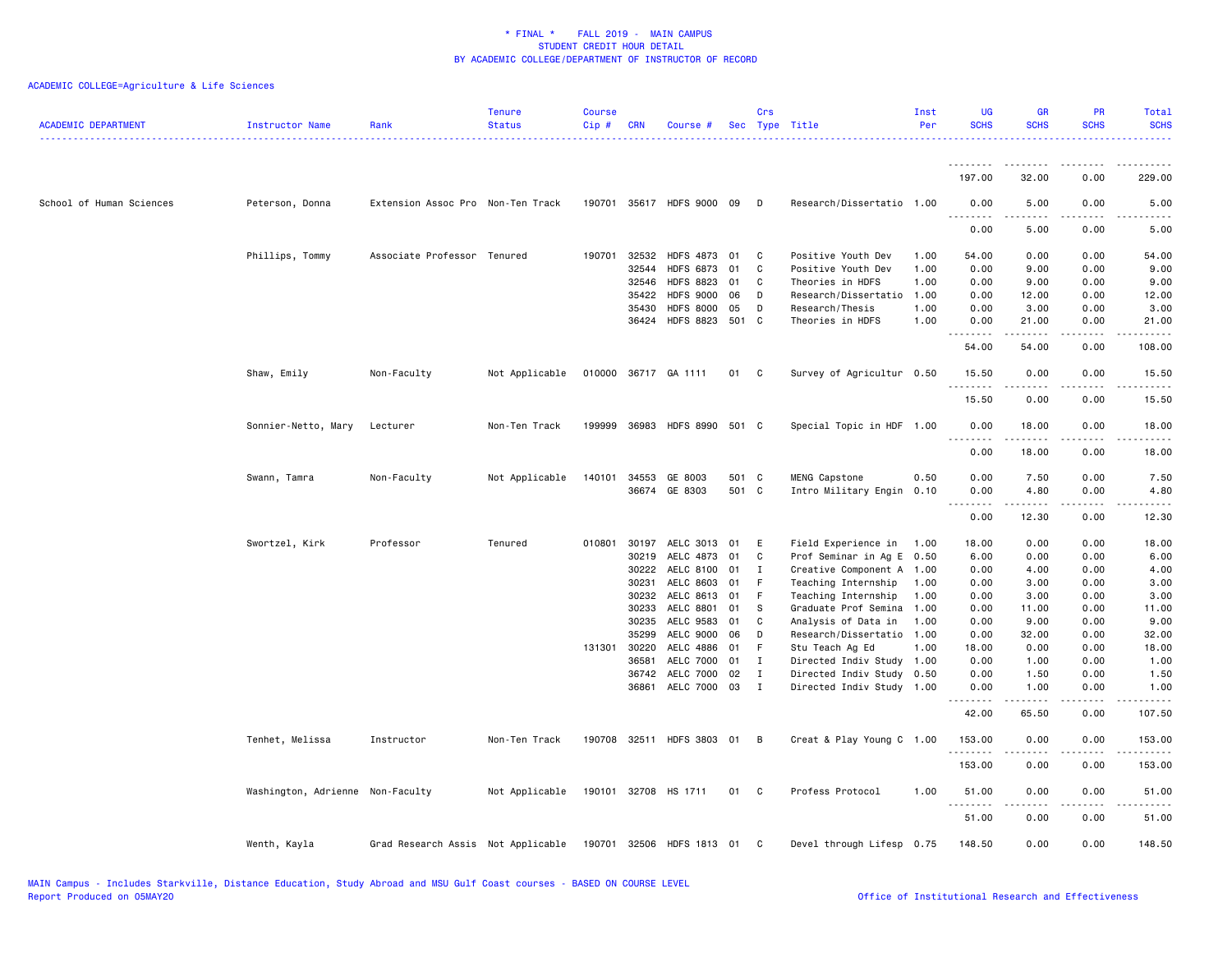* FINAL * FALL 2019 - MAIN CAMPUS
STUDENT CREDIT HOUR DETAIL
BY ACADEMIC COLLEGE/DEPARTMENT OF INSTRUCTOR OF RECORD

ACADEMIC COLLEGE=Agriculture & Life Sciences

| ACADEMIC DEPARTMENT | Instructor Name | Rank | Tenure Status | Course Cip # | CRN | Course # | Sec | Crs Type | Title | Inst Per | UG SCHS | GR SCHS | PR SCHS | Total SCHS |
|---|---|---|---|---|---|---|---|---|---|---|---|---|---|---|
| | | | | | | | | | | | 197.00 | 32.00 | 0.00 | 229.00 |
| School of Human Sciences | Peterson, Donna | Extension Assoc Pro | Non-Ten Track | 190701 | 35617 | HDFS 9000 | 09 | D | Research/Dissertatio | 1.00 | 0.00 | 5.00 | 0.00 | 5.00 |
| | | | | | | | | | | | 0.00 | 5.00 | 0.00 | 5.00 |
| | Phillips, Tommy | Associate Professor | Tenured | 190701 | 32532 | HDFS 4873 | 01 | C | Positive Youth Dev | 1.00 | 54.00 | 0.00 | 0.00 | 54.00 |
| | | | | | 32544 | HDFS 6873 | 01 | C | Positive Youth Dev | 1.00 | 0.00 | 9.00 | 0.00 | 9.00 |
| | | | | | 32546 | HDFS 8823 | 01 | C | Theories in HDFS | 1.00 | 0.00 | 9.00 | 0.00 | 9.00 |
| | | | | | 35422 | HDFS 9000 | 06 | D | Research/Dissertatio | 1.00 | 0.00 | 12.00 | 0.00 | 12.00 |
| | | | | | 35430 | HDFS 8000 | 05 | D | Research/Thesis | 1.00 | 0.00 | 3.00 | 0.00 | 3.00 |
| | | | | | 36424 | HDFS 8823 | 501 | C | Theories in HDFS | 1.00 | 0.00 | 21.00 | 0.00 | 21.00 |
| | | | | | | | | | | | 54.00 | 54.00 | 0.00 | 108.00 |
| | Shaw, Emily | Non-Faculty | Not Applicable | 010000 | 36717 | GA 1111 | 01 | C | Survey of Agricultur | 0.50 | 15.50 | 0.00 | 0.00 | 15.50 |
| | | | | | | | | | | | 15.50 | 0.00 | 0.00 | 15.50 |
| | Sonnier-Netto, Mary | Lecturer | Non-Ten Track | 199999 | 36983 | HDFS 8990 | 501 | C | Special Topic in HDF | 1.00 | 0.00 | 18.00 | 0.00 | 18.00 |
| | | | | | | | | | | | 0.00 | 18.00 | 0.00 | 18.00 |
| | Swann, Tamra | Non-Faculty | Not Applicable | 140101 | 34553 | GE 8003 | 501 | C | MENG Capstone | 0.50 | 0.00 | 7.50 | 0.00 | 7.50 |
| | | | | | 36674 | GE 8303 | 501 | C | Intro Military Engin | 0.10 | 0.00 | 4.80 | 0.00 | 4.80 |
| | | | | | | | | | | | 0.00 | 12.30 | 0.00 | 12.30 |
| | Swortzel, Kirk | Professor | Tenured | 010801 | 30197 | AELC 3013 | 01 | E | Field Experience in | 1.00 | 18.00 | 0.00 | 0.00 | 18.00 |
| | | | | | 30219 | AELC 4873 | 01 | C | Prof Seminar in Ag E | 0.50 | 6.00 | 0.00 | 0.00 | 6.00 |
| | | | | | 30222 | AELC 8100 | 01 | I | Creative Component A | 1.00 | 0.00 | 4.00 | 0.00 | 4.00 |
| | | | | | 30231 | AELC 8603 | 01 | F | Teaching Internship | 1.00 | 0.00 | 3.00 | 0.00 | 3.00 |
| | | | | | 30232 | AELC 8613 | 01 | F | Teaching Internship | 1.00 | 0.00 | 3.00 | 0.00 | 3.00 |
| | | | | | 30233 | AELC 8801 | 01 | S | Graduate Prof Semina | 1.00 | 0.00 | 11.00 | 0.00 | 11.00 |
| | | | | | 30235 | AELC 9583 | 01 | C | Analysis of Data in | 1.00 | 0.00 | 9.00 | 0.00 | 9.00 |
| | | | | | 35299 | AELC 9000 | 06 | D | Research/Dissertatio | 1.00 | 0.00 | 32.00 | 0.00 | 32.00 |
| | | | | 131301 | 30220 | AELC 4886 | 01 | F | Stu Teach Ag Ed | 1.00 | 18.00 | 0.00 | 0.00 | 18.00 |
| | | | | | 36581 | AELC 7000 | 01 | I | Directed Indiv Study | 1.00 | 0.00 | 1.00 | 0.00 | 1.00 |
| | | | | | 36742 | AELC 7000 | 02 | I | Directed Indiv Study | 0.50 | 0.00 | 1.50 | 0.00 | 1.50 |
| | | | | | 36861 | AELC 7000 | 03 | I | Directed Indiv Study | 1.00 | 0.00 | 1.00 | 0.00 | 1.00 |
| | | | | | | | | | | | 42.00 | 65.50 | 0.00 | 107.50 |
| | Tenhet, Melissa | Instructor | Non-Ten Track | 190708 | 32511 | HDFS 3803 | 01 | B | Creat & Play Young C | 1.00 | 153.00 | 0.00 | 0.00 | 153.00 |
| | | | | | | | | | | | 153.00 | 0.00 | 0.00 | 153.00 |
| | Washington, Adrienne | Non-Faculty | Not Applicable | 190101 | 32708 | HS 1711 | 01 | C | Profess Protocol | 1.00 | 51.00 | 0.00 | 0.00 | 51.00 |
| | | | | | | | | | | | 51.00 | 0.00 | 0.00 | 51.00 |
| | Wenth, Kayla | Grad Research Assis | Not Applicable | 190701 | 32506 | HDFS 1813 | 01 | C | Devel through Lifesp | 0.75 | 148.50 | 0.00 | 0.00 | 148.50 |

MAIN Campus - Includes Starkville, Distance Education, Study Abroad and MSU Gulf Coast courses - BASED ON COURSE LEVEL
Report Produced on 05MAY20 Office of Institutional Research and Effectiveness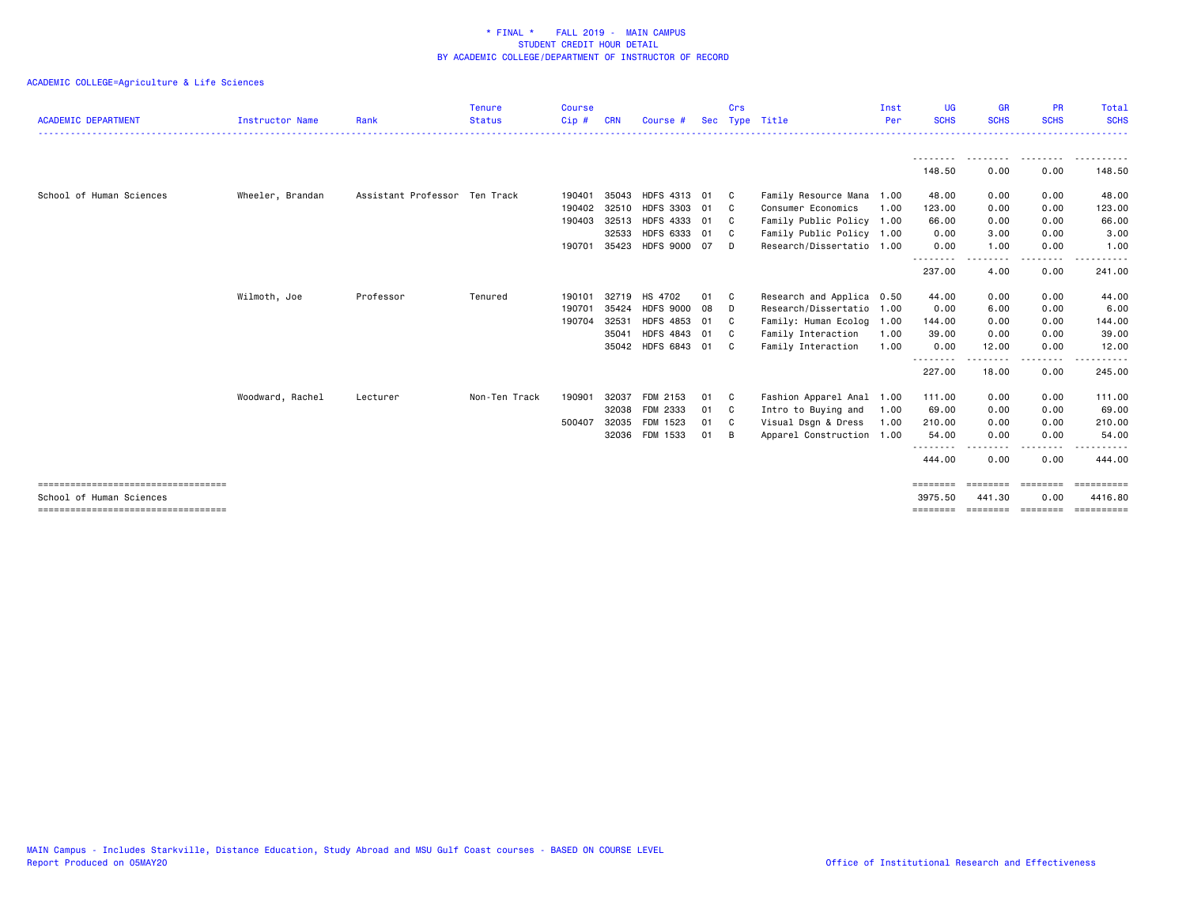\* FINAL \* FALL 2019 - MAIN CAMPUS
STUDENT CREDIT HOUR DETAIL
BY ACADEMIC COLLEGE/DEPARTMENT OF INSTRUCTOR OF RECORD

ACADEMIC COLLEGE=Agriculture & Life Sciences

| ACADEMIC DEPARTMENT | Instructor Name | Rank | Tenure Status | Course Cip # | CRN | Course # | Sec | Crs Type | Title | Inst Per | UG SCHS | GR SCHS | PR SCHS | Total SCHS |
|---|---|---|---|---|---|---|---|---|---|---|---|---|---|---|
| | | | | | | | | | | | 148.50 | 0.00 | 0.00 | 148.50 |
| School of Human Sciences | Wheeler, Brandan | Assistant Professor | Ten Track | 190401 | 35043 | HDFS 4313 | 01 | C | Family Resource Mana | 1.00 | 48.00 | 0.00 | 0.00 | 48.00 |
| | | | | 190402 | 32510 | HDFS 3303 | 01 | C | Consumer Economics | 1.00 | 123.00 | 0.00 | 0.00 | 123.00 |
| | | | | 190403 | 32513 | HDFS 4333 | 01 | C | Family Public Policy | 1.00 | 66.00 | 0.00 | 0.00 | 66.00 |
| | | | | | 32533 | HDFS 6333 | 01 | C | Family Public Policy | 1.00 | 0.00 | 3.00 | 0.00 | 3.00 |
| | | | | 190701 | 35423 | HDFS 9000 | 07 | D | Research/Dissertatio | 1.00 | 0.00 | 1.00 | 0.00 | 1.00 |
| | | | | | | | | | | | 237.00 | 4.00 | 0.00 | 241.00 |
| | Wilmoth, Joe | Professor | Tenured | 190101 | 32719 | HS 4702 | 01 | C | Research and Applica | 0.50 | 44.00 | 0.00 | 0.00 | 44.00 |
| | | | | 190701 | 35424 | HDFS 9000 | 08 | D | Research/Dissertatio | 1.00 | 0.00 | 6.00 | 0.00 | 6.00 |
| | | | | 190704 | 32531 | HDFS 4853 | 01 | C | Family: Human Ecolog | 1.00 | 144.00 | 0.00 | 0.00 | 144.00 |
| | | | | | 35041 | HDFS 4843 | 01 | C | Family Interaction | 1.00 | 39.00 | 0.00 | 0.00 | 39.00 |
| | | | | | 35042 | HDFS 6843 | 01 | C | Family Interaction | 1.00 | 0.00 | 12.00 | 0.00 | 12.00 |
| | | | | | | | | | | | 227.00 | 18.00 | 0.00 | 245.00 |
| | Woodward, Rachel | Lecturer | Non-Ten Track | 190901 | 32037 | FDM 2153 | 01 | C | Fashion Apparel Anal | 1.00 | 111.00 | 0.00 | 0.00 | 111.00 |
| | | | | | 32038 | FDM 2333 | 01 | C | Intro to Buying and | 1.00 | 69.00 | 0.00 | 0.00 | 69.00 |
| | | | | 500407 | 32035 | FDM 1523 | 01 | C | Visual Dsgn & Dress | 1.00 | 210.00 | 0.00 | 0.00 | 210.00 |
| | | | | | 32036 | FDM 1533 | 01 | B | Apparel Construction | 1.00 | 54.00 | 0.00 | 0.00 | 54.00 |
| | | | | | | | | | | | 444.00 | 0.00 | 0.00 | 444.00 |
| School of Human Sciences | | | | | | | | | | | 3975.50 | 441.30 | 0.00 | 4416.80 |

MAIN Campus - Includes Starkville, Distance Education, Study Abroad and MSU Gulf Coast courses - BASED ON COURSE LEVEL
Report Produced on 05MAY20

Office of Institutional Research and Effectiveness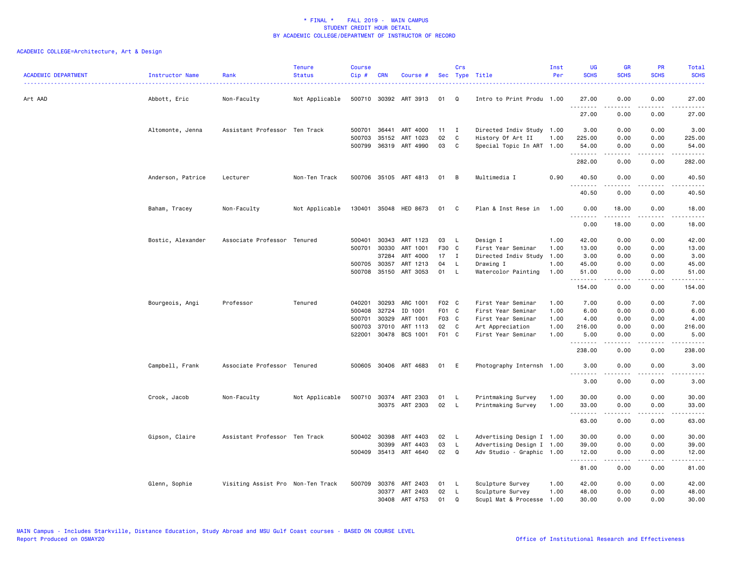# * FINAL * FALL 2019 - MAIN CAMPUS
## STUDENT CREDIT HOUR DETAIL
## BY ACADEMIC COLLEGE/DEPARTMENT OF INSTRUCTOR OF RECORD

ACADEMIC COLLEGE=Architecture, Art & Design

| ACADEMIC DEPARTMENT | Instructor Name | Rank | Tenure Status | Course Cip # | CRN | Course # | Sec | Crs Type | Title | Inst Per | UG SCHS | GR SCHS | PR SCHS | Total SCHS |
|---|---|---|---|---|---|---|---|---|---|---|---|---|---|---|
| Art AAD | Abbott, Eric | Non-Faculty | Not Applicable | 500710 | 30392 | ART 3913 | 01 | Q | Intro to Print Produ | 1.00 | 27.00 | 0.00 | 0.00 | 27.00 |
| | | | | | | | | | | | 27.00 | 0.00 | 0.00 | 27.00 |
| | Altomonte, Jenna | Assistant Professor | Ten Track | 500701 | 36441 | ART 4000 | 11 | I | Directed Indiv Study | 1.00 | 3.00 | 0.00 | 0.00 | 3.00 |
| | | | | 500703 | 35152 | ART 1023 | 02 | C | History Of Art II | 1.00 | 225.00 | 0.00 | 0.00 | 225.00 |
| | | | | 500799 | 36319 | ART 4990 | 03 | C | Special Topic In ART | 1.00 | 54.00 | 0.00 | 0.00 | 54.00 |
| | | | | | | | | | | | 282.00 | 0.00 | 0.00 | 282.00 |
| | Anderson, Patrice | Lecturer | Non-Ten Track | 500706 | 35105 | ART 4813 | 01 | B | Multimedia I | 0.90 | 40.50 | 0.00 | 0.00 | 40.50 |
| | | | | | | | | | | | 40.50 | 0.00 | 0.00 | 40.50 |
| | Baham, Tracey | Non-Faculty | Not Applicable | 130401 | 35048 | HED 8673 | 01 | C | Plan & Inst Rese in | 1.00 | 0.00 | 18.00 | 0.00 | 18.00 |
| | | | | | | | | | | | 0.00 | 18.00 | 0.00 | 18.00 |
| | Bostic, Alexander | Associate Professor | Tenured | 500401 | 30343 | ART 1123 | 03 | L | Design I | 1.00 | 42.00 | 0.00 | 0.00 | 42.00 |
| | | | | 500701 | 30330 | ART 1001 | F30 | C | First Year Seminar | 1.00 | 13.00 | 0.00 | 0.00 | 13.00 |
| | | | | | 37284 | ART 4000 | 17 | I | Directed Indiv Study | 1.00 | 3.00 | 0.00 | 0.00 | 3.00 |
| | | | | 500705 | 30357 | ART 1213 | 04 | L | Drawing I | 1.00 | 45.00 | 0.00 | 0.00 | 45.00 |
| | | | | 500708 | 35150 | ART 3053 | 01 | L | Watercolor Painting | 1.00 | 51.00 | 0.00 | 0.00 | 51.00 |
| | | | | | | | | | | | 154.00 | 0.00 | 0.00 | 154.00 |
| | Bourgeois, Angi | Professor | Tenured | 040201 | 30293 | ARC 1001 | F02 | C | First Year Seminar | 1.00 | 7.00 | 0.00 | 0.00 | 7.00 |
| | | | | 500408 | 32724 | ID 1001 | F01 | C | First Year Seminar | 1.00 | 6.00 | 0.00 | 0.00 | 6.00 |
| | | | | 500701 | 30329 | ART 1001 | F03 | C | First Year Seminar | 1.00 | 4.00 | 0.00 | 0.00 | 4.00 |
| | | | | 500703 | 37010 | ART 1113 | 02 | C | Art Appreciation | 1.00 | 216.00 | 0.00 | 0.00 | 216.00 |
| | | | | 522001 | 30478 | BCS 1001 | F01 | C | First Year Seminar | 1.00 | 5.00 | 0.00 | 0.00 | 5.00 |
| | | | | | | | | | | | 238.00 | 0.00 | 0.00 | 238.00 |
| | Campbell, Frank | Associate Professor | Tenured | 500605 | 30406 | ART 4683 | 01 | E | Photography Internsh | 1.00 | 3.00 | 0.00 | 0.00 | 3.00 |
| | | | | | | | | | | | 3.00 | 0.00 | 0.00 | 3.00 |
| | Crook, Jacob | Non-Faculty | Not Applicable | 500710 | 30374 | ART 2303 | 01 | L | Printmaking Survey | 1.00 | 30.00 | 0.00 | 0.00 | 30.00 |
| | | | | | 30375 | ART 2303 | 02 | L | Printmaking Survey | 1.00 | 33.00 | 0.00 | 0.00 | 33.00 |
| | | | | | | | | | | | 63.00 | 0.00 | 0.00 | 63.00 |
| | Gipson, Claire | Assistant Professor | Ten Track | 500402 | 30398 | ART 4403 | 02 | L | Advertising Design I | 1.00 | 30.00 | 0.00 | 0.00 | 30.00 |
| | | | | | 30399 | ART 4403 | 03 | L | Advertising Design I | 1.00 | 39.00 | 0.00 | 0.00 | 39.00 |
| | | | | 500409 | 35413 | ART 4640 | 02 | Q | Adv Studio - Graphic | 1.00 | 12.00 | 0.00 | 0.00 | 12.00 |
| | | | | | | | | | | | 81.00 | 0.00 | 0.00 | 81.00 |
| | Glenn, Sophie | Visiting Assist Pro | Non-Ten Track | 500709 | 30376 | ART 2403 | 01 | L | Sculpture Survey | 1.00 | 42.00 | 0.00 | 0.00 | 42.00 |
| | | | | | 30377 | ART 2403 | 02 | L | Sculpture Survey | 1.00 | 48.00 | 0.00 | 0.00 | 48.00 |
| | | | | | 30408 | ART 4753 | 01 | Q | Scupl Mat & Processe | 1.00 | 30.00 | 0.00 | 0.00 | 30.00 |

MAIN Campus - Includes Starkville, Distance Education, Study Abroad and MSU Gulf Coast courses - BASED ON COURSE LEVEL
Report Produced on 05MAY20

Office of Institutional Research and Effectiveness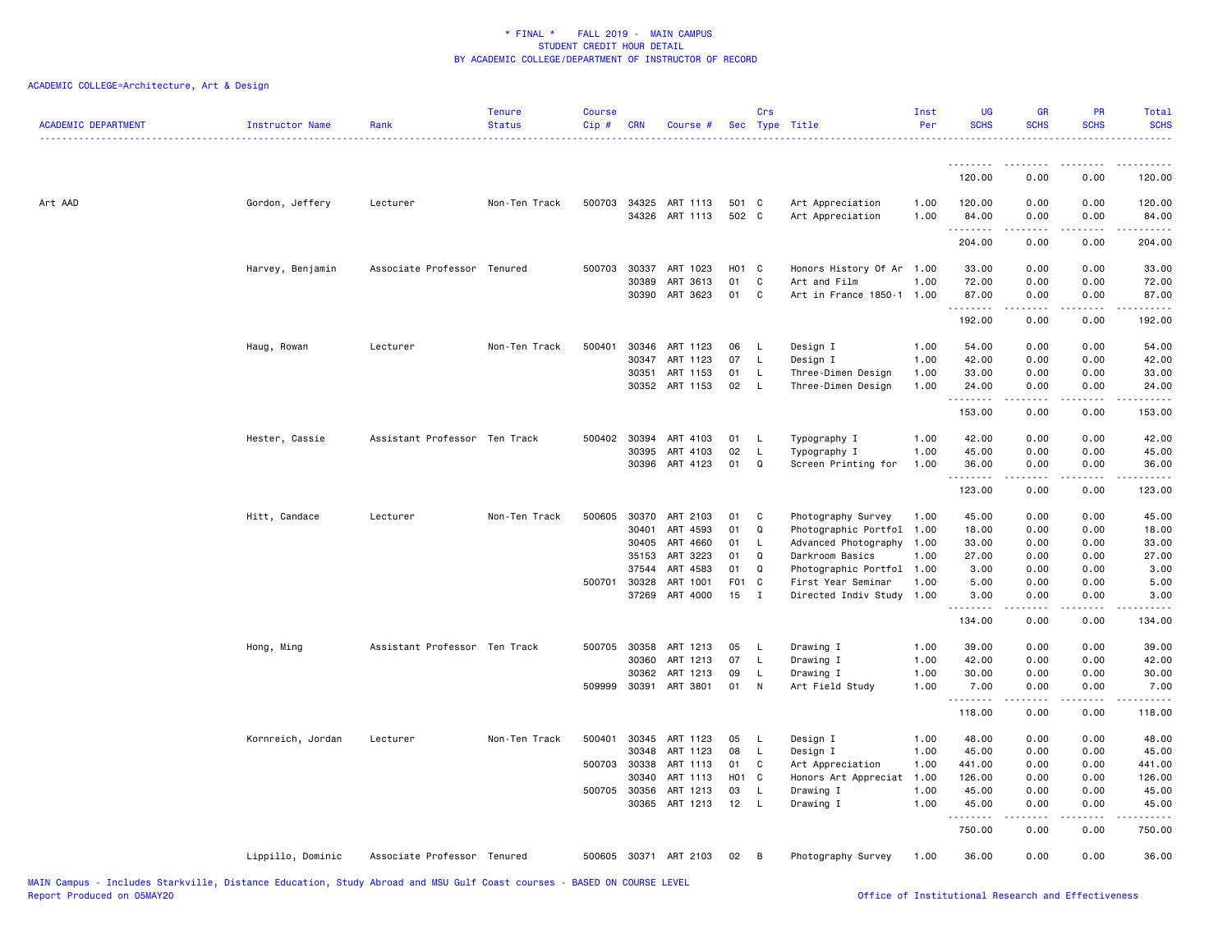\* FINAL \* FALL 2019 - MAIN CAMPUS
STUDENT CREDIT HOUR DETAIL
BY ACADEMIC COLLEGE/DEPARTMENT OF INSTRUCTOR OF RECORD

ACADEMIC COLLEGE=Architecture, Art & Design

| ACADEMIC DEPARTMENT | Instructor Name | Rank | Tenure Status | Course Cip # | CRN | Course # | Sec | Crs Type | Title | Inst Per | UG SCHS | GR SCHS | PR SCHS | Total SCHS |
|---|---|---|---|---|---|---|---|---|---|---|---|---|---|---|
| | | | | | | | | | | | 120.00 | 0.00 | 0.00 | 120.00 |
| Art AAD | Gordon, Jeffery | Lecturer | Non-Ten Track | 500703 | 34325 | ART 1113 | 501 | C | Art Appreciation | 1.00 | 120.00 | 0.00 | 0.00 | 120.00 |
| | | | | | 34326 | ART 1113 | 502 | C | Art Appreciation | 1.00 | 84.00 | 0.00 | 0.00 | 84.00 |
| | | | | | | | | | | | 204.00 | 0.00 | 0.00 | 204.00 |
| | Harvey, Benjamin | Associate Professor | Tenured | 500703 | 30337 | ART 1023 | H01 | C | Honors History Of Ar | 1.00 | 33.00 | 0.00 | 0.00 | 33.00 |
| | | | | | 30389 | ART 3613 | 01 | C | Art and Film | 1.00 | 72.00 | 0.00 | 0.00 | 72.00 |
| | | | | | 30390 | ART 3623 | 01 | C | Art in France 1850-1 | 1.00 | 87.00 | 0.00 | 0.00 | 87.00 |
| | | | | | | | | | | | 192.00 | 0.00 | 0.00 | 192.00 |
| | Haug, Rowan | Lecturer | Non-Ten Track | 500401 | 30346 | ART 1123 | 06 | L | Design I | 1.00 | 54.00 | 0.00 | 0.00 | 54.00 |
| | | | | | 30347 | ART 1123 | 07 | L | Design I | 1.00 | 42.00 | 0.00 | 0.00 | 42.00 |
| | | | | | 30351 | ART 1153 | 01 | L | Three-Dimen Design | 1.00 | 33.00 | 0.00 | 0.00 | 33.00 |
| | | | | | 30352 | ART 1153 | 02 | L | Three-Dimen Design | 1.00 | 24.00 | 0.00 | 0.00 | 24.00 |
| | | | | | | | | | | | 153.00 | 0.00 | 0.00 | 153.00 |
| | Hester, Cassie | Assistant Professor | Ten Track | 500402 | 30394 | ART 4103 | 01 | L | Typography I | 1.00 | 42.00 | 0.00 | 0.00 | 42.00 |
| | | | | | 30395 | ART 4103 | 02 | L | Typography I | 1.00 | 45.00 | 0.00 | 0.00 | 45.00 |
| | | | | | 30396 | ART 4123 | 01 | Q | Screen Printing for | 1.00 | 36.00 | 0.00 | 0.00 | 36.00 |
| | | | | | | | | | | | 123.00 | 0.00 | 0.00 | 123.00 |
| | Hitt, Candace | Lecturer | Non-Ten Track | 500605 | 30370 | ART 2103 | 01 | C | Photography Survey | 1.00 | 45.00 | 0.00 | 0.00 | 45.00 |
| | | | | | 30401 | ART 4593 | 01 | Q | Photographic Portfol | 1.00 | 18.00 | 0.00 | 0.00 | 18.00 |
| | | | | | 30405 | ART 4660 | 01 | L | Advanced Photography | 1.00 | 33.00 | 0.00 | 0.00 | 33.00 |
| | | | | | 35153 | ART 3223 | 01 | Q | Darkroom Basics | 1.00 | 27.00 | 0.00 | 0.00 | 27.00 |
| | | | | | 37544 | ART 4583 | 01 | Q | Photographic Portfol | 1.00 | 3.00 | 0.00 | 0.00 | 3.00 |
| | | | | 500701 | 30328 | ART 1001 | F01 | C | First Year Seminar | 1.00 | 5.00 | 0.00 | 0.00 | 5.00 |
| | | | | | 37269 | ART 4000 | 15 | I | Directed Indiv Study | 1.00 | 3.00 | 0.00 | 0.00 | 3.00 |
| | | | | | | | | | | | 134.00 | 0.00 | 0.00 | 134.00 |
| | Hong, Ming | Assistant Professor | Ten Track | 500705 | 30358 | ART 1213 | 05 | L | Drawing I | 1.00 | 39.00 | 0.00 | 0.00 | 39.00 |
| | | | | | 30360 | ART 1213 | 07 | L | Drawing I | 1.00 | 42.00 | 0.00 | 0.00 | 42.00 |
| | | | | | 30362 | ART 1213 | 09 | L | Drawing I | 1.00 | 30.00 | 0.00 | 0.00 | 30.00 |
| | | | | 509999 | 30391 | ART 3801 | 01 | N | Art Field Study | 1.00 | 7.00 | 0.00 | 0.00 | 7.00 |
| | | | | | | | | | | | 118.00 | 0.00 | 0.00 | 118.00 |
| | Kornreich, Jordan | Lecturer | Non-Ten Track | 500401 | 30345 | ART 1123 | 05 | L | Design I | 1.00 | 48.00 | 0.00 | 0.00 | 48.00 |
| | | | | | 30348 | ART 1123 | 08 | L | Design I | 1.00 | 45.00 | 0.00 | 0.00 | 45.00 |
| | | | | 500703 | 30338 | ART 1113 | 01 | C | Art Appreciation | 1.00 | 441.00 | 0.00 | 0.00 | 441.00 |
| | | | | | 30340 | ART 1113 | H01 | C | Honors Art Appreciat | 1.00 | 126.00 | 0.00 | 0.00 | 126.00 |
| | | | | 500705 | 30356 | ART 1213 | 03 | L | Drawing I | 1.00 | 45.00 | 0.00 | 0.00 | 45.00 |
| | | | | | 30365 | ART 1213 | 12 | L | Drawing I | 1.00 | 45.00 | 0.00 | 0.00 | 45.00 |
| | | | | | | | | | | | 750.00 | 0.00 | 0.00 | 750.00 |
| | Lippillo, Dominic | Associate Professor | Tenured | 500605 | 30371 | ART 2103 | 02 | B | Photography Survey | 1.00 | 36.00 | 0.00 | 0.00 | 36.00 |

MAIN Campus - Includes Starkville, Distance Education, Study Abroad and MSU Gulf Coast courses - BASED ON COURSE LEVEL
Report Produced on 05MAY20

Office of Institutional Research and Effectiveness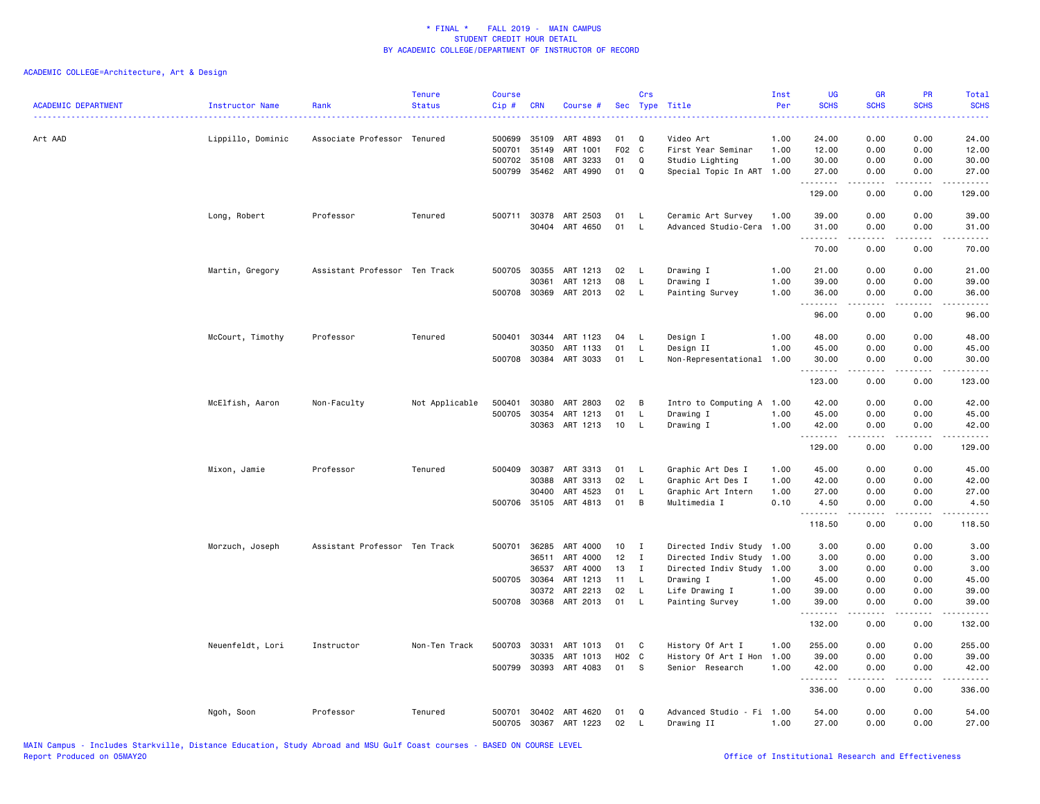\* FINAL \* FALL 2019 - MAIN CAMPUS
STUDENT CREDIT HOUR DETAIL
BY ACADEMIC COLLEGE/DEPARTMENT OF INSTRUCTOR OF RECORD

ACADEMIC COLLEGE=Architecture, Art & Design

| ACADEMIC DEPARTMENT | Instructor Name | Rank | Tenure Status | Course Cip # | CRN | Course # | Sec | Crs Type | Title | Inst Per | UG SCHS | GR SCHS | PR SCHS | Total SCHS |
|---|---|---|---|---|---|---|---|---|---|---|---|---|---|---|
| Art AAD | Lippillo, Dominic | Associate Professor | Tenured | 500699 | 35109 | ART 4893 | 01 | Q | Video Art | 1.00 | 24.00 | 0.00 | 0.00 | 24.00 |
| | | | | 500701 | 35149 | ART 1001 | F02 | C | First Year Seminar | 1.00 | 12.00 | 0.00 | 0.00 | 12.00 |
| | | | | 500702 | 35108 | ART 3233 | 01 | Q | Studio Lighting | 1.00 | 30.00 | 0.00 | 0.00 | 30.00 |
| | | | | 500799 | 35462 | ART 4990 | 01 | Q | Special Topic In ART | 1.00 | 27.00 | 0.00 | 0.00 | 27.00 |
| | | | | | | | | | | | 129.00 | 0.00 | 0.00 | 129.00 |
| | Long, Robert | Professor | Tenured | 500711 | 30378 | ART 2503 | 01 | L | Ceramic Art Survey | 1.00 | 39.00 | 0.00 | 0.00 | 39.00 |
| | | | | | 30404 | ART 4650 | 01 | L | Advanced Studio-Cera | 1.00 | 31.00 | 0.00 | 0.00 | 31.00 |
| | | | | | | | | | | | 70.00 | 0.00 | 0.00 | 70.00 |
| | Martin, Gregory | Assistant Professor | Ten Track | 500705 | 30355 | ART 1213 | 02 | L | Drawing I | 1.00 | 21.00 | 0.00 | 0.00 | 21.00 |
| | | | | | 30361 | ART 1213 | 08 | L | Drawing I | 1.00 | 39.00 | 0.00 | 0.00 | 39.00 |
| | | | | 500708 | 30369 | ART 2013 | 02 | L | Painting Survey | 1.00 | 36.00 | 0.00 | 0.00 | 36.00 |
| | | | | | | | | | | | 96.00 | 0.00 | 0.00 | 96.00 |
| | McCourt, Timothy | Professor | Tenured | 500401 | 30344 | ART 1123 | 04 | L | Design I | 1.00 | 48.00 | 0.00 | 0.00 | 48.00 |
| | | | | | 30350 | ART 1133 | 01 | L | Design II | 1.00 | 45.00 | 0.00 | 0.00 | 45.00 |
| | | | | 500708 | 30384 | ART 3033 | 01 | L | Non-Representational | 1.00 | 30.00 | 0.00 | 0.00 | 30.00 |
| | | | | | | | | | | | 123.00 | 0.00 | 0.00 | 123.00 |
| | McElfish, Aaron | Non-Faculty | Not Applicable | 500401 | 30380 | ART 2803 | 02 | B | Intro to Computing A | 1.00 | 42.00 | 0.00 | 0.00 | 42.00 |
| | | | | 500705 | 30354 | ART 1213 | 01 | L | Drawing I | 1.00 | 45.00 | 0.00 | 0.00 | 45.00 |
| | | | | | 30363 | ART 1213 | 10 | L | Drawing I | 1.00 | 42.00 | 0.00 | 0.00 | 42.00 |
| | | | | | | | | | | | 129.00 | 0.00 | 0.00 | 129.00 |
| | Mixon, Jamie | Professor | Tenured | 500409 | 30387 | ART 3313 | 01 | L | Graphic Art Des I | 1.00 | 45.00 | 0.00 | 0.00 | 45.00 |
| | | | | | 30388 | ART 3313 | 02 | L | Graphic Art Des I | 1.00 | 42.00 | 0.00 | 0.00 | 42.00 |
| | | | | | 30400 | ART 4523 | 01 | L | Graphic Art Intern | 1.00 | 27.00 | 0.00 | 0.00 | 27.00 |
| | | | | 500706 | 35105 | ART 4813 | 01 | B | Multimedia I | 0.10 | 4.50 | 0.00 | 0.00 | 4.50 |
| | | | | | | | | | | | 118.50 | 0.00 | 0.00 | 118.50 |
| | Morzuch, Joseph | Assistant Professor | Ten Track | 500701 | 36285 | ART 4000 | 10 | I | Directed Indiv Study | 1.00 | 3.00 | 0.00 | 0.00 | 3.00 |
| | | | | | 36511 | ART 4000 | 12 | I | Directed Indiv Study | 1.00 | 3.00 | 0.00 | 0.00 | 3.00 |
| | | | | | 36537 | ART 4000 | 13 | I | Directed Indiv Study | 1.00 | 3.00 | 0.00 | 0.00 | 3.00 |
| | | | | 500705 | 30364 | ART 1213 | 11 | L | Drawing I | 1.00 | 45.00 | 0.00 | 0.00 | 45.00 |
| | | | | | 30372 | ART 2213 | 02 | L | Life Drawing I | 1.00 | 39.00 | 0.00 | 0.00 | 39.00 |
| | | | | 500708 | 30368 | ART 2013 | 01 | L | Painting Survey | 1.00 | 39.00 | 0.00 | 0.00 | 39.00 |
| | | | | | | | | | | | 132.00 | 0.00 | 0.00 | 132.00 |
| | Neuenfeldt, Lori | Instructor | Non-Ten Track | 500703 | 30331 | ART 1013 | 01 | C | History Of Art I | 1.00 | 255.00 | 0.00 | 0.00 | 255.00 |
| | | | | | 30335 | ART 1013 | H02 | C | History Of Art I Hon | 1.00 | 39.00 | 0.00 | 0.00 | 39.00 |
| | | | | 500799 | 30393 | ART 4083 | 01 | S | Senior Research | 1.00 | 42.00 | 0.00 | 0.00 | 42.00 |
| | | | | | | | | | | | 336.00 | 0.00 | 0.00 | 336.00 |
| | Ngoh, Soon | Professor | Tenured | 500701 | 30402 | ART 4620 | 01 | Q | Advanced Studio - Fi | 1.00 | 54.00 | 0.00 | 0.00 | 54.00 |
| | | | | 500705 | 30367 | ART 1223 | 02 | L | Drawing II | 1.00 | 27.00 | 0.00 | 0.00 | 27.00 |

MAIN Campus - Includes Starkville, Distance Education, Study Abroad and MSU Gulf Coast courses - BASED ON COURSE LEVEL
Report Produced on 05MAY20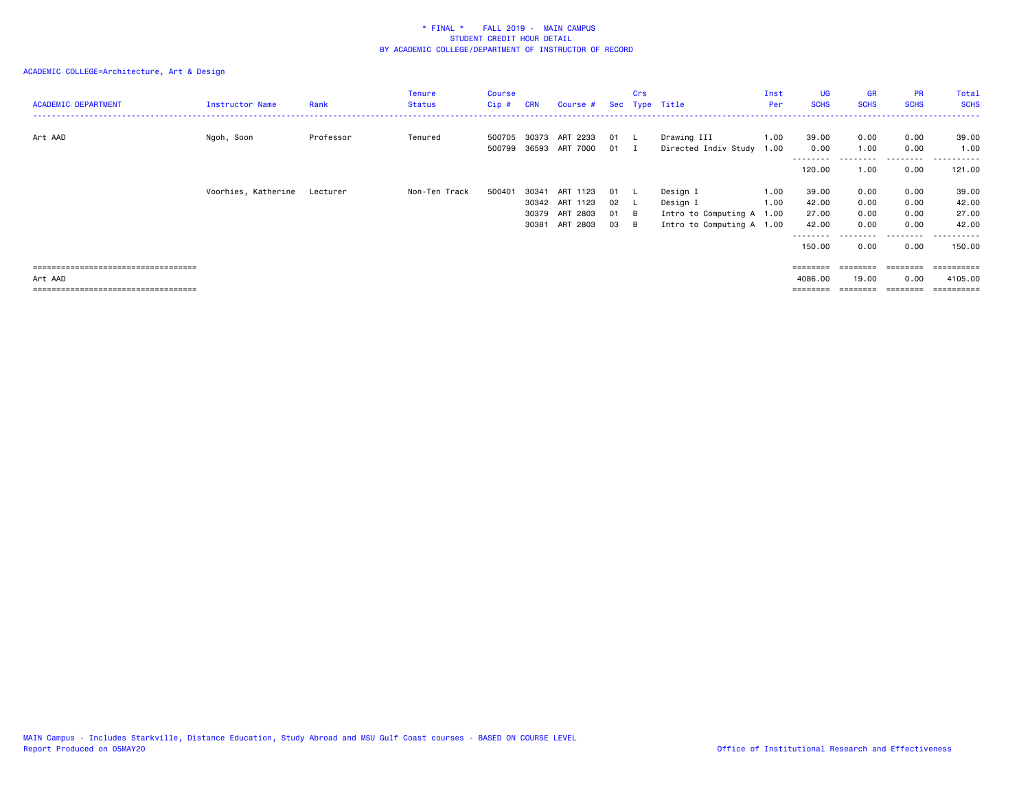\* FINAL \*    FALL 2019 - MAIN CAMPUS
STUDENT CREDIT HOUR DETAIL
BY ACADEMIC COLLEGE/DEPARTMENT OF INSTRUCTOR OF RECORD

ACADEMIC COLLEGE=Architecture, Art & Design

| ACADEMIC DEPARTMENT | Instructor Name | Rank | Tenure Status | Course Cip # | CRN | Course # | Sec | Crs Type | Title | Inst Per | UG SCHS | GR SCHS | PR SCHS | Total SCHS |
|---|---|---|---|---|---|---|---|---|---|---|---|---|---|---|
| Art AAD | Ngoh, Soon | Professor | Tenured | 500705 | 30373 | ART 2233 | 01 | L | Drawing III | 1.00 | 39.00 | 0.00 | 0.00 | 39.00 |
| | | | | 500799 | 36593 | ART 7000 | 01 | I | Directed Indiv Study | 1.00 | 0.00 | 1.00 | 0.00 | 1.00 |
| | | | | | | | | | | | 120.00 | 1.00 | 0.00 | 121.00 |
| | Voorhies, Katherine | Lecturer | Non-Ten Track | 500401 | 30341 | ART 1123 | 01 | L | Design I | 1.00 | 39.00 | 0.00 | 0.00 | 39.00 |
| | | | | | 30342 | ART 1123 | 02 | L | Design I | 1.00 | 42.00 | 0.00 | 0.00 | 42.00 |
| | | | | | 30379 | ART 2803 | 01 | B | Intro to Computing A | 1.00 | 27.00 | 0.00 | 0.00 | 27.00 |
| | | | | | 30381 | ART 2803 | 03 | B | Intro to Computing A | 1.00 | 42.00 | 0.00 | 0.00 | 42.00 |
| | | | | | | | | | | | 150.00 | 0.00 | 0.00 | 150.00 |
| Art AAD | | | | | | | | | | | 4086.00 | 19.00 | 0.00 | 4105.00 |

MAIN Campus - Includes Starkville, Distance Education, Study Abroad and MSU Gulf Coast courses - BASED ON COURSE LEVEL
Report Produced on 05MAY20    Office of Institutional Research and Effectiveness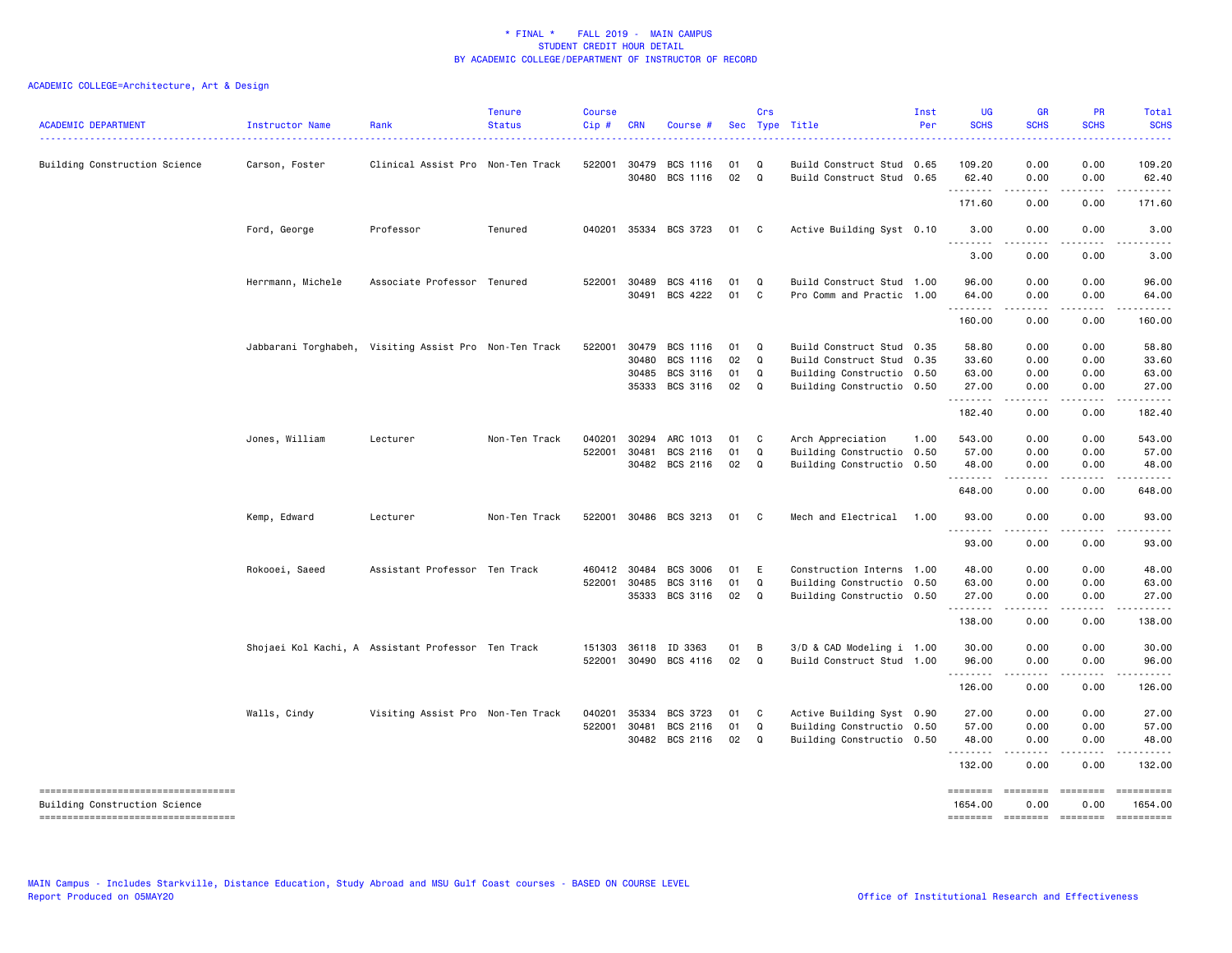# * FINAL * FALL 2019 - MAIN CAMPUS
## STUDENT CREDIT HOUR DETAIL
## BY ACADEMIC COLLEGE/DEPARTMENT OF INSTRUCTOR OF RECORD

ACADEMIC COLLEGE=Architecture, Art & Design

| ACADEMIC DEPARTMENT | Instructor Name | Rank | Tenure Status | Course Cip # | CRN | Course # | Sec | Crs Type | Title | Inst Per | UG SCHS | GR SCHS | PR SCHS | Total SCHS |
|---|---|---|---|---|---|---|---|---|---|---|---|---|---|---|
| Building Construction Science | Carson, Foster | Clinical Assist Pro | Non-Ten Track | 522001 | 30479 | BCS 1116 | 01 | Q | Build Construct Stud | 0.65 | 109.20 | 0.00 | 0.00 | 109.20 |
| | | | | | 30480 | BCS 1116 | 02 | Q | Build Construct Stud | 0.65 | 62.40 | 0.00 | 0.00 | 62.40 |
| | | | | | | | | | | | 171.60 | 0.00 | 0.00 | 171.60 |
| | Ford, George | Professor | Tenured | 040201 | 35334 | BCS 3723 | 01 | C | Active Building Syst | 0.10 | 3.00 | 0.00 | 0.00 | 3.00 |
| | | | | | | | | | | | 3.00 | 0.00 | 0.00 | 3.00 |
| | Herrmann, Michele | Associate Professor | Tenured | 522001 | 30489 | BCS 4116 | 01 | Q | Build Construct Stud | 1.00 | 96.00 | 0.00 | 0.00 | 96.00 |
| | | | | | 30491 | BCS 4222 | 01 | C | Pro Comm and Practic | 1.00 | 64.00 | 0.00 | 0.00 | 64.00 |
| | | | | | | | | | | | 160.00 | 0.00 | 0.00 | 160.00 |
| | Jabbarani Torghabeh, | Visiting Assist Pro | Non-Ten Track | 522001 | 30479 | BCS 1116 | 01 | Q | Build Construct Stud | 0.35 | 58.80 | 0.00 | 0.00 | 58.80 |
| | | | | | 30480 | BCS 1116 | 02 | Q | Build Construct Stud | 0.35 | 33.60 | 0.00 | 0.00 | 33.60 |
| | | | | | 30485 | BCS 3116 | 01 | Q | Building Constructio | 0.50 | 63.00 | 0.00 | 0.00 | 63.00 |
| | | | | | 35333 | BCS 3116 | 02 | Q | Building Constructio | 0.50 | 27.00 | 0.00 | 0.00 | 27.00 |
| | | | | | | | | | | | 182.40 | 0.00 | 0.00 | 182.40 |
| | Jones, William | Lecturer | Non-Ten Track | 040201 | 30294 | ARC 1013 | 01 | C | Arch Appreciation | 1.00 | 543.00 | 0.00 | 0.00 | 543.00 |
| | | | | 522001 | 30481 | BCS 2116 | 01 | Q | Building Constructio | 0.50 | 57.00 | 0.00 | 0.00 | 57.00 |
| | | | | | 30482 | BCS 2116 | 02 | Q | Building Constructio | 0.50 | 48.00 | 0.00 | 0.00 | 48.00 |
| | | | | | | | | | | | 648.00 | 0.00 | 0.00 | 648.00 |
| | Kemp, Edward | Lecturer | Non-Ten Track | 522001 | 30486 | BCS 3213 | 01 | C | Mech and Electrical | 1.00 | 93.00 | 0.00 | 0.00 | 93.00 |
| | | | | | | | | | | | 93.00 | 0.00 | 0.00 | 93.00 |
| | Rokooei, Saeed | Assistant Professor | Ten Track | 460412 | 30484 | BCS 3006 | 01 | E | Construction Interns | 1.00 | 48.00 | 0.00 | 0.00 | 48.00 |
| | | | | 522001 | 30485 | BCS 3116 | 01 | Q | Building Constructio | 0.50 | 63.00 | 0.00 | 0.00 | 63.00 |
| | | | | | 35333 | BCS 3116 | 02 | Q | Building Constructio | 0.50 | 27.00 | 0.00 | 0.00 | 27.00 |
| | | | | | | | | | | | 138.00 | 0.00 | 0.00 | 138.00 |
| | Shojaei Kol Kachi, A | Assistant Professor | Ten Track | 151303 | 36118 | ID 3363 | 01 | B | 3/D & CAD Modeling i | 1.00 | 30.00 | 0.00 | 0.00 | 30.00 |
| | | | | 522001 | 30490 | BCS 4116 | 02 | Q | Build Construct Stud | 1.00 | 96.00 | 0.00 | 0.00 | 96.00 |
| | | | | | | | | | | | 126.00 | 0.00 | 0.00 | 126.00 |
| | Walls, Cindy | Visiting Assist Pro | Non-Ten Track | 040201 | 35334 | BCS 3723 | 01 | C | Active Building Syst | 0.90 | 27.00 | 0.00 | 0.00 | 27.00 |
| | | | | 522001 | 30481 | BCS 2116 | 01 | Q | Building Constructio | 0.50 | 57.00 | 0.00 | 0.00 | 57.00 |
| | | | | | 30482 | BCS 2116 | 02 | Q | Building Constructio | 0.50 | 48.00 | 0.00 | 0.00 | 48.00 |
| | | | | | | | | | | | 132.00 | 0.00 | 0.00 | 132.00 |
| Building Construction Science | | | | | | | | | | | 1654.00 | 0.00 | 0.00 | 1654.00 |

MAIN Campus - Includes Starkville, Distance Education, Study Abroad and MSU Gulf Coast courses - BASED ON COURSE LEVEL

Report Produced on 05MAY20

Office of Institutional Research and Effectiveness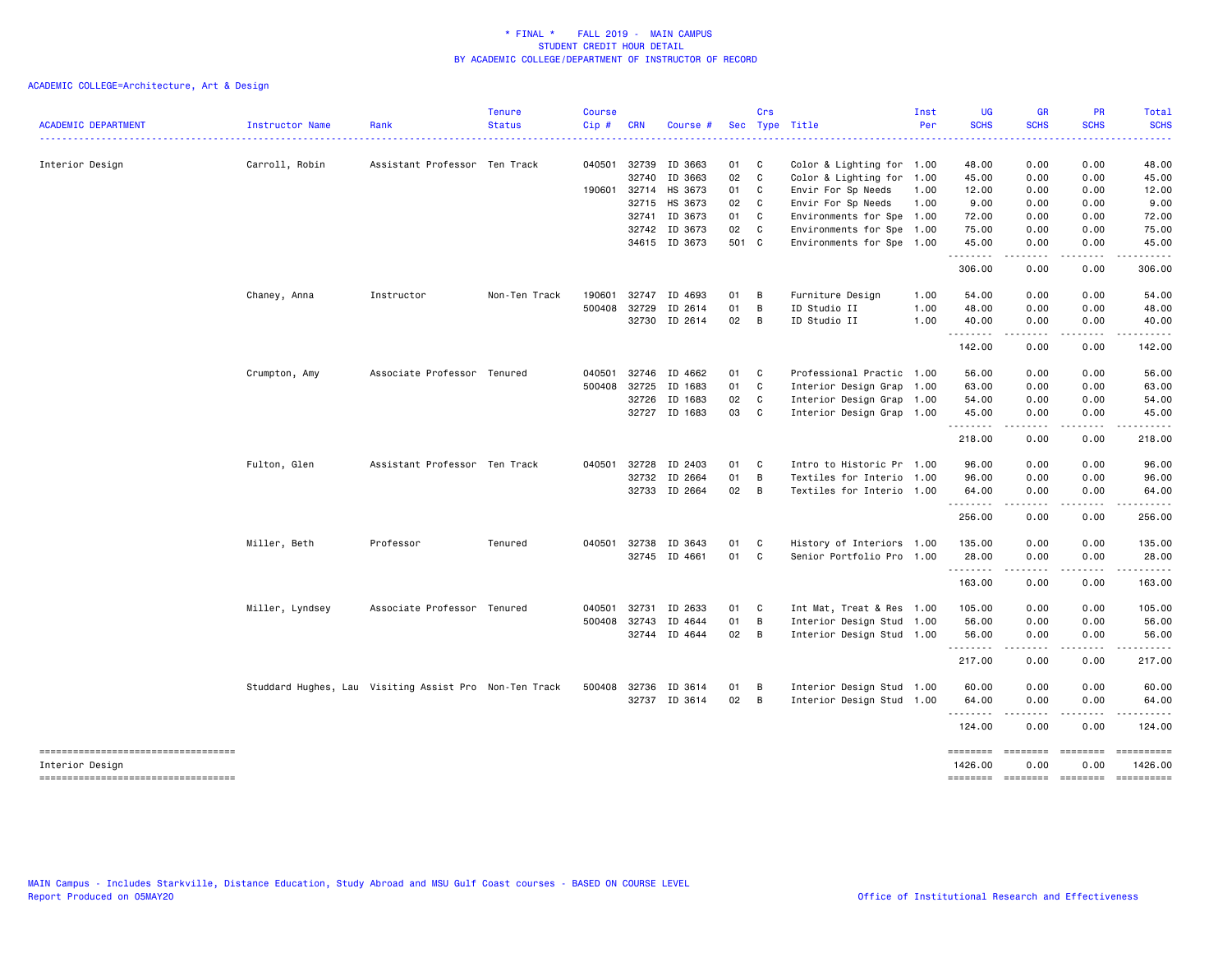* FINAL * FALL 2019 - MAIN CAMPUS
STUDENT CREDIT HOUR DETAIL
BY ACADEMIC COLLEGE/DEPARTMENT OF INSTRUCTOR OF RECORD

ACADEMIC COLLEGE=Architecture, Art & Design

| ACADEMIC DEPARTMENT | Instructor Name | Rank | Tenure Status | Course Cip # | CRN | Course # | Sec | Crs Type | Title | Inst Per | UG SCHS | GR SCHS | PR SCHS | Total SCHS |
|---|---|---|---|---|---|---|---|---|---|---|---|---|---|---|
| Interior Design | Carroll, Robin | Assistant Professor | Ten Track | 040501 | 32739 | ID 3663 | 01 | C | Color & Lighting for | 1.00 | 48.00 | 0.00 | 0.00 | 48.00 |
| | | | | | 32740 | ID 3663 | 02 | C | Color & Lighting for | 1.00 | 45.00 | 0.00 | 0.00 | 45.00 |
| | | | | 190601 | 32714 | HS 3673 | 01 | C | Envir For Sp Needs | 1.00 | 12.00 | 0.00 | 0.00 | 12.00 |
| | | | | | 32715 | HS 3673 | 02 | C | Envir For Sp Needs | 1.00 | 9.00 | 0.00 | 0.00 | 9.00 |
| | | | | | 32741 | ID 3673 | 01 | C | Environments for Spe | 1.00 | 72.00 | 0.00 | 0.00 | 72.00 |
| | | | | | 32742 | ID 3673 | 02 | C | Environments for Spe | 1.00 | 75.00 | 0.00 | 0.00 | 75.00 |
| | | | | | 34615 | ID 3673 | 501 | C | Environments for Spe | 1.00 | 45.00 | 0.00 | 0.00 | 45.00 |
| | | | | | | | | | | | 306.00 | 0.00 | 0.00 | 306.00 |
| | Chaney, Anna | Instructor | Non-Ten Track | 190601 | 32747 | ID 4693 | 01 | B | Furniture Design | 1.00 | 54.00 | 0.00 | 0.00 | 54.00 |
| | | | | 500408 | 32729 | ID 2614 | 01 | B | ID Studio II | 1.00 | 48.00 | 0.00 | 0.00 | 48.00 |
| | | | | | 32730 | ID 2614 | 02 | B | ID Studio II | 1.00 | 40.00 | 0.00 | 0.00 | 40.00 |
| | | | | | | | | | | | 142.00 | 0.00 | 0.00 | 142.00 |
| | Crumpton, Amy | Associate Professor | Tenured | 040501 | 32746 | ID 4662 | 01 | C | Professional Practic | 1.00 | 56.00 | 0.00 | 0.00 | 56.00 |
| | | | | 500408 | 32725 | ID 1683 | 01 | C | Interior Design Grap | 1.00 | 63.00 | 0.00 | 0.00 | 63.00 |
| | | | | | 32726 | ID 1683 | 02 | C | Interior Design Grap | 1.00 | 54.00 | 0.00 | 0.00 | 54.00 |
| | | | | | 32727 | ID 1683 | 03 | C | Interior Design Grap | 1.00 | 45.00 | 0.00 | 0.00 | 45.00 |
| | | | | | | | | | | | 218.00 | 0.00 | 0.00 | 218.00 |
| | Fulton, Glen | Assistant Professor | Ten Track | 040501 | 32728 | ID 2403 | 01 | C | Intro to Historic Pr | 1.00 | 96.00 | 0.00 | 0.00 | 96.00 |
| | | | | | 32732 | ID 2664 | 01 | B | Textiles for Interio | 1.00 | 96.00 | 0.00 | 0.00 | 96.00 |
| | | | | | 32733 | ID 2664 | 02 | B | Textiles for Interio | 1.00 | 64.00 | 0.00 | 0.00 | 64.00 |
| | | | | | | | | | | | 256.00 | 0.00 | 0.00 | 256.00 |
| | Miller, Beth | Professor | Tenured | 040501 | 32738 | ID 3643 | 01 | C | History of Interiors | 1.00 | 135.00 | 0.00 | 0.00 | 135.00 |
| | | | | | 32745 | ID 4661 | 01 | C | Senior Portfolio Pro | 1.00 | 28.00 | 0.00 | 0.00 | 28.00 |
| | | | | | | | | | | | 163.00 | 0.00 | 0.00 | 163.00 |
| | Miller, Lyndsey | Associate Professor | Tenured | 040501 | 32731 | ID 2633 | 01 | C | Int Mat, Treat & Res | 1.00 | 105.00 | 0.00 | 0.00 | 105.00 |
| | | | | 500408 | 32743 | ID 4644 | 01 | B | Interior Design Stud | 1.00 | 56.00 | 0.00 | 0.00 | 56.00 |
| | | | | | 32744 | ID 4644 | 02 | B | Interior Design Stud | 1.00 | 56.00 | 0.00 | 0.00 | 56.00 |
| | | | | | | | | | | | 217.00 | 0.00 | 0.00 | 217.00 |
| | Studdard Hughes, Lau | Visiting Assist Pro | Non-Ten Track | 500408 | 32736 | ID 3614 | 01 | B | Interior Design Stud | 1.00 | 60.00 | 0.00 | 0.00 | 60.00 |
| | | | | | 32737 | ID 3614 | 02 | B | Interior Design Stud | 1.00 | 64.00 | 0.00 | 0.00 | 64.00 |
| | | | | | | | | | | | 124.00 | 0.00 | 0.00 | 124.00 |
| Interior Design | | | | | | | | | | | 1426.00 | 0.00 | 0.00 | 1426.00 |

MAIN Campus - Includes Starkville, Distance Education, Study Abroad and MSU Gulf Coast courses - BASED ON COURSE LEVEL
Report Produced on 05MAY20 | Office of Institutional Research and Effectiveness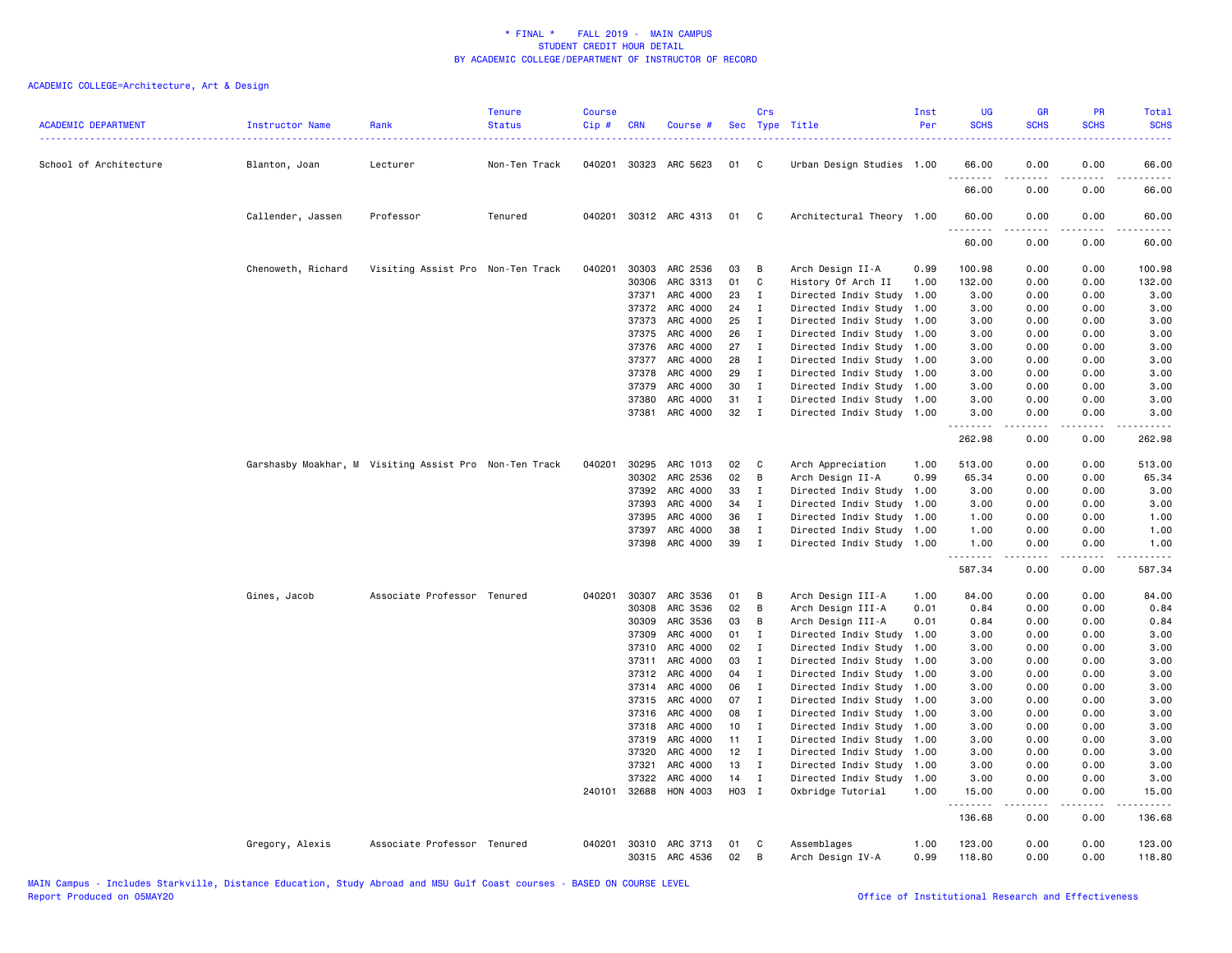# * FINAL * FALL 2019 - MAIN CAMPUS
## STUDENT CREDIT HOUR DETAIL
## BY ACADEMIC COLLEGE/DEPARTMENT OF INSTRUCTOR OF RECORD

ACADEMIC COLLEGE=Architecture, Art & Design

| ACADEMIC DEPARTMENT | Instructor Name | Rank | Tenure Status | Course Cip # | CRN | Course # | Sec | Crs Type | Title | Inst Per | UG SCHS | GR SCHS | PR SCHS | Total SCHS |
|---|---|---|---|---|---|---|---|---|---|---|---|---|---|---|
| School of Architecture | Blanton, Joan | Lecturer | Non-Ten Track | 040201 | 30323 | ARC 5623 | 01 | C | Urban Design Studies | 1.00 | 66.00 | 0.00 | 0.00 | 66.00 |
| | | | | | | | | | | | 66.00 | 0.00 | 0.00 | 66.00 |
| | Callender, Jassen | Professor | Tenured | 040201 | 30312 | ARC 4313 | 01 | C | Architectural Theory | 1.00 | 60.00 | 0.00 | 0.00 | 60.00 |
| | | | | | | | | | | | 60.00 | 0.00 | 0.00 | 60.00 |
| | Chenoweth, Richard | Visiting Assist Pro | Non-Ten Track | 040201 | 30303 | ARC 2536 | 03 | B | Arch Design II-A | 0.99 | 100.98 | 0.00 | 0.00 | 100.98 |
| | | | | | 30306 | ARC 3313 | 01 | C | History Of Arch II | 1.00 | 132.00 | 0.00 | 0.00 | 132.00 |
| | | | | | 37371 | ARC 4000 | 23 | I | Directed Indiv Study | 1.00 | 3.00 | 0.00 | 0.00 | 3.00 |
| | | | | | 37372 | ARC 4000 | 24 | I | Directed Indiv Study | 1.00 | 3.00 | 0.00 | 0.00 | 3.00 |
| | | | | | 37373 | ARC 4000 | 25 | I | Directed Indiv Study | 1.00 | 3.00 | 0.00 | 0.00 | 3.00 |
| | | | | | 37375 | ARC 4000 | 26 | I | Directed Indiv Study | 1.00 | 3.00 | 0.00 | 0.00 | 3.00 |
| | | | | | 37376 | ARC 4000 | 27 | I | Directed Indiv Study | 1.00 | 3.00 | 0.00 | 0.00 | 3.00 |
| | | | | | 37377 | ARC 4000 | 28 | I | Directed Indiv Study | 1.00 | 3.00 | 0.00 | 0.00 | 3.00 |
| | | | | | 37378 | ARC 4000 | 29 | I | Directed Indiv Study | 1.00 | 3.00 | 0.00 | 0.00 | 3.00 |
| | | | | | 37379 | ARC 4000 | 30 | I | Directed Indiv Study | 1.00 | 3.00 | 0.00 | 0.00 | 3.00 |
| | | | | | 37380 | ARC 4000 | 31 | I | Directed Indiv Study | 1.00 | 3.00 | 0.00 | 0.00 | 3.00 |
| | | | | | 37381 | ARC 4000 | 32 | I | Directed Indiv Study | 1.00 | 3.00 | 0.00 | 0.00 | 3.00 |
| | | | | | | | | | | | 262.98 | 0.00 | 0.00 | 262.98 |
| | Garshasby Moakhar, M | Visiting Assist Pro | Non-Ten Track | 040201 | 30295 | ARC 1013 | 02 | C | Arch Appreciation | 1.00 | 513.00 | 0.00 | 0.00 | 513.00 |
| | | | | | 30302 | ARC 2536 | 02 | B | Arch Design II-A | 0.99 | 65.34 | 0.00 | 0.00 | 65.34 |
| | | | | | 37392 | ARC 4000 | 33 | I | Directed Indiv Study | 1.00 | 3.00 | 0.00 | 0.00 | 3.00 |
| | | | | | 37393 | ARC 4000 | 34 | I | Directed Indiv Study | 1.00 | 3.00 | 0.00 | 0.00 | 3.00 |
| | | | | | 37395 | ARC 4000 | 36 | I | Directed Indiv Study | 1.00 | 1.00 | 0.00 | 0.00 | 1.00 |
| | | | | | 37397 | ARC 4000 | 38 | I | Directed Indiv Study | 1.00 | 1.00 | 0.00 | 0.00 | 1.00 |
| | | | | | 37398 | ARC 4000 | 39 | I | Directed Indiv Study | 1.00 | 1.00 | 0.00 | 0.00 | 1.00 |
| | | | | | | | | | | | 587.34 | 0.00 | 0.00 | 587.34 |
| | Gines, Jacob | Associate Professor | Tenured | 040201 | 30307 | ARC 3536 | 01 | B | Arch Design III-A | 1.00 | 84.00 | 0.00 | 0.00 | 84.00 |
| | | | | | 30308 | ARC 3536 | 02 | B | Arch Design III-A | 0.01 | 0.84 | 0.00 | 0.00 | 0.84 |
| | | | | | 30309 | ARC 3536 | 03 | B | Arch Design III-A | 0.01 | 0.84 | 0.00 | 0.00 | 0.84 |
| | | | | | 37309 | ARC 4000 | 01 | I | Directed Indiv Study | 1.00 | 3.00 | 0.00 | 0.00 | 3.00 |
| | | | | | 37310 | ARC 4000 | 02 | I | Directed Indiv Study | 1.00 | 3.00 | 0.00 | 0.00 | 3.00 |
| | | | | | 37311 | ARC 4000 | 03 | I | Directed Indiv Study | 1.00 | 3.00 | 0.00 | 0.00 | 3.00 |
| | | | | | 37312 | ARC 4000 | 04 | I | Directed Indiv Study | 1.00 | 3.00 | 0.00 | 0.00 | 3.00 |
| | | | | | 37314 | ARC 4000 | 06 | I | Directed Indiv Study | 1.00 | 3.00 | 0.00 | 0.00 | 3.00 |
| | | | | | 37315 | ARC 4000 | 07 | I | Directed Indiv Study | 1.00 | 3.00 | 0.00 | 0.00 | 3.00 |
| | | | | | 37316 | ARC 4000 | 08 | I | Directed Indiv Study | 1.00 | 3.00 | 0.00 | 0.00 | 3.00 |
| | | | | | 37318 | ARC 4000 | 10 | I | Directed Indiv Study | 1.00 | 3.00 | 0.00 | 0.00 | 3.00 |
| | | | | | 37319 | ARC 4000 | 11 | I | Directed Indiv Study | 1.00 | 3.00 | 0.00 | 0.00 | 3.00 |
| | | | | | 37320 | ARC 4000 | 12 | I | Directed Indiv Study | 1.00 | 3.00 | 0.00 | 0.00 | 3.00 |
| | | | | | 37321 | ARC 4000 | 13 | I | Directed Indiv Study | 1.00 | 3.00 | 0.00 | 0.00 | 3.00 |
| | | | | | 37322 | ARC 4000 | 14 | I | Directed Indiv Study | 1.00 | 3.00 | 0.00 | 0.00 | 3.00 |
| | | | | 240101 | 32688 | HON 4003 | H03 | I | Oxbridge Tutorial | 1.00 | 15.00 | 0.00 | 0.00 | 15.00 |
| | | | | | | | | | | | 136.68 | 0.00 | 0.00 | 136.68 |
| | Gregory, Alexis | Associate Professor | Tenured | 040201 | 30310 | ARC 3713 | 01 | C | Assemblages | 1.00 | 123.00 | 0.00 | 0.00 | 123.00 |
| | | | | | 30315 | ARC 4536 | 02 | B | Arch Design IV-A | 0.99 | 118.80 | 0.00 | 0.00 | 118.80 |

MAIN Campus - Includes Starkville, Distance Education, Study Abroad and MSU Gulf Coast courses - BASED ON COURSE LEVEL
Report Produced on 05MAY20

Office of Institutional Research and Effectiveness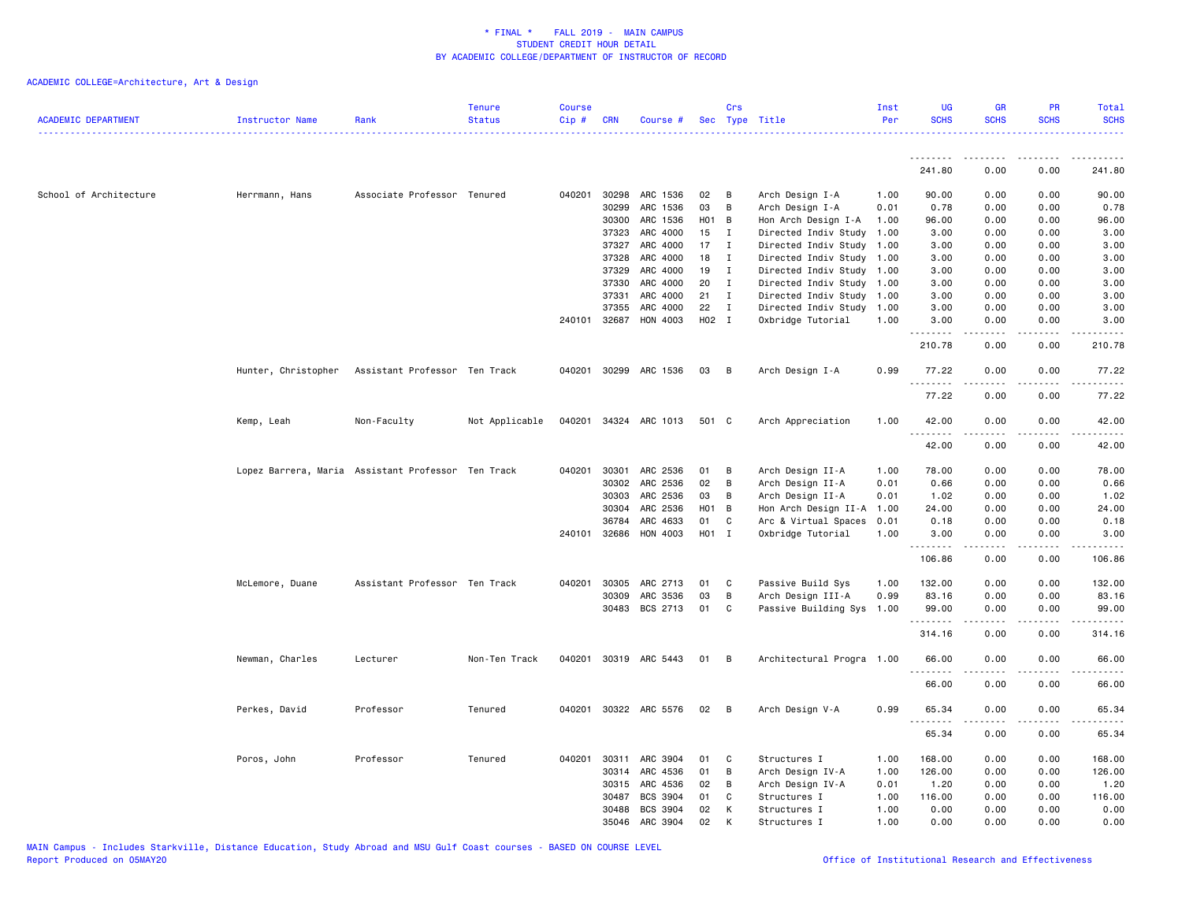\* FINAL \* FALL 2019 - MAIN CAMPUS
STUDENT CREDIT HOUR DETAIL
BY ACADEMIC COLLEGE/DEPARTMENT OF INSTRUCTOR OF RECORD

ACADEMIC COLLEGE=Architecture, Art & Design

| ACADEMIC DEPARTMENT | Instructor Name | Rank | Tenure Status | Course Cip # | CRN | Course # | Sec | Crs Type | Title | Inst Per | UG SCHS | GR SCHS | PR SCHS | Total SCHS |
|---|---|---|---|---|---|---|---|---|---|---|---|---|---|---|
| | | | | | | | | | | | 241.80 | 0.00 | 0.00 | 241.80 |
| School of Architecture | Herrmann, Hans | Associate Professor | Tenured | 040201 | 30298 | ARC 1536 | 02 | B | Arch Design I-A | 1.00 | 90.00 | 0.00 | 0.00 | 90.00 |
| | | | | | 30299 | ARC 1536 | 03 | B | Arch Design I-A | 0.01 | 0.78 | 0.00 | 0.00 | 0.78 |
| | | | | | 30300 | ARC 1536 | H01 | B | Hon Arch Design I-A | 1.00 | 96.00 | 0.00 | 0.00 | 96.00 |
| | | | | | 37323 | ARC 4000 | 15 | I | Directed Indiv Study | 1.00 | 3.00 | 0.00 | 0.00 | 3.00 |
| | | | | | 37327 | ARC 4000 | 17 | I | Directed Indiv Study | 1.00 | 3.00 | 0.00 | 0.00 | 3.00 |
| | | | | | 37328 | ARC 4000 | 18 | I | Directed Indiv Study | 1.00 | 3.00 | 0.00 | 0.00 | 3.00 |
| | | | | | 37329 | ARC 4000 | 19 | I | Directed Indiv Study | 1.00 | 3.00 | 0.00 | 0.00 | 3.00 |
| | | | | | 37330 | ARC 4000 | 20 | I | Directed Indiv Study | 1.00 | 3.00 | 0.00 | 0.00 | 3.00 |
| | | | | | 37331 | ARC 4000 | 21 | I | Directed Indiv Study | 1.00 | 3.00 | 0.00 | 0.00 | 3.00 |
| | | | | | 37355 | ARC 4000 | 22 | I | Directed Indiv Study | 1.00 | 3.00 | 0.00 | 0.00 | 3.00 |
| | | | | 240101 | 32687 | HON 4003 | H02 | I | Oxbridge Tutorial | 1.00 | 3.00 | 0.00 | 0.00 | 3.00 |
| | | | | | | | | | | | 210.78 | 0.00 | 0.00 | 210.78 |
| | Hunter, Christopher | Assistant Professor | Ten Track | 040201 | 30299 | ARC 1536 | 03 | B | Arch Design I-A | 0.99 | 77.22 | 0.00 | 0.00 | 77.22 |
| | | | | | | | | | | | 77.22 | 0.00 | 0.00 | 77.22 |
| | Kemp, Leah | Non-Faculty | Not Applicable | 040201 | 34324 | ARC 1013 | 501 | C | Arch Appreciation | 1.00 | 42.00 | 0.00 | 0.00 | 42.00 |
| | | | | | | | | | | | 42.00 | 0.00 | 0.00 | 42.00 |
| | Lopez Barrera, Maria | Assistant Professor | Ten Track | 040201 | 30301 | ARC 2536 | 01 | B | Arch Design II-A | 1.00 | 78.00 | 0.00 | 0.00 | 78.00 |
| | | | | | 30302 | ARC 2536 | 02 | B | Arch Design II-A | 0.01 | 0.66 | 0.00 | 0.00 | 0.66 |
| | | | | | 30303 | ARC 2536 | 03 | B | Arch Design II-A | 0.01 | 1.02 | 0.00 | 0.00 | 1.02 |
| | | | | | 30304 | ARC 2536 | H01 | B | Hon Arch Design II-A | 1.00 | 24.00 | 0.00 | 0.00 | 24.00 |
| | | | | | 36784 | ARC 4633 | 01 | C | Arc & Virtual Spaces | 0.01 | 0.18 | 0.00 | 0.00 | 0.18 |
| | | | | 240101 | 32686 | HON 4003 | H01 | I | Oxbridge Tutorial | 1.00 | 3.00 | 0.00 | 0.00 | 3.00 |
| | | | | | | | | | | | 106.86 | 0.00 | 0.00 | 106.86 |
| | McLemore, Duane | Assistant Professor | Ten Track | 040201 | 30305 | ARC 2713 | 01 | C | Passive Build Sys | 1.00 | 132.00 | 0.00 | 0.00 | 132.00 |
| | | | | | 30309 | ARC 3536 | 03 | B | Arch Design III-A | 0.99 | 83.16 | 0.00 | 0.00 | 83.16 |
| | | | | | 30483 | BCS 2713 | 01 | C | Passive Building Sys | 1.00 | 99.00 | 0.00 | 0.00 | 99.00 |
| | | | | | | | | | | | 314.16 | 0.00 | 0.00 | 314.16 |
| | Newman, Charles | Lecturer | Non-Ten Track | 040201 | 30319 | ARC 5443 | 01 | B | Architectural Progra | 1.00 | 66.00 | 0.00 | 0.00 | 66.00 |
| | | | | | | | | | | | 66.00 | 0.00 | 0.00 | 66.00 |
| | Perkes, David | Professor | Tenured | 040201 | 30322 | ARC 5576 | 02 | B | Arch Design V-A | 0.99 | 65.34 | 0.00 | 0.00 | 65.34 |
| | | | | | | | | | | | 65.34 | 0.00 | 0.00 | 65.34 |
| | Poros, John | Professor | Tenured | 040201 | 30311 | ARC 3904 | 01 | C | Structures I | 1.00 | 168.00 | 0.00 | 0.00 | 168.00 |
| | | | | | 30314 | ARC 4536 | 01 | B | Arch Design IV-A | 1.00 | 126.00 | 0.00 | 0.00 | 126.00 |
| | | | | | 30315 | ARC 4536 | 02 | B | Arch Design IV-A | 0.01 | 1.20 | 0.00 | 0.00 | 1.20 |
| | | | | | 30487 | BCS 3904 | 01 | C | Structures I | 1.00 | 116.00 | 0.00 | 0.00 | 116.00 |
| | | | | | 30488 | BCS 3904 | 02 | K | Structures I | 1.00 | 0.00 | 0.00 | 0.00 | 0.00 |
| | | | | | 35046 | ARC 3904 | 02 | K | Structures I | 1.00 | 0.00 | 0.00 | 0.00 | 0.00 |

MAIN Campus - Includes Starkville, Distance Education, Study Abroad and MSU Gulf Coast courses - BASED ON COURSE LEVEL
Report Produced on 05MAY20    Office of Institutional Research and Effectiveness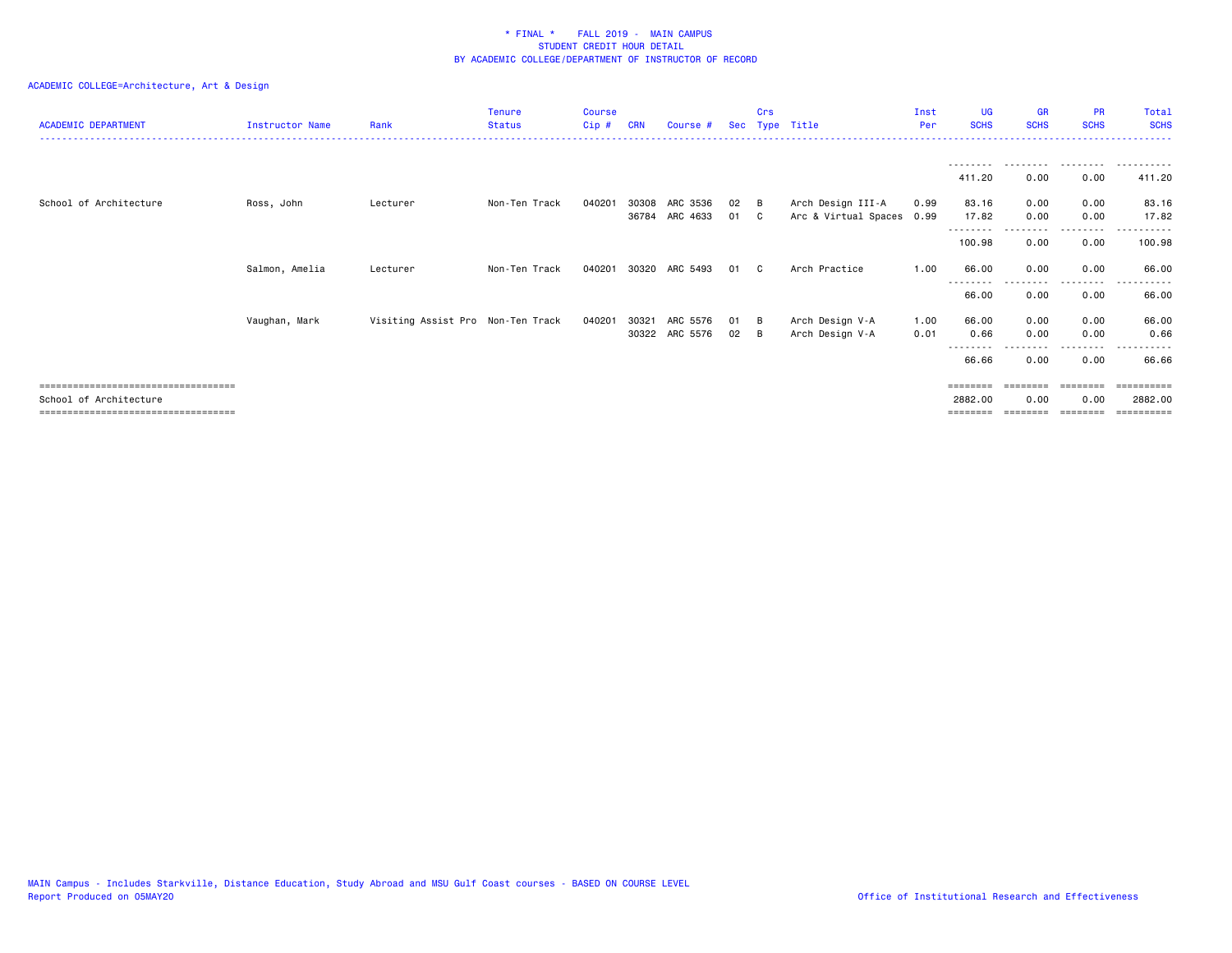\* FINAL \* FALL 2019 - MAIN CAMPUS
STUDENT CREDIT HOUR DETAIL
BY ACADEMIC COLLEGE/DEPARTMENT OF INSTRUCTOR OF RECORD

ACADEMIC COLLEGE=Architecture, Art & Design

| ACADEMIC DEPARTMENT | Instructor Name | Rank | Tenure Status | Course Cip # | CRN | Course # | Sec | Crs Type | Title | Inst Per | UG SCHS | GR SCHS | PR SCHS | Total SCHS |
|---|---|---|---|---|---|---|---|---|---|---|---|---|---|---|
| | | | | | | | | | | | 411.20 | 0.00 | 0.00 | 411.20 |
| School of Architecture | Ross, John | Lecturer | Non-Ten Track | 040201 | 30308 | ARC 3536 | 02 | B | Arch Design III-A | 0.99 | 83.16 | 0.00 | 0.00 | 83.16 |
| | | | | | 36784 | ARC 4633 | 01 | C | Arc & Virtual Spaces | 0.99 | 17.82 | 0.00 | 0.00 | 17.82 |
| | | | | | | | | | | | 100.98 | 0.00 | 0.00 | 100.98 |
| | Salmon, Amelia | Lecturer | Non-Ten Track | 040201 | 30320 | ARC 5493 | 01 | C | Arch Practice | 1.00 | 66.00 | 0.00 | 0.00 | 66.00 |
| | | | | | | | | | | | 66.00 | 0.00 | 0.00 | 66.00 |
| | Vaughan, Mark | Visiting Assist Pro | Non-Ten Track | 040201 | 30321 | ARC 5576 | 01 | B | Arch Design V-A | 1.00 | 66.00 | 0.00 | 0.00 | 66.00 |
| | | | | | 30322 | ARC 5576 | 02 | B | Arch Design V-A | 0.01 | 0.66 | 0.00 | 0.00 | 0.66 |
| | | | | | | | | | | | 66.66 | 0.00 | 0.00 | 66.66 |
| School of Architecture | | | | | | | | | | | 2882.00 | 0.00 | 0.00 | 2882.00 |

MAIN Campus - Includes Starkville, Distance Education, Study Abroad and MSU Gulf Coast courses - BASED ON COURSE LEVEL
Report Produced on 05MAY20

Office of Institutional Research and Effectiveness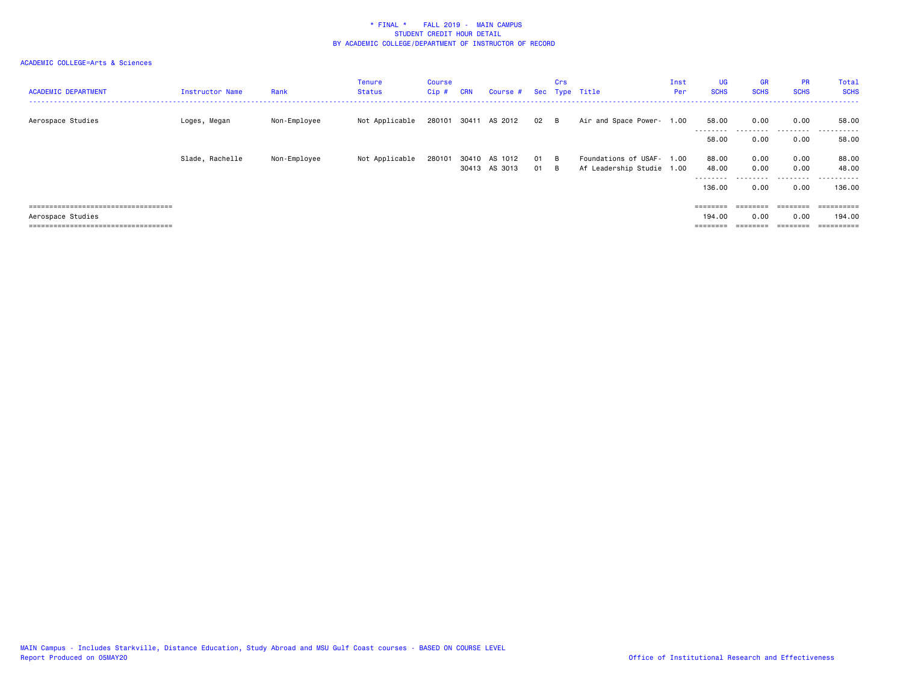\* FINAL \*    FALL 2019 -  MAIN CAMPUS
STUDENT CREDIT HOUR DETAIL
BY ACADEMIC COLLEGE/DEPARTMENT OF INSTRUCTOR OF RECORD

ACADEMIC COLLEGE=Arts & Sciences

| ACADEMIC DEPARTMENT | Instructor Name | Rank | Tenure Status | Course Cip # | CRN | Course # | Sec | Crs Type | Title | Inst Per | UG SCHS | GR SCHS | PR SCHS | Total SCHS |
|---|---|---|---|---|---|---|---|---|---|---|---|---|---|---|
| Aerospace Studies | Loges, Megan | Non-Employee | Not Applicable | 280101 | 30411 | AS 2012 | 02 | B | Air and Space Power- | 1.00 | 58.00 | 0.00 | 0.00 | 58.00 |
| | | | | | | | | | | | 58.00 | 0.00 | 0.00 | 58.00 |
| | Slade, Rachelle | Non-Employee | Not Applicable | 280101 | 30410 | AS 1012 | 01 | B | Foundations of USAF- | 1.00 | 88.00 | 0.00 | 0.00 | 88.00 |
| | | | | | 30413 | AS 3013 | 01 | B | Af Leadership Studie | 1.00 | 48.00 | 0.00 | 0.00 | 48.00 |
| | | | | | | | | | | | 136.00 | 0.00 | 0.00 | 136.00 |
| Aerospace Studies | | | | | | | | | | | 194.00 | 0.00 | 0.00 | 194.00 |

MAIN Campus - Includes Starkville, Distance Education, Study Abroad and MSU Gulf Coast courses - BASED ON COURSE LEVEL
Report Produced on 05MAY20

Office of Institutional Research and Effectiveness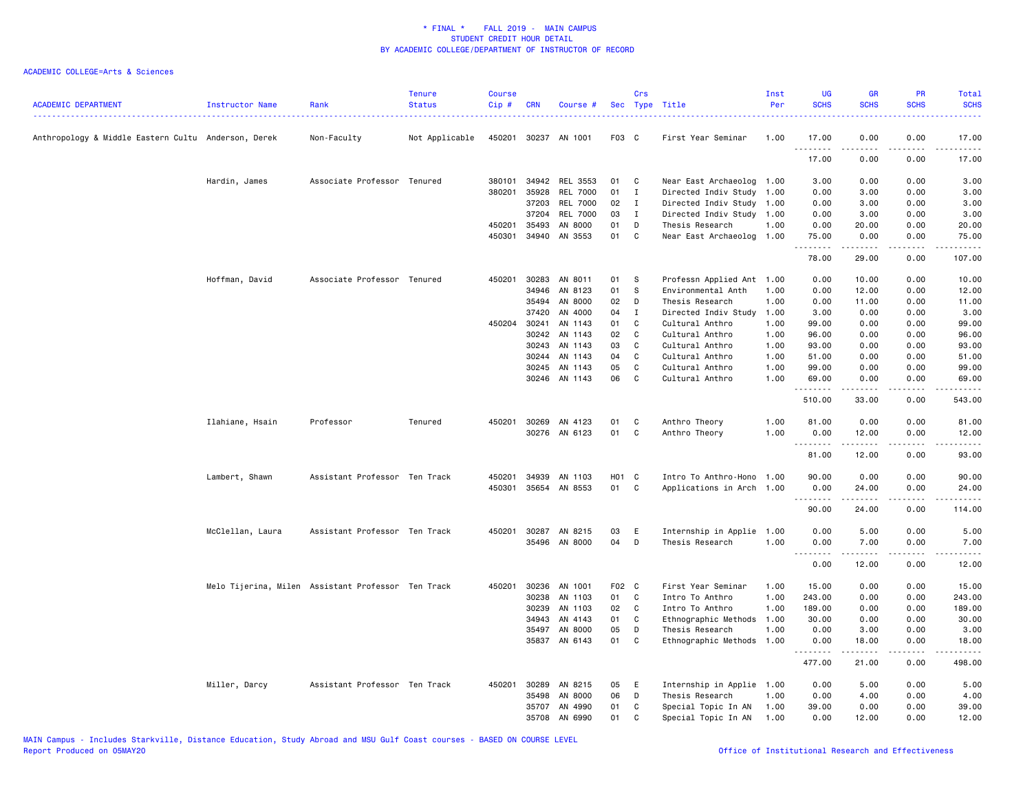\* FINAL \* FALL 2019 - MAIN CAMPUS
STUDENT CREDIT HOUR DETAIL
BY ACADEMIC COLLEGE/DEPARTMENT OF INSTRUCTOR OF RECORD

ACADEMIC COLLEGE=Arts & Sciences

| ACADEMIC DEPARTMENT | Instructor Name | Rank | Tenure Status | Course Cip # | CRN | Course # | Sec | Crs Type | Title | Inst Per | UG SCHS | GR SCHS | PR SCHS | Total SCHS |
|---|---|---|---|---|---|---|---|---|---|---|---|---|---|---|
| Anthropology & Middle Eastern Cultu | Anderson, Derek | Non-Faculty | Not Applicable | 450201 | 30237 | AN 1001 | F03 | C | First Year Seminar | 1.00 | 17.00 | 0.00 | 0.00 | 17.00 |
| | | | | | | | | | | | 17.00 | 0.00 | 0.00 | 17.00 |
| | Hardin, James | Associate Professor | Tenured | 380101 | 34942 | REL 3553 | 01 | C | Near East Archaeolog | 1.00 | 3.00 | 0.00 | 0.00 | 3.00 |
| | | | | 380201 | 35928 | REL 7000 | 01 | I | Directed Indiv Study | 1.00 | 0.00 | 3.00 | 0.00 | 3.00 |
| | | | | | 37203 | REL 7000 | 02 | I | Directed Indiv Study | 1.00 | 0.00 | 3.00 | 0.00 | 3.00 |
| | | | | | 37204 | REL 7000 | 03 | I | Directed Indiv Study | 1.00 | 0.00 | 3.00 | 0.00 | 3.00 |
| | | | | 450201 | 35493 | AN 8000 | 01 | D | Thesis Research | 1.00 | 0.00 | 20.00 | 0.00 | 20.00 |
| | | | | 450301 | 34940 | AN 3553 | 01 | C | Near East Archaeolog | 1.00 | 75.00 | 0.00 | 0.00 | 75.00 |
| | | | | | | | | | | | 78.00 | 29.00 | 0.00 | 107.00 |
| | Hoffman, David | Associate Professor | Tenured | 450201 | 30283 | AN 8011 | 01 | S | Professn Applied Ant | 1.00 | 0.00 | 10.00 | 0.00 | 10.00 |
| | | | | | 34946 | AN 8123 | 01 | S | Environmental Anth | 1.00 | 0.00 | 12.00 | 0.00 | 12.00 |
| | | | | | 35494 | AN 8000 | 02 | D | Thesis Research | 1.00 | 0.00 | 11.00 | 0.00 | 11.00 |
| | | | | | 37420 | AN 4000 | 04 | I | Directed Indiv Study | 1.00 | 3.00 | 0.00 | 0.00 | 3.00 |
| | | | | 450204 | 30241 | AN 1143 | 01 | C | Cultural Anthro | 1.00 | 99.00 | 0.00 | 0.00 | 99.00 |
| | | | | | 30242 | AN 1143 | 02 | C | Cultural Anthro | 1.00 | 96.00 | 0.00 | 0.00 | 96.00 |
| | | | | | 30243 | AN 1143 | 03 | C | Cultural Anthro | 1.00 | 93.00 | 0.00 | 0.00 | 93.00 |
| | | | | | 30244 | AN 1143 | 04 | C | Cultural Anthro | 1.00 | 51.00 | 0.00 | 0.00 | 51.00 |
| | | | | | 30245 | AN 1143 | 05 | C | Cultural Anthro | 1.00 | 99.00 | 0.00 | 0.00 | 99.00 |
| | | | | | 30246 | AN 1143 | 06 | C | Cultural Anthro | 1.00 | 69.00 | 0.00 | 0.00 | 69.00 |
| | | | | | | | | | | | 510.00 | 33.00 | 0.00 | 543.00 |
| | Ilahiane, Hsain | Professor | Tenured | 450201 | 30269 | AN 4123 | 01 | C | Anthro Theory | 1.00 | 81.00 | 0.00 | 0.00 | 81.00 |
| | | | | | 30276 | AN 6123 | 01 | C | Anthro Theory | 1.00 | 0.00 | 12.00 | 0.00 | 12.00 |
| | | | | | | | | | | | 81.00 | 12.00 | 0.00 | 93.00 |
| | Lambert, Shawn | Assistant Professor | Ten Track | 450201 | 34939 | AN 1103 | H01 | C | Intro To Anthro-Hono | 1.00 | 90.00 | 0.00 | 0.00 | 90.00 |
| | | | | 450301 | 35654 | AN 8553 | 01 | C | Applications in Arch | 1.00 | 0.00 | 24.00 | 0.00 | 24.00 |
| | | | | | | | | | | | 90.00 | 24.00 | 0.00 | 114.00 |
| | McClellan, Laura | Assistant Professor | Ten Track | 450201 | 30287 | AN 8215 | 03 | E | Internship in Applie | 1.00 | 0.00 | 5.00 | 0.00 | 5.00 |
| | | | | | 35496 | AN 8000 | 04 | D | Thesis Research | 1.00 | 0.00 | 7.00 | 0.00 | 7.00 |
| | | | | | | | | | | | 0.00 | 12.00 | 0.00 | 12.00 |
| | Melo Tijerina, Milen | Assistant Professor | Ten Track | 450201 | 30236 | AN 1001 | F02 | C | First Year Seminar | 1.00 | 15.00 | 0.00 | 0.00 | 15.00 |
| | | | | | 30238 | AN 1103 | 01 | C | Intro To Anthro | 1.00 | 243.00 | 0.00 | 0.00 | 243.00 |
| | | | | | 30239 | AN 1103 | 02 | C | Intro To Anthro | 1.00 | 189.00 | 0.00 | 0.00 | 189.00 |
| | | | | | 34943 | AN 4143 | 01 | C | Ethnographic Methods | 1.00 | 30.00 | 0.00 | 0.00 | 30.00 |
| | | | | | 35497 | AN 8000 | 05 | D | Thesis Research | 1.00 | 0.00 | 3.00 | 0.00 | 3.00 |
| | | | | | 35837 | AN 6143 | 01 | C | Ethnographic Methods | 1.00 | 0.00 | 18.00 | 0.00 | 18.00 |
| | | | | | | | | | | | 477.00 | 21.00 | 0.00 | 498.00 |
| | Miller, Darcy | Assistant Professor | Ten Track | 450201 | 30289 | AN 8215 | 05 | E | Internship in Applie | 1.00 | 0.00 | 5.00 | 0.00 | 5.00 |
| | | | | | 35498 | AN 8000 | 06 | D | Thesis Research | 1.00 | 0.00 | 4.00 | 0.00 | 4.00 |
| | | | | | 35707 | AN 4990 | 01 | C | Special Topic In AN | 1.00 | 39.00 | 0.00 | 0.00 | 39.00 |
| | | | | | 35708 | AN 6990 | 01 | C | Special Topic In AN | 1.00 | 0.00 | 12.00 | 0.00 | 12.00 |

MAIN Campus - Includes Starkville, Distance Education, Study Abroad and MSU Gulf Coast courses - BASED ON COURSE LEVEL
Report Produced on 05MAY20 | Office of Institutional Research and Effectiveness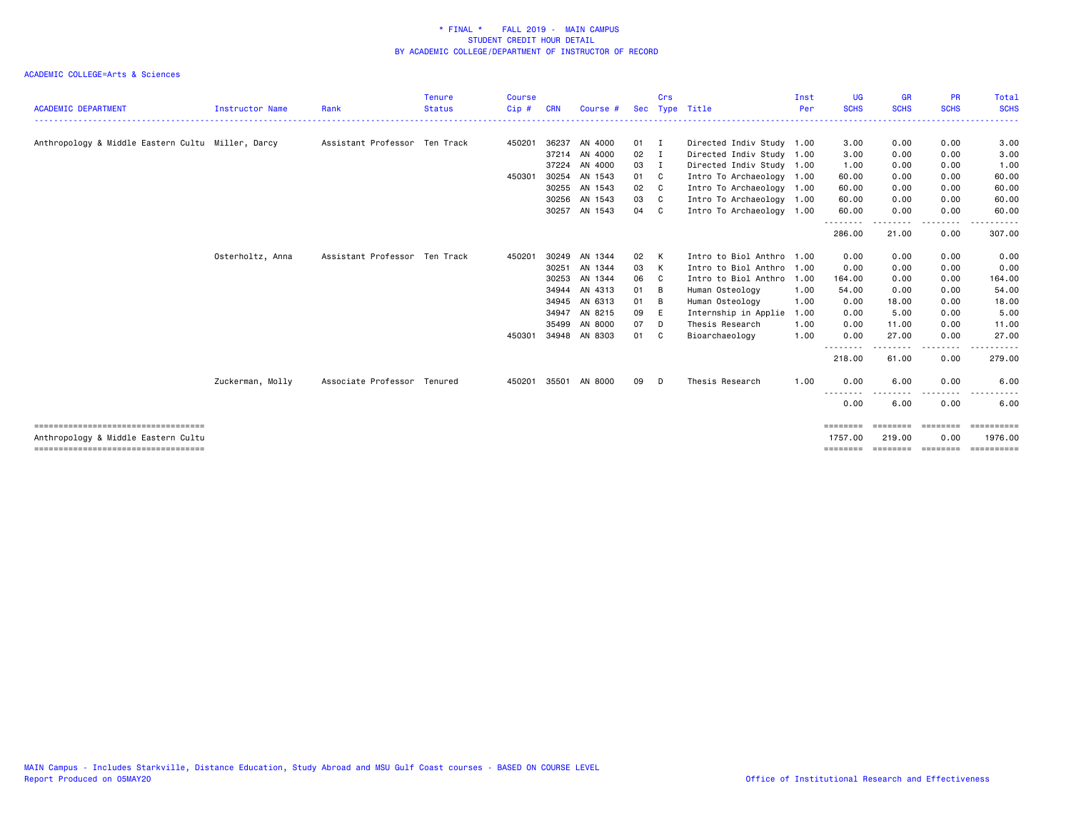# * FINAL * FALL 2019 - MAIN CAMPUS
## STUDENT CREDIT HOUR DETAIL
## BY ACADEMIC COLLEGE/DEPARTMENT OF INSTRUCTOR OF RECORD

ACADEMIC COLLEGE=Arts & Sciences

| ACADEMIC DEPARTMENT | Instructor Name | Rank | Tenure Status | Course Cip # | CRN | Course # | Sec | Crs Type | Title | Inst Per | UG SCHS | GR SCHS | PR SCHS | Total SCHS |
|---|---|---|---|---|---|---|---|---|---|---|---|---|---|---|
| Anthropology & Middle Eastern Cultu | Miller, Darcy | Assistant Professor | Ten Track | 450201 | 36237 | AN 4000 | 01 | I | Directed Indiv Study | 1.00 | 3.00 | 0.00 | 0.00 | 3.00 |
| | | | | | 37214 | AN 4000 | 02 | I | Directed Indiv Study | 1.00 | 3.00 | 0.00 | 0.00 | 3.00 |
| | | | | | 37224 | AN 4000 | 03 | I | Directed Indiv Study | 1.00 | 1.00 | 0.00 | 0.00 | 1.00 |
| | | | | 450301 | 30254 | AN 1543 | 01 | C | Intro To Archaeology | 1.00 | 60.00 | 0.00 | 0.00 | 60.00 |
| | | | | | 30255 | AN 1543 | 02 | C | Intro To Archaeology | 1.00 | 60.00 | 0.00 | 0.00 | 60.00 |
| | | | | | 30256 | AN 1543 | 03 | C | Intro To Archaeology | 1.00 | 60.00 | 0.00 | 0.00 | 60.00 |
| | | | | | 30257 | AN 1543 | 04 | C | Intro To Archaeology | 1.00 | 60.00 | 0.00 | 0.00 | 60.00 |
| | | | | | | | | | | | 286.00 | 21.00 | 0.00 | 307.00 |
| | Osterholtz, Anna | Assistant Professor | Ten Track | 450201 | 30249 | AN 1344 | 02 | K | Intro to Biol Anthro | 1.00 | 0.00 | 0.00 | 0.00 | 0.00 |
| | | | | | 30251 | AN 1344 | 03 | K | Intro to Biol Anthro | 1.00 | 0.00 | 0.00 | 0.00 | 0.00 |
| | | | | | 30253 | AN 1344 | 06 | C | Intro to Biol Anthro | 1.00 | 164.00 | 0.00 | 0.00 | 164.00 |
| | | | | | 34944 | AN 4313 | 01 | B | Human Osteology | 1.00 | 54.00 | 0.00 | 0.00 | 54.00 |
| | | | | | 34945 | AN 6313 | 01 | B | Human Osteology | 1.00 | 0.00 | 18.00 | 0.00 | 18.00 |
| | | | | | 34947 | AN 8215 | 09 | E | Internship in Applie | 1.00 | 0.00 | 5.00 | 0.00 | 5.00 |
| | | | | | 35499 | AN 8000 | 07 | D | Thesis Research | 1.00 | 0.00 | 11.00 | 0.00 | 11.00 |
| | | | | 450301 | 34948 | AN 8303 | 01 | C | Bioarchaeology | 1.00 | 0.00 | 27.00 | 0.00 | 27.00 |
| | | | | | | | | | | | 218.00 | 61.00 | 0.00 | 279.00 |
| | Zuckerman, Molly | Associate Professor | Tenured | 450201 | 35501 | AN 8000 | 09 | D | Thesis Research | 1.00 | 0.00 | 6.00 | 0.00 | 6.00 |
| | | | | | | | | | | | 0.00 | 6.00 | 0.00 | 6.00 |
| Anthropology & Middle Eastern Cultu | | | | | | | | | | | 1757.00 | 219.00 | 0.00 | 1976.00 |

MAIN Campus - Includes Starkville, Distance Education, Study Abroad and MSU Gulf Coast courses - BASED ON COURSE LEVEL
Report Produced on 05MAY20

Office of Institutional Research and Effectiveness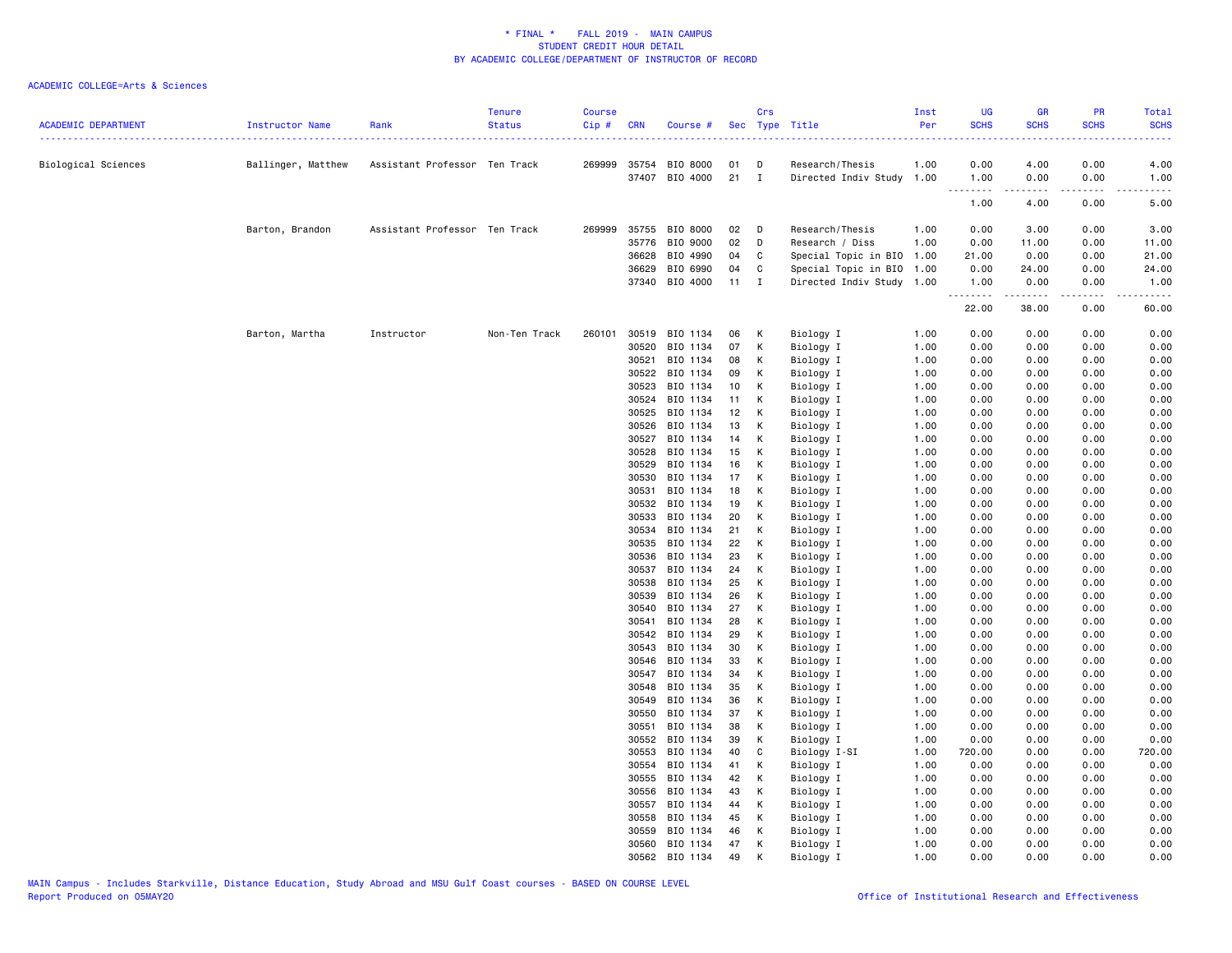\* FINAL \* FALL 2019 - MAIN CAMPUS
STUDENT CREDIT HOUR DETAIL
BY ACADEMIC COLLEGE/DEPARTMENT OF INSTRUCTOR OF RECORD

ACADEMIC COLLEGE=Arts & Sciences

| ACADEMIC DEPARTMENT | Instructor Name | Rank | Tenure Status | Course Cip # | CRN | Course # | Sec | Crs Type | Title | Inst Per | UG SCHS | GR SCHS | PR SCHS | Total SCHS |
|---|---|---|---|---|---|---|---|---|---|---|---|---|---|---|
| Biological Sciences | Ballinger, Matthew | Assistant Professor | Ten Track | 269999 | 35754 | BIO 8000 | 01 | D | Research/Thesis | 1.00 | 0.00 | 4.00 | 0.00 | 4.00 |
| | | | | | 37407 | BIO 4000 | 21 | I | Directed Indiv Study | 1.00 | 1.00 | 0.00 | 0.00 | 1.00 |
| | | | | | | | | | | | 1.00 | 4.00 | 0.00 | 5.00 |
| | Barton, Brandon | Assistant Professor | Ten Track | 269999 | 35755 | BIO 8000 | 02 | D | Research/Thesis | 1.00 | 0.00 | 3.00 | 0.00 | 3.00 |
| | | | | | 35776 | BIO 9000 | 02 | D | Research / Diss | 1.00 | 0.00 | 11.00 | 0.00 | 11.00 |
| | | | | | 36628 | BIO 4990 | 04 | C | Special Topic in BIO | 1.00 | 21.00 | 0.00 | 0.00 | 21.00 |
| | | | | | 36629 | BIO 6990 | 04 | C | Special Topic in BIO | 1.00 | 0.00 | 24.00 | 0.00 | 24.00 |
| | | | | | 37340 | BIO 4000 | 11 | I | Directed Indiv Study | 1.00 | 1.00 | 0.00 | 0.00 | 1.00 |
| | | | | | | | | | | | 22.00 | 38.00 | 0.00 | 60.00 |
| | Barton, Martha | Instructor | Non-Ten Track | 260101 | 30519 | BIO 1134 | 06 | K | Biology I | 1.00 | 0.00 | 0.00 | 0.00 | 0.00 |
| | | | | | 30520 | BIO 1134 | 07 | K | Biology I | 1.00 | 0.00 | 0.00 | 0.00 | 0.00 |
| | | | | | 30521 | BIO 1134 | 08 | K | Biology I | 1.00 | 0.00 | 0.00 | 0.00 | 0.00 |
| | | | | | 30522 | BIO 1134 | 09 | K | Biology I | 1.00 | 0.00 | 0.00 | 0.00 | 0.00 |
| | | | | | 30523 | BIO 1134 | 10 | K | Biology I | 1.00 | 0.00 | 0.00 | 0.00 | 0.00 |
| | | | | | 30524 | BIO 1134 | 11 | K | Biology I | 1.00 | 0.00 | 0.00 | 0.00 | 0.00 |
| | | | | | 30525 | BIO 1134 | 12 | K | Biology I | 1.00 | 0.00 | 0.00 | 0.00 | 0.00 |
| | | | | | 30526 | BIO 1134 | 13 | K | Biology I | 1.00 | 0.00 | 0.00 | 0.00 | 0.00 |
| | | | | | 30527 | BIO 1134 | 14 | K | Biology I | 1.00 | 0.00 | 0.00 | 0.00 | 0.00 |
| | | | | | 30528 | BIO 1134 | 15 | K | Biology I | 1.00 | 0.00 | 0.00 | 0.00 | 0.00 |
| | | | | | 30529 | BIO 1134 | 16 | K | Biology I | 1.00 | 0.00 | 0.00 | 0.00 | 0.00 |
| | | | | | 30530 | BIO 1134 | 17 | K | Biology I | 1.00 | 0.00 | 0.00 | 0.00 | 0.00 |
| | | | | | 30531 | BIO 1134 | 18 | K | Biology I | 1.00 | 0.00 | 0.00 | 0.00 | 0.00 |
| | | | | | 30532 | BIO 1134 | 19 | K | Biology I | 1.00 | 0.00 | 0.00 | 0.00 | 0.00 |
| | | | | | 30533 | BIO 1134 | 20 | K | Biology I | 1.00 | 0.00 | 0.00 | 0.00 | 0.00 |
| | | | | | 30534 | BIO 1134 | 21 | K | Biology I | 1.00 | 0.00 | 0.00 | 0.00 | 0.00 |
| | | | | | 30535 | BIO 1134 | 22 | K | Biology I | 1.00 | 0.00 | 0.00 | 0.00 | 0.00 |
| | | | | | 30536 | BIO 1134 | 23 | K | Biology I | 1.00 | 0.00 | 0.00 | 0.00 | 0.00 |
| | | | | | 30537 | BIO 1134 | 24 | K | Biology I | 1.00 | 0.00 | 0.00 | 0.00 | 0.00 |
| | | | | | 30538 | BIO 1134 | 25 | K | Biology I | 1.00 | 0.00 | 0.00 | 0.00 | 0.00 |
| | | | | | 30539 | BIO 1134 | 26 | K | Biology I | 1.00 | 0.00 | 0.00 | 0.00 | 0.00 |
| | | | | | 30540 | BIO 1134 | 27 | K | Biology I | 1.00 | 0.00 | 0.00 | 0.00 | 0.00 |
| | | | | | 30541 | BIO 1134 | 28 | K | Biology I | 1.00 | 0.00 | 0.00 | 0.00 | 0.00 |
| | | | | | 30542 | BIO 1134 | 29 | K | Biology I | 1.00 | 0.00 | 0.00 | 0.00 | 0.00 |
| | | | | | 30543 | BIO 1134 | 30 | K | Biology I | 1.00 | 0.00 | 0.00 | 0.00 | 0.00 |
| | | | | | 30546 | BIO 1134 | 33 | K | Biology I | 1.00 | 0.00 | 0.00 | 0.00 | 0.00 |
| | | | | | 30547 | BIO 1134 | 34 | K | Biology I | 1.00 | 0.00 | 0.00 | 0.00 | 0.00 |
| | | | | | 30548 | BIO 1134 | 35 | K | Biology I | 1.00 | 0.00 | 0.00 | 0.00 | 0.00 |
| | | | | | 30549 | BIO 1134 | 36 | K | Biology I | 1.00 | 0.00 | 0.00 | 0.00 | 0.00 |
| | | | | | 30550 | BIO 1134 | 37 | K | Biology I | 1.00 | 0.00 | 0.00 | 0.00 | 0.00 |
| | | | | | 30551 | BIO 1134 | 38 | K | Biology I | 1.00 | 0.00 | 0.00 | 0.00 | 0.00 |
| | | | | | 30552 | BIO 1134 | 39 | K | Biology I | 1.00 | 0.00 | 0.00 | 0.00 | 0.00 |
| | | | | | 30553 | BIO 1134 | 40 | C | Biology I-SI | 1.00 | 720.00 | 0.00 | 0.00 | 720.00 |
| | | | | | 30554 | BIO 1134 | 41 | K | Biology I | 1.00 | 0.00 | 0.00 | 0.00 | 0.00 |
| | | | | | 30555 | BIO 1134 | 42 | K | Biology I | 1.00 | 0.00 | 0.00 | 0.00 | 0.00 |
| | | | | | 30556 | BIO 1134 | 43 | K | Biology I | 1.00 | 0.00 | 0.00 | 0.00 | 0.00 |
| | | | | | 30557 | BIO 1134 | 44 | K | Biology I | 1.00 | 0.00 | 0.00 | 0.00 | 0.00 |
| | | | | | 30558 | BIO 1134 | 45 | K | Biology I | 1.00 | 0.00 | 0.00 | 0.00 | 0.00 |
| | | | | | 30559 | BIO 1134 | 46 | K | Biology I | 1.00 | 0.00 | 0.00 | 0.00 | 0.00 |
| | | | | | 30560 | BIO 1134 | 47 | K | Biology I | 1.00 | 0.00 | 0.00 | 0.00 | 0.00 |
| | | | | | 30562 | BIO 1134 | 49 | K | Biology I | 1.00 | 0.00 | 0.00 | 0.00 | 0.00 |

MAIN Campus - Includes Starkville, Distance Education, Study Abroad and MSU Gulf Coast courses - BASED ON COURSE LEVEL
Report Produced on 05MAY20 | Office of Institutional Research and Effectiveness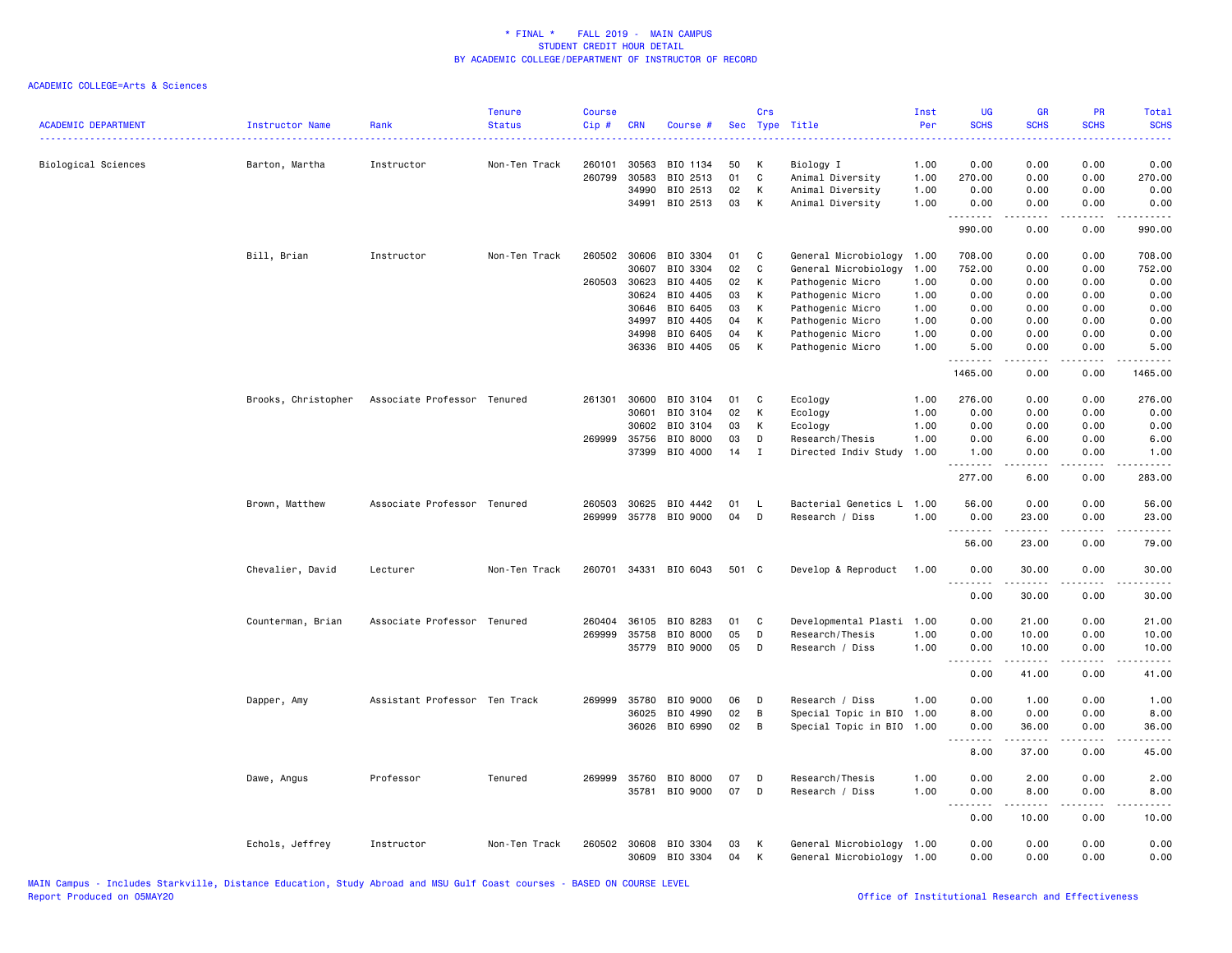# * FINAL * FALL 2019 - MAIN CAMPUS
## STUDENT CREDIT HOUR DETAIL
## BY ACADEMIC COLLEGE/DEPARTMENT OF INSTRUCTOR OF RECORD

ACADEMIC COLLEGE=Arts & Sciences

| ACADEMIC DEPARTMENT | Instructor Name | Rank | Tenure Status | Course Cip # | CRN | Course # | Sec | Crs Type | Title | Inst Per | UG SCHS | GR SCHS | PR SCHS | Total SCHS |
|---|---|---|---|---|---|---|---|---|---|---|---|---|---|---|
| Biological Sciences | Barton, Martha | Instructor | Non-Ten Track | 260101 | 30563 | BIO 1134 | 50 | K | Biology I | 1.00 | 0.00 | 0.00 | 0.00 | 0.00 |
| | | | | 260799 | 30583 | BIO 2513 | 01 | C | Animal Diversity | 1.00 | 270.00 | 0.00 | 0.00 | 270.00 |
| | | | | | 34990 | BIO 2513 | 02 | K | Animal Diversity | 1.00 | 0.00 | 0.00 | 0.00 | 0.00 |
| | | | | | 34991 | BIO 2513 | 03 | K | Animal Diversity | 1.00 | 0.00 | 0.00 | 0.00 | 0.00 |
| | | | | | | | | | | | 990.00 | 0.00 | 0.00 | 990.00 |
| | Bill, Brian | Instructor | Non-Ten Track | 260502 | 30606 | BIO 3304 | 01 | C | General Microbiology | 1.00 | 708.00 | 0.00 | 0.00 | 708.00 |
| | | | | | 30607 | BIO 3304 | 02 | C | General Microbiology | 1.00 | 752.00 | 0.00 | 0.00 | 752.00 |
| | | | | 260503 | 30623 | BIO 4405 | 02 | K | Pathogenic Micro | 1.00 | 0.00 | 0.00 | 0.00 | 0.00 |
| | | | | | 30624 | BIO 4405 | 03 | K | Pathogenic Micro | 1.00 | 0.00 | 0.00 | 0.00 | 0.00 |
| | | | | | 30646 | BIO 6405 | 03 | K | Pathogenic Micro | 1.00 | 0.00 | 0.00 | 0.00 | 0.00 |
| | | | | | 34997 | BIO 4405 | 04 | K | Pathogenic Micro | 1.00 | 0.00 | 0.00 | 0.00 | 0.00 |
| | | | | | 34998 | BIO 6405 | 04 | K | Pathogenic Micro | 1.00 | 0.00 | 0.00 | 0.00 | 0.00 |
| | | | | | 36336 | BIO 4405 | 05 | K | Pathogenic Micro | 1.00 | 5.00 | 0.00 | 0.00 | 5.00 |
| | | | | | | | | | | | 1465.00 | 0.00 | 0.00 | 1465.00 |
| | Brooks, Christopher | Associate Professor | Tenured | 261301 | 30600 | BIO 3104 | 01 | C | Ecology | 1.00 | 276.00 | 0.00 | 0.00 | 276.00 |
| | | | | | 30601 | BIO 3104 | 02 | K | Ecology | 1.00 | 0.00 | 0.00 | 0.00 | 0.00 |
| | | | | | 30602 | BIO 3104 | 03 | K | Ecology | 1.00 | 0.00 | 0.00 | 0.00 | 0.00 |
| | | | | 269999 | 35756 | BIO 8000 | 03 | D | Research/Thesis | 1.00 | 0.00 | 6.00 | 0.00 | 6.00 |
| | | | | | 37399 | BIO 4000 | 14 | I | Directed Indiv Study | 1.00 | 1.00 | 0.00 | 0.00 | 1.00 |
| | | | | | | | | | | | 277.00 | 6.00 | 0.00 | 283.00 |
| | Brown, Matthew | Associate Professor | Tenured | 260503 | 30625 | BIO 4442 | 01 | L | Bacterial Genetics L | 1.00 | 56.00 | 0.00 | 0.00 | 56.00 |
| | | | | 269999 | 35778 | BIO 9000 | 04 | D | Research / Diss | 1.00 | 0.00 | 23.00 | 0.00 | 23.00 |
| | | | | | | | | | | | 56.00 | 23.00 | 0.00 | 79.00 |
| | Chevalier, David | Lecturer | Non-Ten Track | 260701 | 34331 | BIO 6043 | 501 | C | Develop & Reproduct | 1.00 | 0.00 | 30.00 | 0.00 | 30.00 |
| | | | | | | | | | | | 0.00 | 30.00 | 0.00 | 30.00 |
| | Counterman, Brian | Associate Professor | Tenured | 260404 | 36105 | BIO 8283 | 01 | C | Developmental Plasti | 1.00 | 0.00 | 21.00 | 0.00 | 21.00 |
| | | | | 269999 | 35758 | BIO 8000 | 05 | D | Research/Thesis | 1.00 | 0.00 | 10.00 | 0.00 | 10.00 |
| | | | | | 35779 | BIO 9000 | 05 | D | Research / Diss | 1.00 | 0.00 | 10.00 | 0.00 | 10.00 |
| | | | | | | | | | | | 0.00 | 41.00 | 0.00 | 41.00 |
| | Dapper, Amy | Assistant Professor | Ten Track | 269999 | 35780 | BIO 9000 | 06 | D | Research / Diss | 1.00 | 0.00 | 1.00 | 0.00 | 1.00 |
| | | | | | 36025 | BIO 4990 | 02 | B | Special Topic in BIO | 1.00 | 8.00 | 0.00 | 0.00 | 8.00 |
| | | | | | 36026 | BIO 6990 | 02 | B | Special Topic in BIO | 1.00 | 0.00 | 36.00 | 0.00 | 36.00 |
| | | | | | | | | | | | 8.00 | 37.00 | 0.00 | 45.00 |
| | Dawe, Angus | Professor | Tenured | 269999 | 35760 | BIO 8000 | 07 | D | Research/Thesis | 1.00 | 0.00 | 2.00 | 0.00 | 2.00 |
| | | | | | 35781 | BIO 9000 | 07 | D | Research / Diss | 1.00 | 0.00 | 8.00 | 0.00 | 8.00 |
| | | | | | | | | | | | 0.00 | 10.00 | 0.00 | 10.00 |
| | Echols, Jeffrey | Instructor | Non-Ten Track | 260502 | 30608 | BIO 3304 | 03 | K | General Microbiology | 1.00 | 0.00 | 0.00 | 0.00 | 0.00 |
| | | | | | 30609 | BIO 3304 | 04 | K | General Microbiology | 1.00 | 0.00 | 0.00 | 0.00 | 0.00 |

MAIN Campus - Includes Starkville, Distance Education, Study Abroad and MSU Gulf Coast courses - BASED ON COURSE LEVEL
Report Produced on 05MAY20

Office of Institutional Research and Effectiveness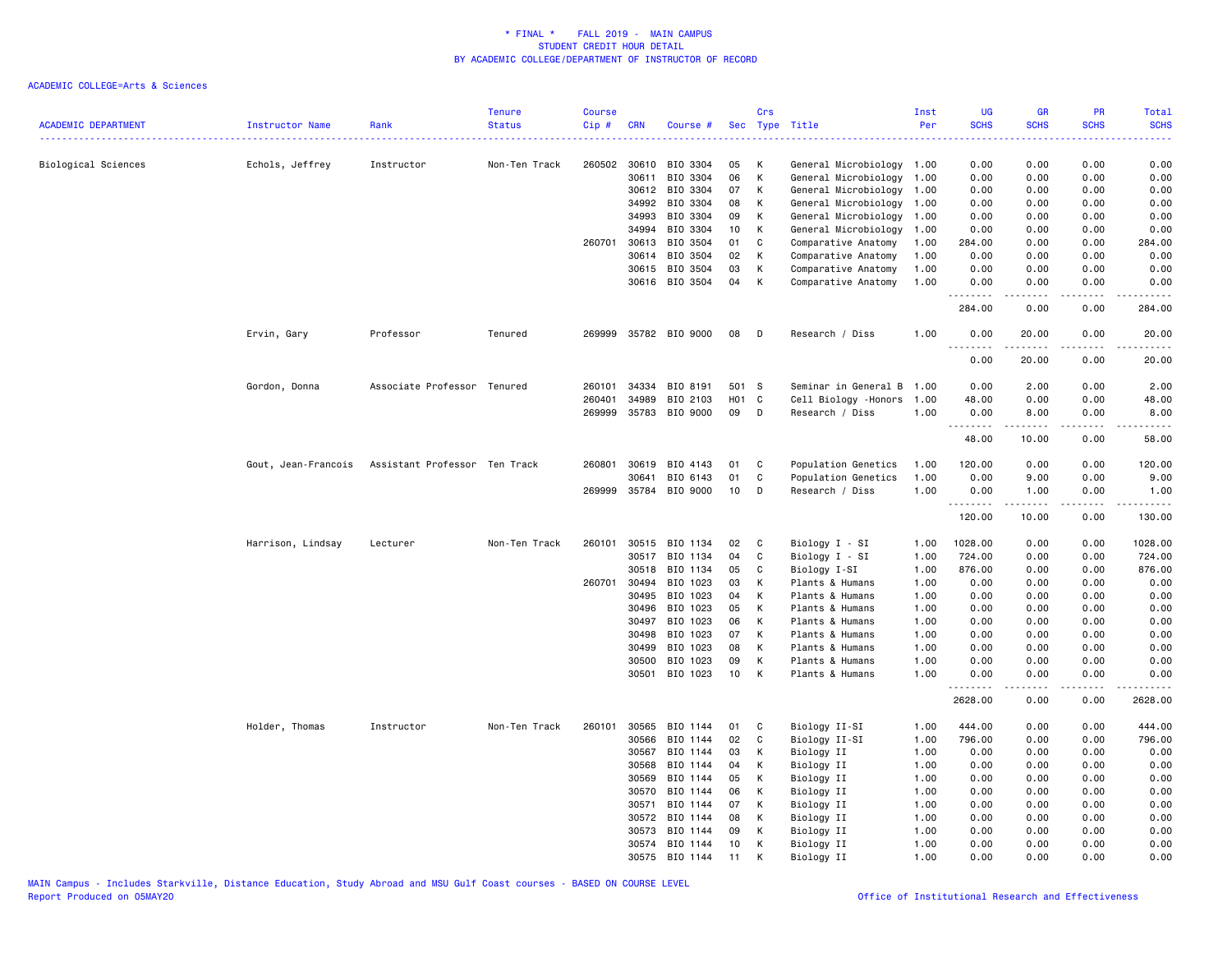# \* FINAL \* FALL 2019 - MAIN CAMPUS
## STUDENT CREDIT HOUR DETAIL
## BY ACADEMIC COLLEGE/DEPARTMENT OF INSTRUCTOR OF RECORD

ACADEMIC COLLEGE=Arts & Sciences

| ACADEMIC DEPARTMENT | Instructor Name | Rank | Tenure Status | Course Cip # | CRN | Course # | Sec | Crs Type | Title | Inst Per | UG SCHS | GR SCHS | PR SCHS | Total SCHS |
|---|---|---|---|---|---|---|---|---|---|---|---|---|---|---|
| Biological Sciences | Echols, Jeffrey | Instructor | Non-Ten Track | 260502 | 30610 | BIO 3304 | 05 | K | General Microbiology | 1.00 | 0.00 | 0.00 | 0.00 | 0.00 |
| | | | | | 30611 | BIO 3304 | 06 | K | General Microbiology | 1.00 | 0.00 | 0.00 | 0.00 | 0.00 |
| | | | | | 30612 | BIO 3304 | 07 | K | General Microbiology | 1.00 | 0.00 | 0.00 | 0.00 | 0.00 |
| | | | | | 34992 | BIO 3304 | 08 | K | General Microbiology | 1.00 | 0.00 | 0.00 | 0.00 | 0.00 |
| | | | | | 34993 | BIO 3304 | 09 | K | General Microbiology | 1.00 | 0.00 | 0.00 | 0.00 | 0.00 |
| | | | | | 34994 | BIO 3304 | 10 | K | General Microbiology | 1.00 | 0.00 | 0.00 | 0.00 | 0.00 |
| | | | | 260701 | 30613 | BIO 3504 | 01 | C | Comparative Anatomy | 1.00 | 284.00 | 0.00 | 0.00 | 284.00 |
| | | | | | 30614 | BIO 3504 | 02 | K | Comparative Anatomy | 1.00 | 0.00 | 0.00 | 0.00 | 0.00 |
| | | | | | 30615 | BIO 3504 | 03 | K | Comparative Anatomy | 1.00 | 0.00 | 0.00 | 0.00 | 0.00 |
| | | | | | 30616 | BIO 3504 | 04 | K | Comparative Anatomy | 1.00 | 0.00 | 0.00 | 0.00 | 0.00 |
| | | | | | | | | | | | 284.00 | 0.00 | 0.00 | 284.00 |
| | Ervin, Gary | Professor | Tenured | 269999 | 35782 | BIO 9000 | 08 | D | Research / Diss | 1.00 | 0.00 | 20.00 | 0.00 | 20.00 |
| | | | | | | | | | | | 0.00 | 20.00 | 0.00 | 20.00 |
| | Gordon, Donna | Associate Professor | Tenured | 260101 | 34334 | BIO 8191 | 501 | S | Seminar in General B | 1.00 | 0.00 | 2.00 | 0.00 | 2.00 |
| | | | | 260401 | 34989 | BIO 2103 | H01 | C | Cell Biology -Honors | 1.00 | 48.00 | 0.00 | 0.00 | 48.00 |
| | | | | 269999 | 35783 | BIO 9000 | 09 | D | Research / Diss | 1.00 | 0.00 | 8.00 | 0.00 | 8.00 |
| | | | | | | | | | | | 48.00 | 10.00 | 0.00 | 58.00 |
| | Gout, Jean-Francois | Assistant Professor | Ten Track | 260801 | 30619 | BIO 4143 | 01 | C | Population Genetics | 1.00 | 120.00 | 0.00 | 0.00 | 120.00 |
| | | | | | 30641 | BIO 6143 | 01 | C | Population Genetics | 1.00 | 0.00 | 9.00 | 0.00 | 9.00 |
| | | | | 269999 | 35784 | BIO 9000 | 10 | D | Research / Diss | 1.00 | 0.00 | 1.00 | 0.00 | 1.00 |
| | | | | | | | | | | | 120.00 | 10.00 | 0.00 | 130.00 |
| | Harrison, Lindsay | Lecturer | Non-Ten Track | 260101 | 30515 | BIO 1134 | 02 | C | Biology I - SI | 1.00 | 1028.00 | 0.00 | 0.00 | 1028.00 |
| | | | | | 30517 | BIO 1134 | 04 | C | Biology I - SI | 1.00 | 724.00 | 0.00 | 0.00 | 724.00 |
| | | | | | 30518 | BIO 1134 | 05 | C | Biology I-SI | 1.00 | 876.00 | 0.00 | 0.00 | 876.00 |
| | | | | 260701 | 30494 | BIO 1023 | 03 | K | Plants & Humans | 1.00 | 0.00 | 0.00 | 0.00 | 0.00 |
| | | | | | 30495 | BIO 1023 | 04 | K | Plants & Humans | 1.00 | 0.00 | 0.00 | 0.00 | 0.00 |
| | | | | | 30496 | BIO 1023 | 05 | K | Plants & Humans | 1.00 | 0.00 | 0.00 | 0.00 | 0.00 |
| | | | | | 30497 | BIO 1023 | 06 | K | Plants & Humans | 1.00 | 0.00 | 0.00 | 0.00 | 0.00 |
| | | | | | 30498 | BIO 1023 | 07 | K | Plants & Humans | 1.00 | 0.00 | 0.00 | 0.00 | 0.00 |
| | | | | | 30499 | BIO 1023 | 08 | K | Plants & Humans | 1.00 | 0.00 | 0.00 | 0.00 | 0.00 |
| | | | | | 30500 | BIO 1023 | 09 | K | Plants & Humans | 1.00 | 0.00 | 0.00 | 0.00 | 0.00 |
| | | | | | 30501 | BIO 1023 | 10 | K | Plants & Humans | 1.00 | 0.00 | 0.00 | 0.00 | 0.00 |
| | | | | | | | | | | | 2628.00 | 0.00 | 0.00 | 2628.00 |
| | Holder, Thomas | Instructor | Non-Ten Track | 260101 | 30565 | BIO 1144 | 01 | C | Biology II-SI | 1.00 | 444.00 | 0.00 | 0.00 | 444.00 |
| | | | | | 30566 | BIO 1144 | 02 | C | Biology II-SI | 1.00 | 796.00 | 0.00 | 0.00 | 796.00 |
| | | | | | 30567 | BIO 1144 | 03 | K | Biology II | 1.00 | 0.00 | 0.00 | 0.00 | 0.00 |
| | | | | | 30568 | BIO 1144 | 04 | K | Biology II | 1.00 | 0.00 | 0.00 | 0.00 | 0.00 |
| | | | | | 30569 | BIO 1144 | 05 | K | Biology II | 1.00 | 0.00 | 0.00 | 0.00 | 0.00 |
| | | | | | 30570 | BIO 1144 | 06 | K | Biology II | 1.00 | 0.00 | 0.00 | 0.00 | 0.00 |
| | | | | | 30571 | BIO 1144 | 07 | K | Biology II | 1.00 | 0.00 | 0.00 | 0.00 | 0.00 |
| | | | | | 30572 | BIO 1144 | 08 | K | Biology II | 1.00 | 0.00 | 0.00 | 0.00 | 0.00 |
| | | | | | 30573 | BIO 1144 | 09 | K | Biology II | 1.00 | 0.00 | 0.00 | 0.00 | 0.00 |
| | | | | | 30574 | BIO 1144 | 10 | K | Biology II | 1.00 | 0.00 | 0.00 | 0.00 | 0.00 |
| | | | | | 30575 | BIO 1144 | 11 | K | Biology II | 1.00 | 0.00 | 0.00 | 0.00 | 0.00 |

MAIN Campus - Includes Starkville, Distance Education, Study Abroad and MSU Gulf Coast courses - BASED ON COURSE LEVEL
Report Produced on 05MAY20 — Office of Institutional Research and Effectiveness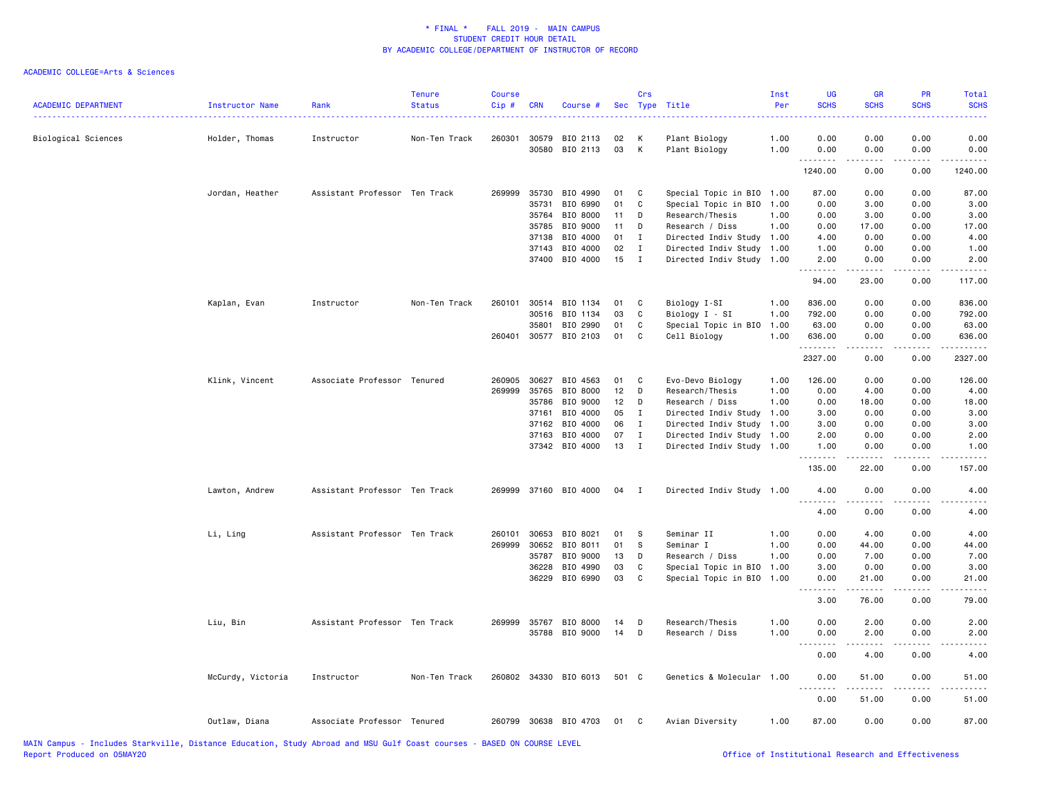# * FINAL * FALL 2019 - MAIN CAMPUS
## STUDENT CREDIT HOUR DETAIL
## BY ACADEMIC COLLEGE/DEPARTMENT OF INSTRUCTOR OF RECORD

ACADEMIC COLLEGE=Arts & Sciences

| ACADEMIC DEPARTMENT | Instructor Name | Rank | Tenure Status | Course Cip # | CRN | Course # | Sec | Crs Type | Title | Inst Per | UG SCHS | GR SCHS | PR SCHS | Total SCHS |
|---|---|---|---|---|---|---|---|---|---|---|---|---|---|---|
| Biological Sciences | Holder, Thomas | Instructor | Non-Ten Track | 260301 | 30579 | BIO 2113 | 02 | K | Plant Biology | 1.00 | 0.00 | 0.00 | 0.00 | 0.00 |
| | | | | | 30580 | BIO 2113 | 03 | K | Plant Biology | 1.00 | 0.00 | 0.00 | 0.00 | 0.00 |
| | | | | | | | | | | | 1240.00 | 0.00 | 0.00 | 1240.00 |
| | Jordan, Heather | Assistant Professor | Ten Track | 269999 | 35730 | BIO 4990 | 01 | C | Special Topic in BIO | 1.00 | 87.00 | 0.00 | 0.00 | 87.00 |
| | | | | | 35731 | BIO 6990 | 01 | C | Special Topic in BIO | 1.00 | 0.00 | 3.00 | 0.00 | 3.00 |
| | | | | | 35764 | BIO 8000 | 11 | D | Research/Thesis | 1.00 | 0.00 | 3.00 | 0.00 | 3.00 |
| | | | | | 35785 | BIO 9000 | 11 | D | Research / Diss | 1.00 | 0.00 | 17.00 | 0.00 | 17.00 |
| | | | | | 37138 | BIO 4000 | 01 | I | Directed Indiv Study | 1.00 | 4.00 | 0.00 | 0.00 | 4.00 |
| | | | | | 37143 | BIO 4000 | 02 | I | Directed Indiv Study | 1.00 | 1.00 | 0.00 | 0.00 | 1.00 |
| | | | | | 37400 | BIO 4000 | 15 | I | Directed Indiv Study | 1.00 | 2.00 | 0.00 | 0.00 | 2.00 |
| | | | | | | | | | | | 94.00 | 23.00 | 0.00 | 117.00 |
| | Kaplan, Evan | Instructor | Non-Ten Track | 260101 | 30514 | BIO 1134 | 01 | C | Biology I-SI | 1.00 | 836.00 | 0.00 | 0.00 | 836.00 |
| | | | | | 30516 | BIO 1134 | 03 | C | Biology I - SI | 1.00 | 792.00 | 0.00 | 0.00 | 792.00 |
| | | | | | 35801 | BIO 2990 | 01 | C | Special Topic in BIO | 1.00 | 63.00 | 0.00 | 0.00 | 63.00 |
| | | | | 260401 | 30577 | BIO 2103 | 01 | C | Cell Biology | 1.00 | 636.00 | 0.00 | 0.00 | 636.00 |
| | | | | | | | | | | | 2327.00 | 0.00 | 0.00 | 2327.00 |
| | Klink, Vincent | Associate Professor | Tenured | 260905 | 30627 | BIO 4563 | 01 | C | Evo-Devo Biology | 1.00 | 126.00 | 0.00 | 0.00 | 126.00 |
| | | | | 269999 | 35765 | BIO 8000 | 12 | D | Research/Thesis | 1.00 | 0.00 | 4.00 | 0.00 | 4.00 |
| | | | | | 35786 | BIO 9000 | 12 | D | Research / Diss | 1.00 | 0.00 | 18.00 | 0.00 | 18.00 |
| | | | | | 37161 | BIO 4000 | 05 | I | Directed Indiv Study | 1.00 | 3.00 | 0.00 | 0.00 | 3.00 |
| | | | | | 37162 | BIO 4000 | 06 | I | Directed Indiv Study | 1.00 | 3.00 | 0.00 | 0.00 | 3.00 |
| | | | | | 37163 | BIO 4000 | 07 | I | Directed Indiv Study | 1.00 | 2.00 | 0.00 | 0.00 | 2.00 |
| | | | | | 37342 | BIO 4000 | 13 | I | Directed Indiv Study | 1.00 | 1.00 | 0.00 | 0.00 | 1.00 |
| | | | | | | | | | | | 135.00 | 22.00 | 0.00 | 157.00 |
| | Lawton, Andrew | Assistant Professor | Ten Track | 269999 | 37160 | BIO 4000 | 04 | I | Directed Indiv Study | 1.00 | 4.00 | 0.00 | 0.00 | 4.00 |
| | | | | | | | | | | | 4.00 | 0.00 | 0.00 | 4.00 |
| | Li, Ling | Assistant Professor | Ten Track | 260101 | 30653 | BIO 8021 | 01 | S | Seminar II | 1.00 | 0.00 | 4.00 | 0.00 | 4.00 |
| | | | | 269999 | 30652 | BIO 8011 | 01 | S | Seminar I | 1.00 | 0.00 | 44.00 | 0.00 | 44.00 |
| | | | | | 35787 | BIO 9000 | 13 | D | Research / Diss | 1.00 | 0.00 | 7.00 | 0.00 | 7.00 |
| | | | | | 36228 | BIO 4990 | 03 | C | Special Topic in BIO | 1.00 | 3.00 | 0.00 | 0.00 | 3.00 |
| | | | | | 36229 | BIO 6990 | 03 | C | Special Topic in BIO | 1.00 | 0.00 | 21.00 | 0.00 | 21.00 |
| | | | | | | | | | | | 3.00 | 76.00 | 0.00 | 79.00 |
| | Liu, Bin | Assistant Professor | Ten Track | 269999 | 35767 | BIO 8000 | 14 | D | Research/Thesis | 1.00 | 0.00 | 2.00 | 0.00 | 2.00 |
| | | | | | 35788 | BIO 9000 | 14 | D | Research / Diss | 1.00 | 0.00 | 2.00 | 0.00 | 2.00 |
| | | | | | | | | | | | 0.00 | 4.00 | 0.00 | 4.00 |
| | McCurdy, Victoria | Instructor | Non-Ten Track | 260802 | 34330 | BIO 6013 | 501 | C | Genetics & Molecular | 1.00 | 0.00 | 51.00 | 0.00 | 51.00 |
| | | | | | | | | | | | 0.00 | 51.00 | 0.00 | 51.00 |
| | Outlaw, Diana | Associate Professor | Tenured | 260799 | 30638 | BIO 4703 | 01 | C | Avian Diversity | 1.00 | 87.00 | 0.00 | 0.00 | 87.00 |

MAIN Campus - Includes Starkville, Distance Education, Study Abroad and MSU Gulf Coast courses - BASED ON COURSE LEVEL
Report Produced on 05MAY20 Office of Institutional Research and Effectiveness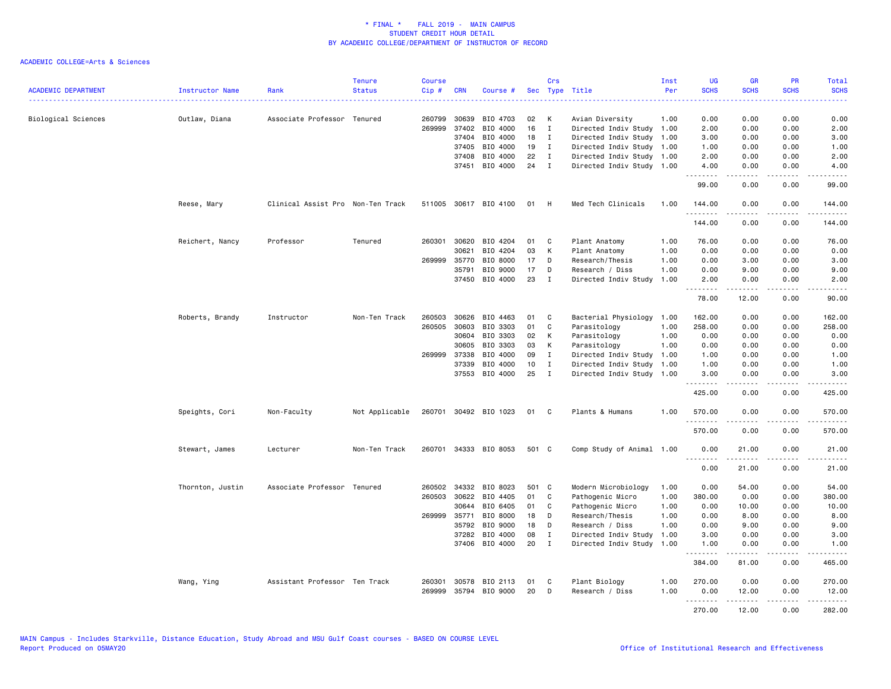# * FINAL * FALL 2019 - MAIN CAMPUS
## STUDENT CREDIT HOUR DETAIL
## BY ACADEMIC COLLEGE/DEPARTMENT OF INSTRUCTOR OF RECORD

ACADEMIC COLLEGE=Arts & Sciences

| ACADEMIC DEPARTMENT | Instructor Name | Rank | Tenure Status | Course Cip # | CRN | Course # | Sec | Crs Type | Title | Inst Per | UG SCHS | GR SCHS | PR SCHS | Total SCHS |
|---|---|---|---|---|---|---|---|---|---|---|---|---|---|---|
| Biological Sciences | Outlaw, Diana | Associate Professor | Tenured | 260799 | 30639 | BIO 4703 | 02 | K | Avian Diversity | 1.00 | 0.00 | 0.00 | 0.00 | 0.00 |
| | | | | 269999 | 37402 | BIO 4000 | 16 | I | Directed Indiv Study | 1.00 | 2.00 | 0.00 | 0.00 | 2.00 |
| | | | | | 37404 | BIO 4000 | 18 | I | Directed Indiv Study | 1.00 | 3.00 | 0.00 | 0.00 | 3.00 |
| | | | | | 37405 | BIO 4000 | 19 | I | Directed Indiv Study | 1.00 | 1.00 | 0.00 | 0.00 | 1.00 |
| | | | | | 37408 | BIO 4000 | 22 | I | Directed Indiv Study | 1.00 | 2.00 | 0.00 | 0.00 | 2.00 |
| | | | | | 37451 | BIO 4000 | 24 | I | Directed Indiv Study | 1.00 | 4.00 | 0.00 | 0.00 | 4.00 |
| | | | | | | | | | | | 99.00 | 0.00 | 0.00 | 99.00 |
| | Reese, Mary | Clinical Assist Pro | Non-Ten Track | 511005 | 30617 | BIO 4100 | 01 | H | Med Tech Clinicals | 1.00 | 144.00 | 0.00 | 0.00 | 144.00 |
| | | | | | | | | | | | 144.00 | 0.00 | 0.00 | 144.00 |
| | Reichert, Nancy | Professor | Tenured | 260301 | 30620 | BIO 4204 | 01 | C | Plant Anatomy | 1.00 | 76.00 | 0.00 | 0.00 | 76.00 |
| | | | | | 30621 | BIO 4204 | 03 | K | Plant Anatomy | 1.00 | 0.00 | 0.00 | 0.00 | 0.00 |
| | | | | 269999 | 35770 | BIO 8000 | 17 | D | Research/Thesis | 1.00 | 0.00 | 3.00 | 0.00 | 3.00 |
| | | | | | 35791 | BIO 9000 | 17 | D | Research / Diss | 1.00 | 0.00 | 9.00 | 0.00 | 9.00 |
| | | | | | 37450 | BIO 4000 | 23 | I | Directed Indiv Study | 1.00 | 2.00 | 0.00 | 0.00 | 2.00 |
| | | | | | | | | | | | 78.00 | 12.00 | 0.00 | 90.00 |
| | Roberts, Brandy | Instructor | Non-Ten Track | 260503 | 30626 | BIO 4463 | 01 | C | Bacterial Physiology | 1.00 | 162.00 | 0.00 | 0.00 | 162.00 |
| | | | | 260505 | 30603 | BIO 3303 | 01 | C | Parasitology | 1.00 | 258.00 | 0.00 | 0.00 | 258.00 |
| | | | | | 30604 | BIO 3303 | 02 | K | Parasitology | 1.00 | 0.00 | 0.00 | 0.00 | 0.00 |
| | | | | | 30605 | BIO 3303 | 03 | K | Parasitology | 1.00 | 0.00 | 0.00 | 0.00 | 0.00 |
| | | | | 269999 | 37338 | BIO 4000 | 09 | I | Directed Indiv Study | 1.00 | 1.00 | 0.00 | 0.00 | 1.00 |
| | | | | | 37339 | BIO 4000 | 10 | I | Directed Indiv Study | 1.00 | 1.00 | 0.00 | 0.00 | 1.00 |
| | | | | | 37553 | BIO 4000 | 25 | I | Directed Indiv Study | 1.00 | 3.00 | 0.00 | 0.00 | 3.00 |
| | | | | | | | | | | | 425.00 | 0.00 | 0.00 | 425.00 |
| | Speights, Cori | Non-Faculty | Not Applicable | 260701 | 30492 | BIO 1023 | 01 | C | Plants & Humans | 1.00 | 570.00 | 0.00 | 0.00 | 570.00 |
| | | | | | | | | | | | 570.00 | 0.00 | 0.00 | 570.00 |
| | Stewart, James | Lecturer | Non-Ten Track | 260701 | 34333 | BIO 8053 | 501 | C | Comp Study of Animal | 1.00 | 0.00 | 21.00 | 0.00 | 21.00 |
| | | | | | | | | | | | 0.00 | 21.00 | 0.00 | 21.00 |
| | Thornton, Justin | Associate Professor | Tenured | 260502 | 34332 | BIO 8023 | 501 | C | Modern Microbiology | 1.00 | 0.00 | 54.00 | 0.00 | 54.00 |
| | | | | 260503 | 30622 | BIO 4405 | 01 | C | Pathogenic Micro | 1.00 | 380.00 | 0.00 | 0.00 | 380.00 |
| | | | | | 30644 | BIO 6405 | 01 | C | Pathogenic Micro | 1.00 | 0.00 | 10.00 | 0.00 | 10.00 |
| | | | | 269999 | 35771 | BIO 8000 | 18 | D | Research/Thesis | 1.00 | 0.00 | 8.00 | 0.00 | 8.00 |
| | | | | | 35792 | BIO 9000 | 18 | D | Research / Diss | 1.00 | 0.00 | 9.00 | 0.00 | 9.00 |
| | | | | | 37282 | BIO 4000 | 08 | I | Directed Indiv Study | 1.00 | 3.00 | 0.00 | 0.00 | 3.00 |
| | | | | | 37406 | BIO 4000 | 20 | I | Directed Indiv Study | 1.00 | 1.00 | 0.00 | 0.00 | 1.00 |
| | | | | | | | | | | | 384.00 | 81.00 | 0.00 | 465.00 |
| | Wang, Ying | Assistant Professor | Ten Track | 260301 | 30578 | BIO 2113 | 01 | C | Plant Biology | 1.00 | 270.00 | 0.00 | 0.00 | 270.00 |
| | | | | 269999 | 35794 | BIO 9000 | 20 | D | Research / Diss | 1.00 | 0.00 | 12.00 | 0.00 | 12.00 |
| | | | | | | | | | | | 270.00 | 12.00 | 0.00 | 282.00 |

MAIN Campus - Includes Starkville, Distance Education, Study Abroad and MSU Gulf Coast courses - BASED ON COURSE LEVEL
Report Produced on 05MAY20

Office of Institutional Research and Effectiveness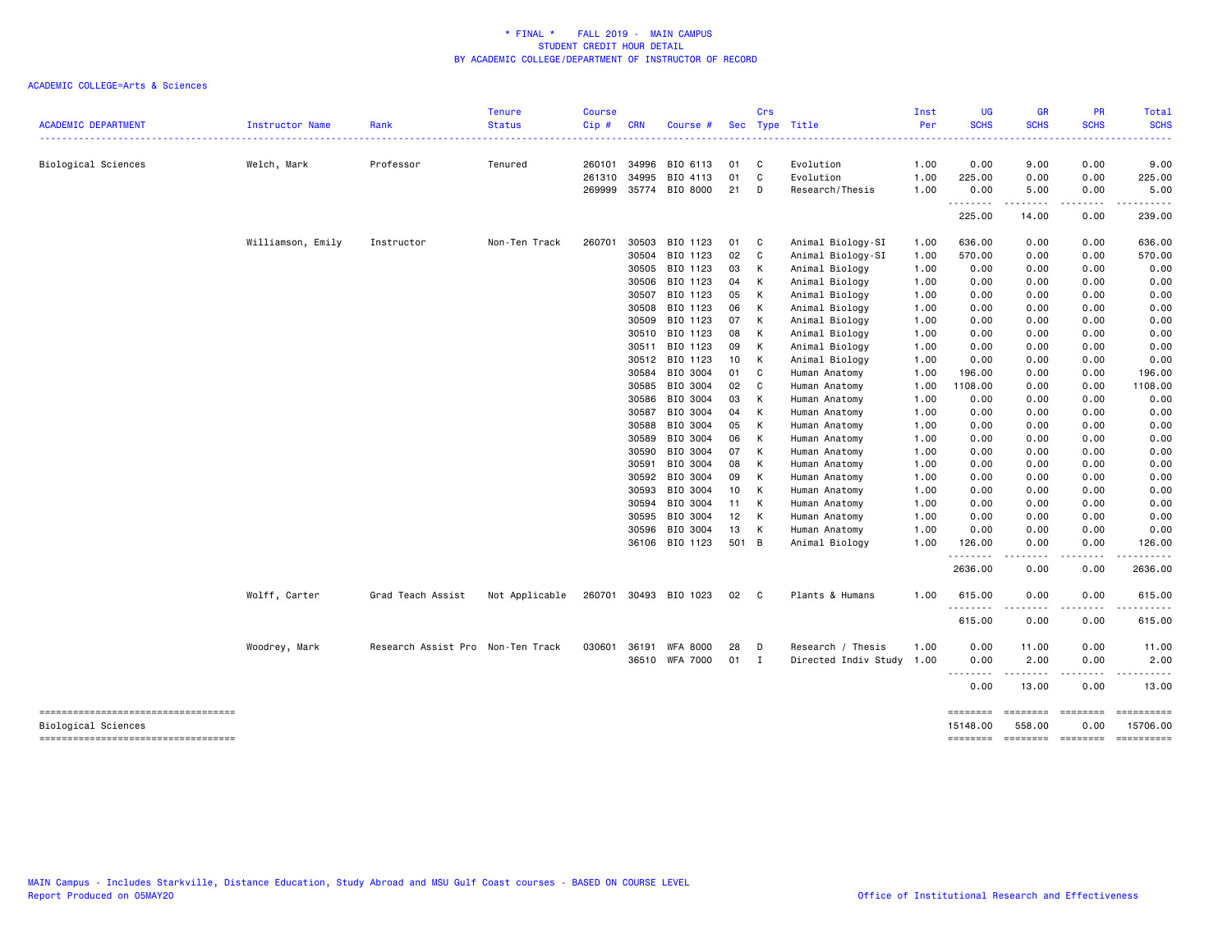# * FINAL * FALL 2019 - MAIN CAMPUS
## STUDENT CREDIT HOUR DETAIL
## BY ACADEMIC COLLEGE/DEPARTMENT OF INSTRUCTOR OF RECORD

ACADEMIC COLLEGE=Arts & Sciences

| ACADEMIC DEPARTMENT | Instructor Name | Rank | Tenure Status | Course Cip # | CRN | Course # | Sec | Crs Type | Title | Inst Per | UG SCHS | GR SCHS | PR SCHS | Total SCHS |
|---|---|---|---|---|---|---|---|---|---|---|---|---|---|---|
| Biological Sciences | Welch, Mark | Professor | Tenured | 260101 | 34996 | BIO 6113 | 01 | C | Evolution | 1.00 | 0.00 | 9.00 | 0.00 | 9.00 |
| | | | | 261310 | 34995 | BIO 4113 | 01 | C | Evolution | 1.00 | 225.00 | 0.00 | 0.00 | 225.00 |
| | | | | 269999 | 35774 | BIO 8000 | 21 | D | Research/Thesis | 1.00 | 0.00 | 5.00 | 0.00 | 5.00 |
| | | | | | | | | | | | 225.00 | 14.00 | 0.00 | 239.00 |
| | Williamson, Emily | Instructor | Non-Ten Track | 260701 | 30503 | BIO 1123 | 01 | C | Animal Biology-SI | 1.00 | 636.00 | 0.00 | 0.00 | 636.00 |
| | | | | | 30504 | BIO 1123 | 02 | C | Animal Biology-SI | 1.00 | 570.00 | 0.00 | 0.00 | 570.00 |
| | | | | | 30505 | BIO 1123 | 03 | K | Animal Biology | 1.00 | 0.00 | 0.00 | 0.00 | 0.00 |
| | | | | | 30506 | BIO 1123 | 04 | K | Animal Biology | 1.00 | 0.00 | 0.00 | 0.00 | 0.00 |
| | | | | | 30507 | BIO 1123 | 05 | K | Animal Biology | 1.00 | 0.00 | 0.00 | 0.00 | 0.00 |
| | | | | | 30508 | BIO 1123 | 06 | K | Animal Biology | 1.00 | 0.00 | 0.00 | 0.00 | 0.00 |
| | | | | | 30509 | BIO 1123 | 07 | K | Animal Biology | 1.00 | 0.00 | 0.00 | 0.00 | 0.00 |
| | | | | | 30510 | BIO 1123 | 08 | K | Animal Biology | 1.00 | 0.00 | 0.00 | 0.00 | 0.00 |
| | | | | | 30511 | BIO 1123 | 09 | K | Animal Biology | 1.00 | 0.00 | 0.00 | 0.00 | 0.00 |
| | | | | | 30512 | BIO 1123 | 10 | K | Animal Biology | 1.00 | 0.00 | 0.00 | 0.00 | 0.00 |
| | | | | | 30584 | BIO 3004 | 01 | C | Human Anatomy | 1.00 | 196.00 | 0.00 | 0.00 | 196.00 |
| | | | | | 30585 | BIO 3004 | 02 | C | Human Anatomy | 1.00 | 1108.00 | 0.00 | 0.00 | 1108.00 |
| | | | | | 30586 | BIO 3004 | 03 | K | Human Anatomy | 1.00 | 0.00 | 0.00 | 0.00 | 0.00 |
| | | | | | 30587 | BIO 3004 | 04 | K | Human Anatomy | 1.00 | 0.00 | 0.00 | 0.00 | 0.00 |
| | | | | | 30588 | BIO 3004 | 05 | K | Human Anatomy | 1.00 | 0.00 | 0.00 | 0.00 | 0.00 |
| | | | | | 30589 | BIO 3004 | 06 | K | Human Anatomy | 1.00 | 0.00 | 0.00 | 0.00 | 0.00 |
| | | | | | 30590 | BIO 3004 | 07 | K | Human Anatomy | 1.00 | 0.00 | 0.00 | 0.00 | 0.00 |
| | | | | | 30591 | BIO 3004 | 08 | K | Human Anatomy | 1.00 | 0.00 | 0.00 | 0.00 | 0.00 |
| | | | | | 30592 | BIO 3004 | 09 | K | Human Anatomy | 1.00 | 0.00 | 0.00 | 0.00 | 0.00 |
| | | | | | 30593 | BIO 3004 | 10 | K | Human Anatomy | 1.00 | 0.00 | 0.00 | 0.00 | 0.00 |
| | | | | | 30594 | BIO 3004 | 11 | K | Human Anatomy | 1.00 | 0.00 | 0.00 | 0.00 | 0.00 |
| | | | | | 30595 | BIO 3004 | 12 | K | Human Anatomy | 1.00 | 0.00 | 0.00 | 0.00 | 0.00 |
| | | | | | 30596 | BIO 3004 | 13 | K | Human Anatomy | 1.00 | 0.00 | 0.00 | 0.00 | 0.00 |
| | | | | | 36106 | BIO 1123 | 501 | B | Animal Biology | 1.00 | 126.00 | 0.00 | 0.00 | 126.00 |
| | | | | | | | | | | | 2636.00 | 0.00 | 0.00 | 2636.00 |
| | Wolff, Carter | Grad Teach Assist | Not Applicable | 260701 | 30493 | BIO 1023 | 02 | C | Plants & Humans | 1.00 | 615.00 | 0.00 | 0.00 | 615.00 |
| | | | | | | | | | | | 615.00 | 0.00 | 0.00 | 615.00 |
| | Woodrey, Mark | Research Assist Pro | Non-Ten Track | 030601 | 36191 | WFA 8000 | 28 | D | Research / Thesis | 1.00 | 0.00 | 11.00 | 0.00 | 11.00 |
| | | | | | 36510 | WFA 7000 | 01 | I | Directed Indiv Study | 1.00 | 0.00 | 2.00 | 0.00 | 2.00 |
| | | | | | | | | | | | 0.00 | 13.00 | 0.00 | 13.00 |
| Biological Sciences | | | | | | | | | | | 15148.00 | 558.00 | 0.00 | 15706.00 |

MAIN Campus - Includes Starkville, Distance Education, Study Abroad and MSU Gulf Coast courses - BASED ON COURSE LEVEL
Report Produced on 05MAY20

Office of Institutional Research and Effectiveness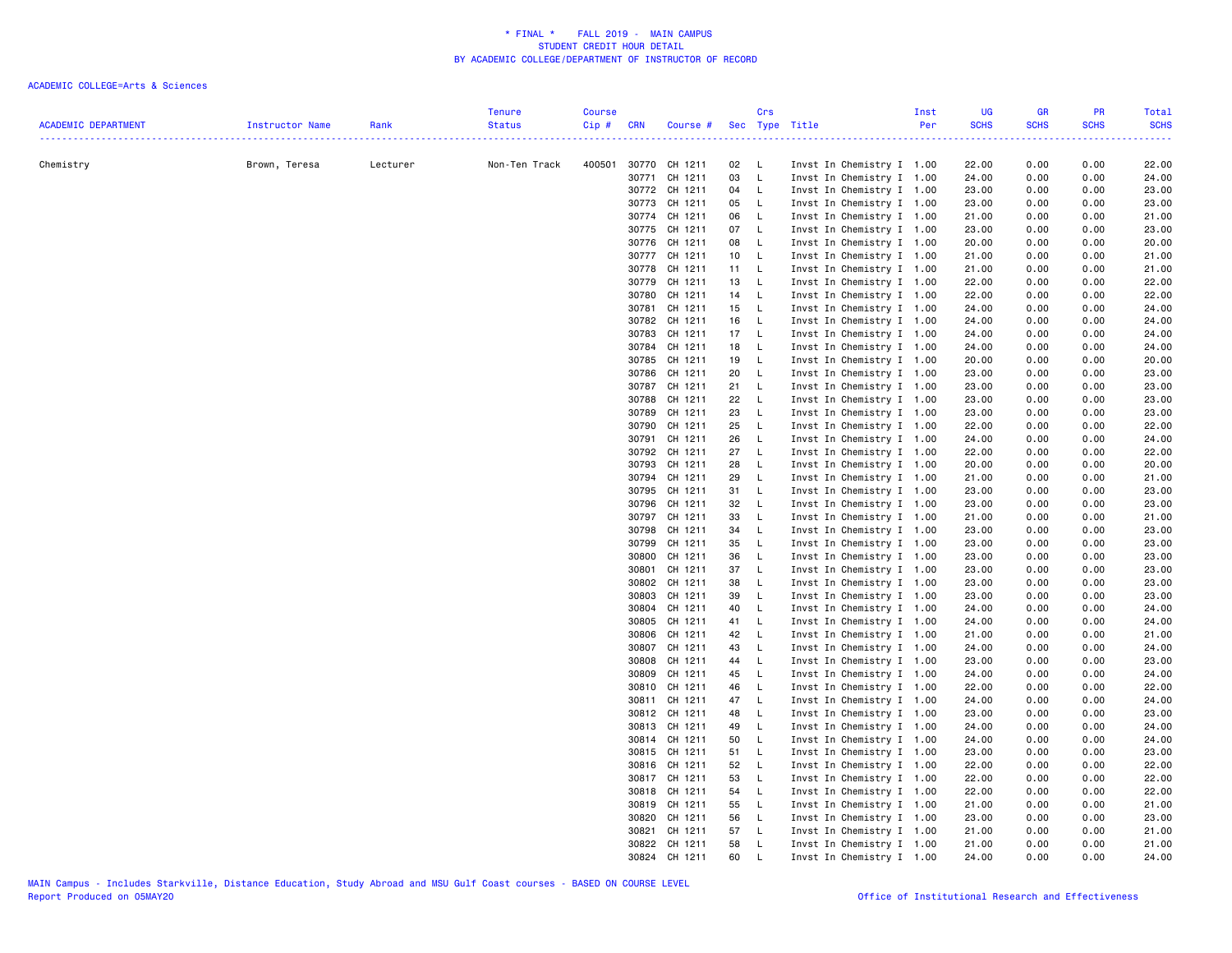* FINAL * FALL 2019 - MAIN CAMPUS
STUDENT CREDIT HOUR DETAIL
BY ACADEMIC COLLEGE/DEPARTMENT OF INSTRUCTOR OF RECORD

ACADEMIC COLLEGE=Arts & Sciences

| ACADEMIC DEPARTMENT | Instructor Name | Rank | Tenure Status | Course Cip # | CRN | Course # | Sec | Crs Type | Title | Inst Per | UG SCHS | GR SCHS | PR SCHS | Total SCHS |
|---|---|---|---|---|---|---|---|---|---|---|---|---|---|---|
| Chemistry | Brown, Teresa | Lecturer | Non-Ten Track | 400501 | 30770 | CH 1211 | 02 | L | Invst In Chemistry I | 1.00 | 22.00 | 0.00 | 0.00 | 22.00 |
| | | | | | 30771 | CH 1211 | 03 | L | Invst In Chemistry I | 1.00 | 24.00 | 0.00 | 0.00 | 24.00 |
| | | | | | 30772 | CH 1211 | 04 | L | Invst In Chemistry I | 1.00 | 23.00 | 0.00 | 0.00 | 23.00 |
| | | | | | 30773 | CH 1211 | 05 | L | Invst In Chemistry I | 1.00 | 23.00 | 0.00 | 0.00 | 23.00 |
| | | | | | 30774 | CH 1211 | 06 | L | Invst In Chemistry I | 1.00 | 21.00 | 0.00 | 0.00 | 21.00 |
| | | | | | 30775 | CH 1211 | 07 | L | Invst In Chemistry I | 1.00 | 23.00 | 0.00 | 0.00 | 23.00 |
| | | | | | 30776 | CH 1211 | 08 | L | Invst In Chemistry I | 1.00 | 20.00 | 0.00 | 0.00 | 20.00 |
| | | | | | 30777 | CH 1211 | 10 | L | Invst In Chemistry I | 1.00 | 21.00 | 0.00 | 0.00 | 21.00 |
| | | | | | 30778 | CH 1211 | 11 | L | Invst In Chemistry I | 1.00 | 21.00 | 0.00 | 0.00 | 21.00 |
| | | | | | 30779 | CH 1211 | 13 | L | Invst In Chemistry I | 1.00 | 22.00 | 0.00 | 0.00 | 22.00 |
| | | | | | 30780 | CH 1211 | 14 | L | Invst In Chemistry I | 1.00 | 22.00 | 0.00 | 0.00 | 22.00 |
| | | | | | 30781 | CH 1211 | 15 | L | Invst In Chemistry I | 1.00 | 24.00 | 0.00 | 0.00 | 24.00 |
| | | | | | 30782 | CH 1211 | 16 | L | Invst In Chemistry I | 1.00 | 24.00 | 0.00 | 0.00 | 24.00 |
| | | | | | 30783 | CH 1211 | 17 | L | Invst In Chemistry I | 1.00 | 24.00 | 0.00 | 0.00 | 24.00 |
| | | | | | 30784 | CH 1211 | 18 | L | Invst In Chemistry I | 1.00 | 24.00 | 0.00 | 0.00 | 24.00 |
| | | | | | 30785 | CH 1211 | 19 | L | Invst In Chemistry I | 1.00 | 20.00 | 0.00 | 0.00 | 20.00 |
| | | | | | 30786 | CH 1211 | 20 | L | Invst In Chemistry I | 1.00 | 23.00 | 0.00 | 0.00 | 23.00 |
| | | | | | 30787 | CH 1211 | 21 | L | Invst In Chemistry I | 1.00 | 23.00 | 0.00 | 0.00 | 23.00 |
| | | | | | 30788 | CH 1211 | 22 | L | Invst In Chemistry I | 1.00 | 23.00 | 0.00 | 0.00 | 23.00 |
| | | | | | 30789 | CH 1211 | 23 | L | Invst In Chemistry I | 1.00 | 23.00 | 0.00 | 0.00 | 23.00 |
| | | | | | 30790 | CH 1211 | 25 | L | Invst In Chemistry I | 1.00 | 22.00 | 0.00 | 0.00 | 22.00 |
| | | | | | 30791 | CH 1211 | 26 | L | Invst In Chemistry I | 1.00 | 24.00 | 0.00 | 0.00 | 24.00 |
| | | | | | 30792 | CH 1211 | 27 | L | Invst In Chemistry I | 1.00 | 22.00 | 0.00 | 0.00 | 22.00 |
| | | | | | 30793 | CH 1211 | 28 | L | Invst In Chemistry I | 1.00 | 20.00 | 0.00 | 0.00 | 20.00 |
| | | | | | 30794 | CH 1211 | 29 | L | Invst In Chemistry I | 1.00 | 21.00 | 0.00 | 0.00 | 21.00 |
| | | | | | 30795 | CH 1211 | 31 | L | Invst In Chemistry I | 1.00 | 23.00 | 0.00 | 0.00 | 23.00 |
| | | | | | 30796 | CH 1211 | 32 | L | Invst In Chemistry I | 1.00 | 23.00 | 0.00 | 0.00 | 23.00 |
| | | | | | 30797 | CH 1211 | 33 | L | Invst In Chemistry I | 1.00 | 21.00 | 0.00 | 0.00 | 21.00 |
| | | | | | 30798 | CH 1211 | 34 | L | Invst In Chemistry I | 1.00 | 23.00 | 0.00 | 0.00 | 23.00 |
| | | | | | 30799 | CH 1211 | 35 | L | Invst In Chemistry I | 1.00 | 23.00 | 0.00 | 0.00 | 23.00 |
| | | | | | 30800 | CH 1211 | 36 | L | Invst In Chemistry I | 1.00 | 23.00 | 0.00 | 0.00 | 23.00 |
| | | | | | 30801 | CH 1211 | 37 | L | Invst In Chemistry I | 1.00 | 23.00 | 0.00 | 0.00 | 23.00 |
| | | | | | 30802 | CH 1211 | 38 | L | Invst In Chemistry I | 1.00 | 23.00 | 0.00 | 0.00 | 23.00 |
| | | | | | 30803 | CH 1211 | 39 | L | Invst In Chemistry I | 1.00 | 23.00 | 0.00 | 0.00 | 23.00 |
| | | | | | 30804 | CH 1211 | 40 | L | Invst In Chemistry I | 1.00 | 24.00 | 0.00 | 0.00 | 24.00 |
| | | | | | 30805 | CH 1211 | 41 | L | Invst In Chemistry I | 1.00 | 24.00 | 0.00 | 0.00 | 24.00 |
| | | | | | 30806 | CH 1211 | 42 | L | Invst In Chemistry I | 1.00 | 21.00 | 0.00 | 0.00 | 21.00 |
| | | | | | 30807 | CH 1211 | 43 | L | Invst In Chemistry I | 1.00 | 24.00 | 0.00 | 0.00 | 24.00 |
| | | | | | 30808 | CH 1211 | 44 | L | Invst In Chemistry I | 1.00 | 23.00 | 0.00 | 0.00 | 23.00 |
| | | | | | 30809 | CH 1211 | 45 | L | Invst In Chemistry I | 1.00 | 24.00 | 0.00 | 0.00 | 24.00 |
| | | | | | 30810 | CH 1211 | 46 | L | Invst In Chemistry I | 1.00 | 22.00 | 0.00 | 0.00 | 22.00 |
| | | | | | 30811 | CH 1211 | 47 | L | Invst In Chemistry I | 1.00 | 24.00 | 0.00 | 0.00 | 24.00 |
| | | | | | 30812 | CH 1211 | 48 | L | Invst In Chemistry I | 1.00 | 23.00 | 0.00 | 0.00 | 23.00 |
| | | | | | 30813 | CH 1211 | 49 | L | Invst In Chemistry I | 1.00 | 24.00 | 0.00 | 0.00 | 24.00 |
| | | | | | 30814 | CH 1211 | 50 | L | Invst In Chemistry I | 1.00 | 24.00 | 0.00 | 0.00 | 24.00 |
| | | | | | 30815 | CH 1211 | 51 | L | Invst In Chemistry I | 1.00 | 23.00 | 0.00 | 0.00 | 23.00 |
| | | | | | 30816 | CH 1211 | 52 | L | Invst In Chemistry I | 1.00 | 22.00 | 0.00 | 0.00 | 22.00 |
| | | | | | 30817 | CH 1211 | 53 | L | Invst In Chemistry I | 1.00 | 22.00 | 0.00 | 0.00 | 22.00 |
| | | | | | 30818 | CH 1211 | 54 | L | Invst In Chemistry I | 1.00 | 22.00 | 0.00 | 0.00 | 22.00 |
| | | | | | 30819 | CH 1211 | 55 | L | Invst In Chemistry I | 1.00 | 21.00 | 0.00 | 0.00 | 21.00 |
| | | | | | 30820 | CH 1211 | 56 | L | Invst In Chemistry I | 1.00 | 23.00 | 0.00 | 0.00 | 23.00 |
| | | | | | 30821 | CH 1211 | 57 | L | Invst In Chemistry I | 1.00 | 21.00 | 0.00 | 0.00 | 21.00 |
| | | | | | 30822 | CH 1211 | 58 | L | Invst In Chemistry I | 1.00 | 21.00 | 0.00 | 0.00 | 21.00 |
| | | | | | 30824 | CH 1211 | 60 | L | Invst In Chemistry I | 1.00 | 24.00 | 0.00 | 0.00 | 24.00 |

MAIN Campus - Includes Starkville, Distance Education, Study Abroad and MSU Gulf Coast courses - BASED ON COURSE LEVEL
Report Produced on 05MAY20

Office of Institutional Research and Effectiveness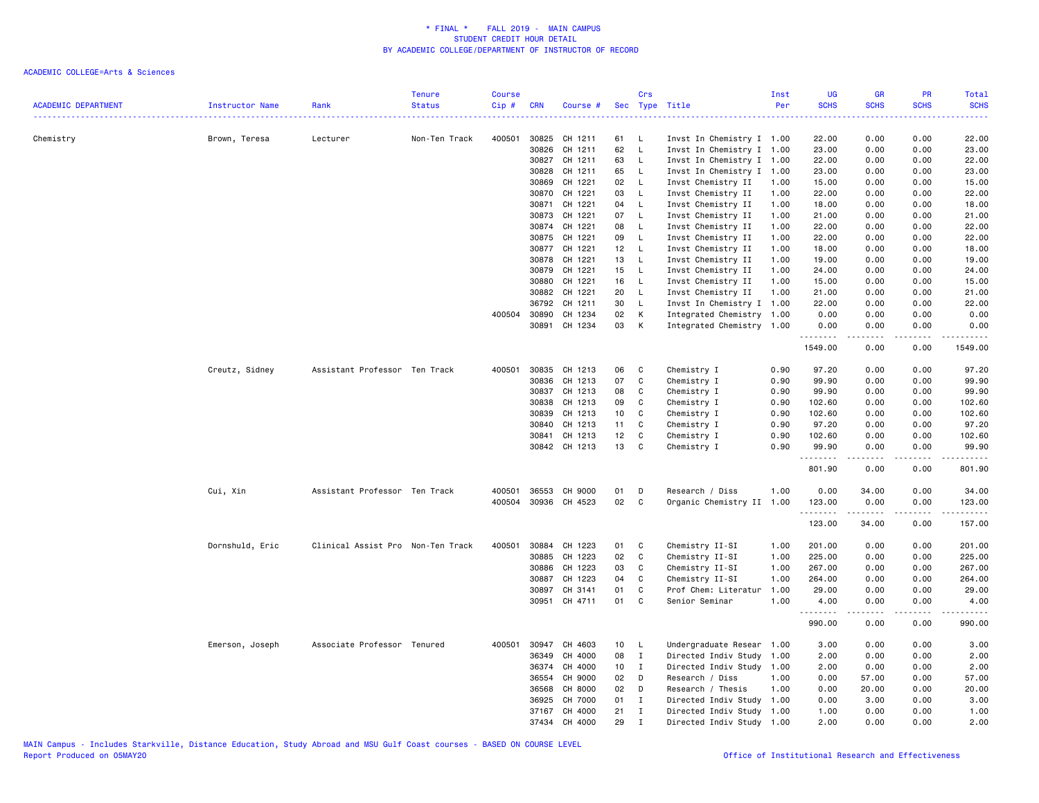\* FINAL \* FALL 2019 - MAIN CAMPUS
STUDENT CREDIT HOUR DETAIL
BY ACADEMIC COLLEGE/DEPARTMENT OF INSTRUCTOR OF RECORD

ACADEMIC COLLEGE=Arts & Sciences

| ACADEMIC DEPARTMENT | Instructor Name | Rank | Tenure Status | Course Cip # | CRN | Course # | Sec | Crs Type | Title | Inst Per | UG SCHS | GR SCHS | PR SCHS | Total SCHS |
|---|---|---|---|---|---|---|---|---|---|---|---|---|---|---|
| Chemistry | Brown, Teresa | Lecturer | Non-Ten Track | 400501 | 30825 | CH 1211 | 61 | L | Invst In Chemistry I | 1.00 | 22.00 | 0.00 | 0.00 | 22.00 |
| | | | | | 30826 | CH 1211 | 62 | L | Invst In Chemistry I | 1.00 | 23.00 | 0.00 | 0.00 | 23.00 |
| | | | | | 30827 | CH 1211 | 63 | L | Invst In Chemistry I | 1.00 | 22.00 | 0.00 | 0.00 | 22.00 |
| | | | | | 30828 | CH 1211 | 65 | L | Invst In Chemistry I | 1.00 | 23.00 | 0.00 | 0.00 | 23.00 |
| | | | | | 30869 | CH 1221 | 02 | L | Invst Chemistry II | 1.00 | 15.00 | 0.00 | 0.00 | 15.00 |
| | | | | | 30870 | CH 1221 | 03 | L | Invst Chemistry II | 1.00 | 22.00 | 0.00 | 0.00 | 22.00 |
| | | | | | 30871 | CH 1221 | 04 | L | Invst Chemistry II | 1.00 | 18.00 | 0.00 | 0.00 | 18.00 |
| | | | | | 30873 | CH 1221 | 07 | L | Invst Chemistry II | 1.00 | 21.00 | 0.00 | 0.00 | 21.00 |
| | | | | | 30874 | CH 1221 | 08 | L | Invst Chemistry II | 1.00 | 22.00 | 0.00 | 0.00 | 22.00 |
| | | | | | 30875 | CH 1221 | 09 | L | Invst Chemistry II | 1.00 | 22.00 | 0.00 | 0.00 | 22.00 |
| | | | | | 30877 | CH 1221 | 12 | L | Invst Chemistry II | 1.00 | 18.00 | 0.00 | 0.00 | 18.00 |
| | | | | | 30878 | CH 1221 | 13 | L | Invst Chemistry II | 1.00 | 19.00 | 0.00 | 0.00 | 19.00 |
| | | | | | 30879 | CH 1221 | 15 | L | Invst Chemistry II | 1.00 | 24.00 | 0.00 | 0.00 | 24.00 |
| | | | | | 30880 | CH 1221 | 16 | L | Invst Chemistry II | 1.00 | 15.00 | 0.00 | 0.00 | 15.00 |
| | | | | | 30882 | CH 1221 | 20 | L | Invst Chemistry II | 1.00 | 21.00 | 0.00 | 0.00 | 21.00 |
| | | | | | 36792 | CH 1211 | 30 | L | Invst In Chemistry I | 1.00 | 22.00 | 0.00 | 0.00 | 22.00 |
| | | | | 400504 | 30890 | CH 1234 | 02 | K | Integrated Chemistry | 1.00 | 0.00 | 0.00 | 0.00 | 0.00 |
| | | | | | 30891 | CH 1234 | 03 | K | Integrated Chemistry | 1.00 | 0.00 | 0.00 | 0.00 | 0.00 |
| | | | | | | | | | | | 1549.00 | 0.00 | 0.00 | 1549.00 |
| | Creutz, Sidney | Assistant Professor | Ten Track | 400501 | 30835 | CH 1213 | 06 | C | Chemistry I | 0.90 | 97.20 | 0.00 | 0.00 | 97.20 |
| | | | | | 30836 | CH 1213 | 07 | C | Chemistry I | 0.90 | 99.90 | 0.00 | 0.00 | 99.90 |
| | | | | | 30837 | CH 1213 | 08 | C | Chemistry I | 0.90 | 99.90 | 0.00 | 0.00 | 99.90 |
| | | | | | 30838 | CH 1213 | 09 | C | Chemistry I | 0.90 | 102.60 | 0.00 | 0.00 | 102.60 |
| | | | | | 30839 | CH 1213 | 10 | C | Chemistry I | 0.90 | 102.60 | 0.00 | 0.00 | 102.60 |
| | | | | | 30840 | CH 1213 | 11 | C | Chemistry I | 0.90 | 97.20 | 0.00 | 0.00 | 97.20 |
| | | | | | 30841 | CH 1213 | 12 | C | Chemistry I | 0.90 | 102.60 | 0.00 | 0.00 | 102.60 |
| | | | | | 30842 | CH 1213 | 13 | C | Chemistry I | 0.90 | 99.90 | 0.00 | 0.00 | 99.90 |
| | | | | | | | | | | | 801.90 | 0.00 | 0.00 | 801.90 |
| | Cui, Xin | Assistant Professor | Ten Track | 400501 | 36553 | CH 9000 | 01 | D | Research / Diss | 1.00 | 0.00 | 34.00 | 0.00 | 34.00 |
| | | | | 400504 | 30936 | CH 4523 | 02 | C | Organic Chemistry II | 1.00 | 123.00 | 0.00 | 0.00 | 123.00 |
| | | | | | | | | | | | 123.00 | 34.00 | 0.00 | 157.00 |
| | Dornshuld, Eric | Clinical Assist Pro | Non-Ten Track | 400501 | 30884 | CH 1223 | 01 | C | Chemistry II-SI | 1.00 | 201.00 | 0.00 | 0.00 | 201.00 |
| | | | | | 30885 | CH 1223 | 02 | C | Chemistry II-SI | 1.00 | 225.00 | 0.00 | 0.00 | 225.00 |
| | | | | | 30886 | CH 1223 | 03 | C | Chemistry II-SI | 1.00 | 267.00 | 0.00 | 0.00 | 267.00 |
| | | | | | 30887 | CH 1223 | 04 | C | Chemistry II-SI | 1.00 | 264.00 | 0.00 | 0.00 | 264.00 |
| | | | | | 30897 | CH 3141 | 01 | C | Prof Chem: Literatur | 1.00 | 29.00 | 0.00 | 0.00 | 29.00 |
| | | | | | 30951 | CH 4711 | 01 | C | Senior Seminar | 1.00 | 4.00 | 0.00 | 0.00 | 4.00 |
| | | | | | | | | | | | 990.00 | 0.00 | 0.00 | 990.00 |
| | Emerson, Joseph | Associate Professor | Tenured | 400501 | 30947 | CH 4603 | 10 | L | Undergraduate Resear | 1.00 | 3.00 | 0.00 | 0.00 | 3.00 |
| | | | | | 36349 | CH 4000 | 08 | I | Directed Indiv Study | 1.00 | 2.00 | 0.00 | 0.00 | 2.00 |
| | | | | | 36374 | CH 4000 | 10 | I | Directed Indiv Study | 1.00 | 2.00 | 0.00 | 0.00 | 2.00 |
| | | | | | 36554 | CH 9000 | 02 | D | Research / Diss | 1.00 | 0.00 | 57.00 | 0.00 | 57.00 |
| | | | | | 36568 | CH 8000 | 02 | D | Research / Thesis | 1.00 | 0.00 | 20.00 | 0.00 | 20.00 |
| | | | | | 36925 | CH 7000 | 01 | I | Directed Indiv Study | 1.00 | 0.00 | 3.00 | 0.00 | 3.00 |
| | | | | | 37167 | CH 4000 | 21 | I | Directed Indiv Study | 1.00 | 1.00 | 0.00 | 0.00 | 1.00 |
| | | | | | 37434 | CH 4000 | 29 | I | Directed Indiv Study | 1.00 | 2.00 | 0.00 | 0.00 | 2.00 |

MAIN Campus - Includes Starkville, Distance Education, Study Abroad and MSU Gulf Coast courses - BASED ON COURSE LEVEL
Report Produced on 05MAY20 | Office of Institutional Research and Effectiveness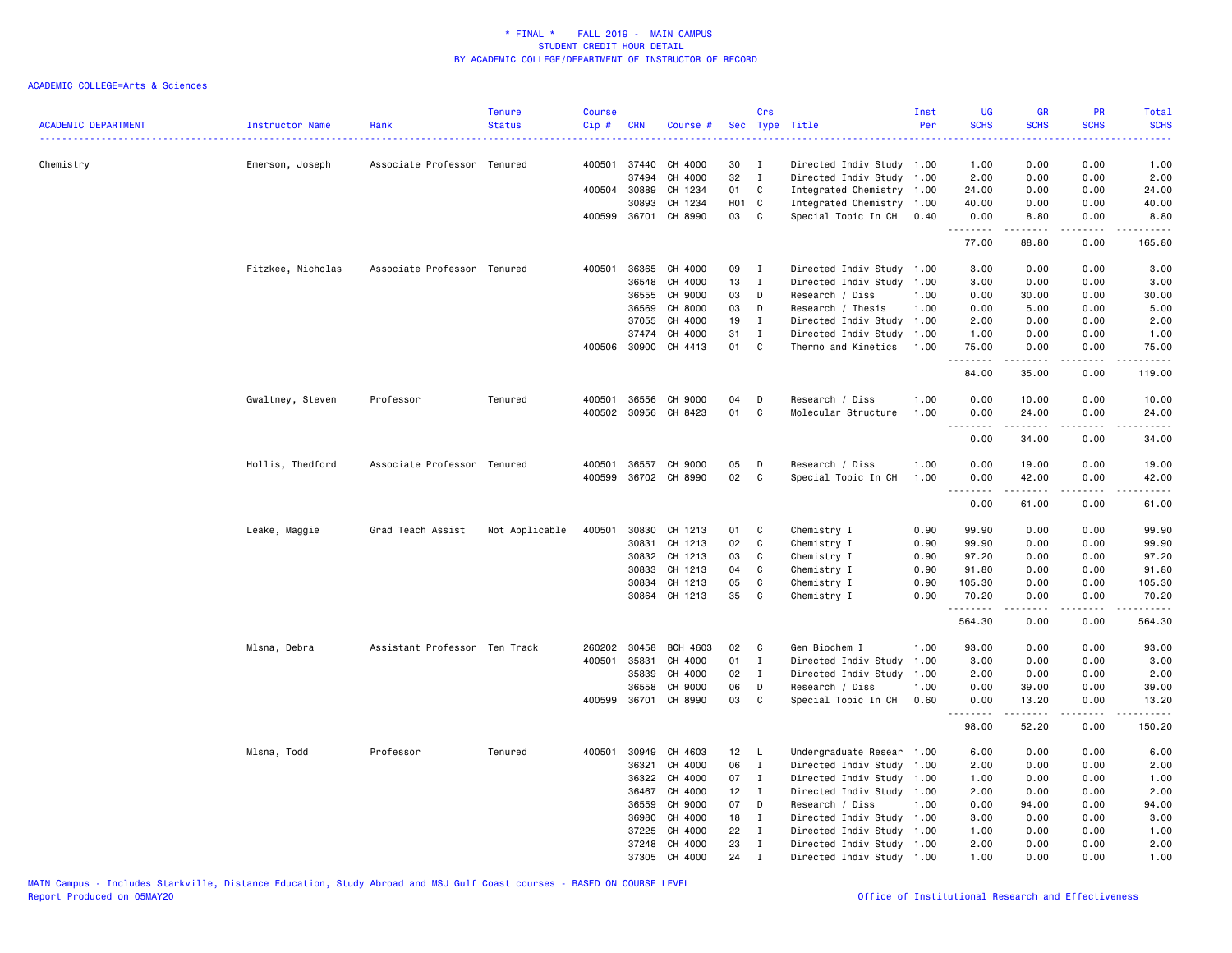* FINAL * FALL 2019 - MAIN CAMPUS
STUDENT CREDIT HOUR DETAIL
BY ACADEMIC COLLEGE/DEPARTMENT OF INSTRUCTOR OF RECORD

ACADEMIC COLLEGE=Arts & Sciences

| ACADEMIC DEPARTMENT | Instructor Name | Rank | Tenure Status | Course Cip # | CRN | Course # | Sec | Crs Type | Title | Inst Per | UG SCHS | GR SCHS | PR SCHS | Total SCHS |
|---|---|---|---|---|---|---|---|---|---|---|---|---|---|---|
| Chemistry | Emerson, Joseph | Associate Professor | Tenured | 400501 | 37440 | CH 4000 | 30 | I | Directed Indiv Study | 1.00 | 1.00 | 0.00 | 0.00 | 1.00 |
| | | | | | 37494 | CH 4000 | 32 | I | Directed Indiv Study | 1.00 | 2.00 | 0.00 | 0.00 | 2.00 |
| | | | | 400504 | 30889 | CH 1234 | 01 | C | Integrated Chemistry | 1.00 | 24.00 | 0.00 | 0.00 | 24.00 |
| | | | | | 30893 | CH 1234 | H01 | C | Integrated Chemistry | 1.00 | 40.00 | 0.00 | 0.00 | 40.00 |
| | | | | 400599 | 36701 | CH 8990 | 03 | C | Special Topic In CH | 0.40 | 0.00 | 8.80 | 0.00 | 8.80 |
| | | | | | | | | | | | 77.00 | 88.80 | 0.00 | 165.80 |
| | Fitzkee, Nicholas | Associate Professor | Tenured | 400501 | 36365 | CH 4000 | 09 | I | Directed Indiv Study | 1.00 | 3.00 | 0.00 | 0.00 | 3.00 |
| | | | | | 36548 | CH 4000 | 13 | I | Directed Indiv Study | 1.00 | 3.00 | 0.00 | 0.00 | 3.00 |
| | | | | | 36555 | CH 9000 | 03 | D | Research / Diss | 1.00 | 0.00 | 30.00 | 0.00 | 30.00 |
| | | | | | 36569 | CH 8000 | 03 | D | Research / Thesis | 1.00 | 0.00 | 5.00 | 0.00 | 5.00 |
| | | | | | 37055 | CH 4000 | 19 | I | Directed Indiv Study | 1.00 | 2.00 | 0.00 | 0.00 | 2.00 |
| | | | | | 37474 | CH 4000 | 31 | I | Directed Indiv Study | 1.00 | 1.00 | 0.00 | 0.00 | 1.00 |
| | | | | 400506 | 30900 | CH 4413 | 01 | C | Thermo and Kinetics | 1.00 | 75.00 | 0.00 | 0.00 | 75.00 |
| | | | | | | | | | | | 84.00 | 35.00 | 0.00 | 119.00 |
| | Gwaltney, Steven | Professor | Tenured | 400501 | 36556 | CH 9000 | 04 | D | Research / Diss | 1.00 | 0.00 | 10.00 | 0.00 | 10.00 |
| | | | | 400502 | 30956 | CH 8423 | 01 | C | Molecular Structure | 1.00 | 0.00 | 24.00 | 0.00 | 24.00 |
| | | | | | | | | | | | 0.00 | 34.00 | 0.00 | 34.00 |
| | Hollis, Thedford | Associate Professor | Tenured | 400501 | 36557 | CH 9000 | 05 | D | Research / Diss | 1.00 | 0.00 | 19.00 | 0.00 | 19.00 |
| | | | | 400599 | 36702 | CH 8990 | 02 | C | Special Topic In CH | 1.00 | 0.00 | 42.00 | 0.00 | 42.00 |
| | | | | | | | | | | | 0.00 | 61.00 | 0.00 | 61.00 |
| | Leake, Maggie | Grad Teach Assist | Not Applicable | 400501 | 30830 | CH 1213 | 01 | C | Chemistry I | 0.90 | 99.90 | 0.00 | 0.00 | 99.90 |
| | | | | | 30831 | CH 1213 | 02 | C | Chemistry I | 0.90 | 99.90 | 0.00 | 0.00 | 99.90 |
| | | | | | 30832 | CH 1213 | 03 | C | Chemistry I | 0.90 | 97.20 | 0.00 | 0.00 | 97.20 |
| | | | | | 30833 | CH 1213 | 04 | C | Chemistry I | 0.90 | 91.80 | 0.00 | 0.00 | 91.80 |
| | | | | | 30834 | CH 1213 | 05 | C | Chemistry I | 0.90 | 105.30 | 0.00 | 0.00 | 105.30 |
| | | | | | 30864 | CH 1213 | 35 | C | Chemistry I | 0.90 | 70.20 | 0.00 | 0.00 | 70.20 |
| | | | | | | | | | | | 564.30 | 0.00 | 0.00 | 564.30 |
| | Mlsna, Debra | Assistant Professor | Ten Track | 260202 | 30458 | BCH 4603 | 02 | C | Gen Biochem I | 1.00 | 93.00 | 0.00 | 0.00 | 93.00 |
| | | | | 400501 | 35831 | CH 4000 | 01 | I | Directed Indiv Study | 1.00 | 3.00 | 0.00 | 0.00 | 3.00 |
| | | | | | 35839 | CH 4000 | 02 | I | Directed Indiv Study | 1.00 | 2.00 | 0.00 | 0.00 | 2.00 |
| | | | | | 36558 | CH 9000 | 06 | D | Research / Diss | 1.00 | 0.00 | 39.00 | 0.00 | 39.00 |
| | | | | 400599 | 36701 | CH 8990 | 03 | C | Special Topic In CH | 0.60 | 0.00 | 13.20 | 0.00 | 13.20 |
| | | | | | | | | | | | 98.00 | 52.20 | 0.00 | 150.20 |
| | Mlsna, Todd | Professor | Tenured | 400501 | 30949 | CH 4603 | 12 | L | Undergraduate Resear | 1.00 | 6.00 | 0.00 | 0.00 | 6.00 |
| | | | | | 36321 | CH 4000 | 06 | I | Directed Indiv Study | 1.00 | 2.00 | 0.00 | 0.00 | 2.00 |
| | | | | | 36322 | CH 4000 | 07 | I | Directed Indiv Study | 1.00 | 1.00 | 0.00 | 0.00 | 1.00 |
| | | | | | 36467 | CH 4000 | 12 | I | Directed Indiv Study | 1.00 | 2.00 | 0.00 | 0.00 | 2.00 |
| | | | | | 36559 | CH 9000 | 07 | D | Research / Diss | 1.00 | 0.00 | 94.00 | 0.00 | 94.00 |
| | | | | | 36980 | CH 4000 | 18 | I | Directed Indiv Study | 1.00 | 3.00 | 0.00 | 0.00 | 3.00 |
| | | | | | 37225 | CH 4000 | 22 | I | Directed Indiv Study | 1.00 | 1.00 | 0.00 | 0.00 | 1.00 |
| | | | | | 37248 | CH 4000 | 23 | I | Directed Indiv Study | 1.00 | 2.00 | 0.00 | 0.00 | 2.00 |
| | | | | | 37305 | CH 4000 | 24 | I | Directed Indiv Study | 1.00 | 1.00 | 0.00 | 0.00 | 1.00 |

MAIN Campus - Includes Starkville, Distance Education, Study Abroad and MSU Gulf Coast courses - BASED ON COURSE LEVEL
Report Produced on 05MAY20 Office of Institutional Research and Effectiveness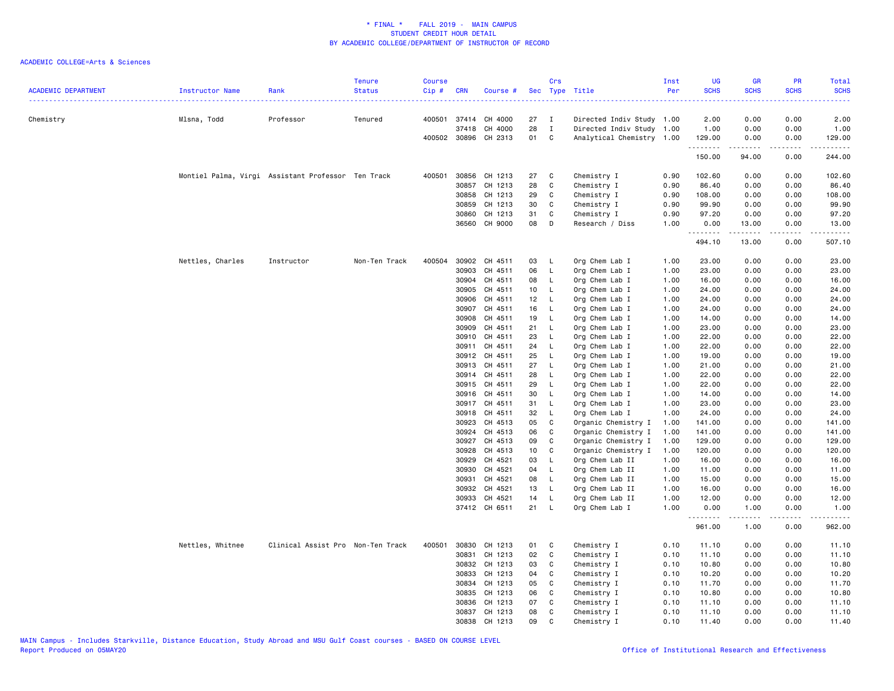\* FINAL \* FALL 2019 - MAIN CAMPUS
STUDENT CREDIT HOUR DETAIL
BY ACADEMIC COLLEGE/DEPARTMENT OF INSTRUCTOR OF RECORD

ACADEMIC COLLEGE=Arts & Sciences

| ACADEMIC DEPARTMENT | Instructor Name | Rank | Tenure Status | Course Cip # | CRN | Course # | Sec | Crs Type | Title | Inst Per | UG SCHS | GR SCHS | PR SCHS | Total SCHS |
|---|---|---|---|---|---|---|---|---|---|---|---|---|---|---|
| Chemistry | Mlsna, Todd | Professor | Tenured | 400501 | 37414 | CH 4000 | 27 | I | Directed Indiv Study | 1.00 | 2.00 | 0.00 | 0.00 | 2.00 |
| | | | | | 37418 | CH 4000 | 28 | I | Directed Indiv Study | 1.00 | 1.00 | 0.00 | 0.00 | 1.00 |
| | | | | 400502 | 30896 | CH 2313 | 01 | C | Analytical Chemistry | 1.00 | 129.00 | 0.00 | 0.00 | 129.00 |
| | | | | | | | | | | | 150.00 | 94.00 | 0.00 | 244.00 |
| | Montiel Palma, Virgi | Assistant Professor | Ten Track | 400501 | 30856 | CH 1213 | 27 | C | Chemistry I | 0.90 | 102.60 | 0.00 | 0.00 | 102.60 |
| | | | | | 30857 | CH 1213 | 28 | C | Chemistry I | 0.90 | 86.40 | 0.00 | 0.00 | 86.40 |
| | | | | | 30858 | CH 1213 | 29 | C | Chemistry I | 0.90 | 108.00 | 0.00 | 0.00 | 108.00 |
| | | | | | 30859 | CH 1213 | 30 | C | Chemistry I | 0.90 | 99.90 | 0.00 | 0.00 | 99.90 |
| | | | | | 30860 | CH 1213 | 31 | C | Chemistry I | 0.90 | 97.20 | 0.00 | 0.00 | 97.20 |
| | | | | | 36560 | CH 9000 | 08 | D | Research / Diss | 1.00 | 0.00 | 13.00 | 0.00 | 13.00 |
| | | | | | | | | | | | 494.10 | 13.00 | 0.00 | 507.10 |
| | Nettles, Charles | Instructor | Non-Ten Track | 400504 | 30902 | CH 4511 | 03 | L | Org Chem Lab I | 1.00 | 23.00 | 0.00 | 0.00 | 23.00 |
| | | | | | 30903 | CH 4511 | 06 | L | Org Chem Lab I | 1.00 | 23.00 | 0.00 | 0.00 | 23.00 |
| | | | | | 30904 | CH 4511 | 08 | L | Org Chem Lab I | 1.00 | 16.00 | 0.00 | 0.00 | 16.00 |
| | | | | | 30905 | CH 4511 | 10 | L | Org Chem Lab I | 1.00 | 24.00 | 0.00 | 0.00 | 24.00 |
| | | | | | 30906 | CH 4511 | 12 | L | Org Chem Lab I | 1.00 | 24.00 | 0.00 | 0.00 | 24.00 |
| | | | | | 30907 | CH 4511 | 16 | L | Org Chem Lab I | 1.00 | 24.00 | 0.00 | 0.00 | 24.00 |
| | | | | | 30908 | CH 4511 | 19 | L | Org Chem Lab I | 1.00 | 14.00 | 0.00 | 0.00 | 14.00 |
| | | | | | 30909 | CH 4511 | 21 | L | Org Chem Lab I | 1.00 | 23.00 | 0.00 | 0.00 | 23.00 |
| | | | | | 30910 | CH 4511 | 23 | L | Org Chem Lab I | 1.00 | 22.00 | 0.00 | 0.00 | 22.00 |
| | | | | | 30911 | CH 4511 | 24 | L | Org Chem Lab I | 1.00 | 22.00 | 0.00 | 0.00 | 22.00 |
| | | | | | 30912 | CH 4511 | 25 | L | Org Chem Lab I | 1.00 | 19.00 | 0.00 | 0.00 | 19.00 |
| | | | | | 30913 | CH 4511 | 27 | L | Org Chem Lab I | 1.00 | 21.00 | 0.00 | 0.00 | 21.00 |
| | | | | | 30914 | CH 4511 | 28 | L | Org Chem Lab I | 1.00 | 22.00 | 0.00 | 0.00 | 22.00 |
| | | | | | 30915 | CH 4511 | 29 | L | Org Chem Lab I | 1.00 | 22.00 | 0.00 | 0.00 | 22.00 |
| | | | | | 30916 | CH 4511 | 30 | L | Org Chem Lab I | 1.00 | 14.00 | 0.00 | 0.00 | 14.00 |
| | | | | | 30917 | CH 4511 | 31 | L | Org Chem Lab I | 1.00 | 23.00 | 0.00 | 0.00 | 23.00 |
| | | | | | 30918 | CH 4511 | 32 | L | Org Chem Lab I | 1.00 | 24.00 | 0.00 | 0.00 | 24.00 |
| | | | | | 30923 | CH 4513 | 05 | C | Organic Chemistry I | 1.00 | 141.00 | 0.00 | 0.00 | 141.00 |
| | | | | | 30924 | CH 4513 | 06 | C | Organic Chemistry I | 1.00 | 141.00 | 0.00 | 0.00 | 141.00 |
| | | | | | 30927 | CH 4513 | 09 | C | Organic Chemistry I | 1.00 | 129.00 | 0.00 | 0.00 | 129.00 |
| | | | | | 30928 | CH 4513 | 10 | C | Organic Chemistry I | 1.00 | 120.00 | 0.00 | 0.00 | 120.00 |
| | | | | | 30929 | CH 4521 | 03 | L | Org Chem Lab II | 1.00 | 16.00 | 0.00 | 0.00 | 16.00 |
| | | | | | 30930 | CH 4521 | 04 | L | Org Chem Lab II | 1.00 | 11.00 | 0.00 | 0.00 | 11.00 |
| | | | | | 30931 | CH 4521 | 08 | L | Org Chem Lab II | 1.00 | 15.00 | 0.00 | 0.00 | 15.00 |
| | | | | | 30932 | CH 4521 | 13 | L | Org Chem Lab II | 1.00 | 16.00 | 0.00 | 0.00 | 16.00 |
| | | | | | 30933 | CH 4521 | 14 | L | Org Chem Lab II | 1.00 | 12.00 | 0.00 | 0.00 | 12.00 |
| | | | | | 37412 | CH 6511 | 21 | L | Org Chem Lab I | 1.00 | 0.00 | 1.00 | 0.00 | 1.00 |
| | | | | | | | | | | | 961.00 | 1.00 | 0.00 | 962.00 |
| | Nettles, Whitnee | Clinical Assist Pro | Non-Ten Track | 400501 | 30830 | CH 1213 | 01 | C | Chemistry I | 0.10 | 11.10 | 0.00 | 0.00 | 11.10 |
| | | | | | 30831 | CH 1213 | 02 | C | Chemistry I | 0.10 | 11.10 | 0.00 | 0.00 | 11.10 |
| | | | | | 30832 | CH 1213 | 03 | C | Chemistry I | 0.10 | 10.80 | 0.00 | 0.00 | 10.80 |
| | | | | | 30833 | CH 1213 | 04 | C | Chemistry I | 0.10 | 10.20 | 0.00 | 0.00 | 10.20 |
| | | | | | 30834 | CH 1213 | 05 | C | Chemistry I | 0.10 | 11.70 | 0.00 | 0.00 | 11.70 |
| | | | | | 30835 | CH 1213 | 06 | C | Chemistry I | 0.10 | 10.80 | 0.00 | 0.00 | 10.80 |
| | | | | | 30836 | CH 1213 | 07 | C | Chemistry I | 0.10 | 11.10 | 0.00 | 0.00 | 11.10 |
| | | | | | 30837 | CH 1213 | 08 | C | Chemistry I | 0.10 | 11.10 | 0.00 | 0.00 | 11.10 |
| | | | | | 30838 | CH 1213 | 09 | C | Chemistry I | 0.10 | 11.40 | 0.00 | 0.00 | 11.40 |

MAIN Campus - Includes Starkville, Distance Education, Study Abroad and MSU Gulf Coast courses - BASED ON COURSE LEVEL
Report Produced on 05MAY20 Office of Institutional Research and Effectiveness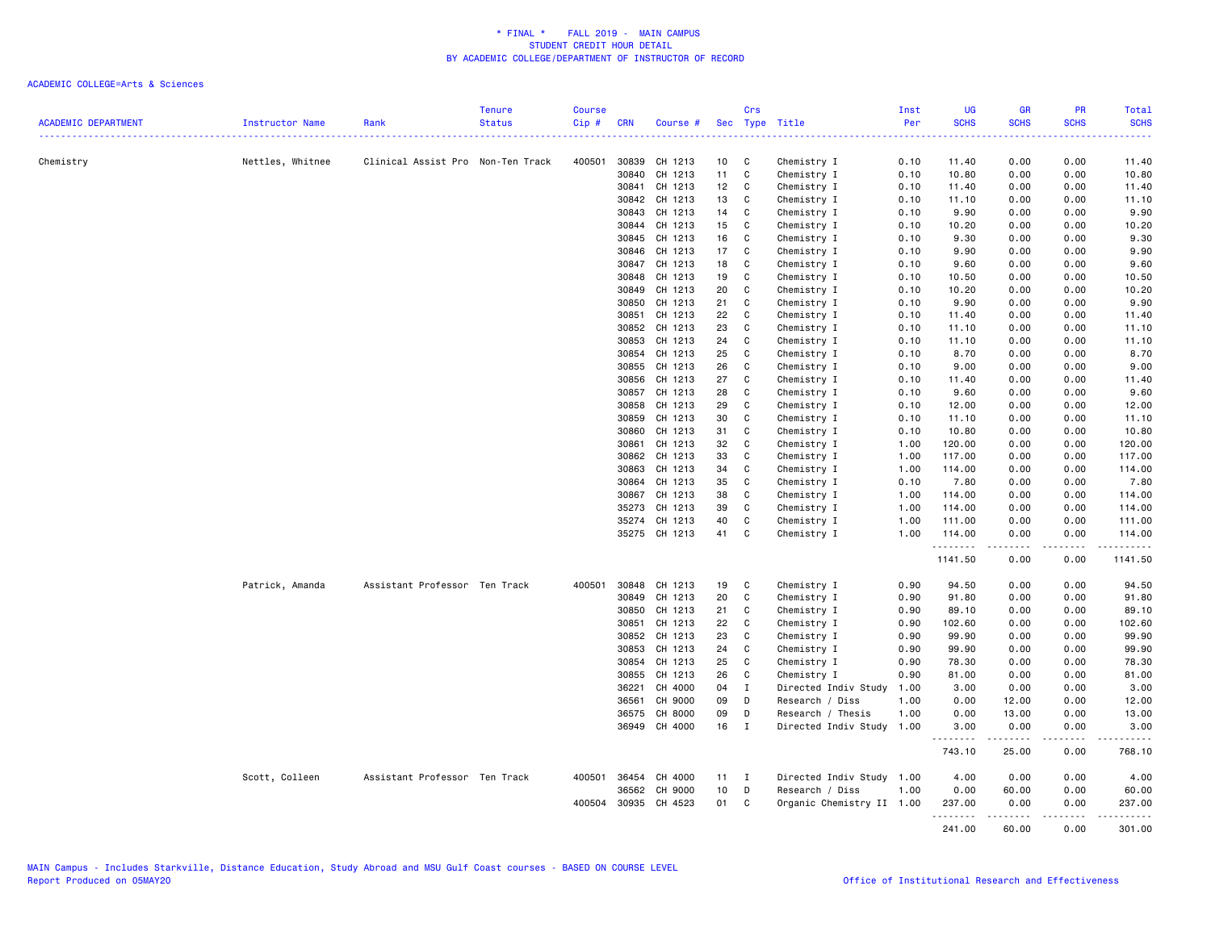\* FINAL \*   FALL 2019 - MAIN CAMPUS
STUDENT CREDIT HOUR DETAIL
BY ACADEMIC COLLEGE/DEPARTMENT OF INSTRUCTOR OF RECORD

ACADEMIC COLLEGE=Arts & Sciences

| ACADEMIC DEPARTMENT | Instructor Name | Rank | Tenure Status | Course Cip # | CRN | Course # | Sec | Crs Type | Title | Inst Per | UG SCHS | GR SCHS | PR SCHS | Total SCHS |
|---|---|---|---|---|---|---|---|---|---|---|---|---|---|---|
| Chemistry | Nettles, Whitnee | Clinical Assist Pro | Non-Ten Track | 400501 | 30839 | CH 1213 | 10 | C | Chemistry I | 0.10 | 11.40 | 0.00 | 0.00 | 11.40 |
| | | | | | 30840 | CH 1213 | 11 | C | Chemistry I | 0.10 | 10.80 | 0.00 | 0.00 | 10.80 |
| | | | | | 30841 | CH 1213 | 12 | C | Chemistry I | 0.10 | 11.40 | 0.00 | 0.00 | 11.40 |
| | | | | | 30842 | CH 1213 | 13 | C | Chemistry I | 0.10 | 11.10 | 0.00 | 0.00 | 11.10 |
| | | | | | 30843 | CH 1213 | 14 | C | Chemistry I | 0.10 | 9.90 | 0.00 | 0.00 | 9.90 |
| | | | | | 30844 | CH 1213 | 15 | C | Chemistry I | 0.10 | 10.20 | 0.00 | 0.00 | 10.20 |
| | | | | | 30845 | CH 1213 | 16 | C | Chemistry I | 0.10 | 9.30 | 0.00 | 0.00 | 9.30 |
| | | | | | 30846 | CH 1213 | 17 | C | Chemistry I | 0.10 | 9.90 | 0.00 | 0.00 | 9.90 |
| | | | | | 30847 | CH 1213 | 18 | C | Chemistry I | 0.10 | 9.60 | 0.00 | 0.00 | 9.60 |
| | | | | | 30848 | CH 1213 | 19 | C | Chemistry I | 0.10 | 10.50 | 0.00 | 0.00 | 10.50 |
| | | | | | 30849 | CH 1213 | 20 | C | Chemistry I | 0.10 | 10.20 | 0.00 | 0.00 | 10.20 |
| | | | | | 30850 | CH 1213 | 21 | C | Chemistry I | 0.10 | 9.90 | 0.00 | 0.00 | 9.90 |
| | | | | | 30851 | CH 1213 | 22 | C | Chemistry I | 0.10 | 11.40 | 0.00 | 0.00 | 11.40 |
| | | | | | 30852 | CH 1213 | 23 | C | Chemistry I | 0.10 | 11.10 | 0.00 | 0.00 | 11.10 |
| | | | | | 30853 | CH 1213 | 24 | C | Chemistry I | 0.10 | 11.10 | 0.00 | 0.00 | 11.10 |
| | | | | | 30854 | CH 1213 | 25 | C | Chemistry I | 0.10 | 8.70 | 0.00 | 0.00 | 8.70 |
| | | | | | 30855 | CH 1213 | 26 | C | Chemistry I | 0.10 | 9.00 | 0.00 | 0.00 | 9.00 |
| | | | | | 30856 | CH 1213 | 27 | C | Chemistry I | 0.10 | 11.40 | 0.00 | 0.00 | 11.40 |
| | | | | | 30857 | CH 1213 | 28 | C | Chemistry I | 0.10 | 9.60 | 0.00 | 0.00 | 9.60 |
| | | | | | 30858 | CH 1213 | 29 | C | Chemistry I | 0.10 | 12.00 | 0.00 | 0.00 | 12.00 |
| | | | | | 30859 | CH 1213 | 30 | C | Chemistry I | 0.10 | 11.10 | 0.00 | 0.00 | 11.10 |
| | | | | | 30860 | CH 1213 | 31 | C | Chemistry I | 0.10 | 10.80 | 0.00 | 0.00 | 10.80 |
| | | | | | 30861 | CH 1213 | 32 | C | Chemistry I | 1.00 | 120.00 | 0.00 | 0.00 | 120.00 |
| | | | | | 30862 | CH 1213 | 33 | C | Chemistry I | 1.00 | 117.00 | 0.00 | 0.00 | 117.00 |
| | | | | | 30863 | CH 1213 | 34 | C | Chemistry I | 1.00 | 114.00 | 0.00 | 0.00 | 114.00 |
| | | | | | 30864 | CH 1213 | 35 | C | Chemistry I | 0.10 | 7.80 | 0.00 | 0.00 | 7.80 |
| | | | | | 30867 | CH 1213 | 38 | C | Chemistry I | 1.00 | 114.00 | 0.00 | 0.00 | 114.00 |
| | | | | | 35273 | CH 1213 | 39 | C | Chemistry I | 1.00 | 114.00 | 0.00 | 0.00 | 114.00 |
| | | | | | 35274 | CH 1213 | 40 | C | Chemistry I | 1.00 | 111.00 | 0.00 | 0.00 | 111.00 |
| | | | | | 35275 | CH 1213 | 41 | C | Chemistry I | 1.00 | 114.00 | 0.00 | 0.00 | 114.00 |
| | | | | | | | | | | | 1141.50 | 0.00 | 0.00 | 1141.50 |
| | Patrick, Amanda | Assistant Professor | Ten Track | 400501 | 30848 | CH 1213 | 19 | C | Chemistry I | 0.90 | 94.50 | 0.00 | 0.00 | 94.50 |
| | | | | | 30849 | CH 1213 | 20 | C | Chemistry I | 0.90 | 91.80 | 0.00 | 0.00 | 91.80 |
| | | | | | 30850 | CH 1213 | 21 | C | Chemistry I | 0.90 | 89.10 | 0.00 | 0.00 | 89.10 |
| | | | | | 30851 | CH 1213 | 22 | C | Chemistry I | 0.90 | 102.60 | 0.00 | 0.00 | 102.60 |
| | | | | | 30852 | CH 1213 | 23 | C | Chemistry I | 0.90 | 99.90 | 0.00 | 0.00 | 99.90 |
| | | | | | 30853 | CH 1213 | 24 | C | Chemistry I | 0.90 | 99.90 | 0.00 | 0.00 | 99.90 |
| | | | | | 30854 | CH 1213 | 25 | C | Chemistry I | 0.90 | 78.30 | 0.00 | 0.00 | 78.30 |
| | | | | | 30855 | CH 1213 | 26 | C | Chemistry I | 0.90 | 81.00 | 0.00 | 0.00 | 81.00 |
| | | | | | 36221 | CH 4000 | 04 | I | Directed Indiv Study | 1.00 | 3.00 | 0.00 | 0.00 | 3.00 |
| | | | | | 36561 | CH 9000 | 09 | D | Research / Diss | 1.00 | 0.00 | 12.00 | 0.00 | 12.00 |
| | | | | | 36575 | CH 8000 | 09 | D | Research / Thesis | 1.00 | 0.00 | 13.00 | 0.00 | 13.00 |
| | | | | | 36949 | CH 4000 | 16 | I | Directed Indiv Study | 1.00 | 3.00 | 0.00 | 0.00 | 3.00 |
| | | | | | | | | | | | 743.10 | 25.00 | 0.00 | 768.10 |
| | Scott, Colleen | Assistant Professor | Ten Track | 400501 | 36454 | CH 4000 | 11 | I | Directed Indiv Study | 1.00 | 4.00 | 0.00 | 0.00 | 4.00 |
| | | | | | 36562 | CH 9000 | 10 | D | Research / Diss | 1.00 | 0.00 | 60.00 | 0.00 | 60.00 |
| | | | | 400504 | 30935 | CH 4523 | 01 | C | Organic Chemistry II | 1.00 | 237.00 | 0.00 | 0.00 | 237.00 |
| | | | | | | | | | | | 241.00 | 60.00 | 0.00 | 301.00 |

MAIN Campus - Includes Starkville, Distance Education, Study Abroad and MSU Gulf Coast courses - BASED ON COURSE LEVEL
Report Produced on 05MAY20

Office of Institutional Research and Effectiveness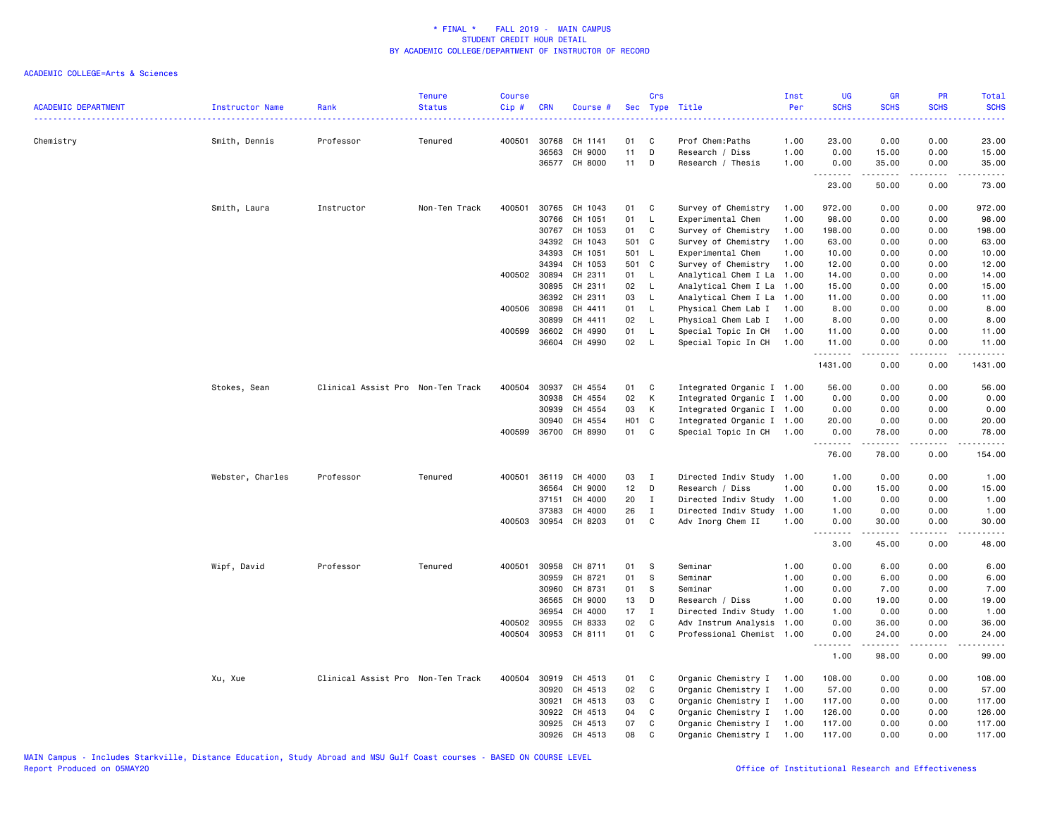# * FINAL * FALL 2019 - MAIN CAMPUS
## STUDENT CREDIT HOUR DETAIL
## BY ACADEMIC COLLEGE/DEPARTMENT OF INSTRUCTOR OF RECORD

ACADEMIC COLLEGE=Arts & Sciences

| ACADEMIC DEPARTMENT | Instructor Name | Rank | Tenure Status | Course Cip # | CRN | Course # | Sec | Crs Type | Title | Inst Per | UG SCHS | GR SCHS | PR SCHS | Total SCHS |
|---|---|---|---|---|---|---|---|---|---|---|---|---|---|---|
| Chemistry | Smith, Dennis | Professor | Tenured | 400501 | 30768 | CH 1141 | 01 | C | Prof Chem:Paths | 1.00 | 23.00 | 0.00 | 0.00 | 23.00 |
| | | | | | 36563 | CH 9000 | 11 | D | Research / Diss | 1.00 | 0.00 | 15.00 | 0.00 | 15.00 |
| | | | | | 36577 | CH 8000 | 11 | D | Research / Thesis | 1.00 | 0.00 | 35.00 | 0.00 | 35.00 |
| | | | | | | | | | | | 23.00 | 50.00 | 0.00 | 73.00 |
| | Smith, Laura | Instructor | Non-Ten Track | 400501 | 30765 | CH 1043 | 01 | C | Survey of Chemistry | 1.00 | 972.00 | 0.00 | 0.00 | 972.00 |
| | | | | | 30766 | CH 1051 | 01 | L | Experimental Chem | 1.00 | 98.00 | 0.00 | 0.00 | 98.00 |
| | | | | | 30767 | CH 1053 | 01 | C | Survey of Chemistry | 1.00 | 198.00 | 0.00 | 0.00 | 198.00 |
| | | | | | 34392 | CH 1043 | 501 | C | Survey of Chemistry | 1.00 | 63.00 | 0.00 | 0.00 | 63.00 |
| | | | | | 34393 | CH 1051 | 501 | L | Experimental Chem | 1.00 | 10.00 | 0.00 | 0.00 | 10.00 |
| | | | | | 34394 | CH 1053 | 501 | C | Survey of Chemistry | 1.00 | 12.00 | 0.00 | 0.00 | 12.00 |
| | | | | 400502 | 30894 | CH 2311 | 01 | L | Analytical Chem I La | 1.00 | 14.00 | 0.00 | 0.00 | 14.00 |
| | | | | | 30895 | CH 2311 | 02 | L | Analytical Chem I La | 1.00 | 15.00 | 0.00 | 0.00 | 15.00 |
| | | | | | 36392 | CH 2311 | 03 | L | Analytical Chem I La | 1.00 | 11.00 | 0.00 | 0.00 | 11.00 |
| | | | | 400506 | 30898 | CH 4411 | 01 | L | Physical Chem Lab I | 1.00 | 8.00 | 0.00 | 0.00 | 8.00 |
| | | | | | 30899 | CH 4411 | 02 | L | Physical Chem Lab I | 1.00 | 8.00 | 0.00 | 0.00 | 8.00 |
| | | | | 400599 | 36602 | CH 4990 | 01 | L | Special Topic In CH | 1.00 | 11.00 | 0.00 | 0.00 | 11.00 |
| | | | | | 36604 | CH 4990 | 02 | L | Special Topic In CH | 1.00 | 11.00 | 0.00 | 0.00 | 11.00 |
| | | | | | | | | | | | 1431.00 | 0.00 | 0.00 | 1431.00 |
| | Stokes, Sean | Clinical Assist Pro | Non-Ten Track | 400504 | 30937 | CH 4554 | 01 | C | Integrated Organic I | 1.00 | 56.00 | 0.00 | 0.00 | 56.00 |
| | | | | | 30938 | CH 4554 | 02 | K | Integrated Organic I | 1.00 | 0.00 | 0.00 | 0.00 | 0.00 |
| | | | | | 30939 | CH 4554 | 03 | K | Integrated Organic I | 1.00 | 0.00 | 0.00 | 0.00 | 0.00 |
| | | | | | 30940 | CH 4554 | H01 | C | Integrated Organic I | 1.00 | 20.00 | 0.00 | 0.00 | 20.00 |
| | | | | 400599 | 36700 | CH 8990 | 01 | C | Special Topic In CH | 1.00 | 0.00 | 78.00 | 0.00 | 78.00 |
| | | | | | | | | | | | 76.00 | 78.00 | 0.00 | 154.00 |
| | Webster, Charles | Professor | Tenured | 400501 | 36119 | CH 4000 | 03 | I | Directed Indiv Study | 1.00 | 1.00 | 0.00 | 0.00 | 1.00 |
| | | | | | 36564 | CH 9000 | 12 | D | Research / Diss | 1.00 | 0.00 | 15.00 | 0.00 | 15.00 |
| | | | | | 37151 | CH 4000 | 20 | I | Directed Indiv Study | 1.00 | 1.00 | 0.00 | 0.00 | 1.00 |
| | | | | | 37383 | CH 4000 | 26 | I | Directed Indiv Study | 1.00 | 1.00 | 0.00 | 0.00 | 1.00 |
| | | | | 400503 | 30954 | CH 8203 | 01 | C | Adv Inorg Chem II | 1.00 | 0.00 | 30.00 | 0.00 | 30.00 |
| | | | | | | | | | | | 3.00 | 45.00 | 0.00 | 48.00 |
| | Wipf, David | Professor | Tenured | 400501 | 30958 | CH 8711 | 01 | S | Seminar | 1.00 | 0.00 | 6.00 | 0.00 | 6.00 |
| | | | | | 30959 | CH 8721 | 01 | S | Seminar | 1.00 | 0.00 | 6.00 | 0.00 | 6.00 |
| | | | | | 30960 | CH 8731 | 01 | S | Seminar | 1.00 | 0.00 | 7.00 | 0.00 | 7.00 |
| | | | | | 36565 | CH 9000 | 13 | D | Research / Diss | 1.00 | 0.00 | 19.00 | 0.00 | 19.00 |
| | | | | | 36954 | CH 4000 | 17 | I | Directed Indiv Study | 1.00 | 1.00 | 0.00 | 0.00 | 1.00 |
| | | | | 400502 | 30955 | CH 8333 | 02 | C | Adv Instrum Analysis | 1.00 | 0.00 | 36.00 | 0.00 | 36.00 |
| | | | | 400504 | 30953 | CH 8111 | 01 | C | Professional Chemist | 1.00 | 0.00 | 24.00 | 0.00 | 24.00 |
| | | | | | | | | | | | 1.00 | 98.00 | 0.00 | 99.00 |
| | Xu, Xue | Clinical Assist Pro | Non-Ten Track | 400504 | 30919 | CH 4513 | 01 | C | Organic Chemistry I | 1.00 | 108.00 | 0.00 | 0.00 | 108.00 |
| | | | | | 30920 | CH 4513 | 02 | C | Organic Chemistry I | 1.00 | 57.00 | 0.00 | 0.00 | 57.00 |
| | | | | | 30921 | CH 4513 | 03 | C | Organic Chemistry I | 1.00 | 117.00 | 0.00 | 0.00 | 117.00 |
| | | | | | 30922 | CH 4513 | 04 | C | Organic Chemistry I | 1.00 | 126.00 | 0.00 | 0.00 | 126.00 |
| | | | | | 30925 | CH 4513 | 07 | C | Organic Chemistry I | 1.00 | 117.00 | 0.00 | 0.00 | 117.00 |
| | | | | | 30926 | CH 4513 | 08 | C | Organic Chemistry I | 1.00 | 117.00 | 0.00 | 0.00 | 117.00 |

MAIN Campus - Includes Starkville, Distance Education, Study Abroad and MSU Gulf Coast courses - BASED ON COURSE LEVEL
Report Produced on 05MAY20

Office of Institutional Research and Effectiveness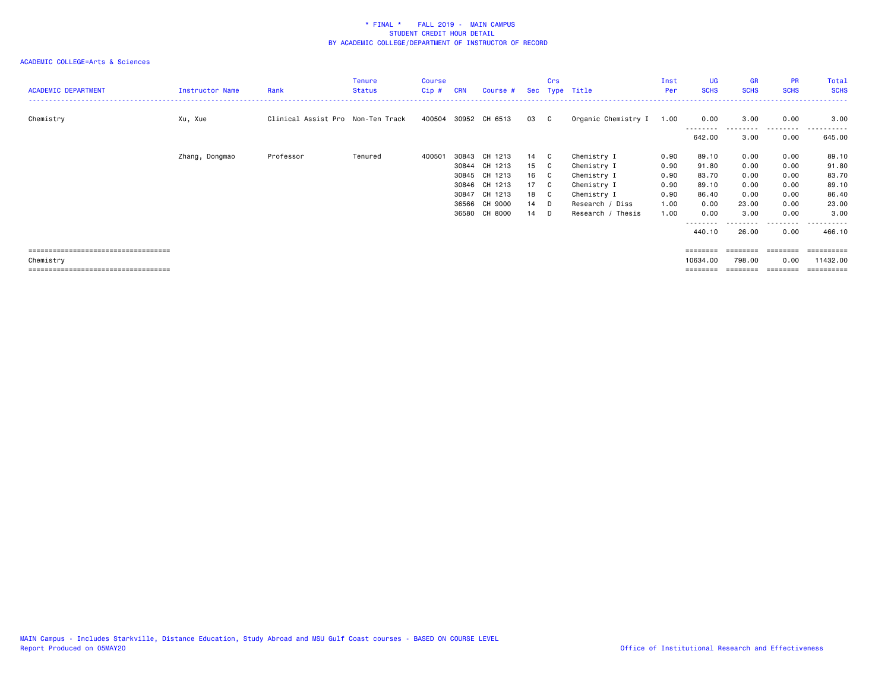\* FINAL \* FALL 2019 - MAIN CAMPUS
STUDENT CREDIT HOUR DETAIL
BY ACADEMIC COLLEGE/DEPARTMENT OF INSTRUCTOR OF RECORD

ACADEMIC COLLEGE=Arts & Sciences

| ACADEMIC DEPARTMENT | Instructor Name | Rank | Tenure Status | Course Cip # | CRN | Course # | Sec | Crs Type | Title | Inst Per | UG SCHS | GR SCHS | PR SCHS | Total SCHS |
|---|---|---|---|---|---|---|---|---|---|---|---|---|---|---|
| Chemistry | Xu, Xue | Clinical Assist Pro | Non-Ten Track | 400504 | 30952 | CH 6513 | 03 | C | Organic Chemistry I | 1.00 | 0.00 | 3.00 | 0.00 | 3.00 |
| | | | | | | | | | | | 642.00 | 3.00 | 0.00 | 645.00 |
| | Zhang, Dongmao | Professor | Tenured | 400501 | 30843 | CH 1213 | 14 | C | Chemistry I | 0.90 | 89.10 | 0.00 | 0.00 | 89.10 |
| | | | | | 30844 | CH 1213 | 15 | C | Chemistry I | 0.90 | 91.80 | 0.00 | 0.00 | 91.80 |
| | | | | | 30845 | CH 1213 | 16 | C | Chemistry I | 0.90 | 83.70 | 0.00 | 0.00 | 83.70 |
| | | | | | 30846 | CH 1213 | 17 | C | Chemistry I | 0.90 | 89.10 | 0.00 | 0.00 | 89.10 |
| | | | | | 30847 | CH 1213 | 18 | C | Chemistry I | 0.90 | 86.40 | 0.00 | 0.00 | 86.40 |
| | | | | | 36566 | CH 9000 | 14 | D | Research / Diss | 1.00 | 0.00 | 23.00 | 0.00 | 23.00 |
| | | | | | 36580 | CH 8000 | 14 | D | Research / Thesis | 1.00 | 0.00 | 3.00 | 0.00 | 3.00 |
| | | | | | | | | | | | 440.10 | 26.00 | 0.00 | 466.10 |
| Chemistry | | | | | | | | | | | 10634.00 | 798.00 | 0.00 | 11432.00 |

MAIN Campus - Includes Starkville, Distance Education, Study Abroad and MSU Gulf Coast courses - BASED ON COURSE LEVEL
Report Produced on 05MAY20

Office of Institutional Research and Effectiveness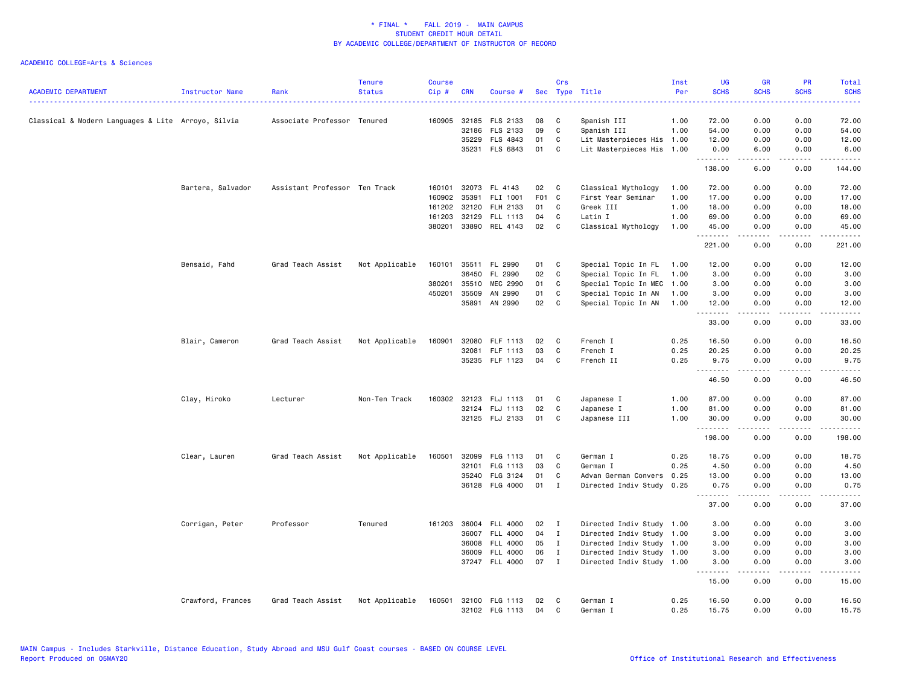# * FINAL * FALL 2019 - MAIN CAMPUS
## STUDENT CREDIT HOUR DETAIL
## BY ACADEMIC COLLEGE/DEPARTMENT OF INSTRUCTOR OF RECORD

ACADEMIC COLLEGE=Arts & Sciences

| ACADEMIC DEPARTMENT | Instructor Name | Rank | Tenure Status | Course Cip # | CRN | Course # | Sec | Crs Type | Title | Inst Per | UG SCHS | GR SCHS | PR SCHS | Total SCHS |
|---|---|---|---|---|---|---|---|---|---|---|---|---|---|---|
| Classical & Modern Languages & Lite | Arroyo, Silvia | Associate Professor | Tenured | 160905 | 32185 | FLS 2133 | 08 | C | Spanish III | 1.00 | 72.00 | 0.00 | 0.00 | 72.00 |
| | | | | | 32186 | FLS 2133 | 09 | C | Spanish III | 1.00 | 54.00 | 0.00 | 0.00 | 54.00 |
| | | | | | 35229 | FLS 4843 | 01 | C | Lit Masterpieces His | 1.00 | 12.00 | 0.00 | 0.00 | 12.00 |
| | | | | | 35231 | FLS 6843 | 01 | C | Lit Masterpieces His | 1.00 | 0.00 | 6.00 | 0.00 | 6.00 |
| | | | | | | | | | | | 138.00 | 6.00 | 0.00 | 144.00 |
| | Bartera, Salvador | Assistant Professor | Ten Track | 160101 | 32073 | FL 4143 | 02 | C | Classical Mythology | 1.00 | 72.00 | 0.00 | 0.00 | 72.00 |
| | | | | 160902 | 35391 | FLI 1001 | F01 | C | First Year Seminar | 1.00 | 17.00 | 0.00 | 0.00 | 17.00 |
| | | | | 161202 | 32120 | FLH 2133 | 01 | C | Greek III | 1.00 | 18.00 | 0.00 | 0.00 | 18.00 |
| | | | | 161203 | 32129 | FLL 1113 | 04 | C | Latin I | 1.00 | 69.00 | 0.00 | 0.00 | 69.00 |
| | | | | 380201 | 33890 | REL 4143 | 02 | C | Classical Mythology | 1.00 | 45.00 | 0.00 | 0.00 | 45.00 |
| | | | | | | | | | | | 221.00 | 0.00 | 0.00 | 221.00 |
| | Bensaid, Fahd | Grad Teach Assist | Not Applicable | 160101 | 35511 | FL 2990 | 01 | C | Special Topic In FL | 1.00 | 12.00 | 0.00 | 0.00 | 12.00 |
| | | | | | 36450 | FL 2990 | 02 | C | Special Topic In FL | 1.00 | 3.00 | 0.00 | 0.00 | 3.00 |
| | | | | 380201 | 35510 | MEC 2990 | 01 | C | Special Topic In MEC | 1.00 | 3.00 | 0.00 | 0.00 | 3.00 |
| | | | | 450201 | 35509 | AN 2990 | 01 | C | Special Topic In AN | 1.00 | 3.00 | 0.00 | 0.00 | 3.00 |
| | | | | | 35891 | AN 2990 | 02 | C | Special Topic In AN | 1.00 | 12.00 | 0.00 | 0.00 | 12.00 |
| | | | | | | | | | | | 33.00 | 0.00 | 0.00 | 33.00 |
| | Blair, Cameron | Grad Teach Assist | Not Applicable | 160901 | 32080 | FLF 1113 | 02 | C | French I | 0.25 | 16.50 | 0.00 | 0.00 | 16.50 |
| | | | | | 32081 | FLF 1113 | 03 | C | French I | 0.25 | 20.25 | 0.00 | 0.00 | 20.25 |
| | | | | | 35235 | FLF 1123 | 04 | C | French II | 0.25 | 9.75 | 0.00 | 0.00 | 9.75 |
| | | | | | | | | | | | 46.50 | 0.00 | 0.00 | 46.50 |
| | Clay, Hiroko | Lecturer | Non-Ten Track | 160302 | 32123 | FLJ 1113 | 01 | C | Japanese I | 1.00 | 87.00 | 0.00 | 0.00 | 87.00 |
| | | | | | 32124 | FLJ 1113 | 02 | C | Japanese I | 1.00 | 81.00 | 0.00 | 0.00 | 81.00 |
| | | | | | 32125 | FLJ 2133 | 01 | C | Japanese III | 1.00 | 30.00 | 0.00 | 0.00 | 30.00 |
| | | | | | | | | | | | 198.00 | 0.00 | 0.00 | 198.00 |
| | Clear, Lauren | Grad Teach Assist | Not Applicable | 160501 | 32099 | FLG 1113 | 01 | C | German I | 0.25 | 18.75 | 0.00 | 0.00 | 18.75 |
| | | | | | 32101 | FLG 1113 | 03 | C | German I | 0.25 | 4.50 | 0.00 | 0.00 | 4.50 |
| | | | | | 35240 | FLG 3124 | 01 | C | Advan German Convers | 0.25 | 13.00 | 0.00 | 0.00 | 13.00 |
| | | | | | 36128 | FLG 4000 | 01 | I | Directed Indiv Study | 0.25 | 0.75 | 0.00 | 0.00 | 0.75 |
| | | | | | | | | | | | 37.00 | 0.00 | 0.00 | 37.00 |
| | Corrigan, Peter | Professor | Tenured | 161203 | 36004 | FLL 4000 | 02 | I | Directed Indiv Study | 1.00 | 3.00 | 0.00 | 0.00 | 3.00 |
| | | | | | 36007 | FLL 4000 | 04 | I | Directed Indiv Study | 1.00 | 3.00 | 0.00 | 0.00 | 3.00 |
| | | | | | 36008 | FLL 4000 | 05 | I | Directed Indiv Study | 1.00 | 3.00 | 0.00 | 0.00 | 3.00 |
| | | | | | 36009 | FLL 4000 | 06 | I | Directed Indiv Study | 1.00 | 3.00 | 0.00 | 0.00 | 3.00 |
| | | | | | 37247 | FLL 4000 | 07 | I | Directed Indiv Study | 1.00 | 3.00 | 0.00 | 0.00 | 3.00 |
| | | | | | | | | | | | 15.00 | 0.00 | 0.00 | 15.00 |
| | Crawford, Frances | Grad Teach Assist | Not Applicable | 160501 | 32100 | FLG 1113 | 02 | C | German I | 0.25 | 16.50 | 0.00 | 0.00 | 16.50 |
| | | | | | 32102 | FLG 1113 | 04 | C | German I | 0.25 | 15.75 | 0.00 | 0.00 | 15.75 |

MAIN Campus - Includes Starkville, Distance Education, Study Abroad and MSU Gulf Coast courses - BASED ON COURSE LEVEL
Report Produced on 05MAY20

Office of Institutional Research and Effectiveness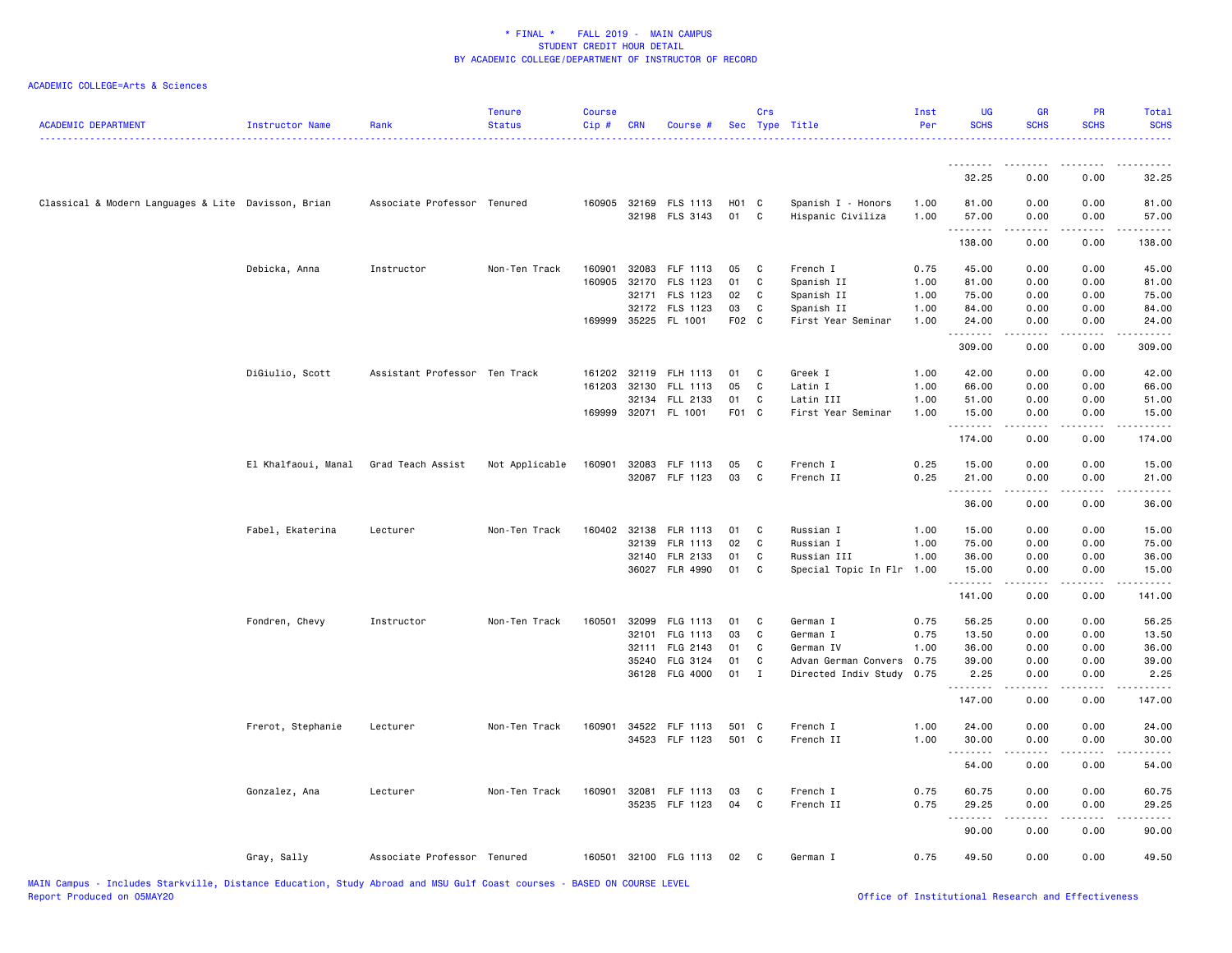\* FINAL \*    FALL 2019 -  MAIN CAMPUS
STUDENT CREDIT HOUR DETAIL
BY ACADEMIC COLLEGE/DEPARTMENT OF INSTRUCTOR OF RECORD

ACADEMIC COLLEGE=Arts & Sciences

| ACADEMIC DEPARTMENT | Instructor Name | Rank | Tenure Status | Course Cip # | CRN | Course # | Sec | Crs Type | Title | Inst Per | UG SCHS | GR SCHS | PR SCHS | Total SCHS |
|---|---|---|---|---|---|---|---|---|---|---|---|---|---|---|
| | | | | | | | | | | | 32.25 | 0.00 | 0.00 | 32.25 |
| Classical & Modern Languages & Lite | Davisson, Brian | Associate Professor | Tenured | 160905 | 32169 | FLS 1113 | H01 | C | Spanish I - Honors | 1.00 | 81.00 | 0.00 | 0.00 | 81.00 |
| | | | | | 32198 | FLS 3143 | 01 | C | Hispanic Civiliza | 1.00 | 57.00 | 0.00 | 0.00 | 57.00 |
| | | | | | | | | | | | 138.00 | 0.00 | 0.00 | 138.00 |
| | Debicka, Anna | Instructor | Non-Ten Track | 160901 | 32083 | FLF 1113 | 05 | C | French I | 0.75 | 45.00 | 0.00 | 0.00 | 45.00 |
| | | | | 160905 | 32170 | FLS 1123 | 01 | C | Spanish II | 1.00 | 81.00 | 0.00 | 0.00 | 81.00 |
| | | | | | 32171 | FLS 1123 | 02 | C | Spanish II | 1.00 | 75.00 | 0.00 | 0.00 | 75.00 |
| | | | | | 32172 | FLS 1123 | 03 | C | Spanish II | 1.00 | 84.00 | 0.00 | 0.00 | 84.00 |
| | | | | 169999 | 35225 | FL 1001 | F02 | C | First Year Seminar | 1.00 | 24.00 | 0.00 | 0.00 | 24.00 |
| | | | | | | | | | | | 309.00 | 0.00 | 0.00 | 309.00 |
| | DiGiulio, Scott | Assistant Professor | Ten Track | 161202 | 32119 | FLH 1113 | 01 | C | Greek I | 1.00 | 42.00 | 0.00 | 0.00 | 42.00 |
| | | | | 161203 | 32130 | FLL 1113 | 05 | C | Latin I | 1.00 | 66.00 | 0.00 | 0.00 | 66.00 |
| | | | | | 32134 | FLL 2133 | 01 | C | Latin III | 1.00 | 51.00 | 0.00 | 0.00 | 51.00 |
| | | | | 169999 | 32071 | FL 1001 | F01 | C | First Year Seminar | 1.00 | 15.00 | 0.00 | 0.00 | 15.00 |
| | | | | | | | | | | | 174.00 | 0.00 | 0.00 | 174.00 |
| | El Khalfaoui, Manal | Grad Teach Assist | Not Applicable | 160901 | 32083 | FLF 1113 | 05 | C | French I | 0.25 | 15.00 | 0.00 | 0.00 | 15.00 |
| | | | | | 32087 | FLF 1123 | 03 | C | French II | 0.25 | 21.00 | 0.00 | 0.00 | 21.00 |
| | | | | | | | | | | | 36.00 | 0.00 | 0.00 | 36.00 |
| | Fabel, Ekaterina | Lecturer | Non-Ten Track | 160402 | 32138 | FLR 1113 | 01 | C | Russian I | 1.00 | 15.00 | 0.00 | 0.00 | 15.00 |
| | | | | | 32139 | FLR 1113 | 02 | C | Russian I | 1.00 | 75.00 | 0.00 | 0.00 | 75.00 |
| | | | | | 32140 | FLR 2133 | 01 | C | Russian III | 1.00 | 36.00 | 0.00 | 0.00 | 36.00 |
| | | | | | 36027 | FLR 4990 | 01 | C | Special Topic In Flr | 1.00 | 15.00 | 0.00 | 0.00 | 15.00 |
| | | | | | | | | | | | 141.00 | 0.00 | 0.00 | 141.00 |
| | Fondren, Chevy | Instructor | Non-Ten Track | 160501 | 32099 | FLG 1113 | 01 | C | German I | 0.75 | 56.25 | 0.00 | 0.00 | 56.25 |
| | | | | | 32101 | FLG 1113 | 03 | C | German I | 0.75 | 13.50 | 0.00 | 0.00 | 13.50 |
| | | | | | 32111 | FLG 2143 | 01 | C | German IV | 1.00 | 36.00 | 0.00 | 0.00 | 36.00 |
| | | | | | 35240 | FLG 3124 | 01 | C | Advan German Convers | 0.75 | 39.00 | 0.00 | 0.00 | 39.00 |
| | | | | | 36128 | FLG 4000 | 01 | I | Directed Indiv Study | 0.75 | 2.25 | 0.00 | 0.00 | 2.25 |
| | | | | | | | | | | | 147.00 | 0.00 | 0.00 | 147.00 |
| | Frerot, Stephanie | Lecturer | Non-Ten Track | 160901 | 34522 | FLF 1113 | 501 | C | French I | 1.00 | 24.00 | 0.00 | 0.00 | 24.00 |
| | | | | | 34523 | FLF 1123 | 501 | C | French II | 1.00 | 30.00 | 0.00 | 0.00 | 30.00 |
| | | | | | | | | | | | 54.00 | 0.00 | 0.00 | 54.00 |
| | Gonzalez, Ana | Lecturer | Non-Ten Track | 160901 | 32081 | FLF 1113 | 03 | C | French I | 0.75 | 60.75 | 0.00 | 0.00 | 60.75 |
| | | | | | 35235 | FLF 1123 | 04 | C | French II | 0.75 | 29.25 | 0.00 | 0.00 | 29.25 |
| | | | | | | | | | | | 90.00 | 0.00 | 0.00 | 90.00 |
| | Gray, Sally | Associate Professor | Tenured | 160501 | 32100 | FLG 1113 | 02 | C | German I | 0.75 | 49.50 | 0.00 | 0.00 | 49.50 |

MAIN Campus - Includes Starkville, Distance Education, Study Abroad and MSU Gulf Coast courses - BASED ON COURSE LEVEL
Report Produced on 05MAY20    Office of Institutional Research and Effectiveness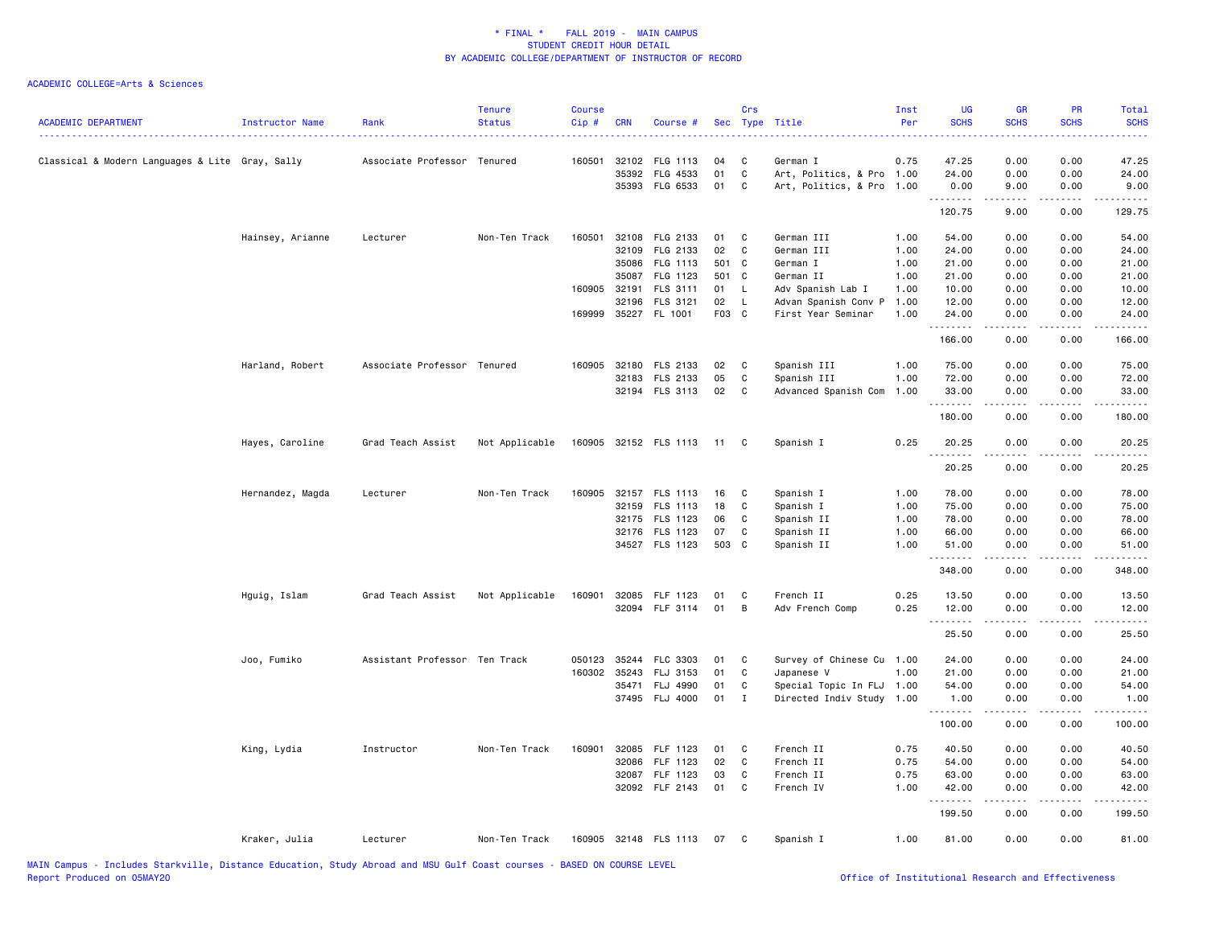\* FINAL \* FALL 2019 - MAIN CAMPUS
STUDENT CREDIT HOUR DETAIL
BY ACADEMIC COLLEGE/DEPARTMENT OF INSTRUCTOR OF RECORD

ACADEMIC COLLEGE=Arts & Sciences

| ACADEMIC DEPARTMENT | Instructor Name | Rank | Tenure Status | Course Cip # | CRN | Course # | Sec | Crs Type | Title | Inst Per | UG SCHS | GR SCHS | PR SCHS | Total SCHS |
|---|---|---|---|---|---|---|---|---|---|---|---|---|---|---|
| Classical & Modern Languages & Lite | Gray, Sally | Associate Professor | Tenured | 160501 | 32102 | FLG 1113 | 04 | C | German I | 0.75 | 47.25 | 0.00 | 0.00 | 47.25 |
| | | | | | 35392 | FLG 4533 | 01 | C | Art, Politics, & Pro | 1.00 | 24.00 | 0.00 | 0.00 | 24.00 |
| | | | | | 35393 | FLG 6533 | 01 | C | Art, Politics, & Pro | 1.00 | 0.00 | 9.00 | 0.00 | 9.00 |
| | | | | | | | | | | | 120.75 | 9.00 | 0.00 | 129.75 |
| | Hainsey, Arianne | Lecturer | Non-Ten Track | 160501 | 32108 | FLG 2133 | 01 | C | German III | 1.00 | 54.00 | 0.00 | 0.00 | 54.00 |
| | | | | | 32109 | FLG 2133 | 02 | C | German III | 1.00 | 24.00 | 0.00 | 0.00 | 24.00 |
| | | | | | 35086 | FLG 1113 | 501 | C | German I | 1.00 | 21.00 | 0.00 | 0.00 | 21.00 |
| | | | | | 35087 | FLG 1123 | 501 | C | German II | 1.00 | 21.00 | 0.00 | 0.00 | 21.00 |
| | | | | 160905 | 32191 | FLS 3111 | 01 | L | Adv Spanish Lab I | 1.00 | 10.00 | 0.00 | 0.00 | 10.00 |
| | | | | | 32196 | FLS 3121 | 02 | L | Advan Spanish Conv P | 1.00 | 12.00 | 0.00 | 0.00 | 12.00 |
| | | | | 169999 | 35227 | FL 1001 | F03 | C | First Year Seminar | 1.00 | 24.00 | 0.00 | 0.00 | 24.00 |
| | | | | | | | | | | | 166.00 | 0.00 | 0.00 | 166.00 |
| | Harland, Robert | Associate Professor | Tenured | 160905 | 32180 | FLS 2133 | 02 | C | Spanish III | 1.00 | 75.00 | 0.00 | 0.00 | 75.00 |
| | | | | | 32183 | FLS 2133 | 05 | C | Spanish III | 1.00 | 72.00 | 0.00 | 0.00 | 72.00 |
| | | | | | 32194 | FLS 3113 | 02 | C | Advanced Spanish Com | 1.00 | 33.00 | 0.00 | 0.00 | 33.00 |
| | | | | | | | | | | | 180.00 | 0.00 | 0.00 | 180.00 |
| | Hayes, Caroline | Grad Teach Assist | Not Applicable | 160905 | 32152 | FLS 1113 | 11 | C | Spanish I | 0.25 | 20.25 | 0.00 | 0.00 | 20.25 |
| | | | | | | | | | | | 20.25 | 0.00 | 0.00 | 20.25 |
| | Hernandez, Magda | Lecturer | Non-Ten Track | 160905 | 32157 | FLS 1113 | 16 | C | Spanish I | 1.00 | 78.00 | 0.00 | 0.00 | 78.00 |
| | | | | | 32159 | FLS 1113 | 18 | C | Spanish I | 1.00 | 75.00 | 0.00 | 0.00 | 75.00 |
| | | | | | 32175 | FLS 1123 | 06 | C | Spanish II | 1.00 | 78.00 | 0.00 | 0.00 | 78.00 |
| | | | | | 32176 | FLS 1123 | 07 | C | Spanish II | 1.00 | 66.00 | 0.00 | 0.00 | 66.00 |
| | | | | | 34527 | FLS 1123 | 503 | C | Spanish II | 1.00 | 51.00 | 0.00 | 0.00 | 51.00 |
| | | | | | | | | | | | 348.00 | 0.00 | 0.00 | 348.00 |
| | Hguig, Islam | Grad Teach Assist | Not Applicable | 160901 | 32085 | FLF 1123 | 01 | C | French II | 0.25 | 13.50 | 0.00 | 0.00 | 13.50 |
| | | | | | 32094 | FLF 3114 | 01 | B | Adv French Comp | 0.25 | 12.00 | 0.00 | 0.00 | 12.00 |
| | | | | | | | | | | | 25.50 | 0.00 | 0.00 | 25.50 |
| | Joo, Fumiko | Assistant Professor | Ten Track | 050123 | 35244 | FLC 3303 | 01 | C | Survey of Chinese Cu | 1.00 | 24.00 | 0.00 | 0.00 | 24.00 |
| | | | | 160302 | 35243 | FLJ 3153 | 01 | C | Japanese V | 1.00 | 21.00 | 0.00 | 0.00 | 21.00 |
| | | | | | 35471 | FLJ 4990 | 01 | C | Special Topic In FLJ | 1.00 | 54.00 | 0.00 | 0.00 | 54.00 |
| | | | | | 37495 | FLJ 4000 | 01 | I | Directed Indiv Study | 1.00 | 1.00 | 0.00 | 0.00 | 1.00 |
| | | | | | | | | | | | 100.00 | 0.00 | 0.00 | 100.00 |
| | King, Lydia | Instructor | Non-Ten Track | 160901 | 32085 | FLF 1123 | 01 | C | French II | 0.75 | 40.50 | 0.00 | 0.00 | 40.50 |
| | | | | | 32086 | FLF 1123 | 02 | C | French II | 0.75 | 54.00 | 0.00 | 0.00 | 54.00 |
| | | | | | 32087 | FLF 1123 | 03 | C | French II | 0.75 | 63.00 | 0.00 | 0.00 | 63.00 |
| | | | | | 32092 | FLF 2143 | 01 | C | French IV | 1.00 | 42.00 | 0.00 | 0.00 | 42.00 |
| | | | | | | | | | | | 199.50 | 0.00 | 0.00 | 199.50 |
| | Kraker, Julia | Lecturer | Non-Ten Track | 160905 | 32148 | FLS 1113 | 07 | C | Spanish I | 1.00 | 81.00 | 0.00 | 0.00 | 81.00 |

MAIN Campus - Includes Starkville, Distance Education, Study Abroad and MSU Gulf Coast courses - BASED ON COURSE LEVEL
Report Produced on 05MAY20 Office of Institutional Research and Effectiveness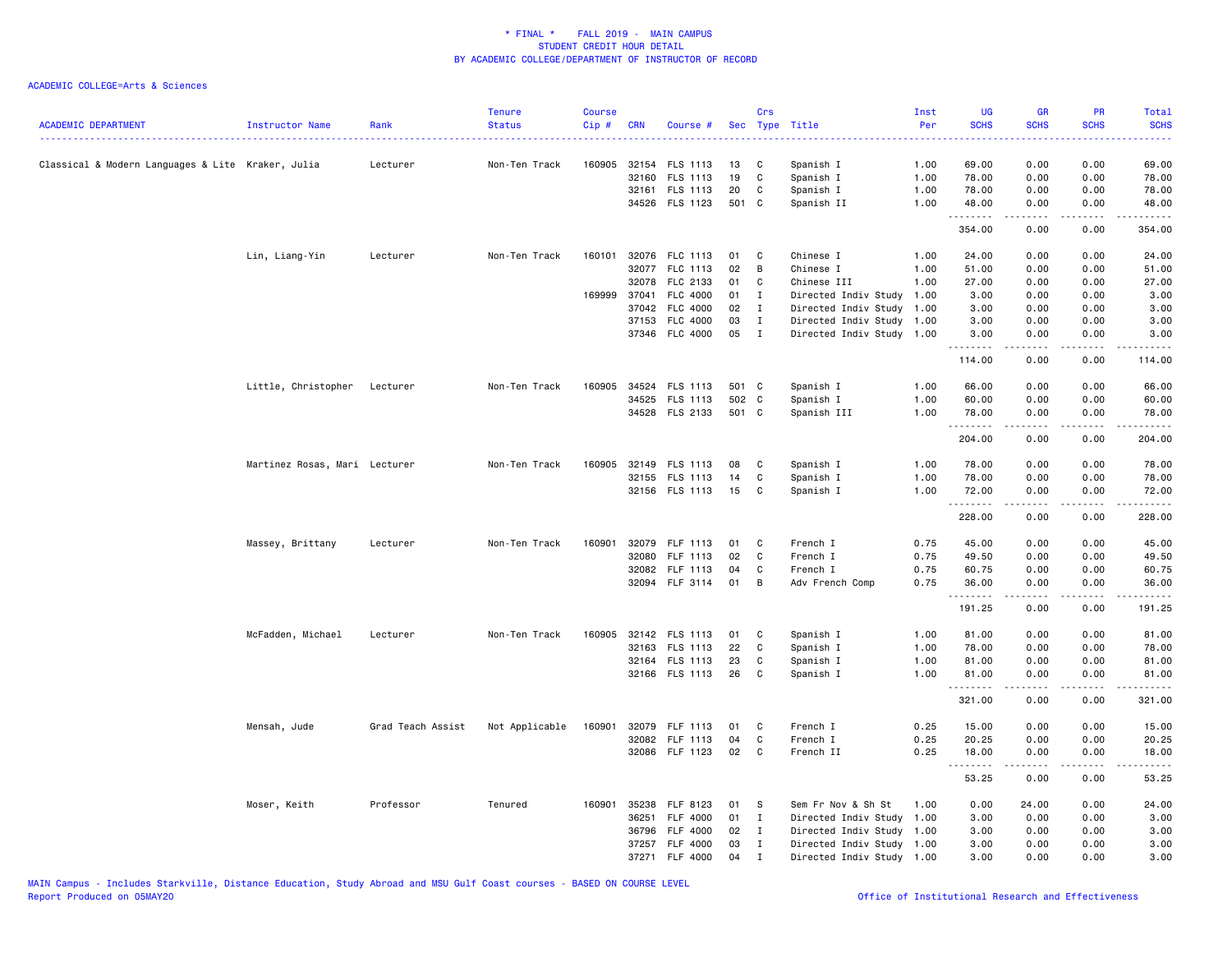\* FINAL \* FALL 2019 - MAIN CAMPUS
STUDENT CREDIT HOUR DETAIL
BY ACADEMIC COLLEGE/DEPARTMENT OF INSTRUCTOR OF RECORD

ACADEMIC COLLEGE=Arts & Sciences

| ACADEMIC DEPARTMENT | Instructor Name | Rank | Tenure Status | Course Cip # | CRN | Course # | Sec | Crs Type | Title | Inst Per | UG SCHS | GR SCHS | PR SCHS | Total SCHS |
|---|---|---|---|---|---|---|---|---|---|---|---|---|---|---|
| Classical & Modern Languages & Lite | Kraker, Julia | Lecturer | Non-Ten Track | 160905 | 32154 | FLS 1113 | 13 | C | Spanish I | 1.00 | 69.00 | 0.00 | 0.00 | 69.00 |
| | | | | | 32160 | FLS 1113 | 19 | C | Spanish I | 1.00 | 78.00 | 0.00 | 0.00 | 78.00 |
| | | | | | 32161 | FLS 1113 | 20 | C | Spanish I | 1.00 | 78.00 | 0.00 | 0.00 | 78.00 |
| | | | | | 34526 | FLS 1123 | 501 | C | Spanish II | 1.00 | 48.00 | 0.00 | 0.00 | 48.00 |
| | | | | | | | | | | | 354.00 | 0.00 | 0.00 | 354.00 |
| | Lin, Liang-Yin | Lecturer | Non-Ten Track | 160101 | 32076 | FLC 1113 | 01 | C | Chinese I | 1.00 | 24.00 | 0.00 | 0.00 | 24.00 |
| | | | | | 32077 | FLC 1113 | 02 | B | Chinese I | 1.00 | 51.00 | 0.00 | 0.00 | 51.00 |
| | | | | | 32078 | FLC 2133 | 01 | C | Chinese III | 1.00 | 27.00 | 0.00 | 0.00 | 27.00 |
| | | | | 169999 | 37041 | FLC 4000 | 01 | I | Directed Indiv Study | 1.00 | 3.00 | 0.00 | 0.00 | 3.00 |
| | | | | | 37042 | FLC 4000 | 02 | I | Directed Indiv Study | 1.00 | 3.00 | 0.00 | 0.00 | 3.00 |
| | | | | | 37153 | FLC 4000 | 03 | I | Directed Indiv Study | 1.00 | 3.00 | 0.00 | 0.00 | 3.00 |
| | | | | | 37346 | FLC 4000 | 05 | I | Directed Indiv Study | 1.00 | 3.00 | 0.00 | 0.00 | 3.00 |
| | | | | | | | | | | | 114.00 | 0.00 | 0.00 | 114.00 |
| | Little, Christopher | Lecturer | Non-Ten Track | 160905 | 34524 | FLS 1113 | 501 | C | Spanish I | 1.00 | 66.00 | 0.00 | 0.00 | 66.00 |
| | | | | | 34525 | FLS 1113 | 502 | C | Spanish I | 1.00 | 60.00 | 0.00 | 0.00 | 60.00 |
| | | | | | 34528 | FLS 2133 | 501 | C | Spanish III | 1.00 | 78.00 | 0.00 | 0.00 | 78.00 |
| | | | | | | | | | | | 204.00 | 0.00 | 0.00 | 204.00 |
| | Martinez Rosas, Mari | Lecturer | Non-Ten Track | 160905 | 32149 | FLS 1113 | 08 | C | Spanish I | 1.00 | 78.00 | 0.00 | 0.00 | 78.00 |
| | | | | | 32155 | FLS 1113 | 14 | C | Spanish I | 1.00 | 78.00 | 0.00 | 0.00 | 78.00 |
| | | | | | 32156 | FLS 1113 | 15 | C | Spanish I | 1.00 | 72.00 | 0.00 | 0.00 | 72.00 |
| | | | | | | | | | | | 228.00 | 0.00 | 0.00 | 228.00 |
| | Massey, Brittany | Lecturer | Non-Ten Track | 160901 | 32079 | FLF 1113 | 01 | C | French I | 0.75 | 45.00 | 0.00 | 0.00 | 45.00 |
| | | | | | 32080 | FLF 1113 | 02 | C | French I | 0.75 | 49.50 | 0.00 | 0.00 | 49.50 |
| | | | | | 32082 | FLF 1113 | 04 | C | French I | 0.75 | 60.75 | 0.00 | 0.00 | 60.75 |
| | | | | | 32094 | FLF 3114 | 01 | B | Adv French Comp | 0.75 | 36.00 | 0.00 | 0.00 | 36.00 |
| | | | | | | | | | | | 191.25 | 0.00 | 0.00 | 191.25 |
| | McFadden, Michael | Lecturer | Non-Ten Track | 160905 | 32142 | FLS 1113 | 01 | C | Spanish I | 1.00 | 81.00 | 0.00 | 0.00 | 81.00 |
| | | | | | 32163 | FLS 1113 | 22 | C | Spanish I | 1.00 | 78.00 | 0.00 | 0.00 | 78.00 |
| | | | | | 32164 | FLS 1113 | 23 | C | Spanish I | 1.00 | 81.00 | 0.00 | 0.00 | 81.00 |
| | | | | | 32166 | FLS 1113 | 26 | C | Spanish I | 1.00 | 81.00 | 0.00 | 0.00 | 81.00 |
| | | | | | | | | | | | 321.00 | 0.00 | 0.00 | 321.00 |
| | Mensah, Jude | Grad Teach Assist | Not Applicable | 160901 | 32079 | FLF 1113 | 01 | C | French I | 0.25 | 15.00 | 0.00 | 0.00 | 15.00 |
| | | | | | 32082 | FLF 1113 | 04 | C | French I | 0.25 | 20.25 | 0.00 | 0.00 | 20.25 |
| | | | | | 32086 | FLF 1123 | 02 | C | French II | 0.25 | 18.00 | 0.00 | 0.00 | 18.00 |
| | | | | | | | | | | | 53.25 | 0.00 | 0.00 | 53.25 |
| | Moser, Keith | Professor | Tenured | 160901 | 35238 | FLF 8123 | 01 | S | Sem Fr Nov & Sh St | 1.00 | 0.00 | 24.00 | 0.00 | 24.00 |
| | | | | | 36251 | FLF 4000 | 01 | I | Directed Indiv Study | 1.00 | 3.00 | 0.00 | 0.00 | 3.00 |
| | | | | | 36796 | FLF 4000 | 02 | I | Directed Indiv Study | 1.00 | 3.00 | 0.00 | 0.00 | 3.00 |
| | | | | | 37257 | FLF 4000 | 03 | I | Directed Indiv Study | 1.00 | 3.00 | 0.00 | 0.00 | 3.00 |
| | | | | | 37271 | FLF 4000 | 04 | I | Directed Indiv Study | 1.00 | 3.00 | 0.00 | 0.00 | 3.00 |

MAIN Campus - Includes Starkville, Distance Education, Study Abroad and MSU Gulf Coast courses - BASED ON COURSE LEVEL
Report Produced on 05MAY20 — Office of Institutional Research and Effectiveness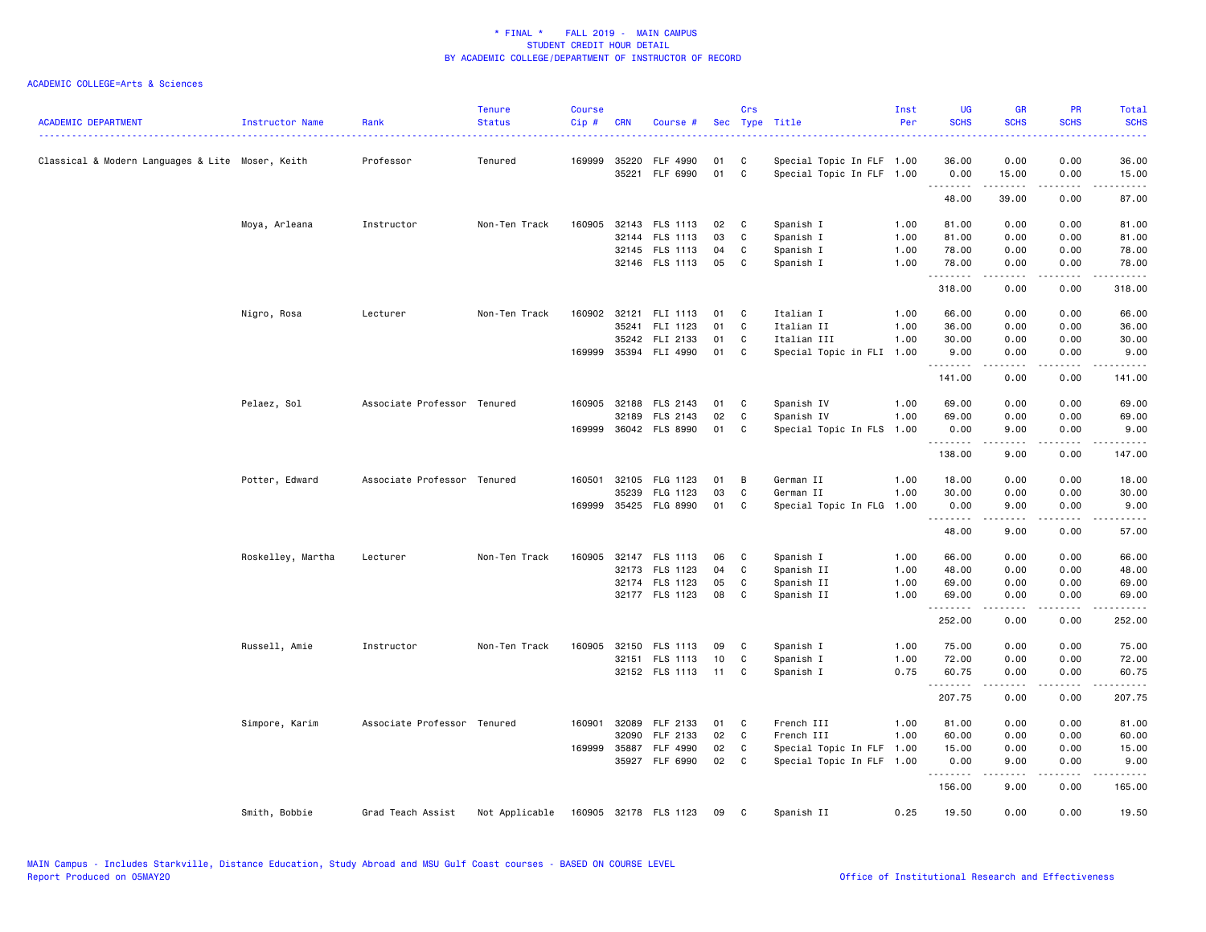\* FINAL \* FALL 2019 - MAIN CAMPUS
STUDENT CREDIT HOUR DETAIL
BY ACADEMIC COLLEGE/DEPARTMENT OF INSTRUCTOR OF RECORD

ACADEMIC COLLEGE=Arts & Sciences

| ACADEMIC DEPARTMENT | Instructor Name | Rank | Tenure Status | Course Cip # | CRN | Course # | Sec | Crs Type | Title | Inst Per | UG SCHS | GR SCHS | PR SCHS | Total SCHS |
|---|---|---|---|---|---|---|---|---|---|---|---|---|---|---|
| Classical & Modern Languages & Lite | Moser, Keith | Professor | Tenured | 169999 | 35220 | FLF 4990 | 01 | C | Special Topic In FLF | 1.00 | 36.00 | 0.00 | 0.00 | 36.00 |
| | | | | | 35221 | FLF 6990 | 01 | C | Special Topic In FLF | 1.00 | 0.00 | 15.00 | 0.00 | 15.00 |
| | | | | | | | | | | | 48.00 | 39.00 | 0.00 | 87.00 |
| | Moya, Arleana | Instructor | Non-Ten Track | 160905 | 32143 | FLS 1113 | 02 | C | Spanish I | 1.00 | 81.00 | 0.00 | 0.00 | 81.00 |
| | | | | | 32144 | FLS 1113 | 03 | C | Spanish I | 1.00 | 81.00 | 0.00 | 0.00 | 81.00 |
| | | | | | 32145 | FLS 1113 | 04 | C | Spanish I | 1.00 | 78.00 | 0.00 | 0.00 | 78.00 |
| | | | | | 32146 | FLS 1113 | 05 | C | Spanish I | 1.00 | 78.00 | 0.00 | 0.00 | 78.00 |
| | | | | | | | | | | | 318.00 | 0.00 | 0.00 | 318.00 |
| | Nigro, Rosa | Lecturer | Non-Ten Track | 160902 | 32121 | FLI 1113 | 01 | C | Italian I | 1.00 | 66.00 | 0.00 | 0.00 | 66.00 |
| | | | | | 35241 | FLI 1123 | 01 | C | Italian II | 1.00 | 36.00 | 0.00 | 0.00 | 36.00 |
| | | | | | 35242 | FLI 2133 | 01 | C | Italian III | 1.00 | 30.00 | 0.00 | 0.00 | 30.00 |
| | | | | 169999 | 35394 | FLI 4990 | 01 | C | Special Topic in FLI | 1.00 | 9.00 | 0.00 | 0.00 | 9.00 |
| | | | | | | | | | | | 141.00 | 0.00 | 0.00 | 141.00 |
| | Pelaez, Sol | Associate Professor | Tenured | 160905 | 32188 | FLS 2143 | 01 | C | Spanish IV | 1.00 | 69.00 | 0.00 | 0.00 | 69.00 |
| | | | | | 32189 | FLS 2143 | 02 | C | Spanish IV | 1.00 | 69.00 | 0.00 | 0.00 | 69.00 |
| | | | | 169999 | 36042 | FLS 8990 | 01 | C | Special Topic In FLS | 1.00 | 0.00 | 9.00 | 0.00 | 9.00 |
| | | | | | | | | | | | 138.00 | 9.00 | 0.00 | 147.00 |
| | Potter, Edward | Associate Professor | Tenured | 160501 | 32105 | FLG 1123 | 01 | B | German II | 1.00 | 18.00 | 0.00 | 0.00 | 18.00 |
| | | | | | 35239 | FLG 1123 | 03 | C | German II | 1.00 | 30.00 | 0.00 | 0.00 | 30.00 |
| | | | | 169999 | 35425 | FLG 8990 | 01 | C | Special Topic In FLG | 1.00 | 0.00 | 9.00 | 0.00 | 9.00 |
| | | | | | | | | | | | 48.00 | 9.00 | 0.00 | 57.00 |
| | Roskelley, Martha | Lecturer | Non-Ten Track | 160905 | 32147 | FLS 1113 | 06 | C | Spanish I | 1.00 | 66.00 | 0.00 | 0.00 | 66.00 |
| | | | | | 32173 | FLS 1123 | 04 | C | Spanish II | 1.00 | 48.00 | 0.00 | 0.00 | 48.00 |
| | | | | | 32174 | FLS 1123 | 05 | C | Spanish II | 1.00 | 69.00 | 0.00 | 0.00 | 69.00 |
| | | | | | 32177 | FLS 1123 | 08 | C | Spanish II | 1.00 | 69.00 | 0.00 | 0.00 | 69.00 |
| | | | | | | | | | | | 252.00 | 0.00 | 0.00 | 252.00 |
| | Russell, Amie | Instructor | Non-Ten Track | 160905 | 32150 | FLS 1113 | 09 | C | Spanish I | 1.00 | 75.00 | 0.00 | 0.00 | 75.00 |
| | | | | | 32151 | FLS 1113 | 10 | C | Spanish I | 1.00 | 72.00 | 0.00 | 0.00 | 72.00 |
| | | | | | 32152 | FLS 1113 | 11 | C | Spanish I | 0.75 | 60.75 | 0.00 | 0.00 | 60.75 |
| | | | | | | | | | | | 207.75 | 0.00 | 0.00 | 207.75 |
| | Simpore, Karim | Associate Professor | Tenured | 160901 | 32089 | FLF 2133 | 01 | C | French III | 1.00 | 81.00 | 0.00 | 0.00 | 81.00 |
| | | | | | 32090 | FLF 2133 | 02 | C | French III | 1.00 | 60.00 | 0.00 | 0.00 | 60.00 |
| | | | | 169999 | 35887 | FLF 4990 | 02 | C | Special Topic In FLF | 1.00 | 15.00 | 0.00 | 0.00 | 15.00 |
| | | | | | 35927 | FLF 6990 | 02 | C | Special Topic In FLF | 1.00 | 0.00 | 9.00 | 0.00 | 9.00 |
| | | | | | | | | | | | 156.00 | 9.00 | 0.00 | 165.00 |
| | Smith, Bobbie | Grad Teach Assist | Not Applicable | 160905 | 32178 | FLS 1123 | 09 | C | Spanish II | 0.25 | 19.50 | 0.00 | 0.00 | 19.50 |

MAIN Campus - Includes Starkville, Distance Education, Study Abroad and MSU Gulf Coast courses - BASED ON COURSE LEVEL
Report Produced on 05MAY20 Office of Institutional Research and Effectiveness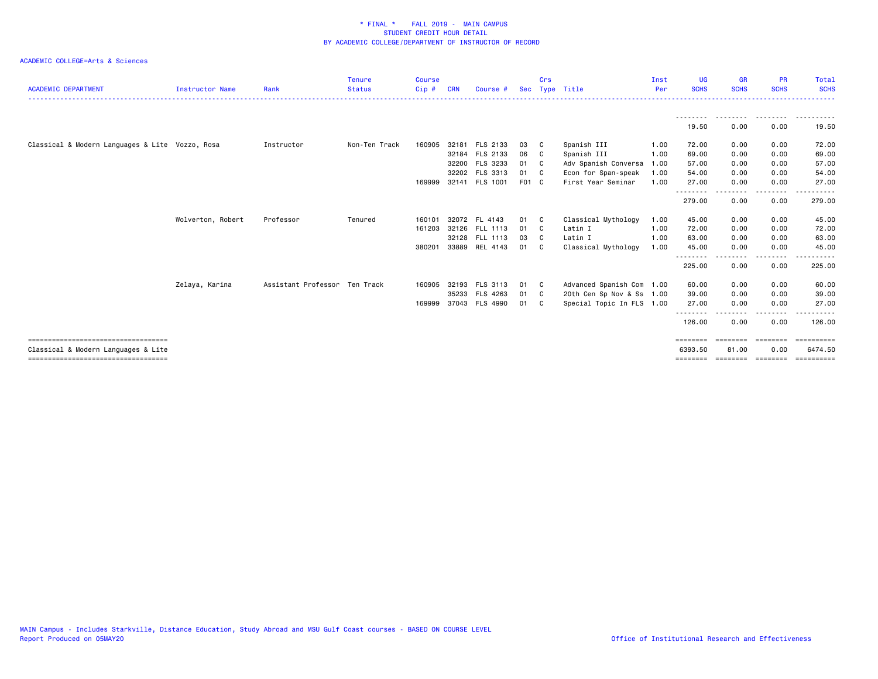\* FINAL \* FALL 2019 - MAIN CAMPUS
STUDENT CREDIT HOUR DETAIL
BY ACADEMIC COLLEGE/DEPARTMENT OF INSTRUCTOR OF RECORD

ACADEMIC COLLEGE=Arts & Sciences

| ACADEMIC DEPARTMENT | Instructor Name | Rank | Tenure Status | Course Cip # | CRN | Course # | Sec | Crs Type | Title | Inst Per | UG SCHS | GR SCHS | PR SCHS | Total SCHS |
|---|---|---|---|---|---|---|---|---|---|---|---|---|---|---|
| | | | | | | | | | | | 19.50 | 0.00 | 0.00 | 19.50 |
| Classical & Modern Languages & Lite | Vozzo, Rosa | Instructor | Non-Ten Track | 160905 | 32181 | FLS 2133 | 03 | C | Spanish III | 1.00 | 72.00 | 0.00 | 0.00 | 72.00 |
| | | | | | 32184 | FLS 2133 | 06 | C | Spanish III | 1.00 | 69.00 | 0.00 | 0.00 | 69.00 |
| | | | | | 32200 | FLS 3233 | 01 | C | Adv Spanish Conversa | 1.00 | 57.00 | 0.00 | 0.00 | 57.00 |
| | | | | | 32202 | FLS 3313 | 01 | C | Econ for Span-speak | 1.00 | 54.00 | 0.00 | 0.00 | 54.00 |
| | | | | 169999 | 32141 | FLS 1001 | F01 | C | First Year Seminar | 1.00 | 27.00 | 0.00 | 0.00 | 27.00 |
| | | | | | | | | | | | 279.00 | 0.00 | 0.00 | 279.00 |
| | Wolverton, Robert | Professor | Tenured | 160101 | 32072 | FL 4143 | 01 | C | Classical Mythology | 1.00 | 45.00 | 0.00 | 0.00 | 45.00 |
| | | | | 161203 | 32126 | FLL 1113 | 01 | C | Latin I | 1.00 | 72.00 | 0.00 | 0.00 | 72.00 |
| | | | | | 32128 | FLL 1113 | 03 | C | Latin I | 1.00 | 63.00 | 0.00 | 0.00 | 63.00 |
| | | | | 380201 | 33889 | REL 4143 | 01 | C | Classical Mythology | 1.00 | 45.00 | 0.00 | 0.00 | 45.00 |
| | | | | | | | | | | | 225.00 | 0.00 | 0.00 | 225.00 |
| | Zelaya, Karina | Assistant Professor | Ten Track | 160905 | 32193 | FLS 3113 | 01 | C | Advanced Spanish Com | 1.00 | 60.00 | 0.00 | 0.00 | 60.00 |
| | | | | | 35233 | FLS 4263 | 01 | C | 20th Cen Sp Nov & Ss | 1.00 | 39.00 | 0.00 | 0.00 | 39.00 |
| | | | | 169999 | 37043 | FLS 4990 | 01 | C | Special Topic In FLS | 1.00 | 27.00 | 0.00 | 0.00 | 27.00 |
| | | | | | | | | | | | 126.00 | 0.00 | 0.00 | 126.00 |
| Classical & Modern Languages & Lite | | | | | | | | | | | 6393.50 | 81.00 | 0.00 | 6474.50 |

MAIN Campus - Includes Starkville, Distance Education, Study Abroad and MSU Gulf Coast courses - BASED ON COURSE LEVEL
Report Produced on 05MAY20

Office of Institutional Research and Effectiveness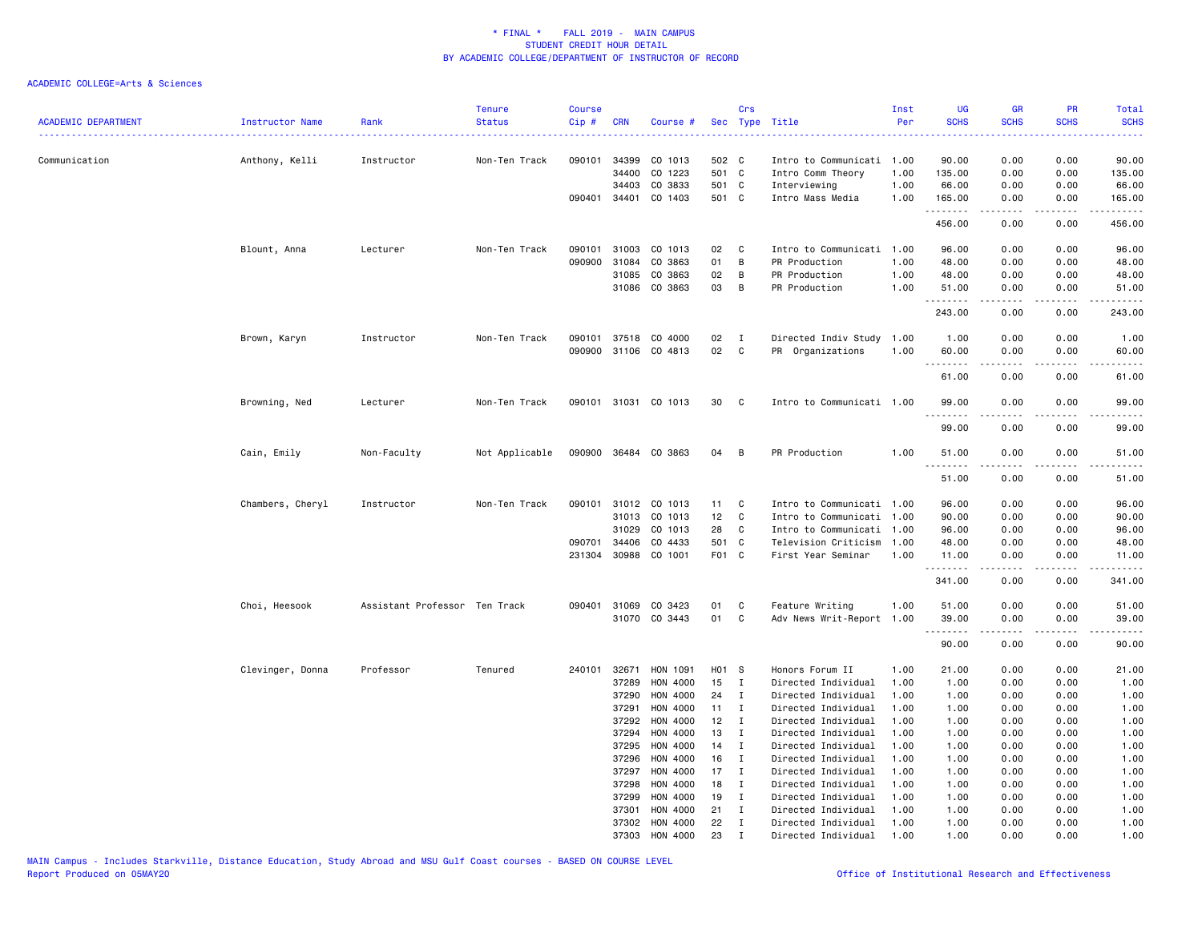\* FINAL \* FALL 2019 - MAIN CAMPUS
STUDENT CREDIT HOUR DETAIL
BY ACADEMIC COLLEGE/DEPARTMENT OF INSTRUCTOR OF RECORD

ACADEMIC COLLEGE=Arts & Sciences

| ACADEMIC DEPARTMENT | Instructor Name | Rank | Tenure Status | Course Cip # | CRN | Course # | Sec | Crs Type | Title | Inst Per | UG SCHS | GR SCHS | PR SCHS | Total SCHS |
|---|---|---|---|---|---|---|---|---|---|---|---|---|---|---|
| Communication | Anthony, Kelli | Instructor | Non-Ten Track | 090101 | 34399 | CO 1013 | 502 | C | Intro to Communicati | 1.00 | 90.00 | 0.00 | 0.00 | 90.00 |
| | | | | | 34400 | CO 1223 | 501 | C | Intro Comm Theory | 1.00 | 135.00 | 0.00 | 0.00 | 135.00 |
| | | | | | 34403 | CO 3833 | 501 | C | Interviewing | 1.00 | 66.00 | 0.00 | 0.00 | 66.00 |
| | | | | 090401 | 34401 | CO 1403 | 501 | C | Intro Mass Media | 1.00 | 165.00 | 0.00 | 0.00 | 165.00 |
| | | | | | | | | | | | 456.00 | 0.00 | 0.00 | 456.00 |
| | Blount, Anna | Lecturer | Non-Ten Track | 090101 | 31003 | CO 1013 | 02 | C | Intro to Communicati | 1.00 | 96.00 | 0.00 | 0.00 | 96.00 |
| | | | | 090900 | 31084 | CO 3863 | 01 | B | PR Production | 1.00 | 48.00 | 0.00 | 0.00 | 48.00 |
| | | | | | 31085 | CO 3863 | 02 | B | PR Production | 1.00 | 48.00 | 0.00 | 0.00 | 48.00 |
| | | | | | 31086 | CO 3863 | 03 | B | PR Production | 1.00 | 51.00 | 0.00 | 0.00 | 51.00 |
| | | | | | | | | | | | 243.00 | 0.00 | 0.00 | 243.00 |
| | Brown, Karyn | Instructor | Non-Ten Track | 090101 | 37518 | CO 4000 | 02 | I | Directed Indiv Study | 1.00 | 1.00 | 0.00 | 0.00 | 1.00 |
| | | | | 090900 | 31106 | CO 4813 | 02 | C | PR Organizations | 1.00 | 60.00 | 0.00 | 0.00 | 60.00 |
| | | | | | | | | | | | 61.00 | 0.00 | 0.00 | 61.00 |
| | Browning, Ned | Lecturer | Non-Ten Track | 090101 | 31031 | CO 1013 | 30 | C | Intro to Communicati | 1.00 | 99.00 | 0.00 | 0.00 | 99.00 |
| | | | | | | | | | | | 99.00 | 0.00 | 0.00 | 99.00 |
| | Cain, Emily | Non-Faculty | Not Applicable | 090900 | 36484 | CO 3863 | 04 | B | PR Production | 1.00 | 51.00 | 0.00 | 0.00 | 51.00 |
| | | | | | | | | | | | 51.00 | 0.00 | 0.00 | 51.00 |
| | Chambers, Cheryl | Instructor | Non-Ten Track | 090101 | 31012 | CO 1013 | 11 | C | Intro to Communicati | 1.00 | 96.00 | 0.00 | 0.00 | 96.00 |
| | | | | | 31013 | CO 1013 | 12 | C | Intro to Communicati | 1.00 | 90.00 | 0.00 | 0.00 | 90.00 |
| | | | | | 31029 | CO 1013 | 28 | C | Intro to Communicati | 1.00 | 96.00 | 0.00 | 0.00 | 96.00 |
| | | | | 090701 | 34406 | CO 4433 | 501 | C | Television Criticism | 1.00 | 48.00 | 0.00 | 0.00 | 48.00 |
| | | | | 231304 | 30988 | CO 1001 | F01 | C | First Year Seminar | 1.00 | 11.00 | 0.00 | 0.00 | 11.00 |
| | | | | | | | | | | | 341.00 | 0.00 | 0.00 | 341.00 |
| | Choi, Heesook | Assistant Professor | Ten Track | 090401 | 31069 | CO 3423 | 01 | C | Feature Writing | 1.00 | 51.00 | 0.00 | 0.00 | 51.00 |
| | | | | | 31070 | CO 3443 | 01 | C | Adv News Writ-Report | 1.00 | 39.00 | 0.00 | 0.00 | 39.00 |
| | | | | | | | | | | | 90.00 | 0.00 | 0.00 | 90.00 |
| | Clevinger, Donna | Professor | Tenured | 240101 | 32671 | HON 1091 | H01 | S | Honors Forum II | 1.00 | 21.00 | 0.00 | 0.00 | 21.00 |
| | | | | | 37289 | HON 4000 | 15 | I | Directed Individual | 1.00 | 1.00 | 0.00 | 0.00 | 1.00 |
| | | | | | 37290 | HON 4000 | 24 | I | Directed Individual | 1.00 | 1.00 | 0.00 | 0.00 | 1.00 |
| | | | | | 37291 | HON 4000 | 11 | I | Directed Individual | 1.00 | 1.00 | 0.00 | 0.00 | 1.00 |
| | | | | | 37292 | HON 4000 | 12 | I | Directed Individual | 1.00 | 1.00 | 0.00 | 0.00 | 1.00 |
| | | | | | 37294 | HON 4000 | 13 | I | Directed Individual | 1.00 | 1.00 | 0.00 | 0.00 | 1.00 |
| | | | | | 37295 | HON 4000 | 14 | I | Directed Individual | 1.00 | 1.00 | 0.00 | 0.00 | 1.00 |
| | | | | | 37296 | HON 4000 | 16 | I | Directed Individual | 1.00 | 1.00 | 0.00 | 0.00 | 1.00 |
| | | | | | 37297 | HON 4000 | 17 | I | Directed Individual | 1.00 | 1.00 | 0.00 | 0.00 | 1.00 |
| | | | | | 37298 | HON 4000 | 18 | I | Directed Individual | 1.00 | 1.00 | 0.00 | 0.00 | 1.00 |
| | | | | | 37299 | HON 4000 | 19 | I | Directed Individual | 1.00 | 1.00 | 0.00 | 0.00 | 1.00 |
| | | | | | 37301 | HON 4000 | 21 | I | Directed Individual | 1.00 | 1.00 | 0.00 | 0.00 | 1.00 |
| | | | | | 37302 | HON 4000 | 22 | I | Directed Individual | 1.00 | 1.00 | 0.00 | 0.00 | 1.00 |
| | | | | | 37303 | HON 4000 | 23 | I | Directed Individual | 1.00 | 1.00 | 0.00 | 0.00 | 1.00 |

MAIN Campus - Includes Starkville, Distance Education, Study Abroad and MSU Gulf Coast courses - BASED ON COURSE LEVEL
Report Produced on 05MAY20 Office of Institutional Research and Effectiveness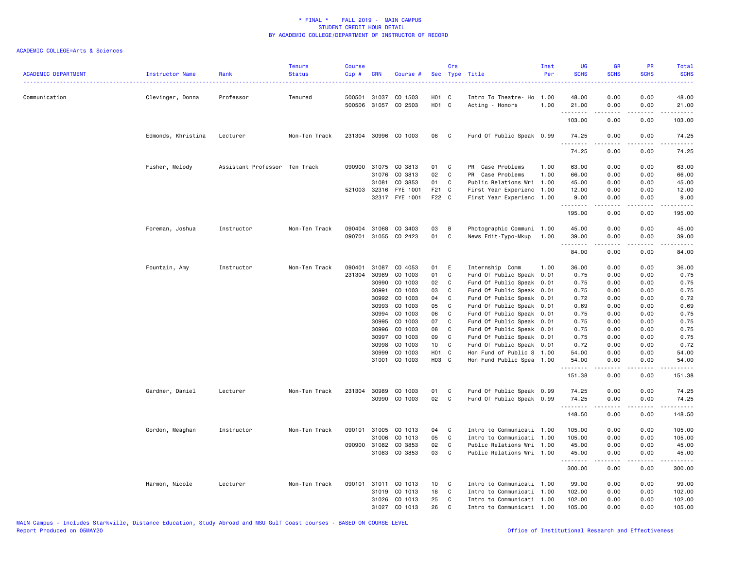* FINAL * FALL 2019 - MAIN CAMPUS
STUDENT CREDIT HOUR DETAIL
BY ACADEMIC COLLEGE/DEPARTMENT OF INSTRUCTOR OF RECORD

ACADEMIC COLLEGE=Arts & Sciences

| ACADEMIC DEPARTMENT | Instructor Name | Rank | Tenure Status | Course Cip # | CRN | Course # | Sec | Crs Type | Title | Inst Per | UG SCHS | GR SCHS | PR SCHS | Total SCHS |
|---|---|---|---|---|---|---|---|---|---|---|---|---|---|---|
| Communication | Clevinger, Donna | Professor | Tenured | 500501 | 31037 | CO 1503 | H01 | C | Intro To Theatre- Ho | 1.00 | 48.00 | 0.00 | 0.00 | 48.00 |
| | | | | 500506 | 31057 | CO 2503 | H01 | C | Acting - Honors | 1.00 | 21.00 | 0.00 | 0.00 | 21.00 |
| | | | | | | | | | | | 103.00 | 0.00 | 0.00 | 103.00 |
| | Edmonds, Khristina | Lecturer | Non-Ten Track | 231304 | 30996 | CO 1003 | 08 | C | Fund Of Public Speak | 0.99 | 74.25 | 0.00 | 0.00 | 74.25 |
| | | | | | | | | | | | 74.25 | 0.00 | 0.00 | 74.25 |
| | Fisher, Melody | Assistant Professor | Ten Track | 090900 | 31075 | CO 3813 | 01 | C | PR Case Problems | 1.00 | 63.00 | 0.00 | 0.00 | 63.00 |
| | | | | | 31076 | CO 3813 | 02 | C | PR Case Problems | 1.00 | 66.00 | 0.00 | 0.00 | 66.00 |
| | | | | | 31081 | CO 3853 | 01 | C | Public Relations Wri | 1.00 | 45.00 | 0.00 | 0.00 | 45.00 |
| | | | | 521003 | 32316 | FYE 1001 | F21 | C | First Year Experienc | 1.00 | 12.00 | 0.00 | 0.00 | 12.00 |
| | | | | | 32317 | FYE 1001 | F22 | C | First Year Experienc | 1.00 | 9.00 | 0.00 | 0.00 | 9.00 |
| | | | | | | | | | | | 195.00 | 0.00 | 0.00 | 195.00 |
| | Foreman, Joshua | Instructor | Non-Ten Track | 090404 | 31068 | CO 3403 | 03 | B | Photographic Communi | 1.00 | 45.00 | 0.00 | 0.00 | 45.00 |
| | | | | 090701 | 31055 | CO 2423 | 01 | C | News Edit-Typo-Mkup | 1.00 | 39.00 | 0.00 | 0.00 | 39.00 |
| | | | | | | | | | | | 84.00 | 0.00 | 0.00 | 84.00 |
| | Fountain, Amy | Instructor | Non-Ten Track | 090401 | 31087 | CO 4053 | 01 | E | Internship Comm | 1.00 | 36.00 | 0.00 | 0.00 | 36.00 |
| | | | | 231304 | 30989 | CO 1003 | 01 | C | Fund Of Public Speak | 0.01 | 0.75 | 0.00 | 0.00 | 0.75 |
| | | | | | 30990 | CO 1003 | 02 | C | Fund Of Public Speak | 0.01 | 0.75 | 0.00 | 0.00 | 0.75 |
| | | | | | 30991 | CO 1003 | 03 | C | Fund Of Public Speak | 0.01 | 0.75 | 0.00 | 0.00 | 0.75 |
| | | | | | 30992 | CO 1003 | 04 | C | Fund Of Public Speak | 0.01 | 0.72 | 0.00 | 0.00 | 0.72 |
| | | | | | 30993 | CO 1003 | 05 | C | Fund Of Public Speak | 0.01 | 0.69 | 0.00 | 0.00 | 0.69 |
| | | | | | 30994 | CO 1003 | 06 | C | Fund Of Public Speak | 0.01 | 0.75 | 0.00 | 0.00 | 0.75 |
| | | | | | 30995 | CO 1003 | 07 | C | Fund Of Public Speak | 0.01 | 0.75 | 0.00 | 0.00 | 0.75 |
| | | | | | 30996 | CO 1003 | 08 | C | Fund Of Public Speak | 0.01 | 0.75 | 0.00 | 0.00 | 0.75 |
| | | | | | 30997 | CO 1003 | 09 | C | Fund Of Public Speak | 0.01 | 0.75 | 0.00 | 0.00 | 0.75 |
| | | | | | 30998 | CO 1003 | 10 | C | Fund Of Public Speak | 0.01 | 0.72 | 0.00 | 0.00 | 0.72 |
| | | | | | 30999 | CO 1003 | H01 | C | Hon Fund of Public S | 1.00 | 54.00 | 0.00 | 0.00 | 54.00 |
| | | | | | 31001 | CO 1003 | H03 | C | Hon Fund Public Spea | 1.00 | 54.00 | 0.00 | 0.00 | 54.00 |
| | | | | | | | | | | | 151.38 | 0.00 | 0.00 | 151.38 |
| | Gardner, Daniel | Lecturer | Non-Ten Track | 231304 | 30989 | CO 1003 | 01 | C | Fund Of Public Speak | 0.99 | 74.25 | 0.00 | 0.00 | 74.25 |
| | | | | | 30990 | CO 1003 | 02 | C | Fund Of Public Speak | 0.99 | 74.25 | 0.00 | 0.00 | 74.25 |
| | | | | | | | | | | | 148.50 | 0.00 | 0.00 | 148.50 |
| | Gordon, Meaghan | Instructor | Non-Ten Track | 090101 | 31005 | CO 1013 | 04 | C | Intro to Communicati | 1.00 | 105.00 | 0.00 | 0.00 | 105.00 |
| | | | | | 31006 | CO 1013 | 05 | C | Intro to Communicati | 1.00 | 105.00 | 0.00 | 0.00 | 105.00 |
| | | | | 090900 | 31082 | CO 3853 | 02 | C | Public Relations Wri | 1.00 | 45.00 | 0.00 | 0.00 | 45.00 |
| | | | | | 31083 | CO 3853 | 03 | C | Public Relations Wri | 1.00 | 45.00 | 0.00 | 0.00 | 45.00 |
| | | | | | | | | | | | 300.00 | 0.00 | 0.00 | 300.00 |
| | Harmon, Nicole | Lecturer | Non-Ten Track | 090101 | 31011 | CO 1013 | 10 | C | Intro to Communicati | 1.00 | 99.00 | 0.00 | 0.00 | 99.00 |
| | | | | | 31019 | CO 1013 | 18 | C | Intro to Communicati | 1.00 | 102.00 | 0.00 | 0.00 | 102.00 |
| | | | | | 31026 | CO 1013 | 25 | C | Intro to Communicati | 1.00 | 102.00 | 0.00 | 0.00 | 102.00 |
| | | | | | 31027 | CO 1013 | 26 | C | Intro to Communicati | 1.00 | 105.00 | 0.00 | 0.00 | 105.00 |

MAIN Campus - Includes Starkville, Distance Education, Study Abroad and MSU Gulf Coast courses - BASED ON COURSE LEVEL
Report Produced on 05MAY20 Office of Institutional Research and Effectiveness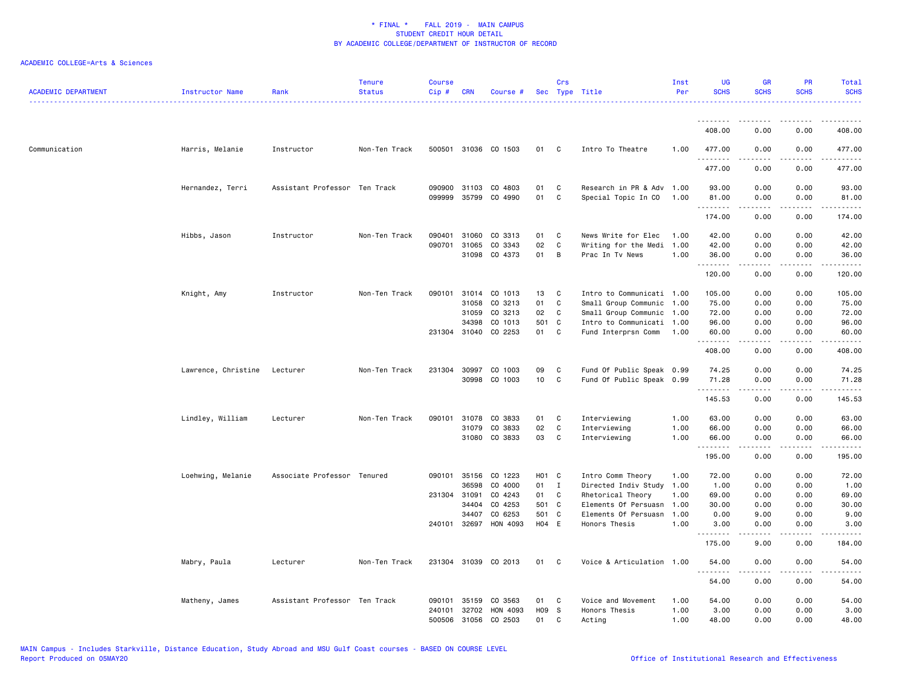* FINAL * FALL 2019 - MAIN CAMPUS
STUDENT CREDIT HOUR DETAIL
BY ACADEMIC COLLEGE/DEPARTMENT OF INSTRUCTOR OF RECORD

ACADEMIC COLLEGE=Arts & Sciences

| ACADEMIC DEPARTMENT | Instructor Name | Rank | Tenure Status | Course Cip # | CRN | Course # | Sec | Crs Type | Title | Inst Per | UG SCHS | GR SCHS | PR SCHS | Total SCHS |
|---|---|---|---|---|---|---|---|---|---|---|---|---|---|---|
| | | | | | | | | | | | 408.00 | 0.00 | 0.00 | 408.00 |
| Communication | Harris, Melanie | Instructor | Non-Ten Track | 500501 | 31036 | CO 1503 | 01 | C | Intro To Theatre | 1.00 | 477.00 | 0.00 | 0.00 | 477.00 |
| | | | | | | | | | | | 477.00 | 0.00 | 0.00 | 477.00 |
| | Hernandez, Terri | Assistant Professor | Ten Track | 090900 | 31103 | CO 4803 | 01 | C | Research in PR & Adv | 1.00 | 93.00 | 0.00 | 0.00 | 93.00 |
| | | | | 099999 | 35799 | CO 4990 | 01 | C | Special Topic In CO | 1.00 | 81.00 | 0.00 | 0.00 | 81.00 |
| | | | | | | | | | | | 174.00 | 0.00 | 0.00 | 174.00 |
| | Hibbs, Jason | Instructor | Non-Ten Track | 090401 | 31060 | CO 3313 | 01 | C | News Write for Elec | 1.00 | 42.00 | 0.00 | 0.00 | 42.00 |
| | | | | 090701 | 31065 | CO 3343 | 02 | C | Writing for the Medi | 1.00 | 42.00 | 0.00 | 0.00 | 42.00 |
| | | | | | 31098 | CO 4373 | 01 | B | Prac In Tv News | 1.00 | 36.00 | 0.00 | 0.00 | 36.00 |
| | | | | | | | | | | | 120.00 | 0.00 | 0.00 | 120.00 |
| | Knight, Amy | Instructor | Non-Ten Track | 090101 | 31014 | CO 1013 | 13 | C | Intro to Communicati | 1.00 | 105.00 | 0.00 | 0.00 | 105.00 |
| | | | | | 31058 | CO 3213 | 01 | C | Small Group Communic | 1.00 | 75.00 | 0.00 | 0.00 | 75.00 |
| | | | | | 31059 | CO 3213 | 02 | C | Small Group Communic | 1.00 | 72.00 | 0.00 | 0.00 | 72.00 |
| | | | | | 34398 | CO 1013 | 501 | C | Intro to Communicati | 1.00 | 96.00 | 0.00 | 0.00 | 96.00 |
| | | | | 231304 | 31040 | CO 2253 | 01 | C | Fund Interprsn Comm | 1.00 | 60.00 | 0.00 | 0.00 | 60.00 |
| | | | | | | | | | | | 408.00 | 0.00 | 0.00 | 408.00 |
| | Lawrence, Christine | Lecturer | Non-Ten Track | 231304 | 30997 | CO 1003 | 09 | C | Fund Of Public Speak | 0.99 | 74.25 | 0.00 | 0.00 | 74.25 |
| | | | | | 30998 | CO 1003 | 10 | C | Fund Of Public Speak | 0.99 | 71.28 | 0.00 | 0.00 | 71.28 |
| | | | | | | | | | | | 145.53 | 0.00 | 0.00 | 145.53 |
| | Lindley, William | Lecturer | Non-Ten Track | 090101 | 31078 | CO 3833 | 01 | C | Interviewing | 1.00 | 63.00 | 0.00 | 0.00 | 63.00 |
| | | | | | 31079 | CO 3833 | 02 | C | Interviewing | 1.00 | 66.00 | 0.00 | 0.00 | 66.00 |
| | | | | | 31080 | CO 3833 | 03 | C | Interviewing | 1.00 | 66.00 | 0.00 | 0.00 | 66.00 |
| | | | | | | | | | | | 195.00 | 0.00 | 0.00 | 195.00 |
| | Loehwing, Melanie | Associate Professor | Tenured | 090101 | 35156 | CO 1223 | H01 | C | Intro Comm Theory | 1.00 | 72.00 | 0.00 | 0.00 | 72.00 |
| | | | | | 36598 | CO 4000 | 01 | I | Directed Indiv Study | 1.00 | 1.00 | 0.00 | 0.00 | 1.00 |
| | | | | 231304 | 31091 | CO 4243 | 01 | C | Rhetorical Theory | 1.00 | 69.00 | 0.00 | 0.00 | 69.00 |
| | | | | | 34404 | CO 4253 | 501 | C | Elements Of Persuasn | 1.00 | 30.00 | 0.00 | 0.00 | 30.00 |
| | | | | | 34407 | CO 6253 | 501 | C | Elements Of Persuasn | 1.00 | 0.00 | 9.00 | 0.00 | 9.00 |
| | | | | 240101 | 32697 | HON 4093 | H04 | E | Honors Thesis | 1.00 | 3.00 | 0.00 | 0.00 | 3.00 |
| | | | | | | | | | | | 175.00 | 9.00 | 0.00 | 184.00 |
| | Mabry, Paula | Lecturer | Non-Ten Track | 231304 | 31039 | CO 2013 | 01 | C | Voice & Articulation | 1.00 | 54.00 | 0.00 | 0.00 | 54.00 |
| | | | | | | | | | | | 54.00 | 0.00 | 0.00 | 54.00 |
| | Matheny, James | Assistant Professor | Ten Track | 090101 | 35159 | CO 3563 | 01 | C | Voice and Movement | 1.00 | 54.00 | 0.00 | 0.00 | 54.00 |
| | | | | 240101 | 32702 | HON 4093 | H09 | S | Honors Thesis | 1.00 | 3.00 | 0.00 | 0.00 | 3.00 |
| | | | | 500506 | 31056 | CO 2503 | 01 | C | Acting | 1.00 | 48.00 | 0.00 | 0.00 | 48.00 |

MAIN Campus - Includes Starkville, Distance Education, Study Abroad and MSU Gulf Coast courses - BASED ON COURSE LEVEL
Report Produced on 05MAY20

Office of Institutional Research and Effectiveness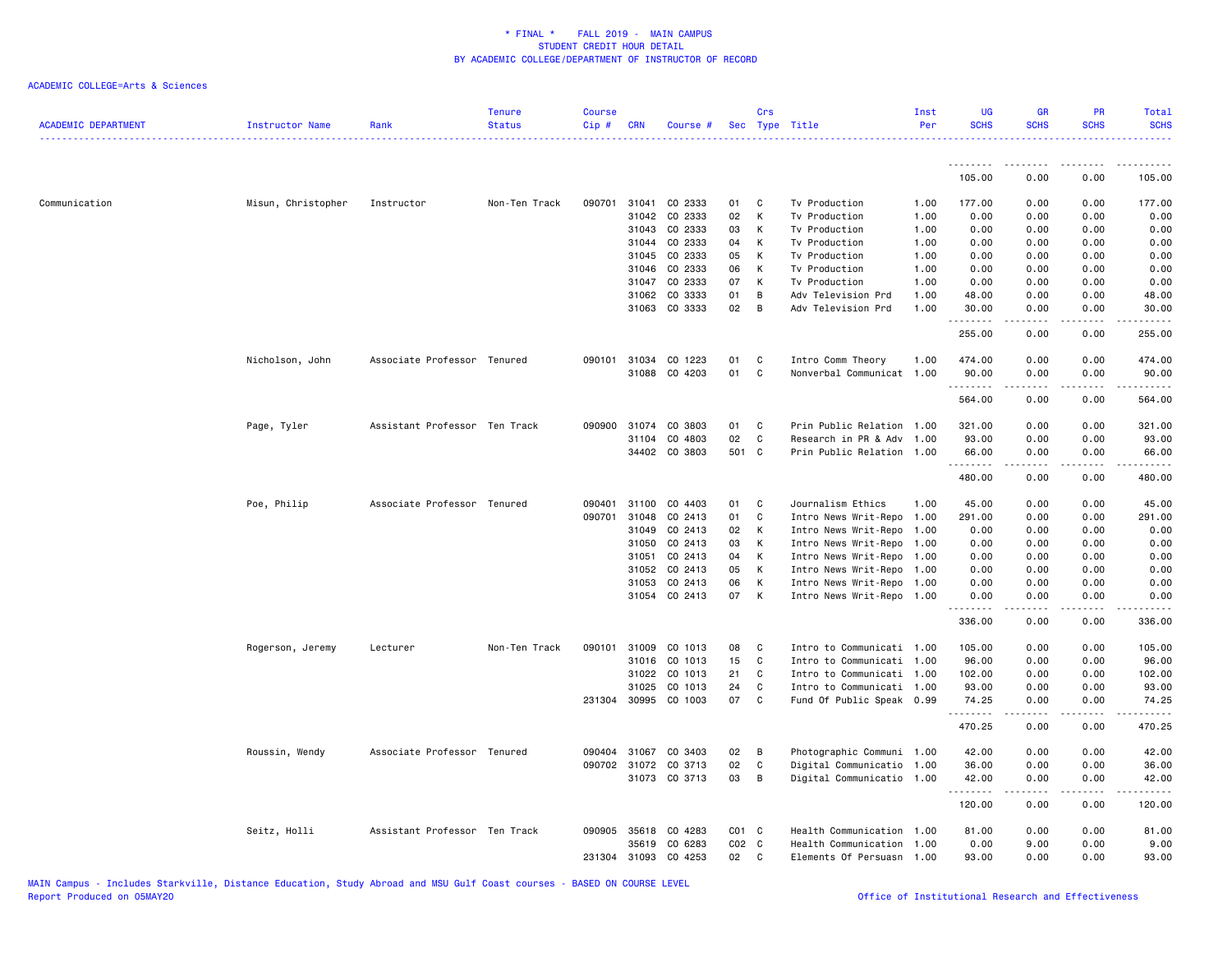\* FINAL \* FALL 2019 - MAIN CAMPUS
STUDENT CREDIT HOUR DETAIL
BY ACADEMIC COLLEGE/DEPARTMENT OF INSTRUCTOR OF RECORD

ACADEMIC COLLEGE=Arts & Sciences

| ACADEMIC DEPARTMENT | Instructor Name | Rank | Tenure Status | Course Cip # | CRN | Course # | Sec | Crs Type | Title | Inst Per | UG SCHS | GR SCHS | PR SCHS | Total SCHS |
|---|---|---|---|---|---|---|---|---|---|---|---|---|---|---|
| | | | | | | | | | | | 105.00 | 0.00 | 0.00 | 105.00 |
| Communication | Misun, Christopher | Instructor | Non-Ten Track | 090701 | 31041 | CO 2333 | 01 | C | Tv Production | 1.00 | 177.00 | 0.00 | 0.00 | 177.00 |
| | | | | | 31042 | CO 2333 | 02 | K | Tv Production | 1.00 | 0.00 | 0.00 | 0.00 | 0.00 |
| | | | | | 31043 | CO 2333 | 03 | K | Tv Production | 1.00 | 0.00 | 0.00 | 0.00 | 0.00 |
| | | | | | 31044 | CO 2333 | 04 | K | Tv Production | 1.00 | 0.00 | 0.00 | 0.00 | 0.00 |
| | | | | | 31045 | CO 2333 | 05 | K | Tv Production | 1.00 | 0.00 | 0.00 | 0.00 | 0.00 |
| | | | | | 31046 | CO 2333 | 06 | K | Tv Production | 1.00 | 0.00 | 0.00 | 0.00 | 0.00 |
| | | | | | 31047 | CO 2333 | 07 | K | Tv Production | 1.00 | 0.00 | 0.00 | 0.00 | 0.00 |
| | | | | | 31062 | CO 3333 | 01 | B | Adv Television Prd | 1.00 | 48.00 | 0.00 | 0.00 | 48.00 |
| | | | | | 31063 | CO 3333 | 02 | B | Adv Television Prd | 1.00 | 30.00 | 0.00 | 0.00 | 30.00 |
| | | | | | | | | | | | 255.00 | 0.00 | 0.00 | 255.00 |
| | Nicholson, John | Associate Professor | Tenured | 090101 | 31034 | CO 1223 | 01 | C | Intro Comm Theory | 1.00 | 474.00 | 0.00 | 0.00 | 474.00 |
| | | | | | 31088 | CO 4203 | 01 | C | Nonverbal Communicat | 1.00 | 90.00 | 0.00 | 0.00 | 90.00 |
| | | | | | | | | | | | 564.00 | 0.00 | 0.00 | 564.00 |
| | Page, Tyler | Assistant Professor | Ten Track | 090900 | 31074 | CO 3803 | 01 | C | Prin Public Relation | 1.00 | 321.00 | 0.00 | 0.00 | 321.00 |
| | | | | | 31104 | CO 4803 | 02 | C | Research in PR & Adv | 1.00 | 93.00 | 0.00 | 0.00 | 93.00 |
| | | | | | 34402 | CO 3803 | 501 | C | Prin Public Relation | 1.00 | 66.00 | 0.00 | 0.00 | 66.00 |
| | | | | | | | | | | | 480.00 | 0.00 | 0.00 | 480.00 |
| | Poe, Philip | Associate Professor | Tenured | 090401 | 31100 | CO 4403 | 01 | C | Journalism Ethics | 1.00 | 45.00 | 0.00 | 0.00 | 45.00 |
| | | | | 090701 | 31048 | CO 2413 | 01 | C | Intro News Writ-Repo | 1.00 | 291.00 | 0.00 | 0.00 | 291.00 |
| | | | | | 31049 | CO 2413 | 02 | K | Intro News Writ-Repo | 1.00 | 0.00 | 0.00 | 0.00 | 0.00 |
| | | | | | 31050 | CO 2413 | 03 | K | Intro News Writ-Repo | 1.00 | 0.00 | 0.00 | 0.00 | 0.00 |
| | | | | | 31051 | CO 2413 | 04 | K | Intro News Writ-Repo | 1.00 | 0.00 | 0.00 | 0.00 | 0.00 |
| | | | | | 31052 | CO 2413 | 05 | K | Intro News Writ-Repo | 1.00 | 0.00 | 0.00 | 0.00 | 0.00 |
| | | | | | 31053 | CO 2413 | 06 | K | Intro News Writ-Repo | 1.00 | 0.00 | 0.00 | 0.00 | 0.00 |
| | | | | | 31054 | CO 2413 | 07 | K | Intro News Writ-Repo | 1.00 | 0.00 | 0.00 | 0.00 | 0.00 |
| | | | | | | | | | | | 336.00 | 0.00 | 0.00 | 336.00 |
| | Rogerson, Jeremy | Lecturer | Non-Ten Track | 090101 | 31009 | CO 1013 | 08 | C | Intro to Communicati | 1.00 | 105.00 | 0.00 | 0.00 | 105.00 |
| | | | | | 31016 | CO 1013 | 15 | C | Intro to Communicati | 1.00 | 96.00 | 0.00 | 0.00 | 96.00 |
| | | | | | 31022 | CO 1013 | 21 | C | Intro to Communicati | 1.00 | 102.00 | 0.00 | 0.00 | 102.00 |
| | | | | | 31025 | CO 1013 | 24 | C | Intro to Communicati | 1.00 | 93.00 | 0.00 | 0.00 | 93.00 |
| | | | | 231304 | 30995 | CO 1003 | 07 | C | Fund Of Public Speak | 0.99 | 74.25 | 0.00 | 0.00 | 74.25 |
| | | | | | | | | | | | 470.25 | 0.00 | 0.00 | 470.25 |
| | Roussin, Wendy | Associate Professor | Tenured | 090404 | 31067 | CO 3403 | 02 | B | Photographic Communi | 1.00 | 42.00 | 0.00 | 0.00 | 42.00 |
| | | | | 090702 | 31072 | CO 3713 | 02 | C | Digital Communicatio | 1.00 | 36.00 | 0.00 | 0.00 | 36.00 |
| | | | | | 31073 | CO 3713 | 03 | B | Digital Communicatio | 1.00 | 42.00 | 0.00 | 0.00 | 42.00 |
| | | | | | | | | | | | 120.00 | 0.00 | 0.00 | 120.00 |
| | Seitz, Holli | Assistant Professor | Ten Track | 090905 | 35618 | CO 4283 | C01 | C | Health Communication | 1.00 | 81.00 | 0.00 | 0.00 | 81.00 |
| | | | | | 35619 | CO 6283 | C02 | C | Health Communication | 1.00 | 0.00 | 9.00 | 0.00 | 9.00 |
| | | | | 231304 | 31093 | CO 4253 | 02 | C | Elements Of Persuasn | 1.00 | 93.00 | 0.00 | 0.00 | 93.00 |

MAIN Campus - Includes Starkville, Distance Education, Study Abroad and MSU Gulf Coast courses - BASED ON COURSE LEVEL
Report Produced on 05MAY20 Office of Institutional Research and Effectiveness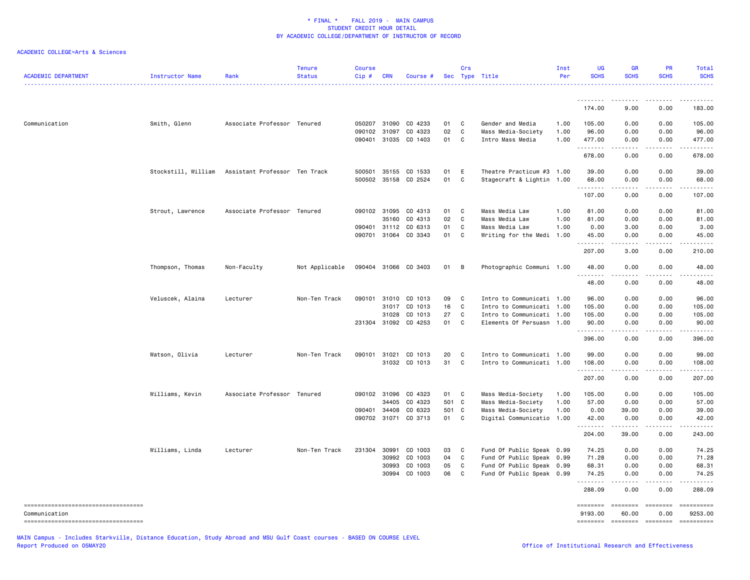\* FINAL \* FALL 2019 - MAIN CAMPUS
STUDENT CREDIT HOUR DETAIL
BY ACADEMIC COLLEGE/DEPARTMENT OF INSTRUCTOR OF RECORD

ACADEMIC COLLEGE=Arts & Sciences

| ACADEMIC DEPARTMENT | Instructor Name | Rank | Tenure Status | Course Cip # | CRN | Course # | Sec | Crs Type | Title | Inst Per | UG SCHS | GR SCHS | PR SCHS | Total SCHS |
|---|---|---|---|---|---|---|---|---|---|---|---|---|---|---|
| | | | | | | | | | | | 174.00 | 9.00 | 0.00 | 183.00 |
| Communication | Smith, Glenn | Associate Professor | Tenured | 050207 | 31090 | CO 4233 | 01 | C | Gender and Media | 1.00 | 105.00 | 0.00 | 0.00 | 105.00 |
| | | | | 090102 | 31097 | CO 4323 | 02 | C | Mass Media-Society | 1.00 | 96.00 | 0.00 | 0.00 | 96.00 |
| | | | | 090401 | 31035 | CO 1403 | 01 | C | Intro Mass Media | 1.00 | 477.00 | 0.00 | 0.00 | 477.00 |
| | | | | | | | | | | | 678.00 | 0.00 | 0.00 | 678.00 |
| | Stockstill, William | Assistant Professor | Ten Track | 500501 | 35155 | CO 1533 | 01 | E | Theatre Practicum #3 | 1.00 | 39.00 | 0.00 | 0.00 | 39.00 |
| | | | | 500502 | 35158 | CO 2524 | 01 | C | Stagecraft & Lightin | 1.00 | 68.00 | 0.00 | 0.00 | 68.00 |
| | | | | | | | | | | | 107.00 | 0.00 | 0.00 | 107.00 |
| | Strout, Lawrence | Associate Professor | Tenured | 090102 | 31095 | CO 4313 | 01 | C | Mass Media Law | 1.00 | 81.00 | 0.00 | 0.00 | 81.00 |
| | | | | | 35160 | CO 4313 | 02 | C | Mass Media Law | 1.00 | 81.00 | 0.00 | 0.00 | 81.00 |
| | | | | 090401 | 31112 | CO 6313 | 01 | C | Mass Media Law | 1.00 | 0.00 | 3.00 | 0.00 | 3.00 |
| | | | | 090701 | 31064 | CO 3343 | 01 | C | Writing for the Medi | 1.00 | 45.00 | 0.00 | 0.00 | 45.00 |
| | | | | | | | | | | | 207.00 | 3.00 | 0.00 | 210.00 |
| | Thompson, Thomas | Non-Faculty | Not Applicable | 090404 | 31066 | CO 3403 | 01 | B | Photographic Communi | 1.00 | 48.00 | 0.00 | 0.00 | 48.00 |
| | | | | | | | | | | | 48.00 | 0.00 | 0.00 | 48.00 |
| | Veluscek, Alaina | Lecturer | Non-Ten Track | 090101 | 31010 | CO 1013 | 09 | C | Intro to Communicati | 1.00 | 96.00 | 0.00 | 0.00 | 96.00 |
| | | | | | 31017 | CO 1013 | 16 | C | Intro to Communicati | 1.00 | 105.00 | 0.00 | 0.00 | 105.00 |
| | | | | | 31028 | CO 1013 | 27 | C | Intro to Communicati | 1.00 | 105.00 | 0.00 | 0.00 | 105.00 |
| | | | | 231304 | 31092 | CO 4253 | 01 | C | Elements Of Persuasn | 1.00 | 90.00 | 0.00 | 0.00 | 90.00 |
| | | | | | | | | | | | 396.00 | 0.00 | 0.00 | 396.00 |
| | Watson, Olivia | Lecturer | Non-Ten Track | 090101 | 31021 | CO 1013 | 20 | C | Intro to Communicati | 1.00 | 99.00 | 0.00 | 0.00 | 99.00 |
| | | | | | 31032 | CO 1013 | 31 | C | Intro to Communicati | 1.00 | 108.00 | 0.00 | 0.00 | 108.00 |
| | | | | | | | | | | | 207.00 | 0.00 | 0.00 | 207.00 |
| | Williams, Kevin | Associate Professor | Tenured | 090102 | 31096 | CO 4323 | 01 | C | Mass Media-Society | 1.00 | 105.00 | 0.00 | 0.00 | 105.00 |
| | | | | | 34405 | CO 4323 | 501 | C | Mass Media-Society | 1.00 | 57.00 | 0.00 | 0.00 | 57.00 |
| | | | | 090401 | 34408 | CO 6323 | 501 | C | Mass Media-Society | 1.00 | 0.00 | 39.00 | 0.00 | 39.00 |
| | | | | 090702 | 31071 | CO 3713 | 01 | C | Digital Communicatio | 1.00 | 42.00 | 0.00 | 0.00 | 42.00 |
| | | | | | | | | | | | 204.00 | 39.00 | 0.00 | 243.00 |
| | Williams, Linda | Lecturer | Non-Ten Track | 231304 | 30991 | CO 1003 | 03 | C | Fund Of Public Speak | 0.99 | 74.25 | 0.00 | 0.00 | 74.25 |
| | | | | | 30992 | CO 1003 | 04 | C | Fund Of Public Speak | 0.99 | 71.28 | 0.00 | 0.00 | 71.28 |
| | | | | | 30993 | CO 1003 | 05 | C | Fund Of Public Speak | 0.99 | 68.31 | 0.00 | 0.00 | 68.31 |
| | | | | | 30994 | CO 1003 | 06 | C | Fund Of Public Speak | 0.99 | 74.25 | 0.00 | 0.00 | 74.25 |
| | | | | | | | | | | | 288.09 | 0.00 | 0.00 | 288.09 |
| Communication | | | | | | | | | | | 9193.00 | 60.00 | 0.00 | 9253.00 |

MAIN Campus - Includes Starkville, Distance Education, Study Abroad and MSU Gulf Coast courses - BASED ON COURSE LEVEL
Report Produced on 05MAY20

Office of Institutional Research and Effectiveness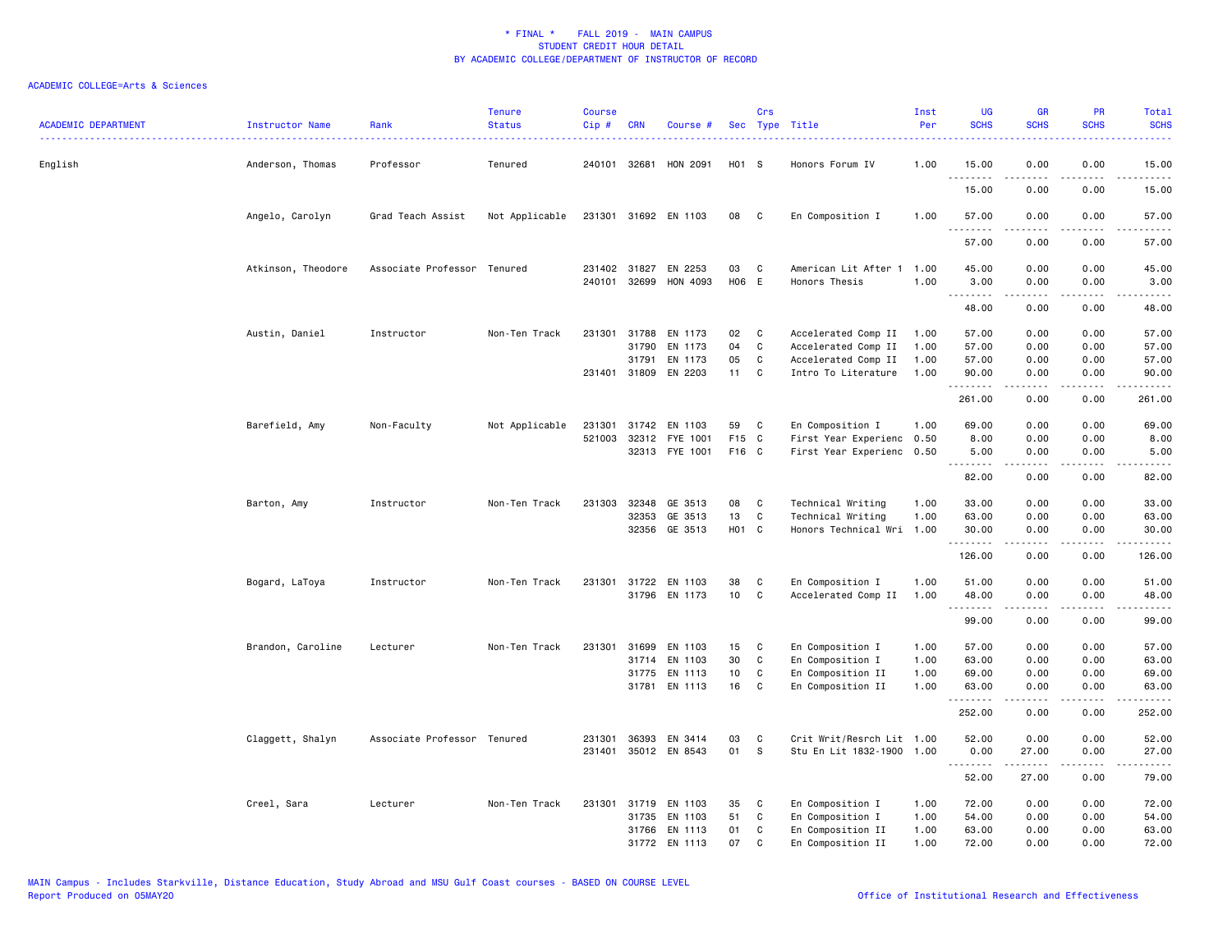\* FINAL \* FALL 2019 - MAIN CAMPUS
STUDENT CREDIT HOUR DETAIL
BY ACADEMIC COLLEGE/DEPARTMENT OF INSTRUCTOR OF RECORD

ACADEMIC COLLEGE=Arts & Sciences

| ACADEMIC DEPARTMENT | Instructor Name | Rank | Tenure Status | Course Cip # | CRN | Course # | Sec | Crs Type | Title | Inst Per | UG SCHS | GR SCHS | PR SCHS | Total SCHS |
|---|---|---|---|---|---|---|---|---|---|---|---|---|---|---|
| English | Anderson, Thomas | Professor | Tenured | 240101 | 32681 | HON 2091 | H01 | S | Honors Forum IV | 1.00 | 15.00 | 0.00 | 0.00 | 15.00 |
| | | | | | | | | | | | 15.00 | 0.00 | 0.00 | 15.00 |
| | Angelo, Carolyn | Grad Teach Assist | Not Applicable | 231301 | 31692 | EN 1103 | 08 | C | En Composition I | 1.00 | 57.00 | 0.00 | 0.00 | 57.00 |
| | | | | | | | | | | | 57.00 | 0.00 | 0.00 | 57.00 |
| | Atkinson, Theodore | Associate Professor | Tenured | 231402 | 31827 | EN 2253 | 03 | C | American Lit After 1 | 1.00 | 45.00 | 0.00 | 0.00 | 45.00 |
| | | | | 240101 | 32699 | HON 4093 | H06 | E | Honors Thesis | 1.00 | 3.00 | 0.00 | 0.00 | 3.00 |
| | | | | | | | | | | | 48.00 | 0.00 | 0.00 | 48.00 |
| | Austin, Daniel | Instructor | Non-Ten Track | 231301 | 31788 | EN 1173 | 02 | C | Accelerated Comp II | 1.00 | 57.00 | 0.00 | 0.00 | 57.00 |
| | | | | | 31790 | EN 1173 | 04 | C | Accelerated Comp II | 1.00 | 57.00 | 0.00 | 0.00 | 57.00 |
| | | | | | 31791 | EN 1173 | 05 | C | Accelerated Comp II | 1.00 | 57.00 | 0.00 | 0.00 | 57.00 |
| | | | | 231401 | 31809 | EN 2203 | 11 | C | Intro To Literature | 1.00 | 90.00 | 0.00 | 0.00 | 90.00 |
| | | | | | | | | | | | 261.00 | 0.00 | 0.00 | 261.00 |
| | Barefield, Amy | Non-Faculty | Not Applicable | 231301 | 31742 | EN 1103 | 59 | C | En Composition I | 1.00 | 69.00 | 0.00 | 0.00 | 69.00 |
| | | | | 521003 | 32312 | FYE 1001 | F15 | C | First Year Experienc | 0.50 | 8.00 | 0.00 | 0.00 | 8.00 |
| | | | | | 32313 | FYE 1001 | F16 | C | First Year Experienc | 0.50 | 5.00 | 0.00 | 0.00 | 5.00 |
| | | | | | | | | | | | 82.00 | 0.00 | 0.00 | 82.00 |
| | Barton, Amy | Instructor | Non-Ten Track | 231303 | 32348 | GE 3513 | 08 | C | Technical Writing | 1.00 | 33.00 | 0.00 | 0.00 | 33.00 |
| | | | | | 32353 | GE 3513 | 13 | C | Technical Writing | 1.00 | 63.00 | 0.00 | 0.00 | 63.00 |
| | | | | | 32356 | GE 3513 | H01 | C | Honors Technical Wri | 1.00 | 30.00 | 0.00 | 0.00 | 30.00 |
| | | | | | | | | | | | 126.00 | 0.00 | 0.00 | 126.00 |
| | Bogard, LaToya | Instructor | Non-Ten Track | 231301 | 31722 | EN 1103 | 38 | C | En Composition I | 1.00 | 51.00 | 0.00 | 0.00 | 51.00 |
| | | | | | 31796 | EN 1173 | 10 | C | Accelerated Comp II | 1.00 | 48.00 | 0.00 | 0.00 | 48.00 |
| | | | | | | | | | | | 99.00 | 0.00 | 0.00 | 99.00 |
| | Brandon, Caroline | Lecturer | Non-Ten Track | 231301 | 31699 | EN 1103 | 15 | C | En Composition I | 1.00 | 57.00 | 0.00 | 0.00 | 57.00 |
| | | | | | 31714 | EN 1103 | 30 | C | En Composition I | 1.00 | 63.00 | 0.00 | 0.00 | 63.00 |
| | | | | | 31775 | EN 1113 | 10 | C | En Composition II | 1.00 | 69.00 | 0.00 | 0.00 | 69.00 |
| | | | | | 31781 | EN 1113 | 16 | C | En Composition II | 1.00 | 63.00 | 0.00 | 0.00 | 63.00 |
| | | | | | | | | | | | 252.00 | 0.00 | 0.00 | 252.00 |
| | Claggett, Shalyn | Associate Professor | Tenured | 231301 | 36393 | EN 3414 | 03 | C | Crit Writ/Resrch Lit | 1.00 | 52.00 | 0.00 | 0.00 | 52.00 |
| | | | | 231401 | 35012 | EN 8543 | 01 | S | Stu En Lit 1832-1900 | 1.00 | 0.00 | 27.00 | 0.00 | 27.00 |
| | | | | | | | | | | | 52.00 | 27.00 | 0.00 | 79.00 |
| | Creel, Sara | Lecturer | Non-Ten Track | 231301 | 31719 | EN 1103 | 35 | C | En Composition I | 1.00 | 72.00 | 0.00 | 0.00 | 72.00 |
| | | | | | 31735 | EN 1103 | 51 | C | En Composition I | 1.00 | 54.00 | 0.00 | 0.00 | 54.00 |
| | | | | | 31766 | EN 1113 | 01 | C | En Composition II | 1.00 | 63.00 | 0.00 | 0.00 | 63.00 |
| | | | | | 31772 | EN 1113 | 07 | C | En Composition II | 1.00 | 72.00 | 0.00 | 0.00 | 72.00 |

MAIN Campus - Includes Starkville, Distance Education, Study Abroad and MSU Gulf Coast courses - BASED ON COURSE LEVEL
Report Produced on 05MAY20 Office of Institutional Research and Effectiveness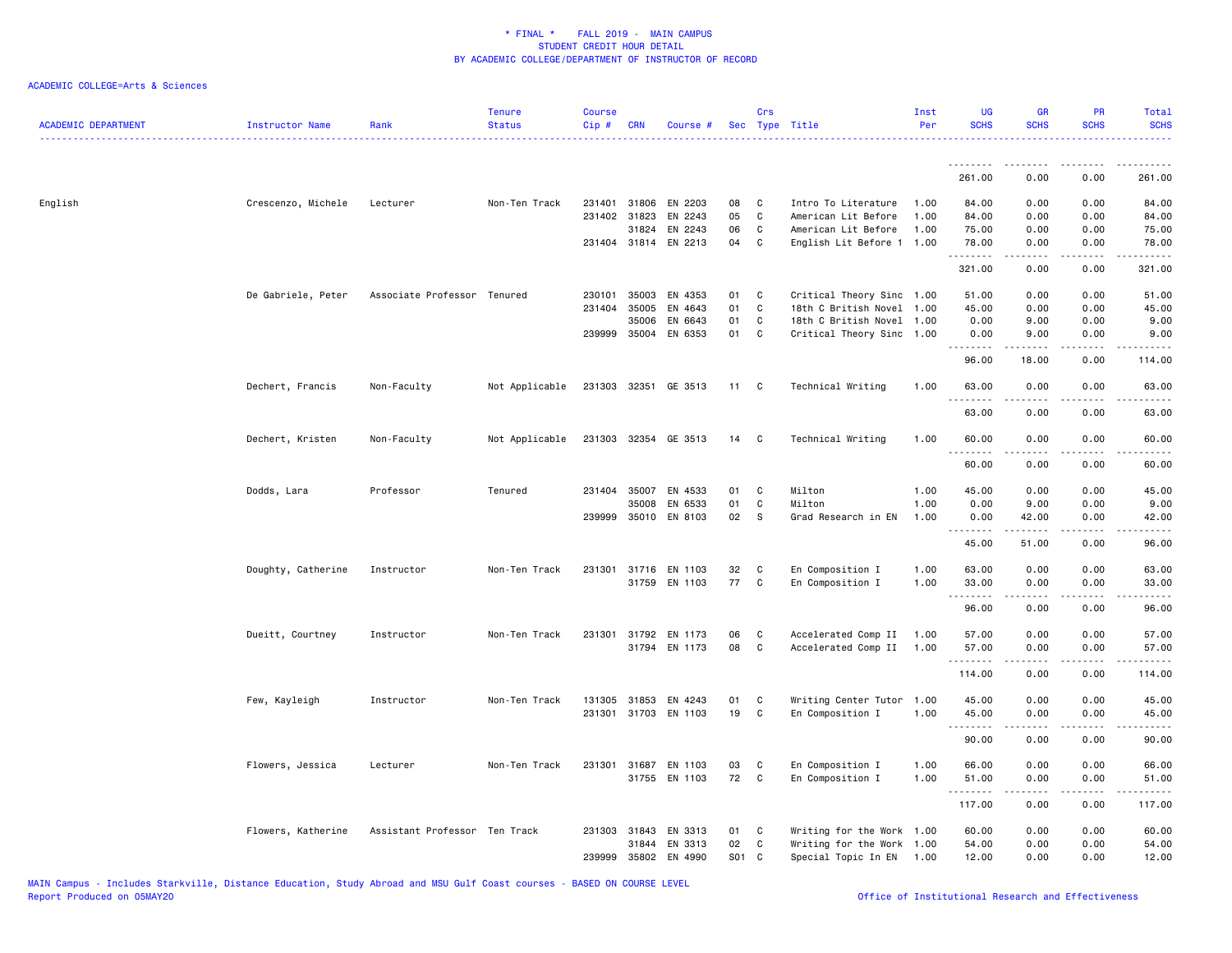* FINAL * FALL 2019 - MAIN CAMPUS
STUDENT CREDIT HOUR DETAIL
BY ACADEMIC COLLEGE/DEPARTMENT OF INSTRUCTOR OF RECORD

ACADEMIC COLLEGE=Arts & Sciences

| ACADEMIC DEPARTMENT | Instructor Name | Rank | Tenure Status | Course Cip # | CRN | Course # | Sec | Crs Type | Title | Inst Per | UG SCHS | GR SCHS | PR SCHS | Total SCHS |
|---|---|---|---|---|---|---|---|---|---|---|---|---|---|---|
| | | | | | | | | | | | 261.00 | 0.00 | 0.00 | 261.00 |
| English | Crescenzo, Michele | Lecturer | Non-Ten Track | 231401 | 31806 | EN 2203 | 08 | C | Intro To Literature | 1.00 | 84.00 | 0.00 | 0.00 | 84.00 |
| | | | | 231402 | 31823 | EN 2243 | 05 | C | American Lit Before | 1.00 | 84.00 | 0.00 | 0.00 | 84.00 |
| | | | | | 31824 | EN 2243 | 06 | C | American Lit Before | 1.00 | 75.00 | 0.00 | 0.00 | 75.00 |
| | | | | 231404 | 31814 | EN 2213 | 04 | C | English Lit Before 1 | 1.00 | 78.00 | 0.00 | 0.00 | 78.00 |
| | | | | | | | | | | | 321.00 | 0.00 | 0.00 | 321.00 |
| | De Gabriele, Peter | Associate Professor | Tenured | 230101 | 35003 | EN 4353 | 01 | C | Critical Theory Sinc | 1.00 | 51.00 | 0.00 | 0.00 | 51.00 |
| | | | | 231404 | 35005 | EN 4643 | 01 | C | 18th C British Novel | 1.00 | 45.00 | 0.00 | 0.00 | 45.00 |
| | | | | | 35006 | EN 6643 | 01 | C | 18th C British Novel | 1.00 | 0.00 | 9.00 | 0.00 | 9.00 |
| | | | | 239999 | 35004 | EN 6353 | 01 | C | Critical Theory Sinc | 1.00 | 0.00 | 9.00 | 0.00 | 9.00 |
| | | | | | | | | | | | 96.00 | 18.00 | 0.00 | 114.00 |
| | Dechert, Francis | Non-Faculty | Not Applicable | 231303 | 32351 | GE 3513 | 11 | C | Technical Writing | 1.00 | 63.00 | 0.00 | 0.00 | 63.00 |
| | | | | | | | | | | | 63.00 | 0.00 | 0.00 | 63.00 |
| | Dechert, Kristen | Non-Faculty | Not Applicable | 231303 | 32354 | GE 3513 | 14 | C | Technical Writing | 1.00 | 60.00 | 0.00 | 0.00 | 60.00 |
| | | | | | | | | | | | 60.00 | 0.00 | 0.00 | 60.00 |
| | Dodds, Lara | Professor | Tenured | 231404 | 35007 | EN 4533 | 01 | C | Milton | 1.00 | 45.00 | 0.00 | 0.00 | 45.00 |
| | | | | | 35008 | EN 6533 | 01 | C | Milton | 1.00 | 0.00 | 9.00 | 0.00 | 9.00 |
| | | | | 239999 | 35010 | EN 8103 | 02 | S | Grad Research in EN | 1.00 | 0.00 | 42.00 | 0.00 | 42.00 |
| | | | | | | | | | | | 45.00 | 51.00 | 0.00 | 96.00 |
| | Doughty, Catherine | Instructor | Non-Ten Track | 231301 | 31716 | EN 1103 | 32 | C | En Composition I | 1.00 | 63.00 | 0.00 | 0.00 | 63.00 |
| | | | | | 31759 | EN 1103 | 77 | C | En Composition I | 1.00 | 33.00 | 0.00 | 0.00 | 33.00 |
| | | | | | | | | | | | 96.00 | 0.00 | 0.00 | 96.00 |
| | Dueitt, Courtney | Instructor | Non-Ten Track | 231301 | 31792 | EN 1173 | 06 | C | Accelerated Comp II | 1.00 | 57.00 | 0.00 | 0.00 | 57.00 |
| | | | | | 31794 | EN 1173 | 08 | C | Accelerated Comp II | 1.00 | 57.00 | 0.00 | 0.00 | 57.00 |
| | | | | | | | | | | | 114.00 | 0.00 | 0.00 | 114.00 |
| | Few, Kayleigh | Instructor | Non-Ten Track | 131305 | 31853 | EN 4243 | 01 | C | Writing Center Tutor | 1.00 | 45.00 | 0.00 | 0.00 | 45.00 |
| | | | | 231301 | 31703 | EN 1103 | 19 | C | En Composition I | 1.00 | 45.00 | 0.00 | 0.00 | 45.00 |
| | | | | | | | | | | | 90.00 | 0.00 | 0.00 | 90.00 |
| | Flowers, Jessica | Lecturer | Non-Ten Track | 231301 | 31687 | EN 1103 | 03 | C | En Composition I | 1.00 | 66.00 | 0.00 | 0.00 | 66.00 |
| | | | | | 31755 | EN 1103 | 72 | C | En Composition I | 1.00 | 51.00 | 0.00 | 0.00 | 51.00 |
| | | | | | | | | | | | 117.00 | 0.00 | 0.00 | 117.00 |
| | Flowers, Katherine | Assistant Professor | Ten Track | 231303 | 31843 | EN 3313 | 01 | C | Writing for the Work | 1.00 | 60.00 | 0.00 | 0.00 | 60.00 |
| | | | | | 31844 | EN 3313 | 02 | C | Writing for the Work | 1.00 | 54.00 | 0.00 | 0.00 | 54.00 |
| | | | | 239999 | 35802 | EN 4990 | S01 | C | Special Topic In EN | 1.00 | 12.00 | 0.00 | 0.00 | 12.00 |

MAIN Campus - Includes Starkville, Distance Education, Study Abroad and MSU Gulf Coast courses - BASED ON COURSE LEVEL
Report Produced on 05MAY20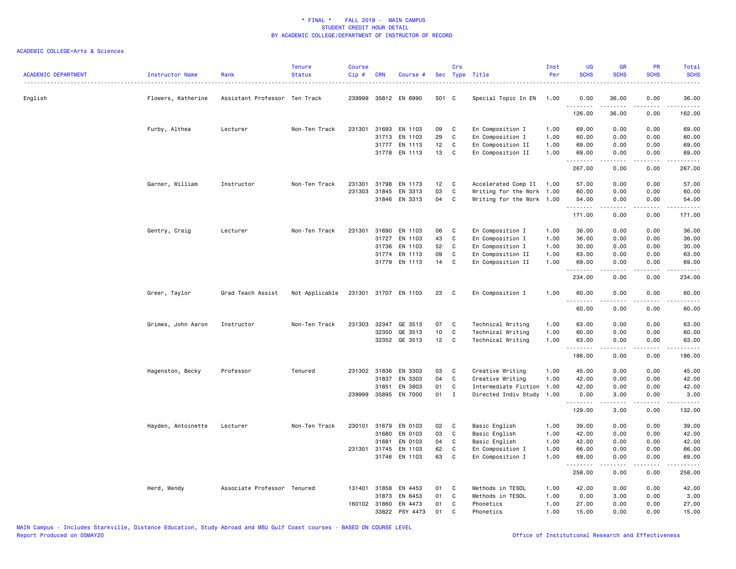\* FINAL \* FALL 2019 - MAIN CAMPUS
STUDENT CREDIT HOUR DETAIL
BY ACADEMIC COLLEGE/DEPARTMENT OF INSTRUCTOR OF RECORD

ACADEMIC COLLEGE=Arts & Sciences

| ACADEMIC DEPARTMENT | Instructor Name | Rank | Tenure Status | Course Cip # | CRN | Course # | Sec | Crs Type | Title | Inst Per | UG SCHS | GR SCHS | PR SCHS | Total SCHS |
|---|---|---|---|---|---|---|---|---|---|---|---|---|---|---|
| English | Flowers, Katherine | Assistant Professor | Ten Track | 239999 | 35812 | EN 6990 | S01 | C | Special Topic In EN | 1.00 | 0.00 | 36.00 | 0.00 | 36.00 |
| | | | | | | | | | | | 126.00 | 36.00 | 0.00 | 162.00 |
| | Furby, Althea | Lecturer | Non-Ten Track | 231301 | 31693 | EN 1103 | 09 | C | En Composition I | 1.00 | 69.00 | 0.00 | 0.00 | 69.00 |
| | | | | | 31713 | EN 1103 | 29 | C | En Composition I | 1.00 | 60.00 | 0.00 | 0.00 | 60.00 |
| | | | | | 31777 | EN 1113 | 12 | C | En Composition II | 1.00 | 69.00 | 0.00 | 0.00 | 69.00 |
| | | | | | 31778 | EN 1113 | 13 | C | En Composition II | 1.00 | 69.00 | 0.00 | 0.00 | 69.00 |
| | | | | | | | | | | | 267.00 | 0.00 | 0.00 | 267.00 |
| | Garner, William | Instructor | Non-Ten Track | 231301 | 31798 | EN 1173 | 12 | C | Accelerated Comp II | 1.00 | 57.00 | 0.00 | 0.00 | 57.00 |
| | | | | 231303 | 31845 | EN 3313 | 03 | C | Writing for the Work | 1.00 | 60.00 | 0.00 | 0.00 | 60.00 |
| | | | | | 31846 | EN 3313 | 04 | C | Writing for the Work | 1.00 | 54.00 | 0.00 | 0.00 | 54.00 |
| | | | | | | | | | | | 171.00 | 0.00 | 0.00 | 171.00 |
| | Gentry, Craig | Lecturer | Non-Ten Track | 231301 | 31690 | EN 1103 | 06 | C | En Composition I | 1.00 | 36.00 | 0.00 | 0.00 | 36.00 |
| | | | | | 31727 | EN 1103 | 43 | C | En Composition I | 1.00 | 36.00 | 0.00 | 0.00 | 36.00 |
| | | | | | 31736 | EN 1103 | 52 | C | En Composition I | 1.00 | 30.00 | 0.00 | 0.00 | 30.00 |
| | | | | | 31774 | EN 1113 | 09 | C | En Composition II | 1.00 | 63.00 | 0.00 | 0.00 | 63.00 |
| | | | | | 31779 | EN 1113 | 14 | C | En Composition II | 1.00 | 69.00 | 0.00 | 0.00 | 69.00 |
| | | | | | | | | | | | 234.00 | 0.00 | 0.00 | 234.00 |
| | Greer, Taylor | Grad Teach Assist | Not Applicable | 231301 | 31707 | EN 1103 | 23 | C | En Composition I | 1.00 | 60.00 | 0.00 | 0.00 | 60.00 |
| | | | | | | | | | | | 60.00 | 0.00 | 0.00 | 60.00 |
| | Grimes, John Aaron | Instructor | Non-Ten Track | 231303 | 32347 | GE 3513 | 07 | C | Technical Writing | 1.00 | 63.00 | 0.00 | 0.00 | 63.00 |
| | | | | | 32350 | GE 3513 | 10 | C | Technical Writing | 1.00 | 60.00 | 0.00 | 0.00 | 60.00 |
| | | | | | 32352 | GE 3513 | 12 | C | Technical Writing | 1.00 | 63.00 | 0.00 | 0.00 | 63.00 |
| | | | | | | | | | | | 186.00 | 0.00 | 0.00 | 186.00 |
| | Hagenston, Becky | Professor | Tenured | 231302 | 31836 | EN 3303 | 03 | C | Creative Writing | 1.00 | 45.00 | 0.00 | 0.00 | 45.00 |
| | | | | | 31837 | EN 3303 | 04 | C | Creative Writing | 1.00 | 42.00 | 0.00 | 0.00 | 42.00 |
| | | | | | 31851 | EN 3903 | 01 | C | Intermediate Fiction | 1.00 | 42.00 | 0.00 | 0.00 | 42.00 |
| | | | | 239999 | 35895 | EN 7000 | 01 | I | Directed Indiv Study | 1.00 | 0.00 | 3.00 | 0.00 | 3.00 |
| | | | | | | | | | | | 129.00 | 3.00 | 0.00 | 132.00 |
| | Hayden, Antoinette | Lecturer | Non-Ten Track | 230101 | 31679 | EN 0103 | 02 | C | Basic English | 1.00 | 39.00 | 0.00 | 0.00 | 39.00 |
| | | | | | 31680 | EN 0103 | 03 | C | Basic English | 1.00 | 42.00 | 0.00 | 0.00 | 42.00 |
| | | | | | 31681 | EN 0103 | 04 | C | Basic English | 1.00 | 42.00 | 0.00 | 0.00 | 42.00 |
| | | | | 231301 | 31745 | EN 1103 | 62 | C | En Composition I | 1.00 | 66.00 | 0.00 | 0.00 | 66.00 |
| | | | | | 31746 | EN 1103 | 63 | C | En Composition I | 1.00 | 69.00 | 0.00 | 0.00 | 69.00 |
| | | | | | | | | | | | 258.00 | 0.00 | 0.00 | 258.00 |
| | Herd, Wendy | Associate Professor | Tenured | 131401 | 31858 | EN 4453 | 01 | C | Methods in TESOL | 1.00 | 42.00 | 0.00 | 0.00 | 42.00 |
| | | | | | 31873 | EN 6453 | 01 | C | Methods in TESOL | 1.00 | 0.00 | 3.00 | 0.00 | 3.00 |
| | | | | 160102 | 31860 | EN 4473 | 01 | C | Phonetics | 1.00 | 27.00 | 0.00 | 0.00 | 27.00 |
| | | | | | 33822 | PSY 4473 | 01 | C | Phonetics | 1.00 | 15.00 | 0.00 | 0.00 | 15.00 |

MAIN Campus - Includes Starkville, Distance Education, Study Abroad and MSU Gulf Coast courses - BASED ON COURSE LEVEL
Report Produced on 05MAY20 | Office of Institutional Research and Effectiveness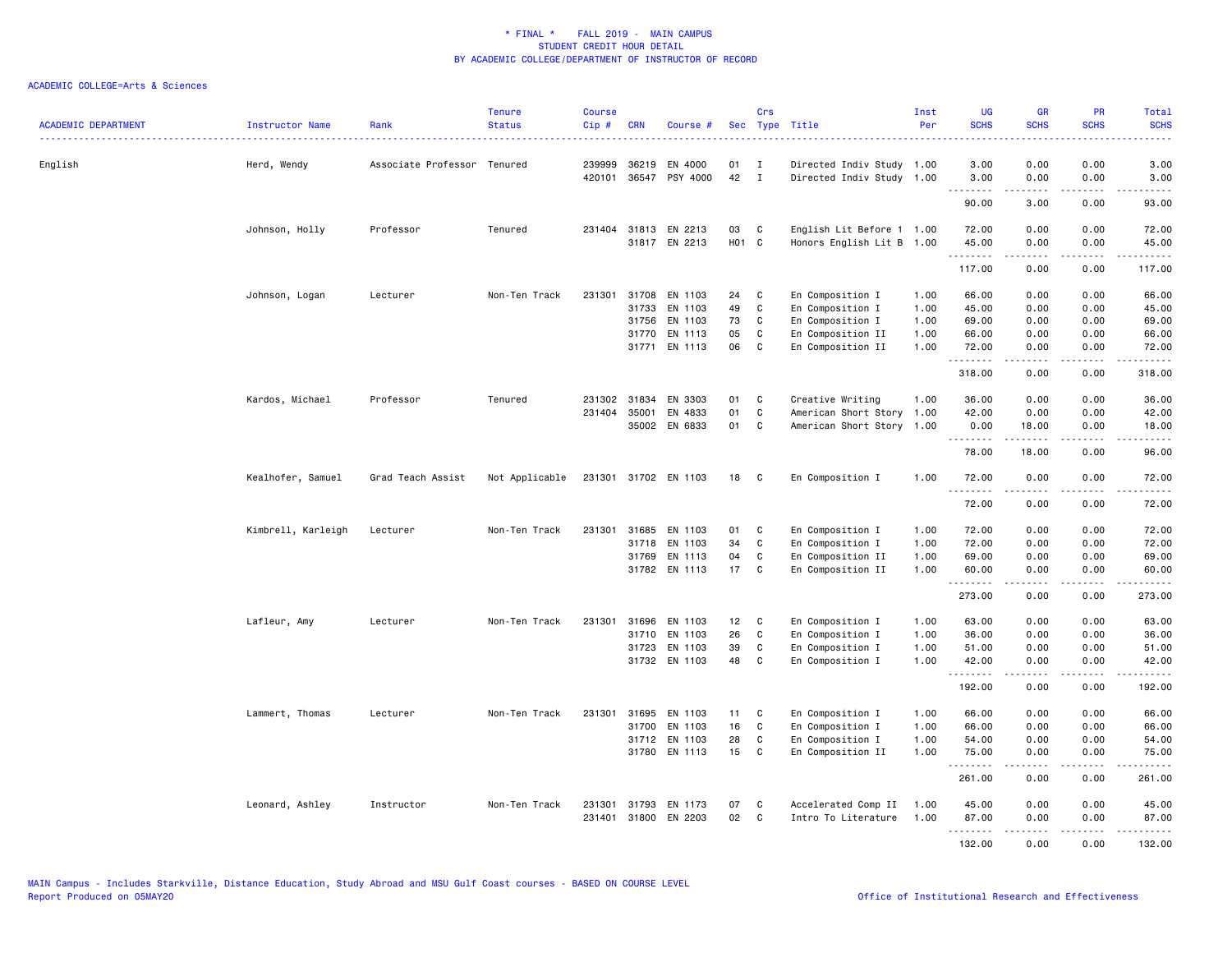\* FINAL \* FALL 2019 - MAIN CAMPUS
STUDENT CREDIT HOUR DETAIL
BY ACADEMIC COLLEGE/DEPARTMENT OF INSTRUCTOR OF RECORD

ACADEMIC COLLEGE=Arts & Sciences

| ACADEMIC DEPARTMENT | Instructor Name | Rank | Tenure Status | Course Cip # | CRN | Course # | Sec | Crs Type | Title | Inst Per | UG SCHS | GR SCHS | PR SCHS | Total SCHS |
|---|---|---|---|---|---|---|---|---|---|---|---|---|---|---|
| English | Herd, Wendy | Associate Professor | Tenured | 239999 | 36219 | EN 4000 | 01 | I | Directed Indiv Study | 1.00 | 3.00 | 0.00 | 0.00 | 3.00 |
| | | | | 420101 | 36547 | PSY 4000 | 42 | I | Directed Indiv Study | 1.00 | 3.00 | 0.00 | 0.00 | 3.00 |
| | | | | | | | | | | | 90.00 | 3.00 | 0.00 | 93.00 |
| | Johnson, Holly | Professor | Tenured | 231404 | 31813 | EN 2213 | 03 | C | English Lit Before 1 | 1.00 | 72.00 | 0.00 | 0.00 | 72.00 |
| | | | | | 31817 | EN 2213 | H01 | C | Honors English Lit B | 1.00 | 45.00 | 0.00 | 0.00 | 45.00 |
| | | | | | | | | | | | 117.00 | 0.00 | 0.00 | 117.00 |
| | Johnson, Logan | Lecturer | Non-Ten Track | 231301 | 31708 | EN 1103 | 24 | C | En Composition I | 1.00 | 66.00 | 0.00 | 0.00 | 66.00 |
| | | | | | 31733 | EN 1103 | 49 | C | En Composition I | 1.00 | 45.00 | 0.00 | 0.00 | 45.00 |
| | | | | | 31756 | EN 1103 | 73 | C | En Composition I | 1.00 | 69.00 | 0.00 | 0.00 | 69.00 |
| | | | | | 31770 | EN 1113 | 05 | C | En Composition II | 1.00 | 66.00 | 0.00 | 0.00 | 66.00 |
| | | | | | 31771 | EN 1113 | 06 | C | En Composition II | 1.00 | 72.00 | 0.00 | 0.00 | 72.00 |
| | | | | | | | | | | | 318.00 | 0.00 | 0.00 | 318.00 |
| | Kardos, Michael | Professor | Tenured | 231302 | 31834 | EN 3303 | 01 | C | Creative Writing | 1.00 | 36.00 | 0.00 | 0.00 | 36.00 |
| | | | | 231404 | 35001 | EN 4833 | 01 | C | American Short Story | 1.00 | 42.00 | 0.00 | 0.00 | 42.00 |
| | | | | | 35002 | EN 6833 | 01 | C | American Short Story | 1.00 | 0.00 | 18.00 | 0.00 | 18.00 |
| | | | | | | | | | | | 78.00 | 18.00 | 0.00 | 96.00 |
| | Kealhofer, Samuel | Grad Teach Assist | Not Applicable | 231301 | 31702 | EN 1103 | 18 | C | En Composition I | 1.00 | 72.00 | 0.00 | 0.00 | 72.00 |
| | | | | | | | | | | | 72.00 | 0.00 | 0.00 | 72.00 |
| | Kimbrell, Karleigh | Lecturer | Non-Ten Track | 231301 | 31685 | EN 1103 | 01 | C | En Composition I | 1.00 | 72.00 | 0.00 | 0.00 | 72.00 |
| | | | | | 31718 | EN 1103 | 34 | C | En Composition I | 1.00 | 72.00 | 0.00 | 0.00 | 72.00 |
| | | | | | 31769 | EN 1113 | 04 | C | En Composition II | 1.00 | 69.00 | 0.00 | 0.00 | 69.00 |
| | | | | | 31782 | EN 1113 | 17 | C | En Composition II | 1.00 | 60.00 | 0.00 | 0.00 | 60.00 |
| | | | | | | | | | | | 273.00 | 0.00 | 0.00 | 273.00 |
| | Lafleur, Amy | Lecturer | Non-Ten Track | 231301 | 31696 | EN 1103 | 12 | C | En Composition I | 1.00 | 63.00 | 0.00 | 0.00 | 63.00 |
| | | | | | 31710 | EN 1103 | 26 | C | En Composition I | 1.00 | 36.00 | 0.00 | 0.00 | 36.00 |
| | | | | | 31723 | EN 1103 | 39 | C | En Composition I | 1.00 | 51.00 | 0.00 | 0.00 | 51.00 |
| | | | | | 31732 | EN 1103 | 48 | C | En Composition I | 1.00 | 42.00 | 0.00 | 0.00 | 42.00 |
| | | | | | | | | | | | 192.00 | 0.00 | 0.00 | 192.00 |
| | Lammert, Thomas | Lecturer | Non-Ten Track | 231301 | 31695 | EN 1103 | 11 | C | En Composition I | 1.00 | 66.00 | 0.00 | 0.00 | 66.00 |
| | | | | | 31700 | EN 1103 | 16 | C | En Composition I | 1.00 | 66.00 | 0.00 | 0.00 | 66.00 |
| | | | | | 31712 | EN 1103 | 28 | C | En Composition I | 1.00 | 54.00 | 0.00 | 0.00 | 54.00 |
| | | | | | 31780 | EN 1113 | 15 | C | En Composition II | 1.00 | 75.00 | 0.00 | 0.00 | 75.00 |
| | | | | | | | | | | | 261.00 | 0.00 | 0.00 | 261.00 |
| | Leonard, Ashley | Instructor | Non-Ten Track | 231301 | 31793 | EN 1173 | 07 | C | Accelerated Comp II | 1.00 | 45.00 | 0.00 | 0.00 | 45.00 |
| | | | | 231401 | 31800 | EN 2203 | 02 | C | Intro To Literature | 1.00 | 87.00 | 0.00 | 0.00 | 87.00 |
| | | | | | | | | | | | 132.00 | 0.00 | 0.00 | 132.00 |

MAIN Campus - Includes Starkville, Distance Education, Study Abroad and MSU Gulf Coast courses - BASED ON COURSE LEVEL
Report Produced on 05MAY20 Office of Institutional Research and Effectiveness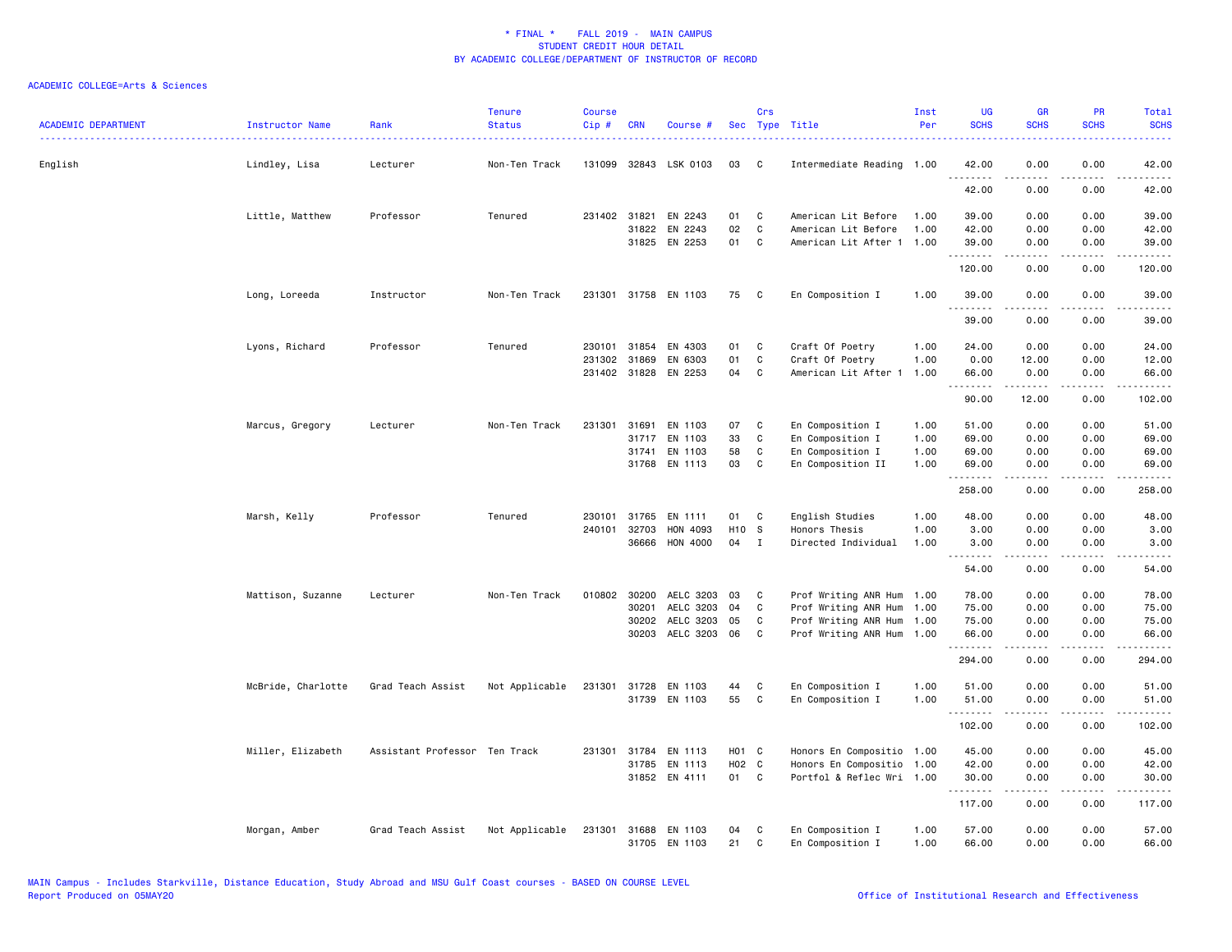\* FINAL \* FALL 2019 - MAIN CAMPUS
STUDENT CREDIT HOUR DETAIL
BY ACADEMIC COLLEGE/DEPARTMENT OF INSTRUCTOR OF RECORD

ACADEMIC COLLEGE=Arts & Sciences

| ACADEMIC DEPARTMENT | Instructor Name | Rank | Tenure Status | Course Cip # | CRN | Course # | Sec | Crs Type | Title | Inst Per | UG SCHS | GR SCHS | PR SCHS | Total SCHS |
|---|---|---|---|---|---|---|---|---|---|---|---|---|---|---|
| English | Lindley, Lisa | Lecturer | Non-Ten Track | 131099 | 32843 | LSK 0103 | 03 | C | Intermediate Reading | 1.00 | 42.00 | 0.00 | 0.00 | 42.00 |
| | | | | | | | | | | | 42.00 | 0.00 | 0.00 | 42.00 |
| | Little, Matthew | Professor | Tenured | 231402 | 31821 | EN 2243 | 01 | C | American Lit Before | 1.00 | 39.00 | 0.00 | 0.00 | 39.00 |
| | | | | | 31822 | EN 2243 | 02 | C | American Lit Before | 1.00 | 42.00 | 0.00 | 0.00 | 42.00 |
| | | | | | 31825 | EN 2253 | 01 | C | American Lit After 1 | 1.00 | 39.00 | 0.00 | 0.00 | 39.00 |
| | | | | | | | | | | | 120.00 | 0.00 | 0.00 | 120.00 |
| | Long, Loreeda | Instructor | Non-Ten Track | 231301 | 31758 | EN 1103 | 75 | C | En Composition I | 1.00 | 39.00 | 0.00 | 0.00 | 39.00 |
| | | | | | | | | | | | 39.00 | 0.00 | 0.00 | 39.00 |
| | Lyons, Richard | Professor | Tenured | 230101 | 31854 | EN 4303 | 01 | C | Craft Of Poetry | 1.00 | 24.00 | 0.00 | 0.00 | 24.00 |
| | | | | 231302 | 31869 | EN 6303 | 01 | C | Craft Of Poetry | 1.00 | 0.00 | 12.00 | 0.00 | 12.00 |
| | | | | 231402 | 31828 | EN 2253 | 04 | C | American Lit After 1 | 1.00 | 66.00 | 0.00 | 0.00 | 66.00 |
| | | | | | | | | | | | 90.00 | 12.00 | 0.00 | 102.00 |
| | Marcus, Gregory | Lecturer | Non-Ten Track | 231301 | 31691 | EN 1103 | 07 | C | En Composition I | 1.00 | 51.00 | 0.00 | 0.00 | 51.00 |
| | | | | | 31717 | EN 1103 | 33 | C | En Composition I | 1.00 | 69.00 | 0.00 | 0.00 | 69.00 |
| | | | | | 31741 | EN 1103 | 58 | C | En Composition I | 1.00 | 69.00 | 0.00 | 0.00 | 69.00 |
| | | | | | 31768 | EN 1113 | 03 | C | En Composition II | 1.00 | 69.00 | 0.00 | 0.00 | 69.00 |
| | | | | | | | | | | | 258.00 | 0.00 | 0.00 | 258.00 |
| | Marsh, Kelly | Professor | Tenured | 230101 | 31765 | EN 1111 | 01 | C | English Studies | 1.00 | 48.00 | 0.00 | 0.00 | 48.00 |
| | | | | 240101 | 32703 | HON 4093 | H10 | S | Honors Thesis | 1.00 | 3.00 | 0.00 | 0.00 | 3.00 |
| | | | | | 36666 | HON 4000 | 04 | I | Directed Individual | 1.00 | 3.00 | 0.00 | 0.00 | 3.00 |
| | | | | | | | | | | | 54.00 | 0.00 | 0.00 | 54.00 |
| | Mattison, Suzanne | Lecturer | Non-Ten Track | 010802 | 30200 | AELC 3203 | 03 | C | Prof Writing ANR Hum | 1.00 | 78.00 | 0.00 | 0.00 | 78.00 |
| | | | | | 30201 | AELC 3203 | 04 | C | Prof Writing ANR Hum | 1.00 | 75.00 | 0.00 | 0.00 | 75.00 |
| | | | | | 30202 | AELC 3203 | 05 | C | Prof Writing ANR Hum | 1.00 | 75.00 | 0.00 | 0.00 | 75.00 |
| | | | | | 30203 | AELC 3203 | 06 | C | Prof Writing ANR Hum | 1.00 | 66.00 | 0.00 | 0.00 | 66.00 |
| | | | | | | | | | | | 294.00 | 0.00 | 0.00 | 294.00 |
| | McBride, Charlotte | Grad Teach Assist | Not Applicable | 231301 | 31728 | EN 1103 | 44 | C | En Composition I | 1.00 | 51.00 | 0.00 | 0.00 | 51.00 |
| | | | | | 31739 | EN 1103 | 55 | C | En Composition I | 1.00 | 51.00 | 0.00 | 0.00 | 51.00 |
| | | | | | | | | | | | 102.00 | 0.00 | 0.00 | 102.00 |
| | Miller, Elizabeth | Assistant Professor | Ten Track | 231301 | 31784 | EN 1113 | H01 | C | Honors En Compositio | 1.00 | 45.00 | 0.00 | 0.00 | 45.00 |
| | | | | | 31785 | EN 1113 | H02 | C | Honors En Compositio | 1.00 | 42.00 | 0.00 | 0.00 | 42.00 |
| | | | | | 31852 | EN 4111 | 01 | C | Portfol & Reflec Wri | 1.00 | 30.00 | 0.00 | 0.00 | 30.00 |
| | | | | | | | | | | | 117.00 | 0.00 | 0.00 | 117.00 |
| | Morgan, Amber | Grad Teach Assist | Not Applicable | 231301 | 31688 | EN 1103 | 04 | C | En Composition I | 1.00 | 57.00 | 0.00 | 0.00 | 57.00 |
| | | | | | 31705 | EN 1103 | 21 | C | En Composition I | 1.00 | 66.00 | 0.00 | 0.00 | 66.00 |

MAIN Campus - Includes Starkville, Distance Education, Study Abroad and MSU Gulf Coast courses - BASED ON COURSE LEVEL
Report Produced on 05MAY20 Office of Institutional Research and Effectiveness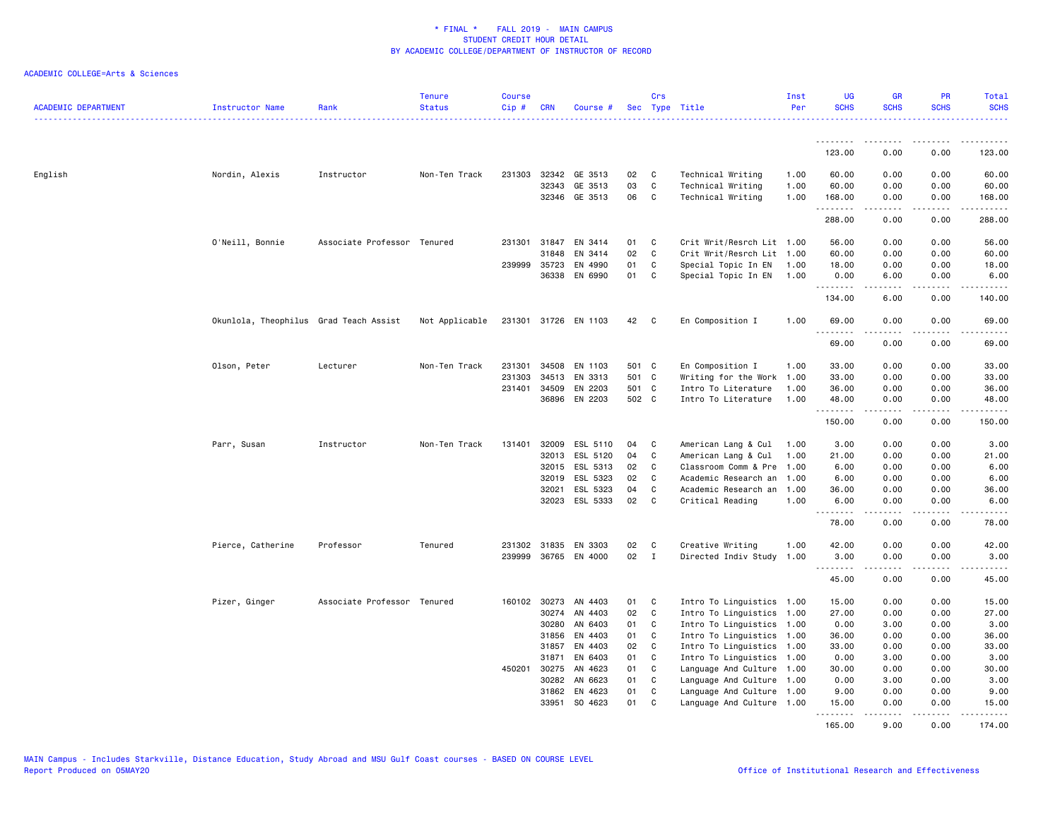* FINAL * FALL 2019 - MAIN CAMPUS
STUDENT CREDIT HOUR DETAIL
BY ACADEMIC COLLEGE/DEPARTMENT OF INSTRUCTOR OF RECORD

ACADEMIC COLLEGE=Arts & Sciences

| ACADEMIC DEPARTMENT | Instructor Name | Rank | Tenure Status | Course Cip # | CRN | Course # | Sec | Crs Type | Title | Inst Per | UG SCHS | GR SCHS | PR SCHS | Total SCHS |
|---|---|---|---|---|---|---|---|---|---|---|---|---|---|---|
| | | | | | | | | | | | 123.00 | 0.00 | 0.00 | 123.00 |
| English | Nordin, Alexis | Instructor | Non-Ten Track | 231303 | 32342 | GE 3513 | 02 | C | Technical Writing | 1.00 | 60.00 | 0.00 | 0.00 | 60.00 |
| | | | | | 32343 | GE 3513 | 03 | C | Technical Writing | 1.00 | 60.00 | 0.00 | 0.00 | 60.00 |
| | | | | | 32346 | GE 3513 | 06 | C | Technical Writing | 1.00 | 168.00 | 0.00 | 0.00 | 168.00 |
| | | | | | | | | | | | 288.00 | 0.00 | 0.00 | 288.00 |
| | O'Neill, Bonnie | Associate Professor | Tenured | 231301 | 31847 | EN 3414 | 01 | C | Crit Writ/Resrch Lit | 1.00 | 56.00 | 0.00 | 0.00 | 56.00 |
| | | | | | 31848 | EN 3414 | 02 | C | Crit Writ/Resrch Lit | 1.00 | 60.00 | 0.00 | 0.00 | 60.00 |
| | | | | 239999 | 35723 | EN 4990 | 01 | C | Special Topic In EN | 1.00 | 18.00 | 0.00 | 0.00 | 18.00 |
| | | | | | 36338 | EN 6990 | 01 | C | Special Topic In EN | 1.00 | 0.00 | 6.00 | 0.00 | 6.00 |
| | | | | | | | | | | | 134.00 | 6.00 | 0.00 | 140.00 |
| | Okunlola, Theophilus | Grad Teach Assist | Not Applicable | 231301 | 31726 | EN 1103 | 42 | C | En Composition I | 1.00 | 69.00 | 0.00 | 0.00 | 69.00 |
| | | | | | | | | | | | 69.00 | 0.00 | 0.00 | 69.00 |
| | Olson, Peter | Lecturer | Non-Ten Track | 231301 | 34508 | EN 1103 | 501 | C | En Composition I | 1.00 | 33.00 | 0.00 | 0.00 | 33.00 |
| | | | | 231303 | 34513 | EN 3313 | 501 | C | Writing for the Work | 1.00 | 33.00 | 0.00 | 0.00 | 33.00 |
| | | | | 231401 | 34509 | EN 2203 | 501 | C | Intro To Literature | 1.00 | 36.00 | 0.00 | 0.00 | 36.00 |
| | | | | | 36896 | EN 2203 | 502 | C | Intro To Literature | 1.00 | 48.00 | 0.00 | 0.00 | 48.00 |
| | | | | | | | | | | | 150.00 | 0.00 | 0.00 | 150.00 |
| | Parr, Susan | Instructor | Non-Ten Track | 131401 | 32009 | ESL 5110 | 04 | C | American Lang & Cul | 1.00 | 3.00 | 0.00 | 0.00 | 3.00 |
| | | | | | 32013 | ESL 5120 | 04 | C | American Lang & Cul | 1.00 | 21.00 | 0.00 | 0.00 | 21.00 |
| | | | | | 32015 | ESL 5313 | 02 | C | Classroom Comm & Pre | 1.00 | 6.00 | 0.00 | 0.00 | 6.00 |
| | | | | | 32019 | ESL 5323 | 02 | C | Academic Research an | 1.00 | 6.00 | 0.00 | 0.00 | 6.00 |
| | | | | | 32021 | ESL 5323 | 04 | C | Academic Research an | 1.00 | 36.00 | 0.00 | 0.00 | 36.00 |
| | | | | | 32023 | ESL 5333 | 02 | C | Critical Reading | 1.00 | 6.00 | 0.00 | 0.00 | 6.00 |
| | | | | | | | | | | | 78.00 | 0.00 | 0.00 | 78.00 |
| | Pierce, Catherine | Professor | Tenured | 231302 | 31835 | EN 3303 | 02 | C | Creative Writing | 1.00 | 42.00 | 0.00 | 0.00 | 42.00 |
| | | | | 239999 | 36765 | EN 4000 | 02 | I | Directed Indiv Study | 1.00 | 3.00 | 0.00 | 0.00 | 3.00 |
| | | | | | | | | | | | 45.00 | 0.00 | 0.00 | 45.00 |
| | Pizer, Ginger | Associate Professor | Tenured | 160102 | 30273 | AN 4403 | 01 | C | Intro To Linguistics | 1.00 | 15.00 | 0.00 | 0.00 | 15.00 |
| | | | | | 30274 | AN 4403 | 02 | C | Intro To Linguistics | 1.00 | 27.00 | 0.00 | 0.00 | 27.00 |
| | | | | | 30280 | AN 6403 | 01 | C | Intro To Linguistics | 1.00 | 0.00 | 3.00 | 0.00 | 3.00 |
| | | | | | 31856 | EN 4403 | 01 | C | Intro To Linguistics | 1.00 | 36.00 | 0.00 | 0.00 | 36.00 |
| | | | | | 31857 | EN 4403 | 02 | C | Intro To Linguistics | 1.00 | 33.00 | 0.00 | 0.00 | 33.00 |
| | | | | | 31871 | EN 6403 | 01 | C | Intro To Linguistics | 1.00 | 0.00 | 3.00 | 0.00 | 3.00 |
| | | | | 450201 | 30275 | AN 4623 | 01 | C | Language And Culture | 1.00 | 30.00 | 0.00 | 0.00 | 30.00 |
| | | | | | 30282 | AN 6623 | 01 | C | Language And Culture | 1.00 | 0.00 | 3.00 | 0.00 | 3.00 |
| | | | | | 31862 | EN 4623 | 01 | C | Language And Culture | 1.00 | 9.00 | 0.00 | 0.00 | 9.00 |
| | | | | | 33951 | SO 4623 | 01 | C | Language And Culture | 1.00 | 15.00 | 0.00 | 0.00 | 15.00 |
| | | | | | | | | | | | 165.00 | 9.00 | 0.00 | 174.00 |

MAIN Campus - Includes Starkville, Distance Education, Study Abroad and MSU Gulf Coast courses - BASED ON COURSE LEVEL
Report Produced on 05MAY20 Office of Institutional Research and Effectiveness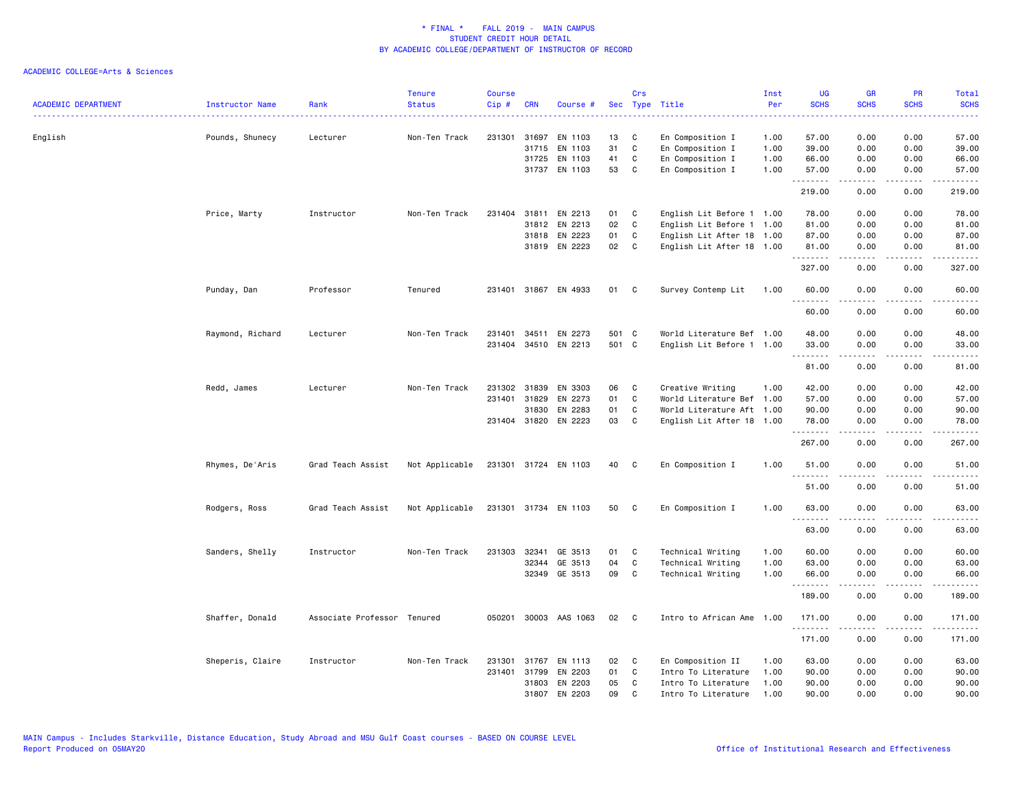\* FINAL \* FALL 2019 - MAIN CAMPUS
STUDENT CREDIT HOUR DETAIL
BY ACADEMIC COLLEGE/DEPARTMENT OF INSTRUCTOR OF RECORD

ACADEMIC COLLEGE=Arts & Sciences

| ACADEMIC DEPARTMENT | Instructor Name | Rank | Tenure Status | Course Cip # | CRN | Course # | Sec | Crs Type | Title | Inst Per | UG SCHS | GR SCHS | PR SCHS | Total SCHS |
|---|---|---|---|---|---|---|---|---|---|---|---|---|---|---|
| English | Pounds, Shunecy | Lecturer | Non-Ten Track | 231301 | 31697 | EN 1103 | 13 | C | En Composition I | 1.00 | 57.00 | 0.00 | 0.00 | 57.00 |
| | | | | | 31715 | EN 1103 | 31 | C | En Composition I | 1.00 | 39.00 | 0.00 | 0.00 | 39.00 |
| | | | | | 31725 | EN 1103 | 41 | C | En Composition I | 1.00 | 66.00 | 0.00 | 0.00 | 66.00 |
| | | | | | 31737 | EN 1103 | 53 | C | En Composition I | 1.00 | 57.00 | 0.00 | 0.00 | 57.00 |
| | | | | | | | | | | | 219.00 | 0.00 | 0.00 | 219.00 |
| | Price, Marty | Instructor | Non-Ten Track | 231404 | 31811 | EN 2213 | 01 | C | English Lit Before 1 | 1.00 | 78.00 | 0.00 | 0.00 | 78.00 |
| | | | | | 31812 | EN 2213 | 02 | C | English Lit Before 1 | 1.00 | 81.00 | 0.00 | 0.00 | 81.00 |
| | | | | | 31818 | EN 2223 | 01 | C | English Lit After 18 | 1.00 | 87.00 | 0.00 | 0.00 | 87.00 |
| | | | | | 31819 | EN 2223 | 02 | C | English Lit After 18 | 1.00 | 81.00 | 0.00 | 0.00 | 81.00 |
| | | | | | | | | | | | 327.00 | 0.00 | 0.00 | 327.00 |
| | Punday, Dan | Professor | Tenured | 231401 | 31867 | EN 4933 | 01 | C | Survey Contemp Lit | 1.00 | 60.00 | 0.00 | 0.00 | 60.00 |
| | | | | | | | | | | | 60.00 | 0.00 | 0.00 | 60.00 |
| | Raymond, Richard | Lecturer | Non-Ten Track | 231401 | 34511 | EN 2273 | 501 | C | World Literature Bef | 1.00 | 48.00 | 0.00 | 0.00 | 48.00 |
| | | | | 231404 | 34510 | EN 2213 | 501 | C | English Lit Before 1 | 1.00 | 33.00 | 0.00 | 0.00 | 33.00 |
| | | | | | | | | | | | 81.00 | 0.00 | 0.00 | 81.00 |
| | Redd, James | Lecturer | Non-Ten Track | 231302 | 31839 | EN 3303 | 06 | C | Creative Writing | 1.00 | 42.00 | 0.00 | 0.00 | 42.00 |
| | | | | 231401 | 31829 | EN 2273 | 01 | C | World Literature Bef | 1.00 | 57.00 | 0.00 | 0.00 | 57.00 |
| | | | | | 31830 | EN 2283 | 01 | C | World Literature Aft | 1.00 | 90.00 | 0.00 | 0.00 | 90.00 |
| | | | | 231404 | 31820 | EN 2223 | 03 | C | English Lit After 18 | 1.00 | 78.00 | 0.00 | 0.00 | 78.00 |
| | | | | | | | | | | | 267.00 | 0.00 | 0.00 | 267.00 |
| | Rhymes, De'Aris | Grad Teach Assist | Not Applicable | 231301 | 31724 | EN 1103 | 40 | C | En Composition I | 1.00 | 51.00 | 0.00 | 0.00 | 51.00 |
| | | | | | | | | | | | 51.00 | 0.00 | 0.00 | 51.00 |
| | Rodgers, Ross | Grad Teach Assist | Not Applicable | 231301 | 31734 | EN 1103 | 50 | C | En Composition I | 1.00 | 63.00 | 0.00 | 0.00 | 63.00 |
| | | | | | | | | | | | 63.00 | 0.00 | 0.00 | 63.00 |
| | Sanders, Shelly | Instructor | Non-Ten Track | 231303 | 32341 | GE 3513 | 01 | C | Technical Writing | 1.00 | 60.00 | 0.00 | 0.00 | 60.00 |
| | | | | | 32344 | GE 3513 | 04 | C | Technical Writing | 1.00 | 63.00 | 0.00 | 0.00 | 63.00 |
| | | | | | 32349 | GE 3513 | 09 | C | Technical Writing | 1.00 | 66.00 | 0.00 | 0.00 | 66.00 |
| | | | | | | | | | | | 189.00 | 0.00 | 0.00 | 189.00 |
| | Shaffer, Donald | Associate Professor | Tenured | 050201 | 30003 | AAS 1063 | 02 | C | Intro to African Ame | 1.00 | 171.00 | 0.00 | 0.00 | 171.00 |
| | | | | | | | | | | | 171.00 | 0.00 | 0.00 | 171.00 |
| | Sheperis, Claire | Instructor | Non-Ten Track | 231301 | 31767 | EN 1113 | 02 | C | En Composition II | 1.00 | 63.00 | 0.00 | 0.00 | 63.00 |
| | | | | 231401 | 31799 | EN 2203 | 01 | C | Intro To Literature | 1.00 | 90.00 | 0.00 | 0.00 | 90.00 |
| | | | | | 31803 | EN 2203 | 05 | C | Intro To Literature | 1.00 | 90.00 | 0.00 | 0.00 | 90.00 |
| | | | | | 31807 | EN 2203 | 09 | C | Intro To Literature | 1.00 | 90.00 | 0.00 | 0.00 | 90.00 |

MAIN Campus - Includes Starkville, Distance Education, Study Abroad and MSU Gulf Coast courses - BASED ON COURSE LEVEL
Report Produced on 05MAY20 — Office of Institutional Research and Effectiveness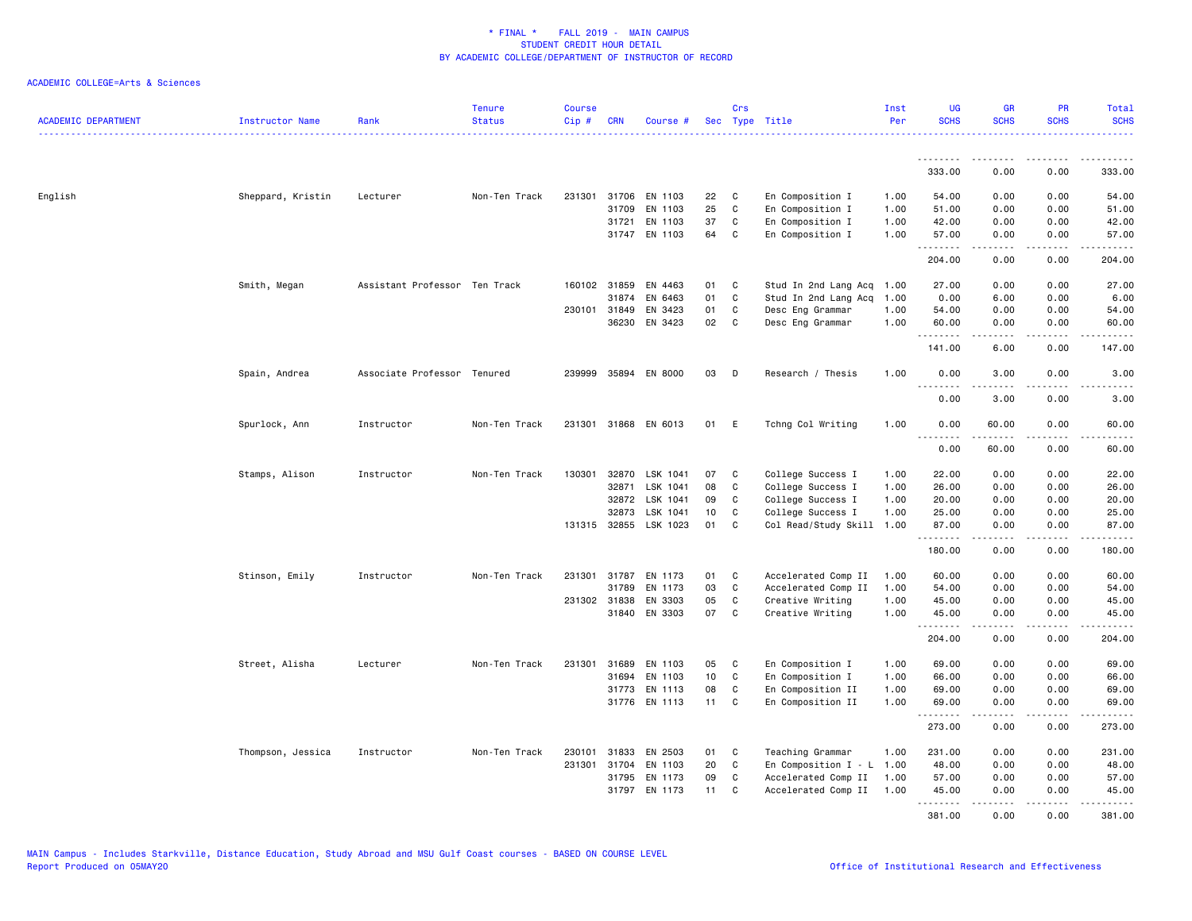\* FINAL \* FALL 2019 - MAIN CAMPUS
STUDENT CREDIT HOUR DETAIL
BY ACADEMIC COLLEGE/DEPARTMENT OF INSTRUCTOR OF RECORD

ACADEMIC COLLEGE=Arts & Sciences

| ACADEMIC DEPARTMENT | Instructor Name | Rank | Tenure Status | Course Cip # | CRN | Course # | Sec | Crs Type | Title | Inst Per | UG SCHS | GR SCHS | PR SCHS | Total SCHS |
|---|---|---|---|---|---|---|---|---|---|---|---|---|---|---|
| | | | | | | | | | | | 333.00 | 0.00 | 0.00 | 333.00 |
| English | Sheppard, Kristin | Lecturer | Non-Ten Track | 231301 | 31706 | EN 1103 | 22 | C | En Composition I | 1.00 | 54.00 | 0.00 | 0.00 | 54.00 |
| | | | | | 31709 | EN 1103 | 25 | C | En Composition I | 1.00 | 51.00 | 0.00 | 0.00 | 51.00 |
| | | | | | 31721 | EN 1103 | 37 | C | En Composition I | 1.00 | 42.00 | 0.00 | 0.00 | 42.00 |
| | | | | | 31747 | EN 1103 | 64 | C | En Composition I | 1.00 | 57.00 | 0.00 | 0.00 | 57.00 |
| | | | | | | | | | | | 204.00 | 0.00 | 0.00 | 204.00 |
| | Smith, Megan | Assistant Professor | Ten Track | 160102 | 31859 | EN 4463 | 01 | C | Stud In 2nd Lang Acq | 1.00 | 27.00 | 0.00 | 0.00 | 27.00 |
| | | | | | 31874 | EN 6463 | 01 | C | Stud In 2nd Lang Acq | 1.00 | 0.00 | 6.00 | 0.00 | 6.00 |
| | | | | 230101 | 31849 | EN 3423 | 01 | C | Desc Eng Grammar | 1.00 | 54.00 | 0.00 | 0.00 | 54.00 |
| | | | | | 36230 | EN 3423 | 02 | C | Desc Eng Grammar | 1.00 | 60.00 | 0.00 | 0.00 | 60.00 |
| | | | | | | | | | | | 141.00 | 6.00 | 0.00 | 147.00 |
| | Spain, Andrea | Associate Professor | Tenured | 239999 | 35894 | EN 8000 | 03 | D | Research / Thesis | 1.00 | 0.00 | 3.00 | 0.00 | 3.00 |
| | | | | | | | | | | | 0.00 | 3.00 | 0.00 | 3.00 |
| | Spurlock, Ann | Instructor | Non-Ten Track | 231301 | 31868 | EN 6013 | 01 | E | Tchng Col Writing | 1.00 | 0.00 | 60.00 | 0.00 | 60.00 |
| | | | | | | | | | | | 0.00 | 60.00 | 0.00 | 60.00 |
| | Stamps, Alison | Instructor | Non-Ten Track | 130301 | 32870 | LSK 1041 | 07 | C | College Success I | 1.00 | 22.00 | 0.00 | 0.00 | 22.00 |
| | | | | | 32871 | LSK 1041 | 08 | C | College Success I | 1.00 | 26.00 | 0.00 | 0.00 | 26.00 |
| | | | | | 32872 | LSK 1041 | 09 | C | College Success I | 1.00 | 20.00 | 0.00 | 0.00 | 20.00 |
| | | | | | 32873 | LSK 1041 | 10 | C | College Success I | 1.00 | 25.00 | 0.00 | 0.00 | 25.00 |
| | | | | 131315 | 32855 | LSK 1023 | 01 | C | Col Read/Study Skill | 1.00 | 87.00 | 0.00 | 0.00 | 87.00 |
| | | | | | | | | | | | 180.00 | 0.00 | 0.00 | 180.00 |
| | Stinson, Emily | Instructor | Non-Ten Track | 231301 | 31787 | EN 1173 | 01 | C | Accelerated Comp II | 1.00 | 60.00 | 0.00 | 0.00 | 60.00 |
| | | | | | 31789 | EN 1173 | 03 | C | Accelerated Comp II | 1.00 | 54.00 | 0.00 | 0.00 | 54.00 |
| | | | | 231302 | 31838 | EN 3303 | 05 | C | Creative Writing | 1.00 | 45.00 | 0.00 | 0.00 | 45.00 |
| | | | | | 31840 | EN 3303 | 07 | C | Creative Writing | 1.00 | 45.00 | 0.00 | 0.00 | 45.00 |
| | | | | | | | | | | | 204.00 | 0.00 | 0.00 | 204.00 |
| | Street, Alisha | Lecturer | Non-Ten Track | 231301 | 31689 | EN 1103 | 05 | C | En Composition I | 1.00 | 69.00 | 0.00 | 0.00 | 69.00 |
| | | | | | 31694 | EN 1103 | 10 | C | En Composition I | 1.00 | 66.00 | 0.00 | 0.00 | 66.00 |
| | | | | | 31773 | EN 1113 | 08 | C | En Composition II | 1.00 | 69.00 | 0.00 | 0.00 | 69.00 |
| | | | | | 31776 | EN 1113 | 11 | C | En Composition II | 1.00 | 69.00 | 0.00 | 0.00 | 69.00 |
| | | | | | | | | | | | 273.00 | 0.00 | 0.00 | 273.00 |
| | Thompson, Jessica | Instructor | Non-Ten Track | 230101 | 31833 | EN 2503 | 01 | C | Teaching Grammar | 1.00 | 231.00 | 0.00 | 0.00 | 231.00 |
| | | | | 231301 | 31704 | EN 1103 | 20 | C | En Composition I - L | 1.00 | 48.00 | 0.00 | 0.00 | 48.00 |
| | | | | | 31795 | EN 1173 | 09 | C | Accelerated Comp II | 1.00 | 57.00 | 0.00 | 0.00 | 57.00 |
| | | | | | 31797 | EN 1173 | 11 | C | Accelerated Comp II | 1.00 | 45.00 | 0.00 | 0.00 | 45.00 |
| | | | | | | | | | | | 381.00 | 0.00 | 0.00 | 381.00 |

MAIN Campus - Includes Starkville, Distance Education, Study Abroad and MSU Gulf Coast courses - BASED ON COURSE LEVEL
Report Produced on 05MAY20 | Office of Institutional Research and Effectiveness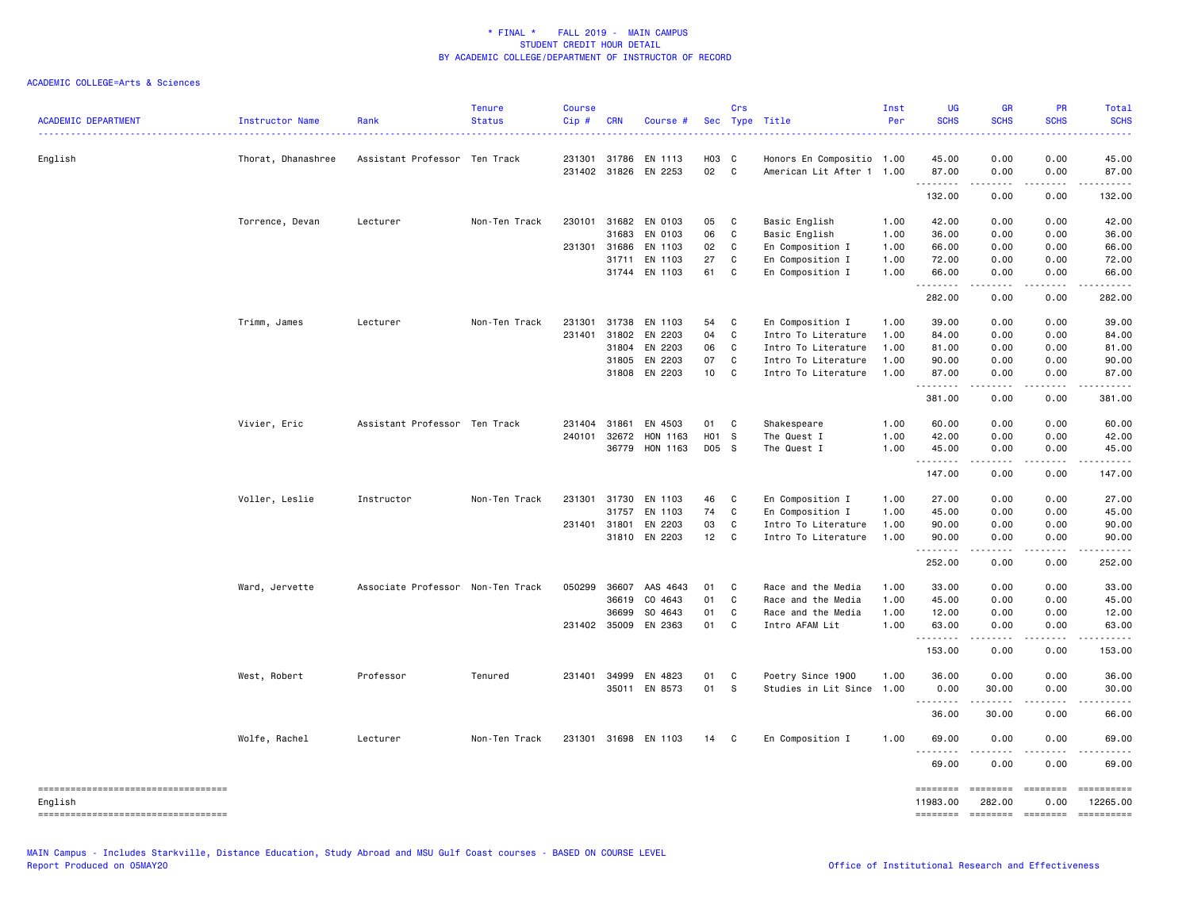* FINAL * FALL 2019 - MAIN CAMPUS
STUDENT CREDIT HOUR DETAIL
BY ACADEMIC COLLEGE/DEPARTMENT OF INSTRUCTOR OF RECORD

ACADEMIC COLLEGE=Arts & Sciences

| ACADEMIC DEPARTMENT | Instructor Name | Rank | Tenure Status | Course Cip # | CRN | Course # | Sec | Crs Type | Title | Inst Per | UG SCHS | GR SCHS | PR SCHS | Total SCHS |
|---|---|---|---|---|---|---|---|---|---|---|---|---|---|---|
| English | Thorat, Dhanashree | Assistant Professor | Ten Track | 231301 | 31786 | EN 1113 | H03 | C | Honors En Compositio | 1.00 | 45.00 | 0.00 | 0.00 | 45.00 |
| | | | | 231402 | 31826 | EN 2253 | 02 | C | American Lit After 1 | 1.00 | 87.00 | 0.00 | 0.00 | 87.00 |
| | | | | | | | | | | | 132.00 | 0.00 | 0.00 | 132.00 |
| | Torrence, Devan | Lecturer | Non-Ten Track | 230101 | 31682 | EN 0103 | 05 | C | Basic English | 1.00 | 42.00 | 0.00 | 0.00 | 42.00 |
| | | | | | 31683 | EN 0103 | 06 | C | Basic English | 1.00 | 36.00 | 0.00 | 0.00 | 36.00 |
| | | | | 231301 | 31686 | EN 1103 | 02 | C | En Composition I | 1.00 | 66.00 | 0.00 | 0.00 | 66.00 |
| | | | | | 31711 | EN 1103 | 27 | C | En Composition I | 1.00 | 72.00 | 0.00 | 0.00 | 72.00 |
| | | | | | 31744 | EN 1103 | 61 | C | En Composition I | 1.00 | 66.00 | 0.00 | 0.00 | 66.00 |
| | | | | | | | | | | | 282.00 | 0.00 | 0.00 | 282.00 |
| | Trimm, James | Lecturer | Non-Ten Track | 231301 | 31738 | EN 1103 | 54 | C | En Composition I | 1.00 | 39.00 | 0.00 | 0.00 | 39.00 |
| | | | | 231401 | 31802 | EN 2203 | 04 | C | Intro To Literature | 1.00 | 84.00 | 0.00 | 0.00 | 84.00 |
| | | | | | 31804 | EN 2203 | 06 | C | Intro To Literature | 1.00 | 81.00 | 0.00 | 0.00 | 81.00 |
| | | | | | 31805 | EN 2203 | 07 | C | Intro To Literature | 1.00 | 90.00 | 0.00 | 0.00 | 90.00 |
| | | | | | 31808 | EN 2203 | 10 | C | Intro To Literature | 1.00 | 87.00 | 0.00 | 0.00 | 87.00 |
| | | | | | | | | | | | 381.00 | 0.00 | 0.00 | 381.00 |
| | Vivier, Eric | Assistant Professor | Ten Track | 231404 | 31861 | EN 4503 | 01 | C | Shakespeare | 1.00 | 60.00 | 0.00 | 0.00 | 60.00 |
| | | | | 240101 | 32672 | HON 1163 | H01 | S | The Quest I | 1.00 | 42.00 | 0.00 | 0.00 | 42.00 |
| | | | | | 36779 | HON 1163 | D05 | S | The Quest I | 1.00 | 45.00 | 0.00 | 0.00 | 45.00 |
| | | | | | | | | | | | 147.00 | 0.00 | 0.00 | 147.00 |
| | Voller, Leslie | Instructor | Non-Ten Track | 231301 | 31730 | EN 1103 | 46 | C | En Composition I | 1.00 | 27.00 | 0.00 | 0.00 | 27.00 |
| | | | | | 31757 | EN 1103 | 74 | C | En Composition I | 1.00 | 45.00 | 0.00 | 0.00 | 45.00 |
| | | | | 231401 | 31801 | EN 2203 | 03 | C | Intro To Literature | 1.00 | 90.00 | 0.00 | 0.00 | 90.00 |
| | | | | | 31810 | EN 2203 | 12 | C | Intro To Literature | 1.00 | 90.00 | 0.00 | 0.00 | 90.00 |
| | | | | | | | | | | | 252.00 | 0.00 | 0.00 | 252.00 |
| | Ward, Jervette | Associate Professor | Non-Ten Track | 050299 | 36607 | AAS 4643 | 01 | C | Race and the Media | 1.00 | 33.00 | 0.00 | 0.00 | 33.00 |
| | | | | | 36619 | CO 4643 | 01 | C | Race and the Media | 1.00 | 45.00 | 0.00 | 0.00 | 45.00 |
| | | | | | 36699 | SO 4643 | 01 | C | Race and the Media | 1.00 | 12.00 | 0.00 | 0.00 | 12.00 |
| | | | | 231402 | 35009 | EN 2363 | 01 | C | Intro AFAM Lit | 1.00 | 63.00 | 0.00 | 0.00 | 63.00 |
| | | | | | | | | | | | 153.00 | 0.00 | 0.00 | 153.00 |
| | West, Robert | Professor | Tenured | 231401 | 34999 | EN 4823 | 01 | C | Poetry Since 1900 | 1.00 | 36.00 | 0.00 | 0.00 | 36.00 |
| | | | | | 35011 | EN 8573 | 01 | S | Studies in Lit Since | 1.00 | 0.00 | 30.00 | 0.00 | 30.00 |
| | | | | | | | | | | | 36.00 | 30.00 | 0.00 | 66.00 |
| | Wolfe, Rachel | Lecturer | Non-Ten Track | 231301 | 31698 | EN 1103 | 14 | C | En Composition I | 1.00 | 69.00 | 0.00 | 0.00 | 69.00 |
| | | | | | | | | | | | 69.00 | 0.00 | 0.00 | 69.00 |
| English | | | | | | | | | | | 11983.00 | 282.00 | 0.00 | 12265.00 |

MAIN Campus - Includes Starkville, Distance Education, Study Abroad and MSU Gulf Coast courses - BASED ON COURSE LEVEL
Report Produced on 05MAY20 Office of Institutional Research and Effectiveness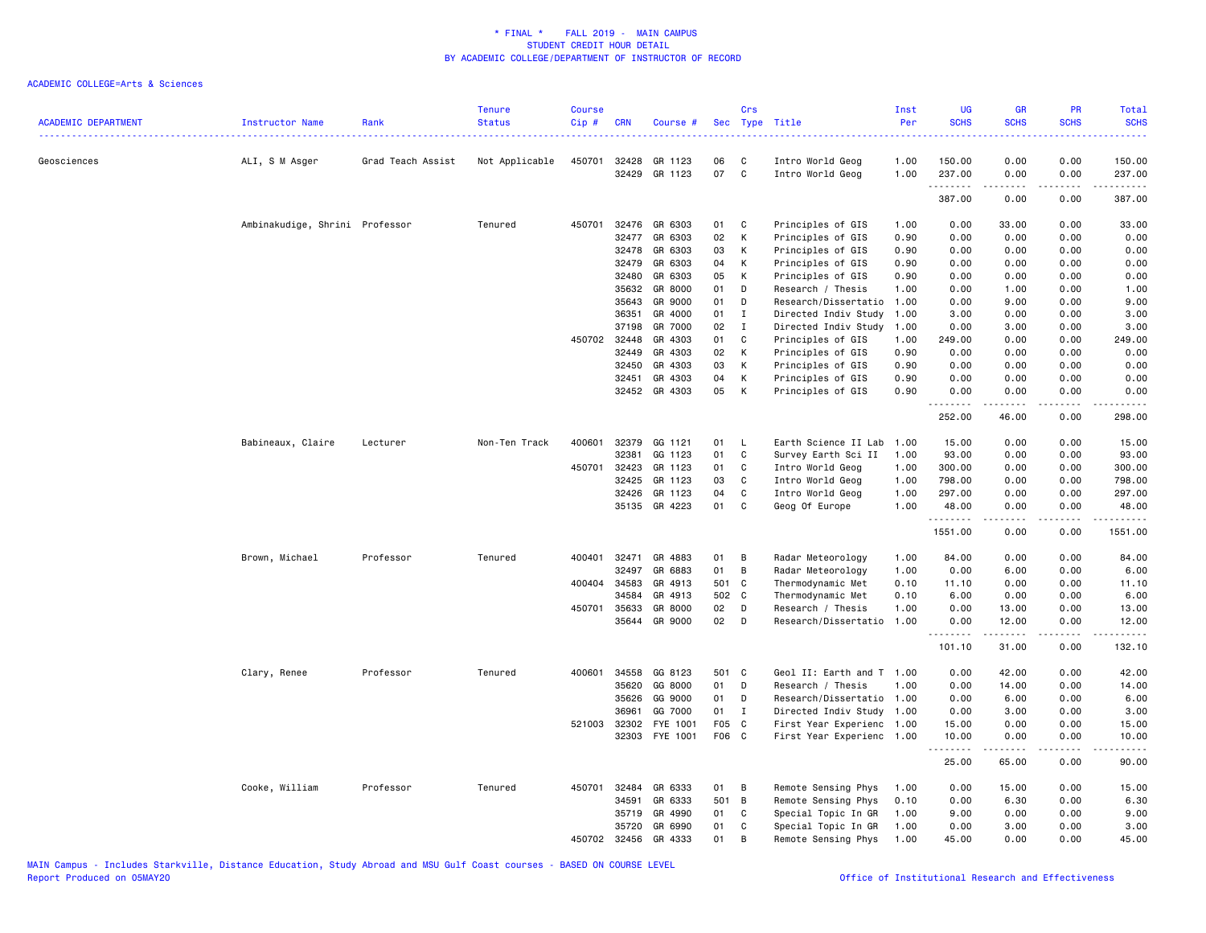# * FINAL * FALL 2019 - MAIN CAMPUS
## STUDENT CREDIT HOUR DETAIL
## BY ACADEMIC COLLEGE/DEPARTMENT OF INSTRUCTOR OF RECORD

ACADEMIC COLLEGE=Arts & Sciences

| ACADEMIC DEPARTMENT | Instructor Name | Rank | Tenure Status | Course Cip # | CRN | Course # | Sec | Crs Type | Title | Inst Per | UG SCHS | GR SCHS | PR SCHS | Total SCHS |
|---|---|---|---|---|---|---|---|---|---|---|---|---|---|---|
| Geosciences | ALI, S M Asger | Grad Teach Assist | Not Applicable | 450701 | 32428 | GR 1123 | 06 | C | Intro World Geog | 1.00 | 150.00 | 0.00 | 0.00 | 150.00 |
| | | | | | 32429 | GR 1123 | 07 | C | Intro World Geog | 1.00 | 237.00 | 0.00 | 0.00 | 237.00 |
| | | | | | | | | | | | 387.00 | 0.00 | 0.00 | 387.00 |
| | Ambinakudige, Shrini | Professor | Tenured | 450701 | 32476 | GR 6303 | 01 | C | Principles of GIS | 1.00 | 0.00 | 33.00 | 0.00 | 33.00 |
| | | | | | 32477 | GR 6303 | 02 | K | Principles of GIS | 0.90 | 0.00 | 0.00 | 0.00 | 0.00 |
| | | | | | 32478 | GR 6303 | 03 | K | Principles of GIS | 0.90 | 0.00 | 0.00 | 0.00 | 0.00 |
| | | | | | 32479 | GR 6303 | 04 | K | Principles of GIS | 0.90 | 0.00 | 0.00 | 0.00 | 0.00 |
| | | | | | 32480 | GR 6303 | 05 | K | Principles of GIS | 0.90 | 0.00 | 0.00 | 0.00 | 0.00 |
| | | | | | 35632 | GR 8000 | 01 | D | Research / Thesis | 1.00 | 0.00 | 1.00 | 0.00 | 1.00 |
| | | | | | 35643 | GR 9000 | 01 | D | Research/Dissertatio | 1.00 | 0.00 | 9.00 | 0.00 | 9.00 |
| | | | | | 36351 | GR 4000 | 01 | I | Directed Indiv Study | 1.00 | 3.00 | 0.00 | 0.00 | 3.00 |
| | | | | | 37198 | GR 7000 | 02 | I | Directed Indiv Study | 1.00 | 0.00 | 3.00 | 0.00 | 3.00 |
| | | | | 450702 | 32448 | GR 4303 | 01 | C | Principles of GIS | 1.00 | 249.00 | 0.00 | 0.00 | 249.00 |
| | | | | | 32449 | GR 4303 | 02 | K | Principles of GIS | 0.90 | 0.00 | 0.00 | 0.00 | 0.00 |
| | | | | | 32450 | GR 4303 | 03 | K | Principles of GIS | 0.90 | 0.00 | 0.00 | 0.00 | 0.00 |
| | | | | | 32451 | GR 4303 | 04 | K | Principles of GIS | 0.90 | 0.00 | 0.00 | 0.00 | 0.00 |
| | | | | | 32452 | GR 4303 | 05 | K | Principles of GIS | 0.90 | 0.00 | 0.00 | 0.00 | 0.00 |
| | | | | | | | | | | | 252.00 | 46.00 | 0.00 | 298.00 |
| | Babineaux, Claire | Lecturer | Non-Ten Track | 400601 | 32379 | GG 1121 | 01 | L | Earth Science II Lab | 1.00 | 15.00 | 0.00 | 0.00 | 15.00 |
| | | | | | 32381 | GG 1123 | 01 | C | Survey Earth Sci II | 1.00 | 93.00 | 0.00 | 0.00 | 93.00 |
| | | | | 450701 | 32423 | GR 1123 | 01 | C | Intro World Geog | 1.00 | 300.00 | 0.00 | 0.00 | 300.00 |
| | | | | | 32425 | GR 1123 | 03 | C | Intro World Geog | 1.00 | 798.00 | 0.00 | 0.00 | 798.00 |
| | | | | | 32426 | GR 1123 | 04 | C | Intro World Geog | 1.00 | 297.00 | 0.00 | 0.00 | 297.00 |
| | | | | | 35135 | GR 4223 | 01 | C | Geog Of Europe | 1.00 | 48.00 | 0.00 | 0.00 | 48.00 |
| | | | | | | | | | | | 1551.00 | 0.00 | 0.00 | 1551.00 |
| | Brown, Michael | Professor | Tenured | 400401 | 32471 | GR 4883 | 01 | B | Radar Meteorology | 1.00 | 84.00 | 0.00 | 0.00 | 84.00 |
| | | | | | 32497 | GR 6883 | 01 | B | Radar Meteorology | 1.00 | 0.00 | 6.00 | 0.00 | 6.00 |
| | | | | 400404 | 34583 | GR 4913 | 501 | C | Thermodynamic Met | 0.10 | 11.10 | 0.00 | 0.00 | 11.10 |
| | | | | | 34584 | GR 4913 | 502 | C | Thermodynamic Met | 0.10 | 6.00 | 0.00 | 0.00 | 6.00 |
| | | | | 450701 | 35633 | GR 8000 | 02 | D | Research / Thesis | 1.00 | 0.00 | 13.00 | 0.00 | 13.00 |
| | | | | | 35644 | GR 9000 | 02 | D | Research/Dissertatio | 1.00 | 0.00 | 12.00 | 0.00 | 12.00 |
| | | | | | | | | | | | 101.10 | 31.00 | 0.00 | 132.10 |
| | Clary, Renee | Professor | Tenured | 400601 | 34558 | GG 8123 | 501 | C | Geol II: Earth and T | 1.00 | 0.00 | 42.00 | 0.00 | 42.00 |
| | | | | | 35620 | GG 8000 | 01 | D | Research / Thesis | 1.00 | 0.00 | 14.00 | 0.00 | 14.00 |
| | | | | | 35626 | GG 9000 | 01 | D | Research/Dissertatio | 1.00 | 0.00 | 6.00 | 0.00 | 6.00 |
| | | | | | 36961 | GG 7000 | 01 | I | Directed Indiv Study | 1.00 | 0.00 | 3.00 | 0.00 | 3.00 |
| | | | | 521003 | 32302 | FYE 1001 | F05 | C | First Year Experienc | 1.00 | 15.00 | 0.00 | 0.00 | 15.00 |
| | | | | | 32303 | FYE 1001 | F06 | C | First Year Experienc | 1.00 | 10.00 | 0.00 | 0.00 | 10.00 |
| | | | | | | | | | | | 25.00 | 65.00 | 0.00 | 90.00 |
| | Cooke, William | Professor | Tenured | 450701 | 32484 | GR 6333 | 01 | B | Remote Sensing Phys | 1.00 | 0.00 | 15.00 | 0.00 | 15.00 |
| | | | | | 34591 | GR 6333 | 501 | B | Remote Sensing Phys | 0.10 | 0.00 | 6.30 | 0.00 | 6.30 |
| | | | | | 35719 | GR 4990 | 01 | C | Special Topic In GR | 1.00 | 9.00 | 0.00 | 0.00 | 9.00 |
| | | | | | 35720 | GR 6990 | 01 | C | Special Topic In GR | 1.00 | 0.00 | 3.00 | 0.00 | 3.00 |
| | | | | 450702 | 32456 | GR 4333 | 01 | B | Remote Sensing Phys | 1.00 | 45.00 | 0.00 | 0.00 | 45.00 |

MAIN Campus - Includes Starkville, Distance Education, Study Abroad and MSU Gulf Coast courses - BASED ON COURSE LEVEL
Report Produced on 05MAY20

Office of Institutional Research and Effectiveness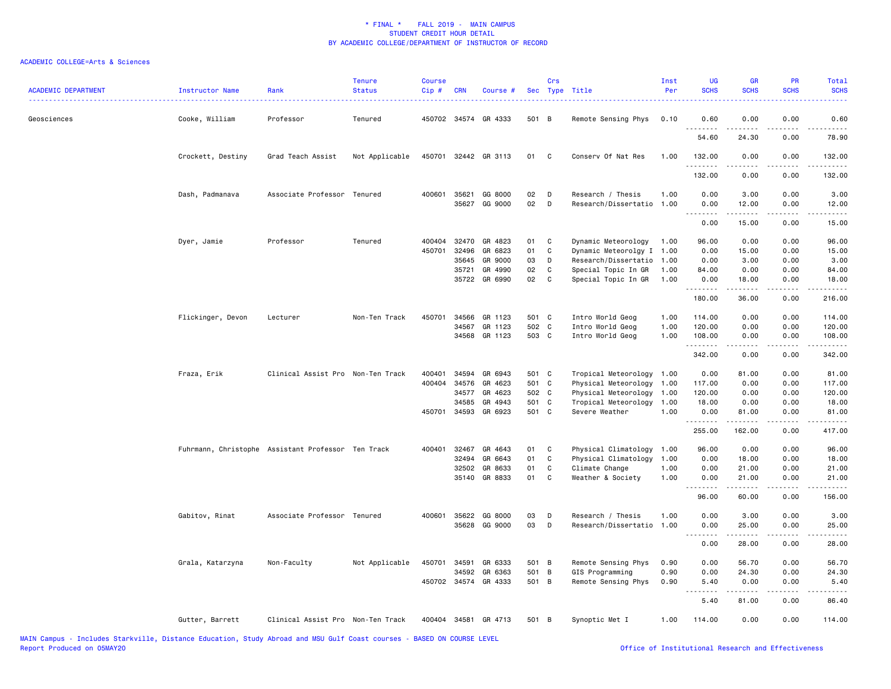# * FINAL * FALL 2019 - MAIN CAMPUS
## STUDENT CREDIT HOUR DETAIL
## BY ACADEMIC COLLEGE/DEPARTMENT OF INSTRUCTOR OF RECORD

ACADEMIC COLLEGE=Arts & Sciences

| ACADEMIC DEPARTMENT | Instructor Name | Rank | Tenure Status | Course Cip # | CRN | Course # | Sec | Crs Type | Title | Inst Per | UG SCHS | GR SCHS | PR SCHS | Total SCHS |
|---|---|---|---|---|---|---|---|---|---|---|---|---|---|---|
| Geosciences | Cooke, William | Professor | Tenured | 450702 | 34574 | GR 4333 | 501 | B | Remote Sensing Phys | 0.10 | 0.60 | 0.00 | 0.00 | 0.60 |
| | | | | | | | | | | | 54.60 | 24.30 | 0.00 | 78.90 |
| | Crockett, Destiny | Grad Teach Assist | Not Applicable | 450701 | 32442 | GR 3113 | 01 | C | Conserv Of Nat Res | 1.00 | 132.00 | 0.00 | 0.00 | 132.00 |
| | | | | | | | | | | | 132.00 | 0.00 | 0.00 | 132.00 |
| | Dash, Padmanava | Associate Professor | Tenured | 400601 | 35621 | GG 8000 | 02 | D | Research / Thesis | 1.00 | 0.00 | 3.00 | 0.00 | 3.00 |
| | | | | | 35627 | GG 9000 | 02 | D | Research/Dissertatio | 1.00 | 0.00 | 12.00 | 0.00 | 12.00 |
| | | | | | | | | | | | 0.00 | 15.00 | 0.00 | 15.00 |
| | Dyer, Jamie | Professor | Tenured | 400404 | 32470 | GR 4823 | 01 | C | Dynamic Meteorology | 1.00 | 96.00 | 0.00 | 0.00 | 96.00 |
| | | | | 450701 | 32496 | GR 6823 | 01 | C | Dynamic Meteorolgy I | 1.00 | 0.00 | 15.00 | 0.00 | 15.00 |
| | | | | | 35645 | GR 9000 | 03 | D | Research/Dissertatio | 1.00 | 0.00 | 3.00 | 0.00 | 3.00 |
| | | | | | 35721 | GR 4990 | 02 | C | Special Topic In GR | 1.00 | 84.00 | 0.00 | 0.00 | 84.00 |
| | | | | | 35722 | GR 6990 | 02 | C | Special Topic In GR | 1.00 | 0.00 | 18.00 | 0.00 | 18.00 |
| | | | | | | | | | | | 180.00 | 36.00 | 0.00 | 216.00 |
| | Flickinger, Devon | Lecturer | Non-Ten Track | 450701 | 34566 | GR 1123 | 501 | C | Intro World Geog | 1.00 | 114.00 | 0.00 | 0.00 | 114.00 |
| | | | | | 34567 | GR 1123 | 502 | C | Intro World Geog | 1.00 | 120.00 | 0.00 | 0.00 | 120.00 |
| | | | | | 34568 | GR 1123 | 503 | C | Intro World Geog | 1.00 | 108.00 | 0.00 | 0.00 | 108.00 |
| | | | | | | | | | | | 342.00 | 0.00 | 0.00 | 342.00 |
| | Fraza, Erik | Clinical Assist Pro | Non-Ten Track | 400401 | 34594 | GR 6943 | 501 | C | Tropical Meteorology | 1.00 | 0.00 | 81.00 | 0.00 | 81.00 |
| | | | | 400404 | 34576 | GR 4623 | 501 | C | Physical Meteorology | 1.00 | 117.00 | 0.00 | 0.00 | 117.00 |
| | | | | | 34577 | GR 4623 | 502 | C | Physical Meteorology | 1.00 | 120.00 | 0.00 | 0.00 | 120.00 |
| | | | | | 34585 | GR 4943 | 501 | C | Tropical Meteorology | 1.00 | 18.00 | 0.00 | 0.00 | 18.00 |
| | | | | 450701 | 34593 | GR 6923 | 501 | C | Severe Weather | 1.00 | 0.00 | 81.00 | 0.00 | 81.00 |
| | | | | | | | | | | | 255.00 | 162.00 | 0.00 | 417.00 |
| | Fuhrmann, Christophe | Assistant Professor | Ten Track | 400401 | 32467 | GR 4643 | 01 | C | Physical Climatology | 1.00 | 96.00 | 0.00 | 0.00 | 96.00 |
| | | | | | 32494 | GR 6643 | 01 | C | Physical Climatology | 1.00 | 0.00 | 18.00 | 0.00 | 18.00 |
| | | | | | 32502 | GR 8633 | 01 | C | Climate Change | 1.00 | 0.00 | 21.00 | 0.00 | 21.00 |
| | | | | | 35140 | GR 8833 | 01 | C | Weather & Society | 1.00 | 0.00 | 21.00 | 0.00 | 21.00 |
| | | | | | | | | | | | 96.00 | 60.00 | 0.00 | 156.00 |
| | Gabitov, Rinat | Associate Professor | Tenured | 400601 | 35622 | GG 8000 | 03 | D | Research / Thesis | 1.00 | 0.00 | 3.00 | 0.00 | 3.00 |
| | | | | | 35628 | GG 9000 | 03 | D | Research/Dissertatio | 1.00 | 0.00 | 25.00 | 0.00 | 25.00 |
| | | | | | | | | | | | 0.00 | 28.00 | 0.00 | 28.00 |
| | Grala, Katarzyna | Non-Faculty | Not Applicable | 450701 | 34591 | GR 6333 | 501 | B | Remote Sensing Phys | 0.90 | 0.00 | 56.70 | 0.00 | 56.70 |
| | | | | | 34592 | GR 6363 | 501 | B | GIS Programming | 0.90 | 0.00 | 24.30 | 0.00 | 24.30 |
| | | | | 450702 | 34574 | GR 4333 | 501 | B | Remote Sensing Phys | 0.90 | 5.40 | 0.00 | 0.00 | 5.40 |
| | | | | | | | | | | | 5.40 | 81.00 | 0.00 | 86.40 |
| | Gutter, Barrett | Clinical Assist Pro | Non-Ten Track | 400404 | 34581 | GR 4713 | 501 | B | Synoptic Met I | 1.00 | 114.00 | 0.00 | 0.00 | 114.00 |

MAIN Campus - Includes Starkville, Distance Education, Study Abroad and MSU Gulf Coast courses - BASED ON COURSE LEVEL
Report Produced on 05MAY20 — Office of Institutional Research and Effectiveness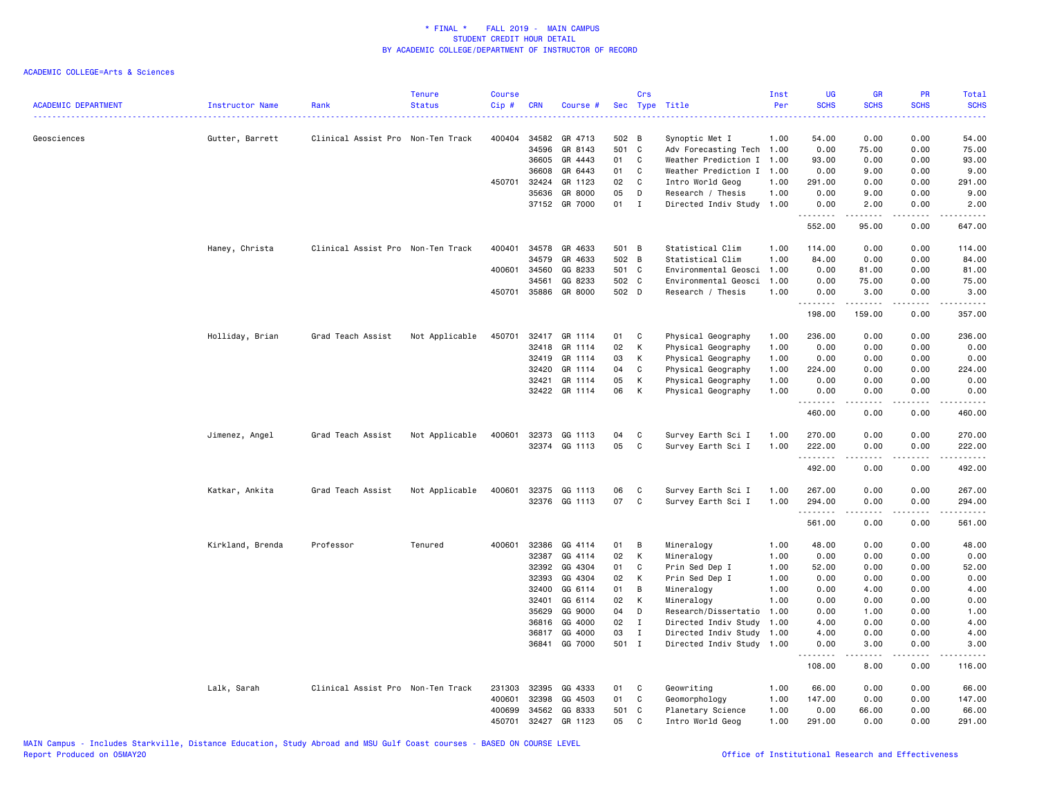# * FINAL * FALL 2019 - MAIN CAMPUS
## STUDENT CREDIT HOUR DETAIL
## BY ACADEMIC COLLEGE/DEPARTMENT OF INSTRUCTOR OF RECORD

ACADEMIC COLLEGE=Arts & Sciences

| ACADEMIC DEPARTMENT | Instructor Name | Rank | Tenure Status | Course Cip # | CRN | Course # | Sec | Crs Type | Title | Inst Per | UG SCHS | GR SCHS | PR SCHS | Total SCHS |
|---|---|---|---|---|---|---|---|---|---|---|---|---|---|---|
| Geosciences | Gutter, Barrett | Clinical Assist Pro | Non-Ten Track | 400404 | 34582 | GR 4713 | 502 | B | Synoptic Met I | 1.00 | 54.00 | 0.00 | 0.00 | 54.00 |
| | | | | | 34596 | GR 8143 | 501 | C | Adv Forecasting Tech | 1.00 | 0.00 | 75.00 | 0.00 | 75.00 |
| | | | | | 36605 | GR 4443 | 01 | C | Weather Prediction I | 1.00 | 93.00 | 0.00 | 0.00 | 93.00 |
| | | | | | 36608 | GR 6443 | 01 | C | Weather Prediction I | 1.00 | 0.00 | 9.00 | 0.00 | 9.00 |
| | | | | 450701 | 32424 | GR 1123 | 02 | C | Intro World Geog | 1.00 | 291.00 | 0.00 | 0.00 | 291.00 |
| | | | | | 35636 | GR 8000 | 05 | D | Research / Thesis | 1.00 | 0.00 | 9.00 | 0.00 | 9.00 |
| | | | | | 37152 | GR 7000 | 01 | I | Directed Indiv Study | 1.00 | 0.00 | 2.00 | 0.00 | 2.00 |
| | | | | | | | | | | | 552.00 | 95.00 | 0.00 | 647.00 |
| | Haney, Christa | Clinical Assist Pro | Non-Ten Track | 400401 | 34578 | GR 4633 | 501 | B | Statistical Clim | 1.00 | 114.00 | 0.00 | 0.00 | 114.00 |
| | | | | | 34579 | GR 4633 | 502 | B | Statistical Clim | 1.00 | 84.00 | 0.00 | 0.00 | 84.00 |
| | | | | 400601 | 34560 | GG 8233 | 501 | C | Environmental Geosci | 1.00 | 0.00 | 81.00 | 0.00 | 81.00 |
| | | | | | 34561 | GG 8233 | 502 | C | Environmental Geosci | 1.00 | 0.00 | 75.00 | 0.00 | 75.00 |
| | | | | 450701 | 35886 | GR 8000 | 502 | D | Research / Thesis | 1.00 | 0.00 | 3.00 | 0.00 | 3.00 |
| | | | | | | | | | | | 198.00 | 159.00 | 0.00 | 357.00 |
| | Holliday, Brian | Grad Teach Assist | Not Applicable | 450701 | 32417 | GR 1114 | 01 | C | Physical Geography | 1.00 | 236.00 | 0.00 | 0.00 | 236.00 |
| | | | | | 32418 | GR 1114 | 02 | K | Physical Geography | 1.00 | 0.00 | 0.00 | 0.00 | 0.00 |
| | | | | | 32419 | GR 1114 | 03 | K | Physical Geography | 1.00 | 0.00 | 0.00 | 0.00 | 0.00 |
| | | | | | 32420 | GR 1114 | 04 | C | Physical Geography | 1.00 | 224.00 | 0.00 | 0.00 | 224.00 |
| | | | | | 32421 | GR 1114 | 05 | K | Physical Geography | 1.00 | 0.00 | 0.00 | 0.00 | 0.00 |
| | | | | | 32422 | GR 1114 | 06 | K | Physical Geography | 1.00 | 0.00 | 0.00 | 0.00 | 0.00 |
| | | | | | | | | | | | 460.00 | 0.00 | 0.00 | 460.00 |
| | Jimenez, Angel | Grad Teach Assist | Not Applicable | 400601 | 32373 | GG 1113 | 04 | C | Survey Earth Sci I | 1.00 | 270.00 | 0.00 | 0.00 | 270.00 |
| | | | | | 32374 | GG 1113 | 05 | C | Survey Earth Sci I | 1.00 | 222.00 | 0.00 | 0.00 | 222.00 |
| | | | | | | | | | | | 492.00 | 0.00 | 0.00 | 492.00 |
| | Katkar, Ankita | Grad Teach Assist | Not Applicable | 400601 | 32375 | GG 1113 | 06 | C | Survey Earth Sci I | 1.00 | 267.00 | 0.00 | 0.00 | 267.00 |
| | | | | | 32376 | GG 1113 | 07 | C | Survey Earth Sci I | 1.00 | 294.00 | 0.00 | 0.00 | 294.00 |
| | | | | | | | | | | | 561.00 | 0.00 | 0.00 | 561.00 |
| | Kirkland, Brenda | Professor | Tenured | 400601 | 32386 | GG 4114 | 01 | B | Mineralogy | 1.00 | 48.00 | 0.00 | 0.00 | 48.00 |
| | | | | | 32387 | GG 4114 | 02 | K | Mineralogy | 1.00 | 0.00 | 0.00 | 0.00 | 0.00 |
| | | | | | 32392 | GG 4304 | 01 | C | Prin Sed Dep I | 1.00 | 52.00 | 0.00 | 0.00 | 52.00 |
| | | | | | 32393 | GG 4304 | 02 | K | Prin Sed Dep I | 1.00 | 0.00 | 0.00 | 0.00 | 0.00 |
| | | | | | 32400 | GG 6114 | 01 | B | Mineralogy | 1.00 | 0.00 | 4.00 | 0.00 | 4.00 |
| | | | | | 32401 | GG 6114 | 02 | K | Mineralogy | 1.00 | 0.00 | 0.00 | 0.00 | 0.00 |
| | | | | | 35629 | GG 9000 | 04 | D | Research/Dissertatio | 1.00 | 0.00 | 1.00 | 0.00 | 1.00 |
| | | | | | 36816 | GG 4000 | 02 | I | Directed Indiv Study | 1.00 | 4.00 | 0.00 | 0.00 | 4.00 |
| | | | | | 36817 | GG 4000 | 03 | I | Directed Indiv Study | 1.00 | 4.00 | 0.00 | 0.00 | 4.00 |
| | | | | | 36841 | GG 7000 | 501 | I | Directed Indiv Study | 1.00 | 0.00 | 3.00 | 0.00 | 3.00 |
| | | | | | | | | | | | 108.00 | 8.00 | 0.00 | 116.00 |
| | Lalk, Sarah | Clinical Assist Pro | Non-Ten Track | 231303 | 32395 | GG 4333 | 01 | C | Geowriting | 1.00 | 66.00 | 0.00 | 0.00 | 66.00 |
| | | | | 400601 | 32398 | GG 4503 | 01 | C | Geomorphology | 1.00 | 147.00 | 0.00 | 0.00 | 147.00 |
| | | | | 400699 | 34562 | GG 8333 | 501 | C | Planetary Science | 1.00 | 0.00 | 66.00 | 0.00 | 66.00 |
| | | | | 450701 | 32427 | GR 1123 | 05 | C | Intro World Geog | 1.00 | 291.00 | 0.00 | 0.00 | 291.00 |

MAIN Campus - Includes Starkville, Distance Education, Study Abroad and MSU Gulf Coast courses - BASED ON COURSE LEVEL
Report Produced on 05MAY20 — Office of Institutional Research and Effectiveness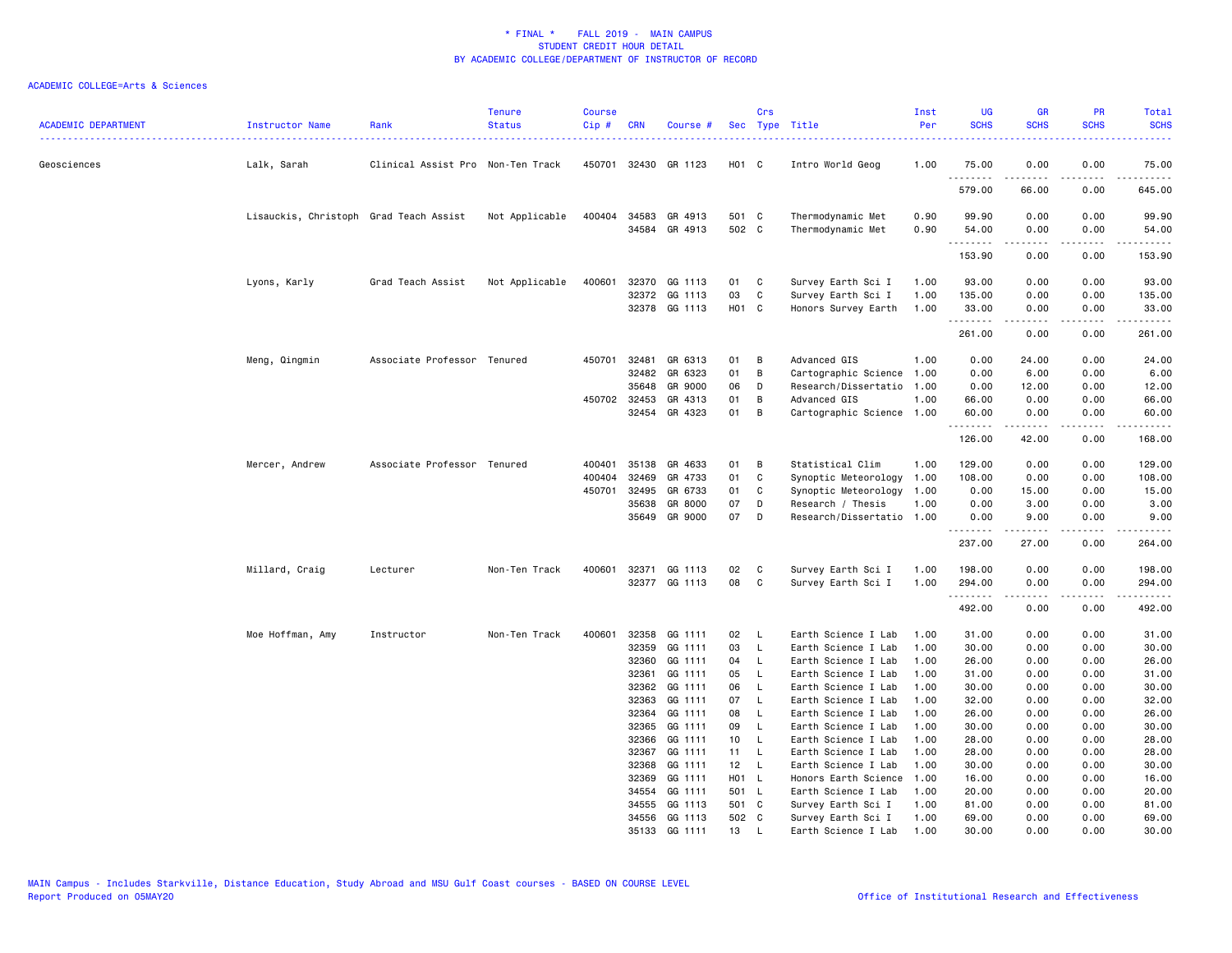\* FINAL \* FALL 2019 - MAIN CAMPUS
STUDENT CREDIT HOUR DETAIL
BY ACADEMIC COLLEGE/DEPARTMENT OF INSTRUCTOR OF RECORD

ACADEMIC COLLEGE=Arts & Sciences

| ACADEMIC DEPARTMENT | Instructor Name | Rank | Tenure Status | Course Cip # | CRN | Course # | Sec | Crs Type | Title | Inst Per | UG SCHS | GR SCHS | PR SCHS | Total SCHS |
|---|---|---|---|---|---|---|---|---|---|---|---|---|---|---|
| Geosciences | Lalk, Sarah | Clinical Assist Pro | Non-Ten Track | 450701 | 32430 | GR 1123 | H01 | C | Intro World Geog | 1.00 | 75.00 | 0.00 | 0.00 | 75.00 |
| | | | | | | | | | | | 579.00 | 66.00 | 0.00 | 645.00 |
| | Lisauckis, Christoph | Grad Teach Assist | Not Applicable | 400404 | 34583 | GR 4913 | 501 | C | Thermodynamic Met | 0.90 | 99.90 | 0.00 | 0.00 | 99.90 |
| | | | | | 34584 | GR 4913 | 502 | C | Thermodynamic Met | 0.90 | 54.00 | 0.00 | 0.00 | 54.00 |
| | | | | | | | | | | | 153.90 | 0.00 | 0.00 | 153.90 |
| | Lyons, Karly | Grad Teach Assist | Not Applicable | 400601 | 32370 | GG 1113 | 01 | C | Survey Earth Sci I | 1.00 | 93.00 | 0.00 | 0.00 | 93.00 |
| | | | | | 32372 | GG 1113 | 03 | C | Survey Earth Sci I | 1.00 | 135.00 | 0.00 | 0.00 | 135.00 |
| | | | | | 32378 | GG 1113 | H01 | C | Honors Survey Earth | 1.00 | 33.00 | 0.00 | 0.00 | 33.00 |
| | | | | | | | | | | | 261.00 | 0.00 | 0.00 | 261.00 |
| | Meng, Qingmin | Associate Professor | Tenured | 450701 | 32481 | GR 6313 | 01 | B | Advanced GIS | 1.00 | 0.00 | 24.00 | 0.00 | 24.00 |
| | | | | | 32482 | GR 6323 | 01 | B | Cartographic Science | 1.00 | 0.00 | 6.00 | 0.00 | 6.00 |
| | | | | | 35648 | GR 9000 | 06 | D | Research/Dissertatio | 1.00 | 0.00 | 12.00 | 0.00 | 12.00 |
| | | | | 450702 | 32453 | GR 4313 | 01 | B | Advanced GIS | 1.00 | 66.00 | 0.00 | 0.00 | 66.00 |
| | | | | | 32454 | GR 4323 | 01 | B | Cartographic Science | 1.00 | 60.00 | 0.00 | 0.00 | 60.00 |
| | | | | | | | | | | | 126.00 | 42.00 | 0.00 | 168.00 |
| | Mercer, Andrew | Associate Professor | Tenured | 400401 | 35138 | GR 4633 | 01 | B | Statistical Clim | 1.00 | 129.00 | 0.00 | 0.00 | 129.00 |
| | | | | 400404 | 32469 | GR 4733 | 01 | C | Synoptic Meteorology | 1.00 | 108.00 | 0.00 | 0.00 | 108.00 |
| | | | | 450701 | 32495 | GR 6733 | 01 | C | Synoptic Meteorology | 1.00 | 0.00 | 15.00 | 0.00 | 15.00 |
| | | | | | 35638 | GR 8000 | 07 | D | Research / Thesis | 1.00 | 0.00 | 3.00 | 0.00 | 3.00 |
| | | | | | 35649 | GR 9000 | 07 | D | Research/Dissertatio | 1.00 | 0.00 | 9.00 | 0.00 | 9.00 |
| | | | | | | | | | | | 237.00 | 27.00 | 0.00 | 264.00 |
| | Millard, Craig | Lecturer | Non-Ten Track | 400601 | 32371 | GG 1113 | 02 | C | Survey Earth Sci I | 1.00 | 198.00 | 0.00 | 0.00 | 198.00 |
| | | | | | 32377 | GG 1113 | 08 | C | Survey Earth Sci I | 1.00 | 294.00 | 0.00 | 0.00 | 294.00 |
| | | | | | | | | | | | 492.00 | 0.00 | 0.00 | 492.00 |
| | Moe Hoffman, Amy | Instructor | Non-Ten Track | 400601 | 32358 | GG 1111 | 02 | L | Earth Science I Lab | 1.00 | 31.00 | 0.00 | 0.00 | 31.00 |
| | | | | | 32359 | GG 1111 | 03 | L | Earth Science I Lab | 1.00 | 30.00 | 0.00 | 0.00 | 30.00 |
| | | | | | 32360 | GG 1111 | 04 | L | Earth Science I Lab | 1.00 | 26.00 | 0.00 | 0.00 | 26.00 |
| | | | | | 32361 | GG 1111 | 05 | L | Earth Science I Lab | 1.00 | 31.00 | 0.00 | 0.00 | 31.00 |
| | | | | | 32362 | GG 1111 | 06 | L | Earth Science I Lab | 1.00 | 30.00 | 0.00 | 0.00 | 30.00 |
| | | | | | 32363 | GG 1111 | 07 | L | Earth Science I Lab | 1.00 | 32.00 | 0.00 | 0.00 | 32.00 |
| | | | | | 32364 | GG 1111 | 08 | L | Earth Science I Lab | 1.00 | 26.00 | 0.00 | 0.00 | 26.00 |
| | | | | | 32365 | GG 1111 | 09 | L | Earth Science I Lab | 1.00 | 30.00 | 0.00 | 0.00 | 30.00 |
| | | | | | 32366 | GG 1111 | 10 | L | Earth Science I Lab | 1.00 | 28.00 | 0.00 | 0.00 | 28.00 |
| | | | | | 32367 | GG 1111 | 11 | L | Earth Science I Lab | 1.00 | 28.00 | 0.00 | 0.00 | 28.00 |
| | | | | | 32368 | GG 1111 | 12 | L | Earth Science I Lab | 1.00 | 30.00 | 0.00 | 0.00 | 30.00 |
| | | | | | 32369 | GG 1111 | H01 | L | Honors Earth Science | 1.00 | 16.00 | 0.00 | 0.00 | 16.00 |
| | | | | | 34554 | GG 1111 | 501 | L | Earth Science I Lab | 1.00 | 20.00 | 0.00 | 0.00 | 20.00 |
| | | | | | 34555 | GG 1113 | 501 | C | Survey Earth Sci I | 1.00 | 81.00 | 0.00 | 0.00 | 81.00 |
| | | | | | 34556 | GG 1113 | 502 | C | Survey Earth Sci I | 1.00 | 69.00 | 0.00 | 0.00 | 69.00 |
| | | | | | 35133 | GG 1111 | 13 | L | Earth Science I Lab | 1.00 | 30.00 | 0.00 | 0.00 | 30.00 |

MAIN Campus - Includes Starkville, Distance Education, Study Abroad and MSU Gulf Coast courses - BASED ON COURSE LEVEL
Report Produced on 05MAY20 | Office of Institutional Research and Effectiveness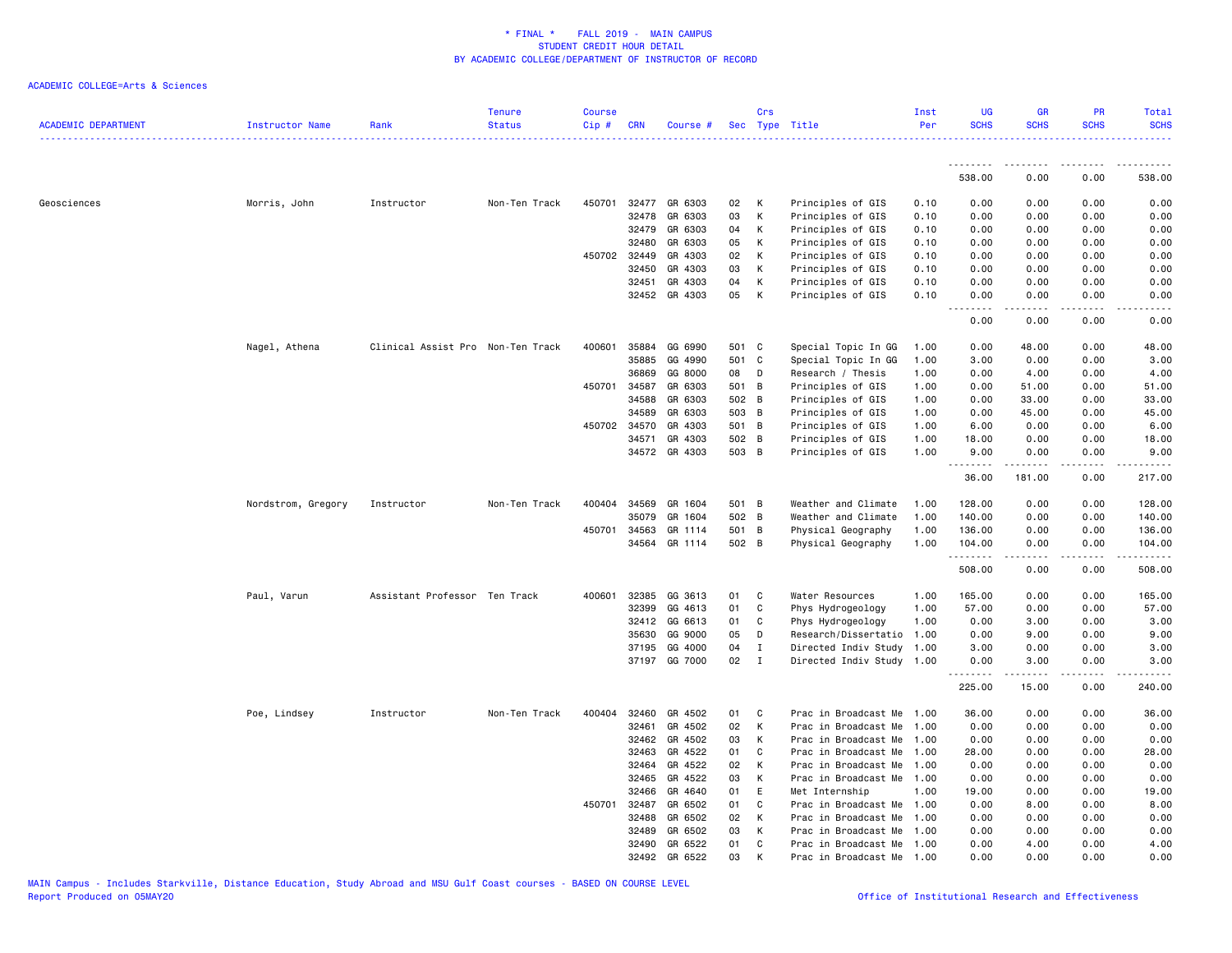# * FINAL * FALL 2019 - MAIN CAMPUS
## STUDENT CREDIT HOUR DETAIL
## BY ACADEMIC COLLEGE/DEPARTMENT OF INSTRUCTOR OF RECORD

ACADEMIC COLLEGE=Arts & Sciences

| ACADEMIC DEPARTMENT | Instructor Name | Rank | Tenure Status | Course Cip # | CRN | Course # | Sec | Crs Type | Title | Inst Per | UG SCHS | GR SCHS | PR SCHS | Total SCHS |
|---|---|---|---|---|---|---|---|---|---|---|---|---|---|---|
| | | | | | | | | | | | 538.00 | 0.00 | 0.00 | 538.00 |
| Geosciences | Morris, John | Instructor | Non-Ten Track | 450701 | 32477 | GR 6303 | 02 | K | Principles of GIS | 0.10 | 0.00 | 0.00 | 0.00 | 0.00 |
| | | | | | 32478 | GR 6303 | 03 | K | Principles of GIS | 0.10 | 0.00 | 0.00 | 0.00 | 0.00 |
| | | | | | 32479 | GR 6303 | 04 | K | Principles of GIS | 0.10 | 0.00 | 0.00 | 0.00 | 0.00 |
| | | | | | 32480 | GR 6303 | 05 | K | Principles of GIS | 0.10 | 0.00 | 0.00 | 0.00 | 0.00 |
| | | | | 450702 | 32449 | GR 4303 | 02 | K | Principles of GIS | 0.10 | 0.00 | 0.00 | 0.00 | 0.00 |
| | | | | | 32450 | GR 4303 | 03 | K | Principles of GIS | 0.10 | 0.00 | 0.00 | 0.00 | 0.00 |
| | | | | | 32451 | GR 4303 | 04 | K | Principles of GIS | 0.10 | 0.00 | 0.00 | 0.00 | 0.00 |
| | | | | | 32452 | GR 4303 | 05 | K | Principles of GIS | 0.10 | 0.00 | 0.00 | 0.00 | 0.00 |
| | | | | | | | | | | | 0.00 | 0.00 | 0.00 | 0.00 |
| | Nagel, Athena | Clinical Assist Pro | Non-Ten Track | 400601 | 35884 | GG 6990 | 501 | C | Special Topic In GG | 1.00 | 0.00 | 48.00 | 0.00 | 48.00 |
| | | | | | 35885 | GG 4990 | 501 | C | Special Topic In GG | 1.00 | 3.00 | 0.00 | 0.00 | 3.00 |
| | | | | | 36869 | GG 8000 | 08 | D | Research / Thesis | 1.00 | 0.00 | 4.00 | 0.00 | 4.00 |
| | | | | 450701 | 34587 | GR 6303 | 501 | B | Principles of GIS | 1.00 | 0.00 | 51.00 | 0.00 | 51.00 |
| | | | | | 34588 | GR 6303 | 502 | B | Principles of GIS | 1.00 | 0.00 | 33.00 | 0.00 | 33.00 |
| | | | | | 34589 | GR 6303 | 503 | B | Principles of GIS | 1.00 | 0.00 | 45.00 | 0.00 | 45.00 |
| | | | | 450702 | 34570 | GR 4303 | 501 | B | Principles of GIS | 1.00 | 6.00 | 0.00 | 0.00 | 6.00 |
| | | | | | 34571 | GR 4303 | 502 | B | Principles of GIS | 1.00 | 18.00 | 0.00 | 0.00 | 18.00 |
| | | | | | 34572 | GR 4303 | 503 | B | Principles of GIS | 1.00 | 9.00 | 0.00 | 0.00 | 9.00 |
| | | | | | | | | | | | 36.00 | 181.00 | 0.00 | 217.00 |
| | Nordstrom, Gregory | Instructor | Non-Ten Track | 400404 | 34569 | GR 1604 | 501 | B | Weather and Climate | 1.00 | 128.00 | 0.00 | 0.00 | 128.00 |
| | | | | | 35079 | GR 1604 | 502 | B | Weather and Climate | 1.00 | 140.00 | 0.00 | 0.00 | 140.00 |
| | | | | 450701 | 34563 | GR 1114 | 501 | B | Physical Geography | 1.00 | 136.00 | 0.00 | 0.00 | 136.00 |
| | | | | | 34564 | GR 1114 | 502 | B | Physical Geography | 1.00 | 104.00 | 0.00 | 0.00 | 104.00 |
| | | | | | | | | | | | 508.00 | 0.00 | 0.00 | 508.00 |
| | Paul, Varun | Assistant Professor | Ten Track | 400601 | 32385 | GG 3613 | 01 | C | Water Resources | 1.00 | 165.00 | 0.00 | 0.00 | 165.00 |
| | | | | | 32399 | GG 4613 | 01 | C | Phys Hydrogeology | 1.00 | 57.00 | 0.00 | 0.00 | 57.00 |
| | | | | | 32412 | GG 6613 | 01 | C | Phys Hydrogeology | 1.00 | 0.00 | 3.00 | 0.00 | 3.00 |
| | | | | | 35630 | GG 9000 | 05 | D | Research/Dissertatio | 1.00 | 0.00 | 9.00 | 0.00 | 9.00 |
| | | | | | 37195 | GG 4000 | 04 | I | Directed Indiv Study | 1.00 | 3.00 | 0.00 | 0.00 | 3.00 |
| | | | | | 37197 | GG 7000 | 02 | I | Directed Indiv Study | 1.00 | 0.00 | 3.00 | 0.00 | 3.00 |
| | | | | | | | | | | | 225.00 | 15.00 | 0.00 | 240.00 |
| | Poe, Lindsey | Instructor | Non-Ten Track | 400404 | 32460 | GR 4502 | 01 | C | Prac in Broadcast Me | 1.00 | 36.00 | 0.00 | 0.00 | 36.00 |
| | | | | | 32461 | GR 4502 | 02 | K | Prac in Broadcast Me | 1.00 | 0.00 | 0.00 | 0.00 | 0.00 |
| | | | | | 32462 | GR 4502 | 03 | K | Prac in Broadcast Me | 1.00 | 0.00 | 0.00 | 0.00 | 0.00 |
| | | | | | 32463 | GR 4522 | 01 | C | Prac in Broadcast Me | 1.00 | 28.00 | 0.00 | 0.00 | 28.00 |
| | | | | | 32464 | GR 4522 | 02 | K | Prac in Broadcast Me | 1.00 | 0.00 | 0.00 | 0.00 | 0.00 |
| | | | | | 32465 | GR 4522 | 03 | K | Prac in Broadcast Me | 1.00 | 0.00 | 0.00 | 0.00 | 0.00 |
| | | | | | 32466 | GR 4640 | 01 | E | Met Internship | 1.00 | 19.00 | 0.00 | 0.00 | 19.00 |
| | | | | 450701 | 32487 | GR 6502 | 01 | C | Prac in Broadcast Me | 1.00 | 0.00 | 8.00 | 0.00 | 8.00 |
| | | | | | 32488 | GR 6502 | 02 | K | Prac in Broadcast Me | 1.00 | 0.00 | 0.00 | 0.00 | 0.00 |
| | | | | | 32489 | GR 6502 | 03 | K | Prac in Broadcast Me | 1.00 | 0.00 | 0.00 | 0.00 | 0.00 |
| | | | | | 32490 | GR 6522 | 01 | C | Prac in Broadcast Me | 1.00 | 0.00 | 4.00 | 0.00 | 4.00 |
| | | | | | 32492 | GR 6522 | 03 | K | Prac in Broadcast Me | 1.00 | 0.00 | 0.00 | 0.00 | 0.00 |

MAIN Campus - Includes Starkville, Distance Education, Study Abroad and MSU Gulf Coast courses - BASED ON COURSE LEVEL
Report Produced on 05MAY20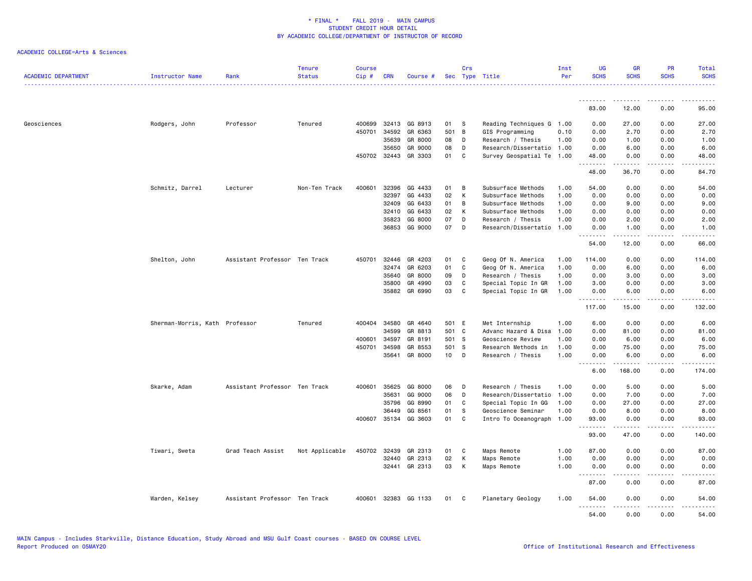* FINAL * FALL 2019 - MAIN CAMPUS
STUDENT CREDIT HOUR DETAIL
BY ACADEMIC COLLEGE/DEPARTMENT OF INSTRUCTOR OF RECORD

ACADEMIC COLLEGE=Arts & Sciences

| ACADEMIC DEPARTMENT | Instructor Name | Rank | Tenure Status | Course Cip # | CRN | Course # | Sec | Crs Type | Title | Inst Per | UG SCHS | GR SCHS | PR SCHS | Total SCHS |
|---|---|---|---|---|---|---|---|---|---|---|---|---|---|---|
| | | | | | | | | | | | 83.00 | 12.00 | 0.00 | 95.00 |
| Geosciences | Rodgers, John | Professor | Tenured | 400699 | 32413 | GG 8913 | 01 | S | Reading Techniques G | 1.00 | 0.00 | 27.00 | 0.00 | 27.00 |
| | | | | 450701 | 34592 | GR 6363 | 501 | B | GIS Programming | 0.10 | 0.00 | 2.70 | 0.00 | 2.70 |
| | | | | | 35639 | GR 8000 | 08 | D | Research / Thesis | 1.00 | 0.00 | 1.00 | 0.00 | 1.00 |
| | | | | | 35650 | GR 9000 | 08 | D | Research/Dissertatio | 1.00 | 0.00 | 6.00 | 0.00 | 6.00 |
| | | | | 450702 | 32443 | GR 3303 | 01 | C | Survey Geospatial Te | 1.00 | 48.00 | 0.00 | 0.00 | 48.00 |
| | | | | | | | | | | | 48.00 | 36.70 | 0.00 | 84.70 |
| | Schmitz, Darrel | Lecturer | Non-Ten Track | 400601 | 32396 | GG 4433 | 01 | B | Subsurface Methods | 1.00 | 54.00 | 0.00 | 0.00 | 54.00 |
| | | | | | 32397 | GG 4433 | 02 | K | Subsurface Methods | 1.00 | 0.00 | 0.00 | 0.00 | 0.00 |
| | | | | | 32409 | GG 6433 | 01 | B | Subsurface Methods | 1.00 | 0.00 | 9.00 | 0.00 | 9.00 |
| | | | | | 32410 | GG 6433 | 02 | K | Subsurface Methods | 1.00 | 0.00 | 0.00 | 0.00 | 0.00 |
| | | | | | 35823 | GG 8000 | 07 | D | Research / Thesis | 1.00 | 0.00 | 2.00 | 0.00 | 2.00 |
| | | | | | 36853 | GG 9000 | 07 | D | Research/Dissertatio | 1.00 | 0.00 | 1.00 | 0.00 | 1.00 |
| | | | | | | | | | | | 54.00 | 12.00 | 0.00 | 66.00 |
| | Shelton, John | Assistant Professor | Ten Track | 450701 | 32446 | GR 4203 | 01 | C | Geog Of N. America | 1.00 | 114.00 | 0.00 | 0.00 | 114.00 |
| | | | | | 32474 | GR 6203 | 01 | C | Geog Of N. America | 1.00 | 0.00 | 6.00 | 0.00 | 6.00 |
| | | | | | 35640 | GR 8000 | 09 | D | Research / Thesis | 1.00 | 0.00 | 3.00 | 0.00 | 3.00 |
| | | | | | 35800 | GR 4990 | 03 | C | Special Topic In GR | 1.00 | 3.00 | 0.00 | 0.00 | 3.00 |
| | | | | | 35882 | GR 6990 | 03 | C | Special Topic In GR | 1.00 | 0.00 | 6.00 | 0.00 | 6.00 |
| | | | | | | | | | | | 117.00 | 15.00 | 0.00 | 132.00 |
| | Sherman-Morris, Kath | Professor | Tenured | 400404 | 34580 | GR 4640 | 501 | E | Met Internship | 1.00 | 6.00 | 0.00 | 0.00 | 6.00 |
| | | | | | 34599 | GR 8813 | 501 | C | Advanc Hazard & Disa | 1.00 | 0.00 | 81.00 | 0.00 | 81.00 |
| | | | | 400601 | 34597 | GR 8191 | 501 | S | Geoscience Review | 1.00 | 0.00 | 6.00 | 0.00 | 6.00 |
| | | | | 450701 | 34598 | GR 8553 | 501 | S | Research Methods in | 1.00 | 0.00 | 75.00 | 0.00 | 75.00 |
| | | | | | 35641 | GR 8000 | 10 | D | Research / Thesis | 1.00 | 0.00 | 6.00 | 0.00 | 6.00 |
| | | | | | | | | | | | 6.00 | 168.00 | 0.00 | 174.00 |
| | Skarke, Adam | Assistant Professor | Ten Track | 400601 | 35625 | GG 8000 | 06 | D | Research / Thesis | 1.00 | 0.00 | 5.00 | 0.00 | 5.00 |
| | | | | | 35631 | GG 9000 | 06 | D | Research/Dissertatio | 1.00 | 0.00 | 7.00 | 0.00 | 7.00 |
| | | | | | 35796 | GG 8990 | 01 | C | Special Topic In GG | 1.00 | 0.00 | 27.00 | 0.00 | 27.00 |
| | | | | | 36449 | GG 8561 | 01 | S | Geoscience Seminar | 1.00 | 0.00 | 8.00 | 0.00 | 8.00 |
| | | | | 400607 | 35134 | GG 3603 | 01 | C | Intro To Oceanograph | 1.00 | 93.00 | 0.00 | 0.00 | 93.00 |
| | | | | | | | | | | | 93.00 | 47.00 | 0.00 | 140.00 |
| | Tiwari, Sweta | Grad Teach Assist | Not Applicable | 450702 | 32439 | GR 2313 | 01 | C | Maps Remote | 1.00 | 87.00 | 0.00 | 0.00 | 87.00 |
| | | | | | 32440 | GR 2313 | 02 | K | Maps Remote | 1.00 | 0.00 | 0.00 | 0.00 | 0.00 |
| | | | | | 32441 | GR 2313 | 03 | K | Maps Remote | 1.00 | 0.00 | 0.00 | 0.00 | 0.00 |
| | | | | | | | | | | | 87.00 | 0.00 | 0.00 | 87.00 |
| | Warden, Kelsey | Assistant Professor | Ten Track | 400601 | 32383 | GG 1133 | 01 | C | Planetary Geology | 1.00 | 54.00 | 0.00 | 0.00 | 54.00 |
| | | | | | | | | | | | 54.00 | 0.00 | 0.00 | 54.00 |

MAIN Campus - Includes Starkville, Distance Education, Study Abroad and MSU Gulf Coast courses - BASED ON COURSE LEVEL
Report Produced on 05MAY20
Office of Institutional Research and Effectiveness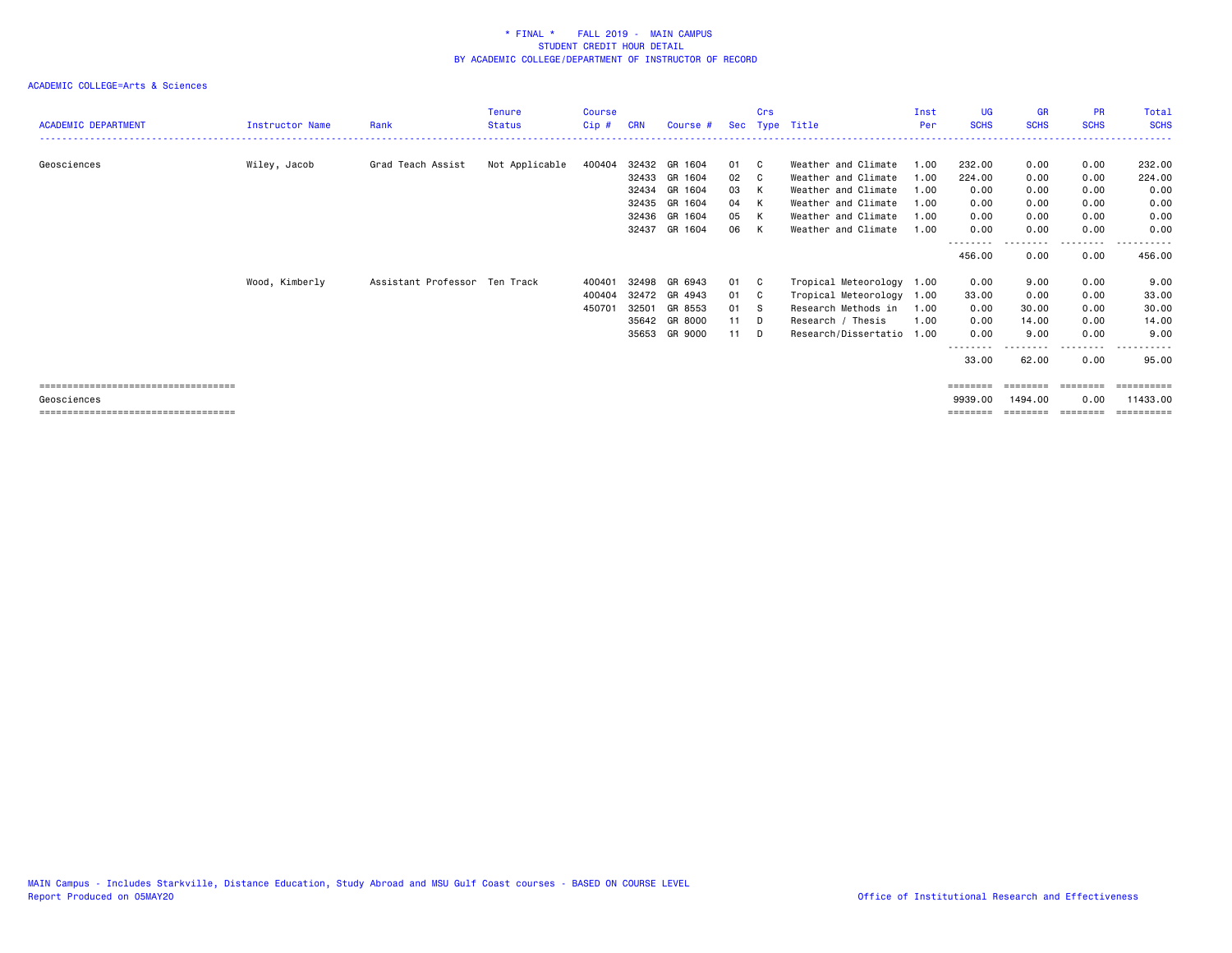\* FINAL \* FALL 2019 - MAIN CAMPUS
STUDENT CREDIT HOUR DETAIL
BY ACADEMIC COLLEGE/DEPARTMENT OF INSTRUCTOR OF RECORD

ACADEMIC COLLEGE=Arts & Sciences

| ACADEMIC DEPARTMENT | Instructor Name | Rank | Tenure Status | Course Cip # | CRN | Course # | Sec | Crs Type | Title | Inst Per | UG SCHS | GR SCHS | PR SCHS | Total SCHS |
|---|---|---|---|---|---|---|---|---|---|---|---|---|---|---|
| Geosciences | Wiley, Jacob | Grad Teach Assist | Not Applicable | 400404 | 32432 | GR 1604 | 01 | C | Weather and Climate | 1.00 | 232.00 | 0.00 | 0.00 | 232.00 |
| | | | | | 32433 | GR 1604 | 02 | C | Weather and Climate | 1.00 | 224.00 | 0.00 | 0.00 | 224.00 |
| | | | | | 32434 | GR 1604 | 03 | K | Weather and Climate | 1.00 | 0.00 | 0.00 | 0.00 | 0.00 |
| | | | | | 32435 | GR 1604 | 04 | K | Weather and Climate | 1.00 | 0.00 | 0.00 | 0.00 | 0.00 |
| | | | | | 32436 | GR 1604 | 05 | K | Weather and Climate | 1.00 | 0.00 | 0.00 | 0.00 | 0.00 |
| | | | | | 32437 | GR 1604 | 06 | K | Weather and Climate | 1.00 | 0.00 | 0.00 | 0.00 | 0.00 |
| | | | | | | | | | | | 456.00 | 0.00 | 0.00 | 456.00 |
| | Wood, Kimberly | Assistant Professor | Ten Track | 400401 | 32498 | GR 6943 | 01 | C | Tropical Meteorology | 1.00 | 0.00 | 9.00 | 0.00 | 9.00 |
| | | | | 400404 | 32472 | GR 4943 | 01 | C | Tropical Meteorology | 1.00 | 33.00 | 0.00 | 0.00 | 33.00 |
| | | | | 450701 | 32501 | GR 8553 | 01 | S | Research Methods in | 1.00 | 0.00 | 30.00 | 0.00 | 30.00 |
| | | | | | 35642 | GR 8000 | 11 | D | Research / Thesis | 1.00 | 0.00 | 14.00 | 0.00 | 14.00 |
| | | | | | 35653 | GR 9000 | 11 | D | Research/Dissertatio | 1.00 | 0.00 | 9.00 | 0.00 | 9.00 |
| | | | | | | | | | | | 33.00 | 62.00 | 0.00 | 95.00 |
| Geosciences | | | | | | | | | | | 9939.00 | 1494.00 | 0.00 | 11433.00 |

MAIN Campus - Includes Starkville, Distance Education, Study Abroad and MSU Gulf Coast courses - BASED ON COURSE LEVEL
Report Produced on 05MAY20

Office of Institutional Research and Effectiveness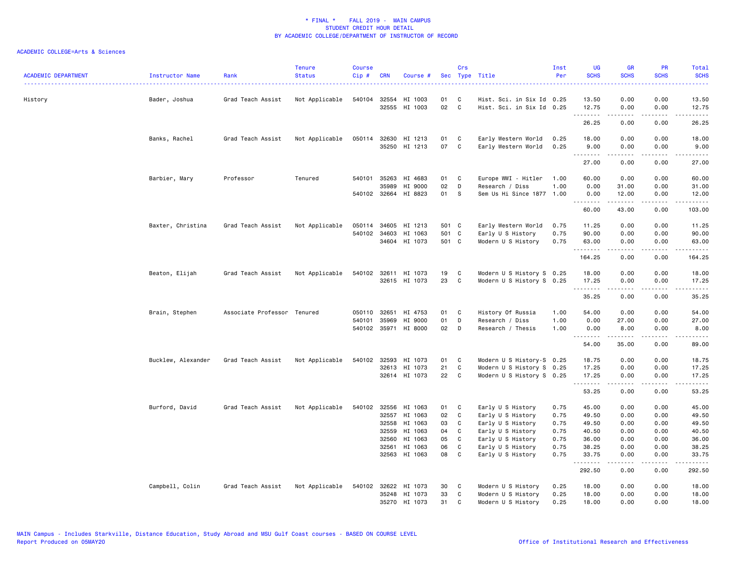# * FINAL * FALL 2019 - MAIN CAMPUS
## STUDENT CREDIT HOUR DETAIL
## BY ACADEMIC COLLEGE/DEPARTMENT OF INSTRUCTOR OF RECORD

ACADEMIC COLLEGE=Arts & Sciences

| ACADEMIC DEPARTMENT | Instructor Name | Rank | Tenure Status | Course Cip # | CRN | Course # | Sec | Crs Type | Title | Inst Per | UG SCHS | GR SCHS | PR SCHS | Total SCHS |
|---|---|---|---|---|---|---|---|---|---|---|---|---|---|---|
| History | Bader, Joshua | Grad Teach Assist | Not Applicable | 540104 | 32554 | HI 1003 | 01 | C | Hist. Sci. in Six Id | 0.25 | 13.50 | 0.00 | 0.00 | 13.50 |
| | | | | | 32555 | HI 1003 | 02 | C | Hist. Sci. in Six Id | 0.25 | 12.75 | 0.00 | 0.00 | 12.75 |
| | | | | | | | | | | | 26.25 | 0.00 | 0.00 | 26.25 |
| | Banks, Rachel | Grad Teach Assist | Not Applicable | 050114 | 32630 | HI 1213 | 01 | C | Early Western World | 0.25 | 18.00 | 0.00 | 0.00 | 18.00 |
| | | | | | 35250 | HI 1213 | 07 | C | Early Western World | 0.25 | 9.00 | 0.00 | 0.00 | 9.00 |
| | | | | | | | | | | | 27.00 | 0.00 | 0.00 | 27.00 |
| | Barbier, Mary | Professor | Tenured | 540101 | 35263 | HI 4683 | 01 | C | Europe WWI - Hitler | 1.00 | 60.00 | 0.00 | 0.00 | 60.00 |
| | | | | | 35989 | HI 9000 | 02 | D | Research / Diss | 1.00 | 0.00 | 31.00 | 0.00 | 31.00 |
| | | | | 540102 | 32664 | HI 8823 | 01 | S | Sem Us Hi Since 1877 | 1.00 | 0.00 | 12.00 | 0.00 | 12.00 |
| | | | | | | | | | | | 60.00 | 43.00 | 0.00 | 103.00 |
| | Baxter, Christina | Grad Teach Assist | Not Applicable | 050114 | 34605 | HI 1213 | 501 | C | Early Western World | 0.75 | 11.25 | 0.00 | 0.00 | 11.25 |
| | | | | 540102 | 34603 | HI 1063 | 501 | C | Early U S History | 0.75 | 90.00 | 0.00 | 0.00 | 90.00 |
| | | | | | 34604 | HI 1073 | 501 | C | Modern U S History | 0.75 | 63.00 | 0.00 | 0.00 | 63.00 |
| | | | | | | | | | | | 164.25 | 0.00 | 0.00 | 164.25 |
| | Beaton, Elijah | Grad Teach Assist | Not Applicable | 540102 | 32611 | HI 1073 | 19 | C | Modern U S History S | 0.25 | 18.00 | 0.00 | 0.00 | 18.00 |
| | | | | | 32615 | HI 1073 | 23 | C | Modern U S History S | 0.25 | 17.25 | 0.00 | 0.00 | 17.25 |
| | | | | | | | | | | | 35.25 | 0.00 | 0.00 | 35.25 |
| | Brain, Stephen | Associate Professor | Tenured | 050110 | 32651 | HI 4753 | 01 | C | History Of Russia | 1.00 | 54.00 | 0.00 | 0.00 | 54.00 |
| | | | | 540101 | 35969 | HI 9000 | 01 | D | Research / Diss | 1.00 | 0.00 | 27.00 | 0.00 | 27.00 |
| | | | | 540102 | 35971 | HI 8000 | 02 | D | Research / Thesis | 1.00 | 0.00 | 8.00 | 0.00 | 8.00 |
| | | | | | | | | | | | 54.00 | 35.00 | 0.00 | 89.00 |
| | Bucklew, Alexander | Grad Teach Assist | Not Applicable | 540102 | 32593 | HI 1073 | 01 | C | Modern U S History-S | 0.25 | 18.75 | 0.00 | 0.00 | 18.75 |
| | | | | | 32613 | HI 1073 | 21 | C | Modern U S History S | 0.25 | 17.25 | 0.00 | 0.00 | 17.25 |
| | | | | | 32614 | HI 1073 | 22 | C | Modern U S History S | 0.25 | 17.25 | 0.00 | 0.00 | 17.25 |
| | | | | | | | | | | | 53.25 | 0.00 | 0.00 | 53.25 |
| | Burford, David | Grad Teach Assist | Not Applicable | 540102 | 32556 | HI 1063 | 01 | C | Early U S History | 0.75 | 45.00 | 0.00 | 0.00 | 45.00 |
| | | | | | 32557 | HI 1063 | 02 | C | Early U S History | 0.75 | 49.50 | 0.00 | 0.00 | 49.50 |
| | | | | | 32558 | HI 1063 | 03 | C | Early U S History | 0.75 | 49.50 | 0.00 | 0.00 | 49.50 |
| | | | | | 32559 | HI 1063 | 04 | C | Early U S History | 0.75 | 40.50 | 0.00 | 0.00 | 40.50 |
| | | | | | 32560 | HI 1063 | 05 | C | Early U S History | 0.75 | 36.00 | 0.00 | 0.00 | 36.00 |
| | | | | | 32561 | HI 1063 | 06 | C | Early U S History | 0.75 | 38.25 | 0.00 | 0.00 | 38.25 |
| | | | | | 32563 | HI 1063 | 08 | C | Early U S History | 0.75 | 33.75 | 0.00 | 0.00 | 33.75 |
| | | | | | | | | | | | 292.50 | 0.00 | 0.00 | 292.50 |
| | Campbell, Colin | Grad Teach Assist | Not Applicable | 540102 | 32622 | HI 1073 | 30 | C | Modern U S History | 0.25 | 18.00 | 0.00 | 0.00 | 18.00 |
| | | | | | 35248 | HI 1073 | 33 | C | Modern U S History | 0.25 | 18.00 | 0.00 | 0.00 | 18.00 |
| | | | | | 35270 | HI 1073 | 31 | C | Modern U S History | 0.25 | 18.00 | 0.00 | 0.00 | 18.00 |

MAIN Campus - Includes Starkville, Distance Education, Study Abroad and MSU Gulf Coast courses - BASED ON COURSE LEVEL
Report Produced on 05MAY20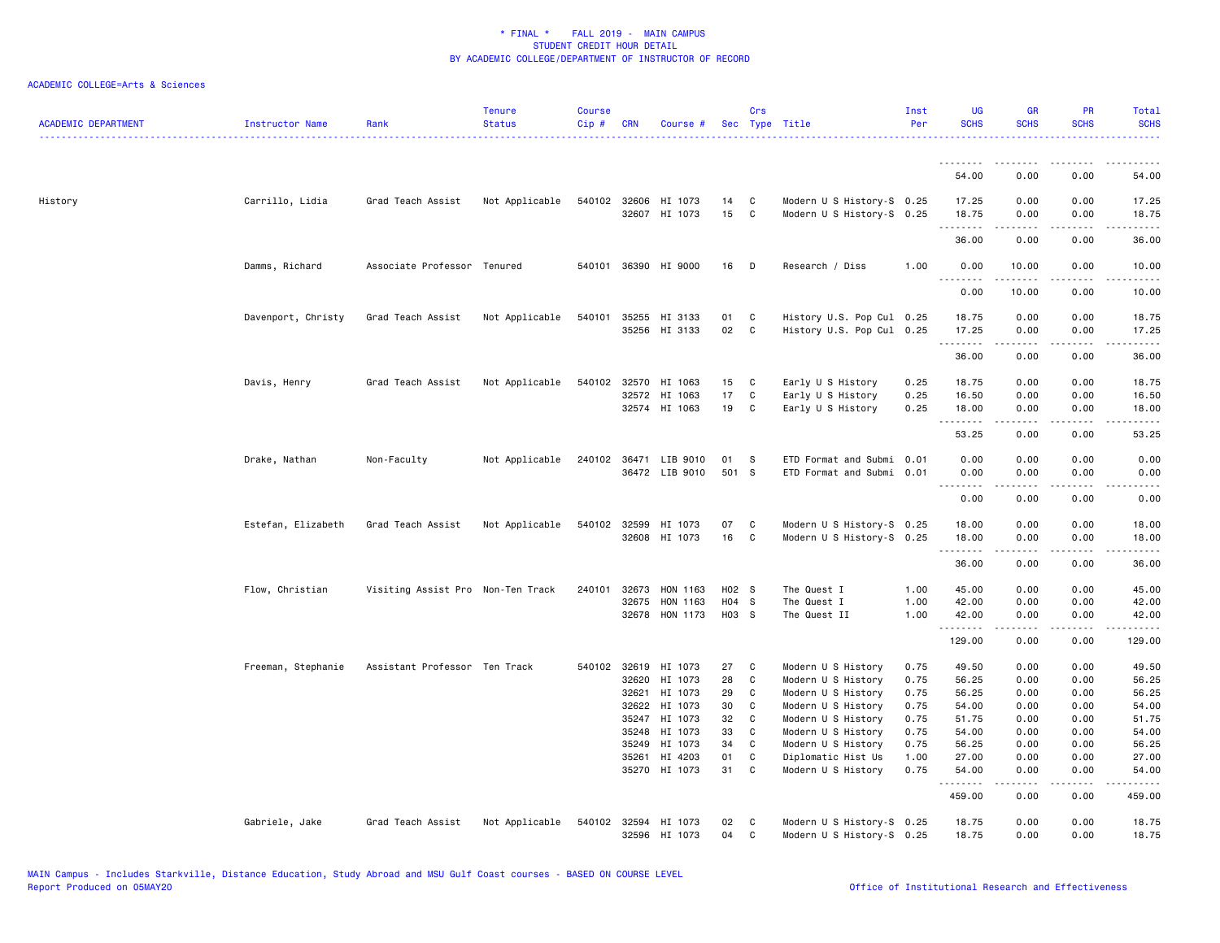\* FINAL \* FALL 2019 - MAIN CAMPUS
STUDENT CREDIT HOUR DETAIL
BY ACADEMIC COLLEGE/DEPARTMENT OF INSTRUCTOR OF RECORD

ACADEMIC COLLEGE=Arts & Sciences

| ACADEMIC DEPARTMENT | Instructor Name | Rank | Tenure Status | Course Cip # | CRN | Course # | Sec | Crs Type | Title | Inst Per | UG SCHS | GR SCHS | PR SCHS | Total SCHS |
|---|---|---|---|---|---|---|---|---|---|---|---|---|---|---|
| | | | | | | | | | | | 54.00 | 0.00 | 0.00 | 54.00 |
| History | Carrillo, Lidia | Grad Teach Assist | Not Applicable | 540102 | 32606 | HI 1073 | 14 | C | Modern U S History-S | 0.25 | 17.25 | 0.00 | 0.00 | 17.25 |
| | | | | | 32607 | HI 1073 | 15 | C | Modern U S History-S | 0.25 | 18.75 | 0.00 | 0.00 | 18.75 |
| | | | | | | | | | | | 36.00 | 0.00 | 0.00 | 36.00 |
| | Damms, Richard | Associate Professor | Tenured | 540101 | 36390 | HI 9000 | 16 | D | Research / Diss | 1.00 | 0.00 | 10.00 | 0.00 | 10.00 |
| | | | | | | | | | | | 0.00 | 10.00 | 0.00 | 10.00 |
| | Davenport, Christy | Grad Teach Assist | Not Applicable | 540101 | 35255 | HI 3133 | 01 | C | History U.S. Pop Cul | 0.25 | 18.75 | 0.00 | 0.00 | 18.75 |
| | | | | | 35256 | HI 3133 | 02 | C | History U.S. Pop Cul | 0.25 | 17.25 | 0.00 | 0.00 | 17.25 |
| | | | | | | | | | | | 36.00 | 0.00 | 0.00 | 36.00 |
| | Davis, Henry | Grad Teach Assist | Not Applicable | 540102 | 32570 | HI 1063 | 15 | C | Early U S History | 0.25 | 18.75 | 0.00 | 0.00 | 18.75 |
| | | | | | 32572 | HI 1063 | 17 | C | Early U S History | 0.25 | 16.50 | 0.00 | 0.00 | 16.50 |
| | | | | | 32574 | HI 1063 | 19 | C | Early U S History | 0.25 | 18.00 | 0.00 | 0.00 | 18.00 |
| | | | | | | | | | | | 53.25 | 0.00 | 0.00 | 53.25 |
| | Drake, Nathan | Non-Faculty | Not Applicable | 240102 | 36471 | LIB 9010 | 01 | S | ETD Format and Submi | 0.01 | 0.00 | 0.00 | 0.00 | 0.00 |
| | | | | | 36472 | LIB 9010 | 501 | S | ETD Format and Submi | 0.01 | 0.00 | 0.00 | 0.00 | 0.00 |
| | | | | | | | | | | | 0.00 | 0.00 | 0.00 | 0.00 |
| | Estefan, Elizabeth | Grad Teach Assist | Not Applicable | 540102 | 32599 | HI 1073 | 07 | C | Modern U S History-S | 0.25 | 18.00 | 0.00 | 0.00 | 18.00 |
| | | | | | 32608 | HI 1073 | 16 | C | Modern U S History-S | 0.25 | 18.00 | 0.00 | 0.00 | 18.00 |
| | | | | | | | | | | | 36.00 | 0.00 | 0.00 | 36.00 |
| | Flow, Christian | Visiting Assist Pro | Non-Ten Track | 240101 | 32673 | HON 1163 | H02 | S | The Quest I | 1.00 | 45.00 | 0.00 | 0.00 | 45.00 |
| | | | | | 32675 | HON 1163 | H04 | S | The Quest I | 1.00 | 42.00 | 0.00 | 0.00 | 42.00 |
| | | | | | 32678 | HON 1173 | H03 | S | The Quest II | 1.00 | 42.00 | 0.00 | 0.00 | 42.00 |
| | | | | | | | | | | | 129.00 | 0.00 | 0.00 | 129.00 |
| | Freeman, Stephanie | Assistant Professor | Ten Track | 540102 | 32619 | HI 1073 | 27 | C | Modern U S History | 0.75 | 49.50 | 0.00 | 0.00 | 49.50 |
| | | | | | 32620 | HI 1073 | 28 | C | Modern U S History | 0.75 | 56.25 | 0.00 | 0.00 | 56.25 |
| | | | | | 32621 | HI 1073 | 29 | C | Modern U S History | 0.75 | 56.25 | 0.00 | 0.00 | 56.25 |
| | | | | | 32622 | HI 1073 | 30 | C | Modern U S History | 0.75 | 54.00 | 0.00 | 0.00 | 54.00 |
| | | | | | 35247 | HI 1073 | 32 | C | Modern U S History | 0.75 | 51.75 | 0.00 | 0.00 | 51.75 |
| | | | | | 35248 | HI 1073 | 33 | C | Modern U S History | 0.75 | 54.00 | 0.00 | 0.00 | 54.00 |
| | | | | | 35249 | HI 1073 | 34 | C | Modern U S History | 0.75 | 56.25 | 0.00 | 0.00 | 56.25 |
| | | | | | 35261 | HI 4203 | 01 | C | Diplomatic Hist Us | 1.00 | 27.00 | 0.00 | 0.00 | 27.00 |
| | | | | | 35270 | HI 1073 | 31 | C | Modern U S History | 0.75 | 54.00 | 0.00 | 0.00 | 54.00 |
| | | | | | | | | | | | 459.00 | 0.00 | 0.00 | 459.00 |
| | Gabriele, Jake | Grad Teach Assist | Not Applicable | 540102 | 32594 | HI 1073 | 02 | C | Modern U S History-S | 0.25 | 18.75 | 0.00 | 0.00 | 18.75 |
| | | | | | 32596 | HI 1073 | 04 | C | Modern U S History-S | 0.25 | 18.75 | 0.00 | 0.00 | 18.75 |

MAIN Campus - Includes Starkville, Distance Education, Study Abroad and MSU Gulf Coast courses - BASED ON COURSE LEVEL
Report Produced on 05MAY20 Office of Institutional Research and Effectiveness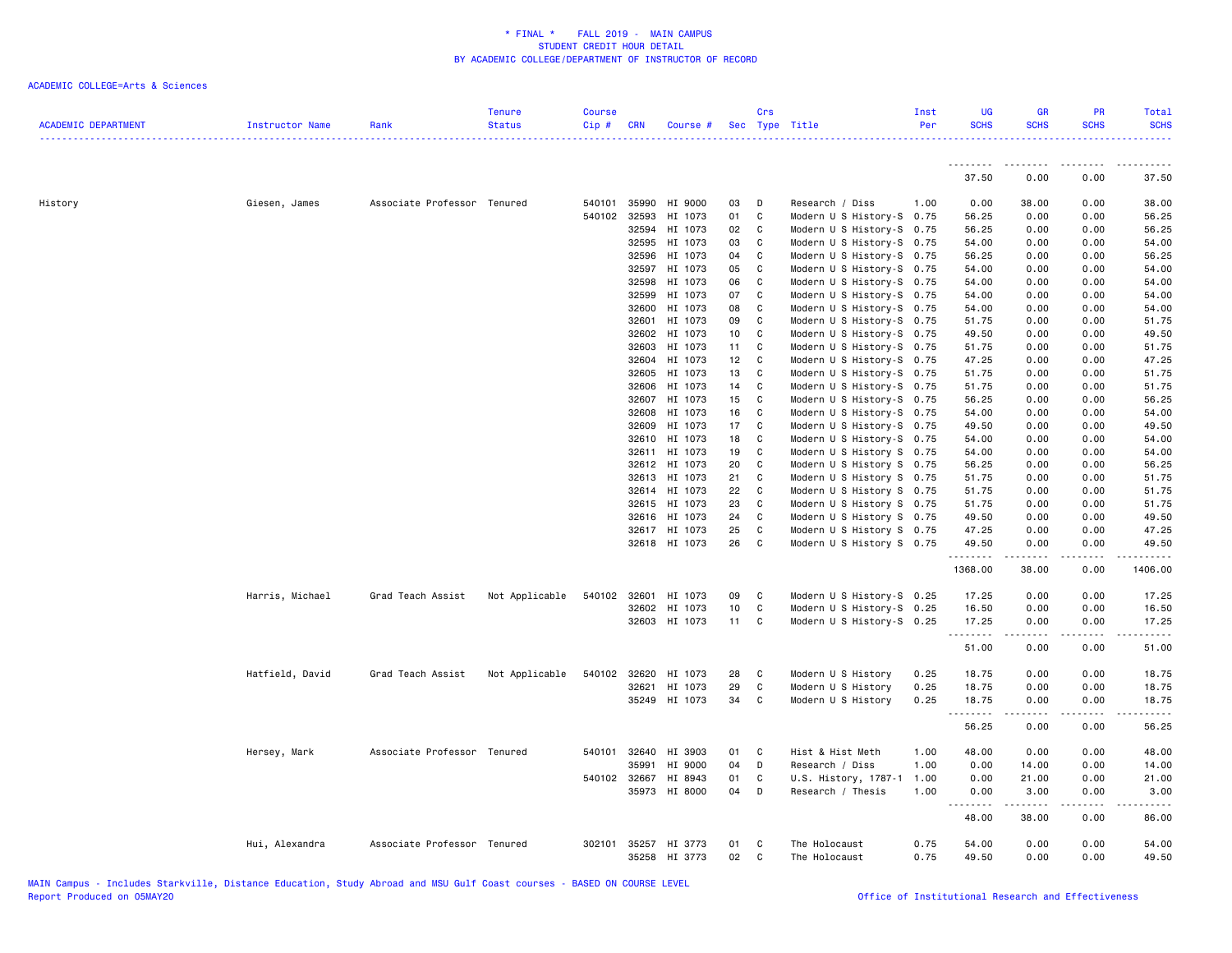# * FINAL * FALL 2019 - MAIN CAMPUS
## STUDENT CREDIT HOUR DETAIL
## BY ACADEMIC COLLEGE/DEPARTMENT OF INSTRUCTOR OF RECORD

ACADEMIC COLLEGE=Arts & Sciences

| ACADEMIC DEPARTMENT | Instructor Name | Rank | Tenure Status | Course Cip # | CRN | Course # | Sec | Crs Type | Title | Inst Per | UG SCHS | GR SCHS | PR SCHS | Total SCHS |
|---|---|---|---|---|---|---|---|---|---|---|---|---|---|---|
| | | | | | | | | | | | 37.50 | 0.00 | 0.00 | 37.50 |
| History | Giesen, James | Associate Professor | Tenured | 540101 | 35990 | HI 9000 | 03 | D | Research / Diss | 1.00 | 0.00 | 38.00 | 0.00 | 38.00 |
| | | | | 540102 | 32593 | HI 1073 | 01 | C | Modern U S History-S | 0.75 | 56.25 | 0.00 | 0.00 | 56.25 |
| | | | | | 32594 | HI 1073 | 02 | C | Modern U S History-S | 0.75 | 56.25 | 0.00 | 0.00 | 56.25 |
| | | | | | 32595 | HI 1073 | 03 | C | Modern U S History-S | 0.75 | 54.00 | 0.00 | 0.00 | 54.00 |
| | | | | | 32596 | HI 1073 | 04 | C | Modern U S History-S | 0.75 | 56.25 | 0.00 | 0.00 | 56.25 |
| | | | | | 32597 | HI 1073 | 05 | C | Modern U S History-S | 0.75 | 54.00 | 0.00 | 0.00 | 54.00 |
| | | | | | 32598 | HI 1073 | 06 | C | Modern U S History-S | 0.75 | 54.00 | 0.00 | 0.00 | 54.00 |
| | | | | | 32599 | HI 1073 | 07 | C | Modern U S History-S | 0.75 | 54.00 | 0.00 | 0.00 | 54.00 |
| | | | | | 32600 | HI 1073 | 08 | C | Modern U S History-S | 0.75 | 54.00 | 0.00 | 0.00 | 54.00 |
| | | | | | 32601 | HI 1073 | 09 | C | Modern U S History-S | 0.75 | 51.75 | 0.00 | 0.00 | 51.75 |
| | | | | | 32602 | HI 1073 | 10 | C | Modern U S History-S | 0.75 | 49.50 | 0.00 | 0.00 | 49.50 |
| | | | | | 32603 | HI 1073 | 11 | C | Modern U S History-S | 0.75 | 51.75 | 0.00 | 0.00 | 51.75 |
| | | | | | 32604 | HI 1073 | 12 | C | Modern U S History-S | 0.75 | 47.25 | 0.00 | 0.00 | 47.25 |
| | | | | | 32605 | HI 1073 | 13 | C | Modern U S History-S | 0.75 | 51.75 | 0.00 | 0.00 | 51.75 |
| | | | | | 32606 | HI 1073 | 14 | C | Modern U S History-S | 0.75 | 51.75 | 0.00 | 0.00 | 51.75 |
| | | | | | 32607 | HI 1073 | 15 | C | Modern U S History-S | 0.75 | 56.25 | 0.00 | 0.00 | 56.25 |
| | | | | | 32608 | HI 1073 | 16 | C | Modern U S History-S | 0.75 | 54.00 | 0.00 | 0.00 | 54.00 |
| | | | | | 32609 | HI 1073 | 17 | C | Modern U S History-S | 0.75 | 49.50 | 0.00 | 0.00 | 49.50 |
| | | | | | 32610 | HI 1073 | 18 | C | Modern U S History-S | 0.75 | 54.00 | 0.00 | 0.00 | 54.00 |
| | | | | | 32611 | HI 1073 | 19 | C | Modern U S History S | 0.75 | 54.00 | 0.00 | 0.00 | 54.00 |
| | | | | | 32612 | HI 1073 | 20 | C | Modern U S History S | 0.75 | 56.25 | 0.00 | 0.00 | 56.25 |
| | | | | | 32613 | HI 1073 | 21 | C | Modern U S History S | 0.75 | 51.75 | 0.00 | 0.00 | 51.75 |
| | | | | | 32614 | HI 1073 | 22 | C | Modern U S History S | 0.75 | 51.75 | 0.00 | 0.00 | 51.75 |
| | | | | | 32615 | HI 1073 | 23 | C | Modern U S History S | 0.75 | 51.75 | 0.00 | 0.00 | 51.75 |
| | | | | | 32616 | HI 1073 | 24 | C | Modern U S History S | 0.75 | 49.50 | 0.00 | 0.00 | 49.50 |
| | | | | | 32617 | HI 1073 | 25 | C | Modern U S History S | 0.75 | 47.25 | 0.00 | 0.00 | 47.25 |
| | | | | | 32618 | HI 1073 | 26 | C | Modern U S History S | 0.75 | 49.50 | 0.00 | 0.00 | 49.50 |
| | | | | | | | | | | | 1368.00 | 38.00 | 0.00 | 1406.00 |
| | Harris, Michael | Grad Teach Assist | Not Applicable | 540102 | 32601 | HI 1073 | 09 | C | Modern U S History-S | 0.25 | 17.25 | 0.00 | 0.00 | 17.25 |
| | | | | | 32602 | HI 1073 | 10 | C | Modern U S History-S | 0.25 | 16.50 | 0.00 | 0.00 | 16.50 |
| | | | | | 32603 | HI 1073 | 11 | C | Modern U S History-S | 0.25 | 17.25 | 0.00 | 0.00 | 17.25 |
| | | | | | | | | | | | 51.00 | 0.00 | 0.00 | 51.00 |
| | Hatfield, David | Grad Teach Assist | Not Applicable | 540102 | 32620 | HI 1073 | 28 | C | Modern U S History | 0.25 | 18.75 | 0.00 | 0.00 | 18.75 |
| | | | | | 32621 | HI 1073 | 29 | C | Modern U S History | 0.25 | 18.75 | 0.00 | 0.00 | 18.75 |
| | | | | | 35249 | HI 1073 | 34 | C | Modern U S History | 0.25 | 18.75 | 0.00 | 0.00 | 18.75 |
| | | | | | | | | | | | 56.25 | 0.00 | 0.00 | 56.25 |
| | Hersey, Mark | Associate Professor | Tenured | 540101 | 32640 | HI 3903 | 01 | C | Hist & Hist Meth | 1.00 | 48.00 | 0.00 | 0.00 | 48.00 |
| | | | | | 35991 | HI 9000 | 04 | D | Research / Diss | 1.00 | 0.00 | 14.00 | 0.00 | 14.00 |
| | | | | 540102 | 32667 | HI 8943 | 01 | C | U.S. History, 1787-1 | 1.00 | 0.00 | 21.00 | 0.00 | 21.00 |
| | | | | | 35973 | HI 8000 | 04 | D | Research / Thesis | 1.00 | 0.00 | 3.00 | 0.00 | 3.00 |
| | | | | | | | | | | | 48.00 | 38.00 | 0.00 | 86.00 |
| | Hui, Alexandra | Associate Professor | Tenured | 302101 | 35257 | HI 3773 | 01 | C | The Holocaust | 0.75 | 54.00 | 0.00 | 0.00 | 54.00 |
| | | | | | 35258 | HI 3773 | 02 | C | The Holocaust | 0.75 | 49.50 | 0.00 | 0.00 | 49.50 |

MAIN Campus - Includes Starkville, Distance Education, Study Abroad and MSU Gulf Coast courses - BASED ON COURSE LEVEL
Report Produced on 05MAY20

Office of Institutional Research and Effectiveness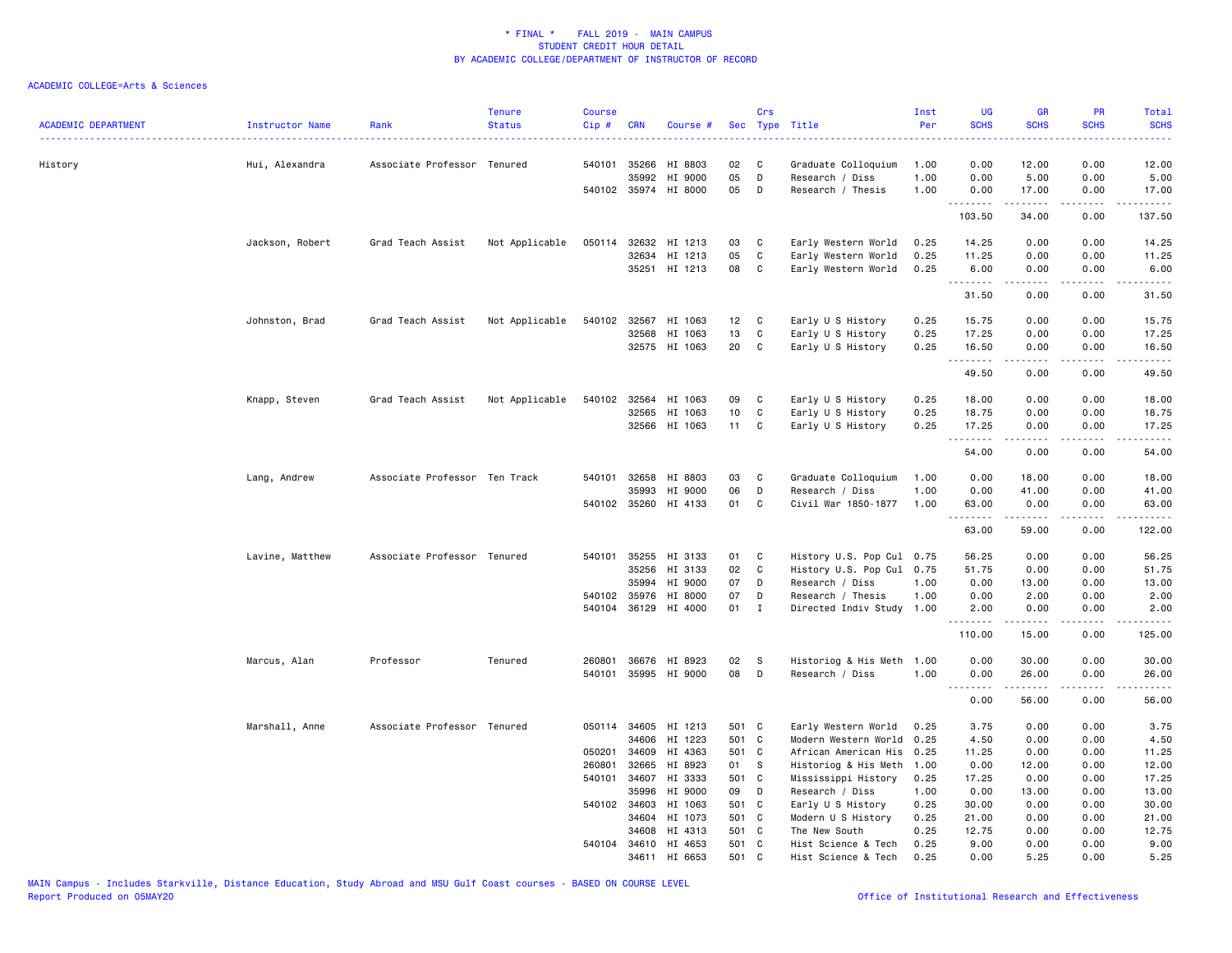\* FINAL \* FALL 2019 - MAIN CAMPUS
STUDENT CREDIT HOUR DETAIL
BY ACADEMIC COLLEGE/DEPARTMENT OF INSTRUCTOR OF RECORD

ACADEMIC COLLEGE=Arts & Sciences

| ACADEMIC DEPARTMENT | Instructor Name | Rank | Tenure Status | Course Cip # | CRN | Course # | Sec | Crs Type | Title | Inst Per | UG SCHS | GR SCHS | PR SCHS | Total SCHS |
|---|---|---|---|---|---|---|---|---|---|---|---|---|---|---|
| History | Hui, Alexandra | Associate Professor | Tenured | 540101 | 35266 | HI 8803 | 02 | C | Graduate Colloquium | 1.00 | 0.00 | 12.00 | 0.00 | 12.00 |
| | | | | | 35992 | HI 9000 | 05 | D | Research / Diss | 1.00 | 0.00 | 5.00 | 0.00 | 5.00 |
| | | | | 540102 | 35974 | HI 8000 | 05 | D | Research / Thesis | 1.00 | 0.00 | 17.00 | 0.00 | 17.00 |
| | | | | | | | | | | | 103.50 | 34.00 | 0.00 | 137.50 |
| | Jackson, Robert | Grad Teach Assist | Not Applicable | 050114 | 32632 | HI 1213 | 03 | C | Early Western World | 0.25 | 14.25 | 0.00 | 0.00 | 14.25 |
| | | | | | 32634 | HI 1213 | 05 | C | Early Western World | 0.25 | 11.25 | 0.00 | 0.00 | 11.25 |
| | | | | | 35251 | HI 1213 | 08 | C | Early Western World | 0.25 | 6.00 | 0.00 | 0.00 | 6.00 |
| | | | | | | | | | | | 31.50 | 0.00 | 0.00 | 31.50 |
| | Johnston, Brad | Grad Teach Assist | Not Applicable | 540102 | 32567 | HI 1063 | 12 | C | Early U S History | 0.25 | 15.75 | 0.00 | 0.00 | 15.75 |
| | | | | | 32568 | HI 1063 | 13 | C | Early U S History | 0.25 | 17.25 | 0.00 | 0.00 | 17.25 |
| | | | | | 32575 | HI 1063 | 20 | C | Early U S History | 0.25 | 16.50 | 0.00 | 0.00 | 16.50 |
| | | | | | | | | | | | 49.50 | 0.00 | 0.00 | 49.50 |
| | Knapp, Steven | Grad Teach Assist | Not Applicable | 540102 | 32564 | HI 1063 | 09 | C | Early U S History | 0.25 | 18.00 | 0.00 | 0.00 | 18.00 |
| | | | | | 32565 | HI 1063 | 10 | C | Early U S History | 0.25 | 18.75 | 0.00 | 0.00 | 18.75 |
| | | | | | 32566 | HI 1063 | 11 | C | Early U S History | 0.25 | 17.25 | 0.00 | 0.00 | 17.25 |
| | | | | | | | | | | | 54.00 | 0.00 | 0.00 | 54.00 |
| | Lang, Andrew | Associate Professor | Ten Track | 540101 | 32658 | HI 8803 | 03 | C | Graduate Colloquium | 1.00 | 0.00 | 18.00 | 0.00 | 18.00 |
| | | | | | 35993 | HI 9000 | 06 | D | Research / Diss | 1.00 | 0.00 | 41.00 | 0.00 | 41.00 |
| | | | | 540102 | 35260 | HI 4133 | 01 | C | Civil War 1850-1877 | 1.00 | 63.00 | 0.00 | 0.00 | 63.00 |
| | | | | | | | | | | | 63.00 | 59.00 | 0.00 | 122.00 |
| | Lavine, Matthew | Associate Professor | Tenured | 540101 | 35255 | HI 3133 | 01 | C | History U.S. Pop Cul | 0.75 | 56.25 | 0.00 | 0.00 | 56.25 |
| | | | | | 35256 | HI 3133 | 02 | C | History U.S. Pop Cul | 0.75 | 51.75 | 0.00 | 0.00 | 51.75 |
| | | | | | 35994 | HI 9000 | 07 | D | Research / Diss | 1.00 | 0.00 | 13.00 | 0.00 | 13.00 |
| | | | | 540102 | 35976 | HI 8000 | 07 | D | Research / Thesis | 1.00 | 0.00 | 2.00 | 0.00 | 2.00 |
| | | | | 540104 | 36129 | HI 4000 | 01 | I | Directed Indiv Study | 1.00 | 2.00 | 0.00 | 0.00 | 2.00 |
| | | | | | | | | | | | 110.00 | 15.00 | 0.00 | 125.00 |
| | Marcus, Alan | Professor | Tenured | 260801 | 36676 | HI 8923 | 02 | S | Historiog & His Meth | 1.00 | 0.00 | 30.00 | 0.00 | 30.00 |
| | | | | 540101 | 35995 | HI 9000 | 08 | D | Research / Diss | 1.00 | 0.00 | 26.00 | 0.00 | 26.00 |
| | | | | | | | | | | | 0.00 | 56.00 | 0.00 | 56.00 |
| | Marshall, Anne | Associate Professor | Tenured | 050114 | 34605 | HI 1213 | 501 | C | Early Western World | 0.25 | 3.75 | 0.00 | 0.00 | 3.75 |
| | | | | | 34606 | HI 1223 | 501 | C | Modern Western World | 0.25 | 4.50 | 0.00 | 0.00 | 4.50 |
| | | | | 050201 | 34609 | HI 4363 | 501 | C | African American His | 0.25 | 11.25 | 0.00 | 0.00 | 11.25 |
| | | | | 260801 | 32665 | HI 8923 | 01 | S | Historiog & His Meth | 1.00 | 0.00 | 12.00 | 0.00 | 12.00 |
| | | | | 540101 | 34607 | HI 3333 | 501 | C | Mississippi History | 0.25 | 17.25 | 0.00 | 0.00 | 17.25 |
| | | | | | 35996 | HI 9000 | 09 | D | Research / Diss | 1.00 | 0.00 | 13.00 | 0.00 | 13.00 |
| | | | | 540102 | 34603 | HI 1063 | 501 | C | Early U S History | 0.25 | 30.00 | 0.00 | 0.00 | 30.00 |
| | | | | | 34604 | HI 1073 | 501 | C | Modern U S History | 0.25 | 21.00 | 0.00 | 0.00 | 21.00 |
| | | | | | 34608 | HI 4313 | 501 | C | The New South | 0.25 | 12.75 | 0.00 | 0.00 | 12.75 |
| | | | | 540104 | 34610 | HI 4653 | 501 | C | Hist Science & Tech | 0.25 | 9.00 | 0.00 | 0.00 | 9.00 |
| | | | | | 34611 | HI 6653 | 501 | C | Hist Science & Tech | 0.25 | 0.00 | 5.25 | 0.00 | 5.25 |

MAIN Campus - Includes Starkville, Distance Education, Study Abroad and MSU Gulf Coast courses - BASED ON COURSE LEVEL
Report Produced on 05MAY20 Office of Institutional Research and Effectiveness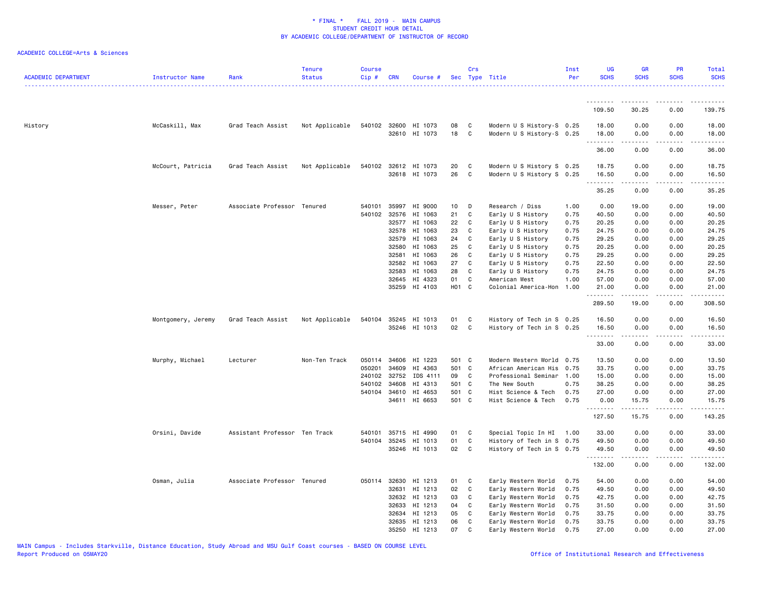\* FINAL \* FALL 2019 - MAIN CAMPUS
STUDENT CREDIT HOUR DETAIL
BY ACADEMIC COLLEGE/DEPARTMENT OF INSTRUCTOR OF RECORD

ACADEMIC COLLEGE=Arts & Sciences

| ACADEMIC DEPARTMENT | Instructor Name | Rank | Tenure Status | Course Cip # | CRN | Course # | Sec | Crs Type | Title | Inst Per | UG SCHS | GR SCHS | PR SCHS | Total SCHS |
|---|---|---|---|---|---|---|---|---|---|---|---|---|---|---|
| | | | | | | | | | | | 109.50 | 30.25 | 0.00 | 139.75 |
| History | McCaskill, Max | Grad Teach Assist | Not Applicable | 540102 | 32600 | HI 1073 | 08 | C | Modern U S History-S | 0.25 | 18.00 | 0.00 | 0.00 | 18.00 |
| | | | | | 32610 | HI 1073 | 18 | C | Modern U S History-S | 0.25 | 18.00 | 0.00 | 0.00 | 18.00 |
| | | | | | | | | | | | 36.00 | 0.00 | 0.00 | 36.00 |
| | McCourt, Patricia | Grad Teach Assist | Not Applicable | 540102 | 32612 | HI 1073 | 20 | C | Modern U S History S | 0.25 | 18.75 | 0.00 | 0.00 | 18.75 |
| | | | | | 32618 | HI 1073 | 26 | C | Modern U S History S | 0.25 | 16.50 | 0.00 | 0.00 | 16.50 |
| | | | | | | | | | | | 35.25 | 0.00 | 0.00 | 35.25 |
| | Messer, Peter | Associate Professor | Tenured | 540101 | 35997 | HI 9000 | 10 | D | Research / Diss | 1.00 | 0.00 | 19.00 | 0.00 | 19.00 |
| | | | | 540102 | 32576 | HI 1063 | 21 | C | Early U S History | 0.75 | 40.50 | 0.00 | 0.00 | 40.50 |
| | | | | | 32577 | HI 1063 | 22 | C | Early U S History | 0.75 | 20.25 | 0.00 | 0.00 | 20.25 |
| | | | | | 32578 | HI 1063 | 23 | C | Early U S History | 0.75 | 24.75 | 0.00 | 0.00 | 24.75 |
| | | | | | 32579 | HI 1063 | 24 | C | Early U S History | 0.75 | 29.25 | 0.00 | 0.00 | 29.25 |
| | | | | | 32580 | HI 1063 | 25 | C | Early U S History | 0.75 | 20.25 | 0.00 | 0.00 | 20.25 |
| | | | | | 32581 | HI 1063 | 26 | C | Early U S History | 0.75 | 29.25 | 0.00 | 0.00 | 29.25 |
| | | | | | 32582 | HI 1063 | 27 | C | Early U S History | 0.75 | 22.50 | 0.00 | 0.00 | 22.50 |
| | | | | | 32583 | HI 1063 | 28 | C | Early U S History | 0.75 | 24.75 | 0.00 | 0.00 | 24.75 |
| | | | | | 32645 | HI 4323 | 01 | C | American West | 1.00 | 57.00 | 0.00 | 0.00 | 57.00 |
| | | | | | 35259 | HI 4103 | H01 | C | Colonial America-Hon | 1.00 | 21.00 | 0.00 | 0.00 | 21.00 |
| | | | | | | | | | | | 289.50 | 19.00 | 0.00 | 308.50 |
| | Montgomery, Jeremy | Grad Teach Assist | Not Applicable | 540104 | 35245 | HI 1013 | 01 | C | History of Tech in S | 0.25 | 16.50 | 0.00 | 0.00 | 16.50 |
| | | | | | 35246 | HI 1013 | 02 | C | History of Tech in S | 0.25 | 16.50 | 0.00 | 0.00 | 16.50 |
| | | | | | | | | | | | 33.00 | 0.00 | 0.00 | 33.00 |
| | Murphy, Michael | Lecturer | Non-Ten Track | 050114 | 34606 | HI 1223 | 501 | C | Modern Western World | 0.75 | 13.50 | 0.00 | 0.00 | 13.50 |
| | | | | 050201 | 34609 | HI 4363 | 501 | C | African American His | 0.75 | 33.75 | 0.00 | 0.00 | 33.75 |
| | | | | 240102 | 32752 | IDS 4111 | 09 | C | Professional Seminar | 1.00 | 15.00 | 0.00 | 0.00 | 15.00 |
| | | | | 540102 | 34608 | HI 4313 | 501 | C | The New South | 0.75 | 38.25 | 0.00 | 0.00 | 38.25 |
| | | | | 540104 | 34610 | HI 4653 | 501 | C | Hist Science & Tech | 0.75 | 27.00 | 0.00 | 0.00 | 27.00 |
| | | | | | 34611 | HI 6653 | 501 | C | Hist Science & Tech | 0.75 | 0.00 | 15.75 | 0.00 | 15.75 |
| | | | | | | | | | | | 127.50 | 15.75 | 0.00 | 143.25 |
| | Orsini, Davide | Assistant Professor | Ten Track | 540101 | 35715 | HI 4990 | 01 | C | Special Topic In HI | 1.00 | 33.00 | 0.00 | 0.00 | 33.00 |
| | | | | 540104 | 35245 | HI 1013 | 01 | C | History of Tech in S | 0.75 | 49.50 | 0.00 | 0.00 | 49.50 |
| | | | | | 35246 | HI 1013 | 02 | C | History of Tech in S | 0.75 | 49.50 | 0.00 | 0.00 | 49.50 |
| | | | | | | | | | | | 132.00 | 0.00 | 0.00 | 132.00 |
| | Osman, Julia | Associate Professor | Tenured | 050114 | 32630 | HI 1213 | 01 | C | Early Western World | 0.75 | 54.00 | 0.00 | 0.00 | 54.00 |
| | | | | | 32631 | HI 1213 | 02 | C | Early Western World | 0.75 | 49.50 | 0.00 | 0.00 | 49.50 |
| | | | | | 32632 | HI 1213 | 03 | C | Early Western World | 0.75 | 42.75 | 0.00 | 0.00 | 42.75 |
| | | | | | 32633 | HI 1213 | 04 | C | Early Western World | 0.75 | 31.50 | 0.00 | 0.00 | 31.50 |
| | | | | | 32634 | HI 1213 | 05 | C | Early Western World | 0.75 | 33.75 | 0.00 | 0.00 | 33.75 |
| | | | | | 32635 | HI 1213 | 06 | C | Early Western World | 0.75 | 33.75 | 0.00 | 0.00 | 33.75 |
| | | | | | 35250 | HI 1213 | 07 | C | Early Western World | 0.75 | 27.00 | 0.00 | 0.00 | 27.00 |

MAIN Campus - Includes Starkville, Distance Education, Study Abroad and MSU Gulf Coast courses - BASED ON COURSE LEVEL
Report Produced on 05MAY20 | Office of Institutional Research and Effectiveness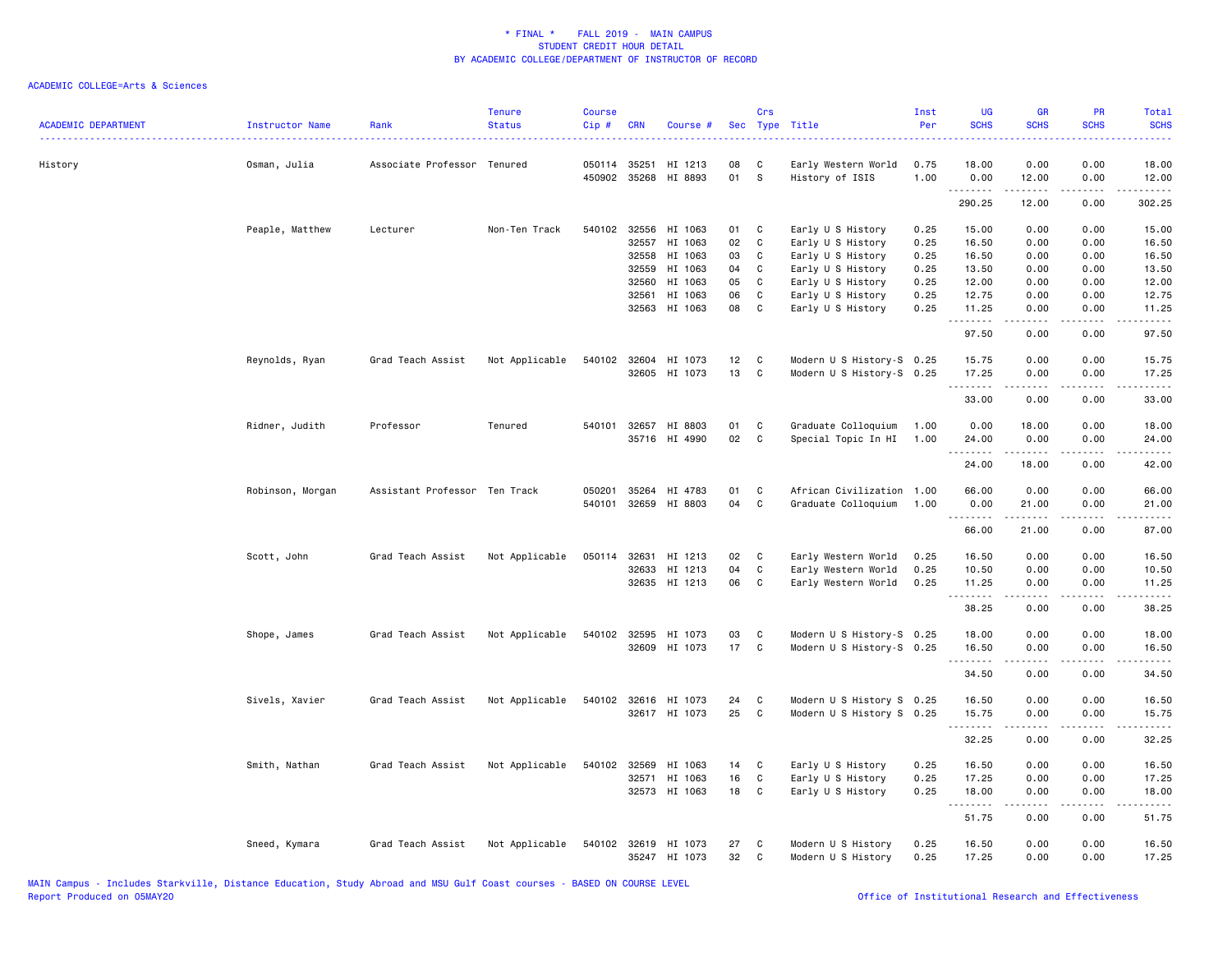# * FINAL * FALL 2019 - MAIN CAMPUS
## STUDENT CREDIT HOUR DETAIL
## BY ACADEMIC COLLEGE/DEPARTMENT OF INSTRUCTOR OF RECORD

ACADEMIC COLLEGE=Arts & Sciences

| ACADEMIC DEPARTMENT | Instructor Name | Rank | Tenure Status | Course Cip # | CRN | Course # | Sec | Crs Type | Title | Inst Per | UG SCHS | GR SCHS | PR SCHS | Total SCHS |
|---|---|---|---|---|---|---|---|---|---|---|---|---|---|---|
| History | Osman, Julia | Associate Professor | Tenured | 050114 | 35251 | HI 1213 | 08 | C | Early Western World | 0.75 | 18.00 | 0.00 | 0.00 | 18.00 |
| | | | | 450902 | 35268 | HI 8893 | 01 | S | History of ISIS | 1.00 | 0.00 | 12.00 | 0.00 | 12.00 |
| | | | | | | | | | | | 290.25 | 12.00 | 0.00 | 302.25 |
| | Peaple, Matthew | Lecturer | Non-Ten Track | 540102 | 32556 | HI 1063 | 01 | C | Early U S History | 0.25 | 15.00 | 0.00 | 0.00 | 15.00 |
| | | | | | 32557 | HI 1063 | 02 | C | Early U S History | 0.25 | 16.50 | 0.00 | 0.00 | 16.50 |
| | | | | | 32558 | HI 1063 | 03 | C | Early U S History | 0.25 | 16.50 | 0.00 | 0.00 | 16.50 |
| | | | | | 32559 | HI 1063 | 04 | C | Early U S History | 0.25 | 13.50 | 0.00 | 0.00 | 13.50 |
| | | | | | 32560 | HI 1063 | 05 | C | Early U S History | 0.25 | 12.00 | 0.00 | 0.00 | 12.00 |
| | | | | | 32561 | HI 1063 | 06 | C | Early U S History | 0.25 | 12.75 | 0.00 | 0.00 | 12.75 |
| | | | | | 32563 | HI 1063 | 08 | C | Early U S History | 0.25 | 11.25 | 0.00 | 0.00 | 11.25 |
| | | | | | | | | | | | 97.50 | 0.00 | 0.00 | 97.50 |
| | Reynolds, Ryan | Grad Teach Assist | Not Applicable | 540102 | 32604 | HI 1073 | 12 | C | Modern U S History-S | 0.25 | 15.75 | 0.00 | 0.00 | 15.75 |
| | | | | | 32605 | HI 1073 | 13 | C | Modern U S History-S | 0.25 | 17.25 | 0.00 | 0.00 | 17.25 |
| | | | | | | | | | | | 33.00 | 0.00 | 0.00 | 33.00 |
| | Ridner, Judith | Professor | Tenured | 540101 | 32657 | HI 8803 | 01 | C | Graduate Colloquium | 1.00 | 0.00 | 18.00 | 0.00 | 18.00 |
| | | | | | 35716 | HI 4990 | 02 | C | Special Topic In HI | 1.00 | 24.00 | 0.00 | 0.00 | 24.00 |
| | | | | | | | | | | | 24.00 | 18.00 | 0.00 | 42.00 |
| | Robinson, Morgan | Assistant Professor | Ten Track | 050201 | 35264 | HI 4783 | 01 | C | African Civilization | 1.00 | 66.00 | 0.00 | 0.00 | 66.00 |
| | | | | 540101 | 32659 | HI 8803 | 04 | C | Graduate Colloquium | 1.00 | 0.00 | 21.00 | 0.00 | 21.00 |
| | | | | | | | | | | | 66.00 | 21.00 | 0.00 | 87.00 |
| | Scott, John | Grad Teach Assist | Not Applicable | 050114 | 32631 | HI 1213 | 02 | C | Early Western World | 0.25 | 16.50 | 0.00 | 0.00 | 16.50 |
| | | | | | 32633 | HI 1213 | 04 | C | Early Western World | 0.25 | 10.50 | 0.00 | 0.00 | 10.50 |
| | | | | | 32635 | HI 1213 | 06 | C | Early Western World | 0.25 | 11.25 | 0.00 | 0.00 | 11.25 |
| | | | | | | | | | | | 38.25 | 0.00 | 0.00 | 38.25 |
| | Shope, James | Grad Teach Assist | Not Applicable | 540102 | 32595 | HI 1073 | 03 | C | Modern U S History-S | 0.25 | 18.00 | 0.00 | 0.00 | 18.00 |
| | | | | | 32609 | HI 1073 | 17 | C | Modern U S History-S | 0.25 | 16.50 | 0.00 | 0.00 | 16.50 |
| | | | | | | | | | | | 34.50 | 0.00 | 0.00 | 34.50 |
| | Sivels, Xavier | Grad Teach Assist | Not Applicable | 540102 | 32616 | HI 1073 | 24 | C | Modern U S History S | 0.25 | 16.50 | 0.00 | 0.00 | 16.50 |
| | | | | | 32617 | HI 1073 | 25 | C | Modern U S History S | 0.25 | 15.75 | 0.00 | 0.00 | 15.75 |
| | | | | | | | | | | | 32.25 | 0.00 | 0.00 | 32.25 |
| | Smith, Nathan | Grad Teach Assist | Not Applicable | 540102 | 32569 | HI 1063 | 14 | C | Early U S History | 0.25 | 16.50 | 0.00 | 0.00 | 16.50 |
| | | | | | 32571 | HI 1063 | 16 | C | Early U S History | 0.25 | 17.25 | 0.00 | 0.00 | 17.25 |
| | | | | | 32573 | HI 1063 | 18 | C | Early U S History | 0.25 | 18.00 | 0.00 | 0.00 | 18.00 |
| | | | | | | | | | | | 51.75 | 0.00 | 0.00 | 51.75 |
| | Sneed, Kymara | Grad Teach Assist | Not Applicable | 540102 | 32619 | HI 1073 | 27 | C | Modern U S History | 0.25 | 16.50 | 0.00 | 0.00 | 16.50 |
| | | | | | 35247 | HI 1073 | 32 | C | Modern U S History | 0.25 | 17.25 | 0.00 | 0.00 | 17.25 |

MAIN Campus - Includes Starkville, Distance Education, Study Abroad and MSU Gulf Coast courses - BASED ON COURSE LEVEL
Report Produced on 05MAY20
Office of Institutional Research and Effectiveness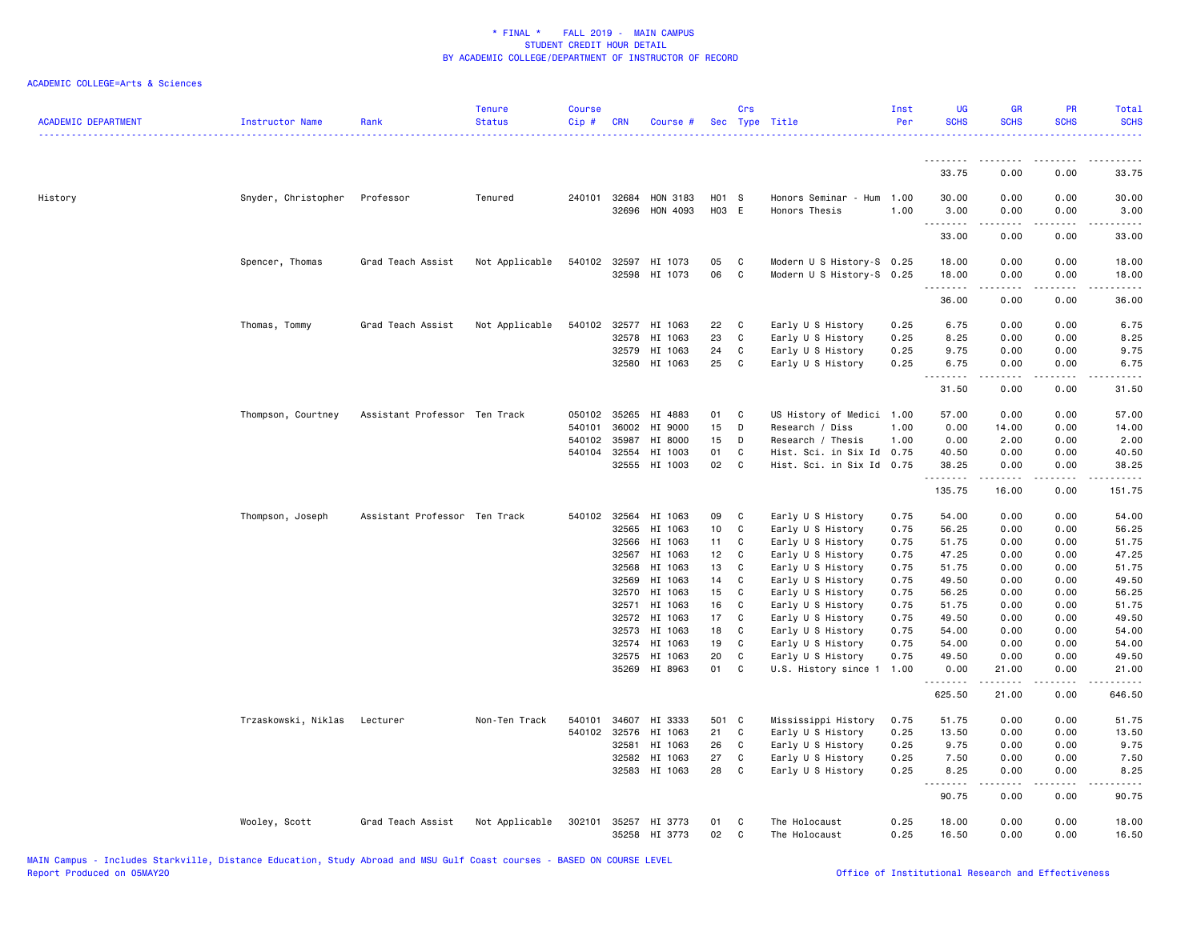# * FINAL * FALL 2019 - MAIN CAMPUS
## STUDENT CREDIT HOUR DETAIL
## BY ACADEMIC COLLEGE/DEPARTMENT OF INSTRUCTOR OF RECORD

ACADEMIC COLLEGE=Arts & Sciences

| ACADEMIC DEPARTMENT | Instructor Name | Rank | Tenure Status | Course Cip # | CRN | Course # | Sec | Crs Type | Title | Inst Per | UG SCHS | GR SCHS | PR SCHS | Total SCHS |
|---|---|---|---|---|---|---|---|---|---|---|---|---|---|---|
| | | | | | | | | | | | 33.75 | 0.00 | 0.00 | 33.75 |
| History | Snyder, Christopher | Professor | Tenured | 240101 | 32684 | HON 3183 | H01 | S | Honors Seminar - Hum | 1.00 | 30.00 | 0.00 | 0.00 | 30.00 |
| | | | | | 32696 | HON 4093 | H03 | E | Honors Thesis | 1.00 | 3.00 | 0.00 | 0.00 | 3.00 |
| | | | | | | | | | | | 33.00 | 0.00 | 0.00 | 33.00 |
| | Spencer, Thomas | Grad Teach Assist | Not Applicable | 540102 | 32597 | HI 1073 | 05 | C | Modern U S History-S | 0.25 | 18.00 | 0.00 | 0.00 | 18.00 |
| | | | | | 32598 | HI 1073 | 06 | C | Modern U S History-S | 0.25 | 18.00 | 0.00 | 0.00 | 18.00 |
| | | | | | | | | | | | 36.00 | 0.00 | 0.00 | 36.00 |
| | Thomas, Tommy | Grad Teach Assist | Not Applicable | 540102 | 32577 | HI 1063 | 22 | C | Early U S History | 0.25 | 6.75 | 0.00 | 0.00 | 6.75 |
| | | | | | 32578 | HI 1063 | 23 | C | Early U S History | 0.25 | 8.25 | 0.00 | 0.00 | 8.25 |
| | | | | | 32579 | HI 1063 | 24 | C | Early U S History | 0.25 | 9.75 | 0.00 | 0.00 | 9.75 |
| | | | | | 32580 | HI 1063 | 25 | C | Early U S History | 0.25 | 6.75 | 0.00 | 0.00 | 6.75 |
| | | | | | | | | | | | 31.50 | 0.00 | 0.00 | 31.50 |
| | Thompson, Courtney | Assistant Professor | Ten Track | 050102 | 35265 | HI 4883 | 01 | C | US History of Medici | 1.00 | 57.00 | 0.00 | 0.00 | 57.00 |
| | | | | 540101 | 36002 | HI 9000 | 15 | D | Research / Diss | 1.00 | 0.00 | 14.00 | 0.00 | 14.00 |
| | | | | 540102 | 35987 | HI 8000 | 15 | D | Research / Thesis | 1.00 | 0.00 | 2.00 | 0.00 | 2.00 |
| | | | | 540104 | 32554 | HI 1003 | 01 | C | Hist. Sci. in Six Id | 0.75 | 40.50 | 0.00 | 0.00 | 40.50 |
| | | | | | 32555 | HI 1003 | 02 | C | Hist. Sci. in Six Id | 0.75 | 38.25 | 0.00 | 0.00 | 38.25 |
| | | | | | | | | | | | 135.75 | 16.00 | 0.00 | 151.75 |
| | Thompson, Joseph | Assistant Professor | Ten Track | 540102 | 32564 | HI 1063 | 09 | C | Early U S History | 0.75 | 54.00 | 0.00 | 0.00 | 54.00 |
| | | | | | 32565 | HI 1063 | 10 | C | Early U S History | 0.75 | 56.25 | 0.00 | 0.00 | 56.25 |
| | | | | | 32566 | HI 1063 | 11 | C | Early U S History | 0.75 | 51.75 | 0.00 | 0.00 | 51.75 |
| | | | | | 32567 | HI 1063 | 12 | C | Early U S History | 0.75 | 47.25 | 0.00 | 0.00 | 47.25 |
| | | | | | 32568 | HI 1063 | 13 | C | Early U S History | 0.75 | 51.75 | 0.00 | 0.00 | 51.75 |
| | | | | | 32569 | HI 1063 | 14 | C | Early U S History | 0.75 | 49.50 | 0.00 | 0.00 | 49.50 |
| | | | | | 32570 | HI 1063 | 15 | C | Early U S History | 0.75 | 56.25 | 0.00 | 0.00 | 56.25 |
| | | | | | 32571 | HI 1063 | 16 | C | Early U S History | 0.75 | 51.75 | 0.00 | 0.00 | 51.75 |
| | | | | | 32572 | HI 1063 | 17 | C | Early U S History | 0.75 | 49.50 | 0.00 | 0.00 | 49.50 |
| | | | | | 32573 | HI 1063 | 18 | C | Early U S History | 0.75 | 54.00 | 0.00 | 0.00 | 54.00 |
| | | | | | 32574 | HI 1063 | 19 | C | Early U S History | 0.75 | 54.00 | 0.00 | 0.00 | 54.00 |
| | | | | | 32575 | HI 1063 | 20 | C | Early U S History | 0.75 | 49.50 | 0.00 | 0.00 | 49.50 |
| | | | | | 35269 | HI 8963 | 01 | C | U.S. History since 1 | 1.00 | 0.00 | 21.00 | 0.00 | 21.00 |
| | | | | | | | | | | | 625.50 | 21.00 | 0.00 | 646.50 |
| | Trzaskowski, Niklas | Lecturer | Non-Ten Track | 540101 | 34607 | HI 3333 | 501 | C | Mississippi History | 0.75 | 51.75 | 0.00 | 0.00 | 51.75 |
| | | | | 540102 | 32576 | HI 1063 | 21 | C | Early U S History | 0.25 | 13.50 | 0.00 | 0.00 | 13.50 |
| | | | | | 32581 | HI 1063 | 26 | C | Early U S History | 0.25 | 9.75 | 0.00 | 0.00 | 9.75 |
| | | | | | 32582 | HI 1063 | 27 | C | Early U S History | 0.25 | 7.50 | 0.00 | 0.00 | 7.50 |
| | | | | | 32583 | HI 1063 | 28 | C | Early U S History | 0.25 | 8.25 | 0.00 | 0.00 | 8.25 |
| | | | | | | | | | | | 90.75 | 0.00 | 0.00 | 90.75 |
| | Wooley, Scott | Grad Teach Assist | Not Applicable | 302101 | 35257 | HI 3773 | 01 | C | The Holocaust | 0.25 | 18.00 | 0.00 | 0.00 | 18.00 |
| | | | | | 35258 | HI 3773 | 02 | C | The Holocaust | 0.25 | 16.50 | 0.00 | 0.00 | 16.50 |

MAIN Campus - Includes Starkville, Distance Education, Study Abroad and MSU Gulf Coast courses - BASED ON COURSE LEVEL
Report Produced on 05MAY20 Office of Institutional Research and Effectiveness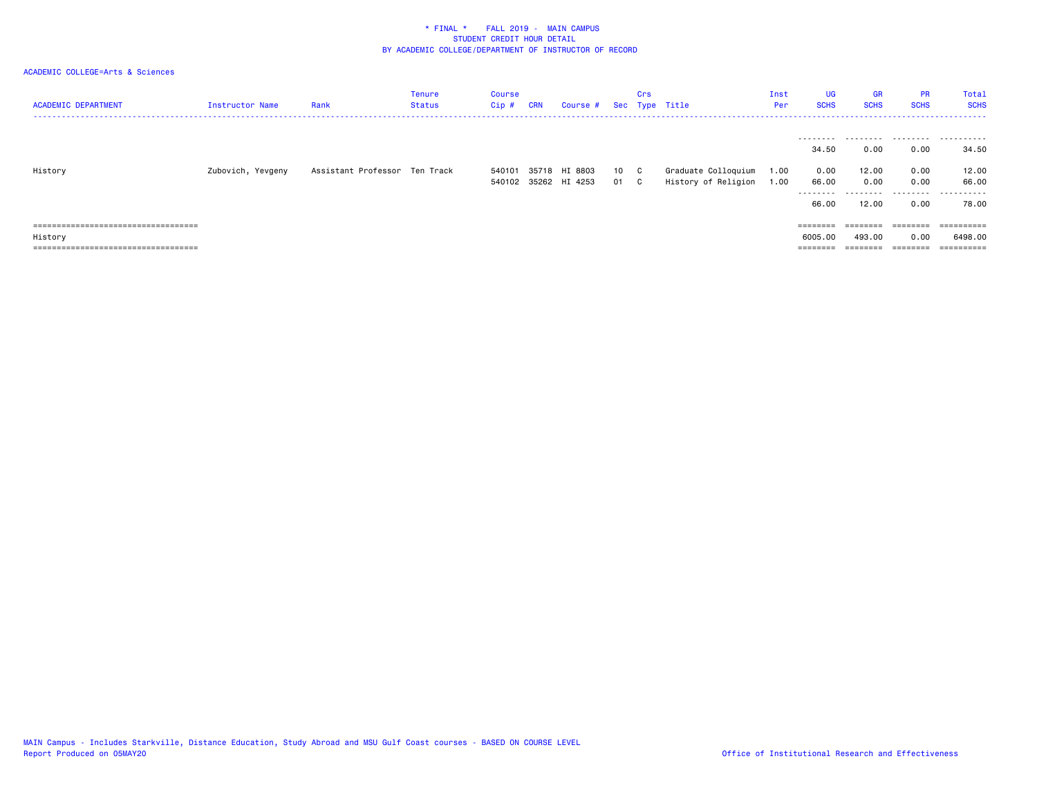\* FINAL \* FALL 2019 - MAIN CAMPUS
STUDENT CREDIT HOUR DETAIL
BY ACADEMIC COLLEGE/DEPARTMENT OF INSTRUCTOR OF RECORD

ACADEMIC COLLEGE=Arts & Sciences

| ACADEMIC DEPARTMENT | Instructor Name | Rank | Tenure Status | Course Cip # | CRN | Course # | Sec | Crs Type | Title | Inst Per | UG SCHS | GR SCHS | PR SCHS | Total SCHS |
|---|---|---|---|---|---|---|---|---|---|---|---|---|---|---|
| | | | | | | | | | | | 34.50 | 0.00 | 0.00 | 34.50 |
| History | Zubovich, Yevgeny | Assistant Professor | Ten Track | 540101 | 35718 | HI 8803 | 10 | C | Graduate Colloquium | 1.00 | 0.00 | 12.00 | 0.00 | 12.00 |
| | | | | 540102 | 35262 | HI 4253 | 01 | C | History of Religion | 1.00 | 66.00 | 0.00 | 0.00 | 66.00 |
| | | | | | | | | | | | 66.00 | 12.00 | 0.00 | 78.00 |
| History | | | | | | | | | | | 6005.00 | 493.00 | 0.00 | 6498.00 |

MAIN Campus - Includes Starkville, Distance Education, Study Abroad and MSU Gulf Coast courses - BASED ON COURSE LEVEL
Report Produced on 05MAY20

Office of Institutional Research and Effectiveness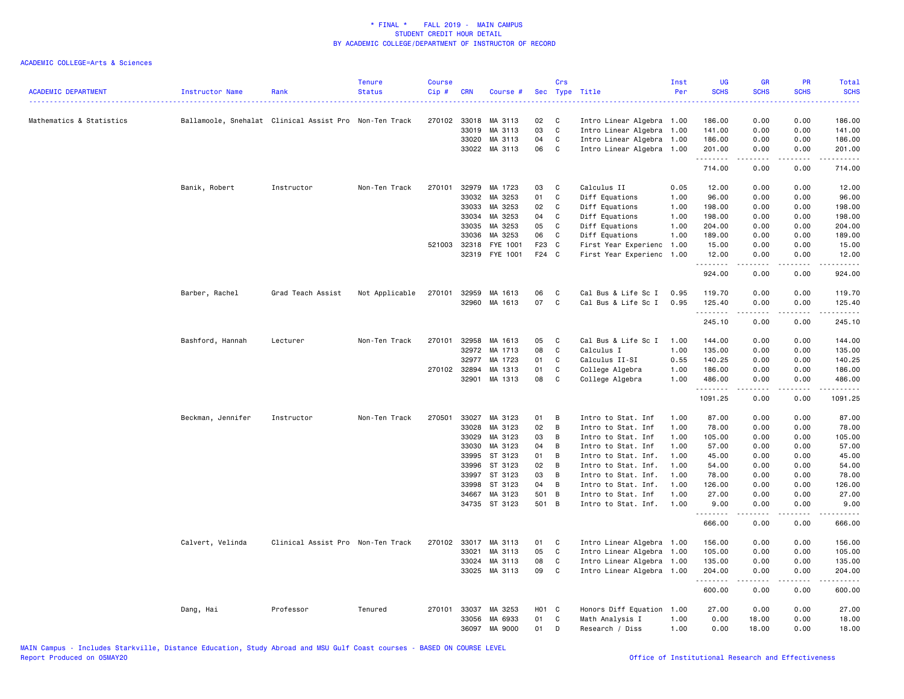\* FINAL \* FALL 2019 - MAIN CAMPUS
STUDENT CREDIT HOUR DETAIL
BY ACADEMIC COLLEGE/DEPARTMENT OF INSTRUCTOR OF RECORD

ACADEMIC COLLEGE=Arts & Sciences

| ACADEMIC DEPARTMENT | Instructor Name | Rank | Tenure Status | Course Cip # | CRN | Course # | Sec | Crs Type | Title | Inst Per | UG SCHS | GR SCHS | PR SCHS | Total SCHS |
|---|---|---|---|---|---|---|---|---|---|---|---|---|---|---|
| Mathematics & Statistics | Ballamoole, Snehalat | Clinical Assist Pro | Non-Ten Track | 270102 | 33018 | MA 3113 | 02 | C | Intro Linear Algebra | 1.00 | 186.00 | 0.00 | 0.00 | 186.00 |
| | | | | | 33019 | MA 3113 | 03 | C | Intro Linear Algebra | 1.00 | 141.00 | 0.00 | 0.00 | 141.00 |
| | | | | | 33020 | MA 3113 | 04 | C | Intro Linear Algebra | 1.00 | 186.00 | 0.00 | 0.00 | 186.00 |
| | | | | | 33022 | MA 3113 | 06 | C | Intro Linear Algebra | 1.00 | 201.00 | 0.00 | 0.00 | 201.00 |
| | | | | | | | | | | | 714.00 | 0.00 | 0.00 | 714.00 |
| | Banik, Robert | Instructor | Non-Ten Track | 270101 | 32979 | MA 1723 | 03 | C | Calculus II | 0.05 | 12.00 | 0.00 | 0.00 | 12.00 |
| | | | | | 33032 | MA 3253 | 01 | C | Diff Equations | 1.00 | 96.00 | 0.00 | 0.00 | 96.00 |
| | | | | | 33033 | MA 3253 | 02 | C | Diff Equations | 1.00 | 198.00 | 0.00 | 0.00 | 198.00 |
| | | | | | 33034 | MA 3253 | 04 | C | Diff Equations | 1.00 | 198.00 | 0.00 | 0.00 | 198.00 |
| | | | | | 33035 | MA 3253 | 05 | C | Diff Equations | 1.00 | 204.00 | 0.00 | 0.00 | 204.00 |
| | | | | | 33036 | MA 3253 | 06 | C | Diff Equations | 1.00 | 189.00 | 0.00 | 0.00 | 189.00 |
| | | | | 521003 | 32318 | FYE 1001 | F23 | C | First Year Experienc | 1.00 | 15.00 | 0.00 | 0.00 | 15.00 |
| | | | | | 32319 | FYE 1001 | F24 | C | First Year Experienc | 1.00 | 12.00 | 0.00 | 0.00 | 12.00 |
| | | | | | | | | | | | 924.00 | 0.00 | 0.00 | 924.00 |
| | Barber, Rachel | Grad Teach Assist | Not Applicable | 270101 | 32959 | MA 1613 | 06 | C | Cal Bus & Life Sc I | 0.95 | 119.70 | 0.00 | 0.00 | 119.70 |
| | | | | | 32960 | MA 1613 | 07 | C | Cal Bus & Life Sc I | 0.95 | 125.40 | 0.00 | 0.00 | 125.40 |
| | | | | | | | | | | | 245.10 | 0.00 | 0.00 | 245.10 |
| | Bashford, Hannah | Lecturer | Non-Ten Track | 270101 | 32958 | MA 1613 | 05 | C | Cal Bus & Life Sc I | 1.00 | 144.00 | 0.00 | 0.00 | 144.00 |
| | | | | | 32972 | MA 1713 | 08 | C | Calculus I | 1.00 | 135.00 | 0.00 | 0.00 | 135.00 |
| | | | | | 32977 | MA 1723 | 01 | C | Calculus II-SI | 0.55 | 140.25 | 0.00 | 0.00 | 140.25 |
| | | | | 270102 | 32894 | MA 1313 | 01 | C | College Algebra | 1.00 | 186.00 | 0.00 | 0.00 | 186.00 |
| | | | | | 32901 | MA 1313 | 08 | C | College Algebra | 1.00 | 486.00 | 0.00 | 0.00 | 486.00 |
| | | | | | | | | | | | 1091.25 | 0.00 | 0.00 | 1091.25 |
| | Beckman, Jennifer | Instructor | Non-Ten Track | 270501 | 33027 | MA 3123 | 01 | B | Intro to Stat. Inf | 1.00 | 87.00 | 0.00 | 0.00 | 87.00 |
| | | | | | 33028 | MA 3123 | 02 | B | Intro to Stat. Inf | 1.00 | 78.00 | 0.00 | 0.00 | 78.00 |
| | | | | | 33029 | MA 3123 | 03 | B | Intro to Stat. Inf | 1.00 | 105.00 | 0.00 | 0.00 | 105.00 |
| | | | | | 33030 | MA 3123 | 04 | B | Intro to Stat. Inf | 1.00 | 57.00 | 0.00 | 0.00 | 57.00 |
| | | | | | 33995 | ST 3123 | 01 | B | Intro to Stat. Inf. | 1.00 | 45.00 | 0.00 | 0.00 | 45.00 |
| | | | | | 33996 | ST 3123 | 02 | B | Intro to Stat. Inf. | 1.00 | 54.00 | 0.00 | 0.00 | 54.00 |
| | | | | | 33997 | ST 3123 | 03 | B | Intro to Stat. Inf. | 1.00 | 78.00 | 0.00 | 0.00 | 78.00 |
| | | | | | 33998 | ST 3123 | 04 | B | Intro to Stat. Inf. | 1.00 | 126.00 | 0.00 | 0.00 | 126.00 |
| | | | | | 34667 | MA 3123 | 501 | B | Intro to Stat. Inf | 1.00 | 27.00 | 0.00 | 0.00 | 27.00 |
| | | | | | 34735 | ST 3123 | 501 | B | Intro to Stat. Inf. | 1.00 | 9.00 | 0.00 | 0.00 | 9.00 |
| | | | | | | | | | | | 666.00 | 0.00 | 0.00 | 666.00 |
| | Calvert, Velinda | Clinical Assist Pro | Non-Ten Track | 270102 | 33017 | MA 3113 | 01 | C | Intro Linear Algebra | 1.00 | 156.00 | 0.00 | 0.00 | 156.00 |
| | | | | | 33021 | MA 3113 | 05 | C | Intro Linear Algebra | 1.00 | 105.00 | 0.00 | 0.00 | 105.00 |
| | | | | | 33024 | MA 3113 | 08 | C | Intro Linear Algebra | 1.00 | 135.00 | 0.00 | 0.00 | 135.00 |
| | | | | | 33025 | MA 3113 | 09 | C | Intro Linear Algebra | 1.00 | 204.00 | 0.00 | 0.00 | 204.00 |
| | | | | | | | | | | | 600.00 | 0.00 | 0.00 | 600.00 |
| | Dang, Hai | Professor | Tenured | 270101 | 33037 | MA 3253 | H01 | C | Honors Diff Equation | 1.00 | 27.00 | 0.00 | 0.00 | 27.00 |
| | | | | | 33056 | MA 6933 | 01 | C | Math Analysis I | 1.00 | 0.00 | 18.00 | 0.00 | 18.00 |
| | | | | | 36097 | MA 9000 | 01 | D | Research / Diss | 1.00 | 0.00 | 18.00 | 0.00 | 18.00 |

MAIN Campus - Includes Starkville, Distance Education, Study Abroad and MSU Gulf Coast courses - BASED ON COURSE LEVEL
Report Produced on 05MAY20 Office of Institutional Research and Effectiveness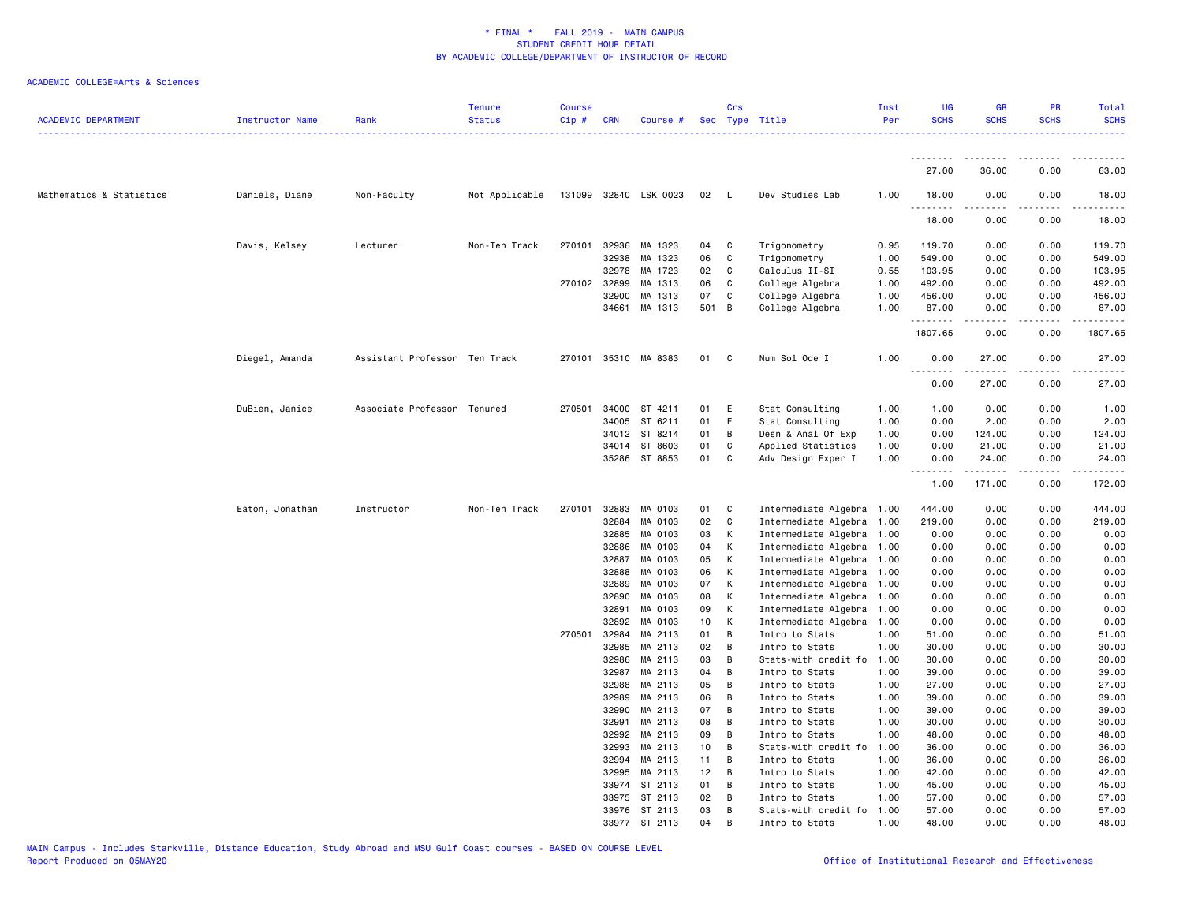ACADEMIC COLLEGE=Arts & Sciences

| ACADEMIC DEPARTMENT | Instructor Name | Rank | Tenure Status | Course Cip # | CRN | Course # | Sec | Crs Type | Title | Inst Per | UG SCHS | GR SCHS | PR SCHS | Total SCHS |
|---|---|---|---|---|---|---|---|---|---|---|---|---|---|---|
| | | | | | | | | | | | 27.00 | 36.00 | 0.00 | 63.00 |
| Mathematics & Statistics | Daniels, Diane | Non-Faculty | Not Applicable | 131099 | 32840 | LSK 0023 | 02 | L | Dev Studies Lab | 1.00 | 18.00 | 0.00 | 0.00 | 18.00 |
| | | | | | | | | | | | 18.00 | 0.00 | 0.00 | 18.00 |
| | Davis, Kelsey | Lecturer | Non-Ten Track | 270101 | 32936 | MA 1323 | 04 | C | Trigonometry | 0.95 | 119.70 | 0.00 | 0.00 | 119.70 |
| | | | | | 32938 | MA 1323 | 06 | C | Trigonometry | 1.00 | 549.00 | 0.00 | 0.00 | 549.00 |
| | | | | | 32978 | MA 1723 | 02 | C | Calculus II-SI | 0.55 | 103.95 | 0.00 | 0.00 | 103.95 |
| | | | | 270102 | 32899 | MA 1313 | 06 | C | College Algebra | 1.00 | 492.00 | 0.00 | 0.00 | 492.00 |
| | | | | | 32900 | MA 1313 | 07 | C | College Algebra | 1.00 | 456.00 | 0.00 | 0.00 | 456.00 |
| | | | | | 34661 | MA 1313 | 501 | B | College Algebra | 1.00 | 87.00 | 0.00 | 0.00 | 87.00 |
| | | | | | | | | | | | 1807.65 | 0.00 | 0.00 | 1807.65 |
| | Diegel, Amanda | Assistant Professor | Ten Track | 270101 | 35310 | MA 8383 | 01 | C | Num Sol Ode I | 1.00 | 0.00 | 27.00 | 0.00 | 27.00 |
| | | | | | | | | | | | 0.00 | 27.00 | 0.00 | 27.00 |
| | DuBien, Janice | Associate Professor | Tenured | 270501 | 34000 | ST 4211 | 01 | E | Stat Consulting | 1.00 | 1.00 | 0.00 | 0.00 | 1.00 |
| | | | | | 34005 | ST 6211 | 01 | E | Stat Consulting | 1.00 | 0.00 | 2.00 | 0.00 | 2.00 |
| | | | | | 34012 | ST 8214 | 01 | B | Desn & Anal Of Exp | 1.00 | 0.00 | 124.00 | 0.00 | 124.00 |
| | | | | | 34014 | ST 8603 | 01 | C | Applied Statistics | 1.00 | 0.00 | 21.00 | 0.00 | 21.00 |
| | | | | | 35286 | ST 8853 | 01 | C | Adv Design Exper I | 1.00 | 0.00 | 24.00 | 0.00 | 24.00 |
| | | | | | | | | | | | 1.00 | 171.00 | 0.00 | 172.00 |
| | Eaton, Jonathan | Instructor | Non-Ten Track | 270101 | 32883 | MA 0103 | 01 | C | Intermediate Algebra | 1.00 | 444.00 | 0.00 | 0.00 | 444.00 |
| | | | | | 32884 | MA 0103 | 02 | C | Intermediate Algebra | 1.00 | 219.00 | 0.00 | 0.00 | 219.00 |
| | | | | | 32885 | MA 0103 | 03 | K | Intermediate Algebra | 1.00 | 0.00 | 0.00 | 0.00 | 0.00 |
| | | | | | 32886 | MA 0103 | 04 | K | Intermediate Algebra | 1.00 | 0.00 | 0.00 | 0.00 | 0.00 |
| | | | | | 32887 | MA 0103 | 05 | K | Intermediate Algebra | 1.00 | 0.00 | 0.00 | 0.00 | 0.00 |
| | | | | | 32888 | MA 0103 | 06 | K | Intermediate Algebra | 1.00 | 0.00 | 0.00 | 0.00 | 0.00 |
| | | | | | 32889 | MA 0103 | 07 | K | Intermediate Algebra | 1.00 | 0.00 | 0.00 | 0.00 | 0.00 |
| | | | | | 32890 | MA 0103 | 08 | K | Intermediate Algebra | 1.00 | 0.00 | 0.00 | 0.00 | 0.00 |
| | | | | | 32891 | MA 0103 | 09 | K | Intermediate Algebra | 1.00 | 0.00 | 0.00 | 0.00 | 0.00 |
| | | | | | 32892 | MA 0103 | 10 | K | Intermediate Algebra | 1.00 | 0.00 | 0.00 | 0.00 | 0.00 |
| | | | | 270501 | 32984 | MA 2113 | 01 | B | Intro to Stats | 1.00 | 51.00 | 0.00 | 0.00 | 51.00 |
| | | | | | 32985 | MA 2113 | 02 | B | Intro to Stats | 1.00 | 30.00 | 0.00 | 0.00 | 30.00 |
| | | | | | 32986 | MA 2113 | 03 | B | Stats-with credit fo | 1.00 | 30.00 | 0.00 | 0.00 | 30.00 |
| | | | | | 32987 | MA 2113 | 04 | B | Intro to Stats | 1.00 | 39.00 | 0.00 | 0.00 | 39.00 |
| | | | | | 32988 | MA 2113 | 05 | B | Intro to Stats | 1.00 | 27.00 | 0.00 | 0.00 | 27.00 |
| | | | | | 32989 | MA 2113 | 06 | B | Intro to Stats | 1.00 | 39.00 | 0.00 | 0.00 | 39.00 |
| | | | | | 32990 | MA 2113 | 07 | B | Intro to Stats | 1.00 | 39.00 | 0.00 | 0.00 | 39.00 |
| | | | | | 32991 | MA 2113 | 08 | B | Intro to Stats | 1.00 | 30.00 | 0.00 | 0.00 | 30.00 |
| | | | | | 32992 | MA 2113 | 09 | B | Intro to Stats | 1.00 | 48.00 | 0.00 | 0.00 | 48.00 |
| | | | | | 32993 | MA 2113 | 10 | B | Stats-with credit fo | 1.00 | 36.00 | 0.00 | 0.00 | 36.00 |
| | | | | | 32994 | MA 2113 | 11 | B | Intro to Stats | 1.00 | 36.00 | 0.00 | 0.00 | 36.00 |
| | | | | | 32995 | MA 2113 | 12 | B | Intro to Stats | 1.00 | 42.00 | 0.00 | 0.00 | 42.00 |
| | | | | | 33974 | ST 2113 | 01 | B | Intro to Stats | 1.00 | 45.00 | 0.00 | 0.00 | 45.00 |
| | | | | | 33975 | ST 2113 | 02 | B | Intro to Stats | 1.00 | 57.00 | 0.00 | 0.00 | 57.00 |
| | | | | | 33976 | ST 2113 | 03 | B | Stats-with credit fo | 1.00 | 57.00 | 0.00 | 0.00 | 57.00 |
| | | | | | 33977 | ST 2113 | 04 | B | Intro to Stats | 1.00 | 48.00 | 0.00 | 0.00 | 48.00 |

MAIN Campus - Includes Starkville, Distance Education, Study Abroad and MSU Gulf Coast courses - BASED ON COURSE LEVEL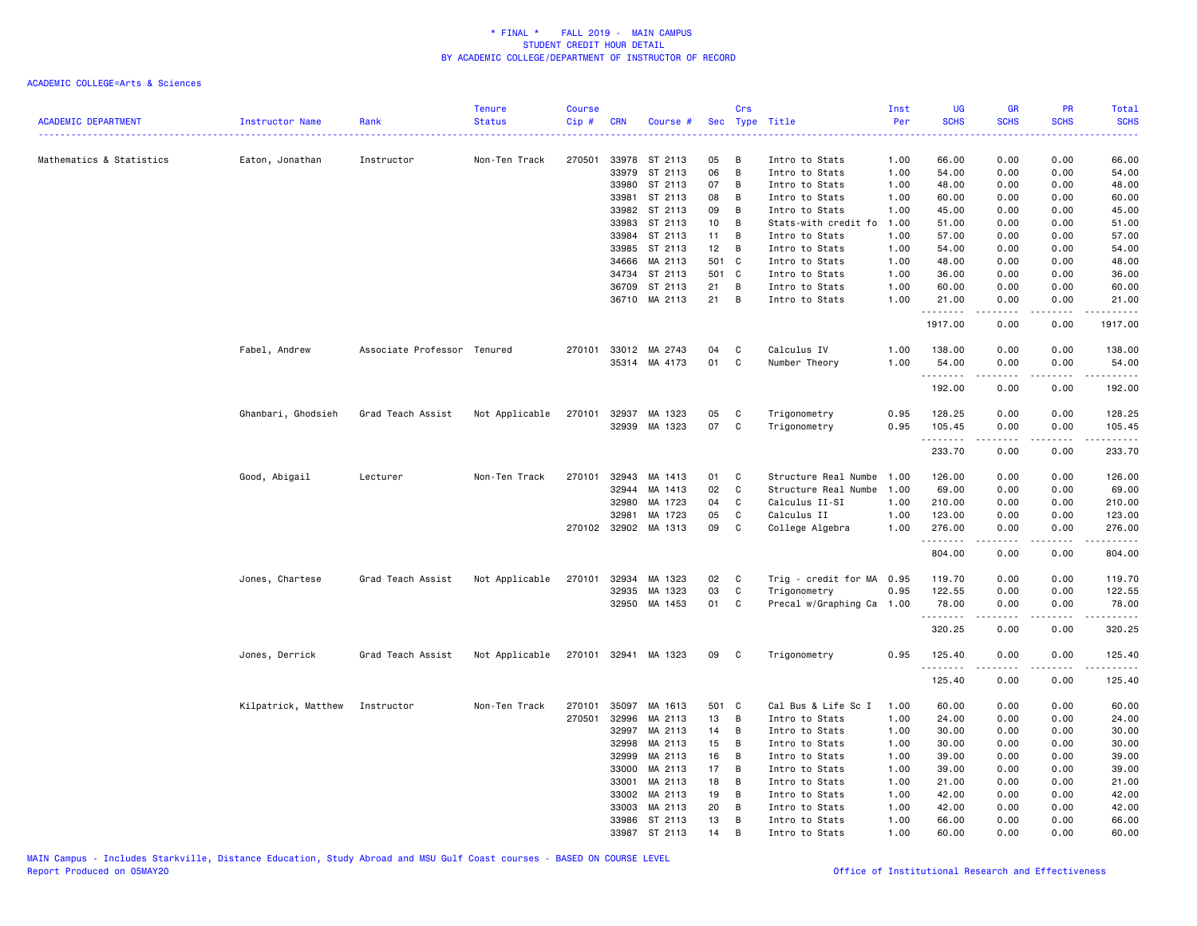# * FINAL * FALL 2019 - MAIN CAMPUS
## STUDENT CREDIT HOUR DETAIL
## BY ACADEMIC COLLEGE/DEPARTMENT OF INSTRUCTOR OF RECORD

ACADEMIC COLLEGE=Arts & Sciences

| ACADEMIC DEPARTMENT | Instructor Name | Rank | Tenure Status | Course Cip # | CRN | Course # | Sec | Crs Type | Title | Inst Per | UG SCHS | GR SCHS | PR SCHS | Total SCHS |
|---|---|---|---|---|---|---|---|---|---|---|---|---|---|---|
| Mathematics & Statistics | Eaton, Jonathan | Instructor | Non-Ten Track | 270501 | 33978 | ST 2113 | 05 | B | Intro to Stats | 1.00 | 66.00 | 0.00 | 0.00 | 66.00 |
| | | | | | 33979 | ST 2113 | 06 | B | Intro to Stats | 1.00 | 54.00 | 0.00 | 0.00 | 54.00 |
| | | | | | 33980 | ST 2113 | 07 | B | Intro to Stats | 1.00 | 48.00 | 0.00 | 0.00 | 48.00 |
| | | | | | 33981 | ST 2113 | 08 | B | Intro to Stats | 1.00 | 60.00 | 0.00 | 0.00 | 60.00 |
| | | | | | 33982 | ST 2113 | 09 | B | Intro to Stats | 1.00 | 45.00 | 0.00 | 0.00 | 45.00 |
| | | | | | 33983 | ST 2113 | 10 | B | Stats-with credit fo | 1.00 | 51.00 | 0.00 | 0.00 | 51.00 |
| | | | | | 33984 | ST 2113 | 11 | B | Intro to Stats | 1.00 | 57.00 | 0.00 | 0.00 | 57.00 |
| | | | | | 33985 | ST 2113 | 12 | B | Intro to Stats | 1.00 | 54.00 | 0.00 | 0.00 | 54.00 |
| | | | | | 34666 | MA 2113 | 501 | C | Intro to Stats | 1.00 | 48.00 | 0.00 | 0.00 | 48.00 |
| | | | | | 34734 | ST 2113 | 501 | C | Intro to Stats | 1.00 | 36.00 | 0.00 | 0.00 | 36.00 |
| | | | | | 36709 | ST 2113 | 21 | B | Intro to Stats | 1.00 | 60.00 | 0.00 | 0.00 | 60.00 |
| | | | | | 36710 | MA 2113 | 21 | B | Intro to Stats | 1.00 | 21.00 | 0.00 | 0.00 | 21.00 |
| | | | | | | | | | | | 1917.00 | 0.00 | 0.00 | 1917.00 |
| | Fabel, Andrew | Associate Professor | Tenured | 270101 | 33012 | MA 2743 | 04 | C | Calculus IV | 1.00 | 138.00 | 0.00 | 0.00 | 138.00 |
| | | | | | 35314 | MA 4173 | 01 | C | Number Theory | 1.00 | 54.00 | 0.00 | 0.00 | 54.00 |
| | | | | | | | | | | | 192.00 | 0.00 | 0.00 | 192.00 |
| | Ghanbari, Ghodsieh | Grad Teach Assist | Not Applicable | 270101 | 32937 | MA 1323 | 05 | C | Trigonometry | 0.95 | 128.25 | 0.00 | 0.00 | 128.25 |
| | | | | | 32939 | MA 1323 | 07 | C | Trigonometry | 0.95 | 105.45 | 0.00 | 0.00 | 105.45 |
| | | | | | | | | | | | 233.70 | 0.00 | 0.00 | 233.70 |
| | Good, Abigail | Lecturer | Non-Ten Track | 270101 | 32943 | MA 1413 | 01 | C | Structure Real Numbe | 1.00 | 126.00 | 0.00 | 0.00 | 126.00 |
| | | | | | 32944 | MA 1413 | 02 | C | Structure Real Numbe | 1.00 | 69.00 | 0.00 | 0.00 | 69.00 |
| | | | | | 32980 | MA 1723 | 04 | C | Calculus II-SI | 1.00 | 210.00 | 0.00 | 0.00 | 210.00 |
| | | | | | 32981 | MA 1723 | 05 | C | Calculus II | 1.00 | 123.00 | 0.00 | 0.00 | 123.00 |
| | | | | 270102 | 32902 | MA 1313 | 09 | C | College Algebra | 1.00 | 276.00 | 0.00 | 0.00 | 276.00 |
| | | | | | | | | | | | 804.00 | 0.00 | 0.00 | 804.00 |
| | Jones, Chartese | Grad Teach Assist | Not Applicable | 270101 | 32934 | MA 1323 | 02 | C | Trig - credit for MA | 0.95 | 119.70 | 0.00 | 0.00 | 119.70 |
| | | | | | 32935 | MA 1323 | 03 | C | Trigonometry | 0.95 | 122.55 | 0.00 | 0.00 | 122.55 |
| | | | | | 32950 | MA 1453 | 01 | C | Precal w/Graphing Ca | 1.00 | 78.00 | 0.00 | 0.00 | 78.00 |
| | | | | | | | | | | | 320.25 | 0.00 | 0.00 | 320.25 |
| | Jones, Derrick | Grad Teach Assist | Not Applicable | 270101 | 32941 | MA 1323 | 09 | C | Trigonometry | 0.95 | 125.40 | 0.00 | 0.00 | 125.40 |
| | | | | | | | | | | | 125.40 | 0.00 | 0.00 | 125.40 |
| | Kilpatrick, Matthew | Instructor | Non-Ten Track | 270101 | 35097 | MA 1613 | 501 | C | Cal Bus & Life Sc I | 1.00 | 60.00 | 0.00 | 0.00 | 60.00 |
| | | | | 270501 | 32996 | MA 2113 | 13 | B | Intro to Stats | 1.00 | 24.00 | 0.00 | 0.00 | 24.00 |
| | | | | | 32997 | MA 2113 | 14 | B | Intro to Stats | 1.00 | 30.00 | 0.00 | 0.00 | 30.00 |
| | | | | | 32998 | MA 2113 | 15 | B | Intro to Stats | 1.00 | 30.00 | 0.00 | 0.00 | 30.00 |
| | | | | | 32999 | MA 2113 | 16 | B | Intro to Stats | 1.00 | 39.00 | 0.00 | 0.00 | 39.00 |
| | | | | | 33000 | MA 2113 | 17 | B | Intro to Stats | 1.00 | 39.00 | 0.00 | 0.00 | 39.00 |
| | | | | | 33001 | MA 2113 | 18 | B | Intro to Stats | 1.00 | 21.00 | 0.00 | 0.00 | 21.00 |
| | | | | | 33002 | MA 2113 | 19 | B | Intro to Stats | 1.00 | 42.00 | 0.00 | 0.00 | 42.00 |
| | | | | | 33003 | MA 2113 | 20 | B | Intro to Stats | 1.00 | 42.00 | 0.00 | 0.00 | 42.00 |
| | | | | | 33986 | ST 2113 | 13 | B | Intro to Stats | 1.00 | 66.00 | 0.00 | 0.00 | 66.00 |
| | | | | | 33987 | ST 2113 | 14 | B | Intro to Stats | 1.00 | 60.00 | 0.00 | 0.00 | 60.00 |

MAIN Campus - Includes Starkville, Distance Education, Study Abroad and MSU Gulf Coast courses - BASED ON COURSE LEVEL
Report Produced on 05MAY20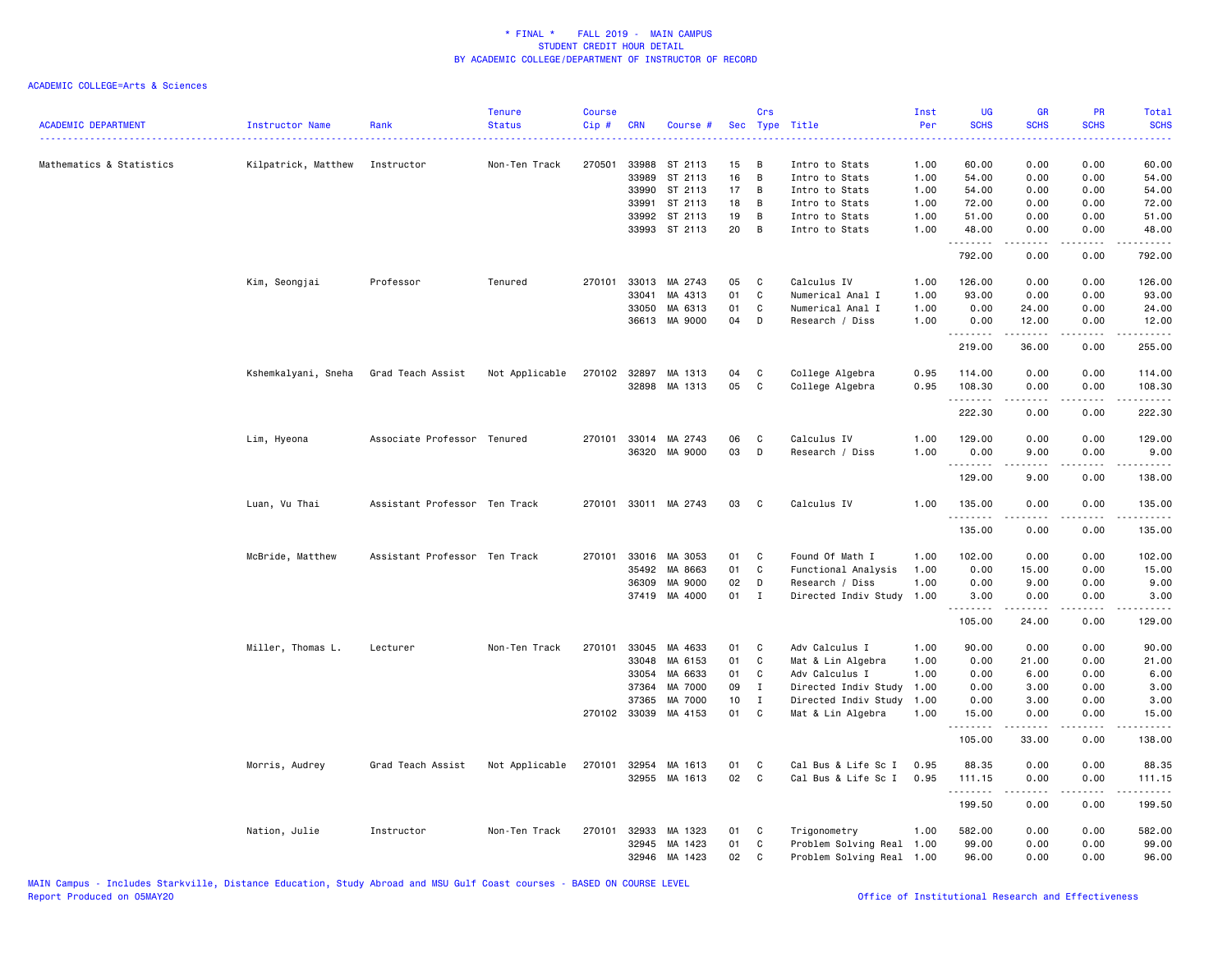# * FINAL * FALL 2019 - MAIN CAMPUS
## STUDENT CREDIT HOUR DETAIL
## BY ACADEMIC COLLEGE/DEPARTMENT OF INSTRUCTOR OF RECORD

ACADEMIC COLLEGE=Arts & Sciences

| ACADEMIC DEPARTMENT | Instructor Name | Rank | Tenure Status | Course Cip # | CRN | Course # | Sec | Crs Type | Title | Inst Per | UG SCHS | GR SCHS | PR SCHS | Total SCHS |
|---|---|---|---|---|---|---|---|---|---|---|---|---|---|---|
| Mathematics & Statistics | Kilpatrick, Matthew | Instructor | Non-Ten Track | 270501 | 33988 | ST 2113 | 15 | B | Intro to Stats | 1.00 | 60.00 | 0.00 | 0.00 | 60.00 |
| | | | | | 33989 | ST 2113 | 16 | B | Intro to Stats | 1.00 | 54.00 | 0.00 | 0.00 | 54.00 |
| | | | | | 33990 | ST 2113 | 17 | B | Intro to Stats | 1.00 | 54.00 | 0.00 | 0.00 | 54.00 |
| | | | | | 33991 | ST 2113 | 18 | B | Intro to Stats | 1.00 | 72.00 | 0.00 | 0.00 | 72.00 |
| | | | | | 33992 | ST 2113 | 19 | B | Intro to Stats | 1.00 | 51.00 | 0.00 | 0.00 | 51.00 |
| | | | | | 33993 | ST 2113 | 20 | B | Intro to Stats | 1.00 | 48.00 | 0.00 | 0.00 | 48.00 |
| | | | | | | | | | | | 792.00 | 0.00 | 0.00 | 792.00 |
| | Kim, Seongjai | Professor | Tenured | 270101 | 33013 | MA 2743 | 05 | C | Calculus IV | 1.00 | 126.00 | 0.00 | 0.00 | 126.00 |
| | | | | | 33041 | MA 4313 | 01 | C | Numerical Anal I | 1.00 | 93.00 | 0.00 | 0.00 | 93.00 |
| | | | | | 33050 | MA 6313 | 01 | C | Numerical Anal I | 1.00 | 0.00 | 24.00 | 0.00 | 24.00 |
| | | | | | 36613 | MA 9000 | 04 | D | Research / Diss | 1.00 | 0.00 | 12.00 | 0.00 | 12.00 |
| | | | | | | | | | | | 219.00 | 36.00 | 0.00 | 255.00 |
| | Kshemkalyani, Sneha | Grad Teach Assist | Not Applicable | 270102 | 32897 | MA 1313 | 04 | C | College Algebra | 0.95 | 114.00 | 0.00 | 0.00 | 114.00 |
| | | | | | 32898 | MA 1313 | 05 | C | College Algebra | 0.95 | 108.30 | 0.00 | 0.00 | 108.30 |
| | | | | | | | | | | | 222.30 | 0.00 | 0.00 | 222.30 |
| | Lim, Hyeona | Associate Professor | Tenured | 270101 | 33014 | MA 2743 | 06 | C | Calculus IV | 1.00 | 129.00 | 0.00 | 0.00 | 129.00 |
| | | | | | 36320 | MA 9000 | 03 | D | Research / Diss | 1.00 | 0.00 | 9.00 | 0.00 | 9.00 |
| | | | | | | | | | | | 129.00 | 9.00 | 0.00 | 138.00 |
| | Luan, Vu Thai | Assistant Professor | Ten Track | 270101 | 33011 | MA 2743 | 03 | C | Calculus IV | 1.00 | 135.00 | 0.00 | 0.00 | 135.00 |
| | | | | | | | | | | | 135.00 | 0.00 | 0.00 | 135.00 |
| | McBride, Matthew | Assistant Professor | Ten Track | 270101 | 33016 | MA 3053 | 01 | C | Found Of Math I | 1.00 | 102.00 | 0.00 | 0.00 | 102.00 |
| | | | | | 35492 | MA 8663 | 01 | C | Functional Analysis | 1.00 | 0.00 | 15.00 | 0.00 | 15.00 |
| | | | | | 36309 | MA 9000 | 02 | D | Research / Diss | 1.00 | 0.00 | 9.00 | 0.00 | 9.00 |
| | | | | | 37419 | MA 4000 | 01 | I | Directed Indiv Study | 1.00 | 3.00 | 0.00 | 0.00 | 3.00 |
| | | | | | | | | | | | 105.00 | 24.00 | 0.00 | 129.00 |
| | Miller, Thomas L. | Lecturer | Non-Ten Track | 270101 | 33045 | MA 4633 | 01 | C | Adv Calculus I | 1.00 | 90.00 | 0.00 | 0.00 | 90.00 |
| | | | | | 33048 | MA 6153 | 01 | C | Mat & Lin Algebra | 1.00 | 0.00 | 21.00 | 0.00 | 21.00 |
| | | | | | 33054 | MA 6633 | 01 | C | Adv Calculus I | 1.00 | 0.00 | 6.00 | 0.00 | 6.00 |
| | | | | | 37364 | MA 7000 | 09 | I | Directed Indiv Study | 1.00 | 0.00 | 3.00 | 0.00 | 3.00 |
| | | | | | 37365 | MA 7000 | 10 | I | Directed Indiv Study | 1.00 | 0.00 | 3.00 | 0.00 | 3.00 |
| | | | | 270102 | 33039 | MA 4153 | 01 | C | Mat & Lin Algebra | 1.00 | 15.00 | 0.00 | 0.00 | 15.00 |
| | | | | | | | | | | | 105.00 | 33.00 | 0.00 | 138.00 |
| | Morris, Audrey | Grad Teach Assist | Not Applicable | 270101 | 32954 | MA 1613 | 01 | C | Cal Bus & Life Sc I | 0.95 | 88.35 | 0.00 | 0.00 | 88.35 |
| | | | | | 32955 | MA 1613 | 02 | C | Cal Bus & Life Sc I | 0.95 | 111.15 | 0.00 | 0.00 | 111.15 |
| | | | | | | | | | | | 199.50 | 0.00 | 0.00 | 199.50 |
| | Nation, Julie | Instructor | Non-Ten Track | 270101 | 32933 | MA 1323 | 01 | C | Trigonometry | 1.00 | 582.00 | 0.00 | 0.00 | 582.00 |
| | | | | | 32945 | MA 1423 | 01 | C | Problem Solving Real | 1.00 | 99.00 | 0.00 | 0.00 | 99.00 |
| | | | | | 32946 | MA 1423 | 02 | C | Problem Solving Real | 1.00 | 96.00 | 0.00 | 0.00 | 96.00 |

MAIN Campus - Includes Starkville, Distance Education, Study Abroad and MSU Gulf Coast courses - BASED ON COURSE LEVEL
Report Produced on 05MAY20 Office of Institutional Research and Effectiveness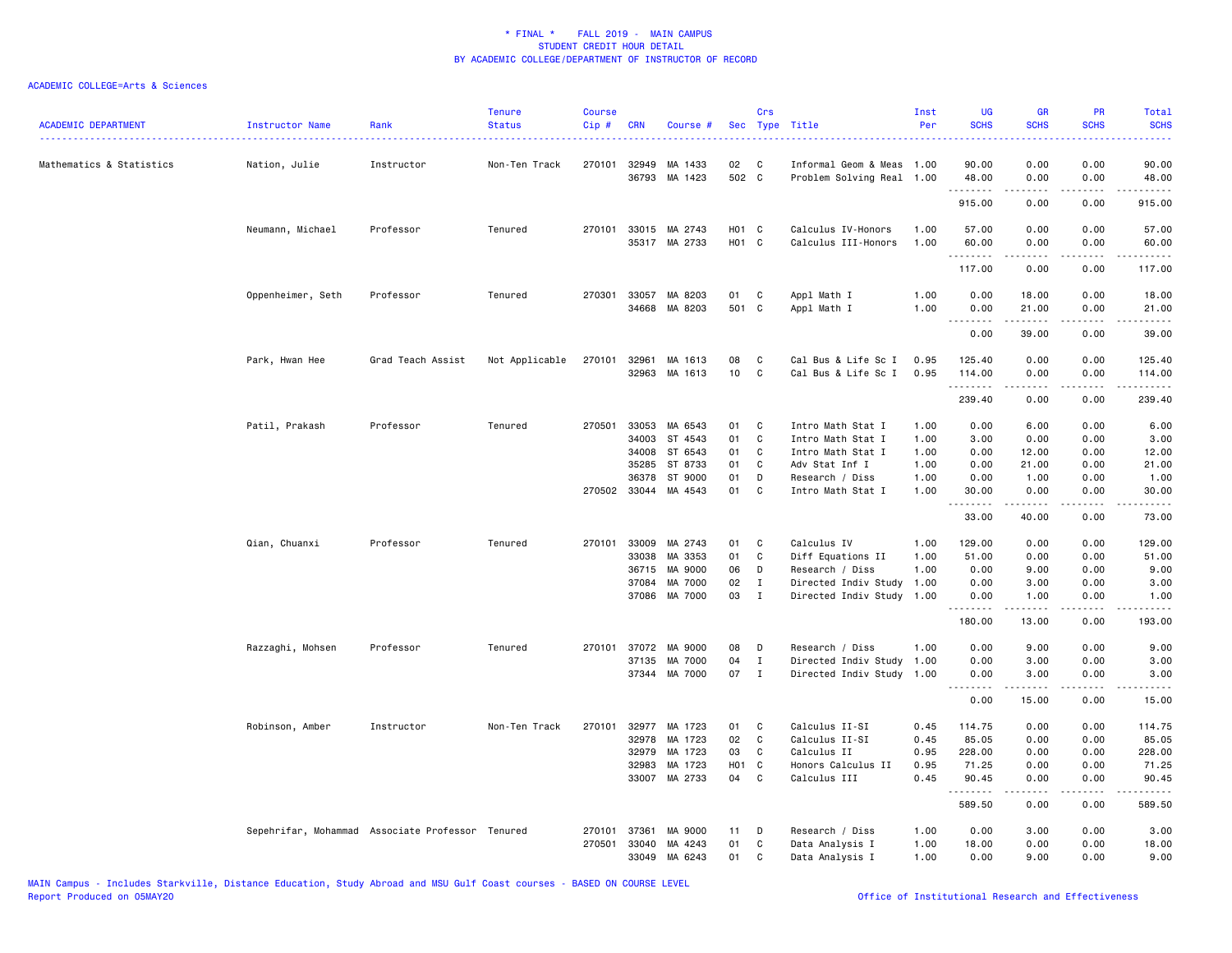# * FINAL * FALL 2019 - MAIN CAMPUS
## STUDENT CREDIT HOUR DETAIL
## BY ACADEMIC COLLEGE/DEPARTMENT OF INSTRUCTOR OF RECORD

ACADEMIC COLLEGE=Arts & Sciences

| ACADEMIC DEPARTMENT | Instructor Name | Rank | Tenure Status | Course Cip # | CRN | Course # | Sec | Crs Type | Title | Inst Per | UG SCHS | GR SCHS | PR SCHS | Total SCHS |
|---|---|---|---|---|---|---|---|---|---|---|---|---|---|---|
| Mathematics & Statistics | Nation, Julie | Instructor | Non-Ten Track | 270101 | 32949 | MA 1433 | 02 | C | Informal Geom & Meas | 1.00 | 90.00 | 0.00 | 0.00 | 90.00 |
| | | | | | 36793 | MA 1423 | 502 | C | Problem Solving Real | 1.00 | 48.00 | 0.00 | 0.00 | 48.00 |
| | | | | | | | | | | | 915.00 | 0.00 | 0.00 | 915.00 |
| | Neumann, Michael | Professor | Tenured | 270101 | 33015 | MA 2743 | H01 | C | Calculus IV-Honors | 1.00 | 57.00 | 0.00 | 0.00 | 57.00 |
| | | | | | 35317 | MA 2733 | H01 | C | Calculus III-Honors | 1.00 | 60.00 | 0.00 | 0.00 | 60.00 |
| | | | | | | | | | | | 117.00 | 0.00 | 0.00 | 117.00 |
| | Oppenheimer, Seth | Professor | Tenured | 270301 | 33057 | MA 8203 | 01 | C | Appl Math I | 1.00 | 0.00 | 18.00 | 0.00 | 18.00 |
| | | | | | 34668 | MA 8203 | 501 | C | Appl Math I | 1.00 | 0.00 | 21.00 | 0.00 | 21.00 |
| | | | | | | | | | | | 0.00 | 39.00 | 0.00 | 39.00 |
| | Park, Hwan Hee | Grad Teach Assist | Not Applicable | 270101 | 32961 | MA 1613 | 08 | C | Cal Bus & Life Sc I | 0.95 | 125.40 | 0.00 | 0.00 | 125.40 |
| | | | | | 32963 | MA 1613 | 10 | C | Cal Bus & Life Sc I | 0.95 | 114.00 | 0.00 | 0.00 | 114.00 |
| | | | | | | | | | | | 239.40 | 0.00 | 0.00 | 239.40 |
| | Patil, Prakash | Professor | Tenured | 270501 | 33053 | MA 6543 | 01 | C | Intro Math Stat I | 1.00 | 0.00 | 6.00 | 0.00 | 6.00 |
| | | | | | 34003 | ST 4543 | 01 | C | Intro Math Stat I | 1.00 | 3.00 | 0.00 | 0.00 | 3.00 |
| | | | | | 34008 | ST 6543 | 01 | C | Intro Math Stat I | 1.00 | 0.00 | 12.00 | 0.00 | 12.00 |
| | | | | | 35285 | ST 8733 | 01 | C | Adv Stat Inf I | 1.00 | 0.00 | 21.00 | 0.00 | 21.00 |
| | | | | | 36378 | ST 9000 | 01 | D | Research / Diss | 1.00 | 0.00 | 1.00 | 0.00 | 1.00 |
| | | | | 270502 | 33044 | MA 4543 | 01 | C | Intro Math Stat I | 1.00 | 30.00 | 0.00 | 0.00 | 30.00 |
| | | | | | | | | | | | 33.00 | 40.00 | 0.00 | 73.00 |
| | Qian, Chuanxi | Professor | Tenured | 270101 | 33009 | MA 2743 | 01 | C | Calculus IV | 1.00 | 129.00 | 0.00 | 0.00 | 129.00 |
| | | | | | 33038 | MA 3353 | 01 | C | Diff Equations II | 1.00 | 51.00 | 0.00 | 0.00 | 51.00 |
| | | | | | 36715 | MA 9000 | 06 | D | Research / Diss | 1.00 | 0.00 | 9.00 | 0.00 | 9.00 |
| | | | | | 37084 | MA 7000 | 02 | I | Directed Indiv Study | 1.00 | 0.00 | 3.00 | 0.00 | 3.00 |
| | | | | | 37086 | MA 7000 | 03 | I | Directed Indiv Study | 1.00 | 0.00 | 1.00 | 0.00 | 1.00 |
| | | | | | | | | | | | 180.00 | 13.00 | 0.00 | 193.00 |
| | Razzaghi, Mohsen | Professor | Tenured | 270101 | 37072 | MA 9000 | 08 | D | Research / Diss | 1.00 | 0.00 | 9.00 | 0.00 | 9.00 |
| | | | | | 37135 | MA 7000 | 04 | I | Directed Indiv Study | 1.00 | 0.00 | 3.00 | 0.00 | 3.00 |
| | | | | | 37344 | MA 7000 | 07 | I | Directed Indiv Study | 1.00 | 0.00 | 3.00 | 0.00 | 3.00 |
| | | | | | | | | | | | 0.00 | 15.00 | 0.00 | 15.00 |
| | Robinson, Amber | Instructor | Non-Ten Track | 270101 | 32977 | MA 1723 | 01 | C | Calculus II-SI | 0.45 | 114.75 | 0.00 | 0.00 | 114.75 |
| | | | | | 32978 | MA 1723 | 02 | C | Calculus II-SI | 0.45 | 85.05 | 0.00 | 0.00 | 85.05 |
| | | | | | 32979 | MA 1723 | 03 | C | Calculus II | 0.95 | 228.00 | 0.00 | 0.00 | 228.00 |
| | | | | | 32983 | MA 1723 | H01 | C | Honors Calculus II | 0.95 | 71.25 | 0.00 | 0.00 | 71.25 |
| | | | | | 33007 | MA 2733 | 04 | C | Calculus III | 0.45 | 90.45 | 0.00 | 0.00 | 90.45 |
| | | | | | | | | | | | 589.50 | 0.00 | 0.00 | 589.50 |
| | Sepehrifar, Mohammad | Associate Professor | Tenured | 270101 | 37361 | MA 9000 | 11 | D | Research / Diss | 1.00 | 0.00 | 3.00 | 0.00 | 3.00 |
| | | | | 270501 | 33040 | MA 4243 | 01 | C | Data Analysis I | 1.00 | 18.00 | 0.00 | 0.00 | 18.00 |
| | | | | | 33049 | MA 6243 | 01 | C | Data Analysis I | 1.00 | 0.00 | 9.00 | 0.00 | 9.00 |

MAIN Campus - Includes Starkville, Distance Education, Study Abroad and MSU Gulf Coast courses - BASED ON COURSE LEVEL
Report Produced on 05MAY20 — Office of Institutional Research and Effectiveness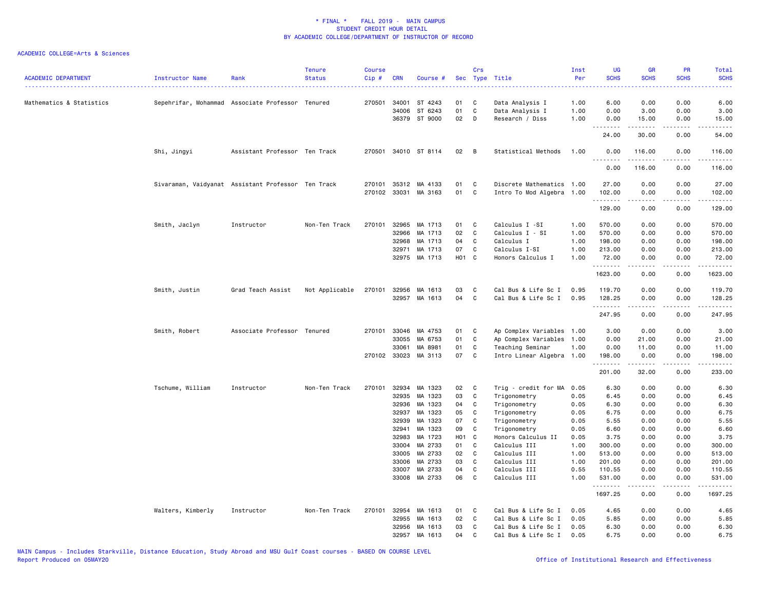\* FINAL \* FALL 2019 - MAIN CAMPUS
STUDENT CREDIT HOUR DETAIL
BY ACADEMIC COLLEGE/DEPARTMENT OF INSTRUCTOR OF RECORD

ACADEMIC COLLEGE=Arts & Sciences

| ACADEMIC DEPARTMENT | Instructor Name | Rank | Tenure Status | Course Cip # | CRN | Course # | Sec | Crs Type | Title | Inst Per | UG SCHS | GR SCHS | PR SCHS | Total SCHS |
|---|---|---|---|---|---|---|---|---|---|---|---|---|---|---|
| Mathematics & Statistics | Sepehrifar, Mohammad | Associate Professor | Tenured | 270501 | 34001 | ST 4243 | 01 | C | Data Analysis I | 1.00 | 6.00 | 0.00 | 0.00 | 6.00 |
| | | | | | 34006 | ST 6243 | 01 | C | Data Analysis I | 1.00 | 0.00 | 3.00 | 0.00 | 3.00 |
| | | | | | 36379 | ST 9000 | 02 | D | Research / Diss | 1.00 | 0.00 | 15.00 | 0.00 | 15.00 |
| | | | | | | | | | | | 24.00 | 30.00 | 0.00 | 54.00 |
| | Shi, Jingyi | Assistant Professor | Ten Track | 270501 | 34010 | ST 8114 | 02 | B | Statistical Methods | 1.00 | 0.00 | 116.00 | 0.00 | 116.00 |
| | | | | | | | | | | | 0.00 | 116.00 | 0.00 | 116.00 |
| | Sivaraman, Vaidyanat | Assistant Professor | Ten Track | 270101 | 35312 | MA 4133 | 01 | C | Discrete Mathematics | 1.00 | 27.00 | 0.00 | 0.00 | 27.00 |
| | | | | 270102 | 33031 | MA 3163 | 01 | C | Intro To Mod Algebra | 1.00 | 102.00 | 0.00 | 0.00 | 102.00 |
| | | | | | | | | | | | 129.00 | 0.00 | 0.00 | 129.00 |
| | Smith, Jaclyn | Instructor | Non-Ten Track | 270101 | 32965 | MA 1713 | 01 | C | Calculus I -SI | 1.00 | 570.00 | 0.00 | 0.00 | 570.00 |
| | | | | | 32966 | MA 1713 | 02 | C | Calculus I - SI | 1.00 | 570.00 | 0.00 | 0.00 | 570.00 |
| | | | | | 32968 | MA 1713 | 04 | C | Calculus I | 1.00 | 198.00 | 0.00 | 0.00 | 198.00 |
| | | | | | 32971 | MA 1713 | 07 | C | Calculus I-SI | 1.00 | 213.00 | 0.00 | 0.00 | 213.00 |
| | | | | | 32975 | MA 1713 | H01 | C | Honors Calculus I | 1.00 | 72.00 | 0.00 | 0.00 | 72.00 |
| | | | | | | | | | | | 1623.00 | 0.00 | 0.00 | 1623.00 |
| | Smith, Justin | Grad Teach Assist | Not Applicable | 270101 | 32956 | MA 1613 | 03 | C | Cal Bus & Life Sc I | 0.95 | 119.70 | 0.00 | 0.00 | 119.70 |
| | | | | | 32957 | MA 1613 | 04 | C | Cal Bus & Life Sc I | 0.95 | 128.25 | 0.00 | 0.00 | 128.25 |
| | | | | | | | | | | | 247.95 | 0.00 | 0.00 | 247.95 |
| | Smith, Robert | Associate Professor | Tenured | 270101 | 33046 | MA 4753 | 01 | C | Ap Complex Variables | 1.00 | 3.00 | 0.00 | 0.00 | 3.00 |
| | | | | | 33055 | MA 6753 | 01 | C | Ap Complex Variables | 1.00 | 0.00 | 21.00 | 0.00 | 21.00 |
| | | | | | 33061 | MA 8981 | 01 | C | Teaching Seminar | 1.00 | 0.00 | 11.00 | 0.00 | 11.00 |
| | | | | 270102 | 33023 | MA 3113 | 07 | C | Intro Linear Algebra | 1.00 | 198.00 | 0.00 | 0.00 | 198.00 |
| | | | | | | | | | | | 201.00 | 32.00 | 0.00 | 233.00 |
| | Tschume, William | Instructor | Non-Ten Track | 270101 | 32934 | MA 1323 | 02 | C | Trig - credit for MA | 0.05 | 6.30 | 0.00 | 0.00 | 6.30 |
| | | | | | 32935 | MA 1323 | 03 | C | Trigonometry | 0.05 | 6.45 | 0.00 | 0.00 | 6.45 |
| | | | | | 32936 | MA 1323 | 04 | C | Trigonometry | 0.05 | 6.30 | 0.00 | 0.00 | 6.30 |
| | | | | | 32937 | MA 1323 | 05 | C | Trigonometry | 0.05 | 6.75 | 0.00 | 0.00 | 6.75 |
| | | | | | 32939 | MA 1323 | 07 | C | Trigonometry | 0.05 | 5.55 | 0.00 | 0.00 | 5.55 |
| | | | | | 32941 | MA 1323 | 09 | C | Trigonometry | 0.05 | 6.60 | 0.00 | 0.00 | 6.60 |
| | | | | | 32983 | MA 1723 | H01 | C | Honors Calculus II | 0.05 | 3.75 | 0.00 | 0.00 | 3.75 |
| | | | | | 33004 | MA 2733 | 01 | C | Calculus III | 1.00 | 300.00 | 0.00 | 0.00 | 300.00 |
| | | | | | 33005 | MA 2733 | 02 | C | Calculus III | 1.00 | 513.00 | 0.00 | 0.00 | 513.00 |
| | | | | | 33006 | MA 2733 | 03 | C | Calculus III | 1.00 | 201.00 | 0.00 | 0.00 | 201.00 |
| | | | | | 33007 | MA 2733 | 04 | C | Calculus III | 0.55 | 110.55 | 0.00 | 0.00 | 110.55 |
| | | | | | 33008 | MA 2733 | 06 | C | Calculus III | 1.00 | 531.00 | 0.00 | 0.00 | 531.00 |
| | | | | | | | | | | | 1697.25 | 0.00 | 0.00 | 1697.25 |
| | Walters, Kimberly | Instructor | Non-Ten Track | 270101 | 32954 | MA 1613 | 01 | C | Cal Bus & Life Sc I | 0.05 | 4.65 | 0.00 | 0.00 | 4.65 |
| | | | | | 32955 | MA 1613 | 02 | C | Cal Bus & Life Sc I | 0.05 | 5.85 | 0.00 | 0.00 | 5.85 |
| | | | | | 32956 | MA 1613 | 03 | C | Cal Bus & Life Sc I | 0.05 | 6.30 | 0.00 | 0.00 | 6.30 |
| | | | | | 32957 | MA 1613 | 04 | C | Cal Bus & Life Sc I | 0.05 | 6.75 | 0.00 | 0.00 | 6.75 |

MAIN Campus - Includes Starkville, Distance Education, Study Abroad and MSU Gulf Coast courses - BASED ON COURSE LEVEL
Report Produced on 05MAY20 Office of Institutional Research and Effectiveness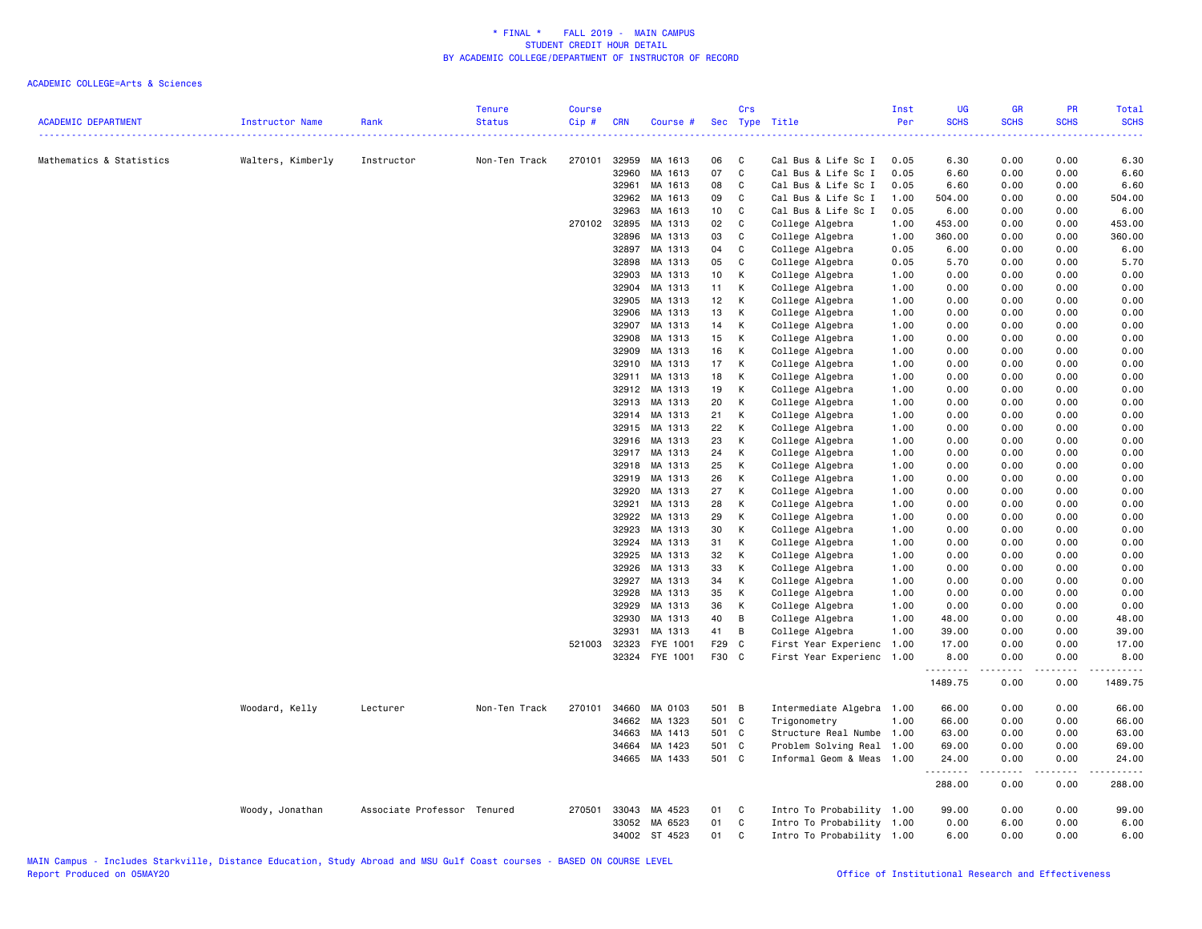\* FINAL \* FALL 2019 - MAIN CAMPUS
STUDENT CREDIT HOUR DETAIL
BY ACADEMIC COLLEGE/DEPARTMENT OF INSTRUCTOR OF RECORD

ACADEMIC COLLEGE=Arts & Sciences

| ACADEMIC DEPARTMENT | Instructor Name | Rank | Tenure Status | Course Cip # | CRN | Course # | Sec | Crs Type | Title | Inst Per | UG SCHS | GR SCHS | PR SCHS | Total SCHS |
|---|---|---|---|---|---|---|---|---|---|---|---|---|---|---|
| Mathematics & Statistics | Walters, Kimberly | Instructor | Non-Ten Track | 270101 | 32959 | MA 1613 | 06 | C | Cal Bus & Life Sc I | 0.05 | 6.30 | 0.00 | 0.00 | 6.30 |
| | | | | | 32960 | MA 1613 | 07 | C | Cal Bus & Life Sc I | 0.05 | 6.60 | 0.00 | 0.00 | 6.60 |
| | | | | | 32961 | MA 1613 | 08 | C | Cal Bus & Life Sc I | 0.05 | 6.60 | 0.00 | 0.00 | 6.60 |
| | | | | | 32962 | MA 1613 | 09 | C | Cal Bus & Life Sc I | 1.00 | 504.00 | 0.00 | 0.00 | 504.00 |
| | | | | | 32963 | MA 1613 | 10 | C | Cal Bus & Life Sc I | 0.05 | 6.00 | 0.00 | 0.00 | 6.00 |
| | | | | 270102 | 32895 | MA 1313 | 02 | C | College Algebra | 1.00 | 453.00 | 0.00 | 0.00 | 453.00 |
| | | | | | 32896 | MA 1313 | 03 | C | College Algebra | 1.00 | 360.00 | 0.00 | 0.00 | 360.00 |
| | | | | | 32897 | MA 1313 | 04 | C | College Algebra | 0.05 | 6.00 | 0.00 | 0.00 | 6.00 |
| | | | | | 32898 | MA 1313 | 05 | C | College Algebra | 0.05 | 5.70 | 0.00 | 0.00 | 5.70 |
| | | | | | 32903 | MA 1313 | 10 | K | College Algebra | 1.00 | 0.00 | 0.00 | 0.00 | 0.00 |
| | | | | | 32904 | MA 1313 | 11 | K | College Algebra | 1.00 | 0.00 | 0.00 | 0.00 | 0.00 |
| | | | | | 32905 | MA 1313 | 12 | K | College Algebra | 1.00 | 0.00 | 0.00 | 0.00 | 0.00 |
| | | | | | 32906 | MA 1313 | 13 | K | College Algebra | 1.00 | 0.00 | 0.00 | 0.00 | 0.00 |
| | | | | | 32907 | MA 1313 | 14 | K | College Algebra | 1.00 | 0.00 | 0.00 | 0.00 | 0.00 |
| | | | | | 32908 | MA 1313 | 15 | K | College Algebra | 1.00 | 0.00 | 0.00 | 0.00 | 0.00 |
| | | | | | 32909 | MA 1313 | 16 | K | College Algebra | 1.00 | 0.00 | 0.00 | 0.00 | 0.00 |
| | | | | | 32910 | MA 1313 | 17 | K | College Algebra | 1.00 | 0.00 | 0.00 | 0.00 | 0.00 |
| | | | | | 32911 | MA 1313 | 18 | K | College Algebra | 1.00 | 0.00 | 0.00 | 0.00 | 0.00 |
| | | | | | 32912 | MA 1313 | 19 | K | College Algebra | 1.00 | 0.00 | 0.00 | 0.00 | 0.00 |
| | | | | | 32913 | MA 1313 | 20 | K | College Algebra | 1.00 | 0.00 | 0.00 | 0.00 | 0.00 |
| | | | | | 32914 | MA 1313 | 21 | K | College Algebra | 1.00 | 0.00 | 0.00 | 0.00 | 0.00 |
| | | | | | 32915 | MA 1313 | 22 | K | College Algebra | 1.00 | 0.00 | 0.00 | 0.00 | 0.00 |
| | | | | | 32916 | MA 1313 | 23 | K | College Algebra | 1.00 | 0.00 | 0.00 | 0.00 | 0.00 |
| | | | | | 32917 | MA 1313 | 24 | K | College Algebra | 1.00 | 0.00 | 0.00 | 0.00 | 0.00 |
| | | | | | 32918 | MA 1313 | 25 | K | College Algebra | 1.00 | 0.00 | 0.00 | 0.00 | 0.00 |
| | | | | | 32919 | MA 1313 | 26 | K | College Algebra | 1.00 | 0.00 | 0.00 | 0.00 | 0.00 |
| | | | | | 32920 | MA 1313 | 27 | K | College Algebra | 1.00 | 0.00 | 0.00 | 0.00 | 0.00 |
| | | | | | 32921 | MA 1313 | 28 | K | College Algebra | 1.00 | 0.00 | 0.00 | 0.00 | 0.00 |
| | | | | | 32922 | MA 1313 | 29 | K | College Algebra | 1.00 | 0.00 | 0.00 | 0.00 | 0.00 |
| | | | | | 32923 | MA 1313 | 30 | K | College Algebra | 1.00 | 0.00 | 0.00 | 0.00 | 0.00 |
| | | | | | 32924 | MA 1313 | 31 | K | College Algebra | 1.00 | 0.00 | 0.00 | 0.00 | 0.00 |
| | | | | | 32925 | MA 1313 | 32 | K | College Algebra | 1.00 | 0.00 | 0.00 | 0.00 | 0.00 |
| | | | | | 32926 | MA 1313 | 33 | K | College Algebra | 1.00 | 0.00 | 0.00 | 0.00 | 0.00 |
| | | | | | 32927 | MA 1313 | 34 | K | College Algebra | 1.00 | 0.00 | 0.00 | 0.00 | 0.00 |
| | | | | | 32928 | MA 1313 | 35 | K | College Algebra | 1.00 | 0.00 | 0.00 | 0.00 | 0.00 |
| | | | | | 32929 | MA 1313 | 36 | K | College Algebra | 1.00 | 0.00 | 0.00 | 0.00 | 0.00 |
| | | | | | 32930 | MA 1313 | 40 | B | College Algebra | 1.00 | 48.00 | 0.00 | 0.00 | 48.00 |
| | | | | | 32931 | MA 1313 | 41 | B | College Algebra | 1.00 | 39.00 | 0.00 | 0.00 | 39.00 |
| | | | | 521003 | 32323 | FYE 1001 | F29 | C | First Year Experienc | 1.00 | 17.00 | 0.00 | 0.00 | 17.00 |
| | | | | | 32324 | FYE 1001 | F30 | C | First Year Experienc | 1.00 | 8.00 | 0.00 | 0.00 | 8.00 |
| | | | | | | | | | | | 1489.75 | 0.00 | 0.00 | 1489.75 |
| | Woodard, Kelly | Lecturer | Non-Ten Track | 270101 | 34660 | MA 0103 | 501 | B | Intermediate Algebra | 1.00 | 66.00 | 0.00 | 0.00 | 66.00 |
| | | | | | 34662 | MA 1323 | 501 | C | Trigonometry | 1.00 | 66.00 | 0.00 | 0.00 | 66.00 |
| | | | | | 34663 | MA 1413 | 501 | C | Structure Real Numbe | 1.00 | 63.00 | 0.00 | 0.00 | 63.00 |
| | | | | | 34664 | MA 1423 | 501 | C | Problem Solving Real | 1.00 | 69.00 | 0.00 | 0.00 | 69.00 |
| | | | | | 34665 | MA 1433 | 501 | C | Informal Geom & Meas | 1.00 | 24.00 | 0.00 | 0.00 | 24.00 |
| | | | | | | | | | | | 288.00 | 0.00 | 0.00 | 288.00 |
| | Woody, Jonathan | Associate Professor | Tenured | 270501 | 33043 | MA 4523 | 01 | C | Intro To Probability | 1.00 | 99.00 | 0.00 | 0.00 | 99.00 |
| | | | | | 33052 | MA 6523 | 01 | C | Intro To Probability | 1.00 | 0.00 | 6.00 | 0.00 | 6.00 |
| | | | | | 34002 | ST 4523 | 01 | C | Intro To Probability | 1.00 | 6.00 | 0.00 | 0.00 | 6.00 |

MAIN Campus - Includes Starkville, Distance Education, Study Abroad and MSU Gulf Coast courses - BASED ON COURSE LEVEL
Report Produced on 05MAY20 — Office of Institutional Research and Effectiveness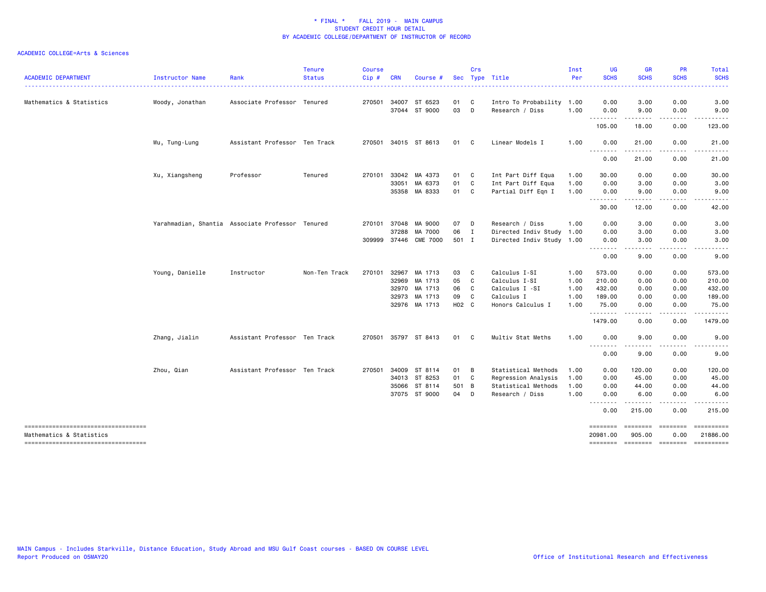# * FINAL * FALL 2019 - MAIN CAMPUS
## STUDENT CREDIT HOUR DETAIL
## BY ACADEMIC COLLEGE/DEPARTMENT OF INSTRUCTOR OF RECORD

ACADEMIC COLLEGE=Arts & Sciences

| ACADEMIC DEPARTMENT | Instructor Name | Rank | Tenure Status | Course Cip # | CRN | Course # | Sec | Crs Type | Title | Inst Per | UG SCHS | GR SCHS | PR SCHS | Total SCHS |
|---|---|---|---|---|---|---|---|---|---|---|---|---|---|---|
| Mathematics & Statistics | Woody, Jonathan | Associate Professor | Tenured | 270501 | 34007 | ST 6523 | 01 | C | Intro To Probability | 1.00 | 0.00 | 3.00 | 0.00 | 3.00 |
| | | | | | 37044 | ST 9000 | 03 | D | Research / Diss | 1.00 | 0.00 | 9.00 | 0.00 | 9.00 |
| | | | | | | | | | | | 105.00 | 18.00 | 0.00 | 123.00 |
| | Wu, Tung-Lung | Assistant Professor | Ten Track | 270501 | 34015 | ST 8613 | 01 | C | Linear Models I | 1.00 | 0.00 | 21.00 | 0.00 | 21.00 |
| | | | | | | | | | | | 0.00 | 21.00 | 0.00 | 21.00 |
| | Xu, Xiangsheng | Professor | Tenured | 270101 | 33042 | MA 4373 | 01 | C | Int Part Diff Equa | 1.00 | 30.00 | 0.00 | 0.00 | 30.00 |
| | | | | | 33051 | MA 6373 | 01 | C | Int Part Diff Equa | 1.00 | 0.00 | 3.00 | 0.00 | 3.00 |
| | | | | | 35358 | MA 8333 | 01 | C | Partial Diff Eqn I | 1.00 | 0.00 | 9.00 | 0.00 | 9.00 |
| | | | | | | | | | | | 30.00 | 12.00 | 0.00 | 42.00 |
| | Yarahmadian, Shantia | Associate Professor | Tenured | 270101 | 37048 | MA 9000 | 07 | D | Research / Diss | 1.00 | 0.00 | 3.00 | 0.00 | 3.00 |
| | | | | | 37288 | MA 7000 | 06 | I | Directed Indiv Study | 1.00 | 0.00 | 3.00 | 0.00 | 3.00 |
| | | | | 309999 | 37446 | CME 7000 | 501 | I | Directed Indiv Study | 1.00 | 0.00 | 3.00 | 0.00 | 3.00 |
| | | | | | | | | | | | 0.00 | 9.00 | 0.00 | 9.00 |
| | Young, Danielle | Instructor | Non-Ten Track | 270101 | 32967 | MA 1713 | 03 | C | Calculus I-SI | 1.00 | 573.00 | 0.00 | 0.00 | 573.00 |
| | | | | | 32969 | MA 1713 | 05 | C | Calculus I-SI | 1.00 | 210.00 | 0.00 | 0.00 | 210.00 |
| | | | | | 32970 | MA 1713 | 06 | C | Calculus I -SI | 1.00 | 432.00 | 0.00 | 0.00 | 432.00 |
| | | | | | 32973 | MA 1713 | 09 | C | Calculus I | 1.00 | 189.00 | 0.00 | 0.00 | 189.00 |
| | | | | | 32976 | MA 1713 | H02 | C | Honors Calculus I | 1.00 | 75.00 | 0.00 | 0.00 | 75.00 |
| | | | | | | | | | | | 1479.00 | 0.00 | 0.00 | 1479.00 |
| | Zhang, Jialin | Assistant Professor | Ten Track | 270501 | 35797 | ST 8413 | 01 | C | Multiv Stat Meths | 1.00 | 0.00 | 9.00 | 0.00 | 9.00 |
| | | | | | | | | | | | 0.00 | 9.00 | 0.00 | 9.00 |
| | Zhou, Qian | Assistant Professor | Ten Track | 270501 | 34009 | ST 8114 | 01 | B | Statistical Methods | 1.00 | 0.00 | 120.00 | 0.00 | 120.00 |
| | | | | | 34013 | ST 8253 | 01 | C | Regression Analysis | 1.00 | 0.00 | 45.00 | 0.00 | 45.00 |
| | | | | | 35066 | ST 8114 | 501 | B | Statistical Methods | 1.00 | 0.00 | 44.00 | 0.00 | 44.00 |
| | | | | | 37075 | ST 9000 | 04 | D | Research / Diss | 1.00 | 0.00 | 6.00 | 0.00 | 6.00 |
| | | | | | | | | | | | 0.00 | 215.00 | 0.00 | 215.00 |
| Mathematics & Statistics | | | | | | | | | | | 20981.00 | 905.00 | 0.00 | 21886.00 |

MAIN Campus - Includes Starkville, Distance Education, Study Abroad and MSU Gulf Coast courses - BASED ON COURSE LEVEL
Report Produced on 05MAY20

Office of Institutional Research and Effectiveness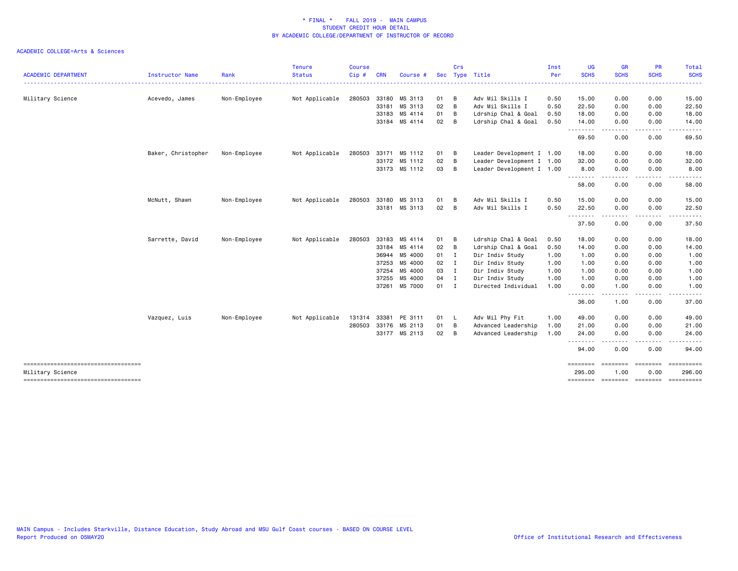# * FINAL * FALL 2019 - MAIN CAMPUS
## STUDENT CREDIT HOUR DETAIL
## BY ACADEMIC COLLEGE/DEPARTMENT OF INSTRUCTOR OF RECORD

ACADEMIC COLLEGE=Arts & Sciences

| ACADEMIC DEPARTMENT | Instructor Name | Rank | Tenure Status | Course Cip # | CRN | Course # | Sec | Crs Type | Title | Inst Per | UG SCHS | GR SCHS | PR SCHS | Total SCHS |
|---|---|---|---|---|---|---|---|---|---|---|---|---|---|---|
| Military Science | Acevedo, James | Non-Employee | Not Applicable | 280503 | 33180 | MS 3113 | 01 | B | Adv Mil Skills I | 0.50 | 15.00 | 0.00 | 0.00 | 15.00 |
| | | | | | 33181 | MS 3113 | 02 | B | Adv Mil Skills I | 0.50 | 22.50 | 0.00 | 0.00 | 22.50 |
| | | | | | 33183 | MS 4114 | 01 | B | Ldrship Chal & Goal | 0.50 | 18.00 | 0.00 | 0.00 | 18.00 |
| | | | | | 33184 | MS 4114 | 02 | B | Ldrship Chal & Goal | 0.50 | 14.00 | 0.00 | 0.00 | 14.00 |
| | | | | | | | | | | | 69.50 | 0.00 | 0.00 | 69.50 |
| | Baker, Christopher | Non-Employee | Not Applicable | 280503 | 33171 | MS 1112 | 01 | B | Leader Development I | 1.00 | 18.00 | 0.00 | 0.00 | 18.00 |
| | | | | | 33172 | MS 1112 | 02 | B | Leader Development I | 1.00 | 32.00 | 0.00 | 0.00 | 32.00 |
| | | | | | 33173 | MS 1112 | 03 | B | Leader Development I | 1.00 | 8.00 | 0.00 | 0.00 | 8.00 |
| | | | | | | | | | | | 58.00 | 0.00 | 0.00 | 58.00 |
| | McNutt, Shawn | Non-Employee | Not Applicable | 280503 | 33180 | MS 3113 | 01 | B | Adv Mil Skills I | 0.50 | 15.00 | 0.00 | 0.00 | 15.00 |
| | | | | | 33181 | MS 3113 | 02 | B | Adv Mil Skills I | 0.50 | 22.50 | 0.00 | 0.00 | 22.50 |
| | | | | | | | | | | | 37.50 | 0.00 | 0.00 | 37.50 |
| | Sarrette, David | Non-Employee | Not Applicable | 280503 | 33183 | MS 4114 | 01 | B | Ldrship Chal & Goal | 0.50 | 18.00 | 0.00 | 0.00 | 18.00 |
| | | | | | 33184 | MS 4114 | 02 | B | Ldrship Chal & Goal | 0.50 | 14.00 | 0.00 | 0.00 | 14.00 |
| | | | | | 36944 | MS 4000 | 01 | I | Dir Indiv Study | 1.00 | 1.00 | 0.00 | 0.00 | 1.00 |
| | | | | | 37253 | MS 4000 | 02 | I | Dir Indiv Study | 1.00 | 1.00 | 0.00 | 0.00 | 1.00 |
| | | | | | 37254 | MS 4000 | 03 | I | Dir Indiv Study | 1.00 | 1.00 | 0.00 | 0.00 | 1.00 |
| | | | | | 37255 | MS 4000 | 04 | I | Dir Indiv Study | 1.00 | 1.00 | 0.00 | 0.00 | 1.00 |
| | | | | | 37261 | MS 7000 | 01 | I | Directed Individual | 1.00 | 0.00 | 1.00 | 0.00 | 1.00 |
| | | | | | | | | | | | 36.00 | 1.00 | 0.00 | 37.00 |
| | Vazquez, Luis | Non-Employee | Not Applicable | 131314 | 33381 | PE 3111 | 01 | L | Adv Mil Phy Fit | 1.00 | 49.00 | 0.00 | 0.00 | 49.00 |
| | | | | 280503 | 33176 | MS 2113 | 01 | B | Advanced Leadership | 1.00 | 21.00 | 0.00 | 0.00 | 21.00 |
| | | | | | 33177 | MS 2113 | 02 | B | Advanced Leadership | 1.00 | 24.00 | 0.00 | 0.00 | 24.00 |
| | | | | | | | | | | | 94.00 | 0.00 | 0.00 | 94.00 |
| Military Science | | | | | | | | | | | 295.00 | 1.00 | 0.00 | 296.00 |

MAIN Campus - Includes Starkville, Distance Education, Study Abroad and MSU Gulf Coast courses - BASED ON COURSE LEVEL
Report Produced on 05MAY20

Office of Institutional Research and Effectiveness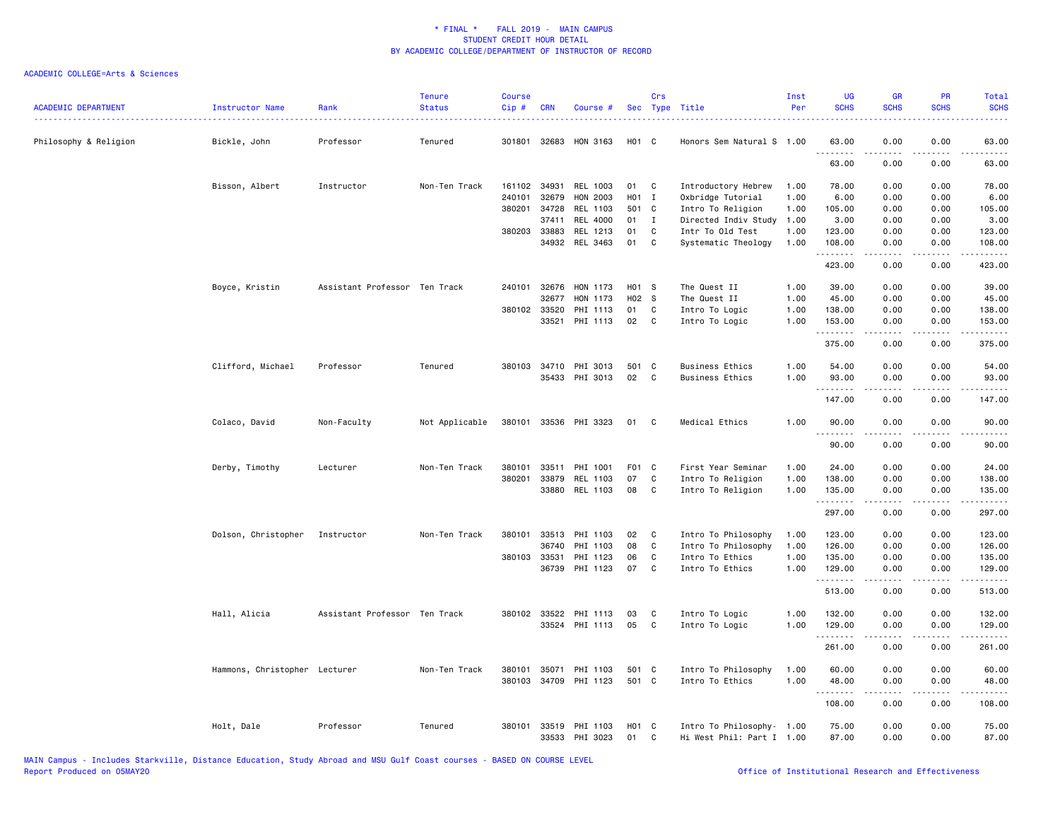\* FINAL \* FALL 2019 - MAIN CAMPUS
STUDENT CREDIT HOUR DETAIL
BY ACADEMIC COLLEGE/DEPARTMENT OF INSTRUCTOR OF RECORD

ACADEMIC COLLEGE=Arts & Sciences

| ACADEMIC DEPARTMENT | Instructor Name | Rank | Tenure Status | Course Cip # | CRN | Course # | Sec | Crs Type | Title | Inst Per | UG SCHS | GR SCHS | PR SCHS | Total SCHS |
|---|---|---|---|---|---|---|---|---|---|---|---|---|---|---|
| Philosophy & Religion | Bickle, John | Professor | Tenured | 301801 | 32683 | HON 3163 | H01 | C | Honors Sem Natural S | 1.00 | 63.00 | 0.00 | 0.00 | 63.00 |
| | | | | | | | | | | | 63.00 | 0.00 | 0.00 | 63.00 |
| | Bisson, Albert | Instructor | Non-Ten Track | 161102 | 34931 | REL 1003 | 01 | C | Introductory Hebrew | 1.00 | 78.00 | 0.00 | 0.00 | 78.00 |
| | | | | 240101 | 32679 | HON 2003 | H01 | I | Oxbridge Tutorial | 1.00 | 6.00 | 0.00 | 0.00 | 6.00 |
| | | | | 380201 | 34728 | REL 1103 | 501 | C | Intro To Religion | 1.00 | 105.00 | 0.00 | 0.00 | 105.00 |
| | | | | | 37411 | REL 4000 | 01 | I | Directed Indiv Study | 1.00 | 3.00 | 0.00 | 0.00 | 3.00 |
| | | | | 380203 | 33883 | REL 1213 | 01 | C | Intr To Old Test | 1.00 | 123.00 | 0.00 | 0.00 | 123.00 |
| | | | | | 34932 | REL 3463 | 01 | C | Systematic Theology | 1.00 | 108.00 | 0.00 | 0.00 | 108.00 |
| | | | | | | | | | | | 423.00 | 0.00 | 0.00 | 423.00 |
| | Boyce, Kristin | Assistant Professor | Ten Track | 240101 | 32676 | HON 1173 | H01 | S | The Quest II | 1.00 | 39.00 | 0.00 | 0.00 | 39.00 |
| | | | | | 32677 | HON 1173 | H02 | S | The Quest II | 1.00 | 45.00 | 0.00 | 0.00 | 45.00 |
| | | | | 380102 | 33520 | PHI 1113 | 01 | C | Intro To Logic | 1.00 | 138.00 | 0.00 | 0.00 | 138.00 |
| | | | | | 33521 | PHI 1113 | 02 | C | Intro To Logic | 1.00 | 153.00 | 0.00 | 0.00 | 153.00 |
| | | | | | | | | | | | 375.00 | 0.00 | 0.00 | 375.00 |
| | Clifford, Michael | Professor | Tenured | 380103 | 34710 | PHI 3013 | 501 | C | Business Ethics | 1.00 | 54.00 | 0.00 | 0.00 | 54.00 |
| | | | | | 35433 | PHI 3013 | 02 | C | Business Ethics | 1.00 | 93.00 | 0.00 | 0.00 | 93.00 |
| | | | | | | | | | | | 147.00 | 0.00 | 0.00 | 147.00 |
| | Colaco, David | Non-Faculty | Not Applicable | 380101 | 33536 | PHI 3323 | 01 | C | Medical Ethics | 1.00 | 90.00 | 0.00 | 0.00 | 90.00 |
| | | | | | | | | | | | 90.00 | 0.00 | 0.00 | 90.00 |
| | Derby, Timothy | Lecturer | Non-Ten Track | 380101 | 33511 | PHI 1001 | F01 | C | First Year Seminar | 1.00 | 24.00 | 0.00 | 0.00 | 24.00 |
| | | | | 380201 | 33879 | REL 1103 | 07 | C | Intro To Religion | 1.00 | 138.00 | 0.00 | 0.00 | 138.00 |
| | | | | | 33880 | REL 1103 | 08 | C | Intro To Religion | 1.00 | 135.00 | 0.00 | 0.00 | 135.00 |
| | | | | | | | | | | | 297.00 | 0.00 | 0.00 | 297.00 |
| | Dolson, Christopher | Instructor | Non-Ten Track | 380101 | 33513 | PHI 1103 | 02 | C | Intro To Philosophy | 1.00 | 123.00 | 0.00 | 0.00 | 123.00 |
| | | | | | 36740 | PHI 1103 | 08 | C | Intro To Philosophy | 1.00 | 126.00 | 0.00 | 0.00 | 126.00 |
| | | | | 380103 | 33531 | PHI 1123 | 06 | C | Intro To Ethics | 1.00 | 135.00 | 0.00 | 0.00 | 135.00 |
| | | | | | 36739 | PHI 1123 | 07 | C | Intro To Ethics | 1.00 | 129.00 | 0.00 | 0.00 | 129.00 |
| | | | | | | | | | | | 513.00 | 0.00 | 0.00 | 513.00 |
| | Hall, Alicia | Assistant Professor | Ten Track | 380102 | 33522 | PHI 1113 | 03 | C | Intro To Logic | 1.00 | 132.00 | 0.00 | 0.00 | 132.00 |
| | | | | | 33524 | PHI 1113 | 05 | C | Intro To Logic | 1.00 | 129.00 | 0.00 | 0.00 | 129.00 |
| | | | | | | | | | | | 261.00 | 0.00 | 0.00 | 261.00 |
| | Hammons, Christopher | Lecturer | Non-Ten Track | 380101 | 35071 | PHI 1103 | 501 | C | Intro To Philosophy | 1.00 | 60.00 | 0.00 | 0.00 | 60.00 |
| | | | | 380103 | 34709 | PHI 1123 | 501 | C | Intro To Ethics | 1.00 | 48.00 | 0.00 | 0.00 | 48.00 |
| | | | | | | | | | | | 108.00 | 0.00 | 0.00 | 108.00 |
| | Holt, Dale | Professor | Tenured | 380101 | 33519 | PHI 1103 | H01 | C | Intro To Philosophy- | 1.00 | 75.00 | 0.00 | 0.00 | 75.00 |
| | | | | | 33533 | PHI 3023 | 01 | C | Hi West Phil: Part I | 1.00 | 87.00 | 0.00 | 0.00 | 87.00 |

MAIN Campus - Includes Starkville, Distance Education, Study Abroad and MSU Gulf Coast courses - BASED ON COURSE LEVEL
Report Produced on 05MAY20 Office of Institutional Research and Effectiveness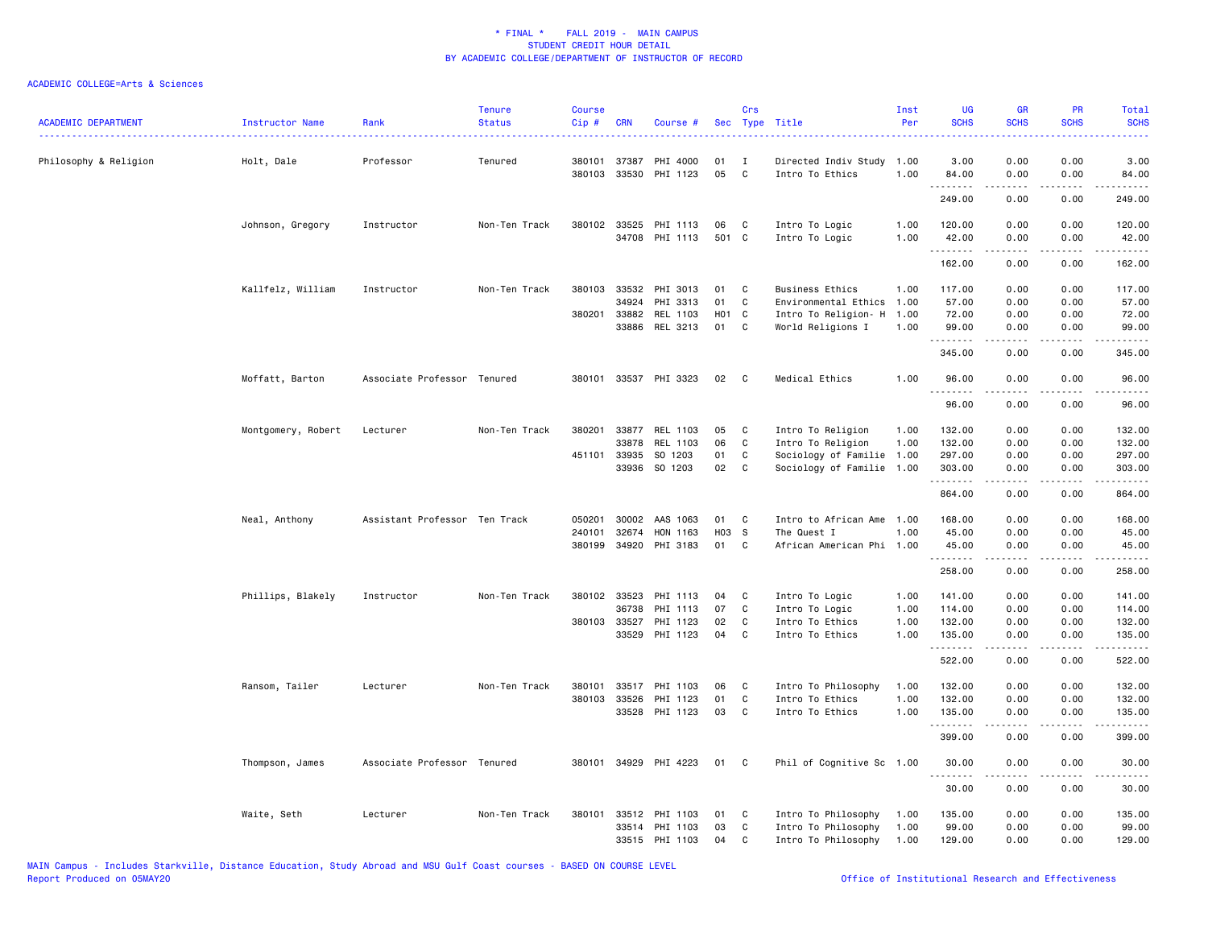# * FINAL * FALL 2019 - MAIN CAMPUS
## STUDENT CREDIT HOUR DETAIL
## BY ACADEMIC COLLEGE/DEPARTMENT OF INSTRUCTOR OF RECORD

ACADEMIC COLLEGE=Arts & Sciences

| ACADEMIC DEPARTMENT | Instructor Name | Rank | Tenure Status | Course Cip # | CRN | Course # | Sec | Crs Type | Title | Inst Per | UG SCHS | GR SCHS | PR SCHS | Total SCHS |
|---|---|---|---|---|---|---|---|---|---|---|---|---|---|---|
| Philosophy & Religion | Holt, Dale | Professor | Tenured | 380101 | 37387 | PHI 4000 | 01 | I | Directed Indiv Study | 1.00 | 3.00 | 0.00 | 0.00 | 3.00 |
| | | | | 380103 | 33530 | PHI 1123 | 05 | C | Intro To Ethics | 1.00 | 84.00 | 0.00 | 0.00 | 84.00 |
| | | | | | | | | | | | 249.00 | 0.00 | 0.00 | 249.00 |
| | Johnson, Gregory | Instructor | Non-Ten Track | 380102 | 33525 | PHI 1113 | 06 | C | Intro To Logic | 1.00 | 120.00 | 0.00 | 0.00 | 120.00 |
| | | | | | 34708 | PHI 1113 | 501 | C | Intro To Logic | 1.00 | 42.00 | 0.00 | 0.00 | 42.00 |
| | | | | | | | | | | | 162.00 | 0.00 | 0.00 | 162.00 |
| | Kallfelz, William | Instructor | Non-Ten Track | 380103 | 33532 | PHI 3013 | 01 | C | Business Ethics | 1.00 | 117.00 | 0.00 | 0.00 | 117.00 |
| | | | | | 34924 | PHI 3313 | 01 | C | Environmental Ethics | 1.00 | 57.00 | 0.00 | 0.00 | 57.00 |
| | | | | 380201 | 33882 | REL 1103 | H01 | C | Intro To Religion- H | 1.00 | 72.00 | 0.00 | 0.00 | 72.00 |
| | | | | | 33886 | REL 3213 | 01 | C | World Religions I | 1.00 | 99.00 | 0.00 | 0.00 | 99.00 |
| | | | | | | | | | | | 345.00 | 0.00 | 0.00 | 345.00 |
| | Moffatt, Barton | Associate Professor | Tenured | 380101 | 33537 | PHI 3323 | 02 | C | Medical Ethics | 1.00 | 96.00 | 0.00 | 0.00 | 96.00 |
| | | | | | | | | | | | 96.00 | 0.00 | 0.00 | 96.00 |
| | Montgomery, Robert | Lecturer | Non-Ten Track | 380201 | 33877 | REL 1103 | 05 | C | Intro To Religion | 1.00 | 132.00 | 0.00 | 0.00 | 132.00 |
| | | | | | 33878 | REL 1103 | 06 | C | Intro To Religion | 1.00 | 132.00 | 0.00 | 0.00 | 132.00 |
| | | | | 451101 | 33935 | SO 1203 | 01 | C | Sociology of Familie | 1.00 | 297.00 | 0.00 | 0.00 | 297.00 |
| | | | | | 33936 | SO 1203 | 02 | C | Sociology of Familie | 1.00 | 303.00 | 0.00 | 0.00 | 303.00 |
| | | | | | | | | | | | 864.00 | 0.00 | 0.00 | 864.00 |
| | Neal, Anthony | Assistant Professor | Ten Track | 050201 | 30002 | AAS 1063 | 01 | C | Intro to African Ame | 1.00 | 168.00 | 0.00 | 0.00 | 168.00 |
| | | | | 240101 | 32674 | HON 1163 | H03 | S | The Quest I | 1.00 | 45.00 | 0.00 | 0.00 | 45.00 |
| | | | | 380199 | 34920 | PHI 3183 | 01 | C | African American Phi | 1.00 | 45.00 | 0.00 | 0.00 | 45.00 |
| | | | | | | | | | | | 258.00 | 0.00 | 0.00 | 258.00 |
| | Phillips, Blakely | Instructor | Non-Ten Track | 380102 | 33523 | PHI 1113 | 04 | C | Intro To Logic | 1.00 | 141.00 | 0.00 | 0.00 | 141.00 |
| | | | | | 36738 | PHI 1113 | 07 | C | Intro To Logic | 1.00 | 114.00 | 0.00 | 0.00 | 114.00 |
| | | | | 380103 | 33527 | PHI 1123 | 02 | C | Intro To Ethics | 1.00 | 132.00 | 0.00 | 0.00 | 132.00 |
| | | | | | 33529 | PHI 1123 | 04 | C | Intro To Ethics | 1.00 | 135.00 | 0.00 | 0.00 | 135.00 |
| | | | | | | | | | | | 522.00 | 0.00 | 0.00 | 522.00 |
| | Ransom, Tailer | Lecturer | Non-Ten Track | 380101 | 33517 | PHI 1103 | 06 | C | Intro To Philosophy | 1.00 | 132.00 | 0.00 | 0.00 | 132.00 |
| | | | | 380103 | 33526 | PHI 1123 | 01 | C | Intro To Ethics | 1.00 | 132.00 | 0.00 | 0.00 | 132.00 |
| | | | | | 33528 | PHI 1123 | 03 | C | Intro To Ethics | 1.00 | 135.00 | 0.00 | 0.00 | 135.00 |
| | | | | | | | | | | | 399.00 | 0.00 | 0.00 | 399.00 |
| | Thompson, James | Associate Professor | Tenured | 380101 | 34929 | PHI 4223 | 01 | C | Phil of Cognitive Sc | 1.00 | 30.00 | 0.00 | 0.00 | 30.00 |
| | | | | | | | | | | | 30.00 | 0.00 | 0.00 | 30.00 |
| | Waite, Seth | Lecturer | Non-Ten Track | 380101 | 33512 | PHI 1103 | 01 | C | Intro To Philosophy | 1.00 | 135.00 | 0.00 | 0.00 | 135.00 |
| | | | | | 33514 | PHI 1103 | 03 | C | Intro To Philosophy | 1.00 | 99.00 | 0.00 | 0.00 | 99.00 |
| | | | | | 33515 | PHI 1103 | 04 | C | Intro To Philosophy | 1.00 | 129.00 | 0.00 | 0.00 | 129.00 |

MAIN Campus - Includes Starkville, Distance Education, Study Abroad and MSU Gulf Coast courses - BASED ON COURSE LEVEL
Report Produced on 05MAY20

Office of Institutional Research and Effectiveness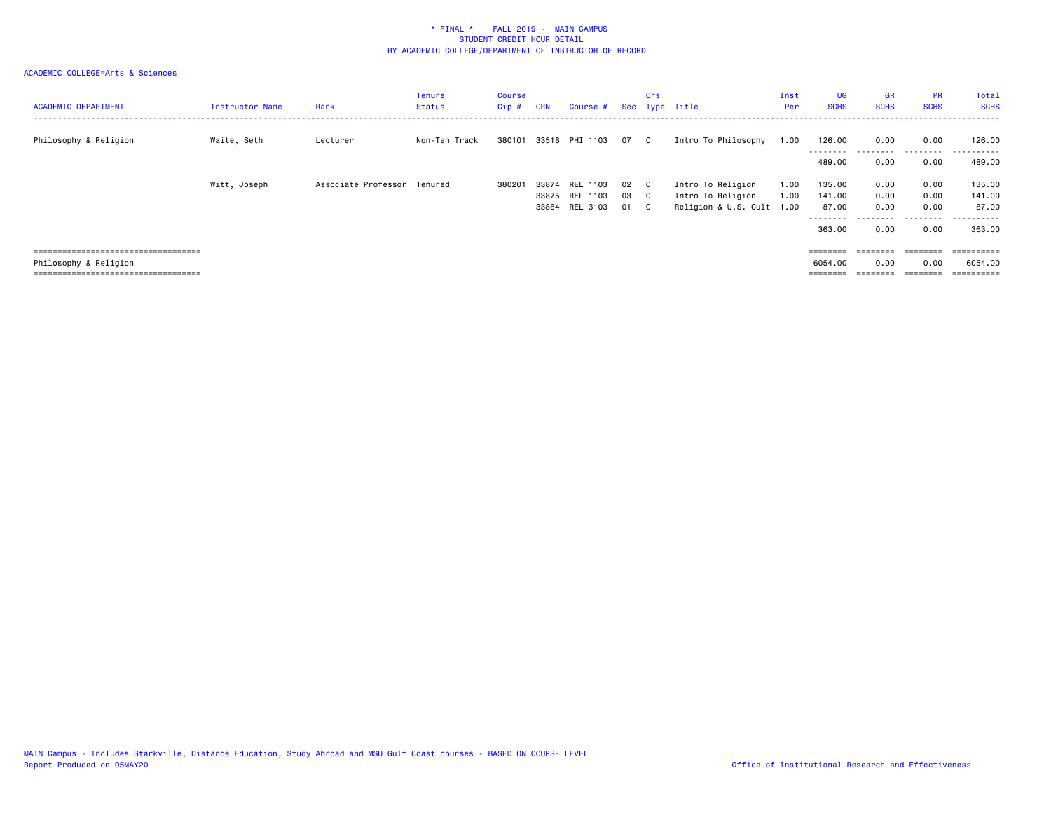\* FINAL \*    FALL 2019 - MAIN CAMPUS
STUDENT CREDIT HOUR DETAIL
BY ACADEMIC COLLEGE/DEPARTMENT OF INSTRUCTOR OF RECORD

ACADEMIC COLLEGE=Arts & Sciences

| ACADEMIC DEPARTMENT | Instructor Name | Rank | Tenure Status | Course Cip # | CRN | Course # | Sec | Crs Type | Title | Inst Per | UG SCHS | GR SCHS | PR SCHS | Total SCHS |
|---|---|---|---|---|---|---|---|---|---|---|---|---|---|---|
| Philosophy & Religion | Waite, Seth | Lecturer | Non-Ten Track | 380101 | 33518 | PHI 1103 | 07 | C | Intro To Philosophy | 1.00 | 126.00 | 0.00 | 0.00 | 126.00 |
| | | | | | | | | | | | 489.00 | 0.00 | 0.00 | 489.00 |
| | Witt, Joseph | Associate Professor | Tenured | 380201 | 33874 | REL 1103 | 02 | C | Intro To Religion | 1.00 | 135.00 | 0.00 | 0.00 | 135.00 |
| | | | | | 33875 | REL 1103 | 03 | C | Intro To Religion | 1.00 | 141.00 | 0.00 | 0.00 | 141.00 |
| | | | | | 33884 | REL 3103 | 01 | C | Religion & U.S. Cult | 1.00 | 87.00 | 0.00 | 0.00 | 87.00 |
| | | | | | | | | | | | 363.00 | 0.00 | 0.00 | 363.00 |
| Philosophy & Religion | | | | | | | | | | | 6054.00 | 0.00 | 0.00 | 6054.00 |

MAIN Campus - Includes Starkville, Distance Education, Study Abroad and MSU Gulf Coast courses - BASED ON COURSE LEVEL
Report Produced on 05MAY20

Office of Institutional Research and Effectiveness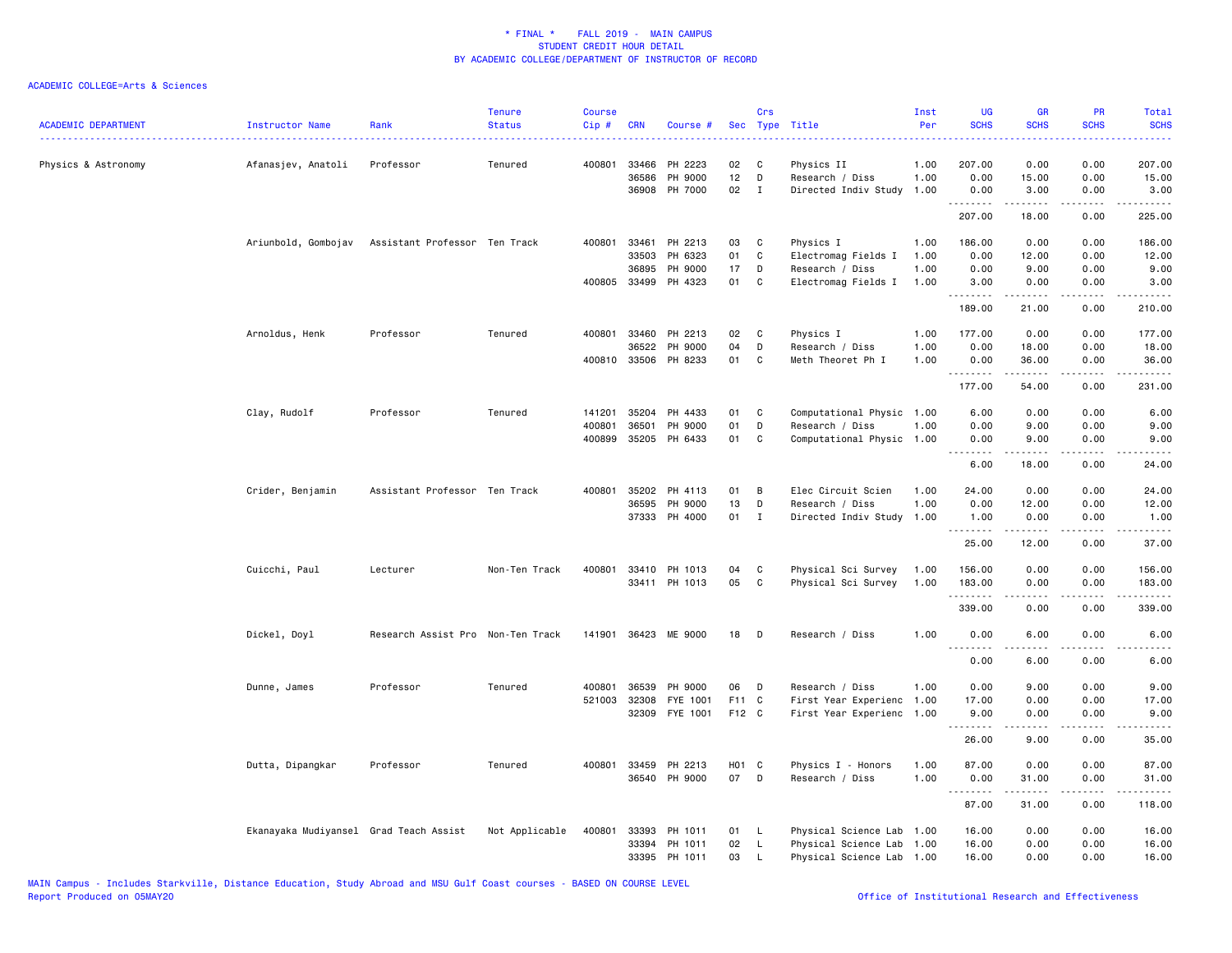\* FINAL \*   FALL 2019 - MAIN CAMPUS
STUDENT CREDIT HOUR DETAIL
BY ACADEMIC COLLEGE/DEPARTMENT OF INSTRUCTOR OF RECORD

ACADEMIC COLLEGE=Arts & Sciences

| ACADEMIC DEPARTMENT | Instructor Name | Rank | Tenure Status | Course Cip # | CRN | Course # | Sec | Crs Type | Title | Inst Per | UG SCHS | GR SCHS | PR SCHS | Total SCHS |
|---|---|---|---|---|---|---|---|---|---|---|---|---|---|---|
| Physics & Astronomy | Afanasjev, Anatoli | Professor | Tenured | 400801 | 33466 | PH 2223 | 02 | C | Physics II | 1.00 | 207.00 | 0.00 | 0.00 | 207.00 |
| | | | | | 36586 | PH 9000 | 12 | D | Research / Diss | 1.00 | 0.00 | 15.00 | 0.00 | 15.00 |
| | | | | | 36908 | PH 7000 | 02 | I | Directed Indiv Study | 1.00 | 0.00 | 3.00 | 0.00 | 3.00 |
| | | | | | | | | | | | 207.00 | 18.00 | 0.00 | 225.00 |
| | Ariunbold, Gombojav | Assistant Professor | Ten Track | 400801 | 33461 | PH 2213 | 03 | C | Physics I | 1.00 | 186.00 | 0.00 | 0.00 | 186.00 |
| | | | | | 33503 | PH 6323 | 01 | C | Electromag Fields I | 1.00 | 0.00 | 12.00 | 0.00 | 12.00 |
| | | | | | 36895 | PH 9000 | 17 | D | Research / Diss | 1.00 | 0.00 | 9.00 | 0.00 | 9.00 |
| | | | | 400805 | 33499 | PH 4323 | 01 | C | Electromag Fields I | 1.00 | 3.00 | 0.00 | 0.00 | 3.00 |
| | | | | | | | | | | | 189.00 | 21.00 | 0.00 | 210.00 |
| | Arnoldus, Henk | Professor | Tenured | 400801 | 33460 | PH 2213 | 02 | C | Physics I | 1.00 | 177.00 | 0.00 | 0.00 | 177.00 |
| | | | | | 36522 | PH 9000 | 04 | D | Research / Diss | 1.00 | 0.00 | 18.00 | 0.00 | 18.00 |
| | | | | 400810 | 33506 | PH 8233 | 01 | C | Meth Theoret Ph I | 1.00 | 0.00 | 36.00 | 0.00 | 36.00 |
| | | | | | | | | | | | 177.00 | 54.00 | 0.00 | 231.00 |
| | Clay, Rudolf | Professor | Tenured | 141201 | 35204 | PH 4433 | 01 | C | Computational Physic | 1.00 | 6.00 | 0.00 | 0.00 | 6.00 |
| | | | | 400801 | 36501 | PH 9000 | 01 | D | Research / Diss | 1.00 | 0.00 | 9.00 | 0.00 | 9.00 |
| | | | | 400899 | 35205 | PH 6433 | 01 | C | Computational Physic | 1.00 | 0.00 | 9.00 | 0.00 | 9.00 |
| | | | | | | | | | | | 6.00 | 18.00 | 0.00 | 24.00 |
| | Crider, Benjamin | Assistant Professor | Ten Track | 400801 | 35202 | PH 4113 | 01 | B | Elec Circuit Scien | 1.00 | 24.00 | 0.00 | 0.00 | 24.00 |
| | | | | | 36595 | PH 9000 | 13 | D | Research / Diss | 1.00 | 0.00 | 12.00 | 0.00 | 12.00 |
| | | | | | 37333 | PH 4000 | 01 | I | Directed Indiv Study | 1.00 | 1.00 | 0.00 | 0.00 | 1.00 |
| | | | | | | | | | | | 25.00 | 12.00 | 0.00 | 37.00 |
| | Cuicchi, Paul | Lecturer | Non-Ten Track | 400801 | 33410 | PH 1013 | 04 | C | Physical Sci Survey | 1.00 | 156.00 | 0.00 | 0.00 | 156.00 |
| | | | | | 33411 | PH 1013 | 05 | C | Physical Sci Survey | 1.00 | 183.00 | 0.00 | 0.00 | 183.00 |
| | | | | | | | | | | | 339.00 | 0.00 | 0.00 | 339.00 |
| | Dickel, Doyl | Research Assist Pro | Non-Ten Track | 141901 | 36423 | ME 9000 | 18 | D | Research / Diss | 1.00 | 0.00 | 6.00 | 0.00 | 6.00 |
| | | | | | | | | | | | 0.00 | 6.00 | 0.00 | 6.00 |
| | Dunne, James | Professor | Tenured | 400801 | 36539 | PH 9000 | 06 | D | Research / Diss | 1.00 | 0.00 | 9.00 | 0.00 | 9.00 |
| | | | | 521003 | 32308 | FYE 1001 | F11 | C | First Year Experienc | 1.00 | 17.00 | 0.00 | 0.00 | 17.00 |
| | | | | | 32309 | FYE 1001 | F12 | C | First Year Experienc | 1.00 | 9.00 | 0.00 | 0.00 | 9.00 |
| | | | | | | | | | | | 26.00 | 9.00 | 0.00 | 35.00 |
| | Dutta, Dipangkar | Professor | Tenured | 400801 | 33459 | PH 2213 | H01 | C | Physics I - Honors | 1.00 | 87.00 | 0.00 | 0.00 | 87.00 |
| | | | | | 36540 | PH 9000 | 07 | D | Research / Diss | 1.00 | 0.00 | 31.00 | 0.00 | 31.00 |
| | | | | | | | | | | | 87.00 | 31.00 | 0.00 | 118.00 |
| | Ekanayaka Mudiyansel | Grad Teach Assist | Not Applicable | 400801 | 33393 | PH 1011 | 01 | L | Physical Science Lab | 1.00 | 16.00 | 0.00 | 0.00 | 16.00 |
| | | | | | 33394 | PH 1011 | 02 | L | Physical Science Lab | 1.00 | 16.00 | 0.00 | 0.00 | 16.00 |
| | | | | | 33395 | PH 1011 | 03 | L | Physical Science Lab | 1.00 | 16.00 | 0.00 | 0.00 | 16.00 |

MAIN Campus - Includes Starkville, Distance Education, Study Abroad and MSU Gulf Coast courses - BASED ON COURSE LEVEL
Report Produced on 05MAY20    Office of Institutional Research and Effectiveness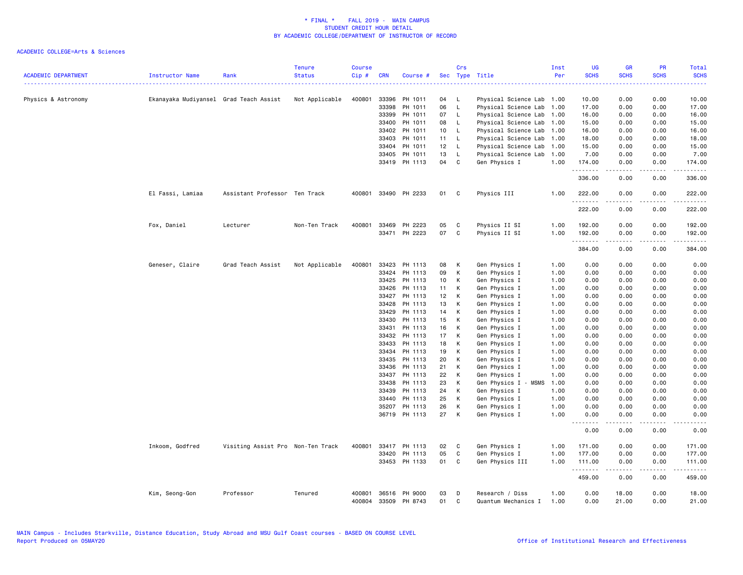# * FINAL * FALL 2019 - MAIN CAMPUS
## STUDENT CREDIT HOUR DETAIL
## BY ACADEMIC COLLEGE/DEPARTMENT OF INSTRUCTOR OF RECORD

ACADEMIC COLLEGE=Arts & Sciences

| ACADEMIC DEPARTMENT | Instructor Name | Rank | Tenure Status | Course Cip # | CRN | Course # | Sec | Crs Type | Title | Inst Per | UG SCHS | GR SCHS | PR SCHS | Total SCHS |
|---|---|---|---|---|---|---|---|---|---|---|---|---|---|---|
| Physics & Astronomy | Ekanayaka Mudiyansel | Grad Teach Assist | Not Applicable | 400801 | 33396 | PH 1011 | 04 | L | Physical Science Lab | 1.00 | 10.00 | 0.00 | 0.00 | 10.00 |
| | | | | | 33398 | PH 1011 | 06 | L | Physical Science Lab | 1.00 | 17.00 | 0.00 | 0.00 | 17.00 |
| | | | | | 33399 | PH 1011 | 07 | L | Physical Science Lab | 1.00 | 16.00 | 0.00 | 0.00 | 16.00 |
| | | | | | 33400 | PH 1011 | 08 | L | Physical Science Lab | 1.00 | 15.00 | 0.00 | 0.00 | 15.00 |
| | | | | | 33402 | PH 1011 | 10 | L | Physical Science Lab | 1.00 | 16.00 | 0.00 | 0.00 | 16.00 |
| | | | | | 33403 | PH 1011 | 11 | L | Physical Science Lab | 1.00 | 18.00 | 0.00 | 0.00 | 18.00 |
| | | | | | 33404 | PH 1011 | 12 | L | Physical Science Lab | 1.00 | 15.00 | 0.00 | 0.00 | 15.00 |
| | | | | | 33405 | PH 1011 | 13 | L | Physical Science Lab | 1.00 | 7.00 | 0.00 | 0.00 | 7.00 |
| | | | | | 33419 | PH 1113 | 04 | C | Gen Physics I | 1.00 | 174.00 | 0.00 | 0.00 | 174.00 |
| | | | | | | | | | | | 336.00 | 0.00 | 0.00 | 336.00 |
| | El Fassi, Lamiaa | Assistant Professor | Ten Track | 400801 | 33490 | PH 2233 | 01 | C | Physics III | 1.00 | 222.00 | 0.00 | 0.00 | 222.00 |
| | | | | | | | | | | | 222.00 | 0.00 | 0.00 | 222.00 |
| | Fox, Daniel | Lecturer | Non-Ten Track | 400801 | 33469 | PH 2223 | 05 | C | Physics II SI | 1.00 | 192.00 | 0.00 | 0.00 | 192.00 |
| | | | | | 33471 | PH 2223 | 07 | C | Physics II SI | 1.00 | 192.00 | 0.00 | 0.00 | 192.00 |
| | | | | | | | | | | | 384.00 | 0.00 | 0.00 | 384.00 |
| | Geneser, Claire | Grad Teach Assist | Not Applicable | 400801 | 33423 | PH 1113 | 08 | K | Gen Physics I | 1.00 | 0.00 | 0.00 | 0.00 | 0.00 |
| | | | | | 33424 | PH 1113 | 09 | K | Gen Physics I | 1.00 | 0.00 | 0.00 | 0.00 | 0.00 |
| | | | | | 33425 | PH 1113 | 10 | K | Gen Physics I | 1.00 | 0.00 | 0.00 | 0.00 | 0.00 |
| | | | | | 33426 | PH 1113 | 11 | K | Gen Physics I | 1.00 | 0.00 | 0.00 | 0.00 | 0.00 |
| | | | | | 33427 | PH 1113 | 12 | K | Gen Physics I | 1.00 | 0.00 | 0.00 | 0.00 | 0.00 |
| | | | | | 33428 | PH 1113 | 13 | K | Gen Physics I | 1.00 | 0.00 | 0.00 | 0.00 | 0.00 |
| | | | | | 33429 | PH 1113 | 14 | K | Gen Physics I | 1.00 | 0.00 | 0.00 | 0.00 | 0.00 |
| | | | | | 33430 | PH 1113 | 15 | K | Gen Physics I | 1.00 | 0.00 | 0.00 | 0.00 | 0.00 |
| | | | | | 33431 | PH 1113 | 16 | K | Gen Physics I | 1.00 | 0.00 | 0.00 | 0.00 | 0.00 |
| | | | | | 33432 | PH 1113 | 17 | K | Gen Physics I | 1.00 | 0.00 | 0.00 | 0.00 | 0.00 |
| | | | | | 33433 | PH 1113 | 18 | K | Gen Physics I | 1.00 | 0.00 | 0.00 | 0.00 | 0.00 |
| | | | | | 33434 | PH 1113 | 19 | K | Gen Physics I | 1.00 | 0.00 | 0.00 | 0.00 | 0.00 |
| | | | | | 33435 | PH 1113 | 20 | K | Gen Physics I | 1.00 | 0.00 | 0.00 | 0.00 | 0.00 |
| | | | | | 33436 | PH 1113 | 21 | K | Gen Physics I | 1.00 | 0.00 | 0.00 | 0.00 | 0.00 |
| | | | | | 33437 | PH 1113 | 22 | K | Gen Physics I | 1.00 | 0.00 | 0.00 | 0.00 | 0.00 |
| | | | | | 33438 | PH 1113 | 23 | K | Gen Physics I - MSMS | 1.00 | 0.00 | 0.00 | 0.00 | 0.00 |
| | | | | | 33439 | PH 1113 | 24 | K | Gen Physics I | 1.00 | 0.00 | 0.00 | 0.00 | 0.00 |
| | | | | | 33440 | PH 1113 | 25 | K | Gen Physics I | 1.00 | 0.00 | 0.00 | 0.00 | 0.00 |
| | | | | | 35207 | PH 1113 | 26 | K | Gen Physics I | 1.00 | 0.00 | 0.00 | 0.00 | 0.00 |
| | | | | | 36719 | PH 1113 | 27 | K | Gen Physics I | 1.00 | 0.00 | 0.00 | 0.00 | 0.00 |
| | | | | | | | | | | | 0.00 | 0.00 | 0.00 | 0.00 |
| | Inkoom, Godfred | Visiting Assist Pro | Non-Ten Track | 400801 | 33417 | PH 1113 | 02 | C | Gen Physics I | 1.00 | 171.00 | 0.00 | 0.00 | 171.00 |
| | | | | | 33420 | PH 1113 | 05 | C | Gen Physics I | 1.00 | 177.00 | 0.00 | 0.00 | 177.00 |
| | | | | | 33453 | PH 1133 | 01 | C | Gen Physics III | 1.00 | 111.00 | 0.00 | 0.00 | 111.00 |
| | | | | | | | | | | | 459.00 | 0.00 | 0.00 | 459.00 |
| | Kim, Seong-Gon | Professor | Tenured | 400801 | 36516 | PH 9000 | 03 | D | Research / Diss | 1.00 | 0.00 | 18.00 | 0.00 | 18.00 |
| | | | | 400804 | 33509 | PH 8743 | 01 | C | Quantum Mechanics I | 1.00 | 0.00 | 21.00 | 0.00 | 21.00 |

MAIN Campus - Includes Starkville, Distance Education, Study Abroad and MSU Gulf Coast courses - BASED ON COURSE LEVEL
Report Produced on 05MAY20

Office of Institutional Research and Effectiveness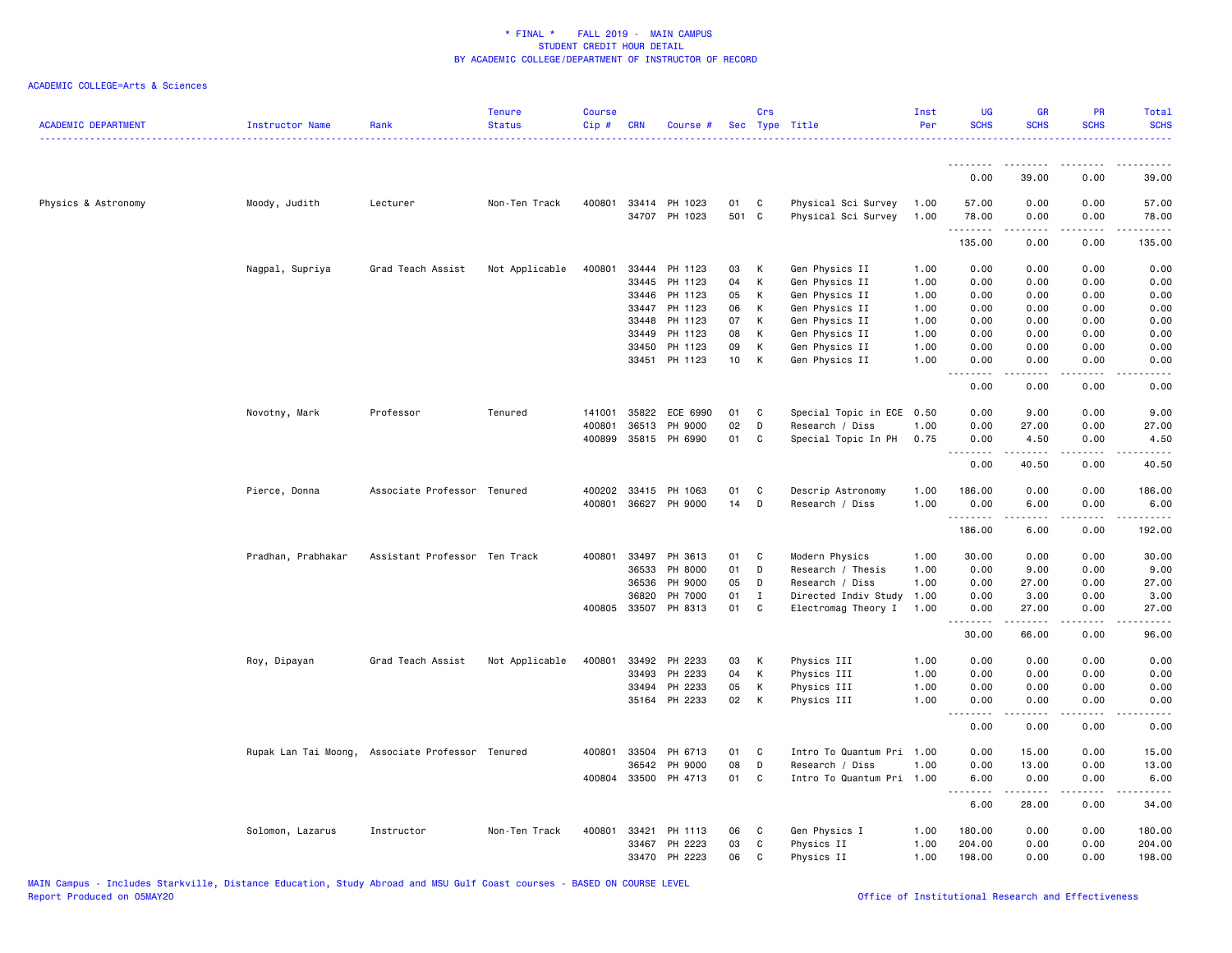\* FINAL \* FALL 2019 - MAIN CAMPUS
STUDENT CREDIT HOUR DETAIL
BY ACADEMIC COLLEGE/DEPARTMENT OF INSTRUCTOR OF RECORD

ACADEMIC COLLEGE=Arts & Sciences

| ACADEMIC DEPARTMENT | Instructor Name | Rank | Tenure Status | Course Cip # | CRN | Course # | Sec | Crs Type | Title | Inst Per | UG SCHS | GR SCHS | PR SCHS | Total SCHS |
|---|---|---|---|---|---|---|---|---|---|---|---|---|---|---|
| | | | | | | | | | | | 0.00 | 39.00 | 0.00 | 39.00 |
| Physics & Astronomy | Moody, Judith | Lecturer | Non-Ten Track | 400801 | 33414 | PH 1023 | 01 | C | Physical Sci Survey | 1.00 | 57.00 | 0.00 | 0.00 | 57.00 |
| | | | | | 34707 | PH 1023 | 501 | C | Physical Sci Survey | 1.00 | 78.00 | 0.00 | 0.00 | 78.00 |
| | | | | | | | | | | | 135.00 | 0.00 | 0.00 | 135.00 |
| | Nagpal, Supriya | Grad Teach Assist | Not Applicable | 400801 | 33444 | PH 1123 | 03 | K | Gen Physics II | 1.00 | 0.00 | 0.00 | 0.00 | 0.00 |
| | | | | | 33445 | PH 1123 | 04 | K | Gen Physics II | 1.00 | 0.00 | 0.00 | 0.00 | 0.00 |
| | | | | | 33446 | PH 1123 | 05 | K | Gen Physics II | 1.00 | 0.00 | 0.00 | 0.00 | 0.00 |
| | | | | | 33447 | PH 1123 | 06 | K | Gen Physics II | 1.00 | 0.00 | 0.00 | 0.00 | 0.00 |
| | | | | | 33448 | PH 1123 | 07 | K | Gen Physics II | 1.00 | 0.00 | 0.00 | 0.00 | 0.00 |
| | | | | | 33449 | PH 1123 | 08 | K | Gen Physics II | 1.00 | 0.00 | 0.00 | 0.00 | 0.00 |
| | | | | | 33450 | PH 1123 | 09 | K | Gen Physics II | 1.00 | 0.00 | 0.00 | 0.00 | 0.00 |
| | | | | | 33451 | PH 1123 | 10 | K | Gen Physics II | 1.00 | 0.00 | 0.00 | 0.00 | 0.00 |
| | | | | | | | | | | | 0.00 | 0.00 | 0.00 | 0.00 |
| | Novotny, Mark | Professor | Tenured | 141001 | 35822 | ECE 6990 | 01 | C | Special Topic in ECE | 0.50 | 0.00 | 9.00 | 0.00 | 9.00 |
| | | | | 400801 | 36513 | PH 9000 | 02 | D | Research / Diss | 1.00 | 0.00 | 27.00 | 0.00 | 27.00 |
| | | | | 400899 | 35815 | PH 6990 | 01 | C | Special Topic In PH | 0.75 | 0.00 | 4.50 | 0.00 | 4.50 |
| | | | | | | | | | | | 0.00 | 40.50 | 0.00 | 40.50 |
| | Pierce, Donna | Associate Professor | Tenured | 400202 | 33415 | PH 1063 | 01 | C | Descrip Astronomy | 1.00 | 186.00 | 0.00 | 0.00 | 186.00 |
| | | | | 400801 | 36627 | PH 9000 | 14 | D | Research / Diss | 1.00 | 0.00 | 6.00 | 0.00 | 6.00 |
| | | | | | | | | | | | 186.00 | 6.00 | 0.00 | 192.00 |
| | Pradhan, Prabhakar | Assistant Professor | Ten Track | 400801 | 33497 | PH 3613 | 01 | C | Modern Physics | 1.00 | 30.00 | 0.00 | 0.00 | 30.00 |
| | | | | | 36533 | PH 8000 | 01 | D | Research / Thesis | 1.00 | 0.00 | 9.00 | 0.00 | 9.00 |
| | | | | | 36536 | PH 9000 | 05 | D | Research / Diss | 1.00 | 0.00 | 27.00 | 0.00 | 27.00 |
| | | | | | 36820 | PH 7000 | 01 | I | Directed Indiv Study | 1.00 | 0.00 | 3.00 | 0.00 | 3.00 |
| | | | | 400805 | 33507 | PH 8313 | 01 | C | Electromag Theory I | 1.00 | 0.00 | 27.00 | 0.00 | 27.00 |
| | | | | | | | | | | | 30.00 | 66.00 | 0.00 | 96.00 |
| | Roy, Dipayan | Grad Teach Assist | Not Applicable | 400801 | 33492 | PH 2233 | 03 | K | Physics III | 1.00 | 0.00 | 0.00 | 0.00 | 0.00 |
| | | | | | 33493 | PH 2233 | 04 | K | Physics III | 1.00 | 0.00 | 0.00 | 0.00 | 0.00 |
| | | | | | 33494 | PH 2233 | 05 | K | Physics III | 1.00 | 0.00 | 0.00 | 0.00 | 0.00 |
| | | | | | 35164 | PH 2233 | 02 | K | Physics III | 1.00 | 0.00 | 0.00 | 0.00 | 0.00 |
| | | | | | | | | | | | 0.00 | 0.00 | 0.00 | 0.00 |
| | Rupak Lan Tai Moong, | Associate Professor | Tenured | 400801 | 33504 | PH 6713 | 01 | C | Intro To Quantum Pri | 1.00 | 0.00 | 15.00 | 0.00 | 15.00 |
| | | | | | 36542 | PH 9000 | 08 | D | Research / Diss | 1.00 | 0.00 | 13.00 | 0.00 | 13.00 |
| | | | | 400804 | 33500 | PH 4713 | 01 | C | Intro To Quantum Pri | 1.00 | 6.00 | 0.00 | 0.00 | 6.00 |
| | | | | | | | | | | | 6.00 | 28.00 | 0.00 | 34.00 |
| | Solomon, Lazarus | Instructor | Non-Ten Track | 400801 | 33421 | PH 1113 | 06 | C | Gen Physics I | 1.00 | 180.00 | 0.00 | 0.00 | 180.00 |
| | | | | | 33467 | PH 2223 | 03 | C | Physics II | 1.00 | 204.00 | 0.00 | 0.00 | 204.00 |
| | | | | | 33470 | PH 2223 | 06 | C | Physics II | 1.00 | 198.00 | 0.00 | 0.00 | 198.00 |

MAIN Campus - Includes Starkville, Distance Education, Study Abroad and MSU Gulf Coast courses - BASED ON COURSE LEVEL
Report Produced on 05MAY20 Office of Institutional Research and Effectiveness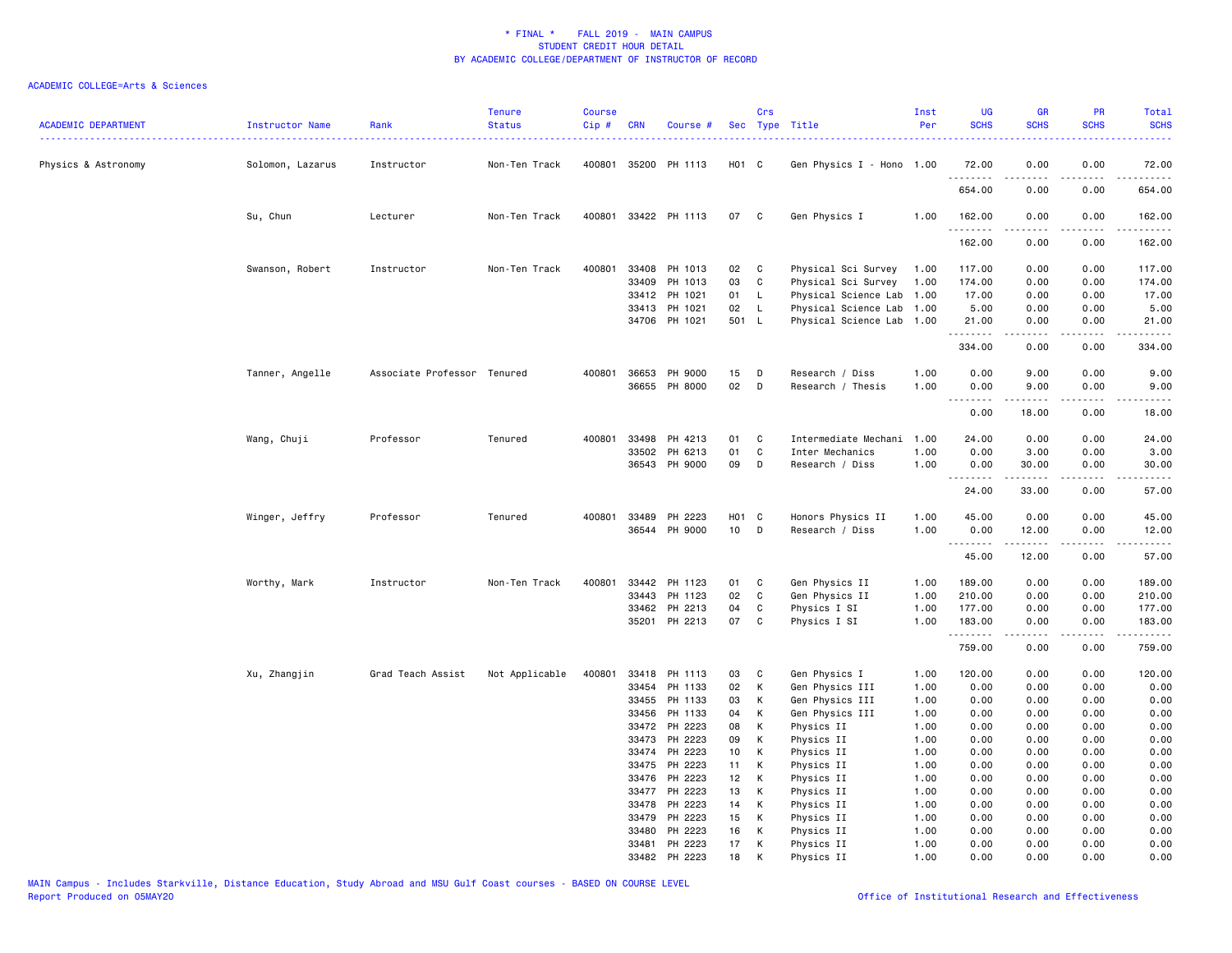# * FINAL * FALL 2019 - MAIN CAMPUS
## STUDENT CREDIT HOUR DETAIL
## BY ACADEMIC COLLEGE/DEPARTMENT OF INSTRUCTOR OF RECORD

ACADEMIC COLLEGE=Arts & Sciences

| ACADEMIC DEPARTMENT | Instructor Name | Rank | Tenure Status | Course Cip # | CRN | Course # | Sec | Crs Type | Title | Inst Per | UG SCHS | GR SCHS | PR SCHS | Total SCHS |
|---|---|---|---|---|---|---|---|---|---|---|---|---|---|---|
| Physics & Astronomy | Solomon, Lazarus | Instructor | Non-Ten Track | 400801 | 35200 | PH 1113 | H01 | C | Gen Physics I - Hono | 1.00 | 72.00 | 0.00 | 0.00 | 72.00 |
| | | | | | | | | | | | 654.00 | 0.00 | 0.00 | 654.00 |
| | Su, Chun | Lecturer | Non-Ten Track | 400801 | 33422 | PH 1113 | 07 | C | Gen Physics I | 1.00 | 162.00 | 0.00 | 0.00 | 162.00 |
| | | | | | | | | | | | 162.00 | 0.00 | 0.00 | 162.00 |
| | Swanson, Robert | Instructor | Non-Ten Track | 400801 | 33408 | PH 1013 | 02 | C | Physical Sci Survey | 1.00 | 117.00 | 0.00 | 0.00 | 117.00 |
| | | | | | 33409 | PH 1013 | 03 | C | Physical Sci Survey | 1.00 | 174.00 | 0.00 | 0.00 | 174.00 |
| | | | | | 33412 | PH 1021 | 01 | L | Physical Science Lab | 1.00 | 17.00 | 0.00 | 0.00 | 17.00 |
| | | | | | 33413 | PH 1021 | 02 | L | Physical Science Lab | 1.00 | 5.00 | 0.00 | 0.00 | 5.00 |
| | | | | | 34706 | PH 1021 | 501 | L | Physical Science Lab | 1.00 | 21.00 | 0.00 | 0.00 | 21.00 |
| | | | | | | | | | | | 334.00 | 0.00 | 0.00 | 334.00 |
| | Tanner, Angelle | Associate Professor | Tenured | 400801 | 36653 | PH 9000 | 15 | D | Research / Diss | 1.00 | 0.00 | 9.00 | 0.00 | 9.00 |
| | | | | | 36655 | PH 8000 | 02 | D | Research / Thesis | 1.00 | 0.00 | 9.00 | 0.00 | 9.00 |
| | | | | | | | | | | | 0.00 | 18.00 | 0.00 | 18.00 |
| | Wang, Chuji | Professor | Tenured | 400801 | 33498 | PH 4213 | 01 | C | Intermediate Mechani | 1.00 | 24.00 | 0.00 | 0.00 | 24.00 |
| | | | | | 33502 | PH 6213 | 01 | C | Inter Mechanics | 1.00 | 0.00 | 3.00 | 0.00 | 3.00 |
| | | | | | 36543 | PH 9000 | 09 | D | Research / Diss | 1.00 | 0.00 | 30.00 | 0.00 | 30.00 |
| | | | | | | | | | | | 24.00 | 33.00 | 0.00 | 57.00 |
| | Winger, Jeffry | Professor | Tenured | 400801 | 33489 | PH 2223 | H01 | C | Honors Physics II | 1.00 | 45.00 | 0.00 | 0.00 | 45.00 |
| | | | | | 36544 | PH 9000 | 10 | D | Research / Diss | 1.00 | 0.00 | 12.00 | 0.00 | 12.00 |
| | | | | | | | | | | | 45.00 | 12.00 | 0.00 | 57.00 |
| | Worthy, Mark | Instructor | Non-Ten Track | 400801 | 33442 | PH 1123 | 01 | C | Gen Physics II | 1.00 | 189.00 | 0.00 | 0.00 | 189.00 |
| | | | | | 33443 | PH 1123 | 02 | C | Gen Physics II | 1.00 | 210.00 | 0.00 | 0.00 | 210.00 |
| | | | | | 33462 | PH 2213 | 04 | C | Physics I SI | 1.00 | 177.00 | 0.00 | 0.00 | 177.00 |
| | | | | | 35201 | PH 2213 | 07 | C | Physics I SI | 1.00 | 183.00 | 0.00 | 0.00 | 183.00 |
| | | | | | | | | | | | 759.00 | 0.00 | 0.00 | 759.00 |
| | Xu, Zhangjin | Grad Teach Assist | Not Applicable | 400801 | 33418 | PH 1113 | 03 | C | Gen Physics I | 1.00 | 120.00 | 0.00 | 0.00 | 120.00 |
| | | | | | 33454 | PH 1133 | 02 | K | Gen Physics III | 1.00 | 0.00 | 0.00 | 0.00 | 0.00 |
| | | | | | 33455 | PH 1133 | 03 | K | Gen Physics III | 1.00 | 0.00 | 0.00 | 0.00 | 0.00 |
| | | | | | 33456 | PH 1133 | 04 | K | Gen Physics III | 1.00 | 0.00 | 0.00 | 0.00 | 0.00 |
| | | | | | 33472 | PH 2223 | 08 | K | Physics II | 1.00 | 0.00 | 0.00 | 0.00 | 0.00 |
| | | | | | 33473 | PH 2223 | 09 | K | Physics II | 1.00 | 0.00 | 0.00 | 0.00 | 0.00 |
| | | | | | 33474 | PH 2223 | 10 | K | Physics II | 1.00 | 0.00 | 0.00 | 0.00 | 0.00 |
| | | | | | 33475 | PH 2223 | 11 | K | Physics II | 1.00 | 0.00 | 0.00 | 0.00 | 0.00 |
| | | | | | 33476 | PH 2223 | 12 | K | Physics II | 1.00 | 0.00 | 0.00 | 0.00 | 0.00 |
| | | | | | 33477 | PH 2223 | 13 | K | Physics II | 1.00 | 0.00 | 0.00 | 0.00 | 0.00 |
| | | | | | 33478 | PH 2223 | 14 | K | Physics II | 1.00 | 0.00 | 0.00 | 0.00 | 0.00 |
| | | | | | 33479 | PH 2223 | 15 | K | Physics II | 1.00 | 0.00 | 0.00 | 0.00 | 0.00 |
| | | | | | 33480 | PH 2223 | 16 | K | Physics II | 1.00 | 0.00 | 0.00 | 0.00 | 0.00 |
| | | | | | 33481 | PH 2223 | 17 | K | Physics II | 1.00 | 0.00 | 0.00 | 0.00 | 0.00 |
| | | | | | 33482 | PH 2223 | 18 | K | Physics II | 1.00 | 0.00 | 0.00 | 0.00 | 0.00 |

MAIN Campus - Includes Starkville, Distance Education, Study Abroad and MSU Gulf Coast courses - BASED ON COURSE LEVEL
Report Produced on 05MAY20 | Office of Institutional Research and Effectiveness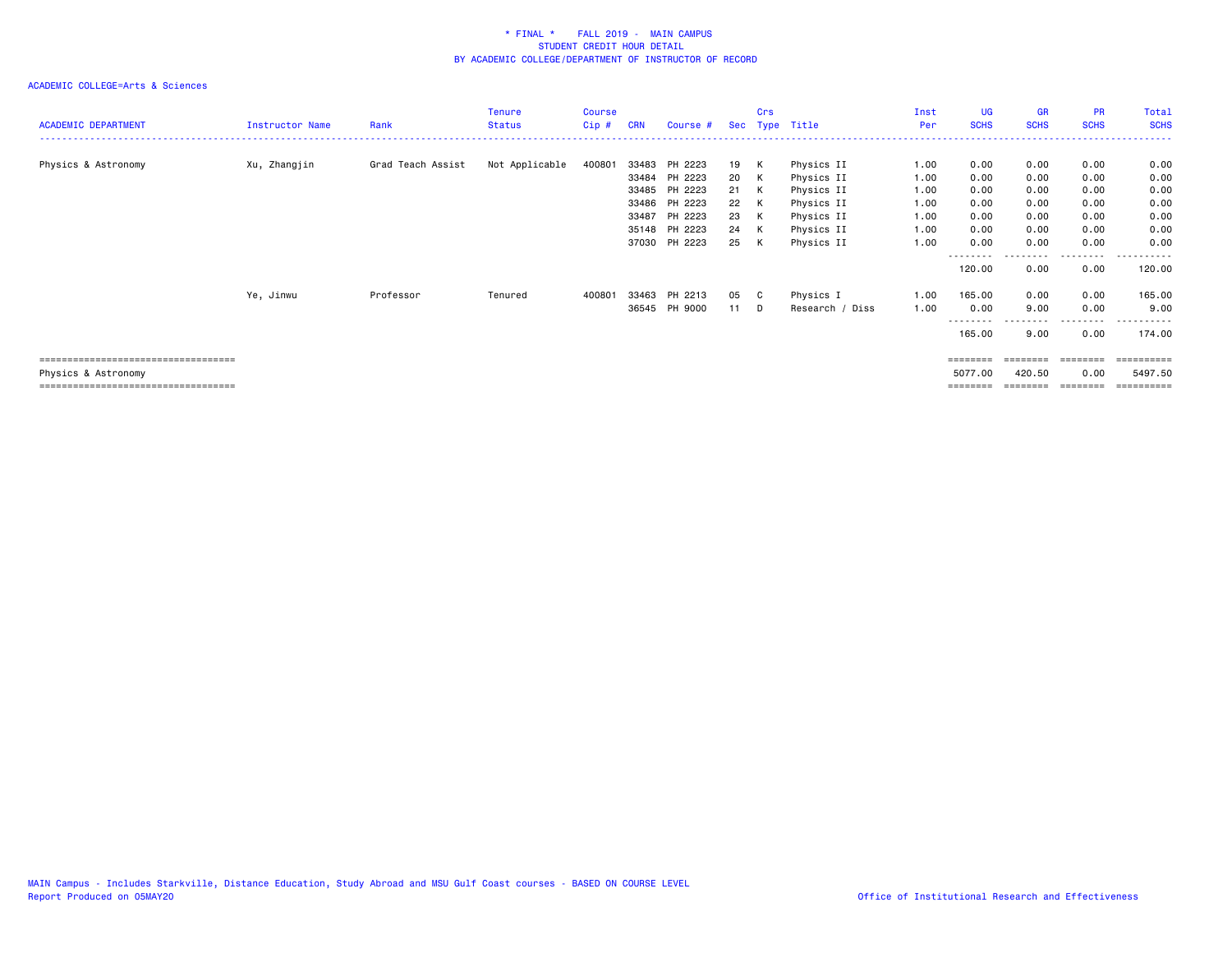# * FINAL * FALL 2019 - MAIN CAMPUS
## STUDENT CREDIT HOUR DETAIL
## BY ACADEMIC COLLEGE/DEPARTMENT OF INSTRUCTOR OF RECORD

ACADEMIC COLLEGE=Arts & Sciences

| ACADEMIC DEPARTMENT | Instructor Name | Rank | Tenure Status | Course Cip # | CRN | Course # | Sec | Crs Type | Title | Inst Per | UG SCHS | GR SCHS | PR SCHS | Total SCHS |
|---|---|---|---|---|---|---|---|---|---|---|---|---|---|---|
| Physics & Astronomy | Xu, Zhangjin | Grad Teach Assist | Not Applicable | 400801 | 33483 | PH 2223 | 19 | K | Physics II | 1.00 | 0.00 | 0.00 | 0.00 | 0.00 |
| | | | | | 33484 | PH 2223 | 20 | K | Physics II | 1.00 | 0.00 | 0.00 | 0.00 | 0.00 |
| | | | | | 33485 | PH 2223 | 21 | K | Physics II | 1.00 | 0.00 | 0.00 | 0.00 | 0.00 |
| | | | | | 33486 | PH 2223 | 22 | K | Physics II | 1.00 | 0.00 | 0.00 | 0.00 | 0.00 |
| | | | | | 33487 | PH 2223 | 23 | K | Physics II | 1.00 | 0.00 | 0.00 | 0.00 | 0.00 |
| | | | | | 35148 | PH 2223 | 24 | K | Physics II | 1.00 | 0.00 | 0.00 | 0.00 | 0.00 |
| | | | | | 37030 | PH 2223 | 25 | K | Physics II | 1.00 | 0.00 | 0.00 | 0.00 | 0.00 |
| | | | | | | | | | | | 120.00 | 0.00 | 0.00 | 120.00 |
| | Ye, Jinwu | Professor | Tenured | 400801 | 33463 | PH 2213 | 05 | C | Physics I | 1.00 | 165.00 | 0.00 | 0.00 | 165.00 |
| | | | | | 36545 | PH 9000 | 11 | D | Research / Diss | 1.00 | 0.00 | 9.00 | 0.00 | 9.00 |
| | | | | | | | | | | | 165.00 | 9.00 | 0.00 | 174.00 |
| Physics & Astronomy | | | | | | | | | | | 5077.00 | 420.50 | 0.00 | 5497.50 |

MAIN Campus - Includes Starkville, Distance Education, Study Abroad and MSU Gulf Coast courses - BASED ON COURSE LEVEL
Report Produced on 05MAY20

Office of Institutional Research and Effectiveness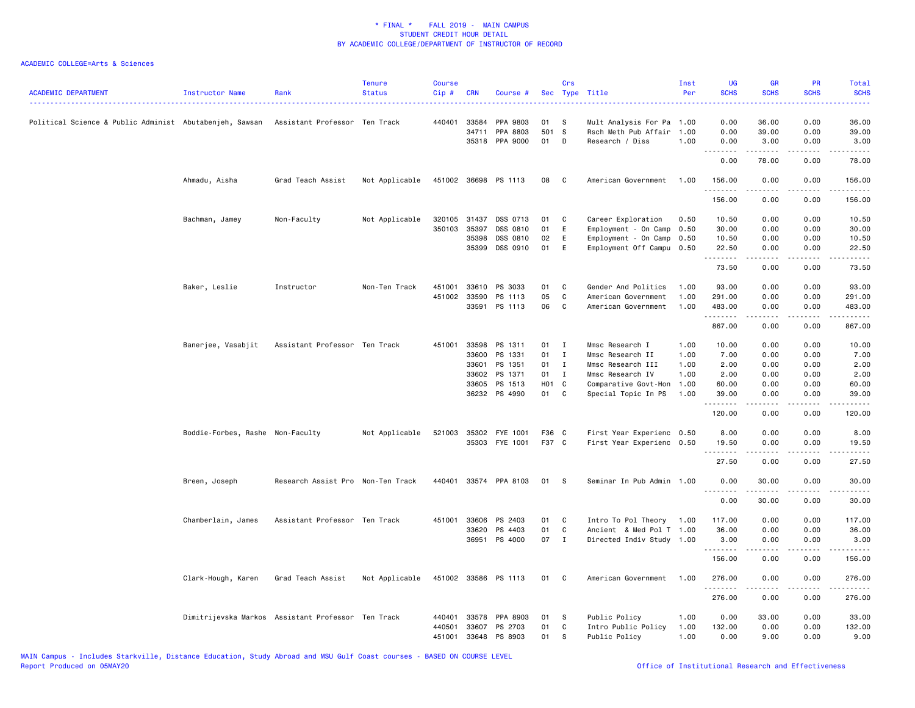# * FINAL * FALL 2019 - MAIN CAMPUS
## STUDENT CREDIT HOUR DETAIL
## BY ACADEMIC COLLEGE/DEPARTMENT OF INSTRUCTOR OF RECORD

ACADEMIC COLLEGE=Arts & Sciences

| ACADEMIC DEPARTMENT | Instructor Name | Rank | Tenure Status | Course Cip # | CRN | Course # | Sec | Crs Type | Title | Inst Per | UG SCHS | GR SCHS | PR SCHS | Total SCHS |
|---|---|---|---|---|---|---|---|---|---|---|---|---|---|---|
| Political Science & Public Administ | Abutabenjeh, Sawsan | Assistant Professor | Ten Track | 440401 | 33584 | PPA 9803 | 01 | S | Mult Analysis For Pa | 1.00 | 0.00 | 36.00 | 0.00 | 36.00 |
| | | | | | 34711 | PPA 8803 | 501 | S | Rsch Meth Pub Affair | 1.00 | 0.00 | 39.00 | 0.00 | 39.00 |
| | | | | | 35318 | PPA 9000 | 01 | D | Research / Diss | 1.00 | 0.00 | 3.00 | 0.00 | 3.00 |
| | | | | | | | | | | | 0.00 | 78.00 | 0.00 | 78.00 |
| | Ahmadu, Aisha | Grad Teach Assist | Not Applicable | 451002 | 36698 | PS 1113 | 08 | C | American Government | 1.00 | 156.00 | 0.00 | 0.00 | 156.00 |
| | | | | | | | | | | | 156.00 | 0.00 | 0.00 | 156.00 |
| | Bachman, Jamey | Non-Faculty | Not Applicable | 320105 | 31437 | DSS 0713 | 01 | C | Career Exploration | 0.50 | 10.50 | 0.00 | 0.00 | 10.50 |
| | | | | 350103 | 35397 | DSS 0810 | 01 | E | Employment - On Camp | 0.50 | 30.00 | 0.00 | 0.00 | 30.00 |
| | | | | | 35398 | DSS 0810 | 02 | E | Employment - On Camp | 0.50 | 10.50 | 0.00 | 0.00 | 10.50 |
| | | | | | 35399 | DSS 0910 | 01 | E | Employment Off Campu | 0.50 | 22.50 | 0.00 | 0.00 | 22.50 |
| | | | | | | | | | | | 73.50 | 0.00 | 0.00 | 73.50 |
| | Baker, Leslie | Instructor | Non-Ten Track | 451001 | 33610 | PS 3033 | 01 | C | Gender And Politics | 1.00 | 93.00 | 0.00 | 0.00 | 93.00 |
| | | | | 451002 | 33590 | PS 1113 | 05 | C | American Government | 1.00 | 291.00 | 0.00 | 0.00 | 291.00 |
| | | | | | 33591 | PS 1113 | 06 | C | American Government | 1.00 | 483.00 | 0.00 | 0.00 | 483.00 |
| | | | | | | | | | | | 867.00 | 0.00 | 0.00 | 867.00 |
| | Banerjee, Vasabjit | Assistant Professor | Ten Track | 451001 | 33598 | PS 1311 | 01 | I | Mmsc Research I | 1.00 | 10.00 | 0.00 | 0.00 | 10.00 |
| | | | | | 33600 | PS 1331 | 01 | I | Mmsc Research II | 1.00 | 7.00 | 0.00 | 0.00 | 7.00 |
| | | | | | 33601 | PS 1351 | 01 | I | Mmsc Research III | 1.00 | 2.00 | 0.00 | 0.00 | 2.00 |
| | | | | | 33602 | PS 1371 | 01 | I | Mmsc Research IV | 1.00 | 2.00 | 0.00 | 0.00 | 2.00 |
| | | | | | 33605 | PS 1513 | H01 | C | Comparative Govt-Hon | 1.00 | 60.00 | 0.00 | 0.00 | 60.00 |
| | | | | | 36232 | PS 4990 | 01 | C | Special Topic In PS | 1.00 | 39.00 | 0.00 | 0.00 | 39.00 |
| | | | | | | | | | | | 120.00 | 0.00 | 0.00 | 120.00 |
| | Boddie-Forbes, Rashe | Non-Faculty | Not Applicable | 521003 | 35302 | FYE 1001 | F36 | C | First Year Experienc | 0.50 | 8.00 | 0.00 | 0.00 | 8.00 |
| | | | | | 35303 | FYE 1001 | F37 | C | First Year Experienc | 0.50 | 19.50 | 0.00 | 0.00 | 19.50 |
| | | | | | | | | | | | 27.50 | 0.00 | 0.00 | 27.50 |
| | Breen, Joseph | Research Assist Pro | Non-Ten Track | 440401 | 33574 | PPA 8103 | 01 | S | Seminar In Pub Admin | 1.00 | 0.00 | 30.00 | 0.00 | 30.00 |
| | | | | | | | | | | | 0.00 | 30.00 | 0.00 | 30.00 |
| | Chamberlain, James | Assistant Professor | Ten Track | 451001 | 33606 | PS 2403 | 01 | C | Intro To Pol Theory | 1.00 | 117.00 | 0.00 | 0.00 | 117.00 |
| | | | | | 33620 | PS 4403 | 01 | C | Ancient & Med Pol T | 1.00 | 36.00 | 0.00 | 0.00 | 36.00 |
| | | | | | 36951 | PS 4000 | 07 | I | Directed Indiv Study | 1.00 | 3.00 | 0.00 | 0.00 | 3.00 |
| | | | | | | | | | | | 156.00 | 0.00 | 0.00 | 156.00 |
| | Clark-Hough, Karen | Grad Teach Assist | Not Applicable | 451002 | 33586 | PS 1113 | 01 | C | American Government | 1.00 | 276.00 | 0.00 | 0.00 | 276.00 |
| | | | | | | | | | | | 276.00 | 0.00 | 0.00 | 276.00 |
| | Dimitrijevska Markos | Assistant Professor | Ten Track | 440401 | 33578 | PPA 8903 | 01 | S | Public Policy | 1.00 | 0.00 | 33.00 | 0.00 | 33.00 |
| | | | | 440501 | 33607 | PS 2703 | 01 | C | Intro Public Policy | 1.00 | 132.00 | 0.00 | 0.00 | 132.00 |
| | | | | 451001 | 33648 | PS 8903 | 01 | S | Public Policy | 1.00 | 0.00 | 9.00 | 0.00 | 9.00 |

MAIN Campus - Includes Starkville, Distance Education, Study Abroad and MSU Gulf Coast courses - BASED ON COURSE LEVEL
Report Produced on 05MAY20 Office of Institutional Research and Effectiveness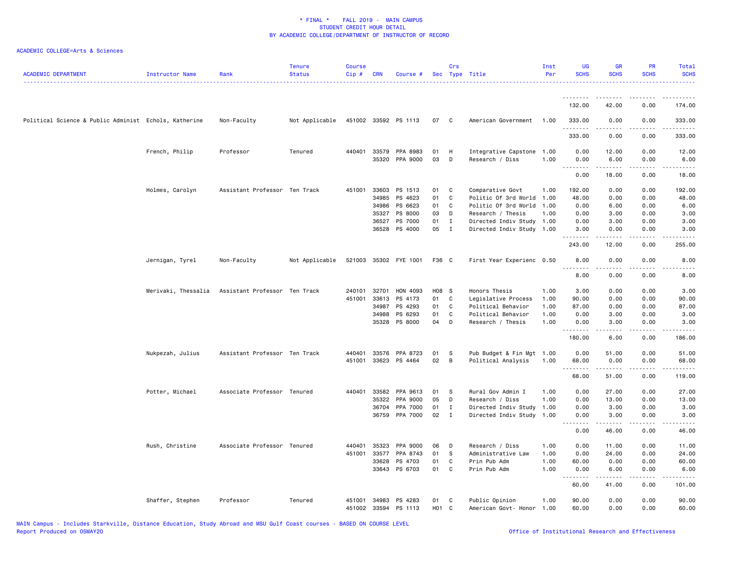\* FINAL \* FALL 2019 - MAIN CAMPUS
STUDENT CREDIT HOUR DETAIL
BY ACADEMIC COLLEGE/DEPARTMENT OF INSTRUCTOR OF RECORD

ACADEMIC COLLEGE=Arts & Sciences

| ACADEMIC DEPARTMENT | Instructor Name | Rank | Tenure Status | Course Cip # | CRN | Course # | Sec | Crs Type | Title | Inst Per | UG SCHS | GR SCHS | PR SCHS | Total SCHS |
|---|---|---|---|---|---|---|---|---|---|---|---|---|---|---|
| | | | | | | | | | | | 132.00 | 42.00 | 0.00 | 174.00 |
| Political Science & Public Administ | Echols, Katherine | Non-Faculty | Not Applicable | 451002 | 33592 | PS 1113 | 07 | C | American Government | 1.00 | 333.00 | 0.00 | 0.00 | 333.00 |
| | | | | | | | | | | | 333.00 | 0.00 | 0.00 | 333.00 |
| | French, Philip | Professor | Tenured | 440401 | 33579 | PPA 8983 | 01 | H | Integrative Capstone | 1.00 | 0.00 | 12.00 | 0.00 | 12.00 |
| | | | | | 35320 | PPA 9000 | 03 | D | Research / Diss | 1.00 | 0.00 | 6.00 | 0.00 | 6.00 |
| | | | | | | | | | | | 0.00 | 18.00 | 0.00 | 18.00 |
| | Holmes, Carolyn | Assistant Professor | Ten Track | 451001 | 33603 | PS 1513 | 01 | C | Comparative Govt | 1.00 | 192.00 | 0.00 | 0.00 | 192.00 |
| | | | | | 34985 | PS 4623 | 01 | C | Politic Of 3rd World | 1.00 | 48.00 | 0.00 | 0.00 | 48.00 |
| | | | | | 34986 | PS 6623 | 01 | C | Politic Of 3rd World | 1.00 | 0.00 | 6.00 | 0.00 | 6.00 |
| | | | | | 35327 | PS 8000 | 03 | D | Research / Thesis | 1.00 | 0.00 | 3.00 | 0.00 | 3.00 |
| | | | | | 36527 | PS 7000 | 01 | I | Directed Indiv Study | 1.00 | 0.00 | 3.00 | 0.00 | 3.00 |
| | | | | | 36528 | PS 4000 | 05 | I | Directed Indiv Study | 1.00 | 3.00 | 0.00 | 0.00 | 3.00 |
| | | | | | | | | | | | 243.00 | 12.00 | 0.00 | 255.00 |
| | Jernigan, Tyrel | Non-Faculty | Not Applicable | 521003 | 35302 | FYE 1001 | F36 | C | First Year Experienc | 0.50 | 8.00 | 0.00 | 0.00 | 8.00 |
| | | | | | | | | | | | 8.00 | 0.00 | 0.00 | 8.00 |
| | Merivaki, Thessalia | Assistant Professor | Ten Track | 240101 | 32701 | HON 4093 | H08 | S | Honors Thesis | 1.00 | 3.00 | 0.00 | 0.00 | 3.00 |
| | | | | 451001 | 33613 | PS 4173 | 01 | C | Legislative Process | 1.00 | 90.00 | 0.00 | 0.00 | 90.00 |
| | | | | | 34987 | PS 4293 | 01 | C | Political Behavior | 1.00 | 87.00 | 0.00 | 0.00 | 87.00 |
| | | | | | 34988 | PS 6293 | 01 | C | Political Behavior | 1.00 | 0.00 | 3.00 | 0.00 | 3.00 |
| | | | | | 35328 | PS 8000 | 04 | D | Research / Thesis | 1.00 | 0.00 | 3.00 | 0.00 | 3.00 |
| | | | | | | | | | | | 180.00 | 6.00 | 0.00 | 186.00 |
| | Nukpezah, Julius | Assistant Professor | Ten Track | 440401 | 33576 | PPA 8723 | 01 | S | Pub Budget & Fin Mgt | 1.00 | 0.00 | 51.00 | 0.00 | 51.00 |
| | | | | 451001 | 33623 | PS 4464 | 02 | B | Political Analysis | 1.00 | 68.00 | 0.00 | 0.00 | 68.00 |
| | | | | | | | | | | | 68.00 | 51.00 | 0.00 | 119.00 |
| | Potter, Michael | Associate Professor | Tenured | 440401 | 33582 | PPA 9613 | 01 | S | Rural Gov Admin I | 1.00 | 0.00 | 27.00 | 0.00 | 27.00 |
| | | | | | 35322 | PPA 9000 | 05 | D | Research / Diss | 1.00 | 0.00 | 13.00 | 0.00 | 13.00 |
| | | | | | 36704 | PPA 7000 | 01 | I | Directed Indiv Study | 1.00 | 0.00 | 3.00 | 0.00 | 3.00 |
| | | | | | 36759 | PPA 7000 | 02 | I | Directed Indiv Study | 1.00 | 0.00 | 3.00 | 0.00 | 3.00 |
| | | | | | | | | | | | 0.00 | 46.00 | 0.00 | 46.00 |
| | Rush, Christine | Associate Professor | Tenured | 440401 | 35323 | PPA 9000 | 06 | D | Research / Diss | 1.00 | 0.00 | 11.00 | 0.00 | 11.00 |
| | | | | 451001 | 33577 | PPA 8743 | 01 | S | Administrative Law | 1.00 | 0.00 | 24.00 | 0.00 | 24.00 |
| | | | | | 33628 | PS 4703 | 01 | C | Prin Pub Adm | 1.00 | 60.00 | 0.00 | 0.00 | 60.00 |
| | | | | | 33643 | PS 6703 | 01 | C | Prin Pub Adm | 1.00 | 0.00 | 6.00 | 0.00 | 6.00 |
| | | | | | | | | | | | 60.00 | 41.00 | 0.00 | 101.00 |
| | Shaffer, Stephen | Professor | Tenured | 451001 | 34983 | PS 4283 | 01 | C | Public Opinion | 1.00 | 90.00 | 0.00 | 0.00 | 90.00 |
| | | | | 451002 | 33594 | PS 1113 | H01 | C | American Govt- Honor | 1.00 | 60.00 | 0.00 | 0.00 | 60.00 |

MAIN Campus - Includes Starkville, Distance Education, Study Abroad and MSU Gulf Coast courses - BASED ON COURSE LEVEL
Report Produced on 05MAY20 — Office of Institutional Research and Effectiveness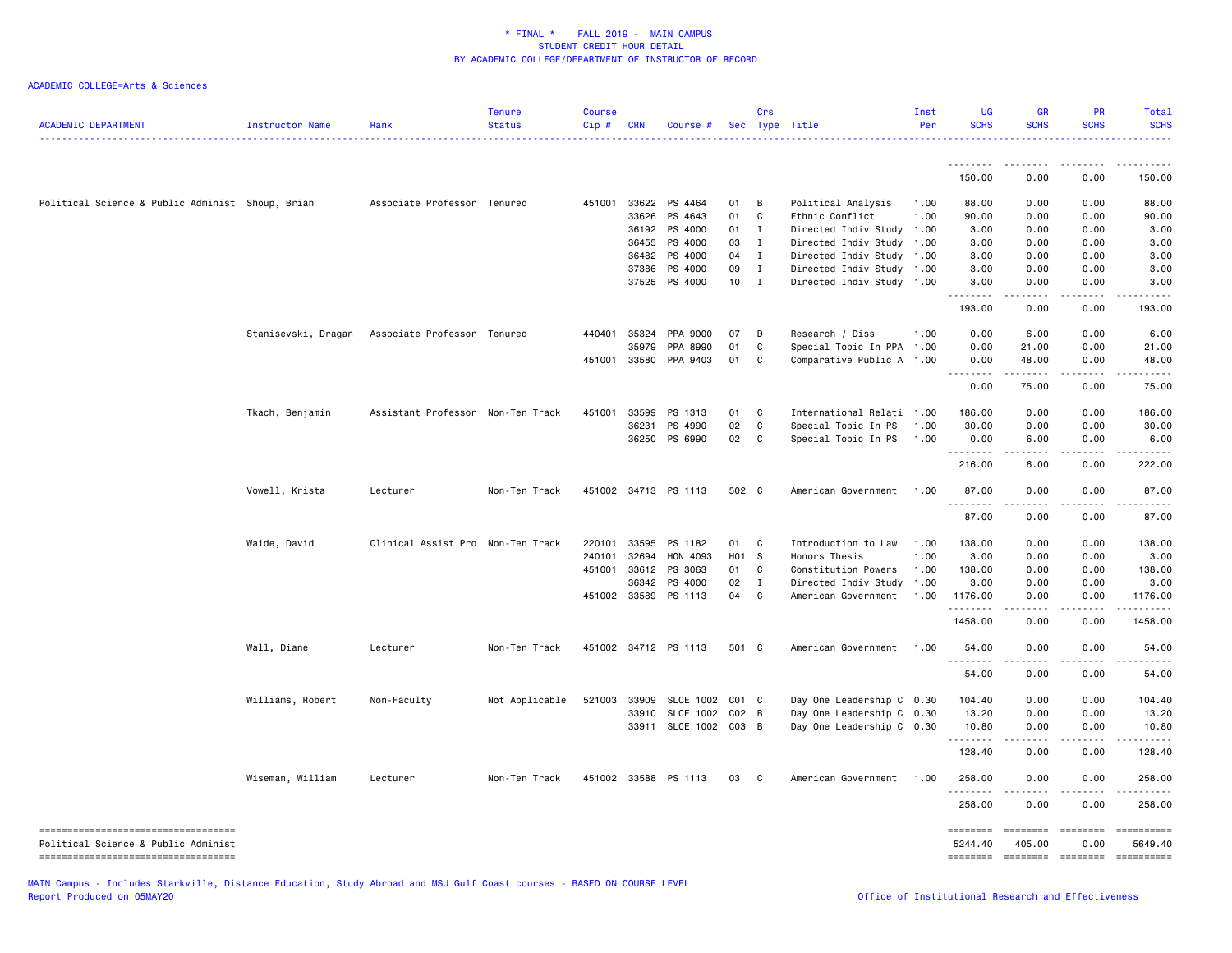\* FINAL \* FALL 2019 - MAIN CAMPUS
STUDENT CREDIT HOUR DETAIL
BY ACADEMIC COLLEGE/DEPARTMENT OF INSTRUCTOR OF RECORD

ACADEMIC COLLEGE=Arts & Sciences

| ACADEMIC DEPARTMENT | Instructor Name | Rank | Tenure Status | Course Cip # | CRN | Course # | Sec | Crs Type | Title | Inst Per | UG SCHS | GR SCHS | PR SCHS | Total SCHS |
|---|---|---|---|---|---|---|---|---|---|---|---|---|---|---|
| | | | | | | | | | | | 150.00 | 0.00 | 0.00 | 150.00 |
| Political Science & Public Administ | Shoup, Brian | Associate Professor | Tenured | 451001 | 33622 | PS 4464 | 01 | B | Political Analysis | 1.00 | 88.00 | 0.00 | 0.00 | 88.00 |
| | | | | | 33626 | PS 4643 | 01 | C | Ethnic Conflict | 1.00 | 90.00 | 0.00 | 0.00 | 90.00 |
| | | | | | 36192 | PS 4000 | 01 | I | Directed Indiv Study | 1.00 | 3.00 | 0.00 | 0.00 | 3.00 |
| | | | | | 36455 | PS 4000 | 03 | I | Directed Indiv Study | 1.00 | 3.00 | 0.00 | 0.00 | 3.00 |
| | | | | | 36482 | PS 4000 | 04 | I | Directed Indiv Study | 1.00 | 3.00 | 0.00 | 0.00 | 3.00 |
| | | | | | 37386 | PS 4000 | 09 | I | Directed Indiv Study | 1.00 | 3.00 | 0.00 | 0.00 | 3.00 |
| | | | | | 37525 | PS 4000 | 10 | I | Directed Indiv Study | 1.00 | 3.00 | 0.00 | 0.00 | 3.00 |
| | | | | | | | | | | | 193.00 | 0.00 | 0.00 | 193.00 |
| | Stanisevski, Dragan | Associate Professor | Tenured | 440401 | 35324 | PPA 9000 | 07 | D | Research / Diss | 1.00 | 0.00 | 6.00 | 0.00 | 6.00 |
| | | | | | 35979 | PPA 8990 | 01 | C | Special Topic In PPA | 1.00 | 0.00 | 21.00 | 0.00 | 21.00 |
| | | | | 451001 | 33580 | PPA 9403 | 01 | C | Comparative Public A | 1.00 | 0.00 | 48.00 | 0.00 | 48.00 |
| | | | | | | | | | | | 0.00 | 75.00 | 0.00 | 75.00 |
| | Tkach, Benjamin | Assistant Professor | Non-Ten Track | 451001 | 33599 | PS 1313 | 01 | C | International Relati | 1.00 | 186.00 | 0.00 | 0.00 | 186.00 |
| | | | | | 36231 | PS 4990 | 02 | C | Special Topic In PS | 1.00 | 30.00 | 0.00 | 0.00 | 30.00 |
| | | | | | 36250 | PS 6990 | 02 | C | Special Topic In PS | 1.00 | 0.00 | 6.00 | 0.00 | 6.00 |
| | | | | | | | | | | | 216.00 | 6.00 | 0.00 | 222.00 |
| | Vowell, Krista | Lecturer | Non-Ten Track | 451002 | 34713 | PS 1113 | 502 | C | American Government | 1.00 | 87.00 | 0.00 | 0.00 | 87.00 |
| | | | | | | | | | | | 87.00 | 0.00 | 0.00 | 87.00 |
| | Waide, David | Clinical Assist Pro | Non-Ten Track | 220101 | 33595 | PS 1182 | 01 | C | Introduction to Law | 1.00 | 138.00 | 0.00 | 0.00 | 138.00 |
| | | | | 240101 | 32694 | HON 4093 | H01 | S | Honors Thesis | 1.00 | 3.00 | 0.00 | 0.00 | 3.00 |
| | | | | 451001 | 33612 | PS 3063 | 01 | C | Constitution Powers | 1.00 | 138.00 | 0.00 | 0.00 | 138.00 |
| | | | | | 36342 | PS 4000 | 02 | I | Directed Indiv Study | 1.00 | 3.00 | 0.00 | 0.00 | 3.00 |
| | | | | 451002 | 33589 | PS 1113 | 04 | C | American Government | 1.00 | 1176.00 | 0.00 | 0.00 | 1176.00 |
| | | | | | | | | | | | 1458.00 | 0.00 | 0.00 | 1458.00 |
| | Wall, Diane | Lecturer | Non-Ten Track | 451002 | 34712 | PS 1113 | 501 | C | American Government | 1.00 | 54.00 | 0.00 | 0.00 | 54.00 |
| | | | | | | | | | | | 54.00 | 0.00 | 0.00 | 54.00 |
| | Williams, Robert | Non-Faculty | Not Applicable | 521003 | 33909 | SLCE 1002 | C01 | C | Day One Leadership C | 0.30 | 104.40 | 0.00 | 0.00 | 104.40 |
| | | | | | 33910 | SLCE 1002 | C02 | B | Day One Leadership C | 0.30 | 13.20 | 0.00 | 0.00 | 13.20 |
| | | | | | 33911 | SLCE 1002 | C03 | B | Day One Leadership C | 0.30 | 10.80 | 0.00 | 0.00 | 10.80 |
| | | | | | | | | | | | 128.40 | 0.00 | 0.00 | 128.40 |
| | Wiseman, William | Lecturer | Non-Ten Track | 451002 | 33588 | PS 1113 | 03 | C | American Government | 1.00 | 258.00 | 0.00 | 0.00 | 258.00 |
| | | | | | | | | | | | 258.00 | 0.00 | 0.00 | 258.00 |
| Political Science & Public Administ | | | | | | | | | | | 5244.40 | 405.00 | 0.00 | 5649.40 |

MAIN Campus - Includes Starkville, Distance Education, Study Abroad and MSU Gulf Coast courses - BASED ON COURSE LEVEL
Report Produced on 05MAY20 Office of Institutional Research and Effectiveness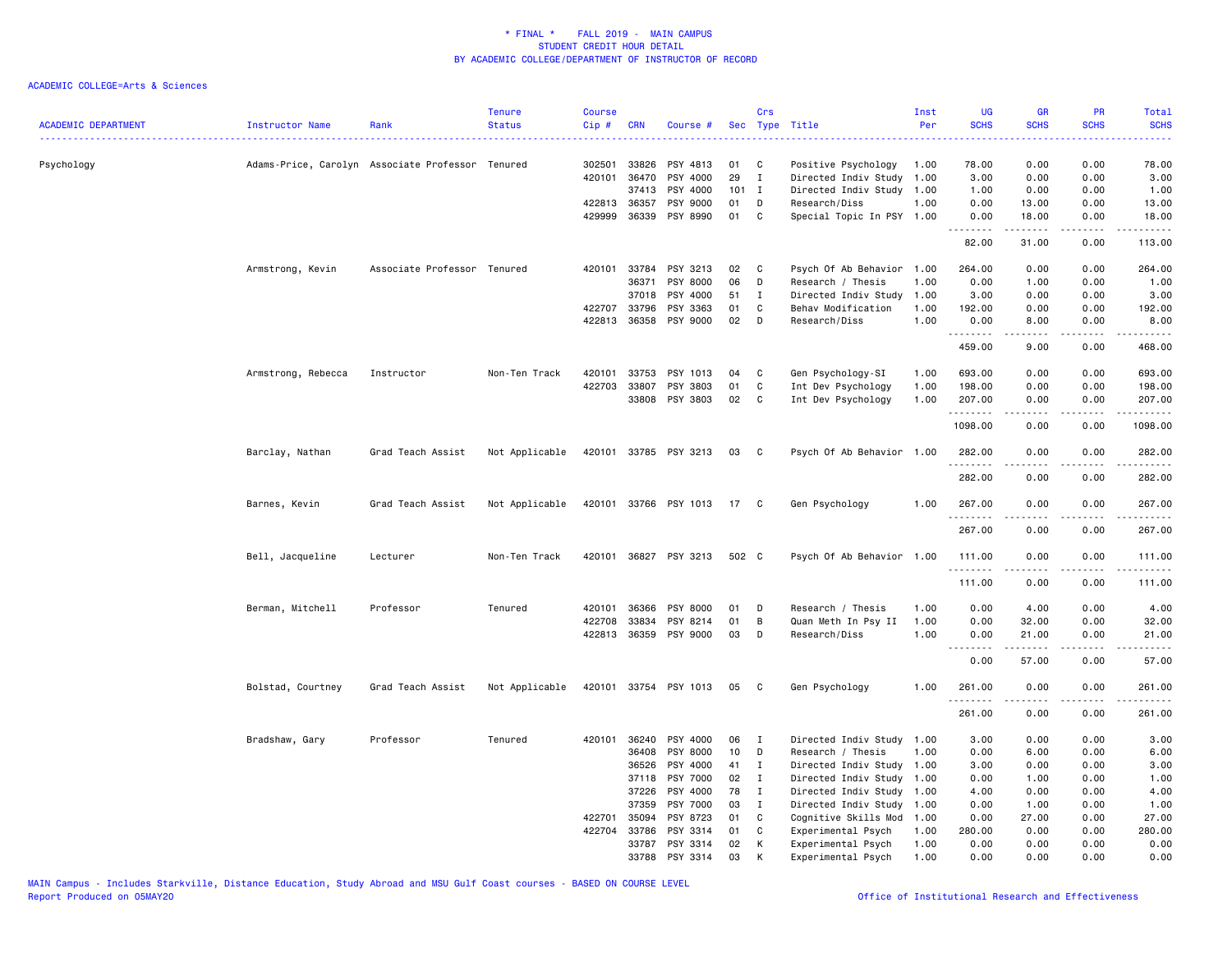* FINAL * FALL 2019 - MAIN CAMPUS
STUDENT CREDIT HOUR DETAIL
BY ACADEMIC COLLEGE/DEPARTMENT OF INSTRUCTOR OF RECORD

ACADEMIC COLLEGE=Arts & Sciences

| ACADEMIC DEPARTMENT | Instructor Name | Rank | Tenure Status | Course Cip # | CRN | Course # | Sec | Crs Type | Title | Inst Per | UG SCHS | GR SCHS | PR SCHS | Total SCHS |
|---|---|---|---|---|---|---|---|---|---|---|---|---|---|---|
| Psychology | Adams-Price, Carolyn | Associate Professor | Tenured | 302501 | 33826 | PSY 4813 | 01 | C | Positive Psychology | 1.00 | 78.00 | 0.00 | 0.00 | 78.00 |
| | | | | 420101 | 36470 | PSY 4000 | 29 | I | Directed Indiv Study | 1.00 | 3.00 | 0.00 | 0.00 | 3.00 |
| | | | | | 37413 | PSY 4000 | 101 | I | Directed Indiv Study | 1.00 | 1.00 | 0.00 | 0.00 | 1.00 |
| | | | | 422813 | 36357 | PSY 9000 | 01 | D | Research/Diss | 1.00 | 0.00 | 13.00 | 0.00 | 13.00 |
| | | | | 429999 | 36339 | PSY 8990 | 01 | C | Special Topic In PSY | 1.00 | 0.00 | 18.00 | 0.00 | 18.00 |
| | | | | | | | | | | | 82.00 | 31.00 | 0.00 | 113.00 |
| | Armstrong, Kevin | Associate Professor | Tenured | 420101 | 33784 | PSY 3213 | 02 | C | Psych Of Ab Behavior | 1.00 | 264.00 | 0.00 | 0.00 | 264.00 |
| | | | | | 36371 | PSY 8000 | 06 | D | Research / Thesis | 1.00 | 0.00 | 1.00 | 0.00 | 1.00 |
| | | | | | 37018 | PSY 4000 | 51 | I | Directed Indiv Study | 1.00 | 3.00 | 0.00 | 0.00 | 3.00 |
| | | | | 422707 | 33796 | PSY 3363 | 01 | C | Behav Modification | 1.00 | 192.00 | 0.00 | 0.00 | 192.00 |
| | | | | 422813 | 36358 | PSY 9000 | 02 | D | Research/Diss | 1.00 | 0.00 | 8.00 | 0.00 | 8.00 |
| | | | | | | | | | | | 459.00 | 9.00 | 0.00 | 468.00 |
| | Armstrong, Rebecca | Instructor | Non-Ten Track | 420101 | 33753 | PSY 1013 | 04 | C | Gen Psychology-SI | 1.00 | 693.00 | 0.00 | 0.00 | 693.00 |
| | | | | 422703 | 33807 | PSY 3803 | 01 | C | Int Dev Psychology | 1.00 | 198.00 | 0.00 | 0.00 | 198.00 |
| | | | | | 33808 | PSY 3803 | 02 | C | Int Dev Psychology | 1.00 | 207.00 | 0.00 | 0.00 | 207.00 |
| | | | | | | | | | | | 1098.00 | 0.00 | 0.00 | 1098.00 |
| | Barclay, Nathan | Grad Teach Assist | Not Applicable | 420101 | 33785 | PSY 3213 | 03 | C | Psych Of Ab Behavior | 1.00 | 282.00 | 0.00 | 0.00 | 282.00 |
| | | | | | | | | | | | 282.00 | 0.00 | 0.00 | 282.00 |
| | Barnes, Kevin | Grad Teach Assist | Not Applicable | 420101 | 33766 | PSY 1013 | 17 | C | Gen Psychology | 1.00 | 267.00 | 0.00 | 0.00 | 267.00 |
| | | | | | | | | | | | 267.00 | 0.00 | 0.00 | 267.00 |
| | Bell, Jacqueline | Lecturer | Non-Ten Track | 420101 | 36827 | PSY 3213 | 502 | C | Psych Of Ab Behavior | 1.00 | 111.00 | 0.00 | 0.00 | 111.00 |
| | | | | | | | | | | | 111.00 | 0.00 | 0.00 | 111.00 |
| | Berman, Mitchell | Professor | Tenured | 420101 | 36366 | PSY 8000 | 01 | D | Research / Thesis | 1.00 | 0.00 | 4.00 | 0.00 | 4.00 |
| | | | | 422708 | 33834 | PSY 8214 | 01 | B | Quan Meth In Psy II | 1.00 | 0.00 | 32.00 | 0.00 | 32.00 |
| | | | | 422813 | 36359 | PSY 9000 | 03 | D | Research/Diss | 1.00 | 0.00 | 21.00 | 0.00 | 21.00 |
| | | | | | | | | | | | 0.00 | 57.00 | 0.00 | 57.00 |
| | Bolstad, Courtney | Grad Teach Assist | Not Applicable | 420101 | 33754 | PSY 1013 | 05 | C | Gen Psychology | 1.00 | 261.00 | 0.00 | 0.00 | 261.00 |
| | | | | | | | | | | | 261.00 | 0.00 | 0.00 | 261.00 |
| | Bradshaw, Gary | Professor | Tenured | 420101 | 36240 | PSY 4000 | 06 | I | Directed Indiv Study | 1.00 | 3.00 | 0.00 | 0.00 | 3.00 |
| | | | | | 36408 | PSY 8000 | 10 | D | Research / Thesis | 1.00 | 0.00 | 6.00 | 0.00 | 6.00 |
| | | | | | 36526 | PSY 4000 | 41 | I | Directed Indiv Study | 1.00 | 3.00 | 0.00 | 0.00 | 3.00 |
| | | | | | 37118 | PSY 7000 | 02 | I | Directed Indiv Study | 1.00 | 0.00 | 1.00 | 0.00 | 1.00 |
| | | | | | 37226 | PSY 4000 | 78 | I | Directed Indiv Study | 1.00 | 4.00 | 0.00 | 0.00 | 4.00 |
| | | | | | 37359 | PSY 7000 | 03 | I | Directed Indiv Study | 1.00 | 0.00 | 1.00 | 0.00 | 1.00 |
| | | | | 422701 | 35094 | PSY 8723 | 01 | C | Cognitive Skills Mod | 1.00 | 0.00 | 27.00 | 0.00 | 27.00 |
| | | | | 422704 | 33786 | PSY 3314 | 01 | C | Experimental Psych | 1.00 | 280.00 | 0.00 | 0.00 | 280.00 |
| | | | | | 33787 | PSY 3314 | 02 | K | Experimental Psych | 1.00 | 0.00 | 0.00 | 0.00 | 0.00 |
| | | | | | 33788 | PSY 3314 | 03 | K | Experimental Psych | 1.00 | 0.00 | 0.00 | 0.00 | 0.00 |

MAIN Campus - Includes Starkville, Distance Education, Study Abroad and MSU Gulf Coast courses - BASED ON COURSE LEVEL
Report Produced on 05MAY20 Office of Institutional Research and Effectiveness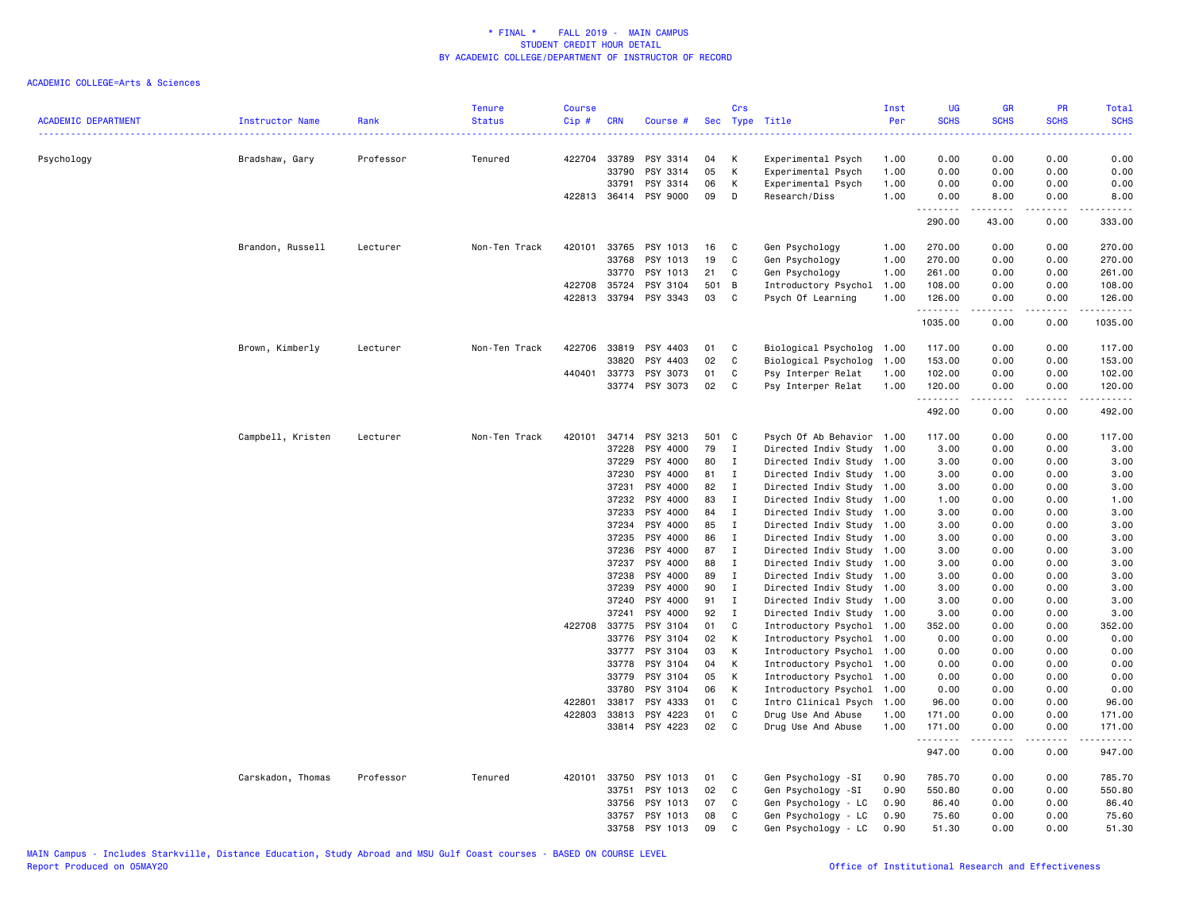# * FINAL * FALL 2019 - MAIN CAMPUS
## STUDENT CREDIT HOUR DETAIL
## BY ACADEMIC COLLEGE/DEPARTMENT OF INSTRUCTOR OF RECORD

ACADEMIC COLLEGE=Arts & Sciences

| ACADEMIC DEPARTMENT | Instructor Name | Rank | Tenure Status | Course Cip # | CRN | Course # | Sec | Crs Type | Title | Inst Per | UG SCHS | GR SCHS | PR SCHS | Total SCHS |
|---|---|---|---|---|---|---|---|---|---|---|---|---|---|---|
| Psychology | Bradshaw, Gary | Professor | Tenured | 422704 | 33789 | PSY 3314 | 04 | K | Experimental Psych | 1.00 | 0.00 | 0.00 | 0.00 | 0.00 |
| | | | | | 33790 | PSY 3314 | 05 | K | Experimental Psych | 1.00 | 0.00 | 0.00 | 0.00 | 0.00 |
| | | | | | 33791 | PSY 3314 | 06 | K | Experimental Psych | 1.00 | 0.00 | 0.00 | 0.00 | 0.00 |
| | | | | 422813 | 36414 | PSY 9000 | 09 | D | Research/Diss | 1.00 | 0.00 | 8.00 | 0.00 | 8.00 |
| | | | | | | | | | | | 290.00 | 43.00 | 0.00 | 333.00 |
| | Brandon, Russell | Lecturer | Non-Ten Track | 420101 | 33765 | PSY 1013 | 16 | C | Gen Psychology | 1.00 | 270.00 | 0.00 | 0.00 | 270.00 |
| | | | | | 33768 | PSY 1013 | 19 | C | Gen Psychology | 1.00 | 270.00 | 0.00 | 0.00 | 270.00 |
| | | | | | 33770 | PSY 1013 | 21 | C | Gen Psychology | 1.00 | 261.00 | 0.00 | 0.00 | 261.00 |
| | | | | 422708 | 35724 | PSY 3104 | 501 | B | Introductory Psychol | 1.00 | 108.00 | 0.00 | 0.00 | 108.00 |
| | | | | 422813 | 33794 | PSY 3343 | 03 | C | Psych Of Learning | 1.00 | 126.00 | 0.00 | 0.00 | 126.00 |
| | | | | | | | | | | | 1035.00 | 0.00 | 0.00 | 1035.00 |
| | Brown, Kimberly | Lecturer | Non-Ten Track | 422706 | 33819 | PSY 4403 | 01 | C | Biological Psycholog | 1.00 | 117.00 | 0.00 | 0.00 | 117.00 |
| | | | | | 33820 | PSY 4403 | 02 | C | Biological Psycholog | 1.00 | 153.00 | 0.00 | 0.00 | 153.00 |
| | | | | 440401 | 33773 | PSY 3073 | 01 | C | Psy Interper Relat | 1.00 | 102.00 | 0.00 | 0.00 | 102.00 |
| | | | | | 33774 | PSY 3073 | 02 | C | Psy Interper Relat | 1.00 | 120.00 | 0.00 | 0.00 | 120.00 |
| | | | | | | | | | | | 492.00 | 0.00 | 0.00 | 492.00 |
| | Campbell, Kristen | Lecturer | Non-Ten Track | 420101 | 34714 | PSY 3213 | 501 | C | Psych Of Ab Behavior | 1.00 | 117.00 | 0.00 | 0.00 | 117.00 |
| | | | | | 37228 | PSY 4000 | 79 | I | Directed Indiv Study | 1.00 | 3.00 | 0.00 | 0.00 | 3.00 |
| | | | | | 37229 | PSY 4000 | 80 | I | Directed Indiv Study | 1.00 | 3.00 | 0.00 | 0.00 | 3.00 |
| | | | | | 37230 | PSY 4000 | 81 | I | Directed Indiv Study | 1.00 | 3.00 | 0.00 | 0.00 | 3.00 |
| | | | | | 37231 | PSY 4000 | 82 | I | Directed Indiv Study | 1.00 | 3.00 | 0.00 | 0.00 | 3.00 |
| | | | | | 37232 | PSY 4000 | 83 | I | Directed Indiv Study | 1.00 | 1.00 | 0.00 | 0.00 | 1.00 |
| | | | | | 37233 | PSY 4000 | 84 | I | Directed Indiv Study | 1.00 | 3.00 | 0.00 | 0.00 | 3.00 |
| | | | | | 37234 | PSY 4000 | 85 | I | Directed Indiv Study | 1.00 | 3.00 | 0.00 | 0.00 | 3.00 |
| | | | | | 37235 | PSY 4000 | 86 | I | Directed Indiv Study | 1.00 | 3.00 | 0.00 | 0.00 | 3.00 |
| | | | | | 37236 | PSY 4000 | 87 | I | Directed Indiv Study | 1.00 | 3.00 | 0.00 | 0.00 | 3.00 |
| | | | | | 37237 | PSY 4000 | 88 | I | Directed Indiv Study | 1.00 | 3.00 | 0.00 | 0.00 | 3.00 |
| | | | | | 37238 | PSY 4000 | 89 | I | Directed Indiv Study | 1.00 | 3.00 | 0.00 | 0.00 | 3.00 |
| | | | | | 37239 | PSY 4000 | 90 | I | Directed Indiv Study | 1.00 | 3.00 | 0.00 | 0.00 | 3.00 |
| | | | | | 37240 | PSY 4000 | 91 | I | Directed Indiv Study | 1.00 | 3.00 | 0.00 | 0.00 | 3.00 |
| | | | | | 37241 | PSY 4000 | 92 | I | Directed Indiv Study | 1.00 | 3.00 | 0.00 | 0.00 | 3.00 |
| | | | | 422708 | 33775 | PSY 3104 | 01 | C | Introductory Psychol | 1.00 | 352.00 | 0.00 | 0.00 | 352.00 |
| | | | | | 33776 | PSY 3104 | 02 | K | Introductory Psychol | 1.00 | 0.00 | 0.00 | 0.00 | 0.00 |
| | | | | | 33777 | PSY 3104 | 03 | K | Introductory Psychol | 1.00 | 0.00 | 0.00 | 0.00 | 0.00 |
| | | | | | 33778 | PSY 3104 | 04 | K | Introductory Psychol | 1.00 | 0.00 | 0.00 | 0.00 | 0.00 |
| | | | | | 33779 | PSY 3104 | 05 | K | Introductory Psychol | 1.00 | 0.00 | 0.00 | 0.00 | 0.00 |
| | | | | | 33780 | PSY 3104 | 06 | K | Introductory Psychol | 1.00 | 0.00 | 0.00 | 0.00 | 0.00 |
| | | | | 422801 | 33817 | PSY 4333 | 01 | C | Intro Clinical Psych | 1.00 | 96.00 | 0.00 | 0.00 | 96.00 |
| | | | | 422803 | 33813 | PSY 4223 | 01 | C | Drug Use And Abuse | 1.00 | 171.00 | 0.00 | 0.00 | 171.00 |
| | | | | | 33814 | PSY 4223 | 02 | C | Drug Use And Abuse | 1.00 | 171.00 | 0.00 | 0.00 | 171.00 |
| | | | | | | | | | | | 947.00 | 0.00 | 0.00 | 947.00 |
| | Carskadon, Thomas | Professor | Tenured | 420101 | 33750 | PSY 1013 | 01 | C | Gen Psychology -SI | 0.90 | 785.70 | 0.00 | 0.00 | 785.70 |
| | | | | | 33751 | PSY 1013 | 02 | C | Gen Psychology -SI | 0.90 | 550.80 | 0.00 | 0.00 | 550.80 |
| | | | | | 33756 | PSY 1013 | 07 | C | Gen Psychology - LC | 0.90 | 86.40 | 0.00 | 0.00 | 86.40 |
| | | | | | 33757 | PSY 1013 | 08 | C | Gen Psychology - LC | 0.90 | 75.60 | 0.00 | 0.00 | 75.60 |
| | | | | | 33758 | PSY 1013 | 09 | C | Gen Psychology - LC | 0.90 | 51.30 | 0.00 | 0.00 | 51.30 |

MAIN Campus - Includes Starkville, Distance Education, Study Abroad and MSU Gulf Coast courses - BASED ON COURSE LEVEL
Report Produced on 05MAY20 Office of Institutional Research and Effectiveness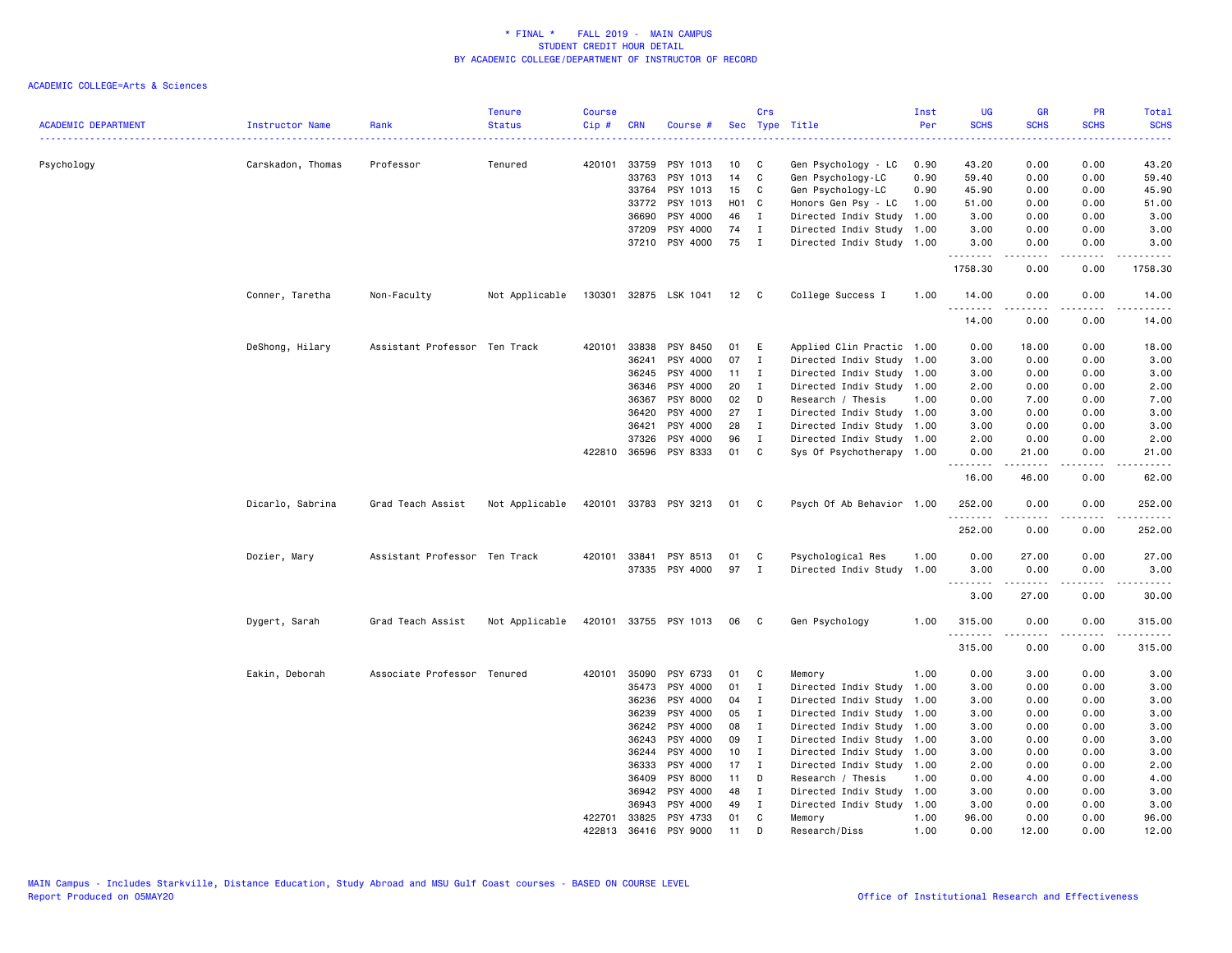\* FINAL \* FALL 2019 - MAIN CAMPUS
STUDENT CREDIT HOUR DETAIL
BY ACADEMIC COLLEGE/DEPARTMENT OF INSTRUCTOR OF RECORD

ACADEMIC COLLEGE=Arts & Sciences

| ACADEMIC DEPARTMENT | Instructor Name | Rank | Tenure Status | Course Cip # | CRN | Course # | Sec | Crs Type | Title | Inst Per | UG SCHS | GR SCHS | PR SCHS | Total SCHS |
|---|---|---|---|---|---|---|---|---|---|---|---|---|---|---|
| Psychology | Carskadon, Thomas | Professor | Tenured | 420101 | 33759 | PSY 1013 | 10 | C | Gen Psychology - LC | 0.90 | 43.20 | 0.00 | 0.00 | 43.20 |
| | | | | | 33763 | PSY 1013 | 14 | C | Gen Psychology-LC | 0.90 | 59.40 | 0.00 | 0.00 | 59.40 |
| | | | | | 33764 | PSY 1013 | 15 | C | Gen Psychology-LC | 0.90 | 45.90 | 0.00 | 0.00 | 45.90 |
| | | | | | 33772 | PSY 1013 | H01 | C | Honors Gen Psy - LC | 1.00 | 51.00 | 0.00 | 0.00 | 51.00 |
| | | | | | 36690 | PSY 4000 | 46 | I | Directed Indiv Study | 1.00 | 3.00 | 0.00 | 0.00 | 3.00 |
| | | | | | 37209 | PSY 4000 | 74 | I | Directed Indiv Study | 1.00 | 3.00 | 0.00 | 0.00 | 3.00 |
| | | | | | 37210 | PSY 4000 | 75 | I | Directed Indiv Study | 1.00 | 3.00 | 0.00 | 0.00 | 3.00 |
| | | | | | | | | | | | 1758.30 | 0.00 | 0.00 | 1758.30 |
| | Conner, Taretha | Non-Faculty | Not Applicable | 130301 | 32875 | LSK 1041 | 12 | C | College Success I | 1.00 | 14.00 | 0.00 | 0.00 | 14.00 |
| | | | | | | | | | | | 14.00 | 0.00 | 0.00 | 14.00 |
| | DeShong, Hilary | Assistant Professor | Ten Track | 420101 | 33838 | PSY 8450 | 01 | E | Applied Clin Practic | 1.00 | 0.00 | 18.00 | 0.00 | 18.00 |
| | | | | | 36241 | PSY 4000 | 07 | I | Directed Indiv Study | 1.00 | 3.00 | 0.00 | 0.00 | 3.00 |
| | | | | | 36245 | PSY 4000 | 11 | I | Directed Indiv Study | 1.00 | 3.00 | 0.00 | 0.00 | 3.00 |
| | | | | | 36346 | PSY 4000 | 20 | I | Directed Indiv Study | 1.00 | 2.00 | 0.00 | 0.00 | 2.00 |
| | | | | | 36367 | PSY 8000 | 02 | D | Research / Thesis | 1.00 | 0.00 | 7.00 | 0.00 | 7.00 |
| | | | | | 36420 | PSY 4000 | 27 | I | Directed Indiv Study | 1.00 | 3.00 | 0.00 | 0.00 | 3.00 |
| | | | | | 36421 | PSY 4000 | 28 | I | Directed Indiv Study | 1.00 | 3.00 | 0.00 | 0.00 | 3.00 |
| | | | | | 37326 | PSY 4000 | 96 | I | Directed Indiv Study | 1.00 | 2.00 | 0.00 | 0.00 | 2.00 |
| | | | | 422810 | 36596 | PSY 8333 | 01 | C | Sys Of Psychotherapy | 1.00 | 0.00 | 21.00 | 0.00 | 21.00 |
| | | | | | | | | | | | 16.00 | 46.00 | 0.00 | 62.00 |
| | Dicarlo, Sabrina | Grad Teach Assist | Not Applicable | 420101 | 33783 | PSY 3213 | 01 | C | Psych Of Ab Behavior | 1.00 | 252.00 | 0.00 | 0.00 | 252.00 |
| | | | | | | | | | | | 252.00 | 0.00 | 0.00 | 252.00 |
| | Dozier, Mary | Assistant Professor | Ten Track | 420101 | 33841 | PSY 8513 | 01 | C | Psychological Res | 1.00 | 0.00 | 27.00 | 0.00 | 27.00 |
| | | | | | 37335 | PSY 4000 | 97 | I | Directed Indiv Study | 1.00 | 3.00 | 0.00 | 0.00 | 3.00 |
| | | | | | | | | | | | 3.00 | 27.00 | 0.00 | 30.00 |
| | Dygert, Sarah | Grad Teach Assist | Not Applicable | 420101 | 33755 | PSY 1013 | 06 | C | Gen Psychology | 1.00 | 315.00 | 0.00 | 0.00 | 315.00 |
| | | | | | | | | | | | 315.00 | 0.00 | 0.00 | 315.00 |
| | Eakin, Deborah | Associate Professor | Tenured | 420101 | 35090 | PSY 6733 | 01 | C | Memory | 1.00 | 0.00 | 3.00 | 0.00 | 3.00 |
| | | | | | 35473 | PSY 4000 | 01 | I | Directed Indiv Study | 1.00 | 3.00 | 0.00 | 0.00 | 3.00 |
| | | | | | 36236 | PSY 4000 | 04 | I | Directed Indiv Study | 1.00 | 3.00 | 0.00 | 0.00 | 3.00 |
| | | | | | 36239 | PSY 4000 | 05 | I | Directed Indiv Study | 1.00 | 3.00 | 0.00 | 0.00 | 3.00 |
| | | | | | 36242 | PSY 4000 | 08 | I | Directed Indiv Study | 1.00 | 3.00 | 0.00 | 0.00 | 3.00 |
| | | | | | 36243 | PSY 4000 | 09 | I | Directed Indiv Study | 1.00 | 3.00 | 0.00 | 0.00 | 3.00 |
| | | | | | 36244 | PSY 4000 | 10 | I | Directed Indiv Study | 1.00 | 3.00 | 0.00 | 0.00 | 3.00 |
| | | | | | 36333 | PSY 4000 | 17 | I | Directed Indiv Study | 1.00 | 2.00 | 0.00 | 0.00 | 2.00 |
| | | | | | 36409 | PSY 8000 | 11 | D | Research / Thesis | 1.00 | 0.00 | 4.00 | 0.00 | 4.00 |
| | | | | | 36942 | PSY 4000 | 48 | I | Directed Indiv Study | 1.00 | 3.00 | 0.00 | 0.00 | 3.00 |
| | | | | | 36943 | PSY 4000 | 49 | I | Directed Indiv Study | 1.00 | 3.00 | 0.00 | 0.00 | 3.00 |
| | | | | 422701 | 33825 | PSY 4733 | 01 | C | Memory | 1.00 | 96.00 | 0.00 | 0.00 | 96.00 |
| | | | | 422813 | 36416 | PSY 9000 | 11 | D | Research/Diss | 1.00 | 0.00 | 12.00 | 0.00 | 12.00 |

MAIN Campus - Includes Starkville, Distance Education, Study Abroad and MSU Gulf Coast courses - BASED ON COURSE LEVEL
Report Produced on 05MAY20 Office of Institutional Research and Effectiveness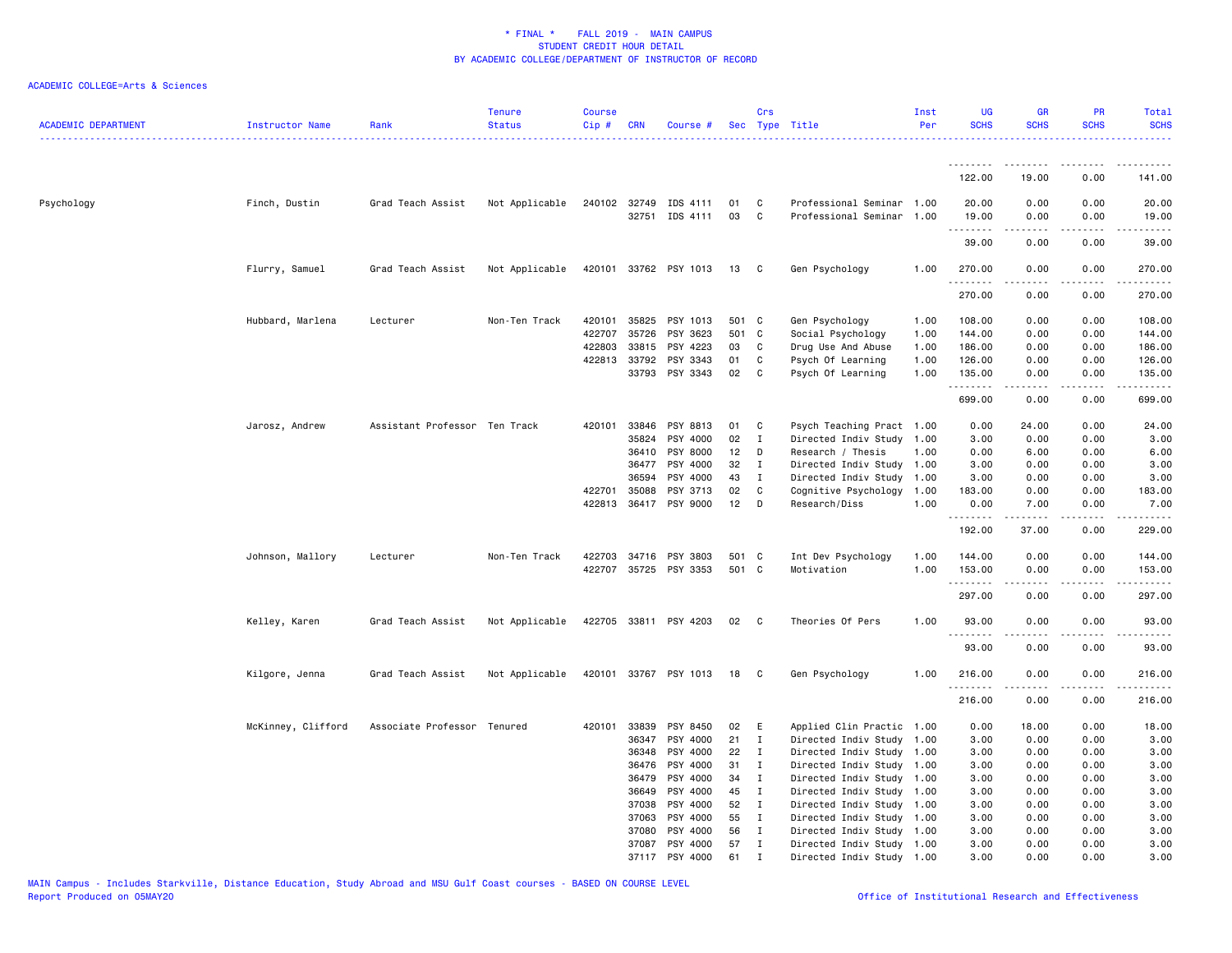# * FINAL * FALL 2019 - MAIN CAMPUS
## STUDENT CREDIT HOUR DETAIL
## BY ACADEMIC COLLEGE/DEPARTMENT OF INSTRUCTOR OF RECORD

ACADEMIC COLLEGE=Arts & Sciences

| ACADEMIC DEPARTMENT | Instructor Name | Rank | Tenure Status | Course Cip # | CRN | Course # | Sec | Crs Type | Title | Inst Per | UG SCHS | GR SCHS | PR SCHS | Total SCHS |
|---|---|---|---|---|---|---|---|---|---|---|---|---|---|---|
| | | | | | | | | | | | 122.00 | 19.00 | 0.00 | 141.00 |
| Psychology | Finch, Dustin | Grad Teach Assist | Not Applicable | 240102 | 32749 | IDS 4111 | 01 | C | Professional Seminar | 1.00 | 20.00 | 0.00 | 0.00 | 20.00 |
| | | | | | 32751 | IDS 4111 | 03 | C | Professional Seminar | 1.00 | 19.00 | 0.00 | 0.00 | 19.00 |
| | | | | | | | | | | | 39.00 | 0.00 | 0.00 | 39.00 |
| | Flurry, Samuel | Grad Teach Assist | Not Applicable | 420101 | 33762 | PSY 1013 | 13 | C | Gen Psychology | 1.00 | 270.00 | 0.00 | 0.00 | 270.00 |
| | | | | | | | | | | | 270.00 | 0.00 | 0.00 | 270.00 |
| | Hubbard, Marlena | Lecturer | Non-Ten Track | 420101 | 35825 | PSY 1013 | 501 | C | Gen Psychology | 1.00 | 108.00 | 0.00 | 0.00 | 108.00 |
| | | | | 422707 | 35726 | PSY 3623 | 501 | C | Social Psychology | 1.00 | 144.00 | 0.00 | 0.00 | 144.00 |
| | | | | 422803 | 33815 | PSY 4223 | 03 | C | Drug Use And Abuse | 1.00 | 186.00 | 0.00 | 0.00 | 186.00 |
| | | | | 422813 | 33792 | PSY 3343 | 01 | C | Psych Of Learning | 1.00 | 126.00 | 0.00 | 0.00 | 126.00 |
| | | | | | 33793 | PSY 3343 | 02 | C | Psych Of Learning | 1.00 | 135.00 | 0.00 | 0.00 | 135.00 |
| | | | | | | | | | | | 699.00 | 0.00 | 0.00 | 699.00 |
| | Jarosz, Andrew | Assistant Professor | Ten Track | 420101 | 33846 | PSY 8813 | 01 | C | Psych Teaching Pract | 1.00 | 0.00 | 24.00 | 0.00 | 24.00 |
| | | | | | 35824 | PSY 4000 | 02 | I | Directed Indiv Study | 1.00 | 3.00 | 0.00 | 0.00 | 3.00 |
| | | | | | 36410 | PSY 8000 | 12 | D | Research / Thesis | 1.00 | 0.00 | 6.00 | 0.00 | 6.00 |
| | | | | | 36477 | PSY 4000 | 32 | I | Directed Indiv Study | 1.00 | 3.00 | 0.00 | 0.00 | 3.00 |
| | | | | | 36594 | PSY 4000 | 43 | I | Directed Indiv Study | 1.00 | 3.00 | 0.00 | 0.00 | 3.00 |
| | | | | 422701 | 35088 | PSY 3713 | 02 | C | Cognitive Psychology | 1.00 | 183.00 | 0.00 | 0.00 | 183.00 |
| | | | | 422813 | 36417 | PSY 9000 | 12 | D | Research/Diss | 1.00 | 0.00 | 7.00 | 0.00 | 7.00 |
| | | | | | | | | | | | 192.00 | 37.00 | 0.00 | 229.00 |
| | Johnson, Mallory | Lecturer | Non-Ten Track | 422703 | 34716 | PSY 3803 | 501 | C | Int Dev Psychology | 1.00 | 144.00 | 0.00 | 0.00 | 144.00 |
| | | | | 422707 | 35725 | PSY 3353 | 501 | C | Motivation | 1.00 | 153.00 | 0.00 | 0.00 | 153.00 |
| | | | | | | | | | | | 297.00 | 0.00 | 0.00 | 297.00 |
| | Kelley, Karen | Grad Teach Assist | Not Applicable | 422705 | 33811 | PSY 4203 | 02 | C | Theories Of Pers | 1.00 | 93.00 | 0.00 | 0.00 | 93.00 |
| | | | | | | | | | | | 93.00 | 0.00 | 0.00 | 93.00 |
| | Kilgore, Jenna | Grad Teach Assist | Not Applicable | 420101 | 33767 | PSY 1013 | 18 | C | Gen Psychology | 1.00 | 216.00 | 0.00 | 0.00 | 216.00 |
| | | | | | | | | | | | 216.00 | 0.00 | 0.00 | 216.00 |
| | McKinney, Clifford | Associate Professor | Tenured | 420101 | 33839 | PSY 8450 | 02 | E | Applied Clin Practic | 1.00 | 0.00 | 18.00 | 0.00 | 18.00 |
| | | | | | 36347 | PSY 4000 | 21 | I | Directed Indiv Study | 1.00 | 3.00 | 0.00 | 0.00 | 3.00 |
| | | | | | 36348 | PSY 4000 | 22 | I | Directed Indiv Study | 1.00 | 3.00 | 0.00 | 0.00 | 3.00 |
| | | | | | 36476 | PSY 4000 | 31 | I | Directed Indiv Study | 1.00 | 3.00 | 0.00 | 0.00 | 3.00 |
| | | | | | 36479 | PSY 4000 | 34 | I | Directed Indiv Study | 1.00 | 3.00 | 0.00 | 0.00 | 3.00 |
| | | | | | 36649 | PSY 4000 | 45 | I | Directed Indiv Study | 1.00 | 3.00 | 0.00 | 0.00 | 3.00 |
| | | | | | 37038 | PSY 4000 | 52 | I | Directed Indiv Study | 1.00 | 3.00 | 0.00 | 0.00 | 3.00 |
| | | | | | 37063 | PSY 4000 | 55 | I | Directed Indiv Study | 1.00 | 3.00 | 0.00 | 0.00 | 3.00 |
| | | | | | 37080 | PSY 4000 | 56 | I | Directed Indiv Study | 1.00 | 3.00 | 0.00 | 0.00 | 3.00 |
| | | | | | 37087 | PSY 4000 | 57 | I | Directed Indiv Study | 1.00 | 3.00 | 0.00 | 0.00 | 3.00 |
| | | | | | 37117 | PSY 4000 | 61 | I | Directed Indiv Study | 1.00 | 3.00 | 0.00 | 0.00 | 3.00 |

MAIN Campus - Includes Starkville, Distance Education, Study Abroad and MSU Gulf Coast courses - BASED ON COURSE LEVEL
Report Produced on 05MAY20 Office of Institutional Research and Effectiveness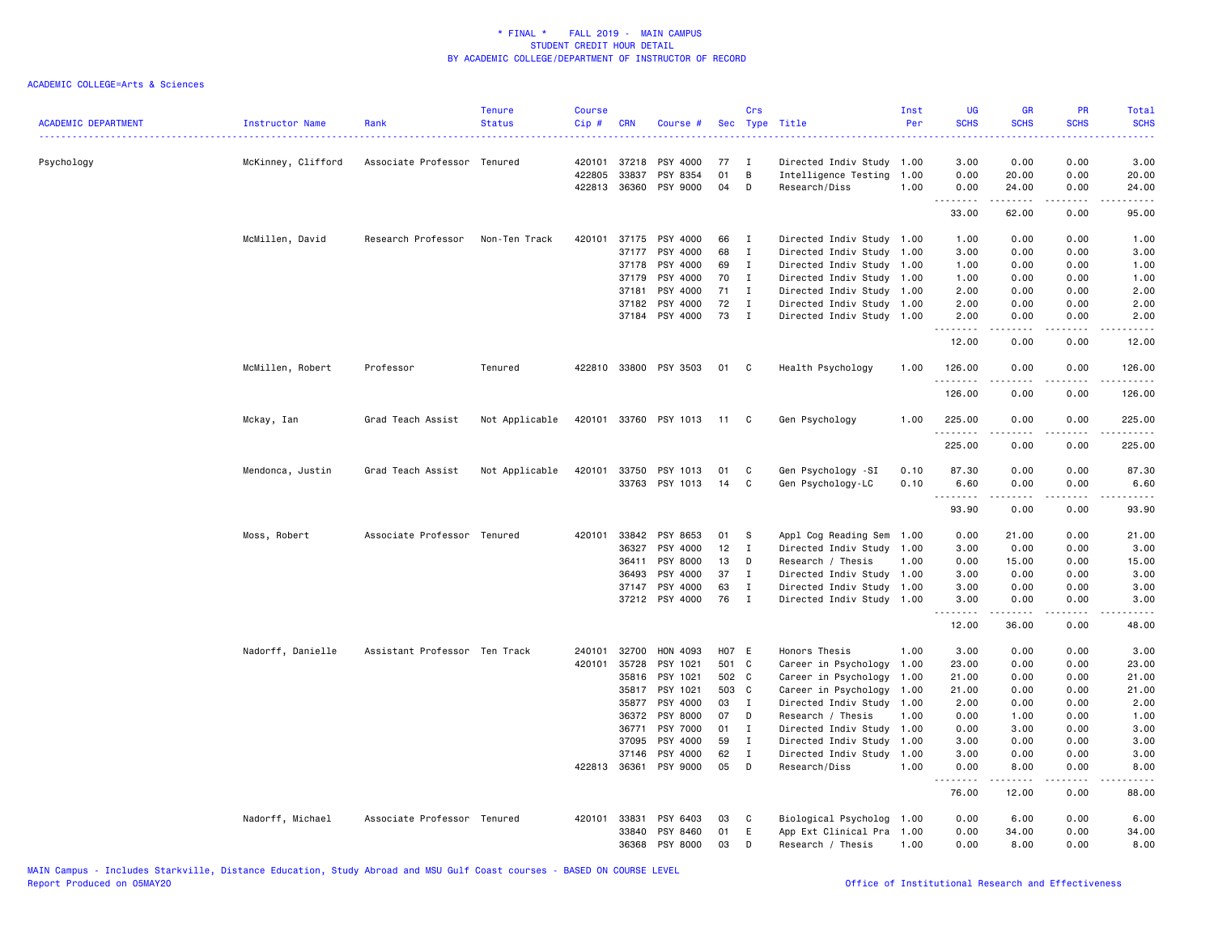\* FINAL \* FALL 2019 - MAIN CAMPUS
STUDENT CREDIT HOUR DETAIL
BY ACADEMIC COLLEGE/DEPARTMENT OF INSTRUCTOR OF RECORD

ACADEMIC COLLEGE=Arts & Sciences

| ACADEMIC DEPARTMENT | Instructor Name | Rank | Tenure Status | Course Cip # | CRN | Course # | Sec | Crs Type | Title | Inst Per | UG SCHS | GR SCHS | PR SCHS | Total SCHS |
|---|---|---|---|---|---|---|---|---|---|---|---|---|---|---|
| Psychology | McKinney, Clifford | Associate Professor | Tenured | 420101 | 37218 | PSY 4000 | 77 | I | Directed Indiv Study | 1.00 | 3.00 | 0.00 | 0.00 | 3.00 |
| | | | | 422805 | 33837 | PSY 8354 | 01 | B | Intelligence Testing | 1.00 | 0.00 | 20.00 | 0.00 | 20.00 |
| | | | | 422813 | 36360 | PSY 9000 | 04 | D | Research/Diss | 1.00 | 0.00 | 24.00 | 0.00 | 24.00 |
| | | | | | | | | | | | 33.00 | 62.00 | 0.00 | 95.00 |
| | McMillen, David | Research Professor | Non-Ten Track | 420101 | 37175 | PSY 4000 | 66 | I | Directed Indiv Study | 1.00 | 1.00 | 0.00 | 0.00 | 1.00 |
| | | | | | 37177 | PSY 4000 | 68 | I | Directed Indiv Study | 1.00 | 3.00 | 0.00 | 0.00 | 3.00 |
| | | | | | 37178 | PSY 4000 | 69 | I | Directed Indiv Study | 1.00 | 1.00 | 0.00 | 0.00 | 1.00 |
| | | | | | 37179 | PSY 4000 | 70 | I | Directed Indiv Study | 1.00 | 1.00 | 0.00 | 0.00 | 1.00 |
| | | | | | 37181 | PSY 4000 | 71 | I | Directed Indiv Study | 1.00 | 2.00 | 0.00 | 0.00 | 2.00 |
| | | | | | 37182 | PSY 4000 | 72 | I | Directed Indiv Study | 1.00 | 2.00 | 0.00 | 0.00 | 2.00 |
| | | | | | 37184 | PSY 4000 | 73 | I | Directed Indiv Study | 1.00 | 2.00 | 0.00 | 0.00 | 2.00 |
| | | | | | | | | | | | 12.00 | 0.00 | 0.00 | 12.00 |
| | McMillen, Robert | Professor | Tenured | 422810 | 33800 | PSY 3503 | 01 | C | Health Psychology | 1.00 | 126.00 | 0.00 | 0.00 | 126.00 |
| | | | | | | | | | | | 126.00 | 0.00 | 0.00 | 126.00 |
| | Mckay, Ian | Grad Teach Assist | Not Applicable | 420101 | 33760 | PSY 1013 | 11 | C | Gen Psychology | 1.00 | 225.00 | 0.00 | 0.00 | 225.00 |
| | | | | | | | | | | | 225.00 | 0.00 | 0.00 | 225.00 |
| | Mendonca, Justin | Grad Teach Assist | Not Applicable | 420101 | 33750 | PSY 1013 | 01 | C | Gen Psychology -SI | 0.10 | 87.30 | 0.00 | 0.00 | 87.30 |
| | | | | | 33763 | PSY 1013 | 14 | C | Gen Psychology-LC | 0.10 | 6.60 | 0.00 | 0.00 | 6.60 |
| | | | | | | | | | | | 93.90 | 0.00 | 0.00 | 93.90 |
| | Moss, Robert | Associate Professor | Tenured | 420101 | 33842 | PSY 8653 | 01 | S | Appl Cog Reading Sem | 1.00 | 0.00 | 21.00 | 0.00 | 21.00 |
| | | | | | 36327 | PSY 4000 | 12 | I | Directed Indiv Study | 1.00 | 3.00 | 0.00 | 0.00 | 3.00 |
| | | | | | 36411 | PSY 8000 | 13 | D | Research / Thesis | 1.00 | 0.00 | 15.00 | 0.00 | 15.00 |
| | | | | | 36493 | PSY 4000 | 37 | I | Directed Indiv Study | 1.00 | 3.00 | 0.00 | 0.00 | 3.00 |
| | | | | | 37147 | PSY 4000 | 63 | I | Directed Indiv Study | 1.00 | 3.00 | 0.00 | 0.00 | 3.00 |
| | | | | | 37212 | PSY 4000 | 76 | I | Directed Indiv Study | 1.00 | 3.00 | 0.00 | 0.00 | 3.00 |
| | | | | | | | | | | | 12.00 | 36.00 | 0.00 | 48.00 |
| | Nadorff, Danielle | Assistant Professor | Ten Track | 240101 | 32700 | HON 4093 | H07 | E | Honors Thesis | 1.00 | 3.00 | 0.00 | 0.00 | 3.00 |
| | | | | 420101 | 35728 | PSY 1021 | 501 | C | Career in Psychology | 1.00 | 23.00 | 0.00 | 0.00 | 23.00 |
| | | | | | 35816 | PSY 1021 | 502 | C | Career in Psychology | 1.00 | 21.00 | 0.00 | 0.00 | 21.00 |
| | | | | | 35817 | PSY 1021 | 503 | C | Career in Psychology | 1.00 | 21.00 | 0.00 | 0.00 | 21.00 |
| | | | | | 35877 | PSY 4000 | 03 | I | Directed Indiv Study | 1.00 | 2.00 | 0.00 | 0.00 | 2.00 |
| | | | | | 36372 | PSY 8000 | 07 | D | Research / Thesis | 1.00 | 0.00 | 1.00 | 0.00 | 1.00 |
| | | | | | 36771 | PSY 7000 | 01 | I | Directed Indiv Study | 1.00 | 0.00 | 3.00 | 0.00 | 3.00 |
| | | | | | 37095 | PSY 4000 | 59 | I | Directed Indiv Study | 1.00 | 3.00 | 0.00 | 0.00 | 3.00 |
| | | | | | 37146 | PSY 4000 | 62 | I | Directed Indiv Study | 1.00 | 3.00 | 0.00 | 0.00 | 3.00 |
| | | | | 422813 | 36361 | PSY 9000 | 05 | D | Research/Diss | 1.00 | 0.00 | 8.00 | 0.00 | 8.00 |
| | | | | | | | | | | | 76.00 | 12.00 | 0.00 | 88.00 |
| | Nadorff, Michael | Associate Professor | Tenured | 420101 | 33831 | PSY 6403 | 03 | C | Biological Psycholog | 1.00 | 0.00 | 6.00 | 0.00 | 6.00 |
| | | | | | 33840 | PSY 8460 | 01 | E | App Ext Clinical Pra | 1.00 | 0.00 | 34.00 | 0.00 | 34.00 |
| | | | | | 36368 | PSY 8000 | 03 | D | Research / Thesis | 1.00 | 0.00 | 8.00 | 0.00 | 8.00 |

MAIN Campus - Includes Starkville, Distance Education, Study Abroad and MSU Gulf Coast courses - BASED ON COURSE LEVEL
Report Produced on 05MAY20 Office of Institutional Research and Effectiveness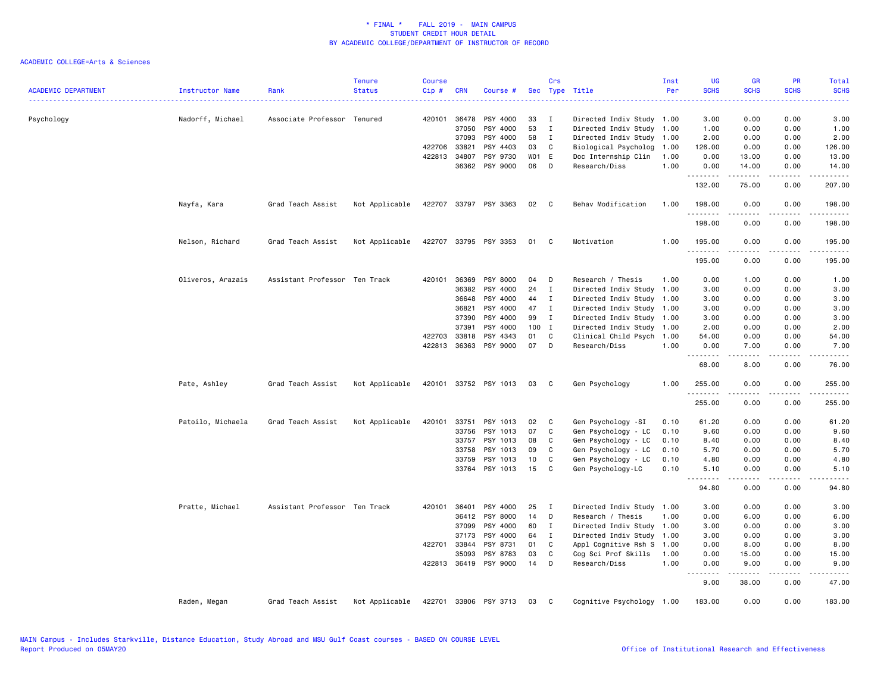# * FINAL * FALL 2019 - MAIN CAMPUS
## STUDENT CREDIT HOUR DETAIL
## BY ACADEMIC COLLEGE/DEPARTMENT OF INSTRUCTOR OF RECORD

ACADEMIC COLLEGE=Arts & Sciences

| ACADEMIC DEPARTMENT | Instructor Name | Rank | Tenure Status | Course Cip # | CRN | Course # | Sec | Crs Type | Title | Inst Per | UG SCHS | GR SCHS | PR SCHS | Total SCHS |
|---|---|---|---|---|---|---|---|---|---|---|---|---|---|---|
| Psychology | Nadorff, Michael | Associate Professor | Tenured | 420101 | 36478 | PSY 4000 | 33 | I | Directed Indiv Study | 1.00 | 3.00 | 0.00 | 0.00 | 3.00 |
| | | | | | 37050 | PSY 4000 | 53 | I | Directed Indiv Study | 1.00 | 1.00 | 0.00 | 0.00 | 1.00 |
| | | | | | 37093 | PSY 4000 | 58 | I | Directed Indiv Study | 1.00 | 2.00 | 0.00 | 0.00 | 2.00 |
| | | | | 422706 | 33821 | PSY 4403 | 03 | C | Biological Psycholog | 1.00 | 126.00 | 0.00 | 0.00 | 126.00 |
| | | | | 422813 | 34807 | PSY 9730 | W01 | E | Doc Internship Clin | 1.00 | 0.00 | 13.00 | 0.00 | 13.00 |
| | | | | | 36362 | PSY 9000 | 06 | D | Research/Diss | 1.00 | 0.00 | 14.00 | 0.00 | 14.00 |
| | | | | | | | | | | | 132.00 | 75.00 | 0.00 | 207.00 |
| | Nayfa, Kara | Grad Teach Assist | Not Applicable | 422707 | 33797 | PSY 3363 | 02 | C | Behav Modification | 1.00 | 198.00 | 0.00 | 0.00 | 198.00 |
| | | | | | | | | | | | 198.00 | 0.00 | 0.00 | 198.00 |
| | Nelson, Richard | Grad Teach Assist | Not Applicable | 422707 | 33795 | PSY 3353 | 01 | C | Motivation | 1.00 | 195.00 | 0.00 | 0.00 | 195.00 |
| | | | | | | | | | | | 195.00 | 0.00 | 0.00 | 195.00 |
| | Oliveros, Arazais | Assistant Professor | Ten Track | 420101 | 36369 | PSY 8000 | 04 | D | Research / Thesis | 1.00 | 0.00 | 1.00 | 0.00 | 1.00 |
| | | | | | 36382 | PSY 4000 | 24 | I | Directed Indiv Study | 1.00 | 3.00 | 0.00 | 0.00 | 3.00 |
| | | | | | 36648 | PSY 4000 | 44 | I | Directed Indiv Study | 1.00 | 3.00 | 0.00 | 0.00 | 3.00 |
| | | | | | 36821 | PSY 4000 | 47 | I | Directed Indiv Study | 1.00 | 3.00 | 0.00 | 0.00 | 3.00 |
| | | | | | 37390 | PSY 4000 | 99 | I | Directed Indiv Study | 1.00 | 3.00 | 0.00 | 0.00 | 3.00 |
| | | | | | 37391 | PSY 4000 | 100 | I | Directed Indiv Study | 1.00 | 2.00 | 0.00 | 0.00 | 2.00 |
| | | | | 422703 | 33818 | PSY 4343 | 01 | C | Clinical Child Psych | 1.00 | 54.00 | 0.00 | 0.00 | 54.00 |
| | | | | 422813 | 36363 | PSY 9000 | 07 | D | Research/Diss | 1.00 | 0.00 | 7.00 | 0.00 | 7.00 |
| | | | | | | | | | | | 68.00 | 8.00 | 0.00 | 76.00 |
| | Pate, Ashley | Grad Teach Assist | Not Applicable | 420101 | 33752 | PSY 1013 | 03 | C | Gen Psychology | 1.00 | 255.00 | 0.00 | 0.00 | 255.00 |
| | | | | | | | | | | | 255.00 | 0.00 | 0.00 | 255.00 |
| | Patoilo, Michaela | Grad Teach Assist | Not Applicable | 420101 | 33751 | PSY 1013 | 02 | C | Gen Psychology -SI | 0.10 | 61.20 | 0.00 | 0.00 | 61.20 |
| | | | | | 33756 | PSY 1013 | 07 | C | Gen Psychology - LC | 0.10 | 9.60 | 0.00 | 0.00 | 9.60 |
| | | | | | 33757 | PSY 1013 | 08 | C | Gen Psychology - LC | 0.10 | 8.40 | 0.00 | 0.00 | 8.40 |
| | | | | | 33758 | PSY 1013 | 09 | C | Gen Psychology - LC | 0.10 | 5.70 | 0.00 | 0.00 | 5.70 |
| | | | | | 33759 | PSY 1013 | 10 | C | Gen Psychology - LC | 0.10 | 4.80 | 0.00 | 0.00 | 4.80 |
| | | | | | 33764 | PSY 1013 | 15 | C | Gen Psychology-LC | 0.10 | 5.10 | 0.00 | 0.00 | 5.10 |
| | | | | | | | | | | | 94.80 | 0.00 | 0.00 | 94.80 |
| | Pratte, Michael | Assistant Professor | Ten Track | 420101 | 36401 | PSY 4000 | 25 | I | Directed Indiv Study | 1.00 | 3.00 | 0.00 | 0.00 | 3.00 |
| | | | | | 36412 | PSY 8000 | 14 | D | Research / Thesis | 1.00 | 0.00 | 6.00 | 0.00 | 6.00 |
| | | | | | 37099 | PSY 4000 | 60 | I | Directed Indiv Study | 1.00 | 3.00 | 0.00 | 0.00 | 3.00 |
| | | | | | 37173 | PSY 4000 | 64 | I | Directed Indiv Study | 1.00 | 3.00 | 0.00 | 0.00 | 3.00 |
| | | | | 422701 | 33844 | PSY 8731 | 01 | C | Appl Cognitive Rsh S | 1.00 | 0.00 | 8.00 | 0.00 | 8.00 |
| | | | | | 35093 | PSY 8783 | 03 | C | Cog Sci Prof Skills | 1.00 | 0.00 | 15.00 | 0.00 | 15.00 |
| | | | | 422813 | 36419 | PSY 9000 | 14 | D | Research/Diss | 1.00 | 0.00 | 9.00 | 0.00 | 9.00 |
| | | | | | | | | | | | 9.00 | 38.00 | 0.00 | 47.00 |
| | Raden, Megan | Grad Teach Assist | Not Applicable | 422701 | 33806 | PSY 3713 | 03 | C | Cognitive Psychology | 1.00 | 183.00 | 0.00 | 0.00 | 183.00 |

MAIN Campus - Includes Starkville, Distance Education, Study Abroad and MSU Gulf Coast courses - BASED ON COURSE LEVEL
Report Produced on 05MAY20

Office of Institutional Research and Effectiveness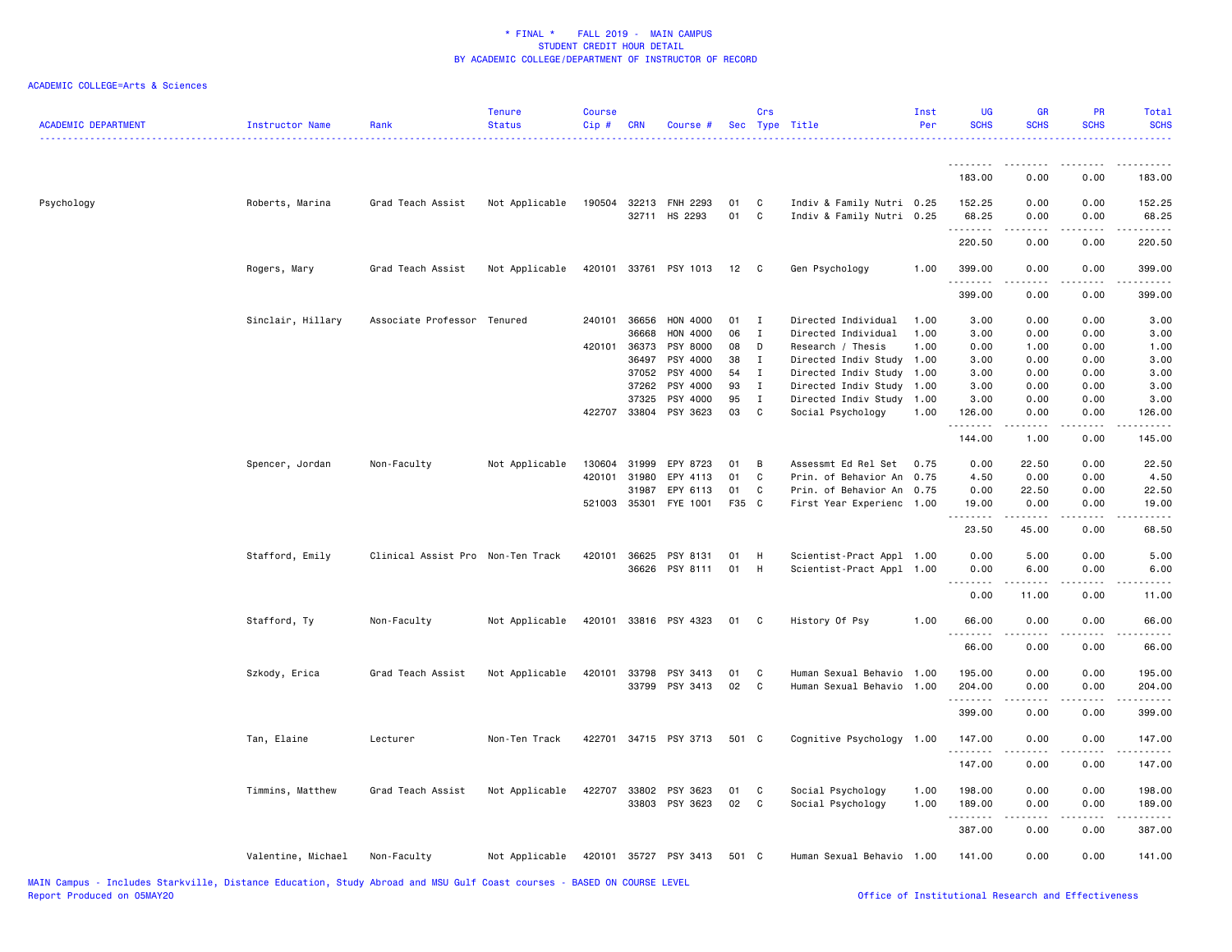\* FINAL \* FALL 2019 - MAIN CAMPUS
STUDENT CREDIT HOUR DETAIL
BY ACADEMIC COLLEGE/DEPARTMENT OF INSTRUCTOR OF RECORD

ACADEMIC COLLEGE=Arts & Sciences

| ACADEMIC DEPARTMENT | Instructor Name | Rank | Tenure Status | Course Cip # | CRN | Course # | Sec | Crs Type | Title | Inst Per | UG SCHS | GR SCHS | PR SCHS | Total SCHS |
|---|---|---|---|---|---|---|---|---|---|---|---|---|---|---|
| | | | | | | | | | | | 183.00 | 0.00 | 0.00 | 183.00 |
| Psychology | Roberts, Marina | Grad Teach Assist | Not Applicable | 190504 | 32213 | FNH 2293 | 01 | C | Indiv & Family Nutri | 0.25 | 152.25 | 0.00 | 0.00 | 152.25 |
| | | | | | 32711 | HS 2293 | 01 | C | Indiv & Family Nutri | 0.25 | 68.25 | 0.00 | 0.00 | 68.25 |
| | | | | | | | | | | | 220.50 | 0.00 | 0.00 | 220.50 |
| | Rogers, Mary | Grad Teach Assist | Not Applicable | 420101 | 33761 | PSY 1013 | 12 | C | Gen Psychology | 1.00 | 399.00 | 0.00 | 0.00 | 399.00 |
| | | | | | | | | | | | 399.00 | 0.00 | 0.00 | 399.00 |
| | Sinclair, Hillary | Associate Professor | Tenured | 240101 | 36656 | HON 4000 | 01 | I | Directed Individual | 1.00 | 3.00 | 0.00 | 0.00 | 3.00 |
| | | | | | 36668 | HON 4000 | 06 | I | Directed Individual | 1.00 | 3.00 | 0.00 | 0.00 | 3.00 |
| | | | | 420101 | 36373 | PSY 8000 | 08 | D | Research / Thesis | 1.00 | 0.00 | 1.00 | 0.00 | 1.00 |
| | | | | | 36497 | PSY 4000 | 38 | I | Directed Indiv Study | 1.00 | 3.00 | 0.00 | 0.00 | 3.00 |
| | | | | | 37052 | PSY 4000 | 54 | I | Directed Indiv Study | 1.00 | 3.00 | 0.00 | 0.00 | 3.00 |
| | | | | | 37262 | PSY 4000 | 93 | I | Directed Indiv Study | 1.00 | 3.00 | 0.00 | 0.00 | 3.00 |
| | | | | | 37325 | PSY 4000 | 95 | I | Directed Indiv Study | 1.00 | 3.00 | 0.00 | 0.00 | 3.00 |
| | | | | 422707 | 33804 | PSY 3623 | 03 | C | Social Psychology | 1.00 | 126.00 | 0.00 | 0.00 | 126.00 |
| | | | | | | | | | | | 144.00 | 1.00 | 0.00 | 145.00 |
| | Spencer, Jordan | Non-Faculty | Not Applicable | 130604 | 31999 | EPY 8723 | 01 | B | Assessmt Ed Rel Set | 0.75 | 0.00 | 22.50 | 0.00 | 22.50 |
| | | | | 420101 | 31980 | EPY 4113 | 01 | C | Prin. of Behavior An | 0.75 | 4.50 | 0.00 | 0.00 | 4.50 |
| | | | | | 31987 | EPY 6113 | 01 | C | Prin. of Behavior An | 0.75 | 0.00 | 22.50 | 0.00 | 22.50 |
| | | | | 521003 | 35301 | FYE 1001 | F35 | C | First Year Experienc | 1.00 | 19.00 | 0.00 | 0.00 | 19.00 |
| | | | | | | | | | | | 23.50 | 45.00 | 0.00 | 68.50 |
| | Stafford, Emily | Clinical Assist Pro | Non-Ten Track | 420101 | 36625 | PSY 8131 | 01 | H | Scientist-Pract Appl | 1.00 | 0.00 | 5.00 | 0.00 | 5.00 |
| | | | | | 36626 | PSY 8111 | 01 | H | Scientist-Pract Appl | 1.00 | 0.00 | 6.00 | 0.00 | 6.00 |
| | | | | | | | | | | | 0.00 | 11.00 | 0.00 | 11.00 |
| | Stafford, Ty | Non-Faculty | Not Applicable | 420101 | 33816 | PSY 4323 | 01 | C | History Of Psy | 1.00 | 66.00 | 0.00 | 0.00 | 66.00 |
| | | | | | | | | | | | 66.00 | 0.00 | 0.00 | 66.00 |
| | Szkody, Erica | Grad Teach Assist | Not Applicable | 420101 | 33798 | PSY 3413 | 01 | C | Human Sexual Behavio | 1.00 | 195.00 | 0.00 | 0.00 | 195.00 |
| | | | | | 33799 | PSY 3413 | 02 | C | Human Sexual Behavio | 1.00 | 204.00 | 0.00 | 0.00 | 204.00 |
| | | | | | | | | | | | 399.00 | 0.00 | 0.00 | 399.00 |
| | Tan, Elaine | Lecturer | Non-Ten Track | 422701 | 34715 | PSY 3713 | 501 | C | Cognitive Psychology | 1.00 | 147.00 | 0.00 | 0.00 | 147.00 |
| | | | | | | | | | | | 147.00 | 0.00 | 0.00 | 147.00 |
| | Timmins, Matthew | Grad Teach Assist | Not Applicable | 422707 | 33802 | PSY 3623 | 01 | C | Social Psychology | 1.00 | 198.00 | 0.00 | 0.00 | 198.00 |
| | | | | | 33803 | PSY 3623 | 02 | C | Social Psychology | 1.00 | 189.00 | 0.00 | 0.00 | 189.00 |
| | | | | | | | | | | | 387.00 | 0.00 | 0.00 | 387.00 |
| | Valentine, Michael | Non-Faculty | Not Applicable | 420101 | 35727 | PSY 3413 | 501 | C | Human Sexual Behavio | 1.00 | 141.00 | 0.00 | 0.00 | 141.00 |

MAIN Campus - Includes Starkville, Distance Education, Study Abroad and MSU Gulf Coast courses - BASED ON COURSE LEVEL
Report Produced on 05MAY20

Office of Institutional Research and Effectiveness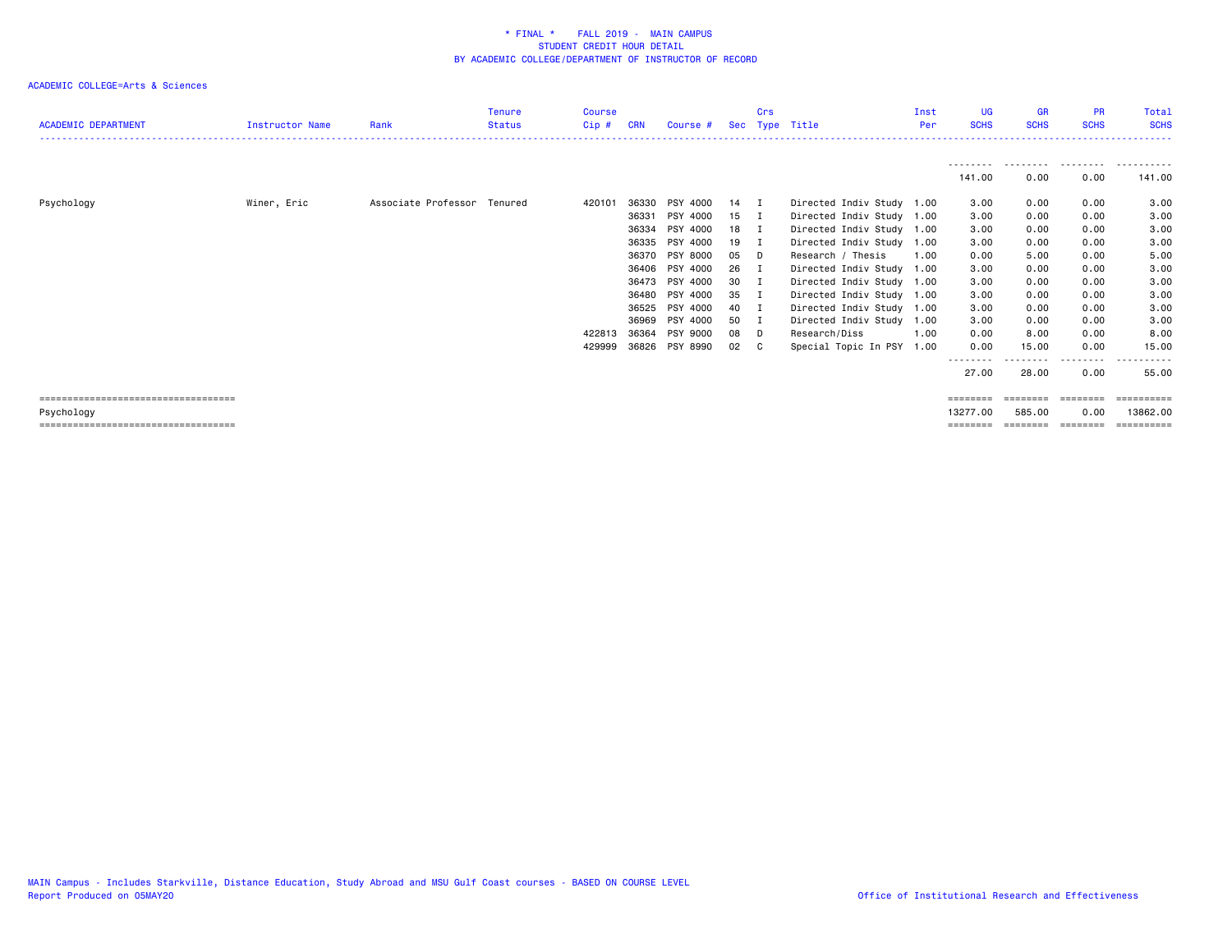\* FINAL \*    FALL 2019 -  MAIN CAMPUS
STUDENT CREDIT HOUR DETAIL
BY ACADEMIC COLLEGE/DEPARTMENT OF INSTRUCTOR OF RECORD

ACADEMIC COLLEGE=Arts & Sciences

| ACADEMIC DEPARTMENT | Instructor Name | Rank | Tenure Status | Course Cip # | CRN | Course # | Sec | Crs Type | Title | Inst Per | UG SCHS | GR SCHS | PR SCHS | Total SCHS |
|---|---|---|---|---|---|---|---|---|---|---|---|---|---|---|
| | | | | | | | | | | | 141.00 | 0.00 | 0.00 | 141.00 |
| Psychology | Winer, Eric | Associate Professor | Tenured | 420101 | 36330 | PSY 4000 | 14 | I | Directed Indiv Study | 1.00 | 3.00 | 0.00 | 0.00 | 3.00 |
| | | | | | 36331 | PSY 4000 | 15 | I | Directed Indiv Study | 1.00 | 3.00 | 0.00 | 0.00 | 3.00 |
| | | | | | 36334 | PSY 4000 | 18 | I | Directed Indiv Study | 1.00 | 3.00 | 0.00 | 0.00 | 3.00 |
| | | | | | 36335 | PSY 4000 | 19 | I | Directed Indiv Study | 1.00 | 3.00 | 0.00 | 0.00 | 3.00 |
| | | | | | 36370 | PSY 8000 | 05 | D | Research / Thesis | 1.00 | 0.00 | 5.00 | 0.00 | 5.00 |
| | | | | | 36406 | PSY 4000 | 26 | I | Directed Indiv Study | 1.00 | 3.00 | 0.00 | 0.00 | 3.00 |
| | | | | | 36473 | PSY 4000 | 30 | I | Directed Indiv Study | 1.00 | 3.00 | 0.00 | 0.00 | 3.00 |
| | | | | | 36480 | PSY 4000 | 35 | I | Directed Indiv Study | 1.00 | 3.00 | 0.00 | 0.00 | 3.00 |
| | | | | | 36525 | PSY 4000 | 40 | I | Directed Indiv Study | 1.00 | 3.00 | 0.00 | 0.00 | 3.00 |
| | | | | | 36969 | PSY 4000 | 50 | I | Directed Indiv Study | 1.00 | 3.00 | 0.00 | 0.00 | 3.00 |
| | | | | 422813 | 36364 | PSY 9000 | 08 | D | Research/Diss | 1.00 | 0.00 | 8.00 | 0.00 | 8.00 |
| | | | | 429999 | 36826 | PSY 8990 | 02 | C | Special Topic In PSY | 1.00 | 0.00 | 15.00 | 0.00 | 15.00 |
| | | | | | | | | | | | 27.00 | 28.00 | 0.00 | 55.00 |
| Psychology | | | | | | | | | | | 13277.00 | 585.00 | 0.00 | 13862.00 |

MAIN Campus - Includes Starkville, Distance Education, Study Abroad and MSU Gulf Coast courses - BASED ON COURSE LEVEL
Report Produced on 05MAY20

Office of Institutional Research and Effectiveness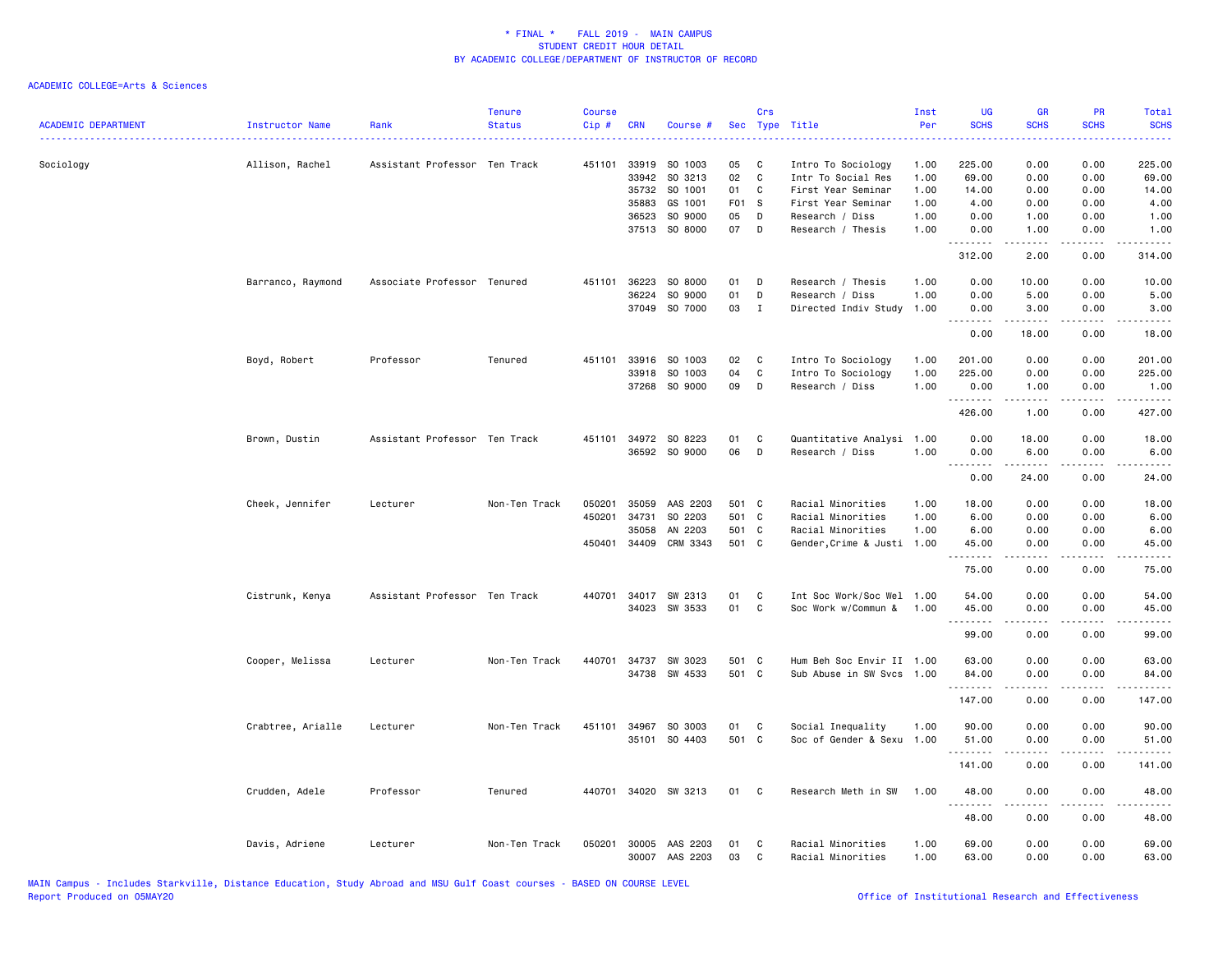* FINAL * FALL 2019 - MAIN CAMPUS
STUDENT CREDIT HOUR DETAIL
BY ACADEMIC COLLEGE/DEPARTMENT OF INSTRUCTOR OF RECORD

ACADEMIC COLLEGE=Arts & Sciences

| ACADEMIC DEPARTMENT | Instructor Name | Rank | Tenure Status | Course Cip # | CRN | Course # | Sec | Crs Type | Title | Inst Per | UG SCHS | GR SCHS | PR SCHS | Total SCHS |
|---|---|---|---|---|---|---|---|---|---|---|---|---|---|---|
| Sociology | Allison, Rachel | Assistant Professor | Ten Track | 451101 | 33919 | SO 1003 | 05 | C | Intro To Sociology | 1.00 | 225.00 | 0.00 | 0.00 | 225.00 |
| | | | | | 33942 | SO 3213 | 02 | C | Intr To Social Res | 1.00 | 69.00 | 0.00 | 0.00 | 69.00 |
| | | | | | 35732 | SO 1001 | 01 | C | First Year Seminar | 1.00 | 14.00 | 0.00 | 0.00 | 14.00 |
| | | | | | 35883 | GS 1001 | F01 | S | First Year Seminar | 1.00 | 4.00 | 0.00 | 0.00 | 4.00 |
| | | | | | 36523 | SO 9000 | 05 | D | Research / Diss | 1.00 | 0.00 | 1.00 | 0.00 | 1.00 |
| | | | | | 37513 | SO 8000 | 07 | D | Research / Thesis | 1.00 | 0.00 | 1.00 | 0.00 | 1.00 |
| | | | | | | | | | | | 312.00 | 2.00 | 0.00 | 314.00 |
| | Barranco, Raymond | Associate Professor | Tenured | 451101 | 36223 | SO 8000 | 01 | D | Research / Thesis | 1.00 | 0.00 | 10.00 | 0.00 | 10.00 |
| | | | | | 36224 | SO 9000 | 01 | D | Research / Diss | 1.00 | 0.00 | 5.00 | 0.00 | 5.00 |
| | | | | | 37049 | SO 7000 | 03 | I | Directed Indiv Study | 1.00 | 0.00 | 3.00 | 0.00 | 3.00 |
| | | | | | | | | | | | 0.00 | 18.00 | 0.00 | 18.00 |
| | Boyd, Robert | Professor | Tenured | 451101 | 33916 | SO 1003 | 02 | C | Intro To Sociology | 1.00 | 201.00 | 0.00 | 0.00 | 201.00 |
| | | | | | 33918 | SO 1003 | 04 | C | Intro To Sociology | 1.00 | 225.00 | 0.00 | 0.00 | 225.00 |
| | | | | | 37268 | SO 9000 | 09 | D | Research / Diss | 1.00 | 0.00 | 1.00 | 0.00 | 1.00 |
| | | | | | | | | | | | 426.00 | 1.00 | 0.00 | 427.00 |
| | Brown, Dustin | Assistant Professor | Ten Track | 451101 | 34972 | SO 8223 | 01 | C | Quantitative Analysi | 1.00 | 0.00 | 18.00 | 0.00 | 18.00 |
| | | | | | 36592 | SO 9000 | 06 | D | Research / Diss | 1.00 | 0.00 | 6.00 | 0.00 | 6.00 |
| | | | | | | | | | | | 0.00 | 24.00 | 0.00 | 24.00 |
| | Cheek, Jennifer | Lecturer | Non-Ten Track | 050201 | 35059 | AAS 2203 | 501 | C | Racial Minorities | 1.00 | 18.00 | 0.00 | 0.00 | 18.00 |
| | | | | 450201 | 34731 | SO 2203 | 501 | C | Racial Minorities | 1.00 | 6.00 | 0.00 | 0.00 | 6.00 |
| | | | | | 35058 | AN 2203 | 501 | C | Racial Minorities | 1.00 | 6.00 | 0.00 | 0.00 | 6.00 |
| | | | | 450401 | 34409 | CRM 3343 | 501 | C | Gender,Crime & Justi | 1.00 | 45.00 | 0.00 | 0.00 | 45.00 |
| | | | | | | | | | | | 75.00 | 0.00 | 0.00 | 75.00 |
| | Cistrunk, Kenya | Assistant Professor | Ten Track | 440701 | 34017 | SW 2313 | 01 | C | Int Soc Work/Soc Wel | 1.00 | 54.00 | 0.00 | 0.00 | 54.00 |
| | | | | | 34023 | SW 3533 | 01 | C | Soc Work w/Commun & | 1.00 | 45.00 | 0.00 | 0.00 | 45.00 |
| | | | | | | | | | | | 99.00 | 0.00 | 0.00 | 99.00 |
| | Cooper, Melissa | Lecturer | Non-Ten Track | 440701 | 34737 | SW 3023 | 501 | C | Hum Beh Soc Envir II | 1.00 | 63.00 | 0.00 | 0.00 | 63.00 |
| | | | | | 34738 | SW 4533 | 501 | C | Sub Abuse in SW Svcs | 1.00 | 84.00 | 0.00 | 0.00 | 84.00 |
| | | | | | | | | | | | 147.00 | 0.00 | 0.00 | 147.00 |
| | Crabtree, Arialle | Lecturer | Non-Ten Track | 451101 | 34967 | SO 3003 | 01 | C | Social Inequality | 1.00 | 90.00 | 0.00 | 0.00 | 90.00 |
| | | | | | 35101 | SO 4403 | 501 | C | Soc of Gender & Sexu | 1.00 | 51.00 | 0.00 | 0.00 | 51.00 |
| | | | | | | | | | | | 141.00 | 0.00 | 0.00 | 141.00 |
| | Crudden, Adele | Professor | Tenured | 440701 | 34020 | SW 3213 | 01 | C | Research Meth in SW | 1.00 | 48.00 | 0.00 | 0.00 | 48.00 |
| | | | | | | | | | | | 48.00 | 0.00 | 0.00 | 48.00 |
| | Davis, Adriene | Lecturer | Non-Ten Track | 050201 | 30005 | AAS 2203 | 01 | C | Racial Minorities | 1.00 | 69.00 | 0.00 | 0.00 | 69.00 |
| | | | | | 30007 | AAS 2203 | 03 | C | Racial Minorities | 1.00 | 63.00 | 0.00 | 0.00 | 63.00 |

MAIN Campus - Includes Starkville, Distance Education, Study Abroad and MSU Gulf Coast courses - BASED ON COURSE LEVEL
Report Produced on 05MAY20 Office of Institutional Research and Effectiveness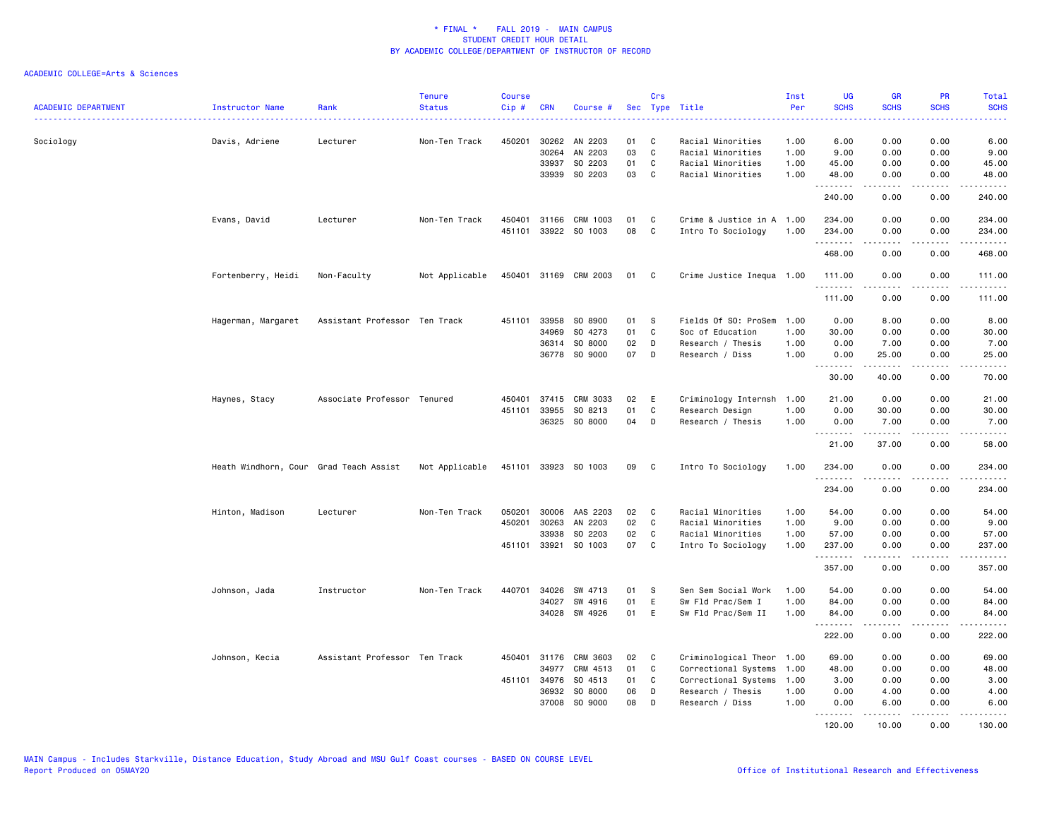\* FINAL \* FALL 2019 - MAIN CAMPUS
STUDENT CREDIT HOUR DETAIL
BY ACADEMIC COLLEGE/DEPARTMENT OF INSTRUCTOR OF RECORD

ACADEMIC COLLEGE=Arts & Sciences

| ACADEMIC DEPARTMENT | Instructor Name | Rank | Tenure Status | Course Cip # | CRN | Course # | Sec | Crs Type | Title | Inst Per | UG SCHS | GR SCHS | PR SCHS | Total SCHS |
|---|---|---|---|---|---|---|---|---|---|---|---|---|---|---|
| Sociology | Davis, Adriene | Lecturer | Non-Ten Track | 450201 | 30262 | AN 2203 | 01 | C | Racial Minorities | 1.00 | 6.00 | 0.00 | 0.00 | 6.00 |
| | | | | | 30264 | AN 2203 | 03 | C | Racial Minorities | 1.00 | 9.00 | 0.00 | 0.00 | 9.00 |
| | | | | | 33937 | SO 2203 | 01 | C | Racial Minorities | 1.00 | 45.00 | 0.00 | 0.00 | 45.00 |
| | | | | | 33939 | SO 2203 | 03 | C | Racial Minorities | 1.00 | 48.00 | 0.00 | 0.00 | 48.00 |
| | | | | | | | | | | | 240.00 | 0.00 | 0.00 | 240.00 |
| | Evans, David | Lecturer | Non-Ten Track | 450401 | 31166 | CRM 1003 | 01 | C | Crime & Justice in A | 1.00 | 234.00 | 0.00 | 0.00 | 234.00 |
| | | | | 451101 | 33922 | SO 1003 | 08 | C | Intro To Sociology | 1.00 | 234.00 | 0.00 | 0.00 | 234.00 |
| | | | | | | | | | | | 468.00 | 0.00 | 0.00 | 468.00 |
| | Fortenberry, Heidi | Non-Faculty | Not Applicable | 450401 | 31169 | CRM 2003 | 01 | C | Crime Justice Inequa | 1.00 | 111.00 | 0.00 | 0.00 | 111.00 |
| | | | | | | | | | | | 111.00 | 0.00 | 0.00 | 111.00 |
| | Hagerman, Margaret | Assistant Professor | Ten Track | 451101 | 33958 | SO 8900 | 01 | S | Fields Of SO: ProSem | 1.00 | 0.00 | 8.00 | 0.00 | 8.00 |
| | | | | | 34969 | SO 4273 | 01 | C | Soc of Education | 1.00 | 30.00 | 0.00 | 0.00 | 30.00 |
| | | | | | 36314 | SO 8000 | 02 | D | Research / Thesis | 1.00 | 0.00 | 7.00 | 0.00 | 7.00 |
| | | | | | 36778 | SO 9000 | 07 | D | Research / Diss | 1.00 | 0.00 | 25.00 | 0.00 | 25.00 |
| | | | | | | | | | | | 30.00 | 40.00 | 0.00 | 70.00 |
| | Haynes, Stacy | Associate Professor | Tenured | 450401 | 37415 | CRM 3033 | 02 | E | Criminology Internsh | 1.00 | 21.00 | 0.00 | 0.00 | 21.00 |
| | | | | 451101 | 33955 | SO 8213 | 01 | C | Research Design | 1.00 | 0.00 | 30.00 | 0.00 | 30.00 |
| | | | | | 36325 | SO 8000 | 04 | D | Research / Thesis | 1.00 | 0.00 | 7.00 | 0.00 | 7.00 |
| | | | | | | | | | | | 21.00 | 37.00 | 0.00 | 58.00 |
| | Heath Windhorn, Cour | Grad Teach Assist | Not Applicable | 451101 | 33923 | SO 1003 | 09 | C | Intro To Sociology | 1.00 | 234.00 | 0.00 | 0.00 | 234.00 |
| | | | | | | | | | | | 234.00 | 0.00 | 0.00 | 234.00 |
| | Hinton, Madison | Lecturer | Non-Ten Track | 050201 | 30006 | AAS 2203 | 02 | C | Racial Minorities | 1.00 | 54.00 | 0.00 | 0.00 | 54.00 |
| | | | | 450201 | 30263 | AN 2203 | 02 | C | Racial Minorities | 1.00 | 9.00 | 0.00 | 0.00 | 9.00 |
| | | | | | 33938 | SO 2203 | 02 | C | Racial Minorities | 1.00 | 57.00 | 0.00 | 0.00 | 57.00 |
| | | | | 451101 | 33921 | SO 1003 | 07 | C | Intro To Sociology | 1.00 | 237.00 | 0.00 | 0.00 | 237.00 |
| | | | | | | | | | | | 357.00 | 0.00 | 0.00 | 357.00 |
| | Johnson, Jada | Instructor | Non-Ten Track | 440701 | 34026 | SW 4713 | 01 | S | Sen Sem Social Work | 1.00 | 54.00 | 0.00 | 0.00 | 54.00 |
| | | | | | 34027 | SW 4916 | 01 | E | Sw Fld Prac/Sem I | 1.00 | 84.00 | 0.00 | 0.00 | 84.00 |
| | | | | | 34028 | SW 4926 | 01 | E | Sw Fld Prac/Sem II | 1.00 | 84.00 | 0.00 | 0.00 | 84.00 |
| | | | | | | | | | | | 222.00 | 0.00 | 0.00 | 222.00 |
| | Johnson, Kecia | Assistant Professor | Ten Track | 450401 | 31176 | CRM 3603 | 02 | C | Criminological Theor | 1.00 | 69.00 | 0.00 | 0.00 | 69.00 |
| | | | | | 34977 | CRM 4513 | 01 | C | Correctional Systems | 1.00 | 48.00 | 0.00 | 0.00 | 48.00 |
| | | | | 451101 | 34976 | SO 4513 | 01 | C | Correctional Systems | 1.00 | 3.00 | 0.00 | 0.00 | 3.00 |
| | | | | | 36932 | SO 8000 | 06 | D | Research / Thesis | 1.00 | 0.00 | 4.00 | 0.00 | 4.00 |
| | | | | | 37008 | SO 9000 | 08 | D | Research / Diss | 1.00 | 0.00 | 6.00 | 0.00 | 6.00 |
| | | | | | | | | | | | 120.00 | 10.00 | 0.00 | 130.00 |

MAIN Campus - Includes Starkville, Distance Education, Study Abroad and MSU Gulf Coast courses - BASED ON COURSE LEVEL
Report Produced on 05MAY20
Office of Institutional Research and Effectiveness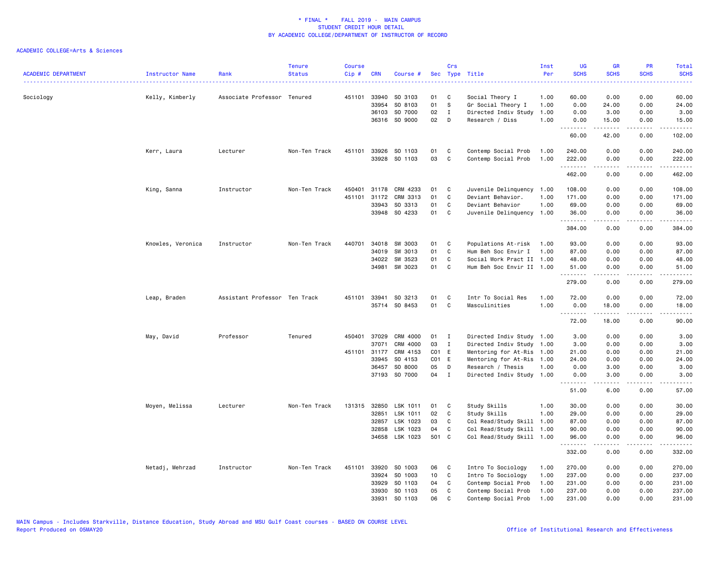\* FINAL \* FALL 2019 - MAIN CAMPUS
STUDENT CREDIT HOUR DETAIL
BY ACADEMIC COLLEGE/DEPARTMENT OF INSTRUCTOR OF RECORD

ACADEMIC COLLEGE=Arts & Sciences

| ACADEMIC DEPARTMENT | Instructor Name | Rank | Tenure Status | Course Cip # | CRN | Course # | Sec | Crs Type | Title | Inst Per | UG SCHS | GR SCHS | PR SCHS | Total SCHS |
|---|---|---|---|---|---|---|---|---|---|---|---|---|---|---|
| Sociology | Kelly, Kimberly | Associate Professor | Tenured | 451101 | 33940 | SO 3103 | 01 | C | Social Theory I | 1.00 | 60.00 | 0.00 | 0.00 | 60.00 |
| | | | | | 33954 | SO 8103 | 01 | S | Gr Social Theory I | 1.00 | 0.00 | 24.00 | 0.00 | 24.00 |
| | | | | | 36103 | SO 7000 | 02 | I | Directed Indiv Study | 1.00 | 0.00 | 3.00 | 0.00 | 3.00 |
| | | | | | 36316 | SO 9000 | 02 | D | Research / Diss | 1.00 | 0.00 | 15.00 | 0.00 | 15.00 |
| | | | | | | | | | | | 60.00 | 42.00 | 0.00 | 102.00 |
| | Kerr, Laura | Lecturer | Non-Ten Track | 451101 | 33926 | SO 1103 | 01 | C | Contemp Social Prob | 1.00 | 240.00 | 0.00 | 0.00 | 240.00 |
| | | | | | 33928 | SO 1103 | 03 | C | Contemp Social Prob | 1.00 | 222.00 | 0.00 | 0.00 | 222.00 |
| | | | | | | | | | | | 462.00 | 0.00 | 0.00 | 462.00 |
| | King, Sanna | Instructor | Non-Ten Track | 450401 | 31178 | CRM 4233 | 01 | C | Juvenile Delinquency | 1.00 | 108.00 | 0.00 | 0.00 | 108.00 |
| | | | | 451101 | 31172 | CRM 3313 | 01 | C | Deviant Behavior. | 1.00 | 171.00 | 0.00 | 0.00 | 171.00 |
| | | | | | 33943 | SO 3313 | 01 | C | Deviant Behavior | 1.00 | 69.00 | 0.00 | 0.00 | 69.00 |
| | | | | | 33948 | SO 4233 | 01 | C | Juvenile Delinquency | 1.00 | 36.00 | 0.00 | 0.00 | 36.00 |
| | | | | | | | | | | | 384.00 | 0.00 | 0.00 | 384.00 |
| | Knowles, Veronica | Instructor | Non-Ten Track | 440701 | 34018 | SW 3003 | 01 | C | Populations At-risk | 1.00 | 93.00 | 0.00 | 0.00 | 93.00 |
| | | | | | 34019 | SW 3013 | 01 | C | Hum Beh Soc Envir I | 1.00 | 87.00 | 0.00 | 0.00 | 87.00 |
| | | | | | 34022 | SW 3523 | 01 | C | Social Work Pract II | 1.00 | 48.00 | 0.00 | 0.00 | 48.00 |
| | | | | | 34981 | SW 3023 | 01 | C | Hum Beh Soc Envir II | 1.00 | 51.00 | 0.00 | 0.00 | 51.00 |
| | | | | | | | | | | | 279.00 | 0.00 | 0.00 | 279.00 |
| | Leap, Braden | Assistant Professor | Ten Track | 451101 | 33941 | SO 3213 | 01 | C | Intr To Social Res | 1.00 | 72.00 | 0.00 | 0.00 | 72.00 |
| | | | | | 35714 | SO 8453 | 01 | C | Masculinities | 1.00 | 0.00 | 18.00 | 0.00 | 18.00 |
| | | | | | | | | | | | 72.00 | 18.00 | 0.00 | 90.00 |
| | May, David | Professor | Tenured | 450401 | 37029 | CRM 4000 | 01 | I | Directed Indiv Study | 1.00 | 3.00 | 0.00 | 0.00 | 3.00 |
| | | | | | 37071 | CRM 4000 | 03 | I | Directed Indiv Study | 1.00 | 3.00 | 0.00 | 0.00 | 3.00 |
| | | | | 451101 | 31177 | CRM 4153 | C01 | E | Mentoring for At-Ris | 1.00 | 21.00 | 0.00 | 0.00 | 21.00 |
| | | | | | 33945 | SO 4153 | C01 | E | Mentoring for At-Ris | 1.00 | 24.00 | 0.00 | 0.00 | 24.00 |
| | | | | | 36457 | SO 8000 | 05 | D | Research / Thesis | 1.00 | 0.00 | 3.00 | 0.00 | 3.00 |
| | | | | | 37193 | SO 7000 | 04 | I | Directed Indiv Study | 1.00 | 0.00 | 3.00 | 0.00 | 3.00 |
| | | | | | | | | | | | 51.00 | 6.00 | 0.00 | 57.00 |
| | Moyen, Melissa | Lecturer | Non-Ten Track | 131315 | 32850 | LSK 1011 | 01 | C | Study Skills | 1.00 | 30.00 | 0.00 | 0.00 | 30.00 |
| | | | | | 32851 | LSK 1011 | 02 | C | Study Skills | 1.00 | 29.00 | 0.00 | 0.00 | 29.00 |
| | | | | | 32857 | LSK 1023 | 03 | C | Col Read/Study Skill | 1.00 | 87.00 | 0.00 | 0.00 | 87.00 |
| | | | | | 32858 | LSK 1023 | 04 | C | Col Read/Study Skill | 1.00 | 90.00 | 0.00 | 0.00 | 90.00 |
| | | | | | 34658 | LSK 1023 | 501 | C | Col Read/Study Skill | 1.00 | 96.00 | 0.00 | 0.00 | 96.00 |
| | | | | | | | | | | | 332.00 | 0.00 | 0.00 | 332.00 |
| | Netadj, Mehrzad | Instructor | Non-Ten Track | 451101 | 33920 | SO 1003 | 06 | C | Intro To Sociology | 1.00 | 270.00 | 0.00 | 0.00 | 270.00 |
| | | | | | 33924 | SO 1003 | 10 | C | Intro To Sociology | 1.00 | 237.00 | 0.00 | 0.00 | 237.00 |
| | | | | | 33929 | SO 1103 | 04 | C | Contemp Social Prob | 1.00 | 231.00 | 0.00 | 0.00 | 231.00 |
| | | | | | 33930 | SO 1103 | 05 | C | Contemp Social Prob | 1.00 | 237.00 | 0.00 | 0.00 | 237.00 |
| | | | | | 33931 | SO 1103 | 06 | C | Contemp Social Prob | 1.00 | 231.00 | 0.00 | 0.00 | 231.00 |

MAIN Campus - Includes Starkville, Distance Education, Study Abroad and MSU Gulf Coast courses - BASED ON COURSE LEVEL
Report Produced on 05MAY20
Office of Institutional Research and Effectiveness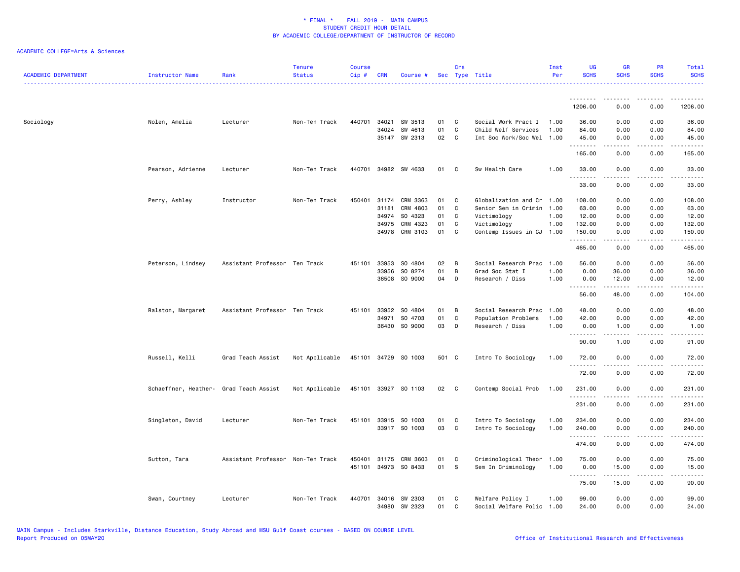\* FINAL \* FALL 2019 - MAIN CAMPUS
STUDENT CREDIT HOUR DETAIL
BY ACADEMIC COLLEGE/DEPARTMENT OF INSTRUCTOR OF RECORD

ACADEMIC COLLEGE=Arts & Sciences

| ACADEMIC DEPARTMENT | Instructor Name | Rank | Tenure Status | Course Cip # | CRN | Course # | Sec | Crs Type | Title | Inst Per | UG SCHS | GR SCHS | PR SCHS | Total SCHS |
|---|---|---|---|---|---|---|---|---|---|---|---|---|---|---|
| | | | | | | | | | | | 1206.00 | 0.00 | 0.00 | 1206.00 |
| Sociology | Nolen, Amelia | Lecturer | Non-Ten Track | 440701 | 34021 | SW 3513 | 01 | C | Social Work Pract I | 1.00 | 36.00 | 0.00 | 0.00 | 36.00 |
| | | | | | 34024 | SW 4613 | 01 | C | Child Welf Services | 1.00 | 84.00 | 0.00 | 0.00 | 84.00 |
| | | | | | 35147 | SW 2313 | 02 | C | Int Soc Work/Soc Wel | 1.00 | 45.00 | 0.00 | 0.00 | 45.00 |
| | | | | | | | | | | | 165.00 | 0.00 | 0.00 | 165.00 |
| | Pearson, Adrienne | Lecturer | Non-Ten Track | 440701 | 34982 | SW 4633 | 01 | C | Sw Health Care | 1.00 | 33.00 | 0.00 | 0.00 | 33.00 |
| | | | | | | | | | | | 33.00 | 0.00 | 0.00 | 33.00 |
| | Perry, Ashley | Instructor | Non-Ten Track | 450401 | 31174 | CRM 3363 | 01 | C | Globalization and Cr | 1.00 | 108.00 | 0.00 | 0.00 | 108.00 |
| | | | | | 31181 | CRM 4803 | 01 | C | Senior Sem in Crimin | 1.00 | 63.00 | 0.00 | 0.00 | 63.00 |
| | | | | | 34974 | SO 4323 | 01 | C | Victimology | 1.00 | 12.00 | 0.00 | 0.00 | 12.00 |
| | | | | | 34975 | CRM 4323 | 01 | C | Victimology | 1.00 | 132.00 | 0.00 | 0.00 | 132.00 |
| | | | | | 34978 | CRM 3103 | 01 | C | Contemp Issues in CJ | 1.00 | 150.00 | 0.00 | 0.00 | 150.00 |
| | | | | | | | | | | | 465.00 | 0.00 | 0.00 | 465.00 |
| | Peterson, Lindsey | Assistant Professor | Ten Track | 451101 | 33953 | SO 4804 | 02 | B | Social Research Prac | 1.00 | 56.00 | 0.00 | 0.00 | 56.00 |
| | | | | | 33956 | SO 8274 | 01 | B | Grad Soc Stat I | 1.00 | 0.00 | 36.00 | 0.00 | 36.00 |
| | | | | | 36508 | SO 9000 | 04 | D | Research / Diss | 1.00 | 0.00 | 12.00 | 0.00 | 12.00 |
| | | | | | | | | | | | 56.00 | 48.00 | 0.00 | 104.00 |
| | Ralston, Margaret | Assistant Professor | Ten Track | 451101 | 33952 | SO 4804 | 01 | B | Social Research Prac | 1.00 | 48.00 | 0.00 | 0.00 | 48.00 |
| | | | | | 34971 | SO 4703 | 01 | C | Population Problems | 1.00 | 42.00 | 0.00 | 0.00 | 42.00 |
| | | | | | 36430 | SO 9000 | 03 | D | Research / Diss | 1.00 | 0.00 | 1.00 | 0.00 | 1.00 |
| | | | | | | | | | | | 90.00 | 1.00 | 0.00 | 91.00 |
| | Russell, Kelli | Grad Teach Assist | Not Applicable | 451101 | 34729 | SO 1003 | 501 | C | Intro To Sociology | 1.00 | 72.00 | 0.00 | 0.00 | 72.00 |
| | | | | | | | | | | | 72.00 | 0.00 | 0.00 | 72.00 |
| | Schaeffner, Heather- | Grad Teach Assist | Not Applicable | 451101 | 33927 | SO 1103 | 02 | C | Contemp Social Prob | 1.00 | 231.00 | 0.00 | 0.00 | 231.00 |
| | | | | | | | | | | | 231.00 | 0.00 | 0.00 | 231.00 |
| | Singleton, David | Lecturer | Non-Ten Track | 451101 | 33915 | SO 1003 | 01 | C | Intro To Sociology | 1.00 | 234.00 | 0.00 | 0.00 | 234.00 |
| | | | | | 33917 | SO 1003 | 03 | C | Intro To Sociology | 1.00 | 240.00 | 0.00 | 0.00 | 240.00 |
| | | | | | | | | | | | 474.00 | 0.00 | 0.00 | 474.00 |
| | Sutton, Tara | Assistant Professor | Non-Ten Track | 450401 | 31175 | CRM 3603 | 01 | C | Criminological Theor | 1.00 | 75.00 | 0.00 | 0.00 | 75.00 |
| | | | | 451101 | 34973 | SO 8433 | 01 | S | Sem In Criminology | 1.00 | 0.00 | 15.00 | 0.00 | 15.00 |
| | | | | | | | | | | | 75.00 | 15.00 | 0.00 | 90.00 |
| | Swan, Courtney | Lecturer | Non-Ten Track | 440701 | 34016 | SW 2303 | 01 | C | Welfare Policy I | 1.00 | 99.00 | 0.00 | 0.00 | 99.00 |
| | | | | | 34980 | SW 2323 | 01 | C | Social Welfare Polic | 1.00 | 24.00 | 0.00 | 0.00 | 24.00 |

MAIN Campus - Includes Starkville, Distance Education, Study Abroad and MSU Gulf Coast courses - BASED ON COURSE LEVEL
Report Produced on 05MAY20 Office of Institutional Research and Effectiveness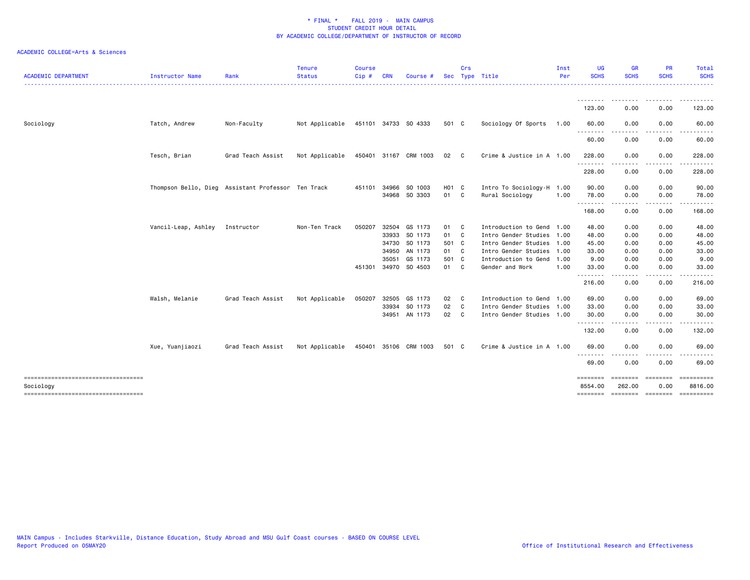\* FINAL \* FALL 2019 - MAIN CAMPUS
STUDENT CREDIT HOUR DETAIL
BY ACADEMIC COLLEGE/DEPARTMENT OF INSTRUCTOR OF RECORD

ACADEMIC COLLEGE=Arts & Sciences

| ACADEMIC DEPARTMENT | Instructor Name | Rank | Tenure Status | Course Cip # | CRN | Course # | Sec | Crs Type | Title | Inst Per | UG SCHS | GR SCHS | PR SCHS | Total SCHS |
|---|---|---|---|---|---|---|---|---|---|---|---|---|---|---|
| | | | | | | | | | | | 123.00 | 0.00 | 0.00 | 123.00 |
| Sociology | Tatch, Andrew | Non-Faculty | Not Applicable | 451101 | 34733 | SO 4333 | 501 | C | Sociology Of Sports | 1.00 | 60.00 | 0.00 | 0.00 | 60.00 |
| | | | | | | | | | | | 60.00 | 0.00 | 0.00 | 60.00 |
| | Tesch, Brian | Grad Teach Assist | Not Applicable | 450401 | 31167 | CRM 1003 | 02 | C | Crime & Justice in A | 1.00 | 228.00 | 0.00 | 0.00 | 228.00 |
| | | | | | | | | | | | 228.00 | 0.00 | 0.00 | 228.00 |
| | Thompson Bello, Dieg | Assistant Professor | Ten Track | 451101 | 34966 | SO 1003 | H01 | C | Intro To Sociology-H | 1.00 | 90.00 | 0.00 | 0.00 | 90.00 |
| | | | | | 34968 | SO 3303 | 01 | C | Rural Sociology | 1.00 | 78.00 | 0.00 | 0.00 | 78.00 |
| | | | | | | | | | | | 168.00 | 0.00 | 0.00 | 168.00 |
| | Vancil-Leap, Ashley | Instructor | Non-Ten Track | 050207 | 32504 | GS 1173 | 01 | C | Introduction to Gend | 1.00 | 48.00 | 0.00 | 0.00 | 48.00 |
| | | | | | 33933 | SO 1173 | 01 | C | Intro Gender Studies | 1.00 | 48.00 | 0.00 | 0.00 | 48.00 |
| | | | | | 34730 | SO 1173 | 501 | C | Intro Gender Studies | 1.00 | 45.00 | 0.00 | 0.00 | 45.00 |
| | | | | | 34950 | AN 1173 | 01 | C | Intro Gender Studies | 1.00 | 33.00 | 0.00 | 0.00 | 33.00 |
| | | | | | 35051 | GS 1173 | 501 | C | Introduction to Gend | 1.00 | 9.00 | 0.00 | 0.00 | 9.00 |
| | | | | 451301 | 34970 | SO 4503 | 01 | C | Gender and Work | 1.00 | 33.00 | 0.00 | 0.00 | 33.00 |
| | | | | | | | | | | | 216.00 | 0.00 | 0.00 | 216.00 |
| | Walsh, Melanie | Grad Teach Assist | Not Applicable | 050207 | 32505 | GS 1173 | 02 | C | Introduction to Gend | 1.00 | 69.00 | 0.00 | 0.00 | 69.00 |
| | | | | | 33934 | SO 1173 | 02 | C | Intro Gender Studies | 1.00 | 33.00 | 0.00 | 0.00 | 33.00 |
| | | | | | 34951 | AN 1173 | 02 | C | Intro Gender Studies | 1.00 | 30.00 | 0.00 | 0.00 | 30.00 |
| | | | | | | | | | | | 132.00 | 0.00 | 0.00 | 132.00 |
| | Xue, Yuanjiaozi | Grad Teach Assist | Not Applicable | 450401 | 35106 | CRM 1003 | 501 | C | Crime & Justice in A | 1.00 | 69.00 | 0.00 | 0.00 | 69.00 |
| | | | | | | | | | | | 69.00 | 0.00 | 0.00 | 69.00 |
| Sociology | | | | | | | | | | | 8554.00 | 262.00 | 0.00 | 8816.00 |

MAIN Campus - Includes Starkville, Distance Education, Study Abroad and MSU Gulf Coast courses - BASED ON COURSE LEVEL
Report Produced on 05MAY20 Office of Institutional Research and Effectiveness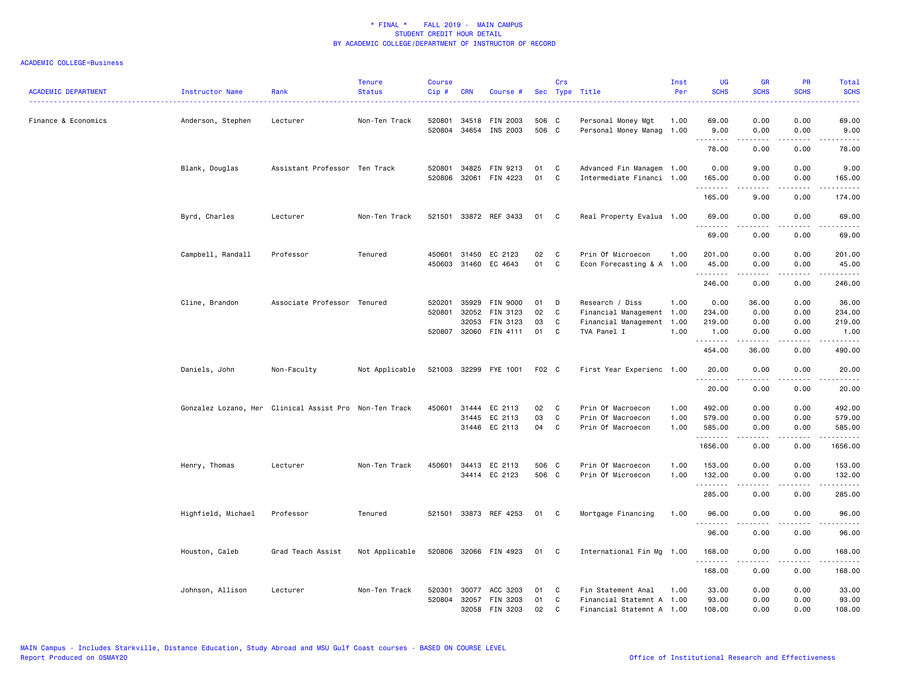# * FINAL * FALL 2019 - MAIN CAMPUS
## STUDENT CREDIT HOUR DETAIL
## BY ACADEMIC COLLEGE/DEPARTMENT OF INSTRUCTOR OF RECORD

ACADEMIC COLLEGE=Business

| ACADEMIC DEPARTMENT | Instructor Name | Rank | Tenure Status | Course Cip # | CRN | Course # | Sec | Crs Type | Title | Inst Per | UG SCHS | GR SCHS | PR SCHS | Total SCHS |
|---|---|---|---|---|---|---|---|---|---|---|---|---|---|---|
| Finance & Economics | Anderson, Stephen | Lecturer | Non-Ten Track | 520801 | 34518 | FIN 2003 | 506 | C | Personal Money Mgt | 1.00 | 69.00 | 0.00 | 0.00 | 69.00 |
| | | | | 520804 | 34654 | INS 2003 | 506 | C | Personal Money Manag | 1.00 | 9.00 | 0.00 | 0.00 | 9.00 |
| | | | | | | | | | | | 78.00 | 0.00 | 0.00 | 78.00 |
| | Blank, Douglas | Assistant Professor | Ten Track | 520801 | 34825 | FIN 9213 | 01 | C | Advanced Fin Managem | 1.00 | 0.00 | 9.00 | 0.00 | 9.00 |
| | | | | 520806 | 32061 | FIN 4223 | 01 | C | Intermediate Financi | 1.00 | 165.00 | 0.00 | 0.00 | 165.00 |
| | | | | | | | | | | | 165.00 | 9.00 | 0.00 | 174.00 |
| | Byrd, Charles | Lecturer | Non-Ten Track | 521501 | 33872 | REF 3433 | 01 | C | Real Property Evalua | 1.00 | 69.00 | 0.00 | 0.00 | 69.00 |
| | | | | | | | | | | | 69.00 | 0.00 | 0.00 | 69.00 |
| | Campbell, Randall | Professor | Tenured | 450601 | 31450 | EC 2123 | 02 | C | Prin Of Microecon | 1.00 | 201.00 | 0.00 | 0.00 | 201.00 |
| | | | | 450603 | 31460 | EC 4643 | 01 | C | Econ Forecasting & A | 1.00 | 45.00 | 0.00 | 0.00 | 45.00 |
| | | | | | | | | | | | 246.00 | 0.00 | 0.00 | 246.00 |
| | Cline, Brandon | Associate Professor | Tenured | 520201 | 35929 | FIN 9000 | 01 | D | Research / Diss | 1.00 | 0.00 | 36.00 | 0.00 | 36.00 |
| | | | | 520801 | 32052 | FIN 3123 | 02 | C | Financial Management | 1.00 | 234.00 | 0.00 | 0.00 | 234.00 |
| | | | | | 32053 | FIN 3123 | 03 | C | Financial Management | 1.00 | 219.00 | 0.00 | 0.00 | 219.00 |
| | | | | 520807 | 32060 | FIN 4111 | 01 | C | TVA Panel I | 1.00 | 1.00 | 0.00 | 0.00 | 1.00 |
| | | | | | | | | | | | 454.00 | 36.00 | 0.00 | 490.00 |
| | Daniels, John | Non-Faculty | Not Applicable | 521003 | 32299 | FYE 1001 | F02 | C | First Year Experienc | 1.00 | 20.00 | 0.00 | 0.00 | 20.00 |
| | | | | | | | | | | | 20.00 | 0.00 | 0.00 | 20.00 |
| | Gonzalez Lozano, Her | Clinical Assist Pro | Non-Ten Track | 450601 | 31444 | EC 2113 | 02 | C | Prin Of Macroecon | 1.00 | 492.00 | 0.00 | 0.00 | 492.00 |
| | | | | | 31445 | EC 2113 | 03 | C | Prin Of Macroecon | 1.00 | 579.00 | 0.00 | 0.00 | 579.00 |
| | | | | | 31446 | EC 2113 | 04 | C | Prin Of Macroecon | 1.00 | 585.00 | 0.00 | 0.00 | 585.00 |
| | | | | | | | | | | | 1656.00 | 0.00 | 0.00 | 1656.00 |
| | Henry, Thomas | Lecturer | Non-Ten Track | 450601 | 34413 | EC 2113 | 506 | C | Prin Of Macroecon | 1.00 | 153.00 | 0.00 | 0.00 | 153.00 |
| | | | | | 34414 | EC 2123 | 506 | C | Prin Of Microecon | 1.00 | 132.00 | 0.00 | 0.00 | 132.00 |
| | | | | | | | | | | | 285.00 | 0.00 | 0.00 | 285.00 |
| | Highfield, Michael | Professor | Tenured | 521501 | 33873 | REF 4253 | 01 | C | Mortgage Financing | 1.00 | 96.00 | 0.00 | 0.00 | 96.00 |
| | | | | | | | | | | | 96.00 | 0.00 | 0.00 | 96.00 |
| | Houston, Caleb | Grad Teach Assist | Not Applicable | 520806 | 32066 | FIN 4923 | 01 | C | International Fin Mg | 1.00 | 168.00 | 0.00 | 0.00 | 168.00 |
| | | | | | | | | | | | 168.00 | 0.00 | 0.00 | 168.00 |
| | Johnson, Allison | Lecturer | Non-Ten Track | 520301 | 30077 | ACC 3203 | 01 | C | Fin Statement Anal | 1.00 | 33.00 | 0.00 | 0.00 | 33.00 |
| | | | | 520804 | 32057 | FIN 3203 | 01 | C | Financial Statemnt A | 1.00 | 93.00 | 0.00 | 0.00 | 93.00 |
| | | | | | 32058 | FIN 3203 | 02 | C | Financial Statemnt A | 1.00 | 108.00 | 0.00 | 0.00 | 108.00 |

MAIN Campus - Includes Starkville, Distance Education, Study Abroad and MSU Gulf Coast courses - BASED ON COURSE LEVEL
Report Produced on 05MAY20

Office of Institutional Research and Effectiveness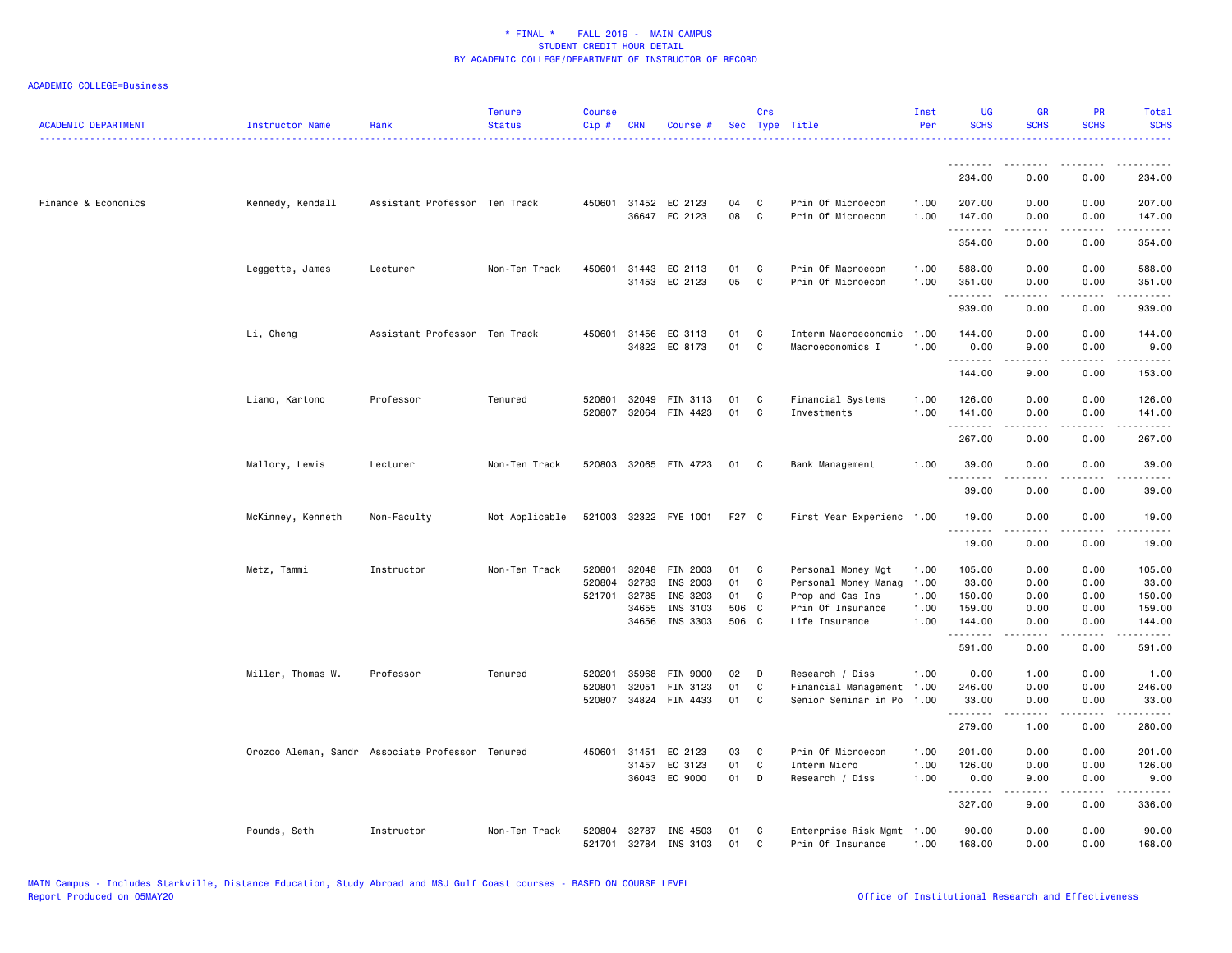* FINAL * FALL 2019 - MAIN CAMPUS
STUDENT CREDIT HOUR DETAIL
BY ACADEMIC COLLEGE/DEPARTMENT OF INSTRUCTOR OF RECORD

ACADEMIC COLLEGE=Business

| ACADEMIC DEPARTMENT | Instructor Name | Rank | Tenure Status | Course Cip # | CRN | Course # | Sec | Crs Type | Title | Inst Per | UG SCHS | GR SCHS | PR SCHS | Total SCHS |
|---|---|---|---|---|---|---|---|---|---|---|---|---|---|---|
| | | | | | | | | | | | 234.00 | 0.00 | 0.00 | 234.00 |
| Finance & Economics | Kennedy, Kendall | Assistant Professor | Ten Track | 450601 | 31452 | EC 2123 | 04 | C | Prin Of Microecon | 1.00 | 207.00 | 0.00 | 0.00 | 207.00 |
| | | | | | 36647 | EC 2123 | 08 | C | Prin Of Microecon | 1.00 | 147.00 | 0.00 | 0.00 | 147.00 |
| | | | | | | | | | | | 354.00 | 0.00 | 0.00 | 354.00 |
| | Leggette, James | Lecturer | Non-Ten Track | 450601 | 31443 | EC 2113 | 01 | C | Prin Of Macroecon | 1.00 | 588.00 | 0.00 | 0.00 | 588.00 |
| | | | | | 31453 | EC 2123 | 05 | C | Prin Of Microecon | 1.00 | 351.00 | 0.00 | 0.00 | 351.00 |
| | | | | | | | | | | | 939.00 | 0.00 | 0.00 | 939.00 |
| | Li, Cheng | Assistant Professor | Ten Track | 450601 | 31456 | EC 3113 | 01 | C | Interm Macroeconomic | 1.00 | 144.00 | 0.00 | 0.00 | 144.00 |
| | | | | | 34822 | EC 8173 | 01 | C | Macroeconomics I | 1.00 | 0.00 | 9.00 | 0.00 | 9.00 |
| | | | | | | | | | | | 144.00 | 9.00 | 0.00 | 153.00 |
| | Liano, Kartono | Professor | Tenured | 520801 | 32049 | FIN 3113 | 01 | C | Financial Systems | 1.00 | 126.00 | 0.00 | 0.00 | 126.00 |
| | | | | 520807 | 32064 | FIN 4423 | 01 | C | Investments | 1.00 | 141.00 | 0.00 | 0.00 | 141.00 |
| | | | | | | | | | | | 267.00 | 0.00 | 0.00 | 267.00 |
| | Mallory, Lewis | Lecturer | Non-Ten Track | 520803 | 32065 | FIN 4723 | 01 | C | Bank Management | 1.00 | 39.00 | 0.00 | 0.00 | 39.00 |
| | | | | | | | | | | | 39.00 | 0.00 | 0.00 | 39.00 |
| | McKinney, Kenneth | Non-Faculty | Not Applicable | 521003 | 32322 | FYE 1001 | F27 | C | First Year Experienc | 1.00 | 19.00 | 0.00 | 0.00 | 19.00 |
| | | | | | | | | | | | 19.00 | 0.00 | 0.00 | 19.00 |
| | Metz, Tammi | Instructor | Non-Ten Track | 520801 | 32048 | FIN 2003 | 01 | C | Personal Money Mgt | 1.00 | 105.00 | 0.00 | 0.00 | 105.00 |
| | | | | 520804 | 32783 | INS 2003 | 01 | C | Personal Money Manag | 1.00 | 33.00 | 0.00 | 0.00 | 33.00 |
| | | | | 521701 | 32785 | INS 3203 | 01 | C | Prop and Cas Ins | 1.00 | 150.00 | 0.00 | 0.00 | 150.00 |
| | | | | | 34655 | INS 3103 | 506 | C | Prin Of Insurance | 1.00 | 159.00 | 0.00 | 0.00 | 159.00 |
| | | | | | 34656 | INS 3303 | 506 | C | Life Insurance | 1.00 | 144.00 | 0.00 | 0.00 | 144.00 |
| | | | | | | | | | | | 591.00 | 0.00 | 0.00 | 591.00 |
| | Miller, Thomas W. | Professor | Tenured | 520201 | 35968 | FIN 9000 | 02 | D | Research / Diss | 1.00 | 0.00 | 1.00 | 0.00 | 1.00 |
| | | | | 520801 | 32051 | FIN 3123 | 01 | C | Financial Management | 1.00 | 246.00 | 0.00 | 0.00 | 246.00 |
| | | | | 520807 | 34824 | FIN 4433 | 01 | C | Senior Seminar in Po | 1.00 | 33.00 | 0.00 | 0.00 | 33.00 |
| | | | | | | | | | | | 279.00 | 1.00 | 0.00 | 280.00 |
| | Orozco Aleman, Sandr | Associate Professor | Tenured | 450601 | 31451 | EC 2123 | 03 | C | Prin Of Microecon | 1.00 | 201.00 | 0.00 | 0.00 | 201.00 |
| | | | | | 31457 | EC 3123 | 01 | C | Interm Micro | 1.00 | 126.00 | 0.00 | 0.00 | 126.00 |
| | | | | | 36043 | EC 9000 | 01 | D | Research / Diss | 1.00 | 0.00 | 9.00 | 0.00 | 9.00 |
| | | | | | | | | | | | 327.00 | 9.00 | 0.00 | 336.00 |
| | Pounds, Seth | Instructor | Non-Ten Track | 520804 | 32787 | INS 4503 | 01 | C | Enterprise Risk Mgmt | 1.00 | 90.00 | 0.00 | 0.00 | 90.00 |
| | | | | 521701 | 32784 | INS 3103 | 01 | C | Prin Of Insurance | 1.00 | 168.00 | 0.00 | 0.00 | 168.00 |

MAIN Campus - Includes Starkville, Distance Education, Study Abroad and MSU Gulf Coast courses - BASED ON COURSE LEVEL
Report Produced on 05MAY20 Office of Institutional Research and Effectiveness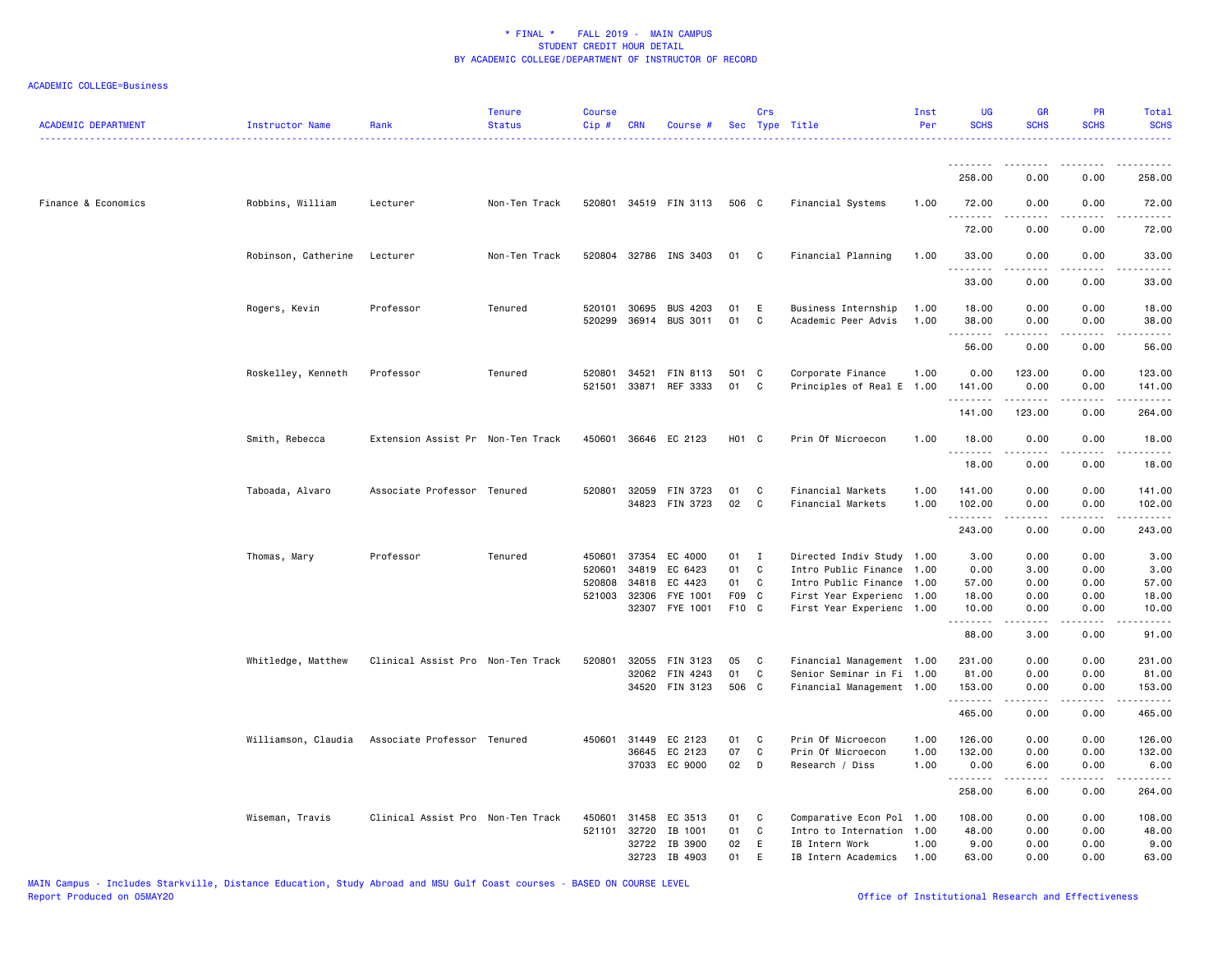* FINAL * FALL 2019 - MAIN CAMPUS
STUDENT CREDIT HOUR DETAIL
BY ACADEMIC COLLEGE/DEPARTMENT OF INSTRUCTOR OF RECORD

ACADEMIC COLLEGE=Business

| ACADEMIC DEPARTMENT | Instructor Name | Rank | Tenure Status | Course Cip # | CRN | Course # | Sec | Crs Type | Title | Inst Per | UG SCHS | GR SCHS | PR SCHS | Total SCHS |
|---|---|---|---|---|---|---|---|---|---|---|---|---|---|---|
| | | | | | | | | | | | 258.00 | 0.00 | 0.00 | 258.00 |
| Finance & Economics | Robbins, William | Lecturer | Non-Ten Track | 520801 | 34519 | FIN 3113 | 506 | C | Financial Systems | 1.00 | 72.00 | 0.00 | 0.00 | 72.00 |
| | | | | | | | | | | | 72.00 | 0.00 | 0.00 | 72.00 |
| | Robinson, Catherine | Lecturer | Non-Ten Track | 520804 | 32786 | INS 3403 | 01 | C | Financial Planning | 1.00 | 33.00 | 0.00 | 0.00 | 33.00 |
| | | | | | | | | | | | 33.00 | 0.00 | 0.00 | 33.00 |
| | Rogers, Kevin | Professor | Tenured | 520101 | 30695 | BUS 4203 | 01 | E | Business Internship | 1.00 | 18.00 | 0.00 | 0.00 | 18.00 |
| | | | | 520299 | 36914 | BUS 3011 | 01 | C | Academic Peer Advis | 1.00 | 38.00 | 0.00 | 0.00 | 38.00 |
| | | | | | | | | | | | 56.00 | 0.00 | 0.00 | 56.00 |
| | Roskelley, Kenneth | Professor | Tenured | 520801 | 34521 | FIN 8113 | 501 | C | Corporate Finance | 1.00 | 0.00 | 123.00 | 0.00 | 123.00 |
| | | | | 521501 | 33871 | REF 3333 | 01 | C | Principles of Real E | 1.00 | 141.00 | 0.00 | 0.00 | 141.00 |
| | | | | | | | | | | | 141.00 | 123.00 | 0.00 | 264.00 |
| | Smith, Rebecca | Extension Assist Pr | Non-Ten Track | 450601 | 36646 | EC 2123 | H01 | C | Prin Of Microecon | 1.00 | 18.00 | 0.00 | 0.00 | 18.00 |
| | | | | | | | | | | | 18.00 | 0.00 | 0.00 | 18.00 |
| | Taboada, Alvaro | Associate Professor | Tenured | 520801 | 32059 | FIN 3723 | 01 | C | Financial Markets | 1.00 | 141.00 | 0.00 | 0.00 | 141.00 |
| | | | | | 34823 | FIN 3723 | 02 | C | Financial Markets | 1.00 | 102.00 | 0.00 | 0.00 | 102.00 |
| | | | | | | | | | | | 243.00 | 0.00 | 0.00 | 243.00 |
| | Thomas, Mary | Professor | Tenured | 450601 | 37354 | EC 4000 | 01 | I | Directed Indiv Study | 1.00 | 3.00 | 0.00 | 0.00 | 3.00 |
| | | | | 520601 | 34819 | EC 6423 | 01 | C | Intro Public Finance | 1.00 | 0.00 | 3.00 | 0.00 | 3.00 |
| | | | | 520808 | 34818 | EC 4423 | 01 | C | Intro Public Finance | 1.00 | 57.00 | 0.00 | 0.00 | 57.00 |
| | | | | 521003 | 32306 | FYE 1001 | F09 | C | First Year Experienc | 1.00 | 18.00 | 0.00 | 0.00 | 18.00 |
| | | | | | 32307 | FYE 1001 | F10 | C | First Year Experienc | 1.00 | 10.00 | 0.00 | 0.00 | 10.00 |
| | | | | | | | | | | | 88.00 | 3.00 | 0.00 | 91.00 |
| | Whitledge, Matthew | Clinical Assist Pro | Non-Ten Track | 520801 | 32055 | FIN 3123 | 05 | C | Financial Management | 1.00 | 231.00 | 0.00 | 0.00 | 231.00 |
| | | | | | 32062 | FIN 4243 | 01 | C | Senior Seminar in Fi | 1.00 | 81.00 | 0.00 | 0.00 | 81.00 |
| | | | | | 34520 | FIN 3123 | 506 | C | Financial Management | 1.00 | 153.00 | 0.00 | 0.00 | 153.00 |
| | | | | | | | | | | | 465.00 | 0.00 | 0.00 | 465.00 |
| | Williamson, Claudia | Associate Professor | Tenured | 450601 | 31449 | EC 2123 | 01 | C | Prin Of Microecon | 1.00 | 126.00 | 0.00 | 0.00 | 126.00 |
| | | | | | 36645 | EC 2123 | 07 | C | Prin Of Microecon | 1.00 | 132.00 | 0.00 | 0.00 | 132.00 |
| | | | | | 37033 | EC 9000 | 02 | D | Research / Diss | 1.00 | 0.00 | 6.00 | 0.00 | 6.00 |
| | | | | | | | | | | | 258.00 | 6.00 | 0.00 | 264.00 |
| | Wiseman, Travis | Clinical Assist Pro | Non-Ten Track | 450601 | 31458 | EC 3513 | 01 | C | Comparative Econ Pol | 1.00 | 108.00 | 0.00 | 0.00 | 108.00 |
| | | | | 521101 | 32720 | IB 1001 | 01 | C | Intro to Internation | 1.00 | 48.00 | 0.00 | 0.00 | 48.00 |
| | | | | | 32722 | IB 3900 | 02 | E | IB Intern Work | 1.00 | 9.00 | 0.00 | 0.00 | 9.00 |
| | | | | | 32723 | IB 4903 | 01 | E | IB Intern Academics | 1.00 | 63.00 | 0.00 | 0.00 | 63.00 |

MAIN Campus - Includes Starkville, Distance Education, Study Abroad and MSU Gulf Coast courses - BASED ON COURSE LEVEL
Report Produced on 05MAY20 Office of Institutional Research and Effectiveness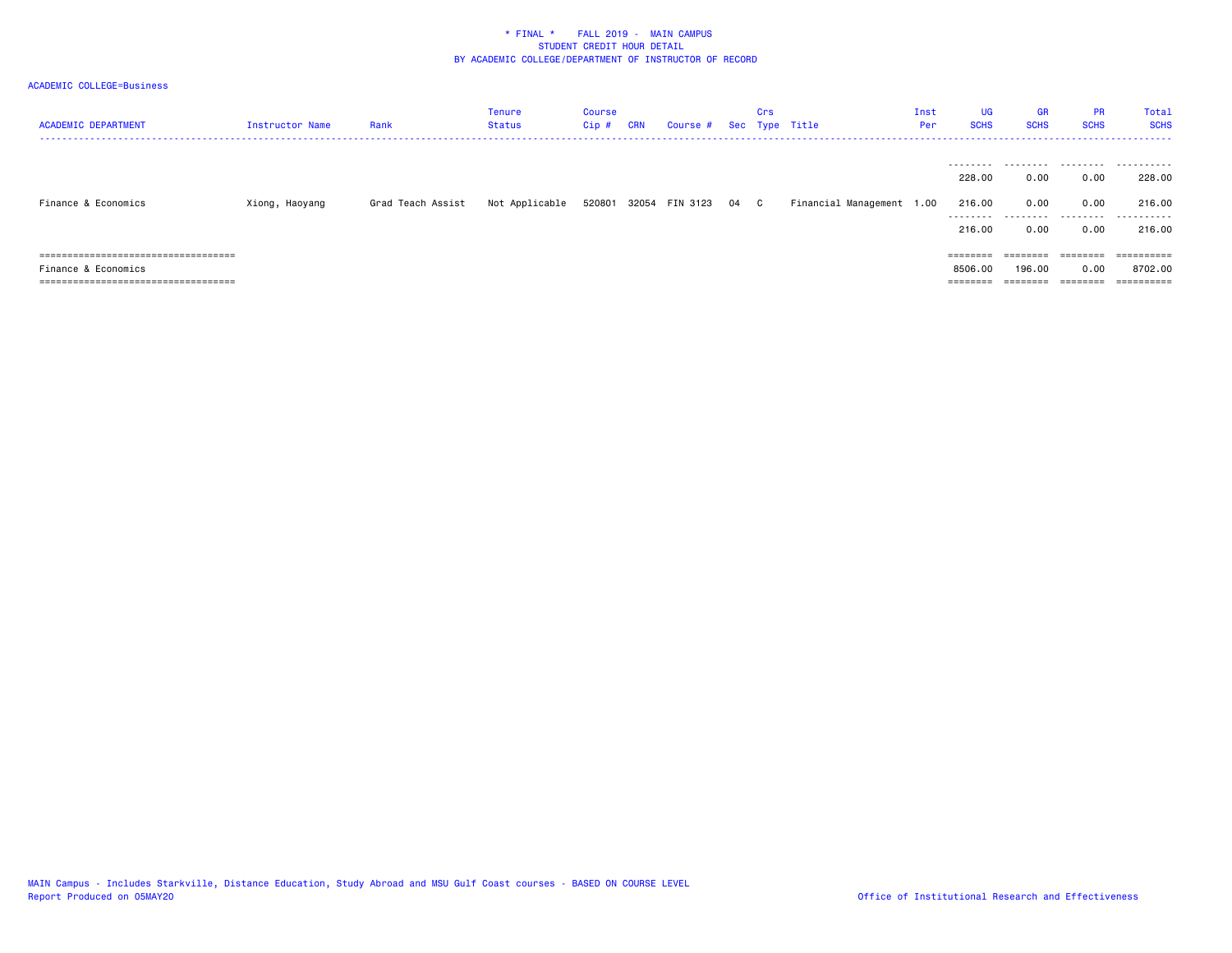\* FINAL \* FALL 2019 - MAIN CAMPUS
STUDENT CREDIT HOUR DETAIL
BY ACADEMIC COLLEGE/DEPARTMENT OF INSTRUCTOR OF RECORD

ACADEMIC COLLEGE=Business

| ACADEMIC DEPARTMENT | Instructor Name | Rank | Tenure Status | Course Cip # | CRN | Course # | Sec | Crs Type | Title | Inst Per | UG SCHS | GR SCHS | PR SCHS | Total SCHS |
|---|---|---|---|---|---|---|---|---|---|---|---|---|---|---|
| | | | | | | | | | | | 228.00 | 0.00 | 0.00 | 228.00 |
| Finance & Economics | Xiong, Haoyang | Grad Teach Assist | Not Applicable | 520801 | 32054 | FIN 3123 | 04 | C | Financial Management | 1.00 | 216.00 | 0.00 | 0.00 | 216.00 |
| | | | | | | | | | | | 216.00 | 0.00 | 0.00 | 216.00 |
| Finance & Economics | | | | | | | | | | | 8506.00 | 196.00 | 0.00 | 8702.00 |

MAIN Campus - Includes Starkville, Distance Education, Study Abroad and MSU Gulf Coast courses - BASED ON COURSE LEVEL
Report Produced on 05MAY20

Office of Institutional Research and Effectiveness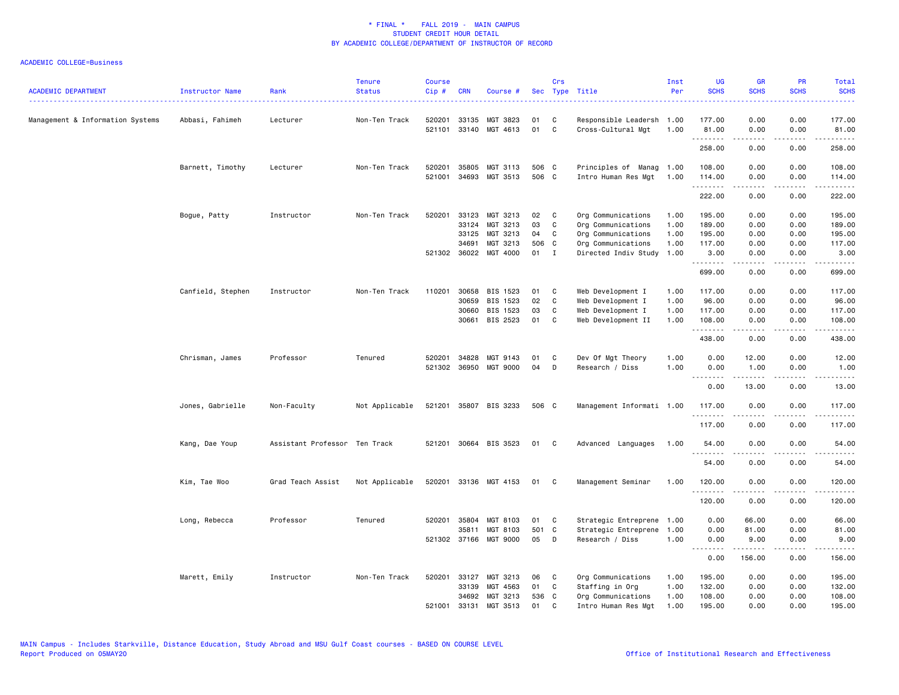* FINAL * FALL 2019 - MAIN CAMPUS
STUDENT CREDIT HOUR DETAIL
BY ACADEMIC COLLEGE/DEPARTMENT OF INSTRUCTOR OF RECORD

ACADEMIC COLLEGE=Business

| ACADEMIC DEPARTMENT | Instructor Name | Rank | Tenure Status | Course Cip # | CRN | Course # | Sec | Crs Type | Title | Inst Per | UG SCHS | GR SCHS | PR SCHS | Total SCHS |
|---|---|---|---|---|---|---|---|---|---|---|---|---|---|---|
| Management & Information Systems | Abbasi, Fahimeh | Lecturer | Non-Ten Track | 520201 | 33135 | MGT 3823 | 01 | C | Responsible Leadersh | 1.00 | 177.00 | 0.00 | 0.00 | 177.00 |
| | | | | 521101 | 33140 | MGT 4613 | 01 | C | Cross-Cultural Mgt | 1.00 | 81.00 | 0.00 | 0.00 | 81.00 |
| | | | | | | | | | | | 258.00 | 0.00 | 0.00 | 258.00 |
| | Barnett, Timothy | Lecturer | Non-Ten Track | 520201 | 35805 | MGT 3113 | 506 | C | Principles of Manag | 1.00 | 108.00 | 0.00 | 0.00 | 108.00 |
| | | | | 521001 | 34693 | MGT 3513 | 506 | C | Intro Human Res Mgt | 1.00 | 114.00 | 0.00 | 0.00 | 114.00 |
| | | | | | | | | | | | 222.00 | 0.00 | 0.00 | 222.00 |
| | Bogue, Patty | Instructor | Non-Ten Track | 520201 | 33123 | MGT 3213 | 02 | C | Org Communications | 1.00 | 195.00 | 0.00 | 0.00 | 195.00 |
| | | | | | 33124 | MGT 3213 | 03 | C | Org Communications | 1.00 | 189.00 | 0.00 | 0.00 | 189.00 |
| | | | | | 33125 | MGT 3213 | 04 | C | Org Communications | 1.00 | 195.00 | 0.00 | 0.00 | 195.00 |
| | | | | | 34691 | MGT 3213 | 506 | C | Org Communications | 1.00 | 117.00 | 0.00 | 0.00 | 117.00 |
| | | | | 521302 | 36022 | MGT 4000 | 01 | I | Directed Indiv Study | 1.00 | 3.00 | 0.00 | 0.00 | 3.00 |
| | | | | | | | | | | | 699.00 | 0.00 | 0.00 | 699.00 |
| | Canfield, Stephen | Instructor | Non-Ten Track | 110201 | 30658 | BIS 1523 | 01 | C | Web Development I | 1.00 | 117.00 | 0.00 | 0.00 | 117.00 |
| | | | | | 30659 | BIS 1523 | 02 | C | Web Development I | 1.00 | 96.00 | 0.00 | 0.00 | 96.00 |
| | | | | | 30660 | BIS 1523 | 03 | C | Web Development I | 1.00 | 117.00 | 0.00 | 0.00 | 117.00 |
| | | | | | 30661 | BIS 2523 | 01 | C | Web Development II | 1.00 | 108.00 | 0.00 | 0.00 | 108.00 |
| | | | | | | | | | | | 438.00 | 0.00 | 0.00 | 438.00 |
| | Chrisman, James | Professor | Tenured | 520201 | 34828 | MGT 9143 | 01 | C | Dev Of Mgt Theory | 1.00 | 0.00 | 12.00 | 0.00 | 12.00 |
| | | | | 521302 | 36950 | MGT 9000 | 04 | D | Research / Diss | 1.00 | 0.00 | 1.00 | 0.00 | 1.00 |
| | | | | | | | | | | | 0.00 | 13.00 | 0.00 | 13.00 |
| | Jones, Gabrielle | Non-Faculty | Not Applicable | 521201 | 35807 | BIS 3233 | 506 | C | Management Informati | 1.00 | 117.00 | 0.00 | 0.00 | 117.00 |
| | | | | | | | | | | | 117.00 | 0.00 | 0.00 | 117.00 |
| | Kang, Dae Youp | Assistant Professor | Ten Track | 521201 | 30664 | BIS 3523 | 01 | C | Advanced Languages | 1.00 | 54.00 | 0.00 | 0.00 | 54.00 |
| | | | | | | | | | | | 54.00 | 0.00 | 0.00 | 54.00 |
| | Kim, Tae Woo | Grad Teach Assist | Not Applicable | 520201 | 33136 | MGT 4153 | 01 | C | Management Seminar | 1.00 | 120.00 | 0.00 | 0.00 | 120.00 |
| | | | | | | | | | | | 120.00 | 0.00 | 0.00 | 120.00 |
| | Long, Rebecca | Professor | Tenured | 520201 | 35804 | MGT 8103 | 01 | C | Strategic Entreprene | 1.00 | 0.00 | 66.00 | 0.00 | 66.00 |
| | | | | | 35811 | MGT 8103 | 501 | C | Strategic Entreprene | 1.00 | 0.00 | 81.00 | 0.00 | 81.00 |
| | | | | 521302 | 37166 | MGT 9000 | 05 | D | Research / Diss | 1.00 | 0.00 | 9.00 | 0.00 | 9.00 |
| | | | | | | | | | | | 0.00 | 156.00 | 0.00 | 156.00 |
| | Marett, Emily | Instructor | Non-Ten Track | 520201 | 33127 | MGT 3213 | 06 | C | Org Communications | 1.00 | 195.00 | 0.00 | 0.00 | 195.00 |
| | | | | | 33139 | MGT 4563 | 01 | C | Staffing in Org | 1.00 | 132.00 | 0.00 | 0.00 | 132.00 |
| | | | | | 34692 | MGT 3213 | 536 | C | Org Communications | 1.00 | 108.00 | 0.00 | 0.00 | 108.00 |
| | | | | 521001 | 33131 | MGT 3513 | 01 | C | Intro Human Res Mgt | 1.00 | 195.00 | 0.00 | 0.00 | 195.00 |

MAIN Campus - Includes Starkville, Distance Education, Study Abroad and MSU Gulf Coast courses - BASED ON COURSE LEVEL
Report Produced on 05MAY20 Office of Institutional Research and Effectiveness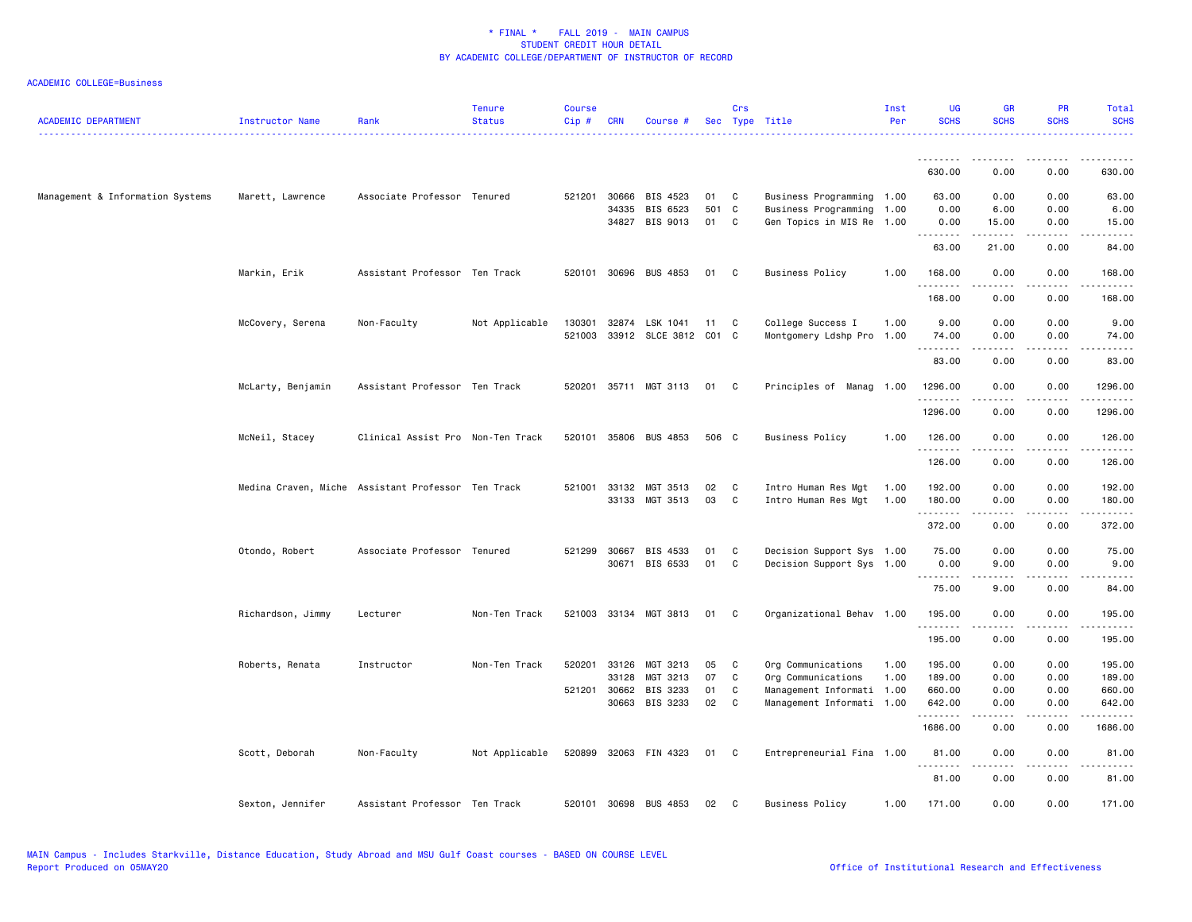* FINAL * FALL 2019 - MAIN CAMPUS
STUDENT CREDIT HOUR DETAIL
BY ACADEMIC COLLEGE/DEPARTMENT OF INSTRUCTOR OF RECORD

ACADEMIC COLLEGE=Business

| ACADEMIC DEPARTMENT | Instructor Name | Rank | Tenure Status | Course Cip # | CRN | Course # | Sec | Crs Type | Title | Inst Per | UG SCHS | GR SCHS | PR SCHS | Total SCHS |
|---|---|---|---|---|---|---|---|---|---|---|---|---|---|---|
| | | | | | | | | | | | 630.00 | 0.00 | 0.00 | 630.00 |
| Management & Information Systems | Marett, Lawrence | Associate Professor | Tenured | 521201 | 30666 | BIS 4523 | 01 | C | Business Programming | 1.00 | 63.00 | 0.00 | 0.00 | 63.00 |
| | | | | | 34335 | BIS 6523 | 501 | C | Business Programming | 1.00 | 0.00 | 6.00 | 0.00 | 6.00 |
| | | | | | 34827 | BIS 9013 | 01 | C | Gen Topics in MIS Re | 1.00 | 0.00 | 15.00 | 0.00 | 15.00 |
| | | | | | | | | | | | 63.00 | 21.00 | 0.00 | 84.00 |
| | Markin, Erik | Assistant Professor | Ten Track | 520101 | 30696 | BUS 4853 | 01 | C | Business Policy | 1.00 | 168.00 | 0.00 | 0.00 | 168.00 |
| | | | | | | | | | | | 168.00 | 0.00 | 0.00 | 168.00 |
| | McCovery, Serena | Non-Faculty | Not Applicable | 130301 | 32874 | LSK 1041 | 11 | C | College Success I | 1.00 | 9.00 | 0.00 | 0.00 | 9.00 |
| | | | | 521003 | 33912 | SLCE 3812 | C01 | C | Montgomery Ldshp Pro | 1.00 | 74.00 | 0.00 | 0.00 | 74.00 |
| | | | | | | | | | | | 83.00 | 0.00 | 0.00 | 83.00 |
| | McLarty, Benjamin | Assistant Professor | Ten Track | 520201 | 35711 | MGT 3113 | 01 | C | Principles of Manag | 1.00 | 1296.00 | 0.00 | 0.00 | 1296.00 |
| | | | | | | | | | | | 1296.00 | 0.00 | 0.00 | 1296.00 |
| | McNeil, Stacey | Clinical Assist Pro | Non-Ten Track | 520101 | 35806 | BUS 4853 | 506 | C | Business Policy | 1.00 | 126.00 | 0.00 | 0.00 | 126.00 |
| | | | | | | | | | | | 126.00 | 0.00 | 0.00 | 126.00 |
| | Medina Craven, Miche | Assistant Professor | Ten Track | 521001 | 33132 | MGT 3513 | 02 | C | Intro Human Res Mgt | 1.00 | 192.00 | 0.00 | 0.00 | 192.00 |
| | | | | | 33133 | MGT 3513 | 03 | C | Intro Human Res Mgt | 1.00 | 180.00 | 0.00 | 0.00 | 180.00 |
| | | | | | | | | | | | 372.00 | 0.00 | 0.00 | 372.00 |
| | Otondo, Robert | Associate Professor | Tenured | 521299 | 30667 | BIS 4533 | 01 | C | Decision Support Sys | 1.00 | 75.00 | 0.00 | 0.00 | 75.00 |
| | | | | | 30671 | BIS 6533 | 01 | C | Decision Support Sys | 1.00 | 0.00 | 9.00 | 0.00 | 9.00 |
| | | | | | | | | | | | 75.00 | 9.00 | 0.00 | 84.00 |
| | Richardson, Jimmy | Lecturer | Non-Ten Track | 521003 | 33134 | MGT 3813 | 01 | C | Organizational Behav | 1.00 | 195.00 | 0.00 | 0.00 | 195.00 |
| | | | | | | | | | | | 195.00 | 0.00 | 0.00 | 195.00 |
| | Roberts, Renata | Instructor | Non-Ten Track | 520201 | 33126 | MGT 3213 | 05 | C | Org Communications | 1.00 | 195.00 | 0.00 | 0.00 | 195.00 |
| | | | | | 33128 | MGT 3213 | 07 | C | Org Communications | 1.00 | 189.00 | 0.00 | 0.00 | 189.00 |
| | | | | 521201 | 30662 | BIS 3233 | 01 | C | Management Informati | 1.00 | 660.00 | 0.00 | 0.00 | 660.00 |
| | | | | | 30663 | BIS 3233 | 02 | C | Management Informati | 1.00 | 642.00 | 0.00 | 0.00 | 642.00 |
| | | | | | | | | | | | 1686.00 | 0.00 | 0.00 | 1686.00 |
| | Scott, Deborah | Non-Faculty | Not Applicable | 520899 | 32063 | FIN 4323 | 01 | C | Entrepreneurial Fina | 1.00 | 81.00 | 0.00 | 0.00 | 81.00 |
| | | | | | | | | | | | 81.00 | 0.00 | 0.00 | 81.00 |
| | Sexton, Jennifer | Assistant Professor | Ten Track | 520101 | 30698 | BUS 4853 | 02 | C | Business Policy | 1.00 | 171.00 | 0.00 | 0.00 | 171.00 |

MAIN Campus - Includes Starkville, Distance Education, Study Abroad and MSU Gulf Coast courses - BASED ON COURSE LEVEL
Report Produced on 05MAY20

Office of Institutional Research and Effectiveness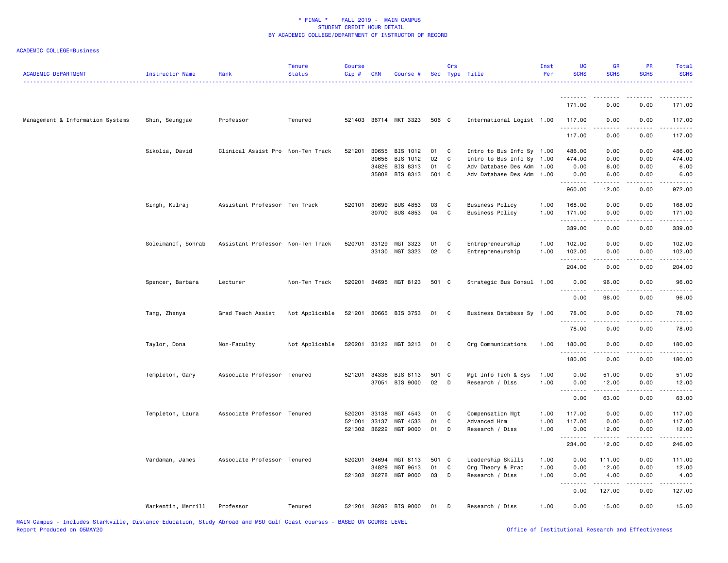# * FINAL * FALL 2019 - MAIN CAMPUS
## STUDENT CREDIT HOUR DETAIL
## BY ACADEMIC COLLEGE/DEPARTMENT OF INSTRUCTOR OF RECORD

ACADEMIC COLLEGE=Business

| ACADEMIC DEPARTMENT | Instructor Name | Rank | Tenure Status | Course Cip # | CRN | Course # | Sec | Crs Type | Title | Inst Per | UG SCHS | GR SCHS | PR SCHS | Total SCHS |
|---|---|---|---|---|---|---|---|---|---|---|---|---|---|---|
| | | | | | | | | | | | 171.00 | 0.00 | 0.00 | 171.00 |
| Management & Information Systems | Shin, Seungjae | Professor | Tenured | 521403 | 36714 | MKT 3323 | 506 | C | International Logist | 1.00 | 117.00 | 0.00 | 0.00 | 117.00 |
| | | | | | | | | | | | 117.00 | 0.00 | 0.00 | 117.00 |
| | Sikolia, David | Clinical Assist Pro | Non-Ten Track | 521201 | 30655 | BIS 1012 | 01 | C | Intro to Bus Info Sy | 1.00 | 486.00 | 0.00 | 0.00 | 486.00 |
| | | | | | 30656 | BIS 1012 | 02 | C | Intro to Bus Info Sy | 1.00 | 474.00 | 0.00 | 0.00 | 474.00 |
| | | | | | 34826 | BIS 8313 | 01 | C | Adv Database Des Adm | 1.00 | 0.00 | 6.00 | 0.00 | 6.00 |
| | | | | | 35808 | BIS 8313 | 501 | C | Adv Database Des Adm | 1.00 | 0.00 | 6.00 | 0.00 | 6.00 |
| | | | | | | | | | | | 960.00 | 12.00 | 0.00 | 972.00 |
| | Singh, Kulraj | Assistant Professor | Ten Track | 520101 | 30699 | BUS 4853 | 03 | C | Business Policy | 1.00 | 168.00 | 0.00 | 0.00 | 168.00 |
| | | | | | 30700 | BUS 4853 | 04 | C | Business Policy | 1.00 | 171.00 | 0.00 | 0.00 | 171.00 |
| | | | | | | | | | | | 339.00 | 0.00 | 0.00 | 339.00 |
| | Soleimanof, Sohrab | Assistant Professor | Non-Ten Track | 520701 | 33129 | MGT 3323 | 01 | C | Entrepreneurship | 1.00 | 102.00 | 0.00 | 0.00 | 102.00 |
| | | | | | 33130 | MGT 3323 | 02 | C | Entrepreneurship | 1.00 | 102.00 | 0.00 | 0.00 | 102.00 |
| | | | | | | | | | | | 204.00 | 0.00 | 0.00 | 204.00 |
| | Spencer, Barbara | Lecturer | Non-Ten Track | 520201 | 34695 | MGT 8123 | 501 | C | Strategic Bus Consul | 1.00 | 0.00 | 96.00 | 0.00 | 96.00 |
| | | | | | | | | | | | 0.00 | 96.00 | 0.00 | 96.00 |
| | Tang, Zhenya | Grad Teach Assist | Not Applicable | 521201 | 30665 | BIS 3753 | 01 | C | Business Database Sy | 1.00 | 78.00 | 0.00 | 0.00 | 78.00 |
| | | | | | | | | | | | 78.00 | 0.00 | 0.00 | 78.00 |
| | Taylor, Dona | Non-Faculty | Not Applicable | 520201 | 33122 | MGT 3213 | 01 | C | Org Communications | 1.00 | 180.00 | 0.00 | 0.00 | 180.00 |
| | | | | | | | | | | | 180.00 | 0.00 | 0.00 | 180.00 |
| | Templeton, Gary | Associate Professor | Tenured | 521201 | 34336 | BIS 8113 | 501 | C | Mgt Info Tech & Sys | 1.00 | 0.00 | 51.00 | 0.00 | 51.00 |
| | | | | | 37051 | BIS 9000 | 02 | D | Research / Diss | 1.00 | 0.00 | 12.00 | 0.00 | 12.00 |
| | | | | | | | | | | | 0.00 | 63.00 | 0.00 | 63.00 |
| | Templeton, Laura | Associate Professor | Tenured | 520201 | 33138 | MGT 4543 | 01 | C | Compensation Mgt | 1.00 | 117.00 | 0.00 | 0.00 | 117.00 |
| | | | | 521001 | 33137 | MGT 4533 | 01 | C | Advanced Hrm | 1.00 | 117.00 | 0.00 | 0.00 | 117.00 |
| | | | | 521302 | 36222 | MGT 9000 | 01 | D | Research / Diss | 1.00 | 0.00 | 12.00 | 0.00 | 12.00 |
| | | | | | | | | | | | 234.00 | 12.00 | 0.00 | 246.00 |
| | Vardaman, James | Associate Professor | Tenured | 520201 | 34694 | MGT 8113 | 501 | C | Leadership Skills | 1.00 | 0.00 | 111.00 | 0.00 | 111.00 |
| | | | | | 34829 | MGT 9613 | 01 | C | Org Theory & Prac | 1.00 | 0.00 | 12.00 | 0.00 | 12.00 |
| | | | | 521302 | 36278 | MGT 9000 | 03 | D | Research / Diss | 1.00 | 0.00 | 4.00 | 0.00 | 4.00 |
| | | | | | | | | | | | 0.00 | 127.00 | 0.00 | 127.00 |
| | Warkentin, Merrill | Professor | Tenured | 521201 | 36282 | BIS 9000 | 01 | D | Research / Diss | 1.00 | 0.00 | 15.00 | 0.00 | 15.00 |

MAIN Campus - Includes Starkville, Distance Education, Study Abroad and MSU Gulf Coast courses - BASED ON COURSE LEVEL
Report Produced on 05MAY20 Office of Institutional Research and Effectiveness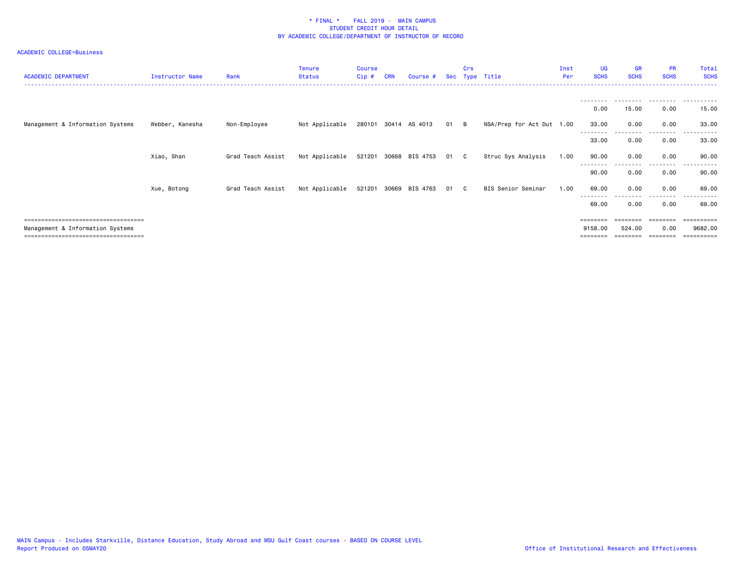\* FINAL \*    FALL 2019 -  MAIN CAMPUS
STUDENT CREDIT HOUR DETAIL
BY ACADEMIC COLLEGE/DEPARTMENT OF INSTRUCTOR OF RECORD

ACADEMIC COLLEGE=Business

| ACADEMIC DEPARTMENT | Instructor Name | Rank | Tenure Status | Course Cip # | CRN | Course # | Sec | Crs Type | Title | Inst Per | UG SCHS | GR SCHS | PR SCHS | Total SCHS |
|---|---|---|---|---|---|---|---|---|---|---|---|---|---|---|
| | | | | | | | | | | | 0.00 | 15.00 | 0.00 | 15.00 |
| Management & Information Systems | Webber, Kanesha | Non-Employee | Not Applicable | 280101 | 30414 | AS 4013 | 01 | B | NSA/Prep for Act Dut | 1.00 | 33.00 | 0.00 | 0.00 | 33.00 |
| | | | | | | | | | | | 33.00 | 0.00 | 0.00 | 33.00 |
| | Xiao, Shan | Grad Teach Assist | Not Applicable | 521201 | 30668 | BIS 4753 | 01 | C | Struc Sys Analysis | 1.00 | 90.00 | 0.00 | 0.00 | 90.00 |
| | | | | | | | | | | | 90.00 | 0.00 | 0.00 | 90.00 |
| | Xue, Botong | Grad Teach Assist | Not Applicable | 521201 | 30669 | BIS 4763 | 01 | C | BIS Senior Seminar | 1.00 | 69.00 | 0.00 | 0.00 | 69.00 |
| | | | | | | | | | | | 69.00 | 0.00 | 0.00 | 69.00 |
| Management & Information Systems | | | | | | | | | | | 9158.00 | 524.00 | 0.00 | 9682.00 |

MAIN Campus - Includes Starkville, Distance Education, Study Abroad and MSU Gulf Coast courses - BASED ON COURSE LEVEL
Report Produced on 05MAY20

Office of Institutional Research and Effectiveness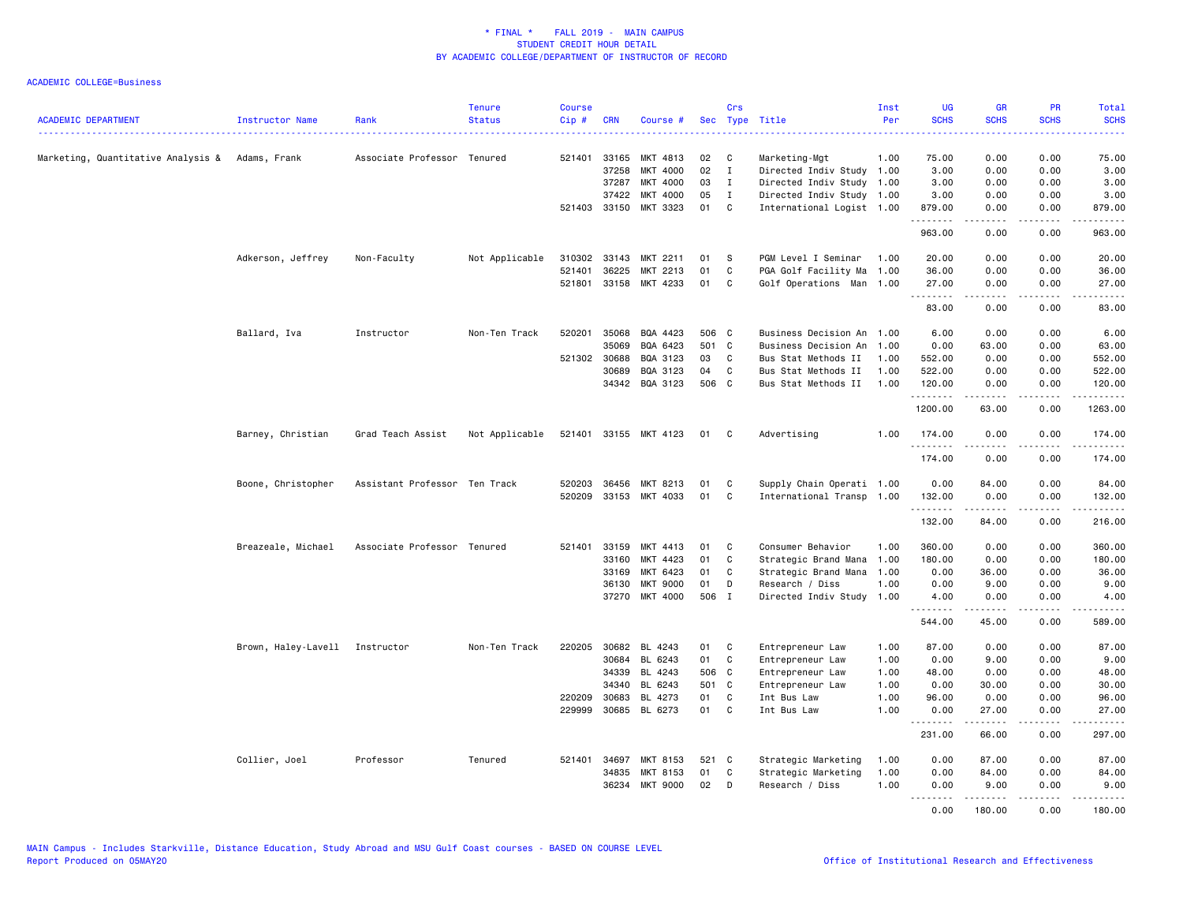# * FINAL * FALL 2019 - MAIN CAMPUS
## STUDENT CREDIT HOUR DETAIL
## BY ACADEMIC COLLEGE/DEPARTMENT OF INSTRUCTOR OF RECORD

ACADEMIC COLLEGE=Business

| ACADEMIC DEPARTMENT | Instructor Name | Rank | Tenure Status | Course Cip # | CRN | Course # | Sec | Crs Type | Title | Inst Per | UG SCHS | GR SCHS | PR SCHS | Total SCHS |
|---|---|---|---|---|---|---|---|---|---|---|---|---|---|---|
| Marketing, Quantitative Analysis & | Adams, Frank | Associate Professor | Tenured | 521401 | 33165 | MKT 4813 | 02 | C | Marketing-Mgt | 1.00 | 75.00 | 0.00 | 0.00 | 75.00 |
| | | | | | 37258 | MKT 4000 | 02 | I | Directed Indiv Study | 1.00 | 3.00 | 0.00 | 0.00 | 3.00 |
| | | | | | 37287 | MKT 4000 | 03 | I | Directed Indiv Study | 1.00 | 3.00 | 0.00 | 0.00 | 3.00 |
| | | | | | 37422 | MKT 4000 | 05 | I | Directed Indiv Study | 1.00 | 3.00 | 0.00 | 0.00 | 3.00 |
| | | | | 521403 | 33150 | MKT 3323 | 01 | C | International Logist | 1.00 | 879.00 | 0.00 | 0.00 | 879.00 |
| | | | | | | | | | | | 963.00 | 0.00 | 0.00 | 963.00 |
| | Adkerson, Jeffrey | Non-Faculty | Not Applicable | 310302 | 33143 | MKT 2211 | 01 | S | PGM Level I Seminar | 1.00 | 20.00 | 0.00 | 0.00 | 20.00 |
| | | | | 521401 | 36225 | MKT 2213 | 01 | C | PGA Golf Facility Ma | 1.00 | 36.00 | 0.00 | 0.00 | 36.00 |
| | | | | 521801 | 33158 | MKT 4233 | 01 | C | Golf Operations Man | 1.00 | 27.00 | 0.00 | 0.00 | 27.00 |
| | | | | | | | | | | | 83.00 | 0.00 | 0.00 | 83.00 |
| | Ballard, Iva | Instructor | Non-Ten Track | 520201 | 35068 | BQA 4423 | 506 | C | Business Decision An | 1.00 | 6.00 | 0.00 | 0.00 | 6.00 |
| | | | | | 35069 | BQA 6423 | 501 | C | Business Decision An | 1.00 | 0.00 | 63.00 | 0.00 | 63.00 |
| | | | | 521302 | 30688 | BQA 3123 | 03 | C | Bus Stat Methods II | 1.00 | 552.00 | 0.00 | 0.00 | 552.00 |
| | | | | | 30689 | BQA 3123 | 04 | C | Bus Stat Methods II | 1.00 | 522.00 | 0.00 | 0.00 | 522.00 |
| | | | | | 34342 | BQA 3123 | 506 | C | Bus Stat Methods II | 1.00 | 120.00 | 0.00 | 0.00 | 120.00 |
| | | | | | | | | | | | 1200.00 | 63.00 | 0.00 | 1263.00 |
| | Barney, Christian | Grad Teach Assist | Not Applicable | 521401 | 33155 | MKT 4123 | 01 | C | Advertising | 1.00 | 174.00 | 0.00 | 0.00 | 174.00 |
| | | | | | | | | | | | 174.00 | 0.00 | 0.00 | 174.00 |
| | Boone, Christopher | Assistant Professor | Ten Track | 520203 | 36456 | MKT 8213 | 01 | C | Supply Chain Operati | 1.00 | 0.00 | 84.00 | 0.00 | 84.00 |
| | | | | 520209 | 33153 | MKT 4033 | 01 | C | International Transp | 1.00 | 132.00 | 0.00 | 0.00 | 132.00 |
| | | | | | | | | | | | 132.00 | 84.00 | 0.00 | 216.00 |
| | Breazeale, Michael | Associate Professor | Tenured | 521401 | 33159 | MKT 4413 | 01 | C | Consumer Behavior | 1.00 | 360.00 | 0.00 | 0.00 | 360.00 |
| | | | | | 33160 | MKT 4423 | 01 | C | Strategic Brand Mana | 1.00 | 180.00 | 0.00 | 0.00 | 180.00 |
| | | | | | 33169 | MKT 6423 | 01 | C | Strategic Brand Mana | 1.00 | 0.00 | 36.00 | 0.00 | 36.00 |
| | | | | | 36130 | MKT 9000 | 01 | D | Research / Diss | 1.00 | 0.00 | 9.00 | 0.00 | 9.00 |
| | | | | | 37270 | MKT 4000 | 506 | I | Directed Indiv Study | 1.00 | 4.00 | 0.00 | 0.00 | 4.00 |
| | | | | | | | | | | | 544.00 | 45.00 | 0.00 | 589.00 |
| | Brown, Haley-Lavell | Instructor | Non-Ten Track | 220205 | 30682 | BL 4243 | 01 | C | Entrepreneur Law | 1.00 | 87.00 | 0.00 | 0.00 | 87.00 |
| | | | | | 30684 | BL 6243 | 01 | C | Entrepreneur Law | 1.00 | 0.00 | 9.00 | 0.00 | 9.00 |
| | | | | | 34339 | BL 4243 | 506 | C | Entrepreneur Law | 1.00 | 48.00 | 0.00 | 0.00 | 48.00 |
| | | | | | 34340 | BL 6243 | 501 | C | Entrepreneur Law | 1.00 | 0.00 | 30.00 | 0.00 | 30.00 |
| | | | | 220209 | 30683 | BL 4273 | 01 | C | Int Bus Law | 1.00 | 96.00 | 0.00 | 0.00 | 96.00 |
| | | | | 229999 | 30685 | BL 6273 | 01 | C | Int Bus Law | 1.00 | 0.00 | 27.00 | 0.00 | 27.00 |
| | | | | | | | | | | | 231.00 | 66.00 | 0.00 | 297.00 |
| | Collier, Joel | Professor | Tenured | 521401 | 34697 | MKT 8153 | 521 | C | Strategic Marketing | 1.00 | 0.00 | 87.00 | 0.00 | 87.00 |
| | | | | | 34835 | MKT 8153 | 01 | C | Strategic Marketing | 1.00 | 0.00 | 84.00 | 0.00 | 84.00 |
| | | | | | 36234 | MKT 9000 | 02 | D | Research / Diss | 1.00 | 0.00 | 9.00 | 0.00 | 9.00 |
| | | | | | | | | | | | 0.00 | 180.00 | 0.00 | 180.00 |

MAIN Campus - Includes Starkville, Distance Education, Study Abroad and MSU Gulf Coast courses - BASED ON COURSE LEVEL
Report Produced on 05MAY20 — Office of Institutional Research and Effectiveness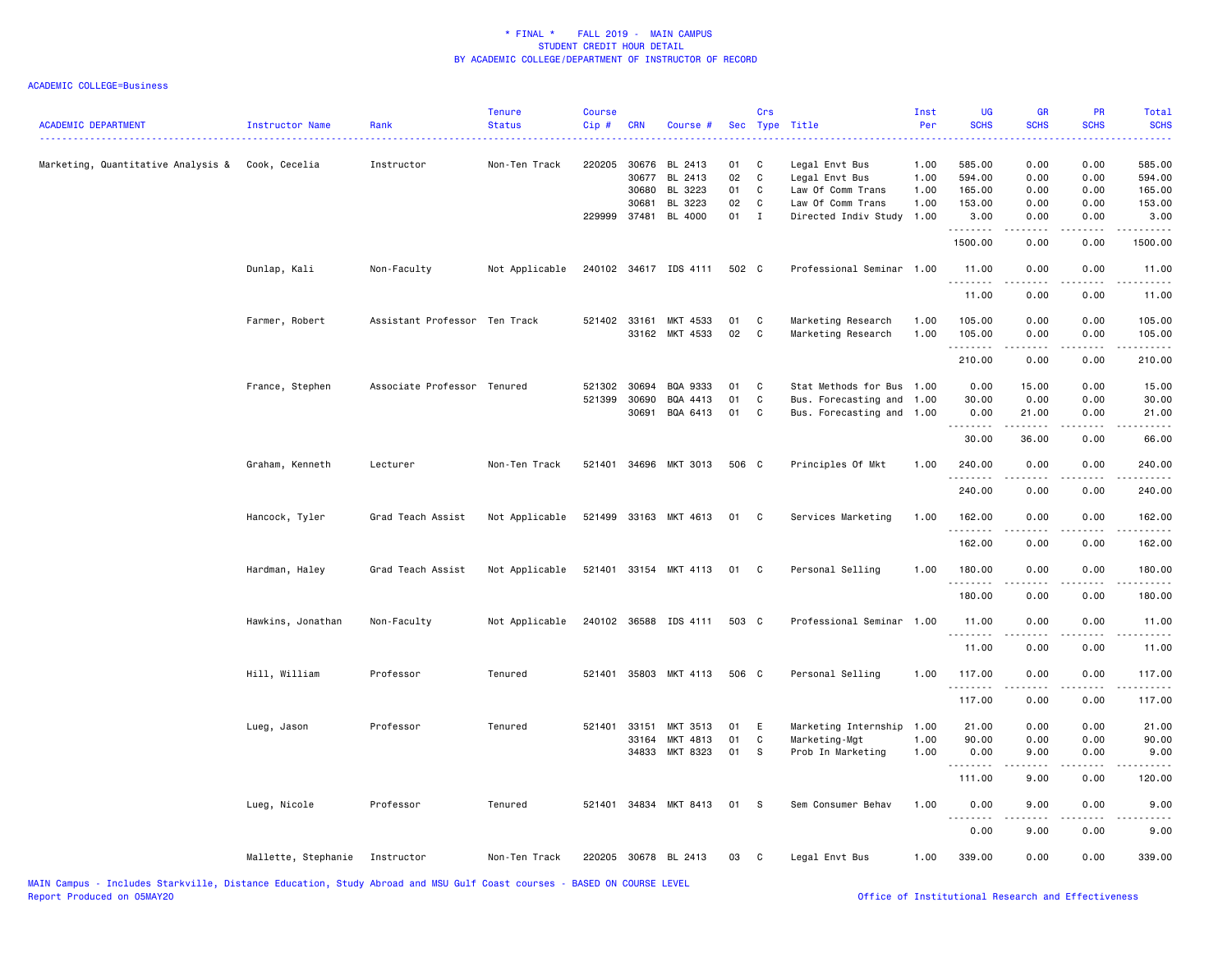\* FINAL \* FALL 2019 - MAIN CAMPUS
STUDENT CREDIT HOUR DETAIL
BY ACADEMIC COLLEGE/DEPARTMENT OF INSTRUCTOR OF RECORD

ACADEMIC COLLEGE=Business

| ACADEMIC DEPARTMENT | Instructor Name | Rank | Tenure Status | Course Cip # | CRN | Course # | Sec | Crs Type | Title | Inst Per | UG SCHS | GR SCHS | PR SCHS | Total SCHS |
|---|---|---|---|---|---|---|---|---|---|---|---|---|---|---|
| Marketing, Quantitative Analysis & | Cook, Cecelia | Instructor | Non-Ten Track | 220205 | 30676 | BL 2413 | 01 | C | Legal Envt Bus | 1.00 | 585.00 | 0.00 | 0.00 | 585.00 |
| | | | | | 30677 | BL 2413 | 02 | C | Legal Envt Bus | 1.00 | 594.00 | 0.00 | 0.00 | 594.00 |
| | | | | | 30680 | BL 3223 | 01 | C | Law Of Comm Trans | 1.00 | 165.00 | 0.00 | 0.00 | 165.00 |
| | | | | | 30681 | BL 3223 | 02 | C | Law Of Comm Trans | 1.00 | 153.00 | 0.00 | 0.00 | 153.00 |
| | | | | 229999 | 37481 | BL 4000 | 01 | I | Directed Indiv Study | 1.00 | 3.00 | 0.00 | 0.00 | 3.00 |
| | | | | | | | | | | | 1500.00 | 0.00 | 0.00 | 1500.00 |
| | Dunlap, Kali | Non-Faculty | Not Applicable | 240102 | 34617 | IDS 4111 | 502 | C | Professional Seminar | 1.00 | 11.00 | 0.00 | 0.00 | 11.00 |
| | | | | | | | | | | | 11.00 | 0.00 | 0.00 | 11.00 |
| | Farmer, Robert | Assistant Professor | Ten Track | 521402 | 33161 | MKT 4533 | 01 | C | Marketing Research | 1.00 | 105.00 | 0.00 | 0.00 | 105.00 |
| | | | | | 33162 | MKT 4533 | 02 | C | Marketing Research | 1.00 | 105.00 | 0.00 | 0.00 | 105.00 |
| | | | | | | | | | | | 210.00 | 0.00 | 0.00 | 210.00 |
| | France, Stephen | Associate Professor | Tenured | 521302 | 30694 | BQA 9333 | 01 | C | Stat Methods for Bus | 1.00 | 0.00 | 15.00 | 0.00 | 15.00 |
| | | | | 521399 | 30690 | BQA 4413 | 01 | C | Bus. Forecasting and | 1.00 | 30.00 | 0.00 | 0.00 | 30.00 |
| | | | | | 30691 | BQA 6413 | 01 | C | Bus. Forecasting and | 1.00 | 0.00 | 21.00 | 0.00 | 21.00 |
| | | | | | | | | | | | 30.00 | 36.00 | 0.00 | 66.00 |
| | Graham, Kenneth | Lecturer | Non-Ten Track | 521401 | 34696 | MKT 3013 | 506 | C | Principles Of Mkt | 1.00 | 240.00 | 0.00 | 0.00 | 240.00 |
| | | | | | | | | | | | 240.00 | 0.00 | 0.00 | 240.00 |
| | Hancock, Tyler | Grad Teach Assist | Not Applicable | 521499 | 33163 | MKT 4613 | 01 | C | Services Marketing | 1.00 | 162.00 | 0.00 | 0.00 | 162.00 |
| | | | | | | | | | | | 162.00 | 0.00 | 0.00 | 162.00 |
| | Hardman, Haley | Grad Teach Assist | Not Applicable | 521401 | 33154 | MKT 4113 | 01 | C | Personal Selling | 1.00 | 180.00 | 0.00 | 0.00 | 180.00 |
| | | | | | | | | | | | 180.00 | 0.00 | 0.00 | 180.00 |
| | Hawkins, Jonathan | Non-Faculty | Not Applicable | 240102 | 36588 | IDS 4111 | 503 | C | Professional Seminar | 1.00 | 11.00 | 0.00 | 0.00 | 11.00 |
| | | | | | | | | | | | 11.00 | 0.00 | 0.00 | 11.00 |
| | Hill, William | Professor | Tenured | 521401 | 35803 | MKT 4113 | 506 | C | Personal Selling | 1.00 | 117.00 | 0.00 | 0.00 | 117.00 |
| | | | | | | | | | | | 117.00 | 0.00 | 0.00 | 117.00 |
| | Lueg, Jason | Professor | Tenured | 521401 | 33151 | MKT 3513 | 01 | E | Marketing Internship | 1.00 | 21.00 | 0.00 | 0.00 | 21.00 |
| | | | | | 33164 | MKT 4813 | 01 | C | Marketing-Mgt | 1.00 | 90.00 | 0.00 | 0.00 | 90.00 |
| | | | | | 34833 | MKT 8323 | 01 | S | Prob In Marketing | 1.00 | 0.00 | 9.00 | 0.00 | 9.00 |
| | | | | | | | | | | | 111.00 | 9.00 | 0.00 | 120.00 |
| | Lueg, Nicole | Professor | Tenured | 521401 | 34834 | MKT 8413 | 01 | S | Sem Consumer Behav | 1.00 | 0.00 | 9.00 | 0.00 | 9.00 |
| | | | | | | | | | | | 0.00 | 9.00 | 0.00 | 9.00 |
| | Mallette, Stephanie | Instructor | Non-Ten Track | 220205 | 30678 | BL 2413 | 03 | C | Legal Envt Bus | 1.00 | 339.00 | 0.00 | 0.00 | 339.00 |

MAIN Campus - Includes Starkville, Distance Education, Study Abroad and MSU Gulf Coast courses - BASED ON COURSE LEVEL
Report Produced on 05MAY20 Office of Institutional Research and Effectiveness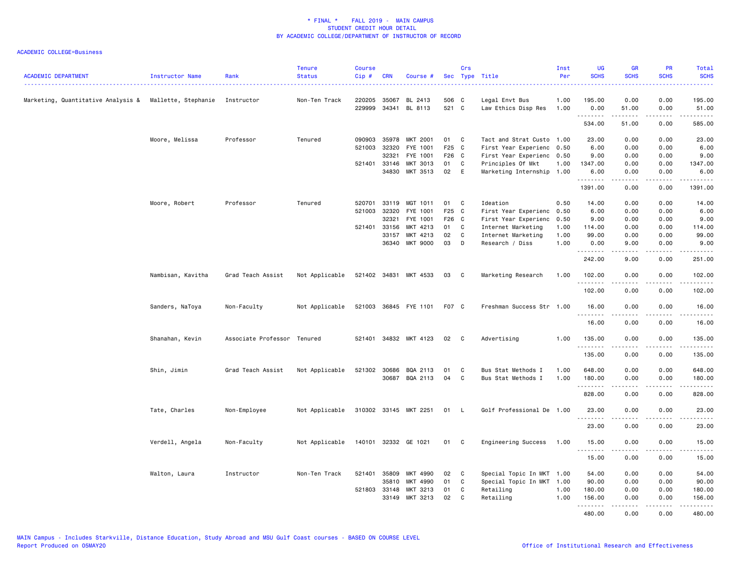\* FINAL \* FALL 2019 - MAIN CAMPUS
STUDENT CREDIT HOUR DETAIL
BY ACADEMIC COLLEGE/DEPARTMENT OF INSTRUCTOR OF RECORD

ACADEMIC COLLEGE=Business

| ACADEMIC DEPARTMENT | Instructor Name | Rank | Tenure Status | Course Cip # | CRN | Course # | Sec | Crs Type | Title | Inst Per | UG SCHS | GR SCHS | PR SCHS | Total SCHS |
|---|---|---|---|---|---|---|---|---|---|---|---|---|---|---|
| Marketing, Quantitative Analysis & | Mallette, Stephanie | Instructor | Non-Ten Track | 220205 | 35067 | BL 2413 | 506 | C | Legal Envt Bus | 1.00 | 195.00 | 0.00 | 0.00 | 195.00 |
| | | | | 229999 | 34341 | BL 8113 | 521 | C | Law Ethics Disp Res | 1.00 | 0.00 | 51.00 | 0.00 | 51.00 |
| | | | | | | | | | | | 534.00 | 51.00 | 0.00 | 585.00 |
| | Moore, Melissa | Professor | Tenured | 090903 | 35978 | MKT 2001 | 01 | C | Tact and Strat Custo | 1.00 | 23.00 | 0.00 | 0.00 | 23.00 |
| | | | | 521003 | 32320 | FYE 1001 | F25 | C | First Year Experienc | 0.50 | 6.00 | 0.00 | 0.00 | 6.00 |
| | | | | | 32321 | FYE 1001 | F26 | C | First Year Experienc | 0.50 | 9.00 | 0.00 | 0.00 | 9.00 |
| | | | | 521401 | 33146 | MKT 3013 | 01 | C | Principles Of Mkt | 1.00 | 1347.00 | 0.00 | 0.00 | 1347.00 |
| | | | | | 34830 | MKT 3513 | 02 | E | Marketing Internship | 1.00 | 6.00 | 0.00 | 0.00 | 6.00 |
| | | | | | | | | | | | 1391.00 | 0.00 | 0.00 | 1391.00 |
| | Moore, Robert | Professor | Tenured | 520701 | 33119 | MGT 1011 | 01 | C | Ideation | 0.50 | 14.00 | 0.00 | 0.00 | 14.00 |
| | | | | 521003 | 32320 | FYE 1001 | F25 | C | First Year Experienc | 0.50 | 6.00 | 0.00 | 0.00 | 6.00 |
| | | | | | 32321 | FYE 1001 | F26 | C | First Year Experienc | 0.50 | 9.00 | 0.00 | 0.00 | 9.00 |
| | | | | 521401 | 33156 | MKT 4213 | 01 | C | Internet Marketing | 1.00 | 114.00 | 0.00 | 0.00 | 114.00 |
| | | | | | 33157 | MKT 4213 | 02 | C | Internet Marketing | 1.00 | 99.00 | 0.00 | 0.00 | 99.00 |
| | | | | | 36340 | MKT 9000 | 03 | D | Research / Diss | 1.00 | 0.00 | 9.00 | 0.00 | 9.00 |
| | | | | | | | | | | | 242.00 | 9.00 | 0.00 | 251.00 |
| | Nambisan, Kavitha | Grad Teach Assist | Not Applicable | 521402 | 34831 | MKT 4533 | 03 | C | Marketing Research | 1.00 | 102.00 | 0.00 | 0.00 | 102.00 |
| | | | | | | | | | | | 102.00 | 0.00 | 0.00 | 102.00 |
| | Sanders, NaToya | Non-Faculty | Not Applicable | 521003 | 36845 | FYE 1101 | F07 | C | Freshman Success Str | 1.00 | 16.00 | 0.00 | 0.00 | 16.00 |
| | | | | | | | | | | | 16.00 | 0.00 | 0.00 | 16.00 |
| | Shanahan, Kevin | Associate Professor | Tenured | 521401 | 34832 | MKT 4123 | 02 | C | Advertising | 1.00 | 135.00 | 0.00 | 0.00 | 135.00 |
| | | | | | | | | | | | 135.00 | 0.00 | 0.00 | 135.00 |
| | Shin, Jimin | Grad Teach Assist | Not Applicable | 521302 | 30686 | BQA 2113 | 01 | C | Bus Stat Methods I | 1.00 | 648.00 | 0.00 | 0.00 | 648.00 |
| | | | | | 30687 | BQA 2113 | 04 | C | Bus Stat Methods I | 1.00 | 180.00 | 0.00 | 0.00 | 180.00 |
| | | | | | | | | | | | 828.00 | 0.00 | 0.00 | 828.00 |
| | Tate, Charles | Non-Employee | Not Applicable | 310302 | 33145 | MKT 2251 | 01 | L | Golf Professional De | 1.00 | 23.00 | 0.00 | 0.00 | 23.00 |
| | | | | | | | | | | | 23.00 | 0.00 | 0.00 | 23.00 |
| | Verdell, Angela | Non-Faculty | Not Applicable | 140101 | 32332 | GE 1021 | 01 | C | Engineering Success | 1.00 | 15.00 | 0.00 | 0.00 | 15.00 |
| | | | | | | | | | | | 15.00 | 0.00 | 0.00 | 15.00 |
| | Walton, Laura | Instructor | Non-Ten Track | 521401 | 35809 | MKT 4990 | 02 | C | Special Topic In MKT | 1.00 | 54.00 | 0.00 | 0.00 | 54.00 |
| | | | | | 35810 | MKT 4990 | 01 | C | Special Topic In MKT | 1.00 | 90.00 | 0.00 | 0.00 | 90.00 |
| | | | | 521803 | 33148 | MKT 3213 | 01 | C | Retailing | 1.00 | 180.00 | 0.00 | 0.00 | 180.00 |
| | | | | | 33149 | MKT 3213 | 02 | C | Retailing | 1.00 | 156.00 | 0.00 | 0.00 | 156.00 |
| | | | | | | | | | | | 480.00 | 0.00 | 0.00 | 480.00 |

MAIN Campus - Includes Starkville, Distance Education, Study Abroad and MSU Gulf Coast courses - BASED ON COURSE LEVEL
Report Produced on 05MAY20 Office of Institutional Research and Effectiveness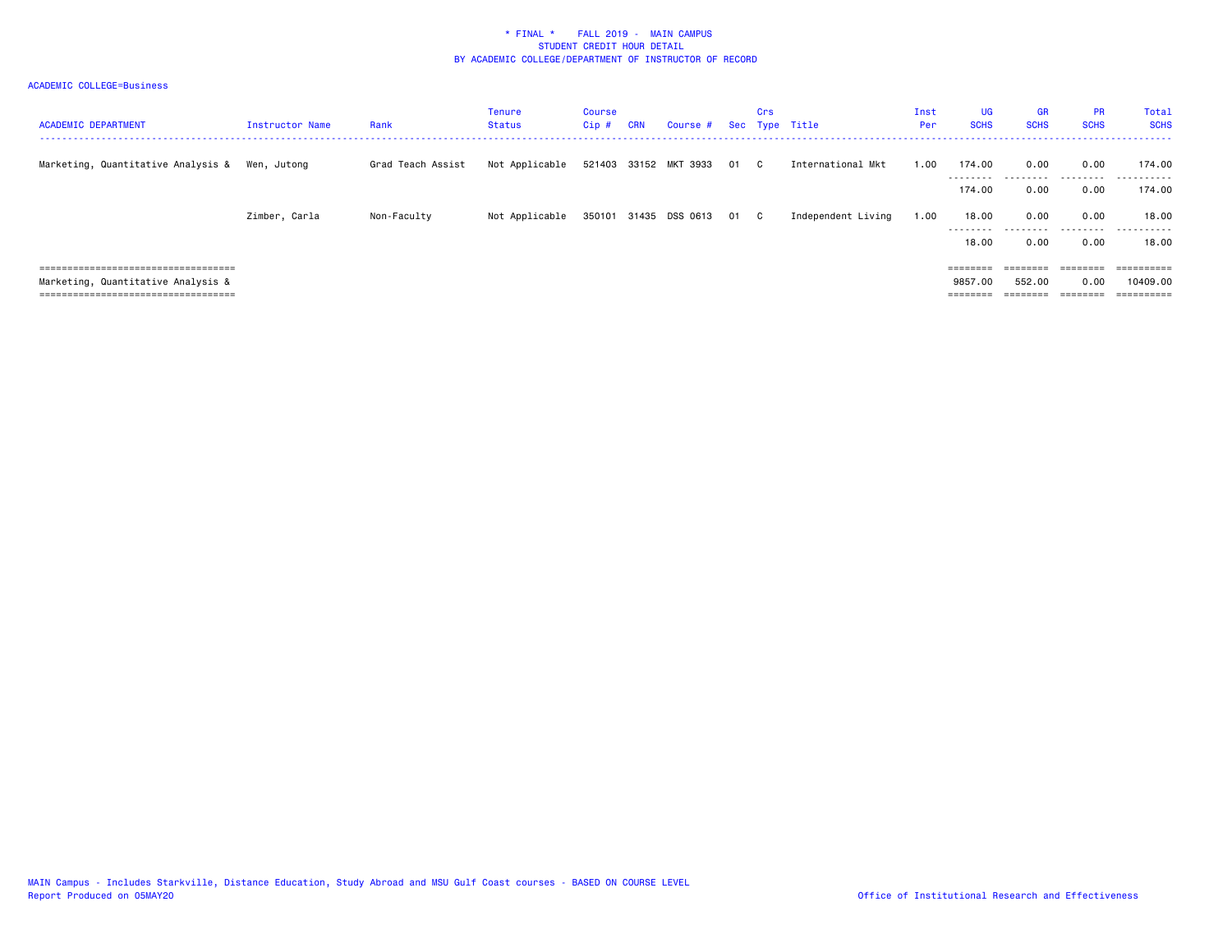\* FINAL \*    FALL 2019 -  MAIN CAMPUS
STUDENT CREDIT HOUR DETAIL
BY ACADEMIC COLLEGE/DEPARTMENT OF INSTRUCTOR OF RECORD

ACADEMIC COLLEGE=Business

| ACADEMIC DEPARTMENT | Instructor Name | Rank | Tenure Status | Course Cip # | CRN | Course # | Sec | Crs Type | Title | Inst Per | UG SCHS | GR SCHS | PR SCHS | Total SCHS |
|---|---|---|---|---|---|---|---|---|---|---|---|---|---|---|
| Marketing, Quantitative Analysis & | Wen, Jutong | Grad Teach Assist | Not Applicable | 521403 | 33152 | MKT 3933 | 01 | C | International Mkt | 1.00 | 174.00 | 0.00 | 0.00 | 174.00 |
| | | | | | | | | | | | 174.00 | 0.00 | 0.00 | 174.00 |
| | Zimber, Carla | Non-Faculty | Not Applicable | 350101 | 31435 | DSS 0613 | 01 | C | Independent Living | 1.00 | 18.00 | 0.00 | 0.00 | 18.00 |
| | | | | | | | | | | | 18.00 | 0.00 | 0.00 | 18.00 |
| Marketing, Quantitative Analysis & | | | | | | | | | | | 9857.00 | 552.00 | 0.00 | 10409.00 |

MAIN Campus - Includes Starkville, Distance Education, Study Abroad and MSU Gulf Coast courses - BASED ON COURSE LEVEL
Report Produced on 05MAY20

Office of Institutional Research and Effectiveness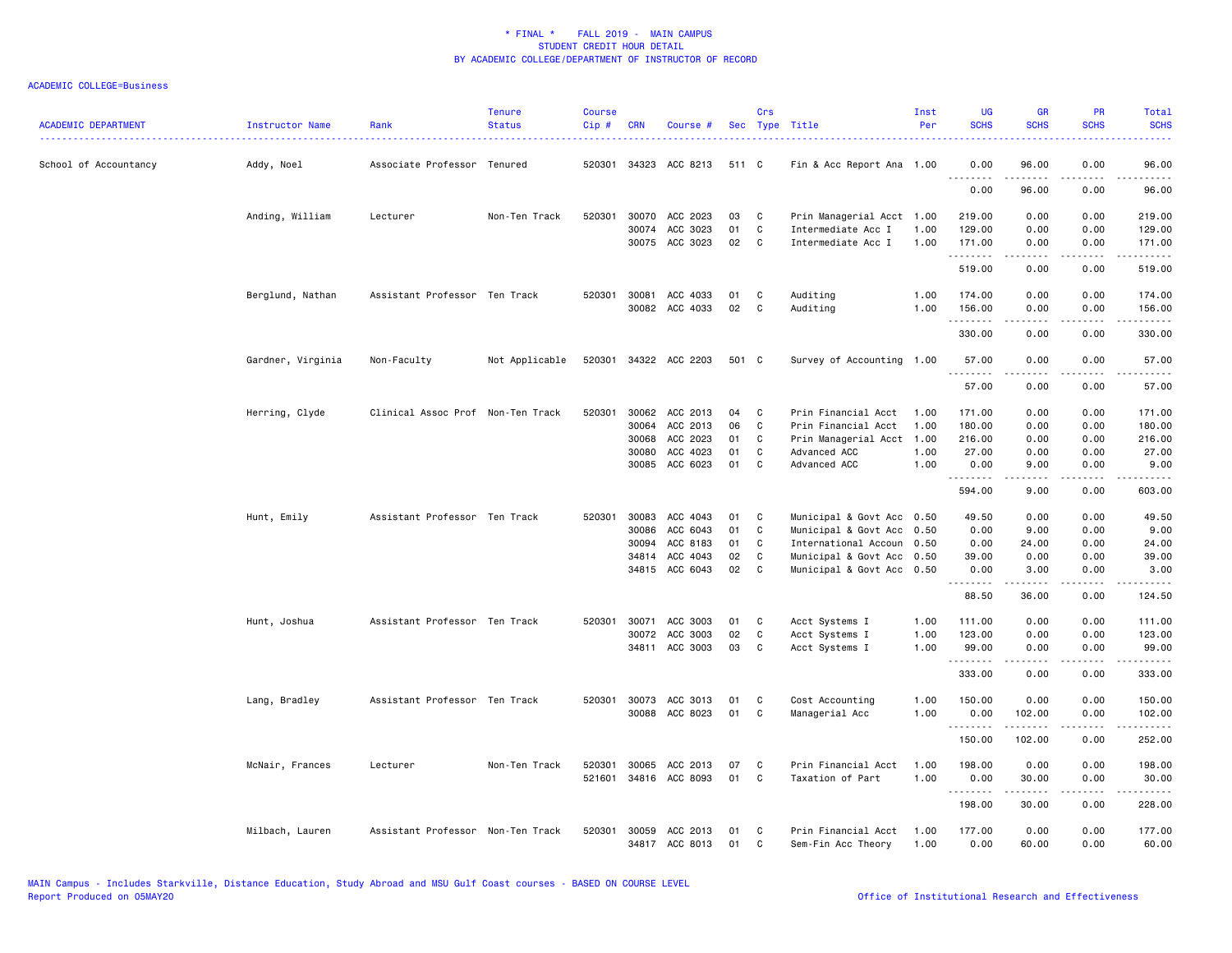\* FINAL \* FALL 2019 - MAIN CAMPUS
STUDENT CREDIT HOUR DETAIL
BY ACADEMIC COLLEGE/DEPARTMENT OF INSTRUCTOR OF RECORD

ACADEMIC COLLEGE=Business

| ACADEMIC DEPARTMENT | Instructor Name | Rank | Tenure Status | Course Cip # | CRN | Course # | Sec | Crs Type | Title | Inst Per | UG SCHS | GR SCHS | PR SCHS | Total SCHS |
|---|---|---|---|---|---|---|---|---|---|---|---|---|---|---|
| School of Accountancy | Addy, Noel | Associate Professor | Tenured | 520301 | 34323 | ACC 8213 | 511 | C | Fin & Acc Report Ana | 1.00 | 0.00 | 96.00 | 0.00 | 96.00 |
| | | | | | | | | | | | 0.00 | 96.00 | 0.00 | 96.00 |
| | Anding, William | Lecturer | Non-Ten Track | 520301 | 30070 | ACC 2023 | 03 | C | Prin Managerial Acct | 1.00 | 219.00 | 0.00 | 0.00 | 219.00 |
| | | | | | 30074 | ACC 3023 | 01 | C | Intermediate Acc I | 1.00 | 129.00 | 0.00 | 0.00 | 129.00 |
| | | | | | 30075 | ACC 3023 | 02 | C | Intermediate Acc I | 1.00 | 171.00 | 0.00 | 0.00 | 171.00 |
| | | | | | | | | | | | 519.00 | 0.00 | 0.00 | 519.00 |
| | Berglund, Nathan | Assistant Professor | Ten Track | 520301 | 30081 | ACC 4033 | 01 | C | Auditing | 1.00 | 174.00 | 0.00 | 0.00 | 174.00 |
| | | | | | 30082 | ACC 4033 | 02 | C | Auditing | 1.00 | 156.00 | 0.00 | 0.00 | 156.00 |
| | | | | | | | | | | | 330.00 | 0.00 | 0.00 | 330.00 |
| | Gardner, Virginia | Non-Faculty | Not Applicable | 520301 | 34322 | ACC 2203 | 501 | C | Survey of Accounting | 1.00 | 57.00 | 0.00 | 0.00 | 57.00 |
| | | | | | | | | | | | 57.00 | 0.00 | 0.00 | 57.00 |
| | Herring, Clyde | Clinical Assoc Prof | Non-Ten Track | 520301 | 30062 | ACC 2013 | 04 | C | Prin Financial Acct | 1.00 | 171.00 | 0.00 | 0.00 | 171.00 |
| | | | | | 30064 | ACC 2013 | 06 | C | Prin Financial Acct | 1.00 | 180.00 | 0.00 | 0.00 | 180.00 |
| | | | | | 30068 | ACC 2023 | 01 | C | Prin Managerial Acct | 1.00 | 216.00 | 0.00 | 0.00 | 216.00 |
| | | | | | 30080 | ACC 4023 | 01 | C | Advanced ACC | 1.00 | 27.00 | 0.00 | 0.00 | 27.00 |
| | | | | | 30085 | ACC 6023 | 01 | C | Advanced ACC | 1.00 | 0.00 | 9.00 | 0.00 | 9.00 |
| | | | | | | | | | | | 594.00 | 9.00 | 0.00 | 603.00 |
| | Hunt, Emily | Assistant Professor | Ten Track | 520301 | 30083 | ACC 4043 | 01 | C | Municipal & Govt Acc | 0.50 | 49.50 | 0.00 | 0.00 | 49.50 |
| | | | | | 30086 | ACC 6043 | 01 | C | Municipal & Govt Acc | 0.50 | 0.00 | 9.00 | 0.00 | 9.00 |
| | | | | | 30094 | ACC 8183 | 01 | C | International Accoun | 0.50 | 0.00 | 24.00 | 0.00 | 24.00 |
| | | | | | 34814 | ACC 4043 | 02 | C | Municipal & Govt Acc | 0.50 | 39.00 | 0.00 | 0.00 | 39.00 |
| | | | | | 34815 | ACC 6043 | 02 | C | Municipal & Govt Acc | 0.50 | 0.00 | 3.00 | 0.00 | 3.00 |
| | | | | | | | | | | | 88.50 | 36.00 | 0.00 | 124.50 |
| | Hunt, Joshua | Assistant Professor | Ten Track | 520301 | 30071 | ACC 3003 | 01 | C | Acct Systems I | 1.00 | 111.00 | 0.00 | 0.00 | 111.00 |
| | | | | | 30072 | ACC 3003 | 02 | C | Acct Systems I | 1.00 | 123.00 | 0.00 | 0.00 | 123.00 |
| | | | | | 34811 | ACC 3003 | 03 | C | Acct Systems I | 1.00 | 99.00 | 0.00 | 0.00 | 99.00 |
| | | | | | | | | | | | 333.00 | 0.00 | 0.00 | 333.00 |
| | Lang, Bradley | Assistant Professor | Ten Track | 520301 | 30073 | ACC 3013 | 01 | C | Cost Accounting | 1.00 | 150.00 | 0.00 | 0.00 | 150.00 |
| | | | | | 30088 | ACC 8023 | 01 | C | Managerial Acc | 1.00 | 0.00 | 102.00 | 0.00 | 102.00 |
| | | | | | | | | | | | 150.00 | 102.00 | 0.00 | 252.00 |
| | McNair, Frances | Lecturer | Non-Ten Track | 520301 | 30065 | ACC 2013 | 07 | C | Prin Financial Acct | 1.00 | 198.00 | 0.00 | 0.00 | 198.00 |
| | | | | 521601 | 34816 | ACC 8093 | 01 | C | Taxation of Part | 1.00 | 0.00 | 30.00 | 0.00 | 30.00 |
| | | | | | | | | | | | 198.00 | 30.00 | 0.00 | 228.00 |
| | Milbach, Lauren | Assistant Professor | Non-Ten Track | 520301 | 30059 | ACC 2013 | 01 | C | Prin Financial Acct | 1.00 | 177.00 | 0.00 | 0.00 | 177.00 |
| | | | | | 34817 | ACC 8013 | 01 | C | Sem-Fin Acc Theory | 1.00 | 0.00 | 60.00 | 0.00 | 60.00 |

MAIN Campus - Includes Starkville, Distance Education, Study Abroad and MSU Gulf Coast courses - BASED ON COURSE LEVEL
Report Produced on 05MAY20 — Office of Institutional Research and Effectiveness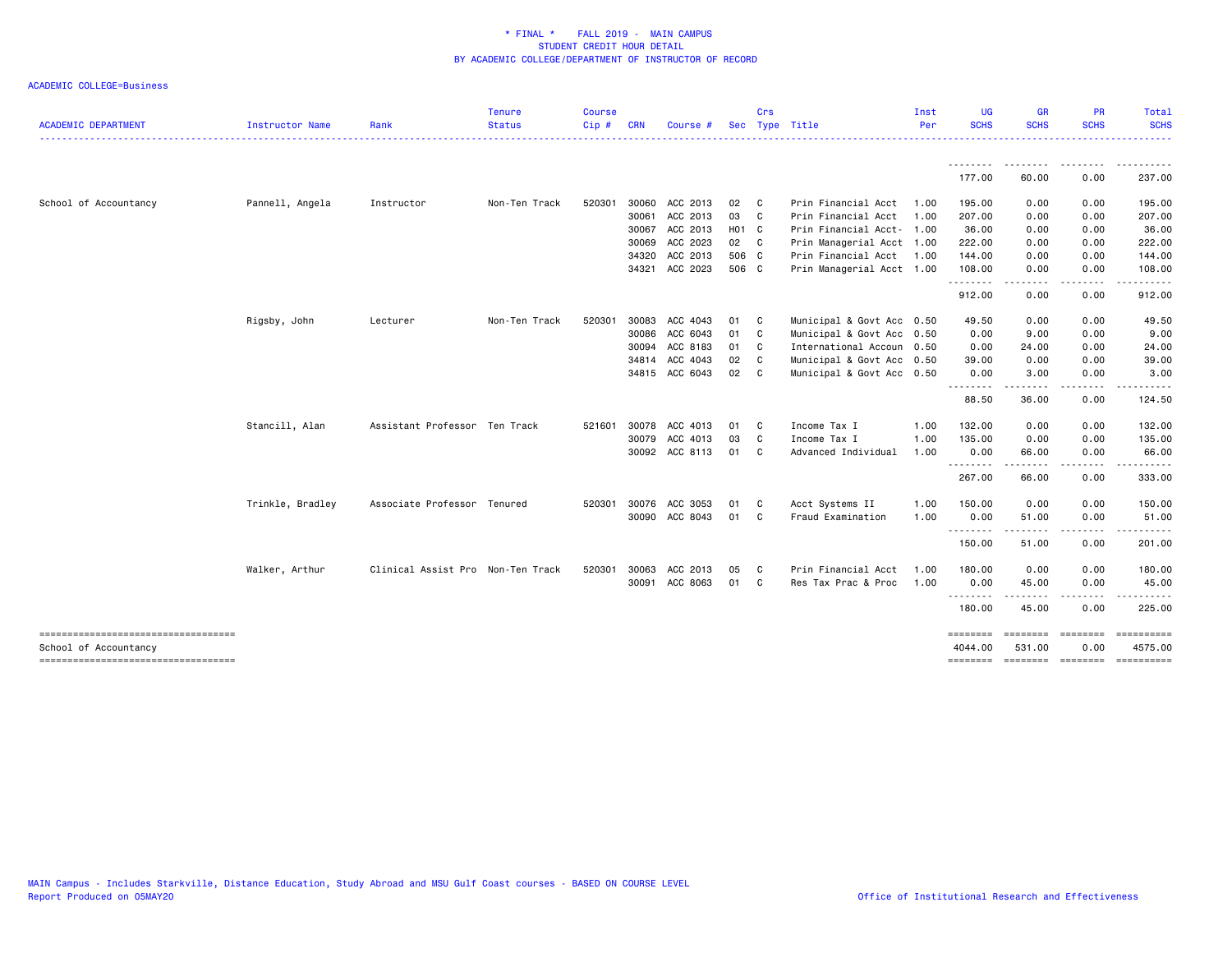\* FINAL \* FALL 2019 - MAIN CAMPUS
STUDENT CREDIT HOUR DETAIL
BY ACADEMIC COLLEGE/DEPARTMENT OF INSTRUCTOR OF RECORD

ACADEMIC COLLEGE=Business

| ACADEMIC DEPARTMENT | Instructor Name | Rank | Tenure Status | Course Cip # | CRN | Course # | Sec | Crs Type | Title | Inst Per | UG SCHS | GR SCHS | PR SCHS | Total SCHS |
|---|---|---|---|---|---|---|---|---|---|---|---|---|---|---|
| | | | | | | | | | | | 177.00 | 60.00 | 0.00 | 237.00 |
| School of Accountancy | Pannell, Angela | Instructor | Non-Ten Track | 520301 | 30060 | ACC 2013 | 02 | C | Prin Financial Acct | 1.00 | 195.00 | 0.00 | 0.00 | 195.00 |
| | | | | | 30061 | ACC 2013 | 03 | C | Prin Financial Acct | 1.00 | 207.00 | 0.00 | 0.00 | 207.00 |
| | | | | | 30067 | ACC 2013 | H01 | C | Prin Financial Acct- | 1.00 | 36.00 | 0.00 | 0.00 | 36.00 |
| | | | | | 30069 | ACC 2023 | 02 | C | Prin Managerial Acct | 1.00 | 222.00 | 0.00 | 0.00 | 222.00 |
| | | | | | 34320 | ACC 2013 | 506 | C | Prin Financial Acct | 1.00 | 144.00 | 0.00 | 0.00 | 144.00 |
| | | | | | 34321 | ACC 2023 | 506 | C | Prin Managerial Acct | 1.00 | 108.00 | 0.00 | 0.00 | 108.00 |
| | | | | | | | | | | | 912.00 | 0.00 | 0.00 | 912.00 |
| | Rigsby, John | Lecturer | Non-Ten Track | 520301 | 30083 | ACC 4043 | 01 | C | Municipal & Govt Acc | 0.50 | 49.50 | 0.00 | 0.00 | 49.50 |
| | | | | | 30086 | ACC 6043 | 01 | C | Municipal & Govt Acc | 0.50 | 0.00 | 9.00 | 0.00 | 9.00 |
| | | | | | 30094 | ACC 8183 | 01 | C | International Accoun | 0.50 | 0.00 | 24.00 | 0.00 | 24.00 |
| | | | | | 34814 | ACC 4043 | 02 | C | Municipal & Govt Acc | 0.50 | 39.00 | 0.00 | 0.00 | 39.00 |
| | | | | | 34815 | ACC 6043 | 02 | C | Municipal & Govt Acc | 0.50 | 0.00 | 3.00 | 0.00 | 3.00 |
| | | | | | | | | | | | 88.50 | 36.00 | 0.00 | 124.50 |
| | Stancill, Alan | Assistant Professor | Ten Track | 521601 | 30078 | ACC 4013 | 01 | C | Income Tax I | 1.00 | 132.00 | 0.00 | 0.00 | 132.00 |
| | | | | | 30079 | ACC 4013 | 03 | C | Income Tax I | 1.00 | 135.00 | 0.00 | 0.00 | 135.00 |
| | | | | | 30092 | ACC 8113 | 01 | C | Advanced Individual | 1.00 | 0.00 | 66.00 | 0.00 | 66.00 |
| | | | | | | | | | | | 267.00 | 66.00 | 0.00 | 333.00 |
| | Trinkle, Bradley | Associate Professor | Tenured | 520301 | 30076 | ACC 3053 | 01 | C | Acct Systems II | 1.00 | 150.00 | 0.00 | 0.00 | 150.00 |
| | | | | | 30090 | ACC 8043 | 01 | C | Fraud Examination | 1.00 | 0.00 | 51.00 | 0.00 | 51.00 |
| | | | | | | | | | | | 150.00 | 51.00 | 0.00 | 201.00 |
| | Walker, Arthur | Clinical Assist Pro | Non-Ten Track | 520301 | 30063 | ACC 2013 | 05 | C | Prin Financial Acct | 1.00 | 180.00 | 0.00 | 0.00 | 180.00 |
| | | | | | 30091 | ACC 8063 | 01 | C | Res Tax Prac & Proc | 1.00 | 0.00 | 45.00 | 0.00 | 45.00 |
| | | | | | | | | | | | 180.00 | 45.00 | 0.00 | 225.00 |
| School of Accountancy | | | | | | | | | | | 4044.00 | 531.00 | 0.00 | 4575.00 |

MAIN Campus - Includes Starkville, Distance Education, Study Abroad and MSU Gulf Coast courses - BASED ON COURSE LEVEL
Report Produced on 05MAY20

Office of Institutional Research and Effectiveness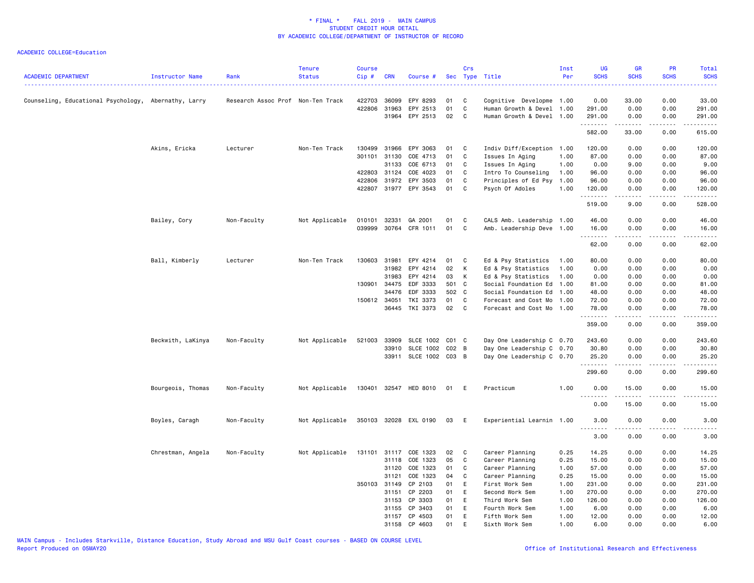# * FINAL * FALL 2019 - MAIN CAMPUS
## STUDENT CREDIT HOUR DETAIL
## BY ACADEMIC COLLEGE/DEPARTMENT OF INSTRUCTOR OF RECORD

ACADEMIC COLLEGE=Education

| ACADEMIC DEPARTMENT | Instructor Name | Rank | Tenure Status | Course Cip # | CRN | Course # | Sec | Crs Type | Title | Inst Per | UG SCHS | GR SCHS | PR SCHS | Total SCHS |
|---|---|---|---|---|---|---|---|---|---|---|---|---|---|---|
| Counseling, Educational Psychology, | Abernathy, Larry | Research Assoc Prof | Non-Ten Track | 422703 | 36099 | EPY 8293 | 01 | C | Cognitive Developme | 1.00 | 0.00 | 33.00 | 0.00 | 33.00 |
| | | | | 422806 | 31963 | EPY 2513 | 01 | C | Human Growth & Devel | 1.00 | 291.00 | 0.00 | 0.00 | 291.00 |
| | | | | | 31964 | EPY 2513 | 02 | C | Human Growth & Devel | 1.00 | 291.00 | 0.00 | 0.00 | 291.00 |
| | | | | | | | | | | | 582.00 | 33.00 | 0.00 | 615.00 |
| | Akins, Ericka | Lecturer | Non-Ten Track | 130499 | 31966 | EPY 3063 | 01 | C | Indiv Diff/Exception | 1.00 | 120.00 | 0.00 | 0.00 | 120.00 |
| | | | | 301101 | 31130 | COE 4713 | 01 | C | Issues In Aging | 1.00 | 87.00 | 0.00 | 0.00 | 87.00 |
| | | | | | 31133 | COE 6713 | 01 | C | Issues In Aging | 1.00 | 0.00 | 9.00 | 0.00 | 9.00 |
| | | | | 422803 | 31124 | COE 4023 | 01 | C | Intro To Counseling | 1.00 | 96.00 | 0.00 | 0.00 | 96.00 |
| | | | | 422806 | 31972 | EPY 3503 | 01 | C | Principles of Ed Psy | 1.00 | 96.00 | 0.00 | 0.00 | 96.00 |
| | | | | 422807 | 31977 | EPY 3543 | 01 | C | Psych Of Adoles | 1.00 | 120.00 | 0.00 | 0.00 | 120.00 |
| | | | | | | | | | | | 519.00 | 9.00 | 0.00 | 528.00 |
| | Bailey, Cory | Non-Faculty | Not Applicable | 010101 | 32331 | GA 2001 | 01 | C | CALS Amb. Leadership | 1.00 | 46.00 | 0.00 | 0.00 | 46.00 |
| | | | | 039999 | 30764 | CFR 1011 | 01 | C | Amb. Leadership Deve | 1.00 | 16.00 | 0.00 | 0.00 | 16.00 |
| | | | | | | | | | | | 62.00 | 0.00 | 0.00 | 62.00 |
| | Ball, Kimberly | Lecturer | Non-Ten Track | 130603 | 31981 | EPY 4214 | 01 | C | Ed & Psy Statistics | 1.00 | 80.00 | 0.00 | 0.00 | 80.00 |
| | | | | | 31982 | EPY 4214 | 02 | K | Ed & Psy Statistics | 1.00 | 0.00 | 0.00 | 0.00 | 0.00 |
| | | | | | 31983 | EPY 4214 | 03 | K | Ed & Psy Statistics | 1.00 | 0.00 | 0.00 | 0.00 | 0.00 |
| | | | | 130901 | 34475 | EDF 3333 | 501 | C | Social Foundation Ed | 1.00 | 81.00 | 0.00 | 0.00 | 81.00 |
| | | | | | 34476 | EDF 3333 | 502 | C | Social Foundation Ed | 1.00 | 48.00 | 0.00 | 0.00 | 48.00 |
| | | | | 150612 | 34051 | TKI 3373 | 01 | C | Forecast and Cost Mo | 1.00 | 72.00 | 0.00 | 0.00 | 72.00 |
| | | | | | 36445 | TKI 3373 | 02 | C | Forecast and Cost Mo | 1.00 | 78.00 | 0.00 | 0.00 | 78.00 |
| | | | | | | | | | | | 359.00 | 0.00 | 0.00 | 359.00 |
| | Beckwith, LaKinya | Non-Faculty | Not Applicable | 521003 | 33909 | SLCE 1002 | C01 | C | Day One Leadership C | 0.70 | 243.60 | 0.00 | 0.00 | 243.60 |
| | | | | | 33910 | SLCE 1002 | C02 | B | Day One Leadership C | 0.70 | 30.80 | 0.00 | 0.00 | 30.80 |
| | | | | | 33911 | SLCE 1002 | C03 | B | Day One Leadership C | 0.70 | 25.20 | 0.00 | 0.00 | 25.20 |
| | | | | | | | | | | | 299.60 | 0.00 | 0.00 | 299.60 |
| | Bourgeois, Thomas | Non-Faculty | Not Applicable | 130401 | 32547 | HED 8010 | 01 | E | Practicum | 1.00 | 0.00 | 15.00 | 0.00 | 15.00 |
| | | | | | | | | | | | 0.00 | 15.00 | 0.00 | 15.00 |
| | Boyles, Caragh | Non-Faculty | Not Applicable | 350103 | 32028 | EXL 0190 | 03 | E | Experiential Learnin | 1.00 | 3.00 | 0.00 | 0.00 | 3.00 |
| | | | | | | | | | | | 3.00 | 0.00 | 0.00 | 3.00 |
| | Chrestman, Angela | Non-Faculty | Not Applicable | 131101 | 31117 | COE 1323 | 02 | C | Career Planning | 0.25 | 14.25 | 0.00 | 0.00 | 14.25 |
| | | | | | 31118 | COE 1323 | 05 | C | Career Planning | 0.25 | 15.00 | 0.00 | 0.00 | 15.00 |
| | | | | | 31120 | COE 1323 | 01 | C | Career Planning | 1.00 | 57.00 | 0.00 | 0.00 | 57.00 |
| | | | | | 31121 | COE 1323 | 04 | C | Career Planning | 0.25 | 15.00 | 0.00 | 0.00 | 15.00 |
| | | | | 350103 | 31149 | CP 2103 | 01 | E | First Work Sem | 1.00 | 231.00 | 0.00 | 0.00 | 231.00 |
| | | | | | 31151 | CP 2203 | 01 | E | Second Work Sem | 1.00 | 270.00 | 0.00 | 0.00 | 270.00 |
| | | | | | 31153 | CP 3303 | 01 | E | Third Work Sem | 1.00 | 126.00 | 0.00 | 0.00 | 126.00 |
| | | | | | 31155 | CP 3403 | 01 | E | Fourth Work Sem | 1.00 | 6.00 | 0.00 | 0.00 | 6.00 |
| | | | | | 31157 | CP 4503 | 01 | E | Fifth Work Sem | 1.00 | 12.00 | 0.00 | 0.00 | 12.00 |
| | | | | | 31158 | CP 4603 | 01 | E | Sixth Work Sem | 1.00 | 6.00 | 0.00 | 0.00 | 6.00 |

MAIN Campus - Includes Starkville, Distance Education, Study Abroad and MSU Gulf Coast courses - BASED ON COURSE LEVEL
Report Produced on 05MAY20 | Office of Institutional Research and Effectiveness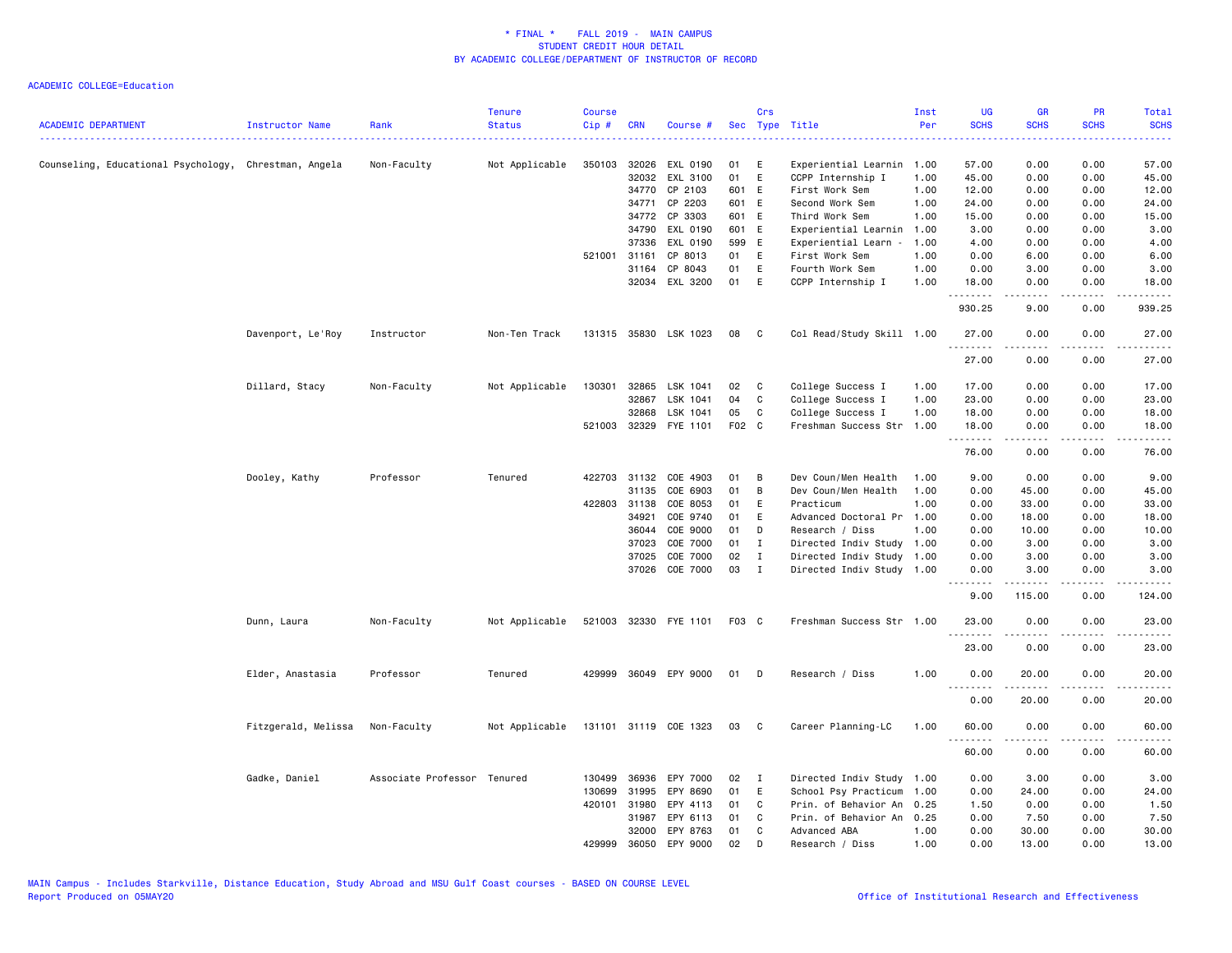# * FINAL * FALL 2019 - MAIN CAMPUS
## STUDENT CREDIT HOUR DETAIL
## BY ACADEMIC COLLEGE/DEPARTMENT OF INSTRUCTOR OF RECORD

ACADEMIC COLLEGE=Education

| ACADEMIC DEPARTMENT | Instructor Name | Rank | Tenure Status | Course Cip # | CRN | Course # | Sec | Crs Type | Title | Inst Per | UG SCHS | GR SCHS | PR SCHS | Total SCHS |
|---|---|---|---|---|---|---|---|---|---|---|---|---|---|---|
| Counseling, Educational Psychology, | Chrestman, Angela | Non-Faculty | Not Applicable | 350103 | 32026 | EXL 0190 | 01 | E | Experiential Learnin | 1.00 | 57.00 | 0.00 | 0.00 | 57.00 |
| | | | | | 32032 | EXL 3100 | 01 | E | CCPP Internship I | 1.00 | 45.00 | 0.00 | 0.00 | 45.00 |
| | | | | | 34770 | CP 2103 | 601 | E | First Work Sem | 1.00 | 12.00 | 0.00 | 0.00 | 12.00 |
| | | | | | 34771 | CP 2203 | 601 | E | Second Work Sem | 1.00 | 24.00 | 0.00 | 0.00 | 24.00 |
| | | | | | 34772 | CP 3303 | 601 | E | Third Work Sem | 1.00 | 15.00 | 0.00 | 0.00 | 15.00 |
| | | | | | 34790 | EXL 0190 | 601 | E | Experiential Learnin | 1.00 | 3.00 | 0.00 | 0.00 | 3.00 |
| | | | | | 37336 | EXL 0190 | 599 | E | Experiential Learn - | 1.00 | 4.00 | 0.00 | 0.00 | 4.00 |
| | | | | 521001 | 31161 | CP 8013 | 01 | E | First Work Sem | 1.00 | 0.00 | 6.00 | 0.00 | 6.00 |
| | | | | | 31164 | CP 8043 | 01 | E | Fourth Work Sem | 1.00 | 0.00 | 3.00 | 0.00 | 3.00 |
| | | | | | 32034 | EXL 3200 | 01 | E | CCPP Internship I | 1.00 | 18.00 | 0.00 | 0.00 | 18.00 |
| | | | | | | | | | | | 930.25 | 9.00 | 0.00 | 939.25 |
| | Davenport, Le'Roy | Instructor | Non-Ten Track | 131315 | 35830 | LSK 1023 | 08 | C | Col Read/Study Skill | 1.00 | 27.00 | 0.00 | 0.00 | 27.00 |
| | | | | | | | | | | | 27.00 | 0.00 | 0.00 | 27.00 |
| | Dillard, Stacy | Non-Faculty | Not Applicable | 130301 | 32865 | LSK 1041 | 02 | C | College Success I | 1.00 | 17.00 | 0.00 | 0.00 | 17.00 |
| | | | | | 32867 | LSK 1041 | 04 | C | College Success I | 1.00 | 23.00 | 0.00 | 0.00 | 23.00 |
| | | | | | 32868 | LSK 1041 | 05 | C | College Success I | 1.00 | 18.00 | 0.00 | 0.00 | 18.00 |
| | | | | 521003 | 32329 | FYE 1101 | F02 | C | Freshman Success Str | 1.00 | 18.00 | 0.00 | 0.00 | 18.00 |
| | | | | | | | | | | | 76.00 | 0.00 | 0.00 | 76.00 |
| | Dooley, Kathy | Professor | Tenured | 422703 | 31132 | COE 4903 | 01 | B | Dev Coun/Men Health | 1.00 | 9.00 | 0.00 | 0.00 | 9.00 |
| | | | | | 31135 | COE 6903 | 01 | B | Dev Coun/Men Health | 1.00 | 0.00 | 45.00 | 0.00 | 45.00 |
| | | | | 422803 | 31138 | COE 8053 | 01 | E | Practicum | 1.00 | 0.00 | 33.00 | 0.00 | 33.00 |
| | | | | | 34921 | COE 9740 | 01 | E | Advanced Doctoral Pr | 1.00 | 0.00 | 18.00 | 0.00 | 18.00 |
| | | | | | 36044 | COE 9000 | 01 | D | Research / Diss | 1.00 | 0.00 | 10.00 | 0.00 | 10.00 |
| | | | | | 37023 | COE 7000 | 01 | I | Directed Indiv Study | 1.00 | 0.00 | 3.00 | 0.00 | 3.00 |
| | | | | | 37025 | COE 7000 | 02 | I | Directed Indiv Study | 1.00 | 0.00 | 3.00 | 0.00 | 3.00 |
| | | | | | 37026 | COE 7000 | 03 | I | Directed Indiv Study | 1.00 | 0.00 | 3.00 | 0.00 | 3.00 |
| | | | | | | | | | | | 9.00 | 115.00 | 0.00 | 124.00 |
| | Dunn, Laura | Non-Faculty | Not Applicable | 521003 | 32330 | FYE 1101 | F03 | C | Freshman Success Str | 1.00 | 23.00 | 0.00 | 0.00 | 23.00 |
| | | | | | | | | | | | 23.00 | 0.00 | 0.00 | 23.00 |
| | Elder, Anastasia | Professor | Tenured | 429999 | 36049 | EPY 9000 | 01 | D | Research / Diss | 1.00 | 0.00 | 20.00 | 0.00 | 20.00 |
| | | | | | | | | | | | 0.00 | 20.00 | 0.00 | 20.00 |
| | Fitzgerald, Melissa | Non-Faculty | Not Applicable | 131101 | 31119 | COE 1323 | 03 | C | Career Planning-LC | 1.00 | 60.00 | 0.00 | 0.00 | 60.00 |
| | | | | | | | | | | | 60.00 | 0.00 | 0.00 | 60.00 |
| | Gadke, Daniel | Associate Professor | Tenured | 130499 | 36936 | EPY 7000 | 02 | I | Directed Indiv Study | 1.00 | 0.00 | 3.00 | 0.00 | 3.00 |
| | | | | 130699 | 31995 | EPY 8690 | 01 | E | School Psy Practicum | 1.00 | 0.00 | 24.00 | 0.00 | 24.00 |
| | | | | 420101 | 31980 | EPY 4113 | 01 | C | Prin. of Behavior An | 0.25 | 1.50 | 0.00 | 0.00 | 1.50 |
| | | | | | 31987 | EPY 6113 | 01 | C | Prin. of Behavior An | 0.25 | 0.00 | 7.50 | 0.00 | 7.50 |
| | | | | | 32000 | EPY 8763 | 01 | C | Advanced ABA | 1.00 | 0.00 | 30.00 | 0.00 | 30.00 |
| | | | | 429999 | 36050 | EPY 9000 | 02 | D | Research / Diss | 1.00 | 0.00 | 13.00 | 0.00 | 13.00 |

MAIN Campus - Includes Starkville, Distance Education, Study Abroad and MSU Gulf Coast courses - BASED ON COURSE LEVEL
Report Produced on 05MAY20 Office of Institutional Research and Effectiveness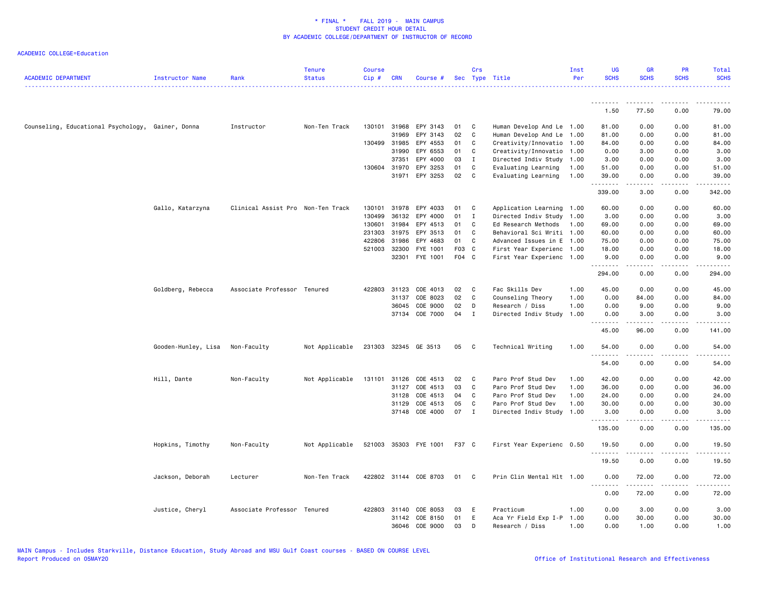**\* FINAL \* FALL 2019 - MAIN CAMPUS**
**STUDENT CREDIT HOUR DETAIL**
**BY ACADEMIC COLLEGE/DEPARTMENT OF INSTRUCTOR OF RECORD**

ACADEMIC COLLEGE=Education

| ACADEMIC DEPARTMENT | Instructor Name | Rank | Tenure Status | Course Cip # | CRN | Course # | Sec | Crs Type | Title | Inst Per | UG SCHS | GR SCHS | PR SCHS | Total SCHS |
|---|---|---|---|---|---|---|---|---|---|---|---|---|---|---|
| | | | | | | | | | | | 1.50 | 77.50 | 0.00 | 79.00 |
| Counseling, Educational Psychology, | Gainer, Donna | Instructor | Non-Ten Track | 130101 | 31968 | EPY 3143 | 01 | C | Human Develop And Le | 1.00 | 81.00 | 0.00 | 0.00 | 81.00 |
| | | | | | 31969 | EPY 3143 | 02 | C | Human Develop And Le | 1.00 | 81.00 | 0.00 | 0.00 | 81.00 |
| | | | | 130499 | 31985 | EPY 4553 | 01 | C | Creativity/Innovatio | 1.00 | 84.00 | 0.00 | 0.00 | 84.00 |
| | | | | | 31990 | EPY 6553 | 01 | C | Creativity/Innovatio | 1.00 | 0.00 | 3.00 | 0.00 | 3.00 |
| | | | | | 37351 | EPY 4000 | 03 | I | Directed Indiv Study | 1.00 | 3.00 | 0.00 | 0.00 | 3.00 |
| | | | | 130604 | 31970 | EPY 3253 | 01 | C | Evaluating Learning | 1.00 | 51.00 | 0.00 | 0.00 | 51.00 |
| | | | | | 31971 | EPY 3253 | 02 | C | Evaluating Learning | 1.00 | 39.00 | 0.00 | 0.00 | 39.00 |
| | | | | | | | | | | | 339.00 | 3.00 | 0.00 | 342.00 |
| | Gallo, Katarzyna | Clinical Assist Pro | Non-Ten Track | 130101 | 31978 | EPY 4033 | 01 | C | Application Learning | 1.00 | 60.00 | 0.00 | 0.00 | 60.00 |
| | | | | 130499 | 36132 | EPY 4000 | 01 | I | Directed Indiv Study | 1.00 | 3.00 | 0.00 | 0.00 | 3.00 |
| | | | | 130601 | 31984 | EPY 4513 | 01 | C | Ed Research Methods | 1.00 | 69.00 | 0.00 | 0.00 | 69.00 |
| | | | | 231303 | 31975 | EPY 3513 | 01 | C | Behavioral Sci Writi | 1.00 | 60.00 | 0.00 | 0.00 | 60.00 |
| | | | | 422806 | 31986 | EPY 4683 | 01 | C | Advanced Issues in E | 1.00 | 75.00 | 0.00 | 0.00 | 75.00 |
| | | | | 521003 | 32300 | FYE 1001 | F03 | C | First Year Experienc | 1.00 | 18.00 | 0.00 | 0.00 | 18.00 |
| | | | | | 32301 | FYE 1001 | F04 | C | First Year Experienc | 1.00 | 9.00 | 0.00 | 0.00 | 9.00 |
| | | | | | | | | | | | 294.00 | 0.00 | 0.00 | 294.00 |
| | Goldberg, Rebecca | Associate Professor | Tenured | 422803 | 31123 | COE 4013 | 02 | C | Fac Skills Dev | 1.00 | 45.00 | 0.00 | 0.00 | 45.00 |
| | | | | | 31137 | COE 8023 | 02 | C | Counseling Theory | 1.00 | 0.00 | 84.00 | 0.00 | 84.00 |
| | | | | | 36045 | COE 9000 | 02 | D | Research / Diss | 1.00 | 0.00 | 9.00 | 0.00 | 9.00 |
| | | | | | 37134 | COE 7000 | 04 | I | Directed Indiv Study | 1.00 | 0.00 | 3.00 | 0.00 | 3.00 |
| | | | | | | | | | | | 45.00 | 96.00 | 0.00 | 141.00 |
| | Gooden-Hunley, Lisa | Non-Faculty | Not Applicable | 231303 | 32345 | GE 3513 | 05 | C | Technical Writing | 1.00 | 54.00 | 0.00 | 0.00 | 54.00 |
| | | | | | | | | | | | 54.00 | 0.00 | 0.00 | 54.00 |
| | Hill, Dante | Non-Faculty | Not Applicable | 131101 | 31126 | COE 4513 | 02 | C | Paro Prof Stud Dev | 1.00 | 42.00 | 0.00 | 0.00 | 42.00 |
| | | | | | 31127 | COE 4513 | 03 | C | Paro Prof Stud Dev | 1.00 | 36.00 | 0.00 | 0.00 | 36.00 |
| | | | | | 31128 | COE 4513 | 04 | C | Paro Prof Stud Dev | 1.00 | 24.00 | 0.00 | 0.00 | 24.00 |
| | | | | | 31129 | COE 4513 | 05 | C | Paro Prof Stud Dev | 1.00 | 30.00 | 0.00 | 0.00 | 30.00 |
| | | | | | 37148 | COE 4000 | 07 | I | Directed Indiv Study | 1.00 | 3.00 | 0.00 | 0.00 | 3.00 |
| | | | | | | | | | | | 135.00 | 0.00 | 0.00 | 135.00 |
| | Hopkins, Timothy | Non-Faculty | Not Applicable | 521003 | 35303 | FYE 1001 | F37 | C | First Year Experienc | 0.50 | 19.50 | 0.00 | 0.00 | 19.50 |
| | | | | | | | | | | | 19.50 | 0.00 | 0.00 | 19.50 |
| | Jackson, Deborah | Lecturer | Non-Ten Track | 422802 | 31144 | COE 8703 | 01 | C | Prin Clin Mental Hlt | 1.00 | 0.00 | 72.00 | 0.00 | 72.00 |
| | | | | | | | | | | | 0.00 | 72.00 | 0.00 | 72.00 |
| | Justice, Cheryl | Associate Professor | Tenured | 422803 | 31140 | COE 8053 | 03 | E | Practicum | 1.00 | 0.00 | 3.00 | 0.00 | 3.00 |
| | | | | | 31142 | COE 8150 | 01 | E | Aca Yr Field Exp I-P | 1.00 | 0.00 | 30.00 | 0.00 | 30.00 |
| | | | | | 36046 | COE 9000 | 03 | D | Research / Diss | 1.00 | 0.00 | 1.00 | 0.00 | 1.00 |

MAIN Campus - Includes Starkville, Distance Education, Study Abroad and MSU Gulf Coast courses - BASED ON COURSE LEVEL
Report Produced on 05MAY20 Office of Institutional Research and Effectiveness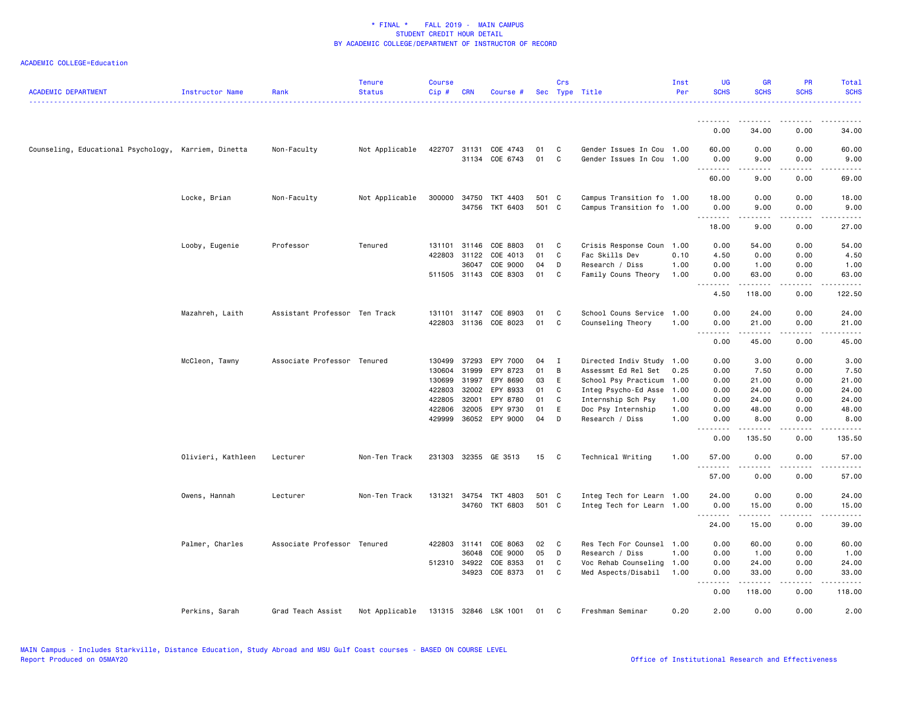\* FINAL \* FALL 2019 - MAIN CAMPUS
STUDENT CREDIT HOUR DETAIL
BY ACADEMIC COLLEGE/DEPARTMENT OF INSTRUCTOR OF RECORD

ACADEMIC COLLEGE=Education

| ACADEMIC DEPARTMENT | Instructor Name | Rank | Tenure Status | Course Cip # | CRN | Course # | Sec | Crs Type | Title | Inst Per | UG SCHS | GR SCHS | PR SCHS | Total SCHS |
|---|---|---|---|---|---|---|---|---|---|---|---|---|---|---|
| | | | | | | | | | | | 0.00 | 34.00 | 0.00 | 34.00 |
| Counseling, Educational Psychology, | Karriem, Dinetta | Non-Faculty | Not Applicable | 422707 | 31131 | COE 4743 | 01 | C | Gender Issues In Cou | 1.00 | 60.00 | 0.00 | 0.00 | 60.00 |
| | | | | | 31134 | COE 6743 | 01 | C | Gender Issues In Cou | 1.00 | 0.00 | 9.00 | 0.00 | 9.00 |
| | | | | | | | | | | | 60.00 | 9.00 | 0.00 | 69.00 |
| | Locke, Brian | Non-Faculty | Not Applicable | 300000 | 34750 | TKT 4403 | 501 | C | Campus Transition fo | 1.00 | 18.00 | 0.00 | 0.00 | 18.00 |
| | | | | | 34756 | TKT 6403 | 501 | C | Campus Transition fo | 1.00 | 0.00 | 9.00 | 0.00 | 9.00 |
| | | | | | | | | | | | 18.00 | 9.00 | 0.00 | 27.00 |
| | Looby, Eugenie | Professor | Tenured | 131101 | 31146 | COE 8803 | 01 | C | Crisis Response Coun | 1.00 | 0.00 | 54.00 | 0.00 | 54.00 |
| | | | | 422803 | 31122 | COE 4013 | 01 | C | Fac Skills Dev | 0.10 | 4.50 | 0.00 | 0.00 | 4.50 |
| | | | | | 36047 | COE 9000 | 04 | D | Research / Diss | 1.00 | 0.00 | 1.00 | 0.00 | 1.00 |
| | | | | 511505 | 31143 | COE 8303 | 01 | C | Family Couns Theory | 1.00 | 0.00 | 63.00 | 0.00 | 63.00 |
| | | | | | | | | | | | 4.50 | 118.00 | 0.00 | 122.50 |
| | Mazahreh, Laith | Assistant Professor | Ten Track | 131101 | 31147 | COE 8903 | 01 | C | School Couns Service | 1.00 | 0.00 | 24.00 | 0.00 | 24.00 |
| | | | | 422803 | 31136 | COE 8023 | 01 | C | Counseling Theory | 1.00 | 0.00 | 21.00 | 0.00 | 21.00 |
| | | | | | | | | | | | 0.00 | 45.00 | 0.00 | 45.00 |
| | McCleon, Tawny | Associate Professor | Tenured | 130499 | 37293 | EPY 7000 | 04 | I | Directed Indiv Study | 1.00 | 0.00 | 3.00 | 0.00 | 3.00 |
| | | | | 130604 | 31999 | EPY 8723 | 01 | B | Assessmt Ed Rel Set | 0.25 | 0.00 | 7.50 | 0.00 | 7.50 |
| | | | | 130699 | 31997 | EPY 8690 | 03 | E | School Psy Practicum | 1.00 | 0.00 | 21.00 | 0.00 | 21.00 |
| | | | | 422803 | 32002 | EPY 8933 | 01 | C | Integ Psycho-Ed Asse | 1.00 | 0.00 | 24.00 | 0.00 | 24.00 |
| | | | | 422805 | 32001 | EPY 8780 | 01 | C | Internship Sch Psy | 1.00 | 0.00 | 24.00 | 0.00 | 24.00 |
| | | | | 422806 | 32005 | EPY 9730 | 01 | E | Doc Psy Internship | 1.00 | 0.00 | 48.00 | 0.00 | 48.00 |
| | | | | 429999 | 36052 | EPY 9000 | 04 | D | Research / Diss | 1.00 | 0.00 | 8.00 | 0.00 | 8.00 |
| | | | | | | | | | | | 0.00 | 135.50 | 0.00 | 135.50 |
| | Olivieri, Kathleen | Lecturer | Non-Ten Track | 231303 | 32355 | GE 3513 | 15 | C | Technical Writing | 1.00 | 57.00 | 0.00 | 0.00 | 57.00 |
| | | | | | | | | | | | 57.00 | 0.00 | 0.00 | 57.00 |
| | Owens, Hannah | Lecturer | Non-Ten Track | 131321 | 34754 | TKT 4803 | 501 | C | Integ Tech for Learn | 1.00 | 24.00 | 0.00 | 0.00 | 24.00 |
| | | | | | 34760 | TKT 6803 | 501 | C | Integ Tech for Learn | 1.00 | 0.00 | 15.00 | 0.00 | 15.00 |
| | | | | | | | | | | | 24.00 | 15.00 | 0.00 | 39.00 |
| | Palmer, Charles | Associate Professor | Tenured | 422803 | 31141 | COE 8063 | 02 | C | Res Tech For Counsel | 1.00 | 0.00 | 60.00 | 0.00 | 60.00 |
| | | | | | 36048 | COE 9000 | 05 | D | Research / Diss | 1.00 | 0.00 | 1.00 | 0.00 | 1.00 |
| | | | | 512310 | 34922 | COE 8353 | 01 | C | Voc Rehab Counseling | 1.00 | 0.00 | 24.00 | 0.00 | 24.00 |
| | | | | | 34923 | COE 8373 | 01 | C | Med Aspects/Disabil | 1.00 | 0.00 | 33.00 | 0.00 | 33.00 |
| | | | | | | | | | | | 0.00 | 118.00 | 0.00 | 118.00 |
| | Perkins, Sarah | Grad Teach Assist | Not Applicable | 131315 | 32846 | LSK 1001 | 01 | C | Freshman Seminar | 0.20 | 2.00 | 0.00 | 0.00 | 2.00 |

MAIN Campus - Includes Starkville, Distance Education, Study Abroad and MSU Gulf Coast courses - BASED ON COURSE LEVEL
Report Produced on 05MAY20 Office of Institutional Research and Effectiveness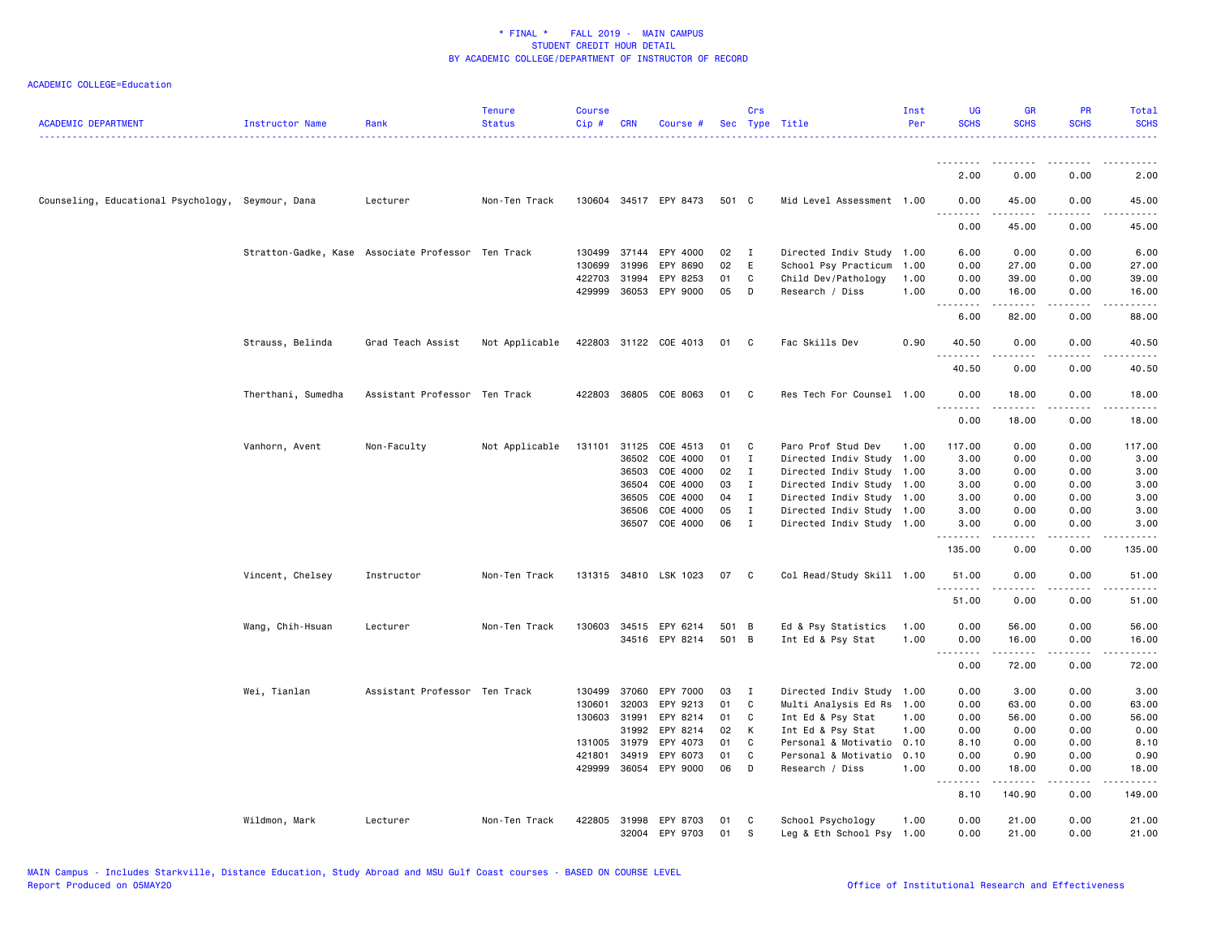* FINAL * FALL 2019 - MAIN CAMPUS
STUDENT CREDIT HOUR DETAIL
BY ACADEMIC COLLEGE/DEPARTMENT OF INSTRUCTOR OF RECORD

ACADEMIC COLLEGE=Education

| ACADEMIC DEPARTMENT | Instructor Name | Rank | Tenure Status | Course Cip # | CRN | Course # | Sec | Crs Type | Title | Inst Per | UG SCHS | GR SCHS | PR SCHS | Total SCHS |
|---|---|---|---|---|---|---|---|---|---|---|---|---|---|---|
| | | | | | | | | | | | 2.00 | 0.00 | 0.00 | 2.00 |
| Counseling, Educational Psychology, | Seymour, Dana | Lecturer | Non-Ten Track | 130604 | 34517 | EPY 8473 | 501 | C | Mid Level Assessment | 1.00 | 0.00 | 45.00 | 0.00 | 45.00 |
| | | | | | | | | | | | 0.00 | 45.00 | 0.00 | 45.00 |
| | Stratton-Gadke, Kase | Associate Professor | Ten Track | 130499 | 37144 | EPY 4000 | 02 | I | Directed Indiv Study | 1.00 | 6.00 | 0.00 | 0.00 | 6.00 |
| | | | | 130699 | 31996 | EPY 8690 | 02 | E | School Psy Practicum | 1.00 | 0.00 | 27.00 | 0.00 | 27.00 |
| | | | | 422703 | 31994 | EPY 8253 | 01 | C | Child Dev/Pathology | 1.00 | 0.00 | 39.00 | 0.00 | 39.00 |
| | | | | 429999 | 36053 | EPY 9000 | 05 | D | Research / Diss | 1.00 | 0.00 | 16.00 | 0.00 | 16.00 |
| | | | | | | | | | | | 6.00 | 82.00 | 0.00 | 88.00 |
| | Strauss, Belinda | Grad Teach Assist | Not Applicable | 422803 | 31122 | COE 4013 | 01 | C | Fac Skills Dev | 0.90 | 40.50 | 0.00 | 0.00 | 40.50 |
| | | | | | | | | | | | 40.50 | 0.00 | 0.00 | 40.50 |
| | Therthani, Sumedha | Assistant Professor | Ten Track | 422803 | 36805 | COE 8063 | 01 | C | Res Tech For Counsel | 1.00 | 0.00 | 18.00 | 0.00 | 18.00 |
| | | | | | | | | | | | 0.00 | 18.00 | 0.00 | 18.00 |
| | Vanhorn, Avent | Non-Faculty | Not Applicable | 131101 | 31125 | COE 4513 | 01 | C | Paro Prof Stud Dev | 1.00 | 117.00 | 0.00 | 0.00 | 117.00 |
| | | | | | 36502 | COE 4000 | 01 | I | Directed Indiv Study | 1.00 | 3.00 | 0.00 | 0.00 | 3.00 |
| | | | | | 36503 | COE 4000 | 02 | I | Directed Indiv Study | 1.00 | 3.00 | 0.00 | 0.00 | 3.00 |
| | | | | | 36504 | COE 4000 | 03 | I | Directed Indiv Study | 1.00 | 3.00 | 0.00 | 0.00 | 3.00 |
| | | | | | 36505 | COE 4000 | 04 | I | Directed Indiv Study | 1.00 | 3.00 | 0.00 | 0.00 | 3.00 |
| | | | | | 36506 | COE 4000 | 05 | I | Directed Indiv Study | 1.00 | 3.00 | 0.00 | 0.00 | 3.00 |
| | | | | | 36507 | COE 4000 | 06 | I | Directed Indiv Study | 1.00 | 3.00 | 0.00 | 0.00 | 3.00 |
| | | | | | | | | | | | 135.00 | 0.00 | 0.00 | 135.00 |
| | Vincent, Chelsey | Instructor | Non-Ten Track | 131315 | 34810 | LSK 1023 | 07 | C | Col Read/Study Skill | 1.00 | 51.00 | 0.00 | 0.00 | 51.00 |
| | | | | | | | | | | | 51.00 | 0.00 | 0.00 | 51.00 |
| | Wang, Chih-Hsuan | Lecturer | Non-Ten Track | 130603 | 34515 | EPY 6214 | 501 | B | Ed & Psy Statistics | 1.00 | 0.00 | 56.00 | 0.00 | 56.00 |
| | | | | | 34516 | EPY 8214 | 501 | B | Int Ed & Psy Stat | 1.00 | 0.00 | 16.00 | 0.00 | 16.00 |
| | | | | | | | | | | | 0.00 | 72.00 | 0.00 | 72.00 |
| | Wei, Tianlan | Assistant Professor | Ten Track | 130499 | 37060 | EPY 7000 | 03 | I | Directed Indiv Study | 1.00 | 0.00 | 3.00 | 0.00 | 3.00 |
| | | | | 130601 | 32003 | EPY 9213 | 01 | C | Multi Analysis Ed Rs | 1.00 | 0.00 | 63.00 | 0.00 | 63.00 |
| | | | | 130603 | 31991 | EPY 8214 | 01 | C | Int Ed & Psy Stat | 1.00 | 0.00 | 56.00 | 0.00 | 56.00 |
| | | | | | 31992 | EPY 8214 | 02 | K | Int Ed & Psy Stat | 1.00 | 0.00 | 0.00 | 0.00 | 0.00 |
| | | | | 131005 | 31979 | EPY 4073 | 01 | C | Personal & Motivatio | 0.10 | 8.10 | 0.00 | 0.00 | 8.10 |
| | | | | 421801 | 34919 | EPY 6073 | 01 | C | Personal & Motivatio | 0.10 | 0.00 | 0.90 | 0.00 | 0.90 |
| | | | | 429999 | 36054 | EPY 9000 | 06 | D | Research / Diss | 1.00 | 0.00 | 18.00 | 0.00 | 18.00 |
| | | | | | | | | | | | 8.10 | 140.90 | 0.00 | 149.00 |
| | Wildmon, Mark | Lecturer | Non-Ten Track | 422805 | 31998 | EPY 8703 | 01 | C | School Psychology | 1.00 | 0.00 | 21.00 | 0.00 | 21.00 |
| | | | | | 32004 | EPY 9703 | 01 | S | Leg & Eth School Psy | 1.00 | 0.00 | 21.00 | 0.00 | 21.00 |

MAIN Campus - Includes Starkville, Distance Education, Study Abroad and MSU Gulf Coast courses - BASED ON COURSE LEVEL
Report Produced on 05MAY20
Office of Institutional Research and Effectiveness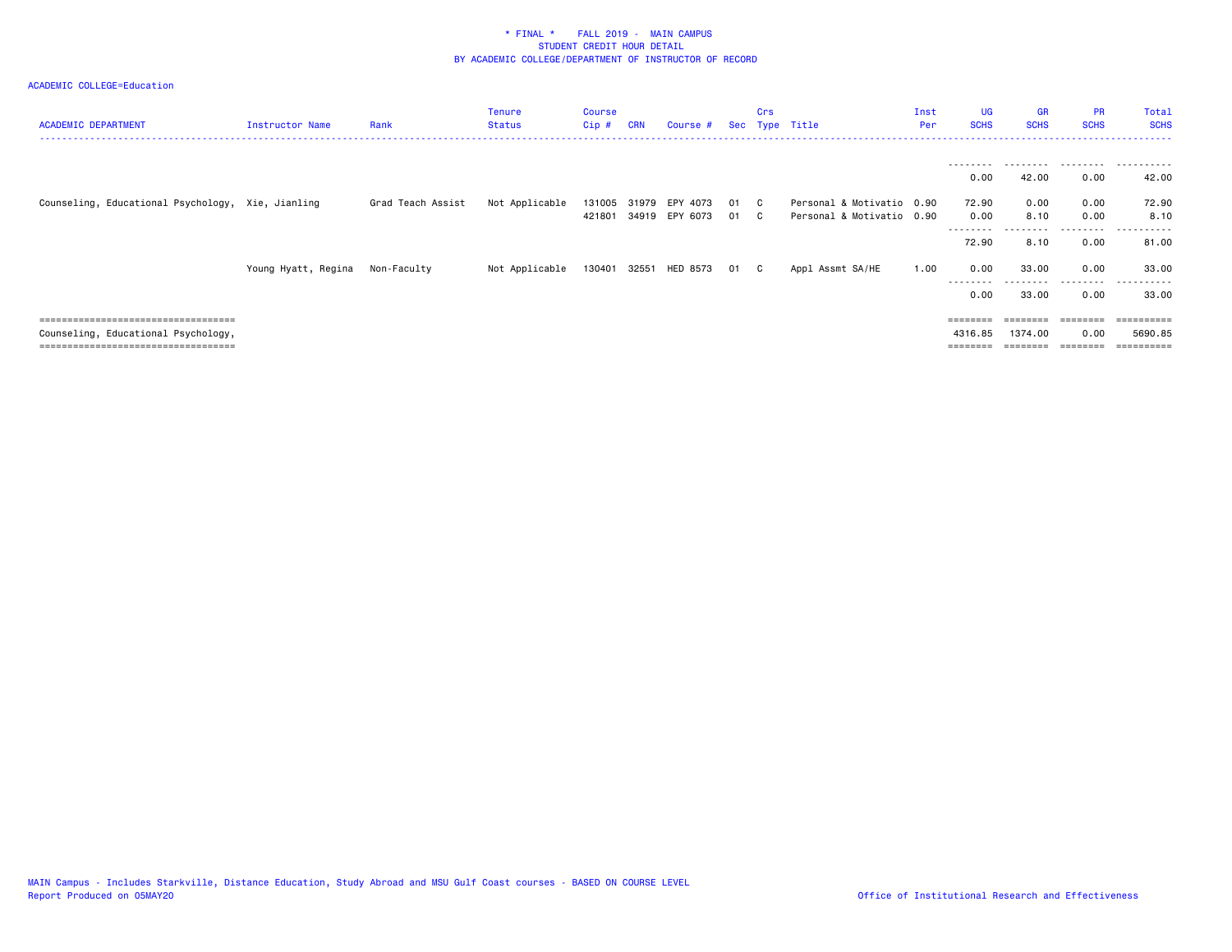\* FINAL \* FALL 2019 - MAIN CAMPUS
STUDENT CREDIT HOUR DETAIL
BY ACADEMIC COLLEGE/DEPARTMENT OF INSTRUCTOR OF RECORD

ACADEMIC COLLEGE=Education

| ACADEMIC DEPARTMENT | Instructor Name | Rank | Tenure Status | Course Cip # | CRN | Course # | Sec | Crs Type | Title | Inst Per | UG SCHS | GR SCHS | PR SCHS | Total SCHS |
|---|---|---|---|---|---|---|---|---|---|---|---|---|---|---|
| | | | | | | | | | | | 0.00 | 42.00 | 0.00 | 42.00 |
| Counseling, Educational Psychology, | Xie, Jianling | Grad Teach Assist | Not Applicable | 131005 | 31979 | EPY 4073 | 01 | C | Personal & Motivatio | 0.90 | 72.90 | 0.00 | 0.00 | 72.90 |
| | | | | 421801 | 34919 | EPY 6073 | 01 | C | Personal & Motivatio | 0.90 | 0.00 | 8.10 | 0.00 | 8.10 |
| | | | | | | | | | | | 72.90 | 8.10 | 0.00 | 81.00 |
| | Young Hyatt, Regina | Non-Faculty | Not Applicable | 130401 | 32551 | HED 8573 | 01 | C | Appl Assmt SA/HE | 1.00 | 0.00 | 33.00 | 0.00 | 33.00 |
| | | | | | | | | | | | 0.00 | 33.00 | 0.00 | 33.00 |
| Counseling, Educational Psychology, | | | | | | | | | | | 4316.85 | 1374.00 | 0.00 | 5690.85 |

MAIN Campus - Includes Starkville, Distance Education, Study Abroad and MSU Gulf Coast courses - BASED ON COURSE LEVEL
Report Produced on 05MAY20

Office of Institutional Research and Effectiveness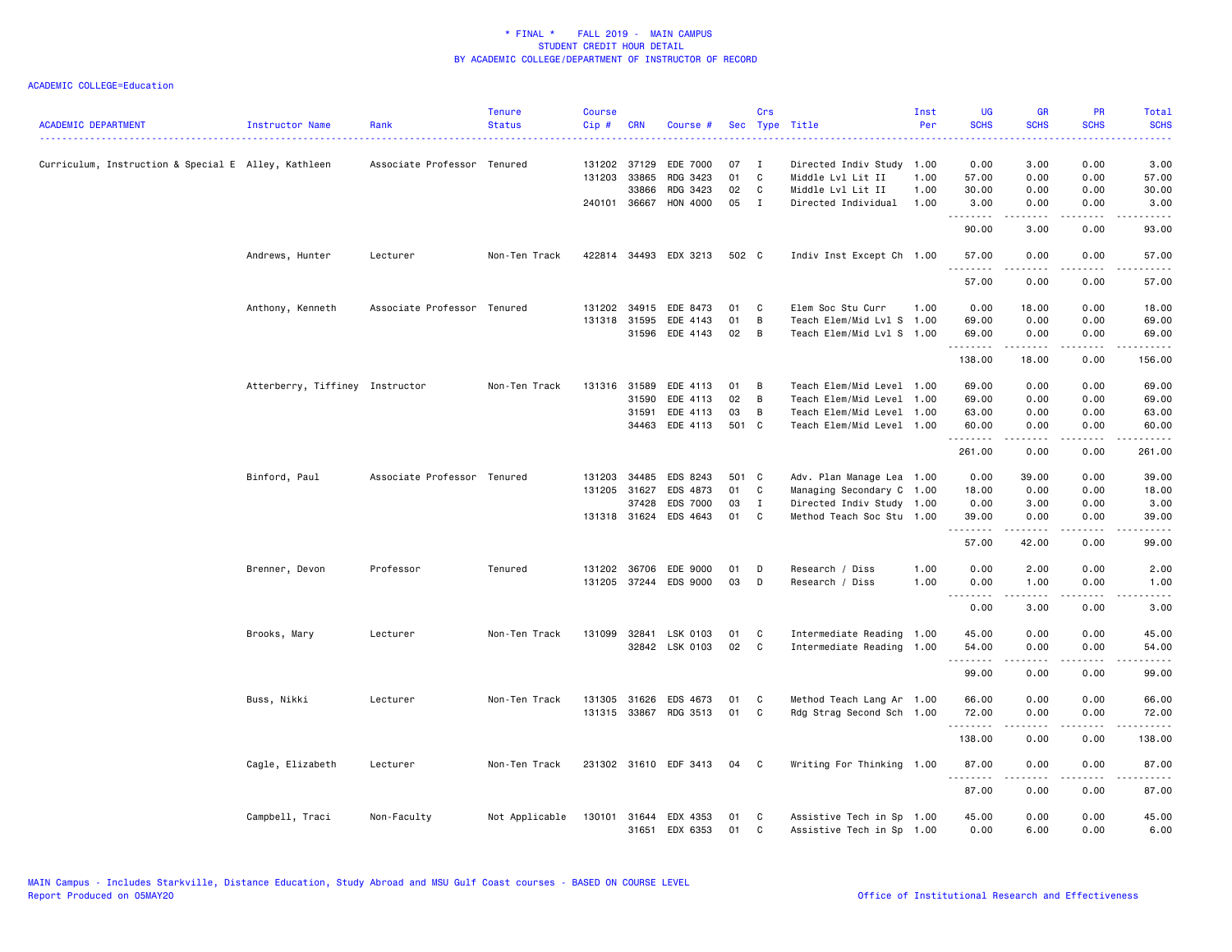* FINAL * FALL 2019 - MAIN CAMPUS
STUDENT CREDIT HOUR DETAIL
BY ACADEMIC COLLEGE/DEPARTMENT OF INSTRUCTOR OF RECORD

ACADEMIC COLLEGE=Education

| ACADEMIC DEPARTMENT | Instructor Name | Rank | Tenure Status | Course Cip # | CRN | Course # | Sec | Crs Type | Title | Inst Per | UG SCHS | GR SCHS | PR SCHS | Total SCHS |
|---|---|---|---|---|---|---|---|---|---|---|---|---|---|---|
| Curriculum, Instruction & Special E | Alley, Kathleen | Associate Professor | Tenured | 131202 | 37129 | EDE 7000 | 07 | I | Directed Indiv Study | 1.00 | 0.00 | 3.00 | 0.00 | 3.00 |
| | | | | 131203 | 33865 | RDG 3423 | 01 | C | Middle Lvl Lit II | 1.00 | 57.00 | 0.00 | 0.00 | 57.00 |
| | | | | | 33866 | RDG 3423 | 02 | C | Middle Lvl Lit II | 1.00 | 30.00 | 0.00 | 0.00 | 30.00 |
| | | | | 240101 | 36667 | HON 4000 | 05 | I | Directed Individual | 1.00 | 3.00 | 0.00 | 0.00 | 3.00 |
| | | | | | | | | | | | 90.00 | 3.00 | 0.00 | 93.00 |
| | Andrews, Hunter | Lecturer | Non-Ten Track | 422814 | 34493 | EDX 3213 | 502 | C | Indiv Inst Except Ch | 1.00 | 57.00 | 0.00 | 0.00 | 57.00 |
| | | | | | | | | | | | 57.00 | 0.00 | 0.00 | 57.00 |
| | Anthony, Kenneth | Associate Professor | Tenured | 131202 | 34915 | EDE 8473 | 01 | C | Elem Soc Stu Curr | 1.00 | 0.00 | 18.00 | 0.00 | 18.00 |
| | | | | 131318 | 31595 | EDE 4143 | 01 | B | Teach Elem/Mid Lvl S | 1.00 | 69.00 | 0.00 | 0.00 | 69.00 |
| | | | | | 31596 | EDE 4143 | 02 | B | Teach Elem/Mid Lvl S | 1.00 | 69.00 | 0.00 | 0.00 | 69.00 |
| | | | | | | | | | | | 138.00 | 18.00 | 0.00 | 156.00 |
| | Atterberry, Tiffiney | Instructor | Non-Ten Track | 131316 | 31589 | EDE 4113 | 01 | B | Teach Elem/Mid Level | 1.00 | 69.00 | 0.00 | 0.00 | 69.00 |
| | | | | | 31590 | EDE 4113 | 02 | B | Teach Elem/Mid Level | 1.00 | 69.00 | 0.00 | 0.00 | 69.00 |
| | | | | | 31591 | EDE 4113 | 03 | B | Teach Elem/Mid Level | 1.00 | 63.00 | 0.00 | 0.00 | 63.00 |
| | | | | | 34463 | EDE 4113 | 501 | C | Teach Elem/Mid Level | 1.00 | 60.00 | 0.00 | 0.00 | 60.00 |
| | | | | | | | | | | | 261.00 | 0.00 | 0.00 | 261.00 |
| | Binford, Paul | Associate Professor | Tenured | 131203 | 34485 | EDS 8243 | 501 | C | Adv. Plan Manage Lea | 1.00 | 0.00 | 39.00 | 0.00 | 39.00 |
| | | | | 131205 | 31627 | EDS 4873 | 01 | C | Managing Secondary C | 1.00 | 18.00 | 0.00 | 0.00 | 18.00 |
| | | | | | 37428 | EDS 7000 | 03 | I | Directed Indiv Study | 1.00 | 0.00 | 3.00 | 0.00 | 3.00 |
| | | | | 131318 | 31624 | EDS 4643 | 01 | C | Method Teach Soc Stu | 1.00 | 39.00 | 0.00 | 0.00 | 39.00 |
| | | | | | | | | | | | 57.00 | 42.00 | 0.00 | 99.00 |
| | Brenner, Devon | Professor | Tenured | 131202 | 36706 | EDE 9000 | 01 | D | Research / Diss | 1.00 | 0.00 | 2.00 | 0.00 | 2.00 |
| | | | | 131205 | 37244 | EDS 9000 | 03 | D | Research / Diss | 1.00 | 0.00 | 1.00 | 0.00 | 1.00 |
| | | | | | | | | | | | 0.00 | 3.00 | 0.00 | 3.00 |
| | Brooks, Mary | Lecturer | Non-Ten Track | 131099 | 32841 | LSK 0103 | 01 | C | Intermediate Reading | 1.00 | 45.00 | 0.00 | 0.00 | 45.00 |
| | | | | | 32842 | LSK 0103 | 02 | C | Intermediate Reading | 1.00 | 54.00 | 0.00 | 0.00 | 54.00 |
| | | | | | | | | | | | 99.00 | 0.00 | 0.00 | 99.00 |
| | Buss, Nikki | Lecturer | Non-Ten Track | 131305 | 31626 | EDS 4673 | 01 | C | Method Teach Lang Ar | 1.00 | 66.00 | 0.00 | 0.00 | 66.00 |
| | | | | 131315 | 33867 | RDG 3513 | 01 | C | Rdg Strag Second Sch | 1.00 | 72.00 | 0.00 | 0.00 | 72.00 |
| | | | | | | | | | | | 138.00 | 0.00 | 0.00 | 138.00 |
| | Cagle, Elizabeth | Lecturer | Non-Ten Track | 231302 | 31610 | EDF 3413 | 04 | C | Writing For Thinking | 1.00 | 87.00 | 0.00 | 0.00 | 87.00 |
| | | | | | | | | | | | 87.00 | 0.00 | 0.00 | 87.00 |
| | Campbell, Traci | Non-Faculty | Not Applicable | 130101 | 31644 | EDX 4353 | 01 | C | Assistive Tech in Sp | 1.00 | 45.00 | 0.00 | 0.00 | 45.00 |
| | | | | | 31651 | EDX 6353 | 01 | C | Assistive Tech in Sp | 1.00 | 0.00 | 6.00 | 0.00 | 6.00 |

MAIN Campus - Includes Starkville, Distance Education, Study Abroad and MSU Gulf Coast courses - BASED ON COURSE LEVEL
Report Produced on 05MAY20 Office of Institutional Research and Effectiveness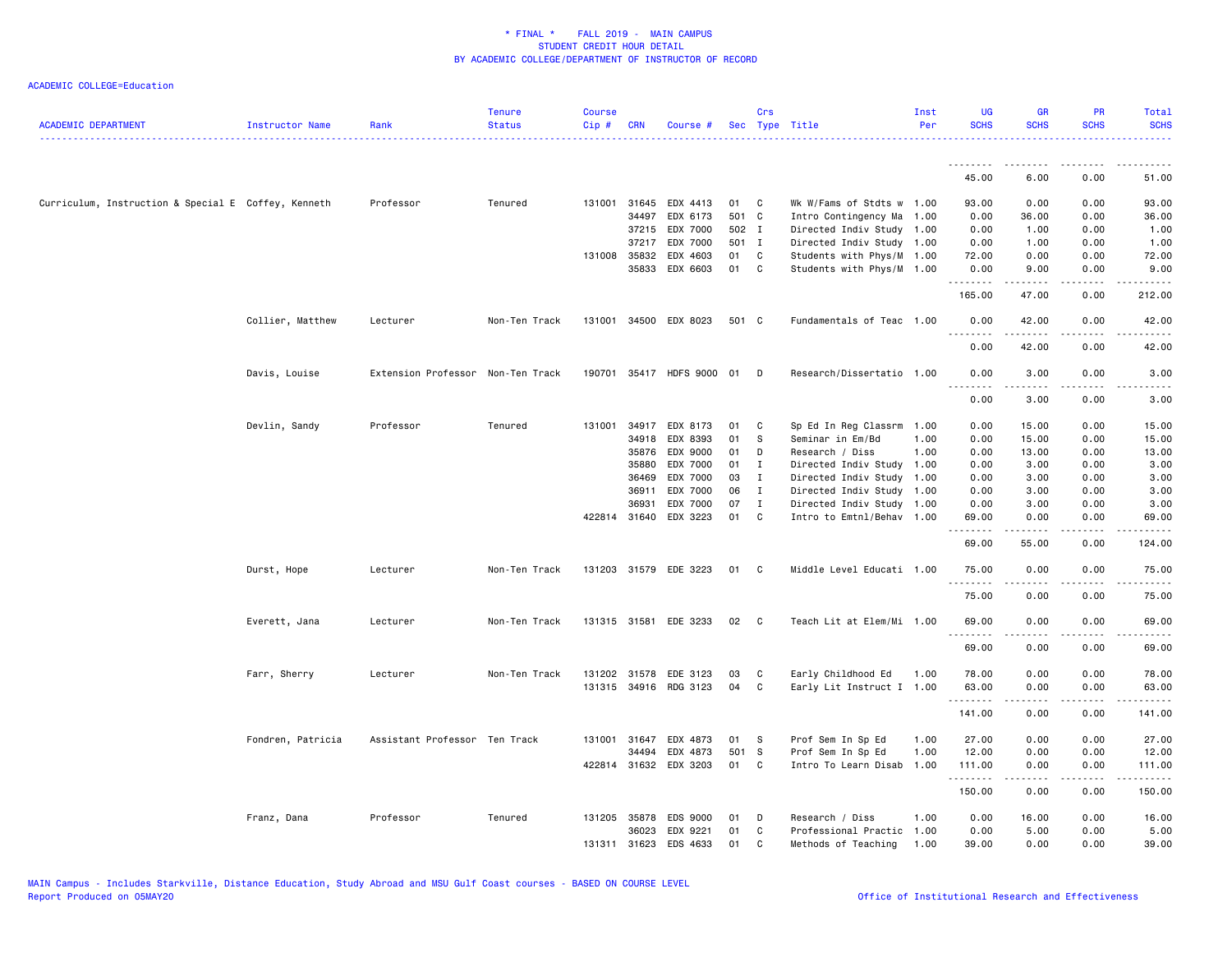* FINAL * FALL 2019 - MAIN CAMPUS
STUDENT CREDIT HOUR DETAIL
BY ACADEMIC COLLEGE/DEPARTMENT OF INSTRUCTOR OF RECORD

ACADEMIC COLLEGE=Education

| ACADEMIC DEPARTMENT | Instructor Name | Rank | Tenure Status | Course Cip # | CRN | Course # | Sec | Crs Type | Title | Inst Per | UG SCHS | GR SCHS | PR SCHS | Total SCHS |
|---|---|---|---|---|---|---|---|---|---|---|---|---|---|---|
| | | | | | | | | | | | 45.00 | 6.00 | 0.00 | 51.00 |
| Curriculum, Instruction & Special E | Coffey, Kenneth | Professor | Tenured | 131001 | 31645 | EDX 4413 | 01 | C | Wk W/Fams of Stdts w | 1.00 | 93.00 | 0.00 | 0.00 | 93.00 |
| | | | | | 34497 | EDX 6173 | 501 | C | Intro Contingency Ma | 1.00 | 0.00 | 36.00 | 0.00 | 36.00 |
| | | | | | 37215 | EDX 7000 | 502 | I | Directed Indiv Study | 1.00 | 0.00 | 1.00 | 0.00 | 1.00 |
| | | | | | 37217 | EDX 7000 | 501 | I | Directed Indiv Study | 1.00 | 0.00 | 1.00 | 0.00 | 1.00 |
| | | | | 131008 | 35832 | EDX 4603 | 01 | C | Students with Phys/M | 1.00 | 72.00 | 0.00 | 0.00 | 72.00 |
| | | | | | 35833 | EDX 6603 | 01 | C | Students with Phys/M | 1.00 | 0.00 | 9.00 | 0.00 | 9.00 |
| | | | | | | | | | | | 165.00 | 47.00 | 0.00 | 212.00 |
| | Collier, Matthew | Lecturer | Non-Ten Track | 131001 | 34500 | EDX 8023 | 501 | C | Fundamentals of Teac | 1.00 | 0.00 | 42.00 | 0.00 | 42.00 |
| | | | | | | | | | | | 0.00 | 42.00 | 0.00 | 42.00 |
| | Davis, Louise | Extension Professor | Non-Ten Track | 190701 | 35417 | HDFS 9000 | 01 | D | Research/Dissertatio | 1.00 | 0.00 | 3.00 | 0.00 | 3.00 |
| | | | | | | | | | | | 0.00 | 3.00 | 0.00 | 3.00 |
| | Devlin, Sandy | Professor | Tenured | 131001 | 34917 | EDX 8173 | 01 | C | Sp Ed In Reg Classrm | 1.00 | 0.00 | 15.00 | 0.00 | 15.00 |
| | | | | | 34918 | EDX 8393 | 01 | S | Seminar in Em/Bd | 1.00 | 0.00 | 15.00 | 0.00 | 15.00 |
| | | | | | 35876 | EDX 9000 | 01 | D | Research / Diss | 1.00 | 0.00 | 13.00 | 0.00 | 13.00 |
| | | | | | 35880 | EDX 7000 | 01 | I | Directed Indiv Study | 1.00 | 0.00 | 3.00 | 0.00 | 3.00 |
| | | | | | 36469 | EDX 7000 | 03 | I | Directed Indiv Study | 1.00 | 0.00 | 3.00 | 0.00 | 3.00 |
| | | | | | 36911 | EDX 7000 | 06 | I | Directed Indiv Study | 1.00 | 0.00 | 3.00 | 0.00 | 3.00 |
| | | | | | 36931 | EDX 7000 | 07 | I | Directed Indiv Study | 1.00 | 0.00 | 3.00 | 0.00 | 3.00 |
| | | | | 422814 | 31640 | EDX 3223 | 01 | C | Intro to Emtnl/Behav | 1.00 | 69.00 | 0.00 | 0.00 | 69.00 |
| | | | | | | | | | | | 69.00 | 55.00 | 0.00 | 124.00 |
| | Durst, Hope | Lecturer | Non-Ten Track | 131203 | 31579 | EDE 3223 | 01 | C | Middle Level Educati | 1.00 | 75.00 | 0.00 | 0.00 | 75.00 |
| | | | | | | | | | | | 75.00 | 0.00 | 0.00 | 75.00 |
| | Everett, Jana | Lecturer | Non-Ten Track | 131315 | 31581 | EDE 3233 | 02 | C | Teach Lit at Elem/Mi | 1.00 | 69.00 | 0.00 | 0.00 | 69.00 |
| | | | | | | | | | | | 69.00 | 0.00 | 0.00 | 69.00 |
| | Farr, Sherry | Lecturer | Non-Ten Track | 131202 | 31578 | EDE 3123 | 03 | C | Early Childhood Ed | 1.00 | 78.00 | 0.00 | 0.00 | 78.00 |
| | | | | 131315 | 34916 | RDG 3123 | 04 | C | Early Lit Instruct I | 1.00 | 63.00 | 0.00 | 0.00 | 63.00 |
| | | | | | | | | | | | 141.00 | 0.00 | 0.00 | 141.00 |
| | Fondren, Patricia | Assistant Professor | Ten Track | 131001 | 31647 | EDX 4873 | 01 | S | Prof Sem In Sp Ed | 1.00 | 27.00 | 0.00 | 0.00 | 27.00 |
| | | | | | 34494 | EDX 4873 | 501 | S | Prof Sem In Sp Ed | 1.00 | 12.00 | 0.00 | 0.00 | 12.00 |
| | | | | 422814 | 31632 | EDX 3203 | 01 | C | Intro To Learn Disab | 1.00 | 111.00 | 0.00 | 0.00 | 111.00 |
| | | | | | | | | | | | 150.00 | 0.00 | 0.00 | 150.00 |
| | Franz, Dana | Professor | Tenured | 131205 | 35878 | EDS 9000 | 01 | D | Research / Diss | 1.00 | 0.00 | 16.00 | 0.00 | 16.00 |
| | | | | | 36023 | EDX 9221 | 01 | C | Professional Practic | 1.00 | 0.00 | 5.00 | 0.00 | 5.00 |
| | | | | 131311 | 31623 | EDS 4633 | 01 | C | Methods of Teaching | 1.00 | 39.00 | 0.00 | 0.00 | 39.00 |

MAIN Campus - Includes Starkville, Distance Education, Study Abroad and MSU Gulf Coast courses - BASED ON COURSE LEVEL
Report Produced on 05MAY20 Office of Institutional Research and Effectiveness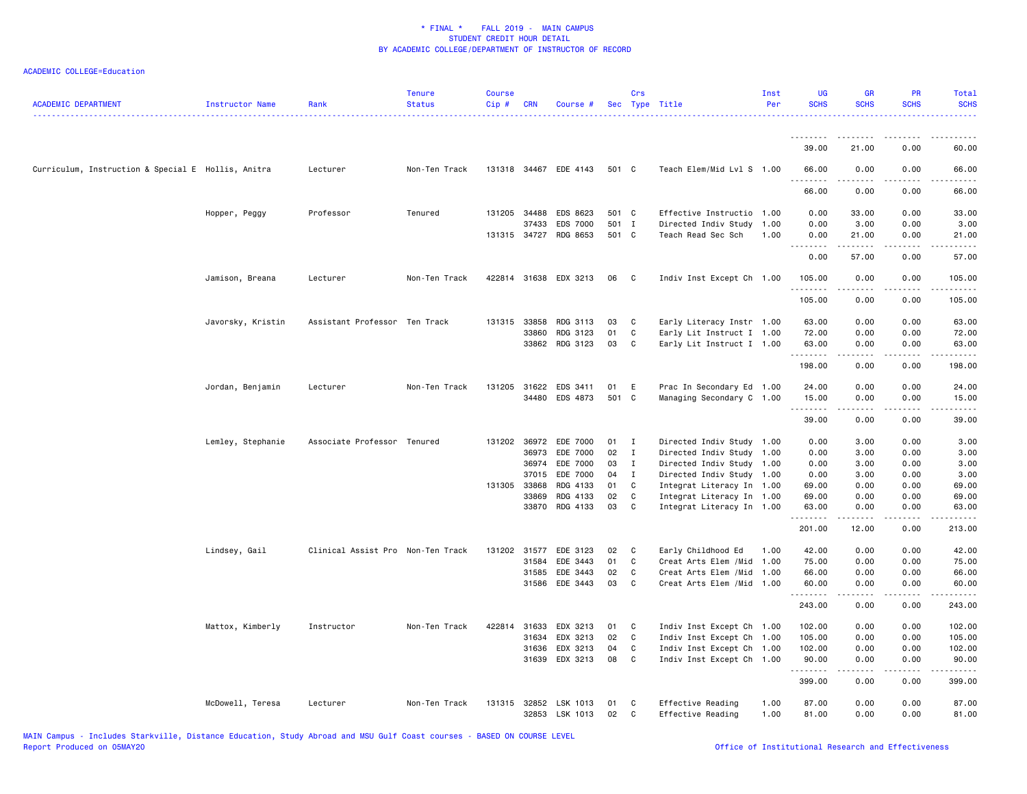\* FINAL \*    FALL 2019 -  MAIN CAMPUS
STUDENT CREDIT HOUR DETAIL
BY ACADEMIC COLLEGE/DEPARTMENT OF INSTRUCTOR OF RECORD

ACADEMIC COLLEGE=Education

| ACADEMIC DEPARTMENT | Instructor Name | Rank | Tenure Status | Course Cip # | CRN | Course # | Sec | Crs Type | Title | Inst Per | UG SCHS | GR SCHS | PR SCHS | Total SCHS |
|---|---|---|---|---|---|---|---|---|---|---|---|---|---|---|
| | | | | | | | | | | | 39.00 | 21.00 | 0.00 | 60.00 |
| Curriculum, Instruction & Special E | Hollis, Anitra | Lecturer | Non-Ten Track | 131318 | 34467 | EDE 4143 | 501 | C | Teach Elem/Mid Lvl S | 1.00 | 66.00 | 0.00 | 0.00 | 66.00 |
| | | | | | | | | | | | 66.00 | 0.00 | 0.00 | 66.00 |
| | Hopper, Peggy | Professor | Tenured | 131205 | 34488 | EDS 8623 | 501 | C | Effective Instructio | 1.00 | 0.00 | 33.00 | 0.00 | 33.00 |
| | | | | | 37433 | EDS 7000 | 501 | I | Directed Indiv Study | 1.00 | 0.00 | 3.00 | 0.00 | 3.00 |
| | | | | 131315 | 34727 | RDG 8653 | 501 | C | Teach Read Sec Sch | 1.00 | 0.00 | 21.00 | 0.00 | 21.00 |
| | | | | | | | | | | | 0.00 | 57.00 | 0.00 | 57.00 |
| | Jamison, Breana | Lecturer | Non-Ten Track | 422814 | 31638 | EDX 3213 | 06 | C | Indiv Inst Except Ch | 1.00 | 105.00 | 0.00 | 0.00 | 105.00 |
| | | | | | | | | | | | 105.00 | 0.00 | 0.00 | 105.00 |
| | Javorsky, Kristin | Assistant Professor | Ten Track | 131315 | 33858 | RDG 3113 | 03 | C | Early Literacy Instr | 1.00 | 63.00 | 0.00 | 0.00 | 63.00 |
| | | | | | 33860 | RDG 3123 | 01 | C | Early Lit Instruct I | 1.00 | 72.00 | 0.00 | 0.00 | 72.00 |
| | | | | | 33862 | RDG 3123 | 03 | C | Early Lit Instruct I | 1.00 | 63.00 | 0.00 | 0.00 | 63.00 |
| | | | | | | | | | | | 198.00 | 0.00 | 0.00 | 198.00 |
| | Jordan, Benjamin | Lecturer | Non-Ten Track | 131205 | 31622 | EDS 3411 | 01 | E | Prac In Secondary Ed | 1.00 | 24.00 | 0.00 | 0.00 | 24.00 |
| | | | | | 34480 | EDS 4873 | 501 | C | Managing Secondary C | 1.00 | 15.00 | 0.00 | 0.00 | 15.00 |
| | | | | | | | | | | | 39.00 | 0.00 | 0.00 | 39.00 |
| | Lemley, Stephanie | Associate Professor | Tenured | 131202 | 36972 | EDE 7000 | 01 | I | Directed Indiv Study | 1.00 | 0.00 | 3.00 | 0.00 | 3.00 |
| | | | | | 36973 | EDE 7000 | 02 | I | Directed Indiv Study | 1.00 | 0.00 | 3.00 | 0.00 | 3.00 |
| | | | | | 36974 | EDE 7000 | 03 | I | Directed Indiv Study | 1.00 | 0.00 | 3.00 | 0.00 | 3.00 |
| | | | | | 37015 | EDE 7000 | 04 | I | Directed Indiv Study | 1.00 | 0.00 | 3.00 | 0.00 | 3.00 |
| | | | | 131305 | 33868 | RDG 4133 | 01 | C | Integrat Literacy In | 1.00 | 69.00 | 0.00 | 0.00 | 69.00 |
| | | | | | 33869 | RDG 4133 | 02 | C | Integrat Literacy In | 1.00 | 69.00 | 0.00 | 0.00 | 69.00 |
| | | | | | 33870 | RDG 4133 | 03 | C | Integrat Literacy In | 1.00 | 63.00 | 0.00 | 0.00 | 63.00 |
| | | | | | | | | | | | 201.00 | 12.00 | 0.00 | 213.00 |
| | Lindsey, Gail | Clinical Assist Pro | Non-Ten Track | 131202 | 31577 | EDE 3123 | 02 | C | Early Childhood Ed | 1.00 | 42.00 | 0.00 | 0.00 | 42.00 |
| | | | | | 31584 | EDE 3443 | 01 | C | Creat Arts Elem /Mid | 1.00 | 75.00 | 0.00 | 0.00 | 75.00 |
| | | | | | 31585 | EDE 3443 | 02 | C | Creat Arts Elem /Mid | 1.00 | 66.00 | 0.00 | 0.00 | 66.00 |
| | | | | | 31586 | EDE 3443 | 03 | C | Creat Arts Elem /Mid | 1.00 | 60.00 | 0.00 | 0.00 | 60.00 |
| | | | | | | | | | | | 243.00 | 0.00 | 0.00 | 243.00 |
| | Mattox, Kimberly | Instructor | Non-Ten Track | 422814 | 31633 | EDX 3213 | 01 | C | Indiv Inst Except Ch | 1.00 | 102.00 | 0.00 | 0.00 | 102.00 |
| | | | | | 31634 | EDX 3213 | 02 | C | Indiv Inst Except Ch | 1.00 | 105.00 | 0.00 | 0.00 | 105.00 |
| | | | | | 31636 | EDX 3213 | 04 | C | Indiv Inst Except Ch | 1.00 | 102.00 | 0.00 | 0.00 | 102.00 |
| | | | | | 31639 | EDX 3213 | 08 | C | Indiv Inst Except Ch | 1.00 | 90.00 | 0.00 | 0.00 | 90.00 |
| | | | | | | | | | | | 399.00 | 0.00 | 0.00 | 399.00 |
| | McDowell, Teresa | Lecturer | Non-Ten Track | 131315 | 32852 | LSK 1013 | 01 | C | Effective Reading | 1.00 | 87.00 | 0.00 | 0.00 | 87.00 |
| | | | | | 32853 | LSK 1013 | 02 | C | Effective Reading | 1.00 | 81.00 | 0.00 | 0.00 | 81.00 |

MAIN Campus - Includes Starkville, Distance Education, Study Abroad and MSU Gulf Coast courses - BASED ON COURSE LEVEL
Report Produced on 05MAY20    Office of Institutional Research and Effectiveness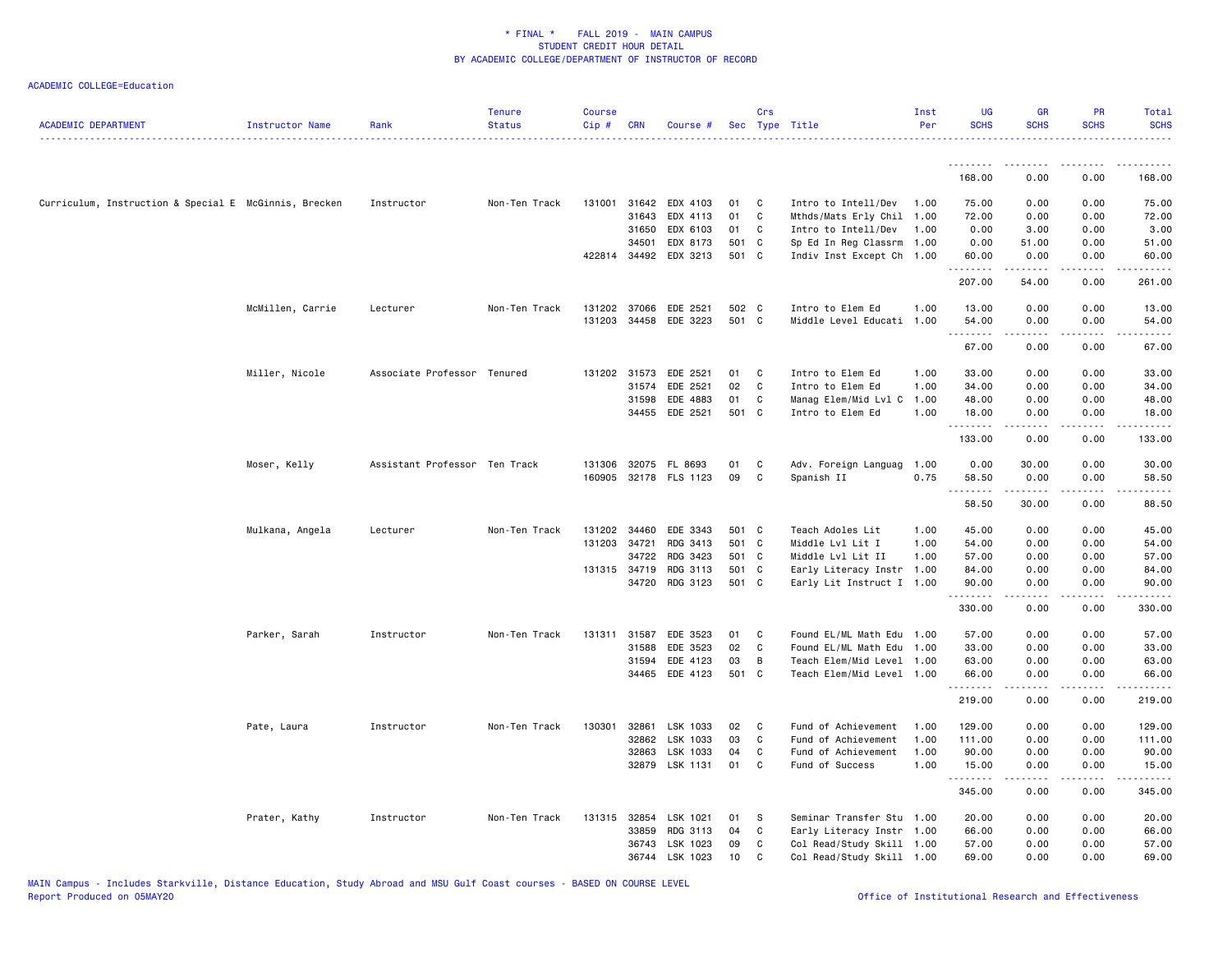* FINAL * FALL 2019 - MAIN CAMPUS
STUDENT CREDIT HOUR DETAIL
BY ACADEMIC COLLEGE/DEPARTMENT OF INSTRUCTOR OF RECORD

ACADEMIC COLLEGE=Education

| ACADEMIC DEPARTMENT | Instructor Name | Rank | Tenure Status | Course Cip # | CRN | Course # | Sec | Crs Type | Title | Inst Per | UG SCHS | GR SCHS | PR SCHS | Total SCHS |
|---|---|---|---|---|---|---|---|---|---|---|---|---|---|---|
| | | | | | | | | | | | 168.00 | 0.00 | 0.00 | 168.00 |
| Curriculum, Instruction & Special E | McGinnis, Brecken | Instructor | Non-Ten Track | 131001 | 31642 | EDX 4103 | 01 | C | Intro to Intell/Dev | 1.00 | 75.00 | 0.00 | 0.00 | 75.00 |
| | | | | | 31643 | EDX 4113 | 01 | C | Mthds/Mats Erly Chil | 1.00 | 72.00 | 0.00 | 0.00 | 72.00 |
| | | | | | 31650 | EDX 6103 | 01 | C | Intro to Intell/Dev | 1.00 | 0.00 | 3.00 | 0.00 | 3.00 |
| | | | | | 34501 | EDX 8173 | 501 | C | Sp Ed In Reg Classrm | 1.00 | 0.00 | 51.00 | 0.00 | 51.00 |
| | | | | 422814 | 34492 | EDX 3213 | 501 | C | Indiv Inst Except Ch | 1.00 | 60.00 | 0.00 | 0.00 | 60.00 |
| | | | | | | | | | | | 207.00 | 54.00 | 0.00 | 261.00 |
| | McMillen, Carrie | Lecturer | Non-Ten Track | 131202 | 37066 | EDE 2521 | 502 | C | Intro to Elem Ed | 1.00 | 13.00 | 0.00 | 0.00 | 13.00 |
| | | | | 131203 | 34458 | EDE 3223 | 501 | C | Middle Level Educati | 1.00 | 54.00 | 0.00 | 0.00 | 54.00 |
| | | | | | | | | | | | 67.00 | 0.00 | 0.00 | 67.00 |
| | Miller, Nicole | Associate Professor | Tenured | 131202 | 31573 | EDE 2521 | 01 | C | Intro to Elem Ed | 1.00 | 33.00 | 0.00 | 0.00 | 33.00 |
| | | | | | 31574 | EDE 2521 | 02 | C | Intro to Elem Ed | 1.00 | 34.00 | 0.00 | 0.00 | 34.00 |
| | | | | | 31598 | EDE 4883 | 01 | C | Manag Elem/Mid Lvl C | 1.00 | 48.00 | 0.00 | 0.00 | 48.00 |
| | | | | | 34455 | EDE 2521 | 501 | C | Intro to Elem Ed | 1.00 | 18.00 | 0.00 | 0.00 | 18.00 |
| | | | | | | | | | | | 133.00 | 0.00 | 0.00 | 133.00 |
| | Moser, Kelly | Assistant Professor | Ten Track | 131306 | 32075 | FL 8693 | 01 | C | Adv. Foreign Languag | 1.00 | 0.00 | 30.00 | 0.00 | 30.00 |
| | | | | 160905 | 32178 | FLS 1123 | 09 | C | Spanish II | 0.75 | 58.50 | 0.00 | 0.00 | 58.50 |
| | | | | | | | | | | | 58.50 | 30.00 | 0.00 | 88.50 |
| | Mulkana, Angela | Lecturer | Non-Ten Track | 131202 | 34460 | EDE 3343 | 501 | C | Teach Adoles Lit | 1.00 | 45.00 | 0.00 | 0.00 | 45.00 |
| | | | | 131203 | 34721 | RDG 3413 | 501 | C | Middle Lvl Lit I | 1.00 | 54.00 | 0.00 | 0.00 | 54.00 |
| | | | | | 34722 | RDG 3423 | 501 | C | Middle Lvl Lit II | 1.00 | 57.00 | 0.00 | 0.00 | 57.00 |
| | | | | 131315 | 34719 | RDG 3113 | 501 | C | Early Literacy Instr | 1.00 | 84.00 | 0.00 | 0.00 | 84.00 |
| | | | | | 34720 | RDG 3123 | 501 | C | Early Lit Instruct I | 1.00 | 90.00 | 0.00 | 0.00 | 90.00 |
| | | | | | | | | | | | 330.00 | 0.00 | 0.00 | 330.00 |
| | Parker, Sarah | Instructor | Non-Ten Track | 131311 | 31587 | EDE 3523 | 01 | C | Found EL/ML Math Edu | 1.00 | 57.00 | 0.00 | 0.00 | 57.00 |
| | | | | | 31588 | EDE 3523 | 02 | C | Found EL/ML Math Edu | 1.00 | 33.00 | 0.00 | 0.00 | 33.00 |
| | | | | | 31594 | EDE 4123 | 03 | B | Teach Elem/Mid Level | 1.00 | 63.00 | 0.00 | 0.00 | 63.00 |
| | | | | | 34465 | EDE 4123 | 501 | C | Teach Elem/Mid Level | 1.00 | 66.00 | 0.00 | 0.00 | 66.00 |
| | | | | | | | | | | | 219.00 | 0.00 | 0.00 | 219.00 |
| | Pate, Laura | Instructor | Non-Ten Track | 130301 | 32861 | LSK 1033 | 02 | C | Fund of Achievement | 1.00 | 129.00 | 0.00 | 0.00 | 129.00 |
| | | | | | 32862 | LSK 1033 | 03 | C | Fund of Achievement | 1.00 | 111.00 | 0.00 | 0.00 | 111.00 |
| | | | | | 32863 | LSK 1033 | 04 | C | Fund of Achievement | 1.00 | 90.00 | 0.00 | 0.00 | 90.00 |
| | | | | | 32879 | LSK 1131 | 01 | C | Fund of Success | 1.00 | 15.00 | 0.00 | 0.00 | 15.00 |
| | | | | | | | | | | | 345.00 | 0.00 | 0.00 | 345.00 |
| | Prater, Kathy | Instructor | Non-Ten Track | 131315 | 32854 | LSK 1021 | 01 | S | Seminar Transfer Stu | 1.00 | 20.00 | 0.00 | 0.00 | 20.00 |
| | | | | | 33859 | RDG 3113 | 04 | C | Early Literacy Instr | 1.00 | 66.00 | 0.00 | 0.00 | 66.00 |
| | | | | | 36743 | LSK 1023 | 09 | C | Col Read/Study Skill | 1.00 | 57.00 | 0.00 | 0.00 | 57.00 |
| | | | | | 36744 | LSK 1023 | 10 | C | Col Read/Study Skill | 1.00 | 69.00 | 0.00 | 0.00 | 69.00 |

MAIN Campus - Includes Starkville, Distance Education, Study Abroad and MSU Gulf Coast courses - BASED ON COURSE LEVEL
Report Produced on 05MAY20

Office of Institutional Research and Effectiveness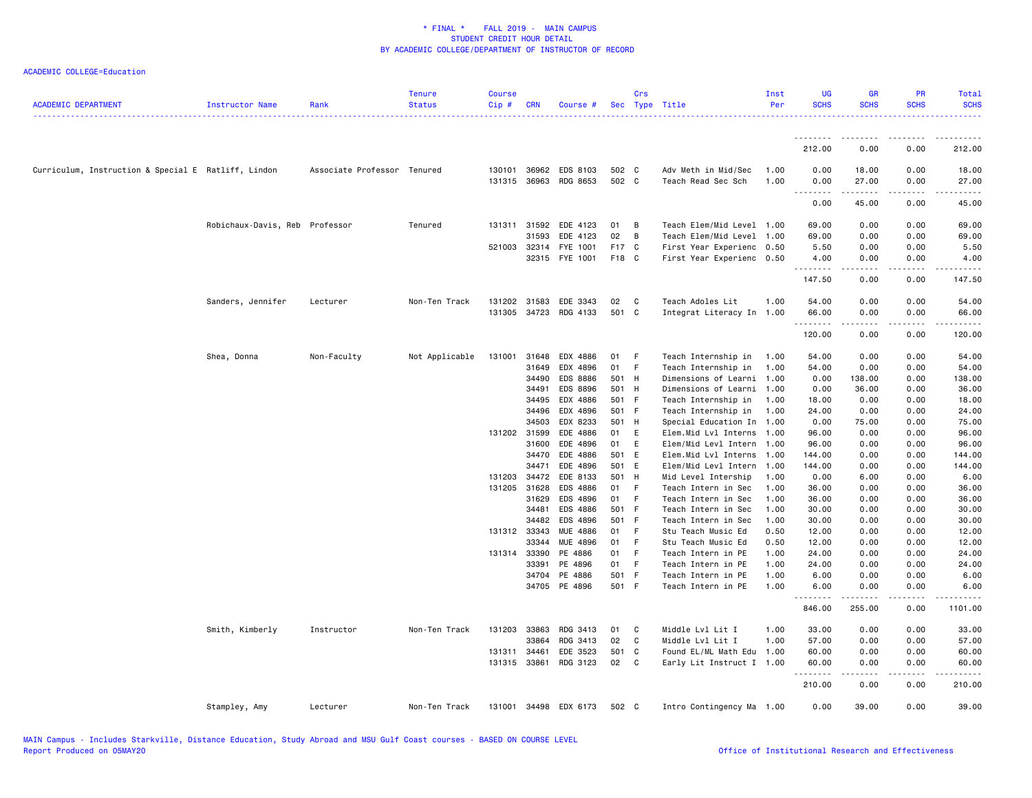* FINAL * FALL 2019 - MAIN CAMPUS
STUDENT CREDIT HOUR DETAIL
BY ACADEMIC COLLEGE/DEPARTMENT OF INSTRUCTOR OF RECORD

ACADEMIC COLLEGE=Education

| ACADEMIC DEPARTMENT | Instructor Name | Rank | Tenure Status | Course Cip # | CRN | Course # | Sec | Crs Type | Title | Inst Per | UG SCHS | GR SCHS | PR SCHS | Total SCHS |
|---|---|---|---|---|---|---|---|---|---|---|---|---|---|---|
| | | | | | | | | | | | 212.00 | 0.00 | 0.00 | 212.00 |
| Curriculum, Instruction & Special E | Ratliff, Lindon | Associate Professor | Tenured | 130101 | 36962 | EDS 8103 | 502 | C | Adv Meth in Mid/Sec | 1.00 | 0.00 | 18.00 | 0.00 | 18.00 |
| | | | | 131315 | 36963 | RDG 8653 | 502 | C | Teach Read Sec Sch | 1.00 | 0.00 | 27.00 | 0.00 | 27.00 |
| | | | | | | | | | | | 0.00 | 45.00 | 0.00 | 45.00 |
| | Robichaux-Davis, Reb | Professor | Tenured | 131311 | 31592 | EDE 4123 | 01 | B | Teach Elem/Mid Level | 1.00 | 69.00 | 0.00 | 0.00 | 69.00 |
| | | | | | 31593 | EDE 4123 | 02 | B | Teach Elem/Mid Level | 1.00 | 69.00 | 0.00 | 0.00 | 69.00 |
| | | | | 521003 | 32314 | FYE 1001 | F17 | C | First Year Experienc | 0.50 | 5.50 | 0.00 | 0.00 | 5.50 |
| | | | | | 32315 | FYE 1001 | F18 | C | First Year Experienc | 0.50 | 4.00 | 0.00 | 0.00 | 4.00 |
| | | | | | | | | | | | 147.50 | 0.00 | 0.00 | 147.50 |
| | Sanders, Jennifer | Lecturer | Non-Ten Track | 131202 | 31583 | EDE 3343 | 02 | C | Teach Adoles Lit | 1.00 | 54.00 | 0.00 | 0.00 | 54.00 |
| | | | | 131305 | 34723 | RDG 4133 | 501 | C | Integrat Literacy In | 1.00 | 66.00 | 0.00 | 0.00 | 66.00 |
| | | | | | | | | | | | 120.00 | 0.00 | 0.00 | 120.00 |
| | Shea, Donna | Non-Faculty | Not Applicable | 131001 | 31648 | EDX 4886 | 01 | F | Teach Internship in | 1.00 | 54.00 | 0.00 | 0.00 | 54.00 |
| | | | | | 31649 | EDX 4896 | 01 | F | Teach Internship in | 1.00 | 54.00 | 0.00 | 0.00 | 54.00 |
| | | | | | 34490 | EDS 8886 | 501 | H | Dimensions of Learni | 1.00 | 0.00 | 138.00 | 0.00 | 138.00 |
| | | | | | 34491 | EDS 8896 | 501 | H | Dimensions of Learni | 1.00 | 0.00 | 36.00 | 0.00 | 36.00 |
| | | | | | 34495 | EDX 4886 | 501 | F | Teach Internship in | 1.00 | 18.00 | 0.00 | 0.00 | 18.00 |
| | | | | | 34496 | EDX 4896 | 501 | F | Teach Internship in | 1.00 | 24.00 | 0.00 | 0.00 | 24.00 |
| | | | | | 34503 | EDX 8233 | 501 | H | Special Education In | 1.00 | 0.00 | 75.00 | 0.00 | 75.00 |
| | | | | 131202 | 31599 | EDE 4886 | 01 | E | Elem.Mid Lvl Interns | 1.00 | 96.00 | 0.00 | 0.00 | 96.00 |
| | | | | | 31600 | EDE 4896 | 01 | E | Elem/Mid Levl Intern | 1.00 | 96.00 | 0.00 | 0.00 | 96.00 |
| | | | | | 34470 | EDE 4886 | 501 | E | Elem.Mid Lvl Interns | 1.00 | 144.00 | 0.00 | 0.00 | 144.00 |
| | | | | | 34471 | EDE 4896 | 501 | E | Elem/Mid Levl Intern | 1.00 | 144.00 | 0.00 | 0.00 | 144.00 |
| | | | | 131203 | 34472 | EDE 8133 | 501 | H | Mid Level Intership | 1.00 | 0.00 | 6.00 | 0.00 | 6.00 |
| | | | | 131205 | 31628 | EDS 4886 | 01 | F | Teach Intern in Sec | 1.00 | 36.00 | 0.00 | 0.00 | 36.00 |
| | | | | | 31629 | EDS 4896 | 01 | F | Teach Intern in Sec | 1.00 | 36.00 | 0.00 | 0.00 | 36.00 |
| | | | | | 34481 | EDS 4886 | 501 | F | Teach Intern in Sec | 1.00 | 30.00 | 0.00 | 0.00 | 30.00 |
| | | | | | 34482 | EDS 4896 | 501 | F | Teach Intern in Sec | 1.00 | 30.00 | 0.00 | 0.00 | 30.00 |
| | | | | 131312 | 33343 | MUE 4886 | 01 | F | Stu Teach Music Ed | 0.50 | 12.00 | 0.00 | 0.00 | 12.00 |
| | | | | | 33344 | MUE 4896 | 01 | F | Stu Teach Music Ed | 0.50 | 12.00 | 0.00 | 0.00 | 12.00 |
| | | | | 131314 | 33390 | PE 4886 | 01 | F | Teach Intern in PE | 1.00 | 24.00 | 0.00 | 0.00 | 24.00 |
| | | | | | 33391 | PE 4896 | 01 | F | Teach Intern in PE | 1.00 | 24.00 | 0.00 | 0.00 | 24.00 |
| | | | | | 34704 | PE 4886 | 501 | F | Teach Intern in PE | 1.00 | 6.00 | 0.00 | 0.00 | 6.00 |
| | | | | | 34705 | PE 4896 | 501 | F | Teach Intern in PE | 1.00 | 6.00 | 0.00 | 0.00 | 6.00 |
| | | | | | | | | | | | 846.00 | 255.00 | 0.00 | 1101.00 |
| | Smith, Kimberly | Instructor | Non-Ten Track | 131203 | 33863 | RDG 3413 | 01 | C | Middle Lvl Lit I | 1.00 | 33.00 | 0.00 | 0.00 | 33.00 |
| | | | | | 33864 | RDG 3413 | 02 | C | Middle Lvl Lit I | 1.00 | 57.00 | 0.00 | 0.00 | 57.00 |
| | | | | 131311 | 34461 | EDE 3523 | 501 | C | Found EL/ML Math Edu | 1.00 | 60.00 | 0.00 | 0.00 | 60.00 |
| | | | | 131315 | 33861 | RDG 3123 | 02 | C | Early Lit Instruct I | 1.00 | 60.00 | 0.00 | 0.00 | 60.00 |
| | | | | | | | | | | | 210.00 | 0.00 | 0.00 | 210.00 |
| | Stampley, Amy | Lecturer | Non-Ten Track | 131001 | 34498 | EDX 6173 | 502 | C | Intro Contingency Ma | 1.00 | 0.00 | 39.00 | 0.00 | 39.00 |

MAIN Campus - Includes Starkville, Distance Education, Study Abroad and MSU Gulf Coast courses - BASED ON COURSE LEVEL
Report Produced on 05MAY20 Office of Institutional Research and Effectiveness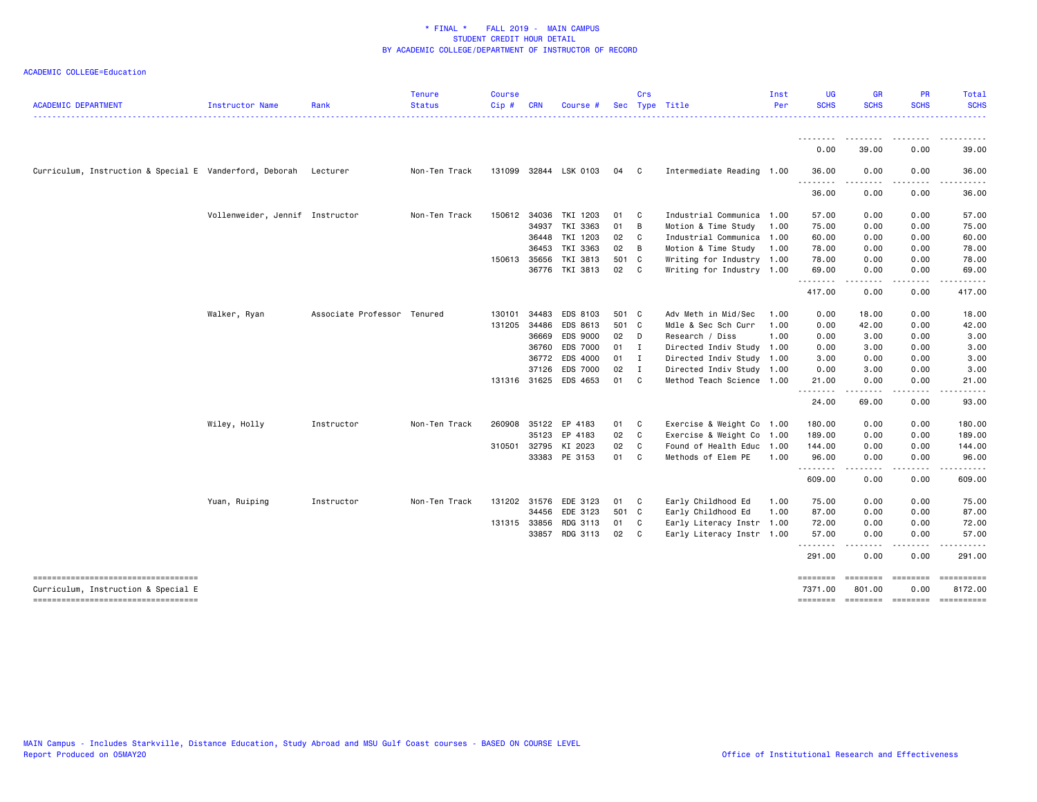ACADEMIC COLLEGE=Education

| ACADEMIC DEPARTMENT | Instructor Name | Rank | Tenure Status | Course Cip # | CRN | Course # | Sec | Crs Type | Title | Inst Per | UG SCHS | GR SCHS | PR SCHS | Total SCHS |
|---|---|---|---|---|---|---|---|---|---|---|---|---|---|---|
| | | | | | | | | | | | 0.00 | 39.00 | 0.00 | 39.00 |
| Curriculum, Instruction & Special E | Vanderford, Deborah | Lecturer | Non-Ten Track | 131099 | 32844 | LSK 0103 | 04 | C | Intermediate Reading | 1.00 | 36.00 | 0.00 | 0.00 | 36.00 |
| | | | | | | | | | | | 36.00 | 0.00 | 0.00 | 36.00 |
| | Vollenweider, Jennif | Instructor | Non-Ten Track | 150612 | 34036 | TKI 1203 | 01 | C | Industrial Communica | 1.00 | 57.00 | 0.00 | 0.00 | 57.00 |
| | | | | | 34937 | TKI 3363 | 01 | B | Motion & Time Study | 1.00 | 75.00 | 0.00 | 0.00 | 75.00 |
| | | | | | 36448 | TKI 1203 | 02 | C | Industrial Communica | 1.00 | 60.00 | 0.00 | 0.00 | 60.00 |
| | | | | | 36453 | TKI 3363 | 02 | B | Motion & Time Study | 1.00 | 78.00 | 0.00 | 0.00 | 78.00 |
| | | | | 150613 | 35656 | TKI 3813 | 501 | C | Writing for Industry | 1.00 | 78.00 | 0.00 | 0.00 | 78.00 |
| | | | | | 36776 | TKI 3813 | 02 | C | Writing for Industry | 1.00 | 69.00 | 0.00 | 0.00 | 69.00 |
| | | | | | | | | | | | 417.00 | 0.00 | 0.00 | 417.00 |
| | Walker, Ryan | Associate Professor | Tenured | 130101 | 34483 | EDS 8103 | 501 | C | Adv Meth in Mid/Sec | 1.00 | 0.00 | 18.00 | 0.00 | 18.00 |
| | | | | 131205 | 34486 | EDS 8613 | 501 | C | Mdle & Sec Sch Curr | 1.00 | 0.00 | 42.00 | 0.00 | 42.00 |
| | | | | | 36669 | EDS 9000 | 02 | D | Research / Diss | 1.00 | 0.00 | 3.00 | 0.00 | 3.00 |
| | | | | | 36760 | EDS 7000 | 01 | I | Directed Indiv Study | 1.00 | 0.00 | 3.00 | 0.00 | 3.00 |
| | | | | | 36772 | EDS 4000 | 01 | I | Directed Indiv Study | 1.00 | 3.00 | 0.00 | 0.00 | 3.00 |
| | | | | | 37126 | EDS 7000 | 02 | I | Directed Indiv Study | 1.00 | 0.00 | 3.00 | 0.00 | 3.00 |
| | | | | 131316 | 31625 | EDS 4653 | 01 | C | Method Teach Science | 1.00 | 21.00 | 0.00 | 0.00 | 21.00 |
| | | | | | | | | | | | 24.00 | 69.00 | 0.00 | 93.00 |
| | Wiley, Holly | Instructor | Non-Ten Track | 260908 | 35122 | EP 4183 | 01 | C | Exercise & Weight Co | 1.00 | 180.00 | 0.00 | 0.00 | 180.00 |
| | | | | | 35123 | EP 4183 | 02 | C | Exercise & Weight Co | 1.00 | 189.00 | 0.00 | 0.00 | 189.00 |
| | | | | 310501 | 32795 | KI 2023 | 02 | C | Found of Health Educ | 1.00 | 144.00 | 0.00 | 0.00 | 144.00 |
| | | | | | 33383 | PE 3153 | 01 | C | Methods of Elem PE | 1.00 | 96.00 | 0.00 | 0.00 | 96.00 |
| | | | | | | | | | | | 609.00 | 0.00 | 0.00 | 609.00 |
| | Yuan, Ruiping | Instructor | Non-Ten Track | 131202 | 31576 | EDE 3123 | 01 | C | Early Childhood Ed | 1.00 | 75.00 | 0.00 | 0.00 | 75.00 |
| | | | | | 34456 | EDE 3123 | 501 | C | Early Childhood Ed | 1.00 | 87.00 | 0.00 | 0.00 | 87.00 |
| | | | | 131315 | 33856 | RDG 3113 | 01 | C | Early Literacy Instr | 1.00 | 72.00 | 0.00 | 0.00 | 72.00 |
| | | | | | 33857 | RDG 3113 | 02 | C | Early Literacy Instr | 1.00 | 57.00 | 0.00 | 0.00 | 57.00 |
| | | | | | | | | | | | 291.00 | 0.00 | 0.00 | 291.00 |
| Curriculum, Instruction & Special E | | | | | | | | | | | 7371.00 | 801.00 | 0.00 | 8172.00 |

MAIN Campus - Includes Starkville, Distance Education, Study Abroad and MSU Gulf Coast courses - BASED ON COURSE LEVEL
Report Produced on 05MAY20

Office of Institutional Research and Effectiveness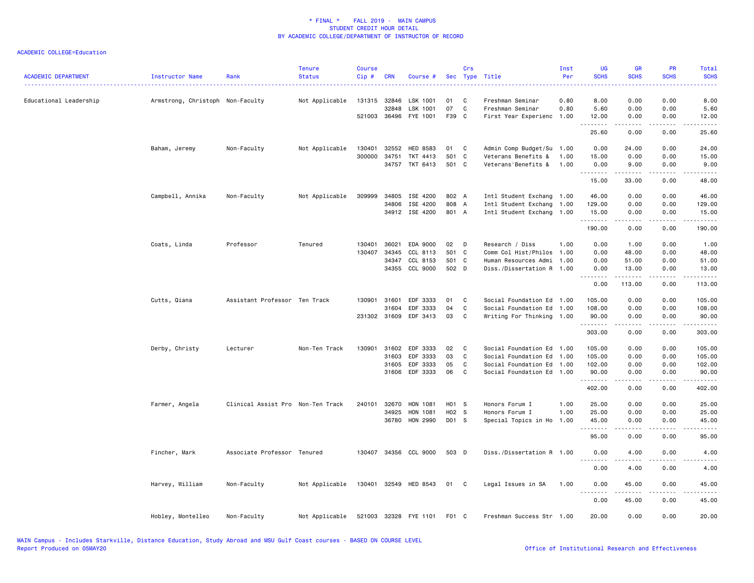\* FINAL \* FALL 2019 - MAIN CAMPUS
STUDENT CREDIT HOUR DETAIL
BY ACADEMIC COLLEGE/DEPARTMENT OF INSTRUCTOR OF RECORD

ACADEMIC COLLEGE=Education

| ACADEMIC DEPARTMENT | Instructor Name | Rank | Tenure Status | Course Cip # | CRN | Course # | Sec | Crs Type | Title | Inst Per | UG SCHS | GR SCHS | PR SCHS | Total SCHS |
|---|---|---|---|---|---|---|---|---|---|---|---|---|---|---|
| Educational Leadership | Armstrong, Christoph | Non-Faculty | Not Applicable | 131315 | 32846 | LSK 1001 | 01 | C | Freshman Seminar | 0.80 | 8.00 | 0.00 | 0.00 | 8.00 |
| | | | | | 32848 | LSK 1001 | 07 | C | Freshman Seminar | 0.80 | 5.60 | 0.00 | 0.00 | 5.60 |
| | | | | 521003 | 36496 | FYE 1001 | F39 | C | First Year Experienc | 1.00 | 12.00 | 0.00 | 0.00 | 12.00 |
| | | | | | | | | | | | 25.60 | 0.00 | 0.00 | 25.60 |
| | Baham, Jeremy | Non-Faculty | Not Applicable | 130401 | 32552 | HED 8583 | 01 | C | Admin Comp Budget/Su | 1.00 | 0.00 | 24.00 | 0.00 | 24.00 |
| | | | | 300000 | 34751 | TKT 4413 | 501 | C | Veterans Benefits & | 1.00 | 15.00 | 0.00 | 0.00 | 15.00 |
| | | | | | 34757 | TKT 6413 | 501 | C | Veterans'Benefits & | 1.00 | 0.00 | 9.00 | 0.00 | 9.00 |
| | | | | | | | | | | | 15.00 | 33.00 | 0.00 | 48.00 |
| | Campbell, Annika | Non-Faculty | Not Applicable | 309999 | 34805 | ISE 4200 | 802 | A | Intl Student Exchang | 1.00 | 46.00 | 0.00 | 0.00 | 46.00 |
| | | | | | 34806 | ISE 4200 | 808 | A | Intl Student Exchang | 1.00 | 129.00 | 0.00 | 0.00 | 129.00 |
| | | | | | 34912 | ISE 4200 | 801 | A | Intl Student Exchang | 1.00 | 15.00 | 0.00 | 0.00 | 15.00 |
| | | | | | | | | | | | 190.00 | 0.00 | 0.00 | 190.00 |
| | Coats, Linda | Professor | Tenured | 130401 | 36021 | EDA 9000 | 02 | D | Research / Diss | 1.00 | 0.00 | 1.00 | 0.00 | 1.00 |
| | | | | 130407 | 34345 | CCL 8113 | 501 | C | Comm Col Hist/Philos | 1.00 | 0.00 | 48.00 | 0.00 | 48.00 |
| | | | | | 34347 | CCL 8153 | 501 | C | Human Resources Admi | 1.00 | 0.00 | 51.00 | 0.00 | 51.00 |
| | | | | | 34355 | CCL 9000 | 502 | D | Diss./Dissertation R | 1.00 | 0.00 | 13.00 | 0.00 | 13.00 |
| | | | | | | | | | | | 0.00 | 113.00 | 0.00 | 113.00 |
| | Cutts, Qiana | Assistant Professor | Ten Track | 130901 | 31601 | EDF 3333 | 01 | C | Social Foundation Ed | 1.00 | 105.00 | 0.00 | 0.00 | 105.00 |
| | | | | | 31604 | EDF 3333 | 04 | C | Social Foundation Ed | 1.00 | 108.00 | 0.00 | 0.00 | 108.00 |
| | | | | 231302 | 31609 | EDF 3413 | 03 | C | Writing For Thinking | 1.00 | 90.00 | 0.00 | 0.00 | 90.00 |
| | | | | | | | | | | | 303.00 | 0.00 | 0.00 | 303.00 |
| | Derby, Christy | Lecturer | Non-Ten Track | 130901 | 31602 | EDF 3333 | 02 | C | Social Foundation Ed | 1.00 | 105.00 | 0.00 | 0.00 | 105.00 |
| | | | | | 31603 | EDF 3333 | 03 | C | Social Foundation Ed | 1.00 | 105.00 | 0.00 | 0.00 | 105.00 |
| | | | | | 31605 | EDF 3333 | 05 | C | Social Foundation Ed | 1.00 | 102.00 | 0.00 | 0.00 | 102.00 |
| | | | | | 31606 | EDF 3333 | 06 | C | Social Foundation Ed | 1.00 | 90.00 | 0.00 | 0.00 | 90.00 |
| | | | | | | | | | | | 402.00 | 0.00 | 0.00 | 402.00 |
| | Farmer, Angela | Clinical Assist Pro | Non-Ten Track | 240101 | 32670 | HON 1081 | H01 | S | Honors Forum I | 1.00 | 25.00 | 0.00 | 0.00 | 25.00 |
| | | | | | 34925 | HON 1081 | H02 | S | Honors Forum I | 1.00 | 25.00 | 0.00 | 0.00 | 25.00 |
| | | | | | 36780 | HON 2990 | D01 | S | Special Topics in Ho | 1.00 | 45.00 | 0.00 | 0.00 | 45.00 |
| | | | | | | | | | | | 95.00 | 0.00 | 0.00 | 95.00 |
| | Fincher, Mark | Associate Professor | Tenured | 130407 | 34356 | CCL 9000 | 503 | D | Diss./Dissertation R | 1.00 | 0.00 | 4.00 | 0.00 | 4.00 |
| | | | | | | | | | | | 0.00 | 4.00 | 0.00 | 4.00 |
| | Harvey, William | Non-Faculty | Not Applicable | 130401 | 32549 | HED 8543 | 01 | C | Legal Issues in SA | 1.00 | 0.00 | 45.00 | 0.00 | 45.00 |
| | | | | | | | | | | | 0.00 | 45.00 | 0.00 | 45.00 |
| | Hobley, Montelleo | Non-Faculty | Not Applicable | 521003 | 32328 | FYE 1101 | F01 | C | Freshman Success Str | 1.00 | 20.00 | 0.00 | 0.00 | 20.00 |

MAIN Campus - Includes Starkville, Distance Education, Study Abroad and MSU Gulf Coast courses - BASED ON COURSE LEVEL
Report Produced on 05MAY20 — Office of Institutional Research and Effectiveness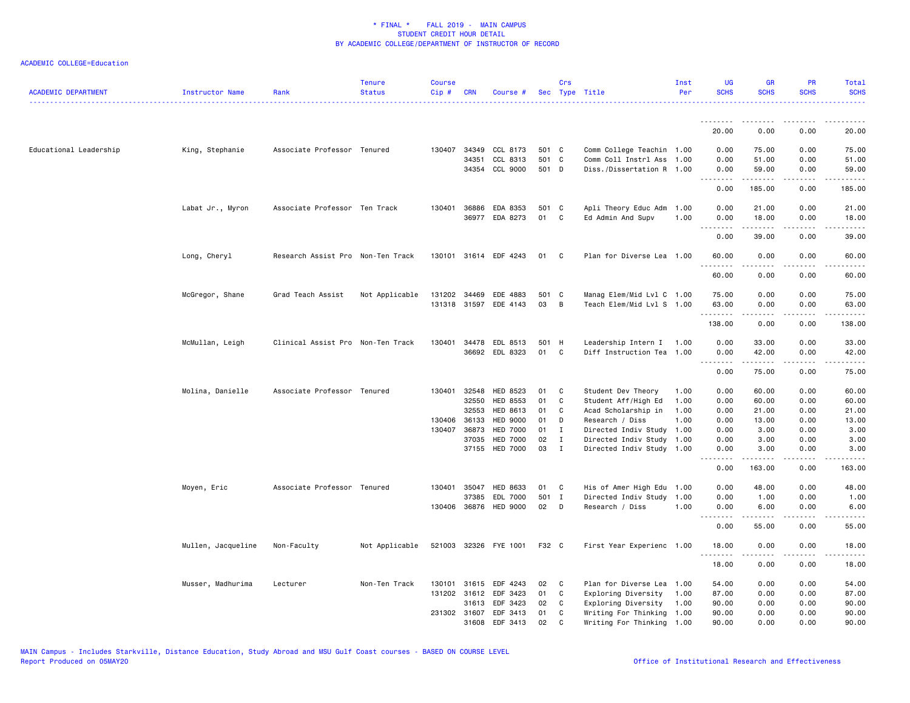\* FINAL \* FALL 2019 - MAIN CAMPUS
STUDENT CREDIT HOUR DETAIL
BY ACADEMIC COLLEGE/DEPARTMENT OF INSTRUCTOR OF RECORD

ACADEMIC COLLEGE=Education

| ACADEMIC DEPARTMENT | Instructor Name | Rank | Tenure Status | Course Cip # | CRN | Course # | Sec | Crs Type | Title | Inst Per | UG SCHS | GR SCHS | PR SCHS | Total SCHS |
|---|---|---|---|---|---|---|---|---|---|---|---|---|---|---|
| | | | | | | | | | | | 20.00 | 0.00 | 0.00 | 20.00 |
| Educational Leadership | King, Stephanie | Associate Professor | Tenured | 130407 | 34349 | CCL 8173 | 501 | C | Comm College Teachin | 1.00 | 0.00 | 75.00 | 0.00 | 75.00 |
| | | | | | 34351 | CCL 8313 | 501 | C | Comm Coll Instrl Ass | 1.00 | 0.00 | 51.00 | 0.00 | 51.00 |
| | | | | | 34354 | CCL 9000 | 501 | D | Diss./Dissertation R | 1.00 | 0.00 | 59.00 | 0.00 | 59.00 |
| | | | | | | | | | | | 0.00 | 185.00 | 0.00 | 185.00 |
| | Labat Jr., Myron | Associate Professor | Ten Track | 130401 | 36886 | EDA 8353 | 501 | C | Apli Theory Educ Adm | 1.00 | 0.00 | 21.00 | 0.00 | 21.00 |
| | | | | | 36977 | EDA 8273 | 01 | C | Ed Admin And Supv | 1.00 | 0.00 | 18.00 | 0.00 | 18.00 |
| | | | | | | | | | | | 0.00 | 39.00 | 0.00 | 39.00 |
| | Long, Cheryl | Research Assist Pro | Non-Ten Track | 130101 | 31614 | EDF 4243 | 01 | C | Plan for Diverse Lea | 1.00 | 60.00 | 0.00 | 0.00 | 60.00 |
| | | | | | | | | | | | 60.00 | 0.00 | 0.00 | 60.00 |
| | McGregor, Shane | Grad Teach Assist | Not Applicable | 131202 | 34469 | EDE 4883 | 501 | C | Manag Elem/Mid Lvl C | 1.00 | 75.00 | 0.00 | 0.00 | 75.00 |
| | | | | 131318 | 31597 | EDE 4143 | 03 | B | Teach Elem/Mid Lvl S | 1.00 | 63.00 | 0.00 | 0.00 | 63.00 |
| | | | | | | | | | | | 138.00 | 0.00 | 0.00 | 138.00 |
| | McMullan, Leigh | Clinical Assist Pro | Non-Ten Track | 130401 | 34478 | EDL 8513 | 501 | H | Leadership Intern I | 1.00 | 0.00 | 33.00 | 0.00 | 33.00 |
| | | | | | 36692 | EDL 8323 | 01 | C | Diff Instruction Tea | 1.00 | 0.00 | 42.00 | 0.00 | 42.00 |
| | | | | | | | | | | | 0.00 | 75.00 | 0.00 | 75.00 |
| | Molina, Danielle | Associate Professor | Tenured | 130401 | 32548 | HED 8523 | 01 | C | Student Dev Theory | 1.00 | 0.00 | 60.00 | 0.00 | 60.00 |
| | | | | | 32550 | HED 8553 | 01 | C | Student Aff/High Ed | 1.00 | 0.00 | 60.00 | 0.00 | 60.00 |
| | | | | | 32553 | HED 8613 | 01 | C | Acad Scholarship in | 1.00 | 0.00 | 21.00 | 0.00 | 21.00 |
| | | | | 130406 | 36133 | HED 9000 | 01 | D | Research / Diss | 1.00 | 0.00 | 13.00 | 0.00 | 13.00 |
| | | | | 130407 | 36873 | HED 7000 | 01 | I | Directed Indiv Study | 1.00 | 0.00 | 3.00 | 0.00 | 3.00 |
| | | | | | 37035 | HED 7000 | 02 | I | Directed Indiv Study | 1.00 | 0.00 | 3.00 | 0.00 | 3.00 |
| | | | | | 37155 | HED 7000 | 03 | I | Directed Indiv Study | 1.00 | 0.00 | 3.00 | 0.00 | 3.00 |
| | | | | | | | | | | | 0.00 | 163.00 | 0.00 | 163.00 |
| | Moyen, Eric | Associate Professor | Tenured | 130401 | 35047 | HED 8633 | 01 | C | His of Amer High Edu | 1.00 | 0.00 | 48.00 | 0.00 | 48.00 |
| | | | | | 37385 | EDL 7000 | 501 | I | Directed Indiv Study | 1.00 | 0.00 | 1.00 | 0.00 | 1.00 |
| | | | | 130406 | 36876 | HED 9000 | 02 | D | Research / Diss | 1.00 | 0.00 | 6.00 | 0.00 | 6.00 |
| | | | | | | | | | | | 0.00 | 55.00 | 0.00 | 55.00 |
| | Mullen, Jacqueline | Non-Faculty | Not Applicable | 521003 | 32326 | FYE 1001 | F32 | C | First Year Experienc | 1.00 | 18.00 | 0.00 | 0.00 | 18.00 |
| | | | | | | | | | | | 18.00 | 0.00 | 0.00 | 18.00 |
| | Musser, Madhurima | Lecturer | Non-Ten Track | 130101 | 31615 | EDF 4243 | 02 | C | Plan for Diverse Lea | 1.00 | 54.00 | 0.00 | 0.00 | 54.00 |
| | | | | 131202 | 31612 | EDF 3423 | 01 | C | Exploring Diversity | 1.00 | 87.00 | 0.00 | 0.00 | 87.00 |
| | | | | | 31613 | EDF 3423 | 02 | C | Exploring Diversity | 1.00 | 90.00 | 0.00 | 0.00 | 90.00 |
| | | | | 231302 | 31607 | EDF 3413 | 01 | C | Writing For Thinking | 1.00 | 90.00 | 0.00 | 0.00 | 90.00 |
| | | | | | 31608 | EDF 3413 | 02 | C | Writing For Thinking | 1.00 | 90.00 | 0.00 | 0.00 | 90.00 |

MAIN Campus - Includes Starkville, Distance Education, Study Abroad and MSU Gulf Coast courses - BASED ON COURSE LEVEL
Report Produced on 05MAY20
Office of Institutional Research and Effectiveness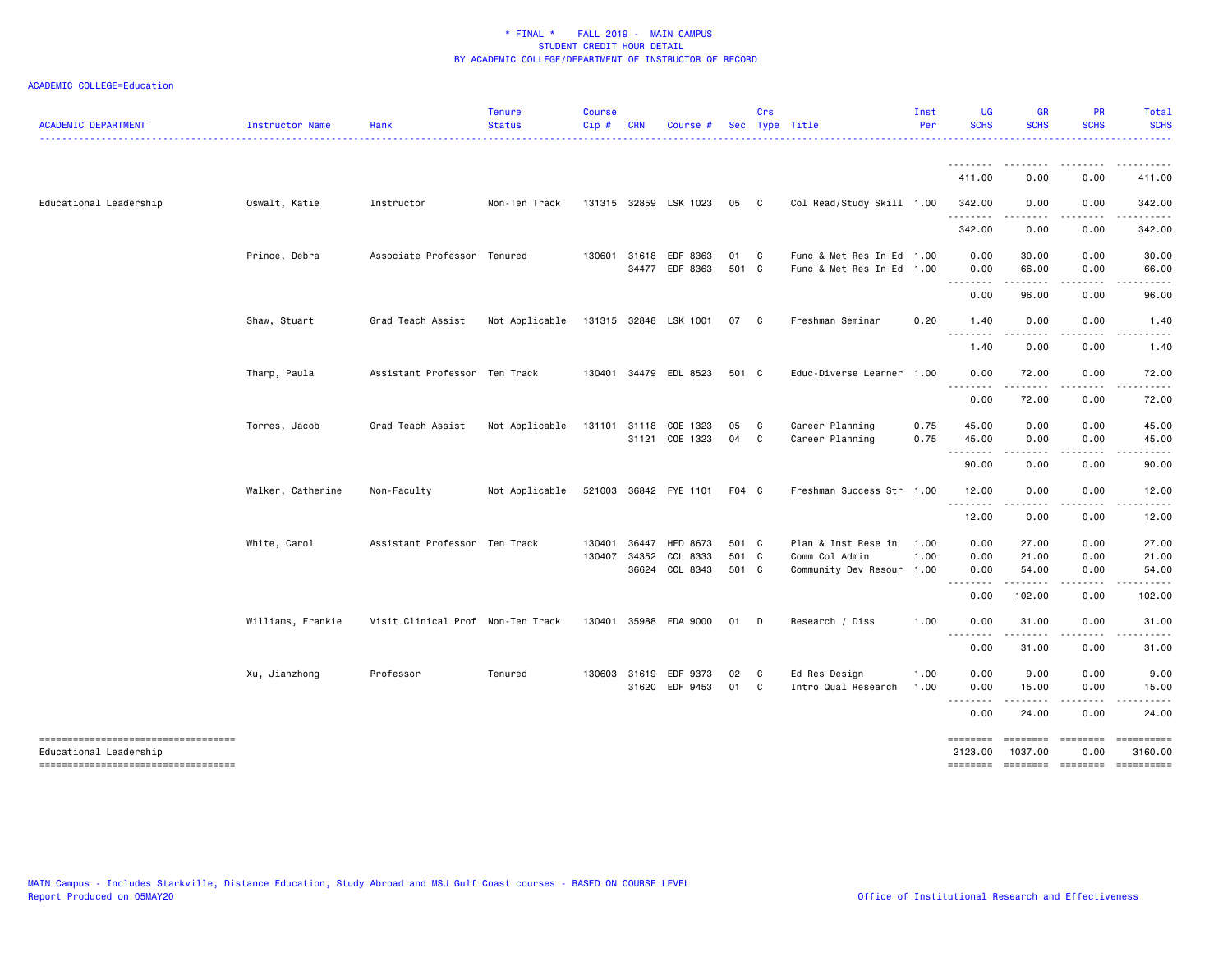# * FINAL * FALL 2019 - MAIN CAMPUS
## STUDENT CREDIT HOUR DETAIL
## BY ACADEMIC COLLEGE/DEPARTMENT OF INSTRUCTOR OF RECORD

ACADEMIC COLLEGE=Education

| ACADEMIC DEPARTMENT | Instructor Name | Rank | Tenure Status | Course Cip # | CRN | Course # | Sec | Crs Type | Title | Inst Per | UG SCHS | GR SCHS | PR SCHS | Total SCHS |
|---|---|---|---|---|---|---|---|---|---|---|---|---|---|---|
| | | | | | | | | | | | 411.00 | 0.00 | 0.00 | 411.00 |
| Educational Leadership | Oswalt, Katie | Instructor | Non-Ten Track | 131315 | 32859 | LSK 1023 | 05 | C | Col Read/Study Skill | 1.00 | 342.00 | 0.00 | 0.00 | 342.00 |
| | | | | | | | | | | | 342.00 | 0.00 | 0.00 | 342.00 |
| | Prince, Debra | Associate Professor | Tenured | 130601 | 31618 | EDF 8363 | 01 | C | Func & Met Res In Ed | 1.00 | 0.00 | 30.00 | 0.00 | 30.00 |
| | | | | | 34477 | EDF 8363 | 501 | C | Func & Met Res In Ed | 1.00 | 0.00 | 66.00 | 0.00 | 66.00 |
| | | | | | | | | | | | 0.00 | 96.00 | 0.00 | 96.00 |
| | Shaw, Stuart | Grad Teach Assist | Not Applicable | 131315 | 32848 | LSK 1001 | 07 | C | Freshman Seminar | 0.20 | 1.40 | 0.00 | 0.00 | 1.40 |
| | | | | | | | | | | | 1.40 | 0.00 | 0.00 | 1.40 |
| | Tharp, Paula | Assistant Professor | Ten Track | 130401 | 34479 | EDL 8523 | 501 | C | Educ-Diverse Learner | 1.00 | 0.00 | 72.00 | 0.00 | 72.00 |
| | | | | | | | | | | | 0.00 | 72.00 | 0.00 | 72.00 |
| | Torres, Jacob | Grad Teach Assist | Not Applicable | 131101 | 31118 | COE 1323 | 05 | C | Career Planning | 0.75 | 45.00 | 0.00 | 0.00 | 45.00 |
| | | | | | 31121 | COE 1323 | 04 | C | Career Planning | 0.75 | 45.00 | 0.00 | 0.00 | 45.00 |
| | | | | | | | | | | | 90.00 | 0.00 | 0.00 | 90.00 |
| | Walker, Catherine | Non-Faculty | Not Applicable | 521003 | 36842 | FYE 1101 | F04 | C | Freshman Success Str | 1.00 | 12.00 | 0.00 | 0.00 | 12.00 |
| | | | | | | | | | | | 12.00 | 0.00 | 0.00 | 12.00 |
| | White, Carol | Assistant Professor | Ten Track | 130401 | 36447 | HED 8673 | 501 | C | Plan & Inst Rese in | 1.00 | 0.00 | 27.00 | 0.00 | 27.00 |
| | | | | 130407 | 34352 | CCL 8333 | 501 | C | Comm Col Admin | 1.00 | 0.00 | 21.00 | 0.00 | 21.00 |
| | | | | | 36624 | CCL 8343 | 501 | C | Community Dev Resour | 1.00 | 0.00 | 54.00 | 0.00 | 54.00 |
| | | | | | | | | | | | 0.00 | 102.00 | 0.00 | 102.00 |
| | Williams, Frankie | Visit Clinical Prof | Non-Ten Track | 130401 | 35988 | EDA 9000 | 01 | D | Research / Diss | 1.00 | 0.00 | 31.00 | 0.00 | 31.00 |
| | | | | | | | | | | | 0.00 | 31.00 | 0.00 | 31.00 |
| | Xu, Jianzhong | Professor | Tenured | 130603 | 31619 | EDF 9373 | 02 | C | Ed Res Design | 1.00 | 0.00 | 9.00 | 0.00 | 9.00 |
| | | | | | 31620 | EDF 9453 | 01 | C | Intro Qual Research | 1.00 | 0.00 | 15.00 | 0.00 | 15.00 |
| | | | | | | | | | | | 0.00 | 24.00 | 0.00 | 24.00 |
| Educational Leadership | | | | | | | | | | | 2123.00 | 1037.00 | 0.00 | 3160.00 |

MAIN Campus - Includes Starkville, Distance Education, Study Abroad and MSU Gulf Coast courses - BASED ON COURSE LEVEL
Report Produced on 05MAY20

Office of Institutional Research and Effectiveness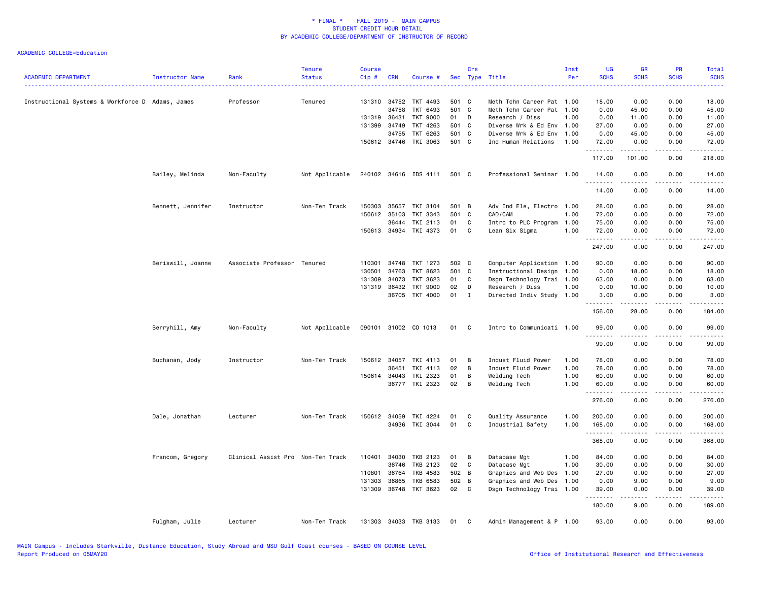\* FINAL \* FALL 2019 - MAIN CAMPUS
STUDENT CREDIT HOUR DETAIL
BY ACADEMIC COLLEGE/DEPARTMENT OF INSTRUCTOR OF RECORD

ACADEMIC COLLEGE=Education

| ACADEMIC DEPARTMENT | Instructor Name | Rank | Tenure Status | Course Cip # | CRN | Course # | Sec | Crs Type | Title | Inst Per | UG SCHS | GR SCHS | PR SCHS | Total SCHS |
|---|---|---|---|---|---|---|---|---|---|---|---|---|---|---|
| Instructional Systems & Workforce D | Adams, James | Professor | Tenured | 131310 | 34752 | TKT 4493 | 501 | C | Meth Tchn Career Pat | 1.00 | 18.00 | 0.00 | 0.00 | 18.00 |
| | | | | | 34758 | TKT 6493 | 501 | C | Meth Tchn Career Pat | 1.00 | 0.00 | 45.00 | 0.00 | 45.00 |
| | | | | 131319 | 36431 | TKT 9000 | 01 | D | Research / Diss | 1.00 | 0.00 | 11.00 | 0.00 | 11.00 |
| | | | | 131399 | 34749 | TKT 4263 | 501 | C | Diverse Wrk & Ed Env | 1.00 | 27.00 | 0.00 | 0.00 | 27.00 |
| | | | | | 34755 | TKT 6263 | 501 | C | Diverse Wrk & Ed Env | 1.00 | 0.00 | 45.00 | 0.00 | 45.00 |
| | | | | 150612 | 34746 | TKI 3063 | 501 | C | Ind Human Relations | 1.00 | 72.00 | 0.00 | 0.00 | 72.00 |
| | | | | | | | | | | | 117.00 | 101.00 | 0.00 | 218.00 |
| | Bailey, Melinda | Non-Faculty | Not Applicable | 240102 | 34616 | IDS 4111 | 501 | C | Professional Seminar | 1.00 | 14.00 | 0.00 | 0.00 | 14.00 |
| | | | | | | | | | | | 14.00 | 0.00 | 0.00 | 14.00 |
| | Bennett, Jennifer | Instructor | Non-Ten Track | 150303 | 35657 | TKI 3104 | 501 | B | Adv Ind Ele, Electro | 1.00 | 28.00 | 0.00 | 0.00 | 28.00 |
| | | | | 150612 | 35103 | TKI 3343 | 501 | C | CAD/CAM | 1.00 | 72.00 | 0.00 | 0.00 | 72.00 |
| | | | | | 36444 | TKI 2113 | 01 | C | Intro to PLC Program | 1.00 | 75.00 | 0.00 | 0.00 | 75.00 |
| | | | | 150613 | 34934 | TKI 4373 | 01 | C | Lean Six Sigma | 1.00 | 72.00 | 0.00 | 0.00 | 72.00 |
| | | | | | | | | | | | 247.00 | 0.00 | 0.00 | 247.00 |
| | Beriswill, Joanne | Associate Professor | Tenured | 110301 | 34748 | TKT 1273 | 502 | C | Computer Application | 1.00 | 90.00 | 0.00 | 0.00 | 90.00 |
| | | | | 130501 | 34763 | TKT 8623 | 501 | C | Instructional Design | 1.00 | 0.00 | 18.00 | 0.00 | 18.00 |
| | | | | 131309 | 34073 | TKT 3623 | 01 | C | Dsgn Technology Trai | 1.00 | 63.00 | 0.00 | 0.00 | 63.00 |
| | | | | 131319 | 36432 | TKT 9000 | 02 | D | Research / Diss | 1.00 | 0.00 | 10.00 | 0.00 | 10.00 |
| | | | | | 36705 | TKT 4000 | 01 | I | Directed Indiv Study | 1.00 | 3.00 | 0.00 | 0.00 | 3.00 |
| | | | | | | | | | | | 156.00 | 28.00 | 0.00 | 184.00 |
| | Berryhill, Amy | Non-Faculty | Not Applicable | 090101 | 31002 | CO 1013 | 01 | C | Intro to Communicati | 1.00 | 99.00 | 0.00 | 0.00 | 99.00 |
| | | | | | | | | | | | 99.00 | 0.00 | 0.00 | 99.00 |
| | Buchanan, Jody | Instructor | Non-Ten Track | 150612 | 34057 | TKI 4113 | 01 | B | Indust Fluid Power | 1.00 | 78.00 | 0.00 | 0.00 | 78.00 |
| | | | | | 36451 | TKI 4113 | 02 | B | Indust Fluid Power | 1.00 | 78.00 | 0.00 | 0.00 | 78.00 |
| | | | | 150614 | 34043 | TKI 2323 | 01 | B | Welding Tech | 1.00 | 60.00 | 0.00 | 0.00 | 60.00 |
| | | | | | 36777 | TKI 2323 | 02 | B | Welding Tech | 1.00 | 60.00 | 0.00 | 0.00 | 60.00 |
| | | | | | | | | | | | 276.00 | 0.00 | 0.00 | 276.00 |
| | Dale, Jonathan | Lecturer | Non-Ten Track | 150612 | 34059 | TKI 4224 | 01 | C | Quality Assurance | 1.00 | 200.00 | 0.00 | 0.00 | 200.00 |
| | | | | | 34936 | TKI 3044 | 01 | C | Industrial Safety | 1.00 | 168.00 | 0.00 | 0.00 | 168.00 |
| | | | | | | | | | | | 368.00 | 0.00 | 0.00 | 368.00 |
| | Francom, Gregory | Clinical Assist Pro | Non-Ten Track | 110401 | 34030 | TKB 2123 | 01 | B | Database Mgt | 1.00 | 84.00 | 0.00 | 0.00 | 84.00 |
| | | | | | 36746 | TKB 2123 | 02 | C | Database Mgt | 1.00 | 30.00 | 0.00 | 0.00 | 30.00 |
| | | | | 110801 | 36764 | TKB 4583 | 502 | B | Graphics and Web Des | 1.00 | 27.00 | 0.00 | 0.00 | 27.00 |
| | | | | 131303 | 36865 | TKB 6583 | 502 | B | Graphics and Web Des | 1.00 | 0.00 | 9.00 | 0.00 | 9.00 |
| | | | | 131309 | 36748 | TKT 3623 | 02 | C | Dsgn Technology Trai | 1.00 | 39.00 | 0.00 | 0.00 | 39.00 |
| | | | | | | | | | | | 180.00 | 9.00 | 0.00 | 189.00 |
| | Fulgham, Julie | Lecturer | Non-Ten Track | 131303 | 34033 | TKB 3133 | 01 | C | Admin Management & P | 1.00 | 93.00 | 0.00 | 0.00 | 93.00 |

MAIN Campus - Includes Starkville, Distance Education, Study Abroad and MSU Gulf Coast courses - BASED ON COURSE LEVEL
Report Produced on 05MAY20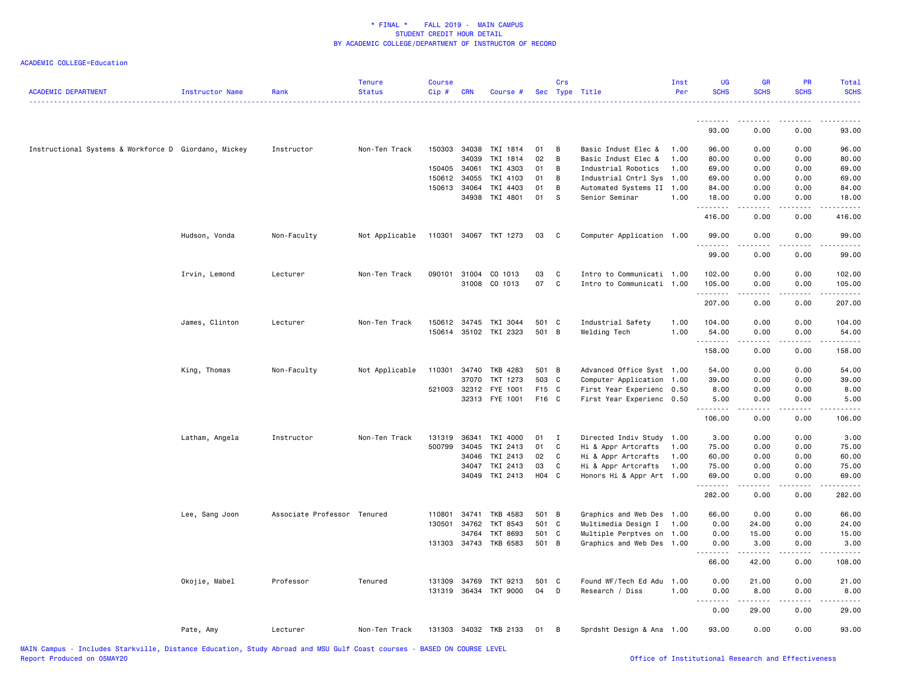\* FINAL \* FALL 2019 - MAIN CAMPUS
STUDENT CREDIT HOUR DETAIL
BY ACADEMIC COLLEGE/DEPARTMENT OF INSTRUCTOR OF RECORD

ACADEMIC COLLEGE=Education

| ACADEMIC DEPARTMENT | Instructor Name | Rank | Tenure Status | Course Cip # | CRN | Course # | Sec | Crs Type | Title | Inst Per | UG SCHS | GR SCHS | PR SCHS | Total SCHS |
|---|---|---|---|---|---|---|---|---|---|---|---|---|---|---|
| | | | | | | | | | | | 93.00 | 0.00 | 0.00 | 93.00 |
| Instructional Systems & Workforce D | Giordano, Mickey | Instructor | Non-Ten Track | 150303 | 34038 | TKI 1814 | 01 | B | Basic Indust Elec & | 1.00 | 96.00 | 0.00 | 0.00 | 96.00 |
| | | | | | 34039 | TKI 1814 | 02 | B | Basic Indust Elec & | 1.00 | 80.00 | 0.00 | 0.00 | 80.00 |
| | | | | 150405 | 34061 | TKI 4303 | 01 | B | Industrial Robotics | 1.00 | 69.00 | 0.00 | 0.00 | 69.00 |
| | | | | 150612 | 34055 | TKI 4103 | 01 | B | Industrial Cntrl Sys | 1.00 | 69.00 | 0.00 | 0.00 | 69.00 |
| | | | | 150613 | 34064 | TKI 4403 | 01 | B | Automated Systems II | 1.00 | 84.00 | 0.00 | 0.00 | 84.00 |
| | | | | | 34938 | TKI 4801 | 01 | S | Senior Seminar | 1.00 | 18.00 | 0.00 | 0.00 | 18.00 |
| | | | | | | | | | | | 416.00 | 0.00 | 0.00 | 416.00 |
| | Hudson, Vonda | Non-Faculty | Not Applicable | 110301 | 34067 | TKT 1273 | 03 | C | Computer Application | 1.00 | 99.00 | 0.00 | 0.00 | 99.00 |
| | | | | | | | | | | | 99.00 | 0.00 | 0.00 | 99.00 |
| | Irvin, Lemond | Lecturer | Non-Ten Track | 090101 | 31004 | CO 1013 | 03 | C | Intro to Communicati | 1.00 | 102.00 | 0.00 | 0.00 | 102.00 |
| | | | | | 31008 | CO 1013 | 07 | C | Intro to Communicati | 1.00 | 105.00 | 0.00 | 0.00 | 105.00 |
| | | | | | | | | | | | 207.00 | 0.00 | 0.00 | 207.00 |
| | James, Clinton | Lecturer | Non-Ten Track | 150612 | 34745 | TKI 3044 | 501 | C | Industrial Safety | 1.00 | 104.00 | 0.00 | 0.00 | 104.00 |
| | | | | 150614 | 35102 | TKI 2323 | 501 | B | Welding Tech | 1.00 | 54.00 | 0.00 | 0.00 | 54.00 |
| | | | | | | | | | | | 158.00 | 0.00 | 0.00 | 158.00 |
| | King, Thomas | Non-Faculty | Not Applicable | 110301 | 34740 | TKB 4283 | 501 | B | Advanced Office Syst | 1.00 | 54.00 | 0.00 | 0.00 | 54.00 |
| | | | | | 37070 | TKT 1273 | 503 | C | Computer Application | 1.00 | 39.00 | 0.00 | 0.00 | 39.00 |
| | | | | 521003 | 32312 | FYE 1001 | F15 | C | First Year Experienc | 0.50 | 8.00 | 0.00 | 0.00 | 8.00 |
| | | | | | 32313 | FYE 1001 | F16 | C | First Year Experienc | 0.50 | 5.00 | 0.00 | 0.00 | 5.00 |
| | | | | | | | | | | | 106.00 | 0.00 | 0.00 | 106.00 |
| | Latham, Angela | Instructor | Non-Ten Track | 131319 | 36341 | TKI 4000 | 01 | I | Directed Indiv Study | 1.00 | 3.00 | 0.00 | 0.00 | 3.00 |
| | | | | 500799 | 34045 | TKI 2413 | 01 | C | Hi & Appr Artcrafts | 1.00 | 75.00 | 0.00 | 0.00 | 75.00 |
| | | | | | 34046 | TKI 2413 | 02 | C | Hi & Appr Artcrafts | 1.00 | 60.00 | 0.00 | 0.00 | 60.00 |
| | | | | | 34047 | TKI 2413 | 03 | C | Hi & Appr Artcrafts | 1.00 | 75.00 | 0.00 | 0.00 | 75.00 |
| | | | | | 34049 | TKI 2413 | H04 | C | Honors Hi & Appr Art | 1.00 | 69.00 | 0.00 | 0.00 | 69.00 |
| | | | | | | | | | | | 282.00 | 0.00 | 0.00 | 282.00 |
| | Lee, Sang Joon | Associate Professor | Tenured | 110801 | 34741 | TKB 4583 | 501 | B | Graphics and Web Des | 1.00 | 66.00 | 0.00 | 0.00 | 66.00 |
| | | | | 130501 | 34762 | TKT 8543 | 501 | C | Multimedia Design I | 1.00 | 0.00 | 24.00 | 0.00 | 24.00 |
| | | | | | 34764 | TKT 8693 | 501 | C | Multiple Perptves on | 1.00 | 0.00 | 15.00 | 0.00 | 15.00 |
| | | | | 131303 | 34743 | TKB 6583 | 501 | B | Graphics and Web Des | 1.00 | 0.00 | 3.00 | 0.00 | 3.00 |
| | | | | | | | | | | | 66.00 | 42.00 | 0.00 | 108.00 |
| | Okojie, Mabel | Professor | Tenured | 131309 | 34769 | TKT 9213 | 501 | C | Found WF/Tech Ed Adu | 1.00 | 0.00 | 21.00 | 0.00 | 21.00 |
| | | | | 131319 | 36434 | TKT 9000 | 04 | D | Research / Diss | 1.00 | 0.00 | 8.00 | 0.00 | 8.00 |
| | | | | | | | | | | | 0.00 | 29.00 | 0.00 | 29.00 |
| | Pate, Amy | Lecturer | Non-Ten Track | 131303 | 34032 | TKB 2133 | 01 | B | Sprdsht Design & Ana | 1.00 | 93.00 | 0.00 | 0.00 | 93.00 |

MAIN Campus - Includes Starkville, Distance Education, Study Abroad and MSU Gulf Coast courses - BASED ON COURSE LEVEL
Report Produced on 05MAY20 Office of Institutional Research and Effectiveness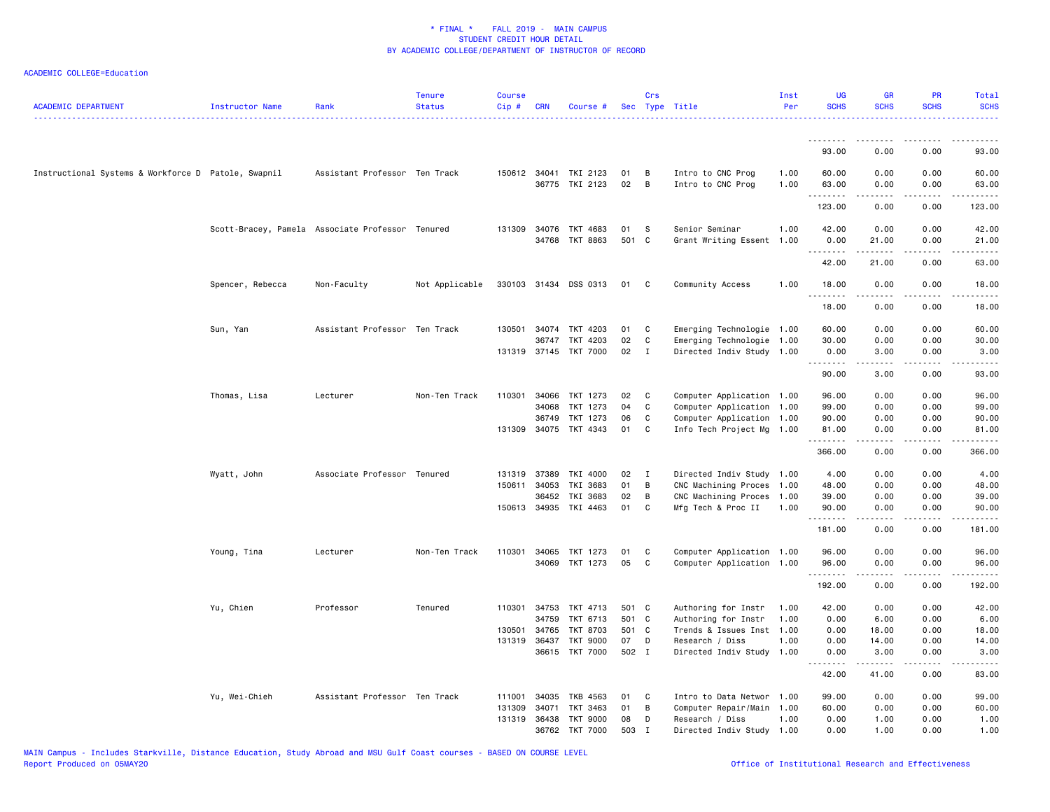ACADEMIC COLLEGE=Education

| ACADEMIC DEPARTMENT | Instructor Name | Rank | Tenure Status | Course Cip # | CRN | Course # | Sec | Crs Type | Title | Inst Per | UG SCHS | GR SCHS | PR SCHS | Total SCHS |
|---|---|---|---|---|---|---|---|---|---|---|---|---|---|---|
| | | | | | | | | | | | 93.00 | 0.00 | 0.00 | 93.00 |
| Instructional Systems & Workforce D | Patole, Swapnil | Assistant Professor | Ten Track | 150612 | 34041 | TKI 2123 | 01 | B | Intro to CNC Prog | 1.00 | 60.00 | 0.00 | 0.00 | 60.00 |
| | | | | | 36775 | TKI 2123 | 02 | B | Intro to CNC Prog | 1.00 | 63.00 | 0.00 | 0.00 | 63.00 |
| | | | | | | | | | | | 123.00 | 0.00 | 0.00 | 123.00 |
| | Scott-Bracey, Pamela | Associate Professor | Tenured | 131309 | 34076 | TKT 4683 | 01 | S | Senior Seminar | 1.00 | 42.00 | 0.00 | 0.00 | 42.00 |
| | | | | | 34768 | TKT 8863 | 501 | C | Grant Writing Essent | 1.00 | 0.00 | 21.00 | 0.00 | 21.00 |
| | | | | | | | | | | | 42.00 | 21.00 | 0.00 | 63.00 |
| | Spencer, Rebecca | Non-Faculty | Not Applicable | 330103 | 31434 | DSS 0313 | 01 | C | Community Access | 1.00 | 18.00 | 0.00 | 0.00 | 18.00 |
| | | | | | | | | | | | 18.00 | 0.00 | 0.00 | 18.00 |
| | Sun, Yan | Assistant Professor | Ten Track | 130501 | 34074 | TKT 4203 | 01 | C | Emerging Technologie | 1.00 | 60.00 | 0.00 | 0.00 | 60.00 |
| | | | | | 36747 | TKT 4203 | 02 | C | Emerging Technologie | 1.00 | 30.00 | 0.00 | 0.00 | 30.00 |
| | | | | 131319 | 37145 | TKT 7000 | 02 | I | Directed Indiv Study | 1.00 | 0.00 | 3.00 | 0.00 | 3.00 |
| | | | | | | | | | | | 90.00 | 3.00 | 0.00 | 93.00 |
| | Thomas, Lisa | Lecturer | Non-Ten Track | 110301 | 34066 | TKT 1273 | 02 | C | Computer Application | 1.00 | 96.00 | 0.00 | 0.00 | 96.00 |
| | | | | | 34068 | TKT 1273 | 04 | C | Computer Application | 1.00 | 99.00 | 0.00 | 0.00 | 99.00 |
| | | | | | 36749 | TKT 1273 | 06 | C | Computer Application | 1.00 | 90.00 | 0.00 | 0.00 | 90.00 |
| | | | | 131309 | 34075 | TKT 4343 | 01 | C | Info Tech Project Mg | 1.00 | 81.00 | 0.00 | 0.00 | 81.00 |
| | | | | | | | | | | | 366.00 | 0.00 | 0.00 | 366.00 |
| | Wyatt, John | Associate Professor | Tenured | 131319 | 37389 | TKI 4000 | 02 | I | Directed Indiv Study | 1.00 | 4.00 | 0.00 | 0.00 | 4.00 |
| | | | | 150611 | 34053 | TKI 3683 | 01 | B | CNC Machining Proces | 1.00 | 48.00 | 0.00 | 0.00 | 48.00 |
| | | | | | 36452 | TKI 3683 | 02 | B | CNC Machining Proces | 1.00 | 39.00 | 0.00 | 0.00 | 39.00 |
| | | | | 150613 | 34935 | TKI 4463 | 01 | C | Mfg Tech & Proc II | 1.00 | 90.00 | 0.00 | 0.00 | 90.00 |
| | | | | | | | | | | | 181.00 | 0.00 | 0.00 | 181.00 |
| | Young, Tina | Lecturer | Non-Ten Track | 110301 | 34065 | TKT 1273 | 01 | C | Computer Application | 1.00 | 96.00 | 0.00 | 0.00 | 96.00 |
| | | | | | 34069 | TKT 1273 | 05 | C | Computer Application | 1.00 | 96.00 | 0.00 | 0.00 | 96.00 |
| | | | | | | | | | | | 192.00 | 0.00 | 0.00 | 192.00 |
| | Yu, Chien | Professor | Tenured | 110301 | 34753 | TKT 4713 | 501 | C | Authoring for Instr | 1.00 | 42.00 | 0.00 | 0.00 | 42.00 |
| | | | | | 34759 | TKT 6713 | 501 | C | Authoring for Instr | 1.00 | 0.00 | 6.00 | 0.00 | 6.00 |
| | | | | 130501 | 34765 | TKT 8703 | 501 | C | Trends & Issues Inst | 1.00 | 0.00 | 18.00 | 0.00 | 18.00 |
| | | | | 131319 | 36437 | TKT 9000 | 07 | D | Research / Diss | 1.00 | 0.00 | 14.00 | 0.00 | 14.00 |
| | | | | | 36615 | TKT 7000 | 502 | I | Directed Indiv Study | 1.00 | 0.00 | 3.00 | 0.00 | 3.00 |
| | | | | | | | | | | | 42.00 | 41.00 | 0.00 | 83.00 |
| | Yu, Wei-Chieh | Assistant Professor | Ten Track | 111001 | 34035 | TKB 4563 | 01 | C | Intro to Data Networ | 1.00 | 99.00 | 0.00 | 0.00 | 99.00 |
| | | | | 131309 | 34071 | TKT 3463 | 01 | B | Computer Repair/Main | 1.00 | 60.00 | 0.00 | 0.00 | 60.00 |
| | | | | 131319 | 36438 | TKT 9000 | 08 | D | Research / Diss | 1.00 | 0.00 | 1.00 | 0.00 | 1.00 |
| | | | | | 36762 | TKT 7000 | 503 | I | Directed Indiv Study | 1.00 | 0.00 | 1.00 | 0.00 | 1.00 |

MAIN Campus - Includes Starkville, Distance Education, Study Abroad and MSU Gulf Coast courses - BASED ON COURSE LEVEL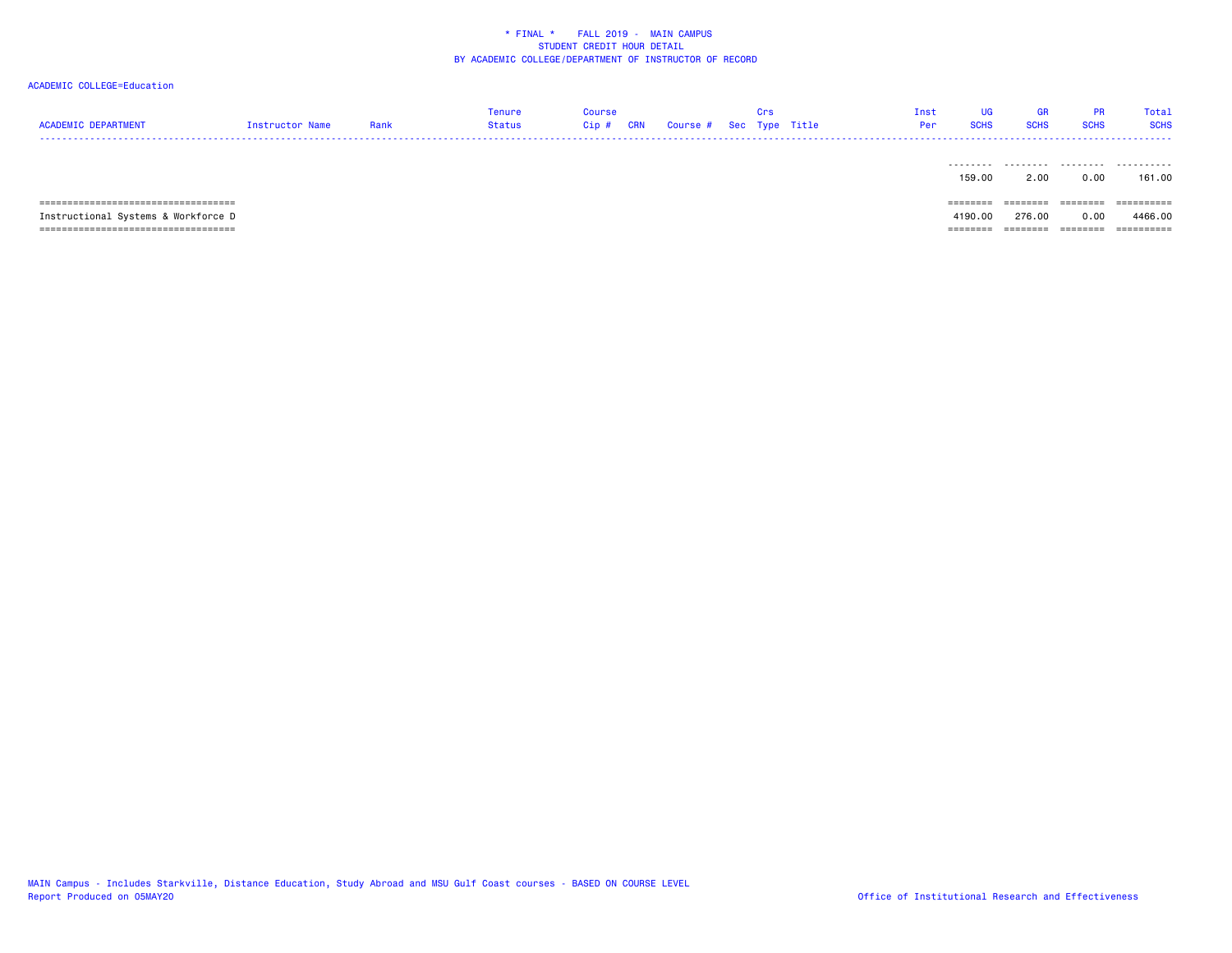\* FINAL \*    FALL 2019 -  MAIN CAMPUS
STUDENT CREDIT HOUR DETAIL
BY ACADEMIC COLLEGE/DEPARTMENT OF INSTRUCTOR OF RECORD

ACADEMIC COLLEGE=Education

| ACADEMIC DEPARTMENT | Instructor Name | Rank | Tenure Status | Course Cip # | CRN | Course # | Sec | Crs Type | Title | Inst Per | UG SCHS | GR SCHS | PR SCHS | Total SCHS |
|---|---|---|---|---|---|---|---|---|---|---|---|---|---|---|
| | | | | | | | | | | | 159.00 | 2.00 | 0.00 | 161.00 |
| Instructional Systems & Workforce D | | | | | | | | | | | 4190.00 | 276.00 | 0.00 | 4466.00 |

MAIN Campus - Includes Starkville, Distance Education, Study Abroad and MSU Gulf Coast courses - BASED ON COURSE LEVEL
Report Produced on 05MAY20

Office of Institutional Research and Effectiveness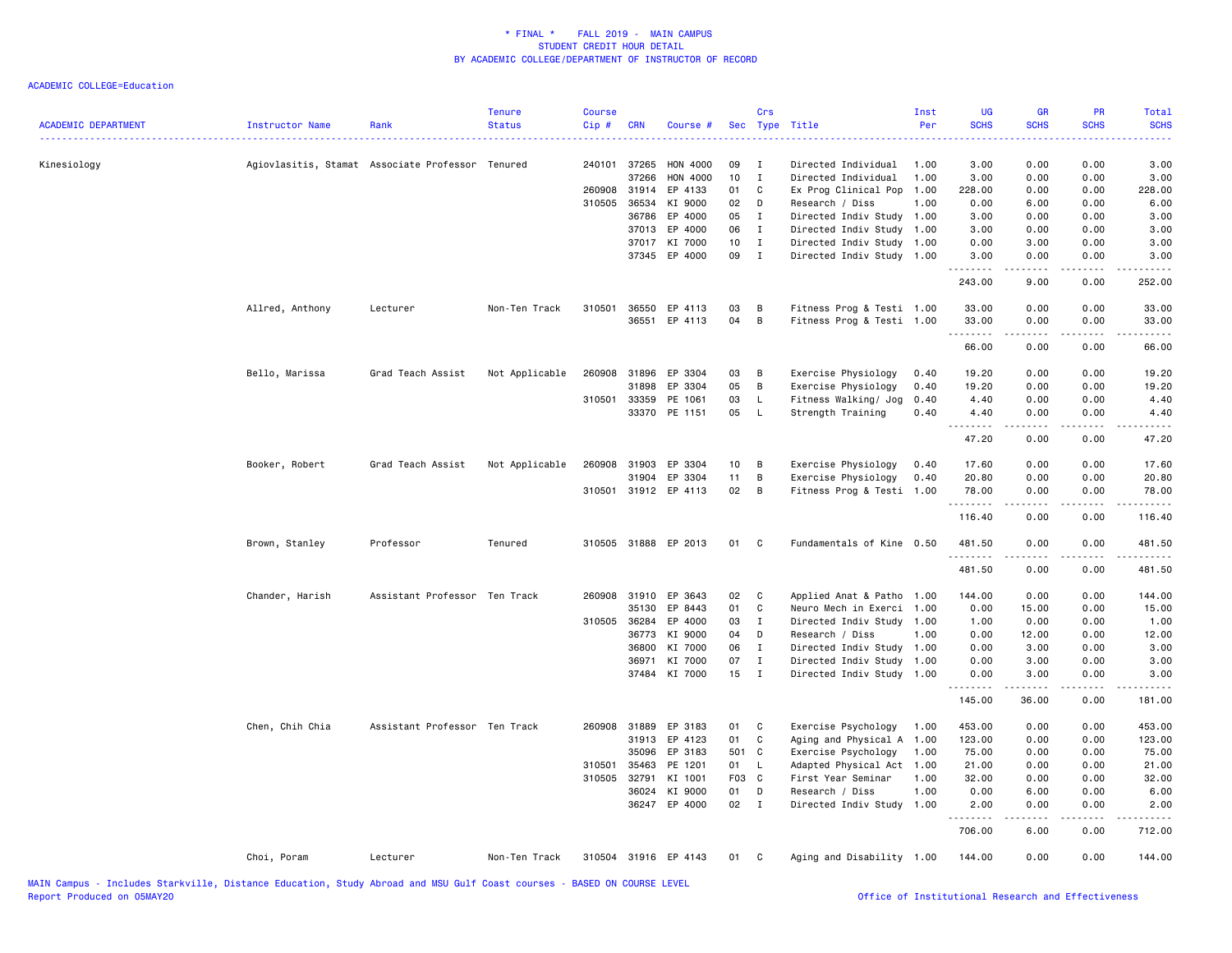# * FINAL * FALL 2019 - MAIN CAMPUS
## STUDENT CREDIT HOUR DETAIL
## BY ACADEMIC COLLEGE/DEPARTMENT OF INSTRUCTOR OF RECORD

ACADEMIC COLLEGE=Education

| ACADEMIC DEPARTMENT | Instructor Name | Rank | Tenure Status | Course Cip # | CRN | Course # | Sec | Crs Type | Title | Inst Per | UG SCHS | GR SCHS | PR SCHS | Total SCHS |
|---|---|---|---|---|---|---|---|---|---|---|---|---|---|---|
| Kinesiology | Agiovlasitis, Stamat | Associate Professor | Tenured | 240101 | 37265 | HON 4000 | 09 | I | Directed Individual | 1.00 | 3.00 | 0.00 | 0.00 | 3.00 |
| | | | | | 37266 | HON 4000 | 10 | I | Directed Individual | 1.00 | 3.00 | 0.00 | 0.00 | 3.00 |
| | | | | 260908 | 31914 | EP 4133 | 01 | C | Ex Prog Clinical Pop | 1.00 | 228.00 | 0.00 | 0.00 | 228.00 |
| | | | | 310505 | 36534 | KI 9000 | 02 | D | Research / Diss | 1.00 | 0.00 | 6.00 | 0.00 | 6.00 |
| | | | | | 36786 | EP 4000 | 05 | I | Directed Indiv Study | 1.00 | 3.00 | 0.00 | 0.00 | 3.00 |
| | | | | | 37013 | EP 4000 | 06 | I | Directed Indiv Study | 1.00 | 3.00 | 0.00 | 0.00 | 3.00 |
| | | | | | 37017 | KI 7000 | 10 | I | Directed Indiv Study | 1.00 | 0.00 | 3.00 | 0.00 | 3.00 |
| | | | | | 37345 | EP 4000 | 09 | I | Directed Indiv Study | 1.00 | 3.00 | 0.00 | 0.00 | 3.00 |
| | | | | | | | | | | | 243.00 | 9.00 | 0.00 | 252.00 |
| | Allred, Anthony | Lecturer | Non-Ten Track | 310501 | 36550 | EP 4113 | 03 | B | Fitness Prog & Testi | 1.00 | 33.00 | 0.00 | 0.00 | 33.00 |
| | | | | | 36551 | EP 4113 | 04 | B | Fitness Prog & Testi | 1.00 | 33.00 | 0.00 | 0.00 | 33.00 |
| | | | | | | | | | | | 66.00 | 0.00 | 0.00 | 66.00 |
| | Bello, Marissa | Grad Teach Assist | Not Applicable | 260908 | 31896 | EP 3304 | 03 | B | Exercise Physiology | 0.40 | 19.20 | 0.00 | 0.00 | 19.20 |
| | | | | | 31898 | EP 3304 | 05 | B | Exercise Physiology | 0.40 | 19.20 | 0.00 | 0.00 | 19.20 |
| | | | | 310501 | 33359 | PE 1061 | 03 | L | Fitness Walking/ Jog | 0.40 | 4.40 | 0.00 | 0.00 | 4.40 |
| | | | | | 33370 | PE 1151 | 05 | L | Strength Training | 0.40 | 4.40 | 0.00 | 0.00 | 4.40 |
| | | | | | | | | | | | 47.20 | 0.00 | 0.00 | 47.20 |
| | Booker, Robert | Grad Teach Assist | Not Applicable | 260908 | 31903 | EP 3304 | 10 | B | Exercise Physiology | 0.40 | 17.60 | 0.00 | 0.00 | 17.60 |
| | | | | | 31904 | EP 3304 | 11 | B | Exercise Physiology | 0.40 | 20.80 | 0.00 | 0.00 | 20.80 |
| | | | | 310501 | 31912 | EP 4113 | 02 | B | Fitness Prog & Testi | 1.00 | 78.00 | 0.00 | 0.00 | 78.00 |
| | | | | | | | | | | | 116.40 | 0.00 | 0.00 | 116.40 |
| | Brown, Stanley | Professor | Tenured | 310505 | 31888 | EP 2013 | 01 | C | Fundamentals of Kine | 0.50 | 481.50 | 0.00 | 0.00 | 481.50 |
| | | | | | | | | | | | 481.50 | 0.00 | 0.00 | 481.50 |
| | Chander, Harish | Assistant Professor | Ten Track | 260908 | 31910 | EP 3643 | 02 | C | Applied Anat & Patho | 1.00 | 144.00 | 0.00 | 0.00 | 144.00 |
| | | | | | 35130 | EP 8443 | 01 | C | Neuro Mech in Exerci | 1.00 | 0.00 | 15.00 | 0.00 | 15.00 |
| | | | | 310505 | 36284 | EP 4000 | 03 | I | Directed Indiv Study | 1.00 | 1.00 | 0.00 | 0.00 | 1.00 |
| | | | | | 36773 | KI 9000 | 04 | D | Research / Diss | 1.00 | 0.00 | 12.00 | 0.00 | 12.00 |
| | | | | | 36800 | KI 7000 | 06 | I | Directed Indiv Study | 1.00 | 0.00 | 3.00 | 0.00 | 3.00 |
| | | | | | 36971 | KI 7000 | 07 | I | Directed Indiv Study | 1.00 | 0.00 | 3.00 | 0.00 | 3.00 |
| | | | | | 37484 | KI 7000 | 15 | I | Directed Indiv Study | 1.00 | 0.00 | 3.00 | 0.00 | 3.00 |
| | | | | | | | | | | | 145.00 | 36.00 | 0.00 | 181.00 |
| | Chen, Chih Chia | Assistant Professor | Ten Track | 260908 | 31889 | EP 3183 | 01 | C | Exercise Psychology | 1.00 | 453.00 | 0.00 | 0.00 | 453.00 |
| | | | | | 31913 | EP 4123 | 01 | C | Aging and Physical A | 1.00 | 123.00 | 0.00 | 0.00 | 123.00 |
| | | | | | 35096 | EP 3183 | 501 | C | Exercise Psychology | 1.00 | 75.00 | 0.00 | 0.00 | 75.00 |
| | | | | 310501 | 35463 | PE 1201 | 01 | L | Adapted Physical Act | 1.00 | 21.00 | 0.00 | 0.00 | 21.00 |
| | | | | 310505 | 32791 | KI 1001 | F03 | C | First Year Seminar | 1.00 | 32.00 | 0.00 | 0.00 | 32.00 |
| | | | | | 36024 | KI 9000 | 01 | D | Research / Diss | 1.00 | 0.00 | 6.00 | 0.00 | 6.00 |
| | | | | | 36247 | EP 4000 | 02 | I | Directed Indiv Study | 1.00 | 2.00 | 0.00 | 0.00 | 2.00 |
| | | | | | | | | | | | 706.00 | 6.00 | 0.00 | 712.00 |
| | Choi, Poram | Lecturer | Non-Ten Track | 310504 | 31916 | EP 4143 | 01 | C | Aging and Disability | 1.00 | 144.00 | 0.00 | 0.00 | 144.00 |

MAIN Campus - Includes Starkville, Distance Education, Study Abroad and MSU Gulf Coast courses - BASED ON COURSE LEVEL
Report Produced on 05MAY20 Office of Institutional Research and Effectiveness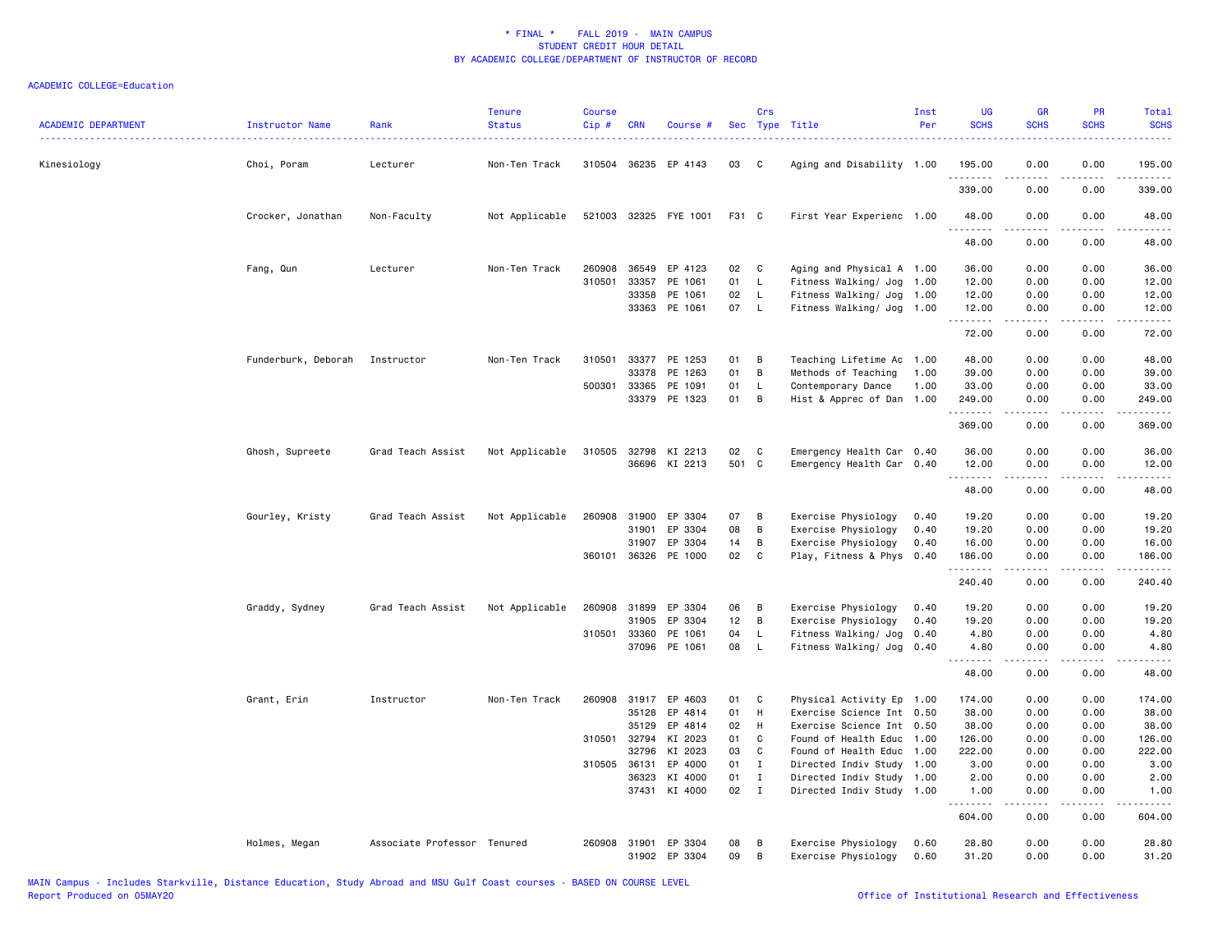# * FINAL * FALL 2019 - MAIN CAMPUS
## STUDENT CREDIT HOUR DETAIL
## BY ACADEMIC COLLEGE/DEPARTMENT OF INSTRUCTOR OF RECORD

ACADEMIC COLLEGE=Education

| ACADEMIC DEPARTMENT | Instructor Name | Rank | Tenure Status | Course Cip # | CRN | Course # | Sec | Crs Type | Title | Inst Per | UG SCHS | GR SCHS | PR SCHS | Total SCHS |
|---|---|---|---|---|---|---|---|---|---|---|---|---|---|---|
| Kinesiology | Choi, Poram | Lecturer | Non-Ten Track | 310504 | 36235 | EP 4143 | 03 | C | Aging and Disability | 1.00 | 195.00 | 0.00 | 0.00 | 195.00 |
| | | | | | | | | | | | 339.00 | 0.00 | 0.00 | 339.00 |
| | Crocker, Jonathan | Non-Faculty | Not Applicable | 521003 | 32325 | FYE 1001 | F31 | C | First Year Experienc | 1.00 | 48.00 | 0.00 | 0.00 | 48.00 |
| | | | | | | | | | | | 48.00 | 0.00 | 0.00 | 48.00 |
| | Fang, Qun | Lecturer | Non-Ten Track | 260908 | 36549 | EP 4123 | 02 | C | Aging and Physical A | 1.00 | 36.00 | 0.00 | 0.00 | 36.00 |
| | | | | 310501 | 33357 | PE 1061 | 01 | L | Fitness Walking/ Jog | 1.00 | 12.00 | 0.00 | 0.00 | 12.00 |
| | | | | | 33358 | PE 1061 | 02 | L | Fitness Walking/ Jog | 1.00 | 12.00 | 0.00 | 0.00 | 12.00 |
| | | | | | 33363 | PE 1061 | 07 | L | Fitness Walking/ Jog | 1.00 | 12.00 | 0.00 | 0.00 | 12.00 |
| | | | | | | | | | | | 72.00 | 0.00 | 0.00 | 72.00 |
| | Funderburk, Deborah | Instructor | Non-Ten Track | 310501 | 33377 | PE 1253 | 01 | B | Teaching Lifetime Ac | 1.00 | 48.00 | 0.00 | 0.00 | 48.00 |
| | | | | | 33378 | PE 1263 | 01 | B | Methods of Teaching | 1.00 | 39.00 | 0.00 | 0.00 | 39.00 |
| | | | | 500301 | 33365 | PE 1091 | 01 | L | Contemporary Dance | 1.00 | 33.00 | 0.00 | 0.00 | 33.00 |
| | | | | | 33379 | PE 1323 | 01 | B | Hist & Apprec of Dan | 1.00 | 249.00 | 0.00 | 0.00 | 249.00 |
| | | | | | | | | | | | 369.00 | 0.00 | 0.00 | 369.00 |
| | Ghosh, Supreete | Grad Teach Assist | Not Applicable | 310505 | 32798 | KI 2213 | 02 | C | Emergency Health Car | 0.40 | 36.00 | 0.00 | 0.00 | 36.00 |
| | | | | | 36696 | KI 2213 | 501 | C | Emergency Health Car | 0.40 | 12.00 | 0.00 | 0.00 | 12.00 |
| | | | | | | | | | | | 48.00 | 0.00 | 0.00 | 48.00 |
| | Gourley, Kristy | Grad Teach Assist | Not Applicable | 260908 | 31900 | EP 3304 | 07 | B | Exercise Physiology | 0.40 | 19.20 | 0.00 | 0.00 | 19.20 |
| | | | | | 31901 | EP 3304 | 08 | B | Exercise Physiology | 0.40 | 19.20 | 0.00 | 0.00 | 19.20 |
| | | | | | 31907 | EP 3304 | 14 | B | Exercise Physiology | 0.40 | 16.00 | 0.00 | 0.00 | 16.00 |
| | | | | 360101 | 36326 | PE 1000 | 02 | C | Play, Fitness & Phys | 0.40 | 186.00 | 0.00 | 0.00 | 186.00 |
| | | | | | | | | | | | 240.40 | 0.00 | 0.00 | 240.40 |
| | Graddy, Sydney | Grad Teach Assist | Not Applicable | 260908 | 31899 | EP 3304 | 06 | B | Exercise Physiology | 0.40 | 19.20 | 0.00 | 0.00 | 19.20 |
| | | | | | 31905 | EP 3304 | 12 | B | Exercise Physiology | 0.40 | 19.20 | 0.00 | 0.00 | 19.20 |
| | | | | 310501 | 33360 | PE 1061 | 04 | L | Fitness Walking/ Jog | 0.40 | 4.80 | 0.00 | 0.00 | 4.80 |
| | | | | | 37096 | PE 1061 | 08 | L | Fitness Walking/ Jog | 0.40 | 4.80 | 0.00 | 0.00 | 4.80 |
| | | | | | | | | | | | 48.00 | 0.00 | 0.00 | 48.00 |
| | Grant, Erin | Instructor | Non-Ten Track | 260908 | 31917 | EP 4603 | 01 | C | Physical Activity Ep | 1.00 | 174.00 | 0.00 | 0.00 | 174.00 |
| | | | | | 35128 | EP 4814 | 01 | H | Exercise Science Int | 0.50 | 38.00 | 0.00 | 0.00 | 38.00 |
| | | | | | 35129 | EP 4814 | 02 | H | Exercise Science Int | 0.50 | 38.00 | 0.00 | 0.00 | 38.00 |
| | | | | 310501 | 32794 | KI 2023 | 01 | C | Found of Health Educ | 1.00 | 126.00 | 0.00 | 0.00 | 126.00 |
| | | | | | 32796 | KI 2023 | 03 | C | Found of Health Educ | 1.00 | 222.00 | 0.00 | 0.00 | 222.00 |
| | | | | 310505 | 36131 | EP 4000 | 01 | I | Directed Indiv Study | 1.00 | 3.00 | 0.00 | 0.00 | 3.00 |
| | | | | | 36323 | KI 4000 | 01 | I | Directed Indiv Study | 1.00 | 2.00 | 0.00 | 0.00 | 2.00 |
| | | | | | 37431 | KI 4000 | 02 | I | Directed Indiv Study | 1.00 | 1.00 | 0.00 | 0.00 | 1.00 |
| | | | | | | | | | | | 604.00 | 0.00 | 0.00 | 604.00 |
| | Holmes, Megan | Associate Professor | Tenured | 260908 | 31901 | EP 3304 | 08 | B | Exercise Physiology | 0.60 | 28.80 | 0.00 | 0.00 | 28.80 |
| | | | | | 31902 | EP 3304 | 09 | B | Exercise Physiology | 0.60 | 31.20 | 0.00 | 0.00 | 31.20 |

MAIN Campus - Includes Starkville, Distance Education, Study Abroad and MSU Gulf Coast courses - BASED ON COURSE LEVEL
Report Produced on 05MAY20 — Office of Institutional Research and Effectiveness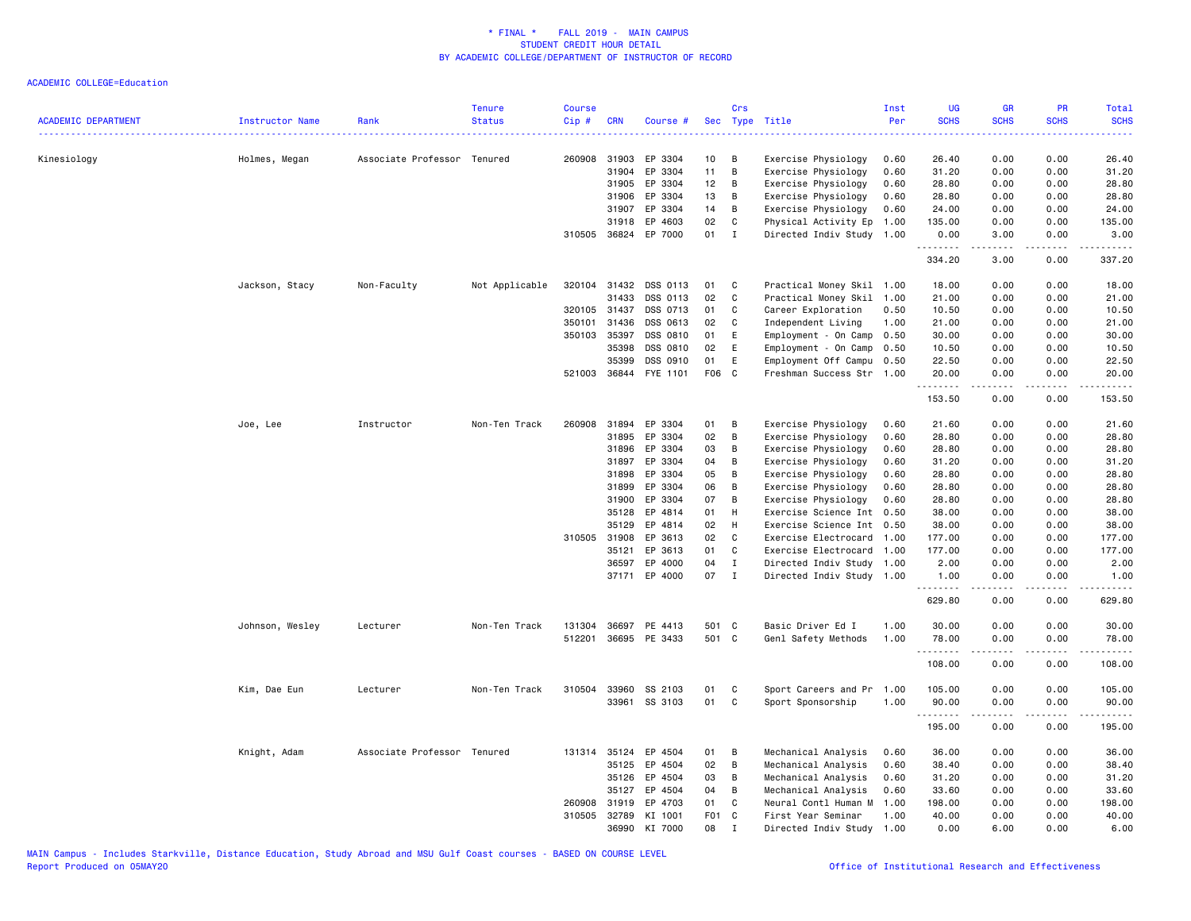# * FINAL * FALL 2019 - MAIN CAMPUS
## STUDENT CREDIT HOUR DETAIL
## BY ACADEMIC COLLEGE/DEPARTMENT OF INSTRUCTOR OF RECORD

ACADEMIC COLLEGE=Education

| ACADEMIC DEPARTMENT | Instructor Name | Rank | Tenure Status | Course Cip # | CRN | Course # | Sec | Crs Type | Title | Inst Per | UG SCHS | GR SCHS | PR SCHS | Total SCHS |
|---|---|---|---|---|---|---|---|---|---|---|---|---|---|---|
| Kinesiology | Holmes, Megan | Associate Professor | Tenured | 260908 | 31903 | EP 3304 | 10 | B | Exercise Physiology | 0.60 | 26.40 | 0.00 | 0.00 | 26.40 |
| | | | | | 31904 | EP 3304 | 11 | B | Exercise Physiology | 0.60 | 31.20 | 0.00 | 0.00 | 31.20 |
| | | | | | 31905 | EP 3304 | 12 | B | Exercise Physiology | 0.60 | 28.80 | 0.00 | 0.00 | 28.80 |
| | | | | | 31906 | EP 3304 | 13 | B | Exercise Physiology | 0.60 | 28.80 | 0.00 | 0.00 | 28.80 |
| | | | | | 31907 | EP 3304 | 14 | B | Exercise Physiology | 0.60 | 24.00 | 0.00 | 0.00 | 24.00 |
| | | | | | 31918 | EP 4603 | 02 | C | Physical Activity Ep | 1.00 | 135.00 | 0.00 | 0.00 | 135.00 |
| | | | | 310505 | 36824 | EP 7000 | 01 | I | Directed Indiv Study | 1.00 | 0.00 | 3.00 | 0.00 | 3.00 |
| | | | | | | | | | | | 334.20 | 3.00 | 0.00 | 337.20 |
| | Jackson, Stacy | Non-Faculty | Not Applicable | 320104 | 31432 | DSS 0113 | 01 | C | Practical Money Skil | 1.00 | 18.00 | 0.00 | 0.00 | 18.00 |
| | | | | | 31433 | DSS 0113 | 02 | C | Practical Money Skil | 1.00 | 21.00 | 0.00 | 0.00 | 21.00 |
| | | | | 320105 | 31437 | DSS 0713 | 01 | C | Career Exploration | 0.50 | 10.50 | 0.00 | 0.00 | 10.50 |
| | | | | 350101 | 31436 | DSS 0613 | 02 | C | Independent Living | 1.00 | 21.00 | 0.00 | 0.00 | 21.00 |
| | | | | 350103 | 35397 | DSS 0810 | 01 | E | Employment - On Camp | 0.50 | 30.00 | 0.00 | 0.00 | 30.00 |
| | | | | | 35398 | DSS 0810 | 02 | E | Employment - On Camp | 0.50 | 10.50 | 0.00 | 0.00 | 10.50 |
| | | | | | 35399 | DSS 0910 | 01 | E | Employment Off Campu | 0.50 | 22.50 | 0.00 | 0.00 | 22.50 |
| | | | | 521003 | 36844 | FYE 1101 | F06 | C | Freshman Success Str | 1.00 | 20.00 | 0.00 | 0.00 | 20.00 |
| | | | | | | | | | | | 153.50 | 0.00 | 0.00 | 153.50 |
| | Joe, Lee | Instructor | Non-Ten Track | 260908 | 31894 | EP 3304 | 01 | B | Exercise Physiology | 0.60 | 21.60 | 0.00 | 0.00 | 21.60 |
| | | | | | 31895 | EP 3304 | 02 | B | Exercise Physiology | 0.60 | 28.80 | 0.00 | 0.00 | 28.80 |
| | | | | | 31896 | EP 3304 | 03 | B | Exercise Physiology | 0.60 | 28.80 | 0.00 | 0.00 | 28.80 |
| | | | | | 31897 | EP 3304 | 04 | B | Exercise Physiology | 0.60 | 31.20 | 0.00 | 0.00 | 31.20 |
| | | | | | 31898 | EP 3304 | 05 | B | Exercise Physiology | 0.60 | 28.80 | 0.00 | 0.00 | 28.80 |
| | | | | | 31899 | EP 3304 | 06 | B | Exercise Physiology | 0.60 | 28.80 | 0.00 | 0.00 | 28.80 |
| | | | | | 31900 | EP 3304 | 07 | B | Exercise Physiology | 0.60 | 28.80 | 0.00 | 0.00 | 28.80 |
| | | | | | 35128 | EP 4814 | 01 | H | Exercise Science Int | 0.50 | 38.00 | 0.00 | 0.00 | 38.00 |
| | | | | | 35129 | EP 4814 | 02 | H | Exercise Science Int | 0.50 | 38.00 | 0.00 | 0.00 | 38.00 |
| | | | | 310505 | 31908 | EP 3613 | 02 | C | Exercise Electrocard | 1.00 | 177.00 | 0.00 | 0.00 | 177.00 |
| | | | | | 35121 | EP 3613 | 01 | C | Exercise Electrocard | 1.00 | 177.00 | 0.00 | 0.00 | 177.00 |
| | | | | | 36597 | EP 4000 | 04 | I | Directed Indiv Study | 1.00 | 2.00 | 0.00 | 0.00 | 2.00 |
| | | | | | 37171 | EP 4000 | 07 | I | Directed Indiv Study | 1.00 | 1.00 | 0.00 | 0.00 | 1.00 |
| | | | | | | | | | | | 629.80 | 0.00 | 0.00 | 629.80 |
| | Johnson, Wesley | Lecturer | Non-Ten Track | 131304 | 36697 | PE 4413 | 501 | C | Basic Driver Ed I | 1.00 | 30.00 | 0.00 | 0.00 | 30.00 |
| | | | | 512201 | 36695 | PE 3433 | 501 | C | Genl Safety Methods | 1.00 | 78.00 | 0.00 | 0.00 | 78.00 |
| | | | | | | | | | | | 108.00 | 0.00 | 0.00 | 108.00 |
| | Kim, Dae Eun | Lecturer | Non-Ten Track | 310504 | 33960 | SS 2103 | 01 | C | Sport Careers and Pr | 1.00 | 105.00 | 0.00 | 0.00 | 105.00 |
| | | | | | 33961 | SS 3103 | 01 | C | Sport Sponsorship | 1.00 | 90.00 | 0.00 | 0.00 | 90.00 |
| | | | | | | | | | | | 195.00 | 0.00 | 0.00 | 195.00 |
| | Knight, Adam | Associate Professor | Tenured | 131314 | 35124 | EP 4504 | 01 | B | Mechanical Analysis | 0.60 | 36.00 | 0.00 | 0.00 | 36.00 |
| | | | | | 35125 | EP 4504 | 02 | B | Mechanical Analysis | 0.60 | 38.40 | 0.00 | 0.00 | 38.40 |
| | | | | | 35126 | EP 4504 | 03 | B | Mechanical Analysis | 0.60 | 31.20 | 0.00 | 0.00 | 31.20 |
| | | | | | 35127 | EP 4504 | 04 | B | Mechanical Analysis | 0.60 | 33.60 | 0.00 | 0.00 | 33.60 |
| | | | | 260908 | 31919 | EP 4703 | 01 | C | Neural Contl Human M | 1.00 | 198.00 | 0.00 | 0.00 | 198.00 |
| | | | | 310505 | 32789 | KI 1001 | F01 | C | First Year Seminar | 1.00 | 40.00 | 0.00 | 0.00 | 40.00 |
| | | | | | 36990 | KI 7000 | 08 | I | Directed Indiv Study | 1.00 | 0.00 | 6.00 | 0.00 | 6.00 |

MAIN Campus - Includes Starkville, Distance Education, Study Abroad and MSU Gulf Coast courses - BASED ON COURSE LEVEL
Report Produced on 05MAY20 | Office of Institutional Research and Effectiveness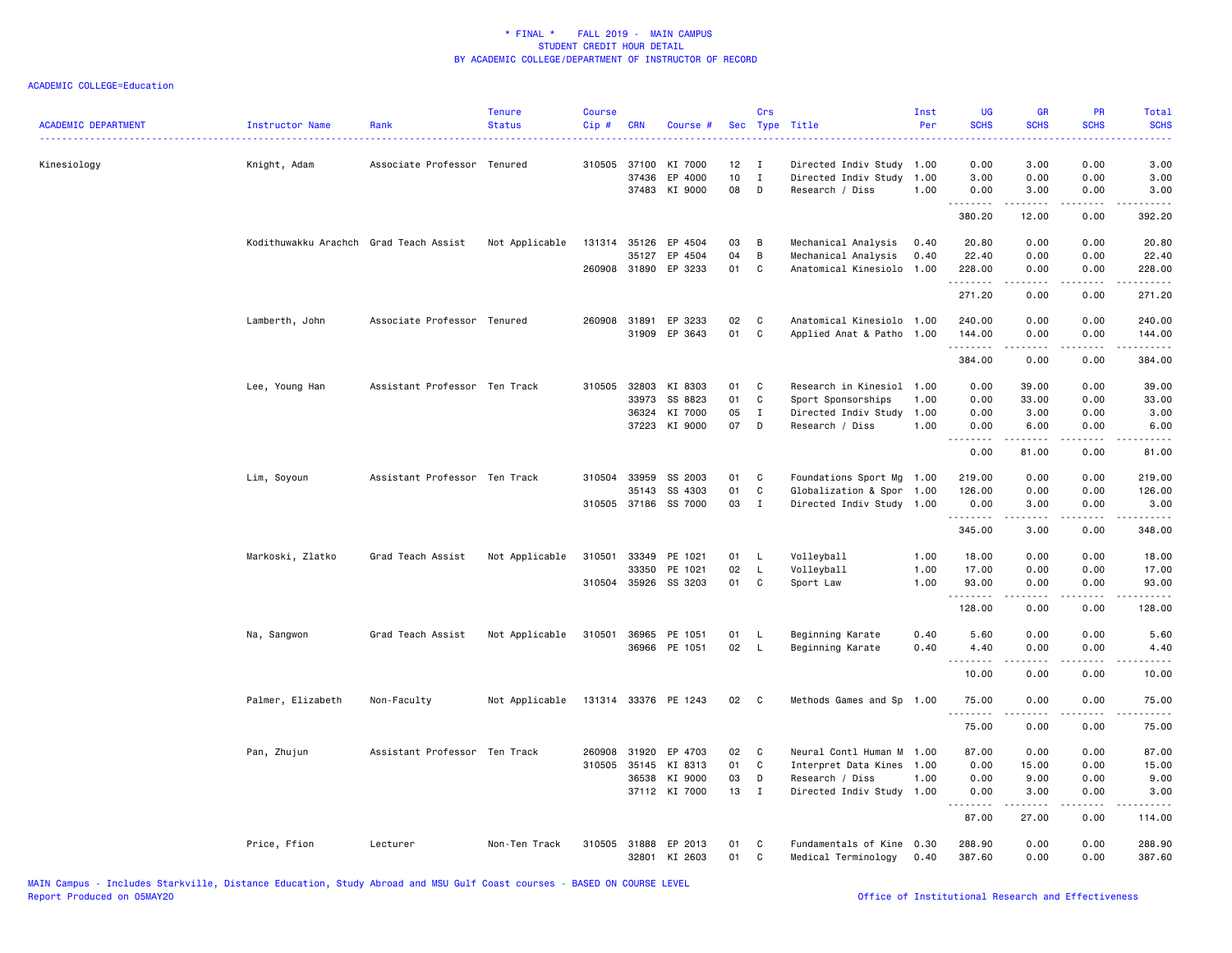\* FINAL \* FALL 2019 - MAIN CAMPUS
STUDENT CREDIT HOUR DETAIL
BY ACADEMIC COLLEGE/DEPARTMENT OF INSTRUCTOR OF RECORD

ACADEMIC COLLEGE=Education

| ACADEMIC DEPARTMENT | Instructor Name | Rank | Tenure Status | Course Cip # | CRN | Course # | Sec | Crs Type | Title | Inst Per | UG SCHS | GR SCHS | PR SCHS | Total SCHS |
|---|---|---|---|---|---|---|---|---|---|---|---|---|---|---|
| Kinesiology | Knight, Adam | Associate Professor | Tenured | 310505 | 37100 | KI 7000 | 12 | I | Directed Indiv Study | 1.00 | 0.00 | 3.00 | 0.00 | 3.00 |
| | | | | | 37436 | EP 4000 | 10 | I | Directed Indiv Study | 1.00 | 3.00 | 0.00 | 0.00 | 3.00 |
| | | | | | 37483 | KI 9000 | 08 | D | Research / Diss | 1.00 | 0.00 | 3.00 | 0.00 | 3.00 |
| | | | | | | | | | | | 380.20 | 12.00 | 0.00 | 392.20 |
| | Kodithuwakku Arachch | Grad Teach Assist | Not Applicable | 131314 | 35126 | EP 4504 | 03 | B | Mechanical Analysis | 0.40 | 20.80 | 0.00 | 0.00 | 20.80 |
| | | | | | 35127 | EP 4504 | 04 | B | Mechanical Analysis | 0.40 | 22.40 | 0.00 | 0.00 | 22.40 |
| | | | | 260908 | 31890 | EP 3233 | 01 | C | Anatomical Kinesiolo | 1.00 | 228.00 | 0.00 | 0.00 | 228.00 |
| | | | | | | | | | | | 271.20 | 0.00 | 0.00 | 271.20 |
| | Lamberth, John | Associate Professor | Tenured | 260908 | 31891 | EP 3233 | 02 | C | Anatomical Kinesiolo | 1.00 | 240.00 | 0.00 | 0.00 | 240.00 |
| | | | | | 31909 | EP 3643 | 01 | C | Applied Anat & Patho | 1.00 | 144.00 | 0.00 | 0.00 | 144.00 |
| | | | | | | | | | | | 384.00 | 0.00 | 0.00 | 384.00 |
| | Lee, Young Han | Assistant Professor | Ten Track | 310505 | 32803 | KI 8303 | 01 | C | Research in Kinesiol | 1.00 | 0.00 | 39.00 | 0.00 | 39.00 |
| | | | | | 33973 | SS 8823 | 01 | C | Sport Sponsorships | 1.00 | 0.00 | 33.00 | 0.00 | 33.00 |
| | | | | | 36324 | KI 7000 | 05 | I | Directed Indiv Study | 1.00 | 0.00 | 3.00 | 0.00 | 3.00 |
| | | | | | 37223 | KI 9000 | 07 | D | Research / Diss | 1.00 | 0.00 | 6.00 | 0.00 | 6.00 |
| | | | | | | | | | | | 0.00 | 81.00 | 0.00 | 81.00 |
| | Lim, Soyoun | Assistant Professor | Ten Track | 310504 | 33959 | SS 2003 | 01 | C | Foundations Sport Mg | 1.00 | 219.00 | 0.00 | 0.00 | 219.00 |
| | | | | | 35143 | SS 4303 | 01 | C | Globalization & Spor | 1.00 | 126.00 | 0.00 | 0.00 | 126.00 |
| | | | | 310505 | 37186 | SS 7000 | 03 | I | Directed Indiv Study | 1.00 | 0.00 | 3.00 | 0.00 | 3.00 |
| | | | | | | | | | | | 345.00 | 3.00 | 0.00 | 348.00 |
| | Markoski, Zlatko | Grad Teach Assist | Not Applicable | 310501 | 33349 | PE 1021 | 01 | L | Volleyball | 1.00 | 18.00 | 0.00 | 0.00 | 18.00 |
| | | | | | 33350 | PE 1021 | 02 | L | Volleyball | 1.00 | 17.00 | 0.00 | 0.00 | 17.00 |
| | | | | 310504 | 35926 | SS 3203 | 01 | C | Sport Law | 1.00 | 93.00 | 0.00 | 0.00 | 93.00 |
| | | | | | | | | | | | 128.00 | 0.00 | 0.00 | 128.00 |
| | Na, Sangwon | Grad Teach Assist | Not Applicable | 310501 | 36965 | PE 1051 | 01 | L | Beginning Karate | 0.40 | 5.60 | 0.00 | 0.00 | 5.60 |
| | | | | | 36966 | PE 1051 | 02 | L | Beginning Karate | 0.40 | 4.40 | 0.00 | 0.00 | 4.40 |
| | | | | | | | | | | | 10.00 | 0.00 | 0.00 | 10.00 |
| | Palmer, Elizabeth | Non-Faculty | Not Applicable | 131314 | 33376 | PE 1243 | 02 | C | Methods Games and Sp | 1.00 | 75.00 | 0.00 | 0.00 | 75.00 |
| | | | | | | | | | | | 75.00 | 0.00 | 0.00 | 75.00 |
| | Pan, Zhujun | Assistant Professor | Ten Track | 260908 | 31920 | EP 4703 | 02 | C | Neural Contl Human M | 1.00 | 87.00 | 0.00 | 0.00 | 87.00 |
| | | | | 310505 | 35145 | KI 8313 | 01 | C | Interpret Data Kines | 1.00 | 0.00 | 15.00 | 0.00 | 15.00 |
| | | | | | 36538 | KI 9000 | 03 | D | Research / Diss | 1.00 | 0.00 | 9.00 | 0.00 | 9.00 |
| | | | | | 37112 | KI 7000 | 13 | I | Directed Indiv Study | 1.00 | 0.00 | 3.00 | 0.00 | 3.00 |
| | | | | | | | | | | | 87.00 | 27.00 | 0.00 | 114.00 |
| | Price, Ffion | Lecturer | Non-Ten Track | 310505 | 31888 | EP 2013 | 01 | C | Fundamentals of Kine | 0.30 | 288.90 | 0.00 | 0.00 | 288.90 |
| | | | | | 32801 | KI 2603 | 01 | C | Medical Terminology | 0.40 | 387.60 | 0.00 | 0.00 | 387.60 |

MAIN Campus - Includes Starkville, Distance Education, Study Abroad and MSU Gulf Coast courses - BASED ON COURSE LEVEL
Report Produced on 05MAY20

Office of Institutional Research and Effectiveness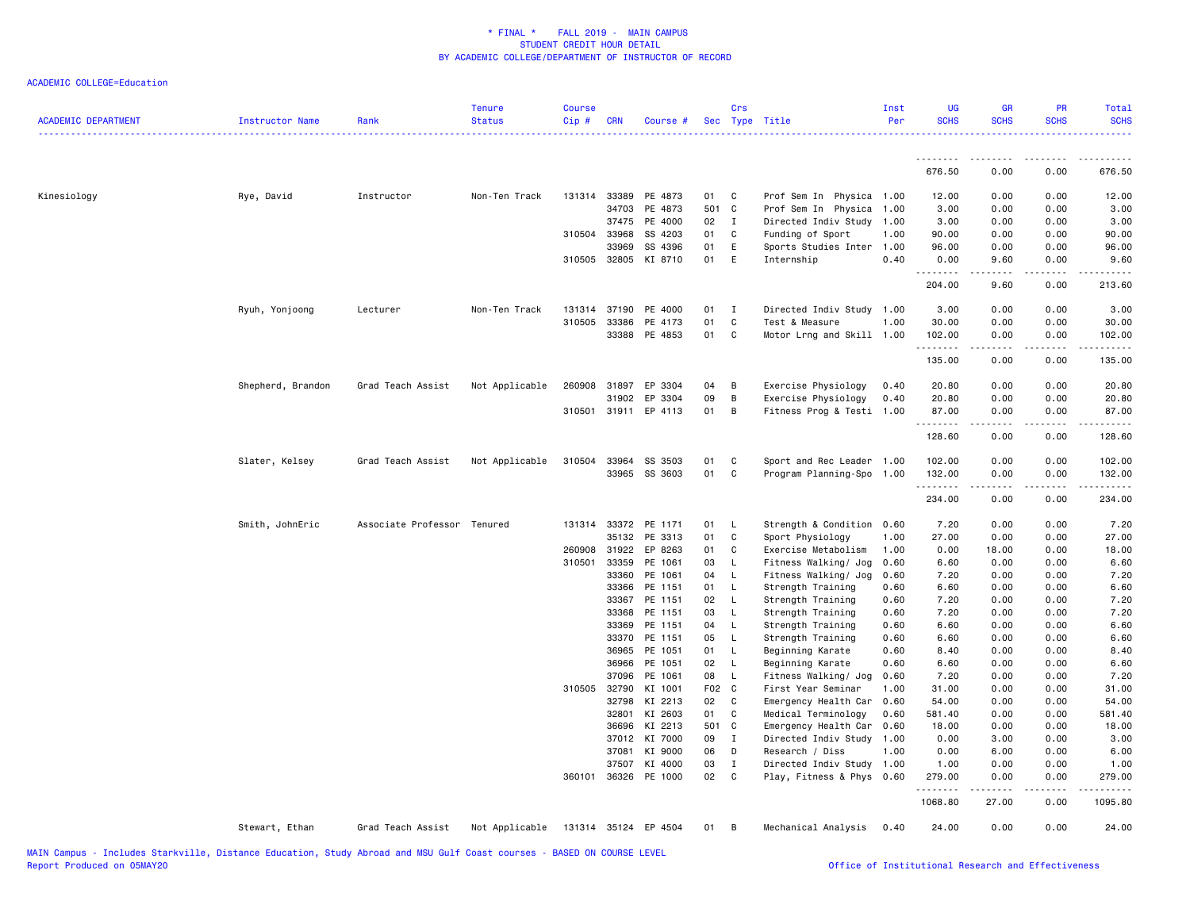* FINAL * FALL 2019 - MAIN CAMPUS
STUDENT CREDIT HOUR DETAIL
BY ACADEMIC COLLEGE/DEPARTMENT OF INSTRUCTOR OF RECORD

ACADEMIC COLLEGE=Education

| ACADEMIC DEPARTMENT | Instructor Name | Rank | Tenure Status | Course Cip # | CRN | Course # | Sec | Crs Type | Title | Inst Per | UG SCHS | GR SCHS | PR SCHS | Total SCHS |
|---|---|---|---|---|---|---|---|---|---|---|---|---|---|---|
| | | | | | | | | | | | 676.50 | 0.00 | 0.00 | 676.50 |
| Kinesiology | Rye, David | Instructor | Non-Ten Track | 131314 | 33389 | PE 4873 | 01 | C | Prof Sem In Physica | 1.00 | 12.00 | 0.00 | 0.00 | 12.00 |
| | | | | | 34703 | PE 4873 | 501 | C | Prof Sem In Physica | 1.00 | 3.00 | 0.00 | 0.00 | 3.00 |
| | | | | | 37475 | PE 4000 | 02 | I | Directed Indiv Study | 1.00 | 3.00 | 0.00 | 0.00 | 3.00 |
| | | | | 310504 | 33968 | SS 4203 | 01 | C | Funding of Sport | 1.00 | 90.00 | 0.00 | 0.00 | 90.00 |
| | | | | | 33969 | SS 4396 | 01 | E | Sports Studies Inter | 1.00 | 96.00 | 0.00 | 0.00 | 96.00 |
| | | | | 310505 | 32805 | KI 8710 | 01 | E | Internship | 0.40 | 0.00 | 9.60 | 0.00 | 9.60 |
| | | | | | | | | | | | 204.00 | 9.60 | 0.00 | 213.60 |
| | Ryuh, Yonjoong | Lecturer | Non-Ten Track | 131314 | 37190 | PE 4000 | 01 | I | Directed Indiv Study | 1.00 | 3.00 | 0.00 | 0.00 | 3.00 |
| | | | | 310505 | 33386 | PE 4173 | 01 | C | Test & Measure | 1.00 | 30.00 | 0.00 | 0.00 | 30.00 |
| | | | | | 33388 | PE 4853 | 01 | C | Motor Lrng and Skill | 1.00 | 102.00 | 0.00 | 0.00 | 102.00 |
| | | | | | | | | | | | 135.00 | 0.00 | 0.00 | 135.00 |
| | Shepherd, Brandon | Grad Teach Assist | Not Applicable | 260908 | 31897 | EP 3304 | 04 | B | Exercise Physiology | 0.40 | 20.80 | 0.00 | 0.00 | 20.80 |
| | | | | | 31902 | EP 3304 | 09 | B | Exercise Physiology | 0.40 | 20.80 | 0.00 | 0.00 | 20.80 |
| | | | | 310501 | 31911 | EP 4113 | 01 | B | Fitness Prog & Testi | 1.00 | 87.00 | 0.00 | 0.00 | 87.00 |
| | | | | | | | | | | | 128.60 | 0.00 | 0.00 | 128.60 |
| | Slater, Kelsey | Grad Teach Assist | Not Applicable | 310504 | 33964 | SS 3503 | 01 | C | Sport and Rec Leader | 1.00 | 102.00 | 0.00 | 0.00 | 102.00 |
| | | | | | 33965 | SS 3603 | 01 | C | Program Planning-Spo | 1.00 | 132.00 | 0.00 | 0.00 | 132.00 |
| | | | | | | | | | | | 234.00 | 0.00 | 0.00 | 234.00 |
| | Smith, JohnEric | Associate Professor | Tenured | 131314 | 33372 | PE 1171 | 01 | L | Strength & Condition | 0.60 | 7.20 | 0.00 | 0.00 | 7.20 |
| | | | | | 35132 | PE 3313 | 01 | C | Sport Physiology | 1.00 | 27.00 | 0.00 | 0.00 | 27.00 |
| | | | | 260908 | 31922 | EP 8263 | 01 | C | Exercise Metabolism | 1.00 | 0.00 | 18.00 | 0.00 | 18.00 |
| | | | | 310501 | 33359 | PE 1061 | 03 | L | Fitness Walking/ Jog | 0.60 | 6.60 | 0.00 | 0.00 | 6.60 |
| | | | | | 33360 | PE 1061 | 04 | L | Fitness Walking/ Jog | 0.60 | 7.20 | 0.00 | 0.00 | 7.20 |
| | | | | | 33366 | PE 1151 | 01 | L | Strength Training | 0.60 | 6.60 | 0.00 | 0.00 | 6.60 |
| | | | | | 33367 | PE 1151 | 02 | L | Strength Training | 0.60 | 7.20 | 0.00 | 0.00 | 7.20 |
| | | | | | 33368 | PE 1151 | 03 | L | Strength Training | 0.60 | 7.20 | 0.00 | 0.00 | 7.20 |
| | | | | | 33369 | PE 1151 | 04 | L | Strength Training | 0.60 | 6.60 | 0.00 | 0.00 | 6.60 |
| | | | | | 33370 | PE 1151 | 05 | L | Strength Training | 0.60 | 6.60 | 0.00 | 0.00 | 6.60 |
| | | | | | 36965 | PE 1051 | 01 | L | Beginning Karate | 0.60 | 8.40 | 0.00 | 0.00 | 8.40 |
| | | | | | 36966 | PE 1051 | 02 | L | Beginning Karate | 0.60 | 6.60 | 0.00 | 0.00 | 6.60 |
| | | | | | 37096 | PE 1061 | 08 | L | Fitness Walking/ Jog | 0.60 | 7.20 | 0.00 | 0.00 | 7.20 |
| | | | | 310505 | 32790 | KI 1001 | F02 | C | First Year Seminar | 1.00 | 31.00 | 0.00 | 0.00 | 31.00 |
| | | | | | 32798 | KI 2213 | 02 | C | Emergency Health Car | 0.60 | 54.00 | 0.00 | 0.00 | 54.00 |
| | | | | | 32801 | KI 2603 | 01 | C | Medical Terminology | 0.60 | 581.40 | 0.00 | 0.00 | 581.40 |
| | | | | | 36696 | KI 2213 | 501 | C | Emergency Health Car | 0.60 | 18.00 | 0.00 | 0.00 | 18.00 |
| | | | | | 37012 | KI 7000 | 09 | I | Directed Indiv Study | 1.00 | 0.00 | 3.00 | 0.00 | 3.00 |
| | | | | | 37081 | KI 9000 | 06 | D | Research / Diss | 1.00 | 0.00 | 6.00 | 0.00 | 6.00 |
| | | | | | 37507 | KI 4000 | 03 | I | Directed Indiv Study | 1.00 | 1.00 | 0.00 | 0.00 | 1.00 |
| | | | | 360101 | 36326 | PE 1000 | 02 | C | Play, Fitness & Phys | 0.60 | 279.00 | 0.00 | 0.00 | 279.00 |
| | | | | | | | | | | | 1068.80 | 27.00 | 0.00 | 1095.80 |
| | Stewart, Ethan | Grad Teach Assist | Not Applicable | 131314 | 35124 | EP 4504 | 01 | B | Mechanical Analysis | 0.40 | 24.00 | 0.00 | 0.00 | 24.00 |

MAIN Campus - Includes Starkville, Distance Education, Study Abroad and MSU Gulf Coast courses - BASED ON COURSE LEVEL
Report Produced on 05MAY20 Office of Institutional Research and Effectiveness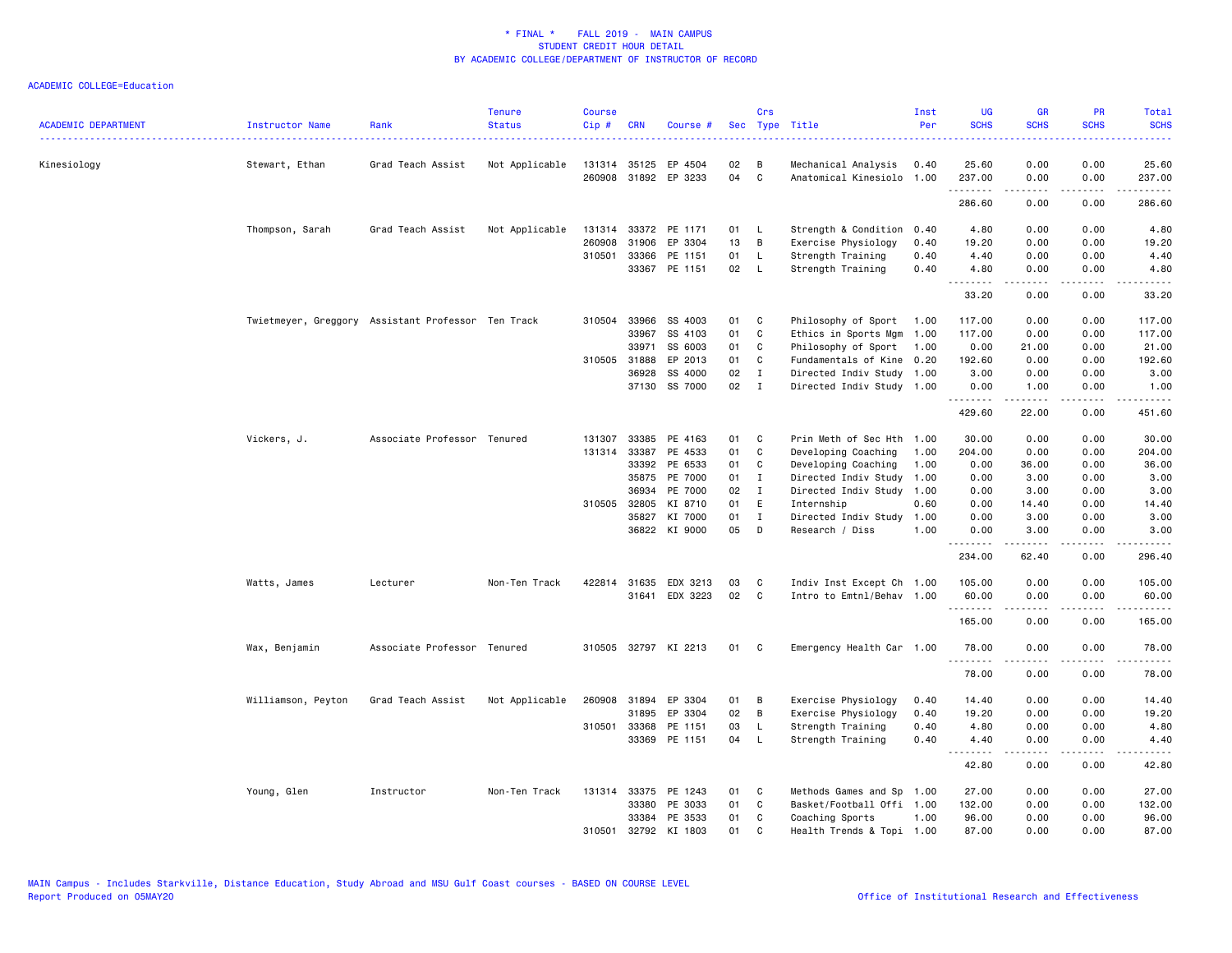\* FINAL \* FALL 2019 - MAIN CAMPUS
STUDENT CREDIT HOUR DETAIL
BY ACADEMIC COLLEGE/DEPARTMENT OF INSTRUCTOR OF RECORD

ACADEMIC COLLEGE=Education

| ACADEMIC DEPARTMENT | Instructor Name | Rank | Tenure Status | Course Cip # | CRN | Course # | Sec | Crs Type | Title | Inst Per | UG SCHS | GR SCHS | PR SCHS | Total SCHS |
|---|---|---|---|---|---|---|---|---|---|---|---|---|---|---|
| Kinesiology | Stewart, Ethan | Grad Teach Assist | Not Applicable | 131314 | 35125 | EP 4504 | 02 | B | Mechanical Analysis | 0.40 | 25.60 | 0.00 | 0.00 | 25.60 |
| | | | | 260908 | 31892 | EP 3233 | 04 | C | Anatomical Kinesiolo | 1.00 | 237.00 | 0.00 | 0.00 | 237.00 |
| | | | | | | | | | | | 286.60 | 0.00 | 0.00 | 286.60 |
| | Thompson, Sarah | Grad Teach Assist | Not Applicable | 131314 | 33372 | PE 1171 | 01 | L | Strength & Condition | 0.40 | 4.80 | 0.00 | 0.00 | 4.80 |
| | | | | 260908 | 31906 | EP 3304 | 13 | B | Exercise Physiology | 0.40 | 19.20 | 0.00 | 0.00 | 19.20 |
| | | | | 310501 | 33366 | PE 1151 | 01 | L | Strength Training | 0.40 | 4.40 | 0.00 | 0.00 | 4.40 |
| | | | | | 33367 | PE 1151 | 02 | L | Strength Training | 0.40 | 4.80 | 0.00 | 0.00 | 4.80 |
| | | | | | | | | | | | 33.20 | 0.00 | 0.00 | 33.20 |
| | Twietmeyer, Greggory | Assistant Professor | Ten Track | 310504 | 33966 | SS 4003 | 01 | C | Philosophy of Sport | 1.00 | 117.00 | 0.00 | 0.00 | 117.00 |
| | | | | | 33967 | SS 4103 | 01 | C | Ethics in Sports Mgm | 1.00 | 117.00 | 0.00 | 0.00 | 117.00 |
| | | | | | 33971 | SS 6003 | 01 | C | Philosophy of Sport | 1.00 | 0.00 | 21.00 | 0.00 | 21.00 |
| | | | | 310505 | 31888 | EP 2013 | 01 | C | Fundamentals of Kine | 0.20 | 192.60 | 0.00 | 0.00 | 192.60 |
| | | | | | 36928 | SS 4000 | 02 | I | Directed Indiv Study | 1.00 | 3.00 | 0.00 | 0.00 | 3.00 |
| | | | | | 37130 | SS 7000 | 02 | I | Directed Indiv Study | 1.00 | 0.00 | 1.00 | 0.00 | 1.00 |
| | | | | | | | | | | | 429.60 | 22.00 | 0.00 | 451.60 |
| | Vickers, J. | Associate Professor | Tenured | 131307 | 33385 | PE 4163 | 01 | C | Prin Meth of Sec Hth | 1.00 | 30.00 | 0.00 | 0.00 | 30.00 |
| | | | | 131314 | 33387 | PE 4533 | 01 | C | Developing Coaching | 1.00 | 204.00 | 0.00 | 0.00 | 204.00 |
| | | | | | 33392 | PE 6533 | 01 | C | Developing Coaching | 1.00 | 0.00 | 36.00 | 0.00 | 36.00 |
| | | | | | 35875 | PE 7000 | 01 | I | Directed Indiv Study | 1.00 | 0.00 | 3.00 | 0.00 | 3.00 |
| | | | | | 36934 | PE 7000 | 02 | I | Directed Indiv Study | 1.00 | 0.00 | 3.00 | 0.00 | 3.00 |
| | | | | 310505 | 32805 | KI 8710 | 01 | E | Internship | 0.60 | 0.00 | 14.40 | 0.00 | 14.40 |
| | | | | | 35827 | KI 7000 | 01 | I | Directed Indiv Study | 1.00 | 0.00 | 3.00 | 0.00 | 3.00 |
| | | | | | 36822 | KI 9000 | 05 | D | Research / Diss | 1.00 | 0.00 | 3.00 | 0.00 | 3.00 |
| | | | | | | | | | | | 234.00 | 62.40 | 0.00 | 296.40 |
| | Watts, James | Lecturer | Non-Ten Track | 422814 | 31635 | EDX 3213 | 03 | C | Indiv Inst Except Ch | 1.00 | 105.00 | 0.00 | 0.00 | 105.00 |
| | | | | | 31641 | EDX 3223 | 02 | C | Intro to Emtnl/Behav | 1.00 | 60.00 | 0.00 | 0.00 | 60.00 |
| | | | | | | | | | | | 165.00 | 0.00 | 0.00 | 165.00 |
| | Wax, Benjamin | Associate Professor | Tenured | 310505 | 32797 | KI 2213 | 01 | C | Emergency Health Car | 1.00 | 78.00 | 0.00 | 0.00 | 78.00 |
| | | | | | | | | | | | 78.00 | 0.00 | 0.00 | 78.00 |
| | Williamson, Peyton | Grad Teach Assist | Not Applicable | 260908 | 31894 | EP 3304 | 01 | B | Exercise Physiology | 0.40 | 14.40 | 0.00 | 0.00 | 14.40 |
| | | | | | 31895 | EP 3304 | 02 | B | Exercise Physiology | 0.40 | 19.20 | 0.00 | 0.00 | 19.20 |
| | | | | 310501 | 33368 | PE 1151 | 03 | L | Strength Training | 0.40 | 4.80 | 0.00 | 0.00 | 4.80 |
| | | | | | 33369 | PE 1151 | 04 | L | Strength Training | 0.40 | 4.40 | 0.00 | 0.00 | 4.40 |
| | | | | | | | | | | | 42.80 | 0.00 | 0.00 | 42.80 |
| | Young, Glen | Instructor | Non-Ten Track | 131314 | 33375 | PE 1243 | 01 | C | Methods Games and Sp | 1.00 | 27.00 | 0.00 | 0.00 | 27.00 |
| | | | | | 33380 | PE 3033 | 01 | C | Basket/Football Offi | 1.00 | 132.00 | 0.00 | 0.00 | 132.00 |
| | | | | | 33384 | PE 3533 | 01 | C | Coaching Sports | 1.00 | 96.00 | 0.00 | 0.00 | 96.00 |
| | | | | 310501 | 32792 | KI 1803 | 01 | C | Health Trends & Topi | 1.00 | 87.00 | 0.00 | 0.00 | 87.00 |

MAIN Campus - Includes Starkville, Distance Education, Study Abroad and MSU Gulf Coast courses - BASED ON COURSE LEVEL
Report Produced on 05MAY20

Office of Institutional Research and Effectiveness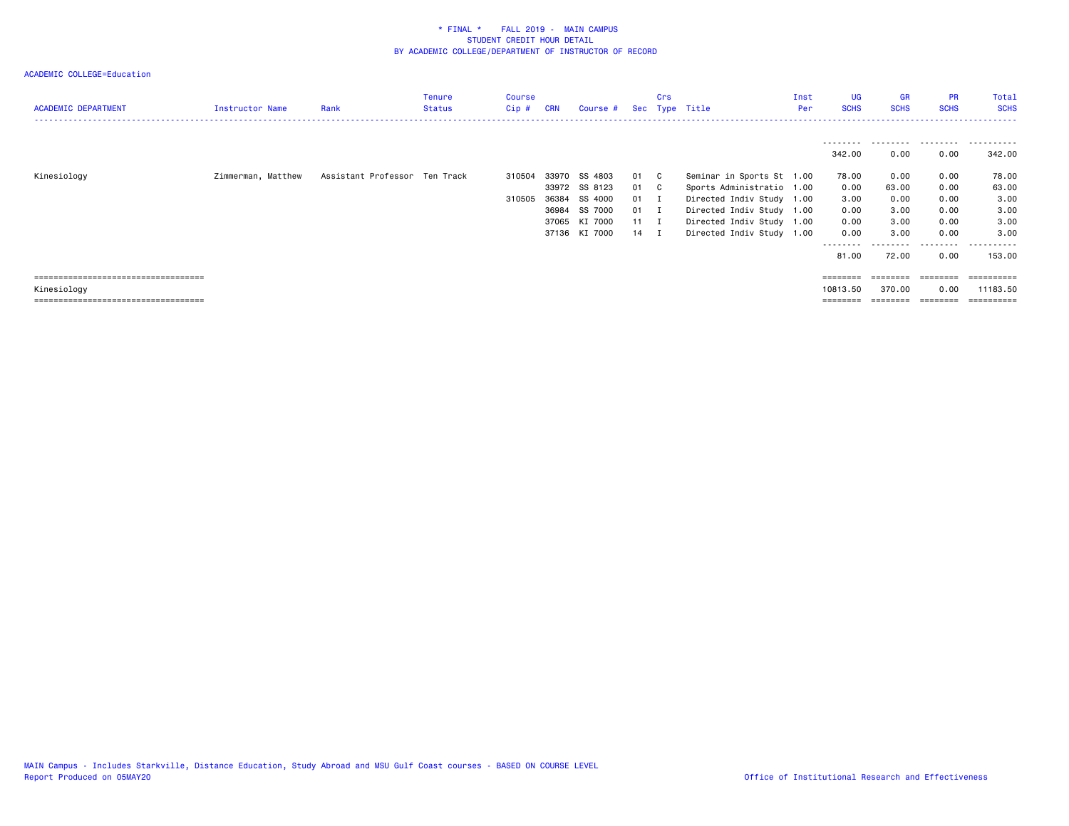\* FINAL \*    FALL 2019 -  MAIN CAMPUS
STUDENT CREDIT HOUR DETAIL
BY ACADEMIC COLLEGE/DEPARTMENT OF INSTRUCTOR OF RECORD

ACADEMIC COLLEGE=Education

| ACADEMIC DEPARTMENT | Instructor Name | Rank | Tenure Status | Course Cip # | CRN | Course # | Sec | Crs Type | Title | Inst Per | UG SCHS | GR SCHS | PR SCHS | Total SCHS |
|---|---|---|---|---|---|---|---|---|---|---|---|---|---|---|
| | | | | | | | | | | | 342.00 | 0.00 | 0.00 | 342.00 |
| Kinesiology | Zimmerman, Matthew | Assistant Professor | Ten Track | 310504 | 33970 | SS 4803 | 01 | C | Seminar in Sports St | 1.00 | 78.00 | 0.00 | 0.00 | 78.00 |
| | | | | | 33972 | SS 8123 | 01 | C | Sports Administratio | 1.00 | 0.00 | 63.00 | 0.00 | 63.00 |
| | | | | 310505 | 36384 | SS 4000 | 01 | I | Directed Indiv Study | 1.00 | 3.00 | 0.00 | 0.00 | 3.00 |
| | | | | | 36984 | SS 7000 | 01 | I | Directed Indiv Study | 1.00 | 0.00 | 3.00 | 0.00 | 3.00 |
| | | | | | 37065 | KI 7000 | 11 | I | Directed Indiv Study | 1.00 | 0.00 | 3.00 | 0.00 | 3.00 |
| | | | | | 37136 | KI 7000 | 14 | I | Directed Indiv Study | 1.00 | 0.00 | 3.00 | 0.00 | 3.00 |
| | | | | | | | | | | | 81.00 | 72.00 | 0.00 | 153.00 |
| Kinesiology | | | | | | | | | | | 10813.50 | 370.00 | 0.00 | 11183.50 |

MAIN Campus - Includes Starkville, Distance Education, Study Abroad and MSU Gulf Coast courses - BASED ON COURSE LEVEL
Report Produced on 05MAY20

Office of Institutional Research and Effectiveness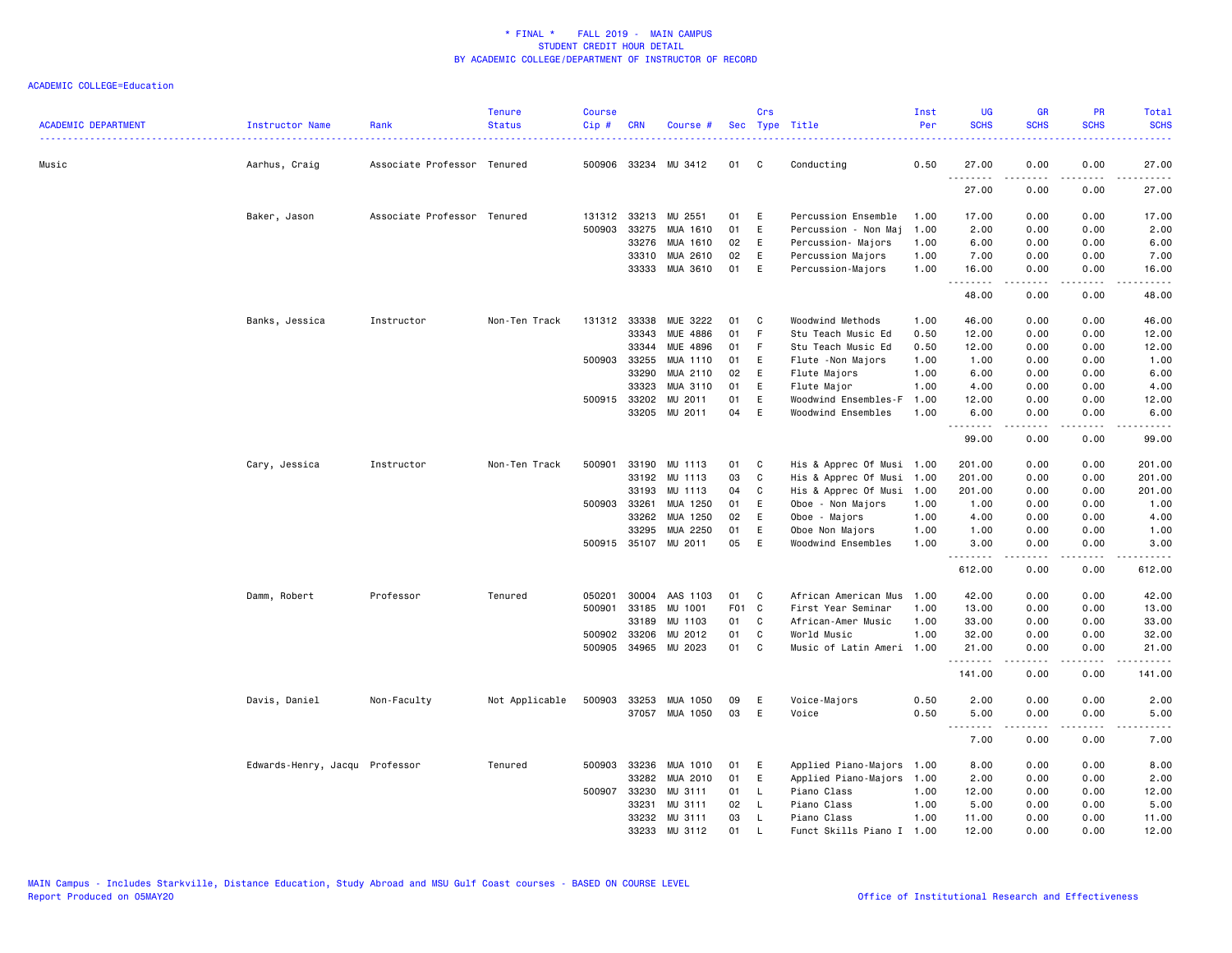# * FINAL * FALL 2019 - MAIN CAMPUS
## STUDENT CREDIT HOUR DETAIL
## BY ACADEMIC COLLEGE/DEPARTMENT OF INSTRUCTOR OF RECORD

ACADEMIC COLLEGE=Education

| ACADEMIC DEPARTMENT | Instructor Name | Rank | Tenure Status | Course Cip # | CRN | Course # | Sec | Crs Type | Title | Inst Per | UG SCHS | GR SCHS | PR SCHS | Total SCHS |
|---|---|---|---|---|---|---|---|---|---|---|---|---|---|---|
| Music | Aarhus, Craig | Associate Professor | Tenured | 500906 | 33234 | MU 3412 | 01 | C | Conducting | 0.50 | 27.00 | 0.00 | 0.00 | 27.00 |
| | | | | | | | | | | | 27.00 | 0.00 | 0.00 | 27.00 |
| | Baker, Jason | Associate Professor | Tenured | 131312 | 33213 | MU 2551 | 01 | E | Percussion Ensemble | 1.00 | 17.00 | 0.00 | 0.00 | 17.00 |
| | | | | 500903 | 33275 | MUA 1610 | 01 | E | Percussion - Non Maj | 1.00 | 2.00 | 0.00 | 0.00 | 2.00 |
| | | | | | 33276 | MUA 1610 | 02 | E | Percussion- Majors | 1.00 | 6.00 | 0.00 | 0.00 | 6.00 |
| | | | | | 33310 | MUA 2610 | 02 | E | Percussion Majors | 1.00 | 7.00 | 0.00 | 0.00 | 7.00 |
| | | | | | 33333 | MUA 3610 | 01 | E | Percussion-Majors | 1.00 | 16.00 | 0.00 | 0.00 | 16.00 |
| | | | | | | | | | | | 48.00 | 0.00 | 0.00 | 48.00 |
| | Banks, Jessica | Instructor | Non-Ten Track | 131312 | 33338 | MUE 3222 | 01 | C | Woodwind Methods | 1.00 | 46.00 | 0.00 | 0.00 | 46.00 |
| | | | | | 33343 | MUE 4886 | 01 | F | Stu Teach Music Ed | 0.50 | 12.00 | 0.00 | 0.00 | 12.00 |
| | | | | | 33344 | MUE 4896 | 01 | F | Stu Teach Music Ed | 0.50 | 12.00 | 0.00 | 0.00 | 12.00 |
| | | | | 500903 | 33255 | MUA 1110 | 01 | E | Flute -Non Majors | 1.00 | 1.00 | 0.00 | 0.00 | 1.00 |
| | | | | | 33290 | MUA 2110 | 02 | E | Flute Majors | 1.00 | 6.00 | 0.00 | 0.00 | 6.00 |
| | | | | | 33323 | MUA 3110 | 01 | E | Flute Major | 1.00 | 4.00 | 0.00 | 0.00 | 4.00 |
| | | | | 500915 | 33202 | MU 2011 | 01 | E | Woodwind Ensembles-F | 1.00 | 12.00 | 0.00 | 0.00 | 12.00 |
| | | | | | 33205 | MU 2011 | 04 | E | Woodwind Ensembles | 1.00 | 6.00 | 0.00 | 0.00 | 6.00 |
| | | | | | | | | | | | 99.00 | 0.00 | 0.00 | 99.00 |
| | Cary, Jessica | Instructor | Non-Ten Track | 500901 | 33190 | MU 1113 | 01 | C | His & Apprec Of Musi | 1.00 | 201.00 | 0.00 | 0.00 | 201.00 |
| | | | | | 33192 | MU 1113 | 03 | C | His & Apprec Of Musi | 1.00 | 201.00 | 0.00 | 0.00 | 201.00 |
| | | | | | 33193 | MU 1113 | 04 | C | His & Apprec Of Musi | 1.00 | 201.00 | 0.00 | 0.00 | 201.00 |
| | | | | 500903 | 33261 | MUA 1250 | 01 | E | Oboe - Non Majors | 1.00 | 1.00 | 0.00 | 0.00 | 1.00 |
| | | | | | 33262 | MUA 1250 | 02 | E | Oboe - Majors | 1.00 | 4.00 | 0.00 | 0.00 | 4.00 |
| | | | | | 33295 | MUA 2250 | 01 | E | Oboe Non Majors | 1.00 | 1.00 | 0.00 | 0.00 | 1.00 |
| | | | | 500915 | 35107 | MU 2011 | 05 | E | Woodwind Ensembles | 1.00 | 3.00 | 0.00 | 0.00 | 3.00 |
| | | | | | | | | | | | 612.00 | 0.00 | 0.00 | 612.00 |
| | Damm, Robert | Professor | Tenured | 050201 | 30004 | AAS 1103 | 01 | C | African American Mus | 1.00 | 42.00 | 0.00 | 0.00 | 42.00 |
| | | | | 500901 | 33185 | MU 1001 | F01 | C | First Year Seminar | 1.00 | 13.00 | 0.00 | 0.00 | 13.00 |
| | | | | | 33189 | MU 1103 | 01 | C | African-Amer Music | 1.00 | 33.00 | 0.00 | 0.00 | 33.00 |
| | | | | 500902 | 33206 | MU 2012 | 01 | C | World Music | 1.00 | 32.00 | 0.00 | 0.00 | 32.00 |
| | | | | 500905 | 34965 | MU 2023 | 01 | C | Music of Latin Ameri | 1.00 | 21.00 | 0.00 | 0.00 | 21.00 |
| | | | | | | | | | | | 141.00 | 0.00 | 0.00 | 141.00 |
| | Davis, Daniel | Non-Faculty | Not Applicable | 500903 | 33253 | MUA 1050 | 09 | E | Voice-Majors | 0.50 | 2.00 | 0.00 | 0.00 | 2.00 |
| | | | | | 37057 | MUA 1050 | 03 | E | Voice | 0.50 | 5.00 | 0.00 | 0.00 | 5.00 |
| | | | | | | | | | | | 7.00 | 0.00 | 0.00 | 7.00 |
| | Edwards-Henry, Jacqu | Professor | Tenured | 500903 | 33236 | MUA 1010 | 01 | E | Applied Piano-Majors | 1.00 | 8.00 | 0.00 | 0.00 | 8.00 |
| | | | | | 33282 | MUA 2010 | 01 | E | Applied Piano-Majors | 1.00 | 2.00 | 0.00 | 0.00 | 2.00 |
| | | | | 500907 | 33230 | MU 3111 | 01 | L | Piano Class | 1.00 | 12.00 | 0.00 | 0.00 | 12.00 |
| | | | | | 33231 | MU 3111 | 02 | L | Piano Class | 1.00 | 5.00 | 0.00 | 0.00 | 5.00 |
| | | | | | 33232 | MU 3111 | 03 | L | Piano Class | 1.00 | 11.00 | 0.00 | 0.00 | 11.00 |
| | | | | | 33233 | MU 3112 | 01 | L | Funct Skills Piano I | 1.00 | 12.00 | 0.00 | 0.00 | 12.00 |

MAIN Campus - Includes Starkville, Distance Education, Study Abroad and MSU Gulf Coast courses - BASED ON COURSE LEVEL
Report Produced on 05MAY20 Office of Institutional Research and Effectiveness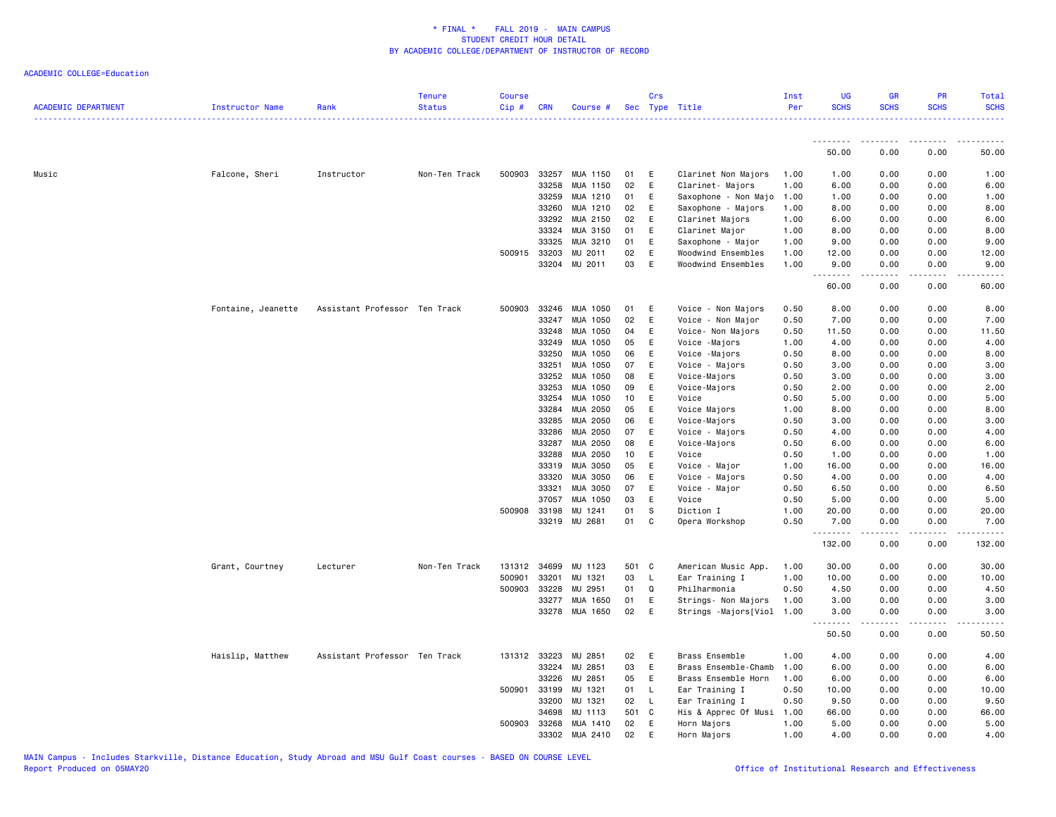\* FINAL \* FALL 2019 - MAIN CAMPUS
STUDENT CREDIT HOUR DETAIL
BY ACADEMIC COLLEGE/DEPARTMENT OF INSTRUCTOR OF RECORD

ACADEMIC COLLEGE=Education

| ACADEMIC DEPARTMENT | Instructor Name | Rank | Tenure Status | Course Cip # | CRN | Course # | Sec | Crs Type | Title | Inst Per | UG SCHS | GR SCHS | PR SCHS | Total SCHS |
|---|---|---|---|---|---|---|---|---|---|---|---|---|---|---|
| | | | | | | | | | | | 50.00 | 0.00 | 0.00 | 50.00 |
| Music | Falcone, Sheri | Instructor | Non-Ten Track | 500903 | 33257 | MUA 1150 | 01 | E | Clarinet Non Majors | 1.00 | 1.00 | 0.00 | 0.00 | 1.00 |
| | | | | | 33258 | MUA 1150 | 02 | E | Clarinet- Majors | 1.00 | 6.00 | 0.00 | 0.00 | 6.00 |
| | | | | | 33259 | MUA 1210 | 01 | E | Saxophone - Non Majo | 1.00 | 1.00 | 0.00 | 0.00 | 1.00 |
| | | | | | 33260 | MUA 1210 | 02 | E | Saxophone - Majors | 1.00 | 8.00 | 0.00 | 0.00 | 8.00 |
| | | | | | 33292 | MUA 2150 | 02 | E | Clarinet Majors | 1.00 | 6.00 | 0.00 | 0.00 | 6.00 |
| | | | | | 33324 | MUA 3150 | 01 | E | Clarinet Major | 1.00 | 8.00 | 0.00 | 0.00 | 8.00 |
| | | | | | 33325 | MUA 3210 | 01 | E | Saxophone - Major | 1.00 | 9.00 | 0.00 | 0.00 | 9.00 |
| | | | | 500915 | 33203 | MU 2011 | 02 | E | Woodwind Ensembles | 1.00 | 12.00 | 0.00 | 0.00 | 12.00 |
| | | | | | 33204 | MU 2011 | 03 | E | Woodwind Ensembles | 1.00 | 9.00 | 0.00 | 0.00 | 9.00 |
| | | | | | | | | | | | 60.00 | 0.00 | 0.00 | 60.00 |
| | Fontaine, Jeanette | Assistant Professor | Ten Track | 500903 | 33246 | MUA 1050 | 01 | E | Voice - Non Majors | 0.50 | 8.00 | 0.00 | 0.00 | 8.00 |
| | | | | | 33247 | MUA 1050 | 02 | E | Voice - Non Major | 0.50 | 7.00 | 0.00 | 0.00 | 7.00 |
| | | | | | 33248 | MUA 1050 | 04 | E | Voice- Non Majors | 0.50 | 11.50 | 0.00 | 0.00 | 11.50 |
| | | | | | 33249 | MUA 1050 | 05 | E | Voice -Majors | 1.00 | 4.00 | 0.00 | 0.00 | 4.00 |
| | | | | | 33250 | MUA 1050 | 06 | E | Voice -Majors | 0.50 | 8.00 | 0.00 | 0.00 | 8.00 |
| | | | | | 33251 | MUA 1050 | 07 | E | Voice - Majors | 0.50 | 3.00 | 0.00 | 0.00 | 3.00 |
| | | | | | 33252 | MUA 1050 | 08 | E | Voice-Majors | 0.50 | 3.00 | 0.00 | 0.00 | 3.00 |
| | | | | | 33253 | MUA 1050 | 09 | E | Voice-Majors | 0.50 | 2.00 | 0.00 | 0.00 | 2.00 |
| | | | | | 33254 | MUA 1050 | 10 | E | Voice | 0.50 | 5.00 | 0.00 | 0.00 | 5.00 |
| | | | | | 33284 | MUA 2050 | 05 | E | Voice Majors | 1.00 | 8.00 | 0.00 | 0.00 | 8.00 |
| | | | | | 33285 | MUA 2050 | 06 | E | Voice-Majors | 0.50 | 3.00 | 0.00 | 0.00 | 3.00 |
| | | | | | 33286 | MUA 2050 | 07 | E | Voice - Majors | 0.50 | 4.00 | 0.00 | 0.00 | 4.00 |
| | | | | | 33287 | MUA 2050 | 08 | E | Voice-Majors | 0.50 | 6.00 | 0.00 | 0.00 | 6.00 |
| | | | | | 33288 | MUA 2050 | 10 | E | Voice | 0.50 | 1.00 | 0.00 | 0.00 | 1.00 |
| | | | | | 33319 | MUA 3050 | 05 | E | Voice - Major | 1.00 | 16.00 | 0.00 | 0.00 | 16.00 |
| | | | | | 33320 | MUA 3050 | 06 | E | Voice - Majors | 0.50 | 4.00 | 0.00 | 0.00 | 4.00 |
| | | | | | 33321 | MUA 3050 | 07 | E | Voice - Major | 0.50 | 6.50 | 0.00 | 0.00 | 6.50 |
| | | | | | 37057 | MUA 1050 | 03 | E | Voice | 0.50 | 5.00 | 0.00 | 0.00 | 5.00 |
| | | | | 500908 | 33198 | MU 1241 | 01 | S | Diction I | 1.00 | 20.00 | 0.00 | 0.00 | 20.00 |
| | | | | | 33219 | MU 2681 | 01 | C | Opera Workshop | 0.50 | 7.00 | 0.00 | 0.00 | 7.00 |
| | | | | | | | | | | | 132.00 | 0.00 | 0.00 | 132.00 |
| | Grant, Courtney | Lecturer | Non-Ten Track | 131312 | 34699 | MU 1123 | 501 | C | American Music App. | 1.00 | 30.00 | 0.00 | 0.00 | 30.00 |
| | | | | 500901 | 33201 | MU 1321 | 03 | L | Ear Training I | 1.00 | 10.00 | 0.00 | 0.00 | 10.00 |
| | | | | 500903 | 33228 | MU 2951 | 01 | Q | Philharmonia | 0.50 | 4.50 | 0.00 | 0.00 | 4.50 |
| | | | | | 33277 | MUA 1650 | 01 | E | Strings- Non Majors | 1.00 | 3.00 | 0.00 | 0.00 | 3.00 |
| | | | | | 33278 | MUA 1650 | 02 | E | Strings -Majors[Viol | 1.00 | 3.00 | 0.00 | 0.00 | 3.00 |
| | | | | | | | | | | | 50.50 | 0.00 | 0.00 | 50.50 |
| | Haislip, Matthew | Assistant Professor | Ten Track | 131312 | 33223 | MU 2851 | 02 | E | Brass Ensemble | 1.00 | 4.00 | 0.00 | 0.00 | 4.00 |
| | | | | | 33224 | MU 2851 | 03 | E | Brass Ensemble-Chamb | 1.00 | 6.00 | 0.00 | 0.00 | 6.00 |
| | | | | | 33226 | MU 2851 | 05 | E | Brass Ensemble Horn | 1.00 | 6.00 | 0.00 | 0.00 | 6.00 |
| | | | | 500901 | 33199 | MU 1321 | 01 | L | Ear Training I | 0.50 | 10.00 | 0.00 | 0.00 | 10.00 |
| | | | | | 33200 | MU 1321 | 02 | L | Ear Training I | 0.50 | 9.50 | 0.00 | 0.00 | 9.50 |
| | | | | | 34698 | MU 1113 | 501 | C | His & Apprec Of Musi | 1.00 | 66.00 | 0.00 | 0.00 | 66.00 |
| | | | | 500903 | 33268 | MUA 1410 | 02 | E | Horn Majors | 1.00 | 5.00 | 0.00 | 0.00 | 5.00 |
| | | | | | 33302 | MUA 2410 | 02 | E | Horn Majors | 1.00 | 4.00 | 0.00 | 0.00 | 4.00 |

MAIN Campus - Includes Starkville, Distance Education, Study Abroad and MSU Gulf Coast courses - BASED ON COURSE LEVEL
Report Produced on 05MAY20 Office of Institutional Research and Effectiveness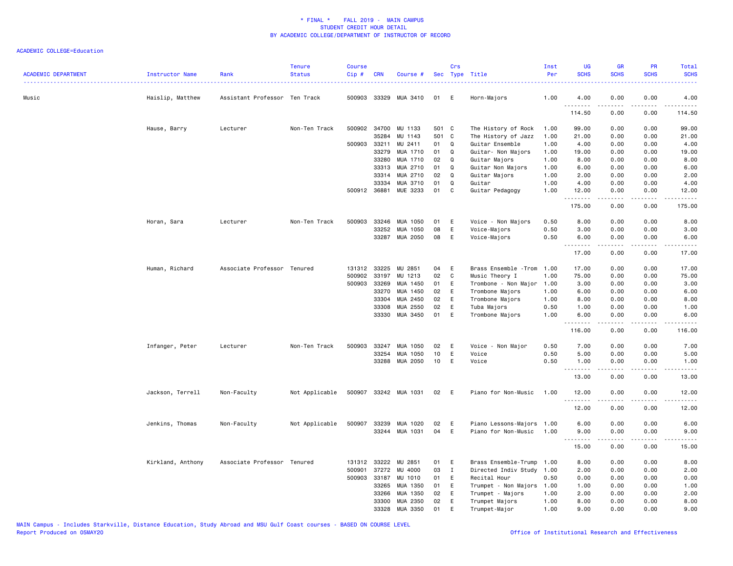\* FINAL \* FALL 2019 - MAIN CAMPUS
STUDENT CREDIT HOUR DETAIL
BY ACADEMIC COLLEGE/DEPARTMENT OF INSTRUCTOR OF RECORD

ACADEMIC COLLEGE=Education

| ACADEMIC DEPARTMENT | Instructor Name | Rank | Tenure Status | Course Cip # | CRN | Course # | Sec | Crs Type | Title | Inst Per | UG SCHS | GR SCHS | PR SCHS | Total SCHS |
|---|---|---|---|---|---|---|---|---|---|---|---|---|---|---|
| Music | Haislip, Matthew | Assistant Professor | Ten Track | 500903 | 33329 | MUA 3410 | 01 | E | Horn-Majors | 1.00 | 4.00 | 0.00 | 0.00 | 4.00 |
| | | | | | | | | | | | 114.50 | 0.00 | 0.00 | 114.50 |
| | Hause, Barry | Lecturer | Non-Ten Track | 500902 | 34700 | MU 1133 | 501 | C | The History of Rock | 1.00 | 99.00 | 0.00 | 0.00 | 99.00 |
| | | | | | 35284 | MU 1143 | 501 | C | The History of Jazz | 1.00 | 21.00 | 0.00 | 0.00 | 21.00 |
| | | | | 500903 | 33211 | MU 2411 | 01 | Q | Guitar Ensemble | 1.00 | 4.00 | 0.00 | 0.00 | 4.00 |
| | | | | | 33279 | MUA 1710 | 01 | Q | Guitar- Non Majors | 1.00 | 19.00 | 0.00 | 0.00 | 19.00 |
| | | | | | 33280 | MUA 1710 | 02 | Q | Guitar Majors | 1.00 | 8.00 | 0.00 | 0.00 | 8.00 |
| | | | | | 33313 | MUA 2710 | 01 | Q | Guitar Non Majors | 1.00 | 6.00 | 0.00 | 0.00 | 6.00 |
| | | | | | 33314 | MUA 2710 | 02 | Q | Guitar Majors | 1.00 | 2.00 | 0.00 | 0.00 | 2.00 |
| | | | | | 33334 | MUA 3710 | 01 | Q | Guitar | 1.00 | 4.00 | 0.00 | 0.00 | 4.00 |
| | | | | 500912 | 36881 | MUE 3233 | 01 | C | Guitar Pedagogy | 1.00 | 12.00 | 0.00 | 0.00 | 12.00 |
| | | | | | | | | | | | 175.00 | 0.00 | 0.00 | 175.00 |
| | Horan, Sara | Lecturer | Non-Ten Track | 500903 | 33246 | MUA 1050 | 01 | E | Voice - Non Majors | 0.50 | 8.00 | 0.00 | 0.00 | 8.00 |
| | | | | | 33252 | MUA 1050 | 08 | E | Voice-Majors | 0.50 | 3.00 | 0.00 | 0.00 | 3.00 |
| | | | | | 33287 | MUA 2050 | 08 | E | Voice-Majors | 0.50 | 6.00 | 0.00 | 0.00 | 6.00 |
| | | | | | | | | | | | 17.00 | 0.00 | 0.00 | 17.00 |
| | Human, Richard | Associate Professor | Tenured | 131312 | 33225 | MU 2851 | 04 | E | Brass Ensemble -Trom | 1.00 | 17.00 | 0.00 | 0.00 | 17.00 |
| | | | | 500902 | 33197 | MU 1213 | 02 | C | Music Theory I | 1.00 | 75.00 | 0.00 | 0.00 | 75.00 |
| | | | | 500903 | 33269 | MUA 1450 | 01 | E | Trombone - Non Major | 1.00 | 3.00 | 0.00 | 0.00 | 3.00 |
| | | | | | 33270 | MUA 1450 | 02 | E | Trombone Majors | 1.00 | 6.00 | 0.00 | 0.00 | 6.00 |
| | | | | | 33304 | MUA 2450 | 02 | E | Trombone Majors | 1.00 | 8.00 | 0.00 | 0.00 | 8.00 |
| | | | | | 33308 | MUA 2550 | 02 | E | Tuba Majors | 0.50 | 1.00 | 0.00 | 0.00 | 1.00 |
| | | | | | 33330 | MUA 3450 | 01 | E | Trombone Majors | 1.00 | 6.00 | 0.00 | 0.00 | 6.00 |
| | | | | | | | | | | | 116.00 | 0.00 | 0.00 | 116.00 |
| | Infanger, Peter | Lecturer | Non-Ten Track | 500903 | 33247 | MUA 1050 | 02 | E | Voice - Non Major | 0.50 | 7.00 | 0.00 | 0.00 | 7.00 |
| | | | | | 33254 | MUA 1050 | 10 | E | Voice | 0.50 | 5.00 | 0.00 | 0.00 | 5.00 |
| | | | | | 33288 | MUA 2050 | 10 | E | Voice | 0.50 | 1.00 | 0.00 | 0.00 | 1.00 |
| | | | | | | | | | | | 13.00 | 0.00 | 0.00 | 13.00 |
| | Jackson, Terrell | Non-Faculty | Not Applicable | 500907 | 33242 | MUA 1031 | 02 | E | Piano for Non-Music | 1.00 | 12.00 | 0.00 | 0.00 | 12.00 |
| | | | | | | | | | | | 12.00 | 0.00 | 0.00 | 12.00 |
| | Jenkins, Thomas | Non-Faculty | Not Applicable | 500907 | 33239 | MUA 1020 | 02 | E | Piano Lessons-Majors | 1.00 | 6.00 | 0.00 | 0.00 | 6.00 |
| | | | | | 33244 | MUA 1031 | 04 | E | Piano for Non-Music | 1.00 | 9.00 | 0.00 | 0.00 | 9.00 |
| | | | | | | | | | | | 15.00 | 0.00 | 0.00 | 15.00 |
| | Kirkland, Anthony | Associate Professor | Tenured | 131312 | 33222 | MU 2851 | 01 | E | Brass Ensemble-Trump | 1.00 | 8.00 | 0.00 | 0.00 | 8.00 |
| | | | | 500901 | 37272 | MU 4000 | 03 | I | Directed Indiv Study | 1.00 | 2.00 | 0.00 | 0.00 | 2.00 |
| | | | | 500903 | 33187 | MU 1010 | 01 | E | Recital Hour | 0.50 | 0.00 | 0.00 | 0.00 | 0.00 |
| | | | | | 33265 | MUA 1350 | 01 | E | Trumpet - Non Majors | 1.00 | 1.00 | 0.00 | 0.00 | 1.00 |
| | | | | | 33266 | MUA 1350 | 02 | E | Trumpet - Majors | 1.00 | 2.00 | 0.00 | 0.00 | 2.00 |
| | | | | | 33300 | MUA 2350 | 02 | E | Trumpet Majors | 1.00 | 8.00 | 0.00 | 0.00 | 8.00 |
| | | | | | 33328 | MUA 3350 | 01 | E | Trumpet-Major | 1.00 | 9.00 | 0.00 | 0.00 | 9.00 |

MAIN Campus - Includes Starkville, Distance Education, Study Abroad and MSU Gulf Coast courses - BASED ON COURSE LEVEL
Report Produced on 05MAY20 Office of Institutional Research and Effectiveness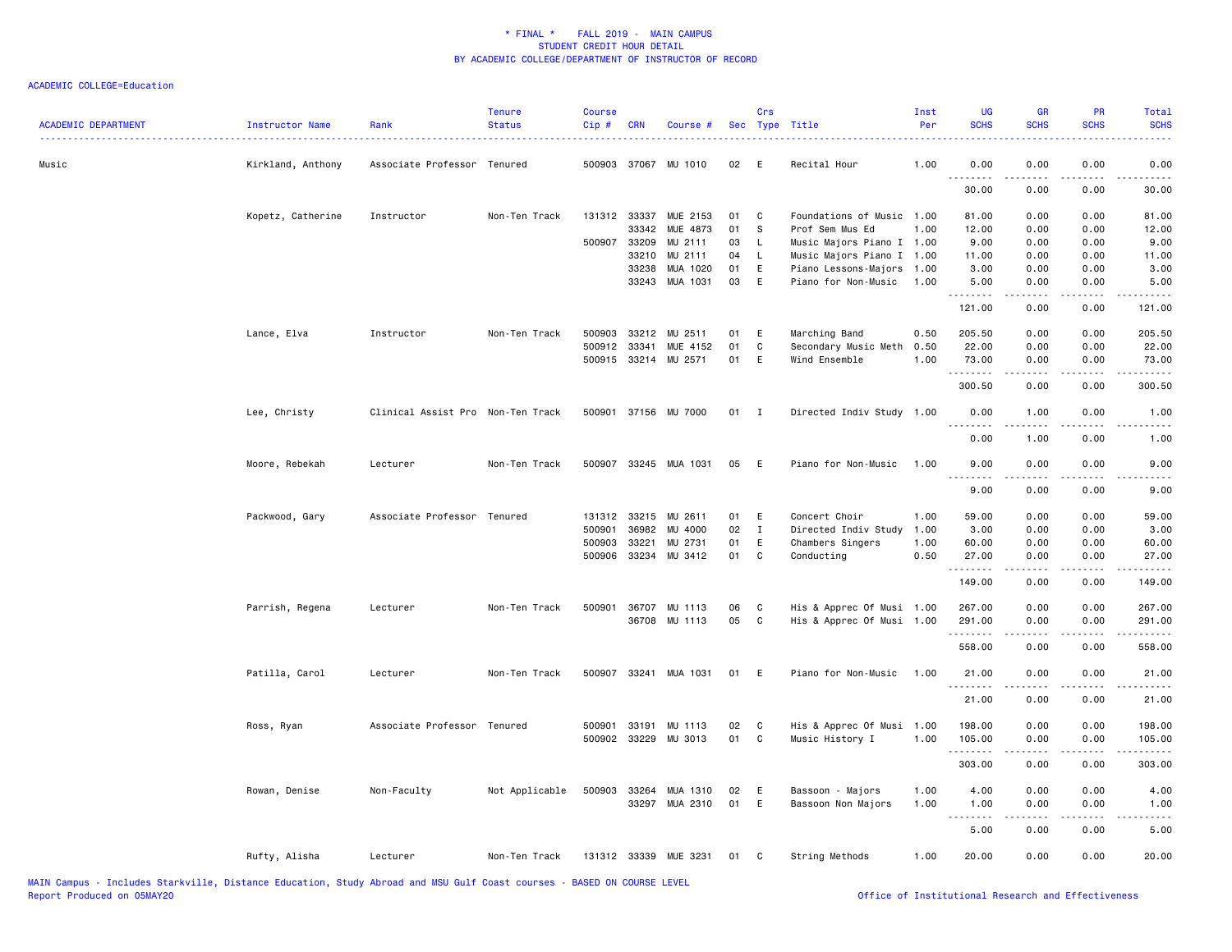\* FINAL \* FALL 2019 - MAIN CAMPUS
STUDENT CREDIT HOUR DETAIL
BY ACADEMIC COLLEGE/DEPARTMENT OF INSTRUCTOR OF RECORD

ACADEMIC COLLEGE=Education

| ACADEMIC DEPARTMENT | Instructor Name | Rank | Tenure Status | Course Cip # | CRN | Course # | Sec | Crs Type | Title | Inst Per | UG SCHS | GR SCHS | PR SCHS | Total SCHS |
|---|---|---|---|---|---|---|---|---|---|---|---|---|---|---|
| Music | Kirkland, Anthony | Associate Professor | Tenured | 500903 | 37067 | MU 1010 | 02 | E | Recital Hour | 1.00 | 0.00 | 0.00 | 0.00 | 0.00 |
| | | | | | | | | | | | 30.00 | 0.00 | 0.00 | 30.00 |
| | Kopetz, Catherine | Instructor | Non-Ten Track | 131312 | 33337 | MUE 2153 | 01 | C | Foundations of Music | 1.00 | 81.00 | 0.00 | 0.00 | 81.00 |
| | | | | | 33342 | MUE 4873 | 01 | S | Prof Sem Mus Ed | 1.00 | 12.00 | 0.00 | 0.00 | 12.00 |
| | | | | 500907 | 33209 | MU 2111 | 03 | L | Music Majors Piano I | 1.00 | 9.00 | 0.00 | 0.00 | 9.00 |
| | | | | | 33210 | MU 2111 | 04 | L | Music Majors Piano I | 1.00 | 11.00 | 0.00 | 0.00 | 11.00 |
| | | | | | 33238 | MUA 1020 | 01 | E | Piano Lessons-Majors | 1.00 | 3.00 | 0.00 | 0.00 | 3.00 |
| | | | | | 33243 | MUA 1031 | 03 | E | Piano for Non-Music | 1.00 | 5.00 | 0.00 | 0.00 | 5.00 |
| | | | | | | | | | | | 121.00 | 0.00 | 0.00 | 121.00 |
| | Lance, Elva | Instructor | Non-Ten Track | 500903 | 33212 | MU 2511 | 01 | E | Marching Band | 0.50 | 205.50 | 0.00 | 0.00 | 205.50 |
| | | | | 500912 | 33341 | MUE 4152 | 01 | C | Secondary Music Meth | 0.50 | 22.00 | 0.00 | 0.00 | 22.00 |
| | | | | 500915 | 33214 | MU 2571 | 01 | E | Wind Ensemble | 1.00 | 73.00 | 0.00 | 0.00 | 73.00 |
| | | | | | | | | | | | 300.50 | 0.00 | 0.00 | 300.50 |
| | Lee, Christy | Clinical Assist Pro | Non-Ten Track | 500901 | 37156 | MU 7000 | 01 | I | Directed Indiv Study | 1.00 | 0.00 | 1.00 | 0.00 | 1.00 |
| | | | | | | | | | | | 0.00 | 1.00 | 0.00 | 1.00 |
| | Moore, Rebekah | Lecturer | Non-Ten Track | 500907 | 33245 | MUA 1031 | 05 | E | Piano for Non-Music | 1.00 | 9.00 | 0.00 | 0.00 | 9.00 |
| | | | | | | | | | | | 9.00 | 0.00 | 0.00 | 9.00 |
| | Packwood, Gary | Associate Professor | Tenured | 131312 | 33215 | MU 2611 | 01 | E | Concert Choir | 1.00 | 59.00 | 0.00 | 0.00 | 59.00 |
| | | | | 500901 | 36982 | MU 4000 | 02 | I | Directed Indiv Study | 1.00 | 3.00 | 0.00 | 0.00 | 3.00 |
| | | | | 500903 | 33221 | MU 2731 | 01 | E | Chambers Singers | 1.00 | 60.00 | 0.00 | 0.00 | 60.00 |
| | | | | 500906 | 33234 | MU 3412 | 01 | C | Conducting | 0.50 | 27.00 | 0.00 | 0.00 | 27.00 |
| | | | | | | | | | | | 149.00 | 0.00 | 0.00 | 149.00 |
| | Parrish, Regena | Lecturer | Non-Ten Track | 500901 | 36707 | MU 1113 | 06 | C | His & Apprec Of Musi | 1.00 | 267.00 | 0.00 | 0.00 | 267.00 |
| | | | | | 36708 | MU 1113 | 05 | C | His & Apprec Of Musi | 1.00 | 291.00 | 0.00 | 0.00 | 291.00 |
| | | | | | | | | | | | 558.00 | 0.00 | 0.00 | 558.00 |
| | Patilla, Carol | Lecturer | Non-Ten Track | 500907 | 33241 | MUA 1031 | 01 | E | Piano for Non-Music | 1.00 | 21.00 | 0.00 | 0.00 | 21.00 |
| | | | | | | | | | | | 21.00 | 0.00 | 0.00 | 21.00 |
| | Ross, Ryan | Associate Professor | Tenured | 500901 | 33191 | MU 1113 | 02 | C | His & Apprec Of Musi | 1.00 | 198.00 | 0.00 | 0.00 | 198.00 |
| | | | | 500902 | 33229 | MU 3013 | 01 | C | Music History I | 1.00 | 105.00 | 0.00 | 0.00 | 105.00 |
| | | | | | | | | | | | 303.00 | 0.00 | 0.00 | 303.00 |
| | Rowan, Denise | Non-Faculty | Not Applicable | 500903 | 33264 | MUA 1310 | 02 | E | Bassoon - Majors | 1.00 | 4.00 | 0.00 | 0.00 | 4.00 |
| | | | | | 33297 | MUA 2310 | 01 | E | Bassoon Non Majors | 1.00 | 1.00 | 0.00 | 0.00 | 1.00 |
| | | | | | | | | | | | 5.00 | 0.00 | 0.00 | 5.00 |
| | Rufty, Alisha | Lecturer | Non-Ten Track | 131312 | 33339 | MUE 3231 | 01 | C | String Methods | 1.00 | 20.00 | 0.00 | 0.00 | 20.00 |

MAIN Campus - Includes Starkville, Distance Education, Study Abroad and MSU Gulf Coast courses - BASED ON COURSE LEVEL
Report Produced on 05MAY20 — Office of Institutional Research and Effectiveness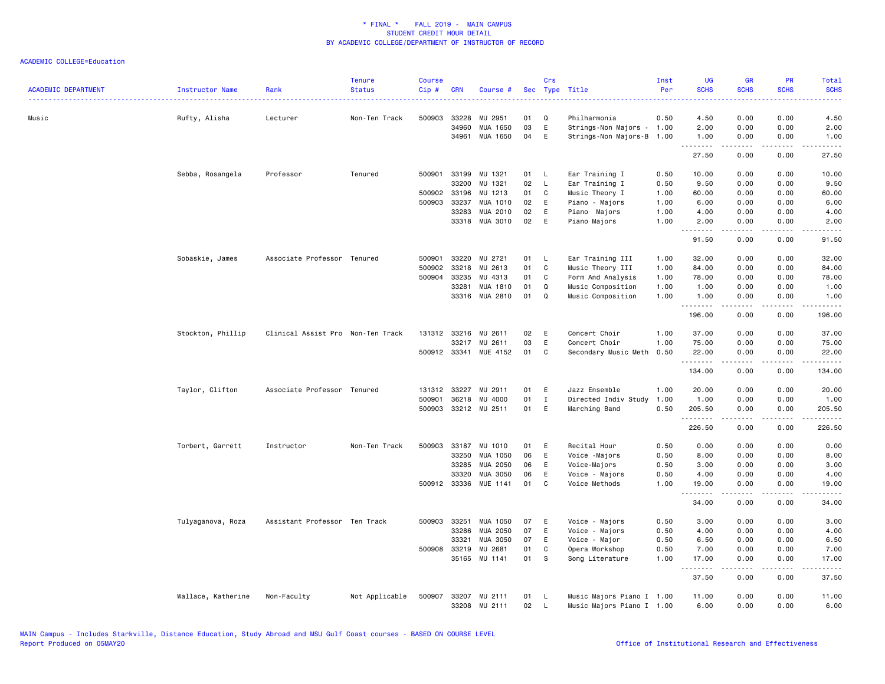\* FINAL \* FALL 2019 - MAIN CAMPUS
STUDENT CREDIT HOUR DETAIL
BY ACADEMIC COLLEGE/DEPARTMENT OF INSTRUCTOR OF RECORD

ACADEMIC COLLEGE=Education

| ACADEMIC DEPARTMENT | Instructor Name | Rank | Tenure Status | Course Cip # | CRN | Course # | Sec | Crs Type | Title | Inst Per | UG SCHS | GR SCHS | PR SCHS | Total SCHS |
|---|---|---|---|---|---|---|---|---|---|---|---|---|---|---|
| Music | Rufty, Alisha | Lecturer | Non-Ten Track | 500903 | 33228 | MU 2951 | 01 | Q | Philharmonia | 0.50 | 4.50 | 0.00 | 0.00 | 4.50 |
| | | | | | 34960 | MUA 1650 | 03 | E | Strings-Non Majors - | 1.00 | 2.00 | 0.00 | 0.00 | 2.00 |
| | | | | | 34961 | MUA 1650 | 04 | E | Strings-Non Majors-B | 1.00 | 1.00 | 0.00 | 0.00 | 1.00 |
| | | | | | | | | | | | 27.50 | 0.00 | 0.00 | 27.50 |
| | Sebba, Rosangela | Professor | Tenured | 500901 | 33199 | MU 1321 | 01 | L | Ear Training I | 0.50 | 10.00 | 0.00 | 0.00 | 10.00 |
| | | | | | 33200 | MU 1321 | 02 | L | Ear Training I | 0.50 | 9.50 | 0.00 | 0.00 | 9.50 |
| | | | | 500902 | 33196 | MU 1213 | 01 | C | Music Theory I | 1.00 | 60.00 | 0.00 | 0.00 | 60.00 |
| | | | | 500903 | 33237 | MUA 1010 | 02 | E | Piano - Majors | 1.00 | 6.00 | 0.00 | 0.00 | 6.00 |
| | | | | | 33283 | MUA 2010 | 02 | E | Piano Majors | 1.00 | 4.00 | 0.00 | 0.00 | 4.00 |
| | | | | | 33318 | MUA 3010 | 02 | E | Piano Majors | 1.00 | 2.00 | 0.00 | 0.00 | 2.00 |
| | | | | | | | | | | | 91.50 | 0.00 | 0.00 | 91.50 |
| | Sobaskie, James | Associate Professor | Tenured | 500901 | 33220 | MU 2721 | 01 | L | Ear Training III | 1.00 | 32.00 | 0.00 | 0.00 | 32.00 |
| | | | | 500902 | 33218 | MU 2613 | 01 | C | Music Theory III | 1.00 | 84.00 | 0.00 | 0.00 | 84.00 |
| | | | | 500904 | 33235 | MU 4313 | 01 | C | Form And Analysis | 1.00 | 78.00 | 0.00 | 0.00 | 78.00 |
| | | | | | 33281 | MUA 1810 | 01 | Q | Music Composition | 1.00 | 1.00 | 0.00 | 0.00 | 1.00 |
| | | | | | 33316 | MUA 2810 | 01 | Q | Music Composition | 1.00 | 1.00 | 0.00 | 0.00 | 1.00 |
| | | | | | | | | | | | 196.00 | 0.00 | 0.00 | 196.00 |
| | Stockton, Phillip | Clinical Assist Pro | Non-Ten Track | 131312 | 33216 | MU 2611 | 02 | E | Concert Choir | 1.00 | 37.00 | 0.00 | 0.00 | 37.00 |
| | | | | | 33217 | MU 2611 | 03 | E | Concert Choir | 1.00 | 75.00 | 0.00 | 0.00 | 75.00 |
| | | | | 500912 | 33341 | MUE 4152 | 01 | C | Secondary Music Meth | 0.50 | 22.00 | 0.00 | 0.00 | 22.00 |
| | | | | | | | | | | | 134.00 | 0.00 | 0.00 | 134.00 |
| | Taylor, Clifton | Associate Professor | Tenured | 131312 | 33227 | MU 2911 | 01 | E | Jazz Ensemble | 1.00 | 20.00 | 0.00 | 0.00 | 20.00 |
| | | | | 500901 | 36218 | MU 4000 | 01 | I | Directed Indiv Study | 1.00 | 1.00 | 0.00 | 0.00 | 1.00 |
| | | | | 500903 | 33212 | MU 2511 | 01 | E | Marching Band | 0.50 | 205.50 | 0.00 | 0.00 | 205.50 |
| | | | | | | | | | | | 226.50 | 0.00 | 0.00 | 226.50 |
| | Torbert, Garrett | Instructor | Non-Ten Track | 500903 | 33187 | MU 1010 | 01 | E | Recital Hour | 0.50 | 0.00 | 0.00 | 0.00 | 0.00 |
| | | | | | 33250 | MUA 1050 | 06 | E | Voice -Majors | 0.50 | 8.00 | 0.00 | 0.00 | 8.00 |
| | | | | | 33285 | MUA 2050 | 06 | E | Voice-Majors | 0.50 | 3.00 | 0.00 | 0.00 | 3.00 |
| | | | | | 33320 | MUA 3050 | 06 | E | Voice - Majors | 0.50 | 4.00 | 0.00 | 0.00 | 4.00 |
| | | | | 500912 | 33336 | MUE 1141 | 01 | C | Voice Methods | 1.00 | 19.00 | 0.00 | 0.00 | 19.00 |
| | | | | | | | | | | | 34.00 | 0.00 | 0.00 | 34.00 |
| | Tulyaganova, Roza | Assistant Professor | Ten Track | 500903 | 33251 | MUA 1050 | 07 | E | Voice - Majors | 0.50 | 3.00 | 0.00 | 0.00 | 3.00 |
| | | | | | 33286 | MUA 2050 | 07 | E | Voice - Majors | 0.50 | 4.00 | 0.00 | 0.00 | 4.00 |
| | | | | | 33321 | MUA 3050 | 07 | E | Voice - Major | 0.50 | 6.50 | 0.00 | 0.00 | 6.50 |
| | | | | 500908 | 33219 | MU 2681 | 01 | C | Opera Workshop | 0.50 | 7.00 | 0.00 | 0.00 | 7.00 |
| | | | | | 35165 | MU 1141 | 01 | S | Song Literature | 1.00 | 17.00 | 0.00 | 0.00 | 17.00 |
| | | | | | | | | | | | 37.50 | 0.00 | 0.00 | 37.50 |
| | Wallace, Katherine | Non-Faculty | Not Applicable | 500907 | 33207 | MU 2111 | 01 | L | Music Majors Piano I | 1.00 | 11.00 | 0.00 | 0.00 | 11.00 |
| | | | | | 33208 | MU 2111 | 02 | L | Music Majors Piano I | 1.00 | 6.00 | 0.00 | 0.00 | 6.00 |

MAIN Campus - Includes Starkville, Distance Education, Study Abroad and MSU Gulf Coast courses - BASED ON COURSE LEVEL
Report Produced on 05MAY20 Office of Institutional Research and Effectiveness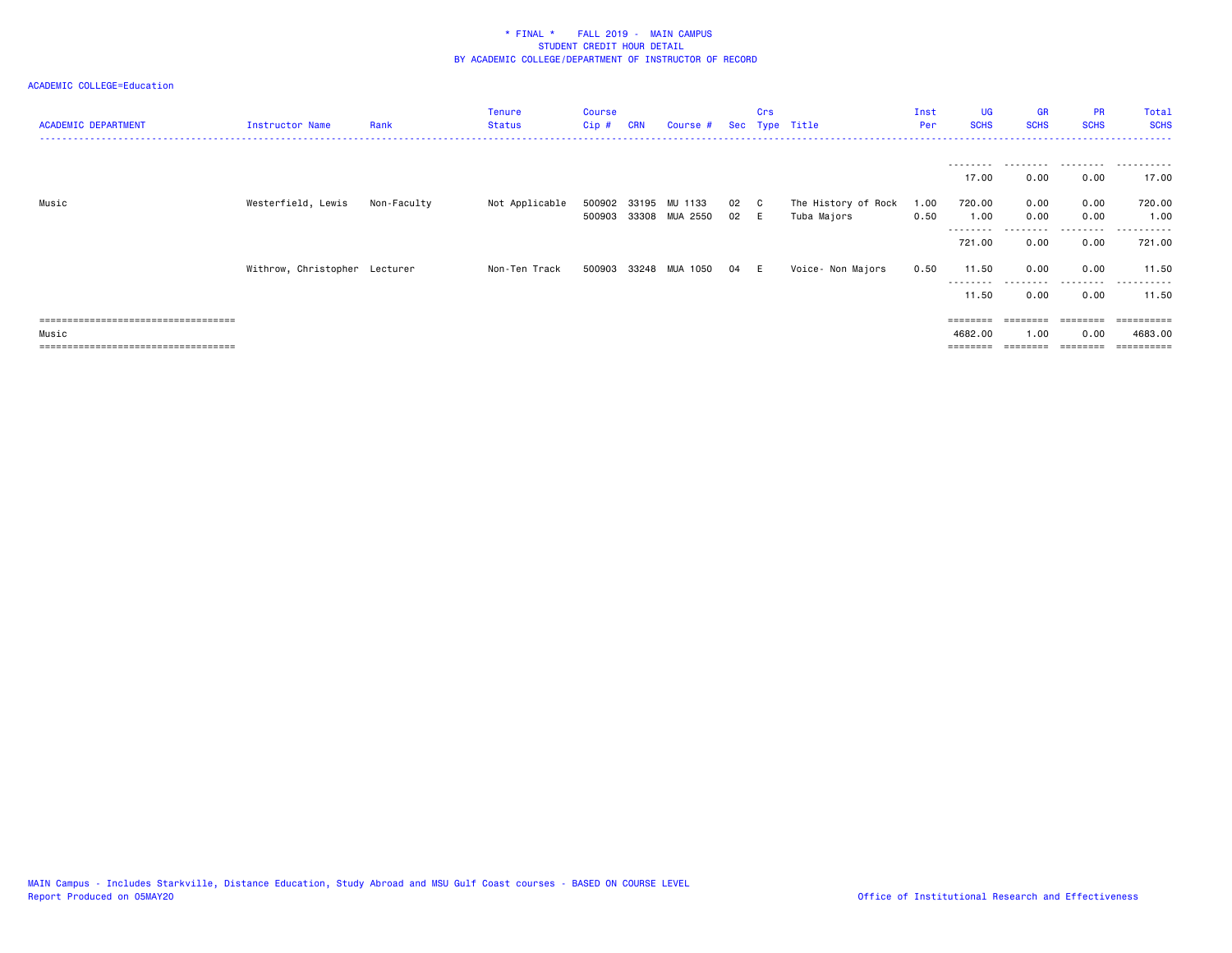\* FINAL \*    FALL 2019 -  MAIN CAMPUS
STUDENT CREDIT HOUR DETAIL
BY ACADEMIC COLLEGE/DEPARTMENT OF INSTRUCTOR OF RECORD

ACADEMIC COLLEGE=Education

| ACADEMIC DEPARTMENT | Instructor Name | Rank | Tenure Status | Course Cip # | CRN | Course # | Sec | Crs Type | Title | Inst Per | UG SCHS | GR SCHS | PR SCHS | Total SCHS |
|---|---|---|---|---|---|---|---|---|---|---|---|---|---|---|
| | | | | | | | | | | | 17.00 | 0.00 | 0.00 | 17.00 |
| Music | Westerfield, Lewis | Non-Faculty | Not Applicable | 500902 | 33195 | MU 1133 | 02 | C | The History of Rock | 1.00 | 720.00 | 0.00 | 0.00 | 720.00 |
| | | | | 500903 | 33308 | MUA 2550 | 02 | E | Tuba Majors | 0.50 | 1.00 | 0.00 | 0.00 | 1.00 |
| | | | | | | | | | | | 721.00 | 0.00 | 0.00 | 721.00 |
| | Withrow, Christopher | Lecturer | Non-Ten Track | 500903 | 33248 | MUA 1050 | 04 | E | Voice- Non Majors | 0.50 | 11.50 | 0.00 | 0.00 | 11.50 |
| | | | | | | | | | | | 11.50 | 0.00 | 0.00 | 11.50 |
| Music | | | | | | | | | | | 4682.00 | 1.00 | 0.00 | 4683.00 |

MAIN Campus - Includes Starkville, Distance Education, Study Abroad and MSU Gulf Coast courses - BASED ON COURSE LEVEL
Report Produced on 05MAY20

Office of Institutional Research and Effectiveness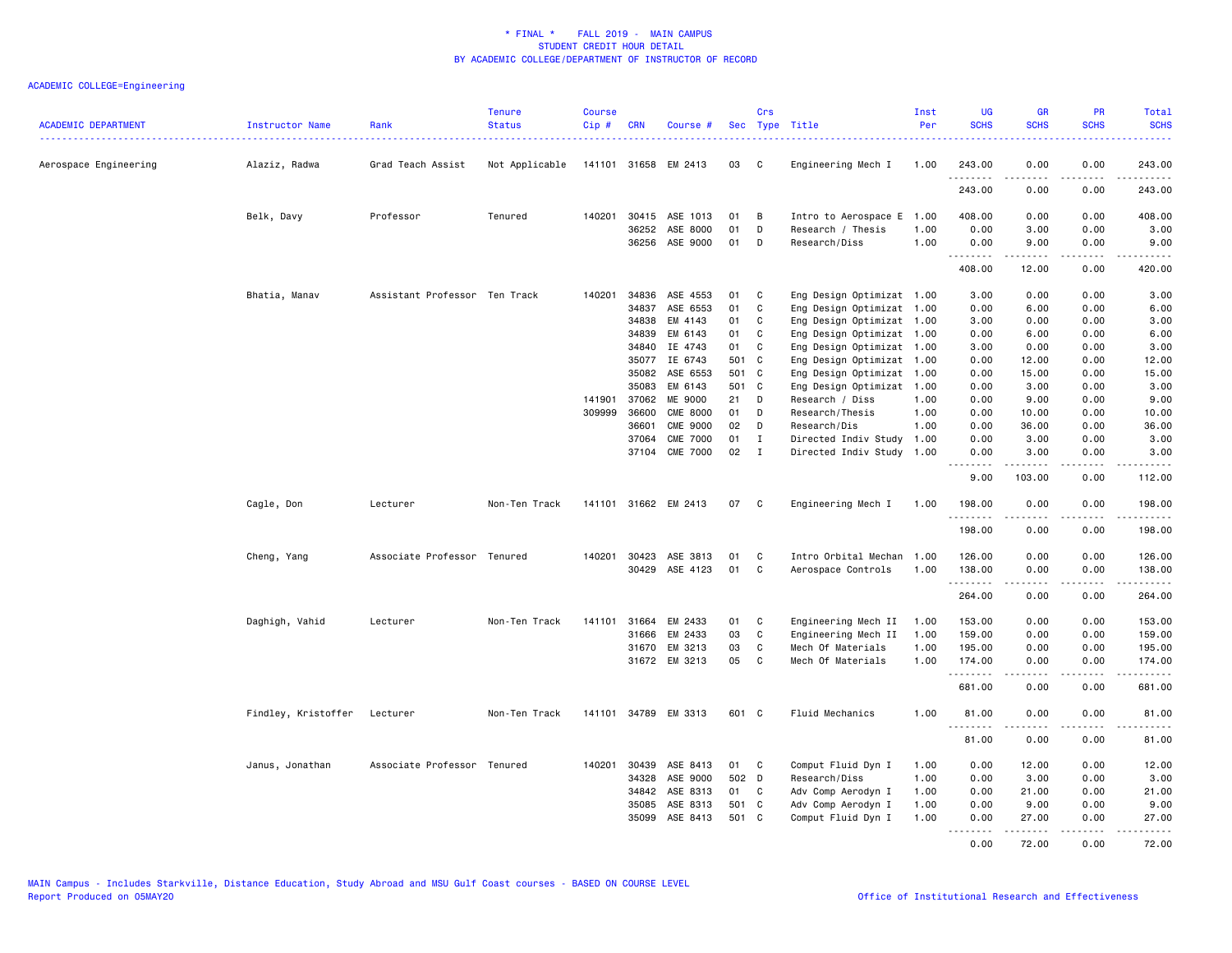\* FINAL \* FALL 2019 - MAIN CAMPUS
STUDENT CREDIT HOUR DETAIL
BY ACADEMIC COLLEGE/DEPARTMENT OF INSTRUCTOR OF RECORD

ACADEMIC COLLEGE=Engineering

| ACADEMIC DEPARTMENT | Instructor Name | Rank | Tenure Status | Course Cip # | CRN | Course # | Sec | Crs Type | Title | Inst Per | UG SCHS | GR SCHS | PR SCHS | Total SCHS |
|---|---|---|---|---|---|---|---|---|---|---|---|---|---|---|
| Aerospace Engineering | Alaziz, Radwa | Grad Teach Assist | Not Applicable | 141101 | 31658 | EM 2413 | 03 | C | Engineering Mech I | 1.00 | 243.00 | 0.00 | 0.00 | 243.00 |
| | | | | | | | | | | | 243.00 | 0.00 | 0.00 | 243.00 |
| | Belk, Davy | Professor | Tenured | 140201 | 30415 | ASE 1013 | 01 | B | Intro to Aerospace E | 1.00 | 408.00 | 0.00 | 0.00 | 408.00 |
| | | | | | 36252 | ASE 8000 | 01 | D | Research / Thesis | 1.00 | 0.00 | 3.00 | 0.00 | 3.00 |
| | | | | | 36256 | ASE 9000 | 01 | D | Research/Diss | 1.00 | 0.00 | 9.00 | 0.00 | 9.00 |
| | | | | | | | | | | | 408.00 | 12.00 | 0.00 | 420.00 |
| | Bhatia, Manav | Assistant Professor | Ten Track | 140201 | 34836 | ASE 4553 | 01 | C | Eng Design Optimizat | 1.00 | 3.00 | 0.00 | 0.00 | 3.00 |
| | | | | | 34837 | ASE 6553 | 01 | C | Eng Design Optimizat | 1.00 | 0.00 | 6.00 | 0.00 | 6.00 |
| | | | | | 34838 | EM 4143 | 01 | C | Eng Design Optimizat | 1.00 | 3.00 | 0.00 | 0.00 | 3.00 |
| | | | | | 34839 | EM 6143 | 01 | C | Eng Design Optimizat | 1.00 | 0.00 | 6.00 | 0.00 | 6.00 |
| | | | | | 34840 | IE 4743 | 01 | C | Eng Design Optimizat | 1.00 | 3.00 | 0.00 | 0.00 | 3.00 |
| | | | | | 35077 | IE 6743 | 501 | C | Eng Design Optimizat | 1.00 | 0.00 | 12.00 | 0.00 | 12.00 |
| | | | | | 35082 | ASE 6553 | 501 | C | Eng Design Optimizat | 1.00 | 0.00 | 15.00 | 0.00 | 15.00 |
| | | | | | 35083 | EM 6143 | 501 | C | Eng Design Optimizat | 1.00 | 0.00 | 3.00 | 0.00 | 3.00 |
| | | | | 141901 | 37062 | ME 9000 | 21 | D | Research / Diss | 1.00 | 0.00 | 9.00 | 0.00 | 9.00 |
| | | | | 309999 | 36600 | CME 8000 | 01 | D | Research/Thesis | 1.00 | 0.00 | 10.00 | 0.00 | 10.00 |
| | | | | | 36601 | CME 9000 | 02 | D | Research/Dis | 1.00 | 0.00 | 36.00 | 0.00 | 36.00 |
| | | | | | 37064 | CME 7000 | 01 | I | Directed Indiv Study | 1.00 | 0.00 | 3.00 | 0.00 | 3.00 |
| | | | | | 37104 | CME 7000 | 02 | I | Directed Indiv Study | 1.00 | 0.00 | 3.00 | 0.00 | 3.00 |
| | | | | | | | | | | | 9.00 | 103.00 | 0.00 | 112.00 |
| | Cagle, Don | Lecturer | Non-Ten Track | 141101 | 31662 | EM 2413 | 07 | C | Engineering Mech I | 1.00 | 198.00 | 0.00 | 0.00 | 198.00 |
| | | | | | | | | | | | 198.00 | 0.00 | 0.00 | 198.00 |
| | Cheng, Yang | Associate Professor | Tenured | 140201 | 30423 | ASE 3813 | 01 | C | Intro Orbital Mechan | 1.00 | 126.00 | 0.00 | 0.00 | 126.00 |
| | | | | | 30429 | ASE 4123 | 01 | C | Aerospace Controls | 1.00 | 138.00 | 0.00 | 0.00 | 138.00 |
| | | | | | | | | | | | 264.00 | 0.00 | 0.00 | 264.00 |
| | Daghigh, Vahid | Lecturer | Non-Ten Track | 141101 | 31664 | EM 2433 | 01 | C | Engineering Mech II | 1.00 | 153.00 | 0.00 | 0.00 | 153.00 |
| | | | | | 31666 | EM 2433 | 03 | C | Engineering Mech II | 1.00 | 159.00 | 0.00 | 0.00 | 159.00 |
| | | | | | 31670 | EM 3213 | 03 | C | Mech Of Materials | 1.00 | 195.00 | 0.00 | 0.00 | 195.00 |
| | | | | | 31672 | EM 3213 | 05 | C | Mech Of Materials | 1.00 | 174.00 | 0.00 | 0.00 | 174.00 |
| | | | | | | | | | | | 681.00 | 0.00 | 0.00 | 681.00 |
| | Findley, Kristoffer | Lecturer | Non-Ten Track | 141101 | 34789 | EM 3313 | 601 | C | Fluid Mechanics | 1.00 | 81.00 | 0.00 | 0.00 | 81.00 |
| | | | | | | | | | | | 81.00 | 0.00 | 0.00 | 81.00 |
| | Janus, Jonathan | Associate Professor | Tenured | 140201 | 30439 | ASE 8413 | 01 | C | Comput Fluid Dyn I | 1.00 | 0.00 | 12.00 | 0.00 | 12.00 |
| | | | | | 34328 | ASE 9000 | 502 | D | Research/Diss | 1.00 | 0.00 | 3.00 | 0.00 | 3.00 |
| | | | | | 34842 | ASE 8313 | 01 | C | Adv Comp Aerodyn I | 1.00 | 0.00 | 21.00 | 0.00 | 21.00 |
| | | | | | 35085 | ASE 8313 | 501 | C | Adv Comp Aerodyn I | 1.00 | 0.00 | 9.00 | 0.00 | 9.00 |
| | | | | | 35099 | ASE 8413 | 501 | C | Comput Fluid Dyn I | 1.00 | 0.00 | 27.00 | 0.00 | 27.00 |
| | | | | | | | | | | | 0.00 | 72.00 | 0.00 | 72.00 |

MAIN Campus - Includes Starkville, Distance Education, Study Abroad and MSU Gulf Coast courses - BASED ON COURSE LEVEL
Report Produced on 05MAY20 Office of Institutional Research and Effectiveness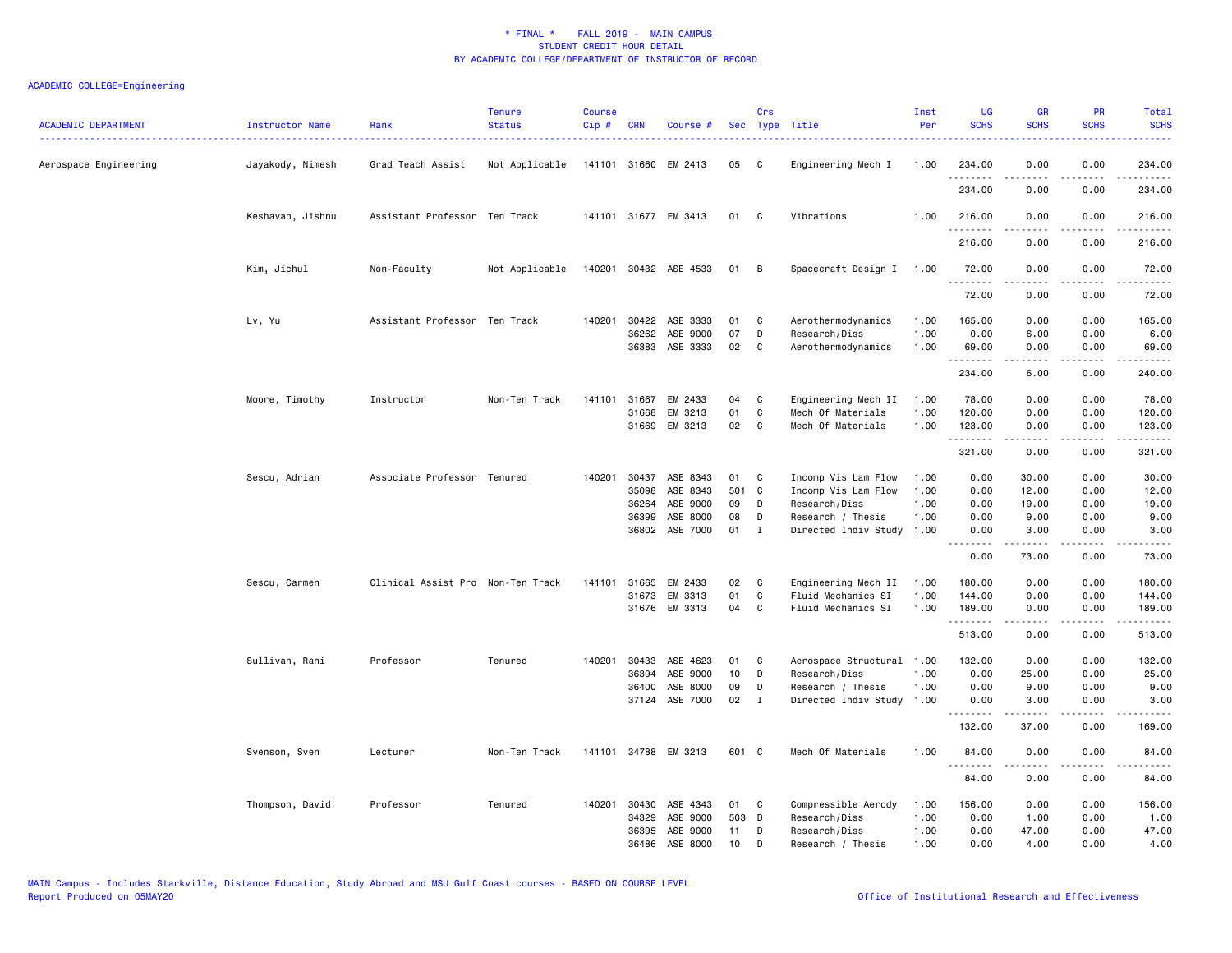\* FINAL \* FALL 2019 - MAIN CAMPUS
STUDENT CREDIT HOUR DETAIL
BY ACADEMIC COLLEGE/DEPARTMENT OF INSTRUCTOR OF RECORD

ACADEMIC COLLEGE=Engineering

| ACADEMIC DEPARTMENT | Instructor Name | Rank | Tenure Status | Course Cip # | CRN | Course # | Sec | Crs Type | Title | Inst Per | UG SCHS | GR SCHS | PR SCHS | Total SCHS |
|---|---|---|---|---|---|---|---|---|---|---|---|---|---|---|
| Aerospace Engineering | Jayakody, Nimesh | Grad Teach Assist | Not Applicable | 141101 | 31660 | EM 2413 | 05 | C | Engineering Mech I | 1.00 | 234.00 | 0.00 | 0.00 | 234.00 |
| | | | | | | | | | | | 234.00 | 0.00 | 0.00 | 234.00 |
| | Keshavan, Jishnu | Assistant Professor | Ten Track | 141101 | 31677 | EM 3413 | 01 | C | Vibrations | 1.00 | 216.00 | 0.00 | 0.00 | 216.00 |
| | | | | | | | | | | | 216.00 | 0.00 | 0.00 | 216.00 |
| | Kim, Jichul | Non-Faculty | Not Applicable | 140201 | 30432 | ASE 4533 | 01 | B | Spacecraft Design I | 1.00 | 72.00 | 0.00 | 0.00 | 72.00 |
| | | | | | | | | | | | 72.00 | 0.00 | 0.00 | 72.00 |
| | Lv, Yu | Assistant Professor | Ten Track | 140201 | 30422 | ASE 3333 | 01 | C | Aerothermodynamics | 1.00 | 165.00 | 0.00 | 0.00 | 165.00 |
| | | | | | 36262 | ASE 9000 | 07 | D | Research/Diss | 1.00 | 0.00 | 6.00 | 0.00 | 6.00 |
| | | | | | 36383 | ASE 3333 | 02 | C | Aerothermodynamics | 1.00 | 69.00 | 0.00 | 0.00 | 69.00 |
| | | | | | | | | | | | 234.00 | 6.00 | 0.00 | 240.00 |
| | Moore, Timothy | Instructor | Non-Ten Track | 141101 | 31667 | EM 2433 | 04 | C | Engineering Mech II | 1.00 | 78.00 | 0.00 | 0.00 | 78.00 |
| | | | | | 31668 | EM 3213 | 01 | C | Mech Of Materials | 1.00 | 120.00 | 0.00 | 0.00 | 120.00 |
| | | | | | 31669 | EM 3213 | 02 | C | Mech Of Materials | 1.00 | 123.00 | 0.00 | 0.00 | 123.00 |
| | | | | | | | | | | | 321.00 | 0.00 | 0.00 | 321.00 |
| | Sescu, Adrian | Associate Professor | Tenured | 140201 | 30437 | ASE 8343 | 01 | C | Incomp Vis Lam Flow | 1.00 | 0.00 | 30.00 | 0.00 | 30.00 |
| | | | | | 35098 | ASE 8343 | 501 | C | Incomp Vis Lam Flow | 1.00 | 0.00 | 12.00 | 0.00 | 12.00 |
| | | | | | 36264 | ASE 9000 | 09 | D | Research/Diss | 1.00 | 0.00 | 19.00 | 0.00 | 19.00 |
| | | | | | 36399 | ASE 8000 | 08 | D | Research / Thesis | 1.00 | 0.00 | 9.00 | 0.00 | 9.00 |
| | | | | | 36802 | ASE 7000 | 01 | I | Directed Indiv Study | 1.00 | 0.00 | 3.00 | 0.00 | 3.00 |
| | | | | | | | | | | | 0.00 | 73.00 | 0.00 | 73.00 |
| | Sescu, Carmen | Clinical Assist Pro | Non-Ten Track | 141101 | 31665 | EM 2433 | 02 | C | Engineering Mech II | 1.00 | 180.00 | 0.00 | 0.00 | 180.00 |
| | | | | | 31673 | EM 3313 | 01 | C | Fluid Mechanics SI | 1.00 | 144.00 | 0.00 | 0.00 | 144.00 |
| | | | | | 31676 | EM 3313 | 04 | C | Fluid Mechanics SI | 1.00 | 189.00 | 0.00 | 0.00 | 189.00 |
| | | | | | | | | | | | 513.00 | 0.00 | 0.00 | 513.00 |
| | Sullivan, Rani | Professor | Tenured | 140201 | 30433 | ASE 4623 | 01 | C | Aerospace Structural | 1.00 | 132.00 | 0.00 | 0.00 | 132.00 |
| | | | | | 36394 | ASE 9000 | 10 | D | Research/Diss | 1.00 | 0.00 | 25.00 | 0.00 | 25.00 |
| | | | | | 36400 | ASE 8000 | 09 | D | Research / Thesis | 1.00 | 0.00 | 9.00 | 0.00 | 9.00 |
| | | | | | 37124 | ASE 7000 | 02 | I | Directed Indiv Study | 1.00 | 0.00 | 3.00 | 0.00 | 3.00 |
| | | | | | | | | | | | 132.00 | 37.00 | 0.00 | 169.00 |
| | Svenson, Sven | Lecturer | Non-Ten Track | 141101 | 34788 | EM 3213 | 601 | C | Mech Of Materials | 1.00 | 84.00 | 0.00 | 0.00 | 84.00 |
| | | | | | | | | | | | 84.00 | 0.00 | 0.00 | 84.00 |
| | Thompson, David | Professor | Tenured | 140201 | 30430 | ASE 4343 | 01 | C | Compressible Aerody | 1.00 | 156.00 | 0.00 | 0.00 | 156.00 |
| | | | | | 34329 | ASE 9000 | 503 | D | Research/Diss | 1.00 | 0.00 | 1.00 | 0.00 | 1.00 |
| | | | | | 36395 | ASE 9000 | 11 | D | Research/Diss | 1.00 | 0.00 | 47.00 | 0.00 | 47.00 |
| | | | | | 36486 | ASE 8000 | 10 | D | Research / Thesis | 1.00 | 0.00 | 4.00 | 0.00 | 4.00 |

MAIN Campus - Includes Starkville, Distance Education, Study Abroad and MSU Gulf Coast courses - BASED ON COURSE LEVEL
Report Produced on 05MAY20 Office of Institutional Research and Effectiveness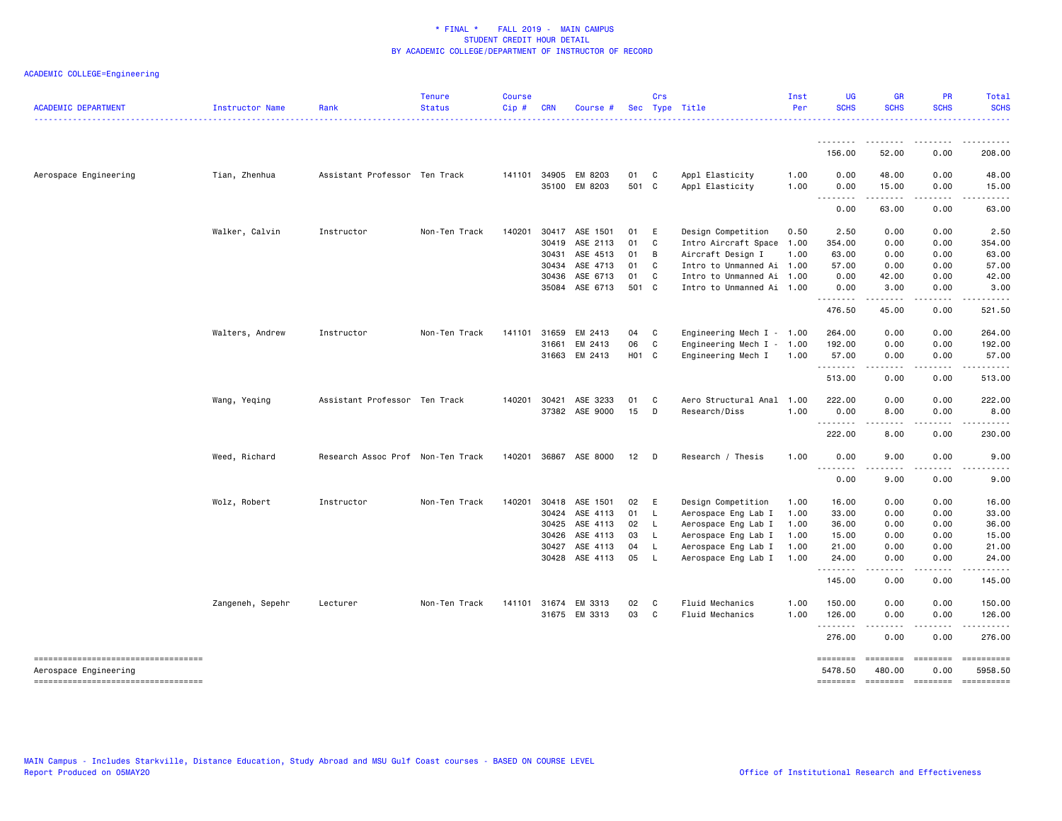\* FINAL \* FALL 2019 - MAIN CAMPUS
STUDENT CREDIT HOUR DETAIL
BY ACADEMIC COLLEGE/DEPARTMENT OF INSTRUCTOR OF RECORD

ACADEMIC COLLEGE=Engineering

| ACADEMIC DEPARTMENT | Instructor Name | Rank | Tenure Status | Course Cip # | CRN | Course # | Sec | Crs Type | Title | Inst Per | UG SCHS | GR SCHS | PR SCHS | Total SCHS |
|---|---|---|---|---|---|---|---|---|---|---|---|---|---|---|
| | | | | | | | | | | | 156.00 | 52.00 | 0.00 | 208.00 |
| Aerospace Engineering | Tian, Zhenhua | Assistant Professor | Ten Track | 141101 | 34905 | EM 8203 | 01 | C | Appl Elasticity | 1.00 | 0.00 | 48.00 | 0.00 | 48.00 |
| | | | | | 35100 | EM 8203 | 501 | C | Appl Elasticity | 1.00 | 0.00 | 15.00 | 0.00 | 15.00 |
| | | | | | | | | | | | 0.00 | 63.00 | 0.00 | 63.00 |
| | Walker, Calvin | Instructor | Non-Ten Track | 140201 | 30417 | ASE 1501 | 01 | E | Design Competition | 0.50 | 2.50 | 0.00 | 0.00 | 2.50 |
| | | | | | 30419 | ASE 2113 | 01 | C | Intro Aircraft Space | 1.00 | 354.00 | 0.00 | 0.00 | 354.00 |
| | | | | | 30431 | ASE 4513 | 01 | B | Aircraft Design I | 1.00 | 63.00 | 0.00 | 0.00 | 63.00 |
| | | | | | 30434 | ASE 4713 | 01 | C | Intro to Unmanned Ai | 1.00 | 57.00 | 0.00 | 0.00 | 57.00 |
| | | | | | 30436 | ASE 6713 | 01 | C | Intro to Unmanned Ai | 1.00 | 0.00 | 42.00 | 0.00 | 42.00 |
| | | | | | 35084 | ASE 6713 | 501 | C | Intro to Unmanned Ai | 1.00 | 0.00 | 3.00 | 0.00 | 3.00 |
| | | | | | | | | | | | 476.50 | 45.00 | 0.00 | 521.50 |
| | Walters, Andrew | Instructor | Non-Ten Track | 141101 | 31659 | EM 2413 | 04 | C | Engineering Mech I - | 1.00 | 264.00 | 0.00 | 0.00 | 264.00 |
| | | | | | 31661 | EM 2413 | 06 | C | Engineering Mech I - | 1.00 | 192.00 | 0.00 | 0.00 | 192.00 |
| | | | | | 31663 | EM 2413 | H01 | C | Engineering Mech I | 1.00 | 57.00 | 0.00 | 0.00 | 57.00 |
| | | | | | | | | | | | 513.00 | 0.00 | 0.00 | 513.00 |
| | Wang, Yeqing | Assistant Professor | Ten Track | 140201 | 30421 | ASE 3233 | 01 | C | Aero Structural Anal | 1.00 | 222.00 | 0.00 | 0.00 | 222.00 |
| | | | | | 37382 | ASE 9000 | 15 | D | Research/Diss | 1.00 | 0.00 | 8.00 | 0.00 | 8.00 |
| | | | | | | | | | | | 222.00 | 8.00 | 0.00 | 230.00 |
| | Weed, Richard | Research Assoc Prof | Non-Ten Track | 140201 | 36867 | ASE 8000 | 12 | D | Research / Thesis | 1.00 | 0.00 | 9.00 | 0.00 | 9.00 |
| | | | | | | | | | | | 0.00 | 9.00 | 0.00 | 9.00 |
| | Wolz, Robert | Instructor | Non-Ten Track | 140201 | 30418 | ASE 1501 | 02 | E | Design Competition | 1.00 | 16.00 | 0.00 | 0.00 | 16.00 |
| | | | | | 30424 | ASE 4113 | 01 | L | Aerospace Eng Lab I | 1.00 | 33.00 | 0.00 | 0.00 | 33.00 |
| | | | | | 30425 | ASE 4113 | 02 | L | Aerospace Eng Lab I | 1.00 | 36.00 | 0.00 | 0.00 | 36.00 |
| | | | | | 30426 | ASE 4113 | 03 | L | Aerospace Eng Lab I | 1.00 | 15.00 | 0.00 | 0.00 | 15.00 |
| | | | | | 30427 | ASE 4113 | 04 | L | Aerospace Eng Lab I | 1.00 | 21.00 | 0.00 | 0.00 | 21.00 |
| | | | | | 30428 | ASE 4113 | 05 | L | Aerospace Eng Lab I | 1.00 | 24.00 | 0.00 | 0.00 | 24.00 |
| | | | | | | | | | | | 145.00 | 0.00 | 0.00 | 145.00 |
| | Zangeneh, Sepehr | Lecturer | Non-Ten Track | 141101 | 31674 | EM 3313 | 02 | C | Fluid Mechanics | 1.00 | 150.00 | 0.00 | 0.00 | 150.00 |
| | | | | | 31675 | EM 3313 | 03 | C | Fluid Mechanics | 1.00 | 126.00 | 0.00 | 0.00 | 126.00 |
| | | | | | | | | | | | 276.00 | 0.00 | 0.00 | 276.00 |
| Aerospace Engineering | | | | | | | | | | | 5478.50 | 480.00 | 0.00 | 5958.50 |

MAIN Campus - Includes Starkville, Distance Education, Study Abroad and MSU Gulf Coast courses - BASED ON COURSE LEVEL
Report Produced on 05MAY20

Office of Institutional Research and Effectiveness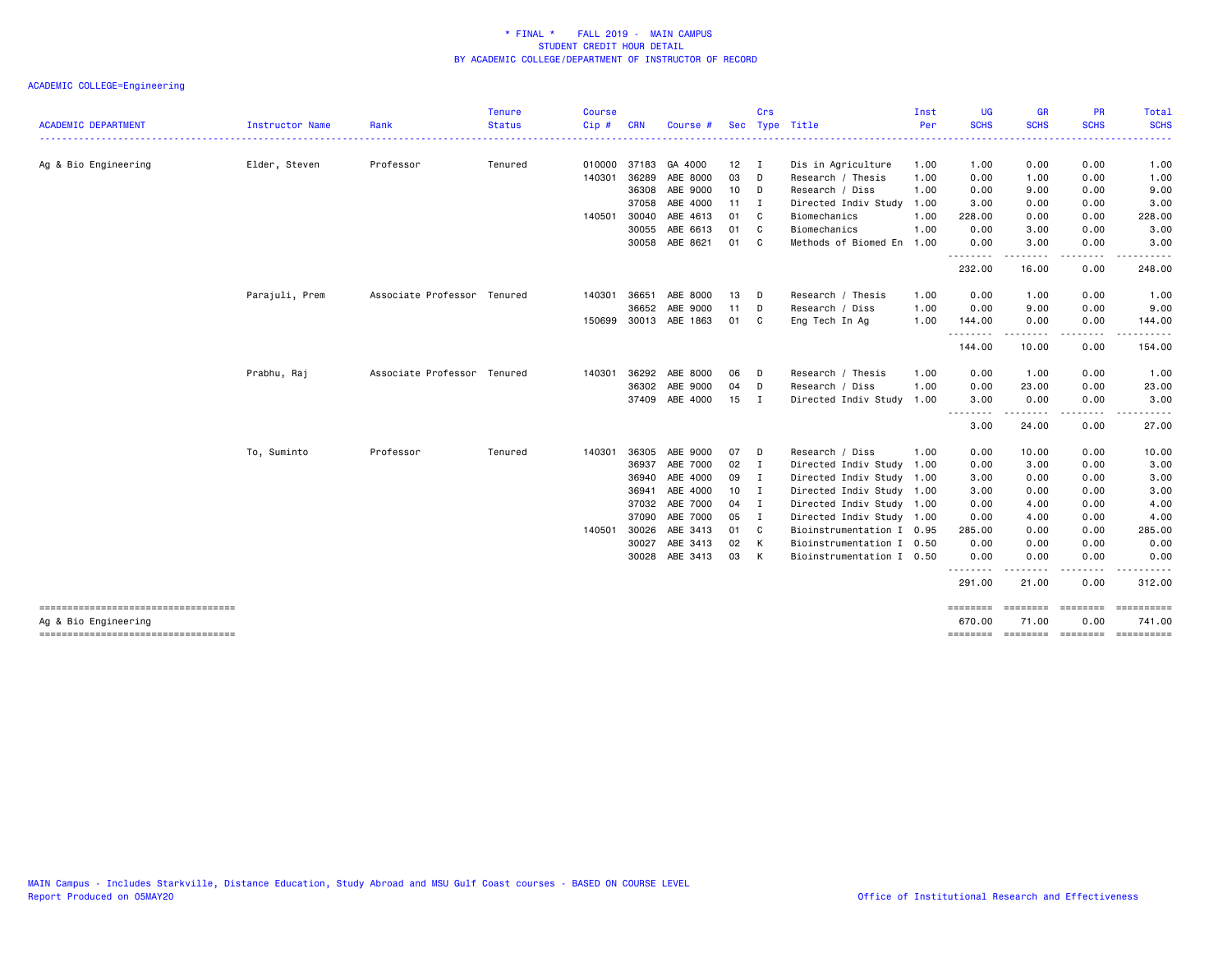\* FINAL \* FALL 2019 - MAIN CAMPUS
STUDENT CREDIT HOUR DETAIL
BY ACADEMIC COLLEGE/DEPARTMENT OF INSTRUCTOR OF RECORD

ACADEMIC COLLEGE=Engineering

| ACADEMIC DEPARTMENT | Instructor Name | Rank | Tenure Status | Course Cip # | CRN | Course # | Sec | Crs Type | Title | Inst Per | UG SCHS | GR SCHS | PR SCHS | Total SCHS |
|---|---|---|---|---|---|---|---|---|---|---|---|---|---|---|
| Ag & Bio Engineering | Elder, Steven | Professor | Tenured | 010000 | 37183 | GA 4000 | 12 | I | Dis in Agriculture | 1.00 | 1.00 | 0.00 | 0.00 | 1.00 |
| | | | | 140301 | 36289 | ABE 8000 | 03 | D | Research / Thesis | 1.00 | 0.00 | 1.00 | 0.00 | 1.00 |
| | | | | | 36308 | ABE 9000 | 10 | D | Research / Diss | 1.00 | 0.00 | 9.00 | 0.00 | 9.00 |
| | | | | | 37058 | ABE 4000 | 11 | I | Directed Indiv Study | 1.00 | 3.00 | 0.00 | 0.00 | 3.00 |
| | | | | 140501 | 30040 | ABE 4613 | 01 | C | Biomechanics | 1.00 | 228.00 | 0.00 | 0.00 | 228.00 |
| | | | | | 30055 | ABE 6613 | 01 | C | Biomechanics | 1.00 | 0.00 | 3.00 | 0.00 | 3.00 |
| | | | | | 30058 | ABE 8621 | 01 | C | Methods of Biomed En | 1.00 | 0.00 | 3.00 | 0.00 | 3.00 |
| | | | | | | | | | | | 232.00 | 16.00 | 0.00 | 248.00 |
| | Parajuli, Prem | Associate Professor | Tenured | 140301 | 36651 | ABE 8000 | 13 | D | Research / Thesis | 1.00 | 0.00 | 1.00 | 0.00 | 1.00 |
| | | | | | 36652 | ABE 9000 | 11 | D | Research / Diss | 1.00 | 0.00 | 9.00 | 0.00 | 9.00 |
| | | | | 150699 | 30013 | ABE 1863 | 01 | C | Eng Tech In Ag | 1.00 | 144.00 | 0.00 | 0.00 | 144.00 |
| | | | | | | | | | | | 144.00 | 10.00 | 0.00 | 154.00 |
| | Prabhu, Raj | Associate Professor | Tenured | 140301 | 36292 | ABE 8000 | 06 | D | Research / Thesis | 1.00 | 0.00 | 1.00 | 0.00 | 1.00 |
| | | | | | 36302 | ABE 9000 | 04 | D | Research / Diss | 1.00 | 0.00 | 23.00 | 0.00 | 23.00 |
| | | | | | 37409 | ABE 4000 | 15 | I | Directed Indiv Study | 1.00 | 3.00 | 0.00 | 0.00 | 3.00 |
| | | | | | | | | | | | 3.00 | 24.00 | 0.00 | 27.00 |
| | To, Suminto | Professor | Tenured | 140301 | 36305 | ABE 9000 | 07 | D | Research / Diss | 1.00 | 0.00 | 10.00 | 0.00 | 10.00 |
| | | | | | 36937 | ABE 7000 | 02 | I | Directed Indiv Study | 1.00 | 0.00 | 3.00 | 0.00 | 3.00 |
| | | | | | 36940 | ABE 4000 | 09 | I | Directed Indiv Study | 1.00 | 3.00 | 0.00 | 0.00 | 3.00 |
| | | | | | 36941 | ABE 4000 | 10 | I | Directed Indiv Study | 1.00 | 3.00 | 0.00 | 0.00 | 3.00 |
| | | | | | 37032 | ABE 7000 | 04 | I | Directed Indiv Study | 1.00 | 0.00 | 4.00 | 0.00 | 4.00 |
| | | | | | 37090 | ABE 7000 | 05 | I | Directed Indiv Study | 1.00 | 0.00 | 4.00 | 0.00 | 4.00 |
| | | | | 140501 | 30026 | ABE 3413 | 01 | C | Bioinstrumentation I | 0.95 | 285.00 | 0.00 | 0.00 | 285.00 |
| | | | | | 30027 | ABE 3413 | 02 | K | Bioinstrumentation I | 0.50 | 0.00 | 0.00 | 0.00 | 0.00 |
| | | | | | 30028 | ABE 3413 | 03 | K | Bioinstrumentation I | 0.50 | 0.00 | 0.00 | 0.00 | 0.00 |
| | | | | | | | | | | | 291.00 | 21.00 | 0.00 | 312.00 |
| Ag & Bio Engineering | | | | | | | | | | | 670.00 | 71.00 | 0.00 | 741.00 |

MAIN Campus - Includes Starkville, Distance Education, Study Abroad and MSU Gulf Coast courses - BASED ON COURSE LEVEL
Report Produced on 05MAY20

Office of Institutional Research and Effectiveness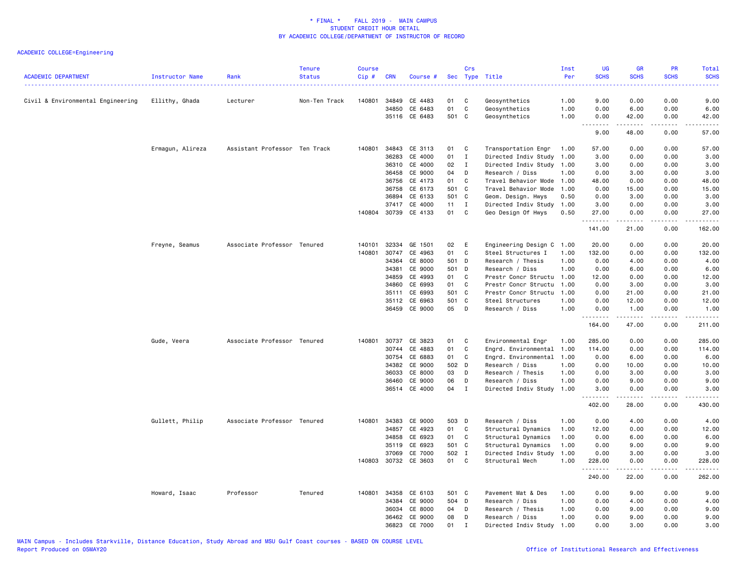\* FINAL \* FALL 2019 - MAIN CAMPUS
STUDENT CREDIT HOUR DETAIL
BY ACADEMIC COLLEGE/DEPARTMENT OF INSTRUCTOR OF RECORD

ACADEMIC COLLEGE=Engineering

| ACADEMIC DEPARTMENT | Instructor Name | Rank | Tenure Status | Course Cip # | CRN | Course # | Sec | Crs Type | Title | Inst Per | UG SCHS | GR SCHS | PR SCHS | Total SCHS |
|---|---|---|---|---|---|---|---|---|---|---|---|---|---|---|
| Civil & Environmental Engineering | Ellithy, Ghada | Lecturer | Non-Ten Track | 140801 | 34849 | CE 4483 | 01 | C | Geosynthetics | 1.00 | 9.00 | 0.00 | 0.00 | 9.00 |
| | | | | | 34850 | CE 6483 | 01 | C | Geosynthetics | 1.00 | 0.00 | 6.00 | 0.00 | 6.00 |
| | | | | | 35116 | CE 6483 | 501 | C | Geosynthetics | 1.00 | 0.00 | 42.00 | 0.00 | 42.00 |
| | | | | | | | | | | | 9.00 | 48.00 | 0.00 | 57.00 |
| | Ermagun, Alireza | Assistant Professor | Ten Track | 140801 | 34843 | CE 3113 | 01 | C | Transportation Engr | 1.00 | 57.00 | 0.00 | 0.00 | 57.00 |
| | | | | | 36283 | CE 4000 | 01 | I | Directed Indiv Study | 1.00 | 3.00 | 0.00 | 0.00 | 3.00 |
| | | | | | 36310 | CE 4000 | 02 | I | Directed Indiv Study | 1.00 | 3.00 | 0.00 | 0.00 | 3.00 |
| | | | | | 36458 | CE 9000 | 04 | D | Research / Diss | 1.00 | 0.00 | 3.00 | 0.00 | 3.00 |
| | | | | | 36756 | CE 4173 | 01 | C | Travel Behavior Mode | 1.00 | 48.00 | 0.00 | 0.00 | 48.00 |
| | | | | | 36758 | CE 6173 | 501 | C | Travel Behavior Mode | 1.00 | 0.00 | 15.00 | 0.00 | 15.00 |
| | | | | | 36894 | CE 6133 | 501 | C | Geom. Design. Hwys | 0.50 | 0.00 | 3.00 | 0.00 | 3.00 |
| | | | | | 37417 | CE 4000 | 11 | I | Directed Indiv Study | 1.00 | 3.00 | 0.00 | 0.00 | 3.00 |
| | | | | 140804 | 30739 | CE 4133 | 01 | C | Geo Design Of Hwys | 0.50 | 27.00 | 0.00 | 0.00 | 27.00 |
| | | | | | | | | | | | 141.00 | 21.00 | 0.00 | 162.00 |
| | Freyne, Seamus | Associate Professor | Tenured | 140101 | 32334 | GE 1501 | 02 | E | Engineering Design C | 1.00 | 20.00 | 0.00 | 0.00 | 20.00 |
| | | | | 140801 | 30747 | CE 4963 | 01 | C | Steel Structures I | 1.00 | 132.00 | 0.00 | 0.00 | 132.00 |
| | | | | | 34364 | CE 8000 | 501 | D | Research / Thesis | 1.00 | 0.00 | 4.00 | 0.00 | 4.00 |
| | | | | | 34381 | CE 9000 | 501 | D | Research / Diss | 1.00 | 0.00 | 6.00 | 0.00 | 6.00 |
| | | | | | 34859 | CE 4993 | 01 | C | Prestr Concr Structu | 1.00 | 12.00 | 0.00 | 0.00 | 12.00 |
| | | | | | 34860 | CE 6993 | 01 | C | Prestr Concr Structu | 1.00 | 0.00 | 3.00 | 0.00 | 3.00 |
| | | | | | 35111 | CE 6993 | 501 | C | Prestr Concr Structu | 1.00 | 0.00 | 21.00 | 0.00 | 21.00 |
| | | | | | 35112 | CE 6963 | 501 | C | Steel Structures | 1.00 | 0.00 | 12.00 | 0.00 | 12.00 |
| | | | | | 36459 | CE 9000 | 05 | D | Research / Diss | 1.00 | 0.00 | 1.00 | 0.00 | 1.00 |
| | | | | | | | | | | | 164.00 | 47.00 | 0.00 | 211.00 |
| | Gude, Veera | Associate Professor | Tenured | 140801 | 30737 | CE 3823 | 01 | C | Environmental Engr | 1.00 | 285.00 | 0.00 | 0.00 | 285.00 |
| | | | | | 30744 | CE 4883 | 01 | C | Engrd. Environmental | 1.00 | 114.00 | 0.00 | 0.00 | 114.00 |
| | | | | | 30754 | CE 6883 | 01 | C | Engrd. Environmental | 1.00 | 0.00 | 6.00 | 0.00 | 6.00 |
| | | | | | 34382 | CE 9000 | 502 | D | Research / Diss | 1.00 | 0.00 | 10.00 | 0.00 | 10.00 |
| | | | | | 36033 | CE 8000 | 03 | D | Research / Thesis | 1.00 | 0.00 | 3.00 | 0.00 | 3.00 |
| | | | | | 36460 | CE 9000 | 06 | D | Research / Diss | 1.00 | 0.00 | 9.00 | 0.00 | 9.00 |
| | | | | | 36514 | CE 4000 | 04 | I | Directed Indiv Study | 1.00 | 3.00 | 0.00 | 0.00 | 3.00 |
| | | | | | | | | | | | 402.00 | 28.00 | 0.00 | 430.00 |
| | Gullett, Philip | Associate Professor | Tenured | 140801 | 34383 | CE 9000 | 503 | D | Research / Diss | 1.00 | 0.00 | 4.00 | 0.00 | 4.00 |
| | | | | | 34857 | CE 4923 | 01 | C | Structural Dynamics | 1.00 | 12.00 | 0.00 | 0.00 | 12.00 |
| | | | | | 34858 | CE 6923 | 01 | C | Structural Dynamics | 1.00 | 0.00 | 6.00 | 0.00 | 6.00 |
| | | | | | 35119 | CE 6923 | 501 | C | Structural Dynamics | 1.00 | 0.00 | 9.00 | 0.00 | 9.00 |
| | | | | | 37069 | CE 7000 | 502 | I | Directed Indiv Study | 1.00 | 0.00 | 3.00 | 0.00 | 3.00 |
| | | | | 140803 | 30732 | CE 3603 | 01 | C | Structural Mech | 1.00 | 228.00 | 0.00 | 0.00 | 228.00 |
| | | | | | | | | | | | 240.00 | 22.00 | 0.00 | 262.00 |
| | Howard, Isaac | Professor | Tenured | 140801 | 34358 | CE 6103 | 501 | C | Pavement Mat & Des | 1.00 | 0.00 | 9.00 | 0.00 | 9.00 |
| | | | | | 34384 | CE 9000 | 504 | D | Research / Diss | 1.00 | 0.00 | 4.00 | 0.00 | 4.00 |
| | | | | | 36034 | CE 8000 | 04 | D | Research / Thesis | 1.00 | 0.00 | 9.00 | 0.00 | 9.00 |
| | | | | | 36462 | CE 9000 | 08 | D | Research / Diss | 1.00 | 0.00 | 9.00 | 0.00 | 9.00 |
| | | | | | 36823 | CE 7000 | 01 | I | Directed Indiv Study | 1.00 | 0.00 | 3.00 | 0.00 | 3.00 |

MAIN Campus - Includes Starkville, Distance Education, Study Abroad and MSU Gulf Coast courses - BASED ON COURSE LEVEL
Report Produced on 05MAY20 Office of Institutional Research and Effectiveness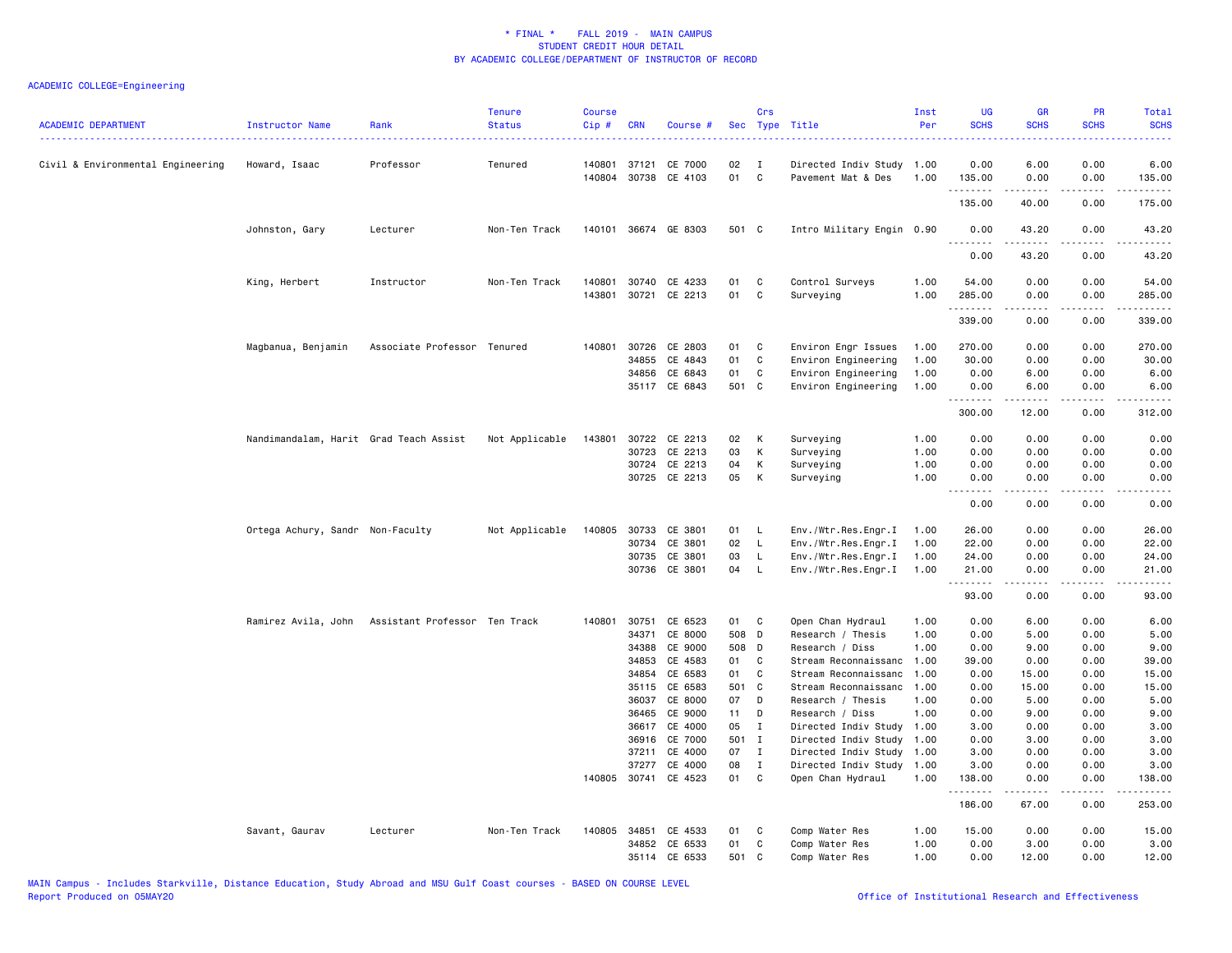\* FINAL \* FALL 2019 - MAIN CAMPUS
STUDENT CREDIT HOUR DETAIL
BY ACADEMIC COLLEGE/DEPARTMENT OF INSTRUCTOR OF RECORD

ACADEMIC COLLEGE=Engineering

| ACADEMIC DEPARTMENT | Instructor Name | Rank | Tenure Status | Course Cip # | CRN | Course # | Sec | Crs Type | Title | Inst Per | UG SCHS | GR SCHS | PR SCHS | Total SCHS |
|---|---|---|---|---|---|---|---|---|---|---|---|---|---|---|
| Civil & Environmental Engineering | Howard, Isaac | Professor | Tenured | 140801 | 37121 | CE 7000 | 02 | I | Directed Indiv Study | 1.00 | 0.00 | 6.00 | 0.00 | 6.00 |
| | | | | 140804 | 30738 | CE 4103 | 01 | C | Pavement Mat & Des | 1.00 | 135.00 | 0.00 | 0.00 | 135.00 |
| | | | | | | | | | | | 135.00 | 40.00 | 0.00 | 175.00 |
| | Johnston, Gary | Lecturer | Non-Ten Track | 140101 | 36674 | GE 8303 | 501 | C | Intro Military Engin | 0.90 | 0.00 | 43.20 | 0.00 | 43.20 |
| | | | | | | | | | | | 0.00 | 43.20 | 0.00 | 43.20 |
| | King, Herbert | Instructor | Non-Ten Track | 140801 | 30740 | CE 4233 | 01 | C | Control Surveys | 1.00 | 54.00 | 0.00 | 0.00 | 54.00 |
| | | | | 143801 | 30721 | CE 2213 | 01 | C | Surveying | 1.00 | 285.00 | 0.00 | 0.00 | 285.00 |
| | | | | | | | | | | | 339.00 | 0.00 | 0.00 | 339.00 |
| | Magbanua, Benjamin | Associate Professor | Tenured | 140801 | 30726 | CE 2803 | 01 | C | Environ Engr Issues | 1.00 | 270.00 | 0.00 | 0.00 | 270.00 |
| | | | | | 34855 | CE 4843 | 01 | C | Environ Engineering | 1.00 | 30.00 | 0.00 | 0.00 | 30.00 |
| | | | | | 34856 | CE 6843 | 01 | C | Environ Engineering | 1.00 | 0.00 | 6.00 | 0.00 | 6.00 |
| | | | | | 35117 | CE 6843 | 501 | C | Environ Engineering | 1.00 | 0.00 | 6.00 | 0.00 | 6.00 |
| | | | | | | | | | | | 300.00 | 12.00 | 0.00 | 312.00 |
| | Nandimandalam, Harit | Grad Teach Assist | Not Applicable | 143801 | 30722 | CE 2213 | 02 | K | Surveying | 1.00 | 0.00 | 0.00 | 0.00 | 0.00 |
| | | | | | 30723 | CE 2213 | 03 | K | Surveying | 1.00 | 0.00 | 0.00 | 0.00 | 0.00 |
| | | | | | 30724 | CE 2213 | 04 | K | Surveying | 1.00 | 0.00 | 0.00 | 0.00 | 0.00 |
| | | | | | 30725 | CE 2213 | 05 | K | Surveying | 1.00 | 0.00 | 0.00 | 0.00 | 0.00 |
| | | | | | | | | | | | 0.00 | 0.00 | 0.00 | 0.00 |
| | Ortega Achury, Sandr | Non-Faculty | Not Applicable | 140805 | 30733 | CE 3801 | 01 | L | Env./Wtr.Res.Engr.I | 1.00 | 26.00 | 0.00 | 0.00 | 26.00 |
| | | | | | 30734 | CE 3801 | 02 | L | Env./Wtr.Res.Engr.I | 1.00 | 22.00 | 0.00 | 0.00 | 22.00 |
| | | | | | 30735 | CE 3801 | 03 | L | Env./Wtr.Res.Engr.I | 1.00 | 24.00 | 0.00 | 0.00 | 24.00 |
| | | | | | 30736 | CE 3801 | 04 | L | Env./Wtr.Res.Engr.I | 1.00 | 21.00 | 0.00 | 0.00 | 21.00 |
| | | | | | | | | | | | 93.00 | 0.00 | 0.00 | 93.00 |
| | Ramirez Avila, John | Assistant Professor | Ten Track | 140801 | 30751 | CE 6523 | 01 | C | Open Chan Hydraul | 1.00 | 0.00 | 6.00 | 0.00 | 6.00 |
| | | | | | 34371 | CE 8000 | 508 | D | Research / Thesis | 1.00 | 0.00 | 5.00 | 0.00 | 5.00 |
| | | | | | 34388 | CE 9000 | 508 | D | Research / Diss | 1.00 | 0.00 | 9.00 | 0.00 | 9.00 |
| | | | | | 34853 | CE 4583 | 01 | C | Stream Reconnaissanc | 1.00 | 39.00 | 0.00 | 0.00 | 39.00 |
| | | | | | 34854 | CE 6583 | 01 | C | Stream Reconnaissanc | 1.00 | 0.00 | 15.00 | 0.00 | 15.00 |
| | | | | | 35115 | CE 6583 | 501 | C | Stream Reconnaissanc | 1.00 | 0.00 | 15.00 | 0.00 | 15.00 |
| | | | | | 36037 | CE 8000 | 07 | D | Research / Thesis | 1.00 | 0.00 | 5.00 | 0.00 | 5.00 |
| | | | | | 36465 | CE 9000 | 11 | D | Research / Diss | 1.00 | 0.00 | 9.00 | 0.00 | 9.00 |
| | | | | | 36617 | CE 4000 | 05 | I | Directed Indiv Study | 1.00 | 3.00 | 0.00 | 0.00 | 3.00 |
| | | | | | 36916 | CE 7000 | 501 | I | Directed Indiv Study | 1.00 | 0.00 | 3.00 | 0.00 | 3.00 |
| | | | | | 37211 | CE 4000 | 07 | I | Directed Indiv Study | 1.00 | 3.00 | 0.00 | 0.00 | 3.00 |
| | | | | | 37277 | CE 4000 | 08 | I | Directed Indiv Study | 1.00 | 3.00 | 0.00 | 0.00 | 3.00 |
| | | | | 140805 | 30741 | CE 4523 | 01 | C | Open Chan Hydraul | 1.00 | 138.00 | 0.00 | 0.00 | 138.00 |
| | | | | | | | | | | | 186.00 | 67.00 | 0.00 | 253.00 |
| | Savant, Gaurav | Lecturer | Non-Ten Track | 140805 | 34851 | CE 4533 | 01 | C | Comp Water Res | 1.00 | 15.00 | 0.00 | 0.00 | 15.00 |
| | | | | | 34852 | CE 6533 | 01 | C | Comp Water Res | 1.00 | 0.00 | 3.00 | 0.00 | 3.00 |
| | | | | | 35114 | CE 6533 | 501 | C | Comp Water Res | 1.00 | 0.00 | 12.00 | 0.00 | 12.00 |

MAIN Campus - Includes Starkville, Distance Education, Study Abroad and MSU Gulf Coast courses - BASED ON COURSE LEVEL
Report Produced on 05MAY20 Office of Institutional Research and Effectiveness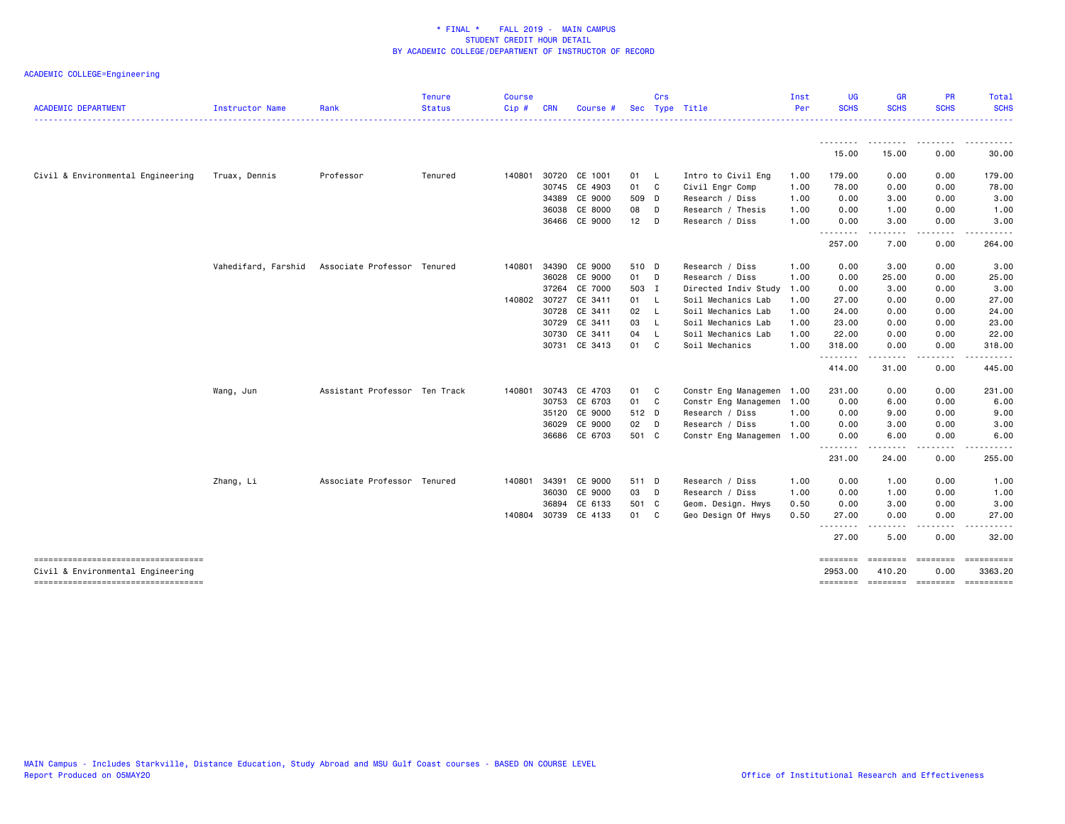\* FINAL \* FALL 2019 - MAIN CAMPUS
STUDENT CREDIT HOUR DETAIL
BY ACADEMIC COLLEGE/DEPARTMENT OF INSTRUCTOR OF RECORD

ACADEMIC COLLEGE=Engineering

| ACADEMIC DEPARTMENT | Instructor Name | Rank | Tenure Status | Course Cip # | CRN | Course # | Sec | Crs Type | Title | Inst Per | UG SCHS | GR SCHS | PR SCHS | Total SCHS |
|---|---|---|---|---|---|---|---|---|---|---|---|---|---|---|
| | | | | | | | | | | | 15.00 | 15.00 | 0.00 | 30.00 |
| Civil & Environmental Engineering | Truax, Dennis | Professor | Tenured | 140801 | 30720 | CE 1001 | 01 | L | Intro to Civil Eng | 1.00 | 179.00 | 0.00 | 0.00 | 179.00 |
| | | | | | 30745 | CE 4903 | 01 | C | Civil Engr Comp | 1.00 | 78.00 | 0.00 | 0.00 | 78.00 |
| | | | | | 34389 | CE 9000 | 509 | D | Research / Diss | 1.00 | 0.00 | 3.00 | 0.00 | 3.00 |
| | | | | | 36038 | CE 8000 | 08 | D | Research / Thesis | 1.00 | 0.00 | 1.00 | 0.00 | 1.00 |
| | | | | | 36466 | CE 9000 | 12 | D | Research / Diss | 1.00 | 0.00 | 3.00 | 0.00 | 3.00 |
| | | | | | | | | | | | 257.00 | 7.00 | 0.00 | 264.00 |
| | Vahedifard, Farshid | Associate Professor | Tenured | 140801 | 34390 | CE 9000 | 510 | D | Research / Diss | 1.00 | 0.00 | 3.00 | 0.00 | 3.00 |
| | | | | | 36028 | CE 9000 | 01 | D | Research / Diss | 1.00 | 0.00 | 25.00 | 0.00 | 25.00 |
| | | | | | 37264 | CE 7000 | 503 | I | Directed Indiv Study | 1.00 | 0.00 | 3.00 | 0.00 | 3.00 |
| | | | | 140802 | 30727 | CE 3411 | 01 | L | Soil Mechanics Lab | 1.00 | 27.00 | 0.00 | 0.00 | 27.00 |
| | | | | | 30728 | CE 3411 | 02 | L | Soil Mechanics Lab | 1.00 | 24.00 | 0.00 | 0.00 | 24.00 |
| | | | | | 30729 | CE 3411 | 03 | L | Soil Mechanics Lab | 1.00 | 23.00 | 0.00 | 0.00 | 23.00 |
| | | | | | 30730 | CE 3411 | 04 | L | Soil Mechanics Lab | 1.00 | 22.00 | 0.00 | 0.00 | 22.00 |
| | | | | | 30731 | CE 3413 | 01 | C | Soil Mechanics | 1.00 | 318.00 | 0.00 | 0.00 | 318.00 |
| | | | | | | | | | | | 414.00 | 31.00 | 0.00 | 445.00 |
| | Wang, Jun | Assistant Professor | Ten Track | 140801 | 30743 | CE 4703 | 01 | C | Constr Eng Managemen | 1.00 | 231.00 | 0.00 | 0.00 | 231.00 |
| | | | | | 30753 | CE 6703 | 01 | C | Constr Eng Managemen | 1.00 | 0.00 | 6.00 | 0.00 | 6.00 |
| | | | | | 35120 | CE 9000 | 512 | D | Research / Diss | 1.00 | 0.00 | 9.00 | 0.00 | 9.00 |
| | | | | | 36029 | CE 9000 | 02 | D | Research / Diss | 1.00 | 0.00 | 3.00 | 0.00 | 3.00 |
| | | | | | 36686 | CE 6703 | 501 | C | Constr Eng Managemen | 1.00 | 0.00 | 6.00 | 0.00 | 6.00 |
| | | | | | | | | | | | 231.00 | 24.00 | 0.00 | 255.00 |
| | Zhang, Li | Associate Professor | Tenured | 140801 | 34391 | CE 9000 | 511 | D | Research / Diss | 1.00 | 0.00 | 1.00 | 0.00 | 1.00 |
| | | | | | 36030 | CE 9000 | 03 | D | Research / Diss | 1.00 | 0.00 | 1.00 | 0.00 | 1.00 |
| | | | | | 36894 | CE 6133 | 501 | C | Geom. Design. Hwys | 0.50 | 0.00 | 3.00 | 0.00 | 3.00 |
| | | | | 140804 | 30739 | CE 4133 | 01 | C | Geo Design Of Hwys | 0.50 | 27.00 | 0.00 | 0.00 | 27.00 |
| | | | | | | | | | | | 27.00 | 5.00 | 0.00 | 32.00 |
| Civil & Environmental Engineering | | | | | | | | | | | 2953.00 | 410.20 | 0.00 | 3363.20 |

MAIN Campus - Includes Starkville, Distance Education, Study Abroad and MSU Gulf Coast courses - BASED ON COURSE LEVEL
Report Produced on 05MAY20 Office of Institutional Research and Effectiveness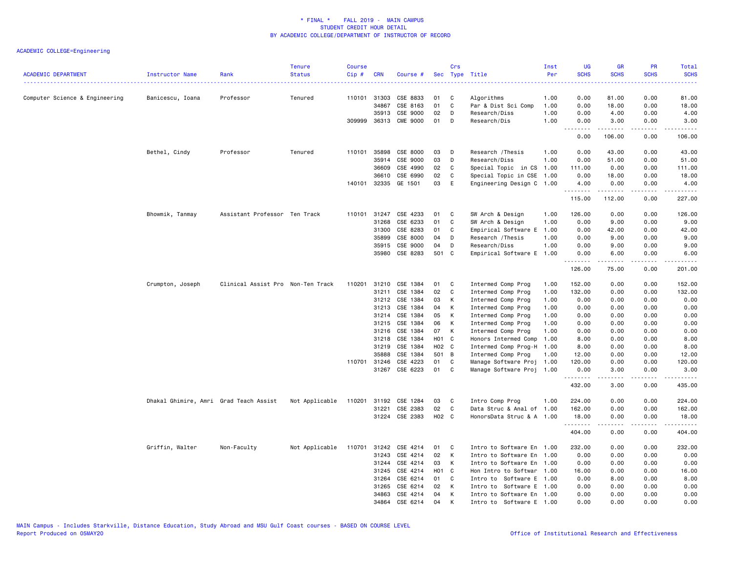\* FINAL \* FALL 2019 - MAIN CAMPUS
STUDENT CREDIT HOUR DETAIL
BY ACADEMIC COLLEGE/DEPARTMENT OF INSTRUCTOR OF RECORD

ACADEMIC COLLEGE=Engineering

| ACADEMIC DEPARTMENT | Instructor Name | Rank | Tenure Status | Course Cip # | CRN | Course # | Sec | Crs Type | Title | Inst Per | UG SCHS | GR SCHS | PR SCHS | Total SCHS |
|---|---|---|---|---|---|---|---|---|---|---|---|---|---|---|
| Computer Science & Engineering | Banicescu, Ioana | Professor | Tenured | 110101 | 31303 | CSE 8833 | 01 | C | Algorithms | 1.00 | 0.00 | 81.00 | 0.00 | 81.00 |
| | | | | | 34867 | CSE 8163 | 01 | C | Par & Dist Sci Comp | 1.00 | 0.00 | 18.00 | 0.00 | 18.00 |
| | | | | | 35913 | CSE 9000 | 02 | D | Research/Diss | 1.00 | 0.00 | 4.00 | 0.00 | 4.00 |
| | | | | 309999 | 36313 | CME 9000 | 01 | D | Research/Dis | 1.00 | 0.00 | 3.00 | 0.00 | 3.00 |
| | | | | | | | | | | | 0.00 | 106.00 | 0.00 | 106.00 |
| | Bethel, Cindy | Professor | Tenured | 110101 | 35898 | CSE 8000 | 03 | D | Research /Thesis | 1.00 | 0.00 | 43.00 | 0.00 | 43.00 |
| | | | | | 35914 | CSE 9000 | 03 | D | Research/Diss | 1.00 | 0.00 | 51.00 | 0.00 | 51.00 |
| | | | | | 36609 | CSE 4990 | 02 | C | Special Topic in CS | 1.00 | 111.00 | 0.00 | 0.00 | 111.00 |
| | | | | | 36610 | CSE 6990 | 02 | C | Special Topic in CSE | 1.00 | 0.00 | 18.00 | 0.00 | 18.00 |
| | | | | 140101 | 32335 | GE 1501 | 03 | E | Engineering Design C | 1.00 | 4.00 | 0.00 | 0.00 | 4.00 |
| | | | | | | | | | | | 115.00 | 112.00 | 0.00 | 227.00 |
| | Bhowmik, Tanmay | Assistant Professor | Ten Track | 110101 | 31247 | CSE 4233 | 01 | C | SW Arch & Design | 1.00 | 126.00 | 0.00 | 0.00 | 126.00 |
| | | | | | 31268 | CSE 6233 | 01 | C | SW Arch & Design | 1.00 | 0.00 | 9.00 | 0.00 | 9.00 |
| | | | | | 31300 | CSE 8283 | 01 | C | Empirical Software E | 1.00 | 0.00 | 42.00 | 0.00 | 42.00 |
| | | | | | 35899 | CSE 8000 | 04 | D | Research /Thesis | 1.00 | 0.00 | 9.00 | 0.00 | 9.00 |
| | | | | | 35915 | CSE 9000 | 04 | D | Research/Diss | 1.00 | 0.00 | 9.00 | 0.00 | 9.00 |
| | | | | | 35980 | CSE 8283 | 501 | C | Empirical Software E | 1.00 | 0.00 | 6.00 | 0.00 | 6.00 |
| | | | | | | | | | | | 126.00 | 75.00 | 0.00 | 201.00 |
| | Crumpton, Joseph | Clinical Assist Pro | Non-Ten Track | 110201 | 31210 | CSE 1384 | 01 | C | Intermed Comp Prog | 1.00 | 152.00 | 0.00 | 0.00 | 152.00 |
| | | | | | 31211 | CSE 1384 | 02 | C | Intermed Comp Prog | 1.00 | 132.00 | 0.00 | 0.00 | 132.00 |
| | | | | | 31212 | CSE 1384 | 03 | K | Intermed Comp Prog | 1.00 | 0.00 | 0.00 | 0.00 | 0.00 |
| | | | | | 31213 | CSE 1384 | 04 | K | Intermed Comp Prog | 1.00 | 0.00 | 0.00 | 0.00 | 0.00 |
| | | | | | 31214 | CSE 1384 | 05 | K | Intermed Comp Prog | 1.00 | 0.00 | 0.00 | 0.00 | 0.00 |
| | | | | | 31215 | CSE 1384 | 06 | K | Intermed Comp Prog | 1.00 | 0.00 | 0.00 | 0.00 | 0.00 |
| | | | | | 31216 | CSE 1384 | 07 | K | Intermed Comp Prog | 1.00 | 0.00 | 0.00 | 0.00 | 0.00 |
| | | | | | 31218 | CSE 1384 | H01 | C | Honors Intermed Comp | 1.00 | 8.00 | 0.00 | 0.00 | 8.00 |
| | | | | | 31219 | CSE 1384 | H02 | C | Intermed Comp Prog-H | 1.00 | 8.00 | 0.00 | 0.00 | 8.00 |
| | | | | | 35888 | CSE 1384 | 501 | B | Intermed Comp Prog | 1.00 | 12.00 | 0.00 | 0.00 | 12.00 |
| | | | | 110701 | 31246 | CSE 4223 | 01 | C | Manage Software Proj | 1.00 | 120.00 | 0.00 | 0.00 | 120.00 |
| | | | | | 31267 | CSE 6223 | 01 | C | Manage Software Proj | 1.00 | 0.00 | 3.00 | 0.00 | 3.00 |
| | | | | | | | | | | | 432.00 | 3.00 | 0.00 | 435.00 |
| | Dhakal Ghimire, Amri | Grad Teach Assist | Not Applicable | 110201 | 31192 | CSE 1284 | 03 | C | Intro Comp Prog | 1.00 | 224.00 | 0.00 | 0.00 | 224.00 |
| | | | | | 31221 | CSE 2383 | 02 | C | Data Struc & Anal of | 1.00 | 162.00 | 0.00 | 0.00 | 162.00 |
| | | | | | 31224 | CSE 2383 | H02 | C | HonorsData Struc & A | 1.00 | 18.00 | 0.00 | 0.00 | 18.00 |
| | | | | | | | | | | | 404.00 | 0.00 | 0.00 | 404.00 |
| | Griffin, Walter | Non-Faculty | Not Applicable | 110701 | 31242 | CSE 4214 | 01 | C | Intro to Software En | 1.00 | 232.00 | 0.00 | 0.00 | 232.00 |
| | | | | | 31243 | CSE 4214 | 02 | K | Intro to Software En | 1.00 | 0.00 | 0.00 | 0.00 | 0.00 |
| | | | | | 31244 | CSE 4214 | 03 | K | Intro to Software En | 1.00 | 0.00 | 0.00 | 0.00 | 0.00 |
| | | | | | 31245 | CSE 4214 | H01 | C | Hon Intro to Softwar | 1.00 | 16.00 | 0.00 | 0.00 | 16.00 |
| | | | | | 31264 | CSE 6214 | 01 | C | Intro to Software E | 1.00 | 0.00 | 8.00 | 0.00 | 8.00 |
| | | | | | 31265 | CSE 6214 | 02 | K | Intro to Software E | 1.00 | 0.00 | 0.00 | 0.00 | 0.00 |
| | | | | | 34863 | CSE 4214 | 04 | K | Intro to Software En | 1.00 | 0.00 | 0.00 | 0.00 | 0.00 |
| | | | | | 34864 | CSE 6214 | 04 | K | Intro to Software E | 1.00 | 0.00 | 0.00 | 0.00 | 0.00 |

MAIN Campus - Includes Starkville, Distance Education, Study Abroad and MSU Gulf Coast courses - BASED ON COURSE LEVEL
Report Produced on 05MAY20 Office of Institutional Research and Effectiveness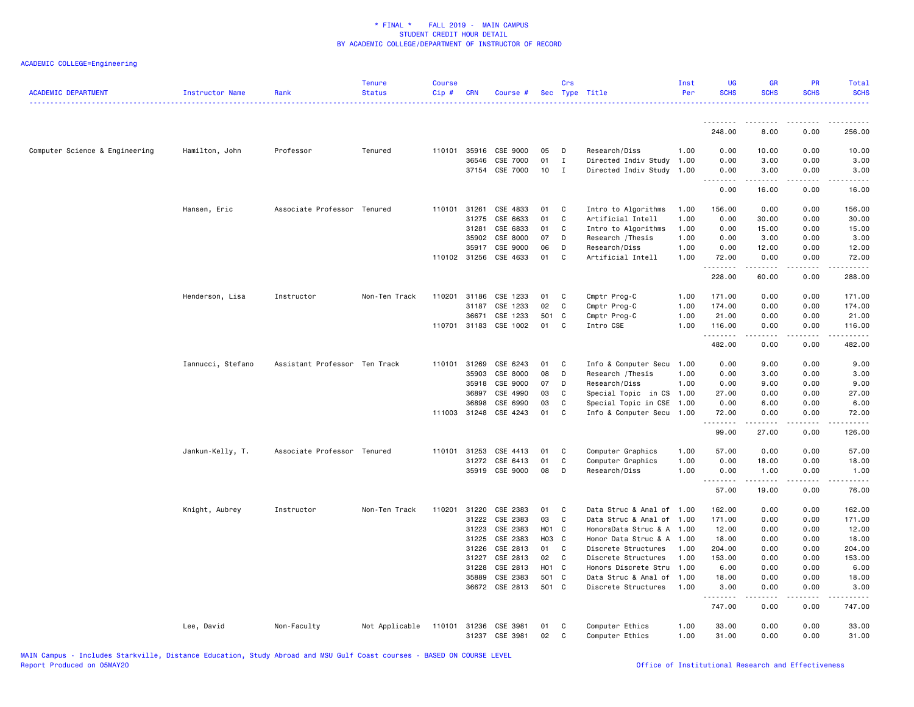\* FINAL \*   FALL 2019 - MAIN CAMPUS
STUDENT CREDIT HOUR DETAIL
BY ACADEMIC COLLEGE/DEPARTMENT OF INSTRUCTOR OF RECORD

ACADEMIC COLLEGE=Engineering

| ACADEMIC DEPARTMENT | Instructor Name | Rank | Tenure Status | Course Cip # | CRN | Course # | Sec | Crs Type | Title | Inst Per | UG SCHS | GR SCHS | PR SCHS | Total SCHS |
|---|---|---|---|---|---|---|---|---|---|---|---|---|---|---|
| | | | | | | | | | | | 248.00 | 8.00 | 0.00 | 256.00 |
| Computer Science & Engineering | Hamilton, John | Professor | Tenured | 110101 | 35916 | CSE 9000 | 05 | D | Research/Diss | 1.00 | 0.00 | 10.00 | 0.00 | 10.00 |
| | | | | | 36546 | CSE 7000 | 01 | I | Directed Indiv Study | 1.00 | 0.00 | 3.00 | 0.00 | 3.00 |
| | | | | | 37154 | CSE 7000 | 10 | I | Directed Indiv Study | 1.00 | 0.00 | 3.00 | 0.00 | 3.00 |
| | | | | | | | | | | | 0.00 | 16.00 | 0.00 | 16.00 |
| | Hansen, Eric | Associate Professor | Tenured | 110101 | 31261 | CSE 4833 | 01 | C | Intro to Algorithms | 1.00 | 156.00 | 0.00 | 0.00 | 156.00 |
| | | | | | 31275 | CSE 6633 | 01 | C | Artificial Intell | 1.00 | 0.00 | 30.00 | 0.00 | 30.00 |
| | | | | | 31281 | CSE 6833 | 01 | C | Intro to Algorithms | 1.00 | 0.00 | 15.00 | 0.00 | 15.00 |
| | | | | | 35902 | CSE 8000 | 07 | D | Research /Thesis | 1.00 | 0.00 | 3.00 | 0.00 | 3.00 |
| | | | | | 35917 | CSE 9000 | 06 | D | Research/Diss | 1.00 | 0.00 | 12.00 | 0.00 | 12.00 |
| | | | | 110102 | 31256 | CSE 4633 | 01 | C | Artificial Intell | 1.00 | 72.00 | 0.00 | 0.00 | 72.00 |
| | | | | | | | | | | | 228.00 | 60.00 | 0.00 | 288.00 |
| | Henderson, Lisa | Instructor | Non-Ten Track | 110201 | 31186 | CSE 1233 | 01 | C | Cmptr Prog-C | 1.00 | 171.00 | 0.00 | 0.00 | 171.00 |
| | | | | | 31187 | CSE 1233 | 02 | C | Cmptr Prog-C | 1.00 | 174.00 | 0.00 | 0.00 | 174.00 |
| | | | | | 36671 | CSE 1233 | 501 | C | Cmptr Prog-C | 1.00 | 21.00 | 0.00 | 0.00 | 21.00 |
| | | | | 110701 | 31183 | CSE 1002 | 01 | C | Intro CSE | 1.00 | 116.00 | 0.00 | 0.00 | 116.00 |
| | | | | | | | | | | | 482.00 | 0.00 | 0.00 | 482.00 |
| | Iannucci, Stefano | Assistant Professor | Ten Track | 110101 | 31269 | CSE 6243 | 01 | C | Info & Computer Secu | 1.00 | 0.00 | 9.00 | 0.00 | 9.00 |
| | | | | | 35903 | CSE 8000 | 08 | D | Research /Thesis | 1.00 | 0.00 | 3.00 | 0.00 | 3.00 |
| | | | | | 35918 | CSE 9000 | 07 | D | Research/Diss | 1.00 | 0.00 | 9.00 | 0.00 | 9.00 |
| | | | | | 36897 | CSE 4990 | 03 | C | Special Topic in CS | 1.00 | 27.00 | 0.00 | 0.00 | 27.00 |
| | | | | | 36898 | CSE 6990 | 03 | C | Special Topic in CSE | 1.00 | 0.00 | 6.00 | 0.00 | 6.00 |
| | | | | 111003 | 31248 | CSE 4243 | 01 | C | Info & Computer Secu | 1.00 | 72.00 | 0.00 | 0.00 | 72.00 |
| | | | | | | | | | | | 99.00 | 27.00 | 0.00 | 126.00 |
| | Jankun-Kelly, T. | Associate Professor | Tenured | 110101 | 31253 | CSE 4413 | 01 | C | Computer Graphics | 1.00 | 57.00 | 0.00 | 0.00 | 57.00 |
| | | | | | 31272 | CSE 6413 | 01 | C | Computer Graphics | 1.00 | 0.00 | 18.00 | 0.00 | 18.00 |
| | | | | | 35919 | CSE 9000 | 08 | D | Research/Diss | 1.00 | 0.00 | 1.00 | 0.00 | 1.00 |
| | | | | | | | | | | | 57.00 | 19.00 | 0.00 | 76.00 |
| | Knight, Aubrey | Instructor | Non-Ten Track | 110201 | 31220 | CSE 2383 | 01 | C | Data Struc & Anal of | 1.00 | 162.00 | 0.00 | 0.00 | 162.00 |
| | | | | | 31222 | CSE 2383 | 03 | C | Data Struc & Anal of | 1.00 | 171.00 | 0.00 | 0.00 | 171.00 |
| | | | | | 31223 | CSE 2383 | H01 | C | HonorsData Struc & A | 1.00 | 12.00 | 0.00 | 0.00 | 12.00 |
| | | | | | 31225 | CSE 2383 | H03 | C | Honor Data Struc & A | 1.00 | 18.00 | 0.00 | 0.00 | 18.00 |
| | | | | | 31226 | CSE 2813 | 01 | C | Discrete Structures | 1.00 | 204.00 | 0.00 | 0.00 | 204.00 |
| | | | | | 31227 | CSE 2813 | 02 | C | Discrete Structures | 1.00 | 153.00 | 0.00 | 0.00 | 153.00 |
| | | | | | 31228 | CSE 2813 | H01 | C | Honors Discrete Stru | 1.00 | 6.00 | 0.00 | 0.00 | 6.00 |
| | | | | | 35889 | CSE 2383 | 501 | C | Data Struc & Anal of | 1.00 | 18.00 | 0.00 | 0.00 | 18.00 |
| | | | | | 36672 | CSE 2813 | 501 | C | Discrete Structures | 1.00 | 3.00 | 0.00 | 0.00 | 3.00 |
| | | | | | | | | | | | 747.00 | 0.00 | 0.00 | 747.00 |
| | Lee, David | Non-Faculty | Not Applicable | 110101 | 31236 | CSE 3981 | 01 | C | Computer Ethics | 1.00 | 33.00 | 0.00 | 0.00 | 33.00 |
| | | | | | 31237 | CSE 3981 | 02 | C | Computer Ethics | 1.00 | 31.00 | 0.00 | 0.00 | 31.00 |

MAIN Campus - Includes Starkville, Distance Education, Study Abroad and MSU Gulf Coast courses - BASED ON COURSE LEVEL
Report Produced on 05MAY20    Office of Institutional Research and Effectiveness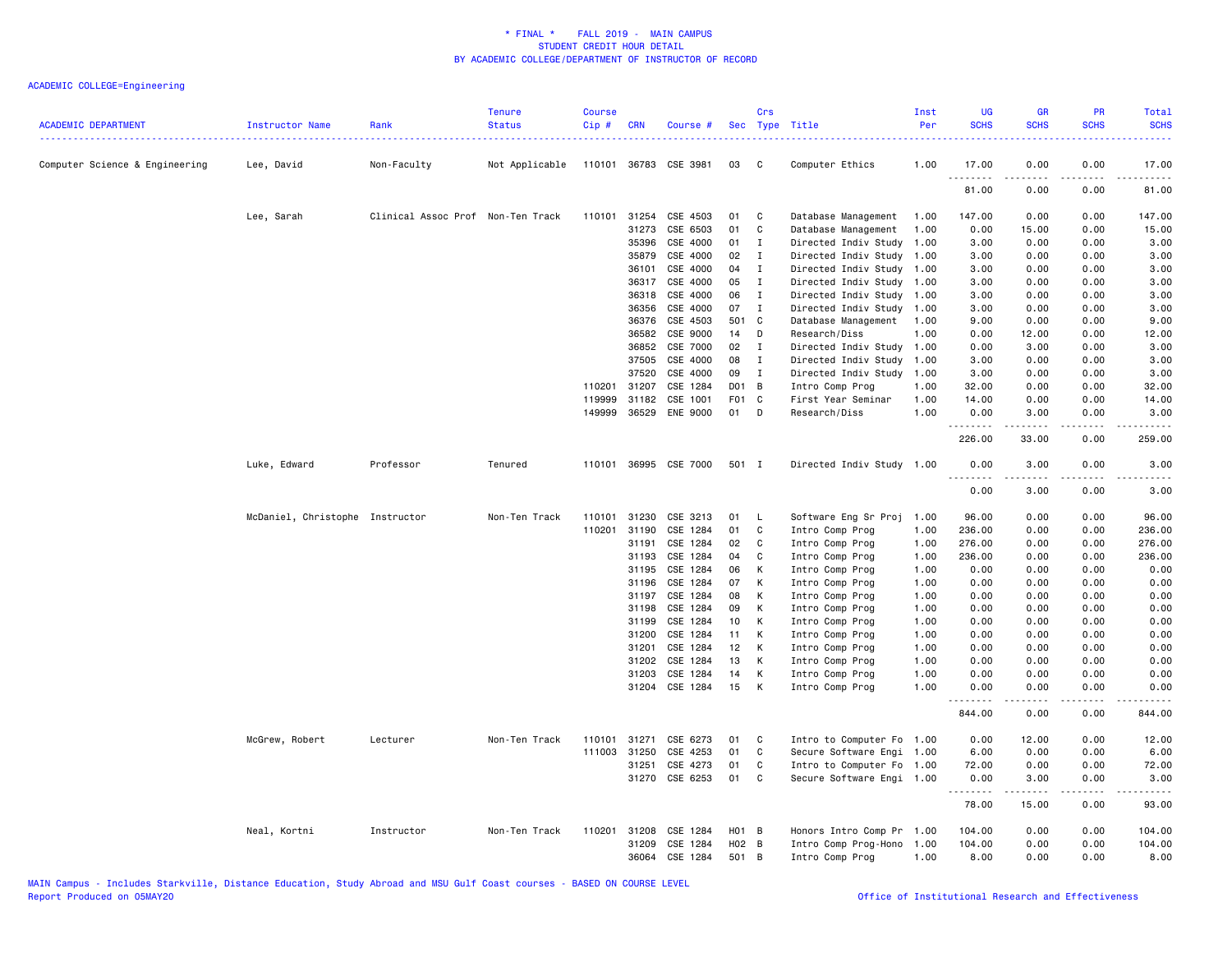# * FINAL * FALL 2019 - MAIN CAMPUS
## STUDENT CREDIT HOUR DETAIL
## BY ACADEMIC COLLEGE/DEPARTMENT OF INSTRUCTOR OF RECORD

ACADEMIC COLLEGE=Engineering

| ACADEMIC DEPARTMENT | Instructor Name | Rank | Tenure Status | Course Cip # | CRN | Course # | Sec | Crs Type | Title | Inst Per | UG SCHS | GR SCHS | PR SCHS | Total SCHS |
|---|---|---|---|---|---|---|---|---|---|---|---|---|---|---|
| Computer Science & Engineering | Lee, David | Non-Faculty | Not Applicable | 110101 | 36783 | CSE 3981 | 03 | C | Computer Ethics | 1.00 | 17.00 | 0.00 | 0.00 | 17.00 |
| | | | | | | | | | | | 81.00 | 0.00 | 0.00 | 81.00 |
| | Lee, Sarah | Clinical Assoc Prof | Non-Ten Track | 110101 | 31254 | CSE 4503 | 01 | C | Database Management | 1.00 | 147.00 | 0.00 | 0.00 | 147.00 |
| | | | | | 31273 | CSE 6503 | 01 | C | Database Management | 1.00 | 0.00 | 15.00 | 0.00 | 15.00 |
| | | | | | 35396 | CSE 4000 | 01 | I | Directed Indiv Study | 1.00 | 3.00 | 0.00 | 0.00 | 3.00 |
| | | | | | 35879 | CSE 4000 | 02 | I | Directed Indiv Study | 1.00 | 3.00 | 0.00 | 0.00 | 3.00 |
| | | | | | 36101 | CSE 4000 | 04 | I | Directed Indiv Study | 1.00 | 3.00 | 0.00 | 0.00 | 3.00 |
| | | | | | 36317 | CSE 4000 | 05 | I | Directed Indiv Study | 1.00 | 3.00 | 0.00 | 0.00 | 3.00 |
| | | | | | 36318 | CSE 4000 | 06 | I | Directed Indiv Study | 1.00 | 3.00 | 0.00 | 0.00 | 3.00 |
| | | | | | 36356 | CSE 4000 | 07 | I | Directed Indiv Study | 1.00 | 3.00 | 0.00 | 0.00 | 3.00 |
| | | | | | 36376 | CSE 4503 | 501 | C | Database Management | 1.00 | 9.00 | 0.00 | 0.00 | 9.00 |
| | | | | | 36582 | CSE 9000 | 14 | D | Research/Diss | 1.00 | 0.00 | 12.00 | 0.00 | 12.00 |
| | | | | | 36852 | CSE 7000 | 02 | I | Directed Indiv Study | 1.00 | 0.00 | 3.00 | 0.00 | 3.00 |
| | | | | | 37505 | CSE 4000 | 08 | I | Directed Indiv Study | 1.00 | 3.00 | 0.00 | 0.00 | 3.00 |
| | | | | | 37520 | CSE 4000 | 09 | I | Directed Indiv Study | 1.00 | 3.00 | 0.00 | 0.00 | 3.00 |
| | | | | 110201 | 31207 | CSE 1284 | D01 | B | Intro Comp Prog | 1.00 | 32.00 | 0.00 | 0.00 | 32.00 |
| | | | | 119999 | 31182 | CSE 1001 | F01 | C | First Year Seminar | 1.00 | 14.00 | 0.00 | 0.00 | 14.00 |
| | | | | 149999 | 36529 | ENE 9000 | 01 | D | Research/Diss | 1.00 | 0.00 | 3.00 | 0.00 | 3.00 |
| | | | | | | | | | | | 226.00 | 33.00 | 0.00 | 259.00 |
| | Luke, Edward | Professor | Tenured | 110101 | 36995 | CSE 7000 | 501 | I | Directed Indiv Study | 1.00 | 0.00 | 3.00 | 0.00 | 3.00 |
| | | | | | | | | | | | 0.00 | 3.00 | 0.00 | 3.00 |
| | McDaniel, Christophe | Instructor | Non-Ten Track | 110101 | 31230 | CSE 3213 | 01 | L | Software Eng Sr Proj | 1.00 | 96.00 | 0.00 | 0.00 | 96.00 |
| | | | | 110201 | 31190 | CSE 1284 | 01 | C | Intro Comp Prog | 1.00 | 236.00 | 0.00 | 0.00 | 236.00 |
| | | | | | 31191 | CSE 1284 | 02 | C | Intro Comp Prog | 1.00 | 276.00 | 0.00 | 0.00 | 276.00 |
| | | | | | 31193 | CSE 1284 | 04 | C | Intro Comp Prog | 1.00 | 236.00 | 0.00 | 0.00 | 236.00 |
| | | | | | 31195 | CSE 1284 | 06 | K | Intro Comp Prog | 1.00 | 0.00 | 0.00 | 0.00 | 0.00 |
| | | | | | 31196 | CSE 1284 | 07 | K | Intro Comp Prog | 1.00 | 0.00 | 0.00 | 0.00 | 0.00 |
| | | | | | 31197 | CSE 1284 | 08 | K | Intro Comp Prog | 1.00 | 0.00 | 0.00 | 0.00 | 0.00 |
| | | | | | 31198 | CSE 1284 | 09 | K | Intro Comp Prog | 1.00 | 0.00 | 0.00 | 0.00 | 0.00 |
| | | | | | 31199 | CSE 1284 | 10 | K | Intro Comp Prog | 1.00 | 0.00 | 0.00 | 0.00 | 0.00 |
| | | | | | 31200 | CSE 1284 | 11 | K | Intro Comp Prog | 1.00 | 0.00 | 0.00 | 0.00 | 0.00 |
| | | | | | 31201 | CSE 1284 | 12 | K | Intro Comp Prog | 1.00 | 0.00 | 0.00 | 0.00 | 0.00 |
| | | | | | 31202 | CSE 1284 | 13 | K | Intro Comp Prog | 1.00 | 0.00 | 0.00 | 0.00 | 0.00 |
| | | | | | 31203 | CSE 1284 | 14 | K | Intro Comp Prog | 1.00 | 0.00 | 0.00 | 0.00 | 0.00 |
| | | | | | 31204 | CSE 1284 | 15 | K | Intro Comp Prog | 1.00 | 0.00 | 0.00 | 0.00 | 0.00 |
| | | | | | | | | | | | 844.00 | 0.00 | 0.00 | 844.00 |
| | McGrew, Robert | Lecturer | Non-Ten Track | 110101 | 31271 | CSE 6273 | 01 | C | Intro to Computer Fo | 1.00 | 0.00 | 12.00 | 0.00 | 12.00 |
| | | | | 111003 | 31250 | CSE 4253 | 01 | C | Secure Software Engi | 1.00 | 6.00 | 0.00 | 0.00 | 6.00 |
| | | | | | 31251 | CSE 4273 | 01 | C | Intro to Computer Fo | 1.00 | 72.00 | 0.00 | 0.00 | 72.00 |
| | | | | | 31270 | CSE 6253 | 01 | C | Secure Software Engi | 1.00 | 0.00 | 3.00 | 0.00 | 3.00 |
| | | | | | | | | | | | 78.00 | 15.00 | 0.00 | 93.00 |
| | Neal, Kortni | Instructor | Non-Ten Track | 110201 | 31208 | CSE 1284 | H01 | B | Honors Intro Comp Pr | 1.00 | 104.00 | 0.00 | 0.00 | 104.00 |
| | | | | | 31209 | CSE 1284 | H02 | B | Intro Comp Prog-Hono | 1.00 | 104.00 | 0.00 | 0.00 | 104.00 |
| | | | | | 36064 | CSE 1284 | 501 | B | Intro Comp Prog | 1.00 | 8.00 | 0.00 | 0.00 | 8.00 |

MAIN Campus - Includes Starkville, Distance Education, Study Abroad and MSU Gulf Coast courses - BASED ON COURSE LEVEL
Report Produced on 05MAY20 — Office of Institutional Research and Effectiveness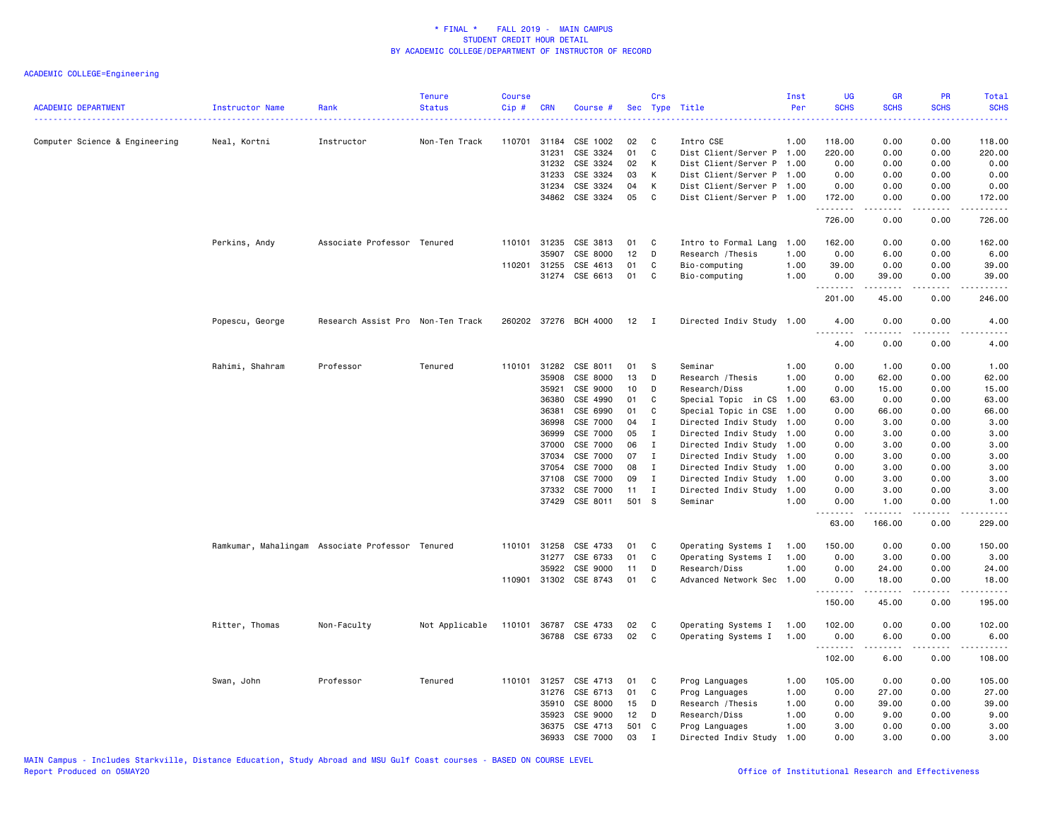# \* FINAL \* FALL 2019 - MAIN CAMPUS
## STUDENT CREDIT HOUR DETAIL
## BY ACADEMIC COLLEGE/DEPARTMENT OF INSTRUCTOR OF RECORD

ACADEMIC COLLEGE=Engineering

| ACADEMIC DEPARTMENT | Instructor Name | Rank | Tenure Status | Course Cip # | CRN | Course # | Sec | Crs Type | Title | Inst Per | UG SCHS | GR SCHS | PR SCHS | Total SCHS |
|---|---|---|---|---|---|---|---|---|---|---|---|---|---|---|
| Computer Science & Engineering | Neal, Kortni | Instructor | Non-Ten Track | 110701 | 31184 | CSE 1002 | 02 | C | Intro CSE | 1.00 | 118.00 | 0.00 | 0.00 | 118.00 |
| | | | | | 31231 | CSE 3324 | 01 | C | Dist Client/Server P | 1.00 | 220.00 | 0.00 | 0.00 | 220.00 |
| | | | | | 31232 | CSE 3324 | 02 | K | Dist Client/Server P | 1.00 | 0.00 | 0.00 | 0.00 | 0.00 |
| | | | | | 31233 | CSE 3324 | 03 | K | Dist Client/Server P | 1.00 | 0.00 | 0.00 | 0.00 | 0.00 |
| | | | | | 31234 | CSE 3324 | 04 | K | Dist Client/Server P | 1.00 | 0.00 | 0.00 | 0.00 | 0.00 |
| | | | | | 34862 | CSE 3324 | 05 | C | Dist Client/Server P | 1.00 | 172.00 | 0.00 | 0.00 | 172.00 |
| | | | | | | | | | | | 726.00 | 0.00 | 0.00 | 726.00 |
| | Perkins, Andy | Associate Professor | Tenured | 110101 | 31235 | CSE 3813 | 01 | C | Intro to Formal Lang | 1.00 | 162.00 | 0.00 | 0.00 | 162.00 |
| | | | | | 35907 | CSE 8000 | 12 | D | Research /Thesis | 1.00 | 0.00 | 6.00 | 0.00 | 6.00 |
| | | | | 110201 | 31255 | CSE 4613 | 01 | C | Bio-computing | 1.00 | 39.00 | 0.00 | 0.00 | 39.00 |
| | | | | | 31274 | CSE 6613 | 01 | C | Bio-computing | 1.00 | 0.00 | 39.00 | 0.00 | 39.00 |
| | | | | | | | | | | | 201.00 | 45.00 | 0.00 | 246.00 |
| | Popescu, George | Research Assist Pro | Non-Ten Track | 260202 | 37276 | BCH 4000 | 12 | I | Directed Indiv Study | 1.00 | 4.00 | 0.00 | 0.00 | 4.00 |
| | | | | | | | | | | | 4.00 | 0.00 | 0.00 | 4.00 |
| | Rahimi, Shahram | Professor | Tenured | 110101 | 31282 | CSE 8011 | 01 | S | Seminar | 1.00 | 0.00 | 1.00 | 0.00 | 1.00 |
| | | | | | 35908 | CSE 8000 | 13 | D | Research /Thesis | 1.00 | 0.00 | 62.00 | 0.00 | 62.00 |
| | | | | | 35921 | CSE 9000 | 10 | D | Research/Diss | 1.00 | 0.00 | 15.00 | 0.00 | 15.00 |
| | | | | | 36380 | CSE 4990 | 01 | C | Special Topic in CS | 1.00 | 63.00 | 0.00 | 0.00 | 63.00 |
| | | | | | 36381 | CSE 6990 | 01 | C | Special Topic in CSE | 1.00 | 0.00 | 66.00 | 0.00 | 66.00 |
| | | | | | 36998 | CSE 7000 | 04 | I | Directed Indiv Study | 1.00 | 0.00 | 3.00 | 0.00 | 3.00 |
| | | | | | 36999 | CSE 7000 | 05 | I | Directed Indiv Study | 1.00 | 0.00 | 3.00 | 0.00 | 3.00 |
| | | | | | 37000 | CSE 7000 | 06 | I | Directed Indiv Study | 1.00 | 0.00 | 3.00 | 0.00 | 3.00 |
| | | | | | 37034 | CSE 7000 | 07 | I | Directed Indiv Study | 1.00 | 0.00 | 3.00 | 0.00 | 3.00 |
| | | | | | 37054 | CSE 7000 | 08 | I | Directed Indiv Study | 1.00 | 0.00 | 3.00 | 0.00 | 3.00 |
| | | | | | 37108 | CSE 7000 | 09 | I | Directed Indiv Study | 1.00 | 0.00 | 3.00 | 0.00 | 3.00 |
| | | | | | 37332 | CSE 7000 | 11 | I | Directed Indiv Study | 1.00 | 0.00 | 3.00 | 0.00 | 3.00 |
| | | | | | 37429 | CSE 8011 | 501 | S | Seminar | 1.00 | 0.00 | 1.00 | 0.00 | 1.00 |
| | | | | | | | | | | | 63.00 | 166.00 | 0.00 | 229.00 |
| | Ramkumar, Mahalingam | Associate Professor | Tenured | 110101 | 31258 | CSE 4733 | 01 | C | Operating Systems I | 1.00 | 150.00 | 0.00 | 0.00 | 150.00 |
| | | | | | 31277 | CSE 6733 | 01 | C | Operating Systems I | 1.00 | 0.00 | 3.00 | 0.00 | 3.00 |
| | | | | | 35922 | CSE 9000 | 11 | D | Research/Diss | 1.00 | 0.00 | 24.00 | 0.00 | 24.00 |
| | | | | 110901 | 31302 | CSE 8743 | 01 | C | Advanced Network Sec | 1.00 | 0.00 | 18.00 | 0.00 | 18.00 |
| | | | | | | | | | | | 150.00 | 45.00 | 0.00 | 195.00 |
| | Ritter, Thomas | Non-Faculty | Not Applicable | 110101 | 36787 | CSE 4733 | 02 | C | Operating Systems I | 1.00 | 102.00 | 0.00 | 0.00 | 102.00 |
| | | | | | 36788 | CSE 6733 | 02 | C | Operating Systems I | 1.00 | 0.00 | 6.00 | 0.00 | 6.00 |
| | | | | | | | | | | | 102.00 | 6.00 | 0.00 | 108.00 |
| | Swan, John | Professor | Tenured | 110101 | 31257 | CSE 4713 | 01 | C | Prog Languages | 1.00 | 105.00 | 0.00 | 0.00 | 105.00 |
| | | | | | 31276 | CSE 6713 | 01 | C | Prog Languages | 1.00 | 0.00 | 27.00 | 0.00 | 27.00 |
| | | | | | 35910 | CSE 8000 | 15 | D | Research /Thesis | 1.00 | 0.00 | 39.00 | 0.00 | 39.00 |
| | | | | | 35923 | CSE 9000 | 12 | D | Research/Diss | 1.00 | 0.00 | 9.00 | 0.00 | 9.00 |
| | | | | | 36375 | CSE 4713 | 501 | C | Prog Languages | 1.00 | 3.00 | 0.00 | 0.00 | 3.00 |
| | | | | | 36933 | CSE 7000 | 03 | I | Directed Indiv Study | 1.00 | 0.00 | 3.00 | 0.00 | 3.00 |

MAIN Campus - Includes Starkville, Distance Education, Study Abroad and MSU Gulf Coast courses - BASED ON COURSE LEVEL
Report Produced on 05MAY20 | Office of Institutional Research and Effectiveness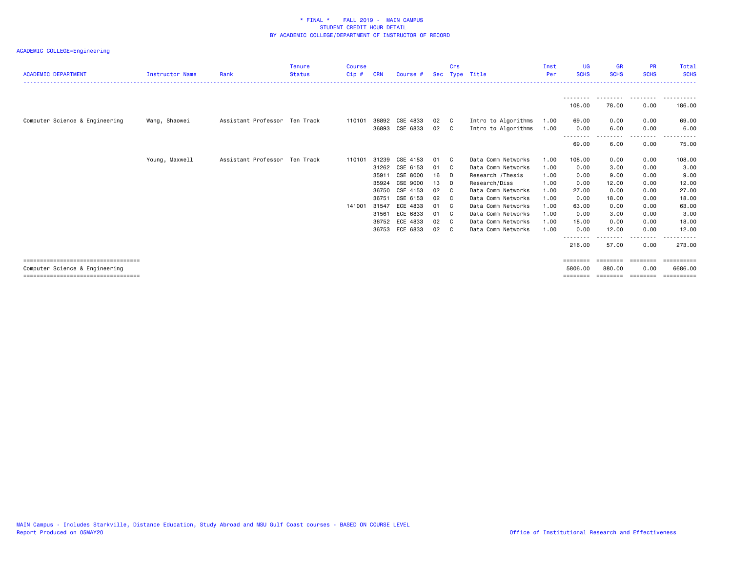\* FINAL \* FALL 2019 - MAIN CAMPUS
STUDENT CREDIT HOUR DETAIL
BY ACADEMIC COLLEGE/DEPARTMENT OF INSTRUCTOR OF RECORD

ACADEMIC COLLEGE=Engineering

| ACADEMIC DEPARTMENT | Instructor Name | Rank | Tenure Status | Course Cip # | CRN | Course # | Sec | Crs Type | Title | Inst Per | UG SCHS | GR SCHS | PR SCHS | Total SCHS |
|---|---|---|---|---|---|---|---|---|---|---|---|---|---|---|
| | | | | | | | | | | | 108.00 | 78.00 | 0.00 | 186.00 |
| Computer Science & Engineering | Wang, Shaowei | Assistant Professor | Ten Track | 110101 | 36892 | CSE 4833 | 02 | C | Intro to Algorithms | 1.00 | 69.00 | 0.00 | 0.00 | 69.00 |
| | | | | | 36893 | CSE 6833 | 02 | C | Intro to Algorithms | 1.00 | 0.00 | 6.00 | 0.00 | 6.00 |
| | | | | | | | | | | | 69.00 | 6.00 | 0.00 | 75.00 |
| | Young, Maxwell | Assistant Professor | Ten Track | 110101 | 31239 | CSE 4153 | 01 | C | Data Comm Networks | 1.00 | 108.00 | 0.00 | 0.00 | 108.00 |
| | | | | | 31262 | CSE 6153 | 01 | C | Data Comm Networks | 1.00 | 0.00 | 3.00 | 0.00 | 3.00 |
| | | | | | 35911 | CSE 8000 | 16 | D | Research /Thesis | 1.00 | 0.00 | 9.00 | 0.00 | 9.00 |
| | | | | | 35924 | CSE 9000 | 13 | D | Research/Diss | 1.00 | 0.00 | 12.00 | 0.00 | 12.00 |
| | | | | | 36750 | CSE 4153 | 02 | C | Data Comm Networks | 1.00 | 27.00 | 0.00 | 0.00 | 27.00 |
| | | | | | 36751 | CSE 6153 | 02 | C | Data Comm Networks | 1.00 | 0.00 | 18.00 | 0.00 | 18.00 |
| | | | | 141001 | 31547 | ECE 4833 | 01 | C | Data Comm Networks | 1.00 | 63.00 | 0.00 | 0.00 | 63.00 |
| | | | | | 31561 | ECE 6833 | 01 | C | Data Comm Networks | 1.00 | 0.00 | 3.00 | 0.00 | 3.00 |
| | | | | | 36752 | ECE 4833 | 02 | C | Data Comm Networks | 1.00 | 18.00 | 0.00 | 0.00 | 18.00 |
| | | | | | 36753 | ECE 6833 | 02 | C | Data Comm Networks | 1.00 | 0.00 | 12.00 | 0.00 | 12.00 |
| | | | | | | | | | | | 216.00 | 57.00 | 0.00 | 273.00 |
| Computer Science & Engineering | | | | | | | | | | | 5806.00 | 880.00 | 0.00 | 6686.00 |

MAIN Campus - Includes Starkville, Distance Education, Study Abroad and MSU Gulf Coast courses - BASED ON COURSE LEVEL
Report Produced on 05MAY20

Office of Institutional Research and Effectiveness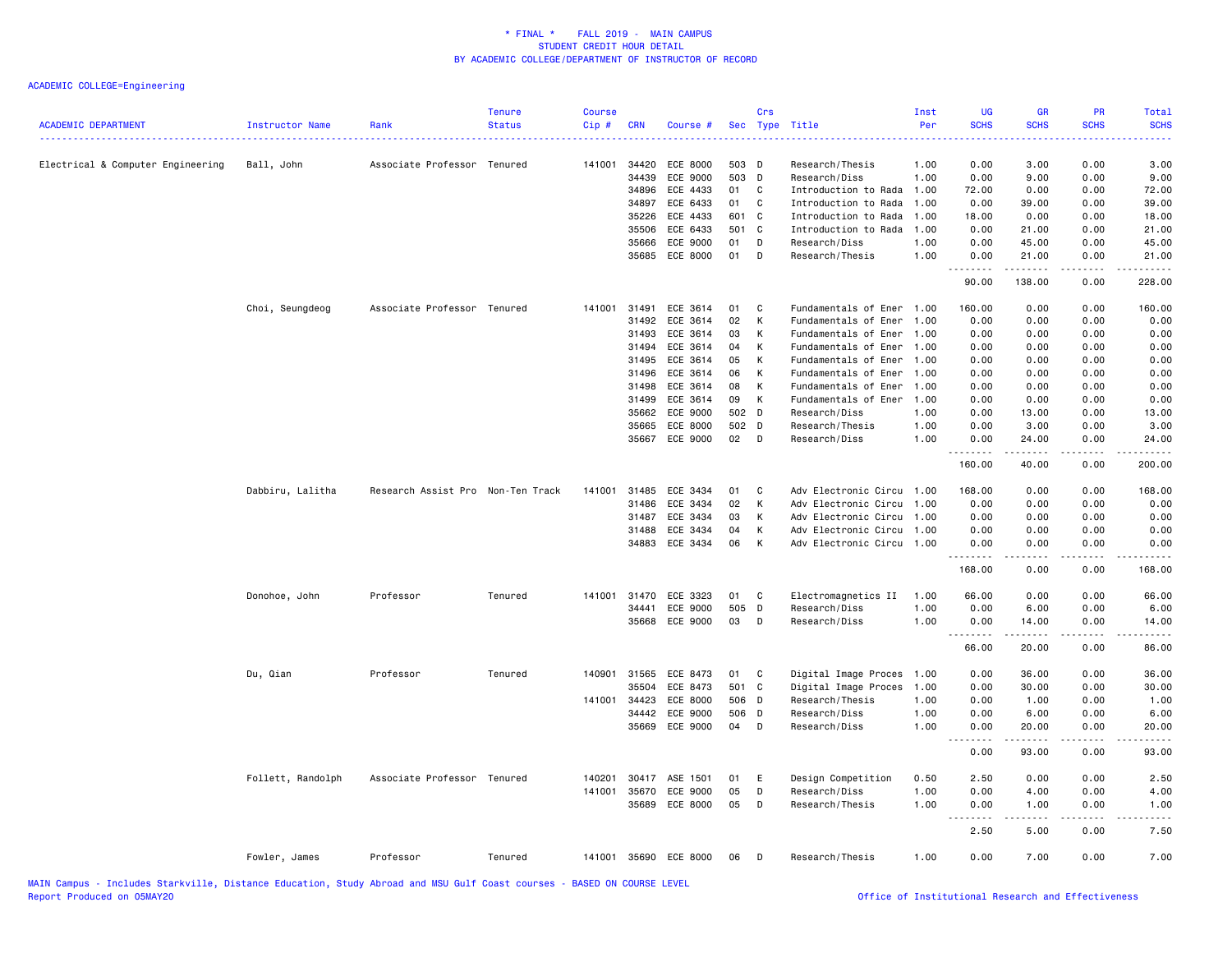# * FINAL * FALL 2019 - MAIN CAMPUS
## STUDENT CREDIT HOUR DETAIL
## BY ACADEMIC COLLEGE/DEPARTMENT OF INSTRUCTOR OF RECORD

ACADEMIC COLLEGE=Engineering

| ACADEMIC DEPARTMENT | Instructor Name | Rank | Tenure Status | Course Cip # | CRN | Course # | Sec | Crs Type | Title | Inst Per | UG SCHS | GR SCHS | PR SCHS | Total SCHS |
|---|---|---|---|---|---|---|---|---|---|---|---|---|---|---|
| Electrical & Computer Engineering | Ball, John | Associate Professor | Tenured | 141001 | 34420 | ECE 8000 | 503 | D | Research/Thesis | 1.00 | 0.00 | 3.00 | 0.00 | 3.00 |
| | | | | | 34439 | ECE 9000 | 503 | D | Research/Diss | 1.00 | 0.00 | 9.00 | 0.00 | 9.00 |
| | | | | | 34896 | ECE 4433 | 01 | C | Introduction to Rada | 1.00 | 72.00 | 0.00 | 0.00 | 72.00 |
| | | | | | 34897 | ECE 6433 | 01 | C | Introduction to Rada | 1.00 | 0.00 | 39.00 | 0.00 | 39.00 |
| | | | | | 35226 | ECE 4433 | 601 | C | Introduction to Rada | 1.00 | 18.00 | 0.00 | 0.00 | 18.00 |
| | | | | | 35506 | ECE 6433 | 501 | C | Introduction to Rada | 1.00 | 0.00 | 21.00 | 0.00 | 21.00 |
| | | | | | 35666 | ECE 9000 | 01 | D | Research/Diss | 1.00 | 0.00 | 45.00 | 0.00 | 45.00 |
| | | | | | 35685 | ECE 8000 | 01 | D | Research/Thesis | 1.00 | 0.00 | 21.00 | 0.00 | 21.00 |
| | | | | | | | | | | | 90.00 | 138.00 | 0.00 | 228.00 |
| | Choi, Seungdeog | Associate Professor | Tenured | 141001 | 31491 | ECE 3614 | 01 | C | Fundamentals of Ener | 1.00 | 160.00 | 0.00 | 0.00 | 160.00 |
| | | | | | 31492 | ECE 3614 | 02 | K | Fundamentals of Ener | 1.00 | 0.00 | 0.00 | 0.00 | 0.00 |
| | | | | | 31493 | ECE 3614 | 03 | K | Fundamentals of Ener | 1.00 | 0.00 | 0.00 | 0.00 | 0.00 |
| | | | | | 31494 | ECE 3614 | 04 | K | Fundamentals of Ener | 1.00 | 0.00 | 0.00 | 0.00 | 0.00 |
| | | | | | 31495 | ECE 3614 | 05 | K | Fundamentals of Ener | 1.00 | 0.00 | 0.00 | 0.00 | 0.00 |
| | | | | | 31496 | ECE 3614 | 06 | K | Fundamentals of Ener | 1.00 | 0.00 | 0.00 | 0.00 | 0.00 |
| | | | | | 31498 | ECE 3614 | 08 | K | Fundamentals of Ener | 1.00 | 0.00 | 0.00 | 0.00 | 0.00 |
| | | | | | 31499 | ECE 3614 | 09 | K | Fundamentals of Ener | 1.00 | 0.00 | 0.00 | 0.00 | 0.00 |
| | | | | | 35662 | ECE 9000 | 502 | D | Research/Diss | 1.00 | 0.00 | 13.00 | 0.00 | 13.00 |
| | | | | | 35665 | ECE 8000 | 502 | D | Research/Thesis | 1.00 | 0.00 | 3.00 | 0.00 | 3.00 |
| | | | | | 35667 | ECE 9000 | 02 | D | Research/Diss | 1.00 | 0.00 | 24.00 | 0.00 | 24.00 |
| | | | | | | | | | | | 160.00 | 40.00 | 0.00 | 200.00 |
| | Dabbiru, Lalitha | Research Assist Pro | Non-Ten Track | 141001 | 31485 | ECE 3434 | 01 | C | Adv Electronic Circu | 1.00 | 168.00 | 0.00 | 0.00 | 168.00 |
| | | | | | 31486 | ECE 3434 | 02 | K | Adv Electronic Circu | 1.00 | 0.00 | 0.00 | 0.00 | 0.00 |
| | | | | | 31487 | ECE 3434 | 03 | K | Adv Electronic Circu | 1.00 | 0.00 | 0.00 | 0.00 | 0.00 |
| | | | | | 31488 | ECE 3434 | 04 | K | Adv Electronic Circu | 1.00 | 0.00 | 0.00 | 0.00 | 0.00 |
| | | | | | 34883 | ECE 3434 | 06 | K | Adv Electronic Circu | 1.00 | 0.00 | 0.00 | 0.00 | 0.00 |
| | | | | | | | | | | | 168.00 | 0.00 | 0.00 | 168.00 |
| | Donohoe, John | Professor | Tenured | 141001 | 31470 | ECE 3323 | 01 | C | Electromagnetics II | 1.00 | 66.00 | 0.00 | 0.00 | 66.00 |
| | | | | | 34441 | ECE 9000 | 505 | D | Research/Diss | 1.00 | 0.00 | 6.00 | 0.00 | 6.00 |
| | | | | | 35668 | ECE 9000 | 03 | D | Research/Diss | 1.00 | 0.00 | 14.00 | 0.00 | 14.00 |
| | | | | | | | | | | | 66.00 | 20.00 | 0.00 | 86.00 |
| | Du, Qian | Professor | Tenured | 140901 | 31565 | ECE 8473 | 01 | C | Digital Image Proces | 1.00 | 0.00 | 36.00 | 0.00 | 36.00 |
| | | | | | 35504 | ECE 8473 | 501 | C | Digital Image Proces | 1.00 | 0.00 | 30.00 | 0.00 | 30.00 |
| | | | | 141001 | 34423 | ECE 8000 | 506 | D | Research/Thesis | 1.00 | 0.00 | 1.00 | 0.00 | 1.00 |
| | | | | | 34442 | ECE 9000 | 506 | D | Research/Diss | 1.00 | 0.00 | 6.00 | 0.00 | 6.00 |
| | | | | | 35669 | ECE 9000 | 04 | D | Research/Diss | 1.00 | 0.00 | 20.00 | 0.00 | 20.00 |
| | | | | | | | | | | | 0.00 | 93.00 | 0.00 | 93.00 |
| | Follett, Randolph | Associate Professor | Tenured | 140201 | 30417 | ASE 1501 | 01 | E | Design Competition | 0.50 | 2.50 | 0.00 | 0.00 | 2.50 |
| | | | | 141001 | 35670 | ECE 9000 | 05 | D | Research/Diss | 1.00 | 0.00 | 4.00 | 0.00 | 4.00 |
| | | | | | 35689 | ECE 8000 | 05 | D | Research/Thesis | 1.00 | 0.00 | 1.00 | 0.00 | 1.00 |
| | | | | | | | | | | | 2.50 | 5.00 | 0.00 | 7.50 |
| | Fowler, James | Professor | Tenured | 141001 | 35690 | ECE 8000 | 06 | D | Research/Thesis | 1.00 | 0.00 | 7.00 | 0.00 | 7.00 |

MAIN Campus - Includes Starkville, Distance Education, Study Abroad and MSU Gulf Coast courses - BASED ON COURSE LEVEL
Report Produced on 05MAY20

Office of Institutional Research and Effectiveness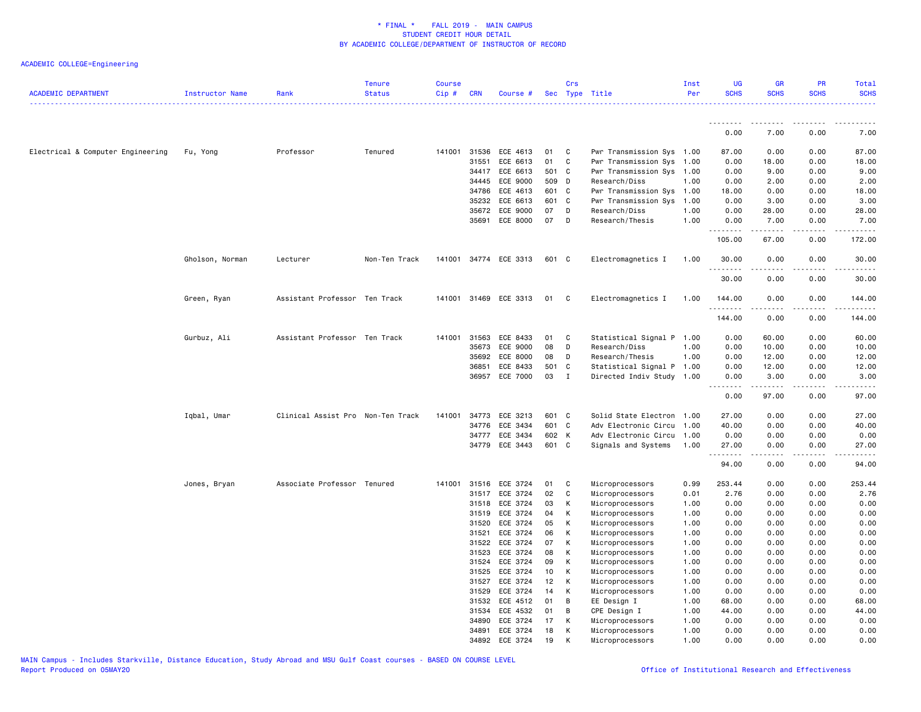\* FINAL \* FALL 2019 - MAIN CAMPUS
STUDENT CREDIT HOUR DETAIL
BY ACADEMIC COLLEGE/DEPARTMENT OF INSTRUCTOR OF RECORD

ACADEMIC COLLEGE=Engineering

| ACADEMIC DEPARTMENT | Instructor Name | Rank | Tenure Status | Course Cip # | CRN | Course # | Sec | Crs Type | Title | Inst Per | UG SCHS | GR SCHS | PR SCHS | Total SCHS |
|---|---|---|---|---|---|---|---|---|---|---|---|---|---|---|
| | | | | | | | | | | | 0.00 | 7.00 | 0.00 | 7.00 |
| Electrical & Computer Engineering | Fu, Yong | Professor | Tenured | 141001 | 31536 | ECE 4613 | 01 | C | Pwr Transmission Sys | 1.00 | 87.00 | 0.00 | 0.00 | 87.00 |
| | | | | | 31551 | ECE 6613 | 01 | C | Pwr Transmission Sys | 1.00 | 0.00 | 18.00 | 0.00 | 18.00 |
| | | | | | 34417 | ECE 6613 | 501 | C | Pwr Transmission Sys | 1.00 | 0.00 | 9.00 | 0.00 | 9.00 |
| | | | | | 34445 | ECE 9000 | 509 | D | Research/Diss | 1.00 | 0.00 | 2.00 | 0.00 | 2.00 |
| | | | | | 34786 | ECE 4613 | 601 | C | Pwr Transmission Sys | 1.00 | 18.00 | 0.00 | 0.00 | 18.00 |
| | | | | | 35232 | ECE 6613 | 601 | C | Pwr Transmission Sys | 1.00 | 0.00 | 3.00 | 0.00 | 3.00 |
| | | | | | 35672 | ECE 9000 | 07 | D | Research/Diss | 1.00 | 0.00 | 28.00 | 0.00 | 28.00 |
| | | | | | 35691 | ECE 8000 | 07 | D | Research/Thesis | 1.00 | 0.00 | 7.00 | 0.00 | 7.00 |
| | | | | | | | | | | | 105.00 | 67.00 | 0.00 | 172.00 |
| | Gholson, Norman | Lecturer | Non-Ten Track | 141001 | 34774 | ECE 3313 | 601 | C | Electromagnetics I | 1.00 | 30.00 | 0.00 | 0.00 | 30.00 |
| | | | | | | | | | | | 30.00 | 0.00 | 0.00 | 30.00 |
| | Green, Ryan | Assistant Professor | Ten Track | 141001 | 31469 | ECE 3313 | 01 | C | Electromagnetics I | 1.00 | 144.00 | 0.00 | 0.00 | 144.00 |
| | | | | | | | | | | | 144.00 | 0.00 | 0.00 | 144.00 |
| | Gurbuz, Ali | Assistant Professor | Ten Track | 141001 | 31563 | ECE 8433 | 01 | C | Statistical Signal P | 1.00 | 0.00 | 60.00 | 0.00 | 60.00 |
| | | | | | 35673 | ECE 9000 | 08 | D | Research/Diss | 1.00 | 0.00 | 10.00 | 0.00 | 10.00 |
| | | | | | 35692 | ECE 8000 | 08 | D | Research/Thesis | 1.00 | 0.00 | 12.00 | 0.00 | 12.00 |
| | | | | | 36851 | ECE 8433 | 501 | C | Statistical Signal P | 1.00 | 0.00 | 12.00 | 0.00 | 12.00 |
| | | | | | 36957 | ECE 7000 | 03 | I | Directed Indiv Study | 1.00 | 0.00 | 3.00 | 0.00 | 3.00 |
| | | | | | | | | | | | 0.00 | 97.00 | 0.00 | 97.00 |
| | Iqbal, Umar | Clinical Assist Pro | Non-Ten Track | 141001 | 34773 | ECE 3213 | 601 | C | Solid State Electron | 1.00 | 27.00 | 0.00 | 0.00 | 27.00 |
| | | | | | 34776 | ECE 3434 | 601 | C | Adv Electronic Circu | 1.00 | 40.00 | 0.00 | 0.00 | 40.00 |
| | | | | | 34777 | ECE 3434 | 602 | K | Adv Electronic Circu | 1.00 | 0.00 | 0.00 | 0.00 | 0.00 |
| | | | | | 34779 | ECE 3443 | 601 | C | Signals and Systems | 1.00 | 27.00 | 0.00 | 0.00 | 27.00 |
| | | | | | | | | | | | 94.00 | 0.00 | 0.00 | 94.00 |
| | Jones, Bryan | Associate Professor | Tenured | 141001 | 31516 | ECE 3724 | 01 | C | Microprocessors | 0.99 | 253.44 | 0.00 | 0.00 | 253.44 |
| | | | | | 31517 | ECE 3724 | 02 | C | Microprocessors | 0.01 | 2.76 | 0.00 | 0.00 | 2.76 |
| | | | | | 31518 | ECE 3724 | 03 | K | Microprocessors | 1.00 | 0.00 | 0.00 | 0.00 | 0.00 |
| | | | | | 31519 | ECE 3724 | 04 | K | Microprocessors | 1.00 | 0.00 | 0.00 | 0.00 | 0.00 |
| | | | | | 31520 | ECE 3724 | 05 | K | Microprocessors | 1.00 | 0.00 | 0.00 | 0.00 | 0.00 |
| | | | | | 31521 | ECE 3724 | 06 | K | Microprocessors | 1.00 | 0.00 | 0.00 | 0.00 | 0.00 |
| | | | | | 31522 | ECE 3724 | 07 | K | Microprocessors | 1.00 | 0.00 | 0.00 | 0.00 | 0.00 |
| | | | | | 31523 | ECE 3724 | 08 | K | Microprocessors | 1.00 | 0.00 | 0.00 | 0.00 | 0.00 |
| | | | | | 31524 | ECE 3724 | 09 | K | Microprocessors | 1.00 | 0.00 | 0.00 | 0.00 | 0.00 |
| | | | | | 31525 | ECE 3724 | 10 | K | Microprocessors | 1.00 | 0.00 | 0.00 | 0.00 | 0.00 |
| | | | | | 31527 | ECE 3724 | 12 | K | Microprocessors | 1.00 | 0.00 | 0.00 | 0.00 | 0.00 |
| | | | | | 31529 | ECE 3724 | 14 | K | Microprocessors | 1.00 | 0.00 | 0.00 | 0.00 | 0.00 |
| | | | | | 31532 | ECE 4512 | 01 | B | EE Design I | 1.00 | 68.00 | 0.00 | 0.00 | 68.00 |
| | | | | | 31534 | ECE 4532 | 01 | B | CPE Design I | 1.00 | 44.00 | 0.00 | 0.00 | 44.00 |
| | | | | | 34890 | ECE 3724 | 17 | K | Microprocessors | 1.00 | 0.00 | 0.00 | 0.00 | 0.00 |
| | | | | | 34891 | ECE 3724 | 18 | K | Microprocessors | 1.00 | 0.00 | 0.00 | 0.00 | 0.00 |
| | | | | | 34892 | ECE 3724 | 19 | K | Microprocessors | 1.00 | 0.00 | 0.00 | 0.00 | 0.00 |

MAIN Campus - Includes Starkville, Distance Education, Study Abroad and MSU Gulf Coast courses - BASED ON COURSE LEVEL
Report Produced on 05MAY20 — Office of Institutional Research and Effectiveness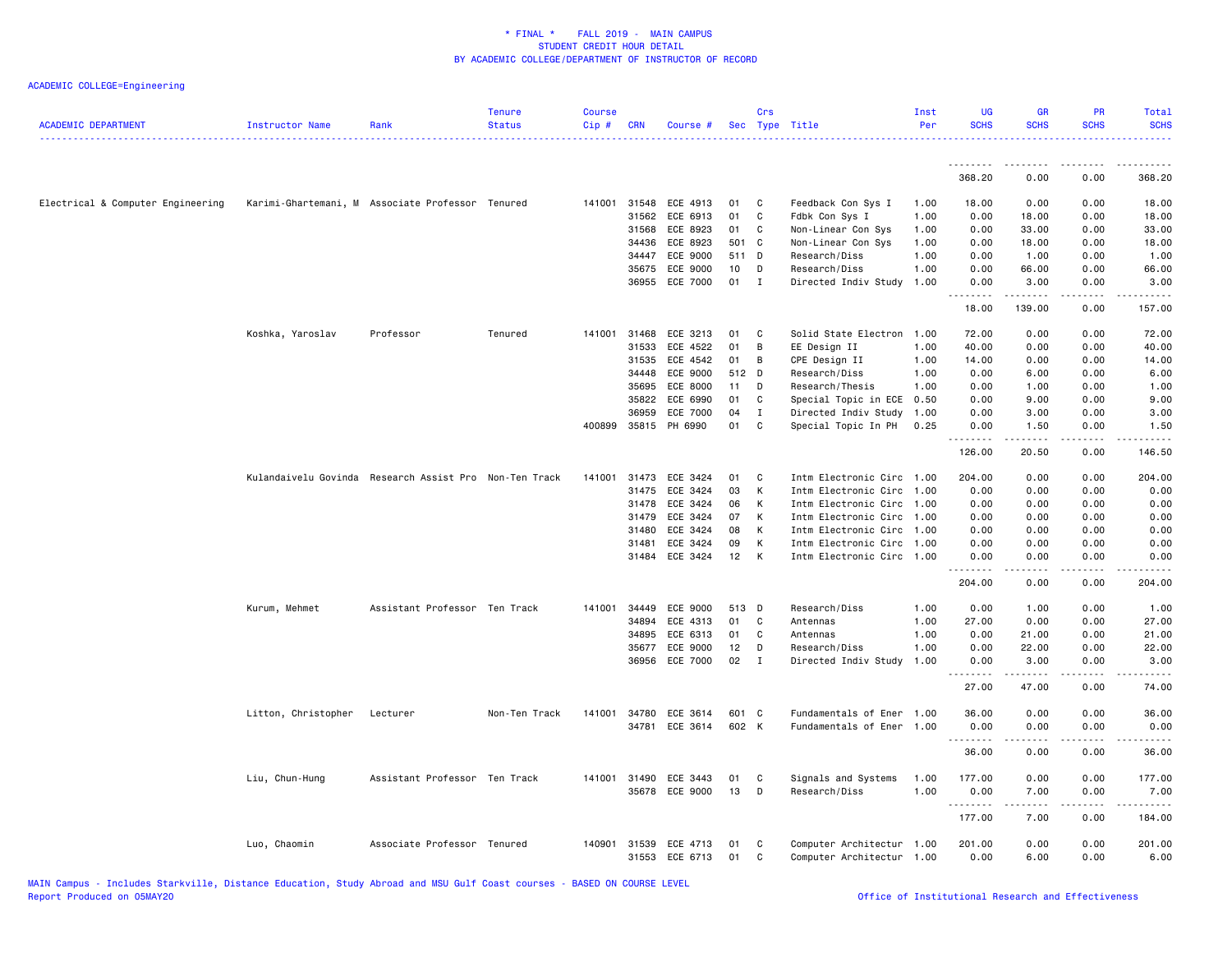* FINAL * FALL 2019 - MAIN CAMPUS
STUDENT CREDIT HOUR DETAIL
BY ACADEMIC COLLEGE/DEPARTMENT OF INSTRUCTOR OF RECORD

ACADEMIC COLLEGE=Engineering

| ACADEMIC DEPARTMENT | Instructor Name | Rank | Tenure Status | Course Cip # | CRN | Course # | Sec | Crs Type | Title | Inst Per | UG SCHS | GR SCHS | PR SCHS | Total SCHS |
|---|---|---|---|---|---|---|---|---|---|---|---|---|---|---|
| | | | | | | | | | | | 368.20 | 0.00 | 0.00 | 368.20 |
| Electrical & Computer Engineering | Karimi-Ghartemani, M | Associate Professor | Tenured | 141001 | 31548 | ECE 4913 | 01 | C | Feedback Con Sys I | 1.00 | 18.00 | 0.00 | 0.00 | 18.00 |
| | | | | | 31562 | ECE 6913 | 01 | C | Fdbk Con Sys I | 1.00 | 0.00 | 18.00 | 0.00 | 18.00 |
| | | | | | 31568 | ECE 8923 | 01 | C | Non-Linear Con Sys | 1.00 | 0.00 | 33.00 | 0.00 | 33.00 |
| | | | | | 34436 | ECE 8923 | 501 | C | Non-Linear Con Sys | 1.00 | 0.00 | 18.00 | 0.00 | 18.00 |
| | | | | | 34447 | ECE 9000 | 511 | D | Research/Diss | 1.00 | 0.00 | 1.00 | 0.00 | 1.00 |
| | | | | | 35675 | ECE 9000 | 10 | D | Research/Diss | 1.00 | 0.00 | 66.00 | 0.00 | 66.00 |
| | | | | | 36955 | ECE 7000 | 01 | I | Directed Indiv Study | 1.00 | 0.00 | 3.00 | 0.00 | 3.00 |
| | | | | | | | | | | | 18.00 | 139.00 | 0.00 | 157.00 |
| | Koshka, Yaroslav | Professor | Tenured | 141001 | 31468 | ECE 3213 | 01 | C | Solid State Electron | 1.00 | 72.00 | 0.00 | 0.00 | 72.00 |
| | | | | | 31533 | ECE 4522 | 01 | B | EE Design II | 1.00 | 40.00 | 0.00 | 0.00 | 40.00 |
| | | | | | 31535 | ECE 4542 | 01 | B | CPE Design II | 1.00 | 14.00 | 0.00 | 0.00 | 14.00 |
| | | | | | 34448 | ECE 9000 | 512 | D | Research/Diss | 1.00 | 0.00 | 6.00 | 0.00 | 6.00 |
| | | | | | 35695 | ECE 8000 | 11 | D | Research/Thesis | 1.00 | 0.00 | 1.00 | 0.00 | 1.00 |
| | | | | | 35822 | ECE 6990 | 01 | C | Special Topic in ECE | 0.50 | 0.00 | 9.00 | 0.00 | 9.00 |
| | | | | | 36959 | ECE 7000 | 04 | I | Directed Indiv Study | 1.00 | 0.00 | 3.00 | 0.00 | 3.00 |
| | | | | 400899 | 35815 | PH 6990 | 01 | C | Special Topic In PH | 0.25 | 0.00 | 1.50 | 0.00 | 1.50 |
| | | | | | | | | | | | 126.00 | 20.50 | 0.00 | 146.50 |
| | Kulandaivelu Govinda | Research Assist Pro | Non-Ten Track | 141001 | 31473 | ECE 3424 | 01 | C | Intm Electronic Circ | 1.00 | 204.00 | 0.00 | 0.00 | 204.00 |
| | | | | | 31475 | ECE 3424 | 03 | K | Intm Electronic Circ | 1.00 | 0.00 | 0.00 | 0.00 | 0.00 |
| | | | | | 31478 | ECE 3424 | 06 | K | Intm Electronic Circ | 1.00 | 0.00 | 0.00 | 0.00 | 0.00 |
| | | | | | 31479 | ECE 3424 | 07 | K | Intm Electronic Circ | 1.00 | 0.00 | 0.00 | 0.00 | 0.00 |
| | | | | | 31480 | ECE 3424 | 08 | K | Intm Electronic Circ | 1.00 | 0.00 | 0.00 | 0.00 | 0.00 |
| | | | | | 31481 | ECE 3424 | 09 | K | Intm Electronic Circ | 1.00 | 0.00 | 0.00 | 0.00 | 0.00 |
| | | | | | 31484 | ECE 3424 | 12 | K | Intm Electronic Circ | 1.00 | 0.00 | 0.00 | 0.00 | 0.00 |
| | | | | | | | | | | | 204.00 | 0.00 | 0.00 | 204.00 |
| | Kurum, Mehmet | Assistant Professor | Ten Track | 141001 | 34449 | ECE 9000 | 513 | D | Research/Diss | 1.00 | 0.00 | 1.00 | 0.00 | 1.00 |
| | | | | | 34894 | ECE 4313 | 01 | C | Antennas | 1.00 | 27.00 | 0.00 | 0.00 | 27.00 |
| | | | | | 34895 | ECE 6313 | 01 | C | Antennas | 1.00 | 0.00 | 21.00 | 0.00 | 21.00 |
| | | | | | 35677 | ECE 9000 | 12 | D | Research/Diss | 1.00 | 0.00 | 22.00 | 0.00 | 22.00 |
| | | | | | 36956 | ECE 7000 | 02 | I | Directed Indiv Study | 1.00 | 0.00 | 3.00 | 0.00 | 3.00 |
| | | | | | | | | | | | 27.00 | 47.00 | 0.00 | 74.00 |
| | Litton, Christopher | Lecturer | Non-Ten Track | 141001 | 34780 | ECE 3614 | 601 | C | Fundamentals of Ener | 1.00 | 36.00 | 0.00 | 0.00 | 36.00 |
| | | | | | 34781 | ECE 3614 | 602 | K | Fundamentals of Ener | 1.00 | 0.00 | 0.00 | 0.00 | 0.00 |
| | | | | | | | | | | | 36.00 | 0.00 | 0.00 | 36.00 |
| | Liu, Chun-Hung | Assistant Professor | Ten Track | 141001 | 31490 | ECE 3443 | 01 | C | Signals and Systems | 1.00 | 177.00 | 0.00 | 0.00 | 177.00 |
| | | | | | 35678 | ECE 9000 | 13 | D | Research/Diss | 1.00 | 0.00 | 7.00 | 0.00 | 7.00 |
| | | | | | | | | | | | 177.00 | 7.00 | 0.00 | 184.00 |
| | Luo, Chaomin | Associate Professor | Tenured | 140901 | 31539 | ECE 4713 | 01 | C | Computer Architectur | 1.00 | 201.00 | 0.00 | 0.00 | 201.00 |
| | | | | | 31553 | ECE 6713 | 01 | C | Computer Architectur | 1.00 | 0.00 | 6.00 | 0.00 | 6.00 |

MAIN Campus - Includes Starkville, Distance Education, Study Abroad and MSU Gulf Coast courses - BASED ON COURSE LEVEL
Report Produced on 05MAY20
Office of Institutional Research and Effectiveness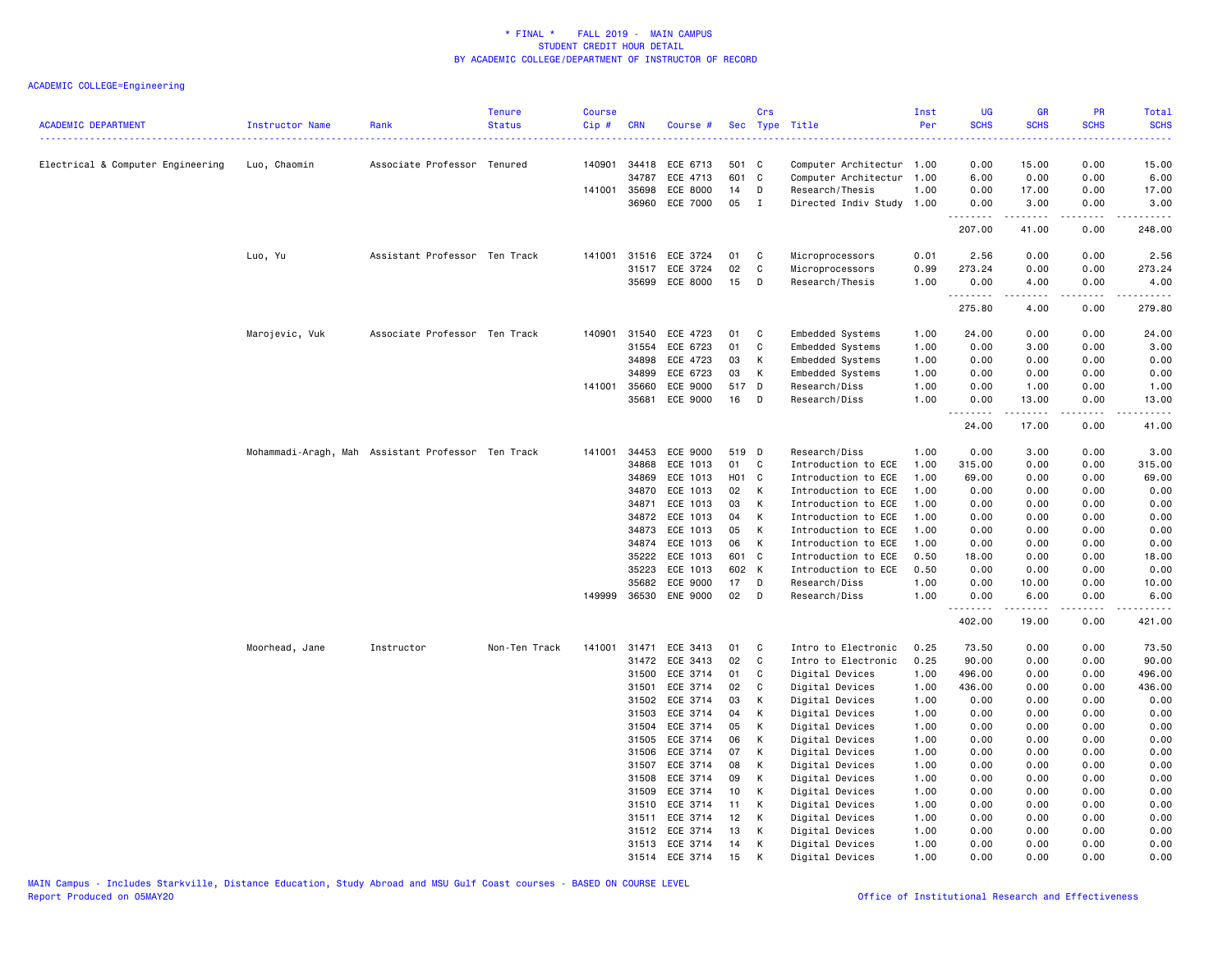# * FINAL * FALL 2019 - MAIN CAMPUS
## STUDENT CREDIT HOUR DETAIL
## BY ACADEMIC COLLEGE/DEPARTMENT OF INSTRUCTOR OF RECORD

ACADEMIC COLLEGE=Engineering

| ACADEMIC DEPARTMENT | Instructor Name | Rank | Tenure Status | Course Cip # | CRN | Course # | Sec | Crs Type | Title | Inst Per | UG SCHS | GR SCHS | PR SCHS | Total SCHS |
|---|---|---|---|---|---|---|---|---|---|---|---|---|---|---|
| Electrical & Computer Engineering | Luo, Chaomin | Associate Professor | Tenured | 140901 | 34418 | ECE 6713 | 501 | C | Computer Architectur | 1.00 | 0.00 | 15.00 | 0.00 | 15.00 |
| | | | | | 34787 | ECE 4713 | 601 | C | Computer Architectur | 1.00 | 6.00 | 0.00 | 0.00 | 6.00 |
| | | | | 141001 | 35698 | ECE 8000 | 14 | D | Research/Thesis | 1.00 | 0.00 | 17.00 | 0.00 | 17.00 |
| | | | | | 36960 | ECE 7000 | 05 | I | Directed Indiv Study | 1.00 | 0.00 | 3.00 | 0.00 | 3.00 |
| | | | | | | | | | | | 207.00 | 41.00 | 0.00 | 248.00 |
| | Luo, Yu | Assistant Professor | Ten Track | 141001 | 31516 | ECE 3724 | 01 | C | Microprocessors | 0.01 | 2.56 | 0.00 | 0.00 | 2.56 |
| | | | | | 31517 | ECE 3724 | 02 | C | Microprocessors | 0.99 | 273.24 | 0.00 | 0.00 | 273.24 |
| | | | | | 35699 | ECE 8000 | 15 | D | Research/Thesis | 1.00 | 0.00 | 4.00 | 0.00 | 4.00 |
| | | | | | | | | | | | 275.80 | 4.00 | 0.00 | 279.80 |
| | Marojevic, Vuk | Associate Professor | Ten Track | 140901 | 31540 | ECE 4723 | 01 | C | Embedded Systems | 1.00 | 24.00 | 0.00 | 0.00 | 24.00 |
| | | | | | 31554 | ECE 6723 | 01 | C | Embedded Systems | 1.00 | 0.00 | 3.00 | 0.00 | 3.00 |
| | | | | | 34898 | ECE 4723 | 03 | K | Embedded Systems | 1.00 | 0.00 | 0.00 | 0.00 | 0.00 |
| | | | | | 34899 | ECE 6723 | 03 | K | Embedded Systems | 1.00 | 0.00 | 0.00 | 0.00 | 0.00 |
| | | | | 141001 | 35660 | ECE 9000 | 517 | D | Research/Diss | 1.00 | 0.00 | 1.00 | 0.00 | 1.00 |
| | | | | | 35681 | ECE 9000 | 16 | D | Research/Diss | 1.00 | 0.00 | 13.00 | 0.00 | 13.00 |
| | | | | | | | | | | | 24.00 | 17.00 | 0.00 | 41.00 |
| | Mohammadi-Aragh, Mah | Assistant Professor | Ten Track | 141001 | 34453 | ECE 9000 | 519 | D | Research/Diss | 1.00 | 0.00 | 3.00 | 0.00 | 3.00 |
| | | | | | 34868 | ECE 1013 | 01 | C | Introduction to ECE | 1.00 | 315.00 | 0.00 | 0.00 | 315.00 |
| | | | | | 34869 | ECE 1013 | H01 | C | Introduction to ECE | 1.00 | 69.00 | 0.00 | 0.00 | 69.00 |
| | | | | | 34870 | ECE 1013 | 02 | K | Introduction to ECE | 1.00 | 0.00 | 0.00 | 0.00 | 0.00 |
| | | | | | 34871 | ECE 1013 | 03 | K | Introduction to ECE | 1.00 | 0.00 | 0.00 | 0.00 | 0.00 |
| | | | | | 34872 | ECE 1013 | 04 | K | Introduction to ECE | 1.00 | 0.00 | 0.00 | 0.00 | 0.00 |
| | | | | | 34873 | ECE 1013 | 05 | K | Introduction to ECE | 1.00 | 0.00 | 0.00 | 0.00 | 0.00 |
| | | | | | 34874 | ECE 1013 | 06 | K | Introduction to ECE | 1.00 | 0.00 | 0.00 | 0.00 | 0.00 |
| | | | | | 35222 | ECE 1013 | 601 | C | Introduction to ECE | 0.50 | 18.00 | 0.00 | 0.00 | 18.00 |
| | | | | | 35223 | ECE 1013 | 602 | K | Introduction to ECE | 0.50 | 0.00 | 0.00 | 0.00 | 0.00 |
| | | | | | 35682 | ECE 9000 | 17 | D | Research/Diss | 1.00 | 0.00 | 10.00 | 0.00 | 10.00 |
| | | | | 149999 | 36530 | ENE 9000 | 02 | D | Research/Diss | 1.00 | 0.00 | 6.00 | 0.00 | 6.00 |
| | | | | | | | | | | | 402.00 | 19.00 | 0.00 | 421.00 |
| | Moorhead, Jane | Instructor | Non-Ten Track | 141001 | 31471 | ECE 3413 | 01 | C | Intro to Electronic | 0.25 | 73.50 | 0.00 | 0.00 | 73.50 |
| | | | | | 31472 | ECE 3413 | 02 | C | Intro to Electronic | 0.25 | 90.00 | 0.00 | 0.00 | 90.00 |
| | | | | | 31500 | ECE 3714 | 01 | C | Digital Devices | 1.00 | 496.00 | 0.00 | 0.00 | 496.00 |
| | | | | | 31501 | ECE 3714 | 02 | C | Digital Devices | 1.00 | 436.00 | 0.00 | 0.00 | 436.00 |
| | | | | | 31502 | ECE 3714 | 03 | K | Digital Devices | 1.00 | 0.00 | 0.00 | 0.00 | 0.00 |
| | | | | | 31503 | ECE 3714 | 04 | K | Digital Devices | 1.00 | 0.00 | 0.00 | 0.00 | 0.00 |
| | | | | | 31504 | ECE 3714 | 05 | K | Digital Devices | 1.00 | 0.00 | 0.00 | 0.00 | 0.00 |
| | | | | | 31505 | ECE 3714 | 06 | K | Digital Devices | 1.00 | 0.00 | 0.00 | 0.00 | 0.00 |
| | | | | | 31506 | ECE 3714 | 07 | K | Digital Devices | 1.00 | 0.00 | 0.00 | 0.00 | 0.00 |
| | | | | | 31507 | ECE 3714 | 08 | K | Digital Devices | 1.00 | 0.00 | 0.00 | 0.00 | 0.00 |
| | | | | | 31508 | ECE 3714 | 09 | K | Digital Devices | 1.00 | 0.00 | 0.00 | 0.00 | 0.00 |
| | | | | | 31509 | ECE 3714 | 10 | K | Digital Devices | 1.00 | 0.00 | 0.00 | 0.00 | 0.00 |
| | | | | | 31510 | ECE 3714 | 11 | K | Digital Devices | 1.00 | 0.00 | 0.00 | 0.00 | 0.00 |
| | | | | | 31511 | ECE 3714 | 12 | K | Digital Devices | 1.00 | 0.00 | 0.00 | 0.00 | 0.00 |
| | | | | | 31512 | ECE 3714 | 13 | K | Digital Devices | 1.00 | 0.00 | 0.00 | 0.00 | 0.00 |
| | | | | | 31513 | ECE 3714 | 14 | K | Digital Devices | 1.00 | 0.00 | 0.00 | 0.00 | 0.00 |
| | | | | | 31514 | ECE 3714 | 15 | K | Digital Devices | 1.00 | 0.00 | 0.00 | 0.00 | 0.00 |

MAIN Campus - Includes Starkville, Distance Education, Study Abroad and MSU Gulf Coast courses - BASED ON COURSE LEVEL
Report Produced on 05MAY20

Office of Institutional Research and Effectiveness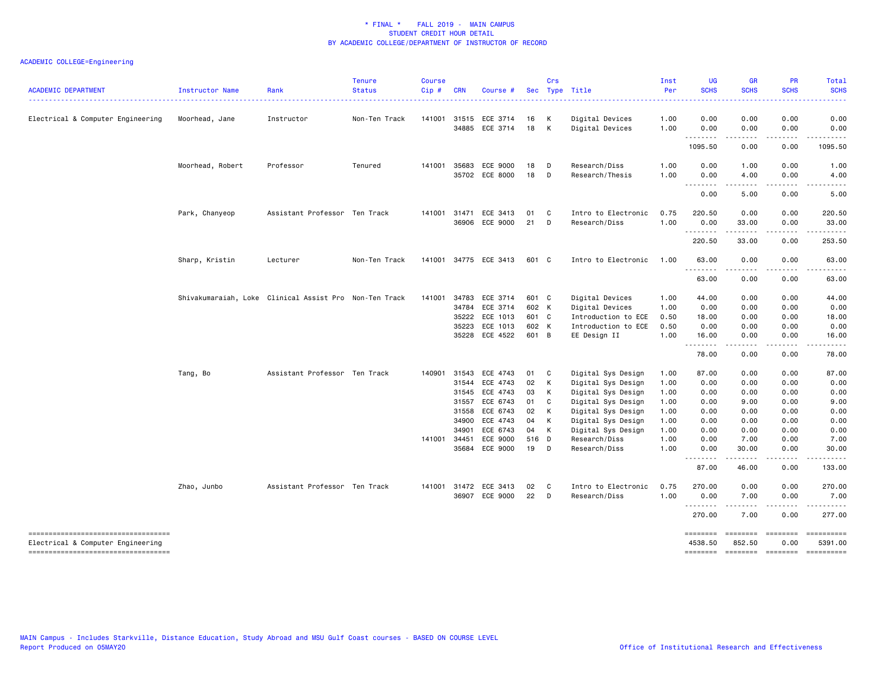* FINAL * FALL 2019 - MAIN CAMPUS
STUDENT CREDIT HOUR DETAIL
BY ACADEMIC COLLEGE/DEPARTMENT OF INSTRUCTOR OF RECORD

ACADEMIC COLLEGE=Engineering

| ACADEMIC DEPARTMENT | Instructor Name | Rank | Tenure Status | Course Cip # | CRN | Course # | Sec | Crs Type | Title | Inst Per | UG SCHS | GR SCHS | PR SCHS | Total SCHS |
|---|---|---|---|---|---|---|---|---|---|---|---|---|---|---|
| Electrical & Computer Engineering | Moorhead, Jane | Instructor | Non-Ten Track | 141001 | 31515 | ECE 3714 | 16 | K | Digital Devices | 1.00 | 0.00 | 0.00 | 0.00 | 0.00 |
| | | | | | 34885 | ECE 3714 | 18 | K | Digital Devices | 1.00 | 0.00 | 0.00 | 0.00 | 0.00 |
| | | | | | | | | | | | 1095.50 | 0.00 | 0.00 | 1095.50 |
| | Moorhead, Robert | Professor | Tenured | 141001 | 35683 | ECE 9000 | 18 | D | Research/Diss | 1.00 | 0.00 | 1.00 | 0.00 | 1.00 |
| | | | | | 35702 | ECE 8000 | 18 | D | Research/Thesis | 1.00 | 0.00 | 4.00 | 0.00 | 4.00 |
| | | | | | | | | | | | 0.00 | 5.00 | 0.00 | 5.00 |
| | Park, Chanyeop | Assistant Professor | Ten Track | 141001 | 31471 | ECE 3413 | 01 | C | Intro to Electronic | 0.75 | 220.50 | 0.00 | 0.00 | 220.50 |
| | | | | | 36906 | ECE 9000 | 21 | D | Research/Diss | 1.00 | 0.00 | 33.00 | 0.00 | 33.00 |
| | | | | | | | | | | | 220.50 | 33.00 | 0.00 | 253.50 |
| | Sharp, Kristin | Lecturer | Non-Ten Track | 141001 | 34775 | ECE 3413 | 601 | C | Intro to Electronic | 1.00 | 63.00 | 0.00 | 0.00 | 63.00 |
| | | | | | | | | | | | 63.00 | 0.00 | 0.00 | 63.00 |
| | Shivakumaraiah, Loke | Clinical Assist Pro | Non-Ten Track | 141001 | 34783 | ECE 3714 | 601 | C | Digital Devices | 1.00 | 44.00 | 0.00 | 0.00 | 44.00 |
| | | | | | 34784 | ECE 3714 | 602 | K | Digital Devices | 1.00 | 0.00 | 0.00 | 0.00 | 0.00 |
| | | | | | 35222 | ECE 1013 | 601 | C | Introduction to ECE | 0.50 | 18.00 | 0.00 | 0.00 | 18.00 |
| | | | | | 35223 | ECE 1013 | 602 | K | Introduction to ECE | 0.50 | 0.00 | 0.00 | 0.00 | 0.00 |
| | | | | | 35228 | ECE 4522 | 601 | B | EE Design II | 1.00 | 16.00 | 0.00 | 0.00 | 16.00 |
| | | | | | | | | | | | 78.00 | 0.00 | 0.00 | 78.00 |
| | Tang, Bo | Assistant Professor | Ten Track | 140901 | 31543 | ECE 4743 | 01 | C | Digital Sys Design | 1.00 | 87.00 | 0.00 | 0.00 | 87.00 |
| | | | | | 31544 | ECE 4743 | 02 | K | Digital Sys Design | 1.00 | 0.00 | 0.00 | 0.00 | 0.00 |
| | | | | | 31545 | ECE 4743 | 03 | K | Digital Sys Design | 1.00 | 0.00 | 0.00 | 0.00 | 0.00 |
| | | | | | 31557 | ECE 6743 | 01 | C | Digital Sys Design | 1.00 | 0.00 | 9.00 | 0.00 | 9.00 |
| | | | | | 31558 | ECE 6743 | 02 | K | Digital Sys Design | 1.00 | 0.00 | 0.00 | 0.00 | 0.00 |
| | | | | | 34900 | ECE 4743 | 04 | K | Digital Sys Design | 1.00 | 0.00 | 0.00 | 0.00 | 0.00 |
| | | | | | 34901 | ECE 6743 | 04 | K | Digital Sys Design | 1.00 | 0.00 | 0.00 | 0.00 | 0.00 |
| | | | | 141001 | 34451 | ECE 9000 | 516 | D | Research/Diss | 1.00 | 0.00 | 7.00 | 0.00 | 7.00 |
| | | | | | 35684 | ECE 9000 | 19 | D | Research/Diss | 1.00 | 0.00 | 30.00 | 0.00 | 30.00 |
| | | | | | | | | | | | 87.00 | 46.00 | 0.00 | 133.00 |
| | Zhao, Junbo | Assistant Professor | Ten Track | 141001 | 31472 | ECE 3413 | 02 | C | Intro to Electronic | 0.75 | 270.00 | 0.00 | 0.00 | 270.00 |
| | | | | | 36907 | ECE 9000 | 22 | D | Research/Diss | 1.00 | 0.00 | 7.00 | 0.00 | 7.00 |
| | | | | | | | | | | | 270.00 | 7.00 | 0.00 | 277.00 |
| Electrical & Computer Engineering | | | | | | | | | | | 4538.50 | 852.50 | 0.00 | 5391.00 |

MAIN Campus - Includes Starkville, Distance Education, Study Abroad and MSU Gulf Coast courses - BASED ON COURSE LEVEL
Report Produced on 05MAY20

Office of Institutional Research and Effectiveness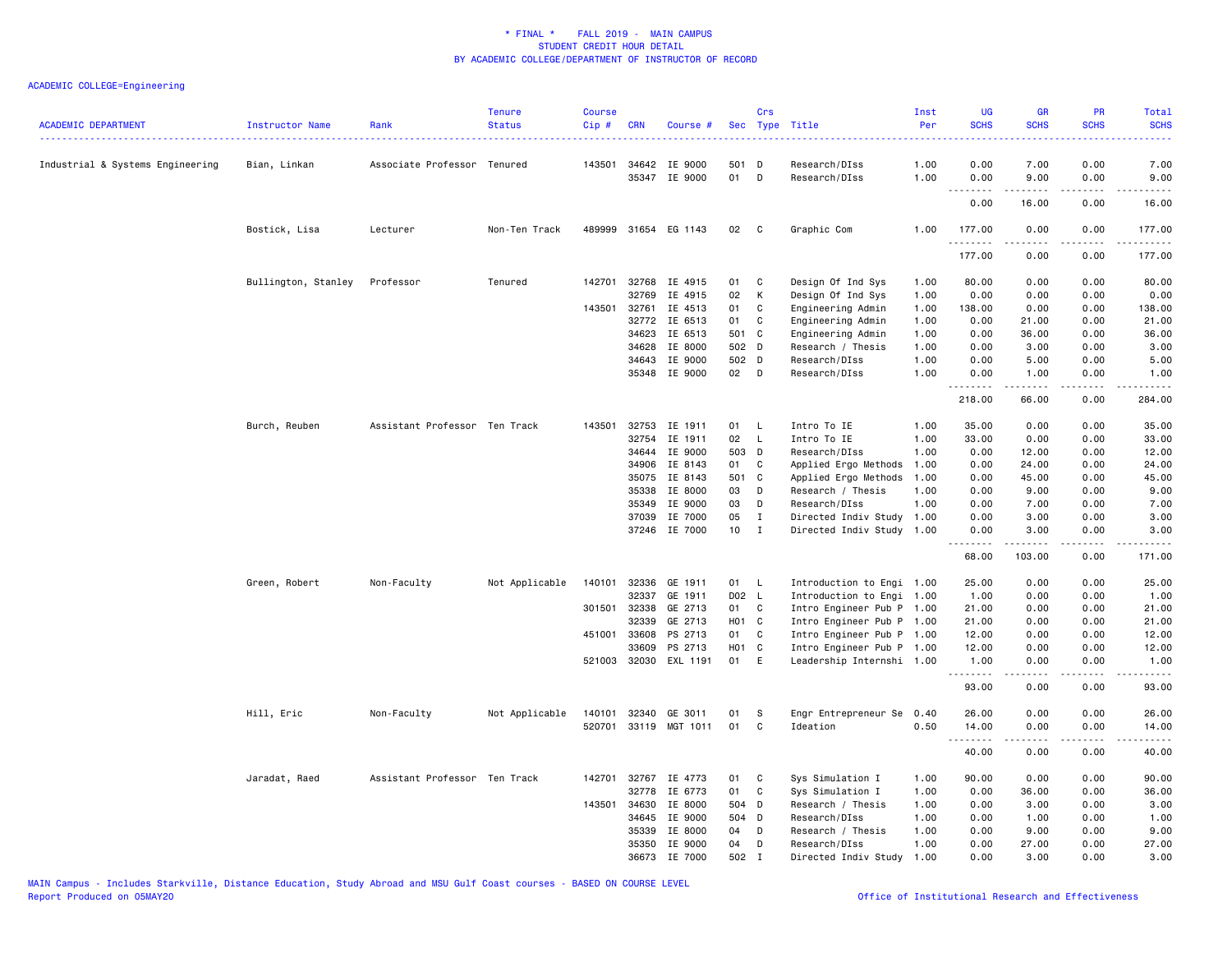\* FINAL \* FALL 2019 - MAIN CAMPUS
STUDENT CREDIT HOUR DETAIL
BY ACADEMIC COLLEGE/DEPARTMENT OF INSTRUCTOR OF RECORD

ACADEMIC COLLEGE=Engineering

| ACADEMIC DEPARTMENT | Instructor Name | Rank | Tenure Status | Course Cip # | CRN | Course # | Sec | Crs Type | Title | Inst Per | UG SCHS | GR SCHS | PR SCHS | Total SCHS |
|---|---|---|---|---|---|---|---|---|---|---|---|---|---|---|
| Industrial & Systems Engineering | Bian, Linkan | Associate Professor | Tenured | 143501 | 34642 | IE 9000 | 501 | D | Research/DIss | 1.00 | 0.00 | 7.00 | 0.00 | 7.00 |
| | | | | | 35347 | IE 9000 | 01 | D | Research/DIss | 1.00 | 0.00 | 9.00 | 0.00 | 9.00 |
| | | | | | | | | | | | 0.00 | 16.00 | 0.00 | 16.00 |
| | Bostick, Lisa | Lecturer | Non-Ten Track | 489999 | 31654 | EG 1143 | 02 | C | Graphic Com | 1.00 | 177.00 | 0.00 | 0.00 | 177.00 |
| | | | | | | | | | | | 177.00 | 0.00 | 0.00 | 177.00 |
| | Bullington, Stanley | Professor | Tenured | 142701 | 32768 | IE 4915 | 01 | C | Design Of Ind Sys | 1.00 | 80.00 | 0.00 | 0.00 | 80.00 |
| | | | | | 32769 | IE 4915 | 02 | K | Design Of Ind Sys | 1.00 | 0.00 | 0.00 | 0.00 | 0.00 |
| | | | | 143501 | 32761 | IE 4513 | 01 | C | Engineering Admin | 1.00 | 138.00 | 0.00 | 0.00 | 138.00 |
| | | | | | 32772 | IE 6513 | 01 | C | Engineering Admin | 1.00 | 0.00 | 21.00 | 0.00 | 21.00 |
| | | | | | 34623 | IE 6513 | 501 | C | Engineering Admin | 1.00 | 0.00 | 36.00 | 0.00 | 36.00 |
| | | | | | 34628 | IE 8000 | 502 | D | Research / Thesis | 1.00 | 0.00 | 3.00 | 0.00 | 3.00 |
| | | | | | 34643 | IE 9000 | 502 | D | Research/DIss | 1.00 | 0.00 | 5.00 | 0.00 | 5.00 |
| | | | | | 35348 | IE 9000 | 02 | D | Research/DIss | 1.00 | 0.00 | 1.00 | 0.00 | 1.00 |
| | | | | | | | | | | | 218.00 | 66.00 | 0.00 | 284.00 |
| | Burch, Reuben | Assistant Professor | Ten Track | 143501 | 32753 | IE 1911 | 01 | L | Intro To IE | 1.00 | 35.00 | 0.00 | 0.00 | 35.00 |
| | | | | | 32754 | IE 1911 | 02 | L | Intro To IE | 1.00 | 33.00 | 0.00 | 0.00 | 33.00 |
| | | | | | 34644 | IE 9000 | 503 | D | Research/DIss | 1.00 | 0.00 | 12.00 | 0.00 | 12.00 |
| | | | | | 34906 | IE 8143 | 01 | C | Applied Ergo Methods | 1.00 | 0.00 | 24.00 | 0.00 | 24.00 |
| | | | | | 35075 | IE 8143 | 501 | C | Applied Ergo Methods | 1.00 | 0.00 | 45.00 | 0.00 | 45.00 |
| | | | | | 35338 | IE 8000 | 03 | D | Research / Thesis | 1.00 | 0.00 | 9.00 | 0.00 | 9.00 |
| | | | | | 35349 | IE 9000 | 03 | D | Research/DIss | 1.00 | 0.00 | 7.00 | 0.00 | 7.00 |
| | | | | | 37039 | IE 7000 | 05 | I | Directed Indiv Study | 1.00 | 0.00 | 3.00 | 0.00 | 3.00 |
| | | | | | 37246 | IE 7000 | 10 | I | Directed Indiv Study | 1.00 | 0.00 | 3.00 | 0.00 | 3.00 |
| | | | | | | | | | | | 68.00 | 103.00 | 0.00 | 171.00 |
| | Green, Robert | Non-Faculty | Not Applicable | 140101 | 32336 | GE 1911 | 01 | L | Introduction to Engi | 1.00 | 25.00 | 0.00 | 0.00 | 25.00 |
| | | | | | 32337 | GE 1911 | D02 | L | Introduction to Engi | 1.00 | 1.00 | 0.00 | 0.00 | 1.00 |
| | | | | 301501 | 32338 | GE 2713 | 01 | C | Intro Engineer Pub P | 1.00 | 21.00 | 0.00 | 0.00 | 21.00 |
| | | | | | 32339 | GE 2713 | H01 | C | Intro Engineer Pub P | 1.00 | 21.00 | 0.00 | 0.00 | 21.00 |
| | | | | 451001 | 33608 | PS 2713 | 01 | C | Intro Engineer Pub P | 1.00 | 12.00 | 0.00 | 0.00 | 12.00 |
| | | | | | 33609 | PS 2713 | H01 | C | Intro Engineer Pub P | 1.00 | 12.00 | 0.00 | 0.00 | 12.00 |
| | | | | 521003 | 32030 | EXL 1191 | 01 | E | Leadership Internshi | 1.00 | 1.00 | 0.00 | 0.00 | 1.00 |
| | | | | | | | | | | | 93.00 | 0.00 | 0.00 | 93.00 |
| | Hill, Eric | Non-Faculty | Not Applicable | 140101 | 32340 | GE 3011 | 01 | S | Engr Entrepreneur Se | 0.40 | 26.00 | 0.00 | 0.00 | 26.00 |
| | | | | 520701 | 33119 | MGT 1011 | 01 | C | Ideation | 0.50 | 14.00 | 0.00 | 0.00 | 14.00 |
| | | | | | | | | | | | 40.00 | 0.00 | 0.00 | 40.00 |
| | Jaradat, Raed | Assistant Professor | Ten Track | 142701 | 32767 | IE 4773 | 01 | C | Sys Simulation I | 1.00 | 90.00 | 0.00 | 0.00 | 90.00 |
| | | | | | 32778 | IE 6773 | 01 | C | Sys Simulation I | 1.00 | 0.00 | 36.00 | 0.00 | 36.00 |
| | | | | 143501 | 34630 | IE 8000 | 504 | D | Research / Thesis | 1.00 | 0.00 | 3.00 | 0.00 | 3.00 |
| | | | | | 34645 | IE 9000 | 504 | D | Research/DIss | 1.00 | 0.00 | 1.00 | 0.00 | 1.00 |
| | | | | | 35339 | IE 8000 | 04 | D | Research / Thesis | 1.00 | 0.00 | 9.00 | 0.00 | 9.00 |
| | | | | | 35350 | IE 9000 | 04 | D | Research/DIss | 1.00 | 0.00 | 27.00 | 0.00 | 27.00 |
| | | | | | 36673 | IE 7000 | 502 | I | Directed Indiv Study | 1.00 | 0.00 | 3.00 | 0.00 | 3.00 |

MAIN Campus - Includes Starkville, Distance Education, Study Abroad and MSU Gulf Coast courses - BASED ON COURSE LEVEL
Report Produced on 05MAY20

Office of Institutional Research and Effectiveness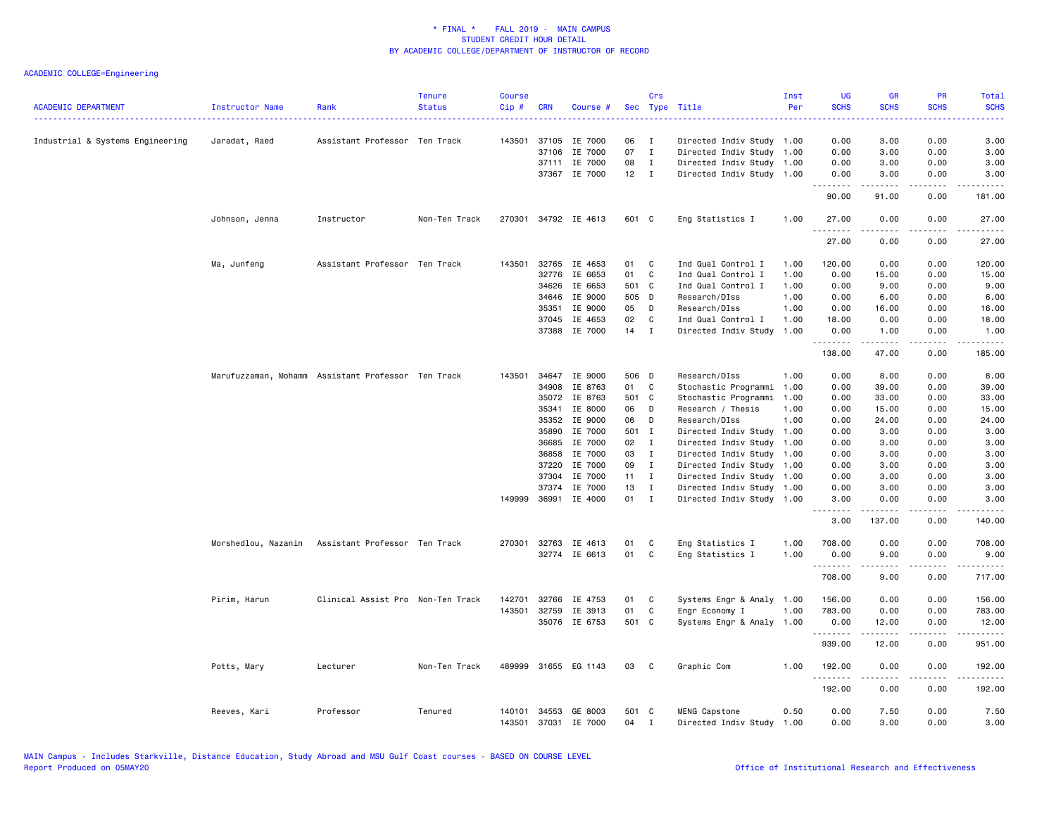# * FINAL * FALL 2019 - MAIN CAMPUS
## STUDENT CREDIT HOUR DETAIL
### BY ACADEMIC COLLEGE/DEPARTMENT OF INSTRUCTOR OF RECORD

ACADEMIC COLLEGE=Engineering

| ACADEMIC DEPARTMENT | Instructor Name | Rank | Tenure Status | Course Cip # | CRN | Course # | Sec | Crs Type | Title | Inst Per | UG SCHS | GR SCHS | PR SCHS | Total SCHS |
|---|---|---|---|---|---|---|---|---|---|---|---|---|---|---|
| Industrial & Systems Engineering | Jaradat, Raed | Assistant Professor | Ten Track | 143501 | 37105 | IE 7000 | 06 | I | Directed Indiv Study | 1.00 | 0.00 | 3.00 | 0.00 | 3.00 |
| | | | | | 37106 | IE 7000 | 07 | I | Directed Indiv Study | 1.00 | 0.00 | 3.00 | 0.00 | 3.00 |
| | | | | | 37111 | IE 7000 | 08 | I | Directed Indiv Study | 1.00 | 0.00 | 3.00 | 0.00 | 3.00 |
| | | | | | 37367 | IE 7000 | 12 | I | Directed Indiv Study | 1.00 | 0.00 | 3.00 | 0.00 | 3.00 |
| | | | | | | | | | | | 90.00 | 91.00 | 0.00 | 181.00 |
| | Johnson, Jenna | Instructor | Non-Ten Track | 270301 | 34792 | IE 4613 | 601 | C | Eng Statistics I | 1.00 | 27.00 | 0.00 | 0.00 | 27.00 |
| | | | | | | | | | | | 27.00 | 0.00 | 0.00 | 27.00 |
| | Ma, Junfeng | Assistant Professor | Ten Track | 143501 | 32765 | IE 4653 | 01 | C | Ind Qual Control I | 1.00 | 120.00 | 0.00 | 0.00 | 120.00 |
| | | | | | 32776 | IE 6653 | 01 | C | Ind Qual Control I | 1.00 | 0.00 | 15.00 | 0.00 | 15.00 |
| | | | | | 34626 | IE 6653 | 501 | C | Ind Qual Control I | 1.00 | 0.00 | 9.00 | 0.00 | 9.00 |
| | | | | | 34646 | IE 9000 | 505 | D | Research/DIss | 1.00 | 0.00 | 6.00 | 0.00 | 6.00 |
| | | | | | 35351 | IE 9000 | 05 | D | Research/DIss | 1.00 | 0.00 | 16.00 | 0.00 | 16.00 |
| | | | | | 37045 | IE 4653 | 02 | C | Ind Qual Control I | 1.00 | 18.00 | 0.00 | 0.00 | 18.00 |
| | | | | | 37388 | IE 7000 | 14 | I | Directed Indiv Study | 1.00 | 0.00 | 1.00 | 0.00 | 1.00 |
| | | | | | | | | | | | 138.00 | 47.00 | 0.00 | 185.00 |
| | Marufuzzaman, Mohamm | Assistant Professor | Ten Track | 143501 | 34647 | IE 9000 | 506 | D | Research/DIss | 1.00 | 0.00 | 8.00 | 0.00 | 8.00 |
| | | | | | 34908 | IE 8763 | 01 | C | Stochastic Programmi | 1.00 | 0.00 | 39.00 | 0.00 | 39.00 |
| | | | | | 35072 | IE 8763 | 501 | C | Stochastic Programmi | 1.00 | 0.00 | 33.00 | 0.00 | 33.00 |
| | | | | | 35341 | IE 8000 | 06 | D | Research / Thesis | 1.00 | 0.00 | 15.00 | 0.00 | 15.00 |
| | | | | | 35352 | IE 9000 | 06 | D | Research/DIss | 1.00 | 0.00 | 24.00 | 0.00 | 24.00 |
| | | | | | 35890 | IE 7000 | 501 | I | Directed Indiv Study | 1.00 | 0.00 | 3.00 | 0.00 | 3.00 |
| | | | | | 36685 | IE 7000 | 02 | I | Directed Indiv Study | 1.00 | 0.00 | 3.00 | 0.00 | 3.00 |
| | | | | | 36858 | IE 7000 | 03 | I | Directed Indiv Study | 1.00 | 0.00 | 3.00 | 0.00 | 3.00 |
| | | | | | 37220 | IE 7000 | 09 | I | Directed Indiv Study | 1.00 | 0.00 | 3.00 | 0.00 | 3.00 |
| | | | | | 37304 | IE 7000 | 11 | I | Directed Indiv Study | 1.00 | 0.00 | 3.00 | 0.00 | 3.00 |
| | | | | | 37374 | IE 7000 | 13 | I | Directed Indiv Study | 1.00 | 0.00 | 3.00 | 0.00 | 3.00 |
| | | | | 149999 | 36991 | IE 4000 | 01 | I | Directed Indiv Study | 1.00 | 3.00 | 0.00 | 0.00 | 3.00 |
| | | | | | | | | | | | 3.00 | 137.00 | 0.00 | 140.00 |
| | Morshedlou, Nazanin | Assistant Professor | Ten Track | 270301 | 32763 | IE 4613 | 01 | C | Eng Statistics I | 1.00 | 708.00 | 0.00 | 0.00 | 708.00 |
| | | | | | 32774 | IE 6613 | 01 | C | Eng Statistics I | 1.00 | 0.00 | 9.00 | 0.00 | 9.00 |
| | | | | | | | | | | | 708.00 | 9.00 | 0.00 | 717.00 |
| | Pirim, Harun | Clinical Assist Pro | Non-Ten Track | 142701 | 32766 | IE 4753 | 01 | C | Systems Engr & Analy | 1.00 | 156.00 | 0.00 | 0.00 | 156.00 |
| | | | | 143501 | 32759 | IE 3913 | 01 | C | Engr Economy I | 1.00 | 783.00 | 0.00 | 0.00 | 783.00 |
| | | | | | 35076 | IE 6753 | 501 | C | Systems Engr & Analy | 1.00 | 0.00 | 12.00 | 0.00 | 12.00 |
| | | | | | | | | | | | 939.00 | 12.00 | 0.00 | 951.00 |
| | Potts, Mary | Lecturer | Non-Ten Track | 489999 | 31655 | EG 1143 | 03 | C | Graphic Com | 1.00 | 192.00 | 0.00 | 0.00 | 192.00 |
| | | | | | | | | | | | 192.00 | 0.00 | 0.00 | 192.00 |
| | Reeves, Kari | Professor | Tenured | 140101 | 34553 | GE 8003 | 501 | C | MENG Capstone | 0.50 | 0.00 | 7.50 | 0.00 | 7.50 |
| | | | | 143501 | 37031 | IE 7000 | 04 | I | Directed Indiv Study | 1.00 | 0.00 | 3.00 | 0.00 | 3.00 |

MAIN Campus - Includes Starkville, Distance Education, Study Abroad and MSU Gulf Coast courses - BASED ON COURSE LEVEL
Report Produced on 05MAY20

Office of Institutional Research and Effectiveness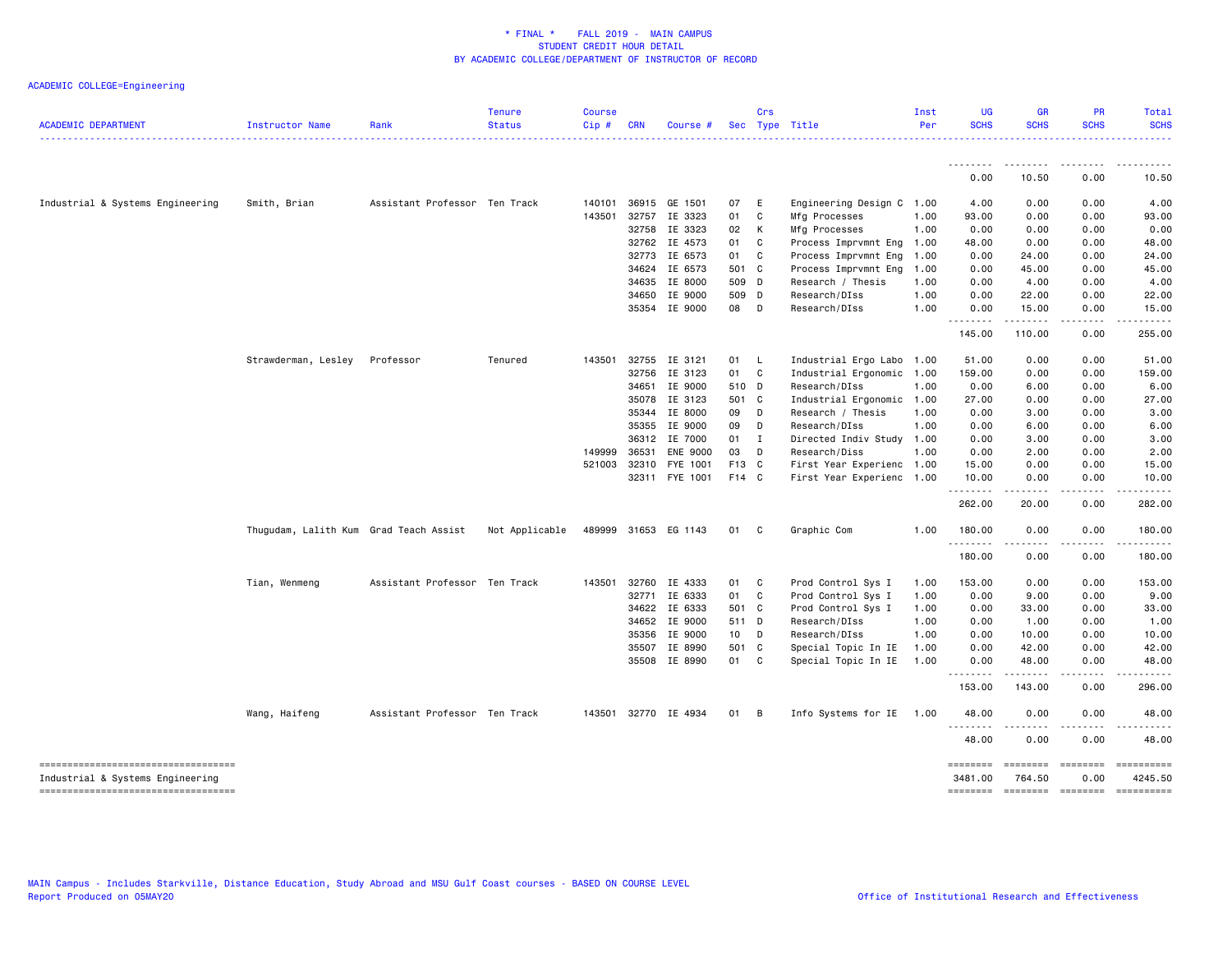\* FINAL \* FALL 2019 - MAIN CAMPUS
STUDENT CREDIT HOUR DETAIL
BY ACADEMIC COLLEGE/DEPARTMENT OF INSTRUCTOR OF RECORD

ACADEMIC COLLEGE=Engineering

| ACADEMIC DEPARTMENT | Instructor Name | Rank | Tenure Status | Course Cip # | CRN | Course # | Sec | Crs Type | Title | Inst Per | UG SCHS | GR SCHS | PR SCHS | Total SCHS |
|---|---|---|---|---|---|---|---|---|---|---|---|---|---|---|
| | | | | | | | | | | | 0.00 | 10.50 | 0.00 | 10.50 |
| Industrial & Systems Engineering | Smith, Brian | Assistant Professor | Ten Track | 140101 | 36915 | GE 1501 | 07 | E | Engineering Design C | 1.00 | 4.00 | 0.00 | 0.00 | 4.00 |
| | | | | 143501 | 32757 | IE 3323 | 01 | C | Mfg Processes | 1.00 | 93.00 | 0.00 | 0.00 | 93.00 |
| | | | | | 32758 | IE 3323 | 02 | K | Mfg Processes | 1.00 | 0.00 | 0.00 | 0.00 | 0.00 |
| | | | | | 32762 | IE 4573 | 01 | C | Process Imprvmnt Eng | 1.00 | 48.00 | 0.00 | 0.00 | 48.00 |
| | | | | | 32773 | IE 6573 | 01 | C | Process Imprvmnt Eng | 1.00 | 0.00 | 24.00 | 0.00 | 24.00 |
| | | | | | 34624 | IE 6573 | 501 | C | Process Imprvmnt Eng | 1.00 | 0.00 | 45.00 | 0.00 | 45.00 |
| | | | | | 34635 | IE 8000 | 509 | D | Research / Thesis | 1.00 | 0.00 | 4.00 | 0.00 | 4.00 |
| | | | | | 34650 | IE 9000 | 509 | D | Research/DIss | 1.00 | 0.00 | 22.00 | 0.00 | 22.00 |
| | | | | | 35354 | IE 9000 | 08 | D | Research/DIss | 1.00 | 0.00 | 15.00 | 0.00 | 15.00 |
| | | | | | | | | | | | 145.00 | 110.00 | 0.00 | 255.00 |
| | Strawderman, Lesley | Professor | Tenured | 143501 | 32755 | IE 3121 | 01 | L | Industrial Ergo Labo | 1.00 | 51.00 | 0.00 | 0.00 | 51.00 |
| | | | | | 32756 | IE 3123 | 01 | C | Industrial Ergonomic | 1.00 | 159.00 | 0.00 | 0.00 | 159.00 |
| | | | | | 34651 | IE 9000 | 510 | D | Research/DIss | 1.00 | 0.00 | 6.00 | 0.00 | 6.00 |
| | | | | | 35078 | IE 3123 | 501 | C | Industrial Ergonomic | 1.00 | 27.00 | 0.00 | 0.00 | 27.00 |
| | | | | | 35344 | IE 8000 | 09 | D | Research / Thesis | 1.00 | 0.00 | 3.00 | 0.00 | 3.00 |
| | | | | | 35355 | IE 9000 | 09 | D | Research/DIss | 1.00 | 0.00 | 6.00 | 0.00 | 6.00 |
| | | | | | 36312 | IE 7000 | 01 | I | Directed Indiv Study | 1.00 | 0.00 | 3.00 | 0.00 | 3.00 |
| | | | | 149999 | 36531 | ENE 9000 | 03 | D | Research/Diss | 1.00 | 0.00 | 2.00 | 0.00 | 2.00 |
| | | | | 521003 | 32310 | FYE 1001 | F13 | C | First Year Experienc | 1.00 | 15.00 | 0.00 | 0.00 | 15.00 |
| | | | | | 32311 | FYE 1001 | F14 | C | First Year Experienc | 1.00 | 10.00 | 0.00 | 0.00 | 10.00 |
| | | | | | | | | | | | 262.00 | 20.00 | 0.00 | 282.00 |
| | Thugudam, Lalith Kum | Grad Teach Assist | Not Applicable | 489999 | 31653 | EG 1143 | 01 | C | Graphic Com | 1.00 | 180.00 | 0.00 | 0.00 | 180.00 |
| | | | | | | | | | | | 180.00 | 0.00 | 0.00 | 180.00 |
| | Tian, Wenmeng | Assistant Professor | Ten Track | 143501 | 32760 | IE 4333 | 01 | C | Prod Control Sys I | 1.00 | 153.00 | 0.00 | 0.00 | 153.00 |
| | | | | | 32771 | IE 6333 | 01 | C | Prod Control Sys I | 1.00 | 0.00 | 9.00 | 0.00 | 9.00 |
| | | | | | 34622 | IE 6333 | 501 | C | Prod Control Sys I | 1.00 | 0.00 | 33.00 | 0.00 | 33.00 |
| | | | | | 34652 | IE 9000 | 511 | D | Research/DIss | 1.00 | 0.00 | 1.00 | 0.00 | 1.00 |
| | | | | | 35356 | IE 9000 | 10 | D | Research/DIss | 1.00 | 0.00 | 10.00 | 0.00 | 10.00 |
| | | | | | 35507 | IE 8990 | 501 | C | Special Topic In IE | 1.00 | 0.00 | 42.00 | 0.00 | 42.00 |
| | | | | | 35508 | IE 8990 | 01 | C | Special Topic In IE | 1.00 | 0.00 | 48.00 | 0.00 | 48.00 |
| | | | | | | | | | | | 153.00 | 143.00 | 0.00 | 296.00 |
| | Wang, Haifeng | Assistant Professor | Ten Track | 143501 | 32770 | IE 4934 | 01 | B | Info Systems for IE | 1.00 | 48.00 | 0.00 | 0.00 | 48.00 |
| | | | | | | | | | | | 48.00 | 0.00 | 0.00 | 48.00 |
| Industrial & Systems Engineering | | | | | | | | | | | 3481.00 | 764.50 | 0.00 | 4245.50 |

MAIN Campus - Includes Starkville, Distance Education, Study Abroad and MSU Gulf Coast courses - BASED ON COURSE LEVEL
Report Produced on 05MAY20

Office of Institutional Research and Effectiveness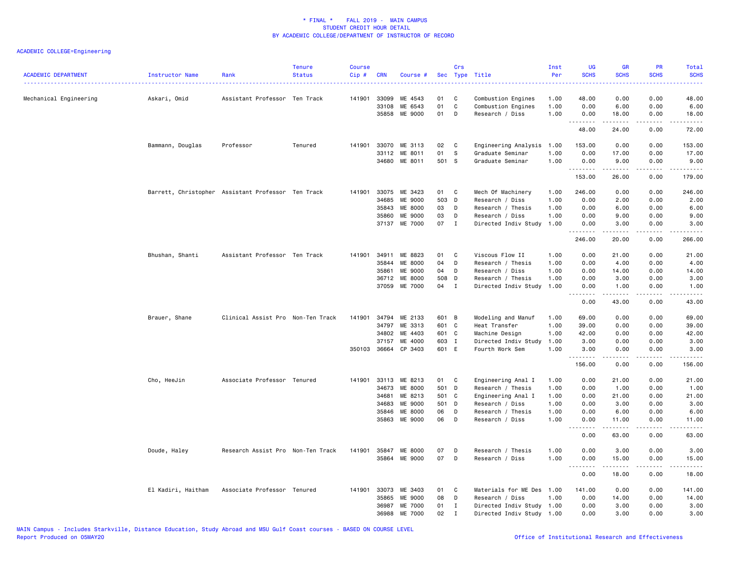# * FINAL * FALL 2019 - MAIN CAMPUS
## STUDENT CREDIT HOUR DETAIL
## BY ACADEMIC COLLEGE/DEPARTMENT OF INSTRUCTOR OF RECORD

ACADEMIC COLLEGE=Engineering

| ACADEMIC DEPARTMENT | Instructor Name | Rank | Tenure Status | Course Cip # | CRN | Course # | Sec | Crs Type | Title | Inst Per | UG SCHS | GR SCHS | PR SCHS | Total SCHS |
|---|---|---|---|---|---|---|---|---|---|---|---|---|---|---|
| Mechanical Engineering | Askari, Omid | Assistant Professor | Ten Track | 141901 | 33099 | ME 4543 | 01 | C | Combustion Engines | 1.00 | 48.00 | 0.00 | 0.00 | 48.00 |
| | | | | | 33108 | ME 6543 | 01 | C | Combustion Engines | 1.00 | 0.00 | 6.00 | 0.00 | 6.00 |
| | | | | | 35858 | ME 9000 | 01 | D | Research / Diss | 1.00 | 0.00 | 18.00 | 0.00 | 18.00 |
| | | | | | | | | | | | 48.00 | 24.00 | 0.00 | 72.00 |
| | Bammann, Douglas | Professor | Tenured | 141901 | 33070 | ME 3113 | 02 | C | Engineering Analysis | 1.00 | 153.00 | 0.00 | 0.00 | 153.00 |
| | | | | | 33112 | ME 8011 | 01 | S | Graduate Seminar | 1.00 | 0.00 | 17.00 | 0.00 | 17.00 |
| | | | | | 34680 | ME 8011 | 501 | S | Graduate Seminar | 1.00 | 0.00 | 9.00 | 0.00 | 9.00 |
| | | | | | | | | | | | 153.00 | 26.00 | 0.00 | 179.00 |
| | Barrett, Christopher | Assistant Professor | Ten Track | 141901 | 33075 | ME 3423 | 01 | C | Mech Of Machinery | 1.00 | 246.00 | 0.00 | 0.00 | 246.00 |
| | | | | | 34685 | ME 9000 | 503 | D | Research / Diss | 1.00 | 0.00 | 2.00 | 0.00 | 2.00 |
| | | | | | 35843 | ME 8000 | 03 | D | Research / Thesis | 1.00 | 0.00 | 6.00 | 0.00 | 6.00 |
| | | | | | 35860 | ME 9000 | 03 | D | Research / Diss | 1.00 | 0.00 | 9.00 | 0.00 | 9.00 |
| | | | | | 37137 | ME 7000 | 07 | I | Directed Indiv Study | 1.00 | 0.00 | 3.00 | 0.00 | 3.00 |
| | | | | | | | | | | | 246.00 | 20.00 | 0.00 | 266.00 |
| | Bhushan, Shanti | Assistant Professor | Ten Track | 141901 | 34911 | ME 8823 | 01 | C | Viscous Flow II | 1.00 | 0.00 | 21.00 | 0.00 | 21.00 |
| | | | | | 35844 | ME 8000 | 04 | D | Research / Thesis | 1.00 | 0.00 | 4.00 | 0.00 | 4.00 |
| | | | | | 35861 | ME 9000 | 04 | D | Research / Diss | 1.00 | 0.00 | 14.00 | 0.00 | 14.00 |
| | | | | | 36712 | ME 8000 | 508 | D | Research / Thesis | 1.00 | 0.00 | 3.00 | 0.00 | 3.00 |
| | | | | | 37059 | ME 7000 | 04 | I | Directed Indiv Study | 1.00 | 0.00 | 1.00 | 0.00 | 1.00 |
| | | | | | | | | | | | 0.00 | 43.00 | 0.00 | 43.00 |
| | Brauer, Shane | Clinical Assist Pro | Non-Ten Track | 141901 | 34794 | ME 2133 | 601 | B | Modeling and Manuf | 1.00 | 69.00 | 0.00 | 0.00 | 69.00 |
| | | | | | 34797 | ME 3313 | 601 | C | Heat Transfer | 1.00 | 39.00 | 0.00 | 0.00 | 39.00 |
| | | | | | 34802 | ME 4403 | 601 | C | Machine Design | 1.00 | 42.00 | 0.00 | 0.00 | 42.00 |
| | | | | | 37157 | ME 4000 | 603 | I | Directed Indiv Study | 1.00 | 3.00 | 0.00 | 0.00 | 3.00 |
| | | | | 350103 | 36664 | CP 3403 | 601 | E | Fourth Work Sem | 1.00 | 3.00 | 0.00 | 0.00 | 3.00 |
| | | | | | | | | | | | 156.00 | 0.00 | 0.00 | 156.00 |
| | Cho, HeeJin | Associate Professor | Tenured | 141901 | 33113 | ME 8213 | 01 | C | Engineering Anal I | 1.00 | 0.00 | 21.00 | 0.00 | 21.00 |
| | | | | | 34673 | ME 8000 | 501 | D | Research / Thesis | 1.00 | 0.00 | 1.00 | 0.00 | 1.00 |
| | | | | | 34681 | ME 8213 | 501 | C | Engineering Anal I | 1.00 | 0.00 | 21.00 | 0.00 | 21.00 |
| | | | | | 34683 | ME 9000 | 501 | D | Research / Diss | 1.00 | 0.00 | 3.00 | 0.00 | 3.00 |
| | | | | | 35846 | ME 8000 | 06 | D | Research / Thesis | 1.00 | 0.00 | 6.00 | 0.00 | 6.00 |
| | | | | | 35863 | ME 9000 | 06 | D | Research / Diss | 1.00 | 0.00 | 11.00 | 0.00 | 11.00 |
| | | | | | | | | | | | 0.00 | 63.00 | 0.00 | 63.00 |
| | Doude, Haley | Research Assist Pro | Non-Ten Track | 141901 | 35847 | ME 8000 | 07 | D | Research / Thesis | 1.00 | 0.00 | 3.00 | 0.00 | 3.00 |
| | | | | | 35864 | ME 9000 | 07 | D | Research / Diss | 1.00 | 0.00 | 15.00 | 0.00 | 15.00 |
| | | | | | | | | | | | 0.00 | 18.00 | 0.00 | 18.00 |
| | El Kadiri, Haitham | Associate Professor | Tenured | 141901 | 33073 | ME 3403 | 01 | C | Materials for ME Des | 1.00 | 141.00 | 0.00 | 0.00 | 141.00 |
| | | | | | 35865 | ME 9000 | 08 | D | Research / Diss | 1.00 | 0.00 | 14.00 | 0.00 | 14.00 |
| | | | | | 36987 | ME 7000 | 01 | I | Directed Indiv Study | 1.00 | 0.00 | 3.00 | 0.00 | 3.00 |
| | | | | | 36988 | ME 7000 | 02 | I | Directed Indiv Study | 1.00 | 0.00 | 3.00 | 0.00 | 3.00 |

MAIN Campus - Includes Starkville, Distance Education, Study Abroad and MSU Gulf Coast courses - BASED ON COURSE LEVEL
Report Produced on 05MAY20 Office of Institutional Research and Effectiveness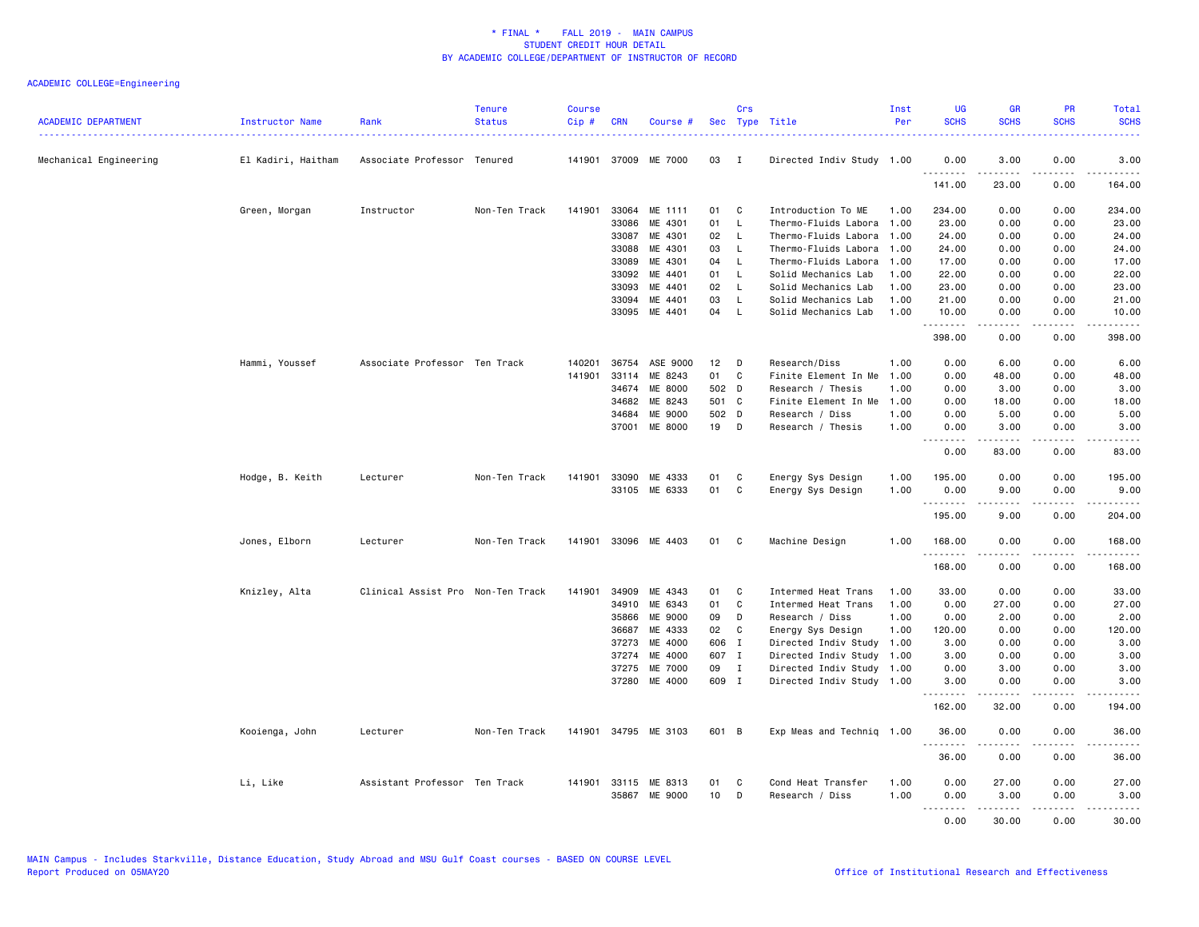\* FINAL \* FALL 2019 - MAIN CAMPUS
STUDENT CREDIT HOUR DETAIL
BY ACADEMIC COLLEGE/DEPARTMENT OF INSTRUCTOR OF RECORD

ACADEMIC COLLEGE=Engineering

| ACADEMIC DEPARTMENT | Instructor Name | Rank | Tenure Status | Course Cip # | CRN | Course # | Sec | Crs Type | Title | Inst Per | UG SCHS | GR SCHS | PR SCHS | Total SCHS |
|---|---|---|---|---|---|---|---|---|---|---|---|---|---|---|
| Mechanical Engineering | El Kadiri, Haitham | Associate Professor | Tenured | 141901 | 37009 | ME 7000 | 03 | I | Directed Indiv Study | 1.00 | 0.00 | 3.00 | 0.00 | 3.00 |
| | | | | | | | | | | | 141.00 | 23.00 | 0.00 | 164.00 |
| | Green, Morgan | Instructor | Non-Ten Track | 141901 | 33064 | ME 1111 | 01 | C | Introduction To ME | 1.00 | 234.00 | 0.00 | 0.00 | 234.00 |
| | | | | | 33086 | ME 4301 | 01 | L | Thermo-Fluids Labora | 1.00 | 23.00 | 0.00 | 0.00 | 23.00 |
| | | | | | 33087 | ME 4301 | 02 | L | Thermo-Fluids Labora | 1.00 | 24.00 | 0.00 | 0.00 | 24.00 |
| | | | | | 33088 | ME 4301 | 03 | L | Thermo-Fluids Labora | 1.00 | 24.00 | 0.00 | 0.00 | 24.00 |
| | | | | | 33089 | ME 4301 | 04 | L | Thermo-Fluids Labora | 1.00 | 17.00 | 0.00 | 0.00 | 17.00 |
| | | | | | 33092 | ME 4401 | 01 | L | Solid Mechanics Lab | 1.00 | 22.00 | 0.00 | 0.00 | 22.00 |
| | | | | | 33093 | ME 4401 | 02 | L | Solid Mechanics Lab | 1.00 | 23.00 | 0.00 | 0.00 | 23.00 |
| | | | | | 33094 | ME 4401 | 03 | L | Solid Mechanics Lab | 1.00 | 21.00 | 0.00 | 0.00 | 21.00 |
| | | | | | 33095 | ME 4401 | 04 | L | Solid Mechanics Lab | 1.00 | 10.00 | 0.00 | 0.00 | 10.00 |
| | | | | | | | | | | | 398.00 | 0.00 | 0.00 | 398.00 |
| | Hammi, Youssef | Associate Professor | Ten Track | 140201 | 36754 | ASE 9000 | 12 | D | Research/Diss | 1.00 | 0.00 | 6.00 | 0.00 | 6.00 |
| | | | | 141901 | 33114 | ME 8243 | 01 | C | Finite Element In Me | 1.00 | 0.00 | 48.00 | 0.00 | 48.00 |
| | | | | | 34674 | ME 8000 | 502 | D | Research / Thesis | 1.00 | 0.00 | 3.00 | 0.00 | 3.00 |
| | | | | | 34682 | ME 8243 | 501 | C | Finite Element In Me | 1.00 | 0.00 | 18.00 | 0.00 | 18.00 |
| | | | | | 34684 | ME 9000 | 502 | D | Research / Diss | 1.00 | 0.00 | 5.00 | 0.00 | 5.00 |
| | | | | | 37001 | ME 8000 | 19 | D | Research / Thesis | 1.00 | 0.00 | 3.00 | 0.00 | 3.00 |
| | | | | | | | | | | | 0.00 | 83.00 | 0.00 | 83.00 |
| | Hodge, B. Keith | Lecturer | Non-Ten Track | 141901 | 33090 | ME 4333 | 01 | C | Energy Sys Design | 1.00 | 195.00 | 0.00 | 0.00 | 195.00 |
| | | | | | 33105 | ME 6333 | 01 | C | Energy Sys Design | 1.00 | 0.00 | 9.00 | 0.00 | 9.00 |
| | | | | | | | | | | | 195.00 | 9.00 | 0.00 | 204.00 |
| | Jones, Elborn | Lecturer | Non-Ten Track | 141901 | 33096 | ME 4403 | 01 | C | Machine Design | 1.00 | 168.00 | 0.00 | 0.00 | 168.00 |
| | | | | | | | | | | | 168.00 | 0.00 | 0.00 | 168.00 |
| | Knizley, Alta | Clinical Assist Pro | Non-Ten Track | 141901 | 34909 | ME 4343 | 01 | C | Intermed Heat Trans | 1.00 | 33.00 | 0.00 | 0.00 | 33.00 |
| | | | | | 34910 | ME 6343 | 01 | C | Intermed Heat Trans | 1.00 | 0.00 | 27.00 | 0.00 | 27.00 |
| | | | | | 35866 | ME 9000 | 09 | D | Research / Diss | 1.00 | 0.00 | 2.00 | 0.00 | 2.00 |
| | | | | | 36687 | ME 4333 | 02 | C | Energy Sys Design | 1.00 | 120.00 | 0.00 | 0.00 | 120.00 |
| | | | | | 37273 | ME 4000 | 606 | I | Directed Indiv Study | 1.00 | 3.00 | 0.00 | 0.00 | 3.00 |
| | | | | | 37274 | ME 4000 | 607 | I | Directed Indiv Study | 1.00 | 3.00 | 0.00 | 0.00 | 3.00 |
| | | | | | 37275 | ME 7000 | 09 | I | Directed Indiv Study | 1.00 | 0.00 | 3.00 | 0.00 | 3.00 |
| | | | | | 37280 | ME 4000 | 609 | I | Directed Indiv Study | 1.00 | 3.00 | 0.00 | 0.00 | 3.00 |
| | | | | | | | | | | | 162.00 | 32.00 | 0.00 | 194.00 |
| | Kooienga, John | Lecturer | Non-Ten Track | 141901 | 34795 | ME 3103 | 601 | B | Exp Meas and Techniq | 1.00 | 36.00 | 0.00 | 0.00 | 36.00 |
| | | | | | | | | | | | 36.00 | 0.00 | 0.00 | 36.00 |
| | Li, Like | Assistant Professor | Ten Track | 141901 | 33115 | ME 8313 | 01 | C | Cond Heat Transfer | 1.00 | 0.00 | 27.00 | 0.00 | 27.00 |
| | | | | | 35867 | ME 9000 | 10 | D | Research / Diss | 1.00 | 0.00 | 3.00 | 0.00 | 3.00 |
| | | | | | | | | | | | 0.00 | 30.00 | 0.00 | 30.00 |

MAIN Campus - Includes Starkville, Distance Education, Study Abroad and MSU Gulf Coast courses - BASED ON COURSE LEVEL
Report Produced on 05MAY20 Office of Institutional Research and Effectiveness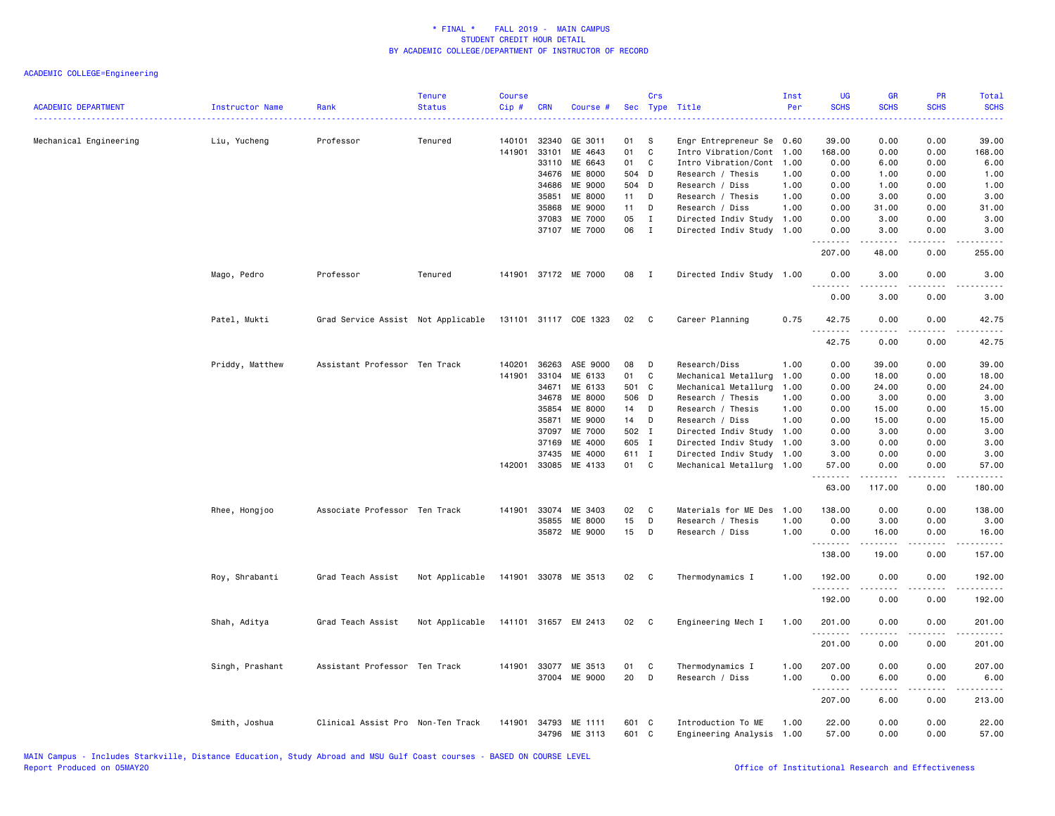# * FINAL * FALL 2019 - MAIN CAMPUS
## STUDENT CREDIT HOUR DETAIL
## BY ACADEMIC COLLEGE/DEPARTMENT OF INSTRUCTOR OF RECORD

ACADEMIC COLLEGE=Engineering

| ACADEMIC DEPARTMENT | Instructor Name | Rank | Tenure Status | Course Cip # | CRN | Course # | Sec | Crs Type | Title | Inst Per | UG SCHS | GR SCHS | PR SCHS | Total SCHS |
|---|---|---|---|---|---|---|---|---|---|---|---|---|---|---|
| Mechanical Engineering | Liu, Yucheng | Professor | Tenured | 140101 | 32340 | GE 3011 | 01 | S | Engr Entrepreneur Se | 0.60 | 39.00 | 0.00 | 0.00 | 39.00 |
| | | | | 141901 | 33101 | ME 4643 | 01 | C | Intro Vibration/Cont | 1.00 | 168.00 | 0.00 | 0.00 | 168.00 |
| | | | | | 33110 | ME 6643 | 01 | C | Intro Vibration/Cont | 1.00 | 0.00 | 6.00 | 0.00 | 6.00 |
| | | | | | 34676 | ME 8000 | 504 | D | Research / Thesis | 1.00 | 0.00 | 1.00 | 0.00 | 1.00 |
| | | | | | 34686 | ME 9000 | 504 | D | Research / Diss | 1.00 | 0.00 | 1.00 | 0.00 | 1.00 |
| | | | | | 35851 | ME 8000 | 11 | D | Research / Thesis | 1.00 | 0.00 | 3.00 | 0.00 | 3.00 |
| | | | | | 35868 | ME 9000 | 11 | D | Research / Diss | 1.00 | 0.00 | 31.00 | 0.00 | 31.00 |
| | | | | | 37083 | ME 7000 | 05 | I | Directed Indiv Study | 1.00 | 0.00 | 3.00 | 0.00 | 3.00 |
| | | | | | 37107 | ME 7000 | 06 | I | Directed Indiv Study | 1.00 | 0.00 | 3.00 | 0.00 | 3.00 |
| | | | | | | | | | | | 207.00 | 48.00 | 0.00 | 255.00 |
| | Mago, Pedro | Professor | Tenured | 141901 | 37172 | ME 7000 | 08 | I | Directed Indiv Study | 1.00 | 0.00 | 3.00 | 0.00 | 3.00 |
| | | | | | | | | | | | 0.00 | 3.00 | 0.00 | 3.00 |
| | Patel, Mukti | Grad Service Assist | Not Applicable | 131101 | 31117 | COE 1323 | 02 | C | Career Planning | 0.75 | 42.75 | 0.00 | 0.00 | 42.75 |
| | | | | | | | | | | | 42.75 | 0.00 | 0.00 | 42.75 |
| | Priddy, Matthew | Assistant Professor | Ten Track | 140201 | 36263 | ASE 9000 | 08 | D | Research/Diss | 1.00 | 0.00 | 39.00 | 0.00 | 39.00 |
| | | | | 141901 | 33104 | ME 6133 | 01 | C | Mechanical Metallurg | 1.00 | 0.00 | 18.00 | 0.00 | 18.00 |
| | | | | | 34671 | ME 6133 | 501 | C | Mechanical Metallurg | 1.00 | 0.00 | 24.00 | 0.00 | 24.00 |
| | | | | | 34678 | ME 8000 | 506 | D | Research / Thesis | 1.00 | 0.00 | 3.00 | 0.00 | 3.00 |
| | | | | | 35854 | ME 8000 | 14 | D | Research / Thesis | 1.00 | 0.00 | 15.00 | 0.00 | 15.00 |
| | | | | | 35871 | ME 9000 | 14 | D | Research / Diss | 1.00 | 0.00 | 15.00 | 0.00 | 15.00 |
| | | | | | 37097 | ME 7000 | 502 | I | Directed Indiv Study | 1.00 | 0.00 | 3.00 | 0.00 | 3.00 |
| | | | | | 37169 | ME 4000 | 605 | I | Directed Indiv Study | 1.00 | 3.00 | 0.00 | 0.00 | 3.00 |
| | | | | | 37435 | ME 4000 | 611 | I | Directed Indiv Study | 1.00 | 3.00 | 0.00 | 0.00 | 3.00 |
| | | | | 142001 | 33085 | ME 4133 | 01 | C | Mechanical Metallurg | 1.00 | 57.00 | 0.00 | 0.00 | 57.00 |
| | | | | | | | | | | | 63.00 | 117.00 | 0.00 | 180.00 |
| | Rhee, Hongjoo | Associate Professor | Ten Track | 141901 | 33074 | ME 3403 | 02 | C | Materials for ME Des | 1.00 | 138.00 | 0.00 | 0.00 | 138.00 |
| | | | | | 35855 | ME 8000 | 15 | D | Research / Thesis | 1.00 | 0.00 | 3.00 | 0.00 | 3.00 |
| | | | | | 35872 | ME 9000 | 15 | D | Research / Diss | 1.00 | 0.00 | 16.00 | 0.00 | 16.00 |
| | | | | | | | | | | | 138.00 | 19.00 | 0.00 | 157.00 |
| | Roy, Shrabanti | Grad Teach Assist | Not Applicable | 141901 | 33078 | ME 3513 | 02 | C | Thermodynamics I | 1.00 | 192.00 | 0.00 | 0.00 | 192.00 |
| | | | | | | | | | | | 192.00 | 0.00 | 0.00 | 192.00 |
| | Shah, Aditya | Grad Teach Assist | Not Applicable | 141101 | 31657 | EM 2413 | 02 | C | Engineering Mech I | 1.00 | 201.00 | 0.00 | 0.00 | 201.00 |
| | | | | | | | | | | | 201.00 | 0.00 | 0.00 | 201.00 |
| | Singh, Prashant | Assistant Professor | Ten Track | 141901 | 33077 | ME 3513 | 01 | C | Thermodynamics I | 1.00 | 207.00 | 0.00 | 0.00 | 207.00 |
| | | | | | 37004 | ME 9000 | 20 | D | Research / Diss | 1.00 | 0.00 | 6.00 | 0.00 | 6.00 |
| | | | | | | | | | | | 207.00 | 6.00 | 0.00 | 213.00 |
| | Smith, Joshua | Clinical Assist Pro | Non-Ten Track | 141901 | 34793 | ME 1111 | 601 | C | Introduction To ME | 1.00 | 22.00 | 0.00 | 0.00 | 22.00 |
| | | | | | 34796 | ME 3113 | 601 | C | Engineering Analysis | 1.00 | 57.00 | 0.00 | 0.00 | 57.00 |

MAIN Campus - Includes Starkville, Distance Education, Study Abroad and MSU Gulf Coast courses - BASED ON COURSE LEVEL
Report Produced on 05MAY20 Office of Institutional Research and Effectiveness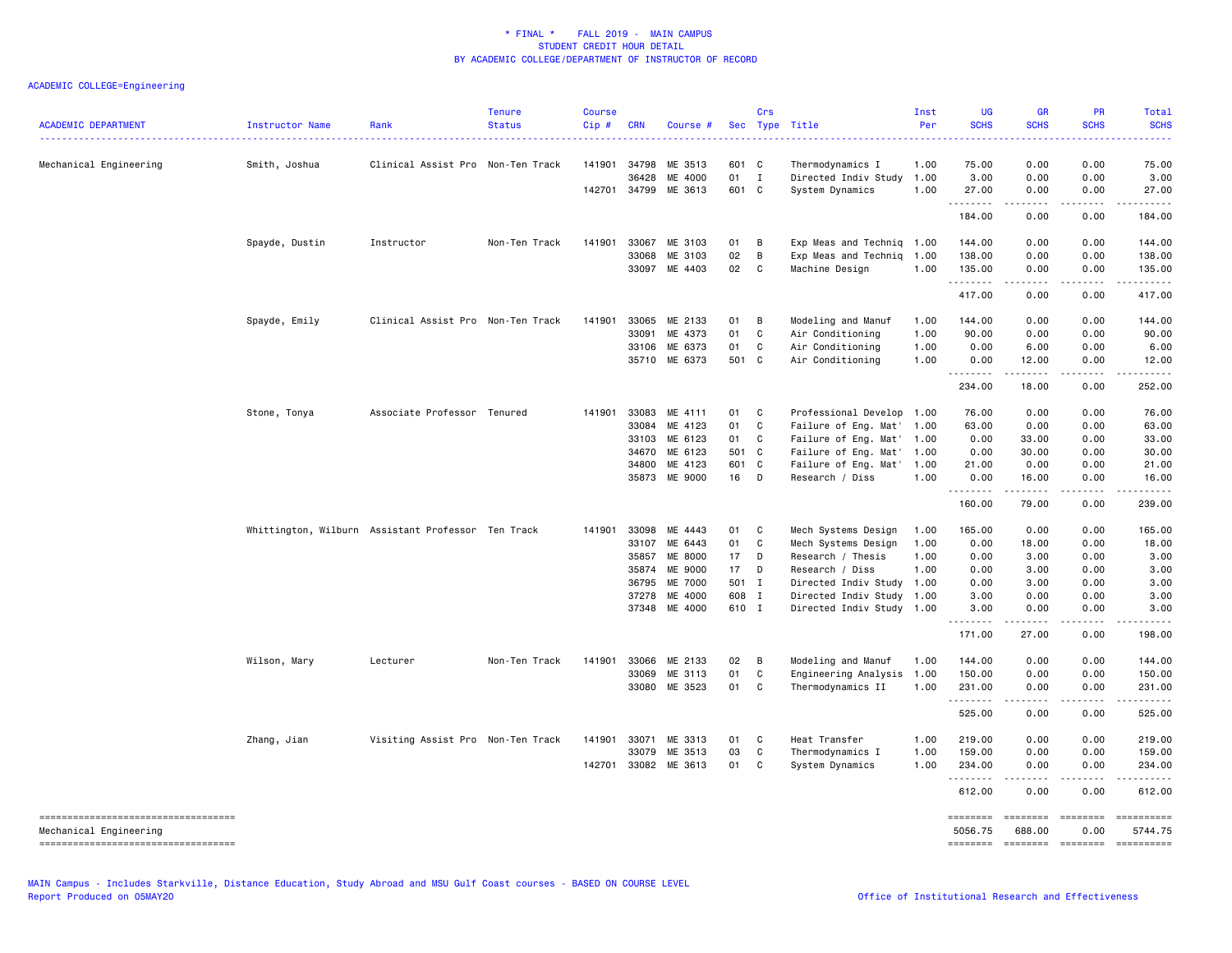\* FINAL \* FALL 2019 - MAIN CAMPUS
STUDENT CREDIT HOUR DETAIL
BY ACADEMIC COLLEGE/DEPARTMENT OF INSTRUCTOR OF RECORD

ACADEMIC COLLEGE=Engineering

| ACADEMIC DEPARTMENT | Instructor Name | Rank | Tenure Status | Course Cip # | CRN | Course # | Sec | Crs Type | Title | Inst Per | UG SCHS | GR SCHS | PR SCHS | Total SCHS |
|---|---|---|---|---|---|---|---|---|---|---|---|---|---|---|
| Mechanical Engineering | Smith, Joshua | Clinical Assist Pro | Non-Ten Track | 141901 | 34798 | ME 3513 | 601 | C | Thermodynamics I | 1.00 | 75.00 | 0.00 | 0.00 | 75.00 |
| | | | | | 36428 | ME 4000 | 01 | I | Directed Indiv Study | 1.00 | 3.00 | 0.00 | 0.00 | 3.00 |
| | | | | 142701 | 34799 | ME 3613 | 601 | C | System Dynamics | 1.00 | 27.00 | 0.00 | 0.00 | 27.00 |
| | | | | | | | | | | | 184.00 | 0.00 | 0.00 | 184.00 |
| | Spayde, Dustin | Instructor | Non-Ten Track | 141901 | 33067 | ME 3103 | 01 | B | Exp Meas and Techniq | 1.00 | 144.00 | 0.00 | 0.00 | 144.00 |
| | | | | | 33068 | ME 3103 | 02 | B | Exp Meas and Techniq | 1.00 | 138.00 | 0.00 | 0.00 | 138.00 |
| | | | | | 33097 | ME 4403 | 02 | C | Machine Design | 1.00 | 135.00 | 0.00 | 0.00 | 135.00 |
| | | | | | | | | | | | 417.00 | 0.00 | 0.00 | 417.00 |
| | Spayde, Emily | Clinical Assist Pro | Non-Ten Track | 141901 | 33065 | ME 2133 | 01 | B | Modeling and Manuf | 1.00 | 144.00 | 0.00 | 0.00 | 144.00 |
| | | | | | 33091 | ME 4373 | 01 | C | Air Conditioning | 1.00 | 90.00 | 0.00 | 0.00 | 90.00 |
| | | | | | 33106 | ME 6373 | 01 | C | Air Conditioning | 1.00 | 0.00 | 6.00 | 0.00 | 6.00 |
| | | | | | 35710 | ME 6373 | 501 | C | Air Conditioning | 1.00 | 0.00 | 12.00 | 0.00 | 12.00 |
| | | | | | | | | | | | 234.00 | 18.00 | 0.00 | 252.00 |
| | Stone, Tonya | Associate Professor | Tenured | 141901 | 33083 | ME 4111 | 01 | C | Professional Develop | 1.00 | 76.00 | 0.00 | 0.00 | 76.00 |
| | | | | | 33084 | ME 4123 | 01 | C | Failure of Eng. Mat' | 1.00 | 63.00 | 0.00 | 0.00 | 63.00 |
| | | | | | 33103 | ME 6123 | 01 | C | Failure of Eng. Mat' | 1.00 | 0.00 | 33.00 | 0.00 | 33.00 |
| | | | | | 34670 | ME 6123 | 501 | C | Failure of Eng. Mat' | 1.00 | 0.00 | 30.00 | 0.00 | 30.00 |
| | | | | | 34800 | ME 4123 | 601 | C | Failure of Eng. Mat' | 1.00 | 21.00 | 0.00 | 0.00 | 21.00 |
| | | | | | 35873 | ME 9000 | 16 | D | Research / Diss | 1.00 | 0.00 | 16.00 | 0.00 | 16.00 |
| | | | | | | | | | | | 160.00 | 79.00 | 0.00 | 239.00 |
| | Whittington, Wilburn | Assistant Professor | Ten Track | 141901 | 33098 | ME 4443 | 01 | C | Mech Systems Design | 1.00 | 165.00 | 0.00 | 0.00 | 165.00 |
| | | | | | 33107 | ME 6443 | 01 | C | Mech Systems Design | 1.00 | 0.00 | 18.00 | 0.00 | 18.00 |
| | | | | | 35857 | ME 8000 | 17 | D | Research / Thesis | 1.00 | 0.00 | 3.00 | 0.00 | 3.00 |
| | | | | | 35874 | ME 9000 | 17 | D | Research / Diss | 1.00 | 0.00 | 3.00 | 0.00 | 3.00 |
| | | | | | 36795 | ME 7000 | 501 | I | Directed Indiv Study | 1.00 | 0.00 | 3.00 | 0.00 | 3.00 |
| | | | | | 37278 | ME 4000 | 608 | I | Directed Indiv Study | 1.00 | 3.00 | 0.00 | 0.00 | 3.00 |
| | | | | | 37348 | ME 4000 | 610 | I | Directed Indiv Study | 1.00 | 3.00 | 0.00 | 0.00 | 3.00 |
| | | | | | | | | | | | 171.00 | 27.00 | 0.00 | 198.00 |
| | Wilson, Mary | Lecturer | Non-Ten Track | 141901 | 33066 | ME 2133 | 02 | B | Modeling and Manuf | 1.00 | 144.00 | 0.00 | 0.00 | 144.00 |
| | | | | | 33069 | ME 3113 | 01 | C | Engineering Analysis | 1.00 | 150.00 | 0.00 | 0.00 | 150.00 |
| | | | | | 33080 | ME 3523 | 01 | C | Thermodynamics II | 1.00 | 231.00 | 0.00 | 0.00 | 231.00 |
| | | | | | | | | | | | 525.00 | 0.00 | 0.00 | 525.00 |
| | Zhang, Jian | Visiting Assist Pro | Non-Ten Track | 141901 | 33071 | ME 3313 | 01 | C | Heat Transfer | 1.00 | 219.00 | 0.00 | 0.00 | 219.00 |
| | | | | | 33079 | ME 3513 | 03 | C | Thermodynamics I | 1.00 | 159.00 | 0.00 | 0.00 | 159.00 |
| | | | | 142701 | 33082 | ME 3613 | 01 | C | System Dynamics | 1.00 | 234.00 | 0.00 | 0.00 | 234.00 |
| | | | | | | | | | | | 612.00 | 0.00 | 0.00 | 612.00 |
| Mechanical Engineering | | | | | | | | | | | 5056.75 | 688.00 | 0.00 | 5744.75 |

MAIN Campus - Includes Starkville, Distance Education, Study Abroad and MSU Gulf Coast courses - BASED ON COURSE LEVEL
Report Produced on 05MAY20

Office of Institutional Research and Effectiveness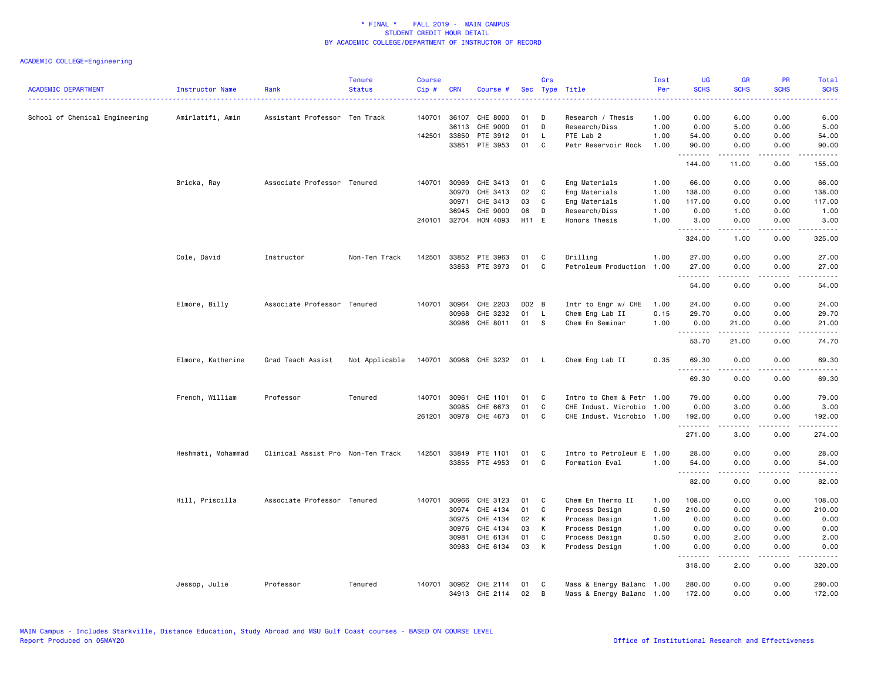\* FINAL \* FALL 2019 - MAIN CAMPUS
STUDENT CREDIT HOUR DETAIL
BY ACADEMIC COLLEGE/DEPARTMENT OF INSTRUCTOR OF RECORD

ACADEMIC COLLEGE=Engineering

| ACADEMIC DEPARTMENT | Instructor Name | Rank | Tenure Status | Course Cip # | CRN | Course # | Sec | Crs Type | Title | Inst Per | UG SCHS | GR SCHS | PR SCHS | Total SCHS |
|---|---|---|---|---|---|---|---|---|---|---|---|---|---|---|
| School of Chemical Engineering | Amirlatifi, Amin | Assistant Professor | Ten Track | 140701 | 36107 | CHE 8000 | 01 | D | Research / Thesis | 1.00 | 0.00 | 6.00 | 0.00 | 6.00 |
| | | | | | 36113 | CHE 9000 | 01 | D | Research/Diss | 1.00 | 0.00 | 5.00 | 0.00 | 5.00 |
| | | | | 142501 | 33850 | PTE 3912 | 01 | L | PTE Lab 2 | 1.00 | 54.00 | 0.00 | 0.00 | 54.00 |
| | | | | | 33851 | PTE 3953 | 01 | C | Petr Reservoir Rock | 1.00 | 90.00 | 0.00 | 0.00 | 90.00 |
| | | | | | | | | | | | 144.00 | 11.00 | 0.00 | 155.00 |
| | Bricka, Ray | Associate Professor | Tenured | 140701 | 30969 | CHE 3413 | 01 | C | Eng Materials | 1.00 | 66.00 | 0.00 | 0.00 | 66.00 |
| | | | | | 30970 | CHE 3413 | 02 | C | Eng Materials | 1.00 | 138.00 | 0.00 | 0.00 | 138.00 |
| | | | | | 30971 | CHE 3413 | 03 | C | Eng Materials | 1.00 | 117.00 | 0.00 | 0.00 | 117.00 |
| | | | | | 36945 | CHE 9000 | 06 | D | Research/Diss | 1.00 | 0.00 | 1.00 | 0.00 | 1.00 |
| | | | | 240101 | 32704 | HON 4093 | H11 | E | Honors Thesis | 1.00 | 3.00 | 0.00 | 0.00 | 3.00 |
| | | | | | | | | | | | 324.00 | 1.00 | 0.00 | 325.00 |
| | Cole, David | Instructor | Non-Ten Track | 142501 | 33852 | PTE 3963 | 01 | C | Drilling | 1.00 | 27.00 | 0.00 | 0.00 | 27.00 |
| | | | | | 33853 | PTE 3973 | 01 | C | Petroleum Production | 1.00 | 27.00 | 0.00 | 0.00 | 27.00 |
| | | | | | | | | | | | 54.00 | 0.00 | 0.00 | 54.00 |
| | Elmore, Billy | Associate Professor | Tenured | 140701 | 30964 | CHE 2203 | D02 | B | Intr to Engr w/ CHE | 1.00 | 24.00 | 0.00 | 0.00 | 24.00 |
| | | | | | 30968 | CHE 3232 | 01 | L | Chem Eng Lab II | 0.15 | 29.70 | 0.00 | 0.00 | 29.70 |
| | | | | | 30986 | CHE 8011 | 01 | S | Chem En Seminar | 1.00 | 0.00 | 21.00 | 0.00 | 21.00 |
| | | | | | | | | | | | 53.70 | 21.00 | 0.00 | 74.70 |
| | Elmore, Katherine | Grad Teach Assist | Not Applicable | 140701 | 30968 | CHE 3232 | 01 | L | Chem Eng Lab II | 0.35 | 69.30 | 0.00 | 0.00 | 69.30 |
| | | | | | | | | | | | 69.30 | 0.00 | 0.00 | 69.30 |
| | French, William | Professor | Tenured | 140701 | 30961 | CHE 1101 | 01 | C | Intro to Chem & Petr | 1.00 | 79.00 | 0.00 | 0.00 | 79.00 |
| | | | | | 30985 | CHE 6673 | 01 | C | CHE Indust. Microbio | 1.00 | 0.00 | 3.00 | 0.00 | 3.00 |
| | | | | 261201 | 30978 | CHE 4673 | 01 | C | CHE Indust. Microbio | 1.00 | 192.00 | 0.00 | 0.00 | 192.00 |
| | | | | | | | | | | | 271.00 | 3.00 | 0.00 | 274.00 |
| | Heshmati, Mohammad | Clinical Assist Pro | Non-Ten Track | 142501 | 33849 | PTE 1101 | 01 | C | Intro to Petroleum E | 1.00 | 28.00 | 0.00 | 0.00 | 28.00 |
| | | | | | 33855 | PTE 4953 | 01 | C | Formation Eval | 1.00 | 54.00 | 0.00 | 0.00 | 54.00 |
| | | | | | | | | | | | 82.00 | 0.00 | 0.00 | 82.00 |
| | Hill, Priscilla | Associate Professor | Tenured | 140701 | 30966 | CHE 3123 | 01 | C | Chem En Thermo II | 1.00 | 108.00 | 0.00 | 0.00 | 108.00 |
| | | | | | 30974 | CHE 4134 | 01 | C | Process Design | 0.50 | 210.00 | 0.00 | 0.00 | 210.00 |
| | | | | | 30975 | CHE 4134 | 02 | K | Process Design | 1.00 | 0.00 | 0.00 | 0.00 | 0.00 |
| | | | | | 30976 | CHE 4134 | 03 | K | Process Design | 1.00 | 0.00 | 0.00 | 0.00 | 0.00 |
| | | | | | 30981 | CHE 6134 | 01 | C | Process Design | 0.50 | 0.00 | 2.00 | 0.00 | 2.00 |
| | | | | | 30983 | CHE 6134 | 03 | K | Prodess Design | 1.00 | 0.00 | 0.00 | 0.00 | 0.00 |
| | | | | | | | | | | | 318.00 | 2.00 | 0.00 | 320.00 |
| | Jessop, Julie | Professor | Tenured | 140701 | 30962 | CHE 2114 | 01 | C | Mass & Energy Balanc | 1.00 | 280.00 | 0.00 | 0.00 | 280.00 |
| | | | | | 34913 | CHE 2114 | 02 | B | Mass & Energy Balanc | 1.00 | 172.00 | 0.00 | 0.00 | 172.00 |

MAIN Campus - Includes Starkville, Distance Education, Study Abroad and MSU Gulf Coast courses - BASED ON COURSE LEVEL
Report Produced on 05MAY20 | Office of Institutional Research and Effectiveness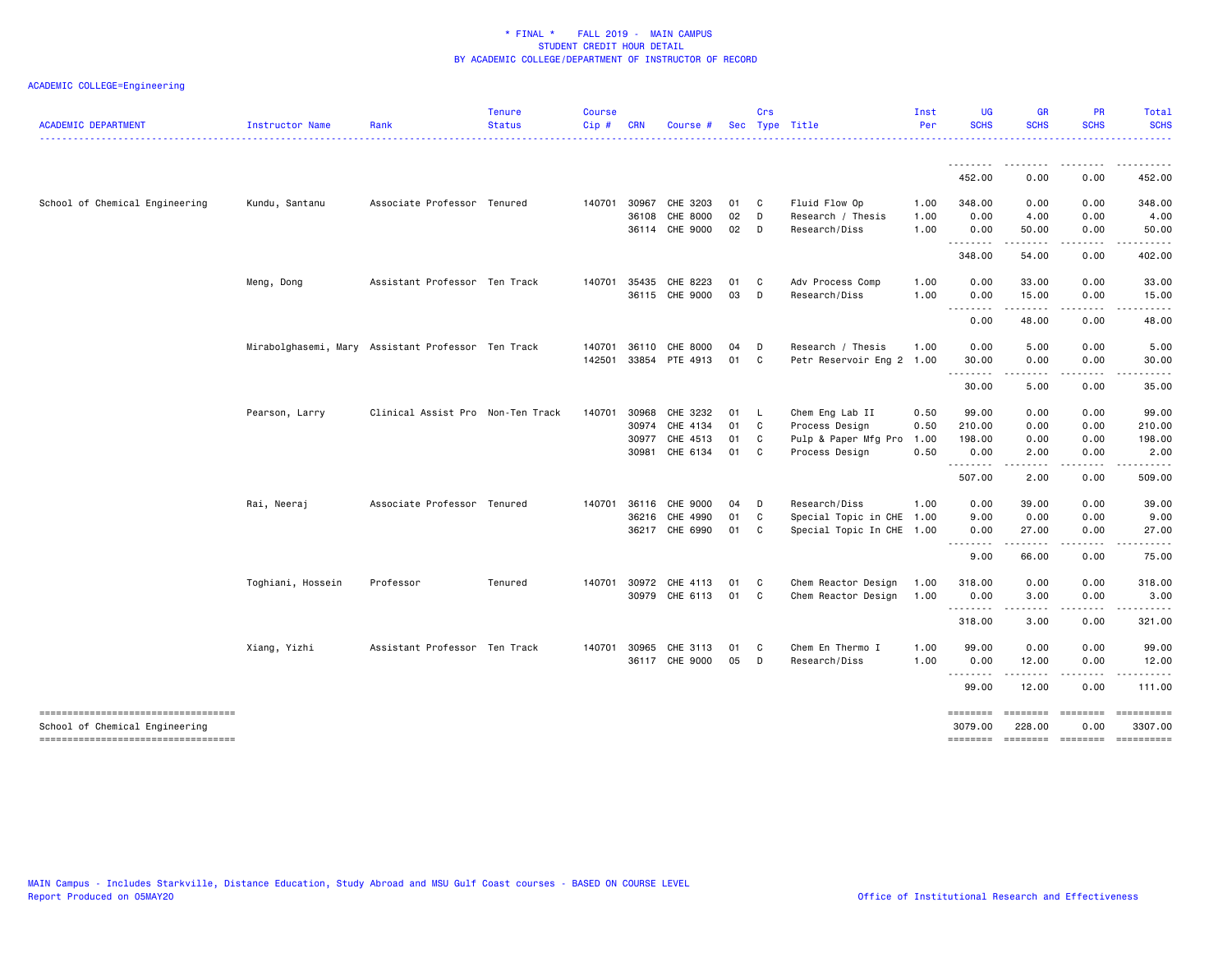# * FINAL * FALL 2019 - MAIN CAMPUS
## STUDENT CREDIT HOUR DETAIL
## BY ACADEMIC COLLEGE/DEPARTMENT OF INSTRUCTOR OF RECORD

ACADEMIC COLLEGE=Engineering

| ACADEMIC DEPARTMENT | Instructor Name | Rank | Tenure Status | Course Cip # | CRN | Course # | Sec | Crs Type | Title | Inst Per | UG SCHS | GR SCHS | PR SCHS | Total SCHS |
|---|---|---|---|---|---|---|---|---|---|---|---|---|---|---|
| | | | | | | | | | | | 452.00 | 0.00 | 0.00 | 452.00 |
| School of Chemical Engineering | Kundu, Santanu | Associate Professor | Tenured | 140701 | 30967 | CHE 3203 | 01 | C | Fluid Flow Op | 1.00 | 348.00 | 0.00 | 0.00 | 348.00 |
| | | | | | 36108 | CHE 8000 | 02 | D | Research / Thesis | 1.00 | 0.00 | 4.00 | 0.00 | 4.00 |
| | | | | | 36114 | CHE 9000 | 02 | D | Research/Diss | 1.00 | 0.00 | 50.00 | 0.00 | 50.00 |
| | | | | | | | | | | | 348.00 | 54.00 | 0.00 | 402.00 |
| | Meng, Dong | Assistant Professor | Ten Track | 140701 | 35435 | CHE 8223 | 01 | C | Adv Process Comp | 1.00 | 0.00 | 33.00 | 0.00 | 33.00 |
| | | | | | 36115 | CHE 9000 | 03 | D | Research/Diss | 1.00 | 0.00 | 15.00 | 0.00 | 15.00 |
| | | | | | | | | | | | 0.00 | 48.00 | 0.00 | 48.00 |
| | Mirabolghasemi, Mary | Assistant Professor | Ten Track | 140701 | 36110 | CHE 8000 | 04 | D | Research / Thesis | 1.00 | 0.00 | 5.00 | 0.00 | 5.00 |
| | | | | 142501 | 33854 | PTE 4913 | 01 | C | Petr Reservoir Eng 2 | 1.00 | 30.00 | 0.00 | 0.00 | 30.00 |
| | | | | | | | | | | | 30.00 | 5.00 | 0.00 | 35.00 |
| | Pearson, Larry | Clinical Assist Pro | Non-Ten Track | 140701 | 30968 | CHE 3232 | 01 | L | Chem Eng Lab II | 0.50 | 99.00 | 0.00 | 0.00 | 99.00 |
| | | | | | 30974 | CHE 4134 | 01 | C | Process Design | 0.50 | 210.00 | 0.00 | 0.00 | 210.00 |
| | | | | | 30977 | CHE 4513 | 01 | C | Pulp & Paper Mfg Pro | 1.00 | 198.00 | 0.00 | 0.00 | 198.00 |
| | | | | | 30981 | CHE 6134 | 01 | C | Process Design | 0.50 | 0.00 | 2.00 | 0.00 | 2.00 |
| | | | | | | | | | | | 507.00 | 2.00 | 0.00 | 509.00 |
| | Rai, Neeraj | Associate Professor | Tenured | 140701 | 36116 | CHE 9000 | 04 | D | Research/Diss | 1.00 | 0.00 | 39.00 | 0.00 | 39.00 |
| | | | | | 36216 | CHE 4990 | 01 | C | Special Topic in CHE | 1.00 | 9.00 | 0.00 | 0.00 | 9.00 |
| | | | | | 36217 | CHE 6990 | 01 | C | Special Topic In CHE | 1.00 | 0.00 | 27.00 | 0.00 | 27.00 |
| | | | | | | | | | | | 9.00 | 66.00 | 0.00 | 75.00 |
| | Toghiani, Hossein | Professor | Tenured | 140701 | 30972 | CHE 4113 | 01 | C | Chem Reactor Design | 1.00 | 318.00 | 0.00 | 0.00 | 318.00 |
| | | | | | 30979 | CHE 6113 | 01 | C | Chem Reactor Design | 1.00 | 0.00 | 3.00 | 0.00 | 3.00 |
| | | | | | | | | | | | 318.00 | 3.00 | 0.00 | 321.00 |
| | Xiang, Yizhi | Assistant Professor | Ten Track | 140701 | 30965 | CHE 3113 | 01 | C | Chem En Thermo I | 1.00 | 99.00 | 0.00 | 0.00 | 99.00 |
| | | | | | 36117 | CHE 9000 | 05 | D | Research/Diss | 1.00 | 0.00 | 12.00 | 0.00 | 12.00 |
| | | | | | | | | | | | 99.00 | 12.00 | 0.00 | 111.00 |
| School of Chemical Engineering | | | | | | | | | | | 3079.00 | 228.00 | 0.00 | 3307.00 |

MAIN Campus - Includes Starkville, Distance Education, Study Abroad and MSU Gulf Coast courses - BASED ON COURSE LEVEL
Report Produced on 05MAY20
Office of Institutional Research and Effectiveness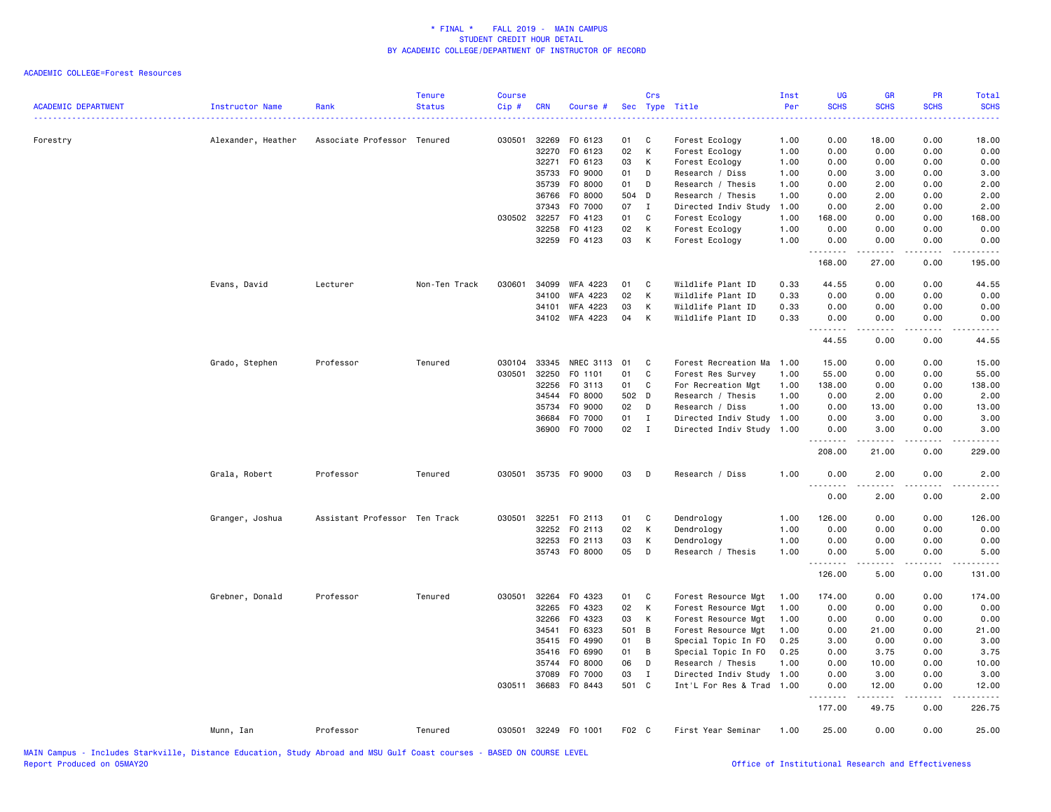\* FINAL \* FALL 2019 - MAIN CAMPUS
STUDENT CREDIT HOUR DETAIL
BY ACADEMIC COLLEGE/DEPARTMENT OF INSTRUCTOR OF RECORD

ACADEMIC COLLEGE=Forest Resources

| ACADEMIC DEPARTMENT | Instructor Name | Rank | Tenure Status | Course Cip # | CRN | Course # | Sec | Crs Type | Title | Inst Per | UG SCHS | GR SCHS | PR SCHS | Total SCHS |
|---|---|---|---|---|---|---|---|---|---|---|---|---|---|---|
| Forestry | Alexander, Heather | Associate Professor | Tenured | 030501 | 32269 | FO 6123 | 01 | C | Forest Ecology | 1.00 | 0.00 | 18.00 | 0.00 | 18.00 |
| | | | | | 32270 | FO 6123 | 02 | K | Forest Ecology | 1.00 | 0.00 | 0.00 | 0.00 | 0.00 |
| | | | | | 32271 | FO 6123 | 03 | K | Forest Ecology | 1.00 | 0.00 | 0.00 | 0.00 | 0.00 |
| | | | | | 35733 | FO 9000 | 01 | D | Research / Diss | 1.00 | 0.00 | 3.00 | 0.00 | 3.00 |
| | | | | | 35739 | FO 8000 | 01 | D | Research / Thesis | 1.00 | 0.00 | 2.00 | 0.00 | 2.00 |
| | | | | | 36766 | FO 8000 | 504 | D | Research / Thesis | 1.00 | 0.00 | 2.00 | 0.00 | 2.00 |
| | | | | | 37343 | FO 7000 | 07 | I | Directed Indiv Study | 1.00 | 0.00 | 2.00 | 0.00 | 2.00 |
| | | | | 030502 | 32257 | FO 4123 | 01 | C | Forest Ecology | 1.00 | 168.00 | 0.00 | 0.00 | 168.00 |
| | | | | | 32258 | FO 4123 | 02 | K | Forest Ecology | 1.00 | 0.00 | 0.00 | 0.00 | 0.00 |
| | | | | | 32259 | FO 4123 | 03 | K | Forest Ecology | 1.00 | 0.00 | 0.00 | 0.00 | 0.00 |
| | | | | | | | | | | | 168.00 | 27.00 | 0.00 | 195.00 |
| | Evans, David | Lecturer | Non-Ten Track | 030601 | 34099 | WFA 4223 | 01 | C | Wildlife Plant ID | 0.33 | 44.55 | 0.00 | 0.00 | 44.55 |
| | | | | | 34100 | WFA 4223 | 02 | K | Wildlife Plant ID | 0.33 | 0.00 | 0.00 | 0.00 | 0.00 |
| | | | | | 34101 | WFA 4223 | 03 | K | Wildlife Plant ID | 0.33 | 0.00 | 0.00 | 0.00 | 0.00 |
| | | | | | 34102 | WFA 4223 | 04 | K | Wildlife Plant ID | 0.33 | 0.00 | 0.00 | 0.00 | 0.00 |
| | | | | | | | | | | | 44.55 | 0.00 | 0.00 | 44.55 |
| | Grado, Stephen | Professor | Tenured | 030104 | 33345 | NREC 3113 | 01 | C | Forest Recreation Ma | 1.00 | 15.00 | 0.00 | 0.00 | 15.00 |
| | | | | 030501 | 32250 | FO 1101 | 01 | C | Forest Res Survey | 1.00 | 55.00 | 0.00 | 0.00 | 55.00 |
| | | | | | 32256 | FO 3113 | 01 | C | For Recreation Mgt | 1.00 | 138.00 | 0.00 | 0.00 | 138.00 |
| | | | | | 34544 | FO 8000 | 502 | D | Research / Thesis | 1.00 | 0.00 | 2.00 | 0.00 | 2.00 |
| | | | | | 35734 | FO 9000 | 02 | D | Research / Diss | 1.00 | 0.00 | 13.00 | 0.00 | 13.00 |
| | | | | | 36684 | FO 7000 | 01 | I | Directed Indiv Study | 1.00 | 0.00 | 3.00 | 0.00 | 3.00 |
| | | | | | 36900 | FO 7000 | 02 | I | Directed Indiv Study | 1.00 | 0.00 | 3.00 | 0.00 | 3.00 |
| | | | | | | | | | | | 208.00 | 21.00 | 0.00 | 229.00 |
| | Grala, Robert | Professor | Tenured | 030501 | 35735 | FO 9000 | 03 | D | Research / Diss | 1.00 | 0.00 | 2.00 | 0.00 | 2.00 |
| | | | | | | | | | | | 0.00 | 2.00 | 0.00 | 2.00 |
| | Granger, Joshua | Assistant Professor | Ten Track | 030501 | 32251 | FO 2113 | 01 | C | Dendrology | 1.00 | 126.00 | 0.00 | 0.00 | 126.00 |
| | | | | | 32252 | FO 2113 | 02 | K | Dendrology | 1.00 | 0.00 | 0.00 | 0.00 | 0.00 |
| | | | | | 32253 | FO 2113 | 03 | K | Dendrology | 1.00 | 0.00 | 0.00 | 0.00 | 0.00 |
| | | | | | 35743 | FO 8000 | 05 | D | Research / Thesis | 1.00 | 0.00 | 5.00 | 0.00 | 5.00 |
| | | | | | | | | | | | 126.00 | 5.00 | 0.00 | 131.00 |
| | Grebner, Donald | Professor | Tenured | 030501 | 32264 | FO 4323 | 01 | C | Forest Resource Mgt | 1.00 | 174.00 | 0.00 | 0.00 | 174.00 |
| | | | | | 32265 | FO 4323 | 02 | K | Forest Resource Mgt | 1.00 | 0.00 | 0.00 | 0.00 | 0.00 |
| | | | | | 32266 | FO 4323 | 03 | K | Forest Resource Mgt | 1.00 | 0.00 | 0.00 | 0.00 | 0.00 |
| | | | | | 34541 | FO 6323 | 501 | B | Forest Resource Mgt | 1.00 | 0.00 | 21.00 | 0.00 | 21.00 |
| | | | | | 35415 | FO 4990 | 01 | B | Special Topic In FO | 0.25 | 3.00 | 0.00 | 0.00 | 3.00 |
| | | | | | 35416 | FO 6990 | 01 | B | Special Topic In FO | 0.25 | 0.00 | 3.75 | 0.00 | 3.75 |
| | | | | | 35744 | FO 8000 | 06 | D | Research / Thesis | 1.00 | 0.00 | 10.00 | 0.00 | 10.00 |
| | | | | | 37089 | FO 7000 | 03 | I | Directed Indiv Study | 1.00 | 0.00 | 3.00 | 0.00 | 3.00 |
| | | | | 030511 | 36683 | FO 8443 | 501 | C | Int'L For Res & Trad | 1.00 | 0.00 | 12.00 | 0.00 | 12.00 |
| | | | | | | | | | | | 177.00 | 49.75 | 0.00 | 226.75 |
| | Munn, Ian | Professor | Tenured | 030501 | 32249 | FO 1001 | F02 | C | First Year Seminar | 1.00 | 25.00 | 0.00 | 0.00 | 25.00 |

MAIN Campus - Includes Starkville, Distance Education, Study Abroad and MSU Gulf Coast courses - BASED ON COURSE LEVEL
Report Produced on 05MAY20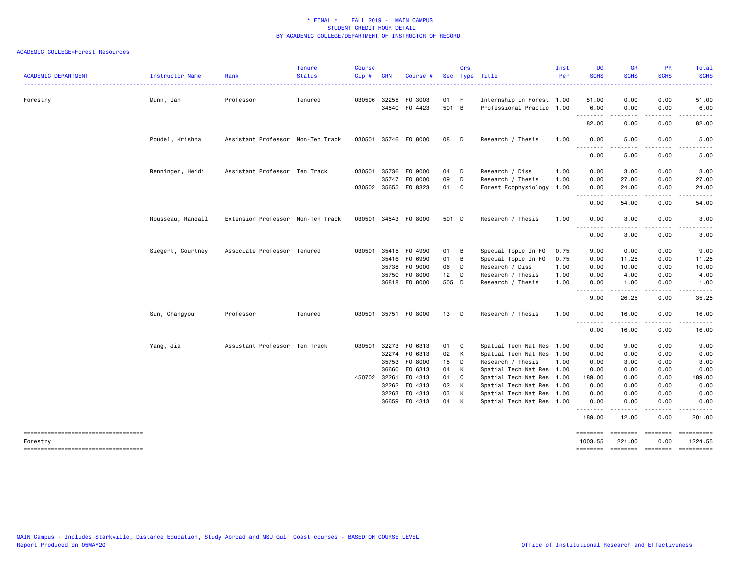\* FINAL \* FALL 2019 - MAIN CAMPUS
STUDENT CREDIT HOUR DETAIL
BY ACADEMIC COLLEGE/DEPARTMENT OF INSTRUCTOR OF RECORD

ACADEMIC COLLEGE=Forest Resources

| ACADEMIC DEPARTMENT | Instructor Name | Rank | Tenure Status | Course Cip # | CRN | Course # | Sec | Crs Type | Title | Inst Per | UG SCHS | GR SCHS | PR SCHS | Total SCHS |
|---|---|---|---|---|---|---|---|---|---|---|---|---|---|---|
| Forestry | Munn, Ian | Professor | Tenured | 030506 | 32255 | FO 3003 | 01 | F | Internship in Forest | 1.00 | 51.00 | 0.00 | 0.00 | 51.00 |
| | | | | | 34540 | FO 4423 | 501 | B | Professional Practic | 1.00 | 6.00 | 0.00 | 0.00 | 6.00 |
| | | | | | | | | | | | 82.00 | 0.00 | 0.00 | 82.00 |
| | Poudel, Krishna | Assistant Professor | Non-Ten Track | 030501 | 35746 | FO 8000 | 08 | D | Research / Thesis | 1.00 | 0.00 | 5.00 | 0.00 | 5.00 |
| | | | | | | | | | | | 0.00 | 5.00 | 0.00 | 5.00 |
| | Renninger, Heidi | Assistant Professor | Ten Track | 030501 | 35736 | FO 9000 | 04 | D | Research / Diss | 1.00 | 0.00 | 3.00 | 0.00 | 3.00 |
| | | | | | 35747 | FO 8000 | 09 | D | Research / Thesis | 1.00 | 0.00 | 27.00 | 0.00 | 27.00 |
| | | | | 030502 | 35655 | FO 8323 | 01 | C | Forest Ecophysiology | 1.00 | 0.00 | 24.00 | 0.00 | 24.00 |
| | | | | | | | | | | | 0.00 | 54.00 | 0.00 | 54.00 |
| | Rousseau, Randall | Extension Professor | Non-Ten Track | 030501 | 34543 | FO 8000 | 501 | D | Research / Thesis | 1.00 | 0.00 | 3.00 | 0.00 | 3.00 |
| | | | | | | | | | | | 0.00 | 3.00 | 0.00 | 3.00 |
| | Siegert, Courtney | Associate Professor | Tenured | 030501 | 35415 | FO 4990 | 01 | B | Special Topic In FO | 0.75 | 9.00 | 0.00 | 0.00 | 9.00 |
| | | | | | 35416 | FO 6990 | 01 | B | Special Topic In FO | 0.75 | 0.00 | 11.25 | 0.00 | 11.25 |
| | | | | | 35738 | FO 9000 | 06 | D | Research / Diss | 1.00 | 0.00 | 10.00 | 0.00 | 10.00 |
| | | | | | 35750 | FO 8000 | 12 | D | Research / Thesis | 1.00 | 0.00 | 4.00 | 0.00 | 4.00 |
| | | | | | 36818 | FO 8000 | 505 | D | Research / Thesis | 1.00 | 0.00 | 1.00 | 0.00 | 1.00 |
| | | | | | | | | | | | 9.00 | 26.25 | 0.00 | 35.25 |
| | Sun, Changyou | Professor | Tenured | 030501 | 35751 | FO 8000 | 13 | D | Research / Thesis | 1.00 | 0.00 | 16.00 | 0.00 | 16.00 |
| | | | | | | | | | | | 0.00 | 16.00 | 0.00 | 16.00 |
| | Yang, Jia | Assistant Professor | Ten Track | 030501 | 32273 | FO 6313 | 01 | C | Spatial Tech Nat Res | 1.00 | 0.00 | 9.00 | 0.00 | 9.00 |
| | | | | | 32274 | FO 6313 | 02 | K | Spatial Tech Nat Res | 1.00 | 0.00 | 0.00 | 0.00 | 0.00 |
| | | | | | 35753 | FO 8000 | 15 | D | Research / Thesis | 1.00 | 0.00 | 3.00 | 0.00 | 3.00 |
| | | | | | 36660 | FO 6313 | 04 | K | Spatial Tech Nat Res | 1.00 | 0.00 | 0.00 | 0.00 | 0.00 |
| | | | | 450702 | 32261 | FO 4313 | 01 | C | Spatial Tech Nat Res | 1.00 | 189.00 | 0.00 | 0.00 | 189.00 |
| | | | | | 32262 | FO 4313 | 02 | K | Spatial Tech Nat Res | 1.00 | 0.00 | 0.00 | 0.00 | 0.00 |
| | | | | | 32263 | FO 4313 | 03 | K | Spatial Tech Nat Res | 1.00 | 0.00 | 0.00 | 0.00 | 0.00 |
| | | | | | 36659 | FO 4313 | 04 | K | Spatial Tech Nat Res | 1.00 | 0.00 | 0.00 | 0.00 | 0.00 |
| | | | | | | | | | | | 189.00 | 12.00 | 0.00 | 201.00 |
| Forestry | | | | | | | | | | | 1003.55 | 221.00 | 0.00 | 1224.55 |

MAIN Campus - Includes Starkville, Distance Education, Study Abroad and MSU Gulf Coast courses - BASED ON COURSE LEVEL
Report Produced on 05MAY20

Office of Institutional Research and Effectiveness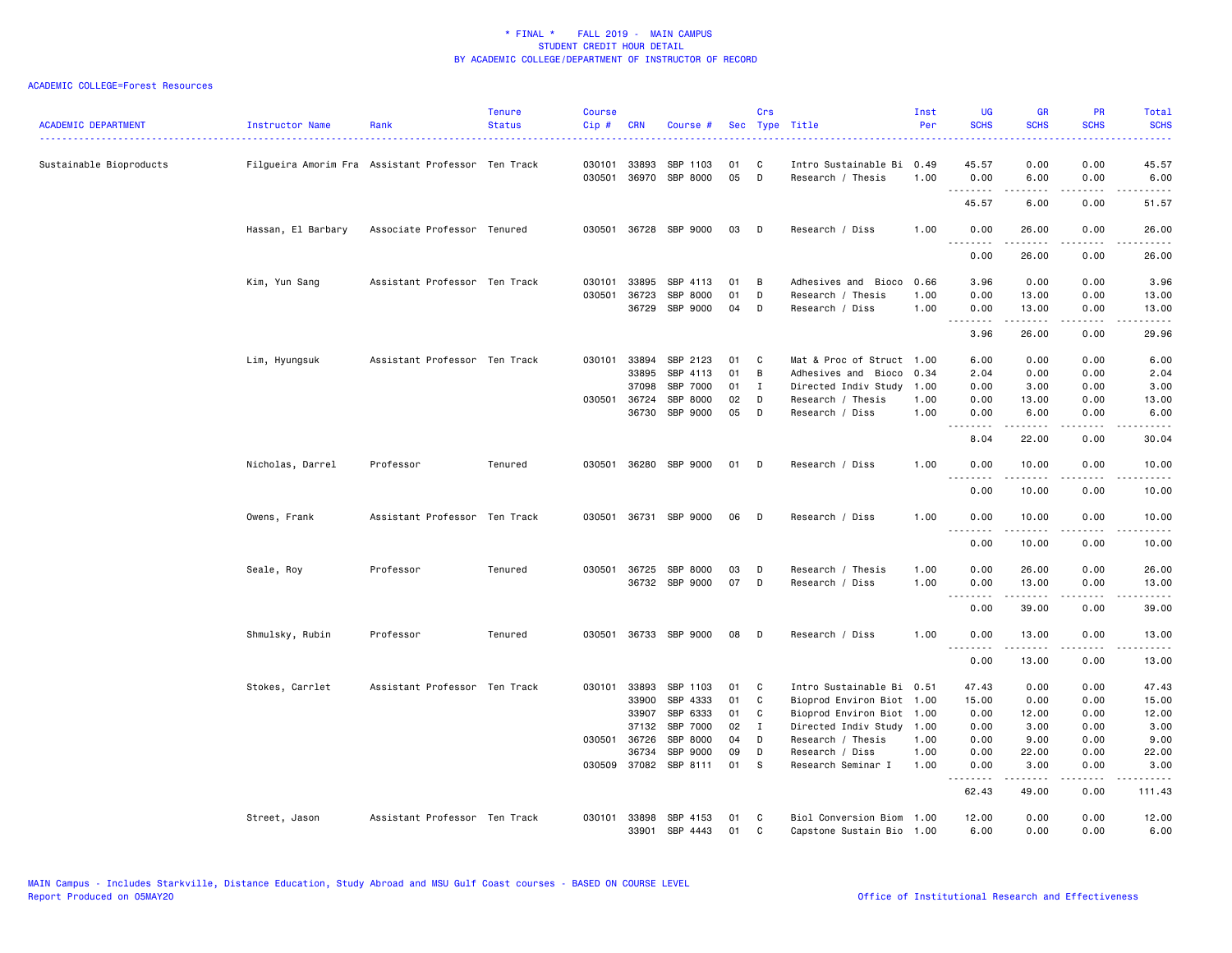\* FINAL \* FALL 2019 - MAIN CAMPUS
STUDENT CREDIT HOUR DETAIL
BY ACADEMIC COLLEGE/DEPARTMENT OF INSTRUCTOR OF RECORD

ACADEMIC COLLEGE=Forest Resources

| ACADEMIC DEPARTMENT | Instructor Name | Rank | Tenure Status | Course Cip # | CRN | Course # | Sec | Crs Type | Title | Inst Per | UG SCHS | GR SCHS | PR SCHS | Total SCHS |
|---|---|---|---|---|---|---|---|---|---|---|---|---|---|---|
| Sustainable Bioproducts | Filgueira Amorim Fra | Assistant Professor | Ten Track | 030101 | 33893 | SBP 1103 | 01 | C | Intro Sustainable Bi | 0.49 | 45.57 | 0.00 | 0.00 | 45.57 |
| | | | | 030501 | 36970 | SBP 8000 | 05 | D | Research / Thesis | 1.00 | 0.00 | 6.00 | 0.00 | 6.00 |
| | | | | | | | | | | | 45.57 | 6.00 | 0.00 | 51.57 |
| | Hassan, El Barbary | Associate Professor | Tenured | 030501 | 36728 | SBP 9000 | 03 | D | Research / Diss | 1.00 | 0.00 | 26.00 | 0.00 | 26.00 |
| | | | | | | | | | | | 0.00 | 26.00 | 0.00 | 26.00 |
| | Kim, Yun Sang | Assistant Professor | Ten Track | 030101 | 33895 | SBP 4113 | 01 | B | Adhesives and Bioco | 0.66 | 3.96 | 0.00 | 0.00 | 3.96 |
| | | | | 030501 | 36723 | SBP 8000 | 01 | D | Research / Thesis | 1.00 | 0.00 | 13.00 | 0.00 | 13.00 |
| | | | | | 36729 | SBP 9000 | 04 | D | Research / Diss | 1.00 | 0.00 | 13.00 | 0.00 | 13.00 |
| | | | | | | | | | | | 3.96 | 26.00 | 0.00 | 29.96 |
| | Lim, Hyungsuk | Assistant Professor | Ten Track | 030101 | 33894 | SBP 2123 | 01 | C | Mat & Proc of Struct | 1.00 | 6.00 | 0.00 | 0.00 | 6.00 |
| | | | | | 33895 | SBP 4113 | 01 | B | Adhesives and Bioco | 0.34 | 2.04 | 0.00 | 0.00 | 2.04 |
| | | | | | 37098 | SBP 7000 | 01 | I | Directed Indiv Study | 1.00 | 0.00 | 3.00 | 0.00 | 3.00 |
| | | | | 030501 | 36724 | SBP 8000 | 02 | D | Research / Thesis | 1.00 | 0.00 | 13.00 | 0.00 | 13.00 |
| | | | | | 36730 | SBP 9000 | 05 | D | Research / Diss | 1.00 | 0.00 | 6.00 | 0.00 | 6.00 |
| | | | | | | | | | | | 8.04 | 22.00 | 0.00 | 30.04 |
| | Nicholas, Darrel | Professor | Tenured | 030501 | 36280 | SBP 9000 | 01 | D | Research / Diss | 1.00 | 0.00 | 10.00 | 0.00 | 10.00 |
| | | | | | | | | | | | 0.00 | 10.00 | 0.00 | 10.00 |
| | Owens, Frank | Assistant Professor | Ten Track | 030501 | 36731 | SBP 9000 | 06 | D | Research / Diss | 1.00 | 0.00 | 10.00 | 0.00 | 10.00 |
| | | | | | | | | | | | 0.00 | 10.00 | 0.00 | 10.00 |
| | Seale, Roy | Professor | Tenured | 030501 | 36725 | SBP 8000 | 03 | D | Research / Thesis | 1.00 | 0.00 | 26.00 | 0.00 | 26.00 |
| | | | | | 36732 | SBP 9000 | 07 | D | Research / Diss | 1.00 | 0.00 | 13.00 | 0.00 | 13.00 |
| | | | | | | | | | | | 0.00 | 39.00 | 0.00 | 39.00 |
| | Shmulsky, Rubin | Professor | Tenured | 030501 | 36733 | SBP 9000 | 08 | D | Research / Diss | 1.00 | 0.00 | 13.00 | 0.00 | 13.00 |
| | | | | | | | | | | | 0.00 | 13.00 | 0.00 | 13.00 |
| | Stokes, Carrlet | Assistant Professor | Ten Track | 030101 | 33893 | SBP 1103 | 01 | C | Intro Sustainable Bi | 0.51 | 47.43 | 0.00 | 0.00 | 47.43 |
| | | | | | 33900 | SBP 4333 | 01 | C | Bioprod Environ Biot | 1.00 | 15.00 | 0.00 | 0.00 | 15.00 |
| | | | | | 33907 | SBP 6333 | 01 | C | Bioprod Environ Biot | 1.00 | 0.00 | 12.00 | 0.00 | 12.00 |
| | | | | | 37132 | SBP 7000 | 02 | I | Directed Indiv Study | 1.00 | 0.00 | 3.00 | 0.00 | 3.00 |
| | | | | 030501 | 36726 | SBP 8000 | 04 | D | Research / Thesis | 1.00 | 0.00 | 9.00 | 0.00 | 9.00 |
| | | | | | 36734 | SBP 9000 | 09 | D | Research / Diss | 1.00 | 0.00 | 22.00 | 0.00 | 22.00 |
| | | | | 030509 | 37082 | SBP 8111 | 01 | S | Research Seminar I | 1.00 | 0.00 | 3.00 | 0.00 | 3.00 |
| | | | | | | | | | | | 62.43 | 49.00 | 0.00 | 111.43 |
| | Street, Jason | Assistant Professor | Ten Track | 030101 | 33898 | SBP 4153 | 01 | C | Biol Conversion Biom | 1.00 | 12.00 | 0.00 | 0.00 | 12.00 |
| | | | | | 33901 | SBP 4443 | 01 | C | Capstone Sustain Bio | 1.00 | 6.00 | 0.00 | 0.00 | 6.00 |

MAIN Campus - Includes Starkville, Distance Education, Study Abroad and MSU Gulf Coast courses - BASED ON COURSE LEVEL
Report Produced on 05MAY20 — Office of Institutional Research and Effectiveness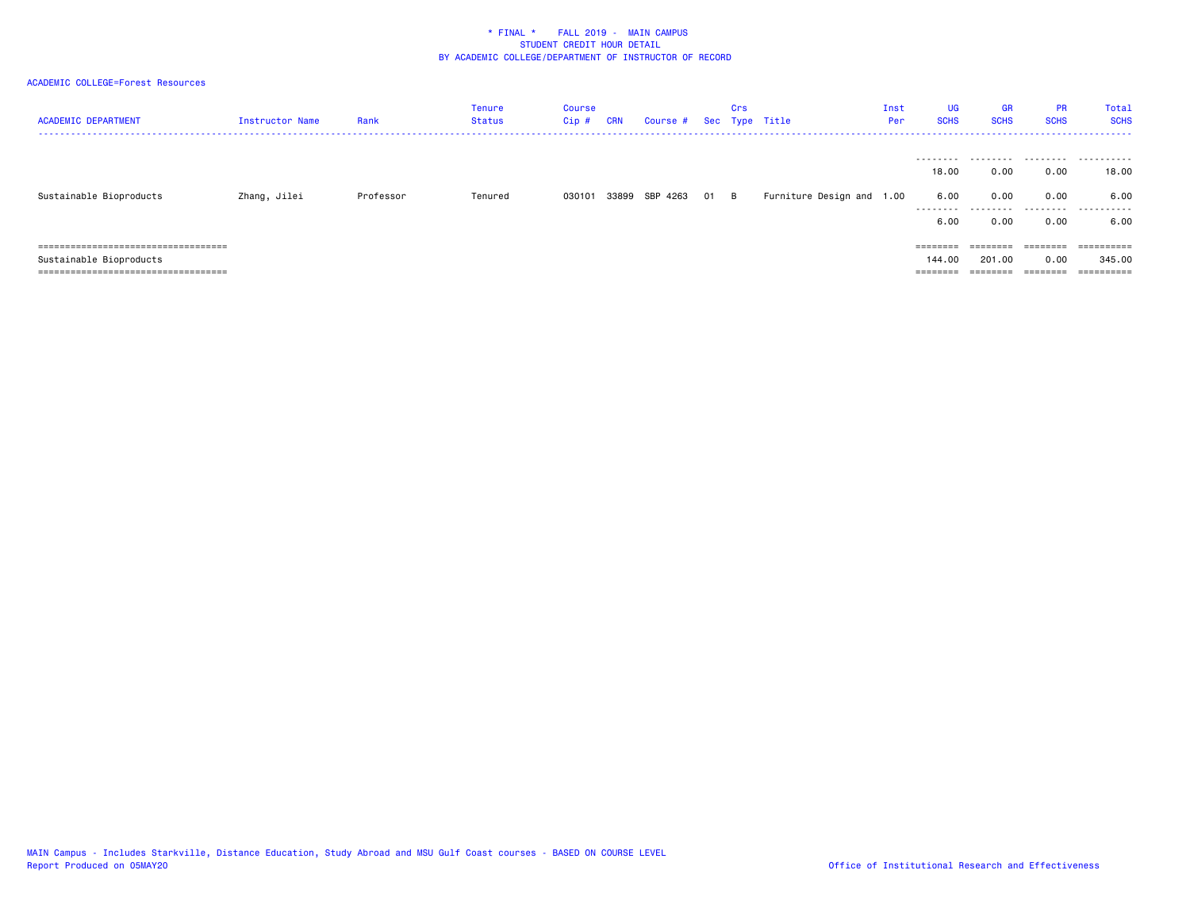\* FINAL \* FALL 2019 - MAIN CAMPUS
STUDENT CREDIT HOUR DETAIL
BY ACADEMIC COLLEGE/DEPARTMENT OF INSTRUCTOR OF RECORD

ACADEMIC COLLEGE=Forest Resources

| ACADEMIC DEPARTMENT | Instructor Name | Rank | Tenure Status | Course Cip # | CRN | Course # | Sec | Crs Type | Title | Inst Per | UG SCHS | GR SCHS | PR SCHS | Total SCHS |
|---|---|---|---|---|---|---|---|---|---|---|---|---|---|---|
| | | | | | | | | | | | 18.00 | 0.00 | 0.00 | 18.00 |
| Sustainable Bioproducts | Zhang, Jilei | Professor | Tenured | 030101 | 33899 | SBP 4263 | 01 | B | Furniture Design and | 1.00 | 6.00 | 0.00 | 0.00 | 6.00 |
| | | | | | | | | | | | 6.00 | 0.00 | 0.00 | 6.00 |
| Sustainable Bioproducts | | | | | | | | | | | 144.00 | 201.00 | 0.00 | 345.00 |

MAIN Campus - Includes Starkville, Distance Education, Study Abroad and MSU Gulf Coast courses - BASED ON COURSE LEVEL
Report Produced on 05MAY20

Office of Institutional Research and Effectiveness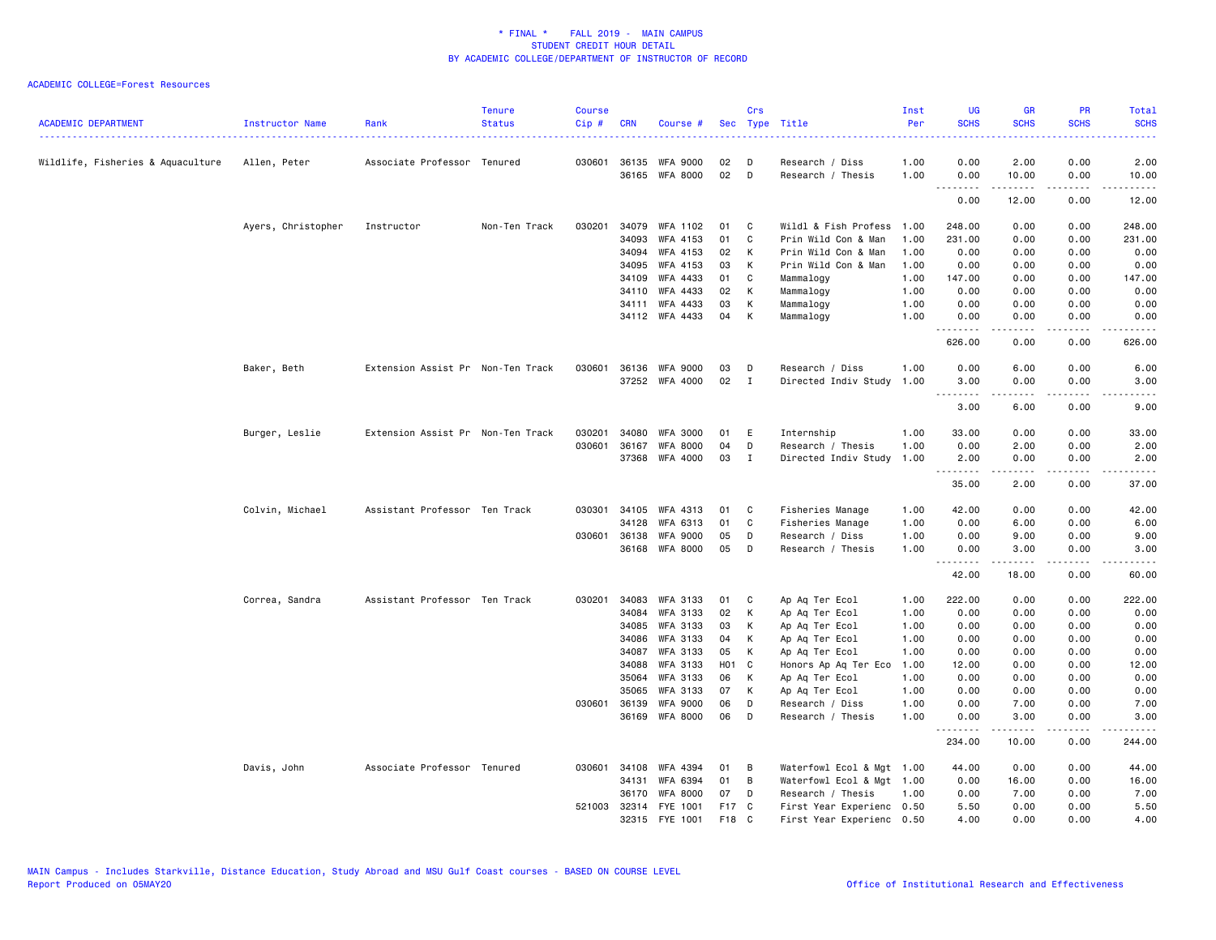# * FINAL * FALL 2019 - MAIN CAMPUS
## STUDENT CREDIT HOUR DETAIL
## BY ACADEMIC COLLEGE/DEPARTMENT OF INSTRUCTOR OF RECORD

ACADEMIC COLLEGE=Forest Resources

| ACADEMIC DEPARTMENT | Instructor Name | Rank | Tenure Status | Course Cip # | CRN | Course # | Sec | Crs Type | Title | Inst Per | UG SCHS | GR SCHS | PR SCHS | Total SCHS |
|---|---|---|---|---|---|---|---|---|---|---|---|---|---|---|
| Wildlife, Fisheries & Aquaculture | Allen, Peter | Associate Professor | Tenured | 030601 | 36135 | WFA 9000 | 02 | D | Research / Diss | 1.00 | 0.00 | 2.00 | 0.00 | 2.00 |
| | | | | | 36165 | WFA 8000 | 02 | D | Research / Thesis | 1.00 | 0.00 | 10.00 | 0.00 | 10.00 |
| | | | | | | | | | | | 0.00 | 12.00 | 0.00 | 12.00 |
| | Ayers, Christopher | Instructor | Non-Ten Track | 030201 | 34079 | WFA 1102 | 01 | C | Wildl & Fish Profess | 1.00 | 248.00 | 0.00 | 0.00 | 248.00 |
| | | | | | 34093 | WFA 4153 | 01 | C | Prin Wild Con & Man | 1.00 | 231.00 | 0.00 | 0.00 | 231.00 |
| | | | | | 34094 | WFA 4153 | 02 | K | Prin Wild Con & Man | 1.00 | 0.00 | 0.00 | 0.00 | 0.00 |
| | | | | | 34095 | WFA 4153 | 03 | K | Prin Wild Con & Man | 1.00 | 0.00 | 0.00 | 0.00 | 0.00 |
| | | | | | 34109 | WFA 4433 | 01 | C | Mammalogy | 1.00 | 147.00 | 0.00 | 0.00 | 147.00 |
| | | | | | 34110 | WFA 4433 | 02 | K | Mammalogy | 1.00 | 0.00 | 0.00 | 0.00 | 0.00 |
| | | | | | 34111 | WFA 4433 | 03 | K | Mammalogy | 1.00 | 0.00 | 0.00 | 0.00 | 0.00 |
| | | | | | 34112 | WFA 4433 | 04 | K | Mammalogy | 1.00 | 0.00 | 0.00 | 0.00 | 0.00 |
| | | | | | | | | | | | 626.00 | 0.00 | 0.00 | 626.00 |
| | Baker, Beth | Extension Assist Pr | Non-Ten Track | 030601 | 36136 | WFA 9000 | 03 | D | Research / Diss | 1.00 | 0.00 | 6.00 | 0.00 | 6.00 |
| | | | | | 37252 | WFA 4000 | 02 | I | Directed Indiv Study | 1.00 | 3.00 | 0.00 | 0.00 | 3.00 |
| | | | | | | | | | | | 3.00 | 6.00 | 0.00 | 9.00 |
| | Burger, Leslie | Extension Assist Pr | Non-Ten Track | 030201 | 34080 | WFA 3000 | 01 | E | Internship | 1.00 | 33.00 | 0.00 | 0.00 | 33.00 |
| | | | | 030601 | 36167 | WFA 8000 | 04 | D | Research / Thesis | 1.00 | 0.00 | 2.00 | 0.00 | 2.00 |
| | | | | | 37368 | WFA 4000 | 03 | I | Directed Indiv Study | 1.00 | 2.00 | 0.00 | 0.00 | 2.00 |
| | | | | | | | | | | | 35.00 | 2.00 | 0.00 | 37.00 |
| | Colvin, Michael | Assistant Professor | Ten Track | 030301 | 34105 | WFA 4313 | 01 | C | Fisheries Manage | 1.00 | 42.00 | 0.00 | 0.00 | 42.00 |
| | | | | | 34128 | WFA 6313 | 01 | C | Fisheries Manage | 1.00 | 0.00 | 6.00 | 0.00 | 6.00 |
| | | | | 030601 | 36138 | WFA 9000 | 05 | D | Research / Diss | 1.00 | 0.00 | 9.00 | 0.00 | 9.00 |
| | | | | | 36168 | WFA 8000 | 05 | D | Research / Thesis | 1.00 | 0.00 | 3.00 | 0.00 | 3.00 |
| | | | | | | | | | | | 42.00 | 18.00 | 0.00 | 60.00 |
| | Correa, Sandra | Assistant Professor | Ten Track | 030201 | 34083 | WFA 3133 | 01 | C | Ap Aq Ter Ecol | 1.00 | 222.00 | 0.00 | 0.00 | 222.00 |
| | | | | | 34084 | WFA 3133 | 02 | K | Ap Aq Ter Ecol | 1.00 | 0.00 | 0.00 | 0.00 | 0.00 |
| | | | | | 34085 | WFA 3133 | 03 | K | Ap Aq Ter Ecol | 1.00 | 0.00 | 0.00 | 0.00 | 0.00 |
| | | | | | 34086 | WFA 3133 | 04 | K | Ap Aq Ter Ecol | 1.00 | 0.00 | 0.00 | 0.00 | 0.00 |
| | | | | | 34087 | WFA 3133 | 05 | K | Ap Aq Ter Ecol | 1.00 | 0.00 | 0.00 | 0.00 | 0.00 |
| | | | | | 34088 | WFA 3133 | H01 | C | Honors Ap Aq Ter Eco | 1.00 | 12.00 | 0.00 | 0.00 | 12.00 |
| | | | | | 35064 | WFA 3133 | 06 | K | Ap Aq Ter Ecol | 1.00 | 0.00 | 0.00 | 0.00 | 0.00 |
| | | | | | 35065 | WFA 3133 | 07 | K | Ap Aq Ter Ecol | 1.00 | 0.00 | 0.00 | 0.00 | 0.00 |
| | | | | 030601 | 36139 | WFA 9000 | 06 | D | Research / Diss | 1.00 | 0.00 | 7.00 | 0.00 | 7.00 |
| | | | | | 36169 | WFA 8000 | 06 | D | Research / Thesis | 1.00 | 0.00 | 3.00 | 0.00 | 3.00 |
| | | | | | | | | | | | 234.00 | 10.00 | 0.00 | 244.00 |
| | Davis, John | Associate Professor | Tenured | 030601 | 34108 | WFA 4394 | 01 | B | Waterfowl Ecol & Mgt | 1.00 | 44.00 | 0.00 | 0.00 | 44.00 |
| | | | | | 34131 | WFA 6394 | 01 | B | Waterfowl Ecol & Mgt | 1.00 | 0.00 | 16.00 | 0.00 | 16.00 |
| | | | | | 36170 | WFA 8000 | 07 | D | Research / Thesis | 1.00 | 0.00 | 7.00 | 0.00 | 7.00 |
| | | | | 521003 | 32314 | FYE 1001 | F17 | C | First Year Experienc | 0.50 | 5.50 | 0.00 | 0.00 | 5.50 |
| | | | | | 32315 | FYE 1001 | F18 | C | First Year Experienc | 0.50 | 4.00 | 0.00 | 0.00 | 4.00 |

MAIN Campus - Includes Starkville, Distance Education, Study Abroad and MSU Gulf Coast courses - BASED ON COURSE LEVEL
Report Produced on 05MAY20

Office of Institutional Research and Effectiveness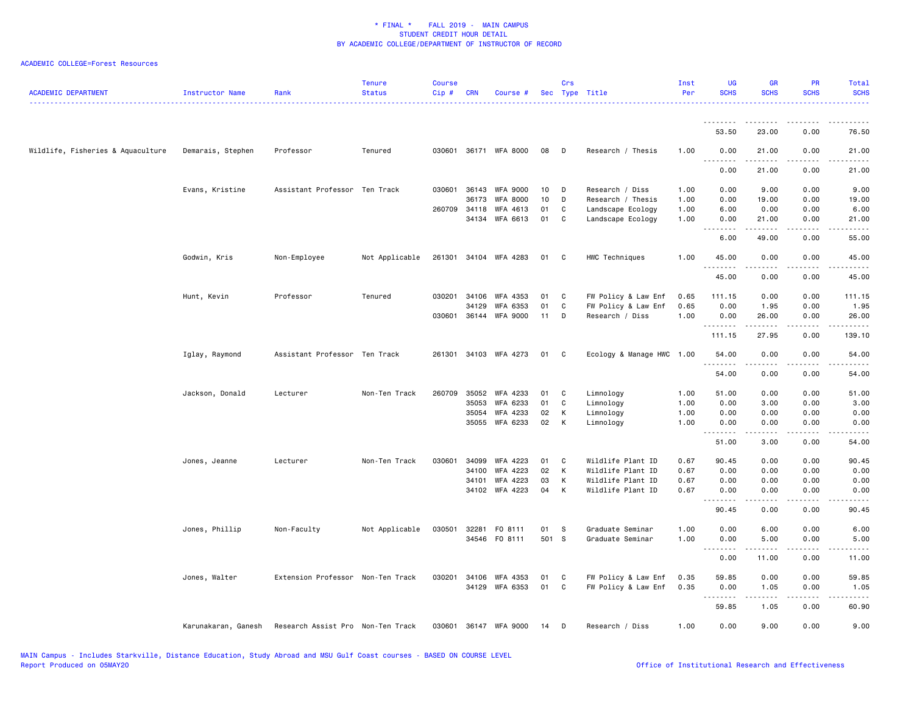\* FINAL \* FALL 2019 - MAIN CAMPUS
STUDENT CREDIT HOUR DETAIL
BY ACADEMIC COLLEGE/DEPARTMENT OF INSTRUCTOR OF RECORD

ACADEMIC COLLEGE=Forest Resources

| ACADEMIC DEPARTMENT | Instructor Name | Rank | Tenure Status | Course Cip # | CRN | Course # | Sec | Crs Type | Title | Inst Per | UG SCHS | GR SCHS | PR SCHS | Total SCHS |
|---|---|---|---|---|---|---|---|---|---|---|---|---|---|---|
| | | | | | | | | | | | 53.50 | 23.00 | 0.00 | 76.50 |
| Wildlife, Fisheries & Aquaculture | Demarais, Stephen | Professor | Tenured | 030601 | 36171 | WFA 8000 | 08 | D | Research / Thesis | 1.00 | 0.00 | 21.00 | 0.00 | 21.00 |
| | | | | | | | | | | | 0.00 | 21.00 | 0.00 | 21.00 |
| | Evans, Kristine | Assistant Professor | Ten Track | 030601 | 36143 | WFA 9000 | 10 | D | Research / Diss | 1.00 | 0.00 | 9.00 | 0.00 | 9.00 |
| | | | | | 36173 | WFA 8000 | 10 | D | Research / Thesis | 1.00 | 0.00 | 19.00 | 0.00 | 19.00 |
| | | | | 260709 | 34118 | WFA 4613 | 01 | C | Landscape Ecology | 1.00 | 6.00 | 0.00 | 0.00 | 6.00 |
| | | | | | 34134 | WFA 6613 | 01 | C | Landscape Ecology | 1.00 | 0.00 | 21.00 | 0.00 | 21.00 |
| | | | | | | | | | | | 6.00 | 49.00 | 0.00 | 55.00 |
| | Godwin, Kris | Non-Employee | Not Applicable | 261301 | 34104 | WFA 4283 | 01 | C | HWC Techniques | 1.00 | 45.00 | 0.00 | 0.00 | 45.00 |
| | | | | | | | | | | | 45.00 | 0.00 | 0.00 | 45.00 |
| | Hunt, Kevin | Professor | Tenured | 030201 | 34106 | WFA 4353 | 01 | C | FW Policy & Law Enf | 0.65 | 111.15 | 0.00 | 0.00 | 111.15 |
| | | | | | 34129 | WFA 6353 | 01 | C | FW Policy & Law Enf | 0.65 | 0.00 | 1.95 | 0.00 | 1.95 |
| | | | | 030601 | 36144 | WFA 9000 | 11 | D | Research / Diss | 1.00 | 0.00 | 26.00 | 0.00 | 26.00 |
| | | | | | | | | | | | 111.15 | 27.95 | 0.00 | 139.10 |
| | Iglay, Raymond | Assistant Professor | Ten Track | 261301 | 34103 | WFA 4273 | 01 | C | Ecology & Manage HWC | 1.00 | 54.00 | 0.00 | 0.00 | 54.00 |
| | | | | | | | | | | | 54.00 | 0.00 | 0.00 | 54.00 |
| | Jackson, Donald | Lecturer | Non-Ten Track | 260709 | 35052 | WFA 4233 | 01 | C | Limnology | 1.00 | 51.00 | 0.00 | 0.00 | 51.00 |
| | | | | | 35053 | WFA 6233 | 01 | C | Limnology | 1.00 | 0.00 | 3.00 | 0.00 | 3.00 |
| | | | | | 35054 | WFA 4233 | 02 | K | Limnology | 1.00 | 0.00 | 0.00 | 0.00 | 0.00 |
| | | | | | 35055 | WFA 6233 | 02 | K | Limnology | 1.00 | 0.00 | 0.00 | 0.00 | 0.00 |
| | | | | | | | | | | | 51.00 | 3.00 | 0.00 | 54.00 |
| | Jones, Jeanne | Lecturer | Non-Ten Track | 030601 | 34099 | WFA 4223 | 01 | C | Wildlife Plant ID | 0.67 | 90.45 | 0.00 | 0.00 | 90.45 |
| | | | | | 34100 | WFA 4223 | 02 | K | Wildlife Plant ID | 0.67 | 0.00 | 0.00 | 0.00 | 0.00 |
| | | | | | 34101 | WFA 4223 | 03 | K | Wildlife Plant ID | 0.67 | 0.00 | 0.00 | 0.00 | 0.00 |
| | | | | | 34102 | WFA 4223 | 04 | K | Wildlife Plant ID | 0.67 | 0.00 | 0.00 | 0.00 | 0.00 |
| | | | | | | | | | | | 90.45 | 0.00 | 0.00 | 90.45 |
| | Jones, Phillip | Non-Faculty | Not Applicable | 030501 | 32281 | FO 8111 | 01 | S | Graduate Seminar | 1.00 | 0.00 | 6.00 | 0.00 | 6.00 |
| | | | | | 34546 | FO 8111 | 501 | S | Graduate Seminar | 1.00 | 0.00 | 5.00 | 0.00 | 5.00 |
| | | | | | | | | | | | 0.00 | 11.00 | 0.00 | 11.00 |
| | Jones, Walter | Extension Professor | Non-Ten Track | 030201 | 34106 | WFA 4353 | 01 | C | FW Policy & Law Enf | 0.35 | 59.85 | 0.00 | 0.00 | 59.85 |
| | | | | | 34129 | WFA 6353 | 01 | C | FW Policy & Law Enf | 0.35 | 0.00 | 1.05 | 0.00 | 1.05 |
| | | | | | | | | | | | 59.85 | 1.05 | 0.00 | 60.90 |
| | Karunakaran, Ganesh | Research Assist Pro | Non-Ten Track | 030601 | 36147 | WFA 9000 | 14 | D | Research / Diss | 1.00 | 0.00 | 9.00 | 0.00 | 9.00 |

MAIN Campus - Includes Starkville, Distance Education, Study Abroad and MSU Gulf Coast courses - BASED ON COURSE LEVEL
Report Produced on 05MAY20 Office of Institutional Research and Effectiveness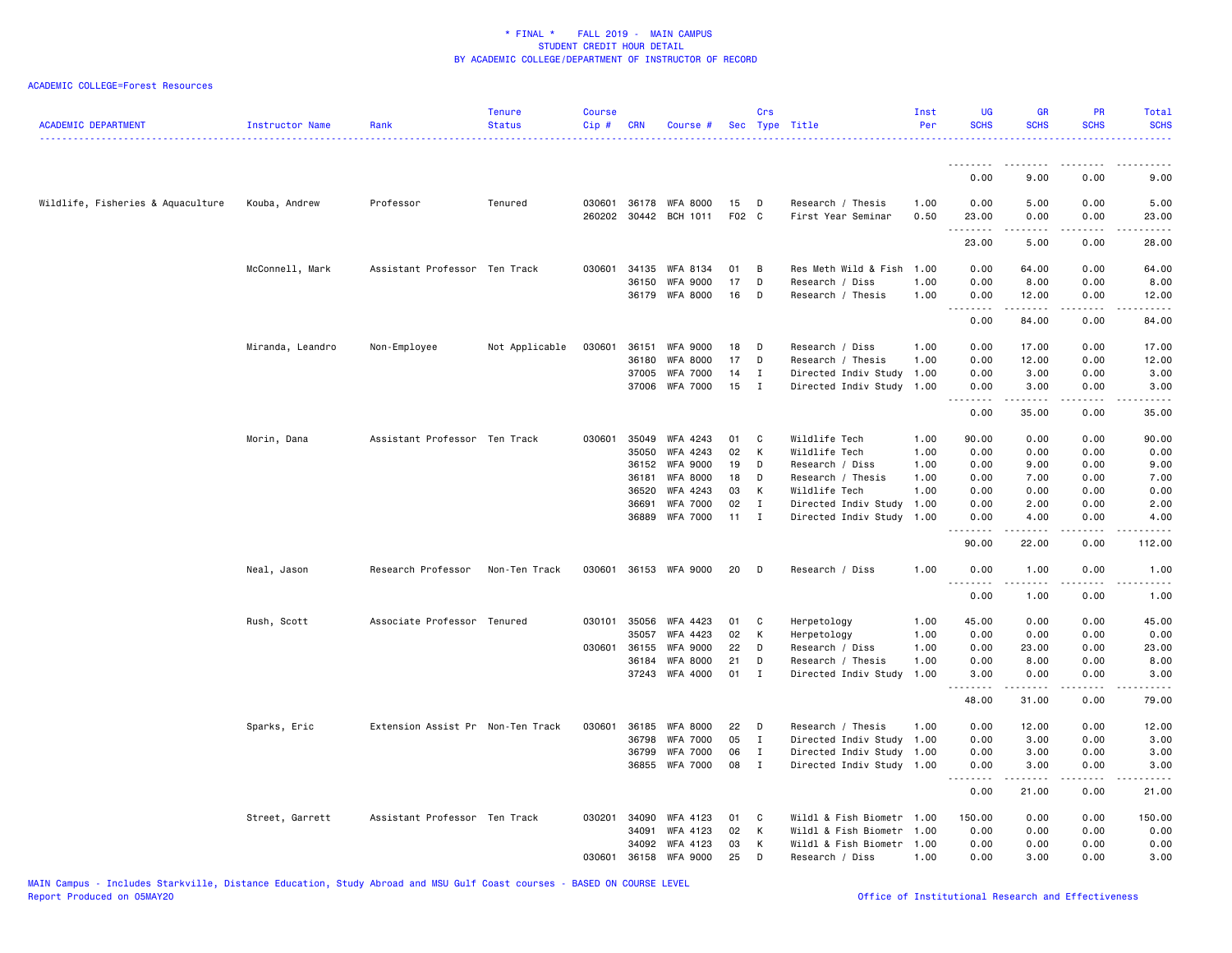* FINAL * FALL 2019 - MAIN CAMPUS
STUDENT CREDIT HOUR DETAIL
BY ACADEMIC COLLEGE/DEPARTMENT OF INSTRUCTOR OF RECORD

ACADEMIC COLLEGE=Forest Resources

| ACADEMIC DEPARTMENT | Instructor Name | Rank | Tenure Status | Course Cip # | CRN | Course # | Sec | Crs Type | Title | Inst Per | UG SCHS | GR SCHS | PR SCHS | Total SCHS |
|---|---|---|---|---|---|---|---|---|---|---|---|---|---|---|
| | | | | | | | | | | | 0.00 | 9.00 | 0.00 | 9.00 |
| Wildlife, Fisheries & Aquaculture | Kouba, Andrew | Professor | Tenured | 030601 | 36178 | WFA 8000 | 15 | D | Research / Thesis | 1.00 | 0.00 | 5.00 | 0.00 | 5.00 |
| | | | | 260202 | 30442 | BCH 1011 | F02 | C | First Year Seminar | 0.50 | 23.00 | 0.00 | 0.00 | 23.00 |
| | | | | | | | | | | | 23.00 | 5.00 | 0.00 | 28.00 |
| | McConnell, Mark | Assistant Professor | Ten Track | 030601 | 34135 | WFA 8134 | 01 | B | Res Meth Wild & Fish | 1.00 | 0.00 | 64.00 | 0.00 | 64.00 |
| | | | | | 36150 | WFA 9000 | 17 | D | Research / Diss | 1.00 | 0.00 | 8.00 | 0.00 | 8.00 |
| | | | | | 36179 | WFA 8000 | 16 | D | Research / Thesis | 1.00 | 0.00 | 12.00 | 0.00 | 12.00 |
| | | | | | | | | | | | 0.00 | 84.00 | 0.00 | 84.00 |
| | Miranda, Leandro | Non-Employee | Not Applicable | 030601 | 36151 | WFA 9000 | 18 | D | Research / Diss | 1.00 | 0.00 | 17.00 | 0.00 | 17.00 |
| | | | | | 36180 | WFA 8000 | 17 | D | Research / Thesis | 1.00 | 0.00 | 12.00 | 0.00 | 12.00 |
| | | | | | 37005 | WFA 7000 | 14 | I | Directed Indiv Study | 1.00 | 0.00 | 3.00 | 0.00 | 3.00 |
| | | | | | 37006 | WFA 7000 | 15 | I | Directed Indiv Study | 1.00 | 0.00 | 3.00 | 0.00 | 3.00 |
| | | | | | | | | | | | 0.00 | 35.00 | 0.00 | 35.00 |
| | Morin, Dana | Assistant Professor | Ten Track | 030601 | 35049 | WFA 4243 | 01 | C | Wildlife Tech | 1.00 | 90.00 | 0.00 | 0.00 | 90.00 |
| | | | | | 35050 | WFA 4243 | 02 | K | Wildlife Tech | 1.00 | 0.00 | 0.00 | 0.00 | 0.00 |
| | | | | | 36152 | WFA 9000 | 19 | D | Research / Diss | 1.00 | 0.00 | 9.00 | 0.00 | 9.00 |
| | | | | | 36181 | WFA 8000 | 18 | D | Research / Thesis | 1.00 | 0.00 | 7.00 | 0.00 | 7.00 |
| | | | | | 36520 | WFA 4243 | 03 | K | Wildlife Tech | 1.00 | 0.00 | 0.00 | 0.00 | 0.00 |
| | | | | | 36691 | WFA 7000 | 02 | I | Directed Indiv Study | 1.00 | 0.00 | 2.00 | 0.00 | 2.00 |
| | | | | | 36889 | WFA 7000 | 11 | I | Directed Indiv Study | 1.00 | 0.00 | 4.00 | 0.00 | 4.00 |
| | | | | | | | | | | | 90.00 | 22.00 | 0.00 | 112.00 |
| | Neal, Jason | Research Professor | Non-Ten Track | 030601 | 36153 | WFA 9000 | 20 | D | Research / Diss | 1.00 | 0.00 | 1.00 | 0.00 | 1.00 |
| | | | | | | | | | | | 0.00 | 1.00 | 0.00 | 1.00 |
| | Rush, Scott | Associate Professor | Tenured | 030101 | 35056 | WFA 4423 | 01 | C | Herpetology | 1.00 | 45.00 | 0.00 | 0.00 | 45.00 |
| | | | | | 35057 | WFA 4423 | 02 | K | Herpetology | 1.00 | 0.00 | 0.00 | 0.00 | 0.00 |
| | | | | 030601 | 36155 | WFA 9000 | 22 | D | Research / Diss | 1.00 | 0.00 | 23.00 | 0.00 | 23.00 |
| | | | | | 36184 | WFA 8000 | 21 | D | Research / Thesis | 1.00 | 0.00 | 8.00 | 0.00 | 8.00 |
| | | | | | 37243 | WFA 4000 | 01 | I | Directed Indiv Study | 1.00 | 3.00 | 0.00 | 0.00 | 3.00 |
| | | | | | | | | | | | 48.00 | 31.00 | 0.00 | 79.00 |
| | Sparks, Eric | Extension Assist Pr | Non-Ten Track | 030601 | 36185 | WFA 8000 | 22 | D | Research / Thesis | 1.00 | 0.00 | 12.00 | 0.00 | 12.00 |
| | | | | | 36798 | WFA 7000 | 05 | I | Directed Indiv Study | 1.00 | 0.00 | 3.00 | 0.00 | 3.00 |
| | | | | | 36799 | WFA 7000 | 06 | I | Directed Indiv Study | 1.00 | 0.00 | 3.00 | 0.00 | 3.00 |
| | | | | | 36855 | WFA 7000 | 08 | I | Directed Indiv Study | 1.00 | 0.00 | 3.00 | 0.00 | 3.00 |
| | | | | | | | | | | | 0.00 | 21.00 | 0.00 | 21.00 |
| | Street, Garrett | Assistant Professor | Ten Track | 030201 | 34090 | WFA 4123 | 01 | C | Wildl & Fish Biometr | 1.00 | 150.00 | 0.00 | 0.00 | 150.00 |
| | | | | | 34091 | WFA 4123 | 02 | K | Wildl & Fish Biometr | 1.00 | 0.00 | 0.00 | 0.00 | 0.00 |
| | | | | | 34092 | WFA 4123 | 03 | K | Wildl & Fish Biometr | 1.00 | 0.00 | 0.00 | 0.00 | 0.00 |
| | | | | 030601 | 36158 | WFA 9000 | 25 | D | Research / Diss | 1.00 | 0.00 | 3.00 | 0.00 | 3.00 |

MAIN Campus - Includes Starkville, Distance Education, Study Abroad and MSU Gulf Coast courses - BASED ON COURSE LEVEL
Report Produced on 05MAY20 — Office of Institutional Research and Effectiveness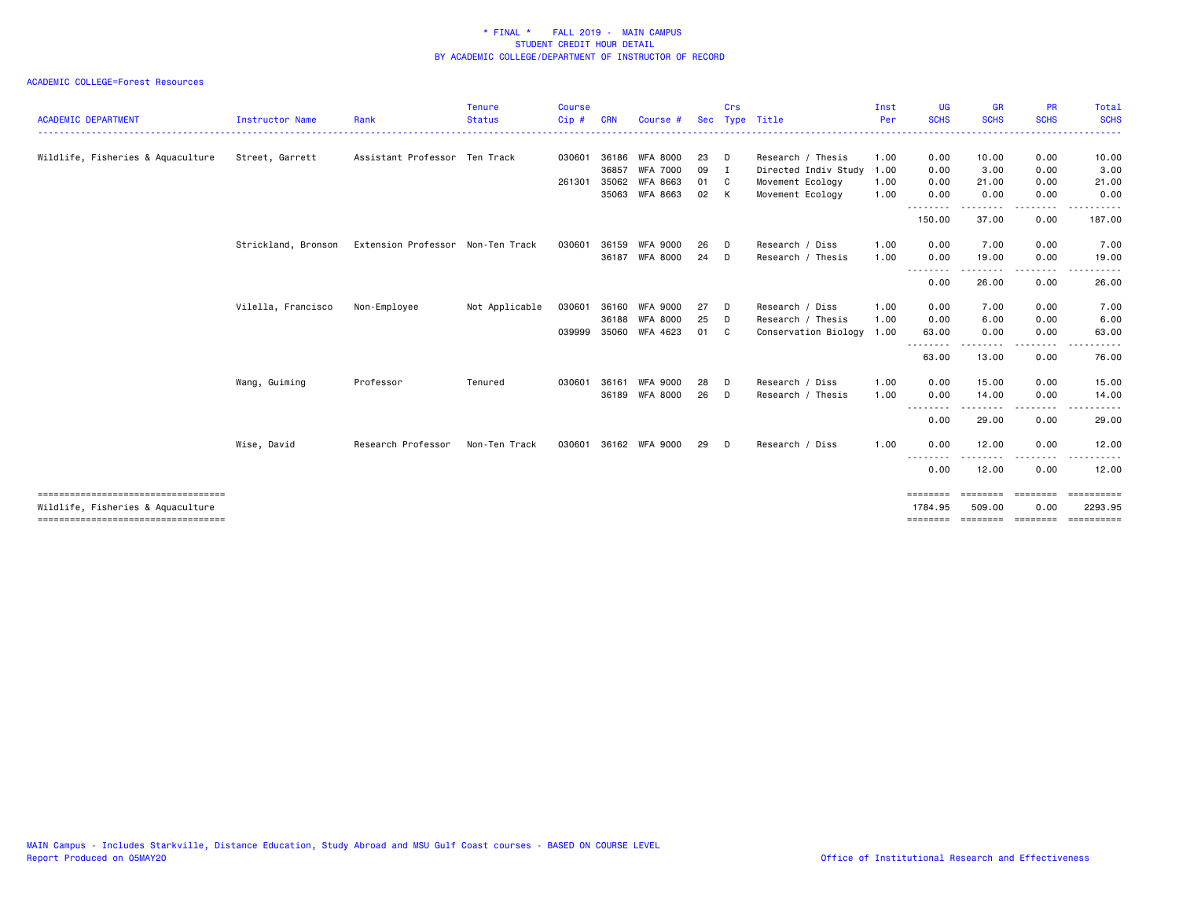\* FINAL \* FALL 2019 - MAIN CAMPUS
STUDENT CREDIT HOUR DETAIL
BY ACADEMIC COLLEGE/DEPARTMENT OF INSTRUCTOR OF RECORD

ACADEMIC COLLEGE=Forest Resources

| ACADEMIC DEPARTMENT | Instructor Name | Rank | Tenure Status | Course Cip # | CRN | Course # | Sec | Crs Type | Title | Inst Per | UG SCHS | GR SCHS | PR SCHS | Total SCHS |
|---|---|---|---|---|---|---|---|---|---|---|---|---|---|---|
| Wildlife, Fisheries & Aquaculture | Street, Garrett | Assistant Professor | Ten Track | 030601 | 36186 | WFA 8000 | 23 | D | Research / Thesis | 1.00 | 0.00 | 10.00 | 0.00 | 10.00 |
| | | | | | 36857 | WFA 7000 | 09 | I | Directed Indiv Study | 1.00 | 0.00 | 3.00 | 0.00 | 3.00 |
| | | | | 261301 | 35062 | WFA 8663 | 01 | C | Movement Ecology | 1.00 | 0.00 | 21.00 | 0.00 | 21.00 |
| | | | | | 35063 | WFA 8663 | 02 | K | Movement Ecology | 1.00 | 0.00 | 0.00 | 0.00 | 0.00 |
| | | | | | | | | | | | 150.00 | 37.00 | 0.00 | 187.00 |
| | Strickland, Bronson | Extension Professor | Non-Ten Track | 030601 | 36159 | WFA 9000 | 26 | D | Research / Diss | 1.00 | 0.00 | 7.00 | 0.00 | 7.00 |
| | | | | | 36187 | WFA 8000 | 24 | D | Research / Thesis | 1.00 | 0.00 | 19.00 | 0.00 | 19.00 |
| | | | | | | | | | | | 0.00 | 26.00 | 0.00 | 26.00 |
| | Vilella, Francisco | Non-Employee | Not Applicable | 030601 | 36160 | WFA 9000 | 27 | D | Research / Diss | 1.00 | 0.00 | 7.00 | 0.00 | 7.00 |
| | | | | | 36188 | WFA 8000 | 25 | D | Research / Thesis | 1.00 | 0.00 | 6.00 | 0.00 | 6.00 |
| | | | | 039999 | 35060 | WFA 4623 | 01 | C | Conservation Biology | 1.00 | 63.00 | 0.00 | 0.00 | 63.00 |
| | | | | | | | | | | | 63.00 | 13.00 | 0.00 | 76.00 |
| | Wang, Guiming | Professor | Tenured | 030601 | 36161 | WFA 9000 | 28 | D | Research / Diss | 1.00 | 0.00 | 15.00 | 0.00 | 15.00 |
| | | | | | 36189 | WFA 8000 | 26 | D | Research / Thesis | 1.00 | 0.00 | 14.00 | 0.00 | 14.00 |
| | | | | | | | | | | | 0.00 | 29.00 | 0.00 | 29.00 |
| | Wise, David | Research Professor | Non-Ten Track | 030601 | 36162 | WFA 9000 | 29 | D | Research / Diss | 1.00 | 0.00 | 12.00 | 0.00 | 12.00 |
| | | | | | | | | | | | 0.00 | 12.00 | 0.00 | 12.00 |
| Wildlife, Fisheries & Aquaculture | | | | | | | | | | | 1784.95 | 509.00 | 0.00 | 2293.95 |

MAIN Campus - Includes Starkville, Distance Education, Study Abroad and MSU Gulf Coast courses - BASED ON COURSE LEVEL
Report Produced on 05MAY20

Office of Institutional Research and Effectiveness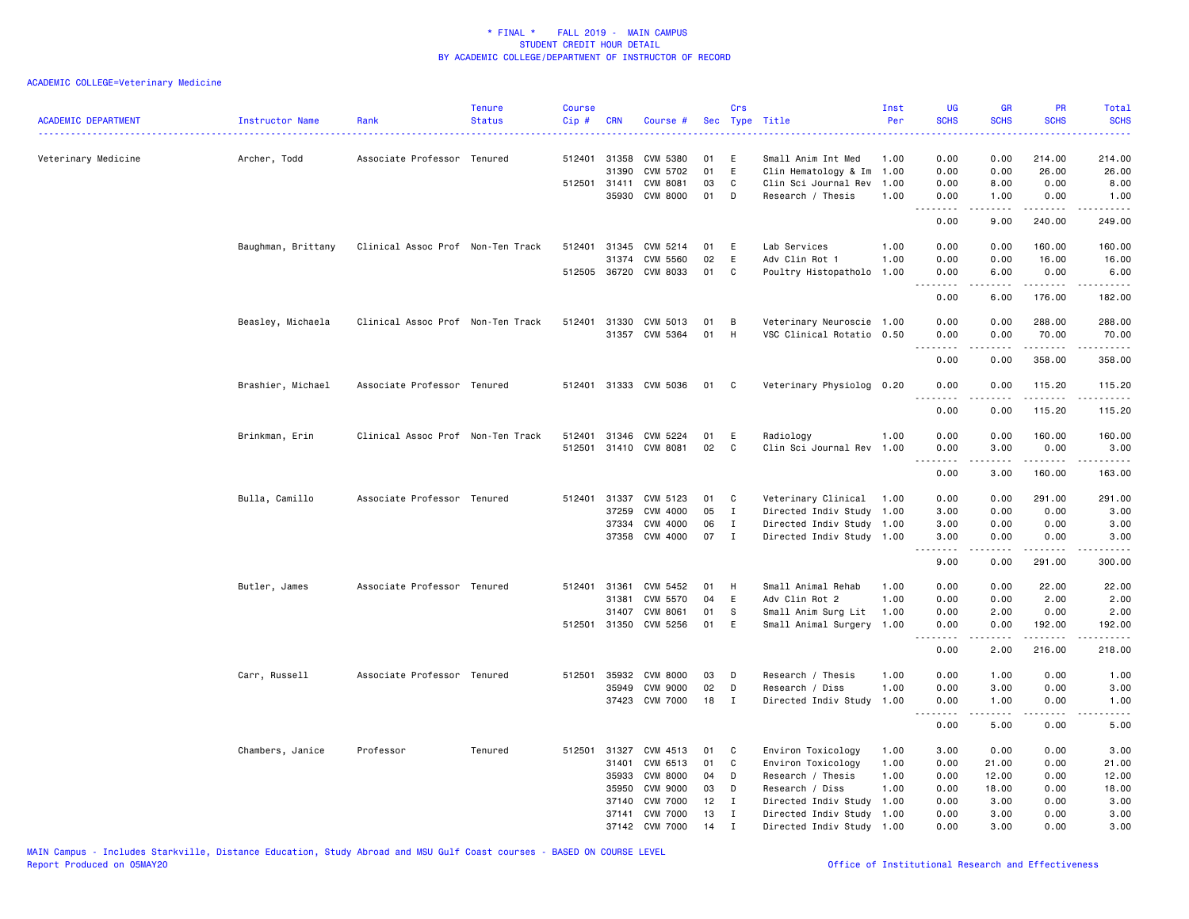# * FINAL * FALL 2019 - MAIN CAMPUS
## STUDENT CREDIT HOUR DETAIL
## BY ACADEMIC COLLEGE/DEPARTMENT OF INSTRUCTOR OF RECORD

ACADEMIC COLLEGE=Veterinary Medicine

| ACADEMIC DEPARTMENT | Instructor Name | Rank | Tenure Status | Course Cip # | CRN | Course # | Sec | Crs Type | Title | Inst Per | UG SCHS | GR SCHS | PR SCHS | Total SCHS |
|---|---|---|---|---|---|---|---|---|---|---|---|---|---|---|
| Veterinary Medicine | Archer, Todd | Associate Professor | Tenured | 512401 | 31358 | CVM 5380 | 01 | E | Small Anim Int Med | 1.00 | 0.00 | 0.00 | 214.00 | 214.00 |
| | | | | | 31390 | CVM 5702 | 01 | E | Clin Hematology & Im | 1.00 | 0.00 | 0.00 | 26.00 | 26.00 |
| | | | | 512501 | 31411 | CVM 8081 | 03 | C | Clin Sci Journal Rev | 1.00 | 0.00 | 8.00 | 0.00 | 8.00 |
| | | | | | 35930 | CVM 8000 | 01 | D | Research / Thesis | 1.00 | 0.00 | 1.00 | 0.00 | 1.00 |
| | | | | | | | | | | | 0.00 | 9.00 | 240.00 | 249.00 |
| | Baughman, Brittany | Clinical Assoc Prof | Non-Ten Track | 512401 | 31345 | CVM 5214 | 01 | E | Lab Services | 1.00 | 0.00 | 0.00 | 160.00 | 160.00 |
| | | | | | 31374 | CVM 5560 | 02 | E | Adv Clin Rot 1 | 1.00 | 0.00 | 0.00 | 16.00 | 16.00 |
| | | | | 512505 | 36720 | CVM 8033 | 01 | C | Poultry Histopatholo | 1.00 | 0.00 | 6.00 | 0.00 | 6.00 |
| | | | | | | | | | | | 0.00 | 6.00 | 176.00 | 182.00 |
| | Beasley, Michaela | Clinical Assoc Prof | Non-Ten Track | 512401 | 31330 | CVM 5013 | 01 | B | Veterinary Neuroscie | 1.00 | 0.00 | 0.00 | 288.00 | 288.00 |
| | | | | | 31357 | CVM 5364 | 01 | H | VSC Clinical Rotatio | 0.50 | 0.00 | 0.00 | 70.00 | 70.00 |
| | | | | | | | | | | | 0.00 | 0.00 | 358.00 | 358.00 |
| | Brashier, Michael | Associate Professor | Tenured | 512401 | 31333 | CVM 5036 | 01 | C | Veterinary Physiolog | 0.20 | 0.00 | 0.00 | 115.20 | 115.20 |
| | | | | | | | | | | | 0.00 | 0.00 | 115.20 | 115.20 |
| | Brinkman, Erin | Clinical Assoc Prof | Non-Ten Track | 512401 | 31346 | CVM 5224 | 01 | E | Radiology | 1.00 | 0.00 | 0.00 | 160.00 | 160.00 |
| | | | | 512501 | 31410 | CVM 8081 | 02 | C | Clin Sci Journal Rev | 1.00 | 0.00 | 3.00 | 0.00 | 3.00 |
| | | | | | | | | | | | 0.00 | 3.00 | 160.00 | 163.00 |
| | Bulla, Camillo | Associate Professor | Tenured | 512401 | 31337 | CVM 5123 | 01 | C | Veterinary Clinical | 1.00 | 0.00 | 0.00 | 291.00 | 291.00 |
| | | | | | 37259 | CVM 4000 | 05 | I | Directed Indiv Study | 1.00 | 3.00 | 0.00 | 0.00 | 3.00 |
| | | | | | 37334 | CVM 4000 | 06 | I | Directed Indiv Study | 1.00 | 3.00 | 0.00 | 0.00 | 3.00 |
| | | | | | 37358 | CVM 4000 | 07 | I | Directed Indiv Study | 1.00 | 3.00 | 0.00 | 0.00 | 3.00 |
| | | | | | | | | | | | 9.00 | 0.00 | 291.00 | 300.00 |
| | Butler, James | Associate Professor | Tenured | 512401 | 31361 | CVM 5452 | 01 | H | Small Animal Rehab | 1.00 | 0.00 | 0.00 | 22.00 | 22.00 |
| | | | | | 31381 | CVM 5570 | 04 | E | Adv Clin Rot 2 | 1.00 | 0.00 | 0.00 | 2.00 | 2.00 |
| | | | | | 31407 | CVM 8061 | 01 | S | Small Anim Surg Lit | 1.00 | 0.00 | 2.00 | 0.00 | 2.00 |
| | | | | 512501 | 31350 | CVM 5256 | 01 | E | Small Animal Surgery | 1.00 | 0.00 | 0.00 | 192.00 | 192.00 |
| | | | | | | | | | | | 0.00 | 2.00 | 216.00 | 218.00 |
| | Carr, Russell | Associate Professor | Tenured | 512501 | 35932 | CVM 8000 | 03 | D | Research / Thesis | 1.00 | 0.00 | 1.00 | 0.00 | 1.00 |
| | | | | | 35949 | CVM 9000 | 02 | D | Research / Diss | 1.00 | 0.00 | 3.00 | 0.00 | 3.00 |
| | | | | | 37423 | CVM 7000 | 18 | I | Directed Indiv Study | 1.00 | 0.00 | 1.00 | 0.00 | 1.00 |
| | | | | | | | | | | | 0.00 | 5.00 | 0.00 | 5.00 |
| | Chambers, Janice | Professor | Tenured | 512501 | 31327 | CVM 4513 | 01 | C | Environ Toxicology | 1.00 | 3.00 | 0.00 | 0.00 | 3.00 |
| | | | | | 31401 | CVM 6513 | 01 | C | Environ Toxicology | 1.00 | 0.00 | 21.00 | 0.00 | 21.00 |
| | | | | | 35933 | CVM 8000 | 04 | D | Research / Thesis | 1.00 | 0.00 | 12.00 | 0.00 | 12.00 |
| | | | | | 35950 | CVM 9000 | 03 | D | Research / Diss | 1.00 | 0.00 | 18.00 | 0.00 | 18.00 |
| | | | | | 37140 | CVM 7000 | 12 | I | Directed Indiv Study | 1.00 | 0.00 | 3.00 | 0.00 | 3.00 |
| | | | | | 37141 | CVM 7000 | 13 | I | Directed Indiv Study | 1.00 | 0.00 | 3.00 | 0.00 | 3.00 |
| | | | | | 37142 | CVM 7000 | 14 | I | Directed Indiv Study | 1.00 | 0.00 | 3.00 | 0.00 | 3.00 |

MAIN Campus - Includes Starkville, Distance Education, Study Abroad and MSU Gulf Coast courses - BASED ON COURSE LEVEL
Report Produced on 05MAY20 — Office of Institutional Research and Effectiveness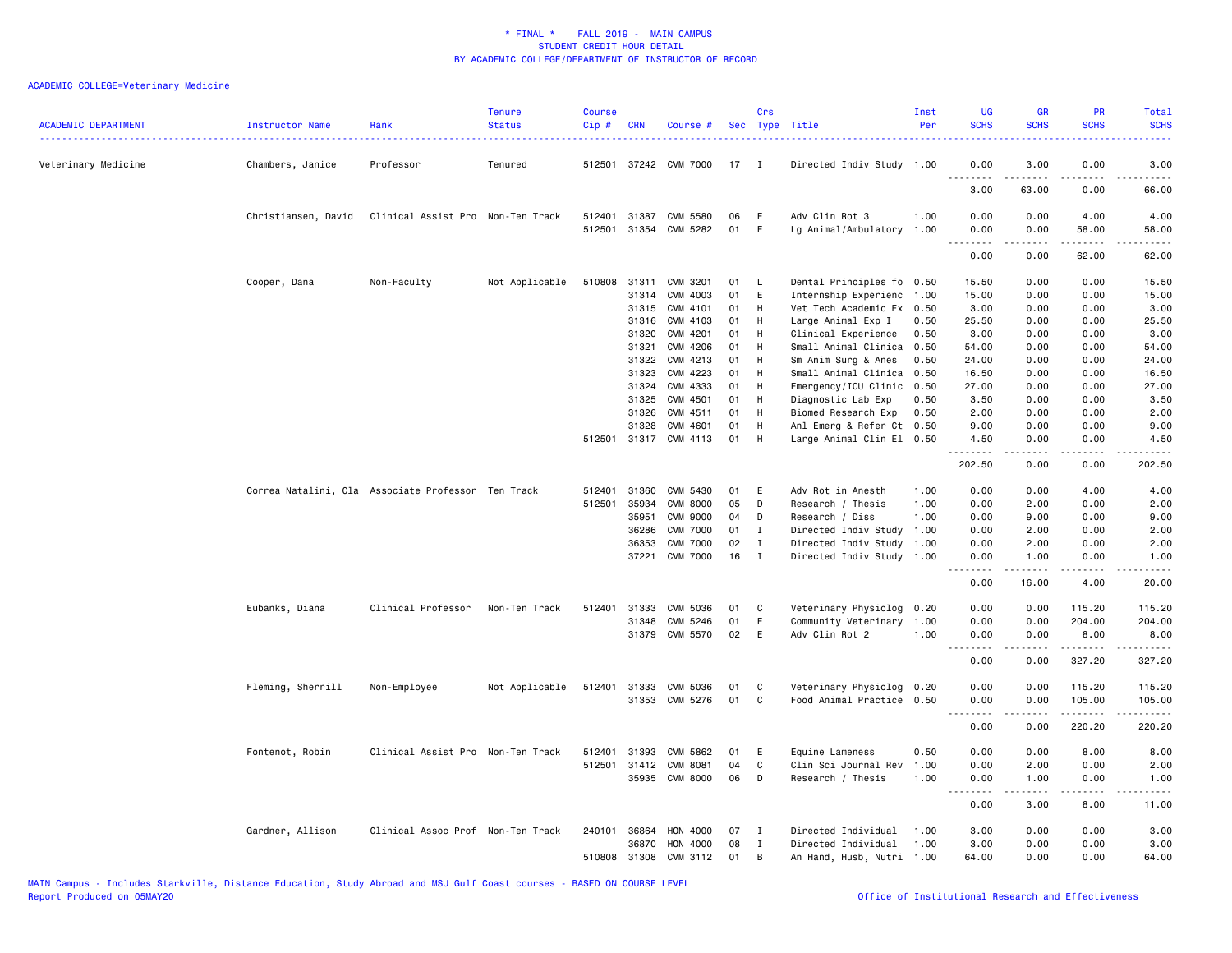# * FINAL * FALL 2019 - MAIN CAMPUS
## STUDENT CREDIT HOUR DETAIL
## BY ACADEMIC COLLEGE/DEPARTMENT OF INSTRUCTOR OF RECORD

ACADEMIC COLLEGE=Veterinary Medicine

| ACADEMIC DEPARTMENT | Instructor Name | Rank | Tenure Status | Course Cip # | CRN | Course # | Sec | Crs Type | Title | Inst Per | UG SCHS | GR SCHS | PR SCHS | Total SCHS |
|---|---|---|---|---|---|---|---|---|---|---|---|---|---|---|
| Veterinary Medicine | Chambers, Janice | Professor | Tenured | 512501 | 37242 | CVM 7000 | 17 | I | Directed Indiv Study | 1.00 | 0.00 | 3.00 | 0.00 | 3.00 |
| | | | | | | | | | | | 3.00 | 63.00 | 0.00 | 66.00 |
| | Christiansen, David | Clinical Assist Pro | Non-Ten Track | 512401 | 31387 | CVM 5580 | 06 | E | Adv Clin Rot 3 | 1.00 | 0.00 | 0.00 | 4.00 | 4.00 |
| | | | | 512501 | 31354 | CVM 5282 | 01 | E | Lg Animal/Ambulatory | 1.00 | 0.00 | 0.00 | 58.00 | 58.00 |
| | | | | | | | | | | | 0.00 | 0.00 | 62.00 | 62.00 |
| | Cooper, Dana | Non-Faculty | Not Applicable | 510808 | 31311 | CVM 3201 | 01 | L | Dental Principles fo | 0.50 | 15.50 | 0.00 | 0.00 | 15.50 |
| | | | | | 31314 | CVM 4003 | 01 | E | Internship Experienc | 1.00 | 15.00 | 0.00 | 0.00 | 15.00 |
| | | | | | 31315 | CVM 4101 | 01 | H | Vet Tech Academic Ex | 0.50 | 3.00 | 0.00 | 0.00 | 3.00 |
| | | | | | 31316 | CVM 4103 | 01 | H | Large Animal Exp I | 0.50 | 25.50 | 0.00 | 0.00 | 25.50 |
| | | | | | 31320 | CVM 4201 | 01 | H | Clinical Experience | 0.50 | 3.00 | 0.00 | 0.00 | 3.00 |
| | | | | | 31321 | CVM 4206 | 01 | H | Small Animal Clinica | 0.50 | 54.00 | 0.00 | 0.00 | 54.00 |
| | | | | | 31322 | CVM 4213 | 01 | H | Sm Anim Surg & Anes | 0.50 | 24.00 | 0.00 | 0.00 | 24.00 |
| | | | | | 31323 | CVM 4223 | 01 | H | Small Animal Clinica | 0.50 | 16.50 | 0.00 | 0.00 | 16.50 |
| | | | | | 31324 | CVM 4333 | 01 | H | Emergency/ICU Clinic | 0.50 | 27.00 | 0.00 | 0.00 | 27.00 |
| | | | | | 31325 | CVM 4501 | 01 | H | Diagnostic Lab Exp | 0.50 | 3.50 | 0.00 | 0.00 | 3.50 |
| | | | | | 31326 | CVM 4511 | 01 | H | Biomed Research Exp | 0.50 | 2.00 | 0.00 | 0.00 | 2.00 |
| | | | | | 31328 | CVM 4601 | 01 | H | Anl Emerg & Refer Ct | 0.50 | 9.00 | 0.00 | 0.00 | 9.00 |
| | | | | 512501 | 31317 | CVM 4113 | 01 | H | Large Animal Clin El | 0.50 | 4.50 | 0.00 | 0.00 | 4.50 |
| | | | | | | | | | | | 202.50 | 0.00 | 0.00 | 202.50 |
| | Correa Natalini, Cla | Associate Professor | Ten Track | 512401 | 31360 | CVM 5430 | 01 | E | Adv Rot in Anesth | 1.00 | 0.00 | 0.00 | 4.00 | 4.00 |
| | | | | 512501 | 35934 | CVM 8000 | 05 | D | Research / Thesis | 1.00 | 0.00 | 2.00 | 0.00 | 2.00 |
| | | | | | 35951 | CVM 9000 | 04 | D | Research / Diss | 1.00 | 0.00 | 9.00 | 0.00 | 9.00 |
| | | | | | 36286 | CVM 7000 | 01 | I | Directed Indiv Study | 1.00 | 0.00 | 2.00 | 0.00 | 2.00 |
| | | | | | 36353 | CVM 7000 | 02 | I | Directed Indiv Study | 1.00 | 0.00 | 2.00 | 0.00 | 2.00 |
| | | | | | 37221 | CVM 7000 | 16 | I | Directed Indiv Study | 1.00 | 0.00 | 1.00 | 0.00 | 1.00 |
| | | | | | | | | | | | 0.00 | 16.00 | 4.00 | 20.00 |
| | Eubanks, Diana | Clinical Professor | Non-Ten Track | 512401 | 31333 | CVM 5036 | 01 | C | Veterinary Physiolog | 0.20 | 0.00 | 0.00 | 115.20 | 115.20 |
| | | | | | 31348 | CVM 5246 | 01 | E | Community Veterinary | 1.00 | 0.00 | 0.00 | 204.00 | 204.00 |
| | | | | | 31379 | CVM 5570 | 02 | E | Adv Clin Rot 2 | 1.00 | 0.00 | 0.00 | 8.00 | 8.00 |
| | | | | | | | | | | | 0.00 | 0.00 | 327.20 | 327.20 |
| | Fleming, Sherrill | Non-Employee | Not Applicable | 512401 | 31333 | CVM 5036 | 01 | C | Veterinary Physiolog | 0.20 | 0.00 | 0.00 | 115.20 | 115.20 |
| | | | | | 31353 | CVM 5276 | 01 | C | Food Animal Practice | 0.50 | 0.00 | 0.00 | 105.00 | 105.00 |
| | | | | | | | | | | | 0.00 | 0.00 | 220.20 | 220.20 |
| | Fontenot, Robin | Clinical Assist Pro | Non-Ten Track | 512401 | 31393 | CVM 5862 | 01 | E | Equine Lameness | 0.50 | 0.00 | 0.00 | 8.00 | 8.00 |
| | | | | 512501 | 31412 | CVM 8081 | 04 | C | Clin Sci Journal Rev | 1.00 | 0.00 | 2.00 | 0.00 | 2.00 |
| | | | | | 35935 | CVM 8000 | 06 | D | Research / Thesis | 1.00 | 0.00 | 1.00 | 0.00 | 1.00 |
| | | | | | | | | | | | 0.00 | 3.00 | 8.00 | 11.00 |
| | Gardner, Allison | Clinical Assoc Prof | Non-Ten Track | 240101 | 36864 | HON 4000 | 07 | I | Directed Individual | 1.00 | 3.00 | 0.00 | 0.00 | 3.00 |
| | | | | | 36870 | HON 4000 | 08 | I | Directed Individual | 1.00 | 3.00 | 0.00 | 0.00 | 3.00 |
| | | | | 510808 | 31308 | CVM 3112 | 01 | B | An Hand, Husb, Nutri | 1.00 | 64.00 | 0.00 | 0.00 | 64.00 |

MAIN Campus - Includes Starkville, Distance Education, Study Abroad and MSU Gulf Coast courses - BASED ON COURSE LEVEL
Report Produced on 05MAY20 Office of Institutional Research and Effectiveness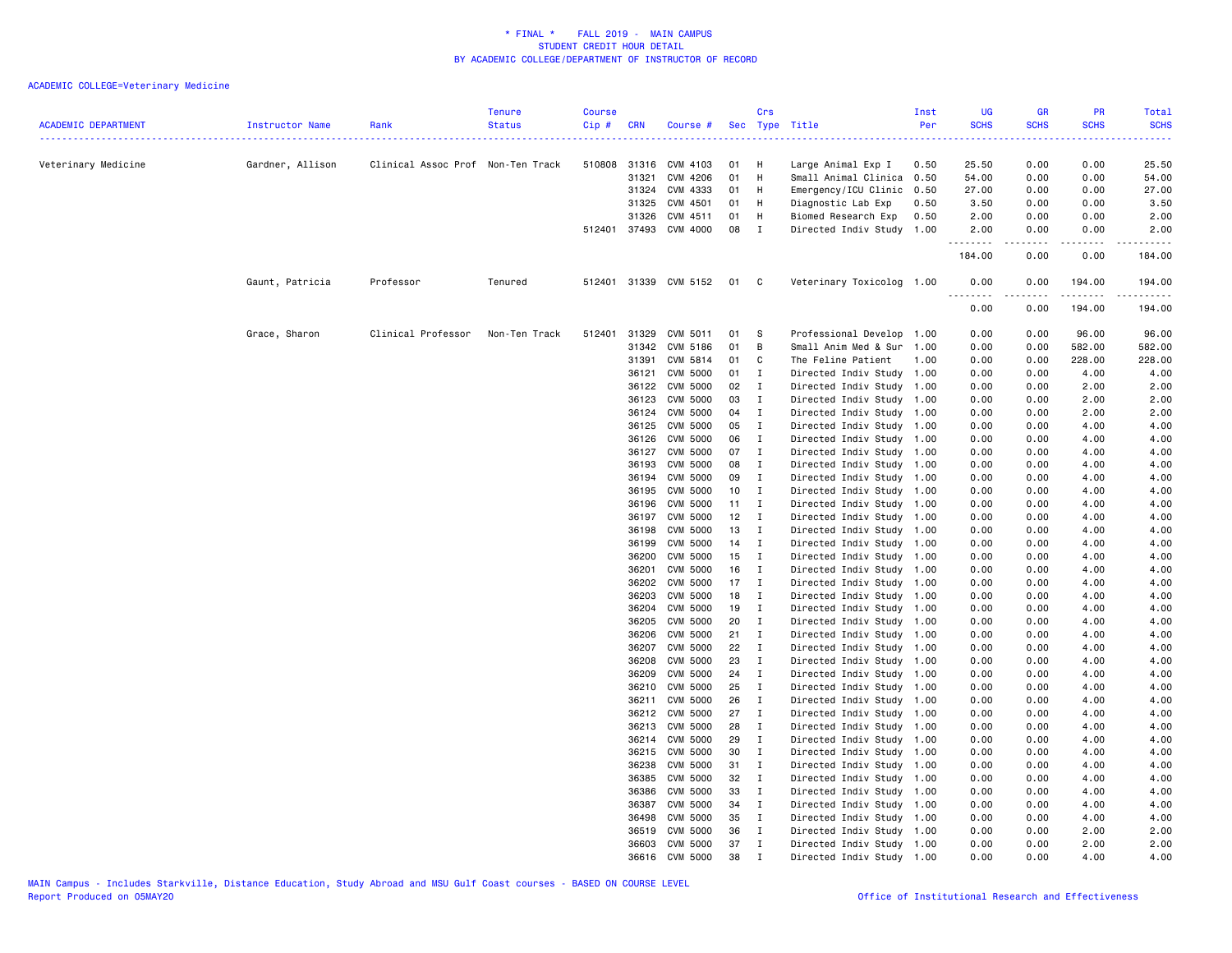# * FINAL * FALL 2019 - MAIN CAMPUS
## STUDENT CREDIT HOUR DETAIL
## BY ACADEMIC COLLEGE/DEPARTMENT OF INSTRUCTOR OF RECORD

ACADEMIC COLLEGE=Veterinary Medicine

| ACADEMIC DEPARTMENT | Instructor Name | Rank | Tenure Status | Course Cip # | CRN | Course # | Sec | Crs Type | Title | Inst Per | UG SCHS | GR SCHS | PR SCHS | Total SCHS |
|---|---|---|---|---|---|---|---|---|---|---|---|---|---|---|
| Veterinary Medicine | Gardner, Allison | Clinical Assoc Prof | Non-Ten Track | 510808 | 31316 | CVM 4103 | 01 | H | Large Animal Exp I | 0.50 | 25.50 | 0.00 | 0.00 | 25.50 |
| | | | | | 31321 | CVM 4206 | 01 | H | Small Animal Clinica | 0.50 | 54.00 | 0.00 | 0.00 | 54.00 |
| | | | | | 31324 | CVM 4333 | 01 | H | Emergency/ICU Clinic | 0.50 | 27.00 | 0.00 | 0.00 | 27.00 |
| | | | | | 31325 | CVM 4501 | 01 | H | Diagnostic Lab Exp | 0.50 | 3.50 | 0.00 | 0.00 | 3.50 |
| | | | | | 31326 | CVM 4511 | 01 | H | Biomed Research Exp | 0.50 | 2.00 | 0.00 | 0.00 | 2.00 |
| | | | | 512401 | 37493 | CVM 4000 | 08 | I | Directed Indiv Study | 1.00 | 2.00 | 0.00 | 0.00 | 2.00 |
| | | | | | | | | | | | 184.00 | 0.00 | 0.00 | 184.00 |
| | Gaunt, Patricia | Professor | Tenured | 512401 | 31339 | CVM 5152 | 01 | C | Veterinary Toxicolog | 1.00 | 0.00 | 0.00 | 194.00 | 194.00 |
| | | | | | | | | | | | 0.00 | 0.00 | 194.00 | 194.00 |
| | Grace, Sharon | Clinical Professor | Non-Ten Track | 512401 | 31329 | CVM 5011 | 01 | S | Professional Develop | 1.00 | 0.00 | 0.00 | 96.00 | 96.00 |
| | | | | | 31342 | CVM 5186 | 01 | B | Small Anim Med & Sur | 1.00 | 0.00 | 0.00 | 582.00 | 582.00 |
| | | | | | 31391 | CVM 5814 | 01 | C | The Feline Patient | 1.00 | 0.00 | 0.00 | 228.00 | 228.00 |
| | | | | | 36121 | CVM 5000 | 01 | I | Directed Indiv Study | 1.00 | 0.00 | 0.00 | 4.00 | 4.00 |
| | | | | | 36122 | CVM 5000 | 02 | I | Directed Indiv Study | 1.00 | 0.00 | 0.00 | 2.00 | 2.00 |
| | | | | | 36123 | CVM 5000 | 03 | I | Directed Indiv Study | 1.00 | 0.00 | 0.00 | 2.00 | 2.00 |
| | | | | | 36124 | CVM 5000 | 04 | I | Directed Indiv Study | 1.00 | 0.00 | 0.00 | 2.00 | 2.00 |
| | | | | | 36125 | CVM 5000 | 05 | I | Directed Indiv Study | 1.00 | 0.00 | 0.00 | 4.00 | 4.00 |
| | | | | | 36126 | CVM 5000 | 06 | I | Directed Indiv Study | 1.00 | 0.00 | 0.00 | 4.00 | 4.00 |
| | | | | | 36127 | CVM 5000 | 07 | I | Directed Indiv Study | 1.00 | 0.00 | 0.00 | 4.00 | 4.00 |
| | | | | | 36193 | CVM 5000 | 08 | I | Directed Indiv Study | 1.00 | 0.00 | 0.00 | 4.00 | 4.00 |
| | | | | | 36194 | CVM 5000 | 09 | I | Directed Indiv Study | 1.00 | 0.00 | 0.00 | 4.00 | 4.00 |
| | | | | | 36195 | CVM 5000 | 10 | I | Directed Indiv Study | 1.00 | 0.00 | 0.00 | 4.00 | 4.00 |
| | | | | | 36196 | CVM 5000 | 11 | I | Directed Indiv Study | 1.00 | 0.00 | 0.00 | 4.00 | 4.00 |
| | | | | | 36197 | CVM 5000 | 12 | I | Directed Indiv Study | 1.00 | 0.00 | 0.00 | 4.00 | 4.00 |
| | | | | | 36198 | CVM 5000 | 13 | I | Directed Indiv Study | 1.00 | 0.00 | 0.00 | 4.00 | 4.00 |
| | | | | | 36199 | CVM 5000 | 14 | I | Directed Indiv Study | 1.00 | 0.00 | 0.00 | 4.00 | 4.00 |
| | | | | | 36200 | CVM 5000 | 15 | I | Directed Indiv Study | 1.00 | 0.00 | 0.00 | 4.00 | 4.00 |
| | | | | | 36201 | CVM 5000 | 16 | I | Directed Indiv Study | 1.00 | 0.00 | 0.00 | 4.00 | 4.00 |
| | | | | | 36202 | CVM 5000 | 17 | I | Directed Indiv Study | 1.00 | 0.00 | 0.00 | 4.00 | 4.00 |
| | | | | | 36203 | CVM 5000 | 18 | I | Directed Indiv Study | 1.00 | 0.00 | 0.00 | 4.00 | 4.00 |
| | | | | | 36204 | CVM 5000 | 19 | I | Directed Indiv Study | 1.00 | 0.00 | 0.00 | 4.00 | 4.00 |
| | | | | | 36205 | CVM 5000 | 20 | I | Directed Indiv Study | 1.00 | 0.00 | 0.00 | 4.00 | 4.00 |
| | | | | | 36206 | CVM 5000 | 21 | I | Directed Indiv Study | 1.00 | 0.00 | 0.00 | 4.00 | 4.00 |
| | | | | | 36207 | CVM 5000 | 22 | I | Directed Indiv Study | 1.00 | 0.00 | 0.00 | 4.00 | 4.00 |
| | | | | | 36208 | CVM 5000 | 23 | I | Directed Indiv Study | 1.00 | 0.00 | 0.00 | 4.00 | 4.00 |
| | | | | | 36209 | CVM 5000 | 24 | I | Directed Indiv Study | 1.00 | 0.00 | 0.00 | 4.00 | 4.00 |
| | | | | | 36210 | CVM 5000 | 25 | I | Directed Indiv Study | 1.00 | 0.00 | 0.00 | 4.00 | 4.00 |
| | | | | | 36211 | CVM 5000 | 26 | I | Directed Indiv Study | 1.00 | 0.00 | 0.00 | 4.00 | 4.00 |
| | | | | | 36212 | CVM 5000 | 27 | I | Directed Indiv Study | 1.00 | 0.00 | 0.00 | 4.00 | 4.00 |
| | | | | | 36213 | CVM 5000 | 28 | I | Directed Indiv Study | 1.00 | 0.00 | 0.00 | 4.00 | 4.00 |
| | | | | | 36214 | CVM 5000 | 29 | I | Directed Indiv Study | 1.00 | 0.00 | 0.00 | 4.00 | 4.00 |
| | | | | | 36215 | CVM 5000 | 30 | I | Directed Indiv Study | 1.00 | 0.00 | 0.00 | 4.00 | 4.00 |
| | | | | | 36238 | CVM 5000 | 31 | I | Directed Indiv Study | 1.00 | 0.00 | 0.00 | 4.00 | 4.00 |
| | | | | | 36385 | CVM 5000 | 32 | I | Directed Indiv Study | 1.00 | 0.00 | 0.00 | 4.00 | 4.00 |
| | | | | | 36386 | CVM 5000 | 33 | I | Directed Indiv Study | 1.00 | 0.00 | 0.00 | 4.00 | 4.00 |
| | | | | | 36387 | CVM 5000 | 34 | I | Directed Indiv Study | 1.00 | 0.00 | 0.00 | 4.00 | 4.00 |
| | | | | | 36498 | CVM 5000 | 35 | I | Directed Indiv Study | 1.00 | 0.00 | 0.00 | 4.00 | 4.00 |
| | | | | | 36519 | CVM 5000 | 36 | I | Directed Indiv Study | 1.00 | 0.00 | 0.00 | 2.00 | 2.00 |
| | | | | | 36603 | CVM 5000 | 37 | I | Directed Indiv Study | 1.00 | 0.00 | 0.00 | 2.00 | 2.00 |
| | | | | | 36616 | CVM 5000 | 38 | I | Directed Indiv Study | 1.00 | 0.00 | 0.00 | 4.00 | 4.00 |

MAIN Campus - Includes Starkville, Distance Education, Study Abroad and MSU Gulf Coast courses - BASED ON COURSE LEVEL
Report Produced on 05MAY20 Office of Institutional Research and Effectiveness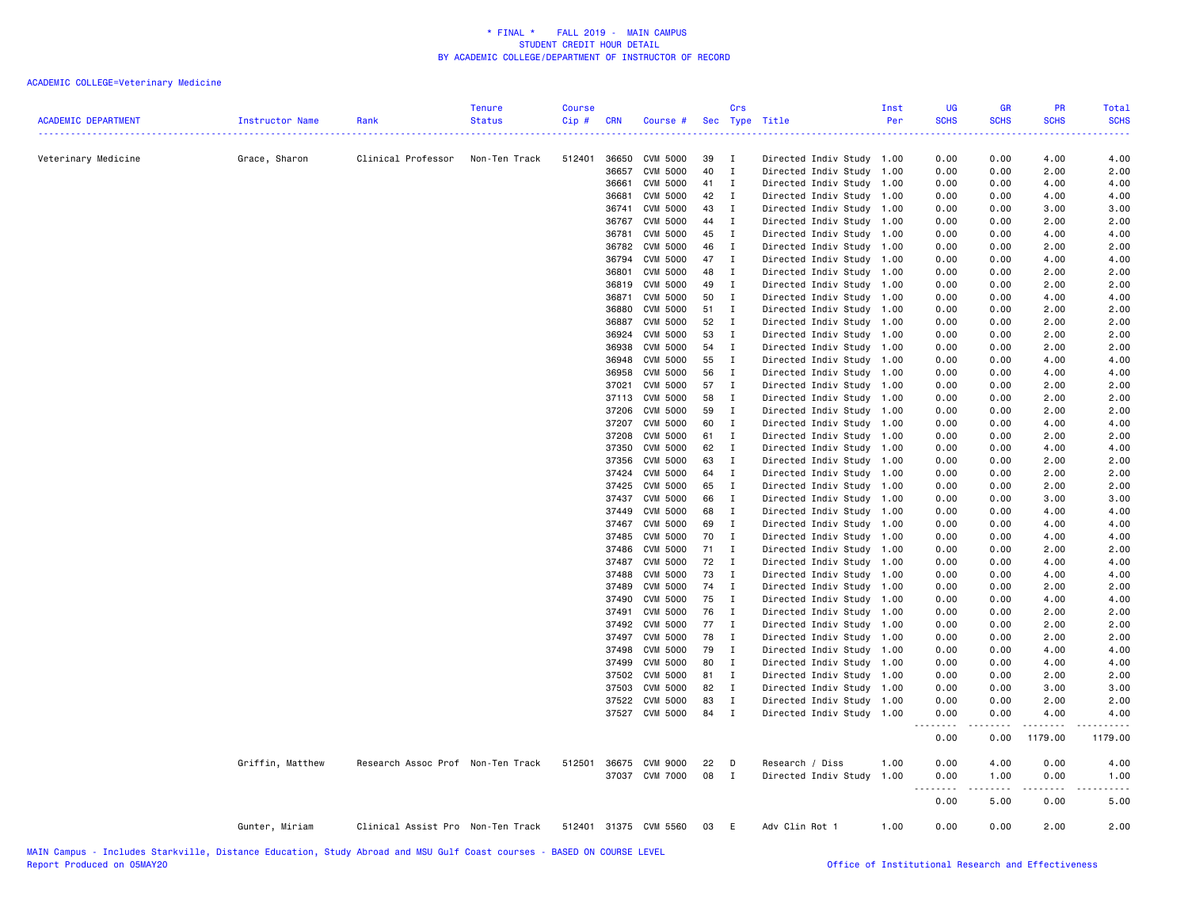ACADEMIC COLLEGE=Veterinary Medicine

| ACADEMIC DEPARTMENT | Instructor Name | Rank | Tenure Status | Course Cip # | CRN | Course # | Sec | Crs Type | Title | Inst Per | UG SCHS | GR SCHS | PR SCHS | Total SCHS |
|---|---|---|---|---|---|---|---|---|---|---|---|---|---|---|
| Veterinary Medicine | Grace, Sharon | Clinical Professor | Non-Ten Track | 512401 | 36650 | CVM 5000 | 39 | I | Directed Indiv Study | 1.00 | 0.00 | 0.00 | 4.00 | 4.00 |
| | | | | | 36657 | CVM 5000 | 40 | I | Directed Indiv Study | 1.00 | 0.00 | 0.00 | 2.00 | 2.00 |
| | | | | | 36661 | CVM 5000 | 41 | I | Directed Indiv Study | 1.00 | 0.00 | 0.00 | 4.00 | 4.00 |
| | | | | | 36681 | CVM 5000 | 42 | I | Directed Indiv Study | 1.00 | 0.00 | 0.00 | 4.00 | 4.00 |
| | | | | | 36741 | CVM 5000 | 43 | I | Directed Indiv Study | 1.00 | 0.00 | 0.00 | 3.00 | 3.00 |
| | | | | | 36767 | CVM 5000 | 44 | I | Directed Indiv Study | 1.00 | 0.00 | 0.00 | 2.00 | 2.00 |
| | | | | | 36781 | CVM 5000 | 45 | I | Directed Indiv Study | 1.00 | 0.00 | 0.00 | 4.00 | 4.00 |
| | | | | | 36782 | CVM 5000 | 46 | I | Directed Indiv Study | 1.00 | 0.00 | 0.00 | 2.00 | 2.00 |
| | | | | | 36794 | CVM 5000 | 47 | I | Directed Indiv Study | 1.00 | 0.00 | 0.00 | 4.00 | 4.00 |
| | | | | | 36801 | CVM 5000 | 48 | I | Directed Indiv Study | 1.00 | 0.00 | 0.00 | 2.00 | 2.00 |
| | | | | | 36819 | CVM 5000 | 49 | I | Directed Indiv Study | 1.00 | 0.00 | 0.00 | 2.00 | 2.00 |
| | | | | | 36871 | CVM 5000 | 50 | I | Directed Indiv Study | 1.00 | 0.00 | 0.00 | 4.00 | 4.00 |
| | | | | | 36880 | CVM 5000 | 51 | I | Directed Indiv Study | 1.00 | 0.00 | 0.00 | 2.00 | 2.00 |
| | | | | | 36887 | CVM 5000 | 52 | I | Directed Indiv Study | 1.00 | 0.00 | 0.00 | 2.00 | 2.00 |
| | | | | | 36924 | CVM 5000 | 53 | I | Directed Indiv Study | 1.00 | 0.00 | 0.00 | 2.00 | 2.00 |
| | | | | | 36938 | CVM 5000 | 54 | I | Directed Indiv Study | 1.00 | 0.00 | 0.00 | 2.00 | 2.00 |
| | | | | | 36948 | CVM 5000 | 55 | I | Directed Indiv Study | 1.00 | 0.00 | 0.00 | 4.00 | 4.00 |
| | | | | | 36958 | CVM 5000 | 56 | I | Directed Indiv Study | 1.00 | 0.00 | 0.00 | 4.00 | 4.00 |
| | | | | | 37021 | CVM 5000 | 57 | I | Directed Indiv Study | 1.00 | 0.00 | 0.00 | 2.00 | 2.00 |
| | | | | | 37113 | CVM 5000 | 58 | I | Directed Indiv Study | 1.00 | 0.00 | 0.00 | 2.00 | 2.00 |
| | | | | | 37206 | CVM 5000 | 59 | I | Directed Indiv Study | 1.00 | 0.00 | 0.00 | 2.00 | 2.00 |
| | | | | | 37207 | CVM 5000 | 60 | I | Directed Indiv Study | 1.00 | 0.00 | 0.00 | 4.00 | 4.00 |
| | | | | | 37208 | CVM 5000 | 61 | I | Directed Indiv Study | 1.00 | 0.00 | 0.00 | 2.00 | 2.00 |
| | | | | | 37350 | CVM 5000 | 62 | I | Directed Indiv Study | 1.00 | 0.00 | 0.00 | 4.00 | 4.00 |
| | | | | | 37356 | CVM 5000 | 63 | I | Directed Indiv Study | 1.00 | 0.00 | 0.00 | 2.00 | 2.00 |
| | | | | | 37424 | CVM 5000 | 64 | I | Directed Indiv Study | 1.00 | 0.00 | 0.00 | 2.00 | 2.00 |
| | | | | | 37425 | CVM 5000 | 65 | I | Directed Indiv Study | 1.00 | 0.00 | 0.00 | 2.00 | 2.00 |
| | | | | | 37437 | CVM 5000 | 66 | I | Directed Indiv Study | 1.00 | 0.00 | 0.00 | 3.00 | 3.00 |
| | | | | | 37449 | CVM 5000 | 68 | I | Directed Indiv Study | 1.00 | 0.00 | 0.00 | 4.00 | 4.00 |
| | | | | | 37467 | CVM 5000 | 69 | I | Directed Indiv Study | 1.00 | 0.00 | 0.00 | 4.00 | 4.00 |
| | | | | | 37485 | CVM 5000 | 70 | I | Directed Indiv Study | 1.00 | 0.00 | 0.00 | 4.00 | 4.00 |
| | | | | | 37486 | CVM 5000 | 71 | I | Directed Indiv Study | 1.00 | 0.00 | 0.00 | 2.00 | 2.00 |
| | | | | | 37487 | CVM 5000 | 72 | I | Directed Indiv Study | 1.00 | 0.00 | 0.00 | 4.00 | 4.00 |
| | | | | | 37488 | CVM 5000 | 73 | I | Directed Indiv Study | 1.00 | 0.00 | 0.00 | 4.00 | 4.00 |
| | | | | | 37489 | CVM 5000 | 74 | I | Directed Indiv Study | 1.00 | 0.00 | 0.00 | 2.00 | 2.00 |
| | | | | | 37490 | CVM 5000 | 75 | I | Directed Indiv Study | 1.00 | 0.00 | 0.00 | 4.00 | 4.00 |
| | | | | | 37491 | CVM 5000 | 76 | I | Directed Indiv Study | 1.00 | 0.00 | 0.00 | 2.00 | 2.00 |
| | | | | | 37492 | CVM 5000 | 77 | I | Directed Indiv Study | 1.00 | 0.00 | 0.00 | 2.00 | 2.00 |
| | | | | | 37497 | CVM 5000 | 78 | I | Directed Indiv Study | 1.00 | 0.00 | 0.00 | 2.00 | 2.00 |
| | | | | | 37498 | CVM 5000 | 79 | I | Directed Indiv Study | 1.00 | 0.00 | 0.00 | 4.00 | 4.00 |
| | | | | | 37499 | CVM 5000 | 80 | I | Directed Indiv Study | 1.00 | 0.00 | 0.00 | 4.00 | 4.00 |
| | | | | | 37502 | CVM 5000 | 81 | I | Directed Indiv Study | 1.00 | 0.00 | 0.00 | 2.00 | 2.00 |
| | | | | | 37503 | CVM 5000 | 82 | I | Directed Indiv Study | 1.00 | 0.00 | 0.00 | 3.00 | 3.00 |
| | | | | | 37522 | CVM 5000 | 83 | I | Directed Indiv Study | 1.00 | 0.00 | 0.00 | 2.00 | 2.00 |
| | | | | | 37527 | CVM 5000 | 84 | I | Directed Indiv Study | 1.00 | 0.00 | 0.00 | 4.00 | 4.00 |
| | | | | | | | | | | | 0.00 | 0.00 | 1179.00 | 1179.00 |
| | Griffin, Matthew | Research Assoc Prof | Non-Ten Track | 512501 | 36675 | CVM 9000 | 22 | D | Research / Diss | 1.00 | 0.00 | 4.00 | 0.00 | 4.00 |
| | | | | | 37037 | CVM 7000 | 08 | I | Directed Indiv Study | 1.00 | 0.00 | 1.00 | 0.00 | 1.00 |
| | | | | | | | | | | | 0.00 | 5.00 | 0.00 | 5.00 |
| | Gunter, Miriam | Clinical Assist Pro | Non-Ten Track | 512401 | 31375 | CVM 5560 | 03 | E | Adv Clin Rot 1 | 1.00 | 0.00 | 0.00 | 2.00 | 2.00 |

MAIN Campus - Includes Starkville, Distance Education, Study Abroad and MSU Gulf Coast courses - BASED ON COURSE LEVEL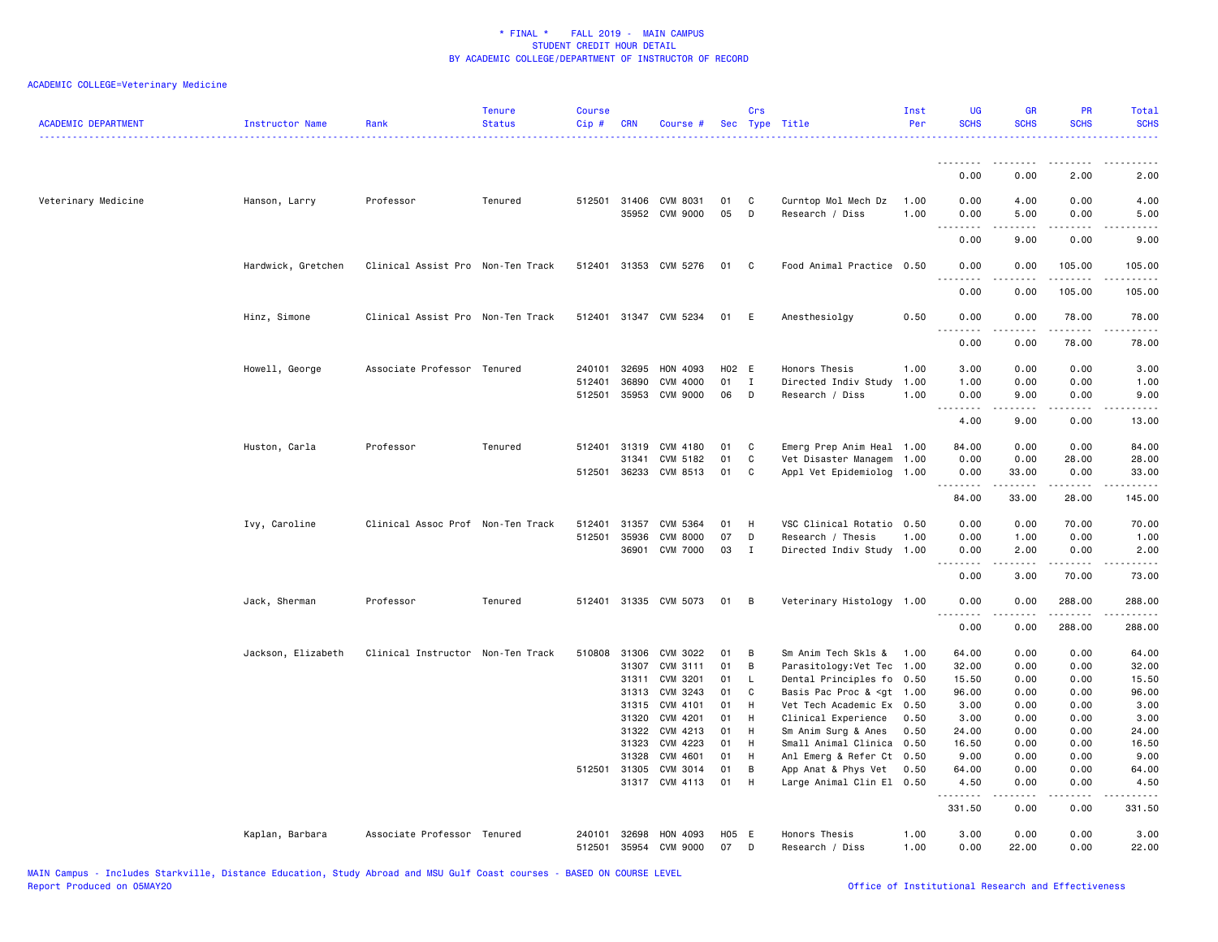* FINAL * FALL 2019 - MAIN CAMPUS
STUDENT CREDIT HOUR DETAIL
BY ACADEMIC COLLEGE/DEPARTMENT OF INSTRUCTOR OF RECORD

ACADEMIC COLLEGE=Veterinary Medicine

| ACADEMIC DEPARTMENT | Instructor Name | Rank | Tenure Status | Course Cip # | CRN | Course # | Sec | Crs Type | Title | Inst Per | UG SCHS | GR SCHS | PR SCHS | Total SCHS |
|---|---|---|---|---|---|---|---|---|---|---|---|---|---|---|
| | | | | | | | | | | | 0.00 | 0.00 | 2.00 | 2.00 |
| Veterinary Medicine | Hanson, Larry | Professor | Tenured | 512501 | 31406 | CVM 8031 | 01 | C | Curntop Mol Mech Dz | 1.00 | 0.00 | 4.00 | 0.00 | 4.00 |
| | | | | | 35952 | CVM 9000 | 05 | D | Research / Diss | 1.00 | 0.00 | 5.00 | 0.00 | 5.00 |
| | | | | | | | | | | | 0.00 | 9.00 | 0.00 | 9.00 |
| | Hardwick, Gretchen | Clinical Assist Pro | Non-Ten Track | 512401 | 31353 | CVM 5276 | 01 | C | Food Animal Practice | 0.50 | 0.00 | 0.00 | 105.00 | 105.00 |
| | | | | | | | | | | | 0.00 | 0.00 | 105.00 | 105.00 |
| | Hinz, Simone | Clinical Assist Pro | Non-Ten Track | 512401 | 31347 | CVM 5234 | 01 | E | Anesthesiolgy | 0.50 | 0.00 | 0.00 | 78.00 | 78.00 |
| | | | | | | | | | | | 0.00 | 0.00 | 78.00 | 78.00 |
| | Howell, George | Associate Professor | Tenured | 240101 | 32695 | HON 4093 | H02 | E | Honors Thesis | 1.00 | 3.00 | 0.00 | 0.00 | 3.00 |
| | | | | 512401 | 36890 | CVM 4000 | 01 | I | Directed Indiv Study | 1.00 | 1.00 | 0.00 | 0.00 | 1.00 |
| | | | | 512501 | 35953 | CVM 9000 | 06 | D | Research / Diss | 1.00 | 0.00 | 9.00 | 0.00 | 9.00 |
| | | | | | | | | | | | 4.00 | 9.00 | 0.00 | 13.00 |
| | Huston, Carla | Professor | Tenured | 512401 | 31319 | CVM 4180 | 01 | C | Emerg Prep Anim Heal | 1.00 | 84.00 | 0.00 | 0.00 | 84.00 |
| | | | | | 31341 | CVM 5182 | 01 | C | Vet Disaster Managem | 1.00 | 0.00 | 0.00 | 28.00 | 28.00 |
| | | | | 512501 | 36233 | CVM 8513 | 01 | C | Appl Vet Epidemiolog | 1.00 | 0.00 | 33.00 | 0.00 | 33.00 |
| | | | | | | | | | | | 84.00 | 33.00 | 28.00 | 145.00 |
| | Ivy, Caroline | Clinical Assoc Prof | Non-Ten Track | 512401 | 31357 | CVM 5364 | 01 | H | VSC Clinical Rotatio | 0.50 | 0.00 | 0.00 | 70.00 | 70.00 |
| | | | | 512501 | 35936 | CVM 8000 | 07 | D | Research / Thesis | 1.00 | 0.00 | 1.00 | 0.00 | 1.00 |
| | | | | | 36901 | CVM 7000 | 03 | I | Directed Indiv Study | 1.00 | 0.00 | 2.00 | 0.00 | 2.00 |
| | | | | | | | | | | | 0.00 | 3.00 | 70.00 | 73.00 |
| | Jack, Sherman | Professor | Tenured | 512401 | 31335 | CVM 5073 | 01 | B | Veterinary Histology | 1.00 | 0.00 | 0.00 | 288.00 | 288.00 |
| | | | | | | | | | | | 0.00 | 0.00 | 288.00 | 288.00 |
| | Jackson, Elizabeth | Clinical Instructor | Non-Ten Track | 510808 | 31306 | CVM 3022 | 01 | B | Sm Anim Tech Skls & | 1.00 | 64.00 | 0.00 | 0.00 | 64.00 |
| | | | | | 31307 | CVM 3111 | 01 | B | Parasitology:Vet Tec | 1.00 | 32.00 | 0.00 | 0.00 | 32.00 |
| | | | | | 31311 | CVM 3201 | 01 | L | Dental Principles fo | 0.50 | 15.50 | 0.00 | 0.00 | 15.50 |
| | | | | | 31313 | CVM 3243 | 01 | C | Basis Pac Proc & <gt | 1.00 | 96.00 | 0.00 | 0.00 | 96.00 |
| | | | | | 31315 | CVM 4101 | 01 | H | Vet Tech Academic Ex | 0.50 | 3.00 | 0.00 | 0.00 | 3.00 |
| | | | | | 31320 | CVM 4201 | 01 | H | Clinical Experience | 0.50 | 3.00 | 0.00 | 0.00 | 3.00 |
| | | | | | 31322 | CVM 4213 | 01 | H | Sm Anim Surg & Anes | 0.50 | 24.00 | 0.00 | 0.00 | 24.00 |
| | | | | | 31323 | CVM 4223 | 01 | H | Small Animal Clinica | 0.50 | 16.50 | 0.00 | 0.00 | 16.50 |
| | | | | | 31328 | CVM 4601 | 01 | H | Anl Emerg & Refer Ct | 0.50 | 9.00 | 0.00 | 0.00 | 9.00 |
| | | | | 512501 | 31305 | CVM 3014 | 01 | B | App Anat & Phys Vet | 0.50 | 64.00 | 0.00 | 0.00 | 64.00 |
| | | | | | 31317 | CVM 4113 | 01 | H | Large Animal Clin El | 0.50 | 4.50 | 0.00 | 0.00 | 4.50 |
| | | | | | | | | | | | 331.50 | 0.00 | 0.00 | 331.50 |
| | Kaplan, Barbara | Associate Professor | Tenured | 240101 | 32698 | HON 4093 | H05 | E | Honors Thesis | 1.00 | 3.00 | 0.00 | 0.00 | 3.00 |
| | | | | 512501 | 35954 | CVM 9000 | 07 | D | Research / Diss | 1.00 | 0.00 | 22.00 | 0.00 | 22.00 |

MAIN Campus - Includes Starkville, Distance Education, Study Abroad and MSU Gulf Coast courses - BASED ON COURSE LEVEL
Report Produced on 05MAY20 Office of Institutional Research and Effectiveness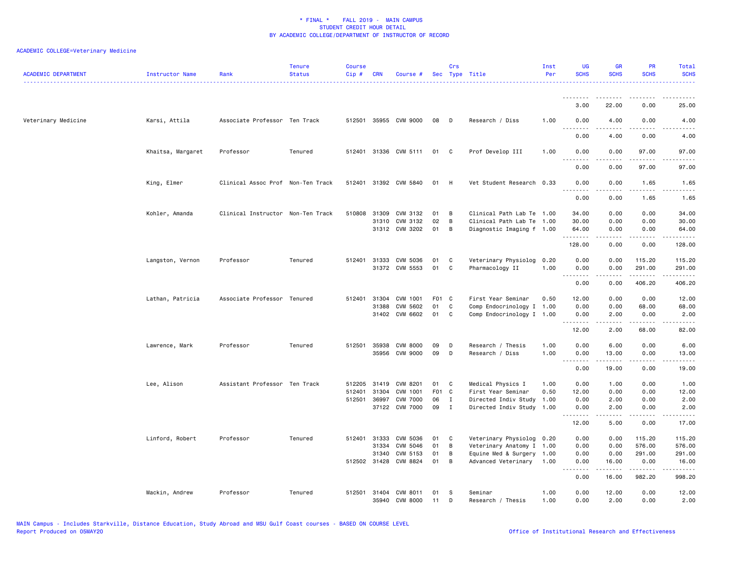\* FINAL \*    FALL 2019 - MAIN CAMPUS
STUDENT CREDIT HOUR DETAIL
BY ACADEMIC COLLEGE/DEPARTMENT OF INSTRUCTOR OF RECORD

ACADEMIC COLLEGE=Veterinary Medicine

| ACADEMIC DEPARTMENT | Instructor Name | Rank | Tenure Status | Course Cip # | CRN | Course # | Sec | Crs Type | Title | Inst Per | UG SCHS | GR SCHS | PR SCHS | Total SCHS |
|---|---|---|---|---|---|---|---|---|---|---|---|---|---|---|
| | | | | | | | | | | | 3.00 | 22.00 | 0.00 | 25.00 |
| Veterinary Medicine | Karsi, Attila | Associate Professor | Ten Track | 512501 | 35955 | CVM 9000 | 08 | D | Research / Diss | 1.00 | 0.00 | 4.00 | 0.00 | 4.00 |
| | | | | | | | | | | | 0.00 | 4.00 | 0.00 | 4.00 |
| | Khaitsa, Margaret | Professor | Tenured | 512401 | 31336 | CVM 5111 | 01 | C | Prof Develop III | 1.00 | 0.00 | 0.00 | 97.00 | 97.00 |
| | | | | | | | | | | | 0.00 | 0.00 | 97.00 | 97.00 |
| | King, Elmer | Clinical Assoc Prof | Non-Ten Track | 512401 | 31392 | CVM 5840 | 01 | H | Vet Student Research | 0.33 | 0.00 | 0.00 | 1.65 | 1.65 |
| | | | | | | | | | | | 0.00 | 0.00 | 1.65 | 1.65 |
| | Kohler, Amanda | Clinical Instructor | Non-Ten Track | 510808 | 31309 | CVM 3132 | 01 | B | Clinical Path Lab Te | 1.00 | 34.00 | 0.00 | 0.00 | 34.00 |
| | | | | | 31310 | CVM 3132 | 02 | B | Clinical Path Lab Te | 1.00 | 30.00 | 0.00 | 0.00 | 30.00 |
| | | | | | 31312 | CVM 3202 | 01 | B | Diagnostic Imaging f | 1.00 | 64.00 | 0.00 | 0.00 | 64.00 |
| | | | | | | | | | | | 128.00 | 0.00 | 0.00 | 128.00 |
| | Langston, Vernon | Professor | Tenured | 512401 | 31333 | CVM 5036 | 01 | C | Veterinary Physiolog | 0.20 | 0.00 | 0.00 | 115.20 | 115.20 |
| | | | | | 31372 | CVM 5553 | 01 | C | Pharmacology II | 1.00 | 0.00 | 0.00 | 291.00 | 291.00 |
| | | | | | | | | | | | 0.00 | 0.00 | 406.20 | 406.20 |
| | Lathan, Patricia | Associate Professor | Tenured | 512401 | 31304 | CVM 1001 | F01 | C | First Year Seminar | 0.50 | 12.00 | 0.00 | 0.00 | 12.00 |
| | | | | | 31388 | CVM 5602 | 01 | C | Comp Endocrinology I | 1.00 | 0.00 | 0.00 | 68.00 | 68.00 |
| | | | | | 31402 | CVM 6602 | 01 | C | Comp Endocrinology I | 1.00 | 0.00 | 2.00 | 0.00 | 2.00 |
| | | | | | | | | | | | 12.00 | 2.00 | 68.00 | 82.00 |
| | Lawrence, Mark | Professor | Tenured | 512501 | 35938 | CVM 8000 | 09 | D | Research / Thesis | 1.00 | 0.00 | 6.00 | 0.00 | 6.00 |
| | | | | | 35956 | CVM 9000 | 09 | D | Research / Diss | 1.00 | 0.00 | 13.00 | 0.00 | 13.00 |
| | | | | | | | | | | | 0.00 | 19.00 | 0.00 | 19.00 |
| | Lee, Alison | Assistant Professor | Ten Track | 512205 | 31419 | CVM 8201 | 01 | C | Medical Physics I | 1.00 | 0.00 | 1.00 | 0.00 | 1.00 |
| | | | | 512401 | 31304 | CVM 1001 | F01 | C | First Year Seminar | 0.50 | 12.00 | 0.00 | 0.00 | 12.00 |
| | | | | 512501 | 36997 | CVM 7000 | 06 | I | Directed Indiv Study | 1.00 | 0.00 | 2.00 | 0.00 | 2.00 |
| | | | | | 37122 | CVM 7000 | 09 | I | Directed Indiv Study | 1.00 | 0.00 | 2.00 | 0.00 | 2.00 |
| | | | | | | | | | | | 12.00 | 5.00 | 0.00 | 17.00 |
| | Linford, Robert | Professor | Tenured | 512401 | 31333 | CVM 5036 | 01 | C | Veterinary Physiolog | 0.20 | 0.00 | 0.00 | 115.20 | 115.20 |
| | | | | | 31334 | CVM 5046 | 01 | B | Veterinary Anatomy I | 1.00 | 0.00 | 0.00 | 576.00 | 576.00 |
| | | | | | 31340 | CVM 5153 | 01 | B | Equine Med & Surgery | 1.00 | 0.00 | 0.00 | 291.00 | 291.00 |
| | | | | 512502 | 31428 | CVM 8824 | 01 | B | Advanced Veterinary | 1.00 | 0.00 | 16.00 | 0.00 | 16.00 |
| | | | | | | | | | | | 0.00 | 16.00 | 982.20 | 998.20 |
| | Mackin, Andrew | Professor | Tenured | 512501 | 31404 | CVM 8011 | 01 | S | Seminar | 1.00 | 0.00 | 12.00 | 0.00 | 12.00 |
| | | | | | 35940 | CVM 8000 | 11 | D | Research / Thesis | 1.00 | 0.00 | 2.00 | 0.00 | 2.00 |

MAIN Campus - Includes Starkville, Distance Education, Study Abroad and MSU Gulf Coast courses - BASED ON COURSE LEVEL
Report Produced on 05MAY20    Office of Institutional Research and Effectiveness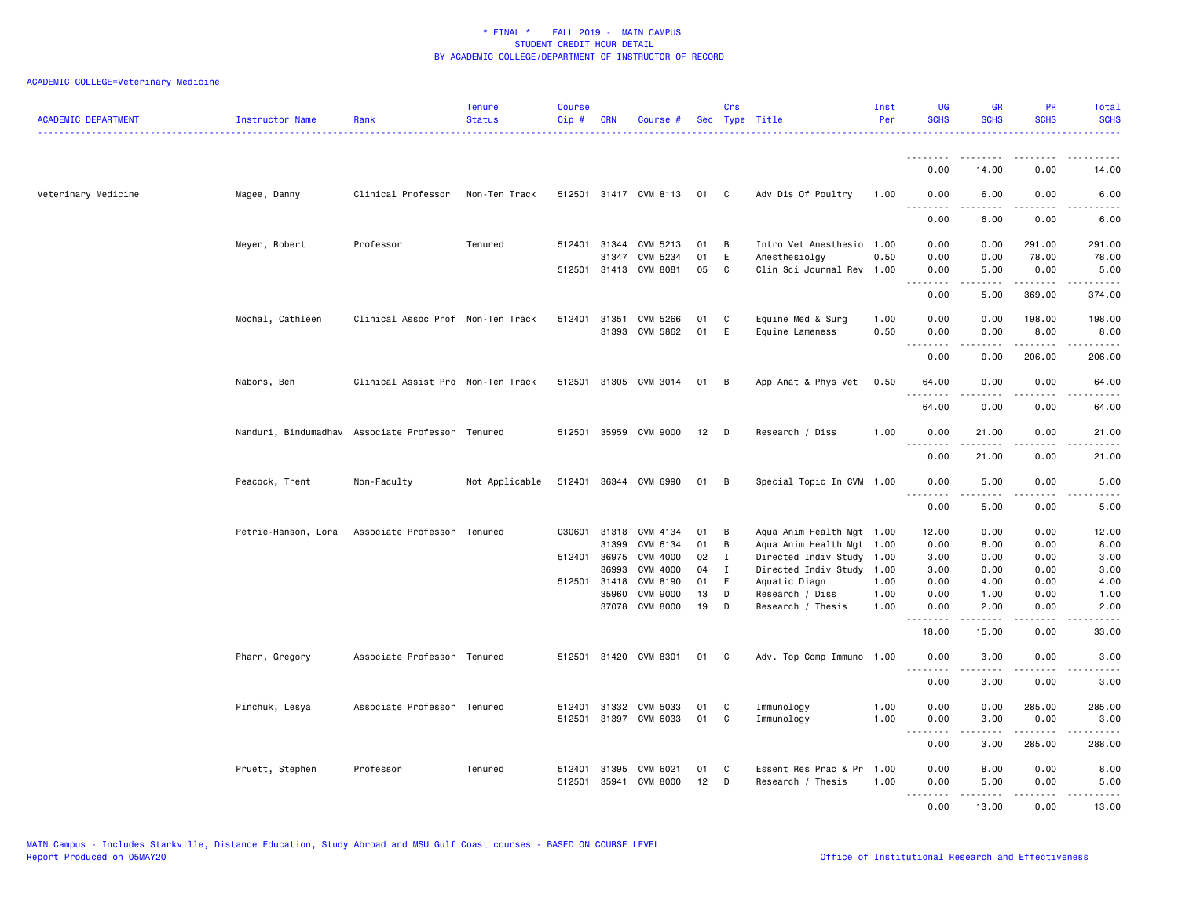\* FINAL \*   FALL 2019 -  MAIN CAMPUS
STUDENT CREDIT HOUR DETAIL
BY ACADEMIC COLLEGE/DEPARTMENT OF INSTRUCTOR OF RECORD

ACADEMIC COLLEGE=Veterinary Medicine

| ACADEMIC DEPARTMENT | Instructor Name | Rank | Tenure Status | Course Cip # | CRN | Course # | Sec | Crs Type | Title | Inst Per | UG SCHS | GR SCHS | PR SCHS | Total SCHS |
|---|---|---|---|---|---|---|---|---|---|---|---|---|---|---|
| | | | | | | | | | | | 0.00 | 14.00 | 0.00 | 14.00 |
| Veterinary Medicine | Magee, Danny | Clinical Professor | Non-Ten Track | 512501 | 31417 | CVM 8113 | 01 | C | Adv Dis Of Poultry | 1.00 | 0.00 | 6.00 | 0.00 | 6.00 |
| | | | | | | | | | | | 0.00 | 6.00 | 0.00 | 6.00 |
| | Meyer, Robert | Professor | Tenured | 512401 | 31344 | CVM 5213 | 01 | B | Intro Vet Anesthesio | 1.00 | 0.00 | 0.00 | 291.00 | 291.00 |
| | | | | | 31347 | CVM 5234 | 01 | E | Anesthesiolgy | 0.50 | 0.00 | 0.00 | 78.00 | 78.00 |
| | | | | 512501 | 31413 | CVM 8081 | 05 | C | Clin Sci Journal Rev | 1.00 | 0.00 | 5.00 | 0.00 | 5.00 |
| | | | | | | | | | | | 0.00 | 5.00 | 369.00 | 374.00 |
| | Mochal, Cathleen | Clinical Assoc Prof | Non-Ten Track | 512401 | 31351 | CVM 5266 | 01 | C | Equine Med & Surg | 1.00 | 0.00 | 0.00 | 198.00 | 198.00 |
| | | | | | 31393 | CVM 5862 | 01 | E | Equine Lameness | 0.50 | 0.00 | 0.00 | 8.00 | 8.00 |
| | | | | | | | | | | | 0.00 | 0.00 | 206.00 | 206.00 |
| | Nabors, Ben | Clinical Assist Pro | Non-Ten Track | 512501 | 31305 | CVM 3014 | 01 | B | App Anat & Phys Vet | 0.50 | 64.00 | 0.00 | 0.00 | 64.00 |
| | | | | | | | | | | | 64.00 | 0.00 | 0.00 | 64.00 |
| | Nanduri, Bindumadhav | Associate Professor | Tenured | 512501 | 35959 | CVM 9000 | 12 | D | Research / Diss | 1.00 | 0.00 | 21.00 | 0.00 | 21.00 |
| | | | | | | | | | | | 0.00 | 21.00 | 0.00 | 21.00 |
| | Peacock, Trent | Non-Faculty | Not Applicable | 512401 | 36344 | CVM 6990 | 01 | B | Special Topic In CVM | 1.00 | 0.00 | 5.00 | 0.00 | 5.00 |
| | | | | | | | | | | | 0.00 | 5.00 | 0.00 | 5.00 |
| | Petrie-Hanson, Lora | Associate Professor | Tenured | 030601 | 31318 | CVM 4134 | 01 | B | Aqua Anim Health Mgt | 1.00 | 12.00 | 0.00 | 0.00 | 12.00 |
| | | | | | 31399 | CVM 6134 | 01 | B | Aqua Anim Health Mgt | 1.00 | 0.00 | 8.00 | 0.00 | 8.00 |
| | | | | 512401 | 36975 | CVM 4000 | 02 | I | Directed Indiv Study | 1.00 | 3.00 | 0.00 | 0.00 | 3.00 |
| | | | | | 36993 | CVM 4000 | 04 | I | Directed Indiv Study | 1.00 | 3.00 | 0.00 | 0.00 | 3.00 |
| | | | | 512501 | 31418 | CVM 8190 | 01 | E | Aquatic Diagn | 1.00 | 0.00 | 4.00 | 0.00 | 4.00 |
| | | | | | 35960 | CVM 9000 | 13 | D | Research / Diss | 1.00 | 0.00 | 1.00 | 0.00 | 1.00 |
| | | | | | 37078 | CVM 8000 | 19 | D | Research / Thesis | 1.00 | 0.00 | 2.00 | 0.00 | 2.00 |
| | | | | | | | | | | | 18.00 | 15.00 | 0.00 | 33.00 |
| | Pharr, Gregory | Associate Professor | Tenured | 512501 | 31420 | CVM 8301 | 01 | C | Adv. Top Comp Immuno | 1.00 | 0.00 | 3.00 | 0.00 | 3.00 |
| | | | | | | | | | | | 0.00 | 3.00 | 0.00 | 3.00 |
| | Pinchuk, Lesya | Associate Professor | Tenured | 512401 | 31332 | CVM 5033 | 01 | C | Immunology | 1.00 | 0.00 | 0.00 | 285.00 | 285.00 |
| | | | | 512501 | 31397 | CVM 6033 | 01 | C | Immunology | 1.00 | 0.00 | 3.00 | 0.00 | 3.00 |
| | | | | | | | | | | | 0.00 | 3.00 | 285.00 | 288.00 |
| | Pruett, Stephen | Professor | Tenured | 512401 | 31395 | CVM 6021 | 01 | C | Essent Res Prac & Pr | 1.00 | 0.00 | 8.00 | 0.00 | 8.00 |
| | | | | 512501 | 35941 | CVM 8000 | 12 | D | Research / Thesis | 1.00 | 0.00 | 5.00 | 0.00 | 5.00 |
| | | | | | | | | | | | 0.00 | 13.00 | 0.00 | 13.00 |

MAIN Campus - Includes Starkville, Distance Education, Study Abroad and MSU Gulf Coast courses - BASED ON COURSE LEVEL
Report Produced on 05MAY20    Office of Institutional Research and Effectiveness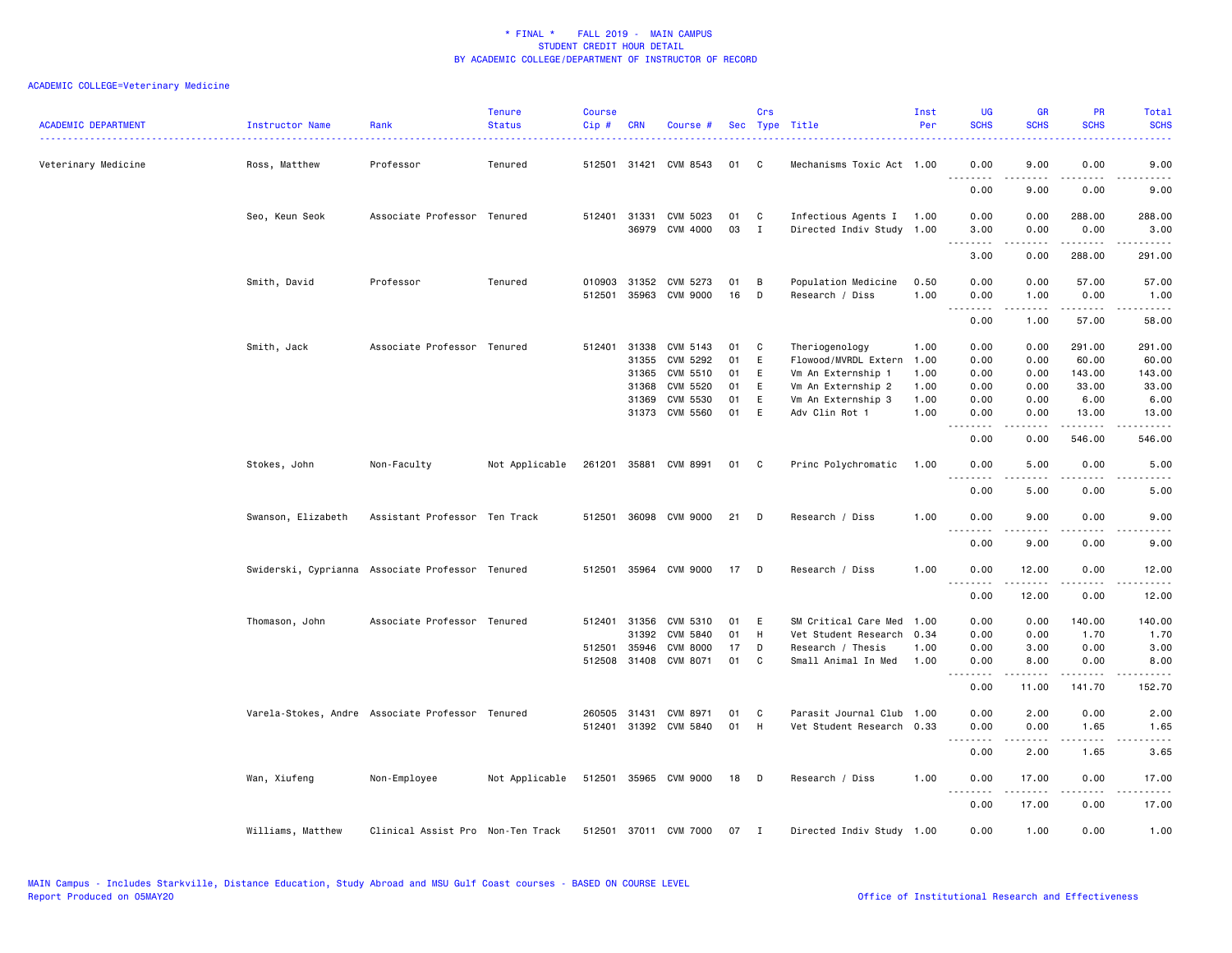\* FINAL \* FALL 2019 - MAIN CAMPUS
STUDENT CREDIT HOUR DETAIL
BY ACADEMIC COLLEGE/DEPARTMENT OF INSTRUCTOR OF RECORD

ACADEMIC COLLEGE=Veterinary Medicine

| ACADEMIC DEPARTMENT | Instructor Name | Rank | Tenure Status | Course Cip # | CRN | Course # | Sec | Crs Type | Title | Inst Per | UG SCHS | GR SCHS | PR SCHS | Total SCHS |
|---|---|---|---|---|---|---|---|---|---|---|---|---|---|---|
| Veterinary Medicine | Ross, Matthew | Professor | Tenured | 512501 | 31421 | CVM 8543 | 01 | C | Mechanisms Toxic Act | 1.00 | 0.00 | 9.00 | 0.00 | 9.00 |
| | | | | | | | | | | | 0.00 | 9.00 | 0.00 | 9.00 |
| | Seo, Keun Seok | Associate Professor | Tenured | 512401 | 31331 | CVM 5023 | 01 | C | Infectious Agents I | 1.00 | 0.00 | 0.00 | 288.00 | 288.00 |
| | | | | | 36979 | CVM 4000 | 03 | I | Directed Indiv Study | 1.00 | 3.00 | 0.00 | 0.00 | 3.00 |
| | | | | | | | | | | | 3.00 | 0.00 | 288.00 | 291.00 |
| | Smith, David | Professor | Tenured | 010903 | 31352 | CVM 5273 | 01 | B | Population Medicine | 0.50 | 0.00 | 0.00 | 57.00 | 57.00 |
| | | | | 512501 | 35963 | CVM 9000 | 16 | D | Research / Diss | 1.00 | 0.00 | 1.00 | 0.00 | 1.00 |
| | | | | | | | | | | | 0.00 | 1.00 | 57.00 | 58.00 |
| | Smith, Jack | Associate Professor | Tenured | 512401 | 31338 | CVM 5143 | 01 | C | Theriogenology | 1.00 | 0.00 | 0.00 | 291.00 | 291.00 |
| | | | | | 31355 | CVM 5292 | 01 | E | Flowood/MVRDL Extern | 1.00 | 0.00 | 0.00 | 60.00 | 60.00 |
| | | | | | 31365 | CVM 5510 | 01 | E | Vm An Externship 1 | 1.00 | 0.00 | 0.00 | 143.00 | 143.00 |
| | | | | | 31368 | CVM 5520 | 01 | E | Vm An Externship 2 | 1.00 | 0.00 | 0.00 | 33.00 | 33.00 |
| | | | | | 31369 | CVM 5530 | 01 | E | Vm An Externship 3 | 1.00 | 0.00 | 0.00 | 6.00 | 6.00 |
| | | | | | 31373 | CVM 5560 | 01 | E | Adv Clin Rot 1 | 1.00 | 0.00 | 0.00 | 13.00 | 13.00 |
| | | | | | | | | | | | 0.00 | 0.00 | 546.00 | 546.00 |
| | Stokes, John | Non-Faculty | Not Applicable | 261201 | 35881 | CVM 8991 | 01 | C | Princ Polychromatic | 1.00 | 0.00 | 5.00 | 0.00 | 5.00 |
| | | | | | | | | | | | 0.00 | 5.00 | 0.00 | 5.00 |
| | Swanson, Elizabeth | Assistant Professor | Ten Track | 512501 | 36098 | CVM 9000 | 21 | D | Research / Diss | 1.00 | 0.00 | 9.00 | 0.00 | 9.00 |
| | | | | | | | | | | | 0.00 | 9.00 | 0.00 | 9.00 |
| | Swiderski, Cyprianna | Associate Professor | Tenured | 512501 | 35964 | CVM 9000 | 17 | D | Research / Diss | 1.00 | 0.00 | 12.00 | 0.00 | 12.00 |
| | | | | | | | | | | | 0.00 | 12.00 | 0.00 | 12.00 |
| | Thomason, John | Associate Professor | Tenured | 512401 | 31356 | CVM 5310 | 01 | E | SM Critical Care Med | 1.00 | 0.00 | 0.00 | 140.00 | 140.00 |
| | | | | | 31392 | CVM 5840 | 01 | H | Vet Student Research | 0.34 | 0.00 | 0.00 | 1.70 | 1.70 |
| | | | | 512501 | 35946 | CVM 8000 | 17 | D | Research / Thesis | 1.00 | 0.00 | 3.00 | 0.00 | 3.00 |
| | | | | 512508 | 31408 | CVM 8071 | 01 | C | Small Animal In Med | 1.00 | 0.00 | 8.00 | 0.00 | 8.00 |
| | | | | | | | | | | | 0.00 | 11.00 | 141.70 | 152.70 |
| | Varela-Stokes, Andre | Associate Professor | Tenured | 260505 | 31431 | CVM 8971 | 01 | C | Parasit Journal Club | 1.00 | 0.00 | 2.00 | 0.00 | 2.00 |
| | | | | 512401 | 31392 | CVM 5840 | 01 | H | Vet Student Research | 0.33 | 0.00 | 0.00 | 1.65 | 1.65 |
| | | | | | | | | | | | 0.00 | 2.00 | 1.65 | 3.65 |
| | Wan, Xiufeng | Non-Employee | Not Applicable | 512501 | 35965 | CVM 9000 | 18 | D | Research / Diss | 1.00 | 0.00 | 17.00 | 0.00 | 17.00 |
| | | | | | | | | | | | 0.00 | 17.00 | 0.00 | 17.00 |
| | Williams, Matthew | Clinical Assist Pro | Non-Ten Track | 512501 | 37011 | CVM 7000 | 07 | I | Directed Indiv Study | 1.00 | 0.00 | 1.00 | 0.00 | 1.00 |

MAIN Campus - Includes Starkville, Distance Education, Study Abroad and MSU Gulf Coast courses - BASED ON COURSE LEVEL
Report Produced on 05MAY20 Office of Institutional Research and Effectiveness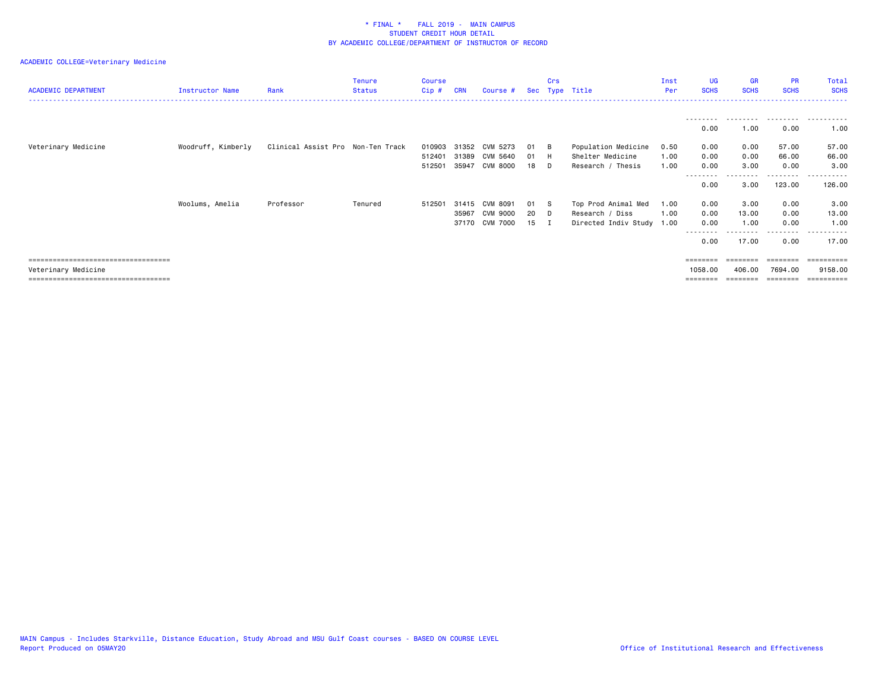\* FINAL \* FALL 2019 - MAIN CAMPUS
STUDENT CREDIT HOUR DETAIL
BY ACADEMIC COLLEGE/DEPARTMENT OF INSTRUCTOR OF RECORD

ACADEMIC COLLEGE=Veterinary Medicine

| ACADEMIC DEPARTMENT | Instructor Name | Rank | Tenure Status | Course Cip # | CRN | Course # | Sec | Crs Type | Title | Inst Per | UG SCHS | GR SCHS | PR SCHS | Total SCHS |
|---|---|---|---|---|---|---|---|---|---|---|---|---|---|---|
| | | | | | | | | | | | 0.00 | 1.00 | 0.00 | 1.00 |
| Veterinary Medicine | Woodruff, Kimberly | Clinical Assist Pro | Non-Ten Track | 010903 | 31352 | CVM 5273 | 01 | B | Population Medicine | 0.50 | 0.00 | 0.00 | 57.00 | 57.00 |
| | | | | 512401 | 31389 | CVM 5640 | 01 | H | Shelter Medicine | 1.00 | 0.00 | 0.00 | 66.00 | 66.00 |
| | | | | 512501 | 35947 | CVM 8000 | 18 | D | Research / Thesis | 1.00 | 0.00 | 3.00 | 0.00 | 3.00 |
| | | | | | | | | | | | 0.00 | 3.00 | 123.00 | 126.00 |
| | Woolums, Amelia | Professor | Tenured | 512501 | 31415 | CVM 8091 | 01 | S | Top Prod Animal Med | 1.00 | 0.00 | 3.00 | 0.00 | 3.00 |
| | | | | | 35967 | CVM 9000 | 20 | D | Research / Diss | 1.00 | 0.00 | 13.00 | 0.00 | 13.00 |
| | | | | | 37170 | CVM 7000 | 15 | I | Directed Indiv Study | 1.00 | 0.00 | 1.00 | 0.00 | 1.00 |
| | | | | | | | | | | | 0.00 | 17.00 | 0.00 | 17.00 |
| Veterinary Medicine | | | | | | | | | | | 1058.00 | 406.00 | 7694.00 | 9158.00 |

MAIN Campus - Includes Starkville, Distance Education, Study Abroad and MSU Gulf Coast courses - BASED ON COURSE LEVEL
Report Produced on 05MAY20

Office of Institutional Research and Effectiveness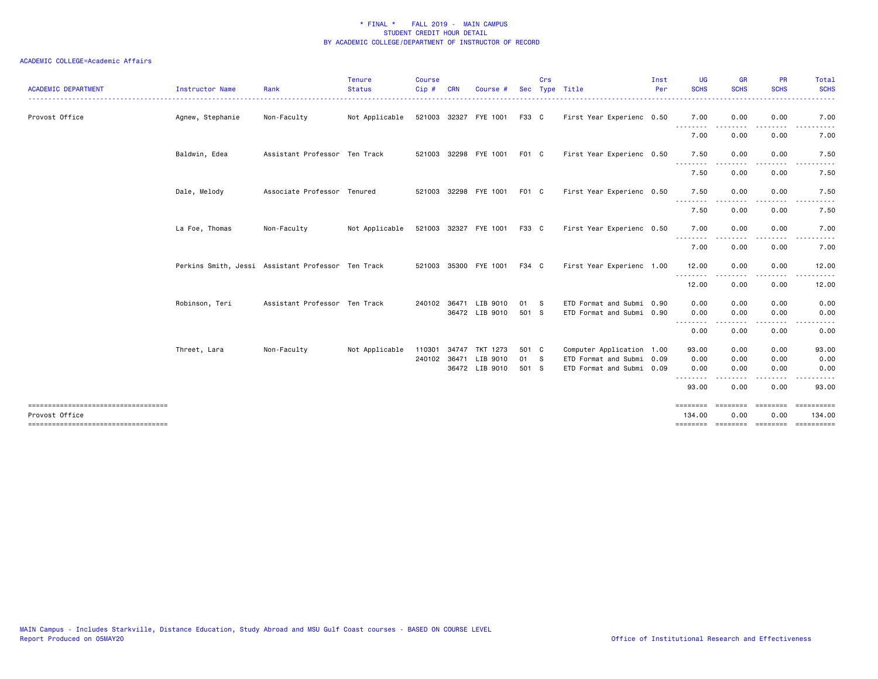\* FINAL \* FALL 2019 - MAIN CAMPUS
STUDENT CREDIT HOUR DETAIL
BY ACADEMIC COLLEGE/DEPARTMENT OF INSTRUCTOR OF RECORD

ACADEMIC COLLEGE=Academic Affairs

| ACADEMIC DEPARTMENT | Instructor Name | Rank | Tenure Status | Course Cip # | CRN | Course # | Sec | Crs Type | Title | Inst Per | UG SCHS | GR SCHS | PR SCHS | Total SCHS |
|---|---|---|---|---|---|---|---|---|---|---|---|---|---|---|
| Provost Office | Agnew, Stephanie | Non-Faculty | Not Applicable | 521003 | 32327 | FYE 1001 | F33 | C | First Year Experienc | 0.50 | 7.00 | 0.00 | 0.00 | 7.00 |
| | | | | | | | | | | | 7.00 | 0.00 | 0.00 | 7.00 |
| | Baldwin, Edea | Assistant Professor | Ten Track | 521003 | 32298 | FYE 1001 | F01 | C | First Year Experienc | 0.50 | 7.50 | 0.00 | 0.00 | 7.50 |
| | | | | | | | | | | | 7.50 | 0.00 | 0.00 | 7.50 |
| | Dale, Melody | Associate Professor | Tenured | 521003 | 32298 | FYE 1001 | F01 | C | First Year Experienc | 0.50 | 7.50 | 0.00 | 0.00 | 7.50 |
| | | | | | | | | | | | 7.50 | 0.00 | 0.00 | 7.50 |
| | La Foe, Thomas | Non-Faculty | Not Applicable | 521003 | 32327 | FYE 1001 | F33 | C | First Year Experienc | 0.50 | 7.00 | 0.00 | 0.00 | 7.00 |
| | | | | | | | | | | | 7.00 | 0.00 | 0.00 | 7.00 |
| | Perkins Smith, Jessi | Assistant Professor | Ten Track | 521003 | 35300 | FYE 1001 | F34 | C | First Year Experienc | 1.00 | 12.00 | 0.00 | 0.00 | 12.00 |
| | | | | | | | | | | | 12.00 | 0.00 | 0.00 | 12.00 |
| | Robinson, Teri | Assistant Professor | Ten Track | 240102 | 36471 | LIB 9010 | 01 | S | ETD Format and Submi | 0.90 | 0.00 | 0.00 | 0.00 | 0.00 |
| | | | | | 36472 | LIB 9010 | 501 | S | ETD Format and Submi | 0.90 | 0.00 | 0.00 | 0.00 | 0.00 |
| | | | | | | | | | | | 0.00 | 0.00 | 0.00 | 0.00 |
| | Threet, Lara | Non-Faculty | Not Applicable | 110301 | 34747 | TKT 1273 | 501 | C | Computer Application | 1.00 | 93.00 | 0.00 | 0.00 | 93.00 |
| | | | | 240102 | 36471 | LIB 9010 | 01 | S | ETD Format and Submi | 0.09 | 0.00 | 0.00 | 0.00 | 0.00 |
| | | | | | 36472 | LIB 9010 | 501 | S | ETD Format and Submi | 0.09 | 0.00 | 0.00 | 0.00 | 0.00 |
| | | | | | | | | | | | 93.00 | 0.00 | 0.00 | 93.00 |
| Provost Office | | | | | | | | | | | 134.00 | 0.00 | 0.00 | 134.00 |

MAIN Campus - Includes Starkville, Distance Education, Study Abroad and MSU Gulf Coast courses - BASED ON COURSE LEVEL
Report Produced on 05MAY20

Office of Institutional Research and Effectiveness